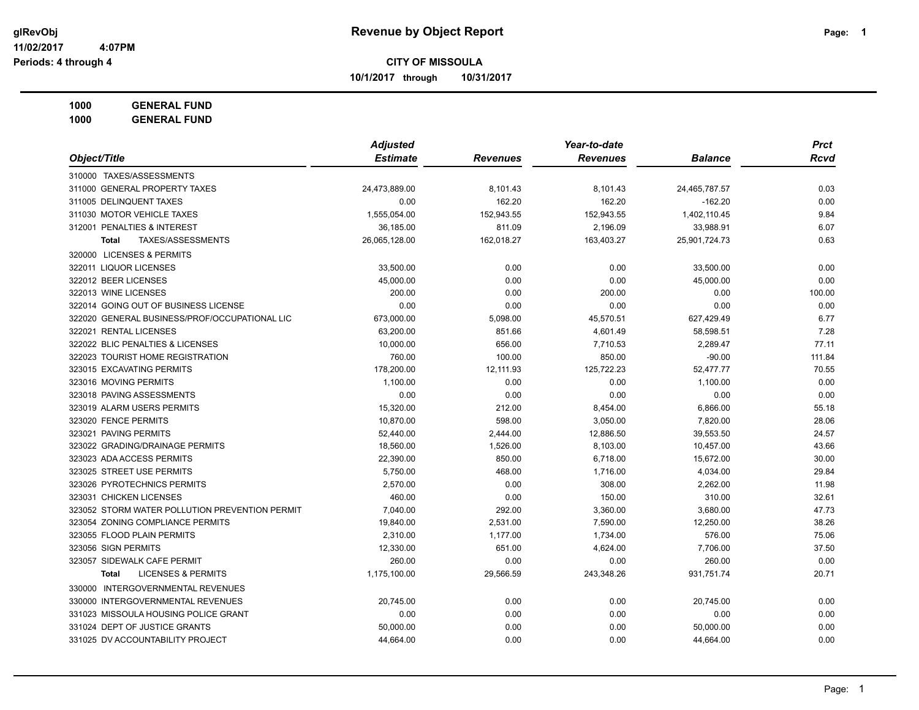**glRevObj**
**11/02/2017 4:07PM**
**Periods: 4 through 4**

# Revenue by Object Report

**CITY OF MISSOULA**

**10/1/2017 through 10/31/2017**

**1000 GENERAL FUND**
**1000 GENERAL FUND**

| Object/Title | Adjusted Estimate | Revenues | Year-to-date Revenues | Balance | Prct Rcvd |
|---|---|---|---|---|---|
| 310000 TAXES/ASSESSMENTS | | | | | |
| 311000 GENERAL PROPERTY TAXES | 24,473,889.00 | 8,101.43 | 8,101.43 | 24,465,787.57 | 0.03 |
| 311005 DELINQUENT TAXES | 0.00 | 162.20 | 162.20 | -162.20 | 0.00 |
| 311030 MOTOR VEHICLE TAXES | 1,555,054.00 | 152,943.55 | 152,943.55 | 1,402,110.45 | 9.84 |
| 312001 PENALTIES & INTEREST | 36,185.00 | 811.09 | 2,196.09 | 33,988.91 | 6.07 |
| **Total** TAXES/ASSESSMENTS | 26,065,128.00 | 162,018.27 | 163,403.27 | 25,901,724.73 | 0.63 |
| 320000 LICENSES & PERMITS | | | | | |
| 322011 LIQUOR LICENSES | 33,500.00 | 0.00 | 0.00 | 33,500.00 | 0.00 |
| 322012 BEER LICENSES | 45,000.00 | 0.00 | 0.00 | 45,000.00 | 0.00 |
| 322013 WINE LICENSES | 200.00 | 0.00 | 200.00 | 0.00 | 100.00 |
| 322014 GOING OUT OF BUSINESS LICENSE | 0.00 | 0.00 | 0.00 | 0.00 | 0.00 |
| 322020 GENERAL BUSINESS/PROF/OCCUPATIONAL LIC | 673,000.00 | 5,098.00 | 45,570.51 | 627,429.49 | 6.77 |
| 322021 RENTAL LICENSES | 63,200.00 | 851.66 | 4,601.49 | 58,598.51 | 7.28 |
| 322022 BLIC PENALTIES & LICENSES | 10,000.00 | 656.00 | 7,710.53 | 2,289.47 | 77.11 |
| 322023 TOURIST HOME REGISTRATION | 760.00 | 100.00 | 850.00 | -90.00 | 111.84 |
| 323015 EXCAVATING PERMITS | 178,200.00 | 12,111.93 | 125,722.23 | 52,477.77 | 70.55 |
| 323016 MOVING PERMITS | 1,100.00 | 0.00 | 0.00 | 1,100.00 | 0.00 |
| 323018 PAVING ASSESSMENTS | 0.00 | 0.00 | 0.00 | 0.00 | 0.00 |
| 323019 ALARM USERS PERMITS | 15,320.00 | 212.00 | 8,454.00 | 6,866.00 | 55.18 |
| 323020 FENCE PERMITS | 10,870.00 | 598.00 | 3,050.00 | 7,820.00 | 28.06 |
| 323021 PAVING PERMITS | 52,440.00 | 2,444.00 | 12,886.50 | 39,553.50 | 24.57 |
| 323022 GRADING/DRAINAGE PERMITS | 18,560.00 | 1,526.00 | 8,103.00 | 10,457.00 | 43.66 |
| 323023 ADA ACCESS PERMITS | 22,390.00 | 850.00 | 6,718.00 | 15,672.00 | 30.00 |
| 323025 STREET USE PERMITS | 5,750.00 | 468.00 | 1,716.00 | 4,034.00 | 29.84 |
| 323026 PYROTECHNICS PERMITS | 2,570.00 | 0.00 | 308.00 | 2,262.00 | 11.98 |
| 323031 CHICKEN LICENSES | 460.00 | 0.00 | 150.00 | 310.00 | 32.61 |
| 323052 STORM WATER POLLUTION PREVENTION PERMIT | 7,040.00 | 292.00 | 3,360.00 | 3,680.00 | 47.73 |
| 323054 ZONING COMPLIANCE PERMITS | 19,840.00 | 2,531.00 | 7,590.00 | 12,250.00 | 38.26 |
| 323055 FLOOD PLAIN PERMITS | 2,310.00 | 1,177.00 | 1,734.00 | 576.00 | 75.06 |
| 323056 SIGN PERMITS | 12,330.00 | 651.00 | 4,624.00 | 7,706.00 | 37.50 |
| 323057 SIDEWALK CAFE PERMIT | 260.00 | 0.00 | 0.00 | 260.00 | 0.00 |
| **Total** LICENSES & PERMITS | 1,175,100.00 | 29,566.59 | 243,348.26 | 931,751.74 | 20.71 |
| 330000 INTERGOVERNMENTAL REVENUES | | | | | |
| 330000 INTERGOVERNMENTAL REVENUES | 20,745.00 | 0.00 | 0.00 | 20,745.00 | 0.00 |
| 331023 MISSOULA HOUSING POLICE GRANT | 0.00 | 0.00 | 0.00 | 0.00 | 0.00 |
| 331024 DEPT OF JUSTICE GRANTS | 50,000.00 | 0.00 | 0.00 | 50,000.00 | 0.00 |
| 331025 DV ACCOUNTABILITY PROJECT | 44,664.00 | 0.00 | 0.00 | 44,664.00 | 0.00 |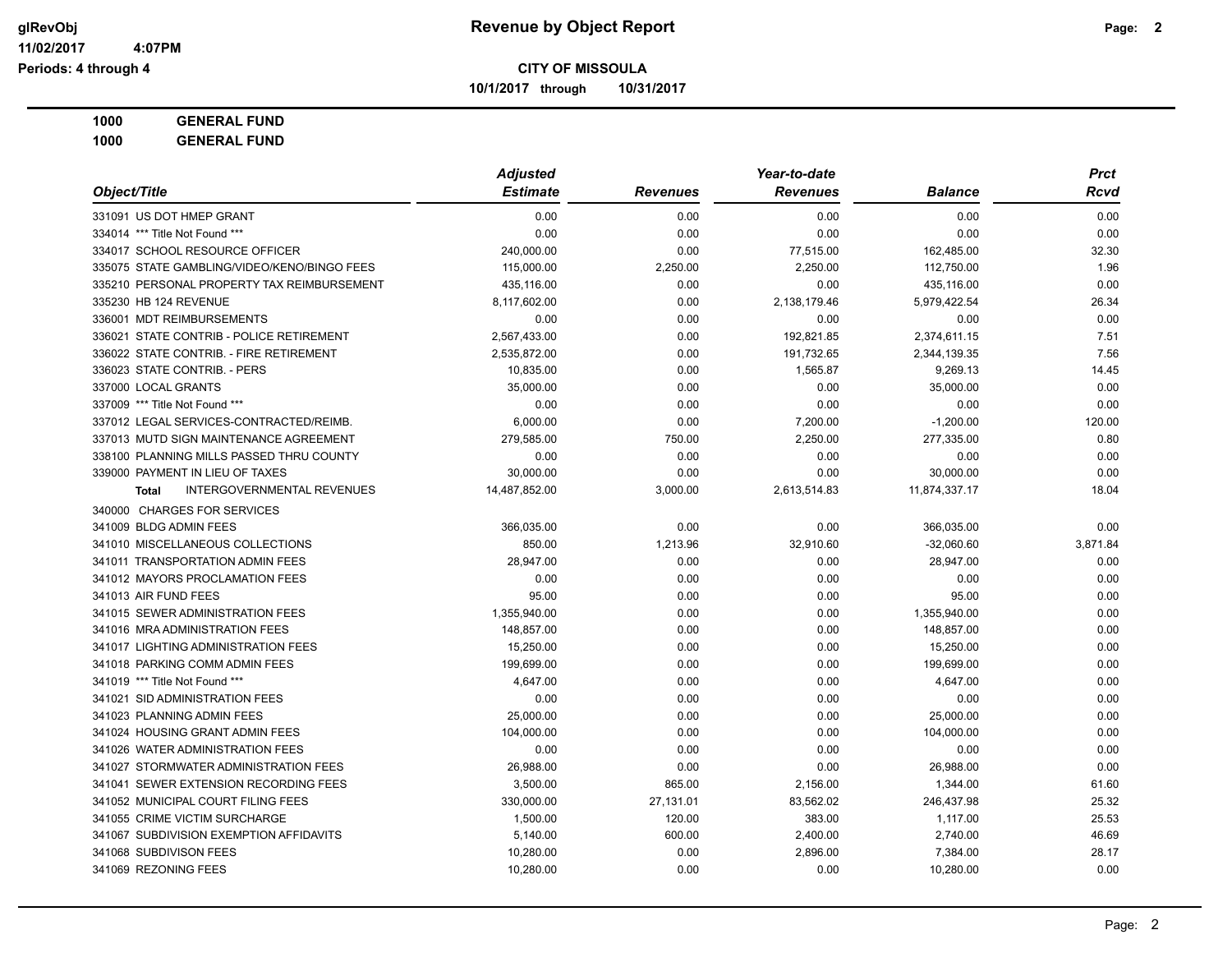**Revenue by Object Report**

**CITY OF MISSOULA**

**10/1/2017 through 10/31/2017**

glRevObj
11/02/2017 4:07PM
Periods: 4 through 4

**1000 GENERAL FUND**

**1000 GENERAL FUND**

| Object/Title | Adjusted Estimate | Revenues | Year-to-date Revenues | Balance | Prct Rcvd |
|---|---|---|---|---|---|
| 331091 US DOT HMEP GRANT | 0.00 | 0.00 | 0.00 | 0.00 | 0.00 |
| 334014 *** Title Not Found *** | 0.00 | 0.00 | 0.00 | 0.00 | 0.00 |
| 334017 SCHOOL RESOURCE OFFICER | 240,000.00 | 0.00 | 77,515.00 | 162,485.00 | 32.30 |
| 335075 STATE GAMBLING/VIDEO/KENO/BINGO FEES | 115,000.00 | 2,250.00 | 2,250.00 | 112,750.00 | 1.96 |
| 335210 PERSONAL PROPERTY TAX REIMBURSEMENT | 435,116.00 | 0.00 | 0.00 | 435,116.00 | 0.00 |
| 335230 HB 124 REVENUE | 8,117,602.00 | 0.00 | 2,138,179.46 | 5,979,422.54 | 26.34 |
| 336001 MDT REIMBURSEMENTS | 0.00 | 0.00 | 0.00 | 0.00 | 0.00 |
| 336021 STATE CONTRIB - POLICE RETIREMENT | 2,567,433.00 | 0.00 | 192,821.85 | 2,374,611.15 | 7.51 |
| 336022 STATE CONTRIB. - FIRE RETIREMENT | 2,535,872.00 | 0.00 | 191,732.65 | 2,344,139.35 | 7.56 |
| 336023 STATE CONTRIB. - PERS | 10,835.00 | 0.00 | 1,565.87 | 9,269.13 | 14.45 |
| 337000 LOCAL GRANTS | 35,000.00 | 0.00 | 0.00 | 35,000.00 | 0.00 |
| 337009 *** Title Not Found *** | 0.00 | 0.00 | 0.00 | 0.00 | 0.00 |
| 337012 LEGAL SERVICES-CONTRACTED/REIMB. | 6,000.00 | 0.00 | 7,200.00 | -1,200.00 | 120.00 |
| 337013 MUTD SIGN MAINTENANCE AGREEMENT | 279,585.00 | 750.00 | 2,250.00 | 277,335.00 | 0.80 |
| 338100 PLANNING MILLS PASSED THRU COUNTY | 0.00 | 0.00 | 0.00 | 0.00 | 0.00 |
| 339000 PAYMENT IN LIEU OF TAXES | 30,000.00 | 0.00 | 0.00 | 30,000.00 | 0.00 |
| **Total** INTERGOVERNMENTAL REVENUES | 14,487,852.00 | 3,000.00 | 2,613,514.83 | 11,874,337.17 | 18.04 |
| 340000 CHARGES FOR SERVICES | | | | | |
| 341009 BLDG ADMIN FEES | 366,035.00 | 0.00 | 0.00 | 366,035.00 | 0.00 |
| 341010 MISCELLANEOUS COLLECTIONS | 850.00 | 1,213.96 | 32,910.60 | -32,060.60 | 3,871.84 |
| 341011 TRANSPORTATION ADMIN FEES | 28,947.00 | 0.00 | 0.00 | 28,947.00 | 0.00 |
| 341012 MAYORS PROCLAMATION FEES | 0.00 | 0.00 | 0.00 | 0.00 | 0.00 |
| 341013 AIR FUND FEES | 95.00 | 0.00 | 0.00 | 95.00 | 0.00 |
| 341015 SEWER ADMINISTRATION FEES | 1,355,940.00 | 0.00 | 0.00 | 1,355,940.00 | 0.00 |
| 341016 MRA ADMINISTRATION FEES | 148,857.00 | 0.00 | 0.00 | 148,857.00 | 0.00 |
| 341017 LIGHTING ADMINISTRATION FEES | 15,250.00 | 0.00 | 0.00 | 15,250.00 | 0.00 |
| 341018 PARKING COMM ADMIN FEES | 199,699.00 | 0.00 | 0.00 | 199,699.00 | 0.00 |
| 341019 *** Title Not Found *** | 4,647.00 | 0.00 | 0.00 | 4,647.00 | 0.00 |
| 341021 SID ADMINISTRATION FEES | 0.00 | 0.00 | 0.00 | 0.00 | 0.00 |
| 341023 PLANNING ADMIN FEES | 25,000.00 | 0.00 | 0.00 | 25,000.00 | 0.00 |
| 341024 HOUSING GRANT ADMIN FEES | 104,000.00 | 0.00 | 0.00 | 104,000.00 | 0.00 |
| 341026 WATER ADMINISTRATION FEES | 0.00 | 0.00 | 0.00 | 0.00 | 0.00 |
| 341027 STORMWATER ADMINISTRATION FEES | 26,988.00 | 0.00 | 0.00 | 26,988.00 | 0.00 |
| 341041 SEWER EXTENSION RECORDING FEES | 3,500.00 | 865.00 | 2,156.00 | 1,344.00 | 61.60 |
| 341052 MUNICIPAL COURT FILING FEES | 330,000.00 | 27,131.01 | 83,562.02 | 246,437.98 | 25.32 |
| 341055 CRIME VICTIM SURCHARGE | 1,500.00 | 120.00 | 383.00 | 1,117.00 | 25.53 |
| 341067 SUBDIVISION EXEMPTION AFFIDAVITS | 5,140.00 | 600.00 | 2,400.00 | 2,740.00 | 46.69 |
| 341068 SUBDIVISON FEES | 10,280.00 | 0.00 | 2,896.00 | 7,384.00 | 28.17 |
| 341069 REZONING FEES | 10,280.00 | 0.00 | 0.00 | 10,280.00 | 0.00 |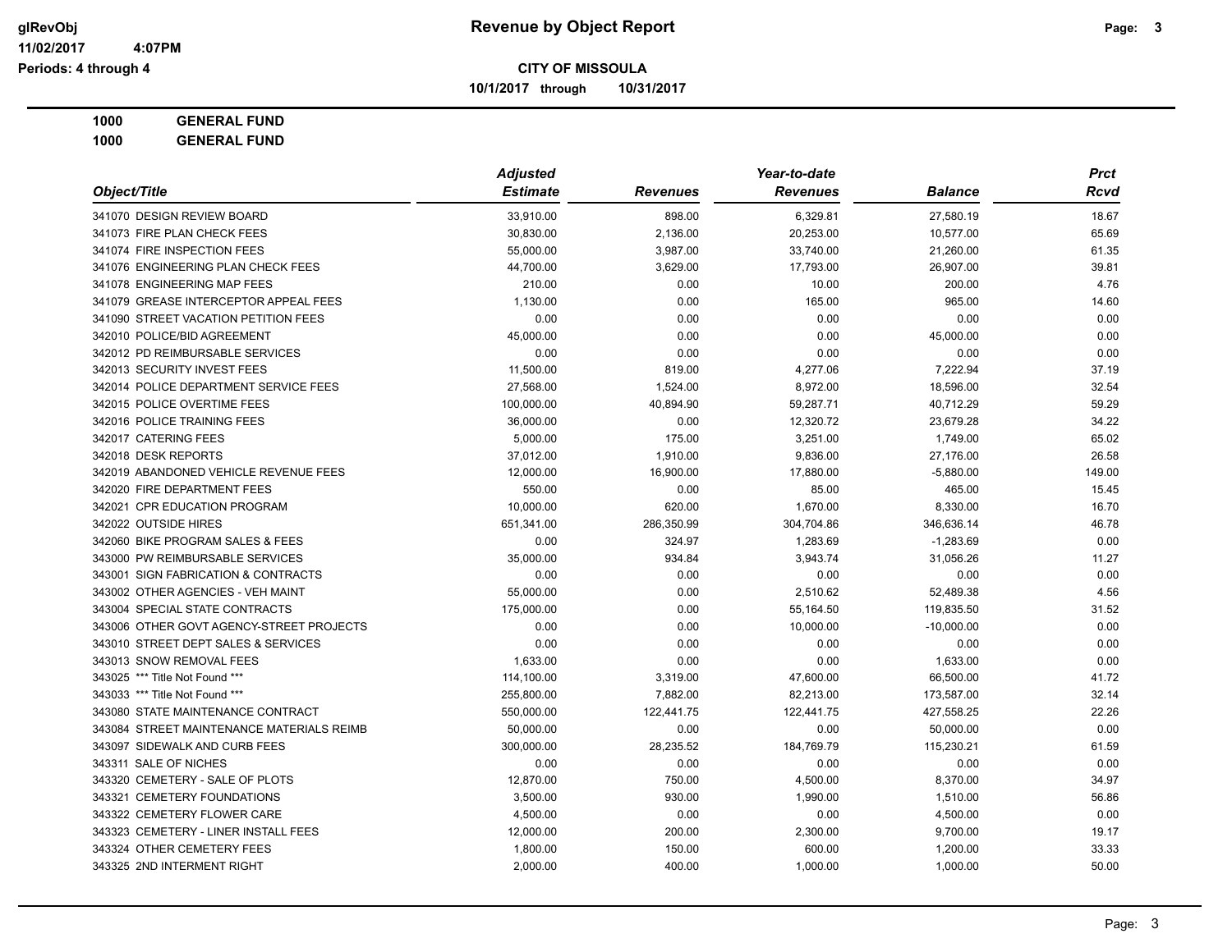**Revenue by Object Report**

**CITY OF MISSOULA**

**10/1/2017 through 10/31/2017**

glRevObj
11/02/2017 4:07PM
Periods: 4 through 4

**1000 GENERAL FUND**

**1000 GENERAL FUND**

| Object/Title | Adjusted Estimate | Revenues | Year-to-date Revenues | Balance | Prct Rcvd |
|---|---|---|---|---|---|
| 341070 DESIGN REVIEW BOARD | 33,910.00 | 898.00 | 6,329.81 | 27,580.19 | 18.67 |
| 341073 FIRE PLAN CHECK FEES | 30,830.00 | 2,136.00 | 20,253.00 | 10,577.00 | 65.69 |
| 341074 FIRE INSPECTION FEES | 55,000.00 | 3,987.00 | 33,740.00 | 21,260.00 | 61.35 |
| 341076 ENGINEERING PLAN CHECK FEES | 44,700.00 | 3,629.00 | 17,793.00 | 26,907.00 | 39.81 |
| 341078 ENGINEERING MAP FEES | 210.00 | 0.00 | 10.00 | 200.00 | 4.76 |
| 341079 GREASE INTERCEPTOR APPEAL FEES | 1,130.00 | 0.00 | 165.00 | 965.00 | 14.60 |
| 341090 STREET VACATION PETITION FEES | 0.00 | 0.00 | 0.00 | 0.00 | 0.00 |
| 342010 POLICE/BID AGREEMENT | 45,000.00 | 0.00 | 0.00 | 45,000.00 | 0.00 |
| 342012 PD REIMBURSABLE SERVICES | 0.00 | 0.00 | 0.00 | 0.00 | 0.00 |
| 342013 SECURITY INVEST FEES | 11,500.00 | 819.00 | 4,277.06 | 7,222.94 | 37.19 |
| 342014 POLICE DEPARTMENT SERVICE FEES | 27,568.00 | 1,524.00 | 8,972.00 | 18,596.00 | 32.54 |
| 342015 POLICE OVERTIME FEES | 100,000.00 | 40,894.90 | 59,287.71 | 40,712.29 | 59.29 |
| 342016 POLICE TRAINING FEES | 36,000.00 | 0.00 | 12,320.72 | 23,679.28 | 34.22 |
| 342017 CATERING FEES | 5,000.00 | 175.00 | 3,251.00 | 1,749.00 | 65.02 |
| 342018 DESK REPORTS | 37,012.00 | 1,910.00 | 9,836.00 | 27,176.00 | 26.58 |
| 342019 ABANDONED VEHICLE REVENUE FEES | 12,000.00 | 16,900.00 | 17,880.00 | -5,880.00 | 149.00 |
| 342020 FIRE DEPARTMENT FEES | 550.00 | 0.00 | 85.00 | 465.00 | 15.45 |
| 342021 CPR EDUCATION PROGRAM | 10,000.00 | 620.00 | 1,670.00 | 8,330.00 | 16.70 |
| 342022 OUTSIDE HIRES | 651,341.00 | 286,350.99 | 304,704.86 | 346,636.14 | 46.78 |
| 342060 BIKE PROGRAM SALES & FEES | 0.00 | 324.97 | 1,283.69 | -1,283.69 | 0.00 |
| 343000 PW REIMBURSABLE SERVICES | 35,000.00 | 934.84 | 3,943.74 | 31,056.26 | 11.27 |
| 343001 SIGN FABRICATION & CONTRACTS | 0.00 | 0.00 | 0.00 | 0.00 | 0.00 |
| 343002 OTHER AGENCIES - VEH MAINT | 55,000.00 | 0.00 | 2,510.62 | 52,489.38 | 4.56 |
| 343004 SPECIAL STATE CONTRACTS | 175,000.00 | 0.00 | 55,164.50 | 119,835.50 | 31.52 |
| 343006 OTHER GOVT AGENCY-STREET PROJECTS | 0.00 | 0.00 | 10,000.00 | -10,000.00 | 0.00 |
| 343010 STREET DEPT SALES & SERVICES | 0.00 | 0.00 | 0.00 | 0.00 | 0.00 |
| 343013 SNOW REMOVAL FEES | 1,633.00 | 0.00 | 0.00 | 1,633.00 | 0.00 |
| 343025 *** Title Not Found *** | 114,100.00 | 3,319.00 | 47,600.00 | 66,500.00 | 41.72 |
| 343033 *** Title Not Found *** | 255,800.00 | 7,882.00 | 82,213.00 | 173,587.00 | 32.14 |
| 343080 STATE MAINTENANCE CONTRACT | 550,000.00 | 122,441.75 | 122,441.75 | 427,558.25 | 22.26 |
| 343084 STREET MAINTENANCE MATERIALS REIMB | 50,000.00 | 0.00 | 0.00 | 50,000.00 | 0.00 |
| 343097 SIDEWALK AND CURB FEES | 300,000.00 | 28,235.52 | 184,769.79 | 115,230.21 | 61.59 |
| 343311 SALE OF NICHES | 0.00 | 0.00 | 0.00 | 0.00 | 0.00 |
| 343320 CEMETERY - SALE OF PLOTS | 12,870.00 | 750.00 | 4,500.00 | 8,370.00 | 34.97 |
| 343321 CEMETERY FOUNDATIONS | 3,500.00 | 930.00 | 1,990.00 | 1,510.00 | 56.86 |
| 343322 CEMETERY FLOWER CARE | 4,500.00 | 0.00 | 0.00 | 4,500.00 | 0.00 |
| 343323 CEMETERY - LINER INSTALL FEES | 12,000.00 | 200.00 | 2,300.00 | 9,700.00 | 19.17 |
| 343324 OTHER CEMETERY FEES | 1,800.00 | 150.00 | 600.00 | 1,200.00 | 33.33 |
| 343325 2ND INTERMENT RIGHT | 2,000.00 | 400.00 | 1,000.00 | 1,000.00 | 50.00 |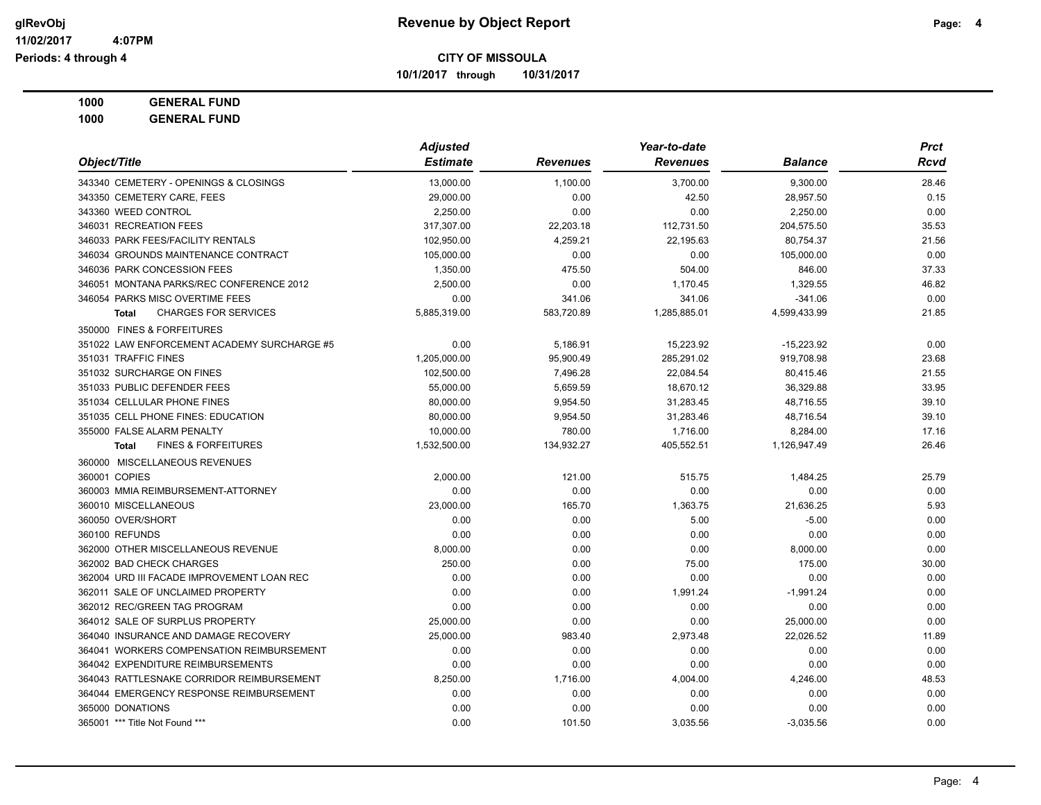**CITY OF MISSOULA**

**Revenue by Object Report**

glRevObj
11/02/2017 4:07PM
Periods: 4 through 4

**10/1/2017 through 10/31/2017**

**1000 GENERAL FUND**

**1000 GENERAL FUND**

| Object/Title | Adjusted Estimate | Revenues | Year-to-date Revenues | Balance | Prct Rcvd |
|---|---|---|---|---|---|
| 343340 CEMETERY - OPENINGS & CLOSINGS | 13,000.00 | 1,100.00 | 3,700.00 | 9,300.00 | 28.46 |
| 343350 CEMETERY CARE, FEES | 29,000.00 | 0.00 | 42.50 | 28,957.50 | 0.15 |
| 343360 WEED CONTROL | 2,250.00 | 0.00 | 0.00 | 2,250.00 | 0.00 |
| 346031 RECREATION FEES | 317,307.00 | 22,203.18 | 112,731.50 | 204,575.50 | 35.53 |
| 346033 PARK FEES/FACILITY RENTALS | 102,950.00 | 4,259.21 | 22,195.63 | 80,754.37 | 21.56 |
| 346034 GROUNDS MAINTENANCE CONTRACT | 105,000.00 | 0.00 | 0.00 | 105,000.00 | 0.00 |
| 346036 PARK CONCESSION FEES | 1,350.00 | 475.50 | 504.00 | 846.00 | 37.33 |
| 346051 MONTANA PARKS/REC CONFERENCE 2012 | 2,500.00 | 0.00 | 1,170.45 | 1,329.55 | 46.82 |
| 346054 PARKS MISC OVERTIME FEES | 0.00 | 341.06 | 341.06 | -341.06 | 0.00 |
| **Total** CHARGES FOR SERVICES | 5,885,319.00 | 583,720.89 | 1,285,885.01 | 4,599,433.99 | 21.85 |
| 350000 FINES & FORFEITURES | | | | | |
| 351022 LAW ENFORCEMENT ACADEMY SURCHARGE #5 | 0.00 | 5,186.91 | 15,223.92 | -15,223.92 | 0.00 |
| 351031 TRAFFIC FINES | 1,205,000.00 | 95,900.49 | 285,291.02 | 919,708.98 | 23.68 |
| 351032 SURCHARGE ON FINES | 102,500.00 | 7,496.28 | 22,084.54 | 80,415.46 | 21.55 |
| 351033 PUBLIC DEFENDER FEES | 55,000.00 | 5,659.59 | 18,670.12 | 36,329.88 | 33.95 |
| 351034 CELLULAR PHONE FINES | 80,000.00 | 9,954.50 | 31,283.45 | 48,716.55 | 39.10 |
| 351035 CELL PHONE FINES: EDUCATION | 80,000.00 | 9,954.50 | 31,283.46 | 48,716.54 | 39.10 |
| 355000 FALSE ALARM PENALTY | 10,000.00 | 780.00 | 1,716.00 | 8,284.00 | 17.16 |
| **Total** FINES & FORFEITURES | 1,532,500.00 | 134,932.27 | 405,552.51 | 1,126,947.49 | 26.46 |
| 360000 MISCELLANEOUS REVENUES | | | | | |
| 360001 COPIES | 2,000.00 | 121.00 | 515.75 | 1,484.25 | 25.79 |
| 360003 MMIA REIMBURSEMENT-ATTORNEY | 0.00 | 0.00 | 0.00 | 0.00 | 0.00 |
| 360010 MISCELLANEOUS | 23,000.00 | 165.70 | 1,363.75 | 21,636.25 | 5.93 |
| 360050 OVER/SHORT | 0.00 | 0.00 | 5.00 | -5.00 | 0.00 |
| 360100 REFUNDS | 0.00 | 0.00 | 0.00 | 0.00 | 0.00 |
| 362000 OTHER MISCELLANEOUS REVENUE | 8,000.00 | 0.00 | 0.00 | 8,000.00 | 0.00 |
| 362002 BAD CHECK CHARGES | 250.00 | 0.00 | 75.00 | 175.00 | 30.00 |
| 362004 URD III FACADE IMPROVEMENT LOAN REC | 0.00 | 0.00 | 0.00 | 0.00 | 0.00 |
| 362011 SALE OF UNCLAIMED PROPERTY | 0.00 | 0.00 | 1,991.24 | -1,991.24 | 0.00 |
| 362012 REC/GREEN TAG PROGRAM | 0.00 | 0.00 | 0.00 | 0.00 | 0.00 |
| 364012 SALE OF SURPLUS PROPERTY | 25,000.00 | 0.00 | 0.00 | 25,000.00 | 0.00 |
| 364040 INSURANCE AND DAMAGE RECOVERY | 25,000.00 | 983.40 | 2,973.48 | 22,026.52 | 11.89 |
| 364041 WORKERS COMPENSATION REIMBURSEMENT | 0.00 | 0.00 | 0.00 | 0.00 | 0.00 |
| 364042 EXPENDITURE REIMBURSEMENTS | 0.00 | 0.00 | 0.00 | 0.00 | 0.00 |
| 364043 RATTLESNAKE CORRIDOR REIMBURSEMENT | 8,250.00 | 1,716.00 | 4,004.00 | 4,246.00 | 48.53 |
| 364044 EMERGENCY RESPONSE REIMBURSEMENT | 0.00 | 0.00 | 0.00 | 0.00 | 0.00 |
| 365000 DONATIONS | 0.00 | 0.00 | 0.00 | 0.00 | 0.00 |
| 365001 *** Title Not Found *** | 0.00 | 101.50 | 3,035.56 | -3,035.56 | 0.00 |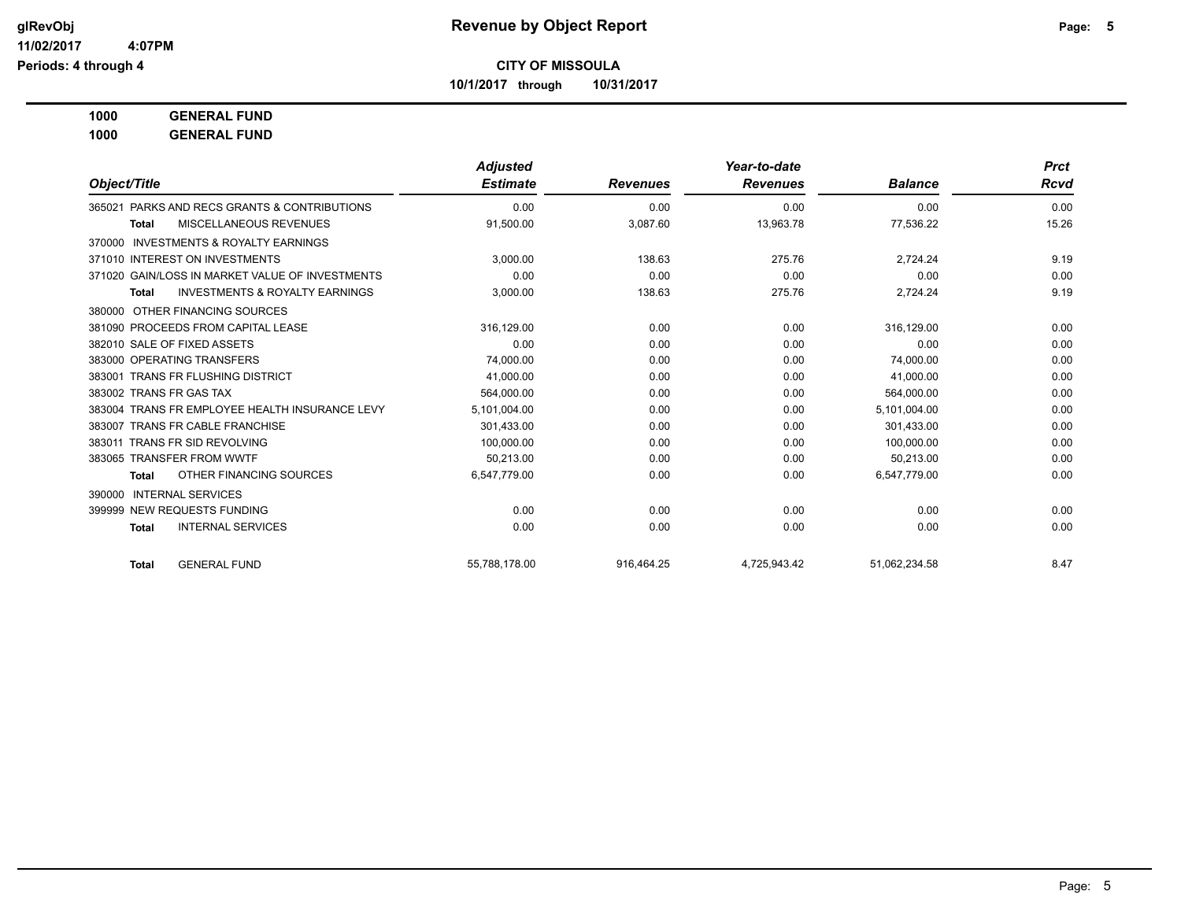**CITY OF MISSOULA**

**10/1/2017 through 10/31/2017**

**Revenue by Object Report**

glRevObj
11/02/2017 4:07PM
Periods: 4 through 4

**1000 GENERAL FUND**

**1000 GENERAL FUND**

| Object/Title | Adjusted Estimate | Revenues | Year-to-date Revenues | Balance | Prct Rcvd |
|---|---|---|---|---|---|
| 365021 PARKS AND RECS GRANTS & CONTRIBUTIONS | 0.00 | 0.00 | 0.00 | 0.00 | 0.00 |
| **Total** MISCELLANEOUS REVENUES | 91,500.00 | 3,087.60 | 13,963.78 | 77,536.22 | 15.26 |
| 370000 INVESTMENTS & ROYALTY EARNINGS | | | | | |
| 371010 INTEREST ON INVESTMENTS | 3,000.00 | 138.63 | 275.76 | 2,724.24 | 9.19 |
| 371020 GAIN/LOSS IN MARKET VALUE OF INVESTMENTS | 0.00 | 0.00 | 0.00 | 0.00 | 0.00 |
| **Total** INVESTMENTS & ROYALTY EARNINGS | 3,000.00 | 138.63 | 275.76 | 2,724.24 | 9.19 |
| 380000 OTHER FINANCING SOURCES | | | | | |
| 381090 PROCEEDS FROM CAPITAL LEASE | 316,129.00 | 0.00 | 0.00 | 316,129.00 | 0.00 |
| 382010 SALE OF FIXED ASSETS | 0.00 | 0.00 | 0.00 | 0.00 | 0.00 |
| 383000 OPERATING TRANSFERS | 74,000.00 | 0.00 | 0.00 | 74,000.00 | 0.00 |
| 383001 TRANS FR FLUSHING DISTRICT | 41,000.00 | 0.00 | 0.00 | 41,000.00 | 0.00 |
| 383002 TRANS FR GAS TAX | 564,000.00 | 0.00 | 0.00 | 564,000.00 | 0.00 |
| 383004 TRANS FR EMPLOYEE HEALTH INSURANCE LEVY | 5,101,004.00 | 0.00 | 0.00 | 5,101,004.00 | 0.00 |
| 383007 TRANS FR CABLE FRANCHISE | 301,433.00 | 0.00 | 0.00 | 301,433.00 | 0.00 |
| 383011 TRANS FR SID REVOLVING | 100,000.00 | 0.00 | 0.00 | 100,000.00 | 0.00 |
| 383065 TRANSFER FROM WWTF | 50,213.00 | 0.00 | 0.00 | 50,213.00 | 0.00 |
| **Total** OTHER FINANCING SOURCES | 6,547,779.00 | 0.00 | 0.00 | 6,547,779.00 | 0.00 |
| 390000 INTERNAL SERVICES | | | | | |
| 399999 NEW REQUESTS FUNDING | 0.00 | 0.00 | 0.00 | 0.00 | 0.00 |
| **Total** INTERNAL SERVICES | 0.00 | 0.00 | 0.00 | 0.00 | 0.00 |
| **Total** GENERAL FUND | 55,788,178.00 | 916,464.25 | 4,725,943.42 | 51,062,234.58 | 8.47 |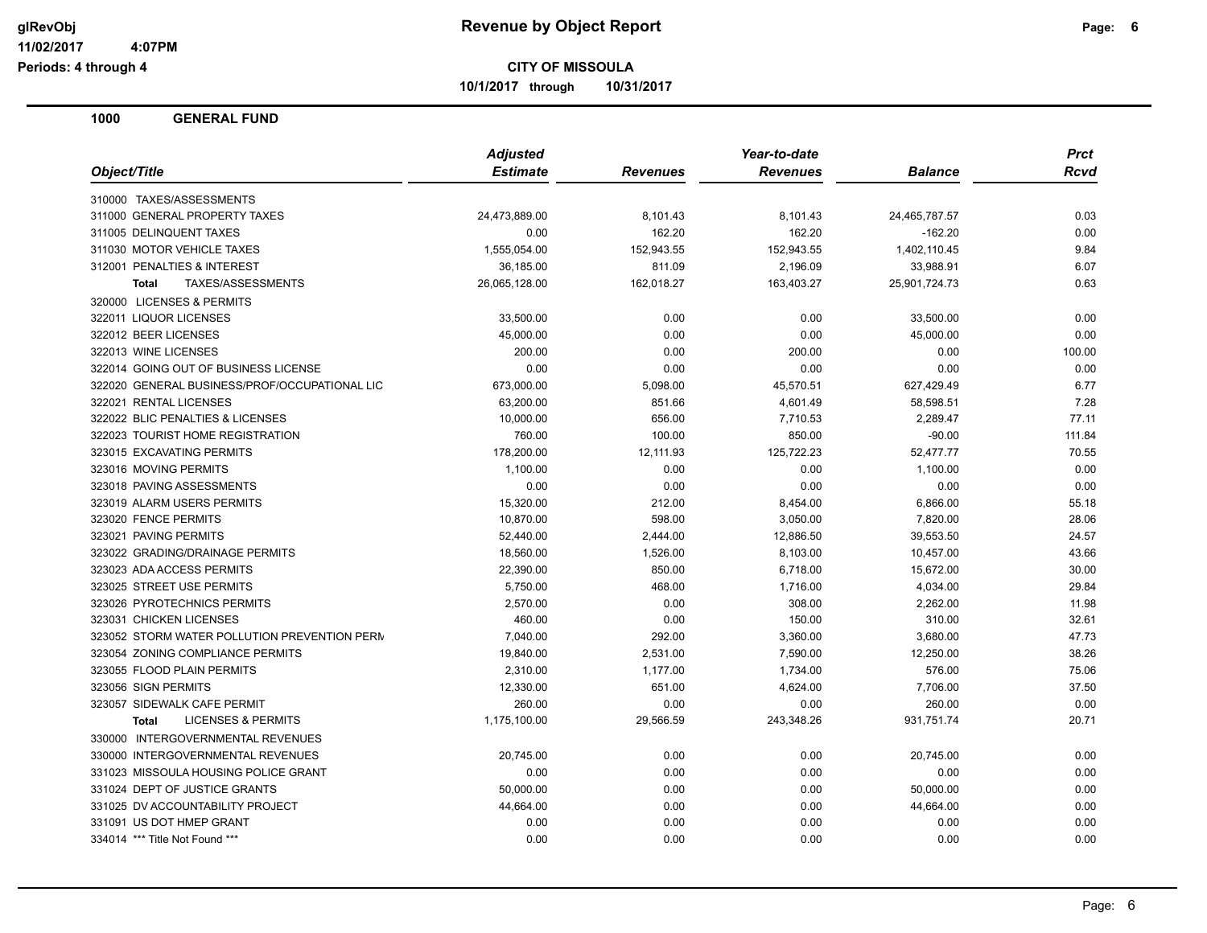# Revenue by Object Report

glRevObj
11/02/2017 4:07PM
Periods: 4 through 4

## CITY OF MISSOULA

10/1/2017 through 10/31/2017

### 1000 GENERAL FUND

| Object/Title | Adjusted Estimate | Revenues | Year-to-date Revenues | Balance | Prct Rcvd |
|---|---|---|---|---|---|
| 310000 TAXES/ASSESSMENTS | | | | | |
| 311000 GENERAL PROPERTY TAXES | 24,473,889.00 | 8,101.43 | 8,101.43 | 24,465,787.57 | 0.03 |
| 311005 DELINQUENT TAXES | 0.00 | 162.20 | 162.20 | -162.20 | 0.00 |
| 311030 MOTOR VEHICLE TAXES | 1,555,054.00 | 152,943.55 | 152,943.55 | 1,402,110.45 | 9.84 |
| 312001 PENALTIES & INTEREST | 36,185.00 | 811.09 | 2,196.09 | 33,988.91 | 6.07 |
| **Total** TAXES/ASSESSMENTS | 26,065,128.00 | 162,018.27 | 163,403.27 | 25,901,724.73 | 0.63 |
| 320000 LICENSES & PERMITS | | | | | |
| 322011 LIQUOR LICENSES | 33,500.00 | 0.00 | 0.00 | 33,500.00 | 0.00 |
| 322012 BEER LICENSES | 45,000.00 | 0.00 | 0.00 | 45,000.00 | 0.00 |
| 322013 WINE LICENSES | 200.00 | 0.00 | 200.00 | 0.00 | 100.00 |
| 322014 GOING OUT OF BUSINESS LICENSE | 0.00 | 0.00 | 0.00 | 0.00 | 0.00 |
| 322020 GENERAL BUSINESS/PROF/OCCUPATIONAL LIC | 673,000.00 | 5,098.00 | 45,570.51 | 627,429.49 | 6.77 |
| 322021 RENTAL LICENSES | 63,200.00 | 851.66 | 4,601.49 | 58,598.51 | 7.28 |
| 322022 BLIC PENALTIES & LICENSES | 10,000.00 | 656.00 | 7,710.53 | 2,289.47 | 77.11 |
| 322023 TOURIST HOME REGISTRATION | 760.00 | 100.00 | 850.00 | -90.00 | 111.84 |
| 323015 EXCAVATING PERMITS | 178,200.00 | 12,111.93 | 125,722.23 | 52,477.77 | 70.55 |
| 323016 MOVING PERMITS | 1,100.00 | 0.00 | 0.00 | 1,100.00 | 0.00 |
| 323018 PAVING ASSESSMENTS | 0.00 | 0.00 | 0.00 | 0.00 | 0.00 |
| 323019 ALARM USERS PERMITS | 15,320.00 | 212.00 | 8,454.00 | 6,866.00 | 55.18 |
| 323020 FENCE PERMITS | 10,870.00 | 598.00 | 3,050.00 | 7,820.00 | 28.06 |
| 323021 PAVING PERMITS | 52,440.00 | 2,444.00 | 12,886.50 | 39,553.50 | 24.57 |
| 323022 GRADING/DRAINAGE PERMITS | 18,560.00 | 1,526.00 | 8,103.00 | 10,457.00 | 43.66 |
| 323023 ADA ACCESS PERMITS | 22,390.00 | 850.00 | 6,718.00 | 15,672.00 | 30.00 |
| 323025 STREET USE PERMITS | 5,750.00 | 468.00 | 1,716.00 | 4,034.00 | 29.84 |
| 323026 PYROTECHNICS PERMITS | 2,570.00 | 0.00 | 308.00 | 2,262.00 | 11.98 |
| 323031 CHICKEN LICENSES | 460.00 | 0.00 | 150.00 | 310.00 | 32.61 |
| 323052 STORM WATER POLLUTION PREVENTION PERM | 7,040.00 | 292.00 | 3,360.00 | 3,680.00 | 47.73 |
| 323054 ZONING COMPLIANCE PERMITS | 19,840.00 | 2,531.00 | 7,590.00 | 12,250.00 | 38.26 |
| 323055 FLOOD PLAIN PERMITS | 2,310.00 | 1,177.00 | 1,734.00 | 576.00 | 75.06 |
| 323056 SIGN PERMITS | 12,330.00 | 651.00 | 4,624.00 | 7,706.00 | 37.50 |
| 323057 SIDEWALK CAFE PERMIT | 260.00 | 0.00 | 0.00 | 260.00 | 0.00 |
| **Total** LICENSES & PERMITS | 1,175,100.00 | 29,566.59 | 243,348.26 | 931,751.74 | 20.71 |
| 330000 INTERGOVERNMENTAL REVENUES | | | | | |
| 330000 INTERGOVERNMENTAL REVENUES | 20,745.00 | 0.00 | 0.00 | 20,745.00 | 0.00 |
| 331023 MISSOULA HOUSING POLICE GRANT | 0.00 | 0.00 | 0.00 | 0.00 | 0.00 |
| 331024 DEPT OF JUSTICE GRANTS | 50,000.00 | 0.00 | 0.00 | 50,000.00 | 0.00 |
| 331025 DV ACCOUNTABILITY PROJECT | 44,664.00 | 0.00 | 0.00 | 44,664.00 | 0.00 |
| 331091 US DOT HMEP GRANT | 0.00 | 0.00 | 0.00 | 0.00 | 0.00 |
| 334014 *** Title Not Found *** | 0.00 | 0.00 | 0.00 | 0.00 | 0.00 |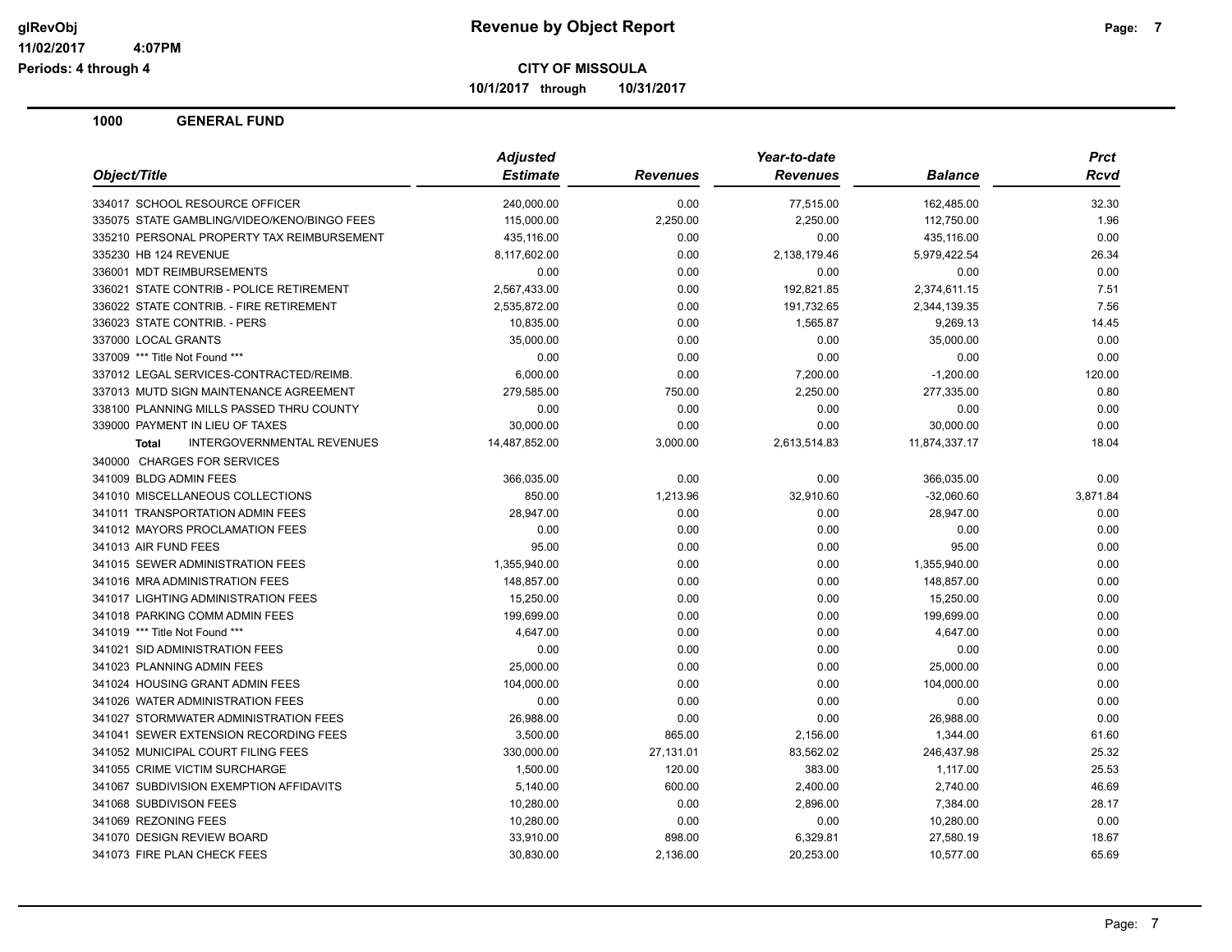# Revenue by Object Report

**CITY OF MISSOULA**

**10/1/2017 through 10/31/2017**

glRevObj
11/02/2017 4:07PM
Periods: 4 through 4

## 1000 GENERAL FUND

| Object/Title | Adjusted Estimate | Revenues | Year-to-date Revenues | Balance | Prct Rcvd |
|---|---|---|---|---|---|
| 334017 SCHOOL RESOURCE OFFICER | 240,000.00 | 0.00 | 77,515.00 | 162,485.00 | 32.30 |
| 335075 STATE GAMBLING/VIDEO/KENO/BINGO FEES | 115,000.00 | 2,250.00 | 2,250.00 | 112,750.00 | 1.96 |
| 335210 PERSONAL PROPERTY TAX REIMBURSEMENT | 435,116.00 | 0.00 | 0.00 | 435,116.00 | 0.00 |
| 335230 HB 124 REVENUE | 8,117,602.00 | 0.00 | 2,138,179.46 | 5,979,422.54 | 26.34 |
| 336001 MDT REIMBURSEMENTS | 0.00 | 0.00 | 0.00 | 0.00 | 0.00 |
| 336021 STATE CONTRIB - POLICE RETIREMENT | 2,567,433.00 | 0.00 | 192,821.85 | 2,374,611.15 | 7.51 |
| 336022 STATE CONTRIB. - FIRE RETIREMENT | 2,535,872.00 | 0.00 | 191,732.65 | 2,344,139.35 | 7.56 |
| 336023 STATE CONTRIB. - PERS | 10,835.00 | 0.00 | 1,565.87 | 9,269.13 | 14.45 |
| 337000 LOCAL GRANTS | 35,000.00 | 0.00 | 0.00 | 35,000.00 | 0.00 |
| 337009 *** Title Not Found *** | 0.00 | 0.00 | 0.00 | 0.00 | 0.00 |
| 337012 LEGAL SERVICES-CONTRACTED/REIMB. | 6,000.00 | 0.00 | 7,200.00 | -1,200.00 | 120.00 |
| 337013 MUTD SIGN MAINTENANCE AGREEMENT | 279,585.00 | 750.00 | 2,250.00 | 277,335.00 | 0.80 |
| 338100 PLANNING MILLS PASSED THRU COUNTY | 0.00 | 0.00 | 0.00 | 0.00 | 0.00 |
| 339000 PAYMENT IN LIEU OF TAXES | 30,000.00 | 0.00 | 0.00 | 30,000.00 | 0.00 |
| **Total** INTERGOVERNMENTAL REVENUES | 14,487,852.00 | 3,000.00 | 2,613,514.83 | 11,874,337.17 | 18.04 |
| 340000 CHARGES FOR SERVICES | | | | | |
| 341009 BLDG ADMIN FEES | 366,035.00 | 0.00 | 0.00 | 366,035.00 | 0.00 |
| 341010 MISCELLANEOUS COLLECTIONS | 850.00 | 1,213.96 | 32,910.60 | -32,060.60 | 3,871.84 |
| 341011 TRANSPORTATION ADMIN FEES | 28,947.00 | 0.00 | 0.00 | 28,947.00 | 0.00 |
| 341012 MAYORS PROCLAMATION FEES | 0.00 | 0.00 | 0.00 | 0.00 | 0.00 |
| 341013 AIR FUND FEES | 95.00 | 0.00 | 0.00 | 95.00 | 0.00 |
| 341015 SEWER ADMINISTRATION FEES | 1,355,940.00 | 0.00 | 0.00 | 1,355,940.00 | 0.00 |
| 341016 MRA ADMINISTRATION FEES | 148,857.00 | 0.00 | 0.00 | 148,857.00 | 0.00 |
| 341017 LIGHTING ADMINISTRATION FEES | 15,250.00 | 0.00 | 0.00 | 15,250.00 | 0.00 |
| 341018 PARKING COMM ADMIN FEES | 199,699.00 | 0.00 | 0.00 | 199,699.00 | 0.00 |
| 341019 *** Title Not Found *** | 4,647.00 | 0.00 | 0.00 | 4,647.00 | 0.00 |
| 341021 SID ADMINISTRATION FEES | 0.00 | 0.00 | 0.00 | 0.00 | 0.00 |
| 341023 PLANNING ADMIN FEES | 25,000.00 | 0.00 | 0.00 | 25,000.00 | 0.00 |
| 341024 HOUSING GRANT ADMIN FEES | 104,000.00 | 0.00 | 0.00 | 104,000.00 | 0.00 |
| 341026 WATER ADMINISTRATION FEES | 0.00 | 0.00 | 0.00 | 0.00 | 0.00 |
| 341027 STORMWATER ADMINISTRATION FEES | 26,988.00 | 0.00 | 0.00 | 26,988.00 | 0.00 |
| 341041 SEWER EXTENSION RECORDING FEES | 3,500.00 | 865.00 | 2,156.00 | 1,344.00 | 61.60 |
| 341052 MUNICIPAL COURT FILING FEES | 330,000.00 | 27,131.01 | 83,562.02 | 246,437.98 | 25.32 |
| 341055 CRIME VICTIM SURCHARGE | 1,500.00 | 120.00 | 383.00 | 1,117.00 | 25.53 |
| 341067 SUBDIVISION EXEMPTION AFFIDAVITS | 5,140.00 | 600.00 | 2,400.00 | 2,740.00 | 46.69 |
| 341068 SUBDIVISON FEES | 10,280.00 | 0.00 | 2,896.00 | 7,384.00 | 28.17 |
| 341069 REZONING FEES | 10,280.00 | 0.00 | 0.00 | 10,280.00 | 0.00 |
| 341070 DESIGN REVIEW BOARD | 33,910.00 | 898.00 | 6,329.81 | 27,580.19 | 18.67 |
| 341073 FIRE PLAN CHECK FEES | 30,830.00 | 2,136.00 | 20,253.00 | 10,577.00 | 65.69 |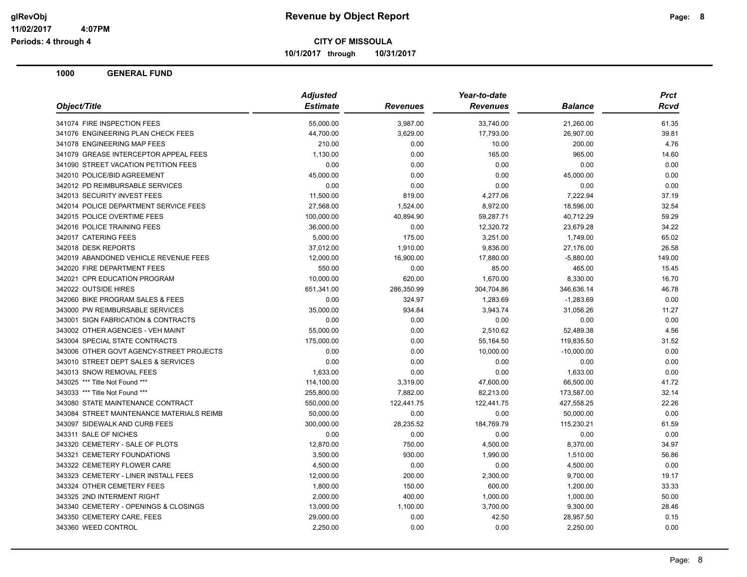# Revenue by Object Report

**CITY OF MISSOULA**

10/1/2017 through 10/31/2017

glRevObj
11/02/2017 4:07PM
Periods: 4 through 4

## 1000 GENERAL FUND

| Object/Title | Adjusted Estimate | Revenues | Year-to-date Revenues | Balance | Prct Rcvd |
|---|---|---|---|---|---|
| 341074 FIRE INSPECTION FEES | 55,000.00 | 3,987.00 | 33,740.00 | 21,260.00 | 61.35 |
| 341076 ENGINEERING PLAN CHECK FEES | 44,700.00 | 3,629.00 | 17,793.00 | 26,907.00 | 39.81 |
| 341078 ENGINEERING MAP FEES | 210.00 | 0.00 | 10.00 | 200.00 | 4.76 |
| 341079 GREASE INTERCEPTOR APPEAL FEES | 1,130.00 | 0.00 | 165.00 | 965.00 | 14.60 |
| 341090 STREET VACATION PETITION FEES | 0.00 | 0.00 | 0.00 | 0.00 | 0.00 |
| 342010 POLICE/BID AGREEMENT | 45,000.00 | 0.00 | 0.00 | 45,000.00 | 0.00 |
| 342012 PD REIMBURSABLE SERVICES | 0.00 | 0.00 | 0.00 | 0.00 | 0.00 |
| 342013 SECURITY INVEST FEES | 11,500.00 | 819.00 | 4,277.06 | 7,222.94 | 37.19 |
| 342014 POLICE DEPARTMENT SERVICE FEES | 27,568.00 | 1,524.00 | 8,972.00 | 18,596.00 | 32.54 |
| 342015 POLICE OVERTIME FEES | 100,000.00 | 40,894.90 | 59,287.71 | 40,712.29 | 59.29 |
| 342016 POLICE TRAINING FEES | 36,000.00 | 0.00 | 12,320.72 | 23,679.28 | 34.22 |
| 342017 CATERING FEES | 5,000.00 | 175.00 | 3,251.00 | 1,749.00 | 65.02 |
| 342018 DESK REPORTS | 37,012.00 | 1,910.00 | 9,836.00 | 27,176.00 | 26.58 |
| 342019 ABANDONED VEHICLE REVENUE FEES | 12,000.00 | 16,900.00 | 17,880.00 | -5,880.00 | 149.00 |
| 342020 FIRE DEPARTMENT FEES | 550.00 | 0.00 | 85.00 | 465.00 | 15.45 |
| 342021 CPR EDUCATION PROGRAM | 10,000.00 | 620.00 | 1,670.00 | 8,330.00 | 16.70 |
| 342022 OUTSIDE HIRES | 651,341.00 | 286,350.99 | 304,704.86 | 346,636.14 | 46.78 |
| 342060 BIKE PROGRAM SALES & FEES | 0.00 | 324.97 | 1,283.69 | -1,283.69 | 0.00 |
| 343000 PW REIMBURSABLE SERVICES | 35,000.00 | 934.84 | 3,943.74 | 31,056.26 | 11.27 |
| 343001 SIGN FABRICATION & CONTRACTS | 0.00 | 0.00 | 0.00 | 0.00 | 0.00 |
| 343002 OTHER AGENCIES - VEH MAINT | 55,000.00 | 0.00 | 2,510.62 | 52,489.38 | 4.56 |
| 343004 SPECIAL STATE CONTRACTS | 175,000.00 | 0.00 | 55,164.50 | 119,835.50 | 31.52 |
| 343006 OTHER GOVT AGENCY-STREET PROJECTS | 0.00 | 0.00 | 10,000.00 | -10,000.00 | 0.00 |
| 343010 STREET DEPT SALES & SERVICES | 0.00 | 0.00 | 0.00 | 0.00 | 0.00 |
| 343013 SNOW REMOVAL FEES | 1,633.00 | 0.00 | 0.00 | 1,633.00 | 0.00 |
| 343025 *** Title Not Found *** | 114,100.00 | 3,319.00 | 47,600.00 | 66,500.00 | 41.72 |
| 343033 *** Title Not Found *** | 255,800.00 | 7,882.00 | 82,213.00 | 173,587.00 | 32.14 |
| 343080 STATE MAINTENANCE CONTRACT | 550,000.00 | 122,441.75 | 122,441.75 | 427,558.25 | 22.26 |
| 343084 STREET MAINTENANCE MATERIALS REIMB | 50,000.00 | 0.00 | 0.00 | 50,000.00 | 0.00 |
| 343097 SIDEWALK AND CURB FEES | 300,000.00 | 28,235.52 | 184,769.79 | 115,230.21 | 61.59 |
| 343311 SALE OF NICHES | 0.00 | 0.00 | 0.00 | 0.00 | 0.00 |
| 343320 CEMETERY - SALE OF PLOTS | 12,870.00 | 750.00 | 4,500.00 | 8,370.00 | 34.97 |
| 343321 CEMETERY FOUNDATIONS | 3,500.00 | 930.00 | 1,990.00 | 1,510.00 | 56.86 |
| 343322 CEMETERY FLOWER CARE | 4,500.00 | 0.00 | 0.00 | 4,500.00 | 0.00 |
| 343323 CEMETERY - LINER INSTALL FEES | 12,000.00 | 200.00 | 2,300.00 | 9,700.00 | 19.17 |
| 343324 OTHER CEMETERY FEES | 1,800.00 | 150.00 | 600.00 | 1,200.00 | 33.33 |
| 343325 2ND INTERMENT RIGHT | 2,000.00 | 400.00 | 1,000.00 | 1,000.00 | 50.00 |
| 343340 CEMETERY - OPENINGS & CLOSINGS | 13,000.00 | 1,100.00 | 3,700.00 | 9,300.00 | 28.46 |
| 343350 CEMETERY CARE, FEES | 29,000.00 | 0.00 | 42.50 | 28,957.50 | 0.15 |
| 343360 WEED CONTROL | 2,250.00 | 0.00 | 0.00 | 2,250.00 | 0.00 |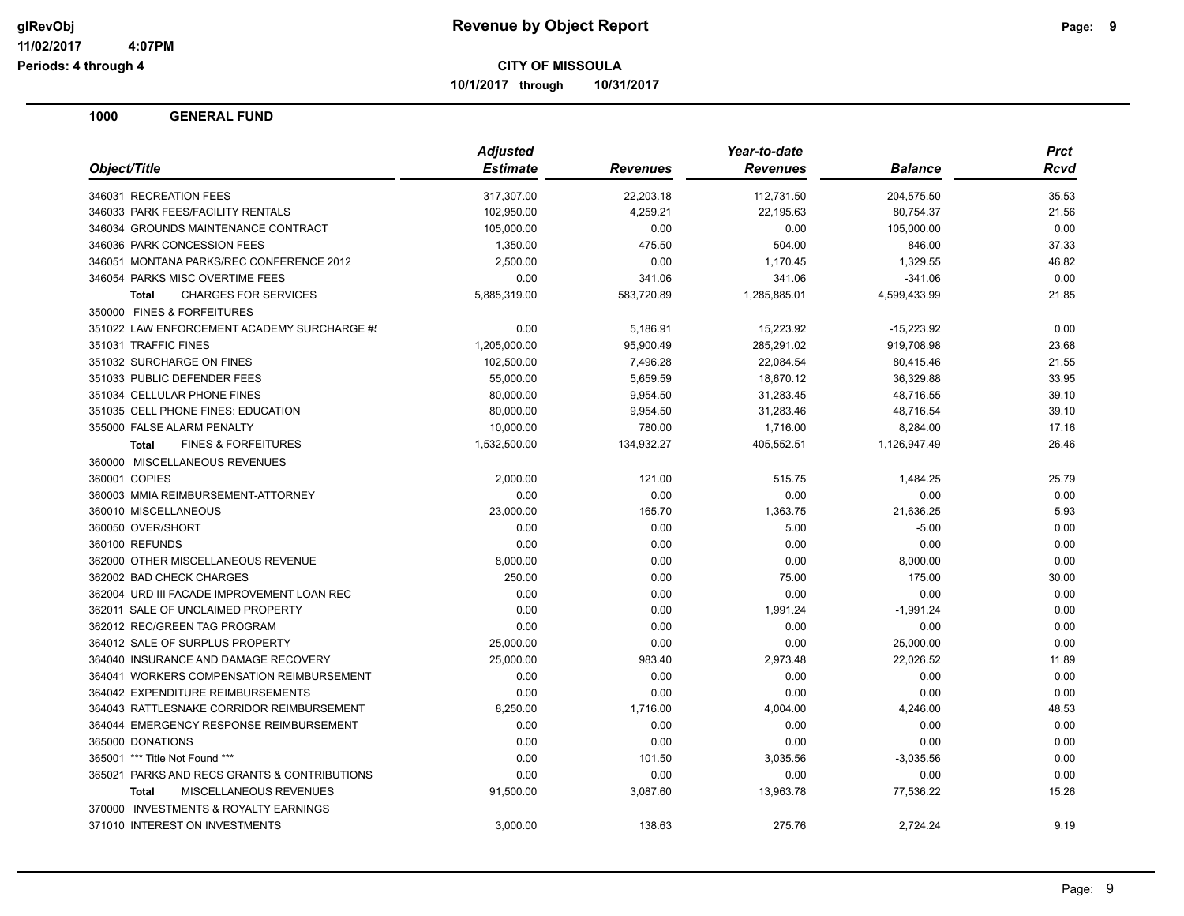**glRevObj**
**11/02/2017 4:07PM**
**Periods: 4 through 4**

# Revenue by Object Report

**CITY OF MISSOULA**

**10/1/2017 through 10/31/2017**

## 1000 GENERAL FUND

| Object/Title | Adjusted Estimate | Revenues | Year-to-date Revenues | Balance | Prct Rcvd |
|---|---|---|---|---|---|
| 346031 RECREATION FEES | 317,307.00 | 22,203.18 | 112,731.50 | 204,575.50 | 35.53 |
| 346033 PARK FEES/FACILITY RENTALS | 102,950.00 | 4,259.21 | 22,195.63 | 80,754.37 | 21.56 |
| 346034 GROUNDS MAINTENANCE CONTRACT | 105,000.00 | 0.00 | 0.00 | 105,000.00 | 0.00 |
| 346036 PARK CONCESSION FEES | 1,350.00 | 475.50 | 504.00 | 846.00 | 37.33 |
| 346051 MONTANA PARKS/REC CONFERENCE 2012 | 2,500.00 | 0.00 | 1,170.45 | 1,329.55 | 46.82 |
| 346054 PARKS MISC OVERTIME FEES | 0.00 | 341.06 | 341.06 | -341.06 | 0.00 |
| **Total** CHARGES FOR SERVICES | 5,885,319.00 | 583,720.89 | 1,285,885.01 | 4,599,433.99 | 21.85 |
| 350000 FINES & FORFEITURES | | | | | |
| 351022 LAW ENFORCEMENT ACADEMY SURCHARGE #! | 0.00 | 5,186.91 | 15,223.92 | -15,223.92 | 0.00 |
| 351031 TRAFFIC FINES | 1,205,000.00 | 95,900.49 | 285,291.02 | 919,708.98 | 23.68 |
| 351032 SURCHARGE ON FINES | 102,500.00 | 7,496.28 | 22,084.54 | 80,415.46 | 21.55 |
| 351033 PUBLIC DEFENDER FEES | 55,000.00 | 5,659.59 | 18,670.12 | 36,329.88 | 33.95 |
| 351034 CELLULAR PHONE FINES | 80,000.00 | 9,954.50 | 31,283.45 | 48,716.55 | 39.10 |
| 351035 CELL PHONE FINES: EDUCATION | 80,000.00 | 9,954.50 | 31,283.46 | 48,716.54 | 39.10 |
| 355000 FALSE ALARM PENALTY | 10,000.00 | 780.00 | 1,716.00 | 8,284.00 | 17.16 |
| **Total** FINES & FORFEITURES | 1,532,500.00 | 134,932.27 | 405,552.51 | 1,126,947.49 | 26.46 |
| 360000 MISCELLANEOUS REVENUES | | | | | |
| 360001 COPIES | 2,000.00 | 121.00 | 515.75 | 1,484.25 | 25.79 |
| 360003 MMIA REIMBURSEMENT-ATTORNEY | 0.00 | 0.00 | 0.00 | 0.00 | 0.00 |
| 360010 MISCELLANEOUS | 23,000.00 | 165.70 | 1,363.75 | 21,636.25 | 5.93 |
| 360050 OVER/SHORT | 0.00 | 0.00 | 5.00 | -5.00 | 0.00 |
| 360100 REFUNDS | 0.00 | 0.00 | 0.00 | 0.00 | 0.00 |
| 362000 OTHER MISCELLANEOUS REVENUE | 8,000.00 | 0.00 | 0.00 | 8,000.00 | 0.00 |
| 362002 BAD CHECK CHARGES | 250.00 | 0.00 | 75.00 | 175.00 | 30.00 |
| 362004 URD III FACADE IMPROVEMENT LOAN REC | 0.00 | 0.00 | 0.00 | 0.00 | 0.00 |
| 362011 SALE OF UNCLAIMED PROPERTY | 0.00 | 0.00 | 1,991.24 | -1,991.24 | 0.00 |
| 362012 REC/GREEN TAG PROGRAM | 0.00 | 0.00 | 0.00 | 0.00 | 0.00 |
| 364012 SALE OF SURPLUS PROPERTY | 25,000.00 | 0.00 | 0.00 | 25,000.00 | 0.00 |
| 364040 INSURANCE AND DAMAGE RECOVERY | 25,000.00 | 983.40 | 2,973.48 | 22,026.52 | 11.89 |
| 364041 WORKERS COMPENSATION REIMBURSEMENT | 0.00 | 0.00 | 0.00 | 0.00 | 0.00 |
| 364042 EXPENDITURE REIMBURSEMENTS | 0.00 | 0.00 | 0.00 | 0.00 | 0.00 |
| 364043 RATTLESNAKE CORRIDOR REIMBURSEMENT | 8,250.00 | 1,716.00 | 4,004.00 | 4,246.00 | 48.53 |
| 364044 EMERGENCY RESPONSE REIMBURSEMENT | 0.00 | 0.00 | 0.00 | 0.00 | 0.00 |
| 365000 DONATIONS | 0.00 | 0.00 | 0.00 | 0.00 | 0.00 |
| 365001 *** Title Not Found *** | 0.00 | 101.50 | 3,035.56 | -3,035.56 | 0.00 |
| 365021 PARKS AND RECS GRANTS & CONTRIBUTIONS | 0.00 | 0.00 | 0.00 | 0.00 | 0.00 |
| **Total** MISCELLANEOUS REVENUES | 91,500.00 | 3,087.60 | 13,963.78 | 77,536.22 | 15.26 |
| 370000 INVESTMENTS & ROYALTY EARNINGS | | | | | |
| 371010 INTEREST ON INVESTMENTS | 3,000.00 | 138.63 | 275.76 | 2,724.24 | 9.19 |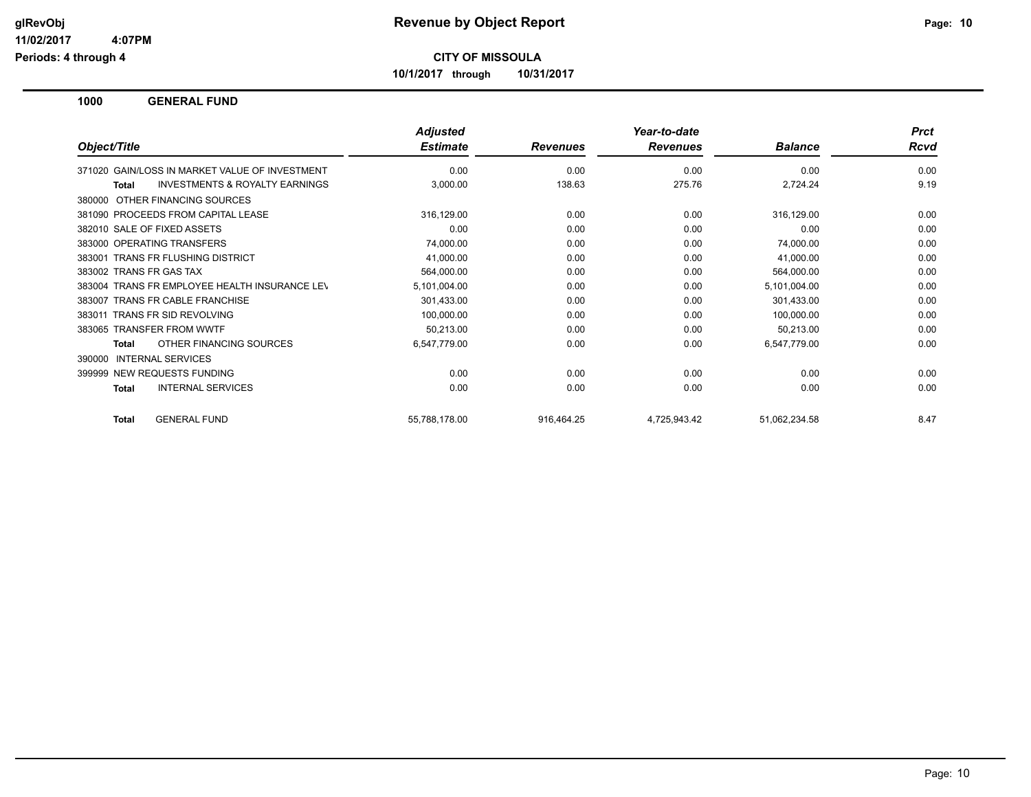# Revenue by Object Report

**glRevObj**
**11/02/2017 4:07PM**
**Periods: 4 through 4**

**CITY OF MISSOULA**
**10/1/2017 through 10/31/2017**

## 1000 GENERAL FUND

| Object/Title | Adjusted Estimate | Revenues | Year-to-date Revenues | Balance | Prct Rcvd |
|---|---|---|---|---|---|
| 371020 GAIN/LOSS IN MARKET VALUE OF INVESTMENT | 0.00 | 0.00 | 0.00 | 0.00 | 0.00 |
| **Total** INVESTMENTS & ROYALTY EARNINGS | 3,000.00 | 138.63 | 275.76 | 2,724.24 | 9.19 |
| 380000 OTHER FINANCING SOURCES | | | | | |
| 381090 PROCEEDS FROM CAPITAL LEASE | 316,129.00 | 0.00 | 0.00 | 316,129.00 | 0.00 |
| 382010 SALE OF FIXED ASSETS | 0.00 | 0.00 | 0.00 | 0.00 | 0.00 |
| 383000 OPERATING TRANSFERS | 74,000.00 | 0.00 | 0.00 | 74,000.00 | 0.00 |
| 383001 TRANS FR FLUSHING DISTRICT | 41,000.00 | 0.00 | 0.00 | 41,000.00 | 0.00 |
| 383002 TRANS FR GAS TAX | 564,000.00 | 0.00 | 0.00 | 564,000.00 | 0.00 |
| 383004 TRANS FR EMPLOYEE HEALTH INSURANCE LEV | 5,101,004.00 | 0.00 | 0.00 | 5,101,004.00 | 0.00 |
| 383007 TRANS FR CABLE FRANCHISE | 301,433.00 | 0.00 | 0.00 | 301,433.00 | 0.00 |
| 383011 TRANS FR SID REVOLVING | 100,000.00 | 0.00 | 0.00 | 100,000.00 | 0.00 |
| 383065 TRANSFER FROM WWTF | 50,213.00 | 0.00 | 0.00 | 50,213.00 | 0.00 |
| **Total** OTHER FINANCING SOURCES | 6,547,779.00 | 0.00 | 0.00 | 6,547,779.00 | 0.00 |
| 390000 INTERNAL SERVICES | | | | | |
| 399999 NEW REQUESTS FUNDING | 0.00 | 0.00 | 0.00 | 0.00 | 0.00 |
| **Total** INTERNAL SERVICES | 0.00 | 0.00 | 0.00 | 0.00 | 0.00 |
| **Total** GENERAL FUND | 55,788,178.00 | 916,464.25 | 4,725,943.42 | 51,062,234.58 | 8.47 |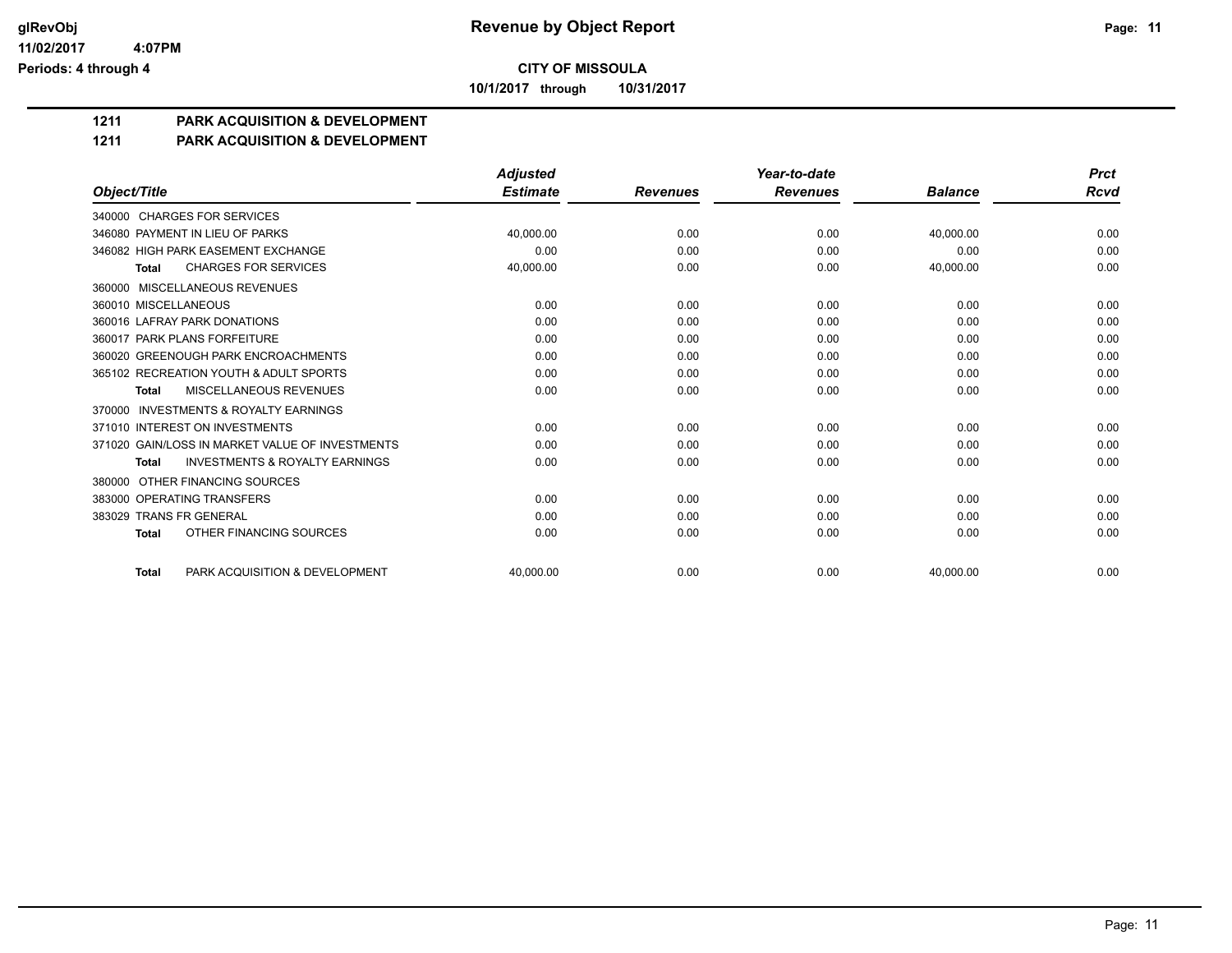**glRevObj** — **Revenue by Object Report**
**11/02/2017 4:07PM**
**Periods: 4 through 4**

**CITY OF MISSOULA**
**10/1/2017 through 10/31/2017**

## 1211 PARK ACQUISITION & DEVELOPMENT
## 1211 PARK ACQUISITION & DEVELOPMENT

| Object/Title | Adjusted Estimate | Revenues | Year-to-date Revenues | Balance | Prct Rcvd |
|---|---|---|---|---|---|
| 340000 CHARGES FOR SERVICES | | | | | |
| 346080 PAYMENT IN LIEU OF PARKS | 40,000.00 | 0.00 | 0.00 | 40,000.00 | 0.00 |
| 346082 HIGH PARK EASEMENT EXCHANGE | 0.00 | 0.00 | 0.00 | 0.00 | 0.00 |
| **Total** CHARGES FOR SERVICES | 40,000.00 | 0.00 | 0.00 | 40,000.00 | 0.00 |
| 360000 MISCELLANEOUS REVENUES | | | | | |
| 360010 MISCELLANEOUS | 0.00 | 0.00 | 0.00 | 0.00 | 0.00 |
| 360016 LAFRAY PARK DONATIONS | 0.00 | 0.00 | 0.00 | 0.00 | 0.00 |
| 360017 PARK PLANS FORFEITURE | 0.00 | 0.00 | 0.00 | 0.00 | 0.00 |
| 360020 GREENOUGH PARK ENCROACHMENTS | 0.00 | 0.00 | 0.00 | 0.00 | 0.00 |
| 365102 RECREATION YOUTH & ADULT SPORTS | 0.00 | 0.00 | 0.00 | 0.00 | 0.00 |
| **Total** MISCELLANEOUS REVENUES | 0.00 | 0.00 | 0.00 | 0.00 | 0.00 |
| 370000 INVESTMENTS & ROYALTY EARNINGS | | | | | |
| 371010 INTEREST ON INVESTMENTS | 0.00 | 0.00 | 0.00 | 0.00 | 0.00 |
| 371020 GAIN/LOSS IN MARKET VALUE OF INVESTMENTS | 0.00 | 0.00 | 0.00 | 0.00 | 0.00 |
| **Total** INVESTMENTS & ROYALTY EARNINGS | 0.00 | 0.00 | 0.00 | 0.00 | 0.00 |
| 380000 OTHER FINANCING SOURCES | | | | | |
| 383000 OPERATING TRANSFERS | 0.00 | 0.00 | 0.00 | 0.00 | 0.00 |
| 383029 TRANS FR GENERAL | 0.00 | 0.00 | 0.00 | 0.00 | 0.00 |
| **Total** OTHER FINANCING SOURCES | 0.00 | 0.00 | 0.00 | 0.00 | 0.00 |
| **Total** PARK ACQUISITION & DEVELOPMENT | 40,000.00 | 0.00 | 0.00 | 40,000.00 | 0.00 |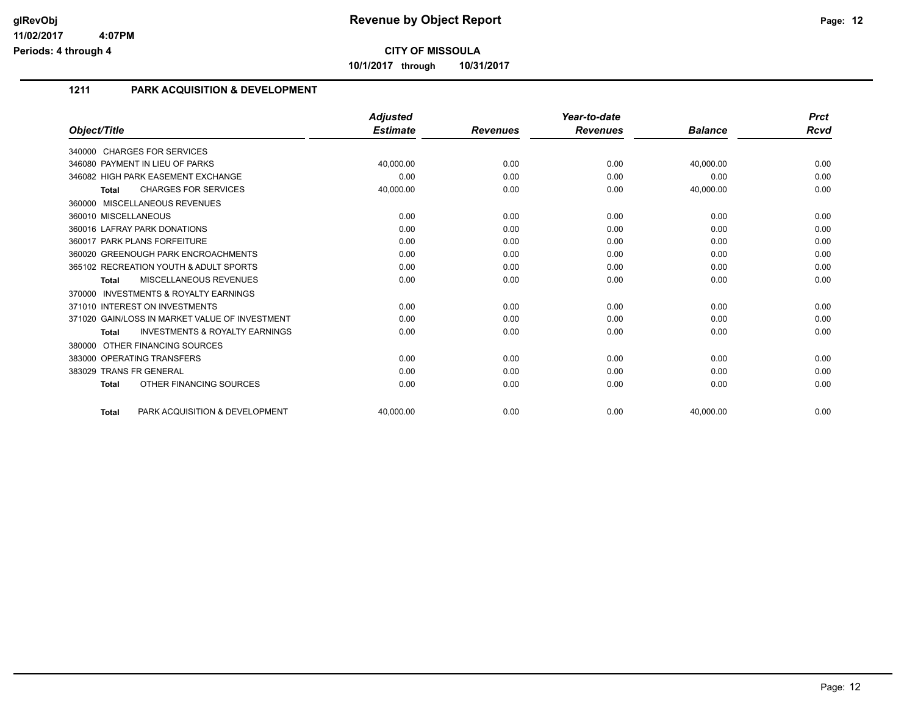**glRevObj**
**11/02/2017 4:07PM**
**Periods: 4 through 4**

# Revenue by Object Report

**CITY OF MISSOULA**

**10/1/2017 through 10/31/2017**

## 1211 PARK ACQUISITION & DEVELOPMENT

| Object/Title | Adjusted Estimate | Revenues | Year-to-date Revenues | Balance | Prct Rcvd |
|---|---|---|---|---|---|
| 340000 CHARGES FOR SERVICES | | | | | |
| 346080 PAYMENT IN LIEU OF PARKS | 40,000.00 | 0.00 | 0.00 | 40,000.00 | 0.00 |
| 346082 HIGH PARK EASEMENT EXCHANGE | 0.00 | 0.00 | 0.00 | 0.00 | 0.00 |
| **Total** CHARGES FOR SERVICES | 40,000.00 | 0.00 | 0.00 | 40,000.00 | 0.00 |
| 360000 MISCELLANEOUS REVENUES | | | | | |
| 360010 MISCELLANEOUS | 0.00 | 0.00 | 0.00 | 0.00 | 0.00 |
| 360016 LAFRAY PARK DONATIONS | 0.00 | 0.00 | 0.00 | 0.00 | 0.00 |
| 360017 PARK PLANS FORFEITURE | 0.00 | 0.00 | 0.00 | 0.00 | 0.00 |
| 360020 GREENOUGH PARK ENCROACHMENTS | 0.00 | 0.00 | 0.00 | 0.00 | 0.00 |
| 365102 RECREATION YOUTH & ADULT SPORTS | 0.00 | 0.00 | 0.00 | 0.00 | 0.00 |
| **Total** MISCELLANEOUS REVENUES | 0.00 | 0.00 | 0.00 | 0.00 | 0.00 |
| 370000 INVESTMENTS & ROYALTY EARNINGS | | | | | |
| 371010 INTEREST ON INVESTMENTS | 0.00 | 0.00 | 0.00 | 0.00 | 0.00 |
| 371020 GAIN/LOSS IN MARKET VALUE OF INVESTMENT | 0.00 | 0.00 | 0.00 | 0.00 | 0.00 |
| **Total** INVESTMENTS & ROYALTY EARNINGS | 0.00 | 0.00 | 0.00 | 0.00 | 0.00 |
| 380000 OTHER FINANCING SOURCES | | | | | |
| 383000 OPERATING TRANSFERS | 0.00 | 0.00 | 0.00 | 0.00 | 0.00 |
| 383029 TRANS FR GENERAL | 0.00 | 0.00 | 0.00 | 0.00 | 0.00 |
| **Total** OTHER FINANCING SOURCES | 0.00 | 0.00 | 0.00 | 0.00 | 0.00 |
| **Total** PARK ACQUISITION & DEVELOPMENT | 40,000.00 | 0.00 | 0.00 | 40,000.00 | 0.00 |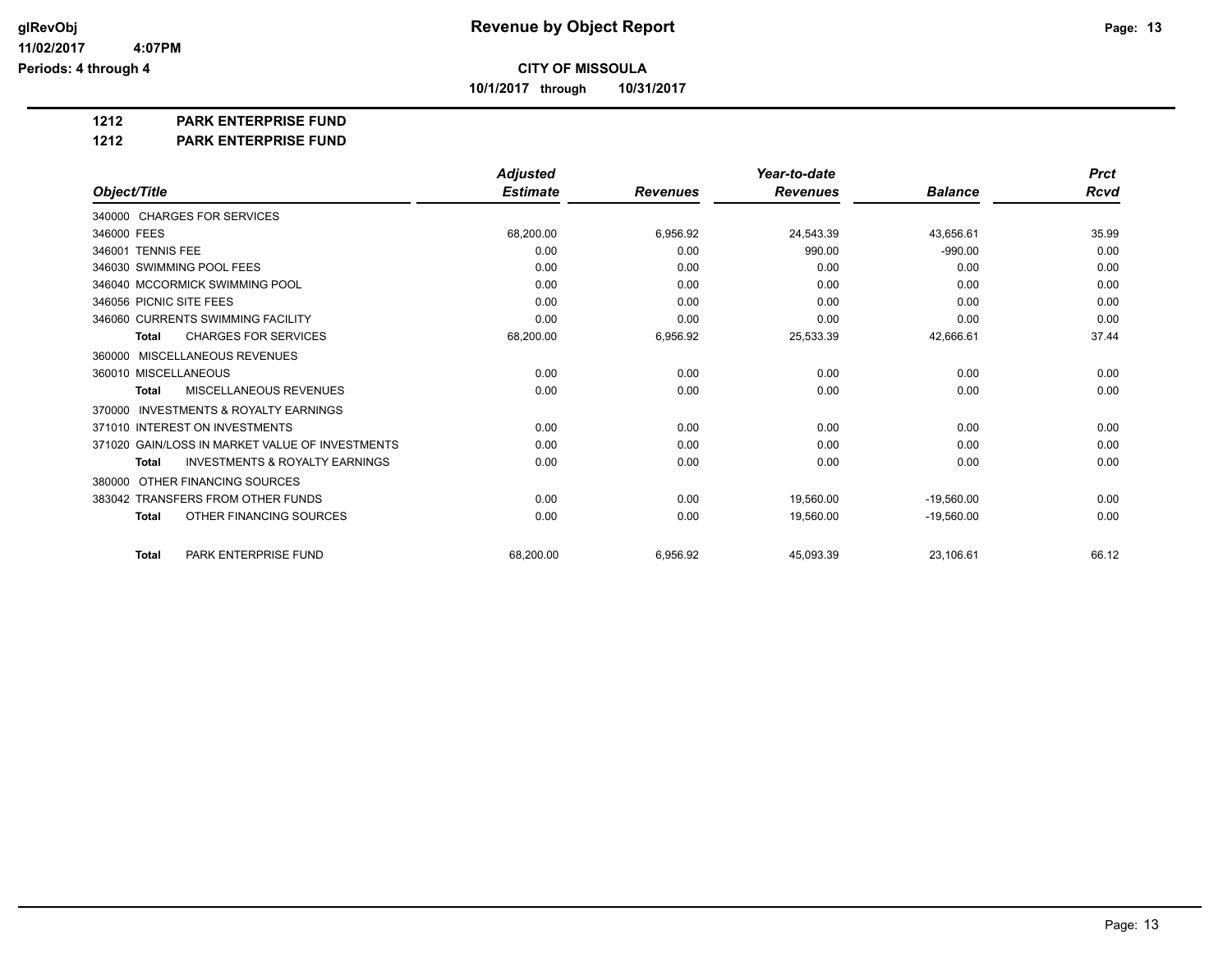# Revenue by Object Report

glRevObj
11/02/2017 4:07PM
Periods: 4 through 4

**CITY OF MISSOULA**

**10/1/2017 through 10/31/2017**

**1212 PARK ENTERPRISE FUND**

**1212 PARK ENTERPRISE FUND**

| Object/Title | Adjusted Estimate | Revenues | Year-to-date Revenues | Balance | Prct Rcvd |
|---|---|---|---|---|---|
| 340000 CHARGES FOR SERVICES | | | | | |
| 346000 FEES | 68,200.00 | 6,956.92 | 24,543.39 | 43,656.61 | 35.99 |
| 346001 TENNIS FEE | 0.00 | 0.00 | 990.00 | -990.00 | 0.00 |
| 346030 SWIMMING POOL FEES | 0.00 | 0.00 | 0.00 | 0.00 | 0.00 |
| 346040 MCCORMICK SWIMMING POOL | 0.00 | 0.00 | 0.00 | 0.00 | 0.00 |
| 346056 PICNIC SITE FEES | 0.00 | 0.00 | 0.00 | 0.00 | 0.00 |
| 346060 CURRENTS SWIMMING FACILITY | 0.00 | 0.00 | 0.00 | 0.00 | 0.00 |
| **Total** CHARGES FOR SERVICES | 68,200.00 | 6,956.92 | 25,533.39 | 42,666.61 | 37.44 |
| 360000 MISCELLANEOUS REVENUES | | | | | |
| 360010 MISCELLANEOUS | 0.00 | 0.00 | 0.00 | 0.00 | 0.00 |
| **Total** MISCELLANEOUS REVENUES | 0.00 | 0.00 | 0.00 | 0.00 | 0.00 |
| 370000 INVESTMENTS & ROYALTY EARNINGS | | | | | |
| 371010 INTEREST ON INVESTMENTS | 0.00 | 0.00 | 0.00 | 0.00 | 0.00 |
| 371020 GAIN/LOSS IN MARKET VALUE OF INVESTMENTS | 0.00 | 0.00 | 0.00 | 0.00 | 0.00 |
| **Total** INVESTMENTS & ROYALTY EARNINGS | 0.00 | 0.00 | 0.00 | 0.00 | 0.00 |
| 380000 OTHER FINANCING SOURCES | | | | | |
| 383042 TRANSFERS FROM OTHER FUNDS | 0.00 | 0.00 | 19,560.00 | -19,560.00 | 0.00 |
| **Total** OTHER FINANCING SOURCES | 0.00 | 0.00 | 19,560.00 | -19,560.00 | 0.00 |
| **Total** PARK ENTERPRISE FUND | 68,200.00 | 6,956.92 | 45,093.39 | 23,106.61 | 66.12 |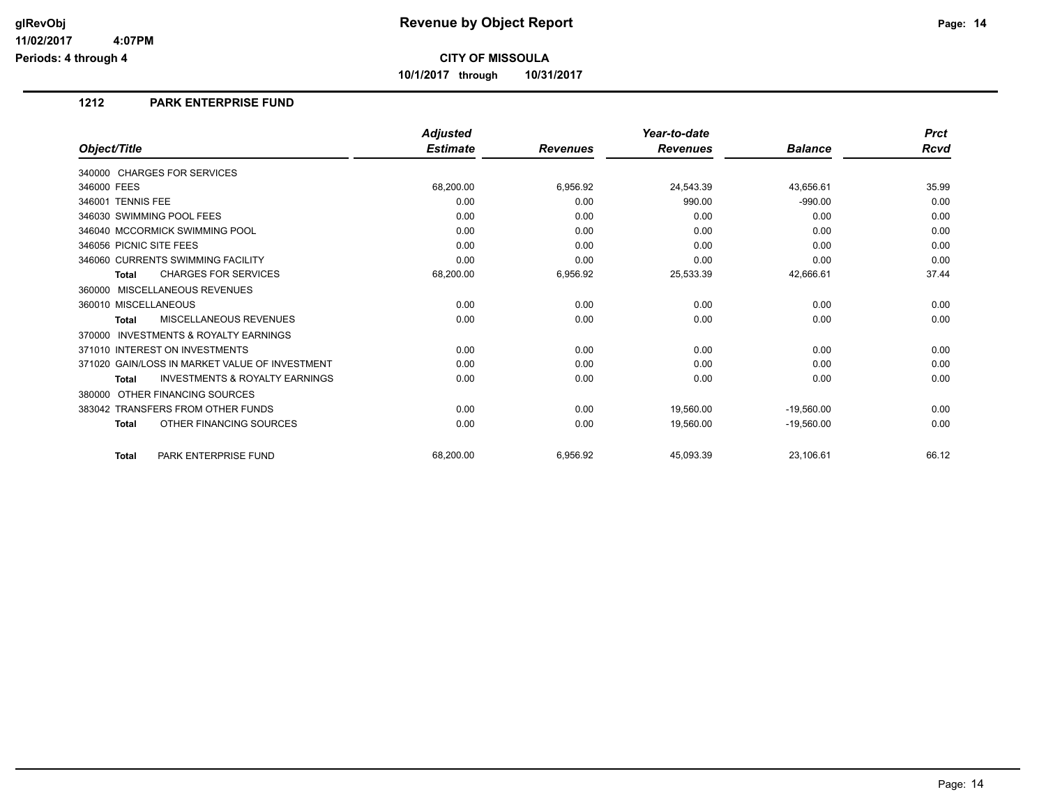# Revenue by Object Report

**CITY OF MISSOULA**

**10/1/2017 through 10/31/2017**

glRevObj
11/02/2017 4:07PM
Periods: 4 through 4

## 1212 PARK ENTERPRISE FUND

| Object/Title | Adjusted Estimate | Revenues | Year-to-date Revenues | Balance | Prct Rcvd |
|---|---|---|---|---|---|
| 340000 CHARGES FOR SERVICES | | | | | |
| 346000 FEES | 68,200.00 | 6,956.92 | 24,543.39 | 43,656.61 | 35.99 |
| 346001 TENNIS FEE | 0.00 | 0.00 | 990.00 | -990.00 | 0.00 |
| 346030 SWIMMING POOL FEES | 0.00 | 0.00 | 0.00 | 0.00 | 0.00 |
| 346040 MCCORMICK SWIMMING POOL | 0.00 | 0.00 | 0.00 | 0.00 | 0.00 |
| 346056 PICNIC SITE FEES | 0.00 | 0.00 | 0.00 | 0.00 | 0.00 |
| 346060 CURRENTS SWIMMING FACILITY | 0.00 | 0.00 | 0.00 | 0.00 | 0.00 |
| **Total** CHARGES FOR SERVICES | 68,200.00 | 6,956.92 | 25,533.39 | 42,666.61 | 37.44 |
| 360000 MISCELLANEOUS REVENUES | | | | | |
| 360010 MISCELLANEOUS | 0.00 | 0.00 | 0.00 | 0.00 | 0.00 |
| **Total** MISCELLANEOUS REVENUES | 0.00 | 0.00 | 0.00 | 0.00 | 0.00 |
| 370000 INVESTMENTS & ROYALTY EARNINGS | | | | | |
| 371010 INTEREST ON INVESTMENTS | 0.00 | 0.00 | 0.00 | 0.00 | 0.00 |
| 371020 GAIN/LOSS IN MARKET VALUE OF INVESTMENT | 0.00 | 0.00 | 0.00 | 0.00 | 0.00 |
| **Total** INVESTMENTS & ROYALTY EARNINGS | 0.00 | 0.00 | 0.00 | 0.00 | 0.00 |
| 380000 OTHER FINANCING SOURCES | | | | | |
| 383042 TRANSFERS FROM OTHER FUNDS | 0.00 | 0.00 | 19,560.00 | -19,560.00 | 0.00 |
| **Total** OTHER FINANCING SOURCES | 0.00 | 0.00 | 19,560.00 | -19,560.00 | 0.00 |
| **Total** PARK ENTERPRISE FUND | 68,200.00 | 6,956.92 | 45,093.39 | 23,106.61 | 66.12 |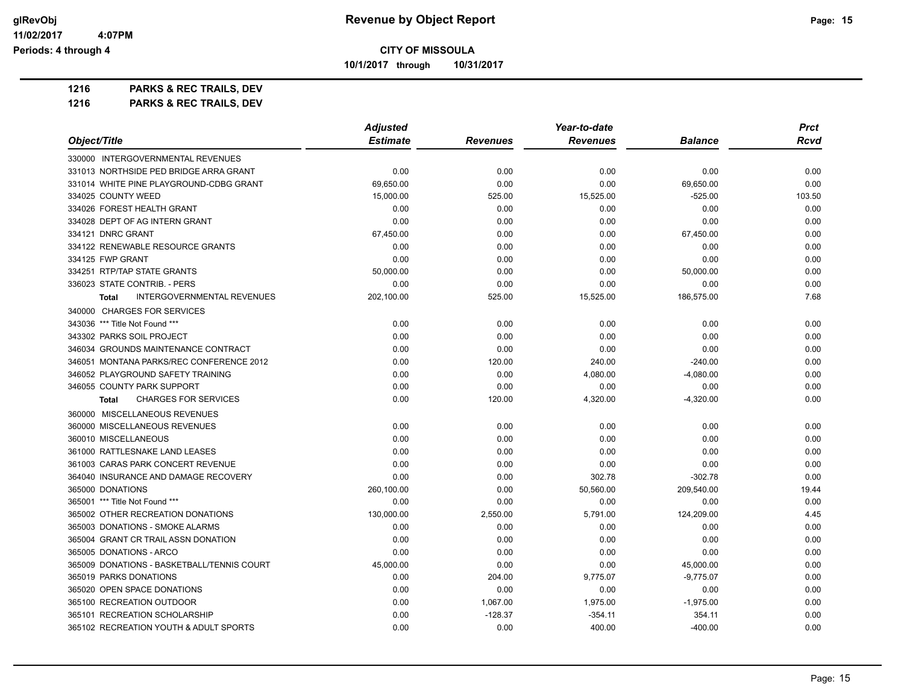# Revenue by Object Report

glRevObj
11/02/2017 4:07PM
Periods: 4 through 4

**CITY OF MISSOULA**

10/1/2017 through 10/31/2017

**1216 PARKS & REC TRAILS, DEV**

**1216 PARKS & REC TRAILS, DEV**

| Object/Title | Adjusted Estimate | Revenues | Year-to-date Revenues | Balance | Prct Rcvd |
|---|---|---|---|---|---|
| 330000 INTERGOVERNMENTAL REVENUES | | | | | |
| 331013 NORTHSIDE PED BRIDGE ARRA GRANT | 0.00 | 0.00 | 0.00 | 0.00 | 0.00 |
| 331014 WHITE PINE PLAYGROUND-CDBG GRANT | 69,650.00 | 0.00 | 0.00 | 69,650.00 | 0.00 |
| 334025 COUNTY WEED | 15,000.00 | 525.00 | 15,525.00 | -525.00 | 103.50 |
| 334026 FOREST HEALTH GRANT | 0.00 | 0.00 | 0.00 | 0.00 | 0.00 |
| 334028 DEPT OF AG INTERN GRANT | 0.00 | 0.00 | 0.00 | 0.00 | 0.00 |
| 334121 DNRC GRANT | 67,450.00 | 0.00 | 0.00 | 67,450.00 | 0.00 |
| 334122 RENEWABLE RESOURCE GRANTS | 0.00 | 0.00 | 0.00 | 0.00 | 0.00 |
| 334125 FWP GRANT | 0.00 | 0.00 | 0.00 | 0.00 | 0.00 |
| 334251 RTP/TAP STATE GRANTS | 50,000.00 | 0.00 | 0.00 | 50,000.00 | 0.00 |
| 336023 STATE CONTRIB. - PERS | 0.00 | 0.00 | 0.00 | 0.00 | 0.00 |
| **Total** INTERGOVERNMENTAL REVENUES | 202,100.00 | 525.00 | 15,525.00 | 186,575.00 | 7.68 |
| 340000 CHARGES FOR SERVICES | | | | | |
| 343036 *** Title Not Found *** | 0.00 | 0.00 | 0.00 | 0.00 | 0.00 |
| 343302 PARKS SOIL PROJECT | 0.00 | 0.00 | 0.00 | 0.00 | 0.00 |
| 346034 GROUNDS MAINTENANCE CONTRACT | 0.00 | 0.00 | 0.00 | 0.00 | 0.00 |
| 346051 MONTANA PARKS/REC CONFERENCE 2012 | 0.00 | 120.00 | 240.00 | -240.00 | 0.00 |
| 346052 PLAYGROUND SAFETY TRAINING | 0.00 | 0.00 | 4,080.00 | -4,080.00 | 0.00 |
| 346055 COUNTY PARK SUPPORT | 0.00 | 0.00 | 0.00 | 0.00 | 0.00 |
| **Total** CHARGES FOR SERVICES | 0.00 | 120.00 | 4,320.00 | -4,320.00 | 0.00 |
| 360000 MISCELLANEOUS REVENUES | | | | | |
| 360000 MISCELLANEOUS REVENUES | 0.00 | 0.00 | 0.00 | 0.00 | 0.00 |
| 360010 MISCELLANEOUS | 0.00 | 0.00 | 0.00 | 0.00 | 0.00 |
| 361000 RATTLESNAKE LAND LEASES | 0.00 | 0.00 | 0.00 | 0.00 | 0.00 |
| 361003 CARAS PARK CONCERT REVENUE | 0.00 | 0.00 | 0.00 | 0.00 | 0.00 |
| 364040 INSURANCE AND DAMAGE RECOVERY | 0.00 | 0.00 | 302.78 | -302.78 | 0.00 |
| 365000 DONATIONS | 260,100.00 | 0.00 | 50,560.00 | 209,540.00 | 19.44 |
| 365001 *** Title Not Found *** | 0.00 | 0.00 | 0.00 | 0.00 | 0.00 |
| 365002 OTHER RECREATION DONATIONS | 130,000.00 | 2,550.00 | 5,791.00 | 124,209.00 | 4.45 |
| 365003 DONATIONS - SMOKE ALARMS | 0.00 | 0.00 | 0.00 | 0.00 | 0.00 |
| 365004 GRANT CR TRAIL ASSN DONATION | 0.00 | 0.00 | 0.00 | 0.00 | 0.00 |
| 365005 DONATIONS - ARCO | 0.00 | 0.00 | 0.00 | 0.00 | 0.00 |
| 365009 DONATIONS - BASKETBALL/TENNIS COURT | 45,000.00 | 0.00 | 0.00 | 45,000.00 | 0.00 |
| 365019 PARKS DONATIONS | 0.00 | 204.00 | 9,775.07 | -9,775.07 | 0.00 |
| 365020 OPEN SPACE DONATIONS | 0.00 | 0.00 | 0.00 | 0.00 | 0.00 |
| 365100 RECREATION OUTDOOR | 0.00 | 1,067.00 | 1,975.00 | -1,975.00 | 0.00 |
| 365101 RECREATION SCHOLARSHIP | 0.00 | -128.37 | -354.11 | 354.11 | 0.00 |
| 365102 RECREATION YOUTH & ADULT SPORTS | 0.00 | 0.00 | 400.00 | -400.00 | 0.00 |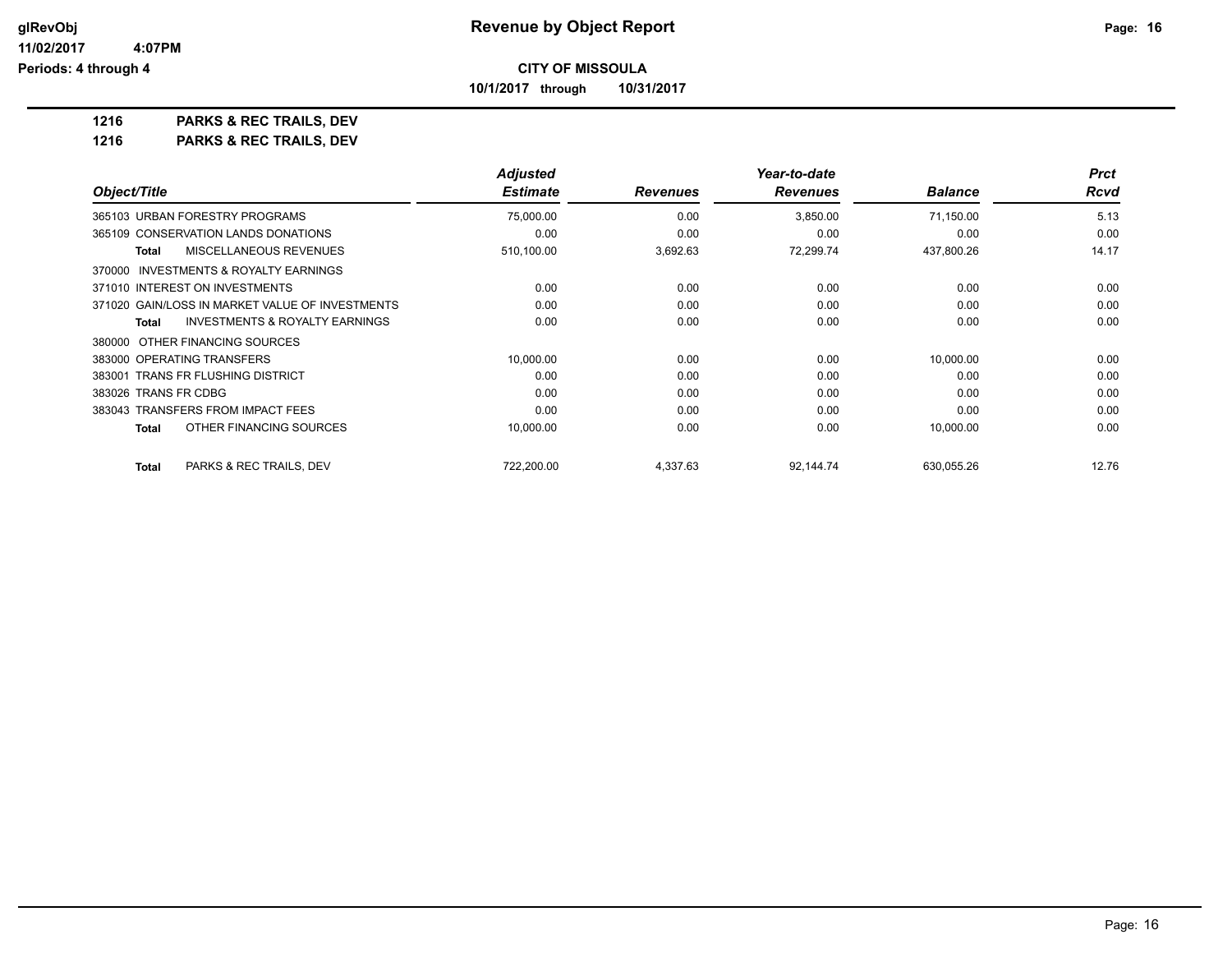**Revenue by Object Report**

**CITY OF MISSOULA**

**10/1/2017 through 10/31/2017**

**1216 PARKS & REC TRAILS, DEV**

**1216 PARKS & REC TRAILS, DEV**

| Object/Title | Adjusted Estimate | Revenues | Year-to-date Revenues | Balance | Prct Rcvd |
|---|---|---|---|---|---|
| 365103 URBAN FORESTRY PROGRAMS | 75,000.00 | 0.00 | 3,850.00 | 71,150.00 | 5.13 |
| 365109 CONSERVATION LANDS DONATIONS | 0.00 | 0.00 | 0.00 | 0.00 | 0.00 |
| **Total** MISCELLANEOUS REVENUES | 510,100.00 | 3,692.63 | 72,299.74 | 437,800.26 | 14.17 |
| 370000 INVESTMENTS & ROYALTY EARNINGS | | | | | |
| 371010 INTEREST ON INVESTMENTS | 0.00 | 0.00 | 0.00 | 0.00 | 0.00 |
| 371020 GAIN/LOSS IN MARKET VALUE OF INVESTMENTS | 0.00 | 0.00 | 0.00 | 0.00 | 0.00 |
| **Total** INVESTMENTS & ROYALTY EARNINGS | 0.00 | 0.00 | 0.00 | 0.00 | 0.00 |
| 380000 OTHER FINANCING SOURCES | | | | | |
| 383000 OPERATING TRANSFERS | 10,000.00 | 0.00 | 0.00 | 10,000.00 | 0.00 |
| 383001 TRANS FR FLUSHING DISTRICT | 0.00 | 0.00 | 0.00 | 0.00 | 0.00 |
| 383026 TRANS FR CDBG | 0.00 | 0.00 | 0.00 | 0.00 | 0.00 |
| 383043 TRANSFERS FROM IMPACT FEES | 0.00 | 0.00 | 0.00 | 0.00 | 0.00 |
| **Total** OTHER FINANCING SOURCES | 10,000.00 | 0.00 | 0.00 | 10,000.00 | 0.00 |
| **Total** PARKS & REC TRAILS, DEV | 722,200.00 | 4,337.63 | 92,144.74 | 630,055.26 | 12.76 |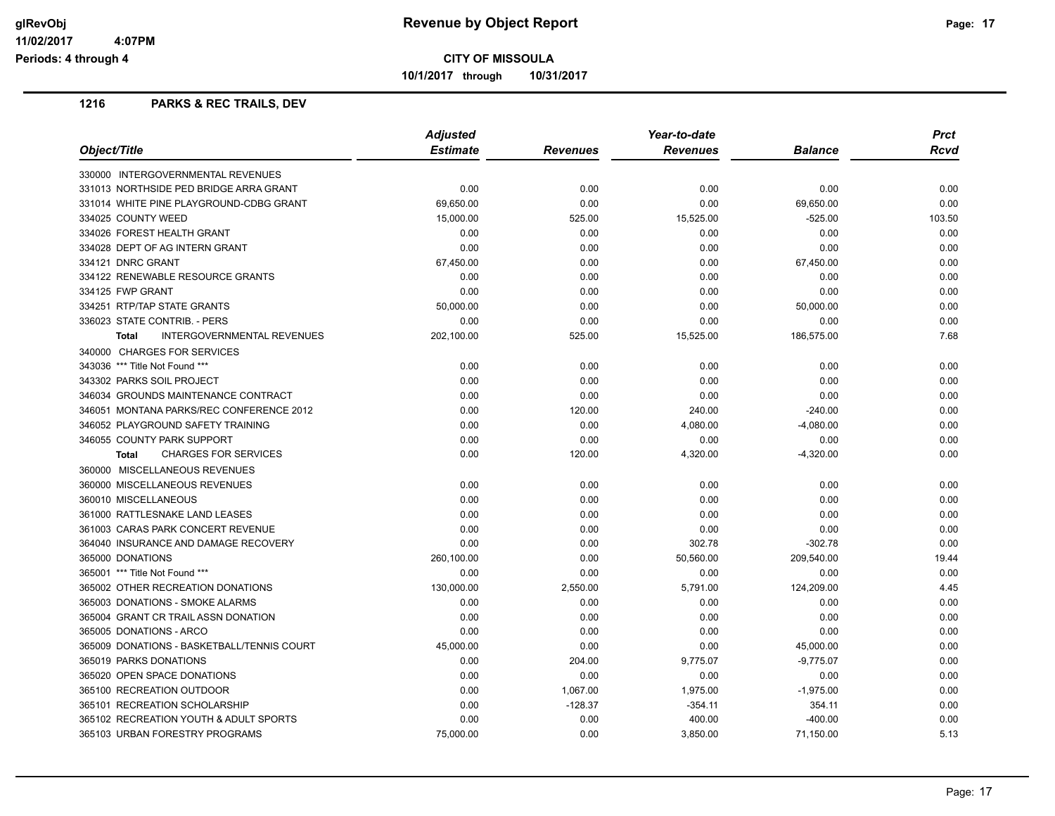# Revenue by Object Report

**CITY OF MISSOULA**

**10/1/2017 through 10/31/2017**

glRevObj
11/02/2017 4:07PM
Periods: 4 through 4

## 1216 PARKS & REC TRAILS, DEV

| Object/Title | Adjusted Estimate | Revenues | Year-to-date Revenues | Balance | Prct Rcvd |
|---|---|---|---|---|---|
| 330000 INTERGOVERNMENTAL REVENUES | | | | | |
| 331013 NORTHSIDE PED BRIDGE ARRA GRANT | 0.00 | 0.00 | 0.00 | 0.00 | 0.00 |
| 331014 WHITE PINE PLAYGROUND-CDBG GRANT | 69,650.00 | 0.00 | 0.00 | 69,650.00 | 0.00 |
| 334025 COUNTY WEED | 15,000.00 | 525.00 | 15,525.00 | -525.00 | 103.50 |
| 334026 FOREST HEALTH GRANT | 0.00 | 0.00 | 0.00 | 0.00 | 0.00 |
| 334028 DEPT OF AG INTERN GRANT | 0.00 | 0.00 | 0.00 | 0.00 | 0.00 |
| 334121 DNRC GRANT | 67,450.00 | 0.00 | 0.00 | 67,450.00 | 0.00 |
| 334122 RENEWABLE RESOURCE GRANTS | 0.00 | 0.00 | 0.00 | 0.00 | 0.00 |
| 334125 FWP GRANT | 0.00 | 0.00 | 0.00 | 0.00 | 0.00 |
| 334251 RTP/TAP STATE GRANTS | 50,000.00 | 0.00 | 0.00 | 50,000.00 | 0.00 |
| 336023 STATE CONTRIB. - PERS | 0.00 | 0.00 | 0.00 | 0.00 | 0.00 |
| **Total** INTERGOVERNMENTAL REVENUES | 202,100.00 | 525.00 | 15,525.00 | 186,575.00 | 7.68 |
| 340000 CHARGES FOR SERVICES | | | | | |
| 343036 *** Title Not Found *** | 0.00 | 0.00 | 0.00 | 0.00 | 0.00 |
| 343302 PARKS SOIL PROJECT | 0.00 | 0.00 | 0.00 | 0.00 | 0.00 |
| 346034 GROUNDS MAINTENANCE CONTRACT | 0.00 | 0.00 | 0.00 | 0.00 | 0.00 |
| 346051 MONTANA PARKS/REC CONFERENCE 2012 | 0.00 | 120.00 | 240.00 | -240.00 | 0.00 |
| 346052 PLAYGROUND SAFETY TRAINING | 0.00 | 0.00 | 4,080.00 | -4,080.00 | 0.00 |
| 346055 COUNTY PARK SUPPORT | 0.00 | 0.00 | 0.00 | 0.00 | 0.00 |
| **Total** CHARGES FOR SERVICES | 0.00 | 120.00 | 4,320.00 | -4,320.00 | 0.00 |
| 360000 MISCELLANEOUS REVENUES | | | | | |
| 360000 MISCELLANEOUS REVENUES | 0.00 | 0.00 | 0.00 | 0.00 | 0.00 |
| 360010 MISCELLANEOUS | 0.00 | 0.00 | 0.00 | 0.00 | 0.00 |
| 361000 RATTLESNAKE LAND LEASES | 0.00 | 0.00 | 0.00 | 0.00 | 0.00 |
| 361003 CARAS PARK CONCERT REVENUE | 0.00 | 0.00 | 0.00 | 0.00 | 0.00 |
| 364040 INSURANCE AND DAMAGE RECOVERY | 0.00 | 0.00 | 302.78 | -302.78 | 0.00 |
| 365000 DONATIONS | 260,100.00 | 0.00 | 50,560.00 | 209,540.00 | 19.44 |
| 365001 *** Title Not Found *** | 0.00 | 0.00 | 0.00 | 0.00 | 0.00 |
| 365002 OTHER RECREATION DONATIONS | 130,000.00 | 2,550.00 | 5,791.00 | 124,209.00 | 4.45 |
| 365003 DONATIONS - SMOKE ALARMS | 0.00 | 0.00 | 0.00 | 0.00 | 0.00 |
| 365004 GRANT CR TRAIL ASSN DONATION | 0.00 | 0.00 | 0.00 | 0.00 | 0.00 |
| 365005 DONATIONS - ARCO | 0.00 | 0.00 | 0.00 | 0.00 | 0.00 |
| 365009 DONATIONS - BASKETBALL/TENNIS COURT | 45,000.00 | 0.00 | 0.00 | 45,000.00 | 0.00 |
| 365019 PARKS DONATIONS | 0.00 | 204.00 | 9,775.07 | -9,775.07 | 0.00 |
| 365020 OPEN SPACE DONATIONS | 0.00 | 0.00 | 0.00 | 0.00 | 0.00 |
| 365100 RECREATION OUTDOOR | 0.00 | 1,067.00 | 1,975.00 | -1,975.00 | 0.00 |
| 365101 RECREATION SCHOLARSHIP | 0.00 | -128.37 | -354.11 | 354.11 | 0.00 |
| 365102 RECREATION YOUTH & ADULT SPORTS | 0.00 | 0.00 | 400.00 | -400.00 | 0.00 |
| 365103 URBAN FORESTRY PROGRAMS | 75,000.00 | 0.00 | 3,850.00 | 71,150.00 | 5.13 |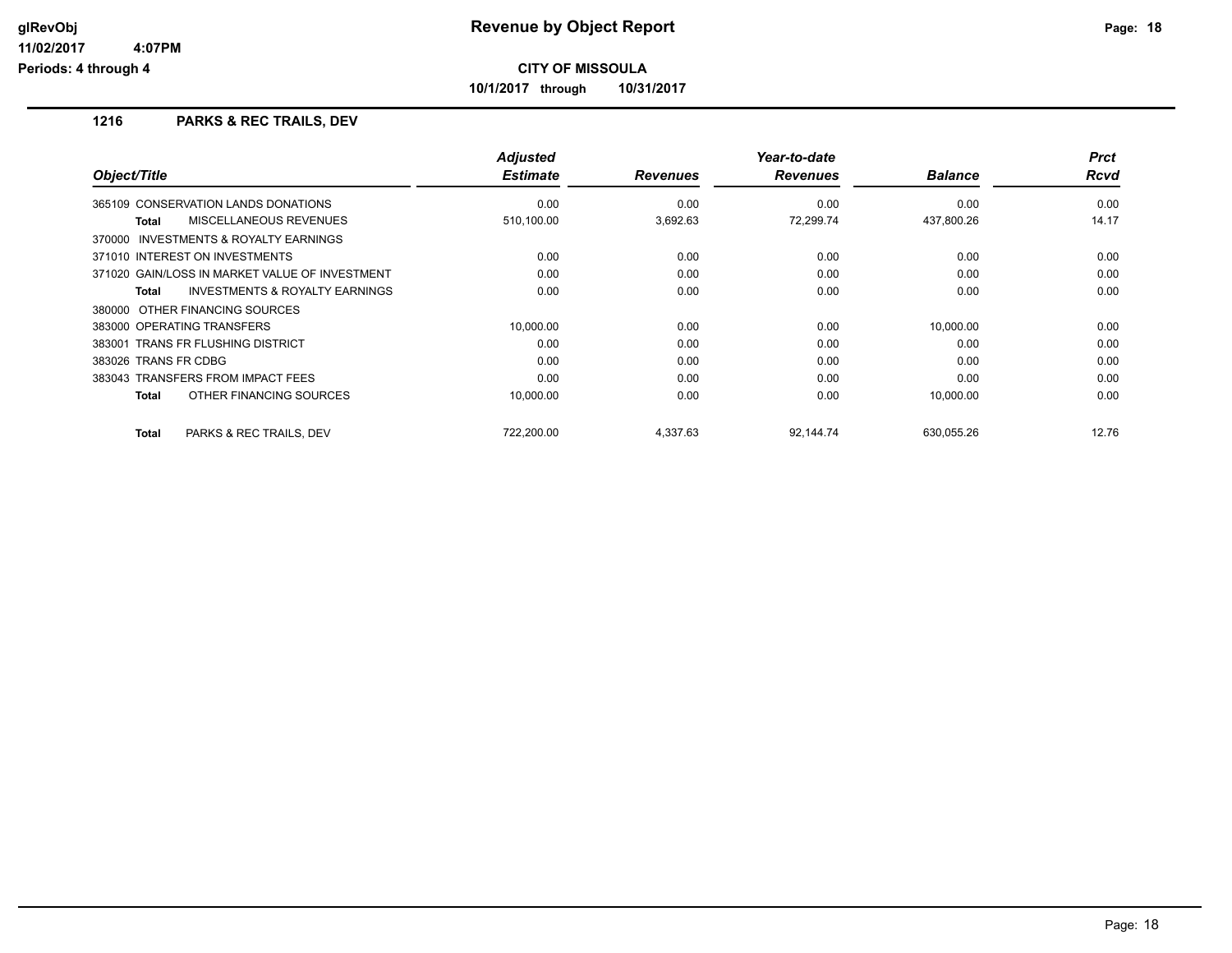# Revenue by Object Report

**CITY OF MISSOULA**

**10/1/2017 through 10/31/2017**

glRevObj
11/02/2017 4:07PM
Periods: 4 through 4

## 1216 PARKS & REC TRAILS, DEV

| Object/Title | Adjusted Estimate | Revenues | Year-to-date Revenues | Balance | Prct Rcvd |
|---|---|---|---|---|---|
| 365109 CONSERVATION LANDS DONATIONS | 0.00 | 0.00 | 0.00 | 0.00 | 0.00 |
| **Total** MISCELLANEOUS REVENUES | 510,100.00 | 3,692.63 | 72,299.74 | 437,800.26 | 14.17 |
| 370000 INVESTMENTS & ROYALTY EARNINGS | | | | | |
| 371010 INTEREST ON INVESTMENTS | 0.00 | 0.00 | 0.00 | 0.00 | 0.00 |
| 371020 GAIN/LOSS IN MARKET VALUE OF INVESTMENT | 0.00 | 0.00 | 0.00 | 0.00 | 0.00 |
| **Total** INVESTMENTS & ROYALTY EARNINGS | 0.00 | 0.00 | 0.00 | 0.00 | 0.00 |
| 380000 OTHER FINANCING SOURCES | | | | | |
| 383000 OPERATING TRANSFERS | 10,000.00 | 0.00 | 0.00 | 10,000.00 | 0.00 |
| 383001 TRANS FR FLUSHING DISTRICT | 0.00 | 0.00 | 0.00 | 0.00 | 0.00 |
| 383026 TRANS FR CDBG | 0.00 | 0.00 | 0.00 | 0.00 | 0.00 |
| 383043 TRANSFERS FROM IMPACT FEES | 0.00 | 0.00 | 0.00 | 0.00 | 0.00 |
| **Total** OTHER FINANCING SOURCES | 10,000.00 | 0.00 | 0.00 | 10,000.00 | 0.00 |
| **Total** PARKS & REC TRAILS, DEV | 722,200.00 | 4,337.63 | 92,144.74 | 630,055.26 | 12.76 |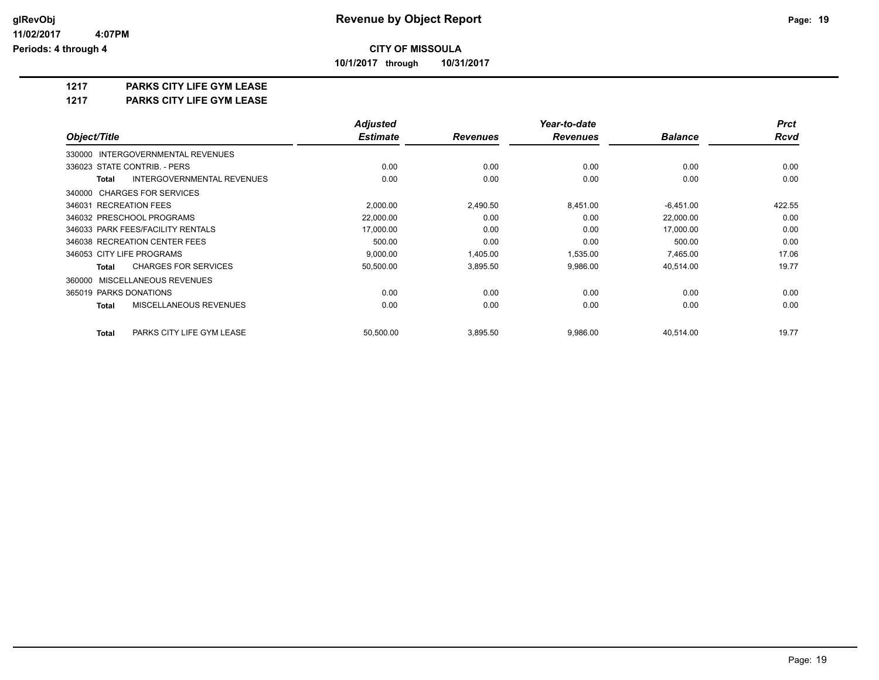# Revenue by Object Report

glRevObj
11/02/2017 4:07PM
Periods: 4 through 4

## CITY OF MISSOULA

10/1/2017 through 10/31/2017

**1217 PARKS CITY LIFE GYM LEASE**

**1217 PARKS CITY LIFE GYM LEASE**

| Object/Title | Adjusted Estimate | Revenues | Year-to-date Revenues | Balance | Prct Rcvd |
|---|---|---|---|---|---|
| 330000 INTERGOVERNMENTAL REVENUES | | | | | |
| 336023 STATE CONTRIB. - PERS | 0.00 | 0.00 | 0.00 | 0.00 | 0.00 |
| **Total** INTERGOVERNMENTAL REVENUES | 0.00 | 0.00 | 0.00 | 0.00 | 0.00 |
| 340000 CHARGES FOR SERVICES | | | | | |
| 346031 RECREATION FEES | 2,000.00 | 2,490.50 | 8,451.00 | -6,451.00 | 422.55 |
| 346032 PRESCHOOL PROGRAMS | 22,000.00 | 0.00 | 0.00 | 22,000.00 | 0.00 |
| 346033 PARK FEES/FACILITY RENTALS | 17,000.00 | 0.00 | 0.00 | 17,000.00 | 0.00 |
| 346038 RECREATION CENTER FEES | 500.00 | 0.00 | 0.00 | 500.00 | 0.00 |
| 346053 CITY LIFE PROGRAMS | 9,000.00 | 1,405.00 | 1,535.00 | 7,465.00 | 17.06 |
| **Total** CHARGES FOR SERVICES | 50,500.00 | 3,895.50 | 9,986.00 | 40,514.00 | 19.77 |
| 360000 MISCELLANEOUS REVENUES | | | | | |
| 365019 PARKS DONATIONS | 0.00 | 0.00 | 0.00 | 0.00 | 0.00 |
| **Total** MISCELLANEOUS REVENUES | 0.00 | 0.00 | 0.00 | 0.00 | 0.00 |
| **Total** PARKS CITY LIFE GYM LEASE | 50,500.00 | 3,895.50 | 9,986.00 | 40,514.00 | 19.77 |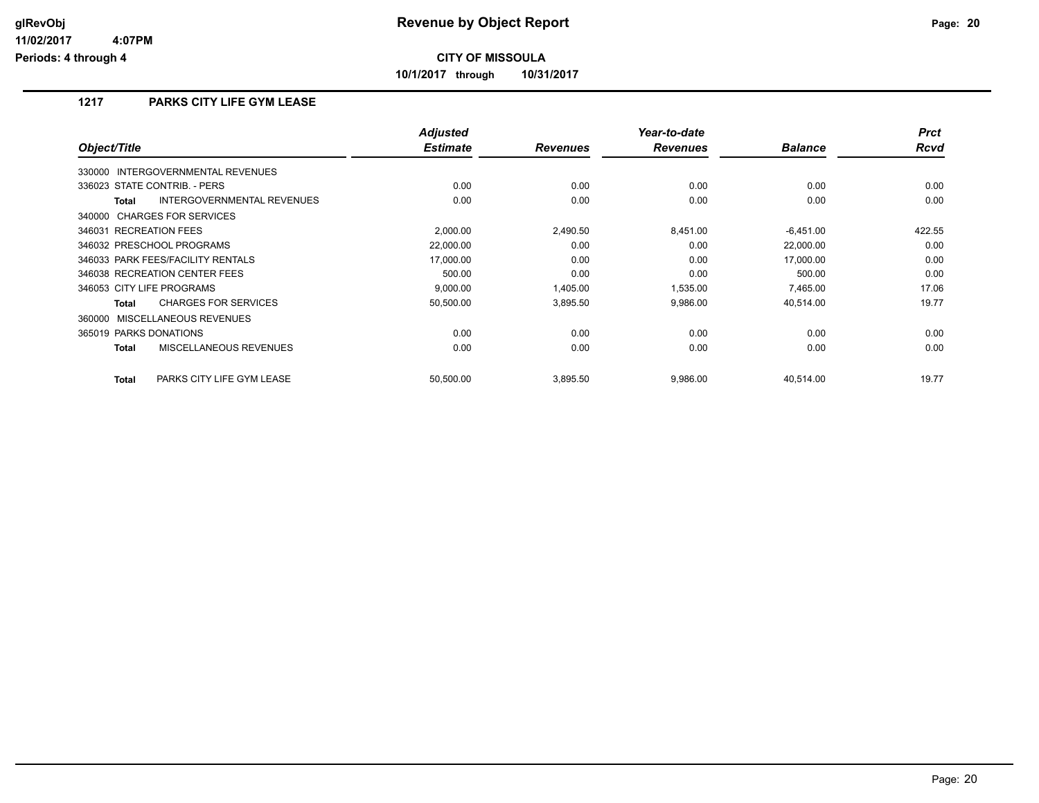# Revenue by Object Report

glRevObj
11/02/2017 4:07PM
Periods: 4 through 4

**CITY OF MISSOULA**

10/1/2017 through 10/31/2017

## 1217 PARKS CITY LIFE GYM LEASE

| Object/Title | Adjusted Estimate | Revenues | Year-to-date Revenues | Balance | Prct Rcvd |
|---|---|---|---|---|---|
| 330000 INTERGOVERNMENTAL REVENUES | | | | | |
| 336023 STATE CONTRIB. - PERS | 0.00 | 0.00 | 0.00 | 0.00 | 0.00 |
| **Total** INTERGOVERNMENTAL REVENUES | 0.00 | 0.00 | 0.00 | 0.00 | 0.00 |
| 340000 CHARGES FOR SERVICES | | | | | |
| 346031 RECREATION FEES | 2,000.00 | 2,490.50 | 8,451.00 | -6,451.00 | 422.55 |
| 346032 PRESCHOOL PROGRAMS | 22,000.00 | 0.00 | 0.00 | 22,000.00 | 0.00 |
| 346033 PARK FEES/FACILITY RENTALS | 17,000.00 | 0.00 | 0.00 | 17,000.00 | 0.00 |
| 346038 RECREATION CENTER FEES | 500.00 | 0.00 | 0.00 | 500.00 | 0.00 |
| 346053 CITY LIFE PROGRAMS | 9,000.00 | 1,405.00 | 1,535.00 | 7,465.00 | 17.06 |
| **Total** CHARGES FOR SERVICES | 50,500.00 | 3,895.50 | 9,986.00 | 40,514.00 | 19.77 |
| 360000 MISCELLANEOUS REVENUES | | | | | |
| 365019 PARKS DONATIONS | 0.00 | 0.00 | 0.00 | 0.00 | 0.00 |
| **Total** MISCELLANEOUS REVENUES | 0.00 | 0.00 | 0.00 | 0.00 | 0.00 |
| **Total** PARKS CITY LIFE GYM LEASE | 50,500.00 | 3,895.50 | 9,986.00 | 40,514.00 | 19.77 |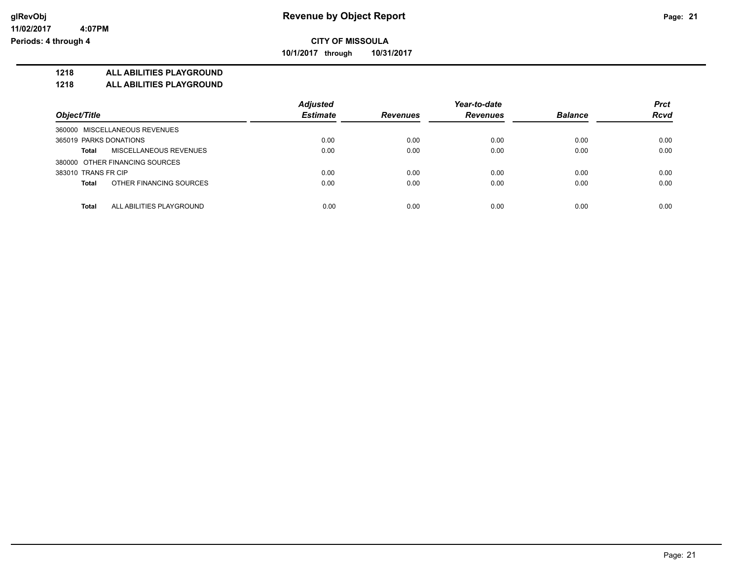# Revenue by Object Report

glRevObj
11/02/2017 4:07PM
Periods: 4 through 4

**CITY OF MISSOULA**

**10/1/2017 through 10/31/2017**

**1218 ALL ABILITIES PLAYGROUND**

**1218 ALL ABILITIES PLAYGROUND**

| Object/Title | Adjusted Estimate | Revenues | Year-to-date Revenues | Balance | Prct Rcvd |
|---|---|---|---|---|---|
| 360000 MISCELLANEOUS REVENUES | | | | | |
| 365019 PARKS DONATIONS | 0.00 | 0.00 | 0.00 | 0.00 | 0.00 |
| **Total** MISCELLANEOUS REVENUES | 0.00 | 0.00 | 0.00 | 0.00 | 0.00 |
| 380000 OTHER FINANCING SOURCES | | | | | |
| 383010 TRANS FR CIP | 0.00 | 0.00 | 0.00 | 0.00 | 0.00 |
| **Total** OTHER FINANCING SOURCES | 0.00 | 0.00 | 0.00 | 0.00 | 0.00 |
| **Total** ALL ABILITIES PLAYGROUND | 0.00 | 0.00 | 0.00 | 0.00 | 0.00 |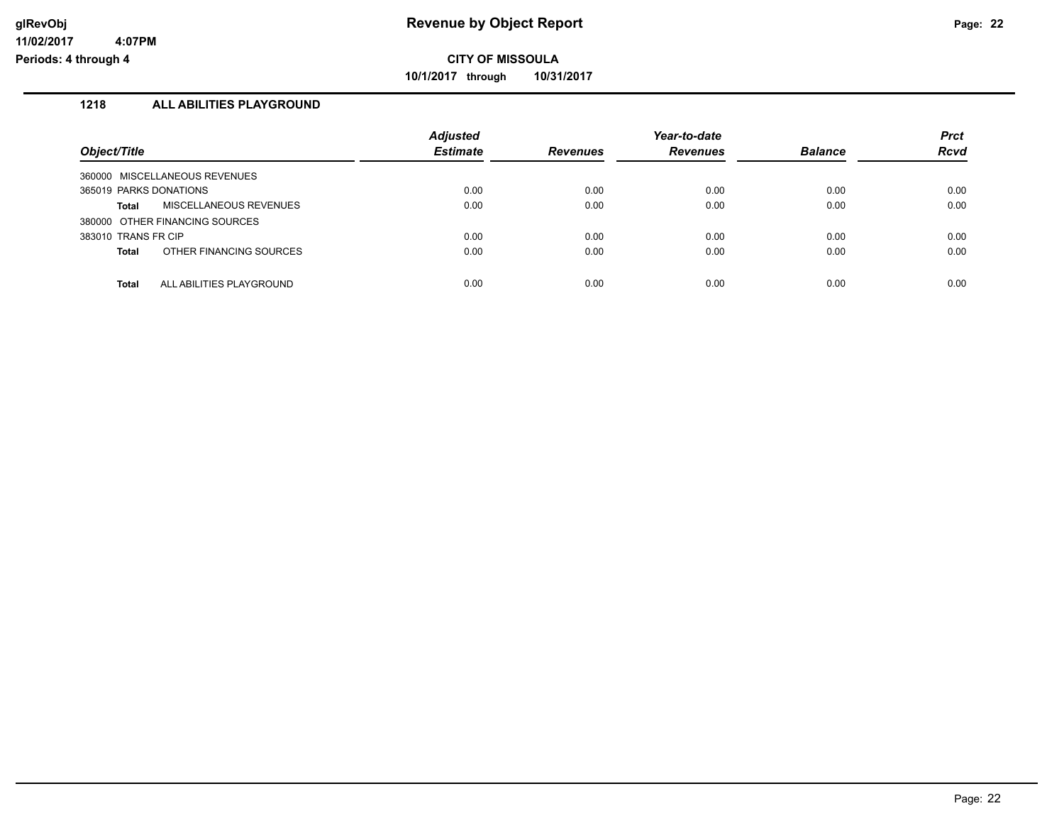**glRevObj**
**11/02/2017 4:07PM**
**Periods: 4 through 4**

# Revenue by Object Report

**CITY OF MISSOULA**

**10/1/2017 through 10/31/2017**

## 1218 ALL ABILITIES PLAYGROUND

| Object/Title | Adjusted Estimate | Revenues | Year-to-date Revenues | Balance | Prct Rcvd |
|---|---|---|---|---|---|
| 360000 MISCELLANEOUS REVENUES | | | | | |
| 365019 PARKS DONATIONS | 0.00 | 0.00 | 0.00 | 0.00 | 0.00 |
| **Total** MISCELLANEOUS REVENUES | 0.00 | 0.00 | 0.00 | 0.00 | 0.00 |
| 380000 OTHER FINANCING SOURCES | | | | | |
| 383010 TRANS FR CIP | 0.00 | 0.00 | 0.00 | 0.00 | 0.00 |
| **Total** OTHER FINANCING SOURCES | 0.00 | 0.00 | 0.00 | 0.00 | 0.00 |
| **Total** ALL ABILITIES PLAYGROUND | 0.00 | 0.00 | 0.00 | 0.00 | 0.00 |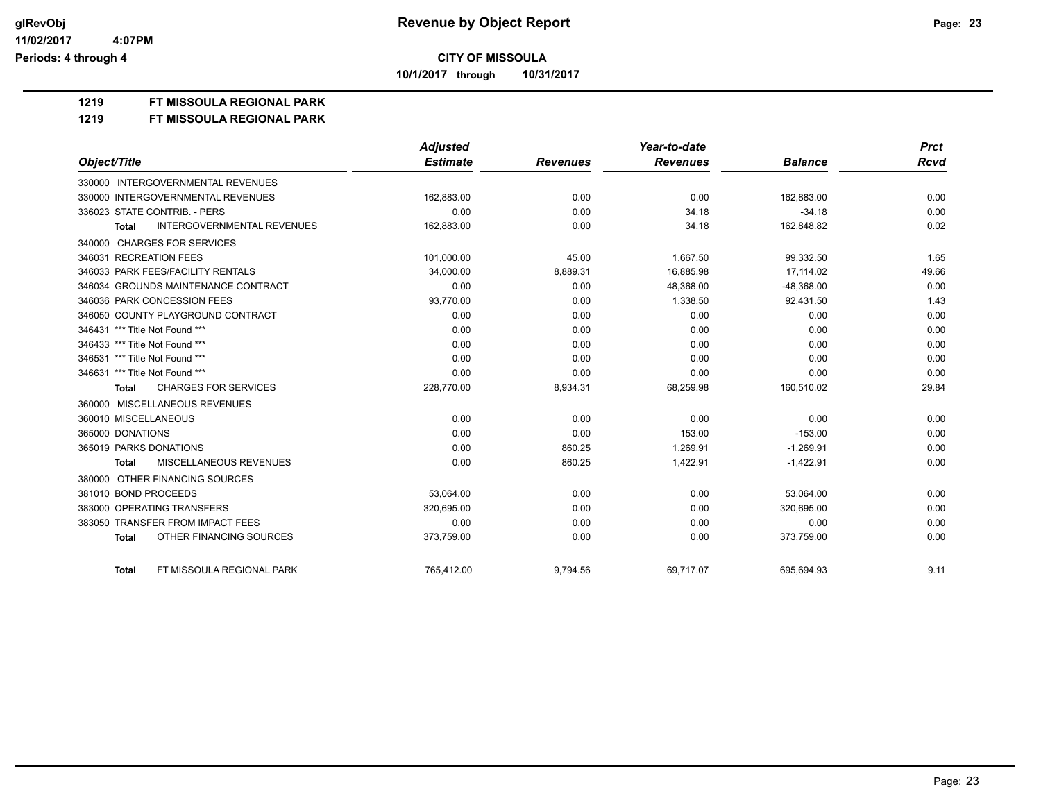glRevObj
11/02/2017 4:07PM
Periods: 4 through 4

# Revenue by Object Report

## CITY OF MISSOULA

10/1/2017 through 10/31/2017

**1219 FT MISSOULA REGIONAL PARK**

**1219 FT MISSOULA REGIONAL PARK**

| Object/Title | Adjusted Estimate | Revenues | Year-to-date Revenues | Balance | Prct Rcvd |
|---|---|---|---|---|---|
| 330000 INTERGOVERNMENTAL REVENUES | | | | | |
| 330000 INTERGOVERNMENTAL REVENUES | 162,883.00 | 0.00 | 0.00 | 162,883.00 | 0.00 |
| 336023 STATE CONTRIB. - PERS | 0.00 | 0.00 | 34.18 | -34.18 | 0.00 |
| **Total** INTERGOVERNMENTAL REVENUES | 162,883.00 | 0.00 | 34.18 | 162,848.82 | 0.02 |
| 340000 CHARGES FOR SERVICES | | | | | |
| 346031 RECREATION FEES | 101,000.00 | 45.00 | 1,667.50 | 99,332.50 | 1.65 |
| 346033 PARK FEES/FACILITY RENTALS | 34,000.00 | 8,889.31 | 16,885.98 | 17,114.02 | 49.66 |
| 346034 GROUNDS MAINTENANCE CONTRACT | 0.00 | 0.00 | 48,368.00 | -48,368.00 | 0.00 |
| 346036 PARK CONCESSION FEES | 93,770.00 | 0.00 | 1,338.50 | 92,431.50 | 1.43 |
| 346050 COUNTY PLAYGROUND CONTRACT | 0.00 | 0.00 | 0.00 | 0.00 | 0.00 |
| 346431 *** Title Not Found *** | 0.00 | 0.00 | 0.00 | 0.00 | 0.00 |
| 346433 *** Title Not Found *** | 0.00 | 0.00 | 0.00 | 0.00 | 0.00 |
| 346531 *** Title Not Found *** | 0.00 | 0.00 | 0.00 | 0.00 | 0.00 |
| 346631 *** Title Not Found *** | 0.00 | 0.00 | 0.00 | 0.00 | 0.00 |
| **Total** CHARGES FOR SERVICES | 228,770.00 | 8,934.31 | 68,259.98 | 160,510.02 | 29.84 |
| 360000 MISCELLANEOUS REVENUES | | | | | |
| 360010 MISCELLANEOUS | 0.00 | 0.00 | 0.00 | 0.00 | 0.00 |
| 365000 DONATIONS | 0.00 | 0.00 | 153.00 | -153.00 | 0.00 |
| 365019 PARKS DONATIONS | 0.00 | 860.25 | 1,269.91 | -1,269.91 | 0.00 |
| **Total** MISCELLANEOUS REVENUES | 0.00 | 860.25 | 1,422.91 | -1,422.91 | 0.00 |
| 380000 OTHER FINANCING SOURCES | | | | | |
| 381010 BOND PROCEEDS | 53,064.00 | 0.00 | 0.00 | 53,064.00 | 0.00 |
| 383000 OPERATING TRANSFERS | 320,695.00 | 0.00 | 0.00 | 320,695.00 | 0.00 |
| 383050 TRANSFER FROM IMPACT FEES | 0.00 | 0.00 | 0.00 | 0.00 | 0.00 |
| **Total** OTHER FINANCING SOURCES | 373,759.00 | 0.00 | 0.00 | 373,759.00 | 0.00 |
| **Total** FT MISSOULA REGIONAL PARK | 765,412.00 | 9,794.56 | 69,717.07 | 695,694.93 | 9.11 |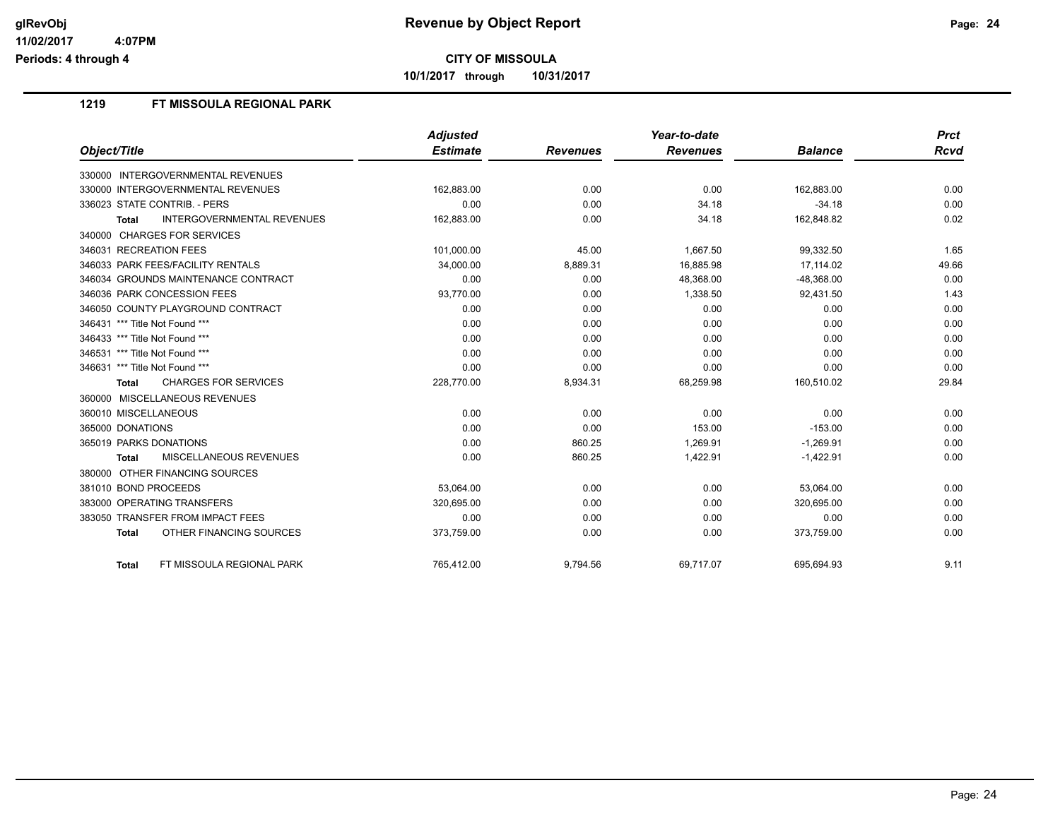# Revenue by Object Report

glRevObj
11/02/2017 4:07PM
Periods: 4 through 4

## CITY OF MISSOULA

10/1/2017 through 10/31/2017

### 1219 FT MISSOULA REGIONAL PARK

| Object/Title | Adjusted Estimate | Revenues | Year-to-date Revenues | Balance | Prct Rcvd |
|---|---|---|---|---|---|
| 330000 INTERGOVERNMENTAL REVENUES | | | | | |
| 330000 INTERGOVERNMENTAL REVENUES | 162,883.00 | 0.00 | 0.00 | 162,883.00 | 0.00 |
| 336023 STATE CONTRIB. - PERS | 0.00 | 0.00 | 34.18 | -34.18 | 0.00 |
| **Total** INTERGOVERNMENTAL REVENUES | 162,883.00 | 0.00 | 34.18 | 162,848.82 | 0.02 |
| 340000 CHARGES FOR SERVICES | | | | | |
| 346031 RECREATION FEES | 101,000.00 | 45.00 | 1,667.50 | 99,332.50 | 1.65 |
| 346033 PARK FEES/FACILITY RENTALS | 34,000.00 | 8,889.31 | 16,885.98 | 17,114.02 | 49.66 |
| 346034 GROUNDS MAINTENANCE CONTRACT | 0.00 | 0.00 | 48,368.00 | -48,368.00 | 0.00 |
| 346036 PARK CONCESSION FEES | 93,770.00 | 0.00 | 1,338.50 | 92,431.50 | 1.43 |
| 346050 COUNTY PLAYGROUND CONTRACT | 0.00 | 0.00 | 0.00 | 0.00 | 0.00 |
| 346431 *** Title Not Found *** | 0.00 | 0.00 | 0.00 | 0.00 | 0.00 |
| 346433 *** Title Not Found *** | 0.00 | 0.00 | 0.00 | 0.00 | 0.00 |
| 346531 *** Title Not Found *** | 0.00 | 0.00 | 0.00 | 0.00 | 0.00 |
| 346631 *** Title Not Found *** | 0.00 | 0.00 | 0.00 | 0.00 | 0.00 |
| **Total** CHARGES FOR SERVICES | 228,770.00 | 8,934.31 | 68,259.98 | 160,510.02 | 29.84 |
| 360000 MISCELLANEOUS REVENUES | | | | | |
| 360010 MISCELLANEOUS | 0.00 | 0.00 | 0.00 | 0.00 | 0.00 |
| 365000 DONATIONS | 0.00 | 0.00 | 153.00 | -153.00 | 0.00 |
| 365019 PARKS DONATIONS | 0.00 | 860.25 | 1,269.91 | -1,269.91 | 0.00 |
| **Total** MISCELLANEOUS REVENUES | 0.00 | 860.25 | 1,422.91 | -1,422.91 | 0.00 |
| 380000 OTHER FINANCING SOURCES | | | | | |
| 381010 BOND PROCEEDS | 53,064.00 | 0.00 | 0.00 | 53,064.00 | 0.00 |
| 383000 OPERATING TRANSFERS | 320,695.00 | 0.00 | 0.00 | 320,695.00 | 0.00 |
| 383050 TRANSFER FROM IMPACT FEES | 0.00 | 0.00 | 0.00 | 0.00 | 0.00 |
| **Total** OTHER FINANCING SOURCES | 373,759.00 | 0.00 | 0.00 | 373,759.00 | 0.00 |
| **Total** FT MISSOULA REGIONAL PARK | 765,412.00 | 9,794.56 | 69,717.07 | 695,694.93 | 9.11 |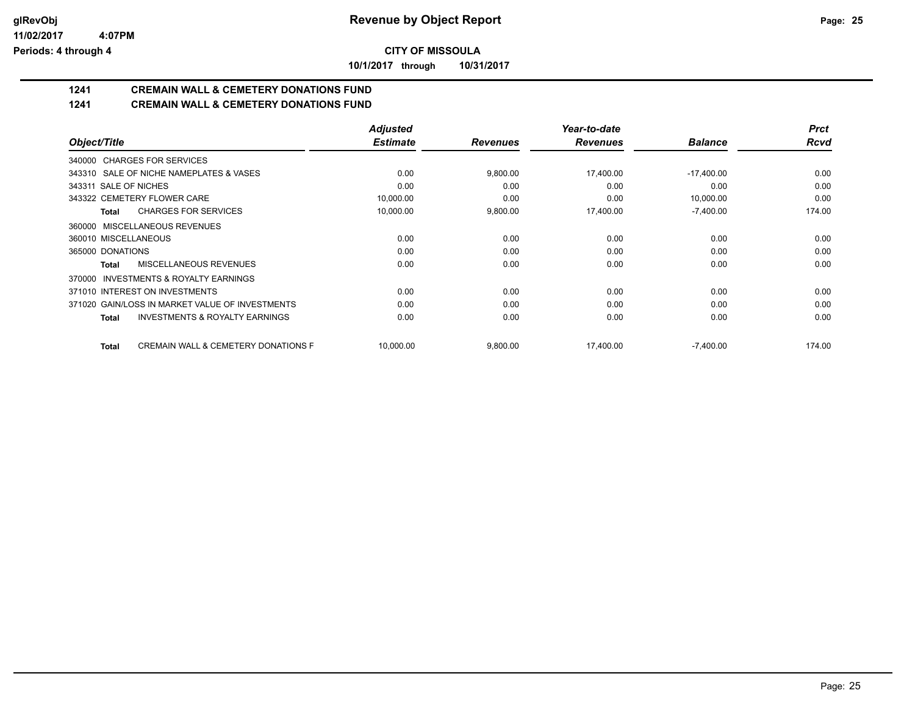**CITY OF MISSOULA**

**10/1/2017 through 10/31/2017**

## 1241 CREMAIN WALL & CEMETERY DONATIONS FUND

## 1241 CREMAIN WALL & CEMETERY DONATIONS FUND

| Object/Title | Adjusted Estimate | Revenues | Year-to-date Revenues | Balance | Prct Rcvd |
|---|---|---|---|---|---|
| 340000 CHARGES FOR SERVICES | | | | | |
| 343310 SALE OF NICHE NAMEPLATES & VASES | 0.00 | 9,800.00 | 17,400.00 | -17,400.00 | 0.00 |
| 343311 SALE OF NICHES | 0.00 | 0.00 | 0.00 | 0.00 | 0.00 |
| 343322 CEMETERY FLOWER CARE | 10,000.00 | 0.00 | 0.00 | 10,000.00 | 0.00 |
| **Total** CHARGES FOR SERVICES | 10,000.00 | 9,800.00 | 17,400.00 | -7,400.00 | 174.00 |
| 360000 MISCELLANEOUS REVENUES | | | | | |
| 360010 MISCELLANEOUS | 0.00 | 0.00 | 0.00 | 0.00 | 0.00 |
| 365000 DONATIONS | 0.00 | 0.00 | 0.00 | 0.00 | 0.00 |
| **Total** MISCELLANEOUS REVENUES | 0.00 | 0.00 | 0.00 | 0.00 | 0.00 |
| 370000 INVESTMENTS & ROYALTY EARNINGS | | | | | |
| 371010 INTEREST ON INVESTMENTS | 0.00 | 0.00 | 0.00 | 0.00 | 0.00 |
| 371020 GAIN/LOSS IN MARKET VALUE OF INVESTMENTS | 0.00 | 0.00 | 0.00 | 0.00 | 0.00 |
| **Total** INVESTMENTS & ROYALTY EARNINGS | 0.00 | 0.00 | 0.00 | 0.00 | 0.00 |
| **Total** CREMAIN WALL & CEMETERY DONATIONS F | 10,000.00 | 9,800.00 | 17,400.00 | -7,400.00 | 174.00 |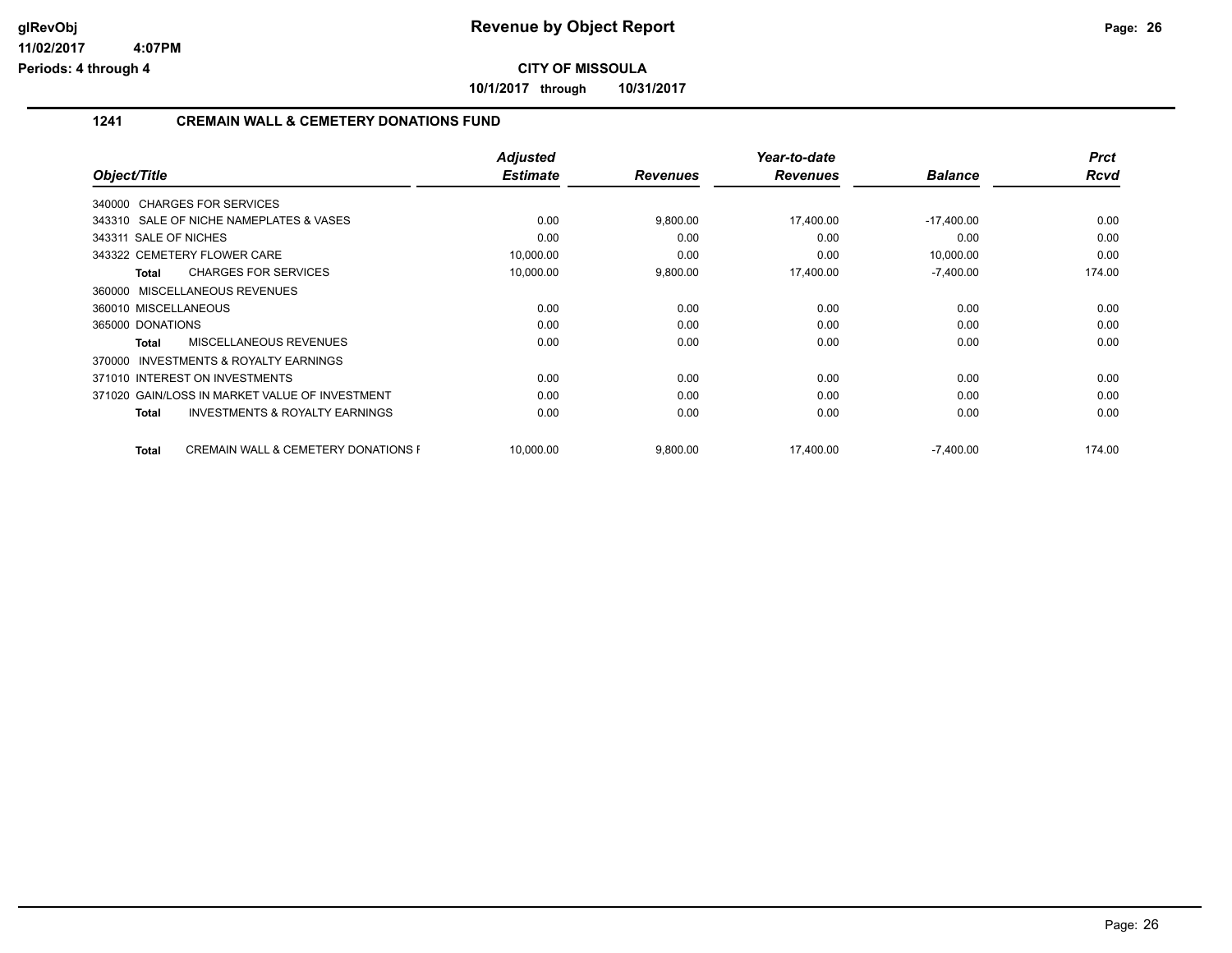glRevObj
11/02/2017 4:07PM
Periods: 4 through 4

# Revenue by Object Report

**CITY OF MISSOULA**

**10/1/2017 through 10/31/2017**

## 1241 CREMAIN WALL & CEMETERY DONATIONS FUND

| Object/Title | Adjusted Estimate | Revenues | Year-to-date Revenues | Balance | Prct Rcvd |
|---|---|---|---|---|---|
| 340000 CHARGES FOR SERVICES | | | | | |
| 343310 SALE OF NICHE NAMEPLATES & VASES | 0.00 | 9,800.00 | 17,400.00 | -17,400.00 | 0.00 |
| 343311 SALE OF NICHES | 0.00 | 0.00 | 0.00 | 0.00 | 0.00 |
| 343322 CEMETERY FLOWER CARE | 10,000.00 | 0.00 | 0.00 | 10,000.00 | 0.00 |
| **Total** CHARGES FOR SERVICES | 10,000.00 | 9,800.00 | 17,400.00 | -7,400.00 | 174.00 |
| 360000 MISCELLANEOUS REVENUES | | | | | |
| 360010 MISCELLANEOUS | 0.00 | 0.00 | 0.00 | 0.00 | 0.00 |
| 365000 DONATIONS | 0.00 | 0.00 | 0.00 | 0.00 | 0.00 |
| **Total** MISCELLANEOUS REVENUES | 0.00 | 0.00 | 0.00 | 0.00 | 0.00 |
| 370000 INVESTMENTS & ROYALTY EARNINGS | | | | | |
| 371010 INTEREST ON INVESTMENTS | 0.00 | 0.00 | 0.00 | 0.00 | 0.00 |
| 371020 GAIN/LOSS IN MARKET VALUE OF INVESTMENT | 0.00 | 0.00 | 0.00 | 0.00 | 0.00 |
| **Total** INVESTMENTS & ROYALTY EARNINGS | 0.00 | 0.00 | 0.00 | 0.00 | 0.00 |
| **Total** CREMAIN WALL & CEMETERY DONATIONS F | 10,000.00 | 9,800.00 | 17,400.00 | -7,400.00 | 174.00 |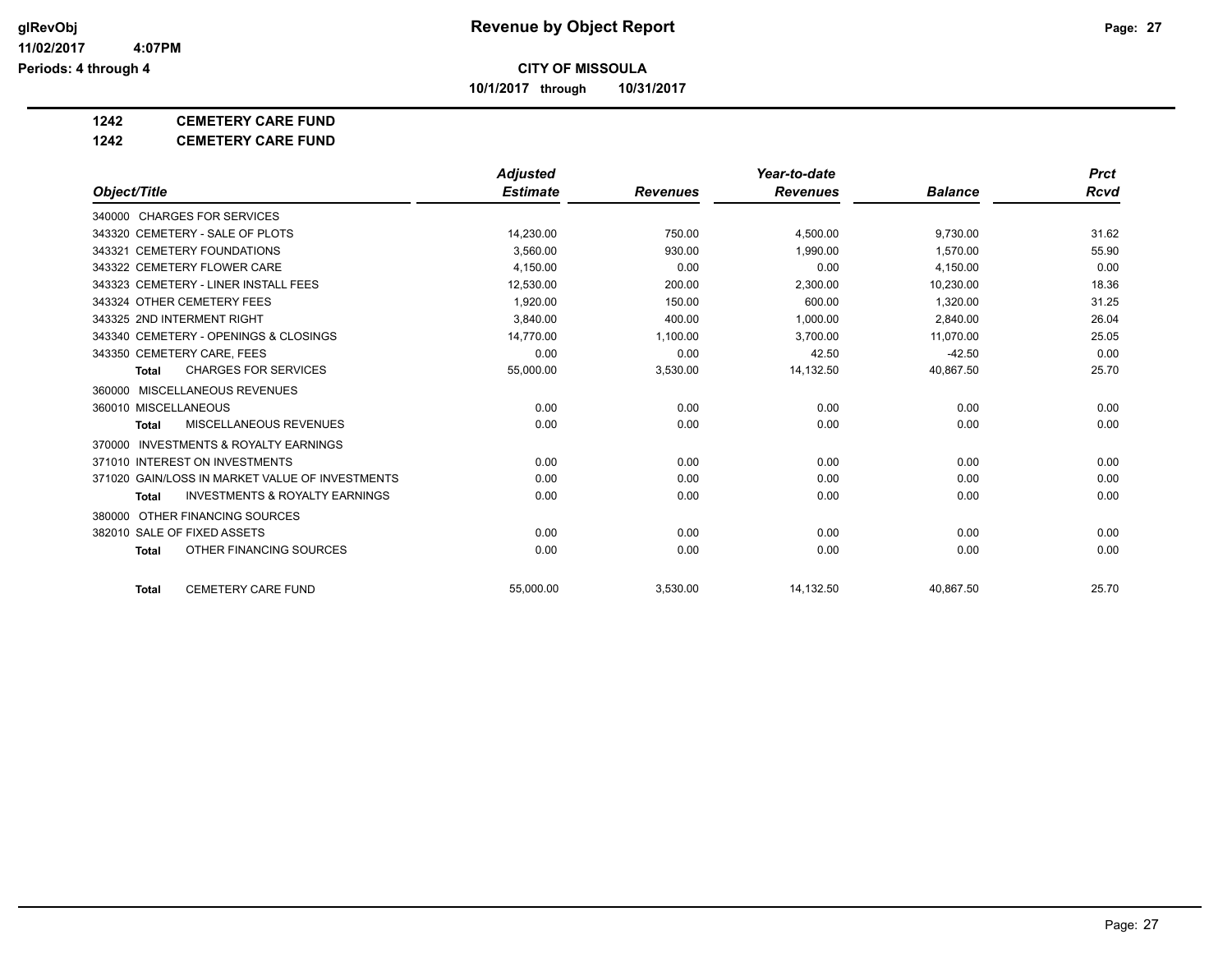# Revenue by Object Report

**CITY OF MISSOULA**

**10/1/2017 through 10/31/2017**

glRevObj
11/02/2017 4:07PM
Periods: 4 through 4

**1242 CEMETERY CARE FUND**

**1242 CEMETERY CARE FUND**

| Object/Title | Adjusted Estimate | Revenues | Year-to-date Revenues | Balance | Prct Rcvd |
|---|---|---|---|---|---|
| 340000 CHARGES FOR SERVICES | | | | | |
| 343320 CEMETERY - SALE OF PLOTS | 14,230.00 | 750.00 | 4,500.00 | 9,730.00 | 31.62 |
| 343321 CEMETERY FOUNDATIONS | 3,560.00 | 930.00 | 1,990.00 | 1,570.00 | 55.90 |
| 343322 CEMETERY FLOWER CARE | 4,150.00 | 0.00 | 0.00 | 4,150.00 | 0.00 |
| 343323 CEMETERY - LINER INSTALL FEES | 12,530.00 | 200.00 | 2,300.00 | 10,230.00 | 18.36 |
| 343324 OTHER CEMETERY FEES | 1,920.00 | 150.00 | 600.00 | 1,320.00 | 31.25 |
| 343325 2ND INTERMENT RIGHT | 3,840.00 | 400.00 | 1,000.00 | 2,840.00 | 26.04 |
| 343340 CEMETERY - OPENINGS & CLOSINGS | 14,770.00 | 1,100.00 | 3,700.00 | 11,070.00 | 25.05 |
| 343350 CEMETERY CARE, FEES | 0.00 | 0.00 | 42.50 | -42.50 | 0.00 |
| **Total** CHARGES FOR SERVICES | 55,000.00 | 3,530.00 | 14,132.50 | 40,867.50 | 25.70 |
| 360000 MISCELLANEOUS REVENUES | | | | | |
| 360010 MISCELLANEOUS | 0.00 | 0.00 | 0.00 | 0.00 | 0.00 |
| **Total** MISCELLANEOUS REVENUES | 0.00 | 0.00 | 0.00 | 0.00 | 0.00 |
| 370000 INVESTMENTS & ROYALTY EARNINGS | | | | | |
| 371010 INTEREST ON INVESTMENTS | 0.00 | 0.00 | 0.00 | 0.00 | 0.00 |
| 371020 GAIN/LOSS IN MARKET VALUE OF INVESTMENTS | 0.00 | 0.00 | 0.00 | 0.00 | 0.00 |
| **Total** INVESTMENTS & ROYALTY EARNINGS | 0.00 | 0.00 | 0.00 | 0.00 | 0.00 |
| 380000 OTHER FINANCING SOURCES | | | | | |
| 382010 SALE OF FIXED ASSETS | 0.00 | 0.00 | 0.00 | 0.00 | 0.00 |
| **Total** OTHER FINANCING SOURCES | 0.00 | 0.00 | 0.00 | 0.00 | 0.00 |
| **Total** CEMETERY CARE FUND | 55,000.00 | 3,530.00 | 14,132.50 | 40,867.50 | 25.70 |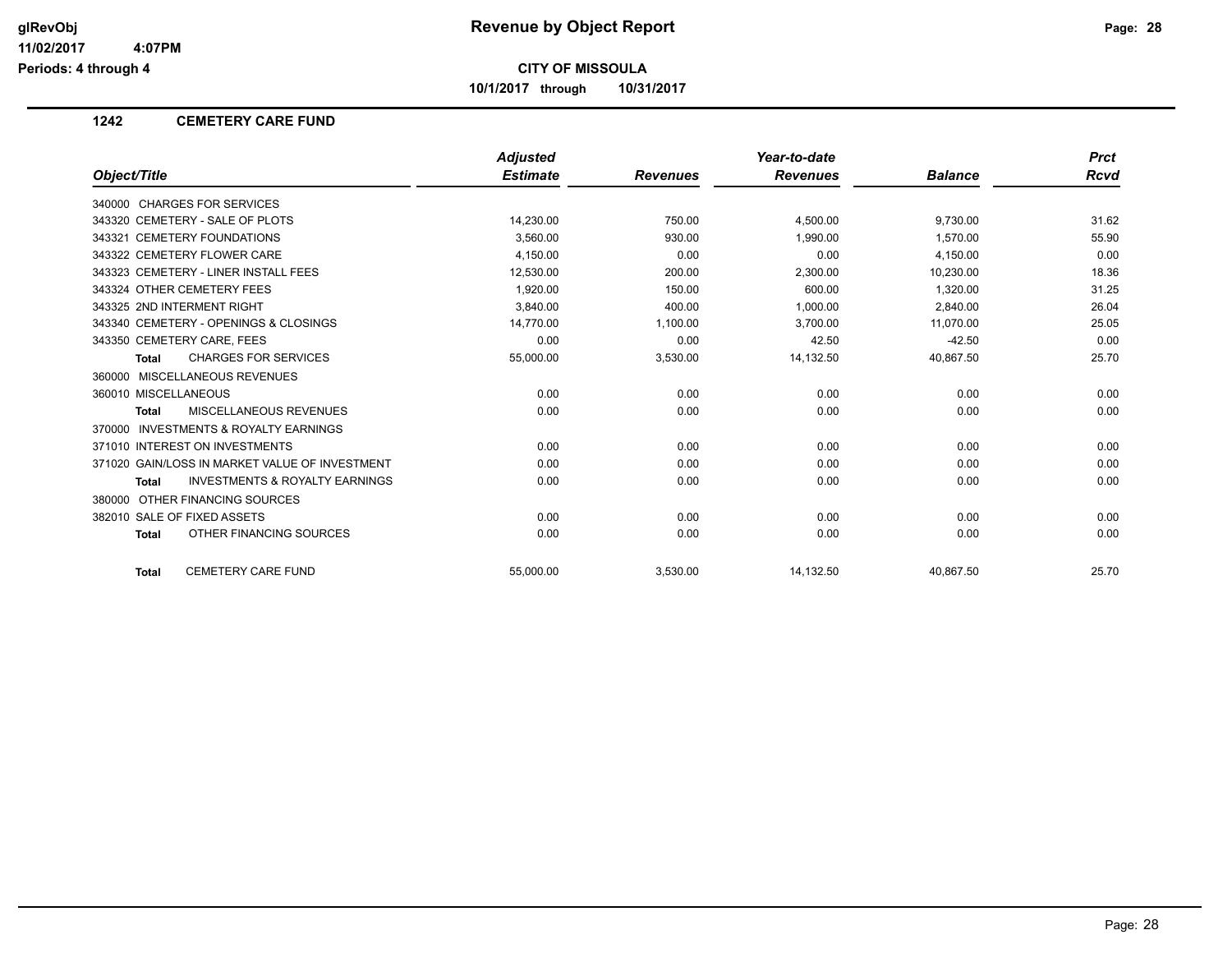**CITY OF MISSOULA**

**10/1/2017 through 10/31/2017**

## 1242 CEMETERY CARE FUND

| Object/Title | Adjusted Estimate | Revenues | Year-to-date Revenues | Balance | Prct Rcvd |
|---|---|---|---|---|---|
| 340000 CHARGES FOR SERVICES | | | | | |
| 343320 CEMETERY - SALE OF PLOTS | 14,230.00 | 750.00 | 4,500.00 | 9,730.00 | 31.62 |
| 343321 CEMETERY FOUNDATIONS | 3,560.00 | 930.00 | 1,990.00 | 1,570.00 | 55.90 |
| 343322 CEMETERY FLOWER CARE | 4,150.00 | 0.00 | 0.00 | 4,150.00 | 0.00 |
| 343323 CEMETERY - LINER INSTALL FEES | 12,530.00 | 200.00 | 2,300.00 | 10,230.00 | 18.36 |
| 343324 OTHER CEMETERY FEES | 1,920.00 | 150.00 | 600.00 | 1,320.00 | 31.25 |
| 343325 2ND INTERMENT RIGHT | 3,840.00 | 400.00 | 1,000.00 | 2,840.00 | 26.04 |
| 343340 CEMETERY - OPENINGS & CLOSINGS | 14,770.00 | 1,100.00 | 3,700.00 | 11,070.00 | 25.05 |
| 343350 CEMETERY CARE, FEES | 0.00 | 0.00 | 42.50 | -42.50 | 0.00 |
| **Total** CHARGES FOR SERVICES | 55,000.00 | 3,530.00 | 14,132.50 | 40,867.50 | 25.70 |
| 360000 MISCELLANEOUS REVENUES | | | | | |
| 360010 MISCELLANEOUS | 0.00 | 0.00 | 0.00 | 0.00 | 0.00 |
| **Total** MISCELLANEOUS REVENUES | 0.00 | 0.00 | 0.00 | 0.00 | 0.00 |
| 370000 INVESTMENTS & ROYALTY EARNINGS | | | | | |
| 371010 INTEREST ON INVESTMENTS | 0.00 | 0.00 | 0.00 | 0.00 | 0.00 |
| 371020 GAIN/LOSS IN MARKET VALUE OF INVESTMENT | 0.00 | 0.00 | 0.00 | 0.00 | 0.00 |
| **Total** INVESTMENTS & ROYALTY EARNINGS | 0.00 | 0.00 | 0.00 | 0.00 | 0.00 |
| 380000 OTHER FINANCING SOURCES | | | | | |
| 382010 SALE OF FIXED ASSETS | 0.00 | 0.00 | 0.00 | 0.00 | 0.00 |
| **Total** OTHER FINANCING SOURCES | 0.00 | 0.00 | 0.00 | 0.00 | 0.00 |
| **Total** CEMETERY CARE FUND | 55,000.00 | 3,530.00 | 14,132.50 | 40,867.50 | 25.70 |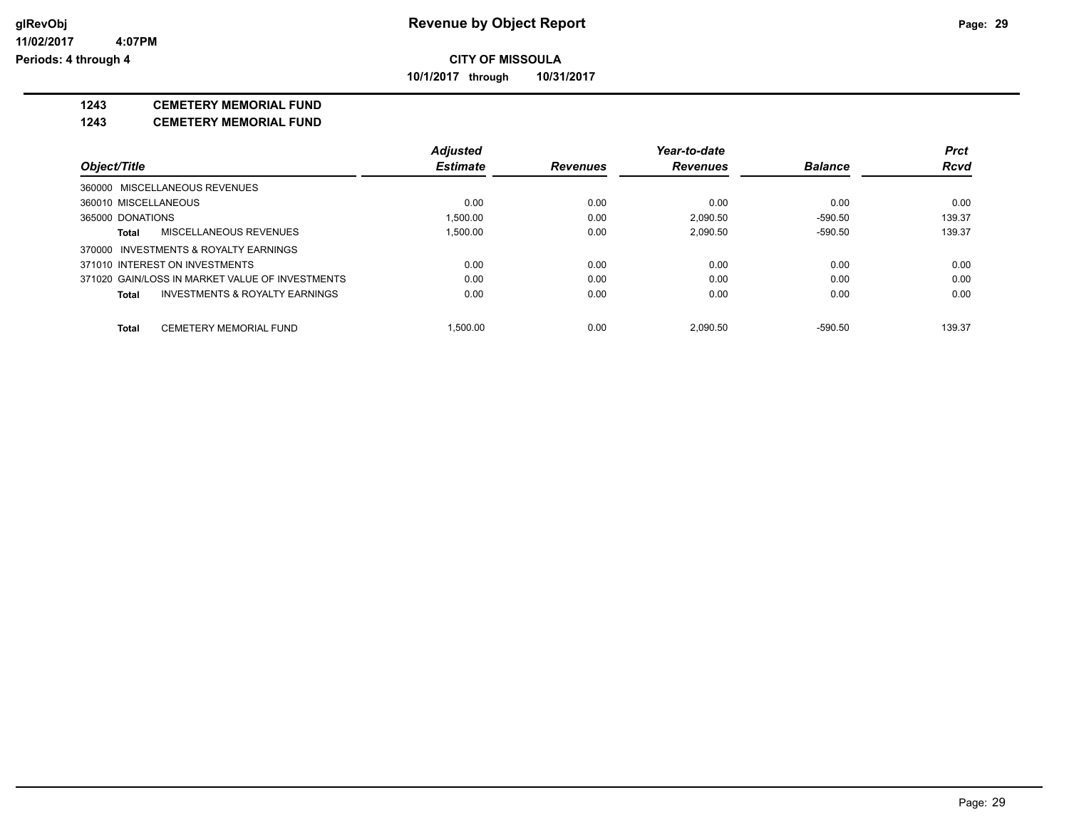# Revenue by Object Report

glRevObj
11/02/2017 4:07PM
Periods: 4 through 4

## CITY OF MISSOULA

10/1/2017 through 10/31/2017

**1243 CEMETERY MEMORIAL FUND**

**1243 CEMETERY MEMORIAL FUND**

| Object/Title | Adjusted Estimate | Revenues | Year-to-date Revenues | Balance | Prct Rcvd |
|---|---|---|---|---|---|
| 360000 MISCELLANEOUS REVENUES | | | | | |
| 360010 MISCELLANEOUS | 0.00 | 0.00 | 0.00 | 0.00 | 0.00 |
| 365000 DONATIONS | 1,500.00 | 0.00 | 2,090.50 | -590.50 | 139.37 |
| **Total** MISCELLANEOUS REVENUES | 1,500.00 | 0.00 | 2,090.50 | -590.50 | 139.37 |
| 370000 INVESTMENTS & ROYALTY EARNINGS | | | | | |
| 371010 INTEREST ON INVESTMENTS | 0.00 | 0.00 | 0.00 | 0.00 | 0.00 |
| 371020 GAIN/LOSS IN MARKET VALUE OF INVESTMENTS | 0.00 | 0.00 | 0.00 | 0.00 | 0.00 |
| **Total** INVESTMENTS & ROYALTY EARNINGS | 0.00 | 0.00 | 0.00 | 0.00 | 0.00 |
| **Total** CEMETERY MEMORIAL FUND | 1,500.00 | 0.00 | 2,090.50 | -590.50 | 139.37 |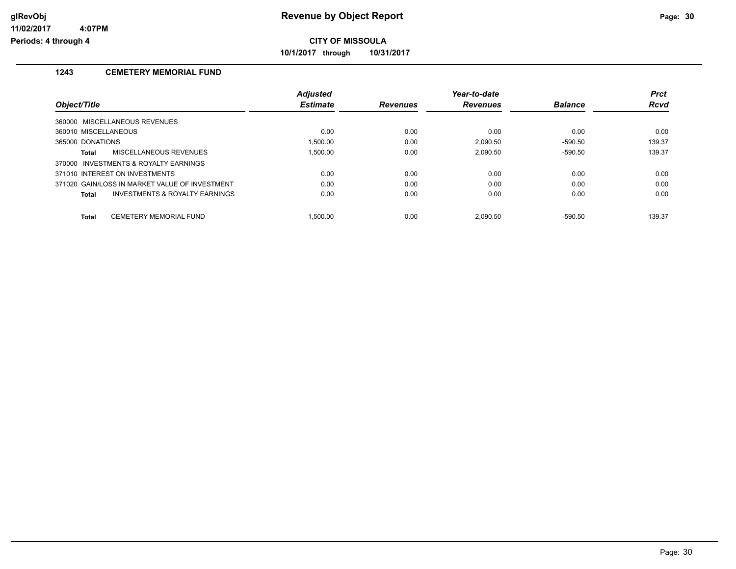# CITY OF MISSOULA

**10/1/2017 through 10/31/2017**

## 1243 CEMETERY MEMORIAL FUND

| Object/Title | Adjusted Estimate | Revenues | Year-to-date Revenues | Balance | Prct Rcvd |
|---|---|---|---|---|---|
| 360000 MISCELLANEOUS REVENUES | | | | | |
| 360010 MISCELLANEOUS | 0.00 | 0.00 | 0.00 | 0.00 | 0.00 |
| 365000 DONATIONS | 1,500.00 | 0.00 | 2,090.50 | -590.50 | 139.37 |
| **Total** MISCELLANEOUS REVENUES | 1,500.00 | 0.00 | 2,090.50 | -590.50 | 139.37 |
| 370000 INVESTMENTS & ROYALTY EARNINGS | | | | | |
| 371010 INTEREST ON INVESTMENTS | 0.00 | 0.00 | 0.00 | 0.00 | 0.00 |
| 371020 GAIN/LOSS IN MARKET VALUE OF INVESTMENT | 0.00 | 0.00 | 0.00 | 0.00 | 0.00 |
| **Total** INVESTMENTS & ROYALTY EARNINGS | 0.00 | 0.00 | 0.00 | 0.00 | 0.00 |
| **Total** CEMETERY MEMORIAL FUND | 1,500.00 | 0.00 | 2,090.50 | -590.50 | 139.37 |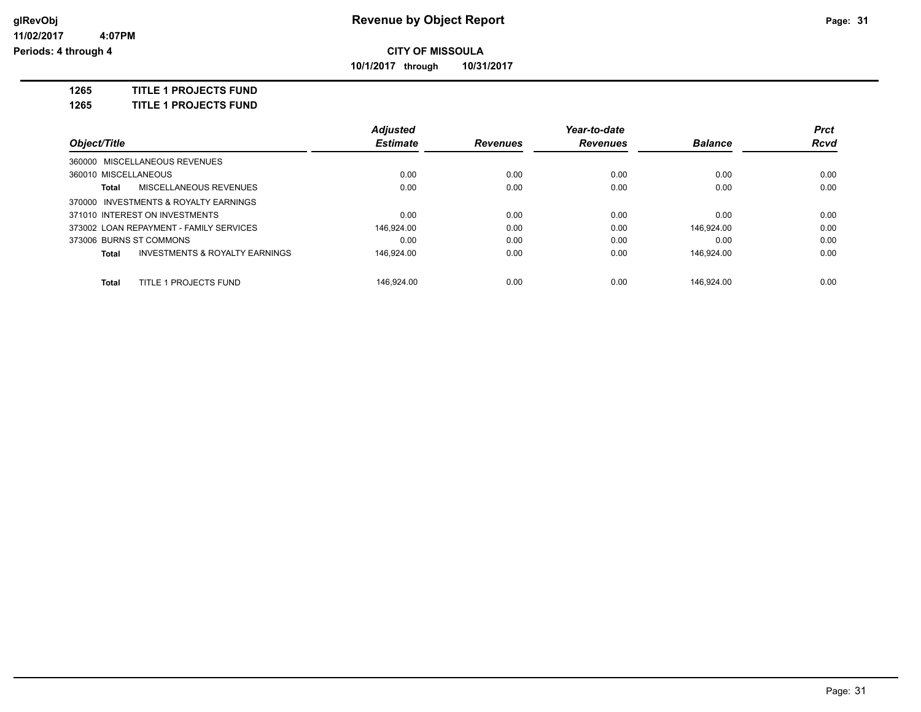**glRevObj**
**11/02/2017 4:07PM**
**Periods: 4 through 4**

# Revenue by Object Report

**CITY OF MISSOULA**

**10/1/2017 through 10/31/2017**

## 1265 TITLE 1 PROJECTS FUND
## 1265 TITLE 1 PROJECTS FUND

| Object/Title | Adjusted Estimate | Revenues | Year-to-date Revenues | Balance | Prct Rcvd |
|---|---|---|---|---|---|
| 360000 MISCELLANEOUS REVENUES | | | | | |
| 360010 MISCELLANEOUS | 0.00 | 0.00 | 0.00 | 0.00 | 0.00 |
| **Total** MISCELLANEOUS REVENUES | 0.00 | 0.00 | 0.00 | 0.00 | 0.00 |
| 370000 INVESTMENTS & ROYALTY EARNINGS | | | | | |
| 371010 INTEREST ON INVESTMENTS | 0.00 | 0.00 | 0.00 | 0.00 | 0.00 |
| 373002 LOAN REPAYMENT - FAMILY SERVICES | 146,924.00 | 0.00 | 0.00 | 146,924.00 | 0.00 |
| 373006 BURNS ST COMMONS | 0.00 | 0.00 | 0.00 | 0.00 | 0.00 |
| **Total** INVESTMENTS & ROYALTY EARNINGS | 146,924.00 | 0.00 | 0.00 | 146,924.00 | 0.00 |
| **Total** TITLE 1 PROJECTS FUND | 146,924.00 | 0.00 | 0.00 | 146,924.00 | 0.00 |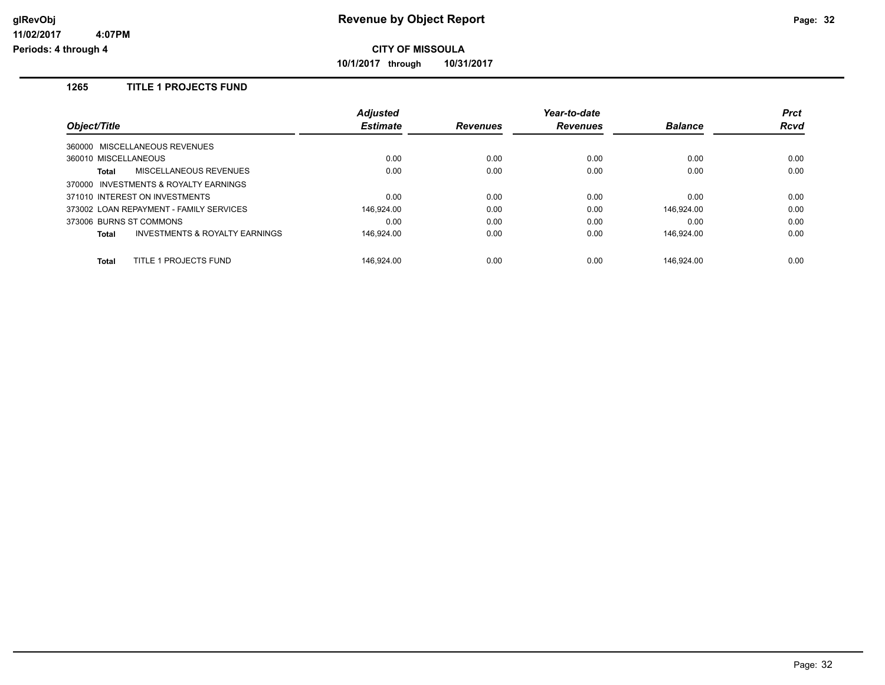# Revenue by Object Report

glRevObj
11/02/2017 4:07PM
Periods: 4 through 4

**CITY OF MISSOULA**

**10/1/2017 through 10/31/2017**

## 1265 TITLE 1 PROJECTS FUND

| Object/Title | Adjusted Estimate | Revenues | Year-to-date Revenues | Balance | Prct Rcvd |
|---|---|---|---|---|---|
| 360000 MISCELLANEOUS REVENUES | | | | | |
| 360010 MISCELLANEOUS | 0.00 | 0.00 | 0.00 | 0.00 | 0.00 |
| **Total** MISCELLANEOUS REVENUES | 0.00 | 0.00 | 0.00 | 0.00 | 0.00 |
| 370000 INVESTMENTS & ROYALTY EARNINGS | | | | | |
| 371010 INTEREST ON INVESTMENTS | 0.00 | 0.00 | 0.00 | 0.00 | 0.00 |
| 373002 LOAN REPAYMENT - FAMILY SERVICES | 146,924.00 | 0.00 | 0.00 | 146,924.00 | 0.00 |
| 373006 BURNS ST COMMONS | 0.00 | 0.00 | 0.00 | 0.00 | 0.00 |
| **Total** INVESTMENTS & ROYALTY EARNINGS | 146,924.00 | 0.00 | 0.00 | 146,924.00 | 0.00 |
| **Total** TITLE 1 PROJECTS FUND | 146,924.00 | 0.00 | 0.00 | 146,924.00 | 0.00 |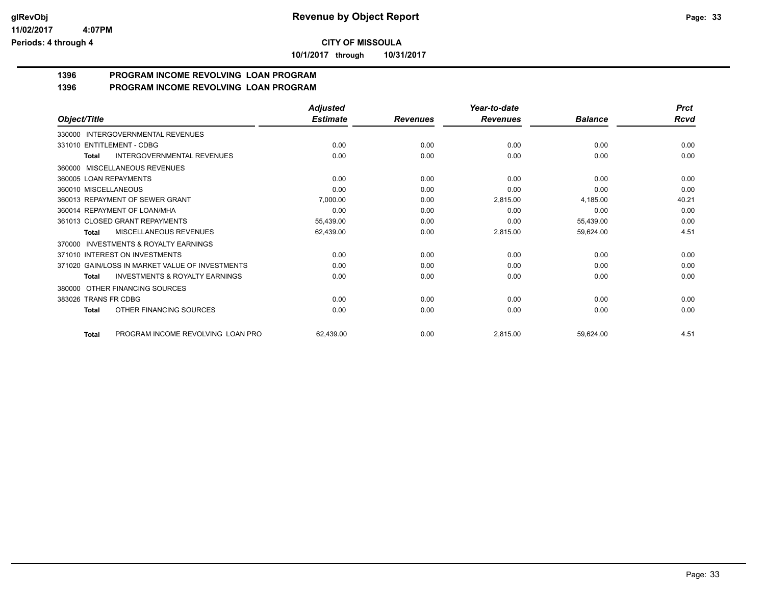**CITY OF MISSOULA**

**10/1/2017 through 10/31/2017**

# 1396 PROGRAM INCOME REVOLVING LOAN PROGRAM

## 1396 PROGRAM INCOME REVOLVING LOAN PROGRAM

| Object/Title | Adjusted Estimate | Revenues | Year-to-date Revenues | Balance | Prct Rcvd |
|---|---|---|---|---|---|
| 330000 INTERGOVERNMENTAL REVENUES | | | | | |
| 331010 ENTITLEMENT - CDBG | 0.00 | 0.00 | 0.00 | 0.00 | 0.00 |
| **Total** INTERGOVERNMENTAL REVENUES | 0.00 | 0.00 | 0.00 | 0.00 | 0.00 |
| 360000 MISCELLANEOUS REVENUES | | | | | |
| 360005 LOAN REPAYMENTS | 0.00 | 0.00 | 0.00 | 0.00 | 0.00 |
| 360010 MISCELLANEOUS | 0.00 | 0.00 | 0.00 | 0.00 | 0.00 |
| 360013 REPAYMENT OF SEWER GRANT | 7,000.00 | 0.00 | 2,815.00 | 4,185.00 | 40.21 |
| 360014 REPAYMENT OF LOAN/MHA | 0.00 | 0.00 | 0.00 | 0.00 | 0.00 |
| 361013 CLOSED GRANT REPAYMENTS | 55,439.00 | 0.00 | 0.00 | 55,439.00 | 0.00 |
| **Total** MISCELLANEOUS REVENUES | 62,439.00 | 0.00 | 2,815.00 | 59,624.00 | 4.51 |
| 370000 INVESTMENTS & ROYALTY EARNINGS | | | | | |
| 371010 INTEREST ON INVESTMENTS | 0.00 | 0.00 | 0.00 | 0.00 | 0.00 |
| 371020 GAIN/LOSS IN MARKET VALUE OF INVESTMENTS | 0.00 | 0.00 | 0.00 | 0.00 | 0.00 |
| **Total** INVESTMENTS & ROYALTY EARNINGS | 0.00 | 0.00 | 0.00 | 0.00 | 0.00 |
| 380000 OTHER FINANCING SOURCES | | | | | |
| 383026 TRANS FR CDBG | 0.00 | 0.00 | 0.00 | 0.00 | 0.00 |
| **Total** OTHER FINANCING SOURCES | 0.00 | 0.00 | 0.00 | 0.00 | 0.00 |
| **Total** PROGRAM INCOME REVOLVING LOAN PRO | 62,439.00 | 0.00 | 2,815.00 | 59,624.00 | 4.51 |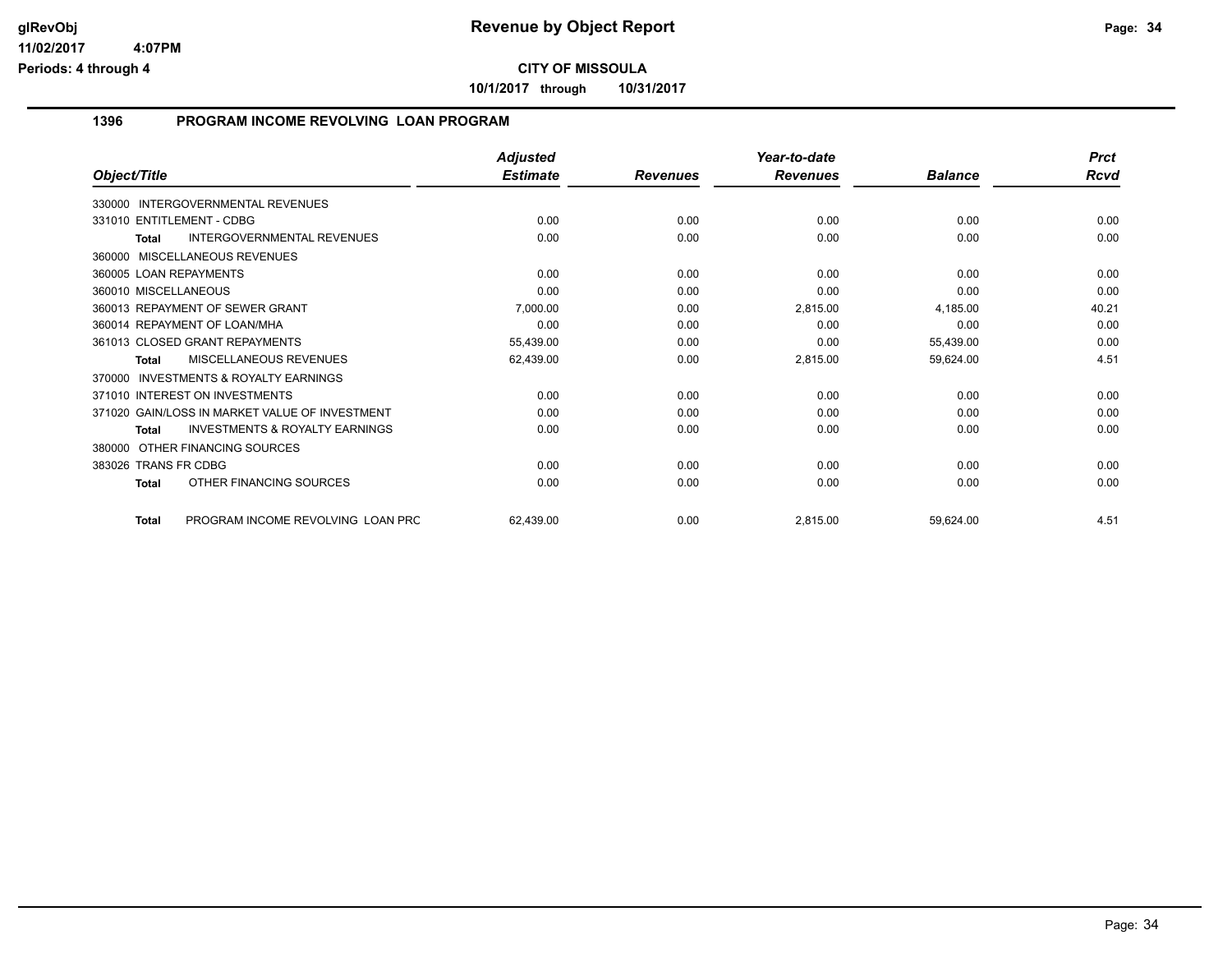**glRevObj**
**11/02/2017 4:07PM**
**Periods: 4 through 4**

# Revenue by Object Report

**CITY OF MISSOULA**

**10/1/2017 through 10/31/2017**

## 1396 PROGRAM INCOME REVOLVING LOAN PROGRAM

| Object/Title | Adjusted Estimate | Revenues | Year-to-date Revenues | Balance | Prct Rcvd |
|---|---|---|---|---|---|
| 330000 INTERGOVERNMENTAL REVENUES | | | | | |
| 331010 ENTITLEMENT - CDBG | 0.00 | 0.00 | 0.00 | 0.00 | 0.00 |
| **Total** INTERGOVERNMENTAL REVENUES | 0.00 | 0.00 | 0.00 | 0.00 | 0.00 |
| 360000 MISCELLANEOUS REVENUES | | | | | |
| 360005 LOAN REPAYMENTS | 0.00 | 0.00 | 0.00 | 0.00 | 0.00 |
| 360010 MISCELLANEOUS | 0.00 | 0.00 | 0.00 | 0.00 | 0.00 |
| 360013 REPAYMENT OF SEWER GRANT | 7,000.00 | 0.00 | 2,815.00 | 4,185.00 | 40.21 |
| 360014 REPAYMENT OF LOAN/MHA | 0.00 | 0.00 | 0.00 | 0.00 | 0.00 |
| 361013 CLOSED GRANT REPAYMENTS | 55,439.00 | 0.00 | 0.00 | 55,439.00 | 0.00 |
| **Total** MISCELLANEOUS REVENUES | 62,439.00 | 0.00 | 2,815.00 | 59,624.00 | 4.51 |
| 370000 INVESTMENTS & ROYALTY EARNINGS | | | | | |
| 371010 INTEREST ON INVESTMENTS | 0.00 | 0.00 | 0.00 | 0.00 | 0.00 |
| 371020 GAIN/LOSS IN MARKET VALUE OF INVESTMENT | 0.00 | 0.00 | 0.00 | 0.00 | 0.00 |
| **Total** INVESTMENTS & ROYALTY EARNINGS | 0.00 | 0.00 | 0.00 | 0.00 | 0.00 |
| 380000 OTHER FINANCING SOURCES | | | | | |
| 383026 TRANS FR CDBG | 0.00 | 0.00 | 0.00 | 0.00 | 0.00 |
| **Total** OTHER FINANCING SOURCES | 0.00 | 0.00 | 0.00 | 0.00 | 0.00 |
| **Total** PROGRAM INCOME REVOLVING LOAN PRC | 62,439.00 | 0.00 | 2,815.00 | 59,624.00 | 4.51 |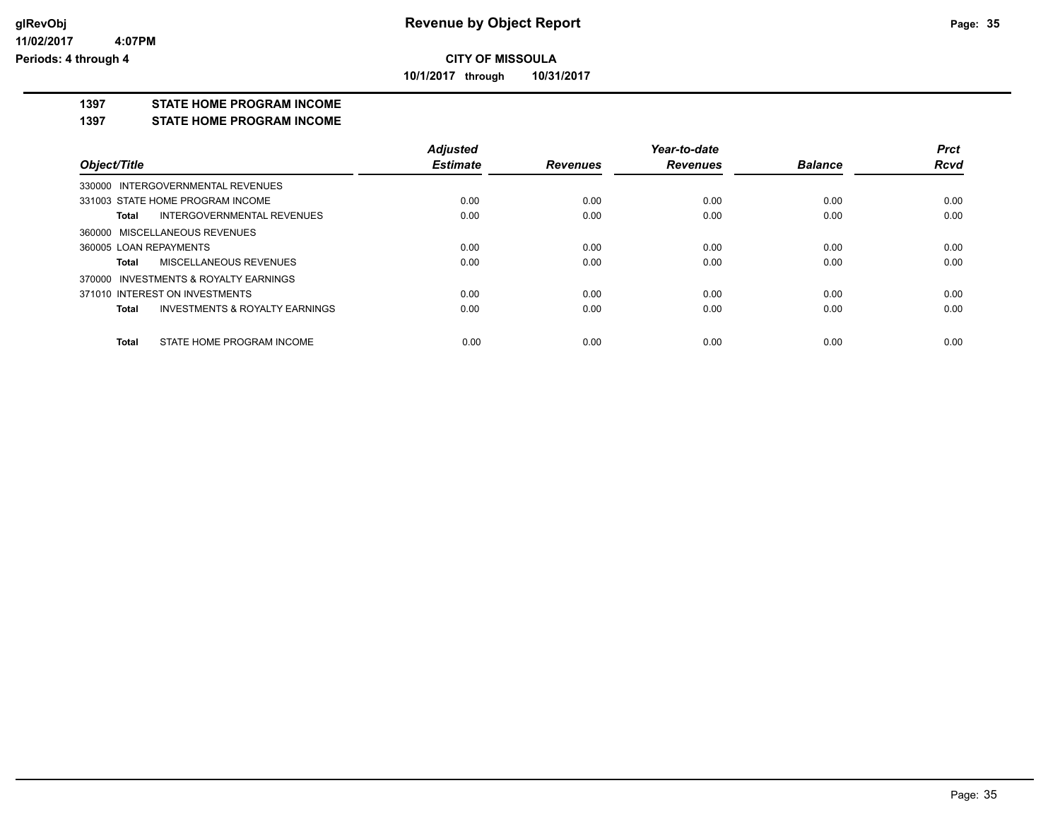**CITY OF MISSOULA**

**10/1/2017 through 10/31/2017**

# Revenue by Object Report

glRevObj
11/02/2017 4:07PM
Periods: 4 through 4

## 1397 STATE HOME PROGRAM INCOME

### 1397 STATE HOME PROGRAM INCOME

| Object/Title | Adjusted Estimate | Revenues | Year-to-date Revenues | Balance | Prct Rcvd |
|---|---|---|---|---|---|
| 330000 INTERGOVERNMENTAL REVENUES | | | | | |
| 331003 STATE HOME PROGRAM INCOME | 0.00 | 0.00 | 0.00 | 0.00 | 0.00 |
| **Total** INTERGOVERNMENTAL REVENUES | 0.00 | 0.00 | 0.00 | 0.00 | 0.00 |
| 360000 MISCELLANEOUS REVENUES | | | | | |
| 360005 LOAN REPAYMENTS | 0.00 | 0.00 | 0.00 | 0.00 | 0.00 |
| **Total** MISCELLANEOUS REVENUES | 0.00 | 0.00 | 0.00 | 0.00 | 0.00 |
| 370000 INVESTMENTS & ROYALTY EARNINGS | | | | | |
| 371010 INTEREST ON INVESTMENTS | 0.00 | 0.00 | 0.00 | 0.00 | 0.00 |
| **Total** INVESTMENTS & ROYALTY EARNINGS | 0.00 | 0.00 | 0.00 | 0.00 | 0.00 |
| **Total** STATE HOME PROGRAM INCOME | 0.00 | 0.00 | 0.00 | 0.00 | 0.00 |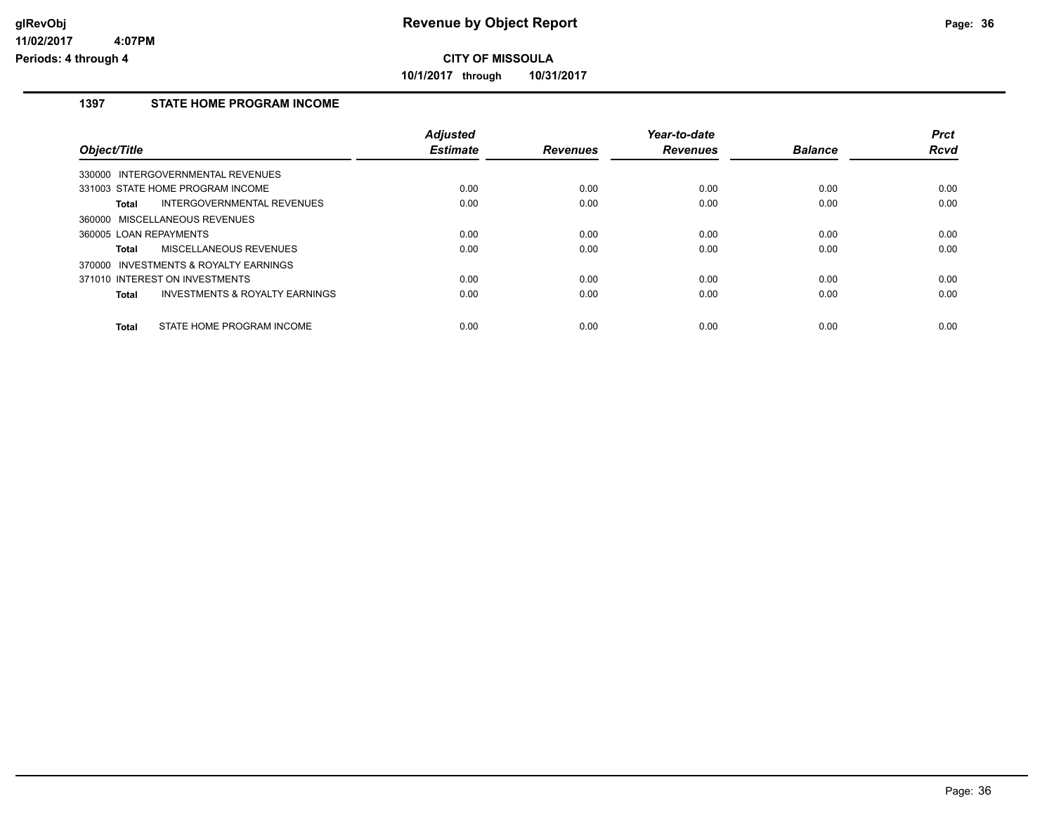# Revenue by Object Report

**CITY OF MISSOULA**

**10/1/2017 through 10/31/2017**

glRevObj
11/02/2017 4:07PM
Periods: 4 through 4

## 1397 STATE HOME PROGRAM INCOME

| Object/Title | Adjusted Estimate | Revenues | Year-to-date Revenues | Balance | Prct Rcvd |
|---|---|---|---|---|---|
| 330000 INTERGOVERNMENTAL REVENUES | | | | | |
| 331003 STATE HOME PROGRAM INCOME | 0.00 | 0.00 | 0.00 | 0.00 | 0.00 |
| **Total** INTERGOVERNMENTAL REVENUES | 0.00 | 0.00 | 0.00 | 0.00 | 0.00 |
| 360000 MISCELLANEOUS REVENUES | | | | | |
| 360005 LOAN REPAYMENTS | 0.00 | 0.00 | 0.00 | 0.00 | 0.00 |
| **Total** MISCELLANEOUS REVENUES | 0.00 | 0.00 | 0.00 | 0.00 | 0.00 |
| 370000 INVESTMENTS & ROYALTY EARNINGS | | | | | |
| 371010 INTEREST ON INVESTMENTS | 0.00 | 0.00 | 0.00 | 0.00 | 0.00 |
| **Total** INVESTMENTS & ROYALTY EARNINGS | 0.00 | 0.00 | 0.00 | 0.00 | 0.00 |
| **Total** STATE HOME PROGRAM INCOME | 0.00 | 0.00 | 0.00 | 0.00 | 0.00 |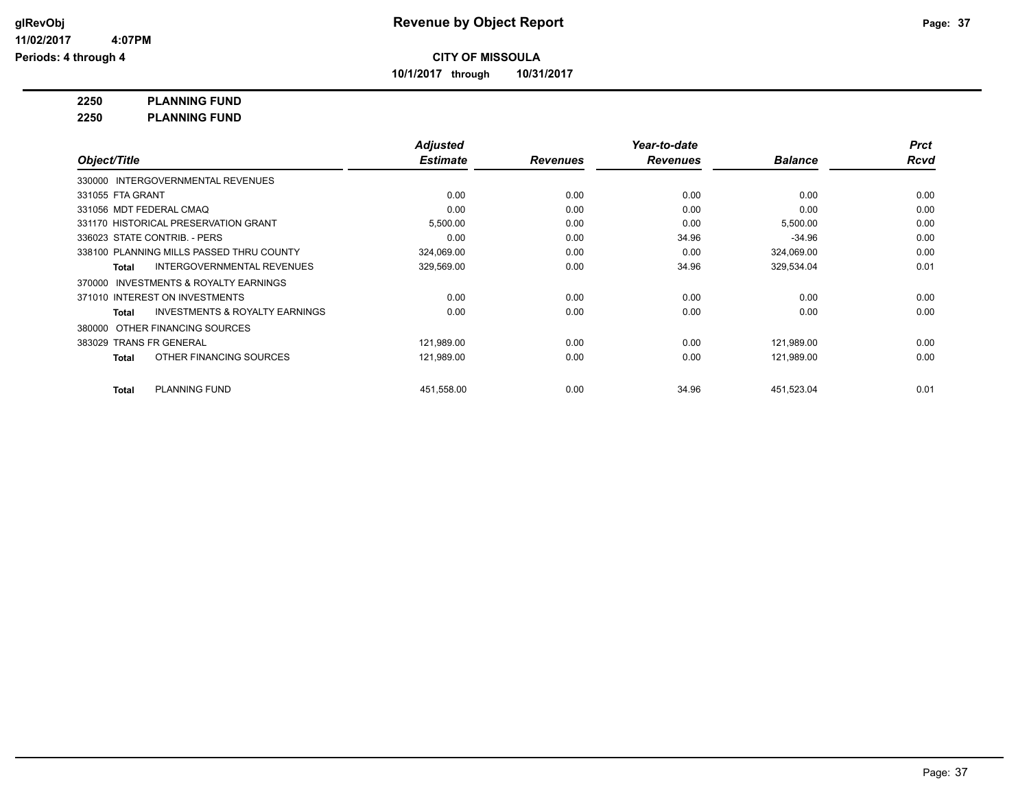**CITY OF MISSOULA**

**10/1/2017 through 10/31/2017**

**Revenue by Object Report**

glRevObj
11/02/2017 4:07PM
Periods: 4 through 4

**2250 PLANNING FUND**

**2250 PLANNING FUND**

| Object/Title | Adjusted Estimate | Revenues | Year-to-date Revenues | Balance | Prct Rcvd |
|---|---|---|---|---|---|
| 330000 INTERGOVERNMENTAL REVENUES | | | | | |
| 331055 FTA GRANT | 0.00 | 0.00 | 0.00 | 0.00 | 0.00 |
| 331056 MDT FEDERAL CMAQ | 0.00 | 0.00 | 0.00 | 0.00 | 0.00 |
| 331170 HISTORICAL PRESERVATION GRANT | 5,500.00 | 0.00 | 0.00 | 5,500.00 | 0.00 |
| 336023 STATE CONTRIB. - PERS | 0.00 | 0.00 | 34.96 | -34.96 | 0.00 |
| 338100 PLANNING MILLS PASSED THRU COUNTY | 324,069.00 | 0.00 | 0.00 | 324,069.00 | 0.00 |
| **Total** INTERGOVERNMENTAL REVENUES | 329,569.00 | 0.00 | 34.96 | 329,534.04 | 0.01 |
| 370000 INVESTMENTS & ROYALTY EARNINGS | | | | | |
| 371010 INTEREST ON INVESTMENTS | 0.00 | 0.00 | 0.00 | 0.00 | 0.00 |
| **Total** INVESTMENTS & ROYALTY EARNINGS | 0.00 | 0.00 | 0.00 | 0.00 | 0.00 |
| 380000 OTHER FINANCING SOURCES | | | | | |
| 383029 TRANS FR GENERAL | 121,989.00 | 0.00 | 0.00 | 121,989.00 | 0.00 |
| **Total** OTHER FINANCING SOURCES | 121,989.00 | 0.00 | 0.00 | 121,989.00 | 0.00 |
| **Total** PLANNING FUND | 451,558.00 | 0.00 | 34.96 | 451,523.04 | 0.01 |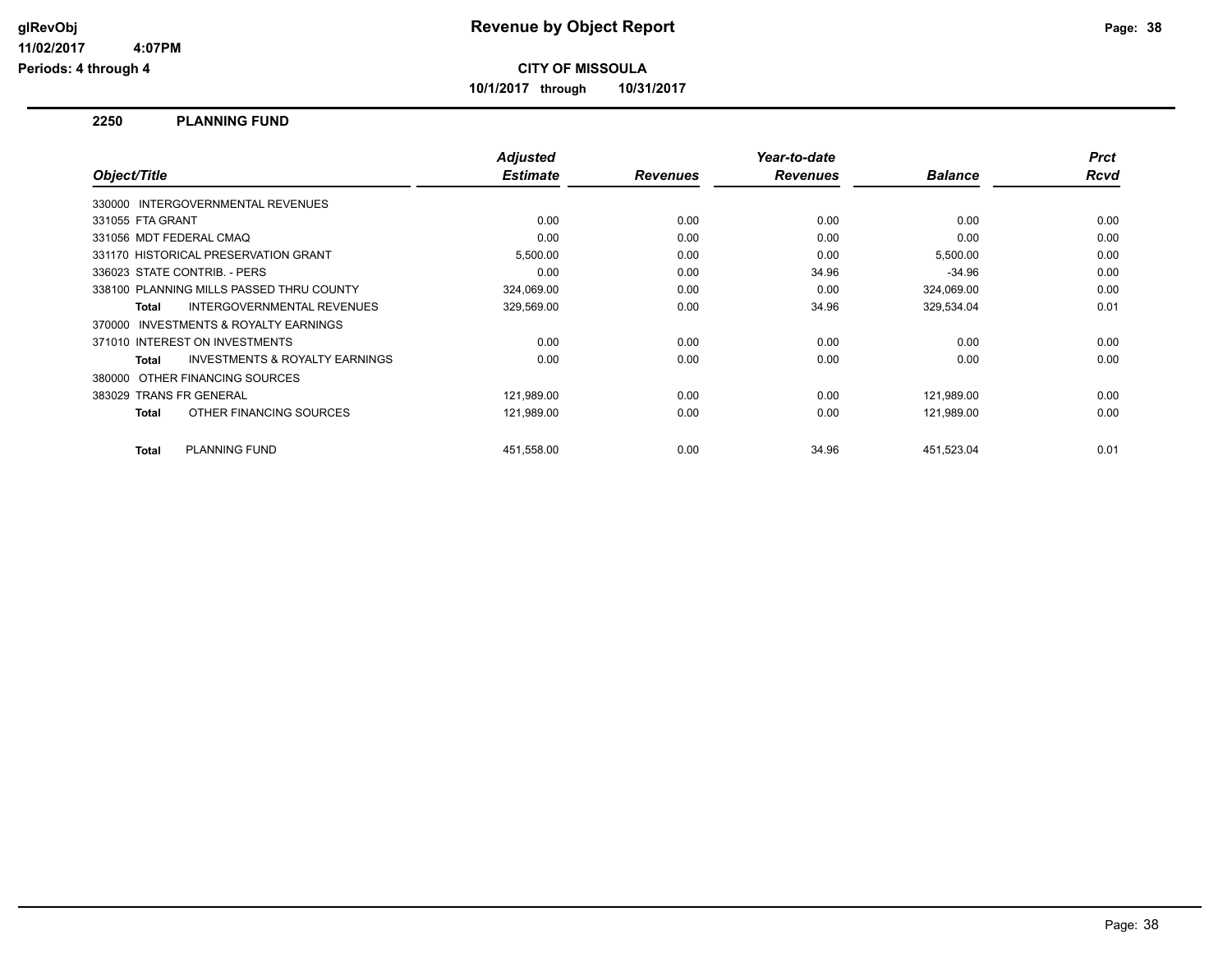**glRevObj**
**11/02/2017 4:07PM**
**Periods: 4 through 4**

# Revenue by Object Report

**CITY OF MISSOULA**

**10/1/2017 through 10/31/2017**

## 2250 PLANNING FUND

| Object/Title | Adjusted Estimate | Revenues | Year-to-date Revenues | Balance | Prct Rcvd |
|---|---|---|---|---|---|
| 330000 INTERGOVERNMENTAL REVENUES | | | | | |
| 331055 FTA GRANT | 0.00 | 0.00 | 0.00 | 0.00 | 0.00 |
| 331056 MDT FEDERAL CMAQ | 0.00 | 0.00 | 0.00 | 0.00 | 0.00 |
| 331170 HISTORICAL PRESERVATION GRANT | 5,500.00 | 0.00 | 0.00 | 5,500.00 | 0.00 |
| 336023 STATE CONTRIB. - PERS | 0.00 | 0.00 | 34.96 | -34.96 | 0.00 |
| 338100 PLANNING MILLS PASSED THRU COUNTY | 324,069.00 | 0.00 | 0.00 | 324,069.00 | 0.00 |
| **Total** INTERGOVERNMENTAL REVENUES | 329,569.00 | 0.00 | 34.96 | 329,534.04 | 0.01 |
| 370000 INVESTMENTS & ROYALTY EARNINGS | | | | | |
| 371010 INTEREST ON INVESTMENTS | 0.00 | 0.00 | 0.00 | 0.00 | 0.00 |
| **Total** INVESTMENTS & ROYALTY EARNINGS | 0.00 | 0.00 | 0.00 | 0.00 | 0.00 |
| 380000 OTHER FINANCING SOURCES | | | | | |
| 383029 TRANS FR GENERAL | 121,989.00 | 0.00 | 0.00 | 121,989.00 | 0.00 |
| **Total** OTHER FINANCING SOURCES | 121,989.00 | 0.00 | 0.00 | 121,989.00 | 0.00 |
| **Total** PLANNING FUND | 451,558.00 | 0.00 | 34.96 | 451,523.04 | 0.01 |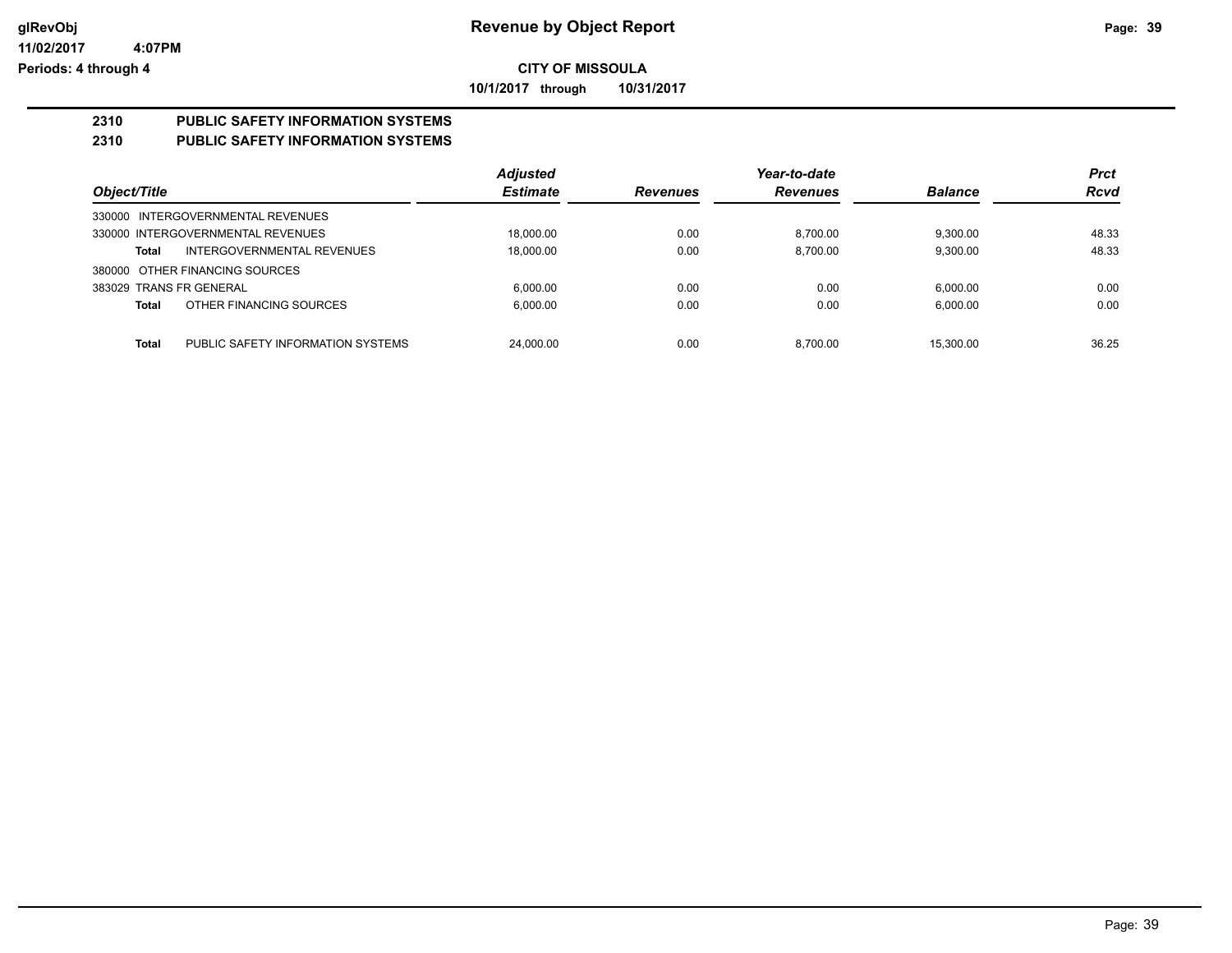**glRevObj** | **Revenue by Object Report**
**11/02/2017 4:07PM**
**Periods: 4 through 4**

**CITY OF MISSOULA**

**10/1/2017 through 10/31/2017**

**2310 PUBLIC SAFETY INFORMATION SYSTEMS**

**2310 PUBLIC SAFETY INFORMATION SYSTEMS**

| Object/Title | | Adjusted Estimate | Revenues | Year-to-date Revenues | Balance | Prct Rcvd |
|---|---|---|---|---|---|---|
| 330000 INTERGOVERNMENTAL REVENUES | | | | | | |
| 330000 INTERGOVERNMENTAL REVENUES | | 18,000.00 | 0.00 | 8,700.00 | 9,300.00 | 48.33 |
| **Total** | INTERGOVERNMENTAL REVENUES | 18,000.00 | 0.00 | 8,700.00 | 9,300.00 | 48.33 |
| 380000 OTHER FINANCING SOURCES | | | | | | |
| 383029 TRANS FR GENERAL | | 6,000.00 | 0.00 | 0.00 | 6,000.00 | 0.00 |
| **Total** | OTHER FINANCING SOURCES | 6,000.00 | 0.00 | 0.00 | 6,000.00 | 0.00 |
| **Total** | PUBLIC SAFETY INFORMATION SYSTEMS | 24,000.00 | 0.00 | 8,700.00 | 15,300.00 | 36.25 |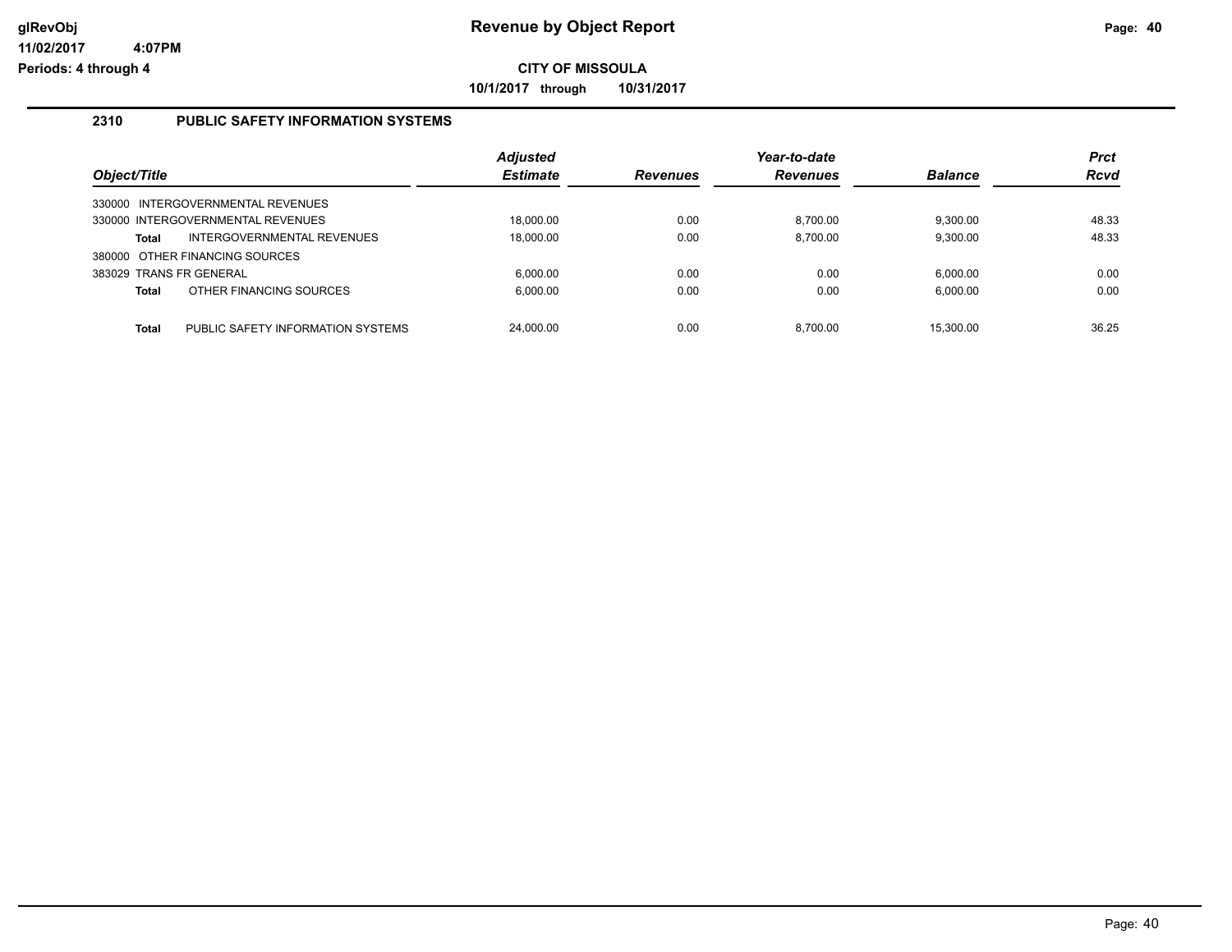# Revenue by Object Report

**CITY OF MISSOULA**

**10/1/2017 through 10/31/2017**

glRevObj
11/02/2017 4:07PM
Periods: 4 through 4

## 2310 PUBLIC SAFETY INFORMATION SYSTEMS

| Object/Title | Adjusted Estimate | Revenues | Year-to-date Revenues | Balance | Prct Rcvd |
|---|---|---|---|---|---|
| 330000 INTERGOVERNMENTAL REVENUES | | | | | |
| 330000 INTERGOVERNMENTAL REVENUES | 18,000.00 | 0.00 | 8,700.00 | 9,300.00 | 48.33 |
| **Total** INTERGOVERNMENTAL REVENUES | 18,000.00 | 0.00 | 8,700.00 | 9,300.00 | 48.33 |
| 380000 OTHER FINANCING SOURCES | | | | | |
| 383029 TRANS FR GENERAL | 6,000.00 | 0.00 | 0.00 | 6,000.00 | 0.00 |
| **Total** OTHER FINANCING SOURCES | 6,000.00 | 0.00 | 0.00 | 6,000.00 | 0.00 |
| **Total** PUBLIC SAFETY INFORMATION SYSTEMS | 24,000.00 | 0.00 | 8,700.00 | 15,300.00 | 36.25 |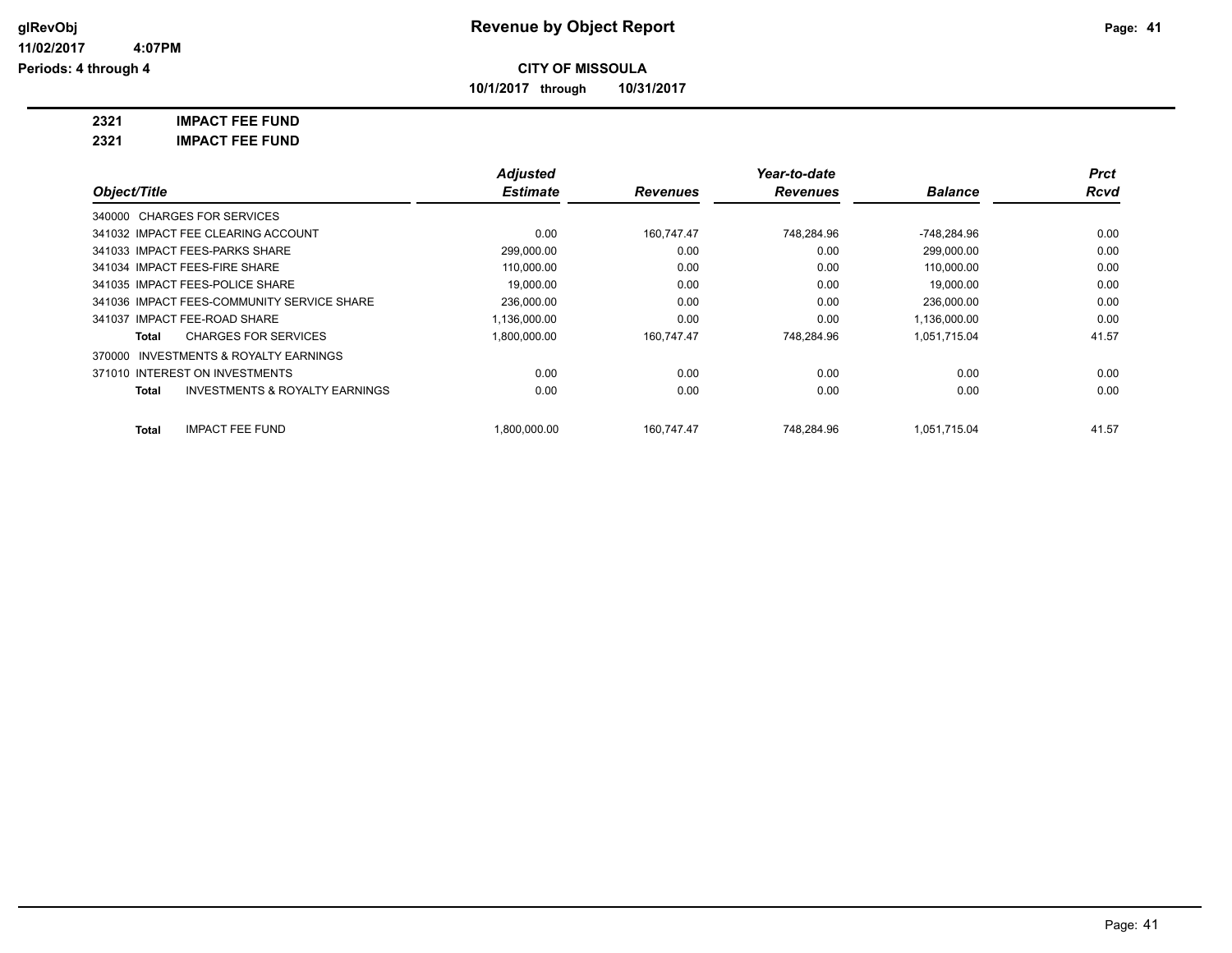# Revenue by Object Report

**CITY OF MISSOULA**

**10/1/2017 through 10/31/2017**

glRevObj
11/02/2017 4:07PM
Periods: 4 through 4

**2321 IMPACT FEE FUND**

**2321 IMPACT FEE FUND**

| Object/Title | Adjusted Estimate | Revenues | Year-to-date Revenues | Balance | Prct Rcvd |
|---|---|---|---|---|---|
| 340000 CHARGES FOR SERVICES | | | | | |
| 341032 IMPACT FEE CLEARING ACCOUNT | 0.00 | 160,747.47 | 748,284.96 | -748,284.96 | 0.00 |
| 341033 IMPACT FEES-PARKS SHARE | 299,000.00 | 0.00 | 0.00 | 299,000.00 | 0.00 |
| 341034 IMPACT FEES-FIRE SHARE | 110,000.00 | 0.00 | 0.00 | 110,000.00 | 0.00 |
| 341035 IMPACT FEES-POLICE SHARE | 19,000.00 | 0.00 | 0.00 | 19,000.00 | 0.00 |
| 341036 IMPACT FEES-COMMUNITY SERVICE SHARE | 236,000.00 | 0.00 | 0.00 | 236,000.00 | 0.00 |
| 341037 IMPACT FEE-ROAD SHARE | 1,136,000.00 | 0.00 | 0.00 | 1,136,000.00 | 0.00 |
| **Total** CHARGES FOR SERVICES | 1,800,000.00 | 160,747.47 | 748,284.96 | 1,051,715.04 | 41.57 |
| 370000 INVESTMENTS & ROYALTY EARNINGS | | | | | |
| 371010 INTEREST ON INVESTMENTS | 0.00 | 0.00 | 0.00 | 0.00 | 0.00 |
| **Total** INVESTMENTS & ROYALTY EARNINGS | 0.00 | 0.00 | 0.00 | 0.00 | 0.00 |
| **Total** IMPACT FEE FUND | 1,800,000.00 | 160,747.47 | 748,284.96 | 1,051,715.04 | 41.57 |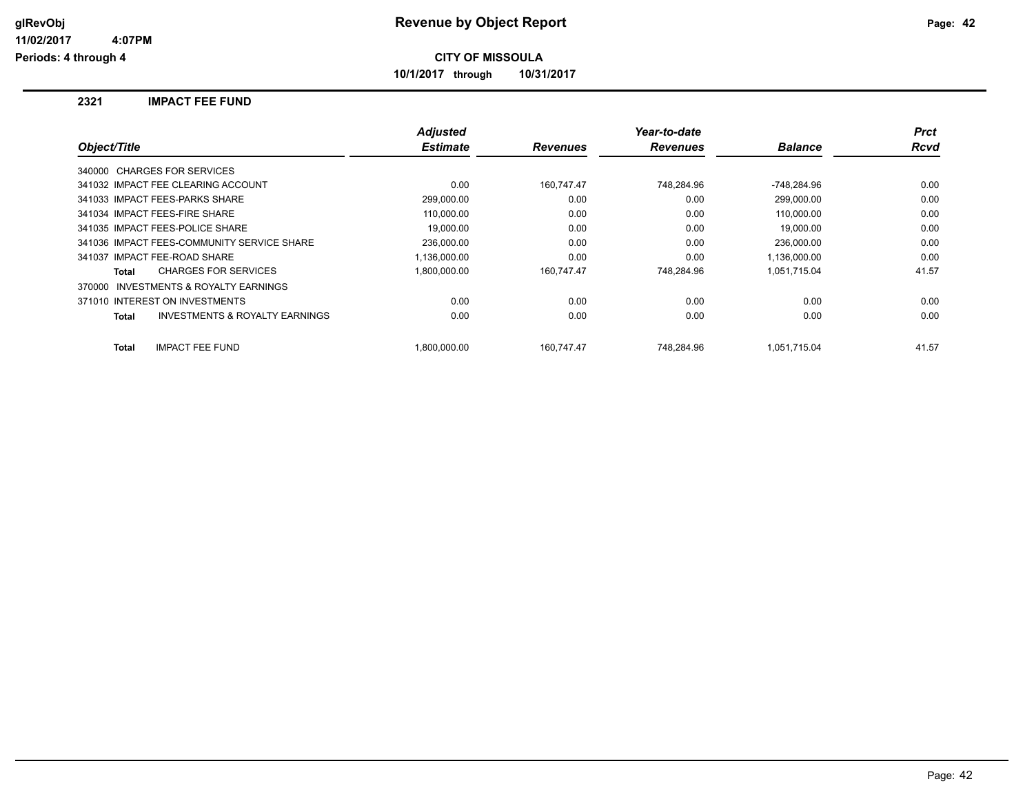# Revenue by Object Report

glRevObj
11/02/2017 4:07PM
Periods: 4 through 4

**CITY OF MISSOULA**

**10/1/2017 through 10/31/2017**

## 2321 IMPACT FEE FUND

| Object/Title | Adjusted Estimate | Revenues | Year-to-date Revenues | Balance | Prct Rcvd |
|---|---|---|---|---|---|
| 340000 CHARGES FOR SERVICES | | | | | |
| 341032 IMPACT FEE CLEARING ACCOUNT | 0.00 | 160,747.47 | 748,284.96 | -748,284.96 | 0.00 |
| 341033 IMPACT FEES-PARKS SHARE | 299,000.00 | 0.00 | 0.00 | 299,000.00 | 0.00 |
| 341034 IMPACT FEES-FIRE SHARE | 110,000.00 | 0.00 | 0.00 | 110,000.00 | 0.00 |
| 341035 IMPACT FEES-POLICE SHARE | 19,000.00 | 0.00 | 0.00 | 19,000.00 | 0.00 |
| 341036 IMPACT FEES-COMMUNITY SERVICE SHARE | 236,000.00 | 0.00 | 0.00 | 236,000.00 | 0.00 |
| 341037 IMPACT FEE-ROAD SHARE | 1,136,000.00 | 0.00 | 0.00 | 1,136,000.00 | 0.00 |
| **Total** CHARGES FOR SERVICES | 1,800,000.00 | 160,747.47 | 748,284.96 | 1,051,715.04 | 41.57 |
| 370000 INVESTMENTS & ROYALTY EARNINGS | | | | | |
| 371010 INTEREST ON INVESTMENTS | 0.00 | 0.00 | 0.00 | 0.00 | 0.00 |
| **Total** INVESTMENTS & ROYALTY EARNINGS | 0.00 | 0.00 | 0.00 | 0.00 | 0.00 |
| **Total** IMPACT FEE FUND | 1,800,000.00 | 160,747.47 | 748,284.96 | 1,051,715.04 | 41.57 |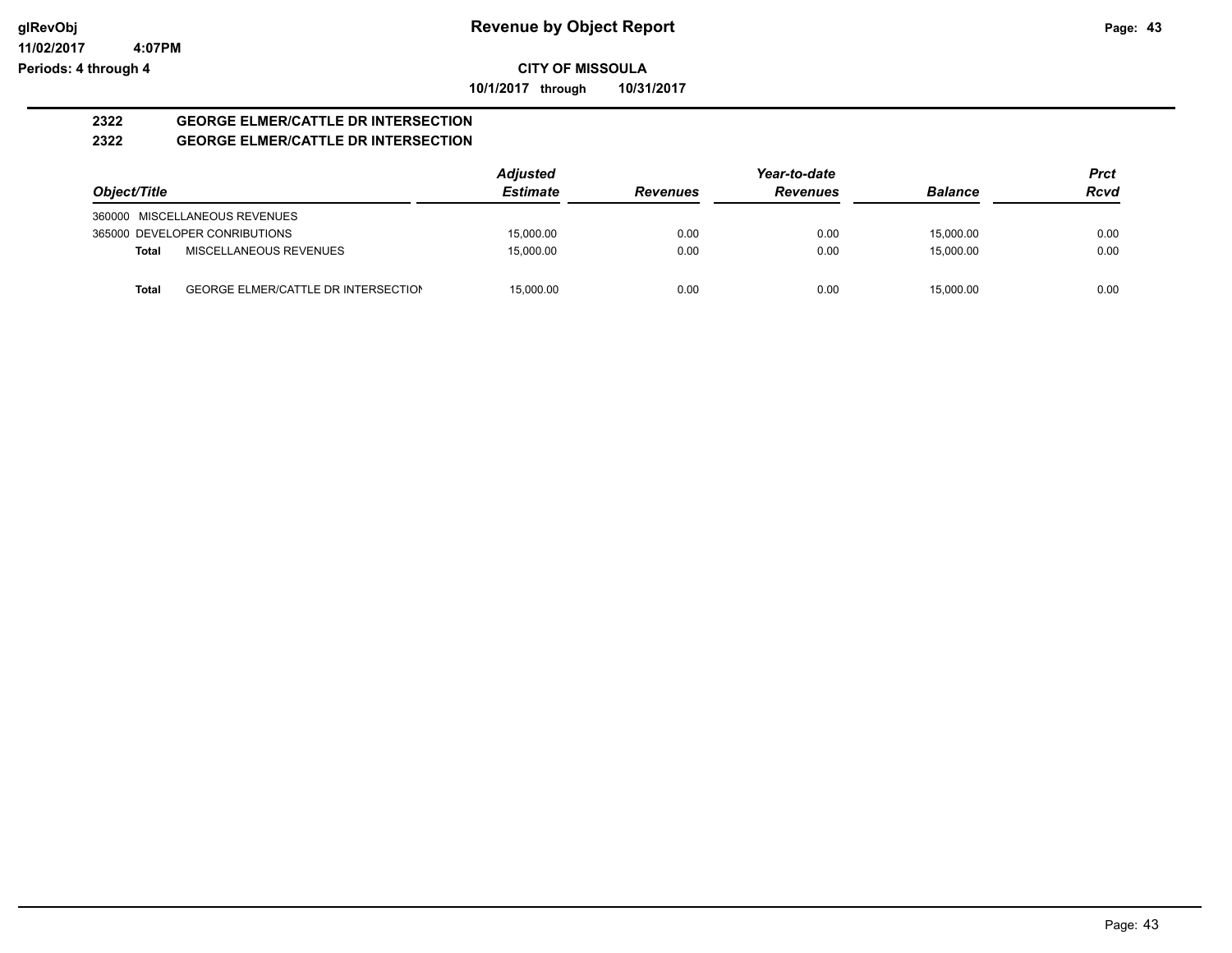**glRevObj**
**11/02/2017 4:07PM**
**Periods: 4 through 4**

# Revenue by Object Report

**CITY OF MISSOULA**

**10/1/2017 through 10/31/2017**

## 2322 GEORGE ELMER/CATTLE DR INTERSECTION
## 2322 GEORGE ELMER/CATTLE DR INTERSECTION

| Object/Title | | Adjusted Estimate | Revenues | Year-to-date Revenues | Balance | Prct Rcvd |
|---|---|---|---|---|---|---|
| 360000 MISCELLANEOUS REVENUES | | | | | | |
| 365000 DEVELOPER CONRIBUTIONS | | 15,000.00 | 0.00 | 0.00 | 15,000.00 | 0.00 |
| **Total** | MISCELLANEOUS REVENUES | 15,000.00 | 0.00 | 0.00 | 15,000.00 | 0.00 |
| **Total** | GEORGE ELMER/CATTLE DR INTERSECTION | 15,000.00 | 0.00 | 0.00 | 15,000.00 | 0.00 |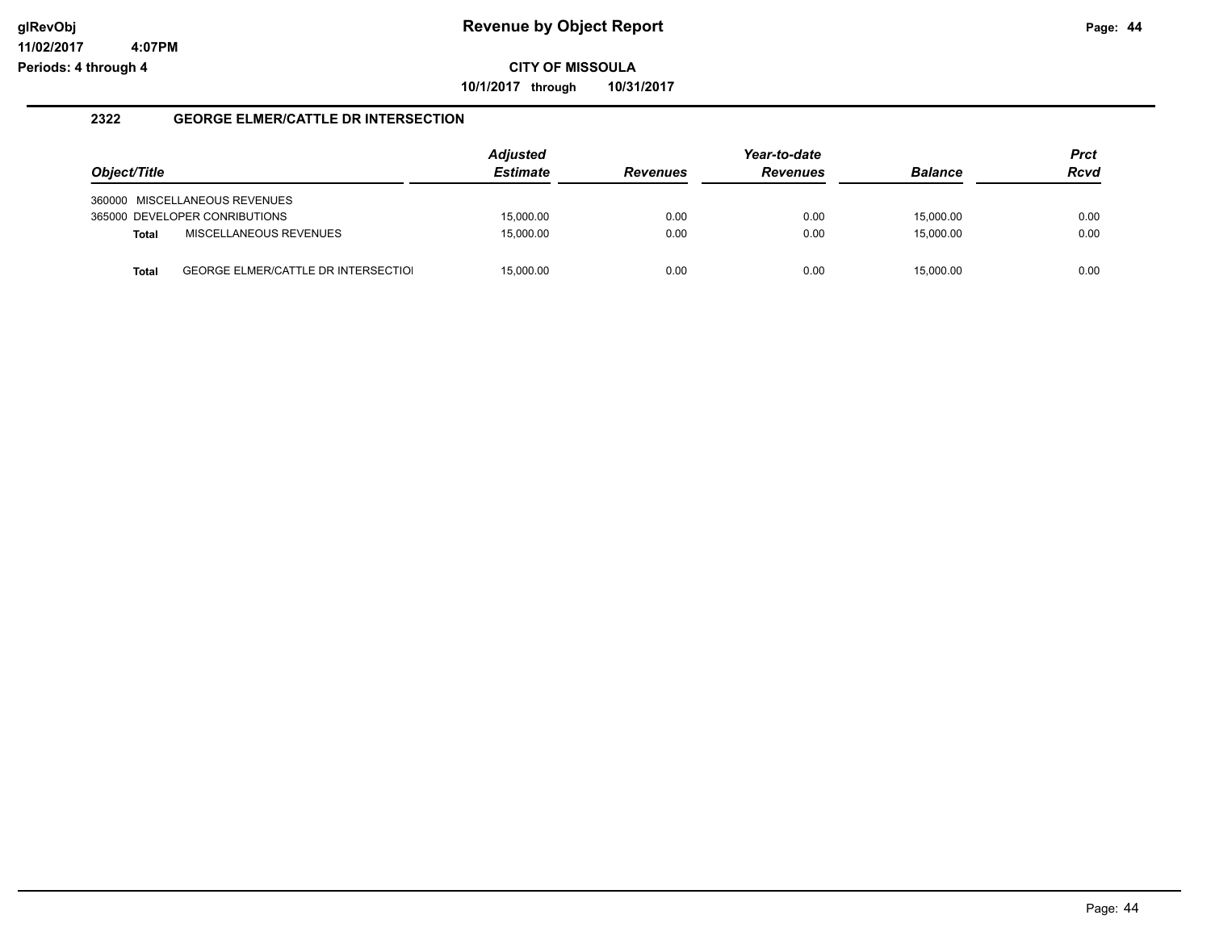**Revenue by Object Report**

**CITY OF MISSOULA**

**10/1/2017 through 10/31/2017**

glRevObj
11/02/2017 4:07PM
Periods: 4 through 4

## 2322 GEORGE ELMER/CATTLE DR INTERSECTION

| Object/Title | | Adjusted Estimate | Revenues | Year-to-date Revenues | Balance | Prct Rcvd |
|---|---|---|---|---|---|---|
| 360000 MISCELLANEOUS REVENUES | | | | | | |
| 365000 DEVELOPER CONRIBUTIONS | | 15,000.00 | 0.00 | 0.00 | 15,000.00 | 0.00 |
| **Total** | MISCELLANEOUS REVENUES | 15,000.00 | 0.00 | 0.00 | 15,000.00 | 0.00 |
| **Total** | GEORGE ELMER/CATTLE DR INTERSECTIOI | 15,000.00 | 0.00 | 0.00 | 15,000.00 | 0.00 |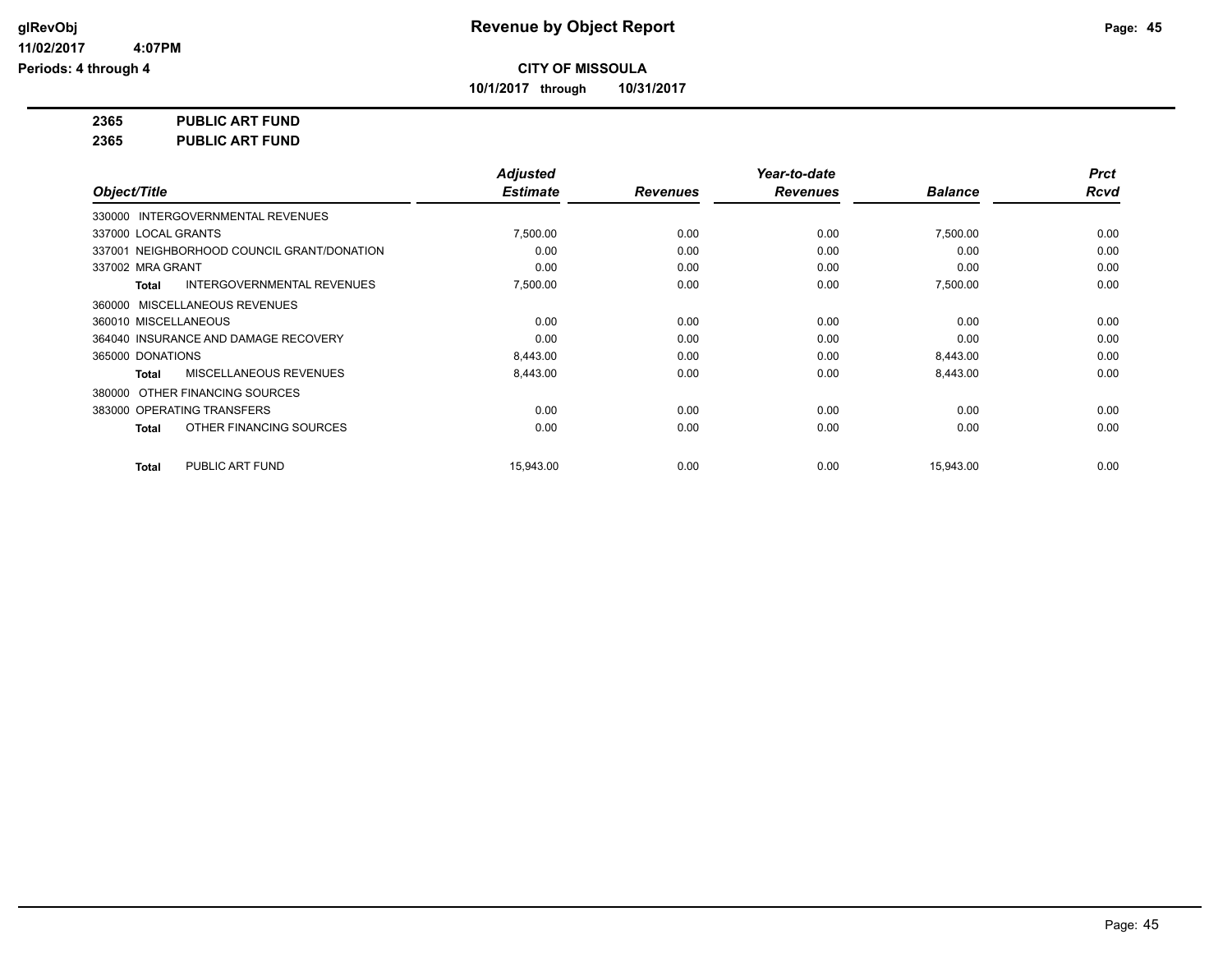# Revenue by Object Report

glRevObj
11/02/2017 4:07PM
Periods: 4 through 4

**CITY OF MISSOULA**

10/1/2017 through 10/31/2017

**2365 PUBLIC ART FUND**

**2365 PUBLIC ART FUND**

| Object/Title | Adjusted Estimate | Revenues | Year-to-date Revenues | Balance | Prct Rcvd |
|---|---|---|---|---|---|
| 330000 INTERGOVERNMENTAL REVENUES | | | | | |
| 337000 LOCAL GRANTS | 7,500.00 | 0.00 | 0.00 | 7,500.00 | 0.00 |
| 337001 NEIGHBORHOOD COUNCIL GRANT/DONATION | 0.00 | 0.00 | 0.00 | 0.00 | 0.00 |
| 337002 MRA GRANT | 0.00 | 0.00 | 0.00 | 0.00 | 0.00 |
| **Total** INTERGOVERNMENTAL REVENUES | 7,500.00 | 0.00 | 0.00 | 7,500.00 | 0.00 |
| 360000 MISCELLANEOUS REVENUES | | | | | |
| 360010 MISCELLANEOUS | 0.00 | 0.00 | 0.00 | 0.00 | 0.00 |
| 364040 INSURANCE AND DAMAGE RECOVERY | 0.00 | 0.00 | 0.00 | 0.00 | 0.00 |
| 365000 DONATIONS | 8,443.00 | 0.00 | 0.00 | 8,443.00 | 0.00 |
| **Total** MISCELLANEOUS REVENUES | 8,443.00 | 0.00 | 0.00 | 8,443.00 | 0.00 |
| 380000 OTHER FINANCING SOURCES | | | | | |
| 383000 OPERATING TRANSFERS | 0.00 | 0.00 | 0.00 | 0.00 | 0.00 |
| **Total** OTHER FINANCING SOURCES | 0.00 | 0.00 | 0.00 | 0.00 | 0.00 |
| **Total** PUBLIC ART FUND | 15,943.00 | 0.00 | 0.00 | 15,943.00 | 0.00 |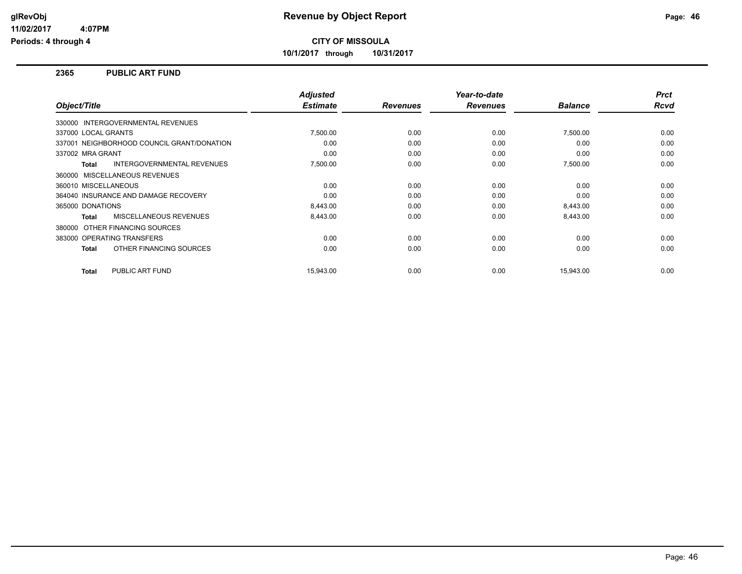# Revenue by Object Report

glRevObj
11/02/2017 4:07PM
Periods: 4 through 4

**CITY OF MISSOULA**

10/1/2017 through 10/31/2017

## 2365 PUBLIC ART FUND

| Object/Title | Adjusted Estimate | Revenues | Year-to-date Revenues | Balance | Prct Rcvd |
|---|---|---|---|---|---|
| 330000 INTERGOVERNMENTAL REVENUES | | | | | |
| 337000 LOCAL GRANTS | 7,500.00 | 0.00 | 0.00 | 7,500.00 | 0.00 |
| 337001 NEIGHBORHOOD COUNCIL GRANT/DONATION | 0.00 | 0.00 | 0.00 | 0.00 | 0.00 |
| 337002 MRA GRANT | 0.00 | 0.00 | 0.00 | 0.00 | 0.00 |
| **Total** INTERGOVERNMENTAL REVENUES | 7,500.00 | 0.00 | 0.00 | 7,500.00 | 0.00 |
| 360000 MISCELLANEOUS REVENUES | | | | | |
| 360010 MISCELLANEOUS | 0.00 | 0.00 | 0.00 | 0.00 | 0.00 |
| 364040 INSURANCE AND DAMAGE RECOVERY | 0.00 | 0.00 | 0.00 | 0.00 | 0.00 |
| 365000 DONATIONS | 8,443.00 | 0.00 | 0.00 | 8,443.00 | 0.00 |
| **Total** MISCELLANEOUS REVENUES | 8,443.00 | 0.00 | 0.00 | 8,443.00 | 0.00 |
| 380000 OTHER FINANCING SOURCES | | | | | |
| 383000 OPERATING TRANSFERS | 0.00 | 0.00 | 0.00 | 0.00 | 0.00 |
| **Total** OTHER FINANCING SOURCES | 0.00 | 0.00 | 0.00 | 0.00 | 0.00 |
| **Total** PUBLIC ART FUND | 15,943.00 | 0.00 | 0.00 | 15,943.00 | 0.00 |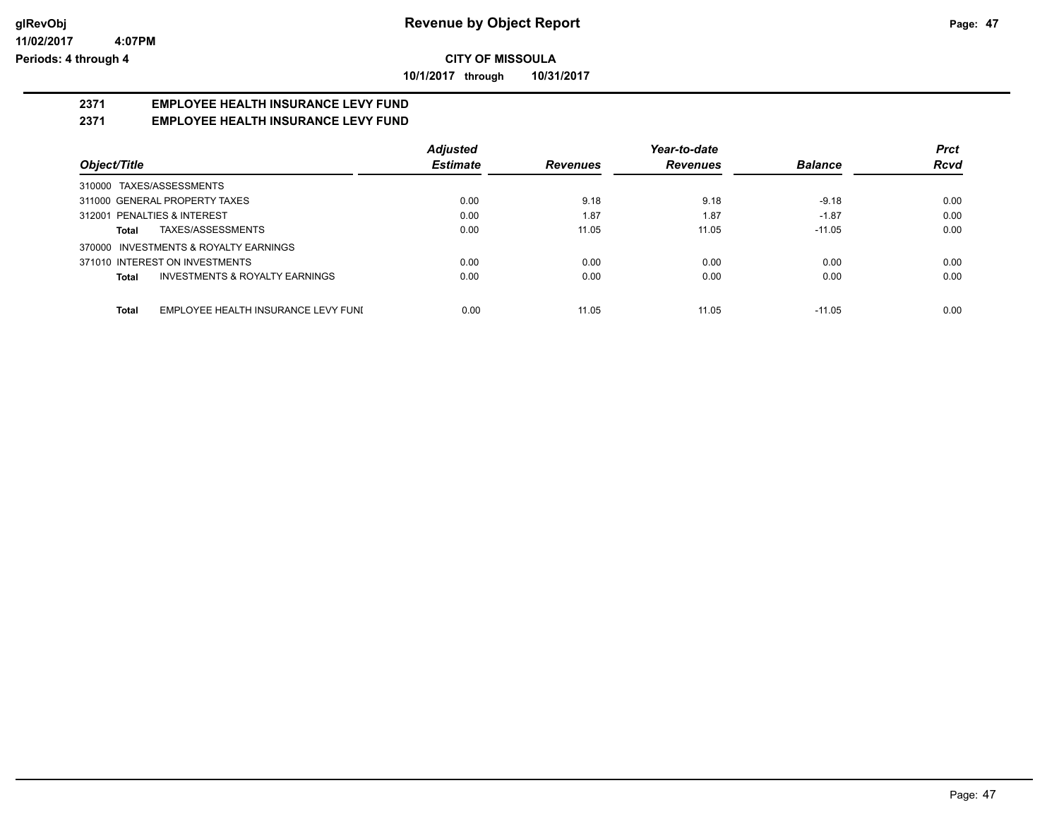**glRevObj** | **Revenue by Object Report**

**11/02/2017 4:07PM**

**Periods: 4 through 4**

**CITY OF MISSOULA**

**10/1/2017 through 10/31/2017**

## 2371 EMPLOYEE HEALTH INSURANCE LEVY FUND

## 2371 EMPLOYEE HEALTH INSURANCE LEVY FUND

| *Object/Title* | *Adjusted Estimate* | *Revenues* | *Year-to-date Revenues* | *Balance* | *Prct Rcvd* |
|---|---|---|---|---|---|
| 310000 TAXES/ASSESSMENTS | | | | | |
| 311000 GENERAL PROPERTY TAXES | 0.00 | 9.18 | 9.18 | -9.18 | 0.00 |
| 312001 PENALTIES & INTEREST | 0.00 | 1.87 | 1.87 | -1.87 | 0.00 |
| **Total** TAXES/ASSESSMENTS | 0.00 | 11.05 | 11.05 | -11.05 | 0.00 |
| 370000 INVESTMENTS & ROYALTY EARNINGS | | | | | |
| 371010 INTEREST ON INVESTMENTS | 0.00 | 0.00 | 0.00 | 0.00 | 0.00 |
| **Total** INVESTMENTS & ROYALTY EARNINGS | 0.00 | 0.00 | 0.00 | 0.00 | 0.00 |
| **Total** EMPLOYEE HEALTH INSURANCE LEVY FUNI | 0.00 | 11.05 | 11.05 | -11.05 | 0.00 |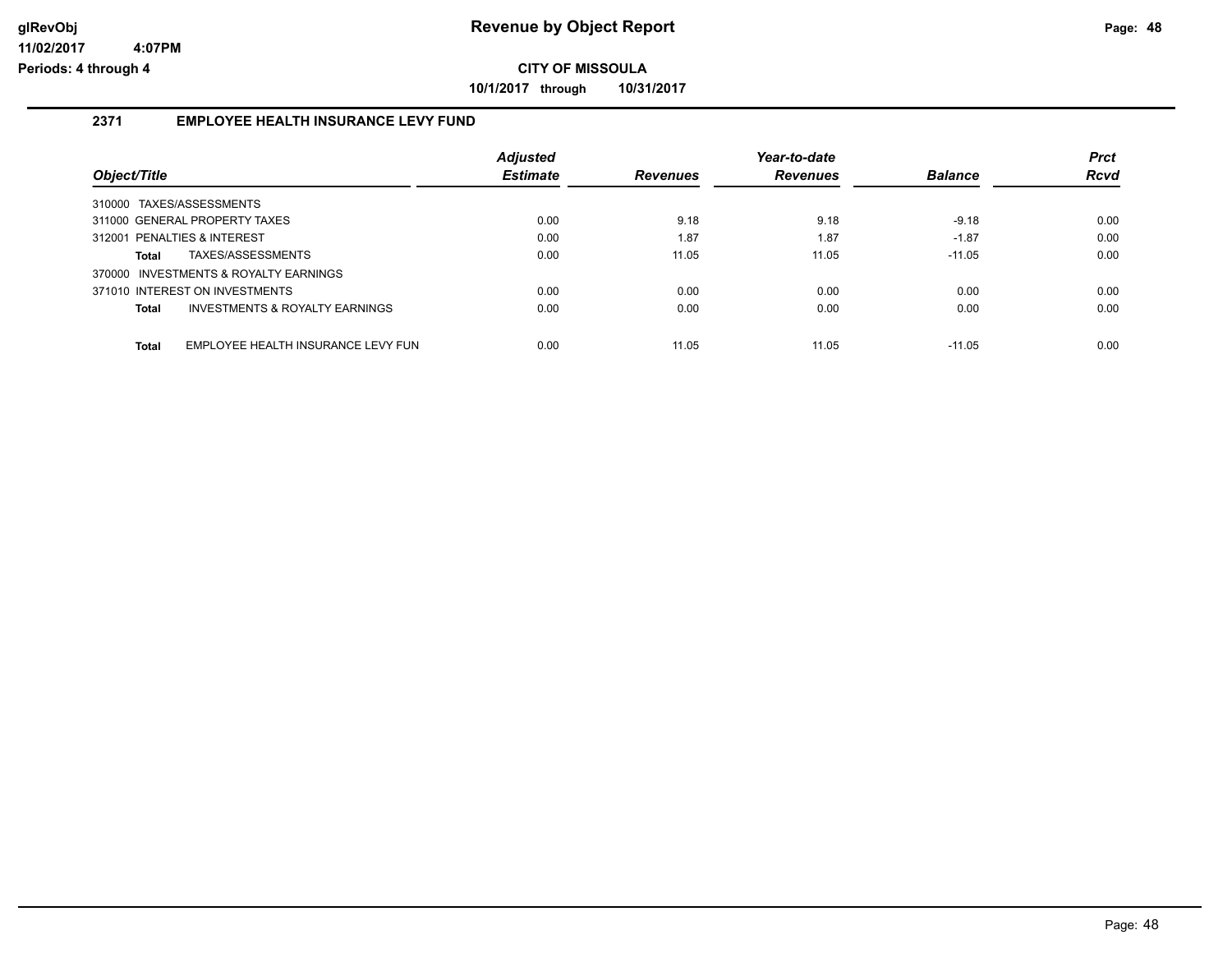# Revenue by Object Report

glRevObj
11/02/2017 4:07PM
Periods: 4 through 4

**CITY OF MISSOULA**

**10/1/2017 through 10/31/2017**

## 2371 EMPLOYEE HEALTH INSURANCE LEVY FUND

| Object/Title | Adjusted Estimate | Revenues | Year-to-date Revenues | Balance | Prct Rcvd |
|---|---|---|---|---|---|
| 310000 TAXES/ASSESSMENTS | | | | | |
| 311000 GENERAL PROPERTY TAXES | 0.00 | 9.18 | 9.18 | -9.18 | 0.00 |
| 312001 PENALTIES & INTEREST | 0.00 | 1.87 | 1.87 | -1.87 | 0.00 |
| **Total** TAXES/ASSESSMENTS | 0.00 | 11.05 | 11.05 | -11.05 | 0.00 |
| 370000 INVESTMENTS & ROYALTY EARNINGS | | | | | |
| 371010 INTEREST ON INVESTMENTS | 0.00 | 0.00 | 0.00 | 0.00 | 0.00 |
| **Total** INVESTMENTS & ROYALTY EARNINGS | 0.00 | 0.00 | 0.00 | 0.00 | 0.00 |
| **Total** EMPLOYEE HEALTH INSURANCE LEVY FUN | 0.00 | 11.05 | 11.05 | -11.05 | 0.00 |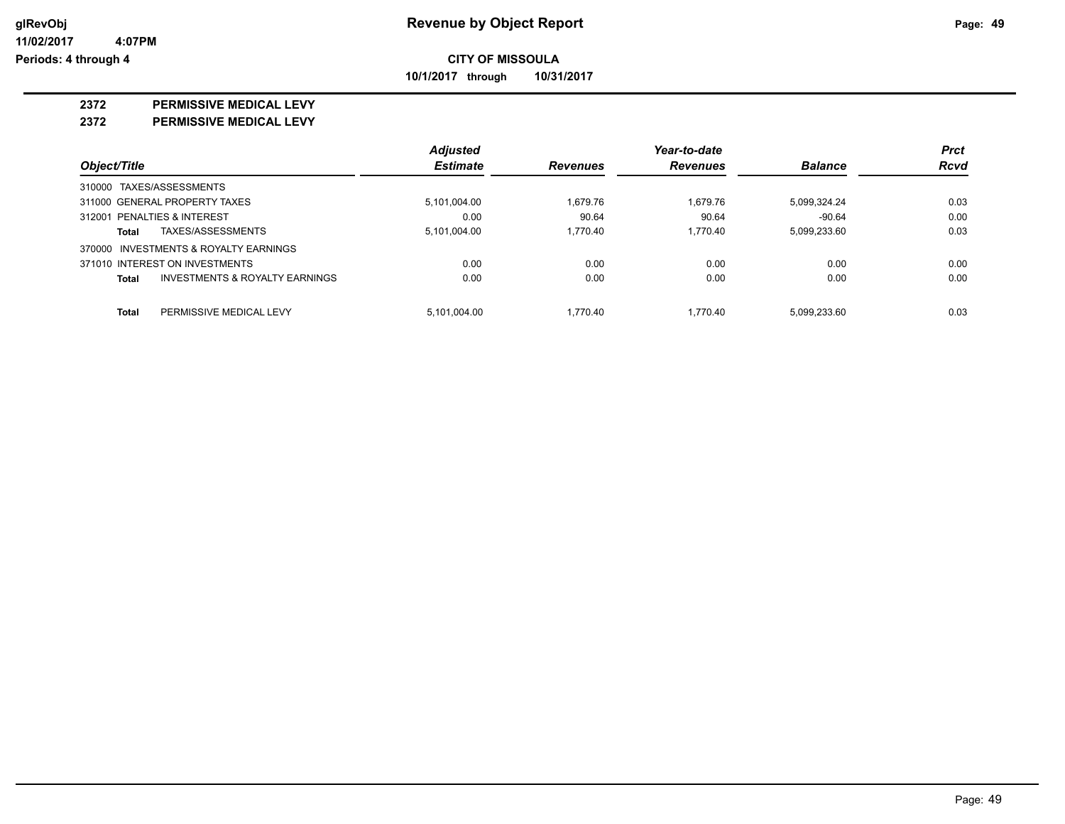**glRevObj** **Revenue by Object Report**

**11/02/2017 4:07PM**

**Periods: 4 through 4**

**CITY OF MISSOULA**

**10/1/2017 through 10/31/2017**

## 2372 PERMISSIVE MEDICAL LEVY

## 2372 PERMISSIVE MEDICAL LEVY

| Object/Title | Adjusted Estimate | Revenues | Year-to-date Revenues | Balance | Prct Rcvd |
|---|---|---|---|---|---|
| 310000 TAXES/ASSESSMENTS | | | | | |
| 311000 GENERAL PROPERTY TAXES | 5,101,004.00 | 1,679.76 | 1,679.76 | 5,099,324.24 | 0.03 |
| 312001 PENALTIES & INTEREST | 0.00 | 90.64 | 90.64 | -90.64 | 0.00 |
| **Total** TAXES/ASSESSMENTS | 5,101,004.00 | 1,770.40 | 1,770.40 | 5,099,233.60 | 0.03 |
| 370000 INVESTMENTS & ROYALTY EARNINGS | | | | | |
| 371010 INTEREST ON INVESTMENTS | 0.00 | 0.00 | 0.00 | 0.00 | 0.00 |
| **Total** INVESTMENTS & ROYALTY EARNINGS | 0.00 | 0.00 | 0.00 | 0.00 | 0.00 |
| **Total** PERMISSIVE MEDICAL LEVY | 5,101,004.00 | 1,770.40 | 1,770.40 | 5,099,233.60 | 0.03 |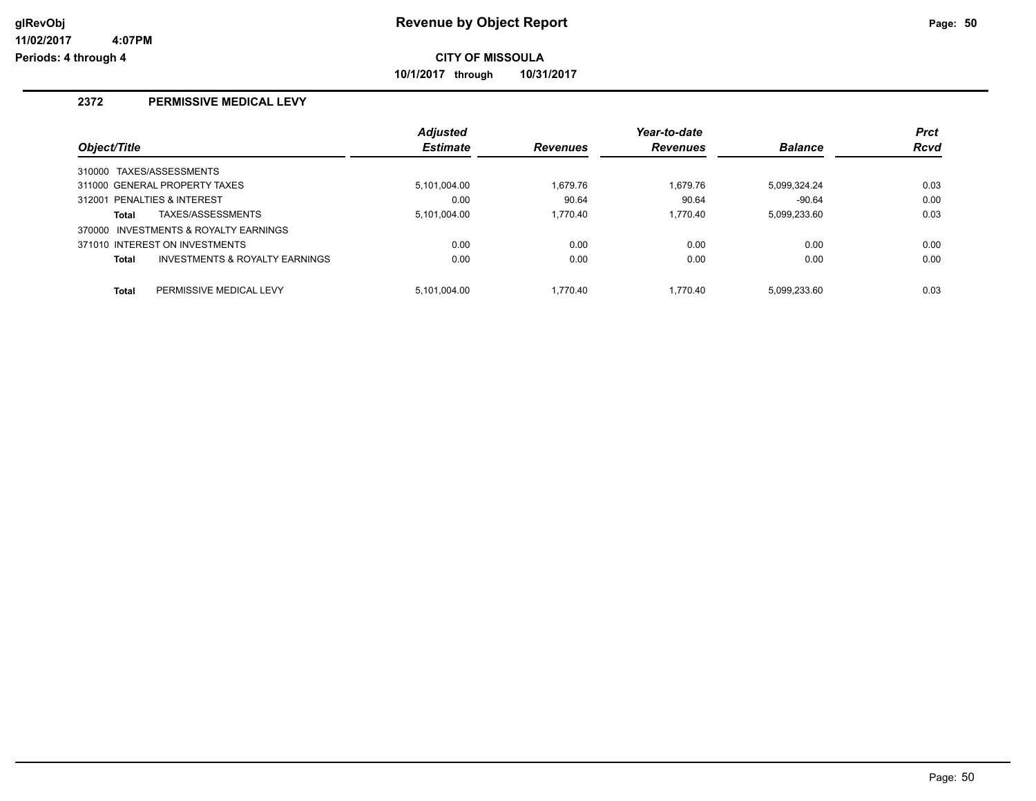**Revenue by Object Report**

**CITY OF MISSOULA**

**10/1/2017 through 10/31/2017**

glRevObj
11/02/2017 4:07PM
Periods: 4 through 4

## 2372 PERMISSIVE MEDICAL LEVY

| Object/Title | | Adjusted Estimate | Revenues | Year-to-date Revenues | Balance | Prct Rcvd |
|---|---|---|---|---|---|---|
| 310000 TAXES/ASSESSMENTS | | | | | | |
| 311000 GENERAL PROPERTY TAXES | | 5,101,004.00 | 1,679.76 | 1,679.76 | 5,099,324.24 | 0.03 |
| 312001 PENALTIES & INTEREST | | 0.00 | 90.64 | 90.64 | -90.64 | 0.00 |
| **Total** | TAXES/ASSESSMENTS | 5,101,004.00 | 1,770.40 | 1,770.40 | 5,099,233.60 | 0.03 |
| 370000 INVESTMENTS & ROYALTY EARNINGS | | | | | | |
| 371010 INTEREST ON INVESTMENTS | | 0.00 | 0.00 | 0.00 | 0.00 | 0.00 |
| **Total** | INVESTMENTS & ROYALTY EARNINGS | 0.00 | 0.00 | 0.00 | 0.00 | 0.00 |
| **Total** | PERMISSIVE MEDICAL LEVY | 5,101,004.00 | 1,770.40 | 1,770.40 | 5,099,233.60 | 0.03 |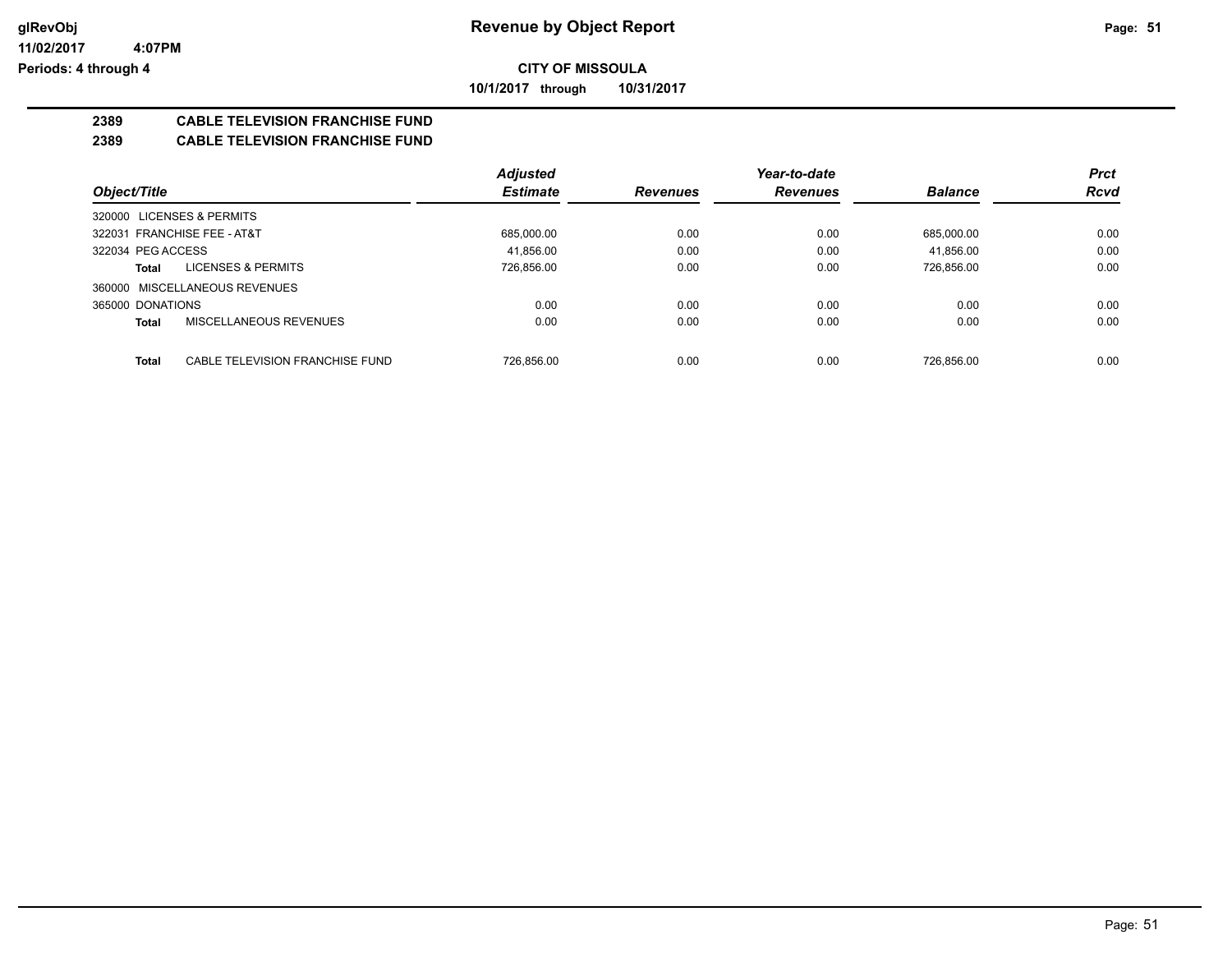**glRevObj**
**11/02/2017 4:07PM**
**Periods: 4 through 4**

# Revenue by Object Report

**CITY OF MISSOULA**

**10/1/2017 through 10/31/2017**

## 2389 CABLE TELEVISION FRANCHISE FUND
## 2389 CABLE TELEVISION FRANCHISE FUND

| Object/Title | | Adjusted Estimate | Revenues | Year-to-date Revenues | Balance | Prct Rcvd |
|---|---|---|---|---|---|---|
| 320000 LICENSES & PERMITS | | | | | | |
| 322031 FRANCHISE FEE - AT&T | | 685,000.00 | 0.00 | 0.00 | 685,000.00 | 0.00 |
| 322034 PEG ACCESS | | 41,856.00 | 0.00 | 0.00 | 41,856.00 | 0.00 |
| **Total** | LICENSES & PERMITS | 726,856.00 | 0.00 | 0.00 | 726,856.00 | 0.00 |
| 360000 MISCELLANEOUS REVENUES | | | | | | |
| 365000 DONATIONS | | 0.00 | 0.00 | 0.00 | 0.00 | 0.00 |
| **Total** | MISCELLANEOUS REVENUES | 0.00 | 0.00 | 0.00 | 0.00 | 0.00 |
| **Total** | CABLE TELEVISION FRANCHISE FUND | 726,856.00 | 0.00 | 0.00 | 726,856.00 | 0.00 |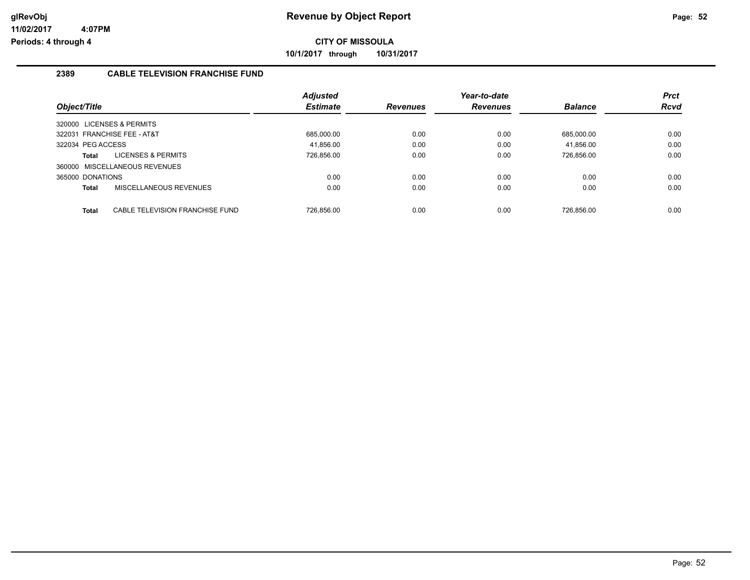# Revenue by Object Report

**CITY OF MISSOULA**

**10/1/2017 through 10/31/2017**

glRevObj
11/02/2017 4:07PM
Periods: 4 through 4

## 2389 CABLE TELEVISION FRANCHISE FUND

| Object/Title | Adjusted Estimate | Revenues | Year-to-date Revenues | Balance | Prct Rcvd |
|---|---|---|---|---|---|
| 320000 LICENSES & PERMITS | | | | | |
| 322031 FRANCHISE FEE - AT&T | 685,000.00 | 0.00 | 0.00 | 685,000.00 | 0.00 |
| 322034 PEG ACCESS | 41,856.00 | 0.00 | 0.00 | 41,856.00 | 0.00 |
| **Total** LICENSES & PERMITS | 726,856.00 | 0.00 | 0.00 | 726,856.00 | 0.00 |
| 360000 MISCELLANEOUS REVENUES | | | | | |
| 365000 DONATIONS | 0.00 | 0.00 | 0.00 | 0.00 | 0.00 |
| **Total** MISCELLANEOUS REVENUES | 0.00 | 0.00 | 0.00 | 0.00 | 0.00 |
| **Total** CABLE TELEVISION FRANCHISE FUND | 726,856.00 | 0.00 | 0.00 | 726,856.00 | 0.00 |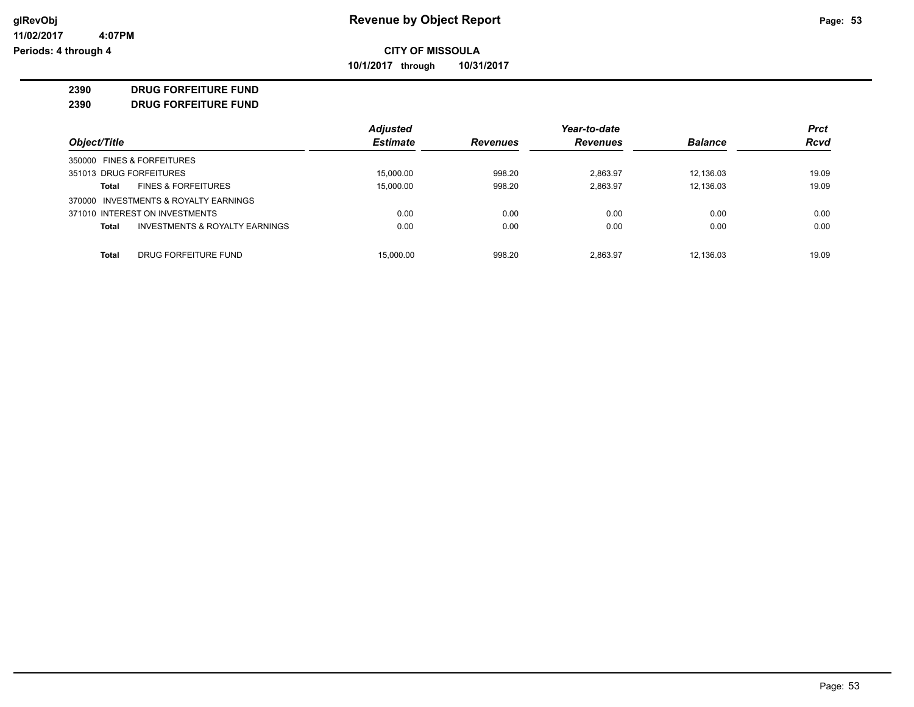# Revenue by Object Report

glRevObj
11/02/2017 4:07PM
Periods: 4 through 4

**CITY OF MISSOULA**

**10/1/2017 through 10/31/2017**

**2390 DRUG FORFEITURE FUND**

**2390 DRUG FORFEITURE FUND**

| Object/Title | Adjusted Estimate | Revenues | Year-to-date Revenues | Balance | Prct Rcvd |
|---|---|---|---|---|---|
| 350000 FINES & FORFEITURES | | | | | |
| 351013 DRUG FORFEITURES | 15,000.00 | 998.20 | 2,863.97 | 12,136.03 | 19.09 |
| **Total** FINES & FORFEITURES | 15,000.00 | 998.20 | 2,863.97 | 12,136.03 | 19.09 |
| 370000 INVESTMENTS & ROYALTY EARNINGS | | | | | |
| 371010 INTEREST ON INVESTMENTS | 0.00 | 0.00 | 0.00 | 0.00 | 0.00 |
| **Total** INVESTMENTS & ROYALTY EARNINGS | 0.00 | 0.00 | 0.00 | 0.00 | 0.00 |
| **Total** DRUG FORFEITURE FUND | 15,000.00 | 998.20 | 2,863.97 | 12,136.03 | 19.09 |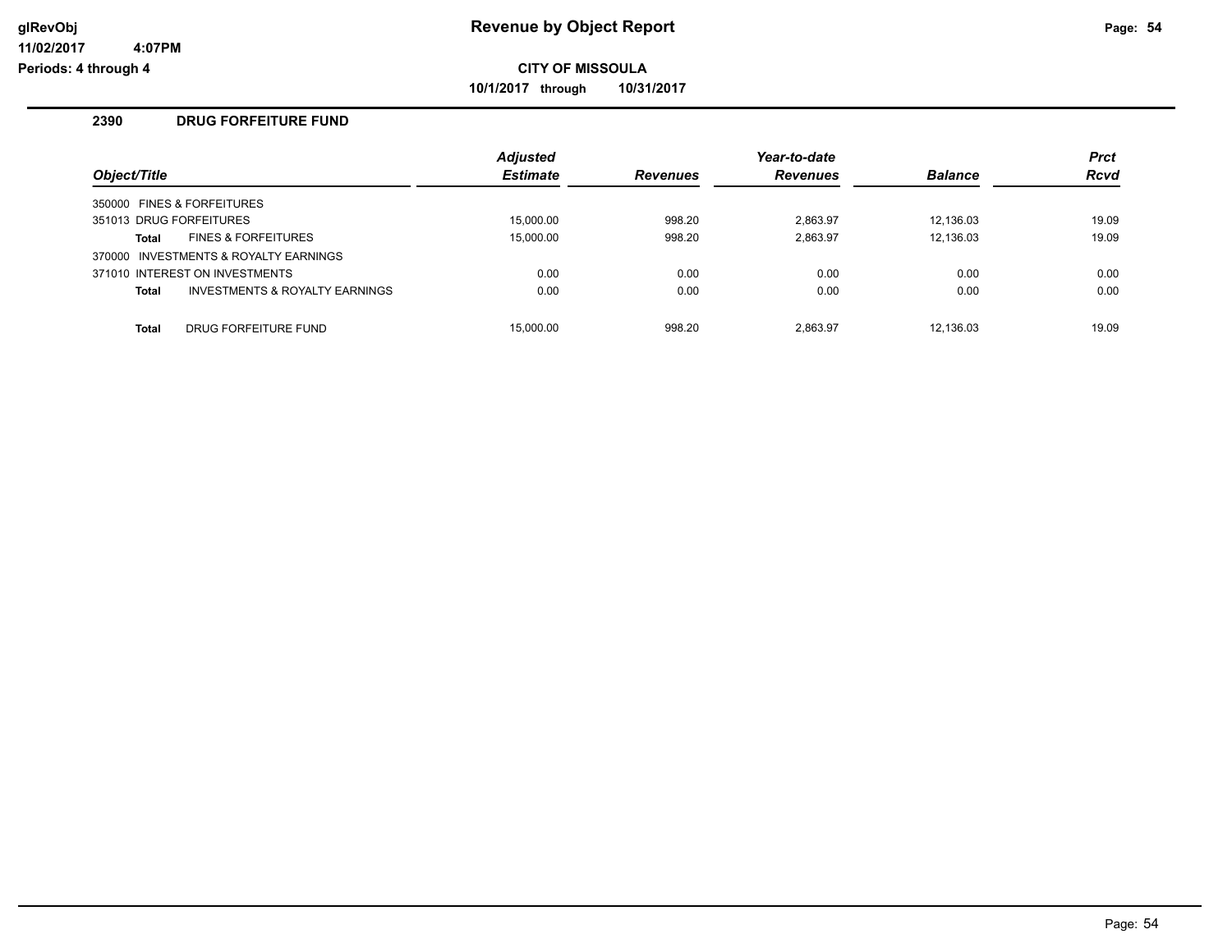# Revenue by Object Report

glRevObj
11/02/2017 4:07PM
Periods: 4 through 4

**CITY OF MISSOULA**

**10/1/2017 through 10/31/2017**

## 2390 DRUG FORFEITURE FUND

| Object/Title | Adjusted Estimate | Revenues | Year-to-date Revenues | Balance | Prct Rcvd |
|---|---|---|---|---|---|
| 350000 FINES & FORFEITURES | | | | | |
| 351013 DRUG FORFEITURES | 15,000.00 | 998.20 | 2,863.97 | 12,136.03 | 19.09 |
| **Total** FINES & FORFEITURES | 15,000.00 | 998.20 | 2,863.97 | 12,136.03 | 19.09 |
| 370000 INVESTMENTS & ROYALTY EARNINGS | | | | | |
| 371010 INTEREST ON INVESTMENTS | 0.00 | 0.00 | 0.00 | 0.00 | 0.00 |
| **Total** INVESTMENTS & ROYALTY EARNINGS | 0.00 | 0.00 | 0.00 | 0.00 | 0.00 |
| **Total** DRUG FORFEITURE FUND | 15,000.00 | 998.20 | 2,863.97 | 12,136.03 | 19.09 |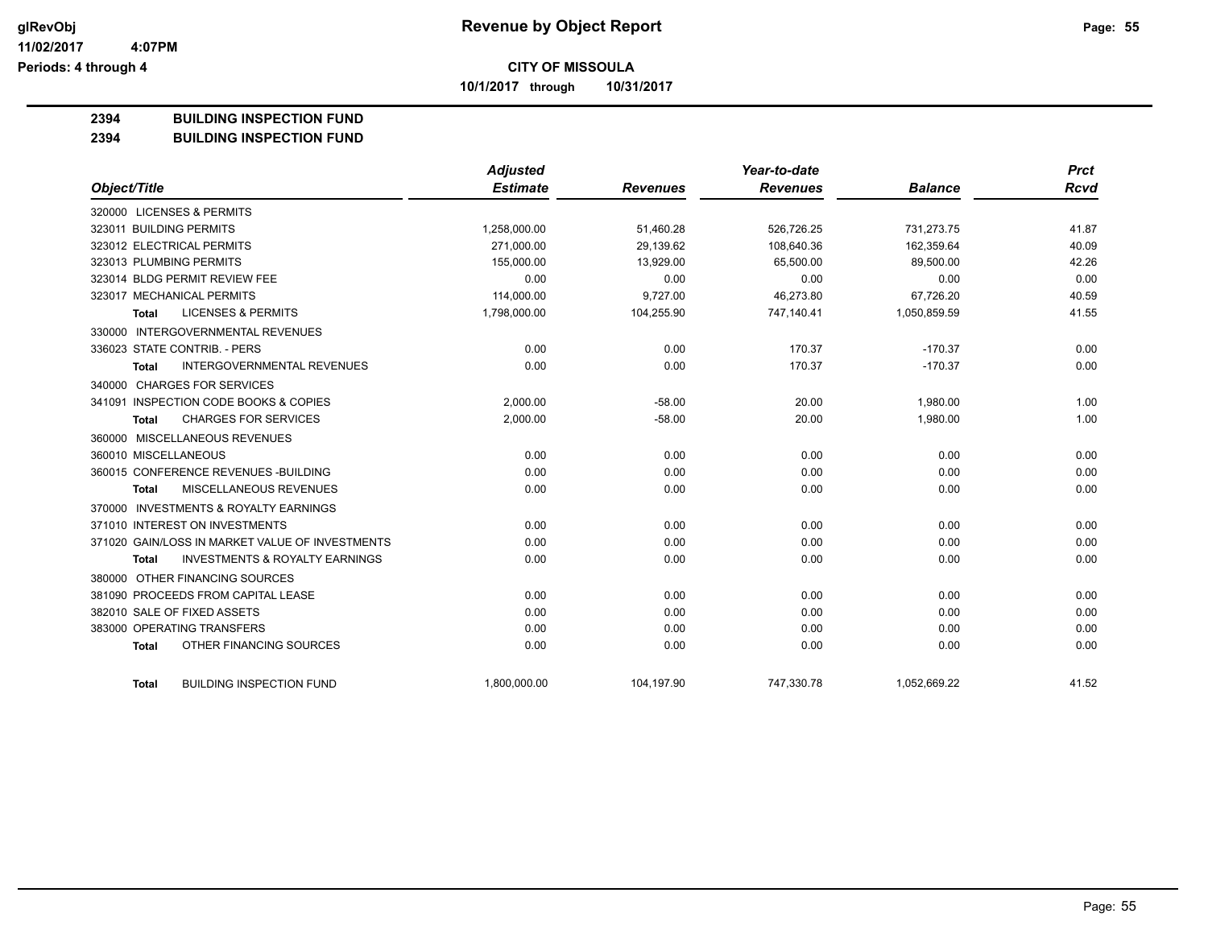# Revenue by Object Report

**CITY OF MISSOULA**

**10/1/2017 through 10/31/2017**

glRevObj
11/02/2017 4:07PM
Periods: 4 through 4

## 2394 BUILDING INSPECTION FUND
## 2394 BUILDING INSPECTION FUND

| Object/Title | Adjusted Estimate | Revenues | Year-to-date Revenues | Balance | Prct Rcvd |
|---|---|---|---|---|---|
| 320000 LICENSES & PERMITS | | | | | |
| 323011 BUILDING PERMITS | 1,258,000.00 | 51,460.28 | 526,726.25 | 731,273.75 | 41.87 |
| 323012 ELECTRICAL PERMITS | 271,000.00 | 29,139.62 | 108,640.36 | 162,359.64 | 40.09 |
| 323013 PLUMBING PERMITS | 155,000.00 | 13,929.00 | 65,500.00 | 89,500.00 | 42.26 |
| 323014 BLDG PERMIT REVIEW FEE | 0.00 | 0.00 | 0.00 | 0.00 | 0.00 |
| 323017 MECHANICAL PERMITS | 114,000.00 | 9,727.00 | 46,273.80 | 67,726.20 | 40.59 |
| **Total** LICENSES & PERMITS | 1,798,000.00 | 104,255.90 | 747,140.41 | 1,050,859.59 | 41.55 |
| 330000 INTERGOVERNMENTAL REVENUES | | | | | |
| 336023 STATE CONTRIB. - PERS | 0.00 | 0.00 | 170.37 | -170.37 | 0.00 |
| **Total** INTERGOVERNMENTAL REVENUES | 0.00 | 0.00 | 170.37 | -170.37 | 0.00 |
| 340000 CHARGES FOR SERVICES | | | | | |
| 341091 INSPECTION CODE BOOKS & COPIES | 2,000.00 | -58.00 | 20.00 | 1,980.00 | 1.00 |
| **Total** CHARGES FOR SERVICES | 2,000.00 | -58.00 | 20.00 | 1,980.00 | 1.00 |
| 360000 MISCELLANEOUS REVENUES | | | | | |
| 360010 MISCELLANEOUS | 0.00 | 0.00 | 0.00 | 0.00 | 0.00 |
| 360015 CONFERENCE REVENUES -BUILDING | 0.00 | 0.00 | 0.00 | 0.00 | 0.00 |
| **Total** MISCELLANEOUS REVENUES | 0.00 | 0.00 | 0.00 | 0.00 | 0.00 |
| 370000 INVESTMENTS & ROYALTY EARNINGS | | | | | |
| 371010 INTEREST ON INVESTMENTS | 0.00 | 0.00 | 0.00 | 0.00 | 0.00 |
| 371020 GAIN/LOSS IN MARKET VALUE OF INVESTMENTS | 0.00 | 0.00 | 0.00 | 0.00 | 0.00 |
| **Total** INVESTMENTS & ROYALTY EARNINGS | 0.00 | 0.00 | 0.00 | 0.00 | 0.00 |
| 380000 OTHER FINANCING SOURCES | | | | | |
| 381090 PROCEEDS FROM CAPITAL LEASE | 0.00 | 0.00 | 0.00 | 0.00 | 0.00 |
| 382010 SALE OF FIXED ASSETS | 0.00 | 0.00 | 0.00 | 0.00 | 0.00 |
| 383000 OPERATING TRANSFERS | 0.00 | 0.00 | 0.00 | 0.00 | 0.00 |
| **Total** OTHER FINANCING SOURCES | 0.00 | 0.00 | 0.00 | 0.00 | 0.00 |
| **Total** BUILDING INSPECTION FUND | 1,800,000.00 | 104,197.90 | 747,330.78 | 1,052,669.22 | 41.52 |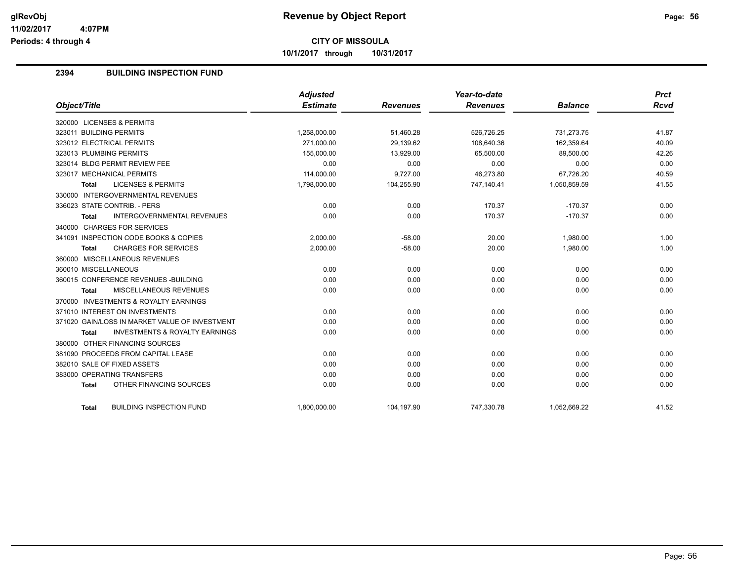# CITY OF MISSOULA

**10/1/2017 through 10/31/2017**

## 2394 BUILDING INSPECTION FUND

| Object/Title | Adjusted Estimate | Revenues | Year-to-date Revenues | Balance | Prct Rcvd |
|---|---|---|---|---|---|
| 320000 LICENSES & PERMITS | | | | | |
| 323011 BUILDING PERMITS | 1,258,000.00 | 51,460.28 | 526,726.25 | 731,273.75 | 41.87 |
| 323012 ELECTRICAL PERMITS | 271,000.00 | 29,139.62 | 108,640.36 | 162,359.64 | 40.09 |
| 323013 PLUMBING PERMITS | 155,000.00 | 13,929.00 | 65,500.00 | 89,500.00 | 42.26 |
| 323014 BLDG PERMIT REVIEW FEE | 0.00 | 0.00 | 0.00 | 0.00 | 0.00 |
| 323017 MECHANICAL PERMITS | 114,000.00 | 9,727.00 | 46,273.80 | 67,726.20 | 40.59 |
| **Total** LICENSES & PERMITS | 1,798,000.00 | 104,255.90 | 747,140.41 | 1,050,859.59 | 41.55 |
| 330000 INTERGOVERNMENTAL REVENUES | | | | | |
| 336023 STATE CONTRIB. - PERS | 0.00 | 0.00 | 170.37 | -170.37 | 0.00 |
| **Total** INTERGOVERNMENTAL REVENUES | 0.00 | 0.00 | 170.37 | -170.37 | 0.00 |
| 340000 CHARGES FOR SERVICES | | | | | |
| 341091 INSPECTION CODE BOOKS & COPIES | 2,000.00 | -58.00 | 20.00 | 1,980.00 | 1.00 |
| **Total** CHARGES FOR SERVICES | 2,000.00 | -58.00 | 20.00 | 1,980.00 | 1.00 |
| 360000 MISCELLANEOUS REVENUES | | | | | |
| 360010 MISCELLANEOUS | 0.00 | 0.00 | 0.00 | 0.00 | 0.00 |
| 360015 CONFERENCE REVENUES -BUILDING | 0.00 | 0.00 | 0.00 | 0.00 | 0.00 |
| **Total** MISCELLANEOUS REVENUES | 0.00 | 0.00 | 0.00 | 0.00 | 0.00 |
| 370000 INVESTMENTS & ROYALTY EARNINGS | | | | | |
| 371010 INTEREST ON INVESTMENTS | 0.00 | 0.00 | 0.00 | 0.00 | 0.00 |
| 371020 GAIN/LOSS IN MARKET VALUE OF INVESTMENT | 0.00 | 0.00 | 0.00 | 0.00 | 0.00 |
| **Total** INVESTMENTS & ROYALTY EARNINGS | 0.00 | 0.00 | 0.00 | 0.00 | 0.00 |
| 380000 OTHER FINANCING SOURCES | | | | | |
| 381090 PROCEEDS FROM CAPITAL LEASE | 0.00 | 0.00 | 0.00 | 0.00 | 0.00 |
| 382010 SALE OF FIXED ASSETS | 0.00 | 0.00 | 0.00 | 0.00 | 0.00 |
| 383000 OPERATING TRANSFERS | 0.00 | 0.00 | 0.00 | 0.00 | 0.00 |
| **Total** OTHER FINANCING SOURCES | 0.00 | 0.00 | 0.00 | 0.00 | 0.00 |
| **Total** BUILDING INSPECTION FUND | 1,800,000.00 | 104,197.90 | 747,330.78 | 1,052,669.22 | 41.52 |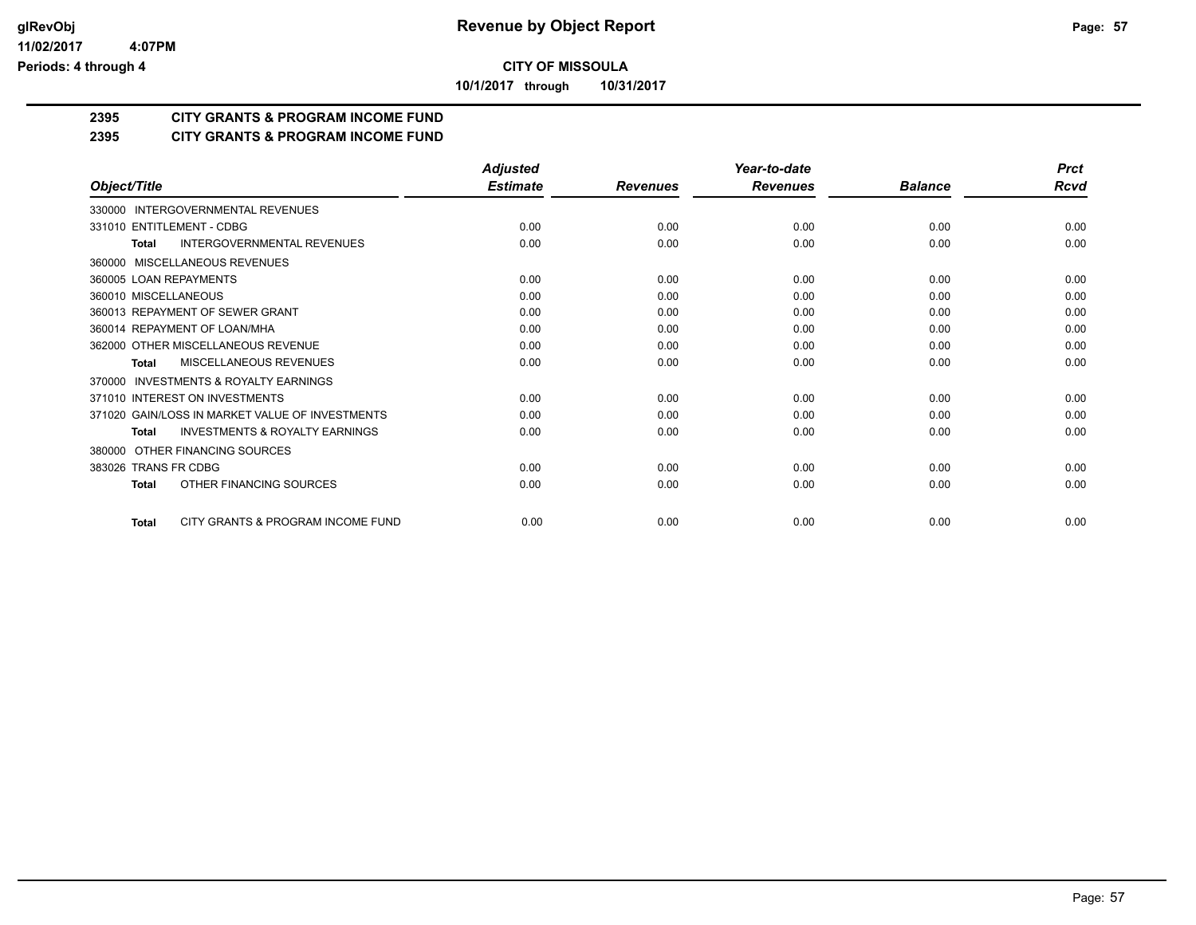**glRevObj** **Revenue by Object Report**

**11/02/2017 4:07PM**

**Periods: 4 through 4**

**CITY OF MISSOULA**

**10/1/2017 through 10/31/2017**

## 2395 CITY GRANTS & PROGRAM INCOME FUND

## 2395 CITY GRANTS & PROGRAM INCOME FUND

| Object/Title | Adjusted Estimate | Revenues | Year-to-date Revenues | Balance | Prct Rcvd |
|---|---|---|---|---|---|
| 330000 INTERGOVERNMENTAL REVENUES | | | | | |
| 331010 ENTITLEMENT - CDBG | 0.00 | 0.00 | 0.00 | 0.00 | 0.00 |
| **Total** INTERGOVERNMENTAL REVENUES | 0.00 | 0.00 | 0.00 | 0.00 | 0.00 |
| 360000 MISCELLANEOUS REVENUES | | | | | |
| 360005 LOAN REPAYMENTS | 0.00 | 0.00 | 0.00 | 0.00 | 0.00 |
| 360010 MISCELLANEOUS | 0.00 | 0.00 | 0.00 | 0.00 | 0.00 |
| 360013 REPAYMENT OF SEWER GRANT | 0.00 | 0.00 | 0.00 | 0.00 | 0.00 |
| 360014 REPAYMENT OF LOAN/MHA | 0.00 | 0.00 | 0.00 | 0.00 | 0.00 |
| 362000 OTHER MISCELLANEOUS REVENUE | 0.00 | 0.00 | 0.00 | 0.00 | 0.00 |
| **Total** MISCELLANEOUS REVENUES | 0.00 | 0.00 | 0.00 | 0.00 | 0.00 |
| 370000 INVESTMENTS & ROYALTY EARNINGS | | | | | |
| 371010 INTEREST ON INVESTMENTS | 0.00 | 0.00 | 0.00 | 0.00 | 0.00 |
| 371020 GAIN/LOSS IN MARKET VALUE OF INVESTMENTS | 0.00 | 0.00 | 0.00 | 0.00 | 0.00 |
| **Total** INVESTMENTS & ROYALTY EARNINGS | 0.00 | 0.00 | 0.00 | 0.00 | 0.00 |
| 380000 OTHER FINANCING SOURCES | | | | | |
| 383026 TRANS FR CDBG | 0.00 | 0.00 | 0.00 | 0.00 | 0.00 |
| **Total** OTHER FINANCING SOURCES | 0.00 | 0.00 | 0.00 | 0.00 | 0.00 |
| **Total** CITY GRANTS & PROGRAM INCOME FUND | 0.00 | 0.00 | 0.00 | 0.00 | 0.00 |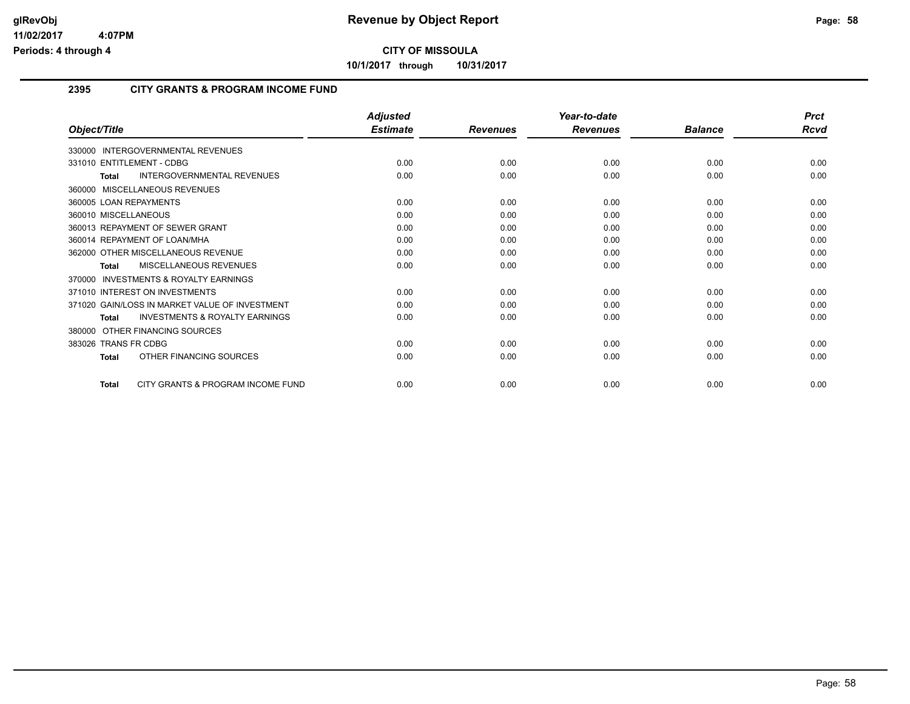# Revenue by Object Report

**CITY OF MISSOULA**

**10/1/2017 through 10/31/2017**

glRevObj
11/02/2017 4:07PM
Periods: 4 through 4

## 2395 CITY GRANTS & PROGRAM INCOME FUND

| Object/Title | Adjusted Estimate | Revenues | Year-to-date Revenues | Balance | Prct Rcvd |
|---|---|---|---|---|---|
| 330000 INTERGOVERNMENTAL REVENUES | | | | | |
| 331010 ENTITLEMENT - CDBG | 0.00 | 0.00 | 0.00 | 0.00 | 0.00 |
| **Total** INTERGOVERNMENTAL REVENUES | 0.00 | 0.00 | 0.00 | 0.00 | 0.00 |
| 360000 MISCELLANEOUS REVENUES | | | | | |
| 360005 LOAN REPAYMENTS | 0.00 | 0.00 | 0.00 | 0.00 | 0.00 |
| 360010 MISCELLANEOUS | 0.00 | 0.00 | 0.00 | 0.00 | 0.00 |
| 360013 REPAYMENT OF SEWER GRANT | 0.00 | 0.00 | 0.00 | 0.00 | 0.00 |
| 360014 REPAYMENT OF LOAN/MHA | 0.00 | 0.00 | 0.00 | 0.00 | 0.00 |
| 362000 OTHER MISCELLANEOUS REVENUE | 0.00 | 0.00 | 0.00 | 0.00 | 0.00 |
| **Total** MISCELLANEOUS REVENUES | 0.00 | 0.00 | 0.00 | 0.00 | 0.00 |
| 370000 INVESTMENTS & ROYALTY EARNINGS | | | | | |
| 371010 INTEREST ON INVESTMENTS | 0.00 | 0.00 | 0.00 | 0.00 | 0.00 |
| 371020 GAIN/LOSS IN MARKET VALUE OF INVESTMENT | 0.00 | 0.00 | 0.00 | 0.00 | 0.00 |
| **Total** INVESTMENTS & ROYALTY EARNINGS | 0.00 | 0.00 | 0.00 | 0.00 | 0.00 |
| 380000 OTHER FINANCING SOURCES | | | | | |
| 383026 TRANS FR CDBG | 0.00 | 0.00 | 0.00 | 0.00 | 0.00 |
| **Total** OTHER FINANCING SOURCES | 0.00 | 0.00 | 0.00 | 0.00 | 0.00 |
| **Total** CITY GRANTS & PROGRAM INCOME FUND | 0.00 | 0.00 | 0.00 | 0.00 | 0.00 |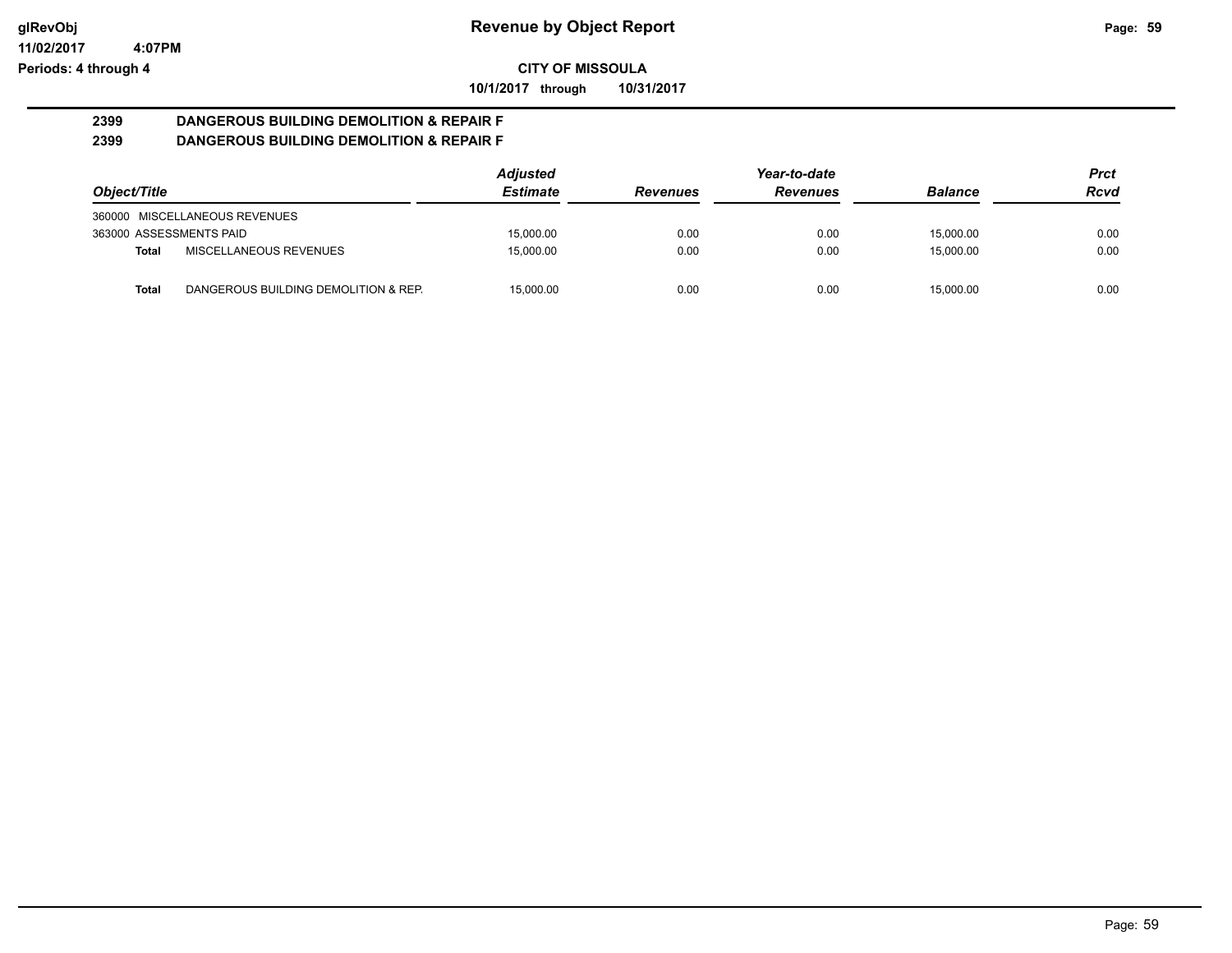# Revenue by Object Report

**CITY OF MISSOULA**

**10/1/2017 through 10/31/2017**

glRevObj
11/02/2017 4:07PM
Periods: 4 through 4

## 2399 DANGEROUS BUILDING DEMOLITION & REPAIR F
## 2399 DANGEROUS BUILDING DEMOLITION & REPAIR F

| Object/Title | | Adjusted Estimate | Revenues | Year-to-date Revenues | Balance | Prct Rcvd |
|---|---|---|---|---|---|---|
| 360000 MISCELLANEOUS REVENUES | | | | | | |
| 363000 ASSESSMENTS PAID | | 15,000.00 | 0.00 | 0.00 | 15,000.00 | 0.00 |
| **Total** | MISCELLANEOUS REVENUES | 15,000.00 | 0.00 | 0.00 | 15,000.00 | 0.00 |
| **Total** | DANGEROUS BUILDING DEMOLITION & REP. | 15,000.00 | 0.00 | 0.00 | 15,000.00 | 0.00 |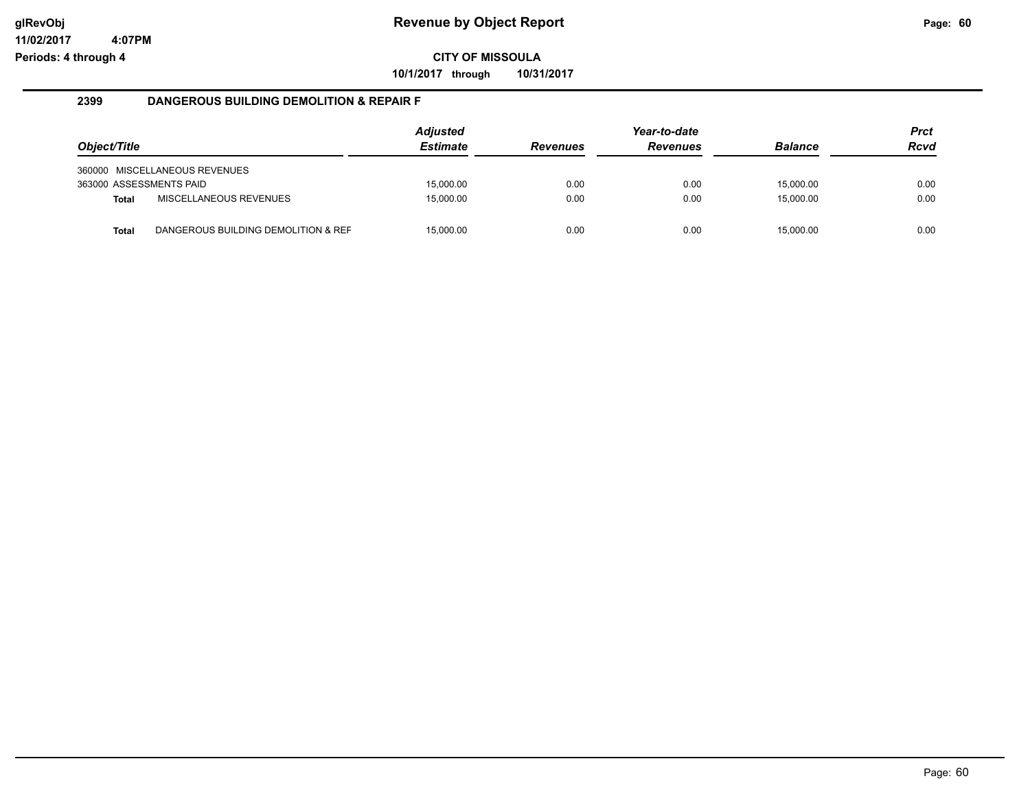**glRevObj** **Revenue by Object Report**

**11/02/2017 4:07PM**

**Periods: 4 through 4**

**CITY OF MISSOULA**

**10/1/2017 through 10/31/2017**

### 2399 DANGEROUS BUILDING DEMOLITION & REPAIR F

| Object/Title | | Adjusted Estimate | Revenues | Year-to-date Revenues | Balance | Prct Rcvd |
|---|---|---|---|---|---|---|
| 360000 MISCELLANEOUS REVENUES | | | | | | |
| 363000 ASSESSMENTS PAID | | 15,000.00 | 0.00 | 0.00 | 15,000.00 | 0.00 |
| **Total** | MISCELLANEOUS REVENUES | 15,000.00 | 0.00 | 0.00 | 15,000.00 | 0.00 |
| **Total** | DANGEROUS BUILDING DEMOLITION & REF | 15,000.00 | 0.00 | 0.00 | 15,000.00 | 0.00 |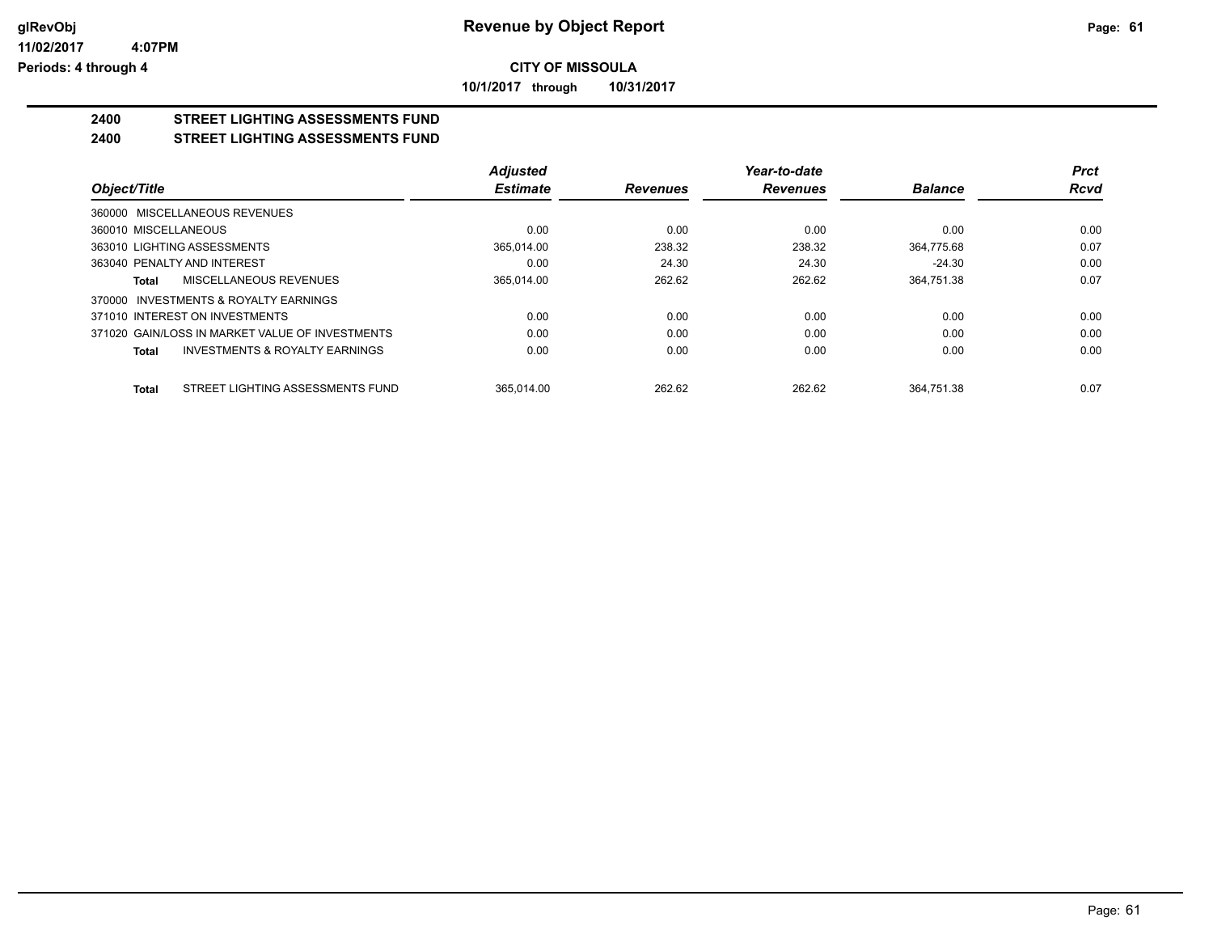# Revenue by Object Report

## CITY OF MISSOULA

**10/1/2017 through 10/31/2017**

glRevObj
11/02/2017 4:07PM
Periods: 4 through 4

**2400 STREET LIGHTING ASSESSMENTS FUND**

**2400 STREET LIGHTING ASSESSMENTS FUND**

| Object/Title | Adjusted Estimate | Revenues | Year-to-date Revenues | Balance | Prct Rcvd |
|---|---|---|---|---|---|
| 360000 MISCELLANEOUS REVENUES | | | | | |
| 360010 MISCELLANEOUS | 0.00 | 0.00 | 0.00 | 0.00 | 0.00 |
| 363010 LIGHTING ASSESSMENTS | 365,014.00 | 238.32 | 238.32 | 364,775.68 | 0.07 |
| 363040 PENALTY AND INTEREST | 0.00 | 24.30 | 24.30 | -24.30 | 0.00 |
| **Total** MISCELLANEOUS REVENUES | 365,014.00 | 262.62 | 262.62 | 364,751.38 | 0.07 |
| 370000 INVESTMENTS & ROYALTY EARNINGS | | | | | |
| 371010 INTEREST ON INVESTMENTS | 0.00 | 0.00 | 0.00 | 0.00 | 0.00 |
| 371020 GAIN/LOSS IN MARKET VALUE OF INVESTMENTS | 0.00 | 0.00 | 0.00 | 0.00 | 0.00 |
| **Total** INVESTMENTS & ROYALTY EARNINGS | 0.00 | 0.00 | 0.00 | 0.00 | 0.00 |
| **Total** STREET LIGHTING ASSESSMENTS FUND | 365,014.00 | 262.62 | 262.62 | 364,751.38 | 0.07 |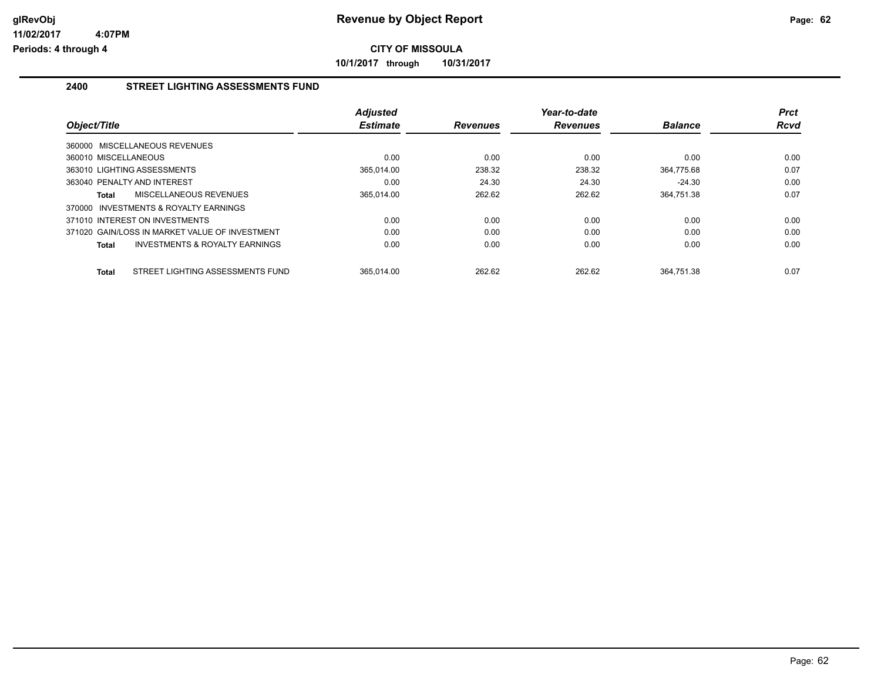# Revenue by Object Report

**CITY OF MISSOULA**

**10/1/2017 through 10/31/2017**

glRevObj
11/02/2017 4:07PM
Periods: 4 through 4

## 2400 STREET LIGHTING ASSESSMENTS FUND

| Object/Title | Adjusted Estimate | Revenues | Year-to-date Revenues | Balance | Prct Rcvd |
|---|---|---|---|---|---|
| 360000 MISCELLANEOUS REVENUES | | | | | |
| 360010 MISCELLANEOUS | 0.00 | 0.00 | 0.00 | 0.00 | 0.00 |
| 363010 LIGHTING ASSESSMENTS | 365,014.00 | 238.32 | 238.32 | 364,775.68 | 0.07 |
| 363040 PENALTY AND INTEREST | 0.00 | 24.30 | 24.30 | -24.30 | 0.00 |
| **Total** MISCELLANEOUS REVENUES | 365,014.00 | 262.62 | 262.62 | 364,751.38 | 0.07 |
| 370000 INVESTMENTS & ROYALTY EARNINGS | | | | | |
| 371010 INTEREST ON INVESTMENTS | 0.00 | 0.00 | 0.00 | 0.00 | 0.00 |
| 371020 GAIN/LOSS IN MARKET VALUE OF INVESTMENT | 0.00 | 0.00 | 0.00 | 0.00 | 0.00 |
| **Total** INVESTMENTS & ROYALTY EARNINGS | 0.00 | 0.00 | 0.00 | 0.00 | 0.00 |
| **Total** STREET LIGHTING ASSESSMENTS FUND | 365,014.00 | 262.62 | 262.62 | 364,751.38 | 0.07 |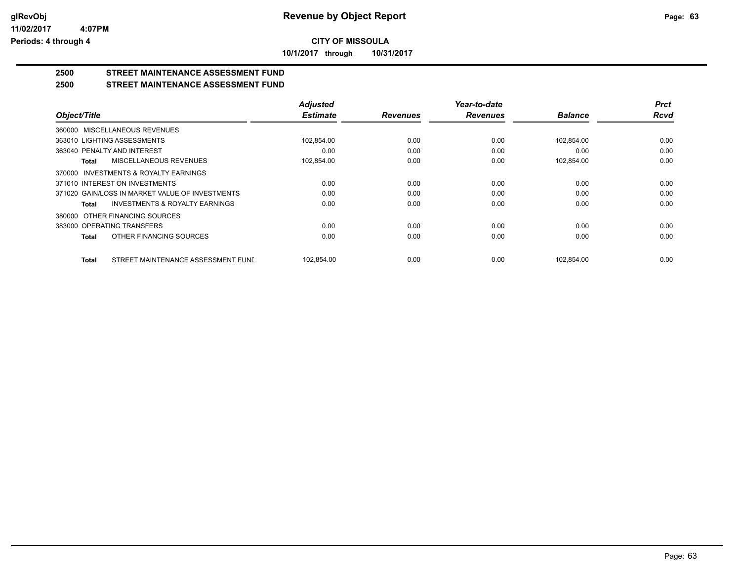# Revenue by Object Report

**CITY OF MISSOULA**

**10/1/2017 through 10/31/2017**

glRevObj
11/02/2017 4:07PM
Periods: 4 through 4

## 2500 STREET MAINTENANCE ASSESSMENT FUND

## 2500 STREET MAINTENANCE ASSESSMENT FUND

| Object/Title | Adjusted Estimate | Revenues | Year-to-date Revenues | Balance | Prct Rcvd |
|---|---|---|---|---|---|
| 360000 MISCELLANEOUS REVENUES | | | | | |
| 363010 LIGHTING ASSESSMENTS | 102,854.00 | 0.00 | 0.00 | 102,854.00 | 0.00 |
| 363040 PENALTY AND INTEREST | 0.00 | 0.00 | 0.00 | 0.00 | 0.00 |
| **Total** MISCELLANEOUS REVENUES | 102,854.00 | 0.00 | 0.00 | 102,854.00 | 0.00 |
| 370000 INVESTMENTS & ROYALTY EARNINGS | | | | | |
| 371010 INTEREST ON INVESTMENTS | 0.00 | 0.00 | 0.00 | 0.00 | 0.00 |
| 371020 GAIN/LOSS IN MARKET VALUE OF INVESTMENTS | 0.00 | 0.00 | 0.00 | 0.00 | 0.00 |
| **Total** INVESTMENTS & ROYALTY EARNINGS | 0.00 | 0.00 | 0.00 | 0.00 | 0.00 |
| 380000 OTHER FINANCING SOURCES | | | | | |
| 383000 OPERATING TRANSFERS | 0.00 | 0.00 | 0.00 | 0.00 | 0.00 |
| **Total** OTHER FINANCING SOURCES | 0.00 | 0.00 | 0.00 | 0.00 | 0.00 |
| **Total** STREET MAINTENANCE ASSESSMENT FUNI | 102,854.00 | 0.00 | 0.00 | 102,854.00 | 0.00 |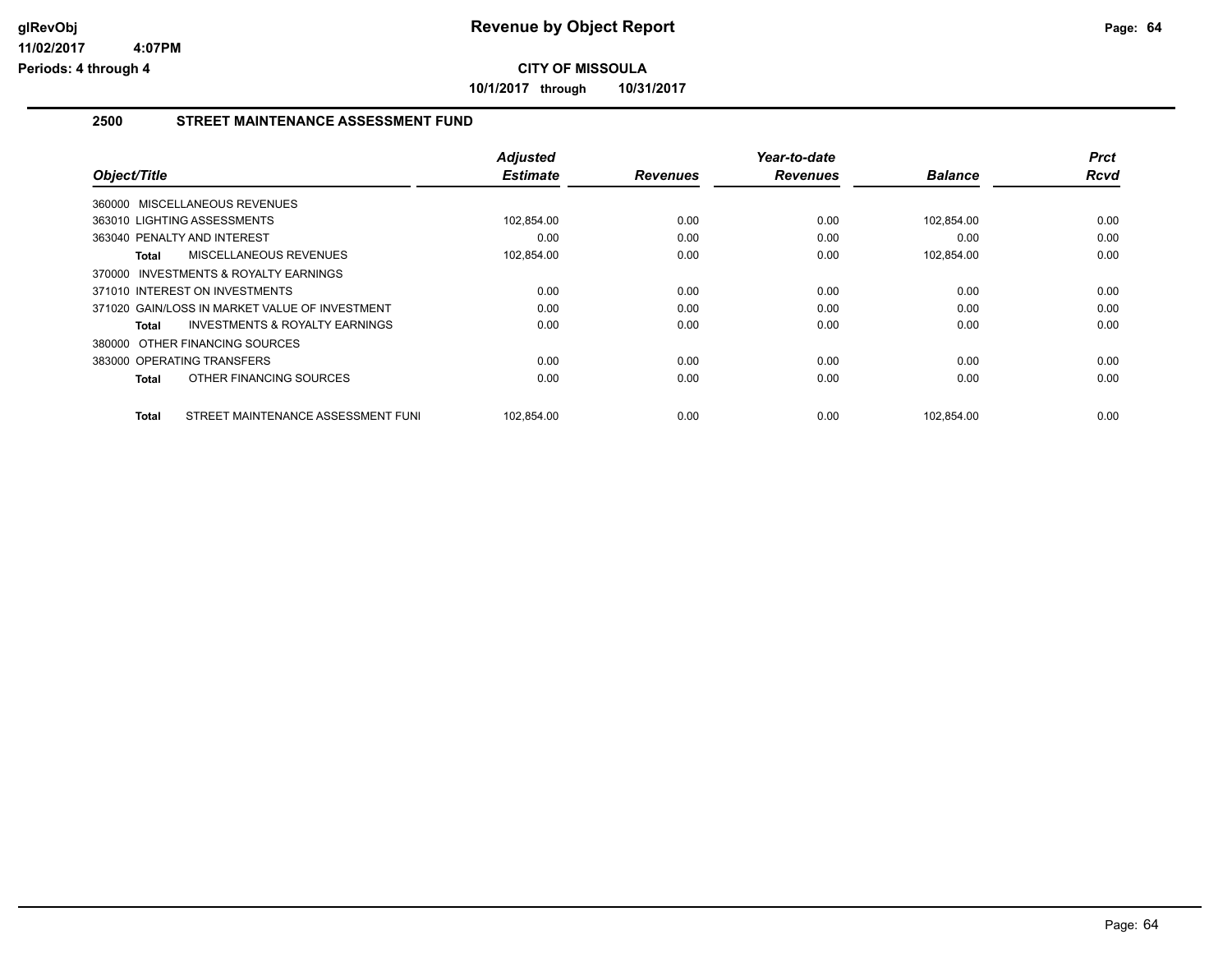**glRevObj**
**11/02/2017 4:07PM**
**Periods: 4 through 4**

# Revenue by Object Report

**CITY OF MISSOULA**

**10/1/2017 through 10/31/2017**

## 2500 STREET MAINTENANCE ASSESSMENT FUND

| Object/Title | Adjusted Estimate | Revenues | Year-to-date Revenues | Balance | Prct Rcvd |
|---|---|---|---|---|---|
| 360000 MISCELLANEOUS REVENUES | | | | | |
| 363010 LIGHTING ASSESSMENTS | 102,854.00 | 0.00 | 0.00 | 102,854.00 | 0.00 |
| 363040 PENALTY AND INTEREST | 0.00 | 0.00 | 0.00 | 0.00 | 0.00 |
| **Total** MISCELLANEOUS REVENUES | 102,854.00 | 0.00 | 0.00 | 102,854.00 | 0.00 |
| 370000 INVESTMENTS & ROYALTY EARNINGS | | | | | |
| 371010 INTEREST ON INVESTMENTS | 0.00 | 0.00 | 0.00 | 0.00 | 0.00 |
| 371020 GAIN/LOSS IN MARKET VALUE OF INVESTMENT | 0.00 | 0.00 | 0.00 | 0.00 | 0.00 |
| **Total** INVESTMENTS & ROYALTY EARNINGS | 0.00 | 0.00 | 0.00 | 0.00 | 0.00 |
| 380000 OTHER FINANCING SOURCES | | | | | |
| 383000 OPERATING TRANSFERS | 0.00 | 0.00 | 0.00 | 0.00 | 0.00 |
| **Total** OTHER FINANCING SOURCES | 0.00 | 0.00 | 0.00 | 0.00 | 0.00 |
| **Total** STREET MAINTENANCE ASSESSMENT FUNI | 102,854.00 | 0.00 | 0.00 | 102,854.00 | 0.00 |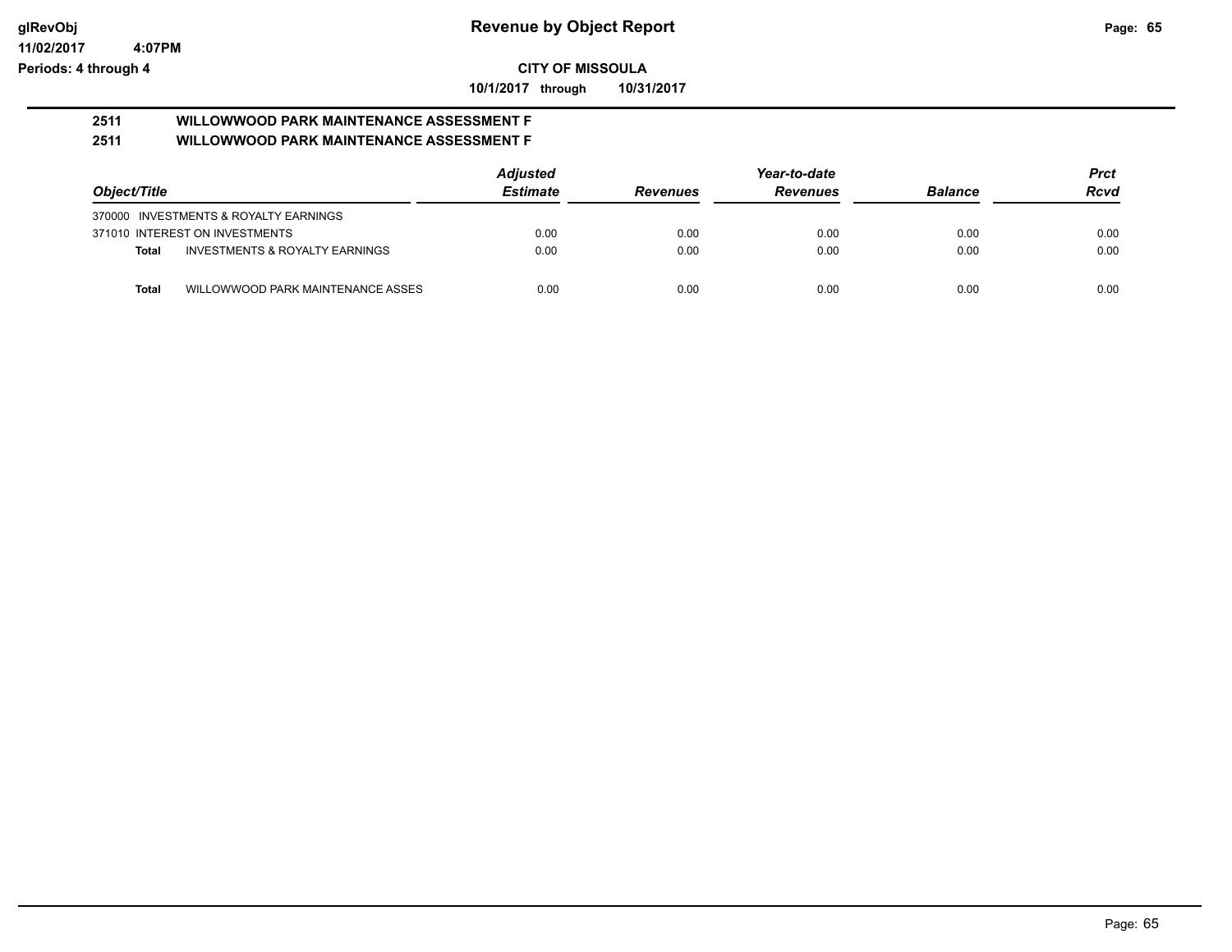# Revenue by Object Report

## CITY OF MISSOULA

**10/1/2017 through 10/31/2017**

glRevObj
11/02/2017 4:07PM
Periods: 4 through 4

### 2511 WILLOWWOOD PARK MAINTENANCE ASSESSMENT F
### 2511 WILLOWWOOD PARK MAINTENANCE ASSESSMENT F

| Object/Title | Adjusted Estimate | Revenues | Year-to-date Revenues | Balance | Prct Rcvd |
|---|---|---|---|---|---|
| 370000 INVESTMENTS & ROYALTY EARNINGS | | | | | |
| 371010 INTEREST ON INVESTMENTS | 0.00 | 0.00 | 0.00 | 0.00 | 0.00 |
| **Total** INVESTMENTS & ROYALTY EARNINGS | 0.00 | 0.00 | 0.00 | 0.00 | 0.00 |
| **Total** WILLOWWOOD PARK MAINTENANCE ASSES | 0.00 | 0.00 | 0.00 | 0.00 | 0.00 |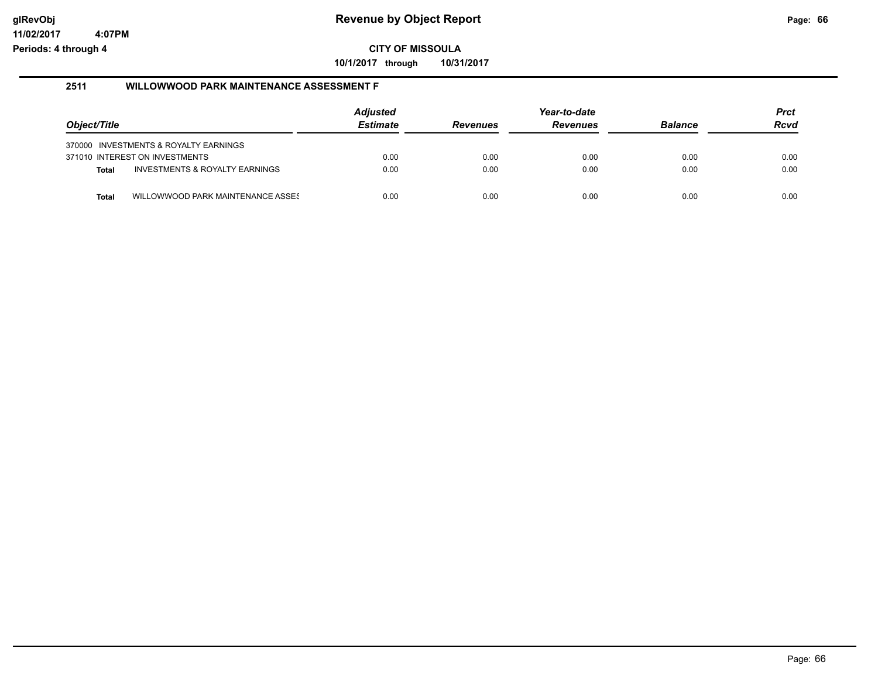**Revenue by Object Report**

**CITY OF MISSOULA**

**10/1/2017 through 10/31/2017**

glRevObj
11/02/2017 4:07PM
Periods: 4 through 4

## 2511 WILLOWWOOD PARK MAINTENANCE ASSESSMENT F

| Object/Title | Adjusted Estimate | Revenues | Year-to-date Revenues | Balance | Prct Rcvd |
|---|---|---|---|---|---|
| 370000 INVESTMENTS & ROYALTY EARNINGS | | | | | |
| 371010 INTEREST ON INVESTMENTS | 0.00 | 0.00 | 0.00 | 0.00 | 0.00 |
| **Total** INVESTMENTS & ROYALTY EARNINGS | 0.00 | 0.00 | 0.00 | 0.00 | 0.00 |
| **Total** WILLOWWOOD PARK MAINTENANCE ASSES | 0.00 | 0.00 | 0.00 | 0.00 | 0.00 |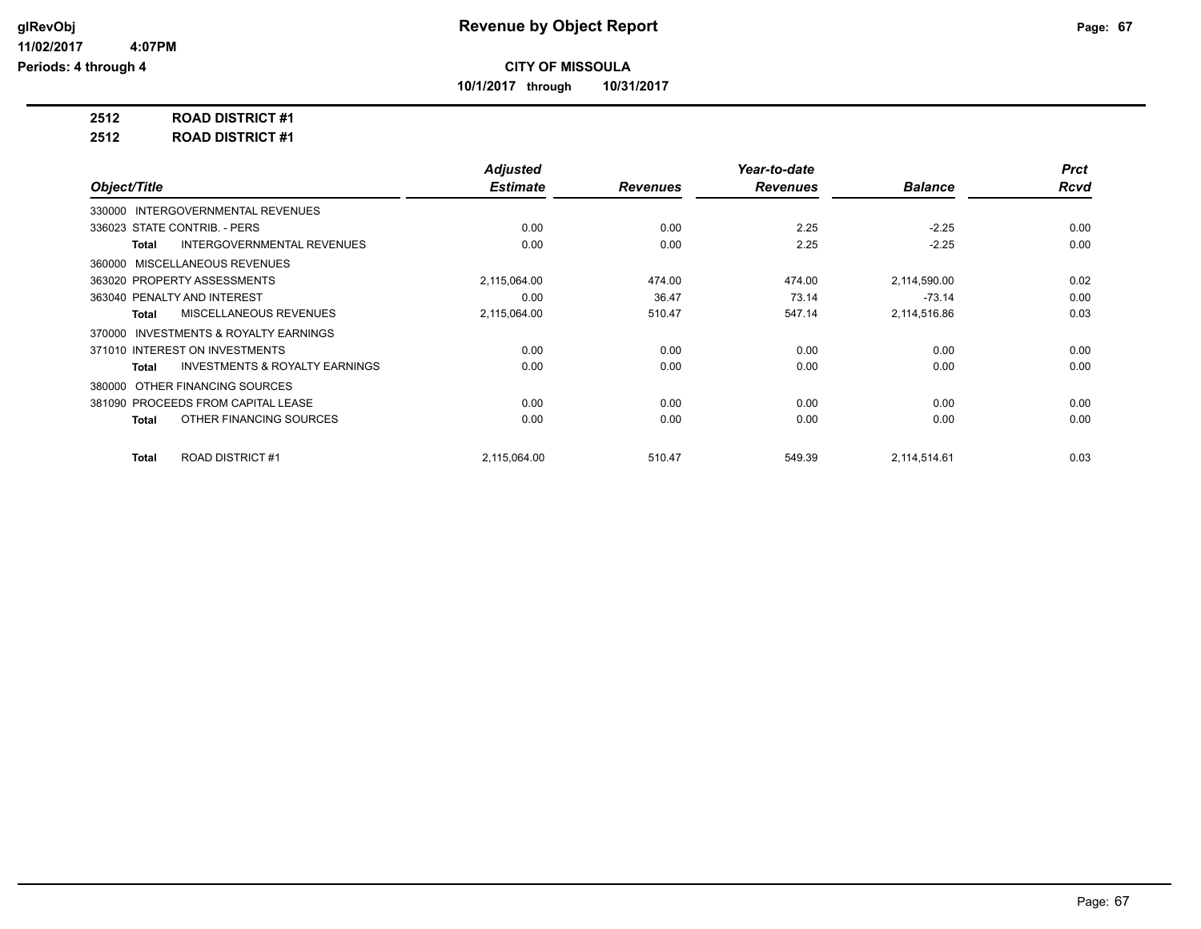# Revenue by Object Report

glRevObj
11/02/2017 4:07PM
Periods: 4 through 4

**CITY OF MISSOULA**

**10/1/2017 through 10/31/2017**

**2512 ROAD DISTRICT #1**

**2512 ROAD DISTRICT #1**

| Object/Title | Adjusted Estimate | Revenues | Year-to-date Revenues | Balance | Prct Rcvd |
|---|---|---|---|---|---|
| 330000 INTERGOVERNMENTAL REVENUES | | | | | |
| 336023 STATE CONTRIB. - PERS | 0.00 | 0.00 | 2.25 | -2.25 | 0.00 |
| **Total** INTERGOVERNMENTAL REVENUES | 0.00 | 0.00 | 2.25 | -2.25 | 0.00 |
| 360000 MISCELLANEOUS REVENUES | | | | | |
| 363020 PROPERTY ASSESSMENTS | 2,115,064.00 | 474.00 | 474.00 | 2,114,590.00 | 0.02 |
| 363040 PENALTY AND INTEREST | 0.00 | 36.47 | 73.14 | -73.14 | 0.00 |
| **Total** MISCELLANEOUS REVENUES | 2,115,064.00 | 510.47 | 547.14 | 2,114,516.86 | 0.03 |
| 370000 INVESTMENTS & ROYALTY EARNINGS | | | | | |
| 371010 INTEREST ON INVESTMENTS | 0.00 | 0.00 | 0.00 | 0.00 | 0.00 |
| **Total** INVESTMENTS & ROYALTY EARNINGS | 0.00 | 0.00 | 0.00 | 0.00 | 0.00 |
| 380000 OTHER FINANCING SOURCES | | | | | |
| 381090 PROCEEDS FROM CAPITAL LEASE | 0.00 | 0.00 | 0.00 | 0.00 | 0.00 |
| **Total** OTHER FINANCING SOURCES | 0.00 | 0.00 | 0.00 | 0.00 | 0.00 |
| **Total** ROAD DISTRICT #1 | 2,115,064.00 | 510.47 | 549.39 | 2,114,514.61 | 0.03 |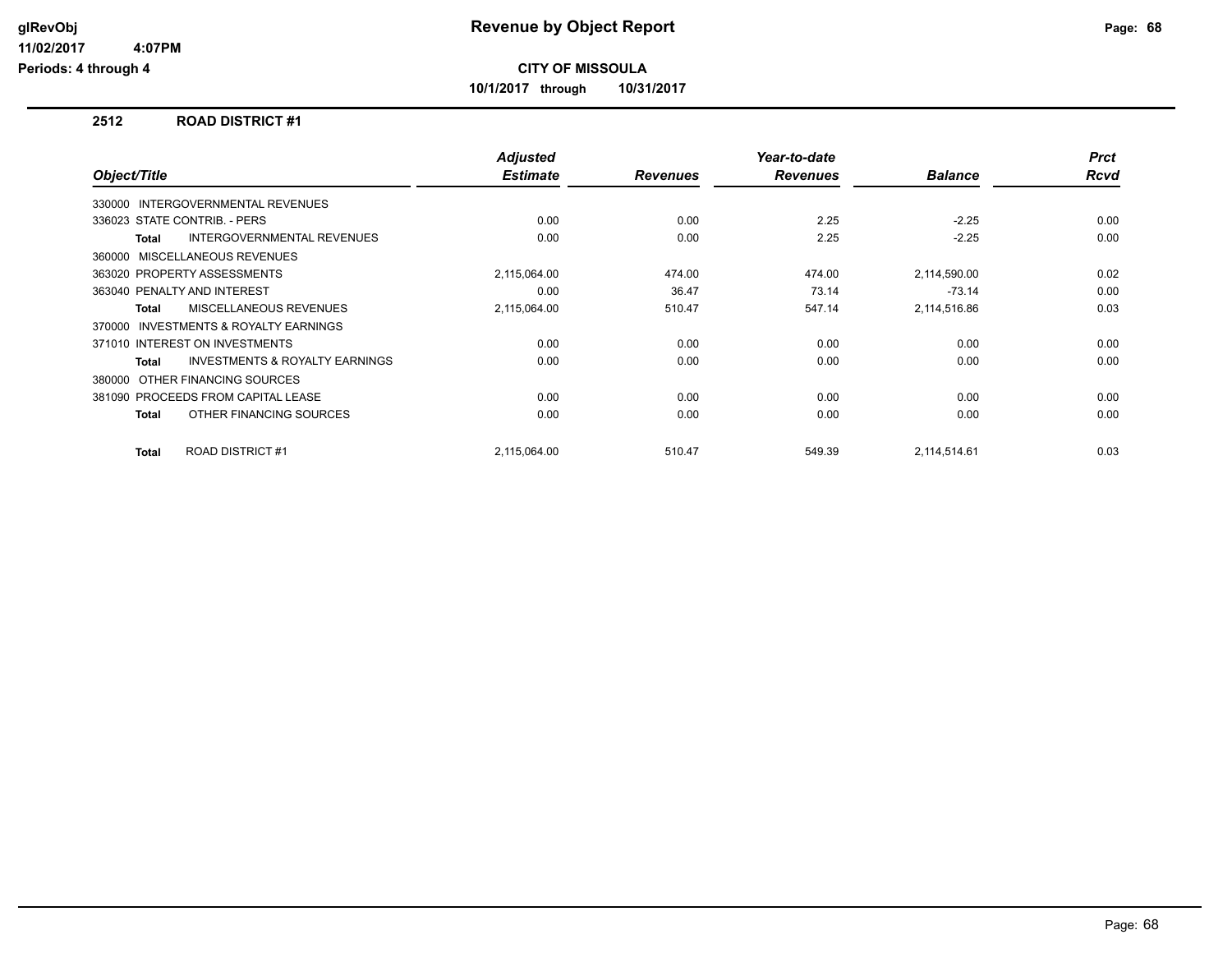# Revenue by Object Report

**CITY OF MISSOULA**

**10/1/2017 through 10/31/2017**

glRevObj
11/02/2017 4:07PM
Periods: 4 through 4

## 2512 ROAD DISTRICT #1

| Object/Title | Adjusted Estimate | Revenues | Year-to-date Revenues | Balance | Prct Rcvd |
|---|---|---|---|---|---|
| 330000 INTERGOVERNMENTAL REVENUES | | | | | |
| 336023 STATE CONTRIB. - PERS | 0.00 | 0.00 | 2.25 | -2.25 | 0.00 |
| **Total** INTERGOVERNMENTAL REVENUES | 0.00 | 0.00 | 2.25 | -2.25 | 0.00 |
| 360000 MISCELLANEOUS REVENUES | | | | | |
| 363020 PROPERTY ASSESSMENTS | 2,115,064.00 | 474.00 | 474.00 | 2,114,590.00 | 0.02 |
| 363040 PENALTY AND INTEREST | 0.00 | 36.47 | 73.14 | -73.14 | 0.00 |
| **Total** MISCELLANEOUS REVENUES | 2,115,064.00 | 510.47 | 547.14 | 2,114,516.86 | 0.03 |
| 370000 INVESTMENTS & ROYALTY EARNINGS | | | | | |
| 371010 INTEREST ON INVESTMENTS | 0.00 | 0.00 | 0.00 | 0.00 | 0.00 |
| **Total** INVESTMENTS & ROYALTY EARNINGS | 0.00 | 0.00 | 0.00 | 0.00 | 0.00 |
| 380000 OTHER FINANCING SOURCES | | | | | |
| 381090 PROCEEDS FROM CAPITAL LEASE | 0.00 | 0.00 | 0.00 | 0.00 | 0.00 |
| **Total** OTHER FINANCING SOURCES | 0.00 | 0.00 | 0.00 | 0.00 | 0.00 |
| **Total** ROAD DISTRICT #1 | 2,115,064.00 | 510.47 | 549.39 | 2,114,514.61 | 0.03 |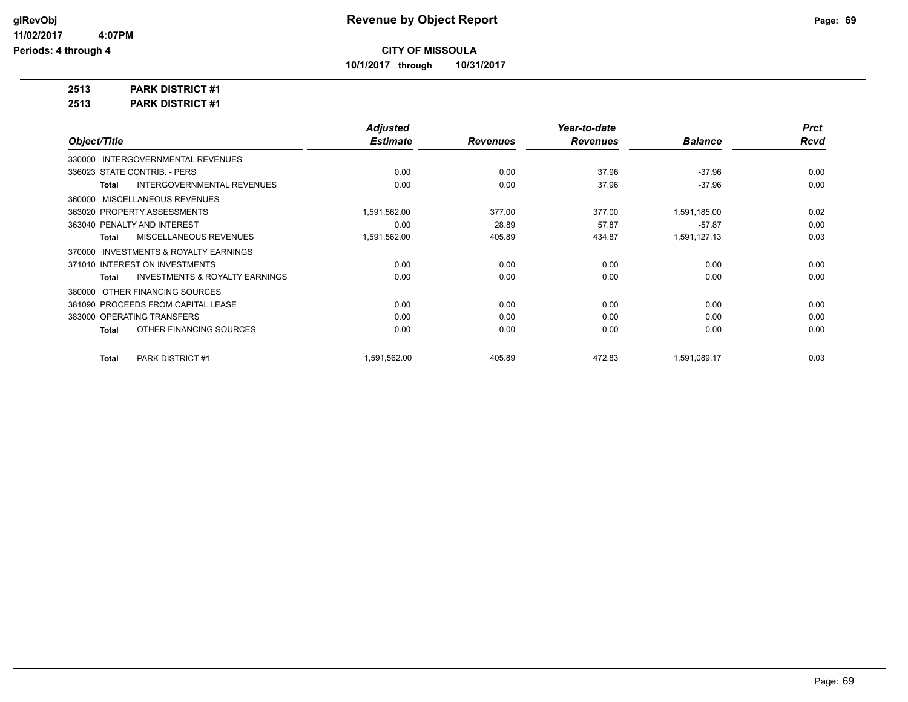# Revenue by Object Report

**CITY OF MISSOULA**

**10/1/2017 through 10/31/2017**

glRevObj
11/02/2017 4:07PM
Periods: 4 through 4

**2513 PARK DISTRICT #1**

**2513 PARK DISTRICT #1**

| Object/Title | Adjusted Estimate | Revenues | Year-to-date Revenues | Balance | Prct Rcvd |
|---|---|---|---|---|---|
| 330000 INTERGOVERNMENTAL REVENUES | | | | | |
| 336023 STATE CONTRIB. - PERS | 0.00 | 0.00 | 37.96 | -37.96 | 0.00 |
| **Total** INTERGOVERNMENTAL REVENUES | 0.00 | 0.00 | 37.96 | -37.96 | 0.00 |
| 360000 MISCELLANEOUS REVENUES | | | | | |
| 363020 PROPERTY ASSESSMENTS | 1,591,562.00 | 377.00 | 377.00 | 1,591,185.00 | 0.02 |
| 363040 PENALTY AND INTEREST | 0.00 | 28.89 | 57.87 | -57.87 | 0.00 |
| **Total** MISCELLANEOUS REVENUES | 1,591,562.00 | 405.89 | 434.87 | 1,591,127.13 | 0.03 |
| 370000 INVESTMENTS & ROYALTY EARNINGS | | | | | |
| 371010 INTEREST ON INVESTMENTS | 0.00 | 0.00 | 0.00 | 0.00 | 0.00 |
| **Total** INVESTMENTS & ROYALTY EARNINGS | 0.00 | 0.00 | 0.00 | 0.00 | 0.00 |
| 380000 OTHER FINANCING SOURCES | | | | | |
| 381090 PROCEEDS FROM CAPITAL LEASE | 0.00 | 0.00 | 0.00 | 0.00 | 0.00 |
| 383000 OPERATING TRANSFERS | 0.00 | 0.00 | 0.00 | 0.00 | 0.00 |
| **Total** OTHER FINANCING SOURCES | 0.00 | 0.00 | 0.00 | 0.00 | 0.00 |
| **Total** PARK DISTRICT #1 | 1,591,562.00 | 405.89 | 472.83 | 1,591,089.17 | 0.03 |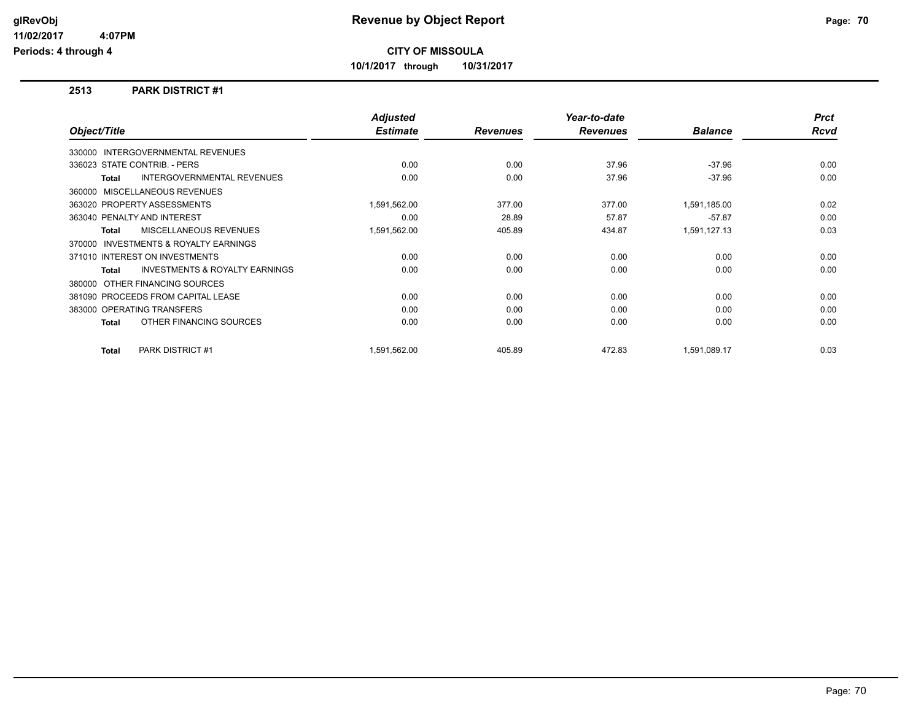# Revenue by Object Report

**CITY OF MISSOULA**

**10/1/2017 through 10/31/2017**

glRevObj
11/02/2017 4:07PM
Periods: 4 through 4

## 2513 PARK DISTRICT #1

| Object/Title | Adjusted Estimate | Revenues | Year-to-date Revenues | Balance | Prct Rcvd |
|---|---|---|---|---|---|
| 330000 INTERGOVERNMENTAL REVENUES | | | | | |
| 336023 STATE CONTRIB. - PERS | 0.00 | 0.00 | 37.96 | -37.96 | 0.00 |
| **Total** INTERGOVERNMENTAL REVENUES | 0.00 | 0.00 | 37.96 | -37.96 | 0.00 |
| 360000 MISCELLANEOUS REVENUES | | | | | |
| 363020 PROPERTY ASSESSMENTS | 1,591,562.00 | 377.00 | 377.00 | 1,591,185.00 | 0.02 |
| 363040 PENALTY AND INTEREST | 0.00 | 28.89 | 57.87 | -57.87 | 0.00 |
| **Total** MISCELLANEOUS REVENUES | 1,591,562.00 | 405.89 | 434.87 | 1,591,127.13 | 0.03 |
| 370000 INVESTMENTS & ROYALTY EARNINGS | | | | | |
| 371010 INTEREST ON INVESTMENTS | 0.00 | 0.00 | 0.00 | 0.00 | 0.00 |
| **Total** INVESTMENTS & ROYALTY EARNINGS | 0.00 | 0.00 | 0.00 | 0.00 | 0.00 |
| 380000 OTHER FINANCING SOURCES | | | | | |
| 381090 PROCEEDS FROM CAPITAL LEASE | 0.00 | 0.00 | 0.00 | 0.00 | 0.00 |
| 383000 OPERATING TRANSFERS | 0.00 | 0.00 | 0.00 | 0.00 | 0.00 |
| **Total** OTHER FINANCING SOURCES | 0.00 | 0.00 | 0.00 | 0.00 | 0.00 |
| **Total** PARK DISTRICT #1 | 1,591,562.00 | 405.89 | 472.83 | 1,591,089.17 | 0.03 |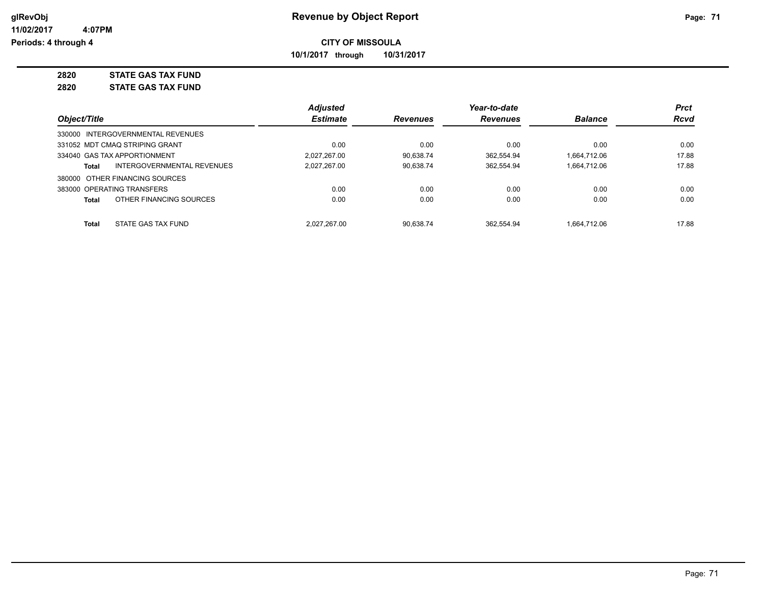**glRevObj**
**11/02/2017 4:07PM**
**Periods: 4 through 4**

# Revenue by Object Report

**CITY OF MISSOULA**

**10/1/2017 through 10/31/2017**

**2820 STATE GAS TAX FUND**
**2820 STATE GAS TAX FUND**

| Object/Title | Adjusted Estimate | Revenues | Year-to-date Revenues | Balance | Prct Rcvd |
|---|---|---|---|---|---|
| 330000 INTERGOVERNMENTAL REVENUES | | | | | |
| 331052 MDT CMAQ STRIPING GRANT | 0.00 | 0.00 | 0.00 | 0.00 | 0.00 |
| 334040 GAS TAX APPORTIONMENT | 2,027,267.00 | 90,638.74 | 362,554.94 | 1,664,712.06 | 17.88 |
| **Total** INTERGOVERNMENTAL REVENUES | 2,027,267.00 | 90,638.74 | 362,554.94 | 1,664,712.06 | 17.88 |
| 380000 OTHER FINANCING SOURCES | | | | | |
| 383000 OPERATING TRANSFERS | 0.00 | 0.00 | 0.00 | 0.00 | 0.00 |
| **Total** OTHER FINANCING SOURCES | 0.00 | 0.00 | 0.00 | 0.00 | 0.00 |
| **Total** STATE GAS TAX FUND | 2,027,267.00 | 90,638.74 | 362,554.94 | 1,664,712.06 | 17.88 |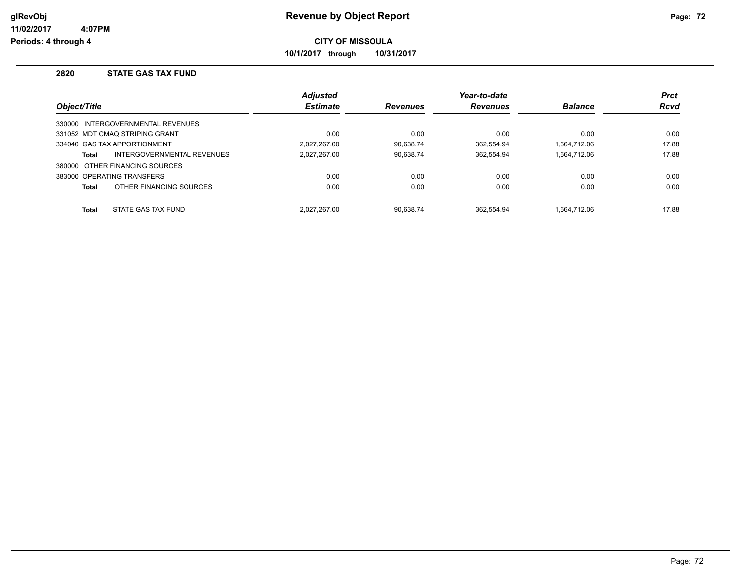# Revenue by Object Report

glRevObj
11/02/2017 4:07PM
Periods: 4 through 4

**CITY OF MISSOULA**

**10/1/2017 through 10/31/2017**

## 2820 STATE GAS TAX FUND

| Object/Title | Adjusted Estimate | Revenues | Year-to-date Revenues | Balance | Prct Rcvd |
|---|---|---|---|---|---|
| 330000 INTERGOVERNMENTAL REVENUES | | | | | |
| 331052 MDT CMAQ STRIPING GRANT | 0.00 | 0.00 | 0.00 | 0.00 | 0.00 |
| 334040 GAS TAX APPORTIONMENT | 2,027,267.00 | 90,638.74 | 362,554.94 | 1,664,712.06 | 17.88 |
| **Total** INTERGOVERNMENTAL REVENUES | 2,027,267.00 | 90,638.74 | 362,554.94 | 1,664,712.06 | 17.88 |
| 380000 OTHER FINANCING SOURCES | | | | | |
| 383000 OPERATING TRANSFERS | 0.00 | 0.00 | 0.00 | 0.00 | 0.00 |
| **Total** OTHER FINANCING SOURCES | 0.00 | 0.00 | 0.00 | 0.00 | 0.00 |
| **Total** STATE GAS TAX FUND | 2,027,267.00 | 90,638.74 | 362,554.94 | 1,664,712.06 | 17.88 |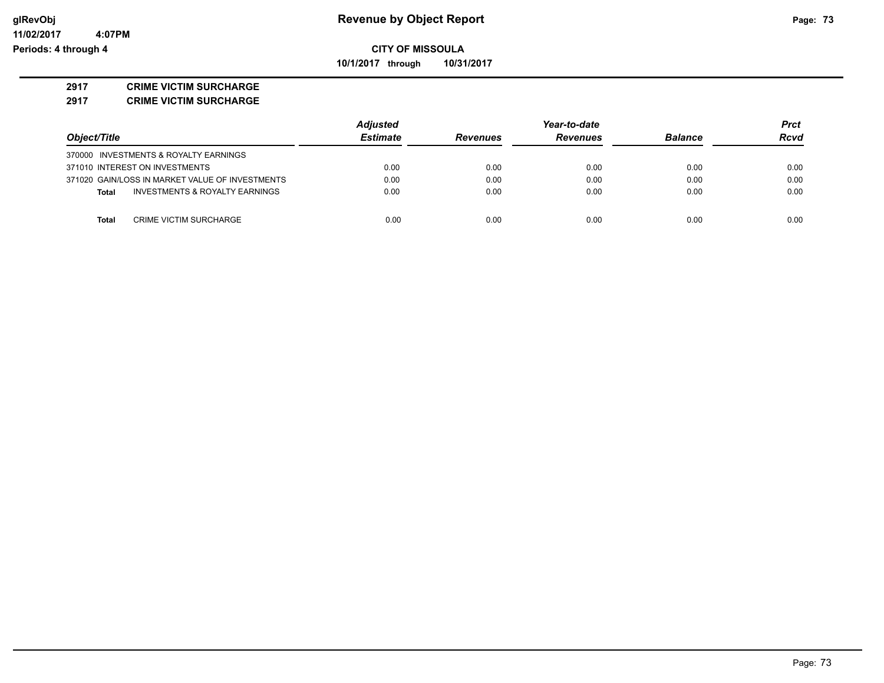**CITY OF MISSOULA**

**10/1/2017 through 10/31/2017**

**2917 CRIME VICTIM SURCHARGE**

**2917 CRIME VICTIM SURCHARGE**

| Object/Title | Adjusted Estimate | Revenues | Year-to-date Revenues | Balance | Prct Rcvd |
|---|---|---|---|---|---|
| 370000 INVESTMENTS & ROYALTY EARNINGS | | | | | |
| 371010 INTEREST ON INVESTMENTS | 0.00 | 0.00 | 0.00 | 0.00 | 0.00 |
| 371020 GAIN/LOSS IN MARKET VALUE OF INVESTMENTS | 0.00 | 0.00 | 0.00 | 0.00 | 0.00 |
| **Total** INVESTMENTS & ROYALTY EARNINGS | 0.00 | 0.00 | 0.00 | 0.00 | 0.00 |
| **Total** CRIME VICTIM SURCHARGE | 0.00 | 0.00 | 0.00 | 0.00 | 0.00 |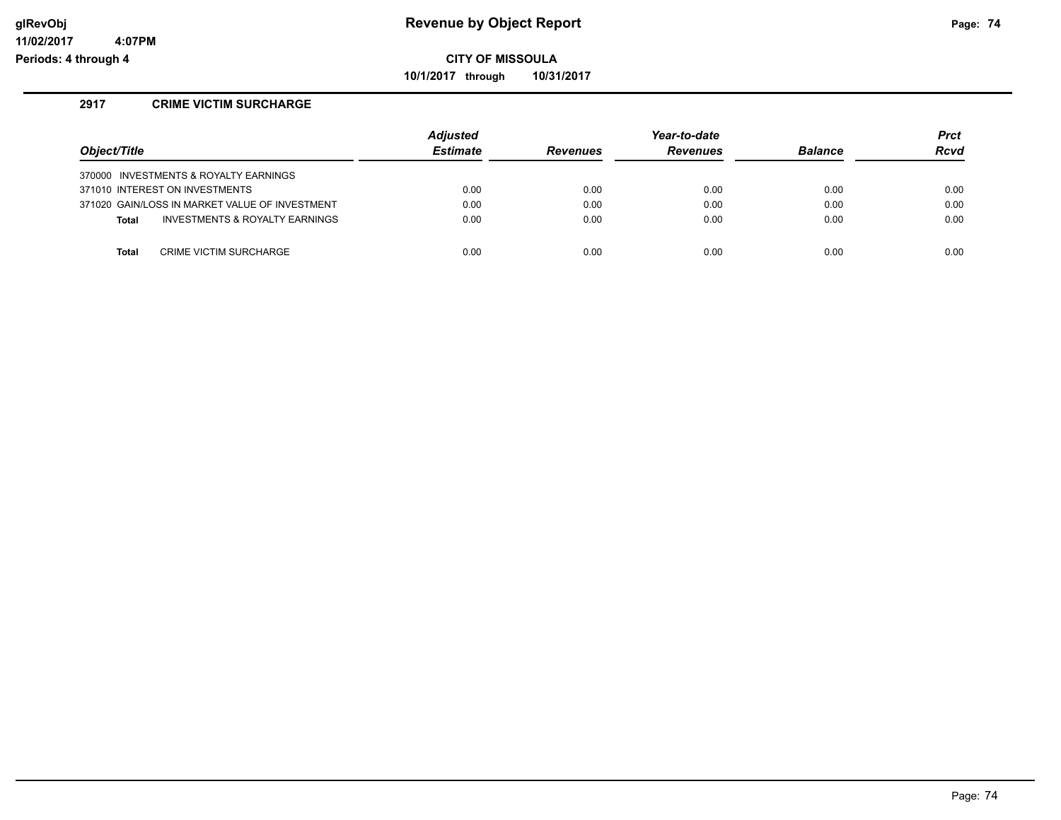# Revenue by Object Report

**CITY OF MISSOULA**

**10/1/2017 through 10/31/2017**

glRevObj
11/02/2017 4:07PM
Periods: 4 through 4

## 2917 CRIME VICTIM SURCHARGE

| Object/Title | Adjusted Estimate | Revenues | Year-to-date Revenues | Balance | Prct Rcvd |
|---|---|---|---|---|---|
| 370000 INVESTMENTS & ROYALTY EARNINGS | | | | | |
| 371010 INTEREST ON INVESTMENTS | 0.00 | 0.00 | 0.00 | 0.00 | 0.00 |
| 371020 GAIN/LOSS IN MARKET VALUE OF INVESTMENT | 0.00 | 0.00 | 0.00 | 0.00 | 0.00 |
| **Total** INVESTMENTS & ROYALTY EARNINGS | 0.00 | 0.00 | 0.00 | 0.00 | 0.00 |
| **Total** CRIME VICTIM SURCHARGE | 0.00 | 0.00 | 0.00 | 0.00 | 0.00 |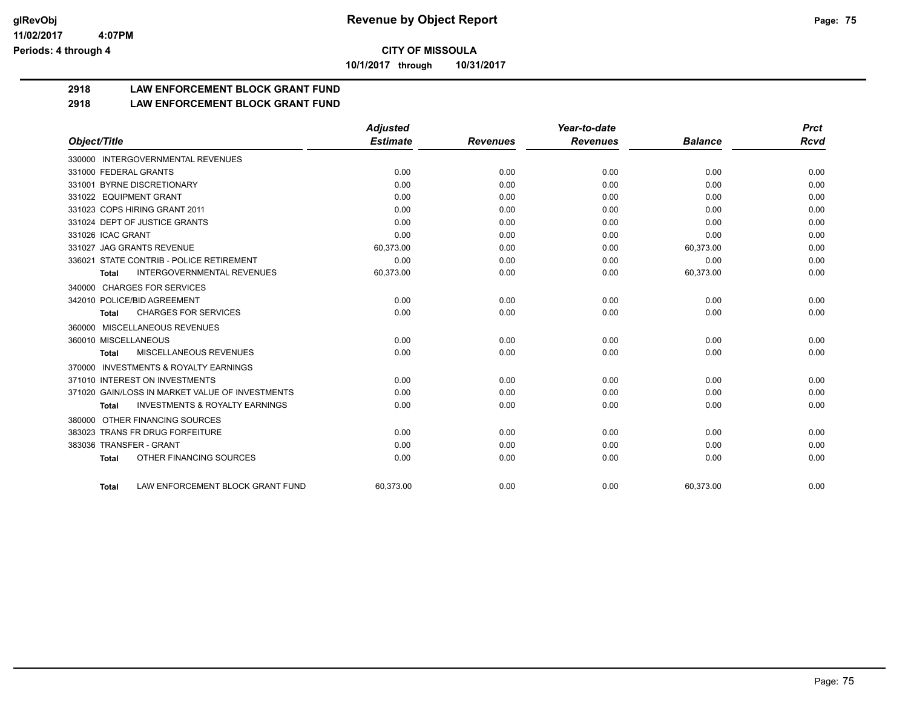# Revenue by Object Report

**CITY OF MISSOULA**

**10/1/2017 through 10/31/2017**

glRevObj
11/02/2017 4:07PM
Periods: 4 through 4

## 2918 LAW ENFORCEMENT BLOCK GRANT FUND
## 2918 LAW ENFORCEMENT BLOCK GRANT FUND

| Object/Title | Adjusted Estimate | Revenues | Year-to-date Revenues | Balance | Prct Rcvd |
|---|---|---|---|---|---|
| 330000 INTERGOVERNMENTAL REVENUES | | | | | |
| 331000 FEDERAL GRANTS | 0.00 | 0.00 | 0.00 | 0.00 | 0.00 |
| 331001 BYRNE DISCRETIONARY | 0.00 | 0.00 | 0.00 | 0.00 | 0.00 |
| 331022 EQUIPMENT GRANT | 0.00 | 0.00 | 0.00 | 0.00 | 0.00 |
| 331023 COPS HIRING GRANT 2011 | 0.00 | 0.00 | 0.00 | 0.00 | 0.00 |
| 331024 DEPT OF JUSTICE GRANTS | 0.00 | 0.00 | 0.00 | 0.00 | 0.00 |
| 331026 ICAC GRANT | 0.00 | 0.00 | 0.00 | 0.00 | 0.00 |
| 331027 JAG GRANTS REVENUE | 60,373.00 | 0.00 | 0.00 | 60,373.00 | 0.00 |
| 336021 STATE CONTRIB - POLICE RETIREMENT | 0.00 | 0.00 | 0.00 | 0.00 | 0.00 |
| **Total** INTERGOVERNMENTAL REVENUES | 60,373.00 | 0.00 | 0.00 | 60,373.00 | 0.00 |
| 340000 CHARGES FOR SERVICES | | | | | |
| 342010 POLICE/BID AGREEMENT | 0.00 | 0.00 | 0.00 | 0.00 | 0.00 |
| **Total** CHARGES FOR SERVICES | 0.00 | 0.00 | 0.00 | 0.00 | 0.00 |
| 360000 MISCELLANEOUS REVENUES | | | | | |
| 360010 MISCELLANEOUS | 0.00 | 0.00 | 0.00 | 0.00 | 0.00 |
| **Total** MISCELLANEOUS REVENUES | 0.00 | 0.00 | 0.00 | 0.00 | 0.00 |
| 370000 INVESTMENTS & ROYALTY EARNINGS | | | | | |
| 371010 INTEREST ON INVESTMENTS | 0.00 | 0.00 | 0.00 | 0.00 | 0.00 |
| 371020 GAIN/LOSS IN MARKET VALUE OF INVESTMENTS | 0.00 | 0.00 | 0.00 | 0.00 | 0.00 |
| **Total** INVESTMENTS & ROYALTY EARNINGS | 0.00 | 0.00 | 0.00 | 0.00 | 0.00 |
| 380000 OTHER FINANCING SOURCES | | | | | |
| 383023 TRANS FR DRUG FORFEITURE | 0.00 | 0.00 | 0.00 | 0.00 | 0.00 |
| 383036 TRANSFER - GRANT | 0.00 | 0.00 | 0.00 | 0.00 | 0.00 |
| **Total** OTHER FINANCING SOURCES | 0.00 | 0.00 | 0.00 | 0.00 | 0.00 |
| **Total** LAW ENFORCEMENT BLOCK GRANT FUND | 60,373.00 | 0.00 | 0.00 | 60,373.00 | 0.00 |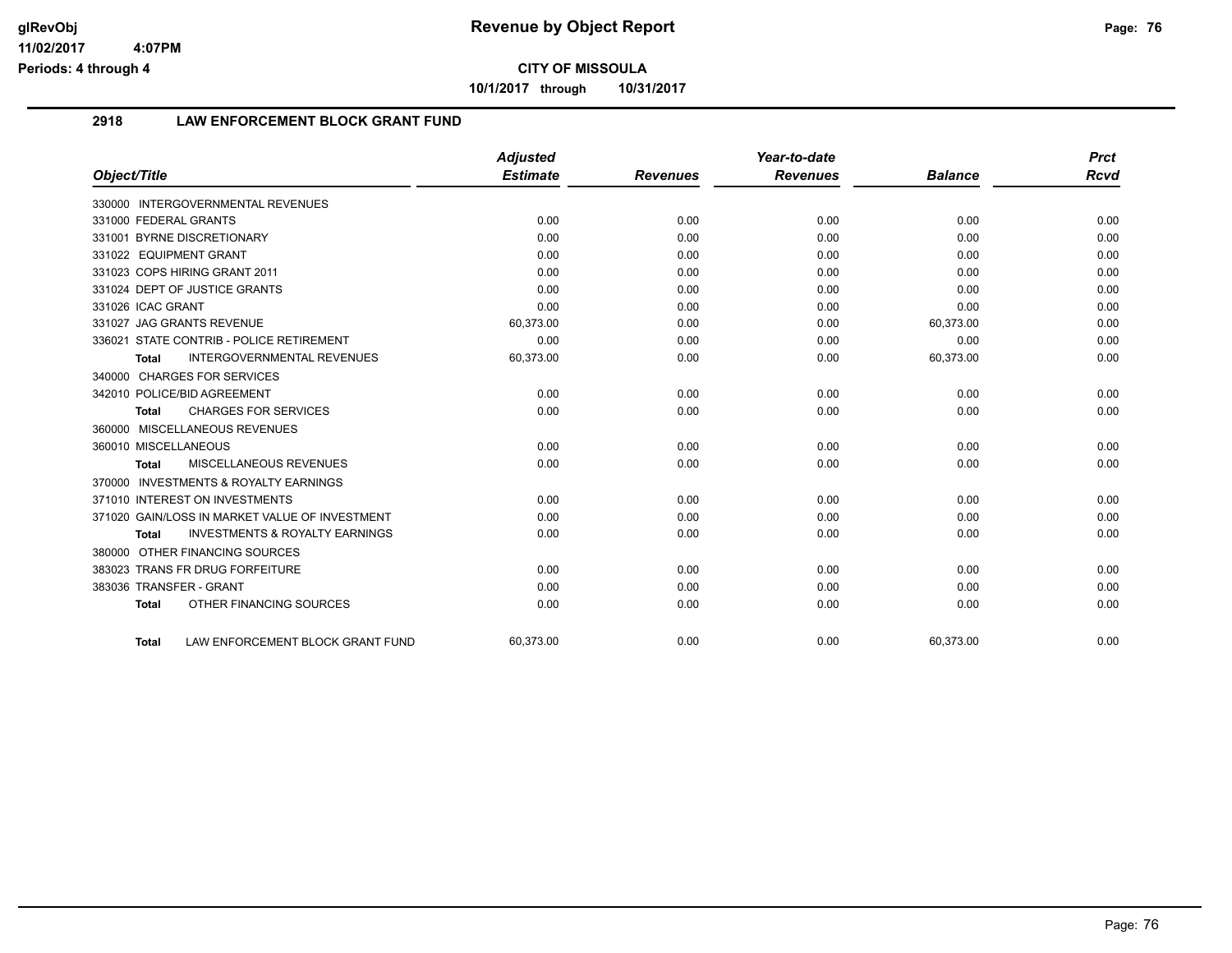# Revenue by Object Report

**CITY OF MISSOULA**

**10/1/2017 through 10/31/2017**

glRevObj
11/02/2017 4:07PM
Periods: 4 through 4

## 2918 LAW ENFORCEMENT BLOCK GRANT FUND

| Object/Title | Adjusted Estimate | Revenues | Year-to-date Revenues | Balance | Prct Rcvd |
|---|---|---|---|---|---|
| 330000 INTERGOVERNMENTAL REVENUES | | | | | |
| 331000 FEDERAL GRANTS | 0.00 | 0.00 | 0.00 | 0.00 | 0.00 |
| 331001 BYRNE DISCRETIONARY | 0.00 | 0.00 | 0.00 | 0.00 | 0.00 |
| 331022 EQUIPMENT GRANT | 0.00 | 0.00 | 0.00 | 0.00 | 0.00 |
| 331023 COPS HIRING GRANT 2011 | 0.00 | 0.00 | 0.00 | 0.00 | 0.00 |
| 331024 DEPT OF JUSTICE GRANTS | 0.00 | 0.00 | 0.00 | 0.00 | 0.00 |
| 331026 ICAC GRANT | 0.00 | 0.00 | 0.00 | 0.00 | 0.00 |
| 331027 JAG GRANTS REVENUE | 60,373.00 | 0.00 | 0.00 | 60,373.00 | 0.00 |
| 336021 STATE CONTRIB - POLICE RETIREMENT | 0.00 | 0.00 | 0.00 | 0.00 | 0.00 |
| **Total** INTERGOVERNMENTAL REVENUES | 60,373.00 | 0.00 | 0.00 | 60,373.00 | 0.00 |
| 340000 CHARGES FOR SERVICES | | | | | |
| 342010 POLICE/BID AGREEMENT | 0.00 | 0.00 | 0.00 | 0.00 | 0.00 |
| **Total** CHARGES FOR SERVICES | 0.00 | 0.00 | 0.00 | 0.00 | 0.00 |
| 360000 MISCELLANEOUS REVENUES | | | | | |
| 360010 MISCELLANEOUS | 0.00 | 0.00 | 0.00 | 0.00 | 0.00 |
| **Total** MISCELLANEOUS REVENUES | 0.00 | 0.00 | 0.00 | 0.00 | 0.00 |
| 370000 INVESTMENTS & ROYALTY EARNINGS | | | | | |
| 371010 INTEREST ON INVESTMENTS | 0.00 | 0.00 | 0.00 | 0.00 | 0.00 |
| 371020 GAIN/LOSS IN MARKET VALUE OF INVESTMENT | 0.00 | 0.00 | 0.00 | 0.00 | 0.00 |
| **Total** INVESTMENTS & ROYALTY EARNINGS | 0.00 | 0.00 | 0.00 | 0.00 | 0.00 |
| 380000 OTHER FINANCING SOURCES | | | | | |
| 383023 TRANS FR DRUG FORFEITURE | 0.00 | 0.00 | 0.00 | 0.00 | 0.00 |
| 383036 TRANSFER - GRANT | 0.00 | 0.00 | 0.00 | 0.00 | 0.00 |
| **Total** OTHER FINANCING SOURCES | 0.00 | 0.00 | 0.00 | 0.00 | 0.00 |
| **Total** LAW ENFORCEMENT BLOCK GRANT FUND | 60,373.00 | 0.00 | 0.00 | 60,373.00 | 0.00 |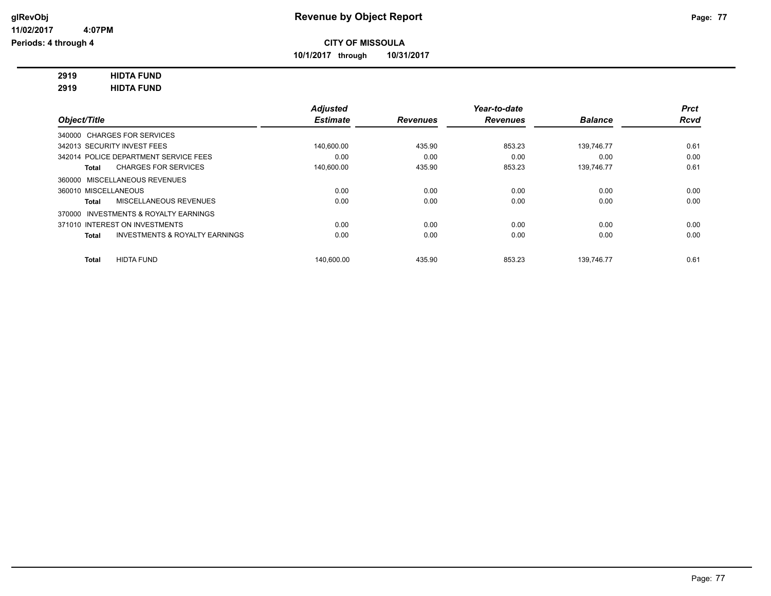glRevObj
11/02/2017 4:07PM
Periods: 4 through 4

# Revenue by Object Report

**CITY OF MISSOULA**

**10/1/2017 through 10/31/2017**

**2919 HIDTA FUND**
**2919 HIDTA FUND**

| Object/Title | Adjusted Estimate | Revenues | Year-to-date Revenues | Balance | Prct Rcvd |
|---|---|---|---|---|---|
| 340000 CHARGES FOR SERVICES | | | | | |
| 342013 SECURITY INVEST FEES | 140,600.00 | 435.90 | 853.23 | 139,746.77 | 0.61 |
| 342014 POLICE DEPARTMENT SERVICE FEES | 0.00 | 0.00 | 0.00 | 0.00 | 0.00 |
| **Total** CHARGES FOR SERVICES | 140,600.00 | 435.90 | 853.23 | 139,746.77 | 0.61 |
| 360000 MISCELLANEOUS REVENUES | | | | | |
| 360010 MISCELLANEOUS | 0.00 | 0.00 | 0.00 | 0.00 | 0.00 |
| **Total** MISCELLANEOUS REVENUES | 0.00 | 0.00 | 0.00 | 0.00 | 0.00 |
| 370000 INVESTMENTS & ROYALTY EARNINGS | | | | | |
| 371010 INTEREST ON INVESTMENTS | 0.00 | 0.00 | 0.00 | 0.00 | 0.00 |
| **Total** INVESTMENTS & ROYALTY EARNINGS | 0.00 | 0.00 | 0.00 | 0.00 | 0.00 |
| **Total** HIDTA FUND | 140,600.00 | 435.90 | 853.23 | 139,746.77 | 0.61 |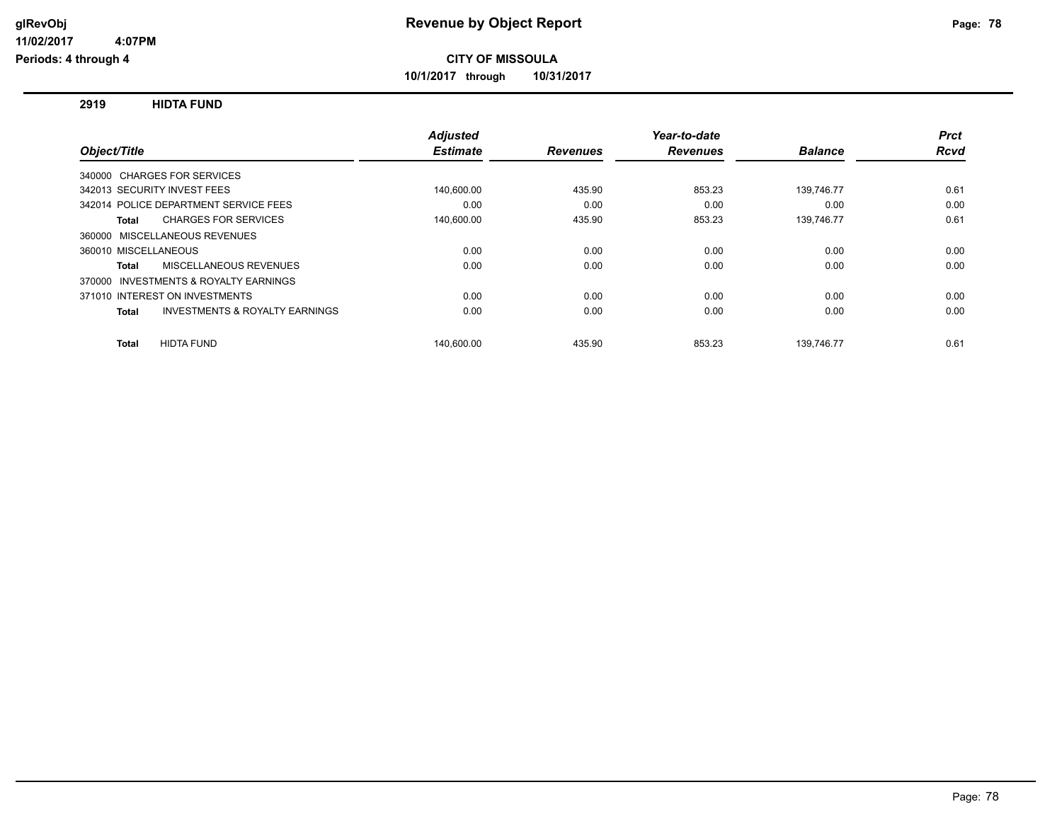# Revenue by Object Report

**CITY OF MISSOULA**

**10/1/2017 through 10/31/2017**

glRevObj
11/02/2017 4:07PM
Periods: 4 through 4

## 2919 HIDTA FUND

| Object/Title | Adjusted Estimate | Revenues | Year-to-date Revenues | Balance | Prct Rcvd |
|---|---|---|---|---|---|
| 340000 CHARGES FOR SERVICES | | | | | |
| 342013 SECURITY INVEST FEES | 140,600.00 | 435.90 | 853.23 | 139,746.77 | 0.61 |
| 342014 POLICE DEPARTMENT SERVICE FEES | 0.00 | 0.00 | 0.00 | 0.00 | 0.00 |
| **Total** CHARGES FOR SERVICES | 140,600.00 | 435.90 | 853.23 | 139,746.77 | 0.61 |
| 360000 MISCELLANEOUS REVENUES | | | | | |
| 360010 MISCELLANEOUS | 0.00 | 0.00 | 0.00 | 0.00 | 0.00 |
| **Total** MISCELLANEOUS REVENUES | 0.00 | 0.00 | 0.00 | 0.00 | 0.00 |
| 370000 INVESTMENTS & ROYALTY EARNINGS | | | | | |
| 371010 INTEREST ON INVESTMENTS | 0.00 | 0.00 | 0.00 | 0.00 | 0.00 |
| **Total** INVESTMENTS & ROYALTY EARNINGS | 0.00 | 0.00 | 0.00 | 0.00 | 0.00 |
| **Total** HIDTA FUND | 140,600.00 | 435.90 | 853.23 | 139,746.77 | 0.61 |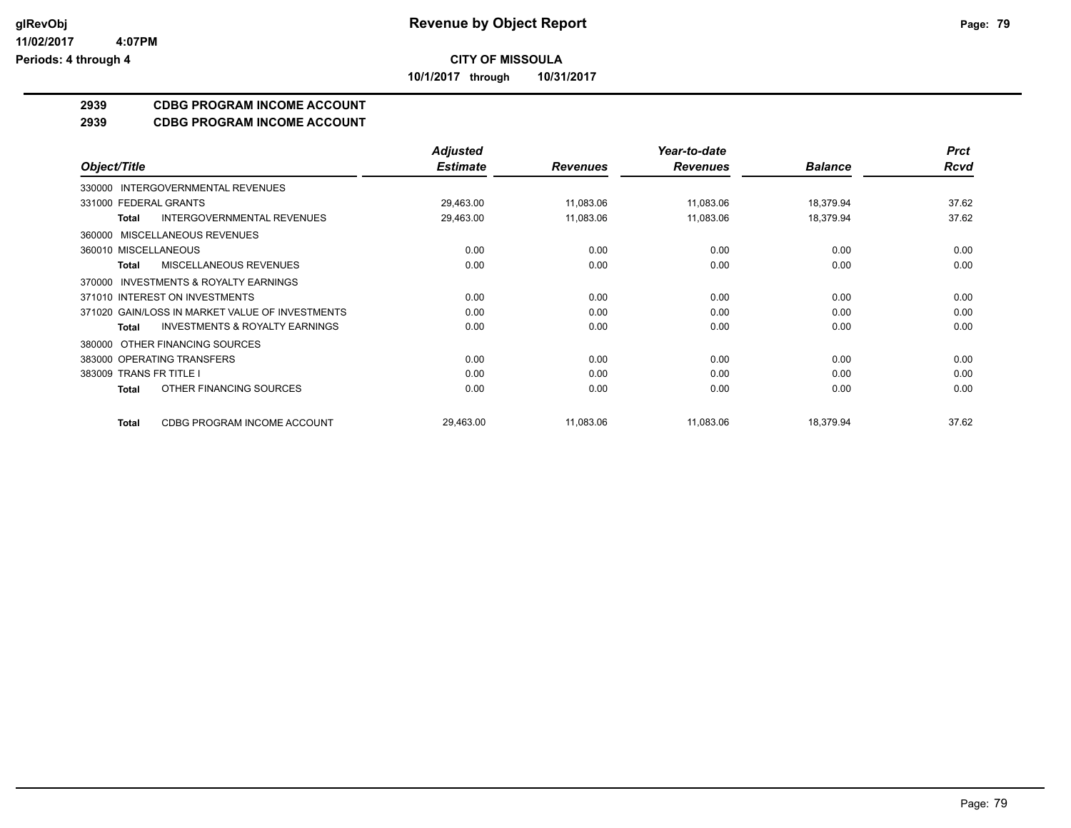**glRevObj**
**11/02/2017 4:07PM**
**Periods: 4 through 4**

# Revenue by Object Report

**CITY OF MISSOULA**

**10/1/2017 through 10/31/2017**

## 2939 CDBG PROGRAM INCOME ACCOUNT
## 2939 CDBG PROGRAM INCOME ACCOUNT

| Object/Title | Adjusted Estimate | Revenues | Year-to-date Revenues | Balance | Prct Rcvd |
|---|---|---|---|---|---|
| 330000 INTERGOVERNMENTAL REVENUES | | | | | |
| 331000 FEDERAL GRANTS | 29,463.00 | 11,083.06 | 11,083.06 | 18,379.94 | 37.62 |
| **Total** INTERGOVERNMENTAL REVENUES | 29,463.00 | 11,083.06 | 11,083.06 | 18,379.94 | 37.62 |
| 360000 MISCELLANEOUS REVENUES | | | | | |
| 360010 MISCELLANEOUS | 0.00 | 0.00 | 0.00 | 0.00 | 0.00 |
| **Total** MISCELLANEOUS REVENUES | 0.00 | 0.00 | 0.00 | 0.00 | 0.00 |
| 370000 INVESTMENTS & ROYALTY EARNINGS | | | | | |
| 371010 INTEREST ON INVESTMENTS | 0.00 | 0.00 | 0.00 | 0.00 | 0.00 |
| 371020 GAIN/LOSS IN MARKET VALUE OF INVESTMENTS | 0.00 | 0.00 | 0.00 | 0.00 | 0.00 |
| **Total** INVESTMENTS & ROYALTY EARNINGS | 0.00 | 0.00 | 0.00 | 0.00 | 0.00 |
| 380000 OTHER FINANCING SOURCES | | | | | |
| 383000 OPERATING TRANSFERS | 0.00 | 0.00 | 0.00 | 0.00 | 0.00 |
| 383009 TRANS FR TITLE I | 0.00 | 0.00 | 0.00 | 0.00 | 0.00 |
| **Total** OTHER FINANCING SOURCES | 0.00 | 0.00 | 0.00 | 0.00 | 0.00 |
| **Total** CDBG PROGRAM INCOME ACCOUNT | 29,463.00 | 11,083.06 | 11,083.06 | 18,379.94 | 37.62 |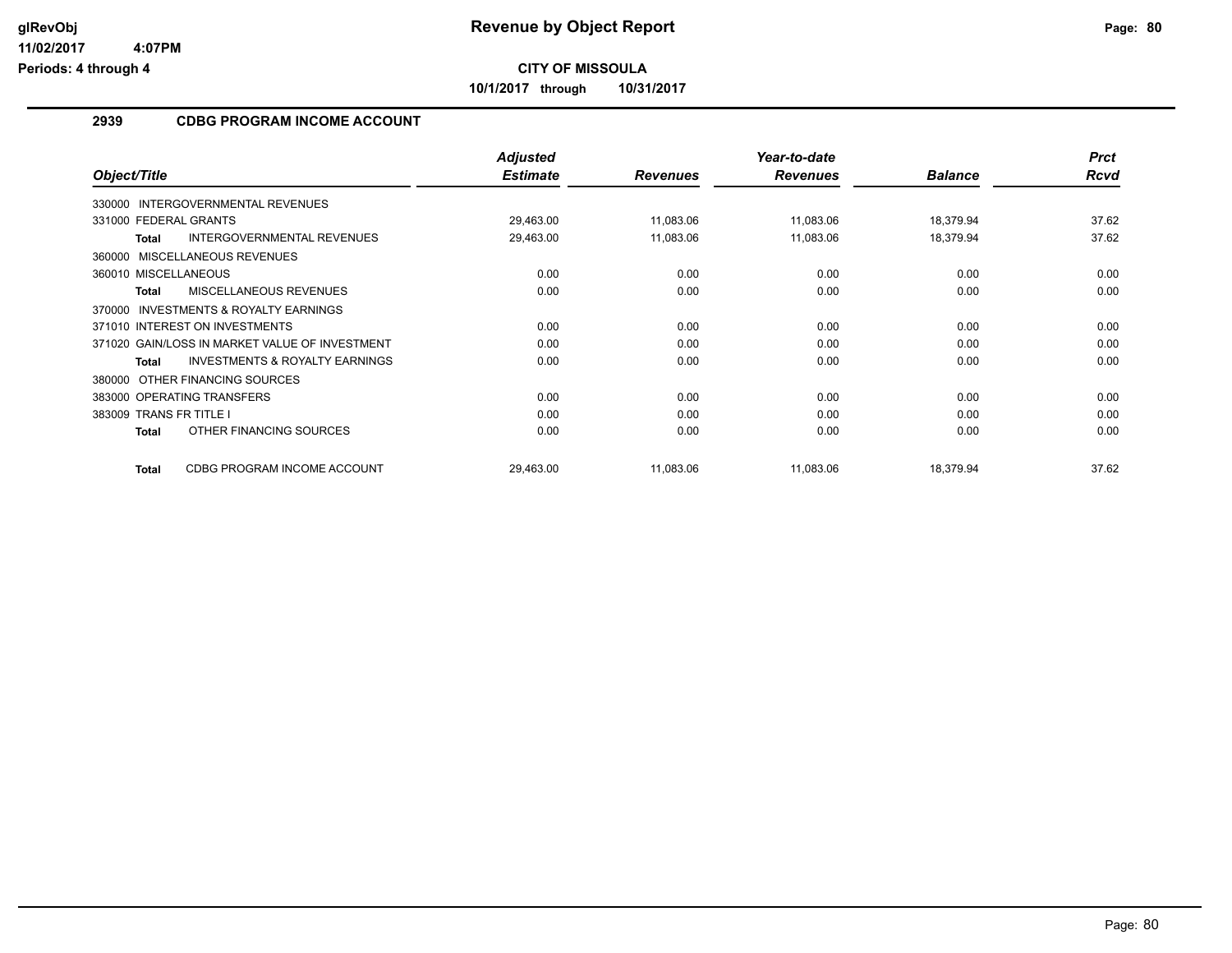# Revenue by Object Report

**CITY OF MISSOULA**

**10/1/2017 through 10/31/2017**

glRevObj
11/02/2017 4:07PM
Periods: 4 through 4

## 2939 CDBG PROGRAM INCOME ACCOUNT

| Object/Title | | Adjusted Estimate | Revenues | Year-to-date Revenues | Balance | Prct Rcvd |
|---|---|---|---|---|---|---|
| 330000 INTERGOVERNMENTAL REVENUES | | | | | | |
| 331000 FEDERAL GRANTS | | 29,463.00 | 11,083.06 | 11,083.06 | 18,379.94 | 37.62 |
| **Total** | INTERGOVERNMENTAL REVENUES | 29,463.00 | 11,083.06 | 11,083.06 | 18,379.94 | 37.62 |
| 360000 MISCELLANEOUS REVENUES | | | | | | |
| 360010 MISCELLANEOUS | | 0.00 | 0.00 | 0.00 | 0.00 | 0.00 |
| **Total** | MISCELLANEOUS REVENUES | 0.00 | 0.00 | 0.00 | 0.00 | 0.00 |
| 370000 INVESTMENTS & ROYALTY EARNINGS | | | | | | |
| 371010 INTEREST ON INVESTMENTS | | 0.00 | 0.00 | 0.00 | 0.00 | 0.00 |
| 371020 GAIN/LOSS IN MARKET VALUE OF INVESTMENT | | 0.00 | 0.00 | 0.00 | 0.00 | 0.00 |
| **Total** | INVESTMENTS & ROYALTY EARNINGS | 0.00 | 0.00 | 0.00 | 0.00 | 0.00 |
| 380000 OTHER FINANCING SOURCES | | | | | | |
| 383000 OPERATING TRANSFERS | | 0.00 | 0.00 | 0.00 | 0.00 | 0.00 |
| 383009 TRANS FR TITLE I | | 0.00 | 0.00 | 0.00 | 0.00 | 0.00 |
| **Total** | OTHER FINANCING SOURCES | 0.00 | 0.00 | 0.00 | 0.00 | 0.00 |
| **Total** | CDBG PROGRAM INCOME ACCOUNT | 29,463.00 | 11,083.06 | 11,083.06 | 18,379.94 | 37.62 |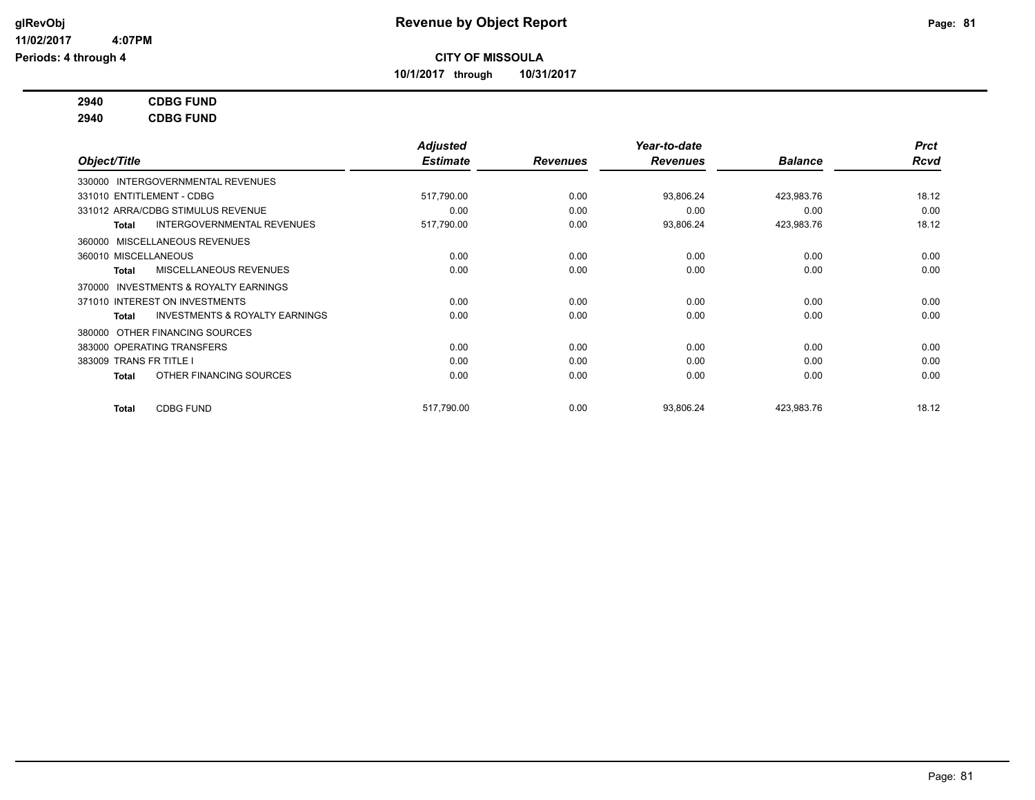# Revenue by Object Report

**CITY OF MISSOULA**

**10/1/2017 through 10/31/2017**

glRevObj
11/02/2017 4:07PM
Periods: 4 through 4

**2940 CDBG FUND**

**2940 CDBG FUND**

| Object/Title | Adjusted Estimate | Revenues | Year-to-date Revenues | Balance | Prct Rcvd |
|---|---|---|---|---|---|
| 330000 INTERGOVERNMENTAL REVENUES | | | | | |
| 331010 ENTITLEMENT - CDBG | 517,790.00 | 0.00 | 93,806.24 | 423,983.76 | 18.12 |
| 331012 ARRA/CDBG STIMULUS REVENUE | 0.00 | 0.00 | 0.00 | 0.00 | 0.00 |
| **Total** INTERGOVERNMENTAL REVENUES | 517,790.00 | 0.00 | 93,806.24 | 423,983.76 | 18.12 |
| 360000 MISCELLANEOUS REVENUES | | | | | |
| 360010 MISCELLANEOUS | 0.00 | 0.00 | 0.00 | 0.00 | 0.00 |
| **Total** MISCELLANEOUS REVENUES | 0.00 | 0.00 | 0.00 | 0.00 | 0.00 |
| 370000 INVESTMENTS & ROYALTY EARNINGS | | | | | |
| 371010 INTEREST ON INVESTMENTS | 0.00 | 0.00 | 0.00 | 0.00 | 0.00 |
| **Total** INVESTMENTS & ROYALTY EARNINGS | 0.00 | 0.00 | 0.00 | 0.00 | 0.00 |
| 380000 OTHER FINANCING SOURCES | | | | | |
| 383000 OPERATING TRANSFERS | 0.00 | 0.00 | 0.00 | 0.00 | 0.00 |
| 383009 TRANS FR TITLE I | 0.00 | 0.00 | 0.00 | 0.00 | 0.00 |
| **Total** OTHER FINANCING SOURCES | 0.00 | 0.00 | 0.00 | 0.00 | 0.00 |
| **Total** CDBG FUND | 517,790.00 | 0.00 | 93,806.24 | 423,983.76 | 18.12 |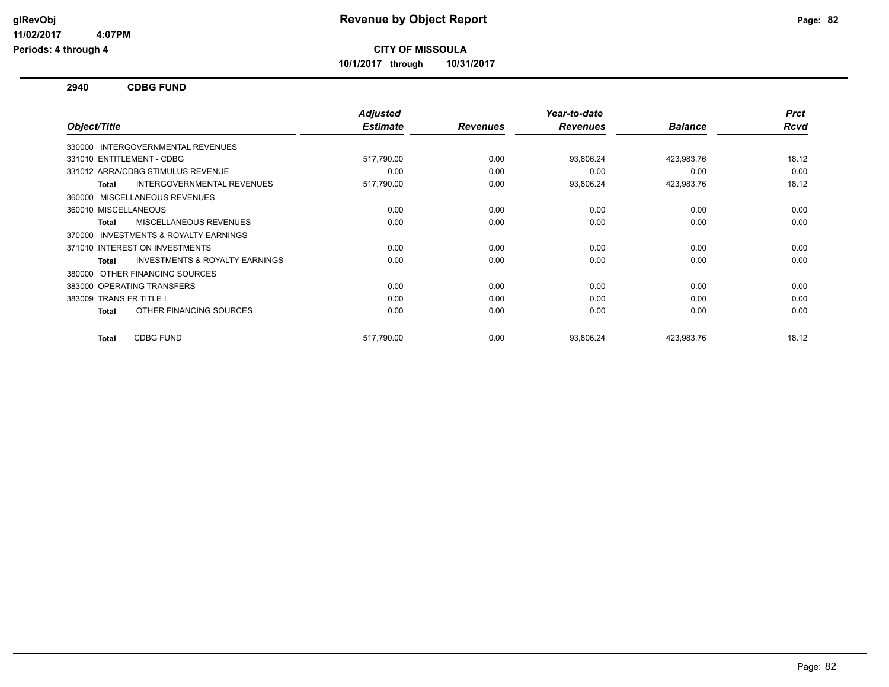**Revenue by Object Report**

**CITY OF MISSOULA**

**10/1/2017 through 10/31/2017**

glRevObj
11/02/2017 4:07PM
Periods: 4 through 4

## 2940 CDBG FUND

| Object/Title | Adjusted Estimate | Revenues | Year-to-date Revenues | Balance | Prct Rcvd |
|---|---|---|---|---|---|
| 330000 INTERGOVERNMENTAL REVENUES | | | | | |
| 331010 ENTITLEMENT - CDBG | 517,790.00 | 0.00 | 93,806.24 | 423,983.76 | 18.12 |
| 331012 ARRA/CDBG STIMULUS REVENUE | 0.00 | 0.00 | 0.00 | 0.00 | 0.00 |
| **Total** INTERGOVERNMENTAL REVENUES | 517,790.00 | 0.00 | 93,806.24 | 423,983.76 | 18.12 |
| 360000 MISCELLANEOUS REVENUES | | | | | |
| 360010 MISCELLANEOUS | 0.00 | 0.00 | 0.00 | 0.00 | 0.00 |
| **Total** MISCELLANEOUS REVENUES | 0.00 | 0.00 | 0.00 | 0.00 | 0.00 |
| 370000 INVESTMENTS & ROYALTY EARNINGS | | | | | |
| 371010 INTEREST ON INVESTMENTS | 0.00 | 0.00 | 0.00 | 0.00 | 0.00 |
| **Total** INVESTMENTS & ROYALTY EARNINGS | 0.00 | 0.00 | 0.00 | 0.00 | 0.00 |
| 380000 OTHER FINANCING SOURCES | | | | | |
| 383000 OPERATING TRANSFERS | 0.00 | 0.00 | 0.00 | 0.00 | 0.00 |
| 383009 TRANS FR TITLE I | 0.00 | 0.00 | 0.00 | 0.00 | 0.00 |
| **Total** OTHER FINANCING SOURCES | 0.00 | 0.00 | 0.00 | 0.00 | 0.00 |
| **Total** CDBG FUND | 517,790.00 | 0.00 | 93,806.24 | 423,983.76 | 18.12 |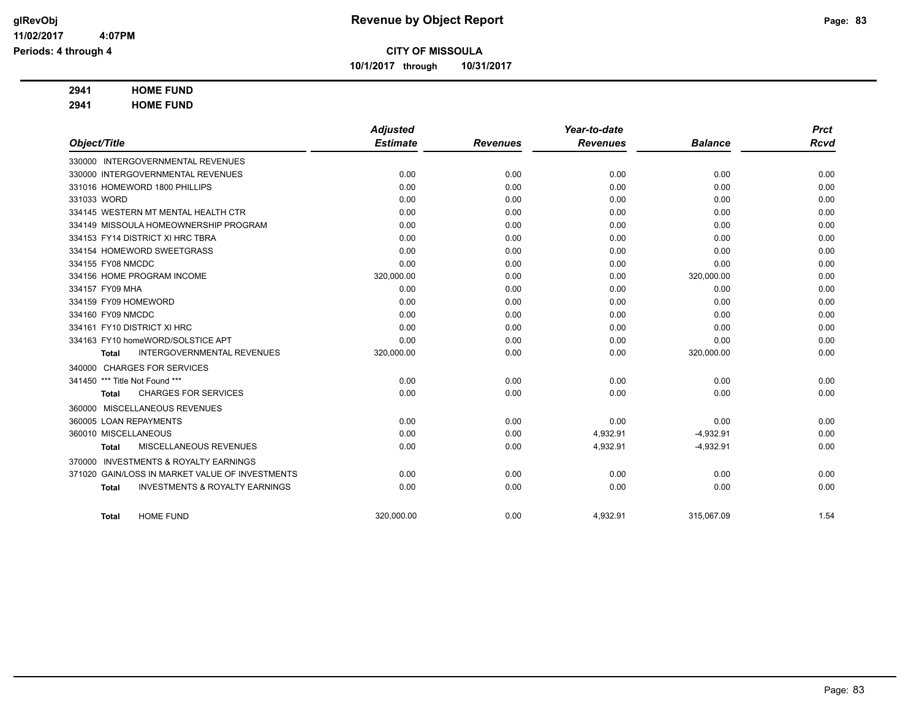**CITY OF MISSOULA**

**10/1/2017 through 10/31/2017**

**2941 HOME FUND**

**2941 HOME FUND**

| Object/Title | Adjusted Estimate | Revenues | Year-to-date Revenues | Balance | Prct Rcvd |
|---|---|---|---|---|---|
| 330000 INTERGOVERNMENTAL REVENUES | | | | | |
| 330000 INTERGOVERNMENTAL REVENUES | 0.00 | 0.00 | 0.00 | 0.00 | 0.00 |
| 331016 HOMEWORD 1800 PHILLIPS | 0.00 | 0.00 | 0.00 | 0.00 | 0.00 |
| 331033 WORD | 0.00 | 0.00 | 0.00 | 0.00 | 0.00 |
| 334145 WESTERN MT MENTAL HEALTH CTR | 0.00 | 0.00 | 0.00 | 0.00 | 0.00 |
| 334149 MISSOULA HOMEOWNERSHIP PROGRAM | 0.00 | 0.00 | 0.00 | 0.00 | 0.00 |
| 334153 FY14 DISTRICT XI HRC TBRA | 0.00 | 0.00 | 0.00 | 0.00 | 0.00 |
| 334154 HOMEWORD SWEETGRASS | 0.00 | 0.00 | 0.00 | 0.00 | 0.00 |
| 334155 FY08 NMCDC | 0.00 | 0.00 | 0.00 | 0.00 | 0.00 |
| 334156 HOME PROGRAM INCOME | 320,000.00 | 0.00 | 0.00 | 320,000.00 | 0.00 |
| 334157 FY09 MHA | 0.00 | 0.00 | 0.00 | 0.00 | 0.00 |
| 334159 FY09 HOMEWORD | 0.00 | 0.00 | 0.00 | 0.00 | 0.00 |
| 334160 FY09 NMCDC | 0.00 | 0.00 | 0.00 | 0.00 | 0.00 |
| 334161 FY10 DISTRICT XI HRC | 0.00 | 0.00 | 0.00 | 0.00 | 0.00 |
| 334163 FY10 homeWORD/SOLSTICE APT | 0.00 | 0.00 | 0.00 | 0.00 | 0.00 |
| **Total** INTERGOVERNMENTAL REVENUES | 320,000.00 | 0.00 | 0.00 | 320,000.00 | 0.00 |
| 340000 CHARGES FOR SERVICES | | | | | |
| 341450 *** Title Not Found *** | 0.00 | 0.00 | 0.00 | 0.00 | 0.00 |
| **Total** CHARGES FOR SERVICES | 0.00 | 0.00 | 0.00 | 0.00 | 0.00 |
| 360000 MISCELLANEOUS REVENUES | | | | | |
| 360005 LOAN REPAYMENTS | 0.00 | 0.00 | 0.00 | 0.00 | 0.00 |
| 360010 MISCELLANEOUS | 0.00 | 0.00 | 4,932.91 | -4,932.91 | 0.00 |
| **Total** MISCELLANEOUS REVENUES | 0.00 | 0.00 | 4,932.91 | -4,932.91 | 0.00 |
| 370000 INVESTMENTS & ROYALTY EARNINGS | | | | | |
| 371020 GAIN/LOSS IN MARKET VALUE OF INVESTMENTS | 0.00 | 0.00 | 0.00 | 0.00 | 0.00 |
| **Total** INVESTMENTS & ROYALTY EARNINGS | 0.00 | 0.00 | 0.00 | 0.00 | 0.00 |
| **Total** HOME FUND | 320,000.00 | 0.00 | 4,932.91 | 315,067.09 | 1.54 |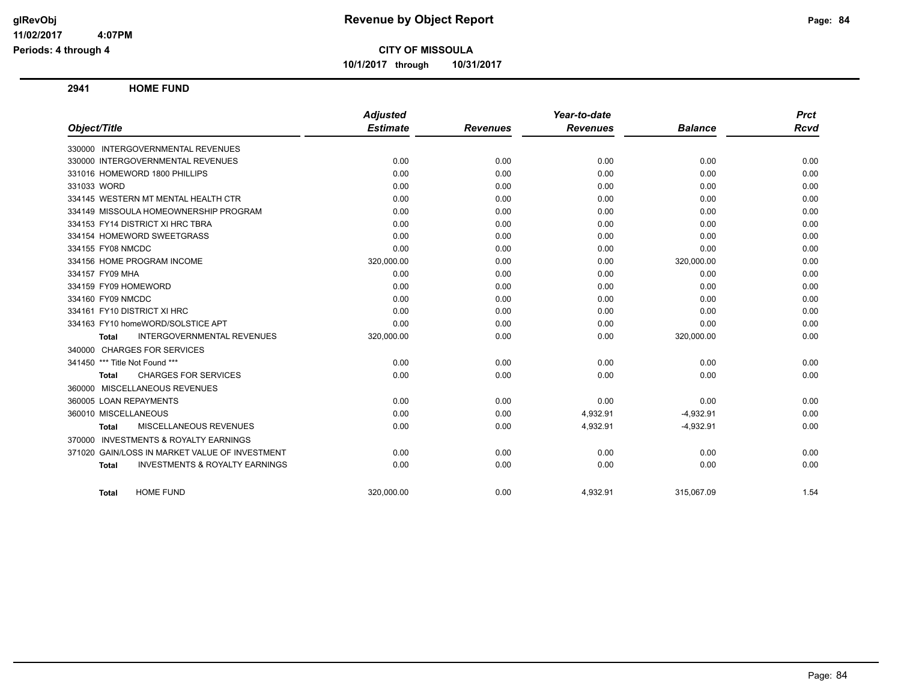# Revenue by Object Report

glRevObj
11/02/2017 4:07PM
Periods: 4 through 4

**CITY OF MISSOULA**

**10/1/2017 through 10/31/2017**

## 2941 HOME FUND

| Object/Title | Adjusted Estimate | Revenues | Year-to-date Revenues | Balance | Prct Rcvd |
|---|---|---|---|---|---|
| 330000 INTERGOVERNMENTAL REVENUES | | | | | |
| 330000 INTERGOVERNMENTAL REVENUES | 0.00 | 0.00 | 0.00 | 0.00 | 0.00 |
| 331016 HOMEWORD 1800 PHILLIPS | 0.00 | 0.00 | 0.00 | 0.00 | 0.00 |
| 331033 WORD | 0.00 | 0.00 | 0.00 | 0.00 | 0.00 |
| 334145 WESTERN MT MENTAL HEALTH CTR | 0.00 | 0.00 | 0.00 | 0.00 | 0.00 |
| 334149 MISSOULA HOMEOWNERSHIP PROGRAM | 0.00 | 0.00 | 0.00 | 0.00 | 0.00 |
| 334153 FY14 DISTRICT XI HRC TBRA | 0.00 | 0.00 | 0.00 | 0.00 | 0.00 |
| 334154 HOMEWORD SWEETGRASS | 0.00 | 0.00 | 0.00 | 0.00 | 0.00 |
| 334155 FY08 NMCDC | 0.00 | 0.00 | 0.00 | 0.00 | 0.00 |
| 334156 HOME PROGRAM INCOME | 320,000.00 | 0.00 | 0.00 | 320,000.00 | 0.00 |
| 334157 FY09 MHA | 0.00 | 0.00 | 0.00 | 0.00 | 0.00 |
| 334159 FY09 HOMEWORD | 0.00 | 0.00 | 0.00 | 0.00 | 0.00 |
| 334160 FY09 NMCDC | 0.00 | 0.00 | 0.00 | 0.00 | 0.00 |
| 334161 FY10 DISTRICT XI HRC | 0.00 | 0.00 | 0.00 | 0.00 | 0.00 |
| 334163 FY10 homeWORD/SOLSTICE APT | 0.00 | 0.00 | 0.00 | 0.00 | 0.00 |
| **Total** INTERGOVERNMENTAL REVENUES | 320,000.00 | 0.00 | 0.00 | 320,000.00 | 0.00 |
| 340000 CHARGES FOR SERVICES | | | | | |
| 341450 *** Title Not Found *** | 0.00 | 0.00 | 0.00 | 0.00 | 0.00 |
| **Total** CHARGES FOR SERVICES | 0.00 | 0.00 | 0.00 | 0.00 | 0.00 |
| 360000 MISCELLANEOUS REVENUES | | | | | |
| 360005 LOAN REPAYMENTS | 0.00 | 0.00 | 0.00 | 0.00 | 0.00 |
| 360010 MISCELLANEOUS | 0.00 | 0.00 | 4,932.91 | -4,932.91 | 0.00 |
| **Total** MISCELLANEOUS REVENUES | 0.00 | 0.00 | 4,932.91 | -4,932.91 | 0.00 |
| 370000 INVESTMENTS & ROYALTY EARNINGS | | | | | |
| 371020 GAIN/LOSS IN MARKET VALUE OF INVESTMENT | 0.00 | 0.00 | 0.00 | 0.00 | 0.00 |
| **Total** INVESTMENTS & ROYALTY EARNINGS | 0.00 | 0.00 | 0.00 | 0.00 | 0.00 |
| **Total** HOME FUND | 320,000.00 | 0.00 | 4,932.91 | 315,067.09 | 1.54 |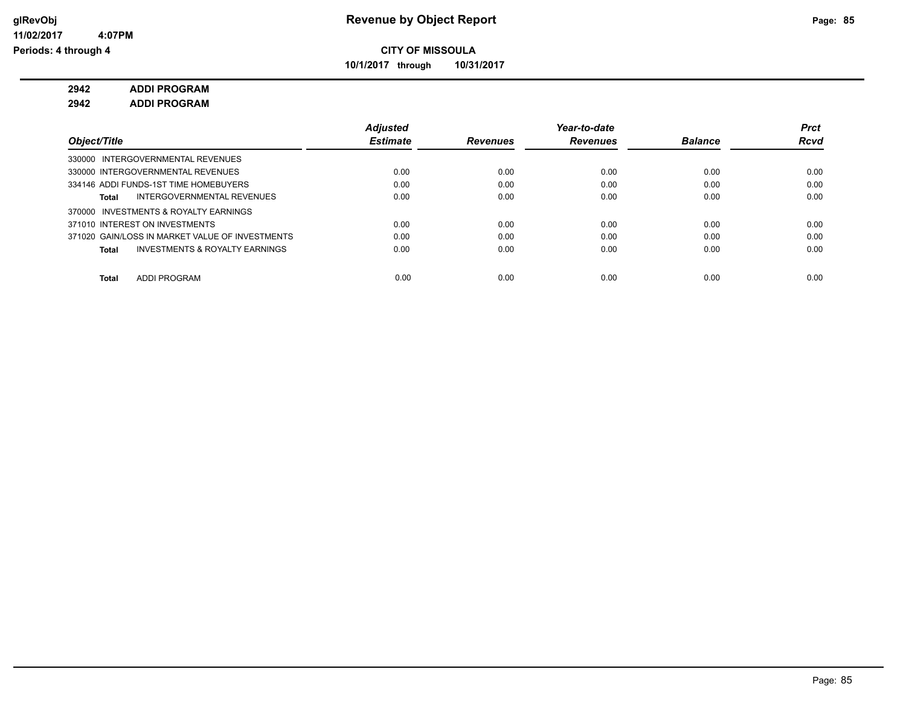**Revenue by Object Report**

**CITY OF MISSOULA**

**10/1/2017 through 10/31/2017**

glRevObj
11/02/2017 4:07PM
Periods: 4 through 4

**2942 ADDI PROGRAM**

**2942 ADDI PROGRAM**

| Object/Title | Adjusted Estimate | Revenues | Year-to-date Revenues | Balance | Prct Rcvd |
|---|---|---|---|---|---|
| 330000 INTERGOVERNMENTAL REVENUES | | | | | |
| 330000 INTERGOVERNMENTAL REVENUES | 0.00 | 0.00 | 0.00 | 0.00 | 0.00 |
| 334146 ADDI FUNDS-1ST TIME HOMEBUYERS | 0.00 | 0.00 | 0.00 | 0.00 | 0.00 |
| **Total** INTERGOVERNMENTAL REVENUES | 0.00 | 0.00 | 0.00 | 0.00 | 0.00 |
| 370000 INVESTMENTS & ROYALTY EARNINGS | | | | | |
| 371010 INTEREST ON INVESTMENTS | 0.00 | 0.00 | 0.00 | 0.00 | 0.00 |
| 371020 GAIN/LOSS IN MARKET VALUE OF INVESTMENTS | 0.00 | 0.00 | 0.00 | 0.00 | 0.00 |
| **Total** INVESTMENTS & ROYALTY EARNINGS | 0.00 | 0.00 | 0.00 | 0.00 | 0.00 |
| **Total** ADDI PROGRAM | 0.00 | 0.00 | 0.00 | 0.00 | 0.00 |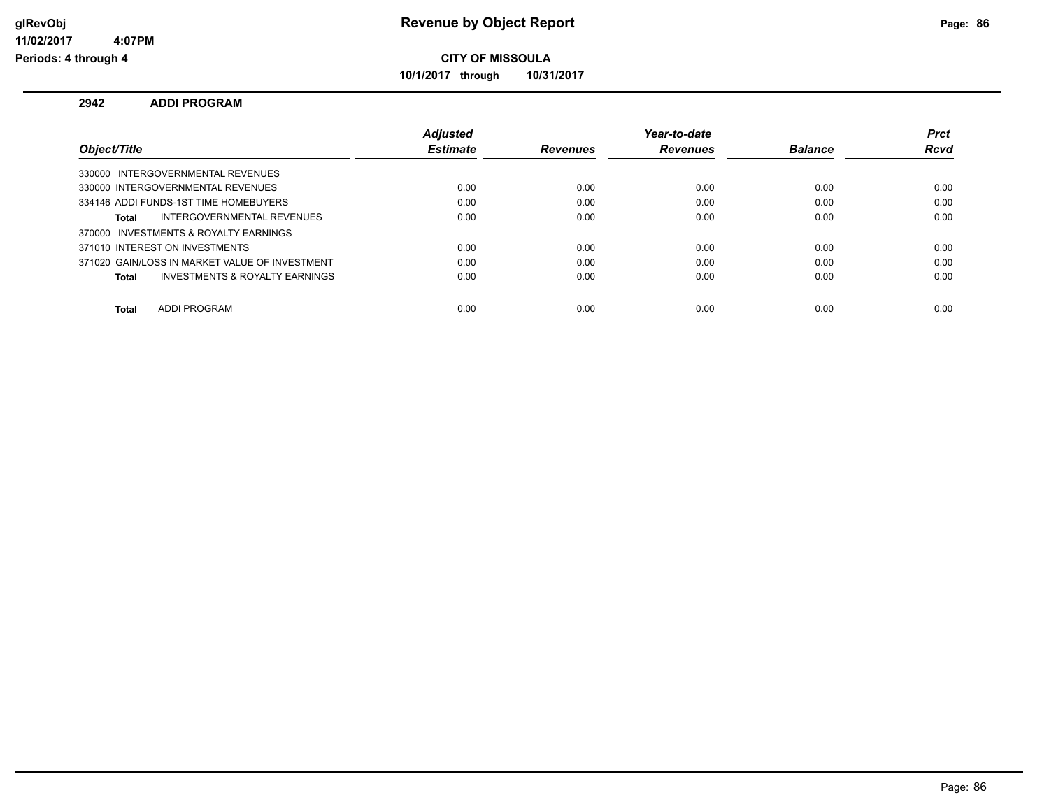glRevObj
11/02/2017 4:07PM
Periods: 4 through 4

# Revenue by Object Report

**CITY OF MISSOULA**

**10/1/2017 through 10/31/2017**

## 2942 ADDI PROGRAM

| Object/Title | Adjusted Estimate | Revenues | Year-to-date Revenues | Balance | Prct Rcvd |
|---|---|---|---|---|---|
| 330000 INTERGOVERNMENTAL REVENUES | | | | | |
| 330000 INTERGOVERNMENTAL REVENUES | 0.00 | 0.00 | 0.00 | 0.00 | 0.00 |
| 334146 ADDI FUNDS-1ST TIME HOMEBUYERS | 0.00 | 0.00 | 0.00 | 0.00 | 0.00 |
| **Total** INTERGOVERNMENTAL REVENUES | 0.00 | 0.00 | 0.00 | 0.00 | 0.00 |
| 370000 INVESTMENTS & ROYALTY EARNINGS | | | | | |
| 371010 INTEREST ON INVESTMENTS | 0.00 | 0.00 | 0.00 | 0.00 | 0.00 |
| 371020 GAIN/LOSS IN MARKET VALUE OF INVESTMENT | 0.00 | 0.00 | 0.00 | 0.00 | 0.00 |
| **Total** INVESTMENTS & ROYALTY EARNINGS | 0.00 | 0.00 | 0.00 | 0.00 | 0.00 |
| **Total** ADDI PROGRAM | 0.00 | 0.00 | 0.00 | 0.00 | 0.00 |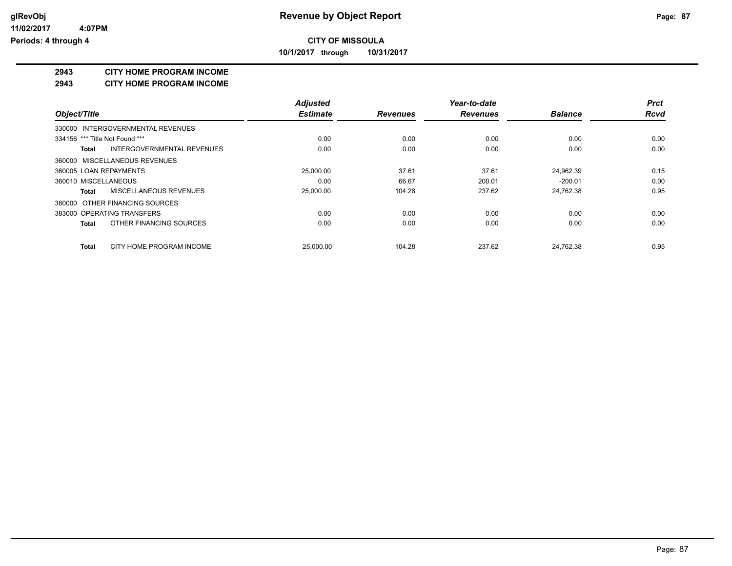# CITY OF MISSOULA

**10/1/2017 through 10/31/2017**

## 2943 CITY HOME PROGRAM INCOME

## 2943 CITY HOME PROGRAM INCOME

| Object/Title | Adjusted Estimate | Revenues | Year-to-date Revenues | Balance | Prct Rcvd |
|---|---|---|---|---|---|
| 330000 INTERGOVERNMENTAL REVENUES | | | | | |
| 334156 *** Title Not Found *** | 0.00 | 0.00 | 0.00 | 0.00 | 0.00 |
| **Total** INTERGOVERNMENTAL REVENUES | 0.00 | 0.00 | 0.00 | 0.00 | 0.00 |
| 360000 MISCELLANEOUS REVENUES | | | | | |
| 360005 LOAN REPAYMENTS | 25,000.00 | 37.61 | 37.61 | 24,962.39 | 0.15 |
| 360010 MISCELLANEOUS | 0.00 | 66.67 | 200.01 | -200.01 | 0.00 |
| **Total** MISCELLANEOUS REVENUES | 25,000.00 | 104.28 | 237.62 | 24,762.38 | 0.95 |
| 380000 OTHER FINANCING SOURCES | | | | | |
| 383000 OPERATING TRANSFERS | 0.00 | 0.00 | 0.00 | 0.00 | 0.00 |
| **Total** OTHER FINANCING SOURCES | 0.00 | 0.00 | 0.00 | 0.00 | 0.00 |
| **Total** CITY HOME PROGRAM INCOME | 25,000.00 | 104.28 | 237.62 | 24,762.38 | 0.95 |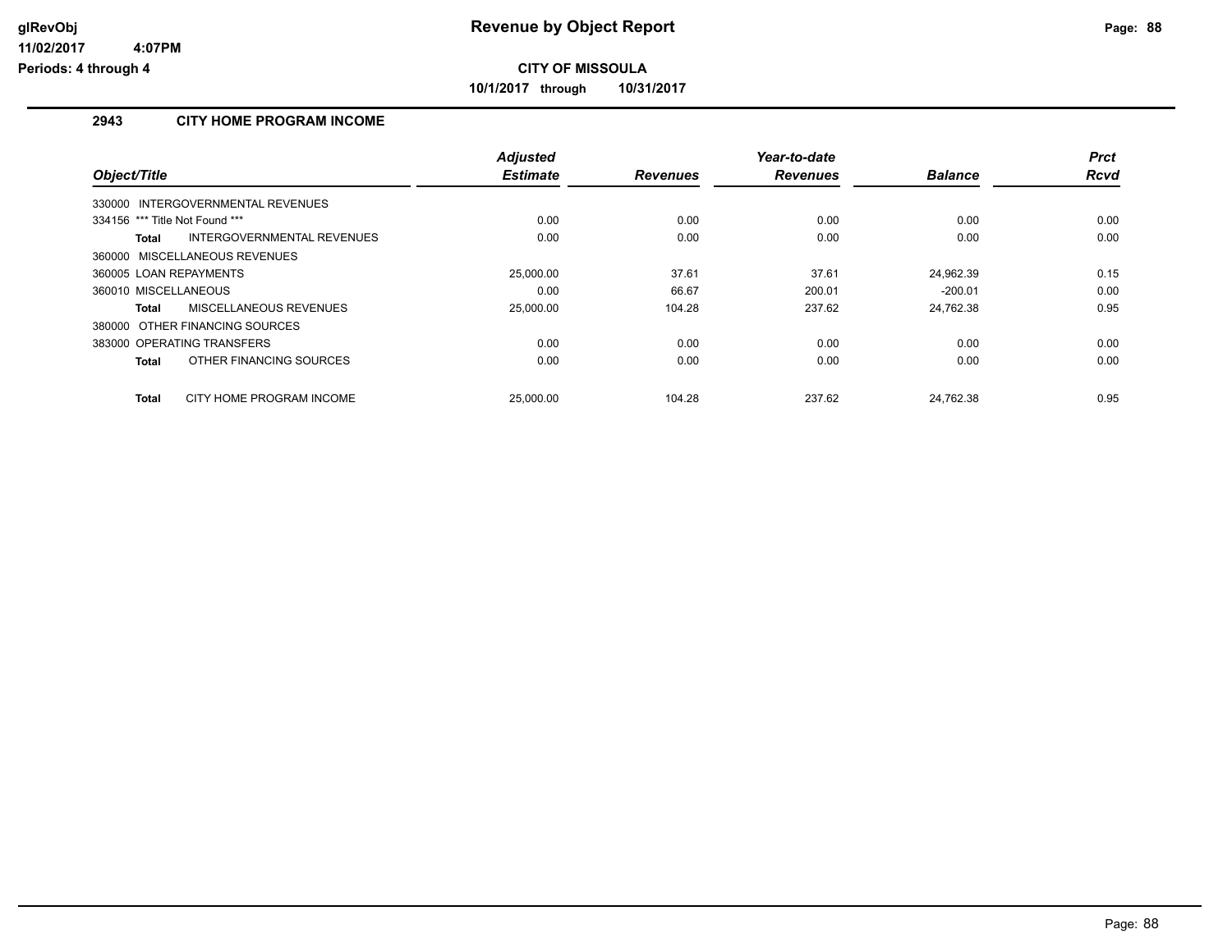**glRevObj**
**11/02/2017 4:07PM**
**Periods: 4 through 4**

# Revenue by Object Report

**CITY OF MISSOULA**

**10/1/2017 through 10/31/2017**

## 2943 CITY HOME PROGRAM INCOME

| Object/Title | Adjusted Estimate | Revenues | Year-to-date Revenues | Balance | Prct Rcvd |
|---|---|---|---|---|---|
| 330000 INTERGOVERNMENTAL REVENUES | | | | | |
| 334156 *** Title Not Found *** | 0.00 | 0.00 | 0.00 | 0.00 | 0.00 |
| **Total** INTERGOVERNMENTAL REVENUES | 0.00 | 0.00 | 0.00 | 0.00 | 0.00 |
| 360000 MISCELLANEOUS REVENUES | | | | | |
| 360005 LOAN REPAYMENTS | 25,000.00 | 37.61 | 37.61 | 24,962.39 | 0.15 |
| 360010 MISCELLANEOUS | 0.00 | 66.67 | 200.01 | -200.01 | 0.00 |
| **Total** MISCELLANEOUS REVENUES | 25,000.00 | 104.28 | 237.62 | 24,762.38 | 0.95 |
| 380000 OTHER FINANCING SOURCES | | | | | |
| 383000 OPERATING TRANSFERS | 0.00 | 0.00 | 0.00 | 0.00 | 0.00 |
| **Total** OTHER FINANCING SOURCES | 0.00 | 0.00 | 0.00 | 0.00 | 0.00 |
| **Total** CITY HOME PROGRAM INCOME | 25,000.00 | 104.28 | 237.62 | 24,762.38 | 0.95 |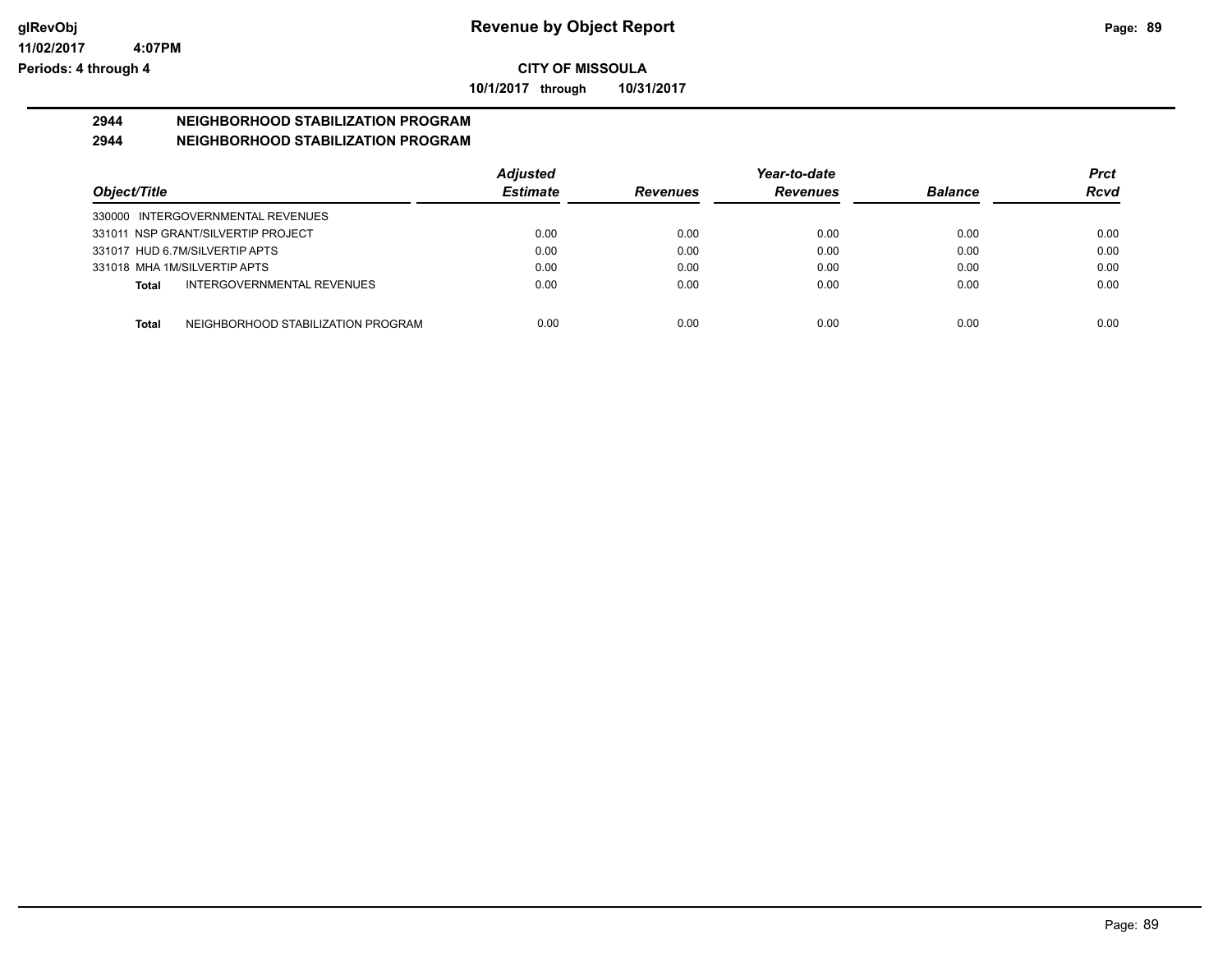**glRevObj**
**11/02/2017 4:07PM**
**Periods: 4 through 4**

# Revenue by Object Report

**CITY OF MISSOULA**

**10/1/2017 through 10/31/2017**

## 2944 NEIGHBORHOOD STABILIZATION PROGRAM

## 2944 NEIGHBORHOOD STABILIZATION PROGRAM

| Object/Title | Adjusted Estimate | Revenues | Year-to-date Revenues | Balance | Prct Rcvd |
|---|---|---|---|---|---|
| 330000 INTERGOVERNMENTAL REVENUES | | | | | |
| 331011 NSP GRANT/SILVERTIP PROJECT | 0.00 | 0.00 | 0.00 | 0.00 | 0.00 |
| 331017 HUD 6.7M/SILVERTIP APTS | 0.00 | 0.00 | 0.00 | 0.00 | 0.00 |
| 331018 MHA 1M/SILVERTIP APTS | 0.00 | 0.00 | 0.00 | 0.00 | 0.00 |
| **Total** INTERGOVERNMENTAL REVENUES | 0.00 | 0.00 | 0.00 | 0.00 | 0.00 |
| **Total** NEIGHBORHOOD STABILIZATION PROGRAM | 0.00 | 0.00 | 0.00 | 0.00 | 0.00 |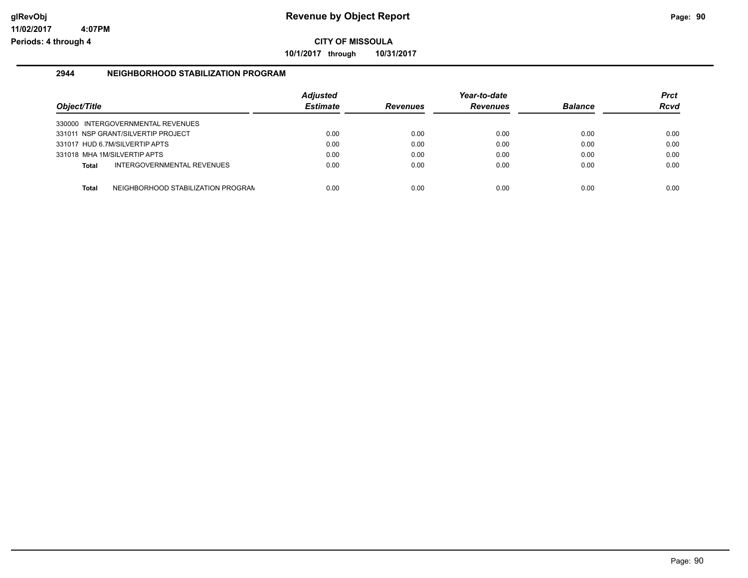# Revenue by Object Report

glRevObj
11/02/2017 4:07PM
Periods: 4 through 4

**CITY OF MISSOULA**

**10/1/2017 through 10/31/2017**

## 2944 NEIGHBORHOOD STABILIZATION PROGRAM

| Object/Title | Adjusted Estimate | Revenues | Year-to-date Revenues | Balance | Prct Rcvd |
|---|---|---|---|---|---|
| 330000 INTERGOVERNMENTAL REVENUES | | | | | |
| 331011 NSP GRANT/SILVERTIP PROJECT | 0.00 | 0.00 | 0.00 | 0.00 | 0.00 |
| 331017 HUD 6.7M/SILVERTIP APTS | 0.00 | 0.00 | 0.00 | 0.00 | 0.00 |
| 331018 MHA 1M/SILVERTIP APTS | 0.00 | 0.00 | 0.00 | 0.00 | 0.00 |
| **Total** INTERGOVERNMENTAL REVENUES | 0.00 | 0.00 | 0.00 | 0.00 | 0.00 |
| **Total** NEIGHBORHOOD STABILIZATION PROGRAM | 0.00 | 0.00 | 0.00 | 0.00 | 0.00 |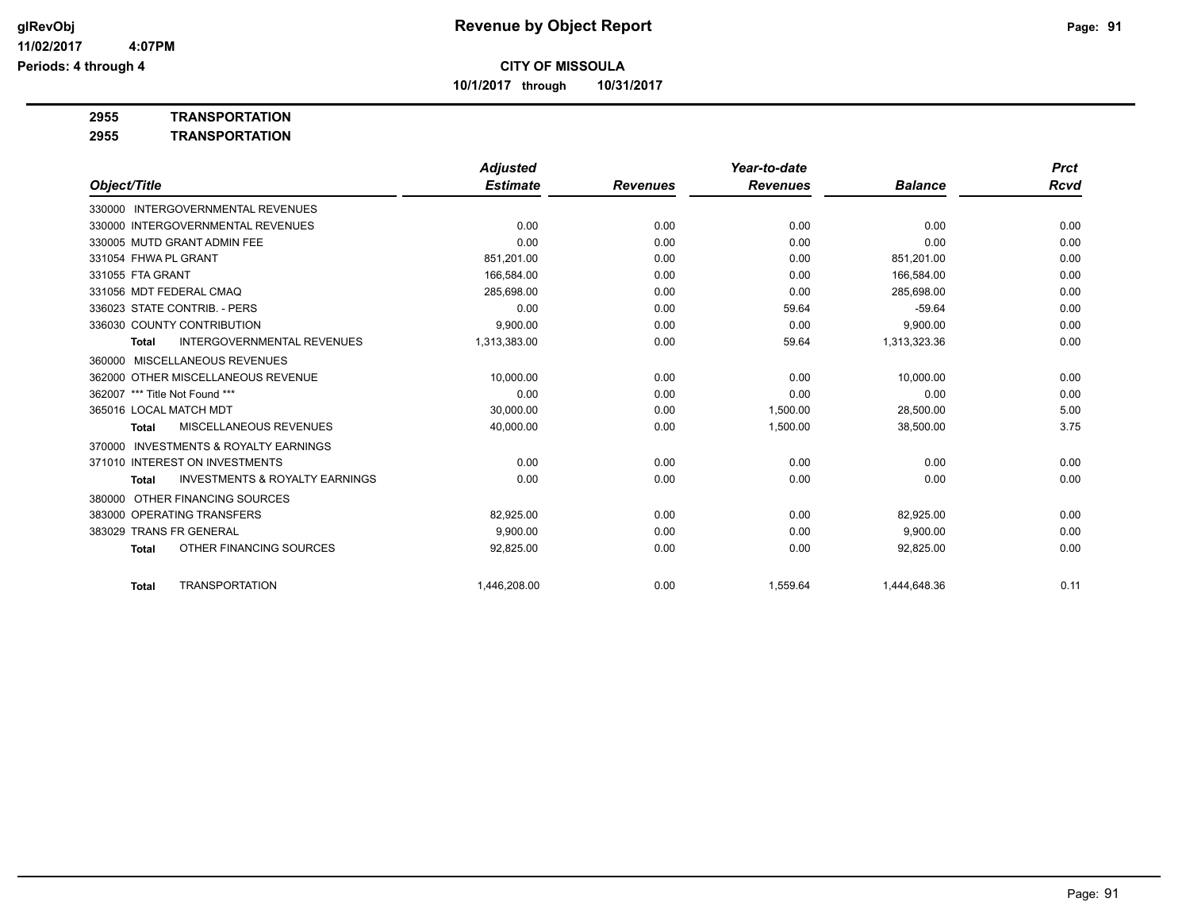# Revenue by Object Report

**CITY OF MISSOULA**

**10/1/2017 through 10/31/2017**

glRevObj
11/02/2017 4:07PM
Periods: 4 through 4

**2955 TRANSPORTATION**

**2955 TRANSPORTATION**

| Object/Title | Adjusted Estimate | Revenues | Year-to-date Revenues | Balance | Prct Rcvd |
|---|---|---|---|---|---|
| 330000 INTERGOVERNMENTAL REVENUES | | | | | |
| 330000 INTERGOVERNMENTAL REVENUES | 0.00 | 0.00 | 0.00 | 0.00 | 0.00 |
| 330005 MUTD GRANT ADMIN FEE | 0.00 | 0.00 | 0.00 | 0.00 | 0.00 |
| 331054 FHWA PL GRANT | 851,201.00 | 0.00 | 0.00 | 851,201.00 | 0.00 |
| 331055 FTA GRANT | 166,584.00 | 0.00 | 0.00 | 166,584.00 | 0.00 |
| 331056 MDT FEDERAL CMAQ | 285,698.00 | 0.00 | 0.00 | 285,698.00 | 0.00 |
| 336023 STATE CONTRIB. - PERS | 0.00 | 0.00 | 59.64 | -59.64 | 0.00 |
| 336030 COUNTY CONTRIBUTION | 9,900.00 | 0.00 | 0.00 | 9,900.00 | 0.00 |
| **Total** INTERGOVERNMENTAL REVENUES | 1,313,383.00 | 0.00 | 59.64 | 1,313,323.36 | 0.00 |
| 360000 MISCELLANEOUS REVENUES | | | | | |
| 362000 OTHER MISCELLANEOUS REVENUE | 10,000.00 | 0.00 | 0.00 | 10,000.00 | 0.00 |
| 362007 *** Title Not Found *** | 0.00 | 0.00 | 0.00 | 0.00 | 0.00 |
| 365016 LOCAL MATCH MDT | 30,000.00 | 0.00 | 1,500.00 | 28,500.00 | 5.00 |
| **Total** MISCELLANEOUS REVENUES | 40,000.00 | 0.00 | 1,500.00 | 38,500.00 | 3.75 |
| 370000 INVESTMENTS & ROYALTY EARNINGS | | | | | |
| 371010 INTEREST ON INVESTMENTS | 0.00 | 0.00 | 0.00 | 0.00 | 0.00 |
| **Total** INVESTMENTS & ROYALTY EARNINGS | 0.00 | 0.00 | 0.00 | 0.00 | 0.00 |
| 380000 OTHER FINANCING SOURCES | | | | | |
| 383000 OPERATING TRANSFERS | 82,925.00 | 0.00 | 0.00 | 82,925.00 | 0.00 |
| 383029 TRANS FR GENERAL | 9,900.00 | 0.00 | 0.00 | 9,900.00 | 0.00 |
| **Total** OTHER FINANCING SOURCES | 92,825.00 | 0.00 | 0.00 | 92,825.00 | 0.00 |
| **Total** TRANSPORTATION | 1,446,208.00 | 0.00 | 1,559.64 | 1,444,648.36 | 0.11 |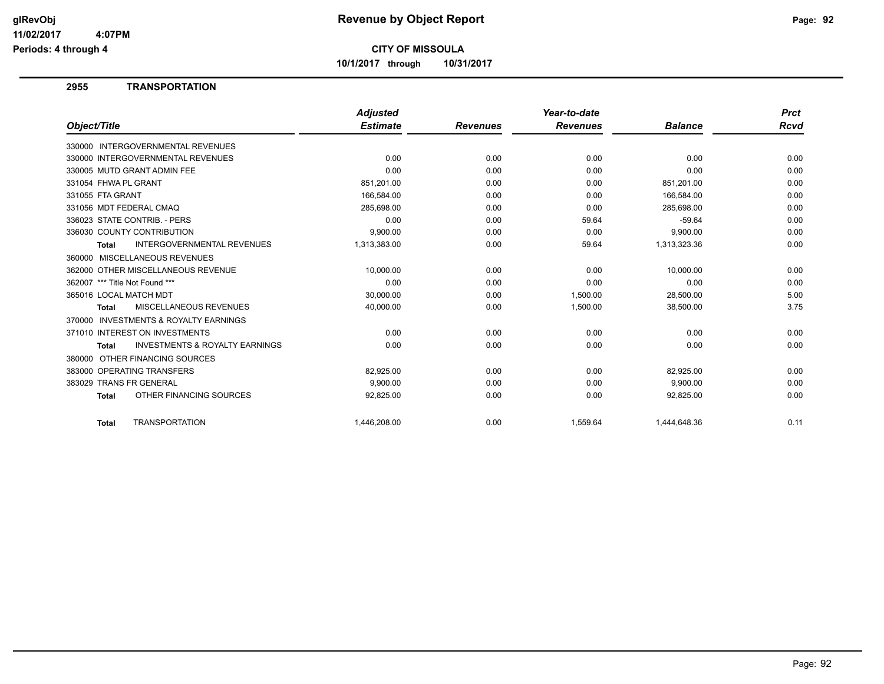# Revenue by Object Report

glRevObj
11/02/2017 4:07PM
Periods: 4 through 4

**CITY OF MISSOULA**

**10/1/2017 through 10/31/2017**

## 2955 TRANSPORTATION

| Object/Title | Adjusted Estimate | Revenues | Year-to-date Revenues | Balance | Prct Rcvd |
|---|---|---|---|---|---|
| 330000 INTERGOVERNMENTAL REVENUES | | | | | |
| 330000 INTERGOVERNMENTAL REVENUES | 0.00 | 0.00 | 0.00 | 0.00 | 0.00 |
| 330005 MUTD GRANT ADMIN FEE | 0.00 | 0.00 | 0.00 | 0.00 | 0.00 |
| 331054 FHWA PL GRANT | 851,201.00 | 0.00 | 0.00 | 851,201.00 | 0.00 |
| 331055 FTA GRANT | 166,584.00 | 0.00 | 0.00 | 166,584.00 | 0.00 |
| 331056 MDT FEDERAL CMAQ | 285,698.00 | 0.00 | 0.00 | 285,698.00 | 0.00 |
| 336023 STATE CONTRIB. - PERS | 0.00 | 0.00 | 59.64 | -59.64 | 0.00 |
| 336030 COUNTY CONTRIBUTION | 9,900.00 | 0.00 | 0.00 | 9,900.00 | 0.00 |
| **Total** INTERGOVERNMENTAL REVENUES | 1,313,383.00 | 0.00 | 59.64 | 1,313,323.36 | 0.00 |
| 360000 MISCELLANEOUS REVENUES | | | | | |
| 362000 OTHER MISCELLANEOUS REVENUE | 10,000.00 | 0.00 | 0.00 | 10,000.00 | 0.00 |
| 362007 *** Title Not Found *** | 0.00 | 0.00 | 0.00 | 0.00 | 0.00 |
| 365016 LOCAL MATCH MDT | 30,000.00 | 0.00 | 1,500.00 | 28,500.00 | 5.00 |
| **Total** MISCELLANEOUS REVENUES | 40,000.00 | 0.00 | 1,500.00 | 38,500.00 | 3.75 |
| 370000 INVESTMENTS & ROYALTY EARNINGS | | | | | |
| 371010 INTEREST ON INVESTMENTS | 0.00 | 0.00 | 0.00 | 0.00 | 0.00 |
| **Total** INVESTMENTS & ROYALTY EARNINGS | 0.00 | 0.00 | 0.00 | 0.00 | 0.00 |
| 380000 OTHER FINANCING SOURCES | | | | | |
| 383000 OPERATING TRANSFERS | 82,925.00 | 0.00 | 0.00 | 82,925.00 | 0.00 |
| 383029 TRANS FR GENERAL | 9,900.00 | 0.00 | 0.00 | 9,900.00 | 0.00 |
| **Total** OTHER FINANCING SOURCES | 92,825.00 | 0.00 | 0.00 | 92,825.00 | 0.00 |
| **Total** TRANSPORTATION | 1,446,208.00 | 0.00 | 1,559.64 | 1,444,648.36 | 0.11 |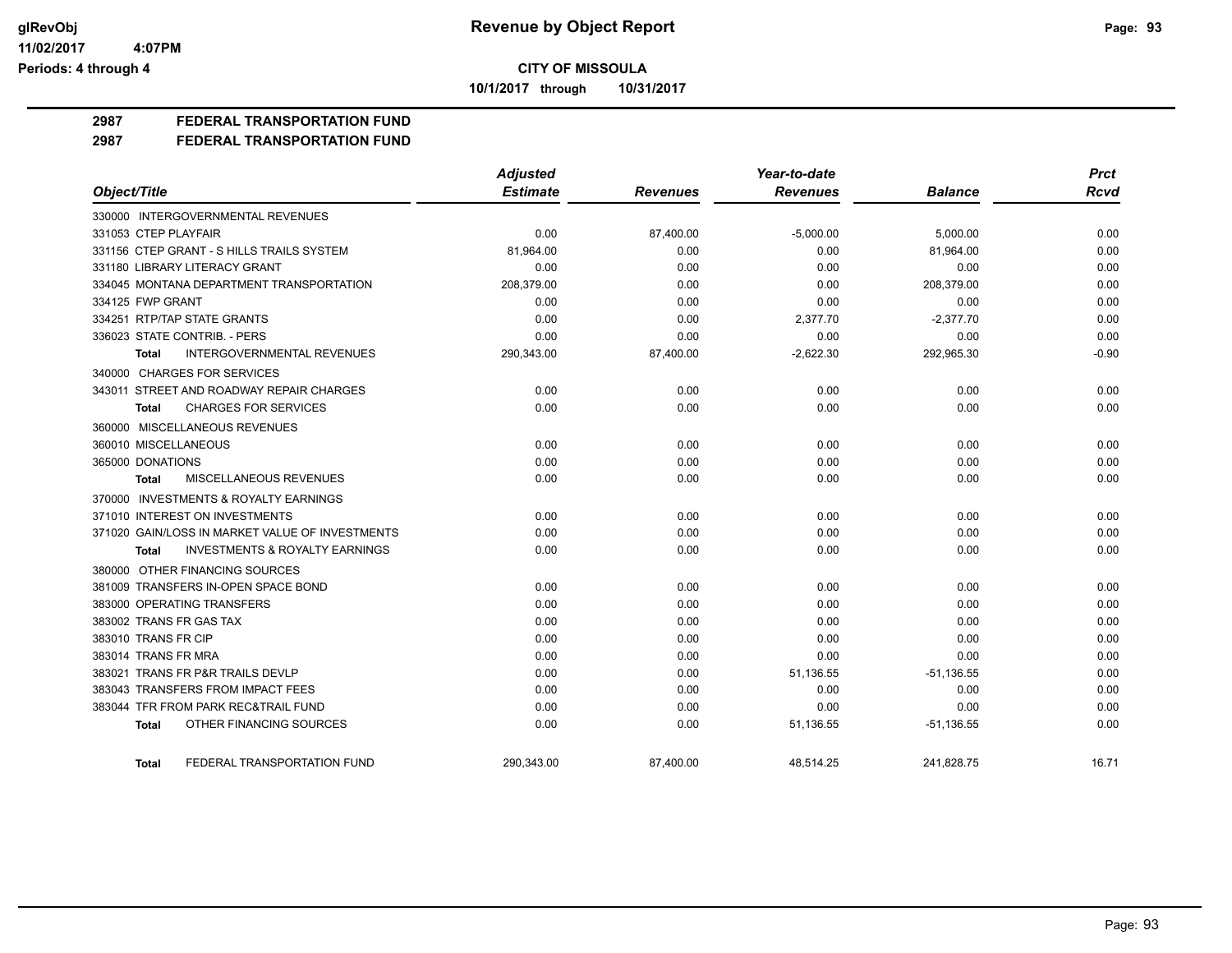# Revenue by Object Report

**CITY OF MISSOULA**

**10/1/2017 through 10/31/2017**

glRevObj
11/02/2017 4:07PM
Periods: 4 through 4

## 2987 FEDERAL TRANSPORTATION FUND
## 2987 FEDERAL TRANSPORTATION FUND

| Object/Title | Adjusted Estimate | Revenues | Year-to-date Revenues | Balance | Prct Rcvd |
|---|---|---|---|---|---|
| 330000 INTERGOVERNMENTAL REVENUES | | | | | |
| 331053 CTEP PLAYFAIR | 0.00 | 87,400.00 | -5,000.00 | 5,000.00 | 0.00 |
| 331156 CTEP GRANT - S HILLS TRAILS SYSTEM | 81,964.00 | 0.00 | 0.00 | 81,964.00 | 0.00 |
| 331180 LIBRARY LITERACY GRANT | 0.00 | 0.00 | 0.00 | 0.00 | 0.00 |
| 334045 MONTANA DEPARTMENT TRANSPORTATION | 208,379.00 | 0.00 | 0.00 | 208,379.00 | 0.00 |
| 334125 FWP GRANT | 0.00 | 0.00 | 0.00 | 0.00 | 0.00 |
| 334251 RTP/TAP STATE GRANTS | 0.00 | 0.00 | 2,377.70 | -2,377.70 | 0.00 |
| 336023 STATE CONTRIB. - PERS | 0.00 | 0.00 | 0.00 | 0.00 | 0.00 |
| **Total** INTERGOVERNMENTAL REVENUES | 290,343.00 | 87,400.00 | -2,622.30 | 292,965.30 | -0.90 |
| 340000 CHARGES FOR SERVICES | | | | | |
| 343011 STREET AND ROADWAY REPAIR CHARGES | 0.00 | 0.00 | 0.00 | 0.00 | 0.00 |
| **Total** CHARGES FOR SERVICES | 0.00 | 0.00 | 0.00 | 0.00 | 0.00 |
| 360000 MISCELLANEOUS REVENUES | | | | | |
| 360010 MISCELLANEOUS | 0.00 | 0.00 | 0.00 | 0.00 | 0.00 |
| 365000 DONATIONS | 0.00 | 0.00 | 0.00 | 0.00 | 0.00 |
| **Total** MISCELLANEOUS REVENUES | 0.00 | 0.00 | 0.00 | 0.00 | 0.00 |
| 370000 INVESTMENTS & ROYALTY EARNINGS | | | | | |
| 371010 INTEREST ON INVESTMENTS | 0.00 | 0.00 | 0.00 | 0.00 | 0.00 |
| 371020 GAIN/LOSS IN MARKET VALUE OF INVESTMENTS | 0.00 | 0.00 | 0.00 | 0.00 | 0.00 |
| **Total** INVESTMENTS & ROYALTY EARNINGS | 0.00 | 0.00 | 0.00 | 0.00 | 0.00 |
| 380000 OTHER FINANCING SOURCES | | | | | |
| 381009 TRANSFERS IN-OPEN SPACE BOND | 0.00 | 0.00 | 0.00 | 0.00 | 0.00 |
| 383000 OPERATING TRANSFERS | 0.00 | 0.00 | 0.00 | 0.00 | 0.00 |
| 383002 TRANS FR GAS TAX | 0.00 | 0.00 | 0.00 | 0.00 | 0.00 |
| 383010 TRANS FR CIP | 0.00 | 0.00 | 0.00 | 0.00 | 0.00 |
| 383014 TRANS FR MRA | 0.00 | 0.00 | 0.00 | 0.00 | 0.00 |
| 383021 TRANS FR P&R TRAILS DEVLP | 0.00 | 0.00 | 51,136.55 | -51,136.55 | 0.00 |
| 383043 TRANSFERS FROM IMPACT FEES | 0.00 | 0.00 | 0.00 | 0.00 | 0.00 |
| 383044 TFR FROM PARK REC&TRAIL FUND | 0.00 | 0.00 | 0.00 | 0.00 | 0.00 |
| **Total** OTHER FINANCING SOURCES | 0.00 | 0.00 | 51,136.55 | -51,136.55 | 0.00 |
| **Total** FEDERAL TRANSPORTATION FUND | 290,343.00 | 87,400.00 | 48,514.25 | 241,828.75 | 16.71 |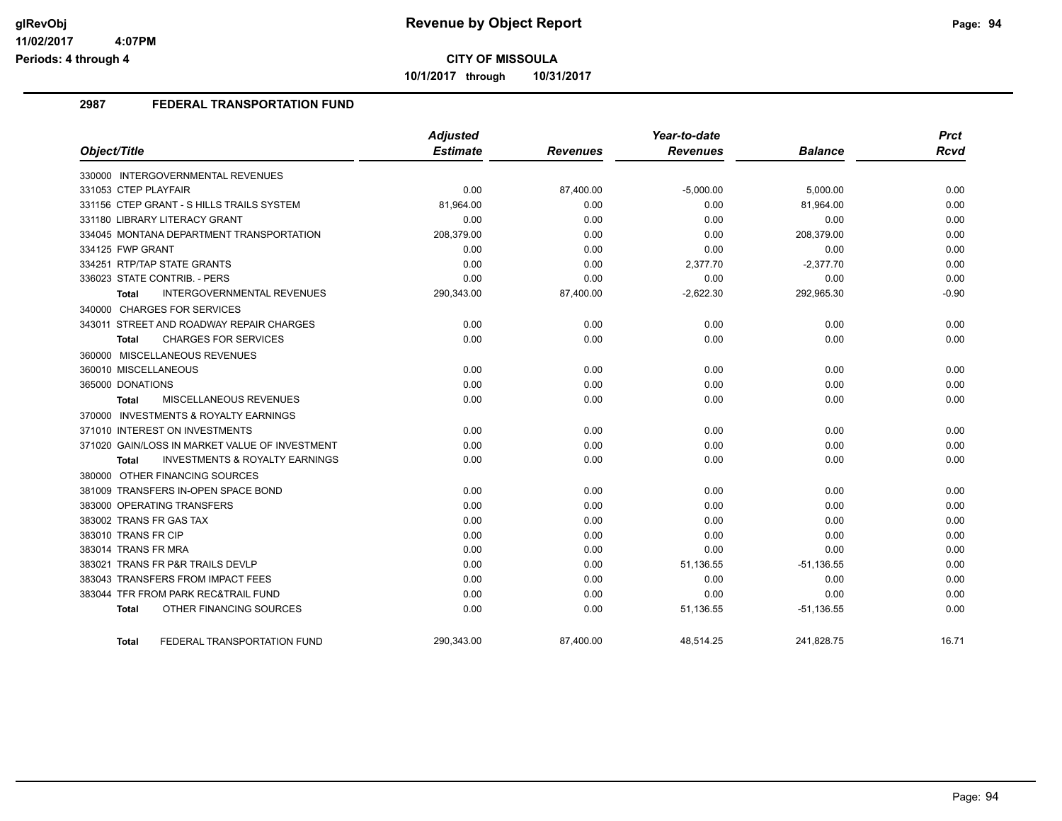# Revenue by Object Report

**CITY OF MISSOULA**

**10/1/2017 through 10/31/2017**

glRevObj
11/02/2017 4:07PM
Periods: 4 through 4

## 2987 FEDERAL TRANSPORTATION FUND

| Object/Title | Adjusted Estimate | Revenues | Year-to-date Revenues | Balance | Prct Rcvd |
|---|---|---|---|---|---|
| 330000 INTERGOVERNMENTAL REVENUES | | | | | |
| 331053 CTEP PLAYFAIR | 0.00 | 87,400.00 | -5,000.00 | 5,000.00 | 0.00 |
| 331156 CTEP GRANT - S HILLS TRAILS SYSTEM | 81,964.00 | 0.00 | 0.00 | 81,964.00 | 0.00 |
| 331180 LIBRARY LITERACY GRANT | 0.00 | 0.00 | 0.00 | 0.00 | 0.00 |
| 334045 MONTANA DEPARTMENT TRANSPORTATION | 208,379.00 | 0.00 | 0.00 | 208,379.00 | 0.00 |
| 334125 FWP GRANT | 0.00 | 0.00 | 0.00 | 0.00 | 0.00 |
| 334251 RTP/TAP STATE GRANTS | 0.00 | 0.00 | 2,377.70 | -2,377.70 | 0.00 |
| 336023 STATE CONTRIB. - PERS | 0.00 | 0.00 | 0.00 | 0.00 | 0.00 |
| **Total** INTERGOVERNMENTAL REVENUES | 290,343.00 | 87,400.00 | -2,622.30 | 292,965.30 | -0.90 |
| 340000 CHARGES FOR SERVICES | | | | | |
| 343011 STREET AND ROADWAY REPAIR CHARGES | 0.00 | 0.00 | 0.00 | 0.00 | 0.00 |
| **Total** CHARGES FOR SERVICES | 0.00 | 0.00 | 0.00 | 0.00 | 0.00 |
| 360000 MISCELLANEOUS REVENUES | | | | | |
| 360010 MISCELLANEOUS | 0.00 | 0.00 | 0.00 | 0.00 | 0.00 |
| 365000 DONATIONS | 0.00 | 0.00 | 0.00 | 0.00 | 0.00 |
| **Total** MISCELLANEOUS REVENUES | 0.00 | 0.00 | 0.00 | 0.00 | 0.00 |
| 370000 INVESTMENTS & ROYALTY EARNINGS | | | | | |
| 371010 INTEREST ON INVESTMENTS | 0.00 | 0.00 | 0.00 | 0.00 | 0.00 |
| 371020 GAIN/LOSS IN MARKET VALUE OF INVESTMENT | 0.00 | 0.00 | 0.00 | 0.00 | 0.00 |
| **Total** INVESTMENTS & ROYALTY EARNINGS | 0.00 | 0.00 | 0.00 | 0.00 | 0.00 |
| 380000 OTHER FINANCING SOURCES | | | | | |
| 381009 TRANSFERS IN-OPEN SPACE BOND | 0.00 | 0.00 | 0.00 | 0.00 | 0.00 |
| 383000 OPERATING TRANSFERS | 0.00 | 0.00 | 0.00 | 0.00 | 0.00 |
| 383002 TRANS FR GAS TAX | 0.00 | 0.00 | 0.00 | 0.00 | 0.00 |
| 383010 TRANS FR CIP | 0.00 | 0.00 | 0.00 | 0.00 | 0.00 |
| 383014 TRANS FR MRA | 0.00 | 0.00 | 0.00 | 0.00 | 0.00 |
| 383021 TRANS FR P&R TRAILS DEVLP | 0.00 | 0.00 | 51,136.55 | -51,136.55 | 0.00 |
| 383043 TRANSFERS FROM IMPACT FEES | 0.00 | 0.00 | 0.00 | 0.00 | 0.00 |
| 383044 TFR FROM PARK REC&TRAIL FUND | 0.00 | 0.00 | 0.00 | 0.00 | 0.00 |
| **Total** OTHER FINANCING SOURCES | 0.00 | 0.00 | 51,136.55 | -51,136.55 | 0.00 |
| **Total** FEDERAL TRANSPORTATION FUND | 290,343.00 | 87,400.00 | 48,514.25 | 241,828.75 | 16.71 |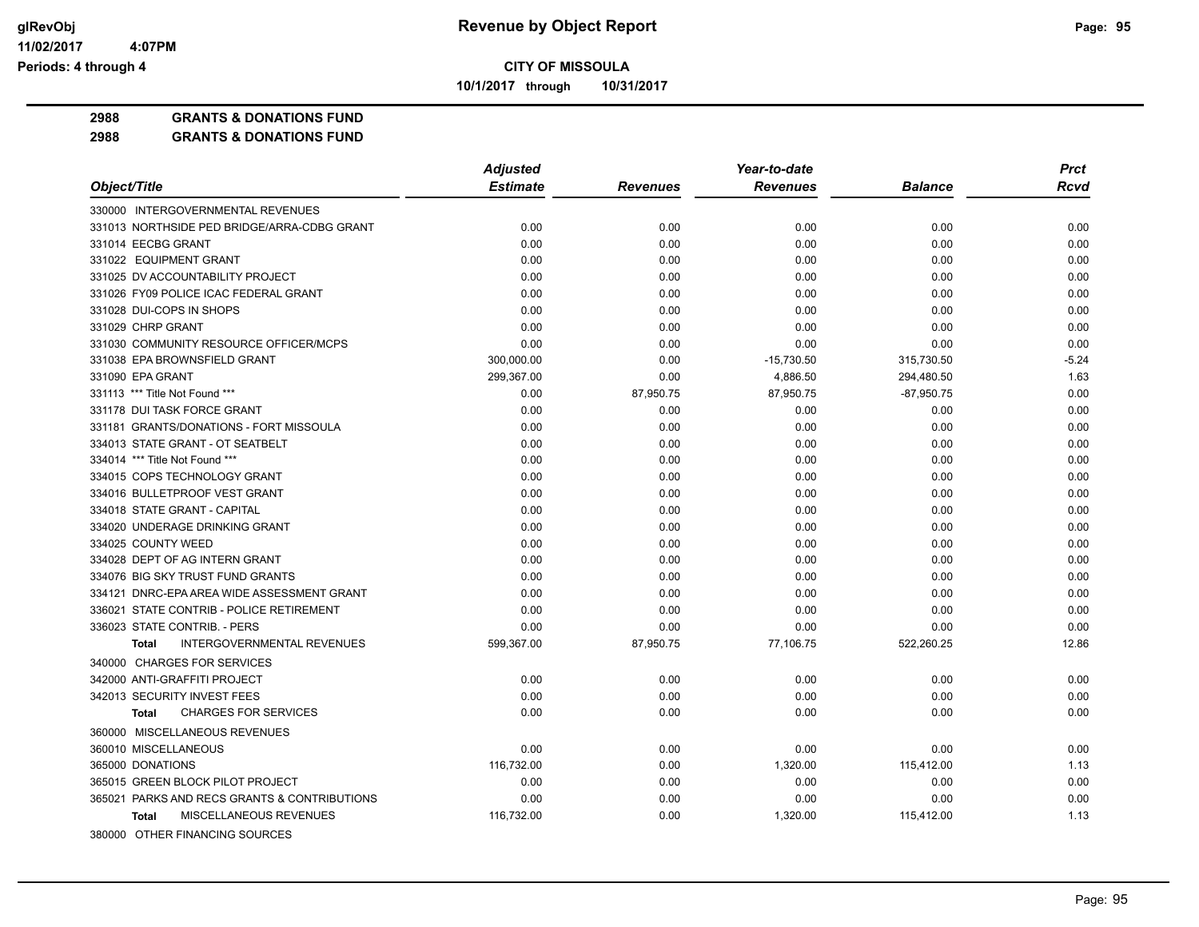**CITY OF MISSOULA**

**10/1/2017 through 10/31/2017**

**2988 GRANTS & DONATIONS FUND**

**2988 GRANTS & DONATIONS FUND**

| Object/Title | Adjusted Estimate | Revenues | Year-to-date Revenues | Balance | Prct Rcvd |
|---|---|---|---|---|---|
| 330000 INTERGOVERNMENTAL REVENUES | | | | | |
| 331013 NORTHSIDE PED BRIDGE/ARRA-CDBG GRANT | 0.00 | 0.00 | 0.00 | 0.00 | 0.00 |
| 331014 EECBG GRANT | 0.00 | 0.00 | 0.00 | 0.00 | 0.00 |
| 331022 EQUIPMENT GRANT | 0.00 | 0.00 | 0.00 | 0.00 | 0.00 |
| 331025 DV ACCOUNTABILITY PROJECT | 0.00 | 0.00 | 0.00 | 0.00 | 0.00 |
| 331026 FY09 POLICE ICAC FEDERAL GRANT | 0.00 | 0.00 | 0.00 | 0.00 | 0.00 |
| 331028 DUI-COPS IN SHOPS | 0.00 | 0.00 | 0.00 | 0.00 | 0.00 |
| 331029 CHRP GRANT | 0.00 | 0.00 | 0.00 | 0.00 | 0.00 |
| 331030 COMMUNITY RESOURCE OFFICER/MCPS | 0.00 | 0.00 | 0.00 | 0.00 | 0.00 |
| 331038 EPA BROWNSFIELD GRANT | 300,000.00 | 0.00 | -15,730.50 | 315,730.50 | -5.24 |
| 331090 EPA GRANT | 299,367.00 | 0.00 | 4,886.50 | 294,480.50 | 1.63 |
| 331113 *** Title Not Found *** | 0.00 | 87,950.75 | 87,950.75 | -87,950.75 | 0.00 |
| 331178 DUI TASK FORCE GRANT | 0.00 | 0.00 | 0.00 | 0.00 | 0.00 |
| 331181 GRANTS/DONATIONS - FORT MISSOULA | 0.00 | 0.00 | 0.00 | 0.00 | 0.00 |
| 334013 STATE GRANT - OT SEATBELT | 0.00 | 0.00 | 0.00 | 0.00 | 0.00 |
| 334014 *** Title Not Found *** | 0.00 | 0.00 | 0.00 | 0.00 | 0.00 |
| 334015 COPS TECHNOLOGY GRANT | 0.00 | 0.00 | 0.00 | 0.00 | 0.00 |
| 334016 BULLETPROOF VEST GRANT | 0.00 | 0.00 | 0.00 | 0.00 | 0.00 |
| 334018 STATE GRANT - CAPITAL | 0.00 | 0.00 | 0.00 | 0.00 | 0.00 |
| 334020 UNDERAGE DRINKING GRANT | 0.00 | 0.00 | 0.00 | 0.00 | 0.00 |
| 334025 COUNTY WEED | 0.00 | 0.00 | 0.00 | 0.00 | 0.00 |
| 334028 DEPT OF AG INTERN GRANT | 0.00 | 0.00 | 0.00 | 0.00 | 0.00 |
| 334076 BIG SKY TRUST FUND GRANTS | 0.00 | 0.00 | 0.00 | 0.00 | 0.00 |
| 334121 DNRC-EPA AREA WIDE ASSESSMENT GRANT | 0.00 | 0.00 | 0.00 | 0.00 | 0.00 |
| 336021 STATE CONTRIB - POLICE RETIREMENT | 0.00 | 0.00 | 0.00 | 0.00 | 0.00 |
| 336023 STATE CONTRIB. - PERS | 0.00 | 0.00 | 0.00 | 0.00 | 0.00 |
| **Total** INTERGOVERNMENTAL REVENUES | 599,367.00 | 87,950.75 | 77,106.75 | 522,260.25 | 12.86 |
| 340000 CHARGES FOR SERVICES | | | | | |
| 342000 ANTI-GRAFFITI PROJECT | 0.00 | 0.00 | 0.00 | 0.00 | 0.00 |
| 342013 SECURITY INVEST FEES | 0.00 | 0.00 | 0.00 | 0.00 | 0.00 |
| **Total** CHARGES FOR SERVICES | 0.00 | 0.00 | 0.00 | 0.00 | 0.00 |
| 360000 MISCELLANEOUS REVENUES | | | | | |
| 360010 MISCELLANEOUS | 0.00 | 0.00 | 0.00 | 0.00 | 0.00 |
| 365000 DONATIONS | 116,732.00 | 0.00 | 1,320.00 | 115,412.00 | 1.13 |
| 365015 GREEN BLOCK PILOT PROJECT | 0.00 | 0.00 | 0.00 | 0.00 | 0.00 |
| 365021 PARKS AND RECS GRANTS & CONTRIBUTIONS | 0.00 | 0.00 | 0.00 | 0.00 | 0.00 |
| **Total** MISCELLANEOUS REVENUES | 116,732.00 | 0.00 | 1,320.00 | 115,412.00 | 1.13 |
| 380000 OTHER FINANCING SOURCES | | | | | |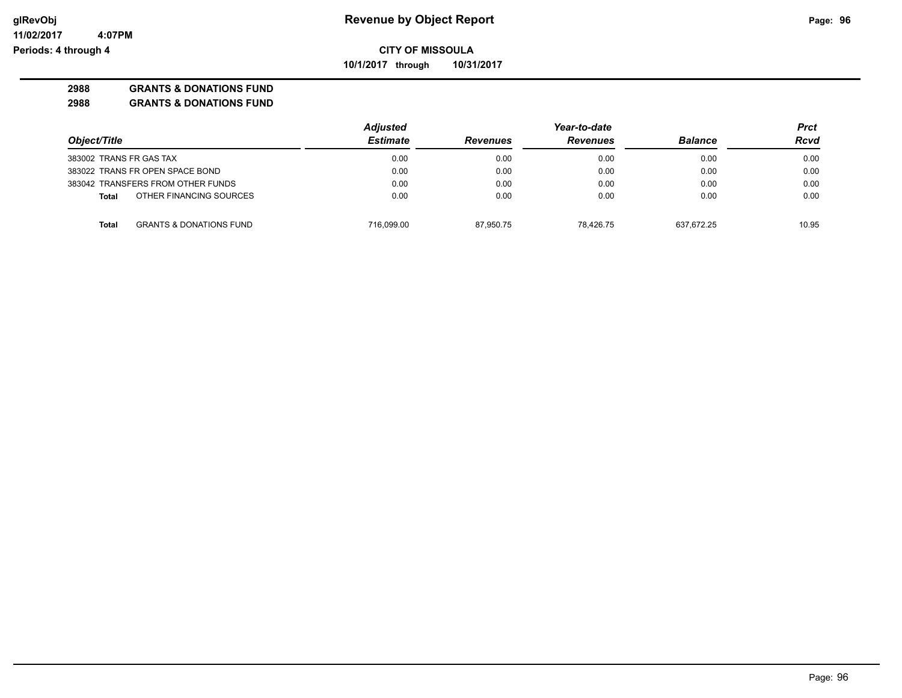# Revenue by Object Report

glRevObj
11/02/2017 4:07PM
Periods: 4 through 4

**CITY OF MISSOULA**

**10/1/2017 through 10/31/2017**

**2988 GRANTS & DONATIONS FUND**

**2988 GRANTS & DONATIONS FUND**

| Object/Title | Adjusted Estimate | Revenues | Year-to-date Revenues | Balance | Prct Rcvd |
|---|---|---|---|---|---|
| 383002 TRANS FR GAS TAX | 0.00 | 0.00 | 0.00 | 0.00 | 0.00 |
| 383022 TRANS FR OPEN SPACE BOND | 0.00 | 0.00 | 0.00 | 0.00 | 0.00 |
| 383042 TRANSFERS FROM OTHER FUNDS | 0.00 | 0.00 | 0.00 | 0.00 | 0.00 |
| **Total** OTHER FINANCING SOURCES | 0.00 | 0.00 | 0.00 | 0.00 | 0.00 |
| **Total** GRANTS & DONATIONS FUND | 716,099.00 | 87,950.75 | 78,426.75 | 637,672.25 | 10.95 |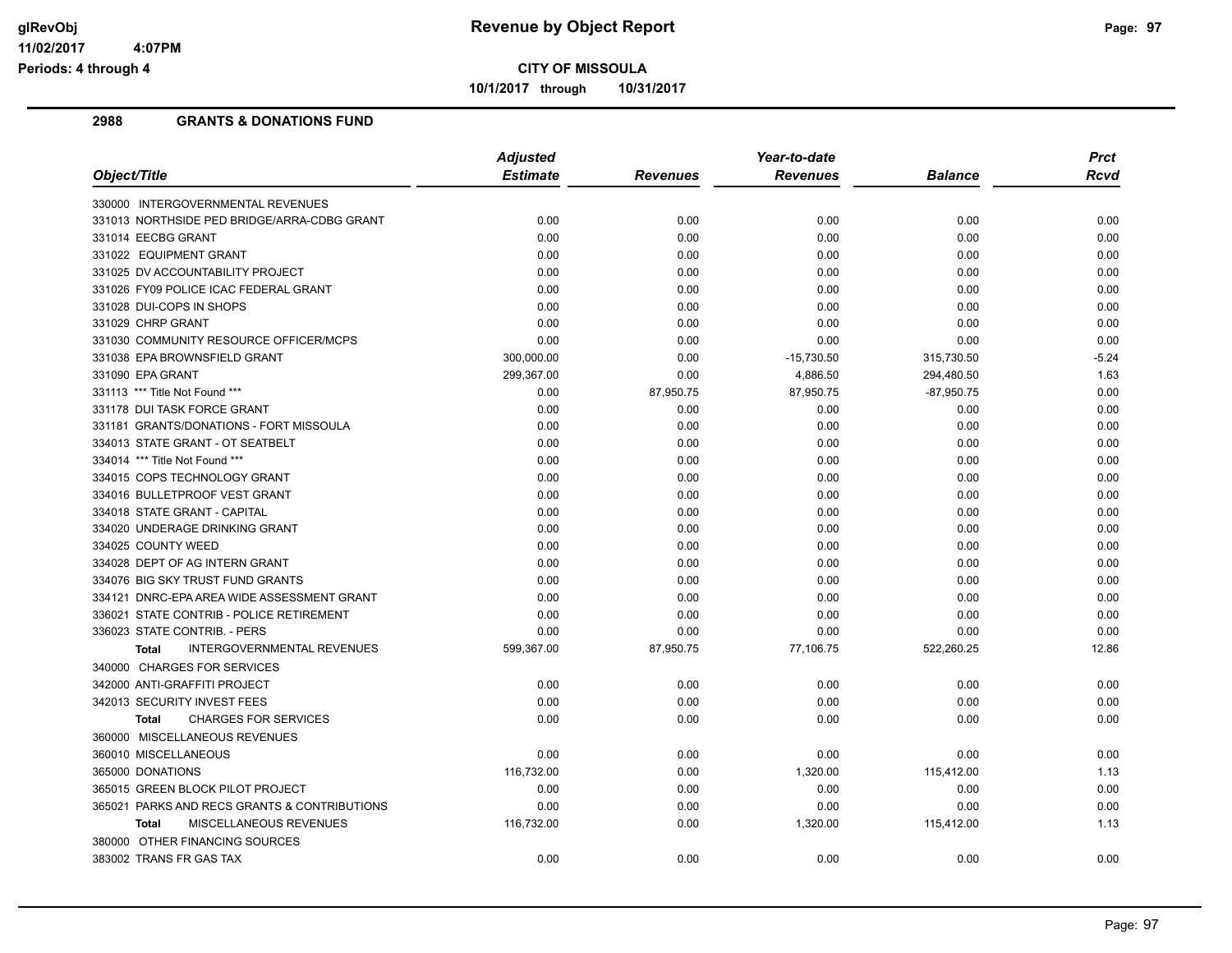# Revenue by Object Report

glRevObj
11/02/2017 4:07PM
Periods: 4 through 4

**CITY OF MISSOULA**

10/1/2017 through 10/31/2017

## 2988 GRANTS & DONATIONS FUND

| Object/Title | Adjusted Estimate | Revenues | Year-to-date Revenues | Balance | Prct Rcvd |
|---|---|---|---|---|---|
| 330000 INTERGOVERNMENTAL REVENUES | | | | | |
| 331013 NORTHSIDE PED BRIDGE/ARRA-CDBG GRANT | 0.00 | 0.00 | 0.00 | 0.00 | 0.00 |
| 331014 EECBG GRANT | 0.00 | 0.00 | 0.00 | 0.00 | 0.00 |
| 331022 EQUIPMENT GRANT | 0.00 | 0.00 | 0.00 | 0.00 | 0.00 |
| 331025 DV ACCOUNTABILITY PROJECT | 0.00 | 0.00 | 0.00 | 0.00 | 0.00 |
| 331026 FY09 POLICE ICAC FEDERAL GRANT | 0.00 | 0.00 | 0.00 | 0.00 | 0.00 |
| 331028 DUI-COPS IN SHOPS | 0.00 | 0.00 | 0.00 | 0.00 | 0.00 |
| 331029 CHRP GRANT | 0.00 | 0.00 | 0.00 | 0.00 | 0.00 |
| 331030 COMMUNITY RESOURCE OFFICER/MCPS | 0.00 | 0.00 | 0.00 | 0.00 | 0.00 |
| 331038 EPA BROWNSFIELD GRANT | 300,000.00 | 0.00 | -15,730.50 | 315,730.50 | -5.24 |
| 331090 EPA GRANT | 299,367.00 | 0.00 | 4,886.50 | 294,480.50 | 1.63 |
| 331113 *** Title Not Found *** | 0.00 | 87,950.75 | 87,950.75 | -87,950.75 | 0.00 |
| 331178 DUI TASK FORCE GRANT | 0.00 | 0.00 | 0.00 | 0.00 | 0.00 |
| 331181 GRANTS/DONATIONS - FORT MISSOULA | 0.00 | 0.00 | 0.00 | 0.00 | 0.00 |
| 334013 STATE GRANT - OT SEATBELT | 0.00 | 0.00 | 0.00 | 0.00 | 0.00 |
| 334014 *** Title Not Found *** | 0.00 | 0.00 | 0.00 | 0.00 | 0.00 |
| 334015 COPS TECHNOLOGY GRANT | 0.00 | 0.00 | 0.00 | 0.00 | 0.00 |
| 334016 BULLETPROOF VEST GRANT | 0.00 | 0.00 | 0.00 | 0.00 | 0.00 |
| 334018 STATE GRANT - CAPITAL | 0.00 | 0.00 | 0.00 | 0.00 | 0.00 |
| 334020 UNDERAGE DRINKING GRANT | 0.00 | 0.00 | 0.00 | 0.00 | 0.00 |
| 334025 COUNTY WEED | 0.00 | 0.00 | 0.00 | 0.00 | 0.00 |
| 334028 DEPT OF AG INTERN GRANT | 0.00 | 0.00 | 0.00 | 0.00 | 0.00 |
| 334076 BIG SKY TRUST FUND GRANTS | 0.00 | 0.00 | 0.00 | 0.00 | 0.00 |
| 334121 DNRC-EPA AREA WIDE ASSESSMENT GRANT | 0.00 | 0.00 | 0.00 | 0.00 | 0.00 |
| 336021 STATE CONTRIB - POLICE RETIREMENT | 0.00 | 0.00 | 0.00 | 0.00 | 0.00 |
| 336023 STATE CONTRIB. - PERS | 0.00 | 0.00 | 0.00 | 0.00 | 0.00 |
| **Total** INTERGOVERNMENTAL REVENUES | 599,367.00 | 87,950.75 | 77,106.75 | 522,260.25 | 12.86 |
| 340000 CHARGES FOR SERVICES | | | | | |
| 342000 ANTI-GRAFFITI PROJECT | 0.00 | 0.00 | 0.00 | 0.00 | 0.00 |
| 342013 SECURITY INVEST FEES | 0.00 | 0.00 | 0.00 | 0.00 | 0.00 |
| **Total** CHARGES FOR SERVICES | 0.00 | 0.00 | 0.00 | 0.00 | 0.00 |
| 360000 MISCELLANEOUS REVENUES | | | | | |
| 360010 MISCELLANEOUS | 0.00 | 0.00 | 0.00 | 0.00 | 0.00 |
| 365000 DONATIONS | 116,732.00 | 0.00 | 1,320.00 | 115,412.00 | 1.13 |
| 365015 GREEN BLOCK PILOT PROJECT | 0.00 | 0.00 | 0.00 | 0.00 | 0.00 |
| 365021 PARKS AND RECS GRANTS & CONTRIBUTIONS | 0.00 | 0.00 | 0.00 | 0.00 | 0.00 |
| **Total** MISCELLANEOUS REVENUES | 116,732.00 | 0.00 | 1,320.00 | 115,412.00 | 1.13 |
| 380000 OTHER FINANCING SOURCES | | | | | |
| 383002 TRANS FR GAS TAX | 0.00 | 0.00 | 0.00 | 0.00 | 0.00 |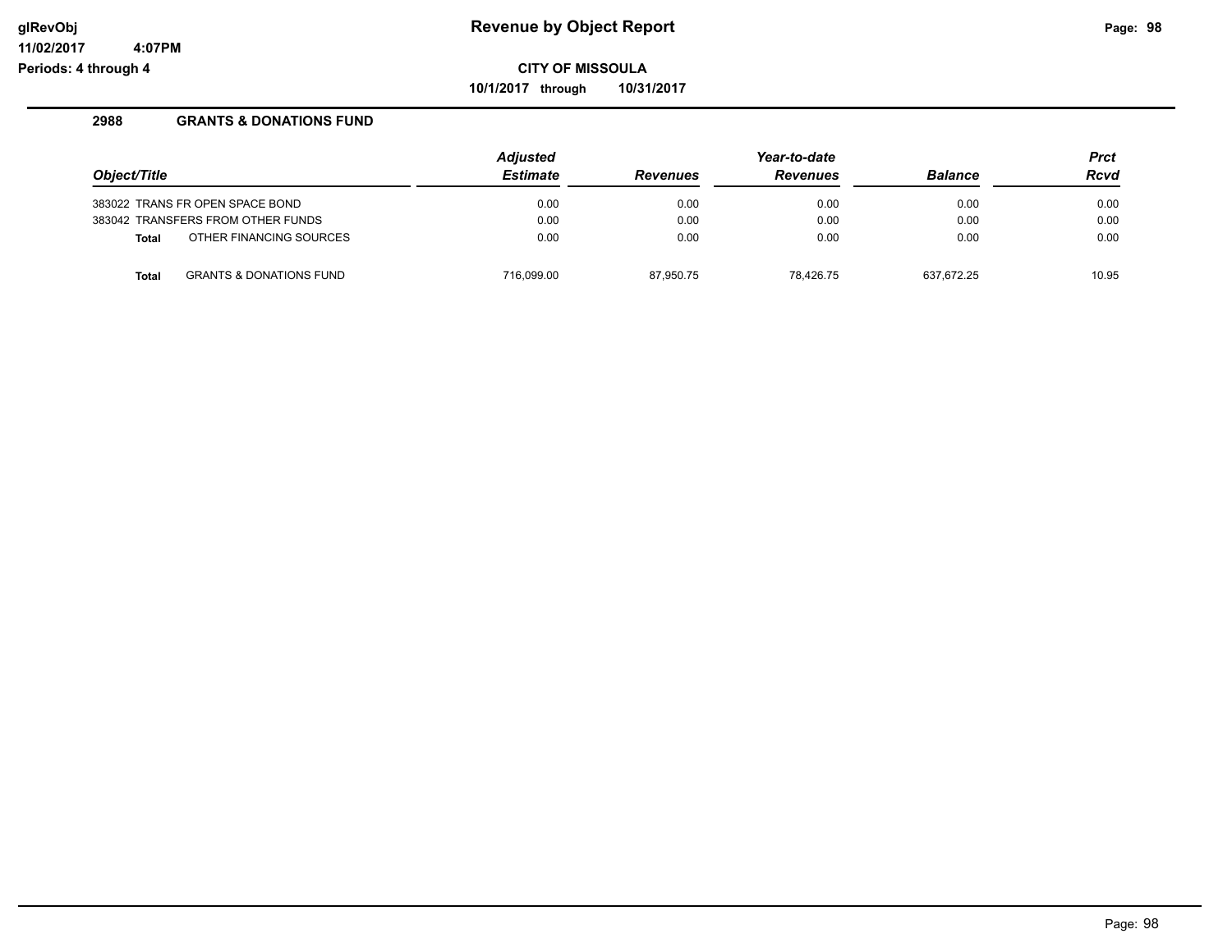# Revenue by Object Report

glRevObj
11/02/2017 4:07PM
Periods: 4 through 4

**CITY OF MISSOULA**

**10/1/2017 through 10/31/2017**

## 2988 GRANTS & DONATIONS FUND

| Object/Title | Adjusted Estimate | Revenues | Year-to-date Revenues | Balance | Prct Rcvd |
|---|---|---|---|---|---|
| 383022 TRANS FR OPEN SPACE BOND | 0.00 | 0.00 | 0.00 | 0.00 | 0.00 |
| 383042 TRANSFERS FROM OTHER FUNDS | 0.00 | 0.00 | 0.00 | 0.00 | 0.00 |
| **Total** OTHER FINANCING SOURCES | 0.00 | 0.00 | 0.00 | 0.00 | 0.00 |
| **Total** GRANTS & DONATIONS FUND | 716,099.00 | 87,950.75 | 78,426.75 | 637,672.25 | 10.95 |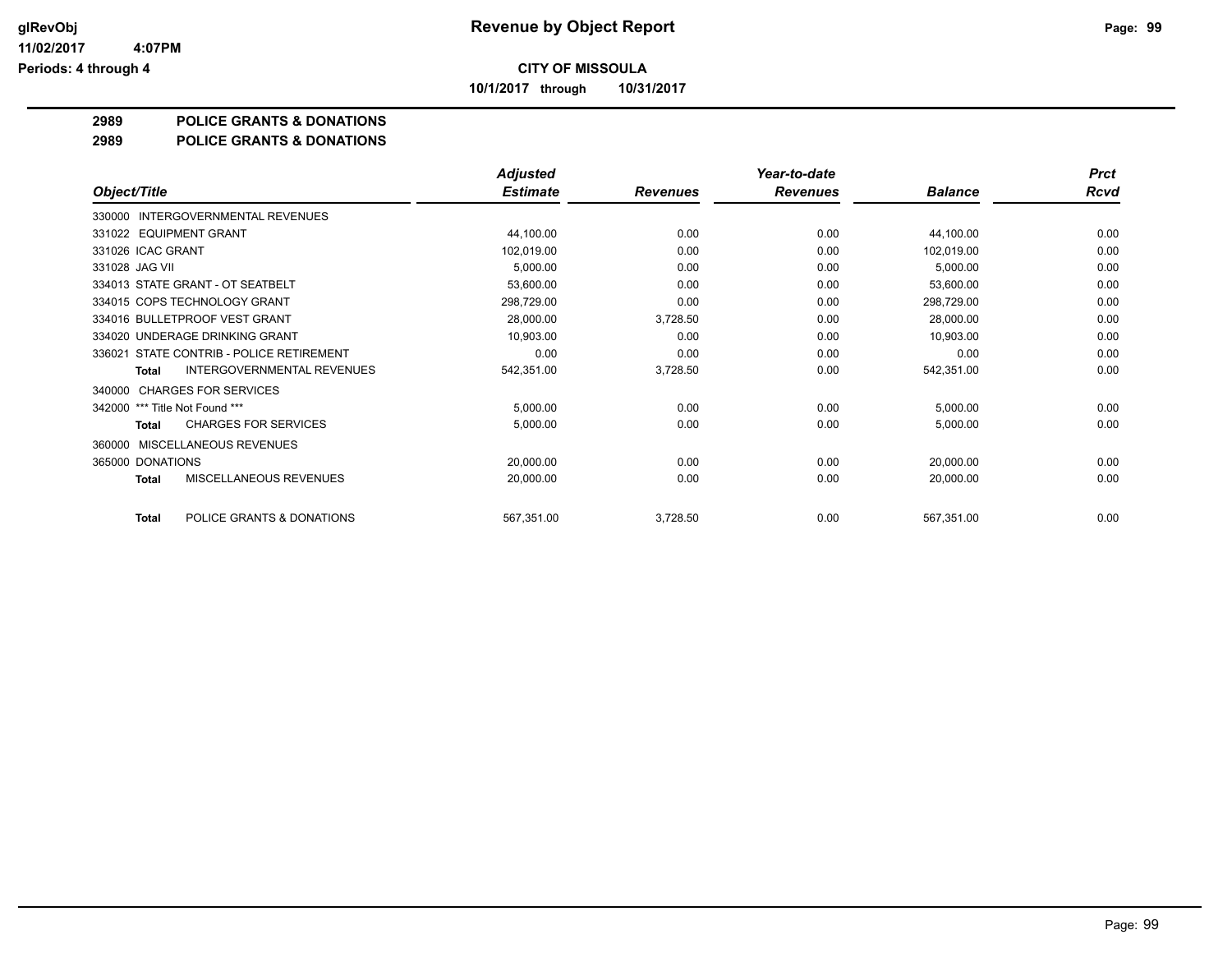# CITY OF MISSOULA

**10/1/2017 through 10/31/2017**

## 2989 POLICE GRANTS & DONATIONS

## 2989 POLICE GRANTS & DONATIONS

| Object/Title | Adjusted Estimate | Revenues | Year-to-date Revenues | Balance | Prct Rcvd |
|---|---|---|---|---|---|
| 330000 INTERGOVERNMENTAL REVENUES | | | | | |
| 331022 EQUIPMENT GRANT | 44,100.00 | 0.00 | 0.00 | 44,100.00 | 0.00 |
| 331026 ICAC GRANT | 102,019.00 | 0.00 | 0.00 | 102,019.00 | 0.00 |
| 331028 JAG VII | 5,000.00 | 0.00 | 0.00 | 5,000.00 | 0.00 |
| 334013 STATE GRANT - OT SEATBELT | 53,600.00 | 0.00 | 0.00 | 53,600.00 | 0.00 |
| 334015 COPS TECHNOLOGY GRANT | 298,729.00 | 0.00 | 0.00 | 298,729.00 | 0.00 |
| 334016 BULLETPROOF VEST GRANT | 28,000.00 | 3,728.50 | 0.00 | 28,000.00 | 0.00 |
| 334020 UNDERAGE DRINKING GRANT | 10,903.00 | 0.00 | 0.00 | 10,903.00 | 0.00 |
| 336021 STATE CONTRIB - POLICE RETIREMENT | 0.00 | 0.00 | 0.00 | 0.00 | 0.00 |
| **Total** INTERGOVERNMENTAL REVENUES | 542,351.00 | 3,728.50 | 0.00 | 542,351.00 | 0.00 |
| 340000 CHARGES FOR SERVICES | | | | | |
| 342000 *** Title Not Found *** | 5,000.00 | 0.00 | 0.00 | 5,000.00 | 0.00 |
| **Total** CHARGES FOR SERVICES | 5,000.00 | 0.00 | 0.00 | 5,000.00 | 0.00 |
| 360000 MISCELLANEOUS REVENUES | | | | | |
| 365000 DONATIONS | 20,000.00 | 0.00 | 0.00 | 20,000.00 | 0.00 |
| **Total** MISCELLANEOUS REVENUES | 20,000.00 | 0.00 | 0.00 | 20,000.00 | 0.00 |
| **Total** POLICE GRANTS & DONATIONS | 567,351.00 | 3,728.50 | 0.00 | 567,351.00 | 0.00 |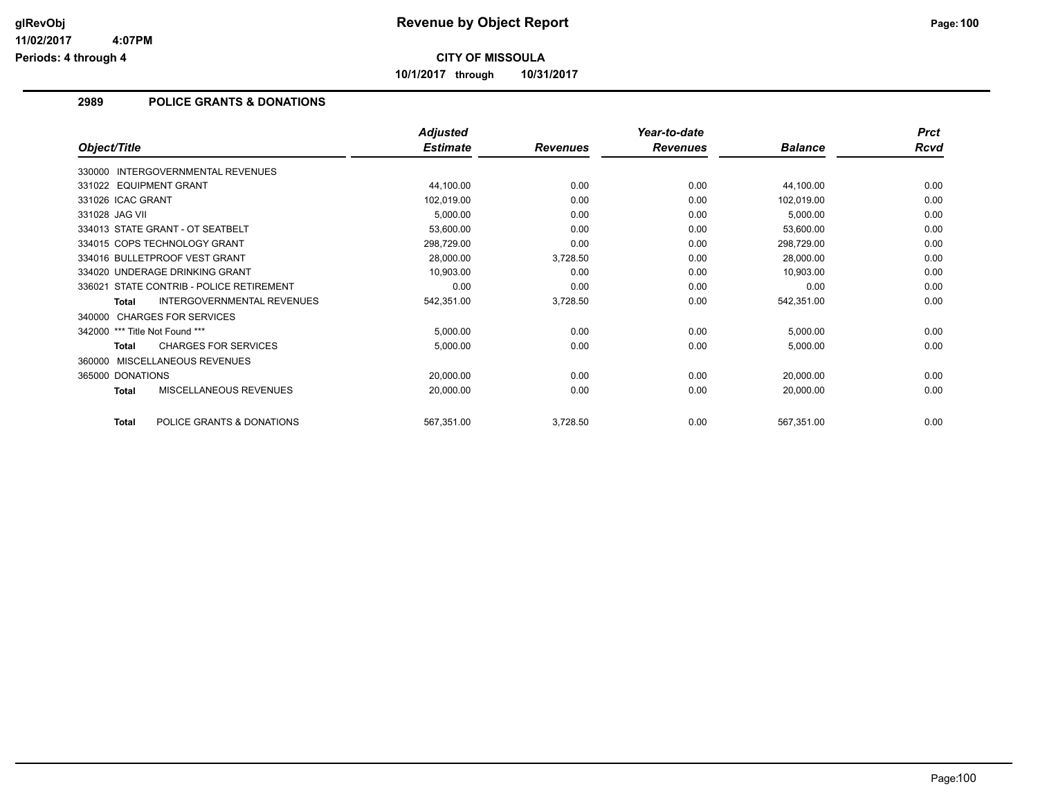# Revenue by Object Report

**CITY OF MISSOULA**

**10/1/2017 through 10/31/2017**

glRevObj
11/02/2017 4:07PM
Periods: 4 through 4

## 2989 POLICE GRANTS & DONATIONS

| Object/Title | Adjusted Estimate | Revenues | Year-to-date Revenues | Balance | Prct Rcvd |
|---|---|---|---|---|---|
| 330000 INTERGOVERNMENTAL REVENUES | | | | | |
| 331022 EQUIPMENT GRANT | 44,100.00 | 0.00 | 0.00 | 44,100.00 | 0.00 |
| 331026 ICAC GRANT | 102,019.00 | 0.00 | 0.00 | 102,019.00 | 0.00 |
| 331028 JAG VII | 5,000.00 | 0.00 | 0.00 | 5,000.00 | 0.00 |
| 334013 STATE GRANT - OT SEATBELT | 53,600.00 | 0.00 | 0.00 | 53,600.00 | 0.00 |
| 334015 COPS TECHNOLOGY GRANT | 298,729.00 | 0.00 | 0.00 | 298,729.00 | 0.00 |
| 334016 BULLETPROOF VEST GRANT | 28,000.00 | 3,728.50 | 0.00 | 28,000.00 | 0.00 |
| 334020 UNDERAGE DRINKING GRANT | 10,903.00 | 0.00 | 0.00 | 10,903.00 | 0.00 |
| 336021 STATE CONTRIB - POLICE RETIREMENT | 0.00 | 0.00 | 0.00 | 0.00 | 0.00 |
| **Total** INTERGOVERNMENTAL REVENUES | 542,351.00 | 3,728.50 | 0.00 | 542,351.00 | 0.00 |
| 340000 CHARGES FOR SERVICES | | | | | |
| 342000 *** Title Not Found *** | 5,000.00 | 0.00 | 0.00 | 5,000.00 | 0.00 |
| **Total** CHARGES FOR SERVICES | 5,000.00 | 0.00 | 0.00 | 5,000.00 | 0.00 |
| 360000 MISCELLANEOUS REVENUES | | | | | |
| 365000 DONATIONS | 20,000.00 | 0.00 | 0.00 | 20,000.00 | 0.00 |
| **Total** MISCELLANEOUS REVENUES | 20,000.00 | 0.00 | 0.00 | 20,000.00 | 0.00 |
| **Total** POLICE GRANTS & DONATIONS | 567,351.00 | 3,728.50 | 0.00 | 567,351.00 | 0.00 |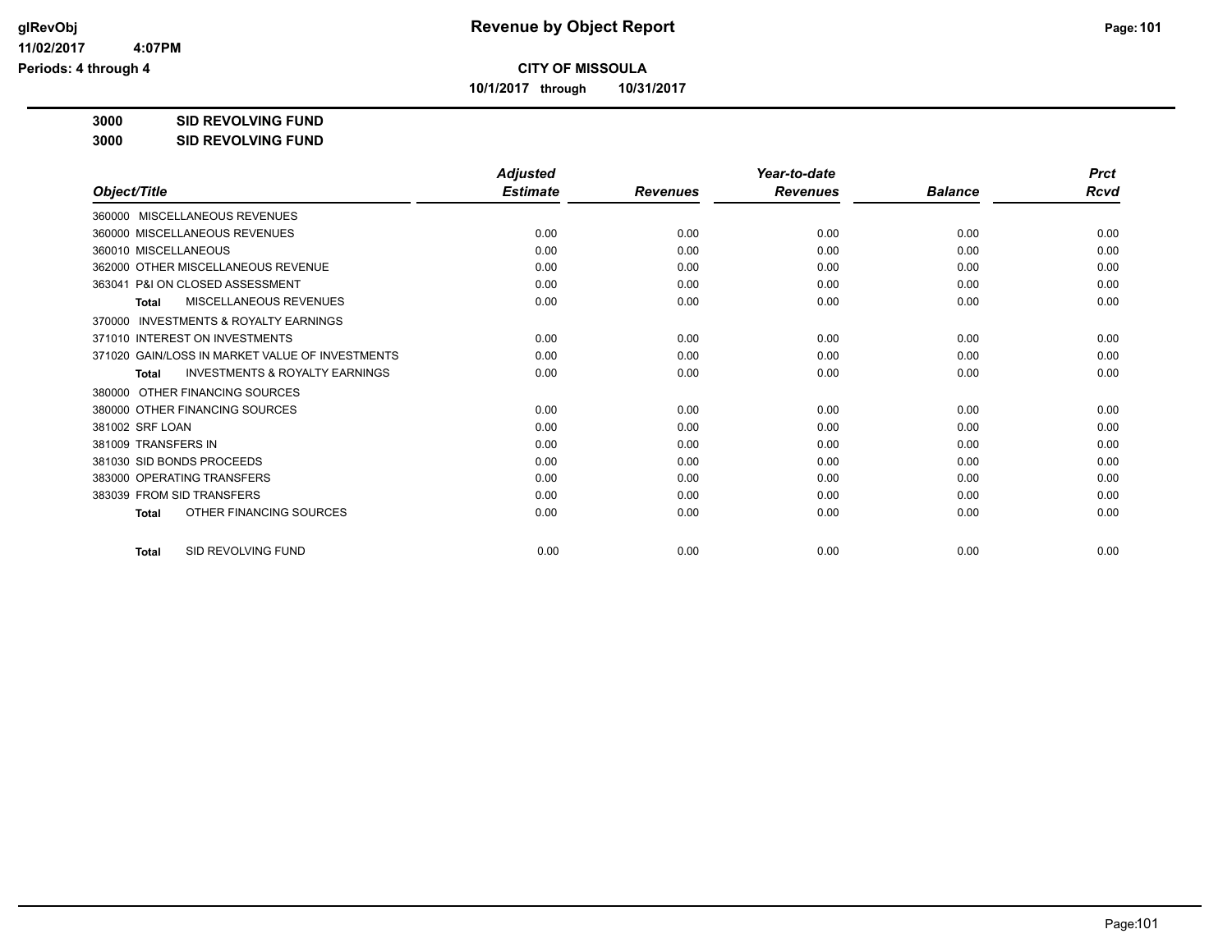# Revenue by Object Report

**CITY OF MISSOULA**

**10/1/2017 through 10/31/2017**

glRevObj
11/02/2017 4:07PM
Periods: 4 through 4

**3000 SID REVOLVING FUND**

**3000 SID REVOLVING FUND**

| Object/Title | Adjusted Estimate | Revenues | Year-to-date Revenues | Balance | Prct Rcvd |
|---|---|---|---|---|---|
| 360000 MISCELLANEOUS REVENUES | | | | | |
| 360000 MISCELLANEOUS REVENUES | 0.00 | 0.00 | 0.00 | 0.00 | 0.00 |
| 360010 MISCELLANEOUS | 0.00 | 0.00 | 0.00 | 0.00 | 0.00 |
| 362000 OTHER MISCELLANEOUS REVENUE | 0.00 | 0.00 | 0.00 | 0.00 | 0.00 |
| 363041 P&I ON CLOSED ASSESSMENT | 0.00 | 0.00 | 0.00 | 0.00 | 0.00 |
| **Total** MISCELLANEOUS REVENUES | 0.00 | 0.00 | 0.00 | 0.00 | 0.00 |
| 370000 INVESTMENTS & ROYALTY EARNINGS | | | | | |
| 371010 INTEREST ON INVESTMENTS | 0.00 | 0.00 | 0.00 | 0.00 | 0.00 |
| 371020 GAIN/LOSS IN MARKET VALUE OF INVESTMENTS | 0.00 | 0.00 | 0.00 | 0.00 | 0.00 |
| **Total** INVESTMENTS & ROYALTY EARNINGS | 0.00 | 0.00 | 0.00 | 0.00 | 0.00 |
| 380000 OTHER FINANCING SOURCES | | | | | |
| 380000 OTHER FINANCING SOURCES | 0.00 | 0.00 | 0.00 | 0.00 | 0.00 |
| 381002 SRF LOAN | 0.00 | 0.00 | 0.00 | 0.00 | 0.00 |
| 381009 TRANSFERS IN | 0.00 | 0.00 | 0.00 | 0.00 | 0.00 |
| 381030 SID BONDS PROCEEDS | 0.00 | 0.00 | 0.00 | 0.00 | 0.00 |
| 383000 OPERATING TRANSFERS | 0.00 | 0.00 | 0.00 | 0.00 | 0.00 |
| 383039 FROM SID TRANSFERS | 0.00 | 0.00 | 0.00 | 0.00 | 0.00 |
| **Total** OTHER FINANCING SOURCES | 0.00 | 0.00 | 0.00 | 0.00 | 0.00 |
| **Total** SID REVOLVING FUND | 0.00 | 0.00 | 0.00 | 0.00 | 0.00 |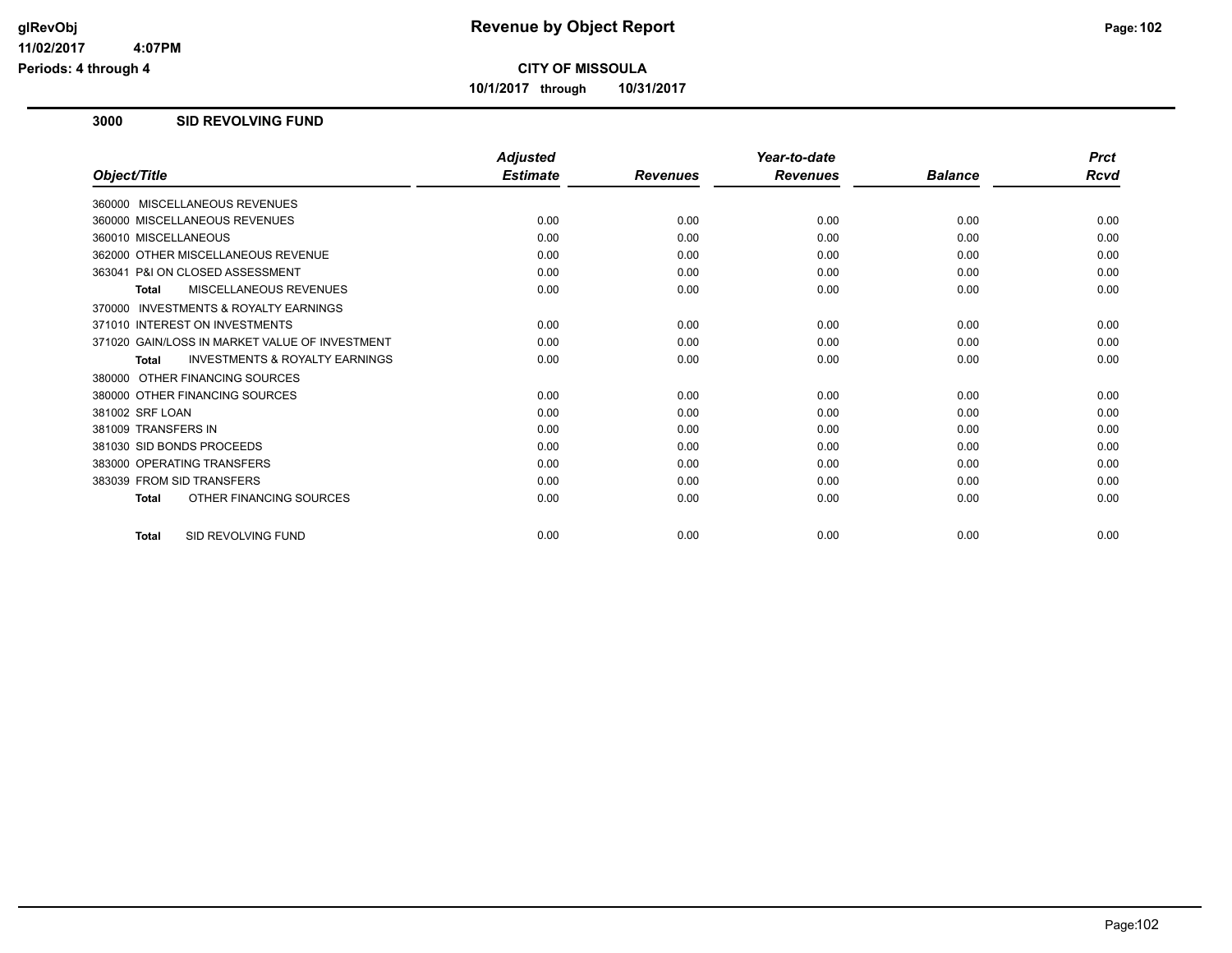# CITY OF MISSOULA

**10/1/2017 through 10/31/2017**

## 3000 SID REVOLVING FUND

| Object/Title | Adjusted Estimate | Revenues | Year-to-date Revenues | Balance | Prct Rcvd |
|---|---|---|---|---|---|
| 360000 MISCELLANEOUS REVENUES | | | | | |
| 360000 MISCELLANEOUS REVENUES | 0.00 | 0.00 | 0.00 | 0.00 | 0.00 |
| 360010 MISCELLANEOUS | 0.00 | 0.00 | 0.00 | 0.00 | 0.00 |
| 362000 OTHER MISCELLANEOUS REVENUE | 0.00 | 0.00 | 0.00 | 0.00 | 0.00 |
| 363041 P&I ON CLOSED ASSESSMENT | 0.00 | 0.00 | 0.00 | 0.00 | 0.00 |
| **Total** MISCELLANEOUS REVENUES | 0.00 | 0.00 | 0.00 | 0.00 | 0.00 |
| 370000 INVESTMENTS & ROYALTY EARNINGS | | | | | |
| 371010 INTEREST ON INVESTMENTS | 0.00 | 0.00 | 0.00 | 0.00 | 0.00 |
| 371020 GAIN/LOSS IN MARKET VALUE OF INVESTMENT | 0.00 | 0.00 | 0.00 | 0.00 | 0.00 |
| **Total** INVESTMENTS & ROYALTY EARNINGS | 0.00 | 0.00 | 0.00 | 0.00 | 0.00 |
| 380000 OTHER FINANCING SOURCES | | | | | |
| 380000 OTHER FINANCING SOURCES | 0.00 | 0.00 | 0.00 | 0.00 | 0.00 |
| 381002 SRF LOAN | 0.00 | 0.00 | 0.00 | 0.00 | 0.00 |
| 381009 TRANSFERS IN | 0.00 | 0.00 | 0.00 | 0.00 | 0.00 |
| 381030 SID BONDS PROCEEDS | 0.00 | 0.00 | 0.00 | 0.00 | 0.00 |
| 383000 OPERATING TRANSFERS | 0.00 | 0.00 | 0.00 | 0.00 | 0.00 |
| 383039 FROM SID TRANSFERS | 0.00 | 0.00 | 0.00 | 0.00 | 0.00 |
| **Total** OTHER FINANCING SOURCES | 0.00 | 0.00 | 0.00 | 0.00 | 0.00 |
| **Total** SID REVOLVING FUND | 0.00 | 0.00 | 0.00 | 0.00 | 0.00 |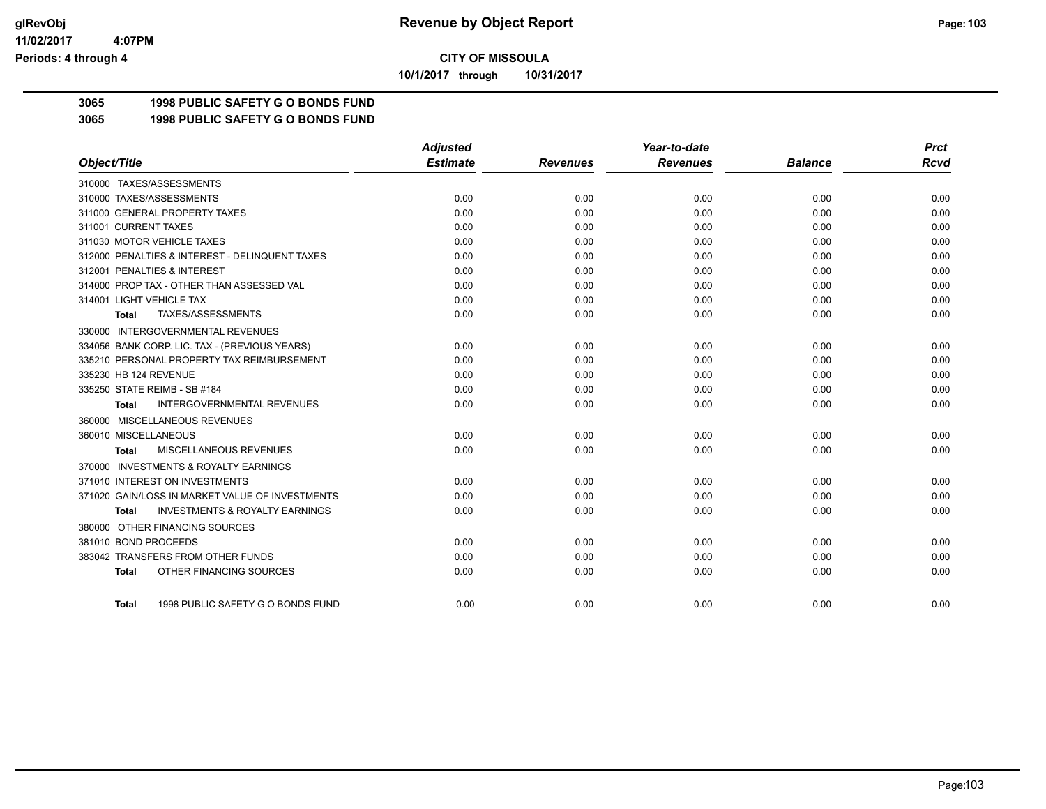# CITY OF MISSOULA

**10/1/2017 through 10/31/2017**

## 3065 1998 PUBLIC SAFETY G O BONDS FUND

## 3065 1998 PUBLIC SAFETY G O BONDS FUND

| Object/Title | Adjusted Estimate | Revenues | Year-to-date Revenues | Balance | Prct Rcvd |
|---|---|---|---|---|---|
| 310000 TAXES/ASSESSMENTS | | | | | |
| 310000 TAXES/ASSESSMENTS | 0.00 | 0.00 | 0.00 | 0.00 | 0.00 |
| 311000 GENERAL PROPERTY TAXES | 0.00 | 0.00 | 0.00 | 0.00 | 0.00 |
| 311001 CURRENT TAXES | 0.00 | 0.00 | 0.00 | 0.00 | 0.00 |
| 311030 MOTOR VEHICLE TAXES | 0.00 | 0.00 | 0.00 | 0.00 | 0.00 |
| 312000 PENALTIES & INTEREST - DELINQUENT TAXES | 0.00 | 0.00 | 0.00 | 0.00 | 0.00 |
| 312001 PENALTIES & INTEREST | 0.00 | 0.00 | 0.00 | 0.00 | 0.00 |
| 314000 PROP TAX - OTHER THAN ASSESSED VAL | 0.00 | 0.00 | 0.00 | 0.00 | 0.00 |
| 314001 LIGHT VEHICLE TAX | 0.00 | 0.00 | 0.00 | 0.00 | 0.00 |
| **Total** TAXES/ASSESSMENTS | 0.00 | 0.00 | 0.00 | 0.00 | 0.00 |
| 330000 INTERGOVERNMENTAL REVENUES | | | | | |
| 334056 BANK CORP. LIC. TAX - (PREVIOUS YEARS) | 0.00 | 0.00 | 0.00 | 0.00 | 0.00 |
| 335210 PERSONAL PROPERTY TAX REIMBURSEMENT | 0.00 | 0.00 | 0.00 | 0.00 | 0.00 |
| 335230 HB 124 REVENUE | 0.00 | 0.00 | 0.00 | 0.00 | 0.00 |
| 335250 STATE REIMB - SB #184 | 0.00 | 0.00 | 0.00 | 0.00 | 0.00 |
| **Total** INTERGOVERNMENTAL REVENUES | 0.00 | 0.00 | 0.00 | 0.00 | 0.00 |
| 360000 MISCELLANEOUS REVENUES | | | | | |
| 360010 MISCELLANEOUS | 0.00 | 0.00 | 0.00 | 0.00 | 0.00 |
| **Total** MISCELLANEOUS REVENUES | 0.00 | 0.00 | 0.00 | 0.00 | 0.00 |
| 370000 INVESTMENTS & ROYALTY EARNINGS | | | | | |
| 371010 INTEREST ON INVESTMENTS | 0.00 | 0.00 | 0.00 | 0.00 | 0.00 |
| 371020 GAIN/LOSS IN MARKET VALUE OF INVESTMENTS | 0.00 | 0.00 | 0.00 | 0.00 | 0.00 |
| **Total** INVESTMENTS & ROYALTY EARNINGS | 0.00 | 0.00 | 0.00 | 0.00 | 0.00 |
| 380000 OTHER FINANCING SOURCES | | | | | |
| 381010 BOND PROCEEDS | 0.00 | 0.00 | 0.00 | 0.00 | 0.00 |
| 383042 TRANSFERS FROM OTHER FUNDS | 0.00 | 0.00 | 0.00 | 0.00 | 0.00 |
| **Total** OTHER FINANCING SOURCES | 0.00 | 0.00 | 0.00 | 0.00 | 0.00 |
| **Total** 1998 PUBLIC SAFETY G O BONDS FUND | 0.00 | 0.00 | 0.00 | 0.00 | 0.00 |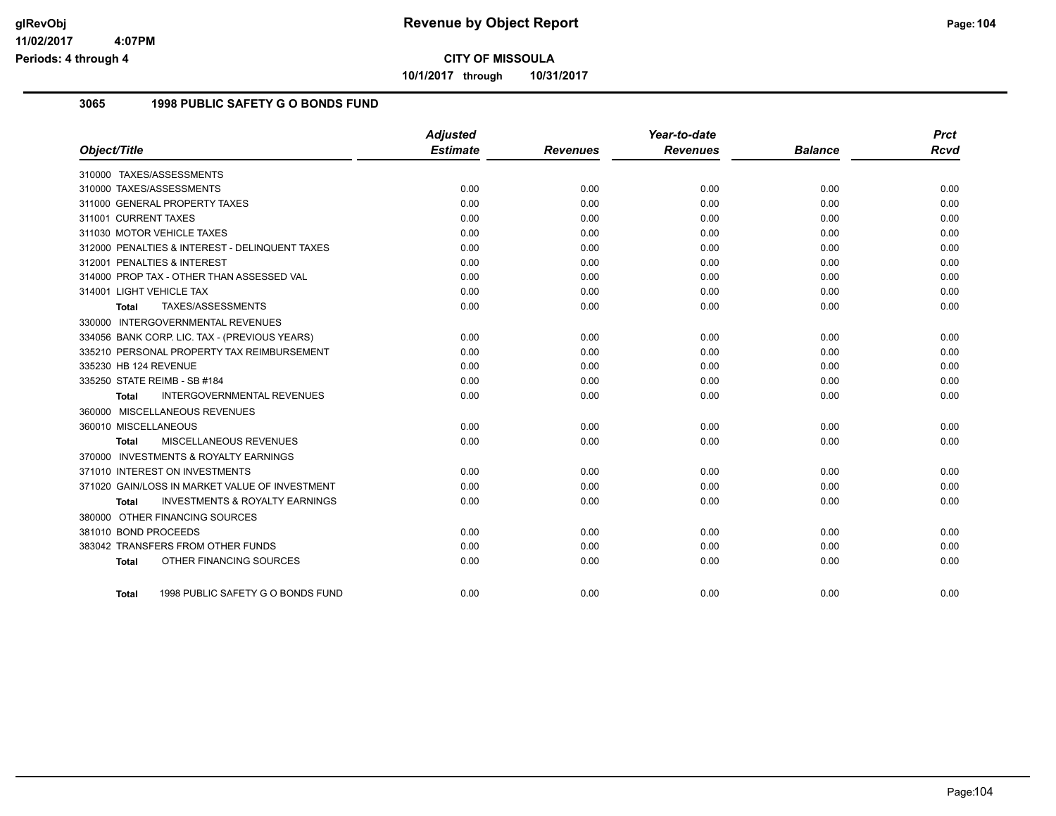# Revenue by Object Report

**CITY OF MISSOULA**

**10/1/2017 through 10/31/2017**

glRevObj
11/02/2017 4:07PM
Periods: 4 through 4

## 3065 1998 PUBLIC SAFETY G O BONDS FUND

| Object/Title | Adjusted Estimate | Revenues | Year-to-date Revenues | Balance | Prct Rcvd |
|---|---|---|---|---|---|
| 310000 TAXES/ASSESSMENTS | | | | | |
| 310000 TAXES/ASSESSMENTS | 0.00 | 0.00 | 0.00 | 0.00 | 0.00 |
| 311000 GENERAL PROPERTY TAXES | 0.00 | 0.00 | 0.00 | 0.00 | 0.00 |
| 311001 CURRENT TAXES | 0.00 | 0.00 | 0.00 | 0.00 | 0.00 |
| 311030 MOTOR VEHICLE TAXES | 0.00 | 0.00 | 0.00 | 0.00 | 0.00 |
| 312000 PENALTIES & INTEREST - DELINQUENT TAXES | 0.00 | 0.00 | 0.00 | 0.00 | 0.00 |
| 312001 PENALTIES & INTEREST | 0.00 | 0.00 | 0.00 | 0.00 | 0.00 |
| 314000 PROP TAX - OTHER THAN ASSESSED VAL | 0.00 | 0.00 | 0.00 | 0.00 | 0.00 |
| 314001 LIGHT VEHICLE TAX | 0.00 | 0.00 | 0.00 | 0.00 | 0.00 |
| **Total** TAXES/ASSESSMENTS | 0.00 | 0.00 | 0.00 | 0.00 | 0.00 |
| 330000 INTERGOVERNMENTAL REVENUES | | | | | |
| 334056 BANK CORP. LIC. TAX - (PREVIOUS YEARS) | 0.00 | 0.00 | 0.00 | 0.00 | 0.00 |
| 335210 PERSONAL PROPERTY TAX REIMBURSEMENT | 0.00 | 0.00 | 0.00 | 0.00 | 0.00 |
| 335230 HB 124 REVENUE | 0.00 | 0.00 | 0.00 | 0.00 | 0.00 |
| 335250 STATE REIMB - SB #184 | 0.00 | 0.00 | 0.00 | 0.00 | 0.00 |
| **Total** INTERGOVERNMENTAL REVENUES | 0.00 | 0.00 | 0.00 | 0.00 | 0.00 |
| 360000 MISCELLANEOUS REVENUES | | | | | |
| 360010 MISCELLANEOUS | 0.00 | 0.00 | 0.00 | 0.00 | 0.00 |
| **Total** MISCELLANEOUS REVENUES | 0.00 | 0.00 | 0.00 | 0.00 | 0.00 |
| 370000 INVESTMENTS & ROYALTY EARNINGS | | | | | |
| 371010 INTEREST ON INVESTMENTS | 0.00 | 0.00 | 0.00 | 0.00 | 0.00 |
| 371020 GAIN/LOSS IN MARKET VALUE OF INVESTMENT | 0.00 | 0.00 | 0.00 | 0.00 | 0.00 |
| **Total** INVESTMENTS & ROYALTY EARNINGS | 0.00 | 0.00 | 0.00 | 0.00 | 0.00 |
| 380000 OTHER FINANCING SOURCES | | | | | |
| 381010 BOND PROCEEDS | 0.00 | 0.00 | 0.00 | 0.00 | 0.00 |
| 383042 TRANSFERS FROM OTHER FUNDS | 0.00 | 0.00 | 0.00 | 0.00 | 0.00 |
| **Total** OTHER FINANCING SOURCES | 0.00 | 0.00 | 0.00 | 0.00 | 0.00 |
| **Total** 1998 PUBLIC SAFETY G O BONDS FUND | 0.00 | 0.00 | 0.00 | 0.00 | 0.00 |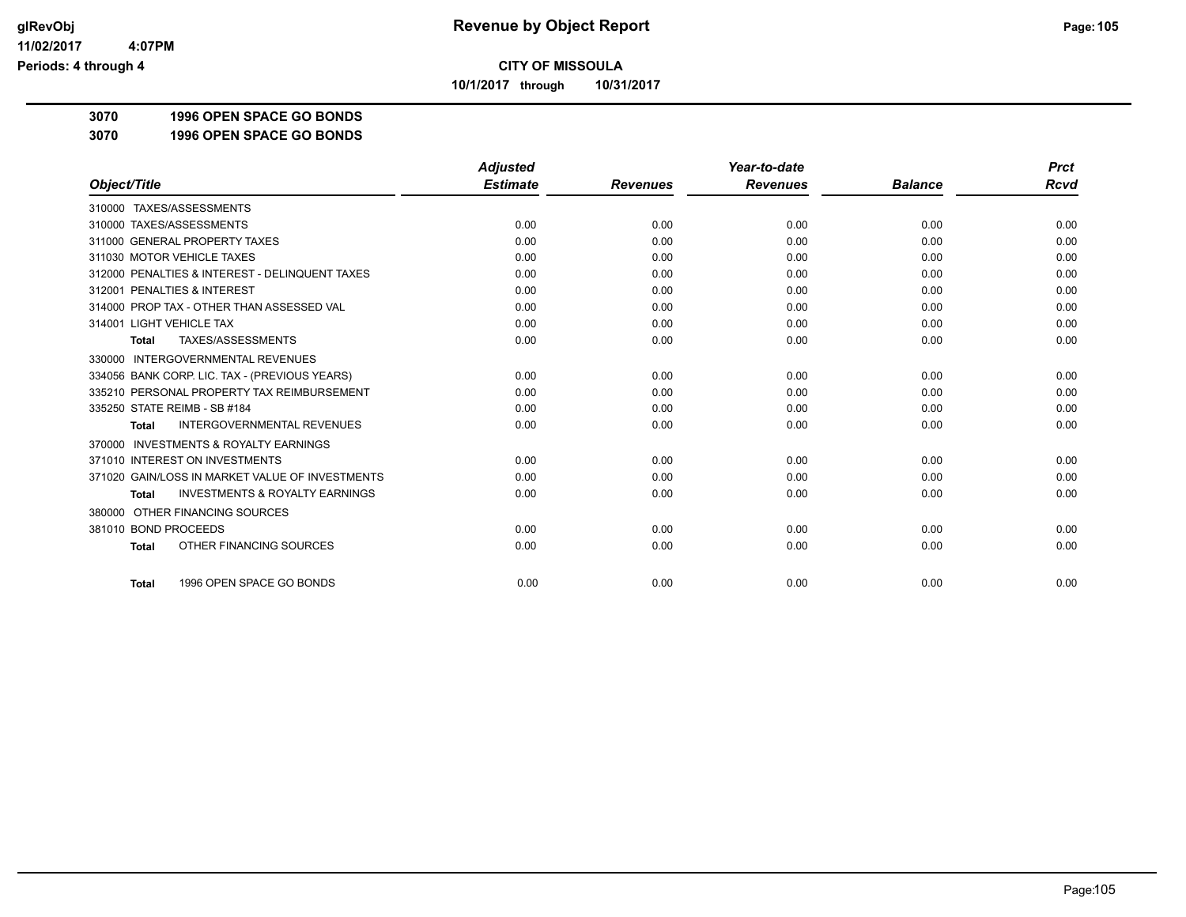**glRevObj**
**11/02/2017 4:07PM**
**Periods: 4 through 4**

# Revenue by Object Report

**CITY OF MISSOULA**

**10/1/2017 through 10/31/2017**

## 3070 1996 OPEN SPACE GO BONDS

### 3070 1996 OPEN SPACE GO BONDS

| Object/Title | Adjusted Estimate | Revenues | Year-to-date Revenues | Balance | Prct Rcvd |
|---|---|---|---|---|---|
| 310000 TAXES/ASSESSMENTS | | | | | |
| 310000 TAXES/ASSESSMENTS | 0.00 | 0.00 | 0.00 | 0.00 | 0.00 |
| 311000 GENERAL PROPERTY TAXES | 0.00 | 0.00 | 0.00 | 0.00 | 0.00 |
| 311030 MOTOR VEHICLE TAXES | 0.00 | 0.00 | 0.00 | 0.00 | 0.00 |
| 312000 PENALTIES & INTEREST - DELINQUENT TAXES | 0.00 | 0.00 | 0.00 | 0.00 | 0.00 |
| 312001 PENALTIES & INTEREST | 0.00 | 0.00 | 0.00 | 0.00 | 0.00 |
| 314000 PROP TAX - OTHER THAN ASSESSED VAL | 0.00 | 0.00 | 0.00 | 0.00 | 0.00 |
| 314001 LIGHT VEHICLE TAX | 0.00 | 0.00 | 0.00 | 0.00 | 0.00 |
| **Total** TAXES/ASSESSMENTS | 0.00 | 0.00 | 0.00 | 0.00 | 0.00 |
| 330000 INTERGOVERNMENTAL REVENUES | | | | | |
| 334056 BANK CORP. LIC. TAX - (PREVIOUS YEARS) | 0.00 | 0.00 | 0.00 | 0.00 | 0.00 |
| 335210 PERSONAL PROPERTY TAX REIMBURSEMENT | 0.00 | 0.00 | 0.00 | 0.00 | 0.00 |
| 335250 STATE REIMB - SB #184 | 0.00 | 0.00 | 0.00 | 0.00 | 0.00 |
| **Total** INTERGOVERNMENTAL REVENUES | 0.00 | 0.00 | 0.00 | 0.00 | 0.00 |
| 370000 INVESTMENTS & ROYALTY EARNINGS | | | | | |
| 371010 INTEREST ON INVESTMENTS | 0.00 | 0.00 | 0.00 | 0.00 | 0.00 |
| 371020 GAIN/LOSS IN MARKET VALUE OF INVESTMENTS | 0.00 | 0.00 | 0.00 | 0.00 | 0.00 |
| **Total** INVESTMENTS & ROYALTY EARNINGS | 0.00 | 0.00 | 0.00 | 0.00 | 0.00 |
| 380000 OTHER FINANCING SOURCES | | | | | |
| 381010 BOND PROCEEDS | 0.00 | 0.00 | 0.00 | 0.00 | 0.00 |
| **Total** OTHER FINANCING SOURCES | 0.00 | 0.00 | 0.00 | 0.00 | 0.00 |
| **Total** 1996 OPEN SPACE GO BONDS | 0.00 | 0.00 | 0.00 | 0.00 | 0.00 |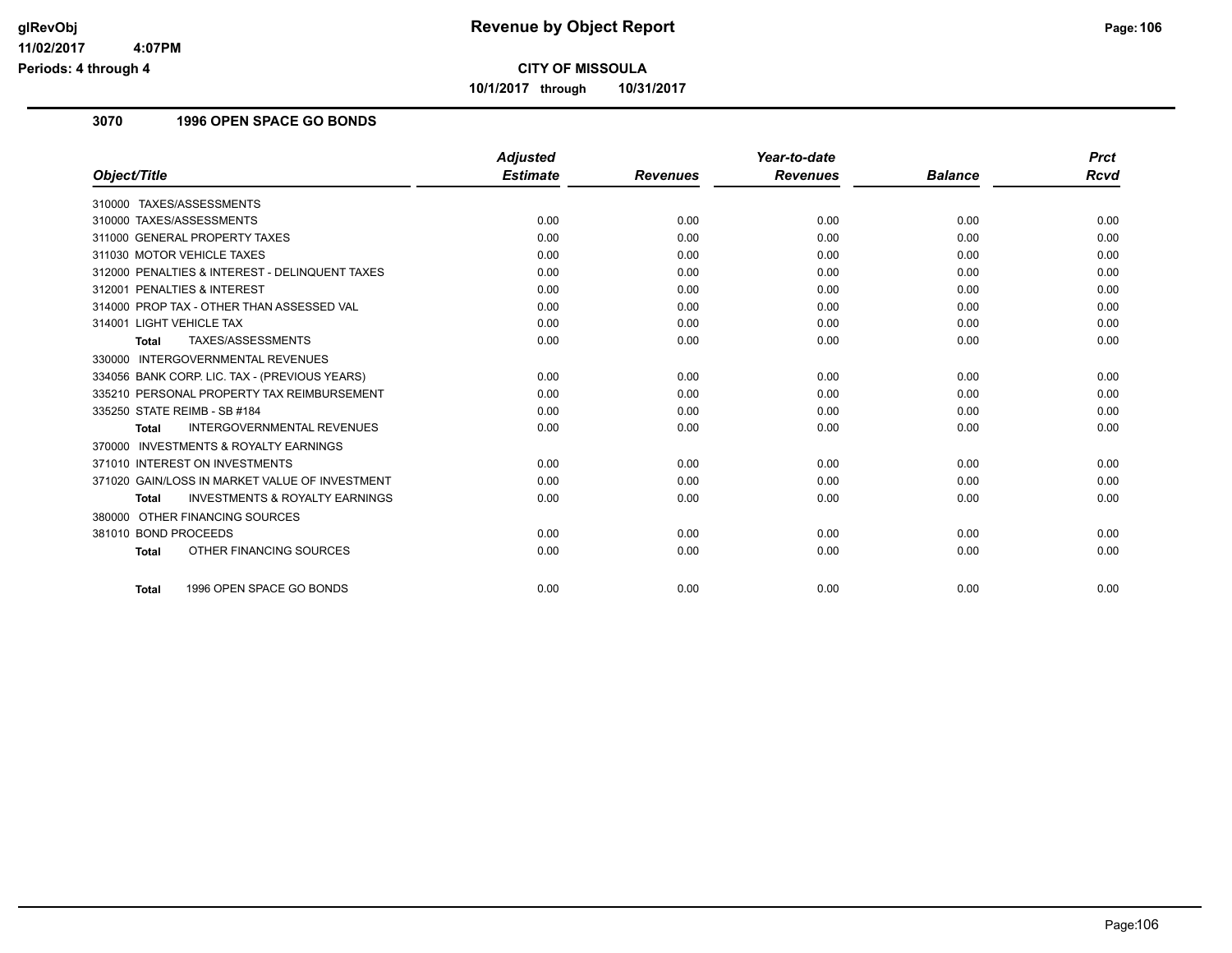**Revenue by Object Report**

**CITY OF MISSOULA**

**10/1/2017 through 10/31/2017**

glRevObj
11/02/2017 4:07PM
Periods: 4 through 4

## 3070 1996 OPEN SPACE GO BONDS

| Object/Title | Adjusted Estimate | Revenues | Year-to-date Revenues | Balance | Prct Rcvd |
|---|---|---|---|---|---|
| 310000 TAXES/ASSESSMENTS | | | | | |
| 310000 TAXES/ASSESSMENTS | 0.00 | 0.00 | 0.00 | 0.00 | 0.00 |
| 311000 GENERAL PROPERTY TAXES | 0.00 | 0.00 | 0.00 | 0.00 | 0.00 |
| 311030 MOTOR VEHICLE TAXES | 0.00 | 0.00 | 0.00 | 0.00 | 0.00 |
| 312000 PENALTIES & INTEREST - DELINQUENT TAXES | 0.00 | 0.00 | 0.00 | 0.00 | 0.00 |
| 312001 PENALTIES & INTEREST | 0.00 | 0.00 | 0.00 | 0.00 | 0.00 |
| 314000 PROP TAX - OTHER THAN ASSESSED VAL | 0.00 | 0.00 | 0.00 | 0.00 | 0.00 |
| 314001 LIGHT VEHICLE TAX | 0.00 | 0.00 | 0.00 | 0.00 | 0.00 |
| **Total** TAXES/ASSESSMENTS | 0.00 | 0.00 | 0.00 | 0.00 | 0.00 |
| 330000 INTERGOVERNMENTAL REVENUES | | | | | |
| 334056 BANK CORP. LIC. TAX - (PREVIOUS YEARS) | 0.00 | 0.00 | 0.00 | 0.00 | 0.00 |
| 335210 PERSONAL PROPERTY TAX REIMBURSEMENT | 0.00 | 0.00 | 0.00 | 0.00 | 0.00 |
| 335250 STATE REIMB - SB #184 | 0.00 | 0.00 | 0.00 | 0.00 | 0.00 |
| **Total** INTERGOVERNMENTAL REVENUES | 0.00 | 0.00 | 0.00 | 0.00 | 0.00 |
| 370000 INVESTMENTS & ROYALTY EARNINGS | | | | | |
| 371010 INTEREST ON INVESTMENTS | 0.00 | 0.00 | 0.00 | 0.00 | 0.00 |
| 371020 GAIN/LOSS IN MARKET VALUE OF INVESTMENT | 0.00 | 0.00 | 0.00 | 0.00 | 0.00 |
| **Total** INVESTMENTS & ROYALTY EARNINGS | 0.00 | 0.00 | 0.00 | 0.00 | 0.00 |
| 380000 OTHER FINANCING SOURCES | | | | | |
| 381010 BOND PROCEEDS | 0.00 | 0.00 | 0.00 | 0.00 | 0.00 |
| **Total** OTHER FINANCING SOURCES | 0.00 | 0.00 | 0.00 | 0.00 | 0.00 |
| **Total** 1996 OPEN SPACE GO BONDS | 0.00 | 0.00 | 0.00 | 0.00 | 0.00 |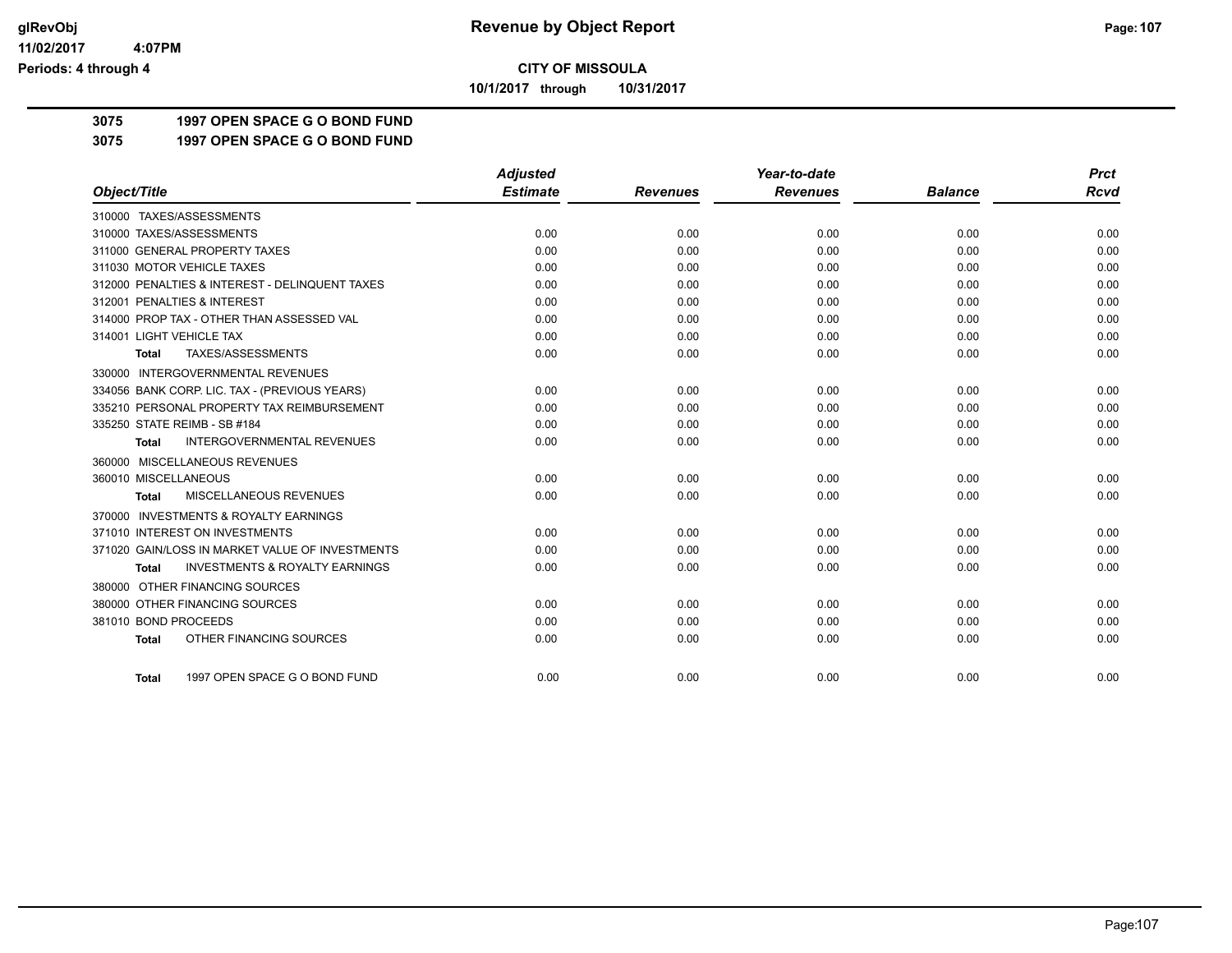**CITY OF MISSOULA**

**10/1/2017 through 10/31/2017**

**3075 1997 OPEN SPACE G O BOND FUND**

**3075 1997 OPEN SPACE G O BOND FUND**

| Object/Title | Adjusted Estimate | Revenues | Year-to-date Revenues | Balance | Prct Rcvd |
|---|---|---|---|---|---|
| 310000 TAXES/ASSESSMENTS | | | | | |
| 310000 TAXES/ASSESSMENTS | 0.00 | 0.00 | 0.00 | 0.00 | 0.00 |
| 311000 GENERAL PROPERTY TAXES | 0.00 | 0.00 | 0.00 | 0.00 | 0.00 |
| 311030 MOTOR VEHICLE TAXES | 0.00 | 0.00 | 0.00 | 0.00 | 0.00 |
| 312000 PENALTIES & INTEREST - DELINQUENT TAXES | 0.00 | 0.00 | 0.00 | 0.00 | 0.00 |
| 312001 PENALTIES & INTEREST | 0.00 | 0.00 | 0.00 | 0.00 | 0.00 |
| 314000 PROP TAX - OTHER THAN ASSESSED VAL | 0.00 | 0.00 | 0.00 | 0.00 | 0.00 |
| 314001 LIGHT VEHICLE TAX | 0.00 | 0.00 | 0.00 | 0.00 | 0.00 |
| **Total** TAXES/ASSESSMENTS | 0.00 | 0.00 | 0.00 | 0.00 | 0.00 |
| 330000 INTERGOVERNMENTAL REVENUES | | | | | |
| 334056 BANK CORP. LIC. TAX - (PREVIOUS YEARS) | 0.00 | 0.00 | 0.00 | 0.00 | 0.00 |
| 335210 PERSONAL PROPERTY TAX REIMBURSEMENT | 0.00 | 0.00 | 0.00 | 0.00 | 0.00 |
| 335250 STATE REIMB - SB #184 | 0.00 | 0.00 | 0.00 | 0.00 | 0.00 |
| **Total** INTERGOVERNMENTAL REVENUES | 0.00 | 0.00 | 0.00 | 0.00 | 0.00 |
| 360000 MISCELLANEOUS REVENUES | | | | | |
| 360010 MISCELLANEOUS | 0.00 | 0.00 | 0.00 | 0.00 | 0.00 |
| **Total** MISCELLANEOUS REVENUES | 0.00 | 0.00 | 0.00 | 0.00 | 0.00 |
| 370000 INVESTMENTS & ROYALTY EARNINGS | | | | | |
| 371010 INTEREST ON INVESTMENTS | 0.00 | 0.00 | 0.00 | 0.00 | 0.00 |
| 371020 GAIN/LOSS IN MARKET VALUE OF INVESTMENTS | 0.00 | 0.00 | 0.00 | 0.00 | 0.00 |
| **Total** INVESTMENTS & ROYALTY EARNINGS | 0.00 | 0.00 | 0.00 | 0.00 | 0.00 |
| 380000 OTHER FINANCING SOURCES | | | | | |
| 380000 OTHER FINANCING SOURCES | 0.00 | 0.00 | 0.00 | 0.00 | 0.00 |
| 381010 BOND PROCEEDS | 0.00 | 0.00 | 0.00 | 0.00 | 0.00 |
| **Total** OTHER FINANCING SOURCES | 0.00 | 0.00 | 0.00 | 0.00 | 0.00 |
| **Total** 1997 OPEN SPACE G O BOND FUND | 0.00 | 0.00 | 0.00 | 0.00 | 0.00 |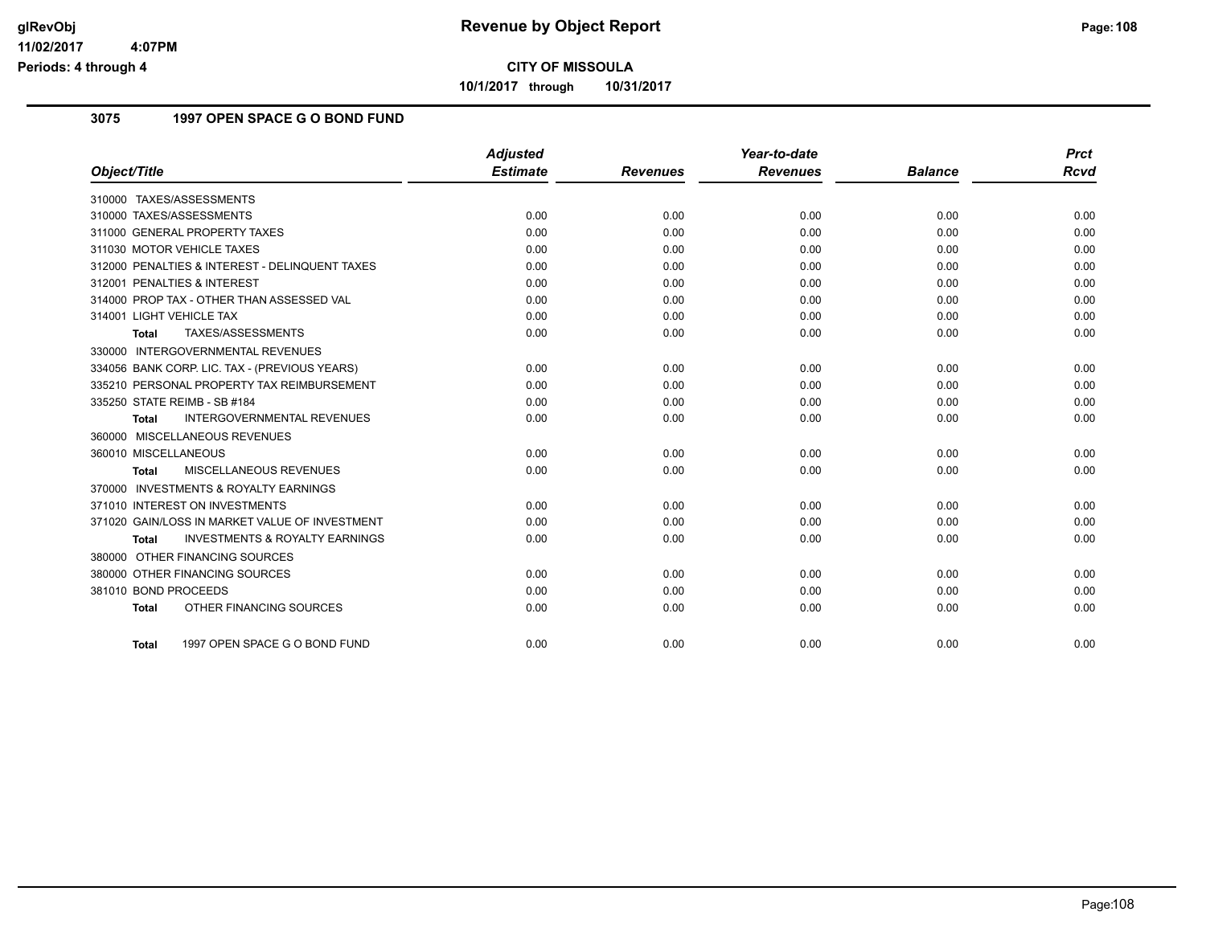# CITY OF MISSOULA

**10/1/2017 through 10/31/2017**

## 3075 1997 OPEN SPACE G O BOND FUND

| Object/Title | Adjusted Estimate | Revenues | Year-to-date Revenues | Balance | Prct Rcvd |
|---|---|---|---|---|---|
| 310000 TAXES/ASSESSMENTS | | | | | |
| 310000 TAXES/ASSESSMENTS | 0.00 | 0.00 | 0.00 | 0.00 | 0.00 |
| 311000 GENERAL PROPERTY TAXES | 0.00 | 0.00 | 0.00 | 0.00 | 0.00 |
| 311030 MOTOR VEHICLE TAXES | 0.00 | 0.00 | 0.00 | 0.00 | 0.00 |
| 312000 PENALTIES & INTEREST - DELINQUENT TAXES | 0.00 | 0.00 | 0.00 | 0.00 | 0.00 |
| 312001 PENALTIES & INTEREST | 0.00 | 0.00 | 0.00 | 0.00 | 0.00 |
| 314000 PROP TAX - OTHER THAN ASSESSED VAL | 0.00 | 0.00 | 0.00 | 0.00 | 0.00 |
| 314001 LIGHT VEHICLE TAX | 0.00 | 0.00 | 0.00 | 0.00 | 0.00 |
| **Total** TAXES/ASSESSMENTS | 0.00 | 0.00 | 0.00 | 0.00 | 0.00 |
| 330000 INTERGOVERNMENTAL REVENUES | | | | | |
| 334056 BANK CORP. LIC. TAX - (PREVIOUS YEARS) | 0.00 | 0.00 | 0.00 | 0.00 | 0.00 |
| 335210 PERSONAL PROPERTY TAX REIMBURSEMENT | 0.00 | 0.00 | 0.00 | 0.00 | 0.00 |
| 335250 STATE REIMB - SB #184 | 0.00 | 0.00 | 0.00 | 0.00 | 0.00 |
| **Total** INTERGOVERNMENTAL REVENUES | 0.00 | 0.00 | 0.00 | 0.00 | 0.00 |
| 360000 MISCELLANEOUS REVENUES | | | | | |
| 360010 MISCELLANEOUS | 0.00 | 0.00 | 0.00 | 0.00 | 0.00 |
| **Total** MISCELLANEOUS REVENUES | 0.00 | 0.00 | 0.00 | 0.00 | 0.00 |
| 370000 INVESTMENTS & ROYALTY EARNINGS | | | | | |
| 371010 INTEREST ON INVESTMENTS | 0.00 | 0.00 | 0.00 | 0.00 | 0.00 |
| 371020 GAIN/LOSS IN MARKET VALUE OF INVESTMENT | 0.00 | 0.00 | 0.00 | 0.00 | 0.00 |
| **Total** INVESTMENTS & ROYALTY EARNINGS | 0.00 | 0.00 | 0.00 | 0.00 | 0.00 |
| 380000 OTHER FINANCING SOURCES | | | | | |
| 380000 OTHER FINANCING SOURCES | 0.00 | 0.00 | 0.00 | 0.00 | 0.00 |
| 381010 BOND PROCEEDS | 0.00 | 0.00 | 0.00 | 0.00 | 0.00 |
| **Total** OTHER FINANCING SOURCES | 0.00 | 0.00 | 0.00 | 0.00 | 0.00 |
| **Total** 1997 OPEN SPACE G O BOND FUND | 0.00 | 0.00 | 0.00 | 0.00 | 0.00 |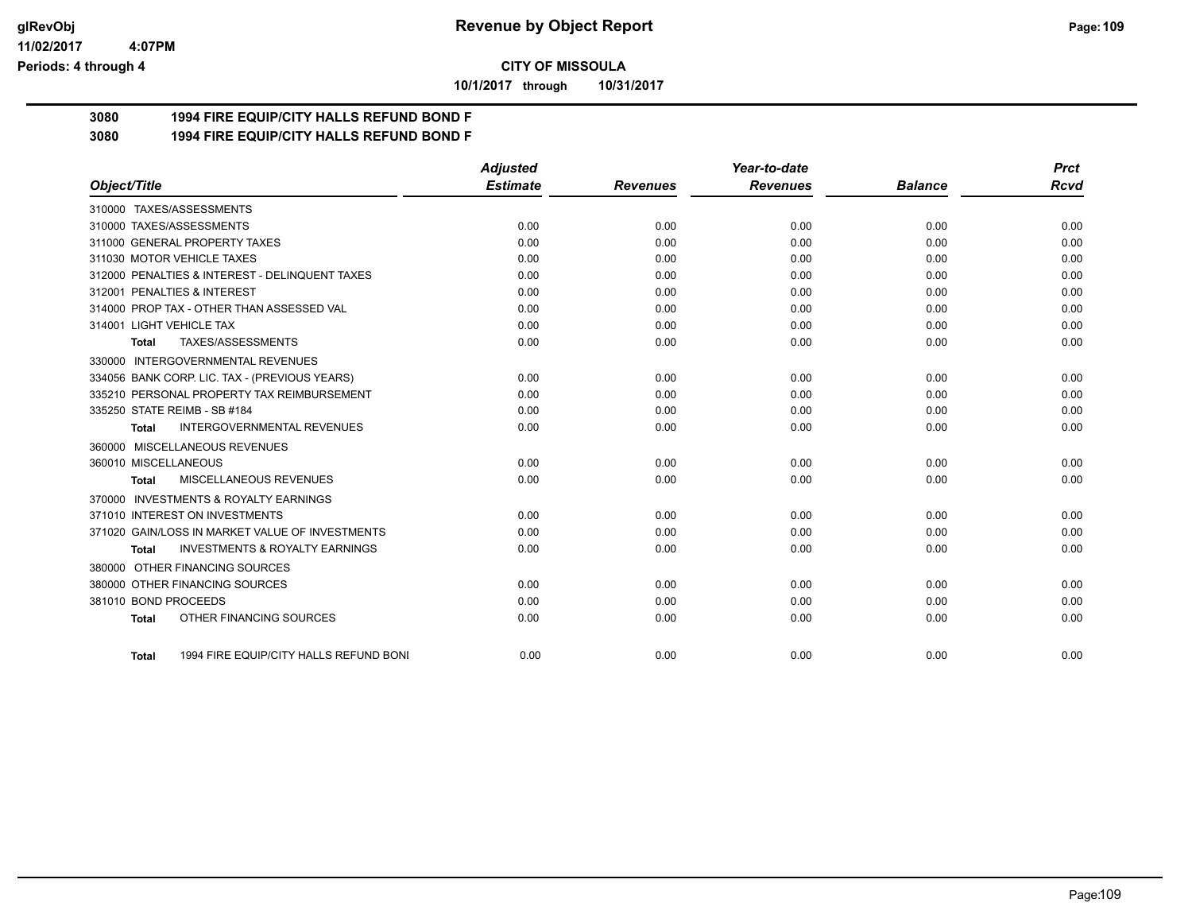**CITY OF MISSOULA**

**10/1/2017 through 10/31/2017**

## 3080 1994 FIRE EQUIP/CITY HALLS REFUND BOND F

## 3080 1994 FIRE EQUIP/CITY HALLS REFUND BOND F

| Object/Title | Adjusted Estimate | Revenues | Year-to-date Revenues | Balance | Prct Rcvd |
|---|---|---|---|---|---|
| 310000 TAXES/ASSESSMENTS | | | | | |
| 310000 TAXES/ASSESSMENTS | 0.00 | 0.00 | 0.00 | 0.00 | 0.00 |
| 311000 GENERAL PROPERTY TAXES | 0.00 | 0.00 | 0.00 | 0.00 | 0.00 |
| 311030 MOTOR VEHICLE TAXES | 0.00 | 0.00 | 0.00 | 0.00 | 0.00 |
| 312000 PENALTIES & INTEREST - DELINQUENT TAXES | 0.00 | 0.00 | 0.00 | 0.00 | 0.00 |
| 312001 PENALTIES & INTEREST | 0.00 | 0.00 | 0.00 | 0.00 | 0.00 |
| 314000 PROP TAX - OTHER THAN ASSESSED VAL | 0.00 | 0.00 | 0.00 | 0.00 | 0.00 |
| 314001 LIGHT VEHICLE TAX | 0.00 | 0.00 | 0.00 | 0.00 | 0.00 |
| **Total** TAXES/ASSESSMENTS | 0.00 | 0.00 | 0.00 | 0.00 | 0.00 |
| 330000 INTERGOVERNMENTAL REVENUES | | | | | |
| 334056 BANK CORP. LIC. TAX - (PREVIOUS YEARS) | 0.00 | 0.00 | 0.00 | 0.00 | 0.00 |
| 335210 PERSONAL PROPERTY TAX REIMBURSEMENT | 0.00 | 0.00 | 0.00 | 0.00 | 0.00 |
| 335250 STATE REIMB - SB #184 | 0.00 | 0.00 | 0.00 | 0.00 | 0.00 |
| **Total** INTERGOVERNMENTAL REVENUES | 0.00 | 0.00 | 0.00 | 0.00 | 0.00 |
| 360000 MISCELLANEOUS REVENUES | | | | | |
| 360010 MISCELLANEOUS | 0.00 | 0.00 | 0.00 | 0.00 | 0.00 |
| **Total** MISCELLANEOUS REVENUES | 0.00 | 0.00 | 0.00 | 0.00 | 0.00 |
| 370000 INVESTMENTS & ROYALTY EARNINGS | | | | | |
| 371010 INTEREST ON INVESTMENTS | 0.00 | 0.00 | 0.00 | 0.00 | 0.00 |
| 371020 GAIN/LOSS IN MARKET VALUE OF INVESTMENTS | 0.00 | 0.00 | 0.00 | 0.00 | 0.00 |
| **Total** INVESTMENTS & ROYALTY EARNINGS | 0.00 | 0.00 | 0.00 | 0.00 | 0.00 |
| 380000 OTHER FINANCING SOURCES | | | | | |
| 380000 OTHER FINANCING SOURCES | 0.00 | 0.00 | 0.00 | 0.00 | 0.00 |
| 381010 BOND PROCEEDS | 0.00 | 0.00 | 0.00 | 0.00 | 0.00 |
| **Total** OTHER FINANCING SOURCES | 0.00 | 0.00 | 0.00 | 0.00 | 0.00 |
| **Total** 1994 FIRE EQUIP/CITY HALLS REFUND BONI | 0.00 | 0.00 | 0.00 | 0.00 | 0.00 |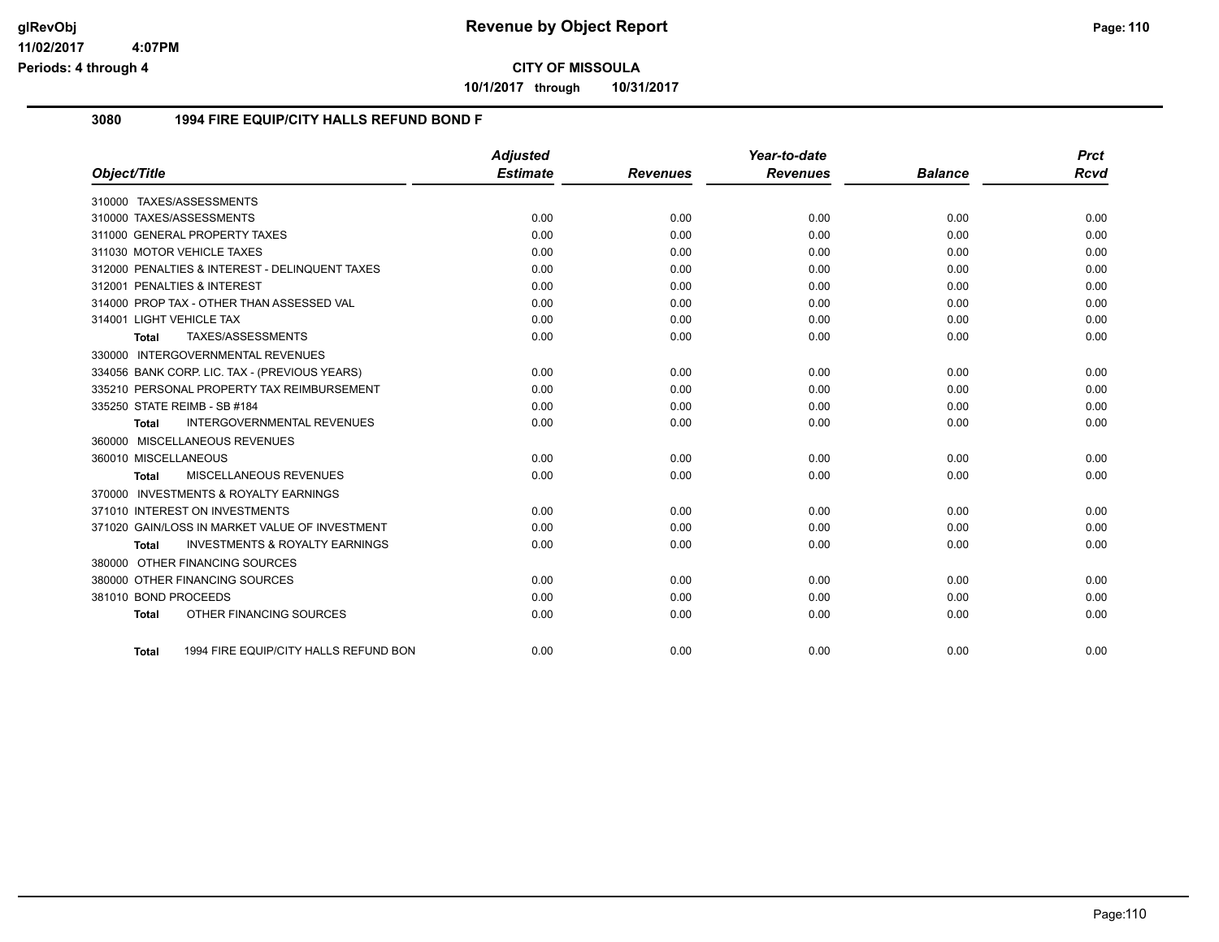# Revenue by Object Report

## CITY OF MISSOULA

**10/1/2017 through 10/31/2017**

glRevObj
11/02/2017 4:07PM
Periods: 4 through 4

### 3080 1994 FIRE EQUIP/CITY HALLS REFUND BOND F

| Object/Title | Adjusted Estimate | Revenues | Year-to-date Revenues | Balance | Prct Rcvd |
|---|---|---|---|---|---|
| 310000 TAXES/ASSESSMENTS | | | | | |
| 310000 TAXES/ASSESSMENTS | 0.00 | 0.00 | 0.00 | 0.00 | 0.00 |
| 311000 GENERAL PROPERTY TAXES | 0.00 | 0.00 | 0.00 | 0.00 | 0.00 |
| 311030 MOTOR VEHICLE TAXES | 0.00 | 0.00 | 0.00 | 0.00 | 0.00 |
| 312000 PENALTIES & INTEREST - DELINQUENT TAXES | 0.00 | 0.00 | 0.00 | 0.00 | 0.00 |
| 312001 PENALTIES & INTEREST | 0.00 | 0.00 | 0.00 | 0.00 | 0.00 |
| 314000 PROP TAX - OTHER THAN ASSESSED VAL | 0.00 | 0.00 | 0.00 | 0.00 | 0.00 |
| 314001 LIGHT VEHICLE TAX | 0.00 | 0.00 | 0.00 | 0.00 | 0.00 |
| **Total** TAXES/ASSESSMENTS | 0.00 | 0.00 | 0.00 | 0.00 | 0.00 |
| 330000 INTERGOVERNMENTAL REVENUES | | | | | |
| 334056 BANK CORP. LIC. TAX - (PREVIOUS YEARS) | 0.00 | 0.00 | 0.00 | 0.00 | 0.00 |
| 335210 PERSONAL PROPERTY TAX REIMBURSEMENT | 0.00 | 0.00 | 0.00 | 0.00 | 0.00 |
| 335250 STATE REIMB - SB #184 | 0.00 | 0.00 | 0.00 | 0.00 | 0.00 |
| **Total** INTERGOVERNMENTAL REVENUES | 0.00 | 0.00 | 0.00 | 0.00 | 0.00 |
| 360000 MISCELLANEOUS REVENUES | | | | | |
| 360010 MISCELLANEOUS | 0.00 | 0.00 | 0.00 | 0.00 | 0.00 |
| **Total** MISCELLANEOUS REVENUES | 0.00 | 0.00 | 0.00 | 0.00 | 0.00 |
| 370000 INVESTMENTS & ROYALTY EARNINGS | | | | | |
| 371010 INTEREST ON INVESTMENTS | 0.00 | 0.00 | 0.00 | 0.00 | 0.00 |
| 371020 GAIN/LOSS IN MARKET VALUE OF INVESTMENT | 0.00 | 0.00 | 0.00 | 0.00 | 0.00 |
| **Total** INVESTMENTS & ROYALTY EARNINGS | 0.00 | 0.00 | 0.00 | 0.00 | 0.00 |
| 380000 OTHER FINANCING SOURCES | | | | | |
| 380000 OTHER FINANCING SOURCES | 0.00 | 0.00 | 0.00 | 0.00 | 0.00 |
| 381010 BOND PROCEEDS | 0.00 | 0.00 | 0.00 | 0.00 | 0.00 |
| **Total** OTHER FINANCING SOURCES | 0.00 | 0.00 | 0.00 | 0.00 | 0.00 |
| **Total** 1994 FIRE EQUIP/CITY HALLS REFUND BON | 0.00 | 0.00 | 0.00 | 0.00 | 0.00 |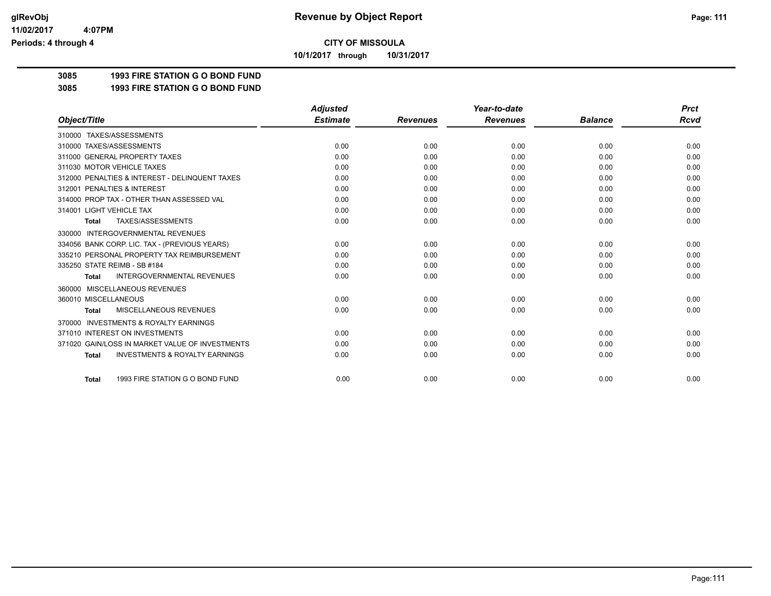**CITY OF MISSOULA**

**10/1/2017 through 10/31/2017**

**3085 1993 FIRE STATION G O BOND FUND**

**3085 1993 FIRE STATION G O BOND FUND**

| Object/Title | Adjusted Estimate | Revenues | Year-to-date Revenues | Balance | Prct Rcvd |
|---|---|---|---|---|---|
| 310000 TAXES/ASSESSMENTS | | | | | |
| 310000 TAXES/ASSESSMENTS | 0.00 | 0.00 | 0.00 | 0.00 | 0.00 |
| 311000 GENERAL PROPERTY TAXES | 0.00 | 0.00 | 0.00 | 0.00 | 0.00 |
| 311030 MOTOR VEHICLE TAXES | 0.00 | 0.00 | 0.00 | 0.00 | 0.00 |
| 312000 PENALTIES & INTEREST - DELINQUENT TAXES | 0.00 | 0.00 | 0.00 | 0.00 | 0.00 |
| 312001 PENALTIES & INTEREST | 0.00 | 0.00 | 0.00 | 0.00 | 0.00 |
| 314000 PROP TAX - OTHER THAN ASSESSED VAL | 0.00 | 0.00 | 0.00 | 0.00 | 0.00 |
| 314001 LIGHT VEHICLE TAX | 0.00 | 0.00 | 0.00 | 0.00 | 0.00 |
| **Total** TAXES/ASSESSMENTS | 0.00 | 0.00 | 0.00 | 0.00 | 0.00 |
| 330000 INTERGOVERNMENTAL REVENUES | | | | | |
| 334056 BANK CORP. LIC. TAX - (PREVIOUS YEARS) | 0.00 | 0.00 | 0.00 | 0.00 | 0.00 |
| 335210 PERSONAL PROPERTY TAX REIMBURSEMENT | 0.00 | 0.00 | 0.00 | 0.00 | 0.00 |
| 335250 STATE REIMB - SB #184 | 0.00 | 0.00 | 0.00 | 0.00 | 0.00 |
| **Total** INTERGOVERNMENTAL REVENUES | 0.00 | 0.00 | 0.00 | 0.00 | 0.00 |
| 360000 MISCELLANEOUS REVENUES | | | | | |
| 360010 MISCELLANEOUS | 0.00 | 0.00 | 0.00 | 0.00 | 0.00 |
| **Total** MISCELLANEOUS REVENUES | 0.00 | 0.00 | 0.00 | 0.00 | 0.00 |
| 370000 INVESTMENTS & ROYALTY EARNINGS | | | | | |
| 371010 INTEREST ON INVESTMENTS | 0.00 | 0.00 | 0.00 | 0.00 | 0.00 |
| 371020 GAIN/LOSS IN MARKET VALUE OF INVESTMENTS | 0.00 | 0.00 | 0.00 | 0.00 | 0.00 |
| **Total** INVESTMENTS & ROYALTY EARNINGS | 0.00 | 0.00 | 0.00 | 0.00 | 0.00 |
| **Total** 1993 FIRE STATION G O BOND FUND | 0.00 | 0.00 | 0.00 | 0.00 | 0.00 |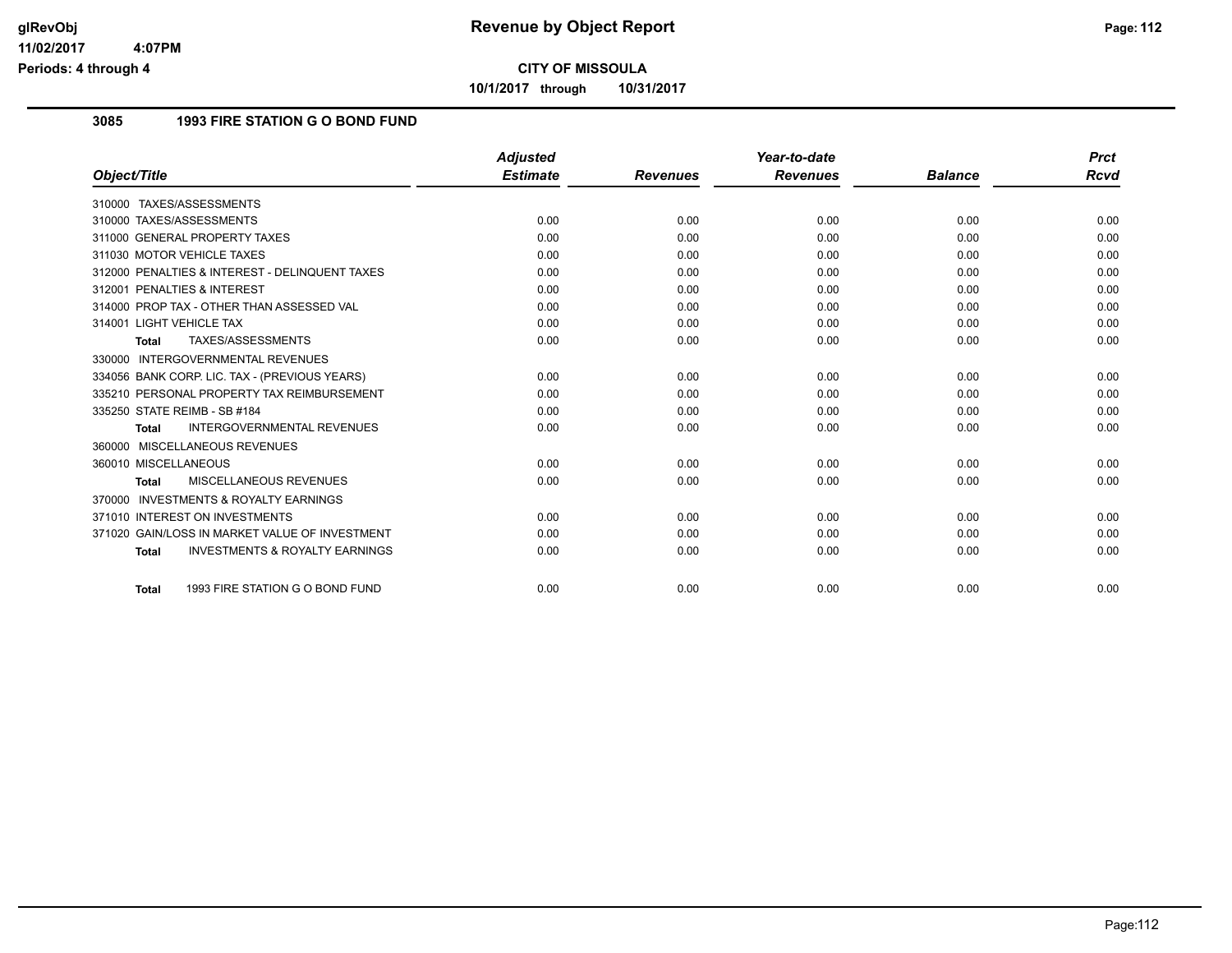**CITY OF MISSOULA**

**10/1/2017 through 10/31/2017**

## 3085 1993 FIRE STATION G O BOND FUND

| Object/Title | Adjusted Estimate | Revenues | Year-to-date Revenues | Balance | Prct Rcvd |
|---|---|---|---|---|---|
| 310000 TAXES/ASSESSMENTS | | | | | |
| 310000 TAXES/ASSESSMENTS | 0.00 | 0.00 | 0.00 | 0.00 | 0.00 |
| 311000 GENERAL PROPERTY TAXES | 0.00 | 0.00 | 0.00 | 0.00 | 0.00 |
| 311030 MOTOR VEHICLE TAXES | 0.00 | 0.00 | 0.00 | 0.00 | 0.00 |
| 312000 PENALTIES & INTEREST - DELINQUENT TAXES | 0.00 | 0.00 | 0.00 | 0.00 | 0.00 |
| 312001 PENALTIES & INTEREST | 0.00 | 0.00 | 0.00 | 0.00 | 0.00 |
| 314000 PROP TAX - OTHER THAN ASSESSED VAL | 0.00 | 0.00 | 0.00 | 0.00 | 0.00 |
| 314001 LIGHT VEHICLE TAX | 0.00 | 0.00 | 0.00 | 0.00 | 0.00 |
| **Total** TAXES/ASSESSMENTS | 0.00 | 0.00 | 0.00 | 0.00 | 0.00 |
| 330000 INTERGOVERNMENTAL REVENUES | | | | | |
| 334056 BANK CORP. LIC. TAX - (PREVIOUS YEARS) | 0.00 | 0.00 | 0.00 | 0.00 | 0.00 |
| 335210 PERSONAL PROPERTY TAX REIMBURSEMENT | 0.00 | 0.00 | 0.00 | 0.00 | 0.00 |
| 335250 STATE REIMB - SB #184 | 0.00 | 0.00 | 0.00 | 0.00 | 0.00 |
| **Total** INTERGOVERNMENTAL REVENUES | 0.00 | 0.00 | 0.00 | 0.00 | 0.00 |
| 360000 MISCELLANEOUS REVENUES | | | | | |
| 360010 MISCELLANEOUS | 0.00 | 0.00 | 0.00 | 0.00 | 0.00 |
| **Total** MISCELLANEOUS REVENUES | 0.00 | 0.00 | 0.00 | 0.00 | 0.00 |
| 370000 INVESTMENTS & ROYALTY EARNINGS | | | | | |
| 371010 INTEREST ON INVESTMENTS | 0.00 | 0.00 | 0.00 | 0.00 | 0.00 |
| 371020 GAIN/LOSS IN MARKET VALUE OF INVESTMENT | 0.00 | 0.00 | 0.00 | 0.00 | 0.00 |
| **Total** INVESTMENTS & ROYALTY EARNINGS | 0.00 | 0.00 | 0.00 | 0.00 | 0.00 |
| **Total** 1993 FIRE STATION G O BOND FUND | 0.00 | 0.00 | 0.00 | 0.00 | 0.00 |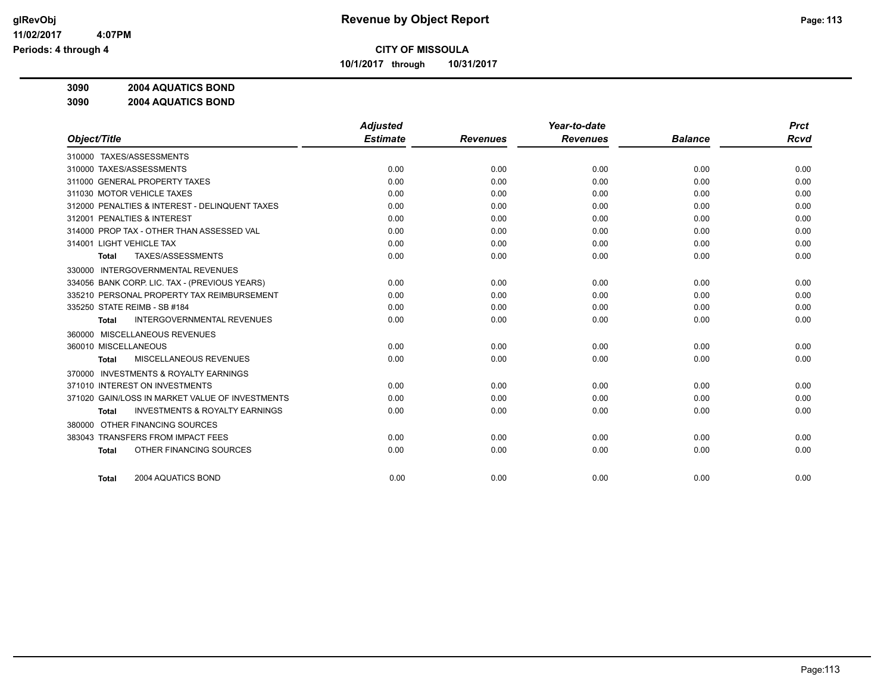# Revenue by Object Report

**CITY OF MISSOULA**

**10/1/2017 through 10/31/2017**

**3090 2004 AQUATICS BOND**

**3090 2004 AQUATICS BOND**

| Object/Title | Adjusted Estimate | Revenues | Year-to-date Revenues | Balance | Prct Rcvd |
|---|---|---|---|---|---|
| 310000 TAXES/ASSESSMENTS | | | | | |
| 310000 TAXES/ASSESSMENTS | 0.00 | 0.00 | 0.00 | 0.00 | 0.00 |
| 311000 GENERAL PROPERTY TAXES | 0.00 | 0.00 | 0.00 | 0.00 | 0.00 |
| 311030 MOTOR VEHICLE TAXES | 0.00 | 0.00 | 0.00 | 0.00 | 0.00 |
| 312000 PENALTIES & INTEREST - DELINQUENT TAXES | 0.00 | 0.00 | 0.00 | 0.00 | 0.00 |
| 312001 PENALTIES & INTEREST | 0.00 | 0.00 | 0.00 | 0.00 | 0.00 |
| 314000 PROP TAX - OTHER THAN ASSESSED VAL | 0.00 | 0.00 | 0.00 | 0.00 | 0.00 |
| 314001 LIGHT VEHICLE TAX | 0.00 | 0.00 | 0.00 | 0.00 | 0.00 |
| **Total** TAXES/ASSESSMENTS | 0.00 | 0.00 | 0.00 | 0.00 | 0.00 |
| 330000 INTERGOVERNMENTAL REVENUES | | | | | |
| 334056 BANK CORP. LIC. TAX - (PREVIOUS YEARS) | 0.00 | 0.00 | 0.00 | 0.00 | 0.00 |
| 335210 PERSONAL PROPERTY TAX REIMBURSEMENT | 0.00 | 0.00 | 0.00 | 0.00 | 0.00 |
| 335250 STATE REIMB - SB #184 | 0.00 | 0.00 | 0.00 | 0.00 | 0.00 |
| **Total** INTERGOVERNMENTAL REVENUES | 0.00 | 0.00 | 0.00 | 0.00 | 0.00 |
| 360000 MISCELLANEOUS REVENUES | | | | | |
| 360010 MISCELLANEOUS | 0.00 | 0.00 | 0.00 | 0.00 | 0.00 |
| **Total** MISCELLANEOUS REVENUES | 0.00 | 0.00 | 0.00 | 0.00 | 0.00 |
| 370000 INVESTMENTS & ROYALTY EARNINGS | | | | | |
| 371010 INTEREST ON INVESTMENTS | 0.00 | 0.00 | 0.00 | 0.00 | 0.00 |
| 371020 GAIN/LOSS IN MARKET VALUE OF INVESTMENTS | 0.00 | 0.00 | 0.00 | 0.00 | 0.00 |
| **Total** INVESTMENTS & ROYALTY EARNINGS | 0.00 | 0.00 | 0.00 | 0.00 | 0.00 |
| 380000 OTHER FINANCING SOURCES | | | | | |
| 383043 TRANSFERS FROM IMPACT FEES | 0.00 | 0.00 | 0.00 | 0.00 | 0.00 |
| **Total** OTHER FINANCING SOURCES | 0.00 | 0.00 | 0.00 | 0.00 | 0.00 |
| **Total** 2004 AQUATICS BOND | 0.00 | 0.00 | 0.00 | 0.00 | 0.00 |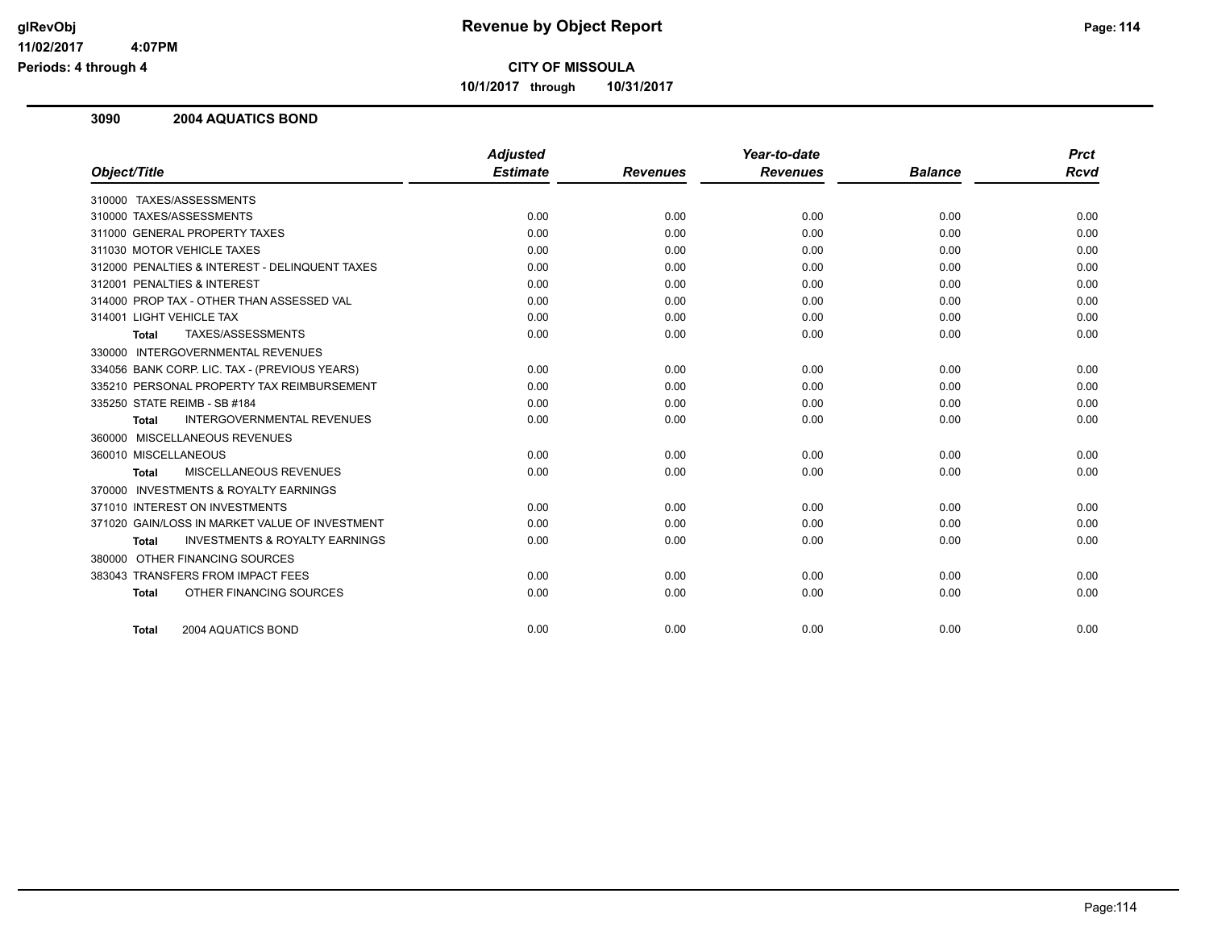**glRevObj**
**11/02/2017 4:07PM**
**Periods: 4 through 4**

# Revenue by Object Report

**CITY OF MISSOULA**

**10/1/2017 through 10/31/2017**

## 3090 2004 AQUATICS BOND

| Object/Title | Adjusted Estimate | Revenues | Year-to-date Revenues | Balance | Prct Rcvd |
|---|---|---|---|---|---|
| 310000 TAXES/ASSESSMENTS | | | | | |
| 310000 TAXES/ASSESSMENTS | 0.00 | 0.00 | 0.00 | 0.00 | 0.00 |
| 311000 GENERAL PROPERTY TAXES | 0.00 | 0.00 | 0.00 | 0.00 | 0.00 |
| 311030 MOTOR VEHICLE TAXES | 0.00 | 0.00 | 0.00 | 0.00 | 0.00 |
| 312000 PENALTIES & INTEREST - DELINQUENT TAXES | 0.00 | 0.00 | 0.00 | 0.00 | 0.00 |
| 312001 PENALTIES & INTEREST | 0.00 | 0.00 | 0.00 | 0.00 | 0.00 |
| 314000 PROP TAX - OTHER THAN ASSESSED VAL | 0.00 | 0.00 | 0.00 | 0.00 | 0.00 |
| 314001 LIGHT VEHICLE TAX | 0.00 | 0.00 | 0.00 | 0.00 | 0.00 |
| **Total** TAXES/ASSESSMENTS | 0.00 | 0.00 | 0.00 | 0.00 | 0.00 |
| 330000 INTERGOVERNMENTAL REVENUES | | | | | |
| 334056 BANK CORP. LIC. TAX - (PREVIOUS YEARS) | 0.00 | 0.00 | 0.00 | 0.00 | 0.00 |
| 335210 PERSONAL PROPERTY TAX REIMBURSEMENT | 0.00 | 0.00 | 0.00 | 0.00 | 0.00 |
| 335250 STATE REIMB - SB #184 | 0.00 | 0.00 | 0.00 | 0.00 | 0.00 |
| **Total** INTERGOVERNMENTAL REVENUES | 0.00 | 0.00 | 0.00 | 0.00 | 0.00 |
| 360000 MISCELLANEOUS REVENUES | | | | | |
| 360010 MISCELLANEOUS | 0.00 | 0.00 | 0.00 | 0.00 | 0.00 |
| **Total** MISCELLANEOUS REVENUES | 0.00 | 0.00 | 0.00 | 0.00 | 0.00 |
| 370000 INVESTMENTS & ROYALTY EARNINGS | | | | | |
| 371010 INTEREST ON INVESTMENTS | 0.00 | 0.00 | 0.00 | 0.00 | 0.00 |
| 371020 GAIN/LOSS IN MARKET VALUE OF INVESTMENT | 0.00 | 0.00 | 0.00 | 0.00 | 0.00 |
| **Total** INVESTMENTS & ROYALTY EARNINGS | 0.00 | 0.00 | 0.00 | 0.00 | 0.00 |
| 380000 OTHER FINANCING SOURCES | | | | | |
| 383043 TRANSFERS FROM IMPACT FEES | 0.00 | 0.00 | 0.00 | 0.00 | 0.00 |
| **Total** OTHER FINANCING SOURCES | 0.00 | 0.00 | 0.00 | 0.00 | 0.00 |
| **Total** 2004 AQUATICS BOND | 0.00 | 0.00 | 0.00 | 0.00 | 0.00 |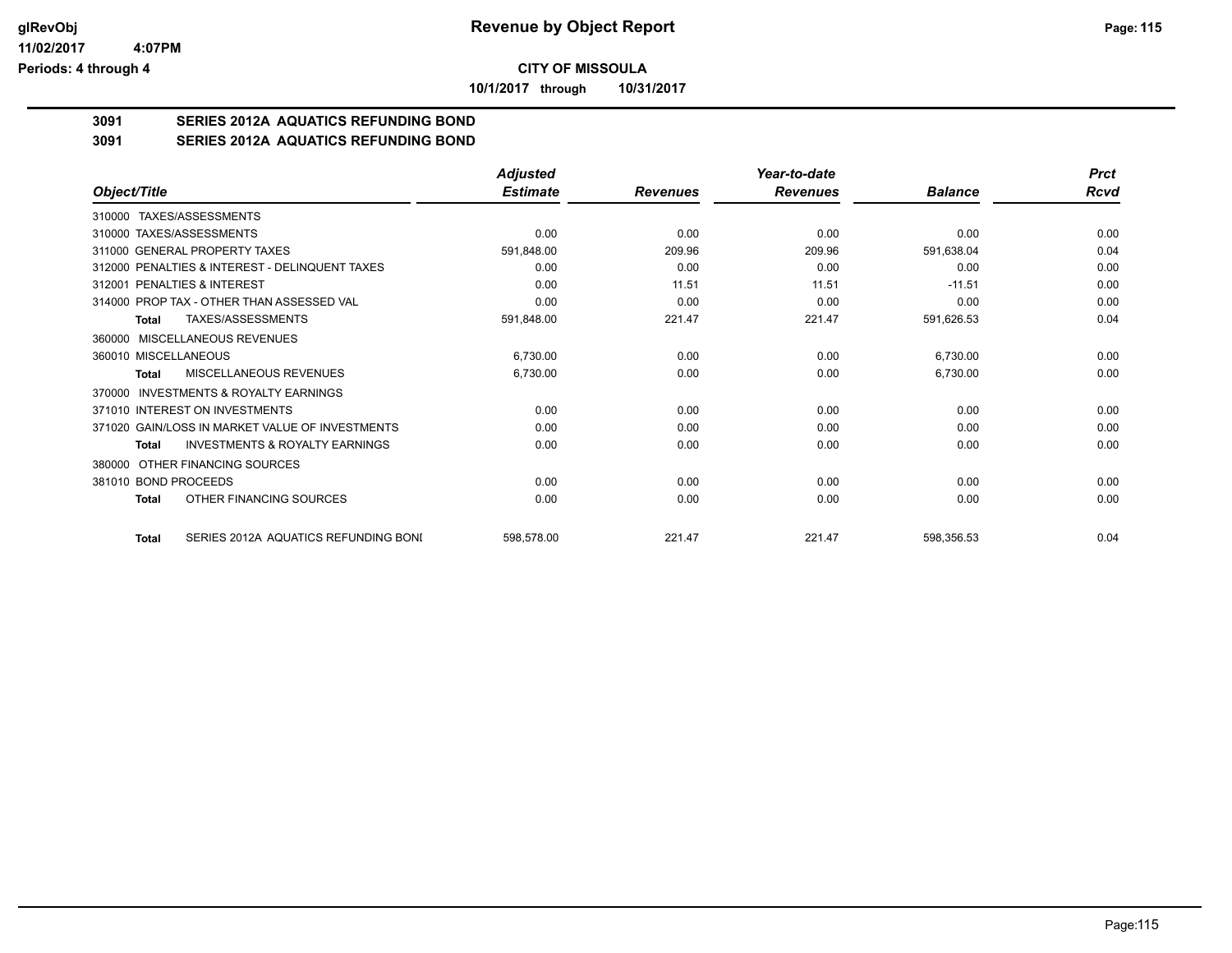**CITY OF MISSOULA**

**10/1/2017 through 10/31/2017**

**Revenue by Object Report**

glRevObj
11/02/2017 4:07PM
Periods: 4 through 4

## 3091 SERIES 2012A AQUATICS REFUNDING BOND

## 3091 SERIES 2012A AQUATICS REFUNDING BOND

| Object/Title | Adjusted Estimate | Revenues | Year-to-date Revenues | Balance | Prct Rcvd |
|---|---|---|---|---|---|
| 310000 TAXES/ASSESSMENTS | | | | | |
| 310000 TAXES/ASSESSMENTS | 0.00 | 0.00 | 0.00 | 0.00 | 0.00 |
| 311000 GENERAL PROPERTY TAXES | 591,848.00 | 209.96 | 209.96 | 591,638.04 | 0.04 |
| 312000 PENALTIES & INTEREST - DELINQUENT TAXES | 0.00 | 0.00 | 0.00 | 0.00 | 0.00 |
| 312001 PENALTIES & INTEREST | 0.00 | 11.51 | 11.51 | -11.51 | 0.00 |
| 314000 PROP TAX - OTHER THAN ASSESSED VAL | 0.00 | 0.00 | 0.00 | 0.00 | 0.00 |
| **Total** TAXES/ASSESSMENTS | 591,848.00 | 221.47 | 221.47 | 591,626.53 | 0.04 |
| 360000 MISCELLANEOUS REVENUES | | | | | |
| 360010 MISCELLANEOUS | 6,730.00 | 0.00 | 0.00 | 6,730.00 | 0.00 |
| **Total** MISCELLANEOUS REVENUES | 6,730.00 | 0.00 | 0.00 | 6,730.00 | 0.00 |
| 370000 INVESTMENTS & ROYALTY EARNINGS | | | | | |
| 371010 INTEREST ON INVESTMENTS | 0.00 | 0.00 | 0.00 | 0.00 | 0.00 |
| 371020 GAIN/LOSS IN MARKET VALUE OF INVESTMENTS | 0.00 | 0.00 | 0.00 | 0.00 | 0.00 |
| **Total** INVESTMENTS & ROYALTY EARNINGS | 0.00 | 0.00 | 0.00 | 0.00 | 0.00 |
| 380000 OTHER FINANCING SOURCES | | | | | |
| 381010 BOND PROCEEDS | 0.00 | 0.00 | 0.00 | 0.00 | 0.00 |
| **Total** OTHER FINANCING SOURCES | 0.00 | 0.00 | 0.00 | 0.00 | 0.00 |
| **Total** SERIES 2012A AQUATICS REFUNDING BONI | 598,578.00 | 221.47 | 221.47 | 598,356.53 | 0.04 |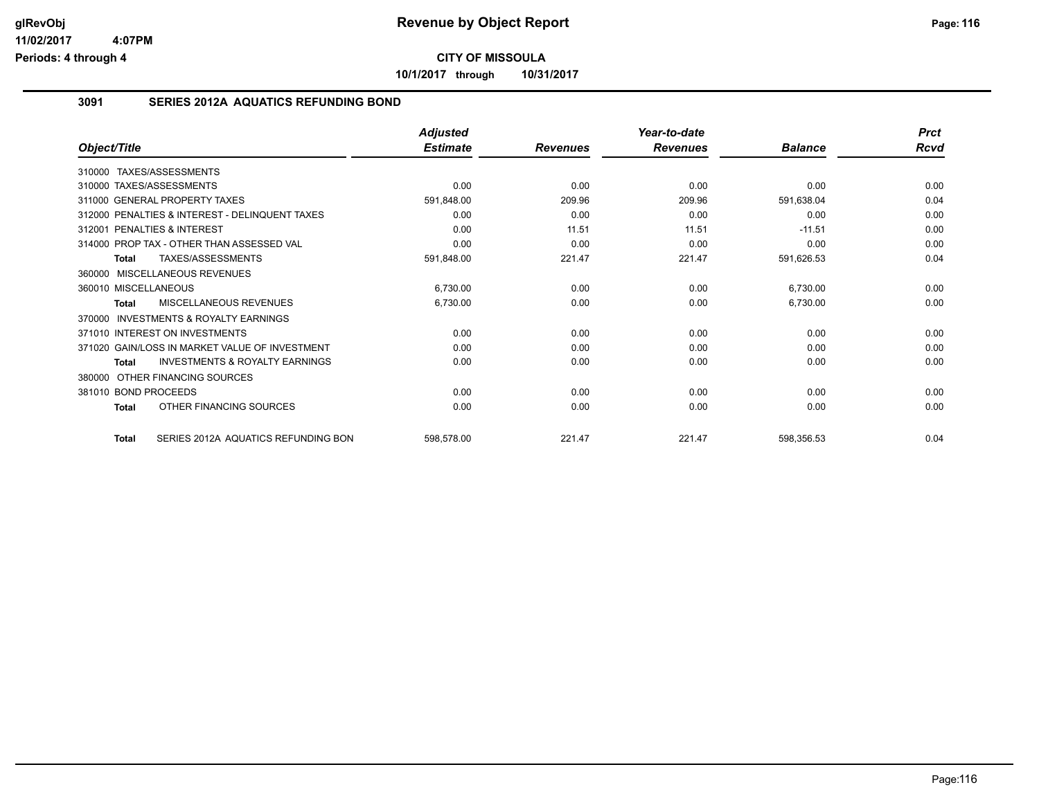# Revenue by Object Report

**CITY OF MISSOULA**

**10/1/2017 through 10/31/2017**

glRevObj
11/02/2017 4:07PM
Periods: 4 through 4

## 3091 SERIES 2012A AQUATICS REFUNDING BOND

| Object/Title | Adjusted Estimate | Revenues | Year-to-date Revenues | Balance | Prct Rcvd |
|---|---|---|---|---|---|
| 310000 TAXES/ASSESSMENTS | | | | | |
| 310000 TAXES/ASSESSMENTS | 0.00 | 0.00 | 0.00 | 0.00 | 0.00 |
| 311000 GENERAL PROPERTY TAXES | 591,848.00 | 209.96 | 209.96 | 591,638.04 | 0.04 |
| 312000 PENALTIES & INTEREST - DELINQUENT TAXES | 0.00 | 0.00 | 0.00 | 0.00 | 0.00 |
| 312001 PENALTIES & INTEREST | 0.00 | 11.51 | 11.51 | -11.51 | 0.00 |
| 314000 PROP TAX - OTHER THAN ASSESSED VAL | 0.00 | 0.00 | 0.00 | 0.00 | 0.00 |
| **Total** TAXES/ASSESSMENTS | 591,848.00 | 221.47 | 221.47 | 591,626.53 | 0.04 |
| 360000 MISCELLANEOUS REVENUES | | | | | |
| 360010 MISCELLANEOUS | 6,730.00 | 0.00 | 0.00 | 6,730.00 | 0.00 |
| **Total** MISCELLANEOUS REVENUES | 6,730.00 | 0.00 | 0.00 | 6,730.00 | 0.00 |
| 370000 INVESTMENTS & ROYALTY EARNINGS | | | | | |
| 371010 INTEREST ON INVESTMENTS | 0.00 | 0.00 | 0.00 | 0.00 | 0.00 |
| 371020 GAIN/LOSS IN MARKET VALUE OF INVESTMENT | 0.00 | 0.00 | 0.00 | 0.00 | 0.00 |
| **Total** INVESTMENTS & ROYALTY EARNINGS | 0.00 | 0.00 | 0.00 | 0.00 | 0.00 |
| 380000 OTHER FINANCING SOURCES | | | | | |
| 381010 BOND PROCEEDS | 0.00 | 0.00 | 0.00 | 0.00 | 0.00 |
| **Total** OTHER FINANCING SOURCES | 0.00 | 0.00 | 0.00 | 0.00 | 0.00 |
| **Total** SERIES 2012A AQUATICS REFUNDING BON | 598,578.00 | 221.47 | 221.47 | 598,356.53 | 0.04 |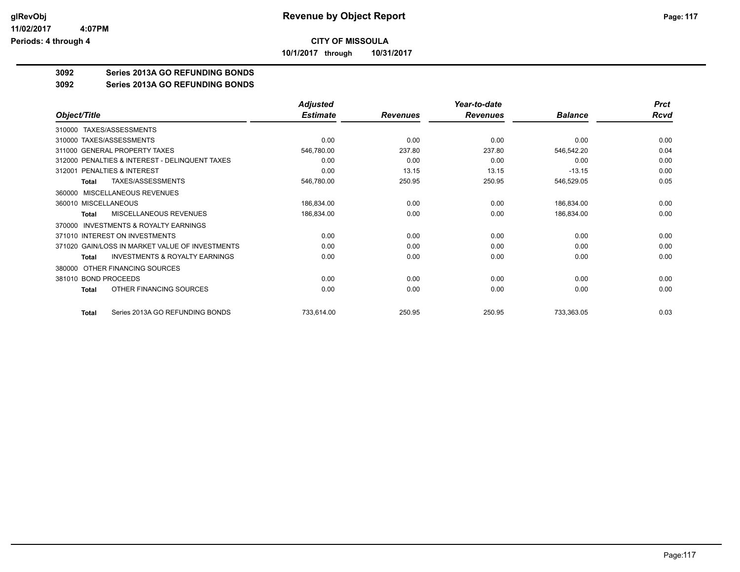# CITY OF MISSOULA

**10/1/2017 through 10/31/2017**

**Revenue by Object Report**

## 3092 Series 2013A GO REFUNDING BONDS

### 3092 Series 2013A GO REFUNDING BONDS

| Object/Title | Adjusted Estimate | Revenues | Year-to-date Revenues | Balance | Prct Rcvd |
|---|---|---|---|---|---|
| 310000 TAXES/ASSESSMENTS | | | | | |
| 310000 TAXES/ASSESSMENTS | 0.00 | 0.00 | 0.00 | 0.00 | 0.00 |
| 311000 GENERAL PROPERTY TAXES | 546,780.00 | 237.80 | 237.80 | 546,542.20 | 0.04 |
| 312000 PENALTIES & INTEREST - DELINQUENT TAXES | 0.00 | 0.00 | 0.00 | 0.00 | 0.00 |
| 312001 PENALTIES & INTEREST | 0.00 | 13.15 | 13.15 | -13.15 | 0.00 |
| **Total** TAXES/ASSESSMENTS | 546,780.00 | 250.95 | 250.95 | 546,529.05 | 0.05 |
| 360000 MISCELLANEOUS REVENUES | | | | | |
| 360010 MISCELLANEOUS | 186,834.00 | 0.00 | 0.00 | 186,834.00 | 0.00 |
| **Total** MISCELLANEOUS REVENUES | 186,834.00 | 0.00 | 0.00 | 186,834.00 | 0.00 |
| 370000 INVESTMENTS & ROYALTY EARNINGS | | | | | |
| 371010 INTEREST ON INVESTMENTS | 0.00 | 0.00 | 0.00 | 0.00 | 0.00 |
| 371020 GAIN/LOSS IN MARKET VALUE OF INVESTMENTS | 0.00 | 0.00 | 0.00 | 0.00 | 0.00 |
| **Total** INVESTMENTS & ROYALTY EARNINGS | 0.00 | 0.00 | 0.00 | 0.00 | 0.00 |
| 380000 OTHER FINANCING SOURCES | | | | | |
| 381010 BOND PROCEEDS | 0.00 | 0.00 | 0.00 | 0.00 | 0.00 |
| **Total** OTHER FINANCING SOURCES | 0.00 | 0.00 | 0.00 | 0.00 | 0.00 |
| **Total** Series 2013A GO REFUNDING BONDS | 733,614.00 | 250.95 | 250.95 | 733,363.05 | 0.03 |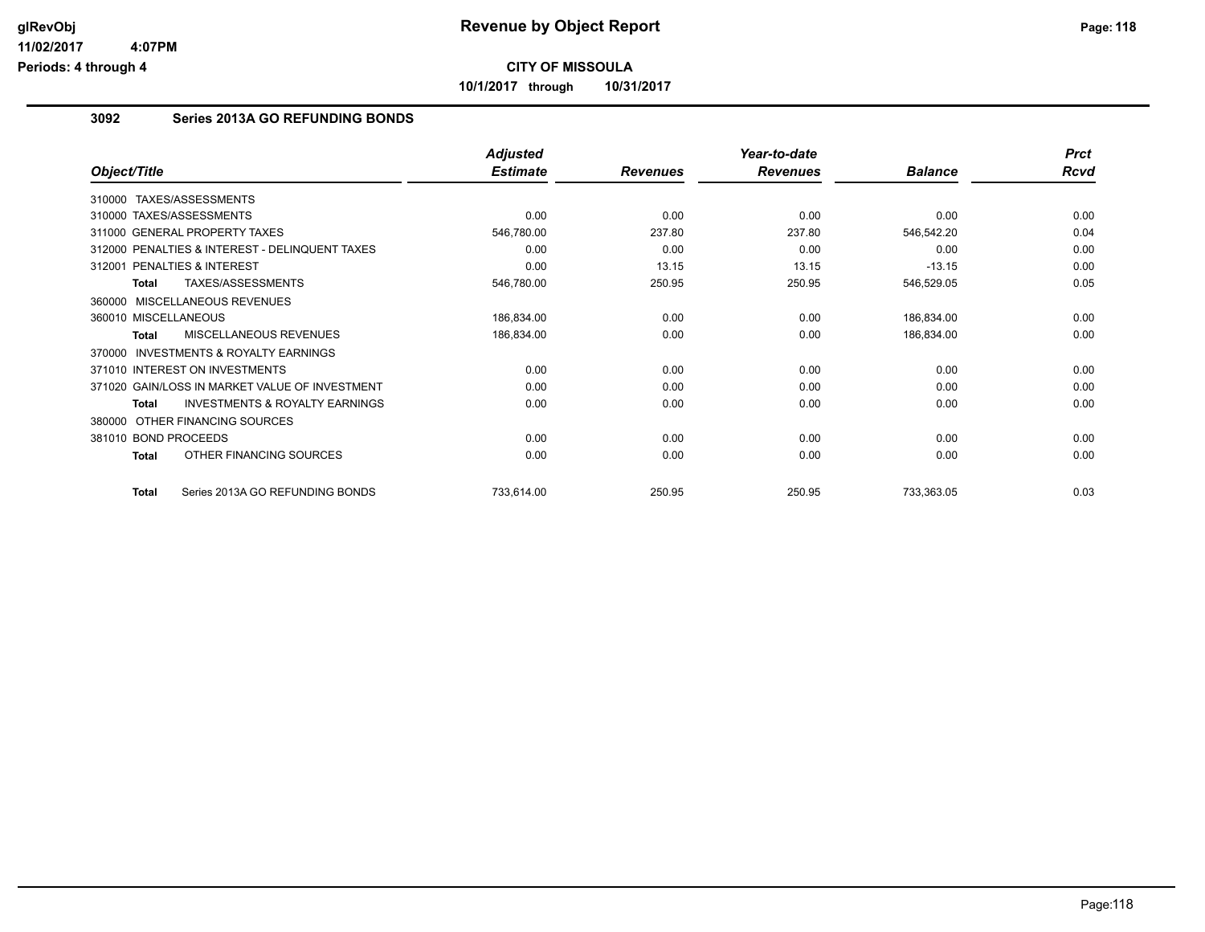# Revenue by Object Report

**CITY OF MISSOULA**

**10/1/2017 through 10/31/2017**

glRevObj
11/02/2017 4:07PM
Periods: 4 through 4

## 3092 Series 2013A GO REFUNDING BONDS

| Object/Title | Adjusted Estimate | Revenues | Year-to-date Revenues | Balance | Prct Rcvd |
|---|---|---|---|---|---|
| 310000 TAXES/ASSESSMENTS | | | | | |
| 310000 TAXES/ASSESSMENTS | 0.00 | 0.00 | 0.00 | 0.00 | 0.00 |
| 311000 GENERAL PROPERTY TAXES | 546,780.00 | 237.80 | 237.80 | 546,542.20 | 0.04 |
| 312000 PENALTIES & INTEREST - DELINQUENT TAXES | 0.00 | 0.00 | 0.00 | 0.00 | 0.00 |
| 312001 PENALTIES & INTEREST | 0.00 | 13.15 | 13.15 | -13.15 | 0.00 |
| **Total** TAXES/ASSESSMENTS | 546,780.00 | 250.95 | 250.95 | 546,529.05 | 0.05 |
| 360000 MISCELLANEOUS REVENUES | | | | | |
| 360010 MISCELLANEOUS | 186,834.00 | 0.00 | 0.00 | 186,834.00 | 0.00 |
| **Total** MISCELLANEOUS REVENUES | 186,834.00 | 0.00 | 0.00 | 186,834.00 | 0.00 |
| 370000 INVESTMENTS & ROYALTY EARNINGS | | | | | |
| 371010 INTEREST ON INVESTMENTS | 0.00 | 0.00 | 0.00 | 0.00 | 0.00 |
| 371020 GAIN/LOSS IN MARKET VALUE OF INVESTMENT | 0.00 | 0.00 | 0.00 | 0.00 | 0.00 |
| **Total** INVESTMENTS & ROYALTY EARNINGS | 0.00 | 0.00 | 0.00 | 0.00 | 0.00 |
| 380000 OTHER FINANCING SOURCES | | | | | |
| 381010 BOND PROCEEDS | 0.00 | 0.00 | 0.00 | 0.00 | 0.00 |
| **Total** OTHER FINANCING SOURCES | 0.00 | 0.00 | 0.00 | 0.00 | 0.00 |
| **Total** Series 2013A GO REFUNDING BONDS | 733,614.00 | 250.95 | 250.95 | 733,363.05 | 0.03 |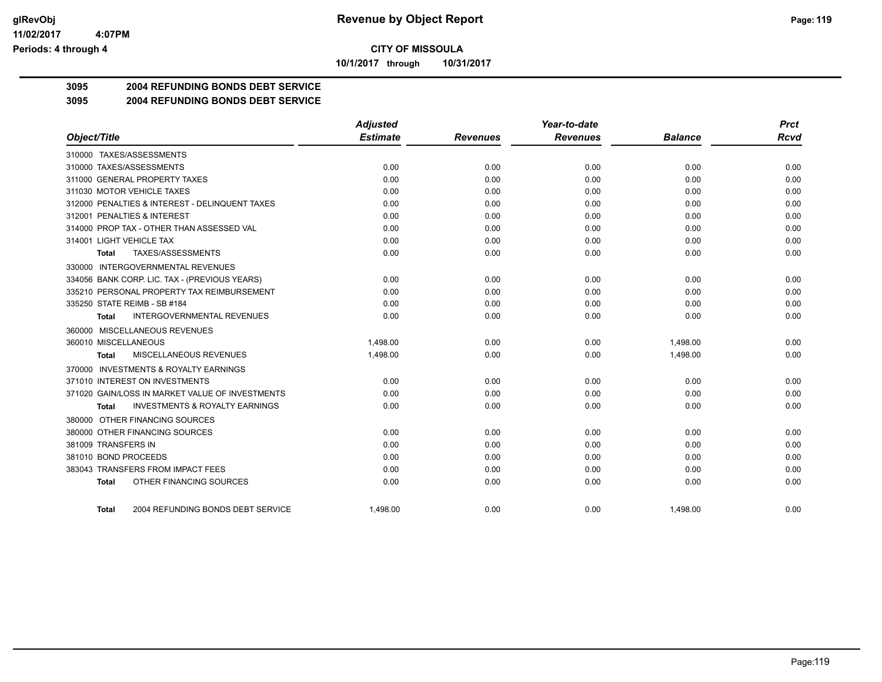**CITY OF MISSOULA**

**10/1/2017 through 10/31/2017**

## 3095 2004 REFUNDING BONDS DEBT SERVICE

## 3095 2004 REFUNDING BONDS DEBT SERVICE

| Object/Title | Adjusted Estimate | Revenues | Year-to-date Revenues | Balance | Prct Rcvd |
|---|---|---|---|---|---|
| 310000 TAXES/ASSESSMENTS | | | | | |
| 310000 TAXES/ASSESSMENTS | 0.00 | 0.00 | 0.00 | 0.00 | 0.00 |
| 311000 GENERAL PROPERTY TAXES | 0.00 | 0.00 | 0.00 | 0.00 | 0.00 |
| 311030 MOTOR VEHICLE TAXES | 0.00 | 0.00 | 0.00 | 0.00 | 0.00 |
| 312000 PENALTIES & INTEREST - DELINQUENT TAXES | 0.00 | 0.00 | 0.00 | 0.00 | 0.00 |
| 312001 PENALTIES & INTEREST | 0.00 | 0.00 | 0.00 | 0.00 | 0.00 |
| 314000 PROP TAX - OTHER THAN ASSESSED VAL | 0.00 | 0.00 | 0.00 | 0.00 | 0.00 |
| 314001 LIGHT VEHICLE TAX | 0.00 | 0.00 | 0.00 | 0.00 | 0.00 |
| **Total** TAXES/ASSESSMENTS | 0.00 | 0.00 | 0.00 | 0.00 | 0.00 |
| 330000 INTERGOVERNMENTAL REVENUES | | | | | |
| 334056 BANK CORP. LIC. TAX - (PREVIOUS YEARS) | 0.00 | 0.00 | 0.00 | 0.00 | 0.00 |
| 335210 PERSONAL PROPERTY TAX REIMBURSEMENT | 0.00 | 0.00 | 0.00 | 0.00 | 0.00 |
| 335250 STATE REIMB - SB #184 | 0.00 | 0.00 | 0.00 | 0.00 | 0.00 |
| **Total** INTERGOVERNMENTAL REVENUES | 0.00 | 0.00 | 0.00 | 0.00 | 0.00 |
| 360000 MISCELLANEOUS REVENUES | | | | | |
| 360010 MISCELLANEOUS | 1,498.00 | 0.00 | 0.00 | 1,498.00 | 0.00 |
| **Total** MISCELLANEOUS REVENUES | 1,498.00 | 0.00 | 0.00 | 1,498.00 | 0.00 |
| 370000 INVESTMENTS & ROYALTY EARNINGS | | | | | |
| 371010 INTEREST ON INVESTMENTS | 0.00 | 0.00 | 0.00 | 0.00 | 0.00 |
| 371020 GAIN/LOSS IN MARKET VALUE OF INVESTMENTS | 0.00 | 0.00 | 0.00 | 0.00 | 0.00 |
| **Total** INVESTMENTS & ROYALTY EARNINGS | 0.00 | 0.00 | 0.00 | 0.00 | 0.00 |
| 380000 OTHER FINANCING SOURCES | | | | | |
| 380000 OTHER FINANCING SOURCES | 0.00 | 0.00 | 0.00 | 0.00 | 0.00 |
| 381009 TRANSFERS IN | 0.00 | 0.00 | 0.00 | 0.00 | 0.00 |
| 381010 BOND PROCEEDS | 0.00 | 0.00 | 0.00 | 0.00 | 0.00 |
| 383043 TRANSFERS FROM IMPACT FEES | 0.00 | 0.00 | 0.00 | 0.00 | 0.00 |
| **Total** OTHER FINANCING SOURCES | 0.00 | 0.00 | 0.00 | 0.00 | 0.00 |
| **Total** 2004 REFUNDING BONDS DEBT SERVICE | 1,498.00 | 0.00 | 0.00 | 1,498.00 | 0.00 |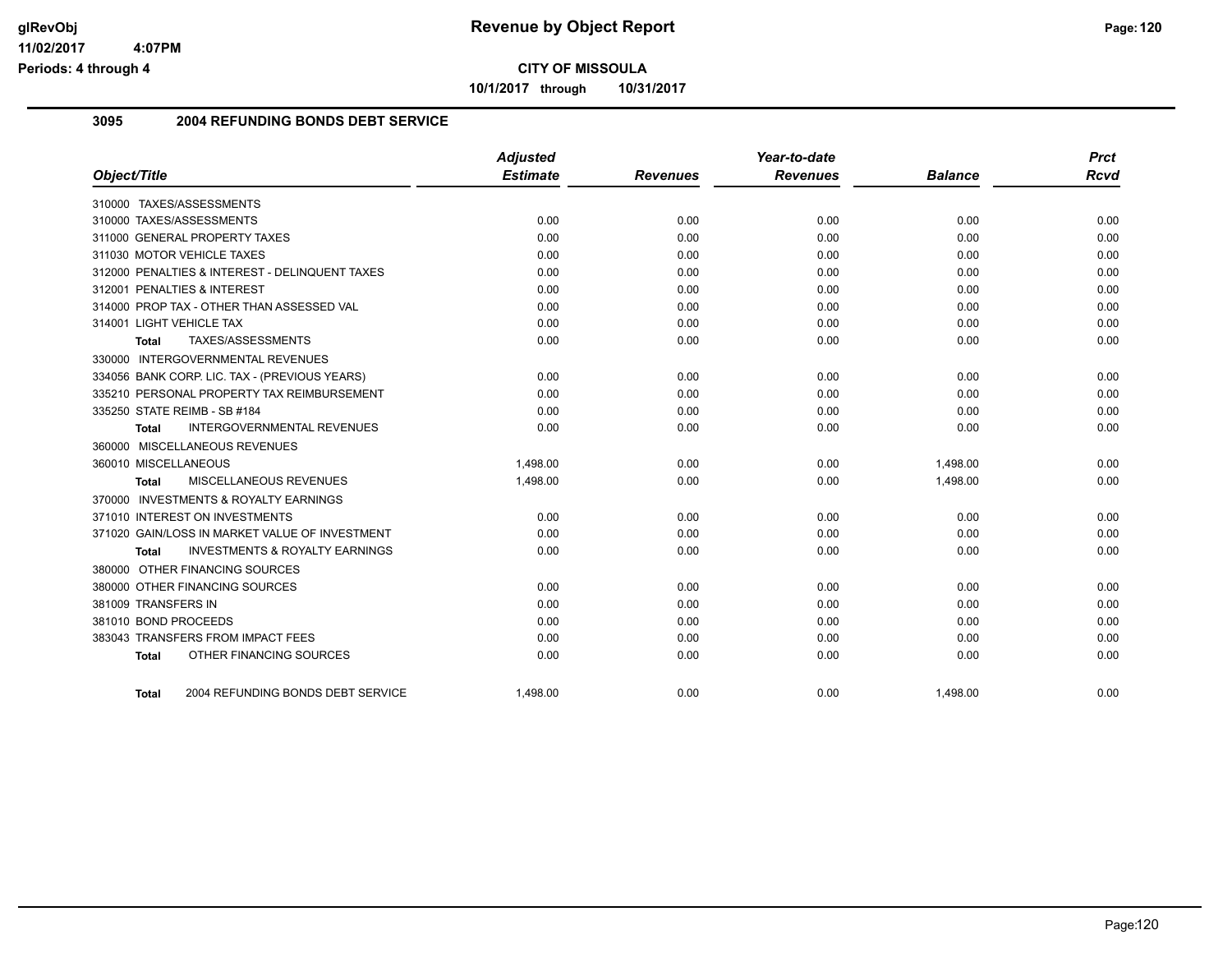**glRevObj**
**11/02/2017 4:07PM**
**Periods: 4 through 4**

# Revenue by Object Report

**CITY OF MISSOULA**

**10/1/2017 through 10/31/2017**

## 3095 2004 REFUNDING BONDS DEBT SERVICE

| Object/Title | Adjusted Estimate | Revenues | Year-to-date Revenues | Balance | Prct Rcvd |
|---|---|---|---|---|---|
| 310000 TAXES/ASSESSMENTS | | | | | |
| 310000 TAXES/ASSESSMENTS | 0.00 | 0.00 | 0.00 | 0.00 | 0.00 |
| 311000 GENERAL PROPERTY TAXES | 0.00 | 0.00 | 0.00 | 0.00 | 0.00 |
| 311030 MOTOR VEHICLE TAXES | 0.00 | 0.00 | 0.00 | 0.00 | 0.00 |
| 312000 PENALTIES & INTEREST - DELINQUENT TAXES | 0.00 | 0.00 | 0.00 | 0.00 | 0.00 |
| 312001 PENALTIES & INTEREST | 0.00 | 0.00 | 0.00 | 0.00 | 0.00 |
| 314000 PROP TAX - OTHER THAN ASSESSED VAL | 0.00 | 0.00 | 0.00 | 0.00 | 0.00 |
| 314001 LIGHT VEHICLE TAX | 0.00 | 0.00 | 0.00 | 0.00 | 0.00 |
| **Total** TAXES/ASSESSMENTS | 0.00 | 0.00 | 0.00 | 0.00 | 0.00 |
| 330000 INTERGOVERNMENTAL REVENUES | | | | | |
| 334056 BANK CORP. LIC. TAX - (PREVIOUS YEARS) | 0.00 | 0.00 | 0.00 | 0.00 | 0.00 |
| 335210 PERSONAL PROPERTY TAX REIMBURSEMENT | 0.00 | 0.00 | 0.00 | 0.00 | 0.00 |
| 335250 STATE REIMB - SB #184 | 0.00 | 0.00 | 0.00 | 0.00 | 0.00 |
| **Total** INTERGOVERNMENTAL REVENUES | 0.00 | 0.00 | 0.00 | 0.00 | 0.00 |
| 360000 MISCELLANEOUS REVENUES | | | | | |
| 360010 MISCELLANEOUS | 1,498.00 | 0.00 | 0.00 | 1,498.00 | 0.00 |
| **Total** MISCELLANEOUS REVENUES | 1,498.00 | 0.00 | 0.00 | 1,498.00 | 0.00 |
| 370000 INVESTMENTS & ROYALTY EARNINGS | | | | | |
| 371010 INTEREST ON INVESTMENTS | 0.00 | 0.00 | 0.00 | 0.00 | 0.00 |
| 371020 GAIN/LOSS IN MARKET VALUE OF INVESTMENT | 0.00 | 0.00 | 0.00 | 0.00 | 0.00 |
| **Total** INVESTMENTS & ROYALTY EARNINGS | 0.00 | 0.00 | 0.00 | 0.00 | 0.00 |
| 380000 OTHER FINANCING SOURCES | | | | | |
| 380000 OTHER FINANCING SOURCES | 0.00 | 0.00 | 0.00 | 0.00 | 0.00 |
| 381009 TRANSFERS IN | 0.00 | 0.00 | 0.00 | 0.00 | 0.00 |
| 381010 BOND PROCEEDS | 0.00 | 0.00 | 0.00 | 0.00 | 0.00 |
| 383043 TRANSFERS FROM IMPACT FEES | 0.00 | 0.00 | 0.00 | 0.00 | 0.00 |
| **Total** OTHER FINANCING SOURCES | 0.00 | 0.00 | 0.00 | 0.00 | 0.00 |
| **Total** 2004 REFUNDING BONDS DEBT SERVICE | 1,498.00 | 0.00 | 0.00 | 1,498.00 | 0.00 |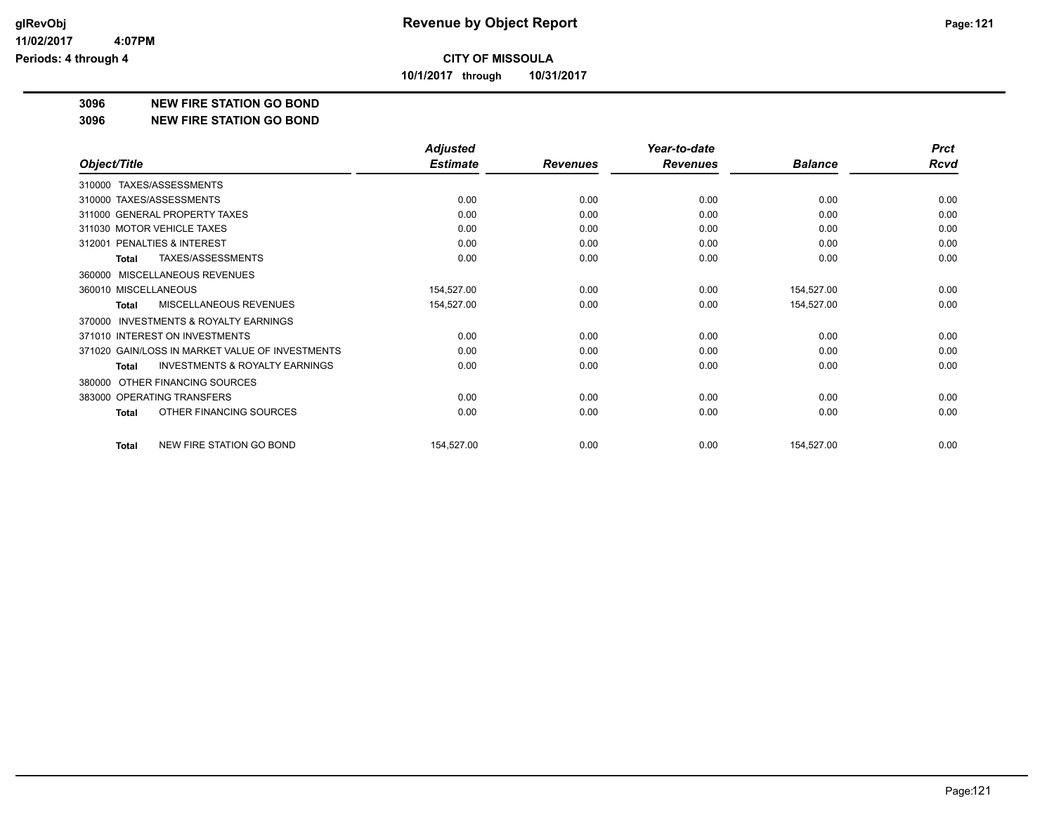# Revenue by Object Report

**CITY OF MISSOULA**

**10/1/2017 through 10/31/2017**

glRevObj
11/02/2017 4:07PM
Periods: 4 through 4

**3096 NEW FIRE STATION GO BOND**

**3096 NEW FIRE STATION GO BOND**

| Object/Title | Adjusted Estimate | Revenues | Year-to-date Revenues | Balance | Prct Rcvd |
|---|---|---|---|---|---|
| 310000 TAXES/ASSESSMENTS | | | | | |
| 310000 TAXES/ASSESSMENTS | 0.00 | 0.00 | 0.00 | 0.00 | 0.00 |
| 311000 GENERAL PROPERTY TAXES | 0.00 | 0.00 | 0.00 | 0.00 | 0.00 |
| 311030 MOTOR VEHICLE TAXES | 0.00 | 0.00 | 0.00 | 0.00 | 0.00 |
| 312001 PENALTIES & INTEREST | 0.00 | 0.00 | 0.00 | 0.00 | 0.00 |
| **Total** TAXES/ASSESSMENTS | 0.00 | 0.00 | 0.00 | 0.00 | 0.00 |
| 360000 MISCELLANEOUS REVENUES | | | | | |
| 360010 MISCELLANEOUS | 154,527.00 | 0.00 | 0.00 | 154,527.00 | 0.00 |
| **Total** MISCELLANEOUS REVENUES | 154,527.00 | 0.00 | 0.00 | 154,527.00 | 0.00 |
| 370000 INVESTMENTS & ROYALTY EARNINGS | | | | | |
| 371010 INTEREST ON INVESTMENTS | 0.00 | 0.00 | 0.00 | 0.00 | 0.00 |
| 371020 GAIN/LOSS IN MARKET VALUE OF INVESTMENTS | 0.00 | 0.00 | 0.00 | 0.00 | 0.00 |
| **Total** INVESTMENTS & ROYALTY EARNINGS | 0.00 | 0.00 | 0.00 | 0.00 | 0.00 |
| 380000 OTHER FINANCING SOURCES | | | | | |
| 383000 OPERATING TRANSFERS | 0.00 | 0.00 | 0.00 | 0.00 | 0.00 |
| **Total** OTHER FINANCING SOURCES | 0.00 | 0.00 | 0.00 | 0.00 | 0.00 |
| **Total** NEW FIRE STATION GO BOND | 154,527.00 | 0.00 | 0.00 | 154,527.00 | 0.00 |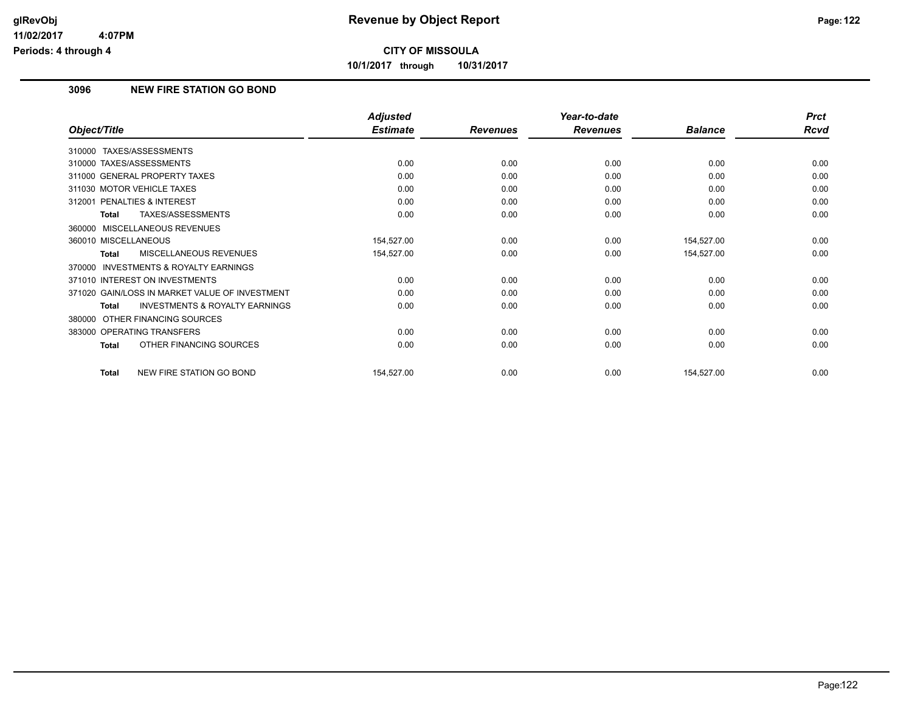**CITY OF MISSOULA**

**10/1/2017 through 10/31/2017**

## 3096 NEW FIRE STATION GO BOND

| Object/Title | Adjusted Estimate | Revenues | Year-to-date Revenues | Balance | Prct Rcvd |
|---|---|---|---|---|---|
| 310000 TAXES/ASSESSMENTS | | | | | |
| 310000 TAXES/ASSESSMENTS | 0.00 | 0.00 | 0.00 | 0.00 | 0.00 |
| 311000 GENERAL PROPERTY TAXES | 0.00 | 0.00 | 0.00 | 0.00 | 0.00 |
| 311030 MOTOR VEHICLE TAXES | 0.00 | 0.00 | 0.00 | 0.00 | 0.00 |
| 312001 PENALTIES & INTEREST | 0.00 | 0.00 | 0.00 | 0.00 | 0.00 |
| **Total** TAXES/ASSESSMENTS | 0.00 | 0.00 | 0.00 | 0.00 | 0.00 |
| 360000 MISCELLANEOUS REVENUES | | | | | |
| 360010 MISCELLANEOUS | 154,527.00 | 0.00 | 0.00 | 154,527.00 | 0.00 |
| **Total** MISCELLANEOUS REVENUES | 154,527.00 | 0.00 | 0.00 | 154,527.00 | 0.00 |
| 370000 INVESTMENTS & ROYALTY EARNINGS | | | | | |
| 371010 INTEREST ON INVESTMENTS | 0.00 | 0.00 | 0.00 | 0.00 | 0.00 |
| 371020 GAIN/LOSS IN MARKET VALUE OF INVESTMENT | 0.00 | 0.00 | 0.00 | 0.00 | 0.00 |
| **Total** INVESTMENTS & ROYALTY EARNINGS | 0.00 | 0.00 | 0.00 | 0.00 | 0.00 |
| 380000 OTHER FINANCING SOURCES | | | | | |
| 383000 OPERATING TRANSFERS | 0.00 | 0.00 | 0.00 | 0.00 | 0.00 |
| **Total** OTHER FINANCING SOURCES | 0.00 | 0.00 | 0.00 | 0.00 | 0.00 |
| **Total** NEW FIRE STATION GO BOND | 154,527.00 | 0.00 | 0.00 | 154,527.00 | 0.00 |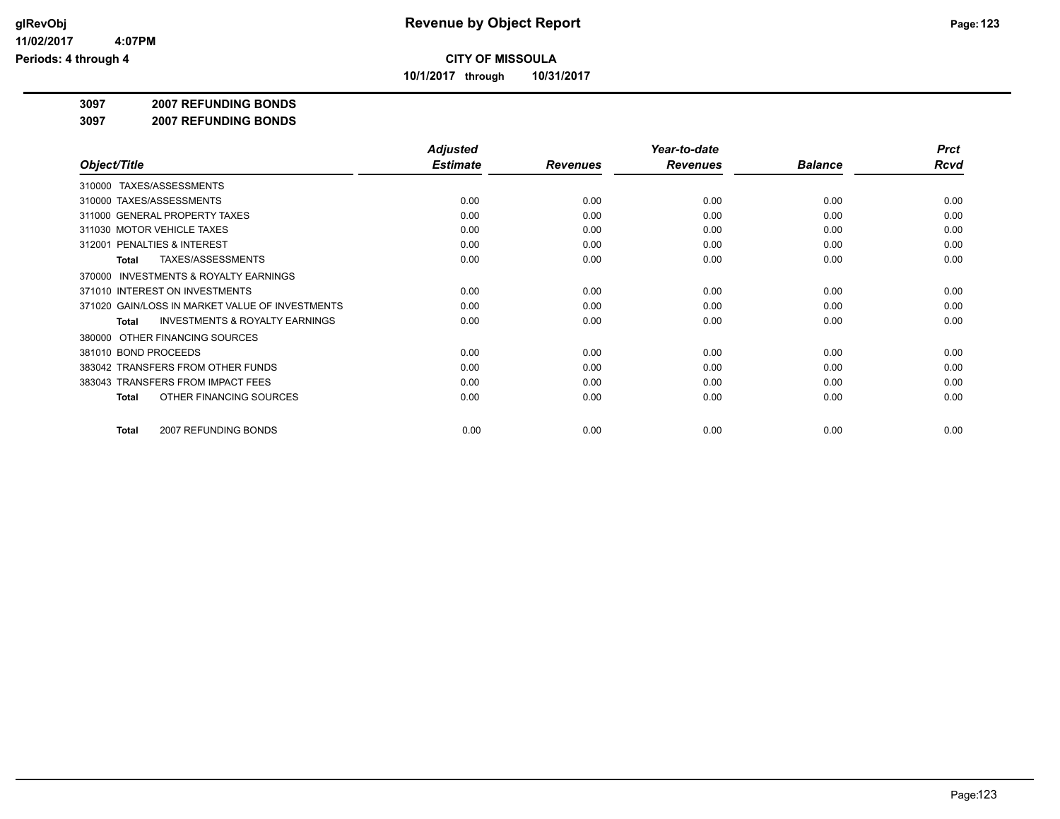**glRevObj**
**11/02/2017 4:07PM**
**Periods: 4 through 4**

# Revenue by Object Report

**CITY OF MISSOULA**

**10/1/2017 through 10/31/2017**

**3097 2007 REFUNDING BONDS**

**3097 2007 REFUNDING BONDS**

| Object/Title | Adjusted Estimate | Revenues | Year-to-date Revenues | Balance | Prct Rcvd |
|---|---|---|---|---|---|
| 310000 TAXES/ASSESSMENTS | | | | | |
| 310000 TAXES/ASSESSMENTS | 0.00 | 0.00 | 0.00 | 0.00 | 0.00 |
| 311000 GENERAL PROPERTY TAXES | 0.00 | 0.00 | 0.00 | 0.00 | 0.00 |
| 311030 MOTOR VEHICLE TAXES | 0.00 | 0.00 | 0.00 | 0.00 | 0.00 |
| 312001 PENALTIES & INTEREST | 0.00 | 0.00 | 0.00 | 0.00 | 0.00 |
| **Total** TAXES/ASSESSMENTS | 0.00 | 0.00 | 0.00 | 0.00 | 0.00 |
| 370000 INVESTMENTS & ROYALTY EARNINGS | | | | | |
| 371010 INTEREST ON INVESTMENTS | 0.00 | 0.00 | 0.00 | 0.00 | 0.00 |
| 371020 GAIN/LOSS IN MARKET VALUE OF INVESTMENTS | 0.00 | 0.00 | 0.00 | 0.00 | 0.00 |
| **Total** INVESTMENTS & ROYALTY EARNINGS | 0.00 | 0.00 | 0.00 | 0.00 | 0.00 |
| 380000 OTHER FINANCING SOURCES | | | | | |
| 381010 BOND PROCEEDS | 0.00 | 0.00 | 0.00 | 0.00 | 0.00 |
| 383042 TRANSFERS FROM OTHER FUNDS | 0.00 | 0.00 | 0.00 | 0.00 | 0.00 |
| 383043 TRANSFERS FROM IMPACT FEES | 0.00 | 0.00 | 0.00 | 0.00 | 0.00 |
| **Total** OTHER FINANCING SOURCES | 0.00 | 0.00 | 0.00 | 0.00 | 0.00 |
| **Total** 2007 REFUNDING BONDS | 0.00 | 0.00 | 0.00 | 0.00 | 0.00 |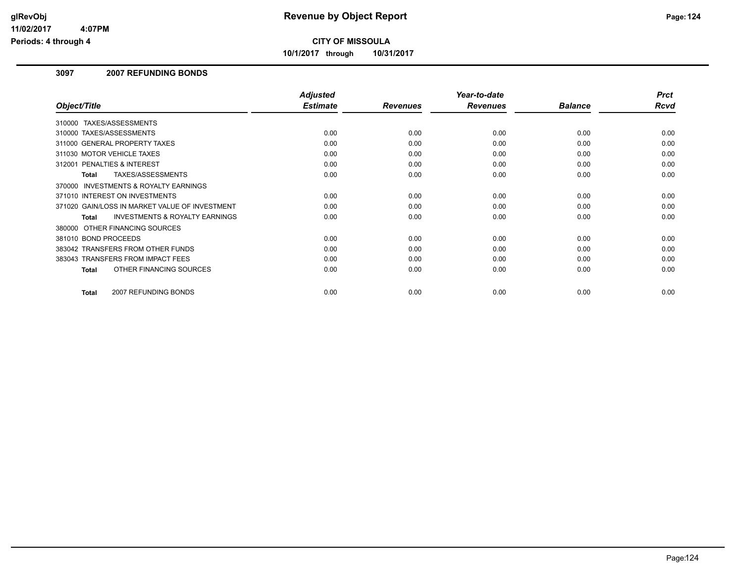# Revenue by Object Report

**CITY OF MISSOULA**

**10/1/2017 through 10/31/2017**

glRevObj
11/02/2017 4:07PM
Periods: 4 through 4

## 3097 2007 REFUNDING BONDS

| Object/Title | Adjusted Estimate | Revenues | Year-to-date Revenues | Balance | Prct Rcvd |
|---|---|---|---|---|---|
| 310000 TAXES/ASSESSMENTS | | | | | |
| 310000 TAXES/ASSESSMENTS | 0.00 | 0.00 | 0.00 | 0.00 | 0.00 |
| 311000 GENERAL PROPERTY TAXES | 0.00 | 0.00 | 0.00 | 0.00 | 0.00 |
| 311030 MOTOR VEHICLE TAXES | 0.00 | 0.00 | 0.00 | 0.00 | 0.00 |
| 312001 PENALTIES & INTEREST | 0.00 | 0.00 | 0.00 | 0.00 | 0.00 |
| **Total** TAXES/ASSESSMENTS | 0.00 | 0.00 | 0.00 | 0.00 | 0.00 |
| 370000 INVESTMENTS & ROYALTY EARNINGS | | | | | |
| 371010 INTEREST ON INVESTMENTS | 0.00 | 0.00 | 0.00 | 0.00 | 0.00 |
| 371020 GAIN/LOSS IN MARKET VALUE OF INVESTMENT | 0.00 | 0.00 | 0.00 | 0.00 | 0.00 |
| **Total** INVESTMENTS & ROYALTY EARNINGS | 0.00 | 0.00 | 0.00 | 0.00 | 0.00 |
| 380000 OTHER FINANCING SOURCES | | | | | |
| 381010 BOND PROCEEDS | 0.00 | 0.00 | 0.00 | 0.00 | 0.00 |
| 383042 TRANSFERS FROM OTHER FUNDS | 0.00 | 0.00 | 0.00 | 0.00 | 0.00 |
| 383043 TRANSFERS FROM IMPACT FEES | 0.00 | 0.00 | 0.00 | 0.00 | 0.00 |
| **Total** OTHER FINANCING SOURCES | 0.00 | 0.00 | 0.00 | 0.00 | 0.00 |
| **Total** 2007 REFUNDING BONDS | 0.00 | 0.00 | 0.00 | 0.00 | 0.00 |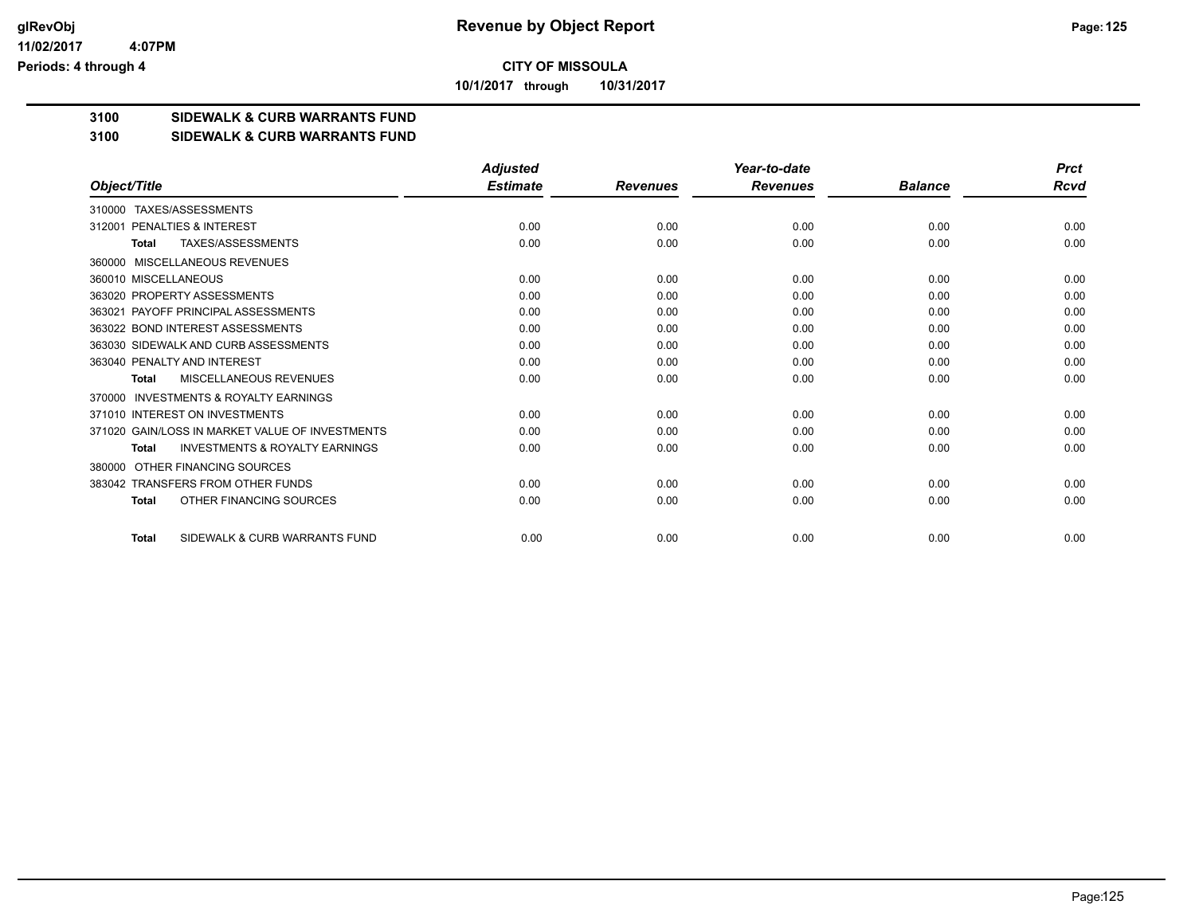# Revenue by Object Report

**CITY OF MISSOULA**

**10/1/2017 through 10/31/2017**

glRevObj
11/02/2017 4:07PM
Periods: 4 through 4

## 3100 SIDEWALK & CURB WARRANTS FUND

## 3100 SIDEWALK & CURB WARRANTS FUND

| Object/Title | Adjusted Estimate | Revenues | Year-to-date Revenues | Balance | Prct Rcvd |
|---|---|---|---|---|---|
| 310000 TAXES/ASSESSMENTS | | | | | |
| 312001 PENALTIES & INTEREST | 0.00 | 0.00 | 0.00 | 0.00 | 0.00 |
| **Total** TAXES/ASSESSMENTS | 0.00 | 0.00 | 0.00 | 0.00 | 0.00 |
| 360000 MISCELLANEOUS REVENUES | | | | | |
| 360010 MISCELLANEOUS | 0.00 | 0.00 | 0.00 | 0.00 | 0.00 |
| 363020 PROPERTY ASSESSMENTS | 0.00 | 0.00 | 0.00 | 0.00 | 0.00 |
| 363021 PAYOFF PRINCIPAL ASSESSMENTS | 0.00 | 0.00 | 0.00 | 0.00 | 0.00 |
| 363022 BOND INTEREST ASSESSMENTS | 0.00 | 0.00 | 0.00 | 0.00 | 0.00 |
| 363030 SIDEWALK AND CURB ASSESSMENTS | 0.00 | 0.00 | 0.00 | 0.00 | 0.00 |
| 363040 PENALTY AND INTEREST | 0.00 | 0.00 | 0.00 | 0.00 | 0.00 |
| **Total** MISCELLANEOUS REVENUES | 0.00 | 0.00 | 0.00 | 0.00 | 0.00 |
| 370000 INVESTMENTS & ROYALTY EARNINGS | | | | | |
| 371010 INTEREST ON INVESTMENTS | 0.00 | 0.00 | 0.00 | 0.00 | 0.00 |
| 371020 GAIN/LOSS IN MARKET VALUE OF INVESTMENTS | 0.00 | 0.00 | 0.00 | 0.00 | 0.00 |
| **Total** INVESTMENTS & ROYALTY EARNINGS | 0.00 | 0.00 | 0.00 | 0.00 | 0.00 |
| 380000 OTHER FINANCING SOURCES | | | | | |
| 383042 TRANSFERS FROM OTHER FUNDS | 0.00 | 0.00 | 0.00 | 0.00 | 0.00 |
| **Total** OTHER FINANCING SOURCES | 0.00 | 0.00 | 0.00 | 0.00 | 0.00 |
| **Total** SIDEWALK & CURB WARRANTS FUND | 0.00 | 0.00 | 0.00 | 0.00 | 0.00 |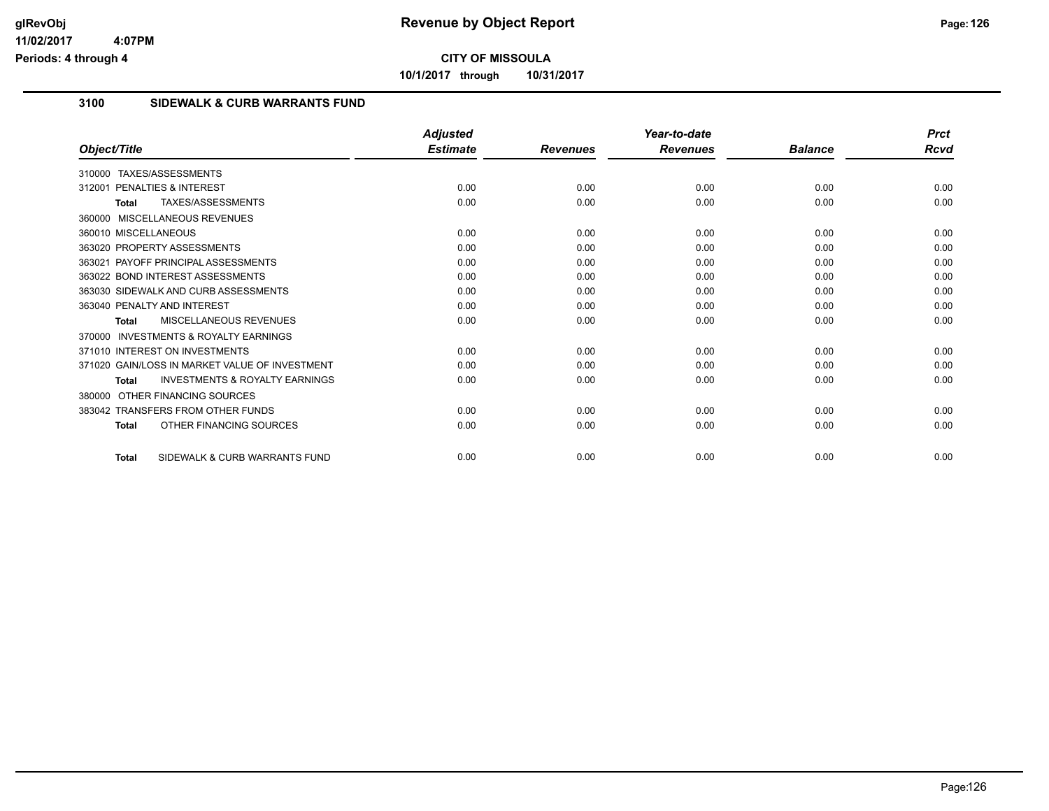**CITY OF MISSOULA**

**10/1/2017 through 10/31/2017**

## 3100 SIDEWALK & CURB WARRANTS FUND

| Object/Title | Adjusted Estimate | Revenues | Year-to-date Revenues | Balance | Prct Rcvd |
|---|---|---|---|---|---|
| 310000 TAXES/ASSESSMENTS | | | | | |
| 312001 PENALTIES & INTEREST | 0.00 | 0.00 | 0.00 | 0.00 | 0.00 |
| **Total** TAXES/ASSESSMENTS | 0.00 | 0.00 | 0.00 | 0.00 | 0.00 |
| 360000 MISCELLANEOUS REVENUES | | | | | |
| 360010 MISCELLANEOUS | 0.00 | 0.00 | 0.00 | 0.00 | 0.00 |
| 363020 PROPERTY ASSESSMENTS | 0.00 | 0.00 | 0.00 | 0.00 | 0.00 |
| 363021 PAYOFF PRINCIPAL ASSESSMENTS | 0.00 | 0.00 | 0.00 | 0.00 | 0.00 |
| 363022 BOND INTEREST ASSESSMENTS | 0.00 | 0.00 | 0.00 | 0.00 | 0.00 |
| 363030 SIDEWALK AND CURB ASSESSMENTS | 0.00 | 0.00 | 0.00 | 0.00 | 0.00 |
| 363040 PENALTY AND INTEREST | 0.00 | 0.00 | 0.00 | 0.00 | 0.00 |
| **Total** MISCELLANEOUS REVENUES | 0.00 | 0.00 | 0.00 | 0.00 | 0.00 |
| 370000 INVESTMENTS & ROYALTY EARNINGS | | | | | |
| 371010 INTEREST ON INVESTMENTS | 0.00 | 0.00 | 0.00 | 0.00 | 0.00 |
| 371020 GAIN/LOSS IN MARKET VALUE OF INVESTMENT | 0.00 | 0.00 | 0.00 | 0.00 | 0.00 |
| **Total** INVESTMENTS & ROYALTY EARNINGS | 0.00 | 0.00 | 0.00 | 0.00 | 0.00 |
| 380000 OTHER FINANCING SOURCES | | | | | |
| 383042 TRANSFERS FROM OTHER FUNDS | 0.00 | 0.00 | 0.00 | 0.00 | 0.00 |
| **Total** OTHER FINANCING SOURCES | 0.00 | 0.00 | 0.00 | 0.00 | 0.00 |
| **Total** SIDEWALK & CURB WARRANTS FUND | 0.00 | 0.00 | 0.00 | 0.00 | 0.00 |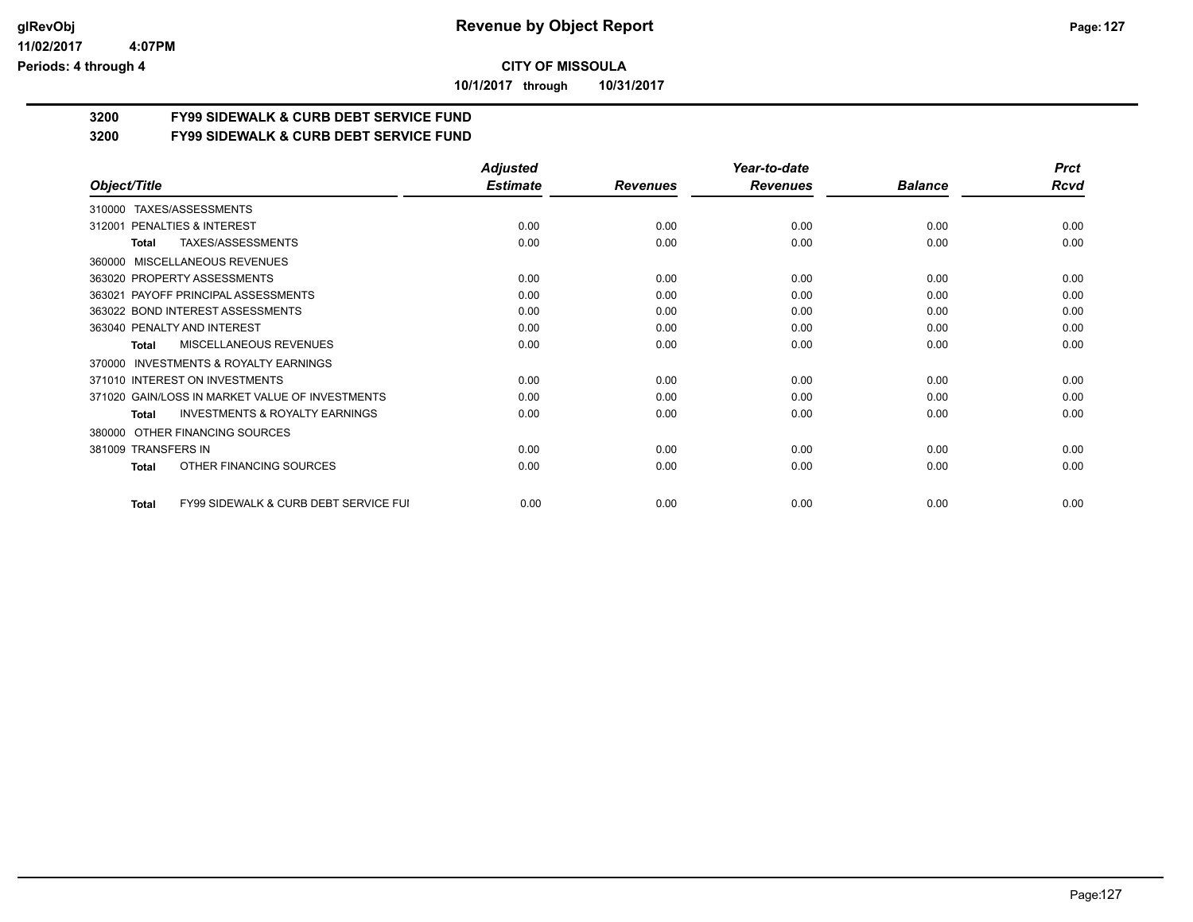# CITY OF MISSOULA

**10/1/2017 through 10/31/2017**

## 3200 FY99 SIDEWALK & CURB DEBT SERVICE FUND

## 3200 FY99 SIDEWALK & CURB DEBT SERVICE FUND

| Object/Title | Adjusted Estimate | Revenues | Year-to-date Revenues | Balance | Prct Rcvd |
|---|---|---|---|---|---|
| 310000 TAXES/ASSESSMENTS | | | | | |
| 312001 PENALTIES & INTEREST | 0.00 | 0.00 | 0.00 | 0.00 | 0.00 |
| **Total** TAXES/ASSESSMENTS | 0.00 | 0.00 | 0.00 | 0.00 | 0.00 |
| 360000 MISCELLANEOUS REVENUES | | | | | |
| 363020 PROPERTY ASSESSMENTS | 0.00 | 0.00 | 0.00 | 0.00 | 0.00 |
| 363021 PAYOFF PRINCIPAL ASSESSMENTS | 0.00 | 0.00 | 0.00 | 0.00 | 0.00 |
| 363022 BOND INTEREST ASSESSMENTS | 0.00 | 0.00 | 0.00 | 0.00 | 0.00 |
| 363040 PENALTY AND INTEREST | 0.00 | 0.00 | 0.00 | 0.00 | 0.00 |
| **Total** MISCELLANEOUS REVENUES | 0.00 | 0.00 | 0.00 | 0.00 | 0.00 |
| 370000 INVESTMENTS & ROYALTY EARNINGS | | | | | |
| 371010 INTEREST ON INVESTMENTS | 0.00 | 0.00 | 0.00 | 0.00 | 0.00 |
| 371020 GAIN/LOSS IN MARKET VALUE OF INVESTMENTS | 0.00 | 0.00 | 0.00 | 0.00 | 0.00 |
| **Total** INVESTMENTS & ROYALTY EARNINGS | 0.00 | 0.00 | 0.00 | 0.00 | 0.00 |
| 380000 OTHER FINANCING SOURCES | | | | | |
| 381009 TRANSFERS IN | 0.00 | 0.00 | 0.00 | 0.00 | 0.00 |
| **Total** OTHER FINANCING SOURCES | 0.00 | 0.00 | 0.00 | 0.00 | 0.00 |
| **Total** FY99 SIDEWALK & CURB DEBT SERVICE FUI | 0.00 | 0.00 | 0.00 | 0.00 | 0.00 |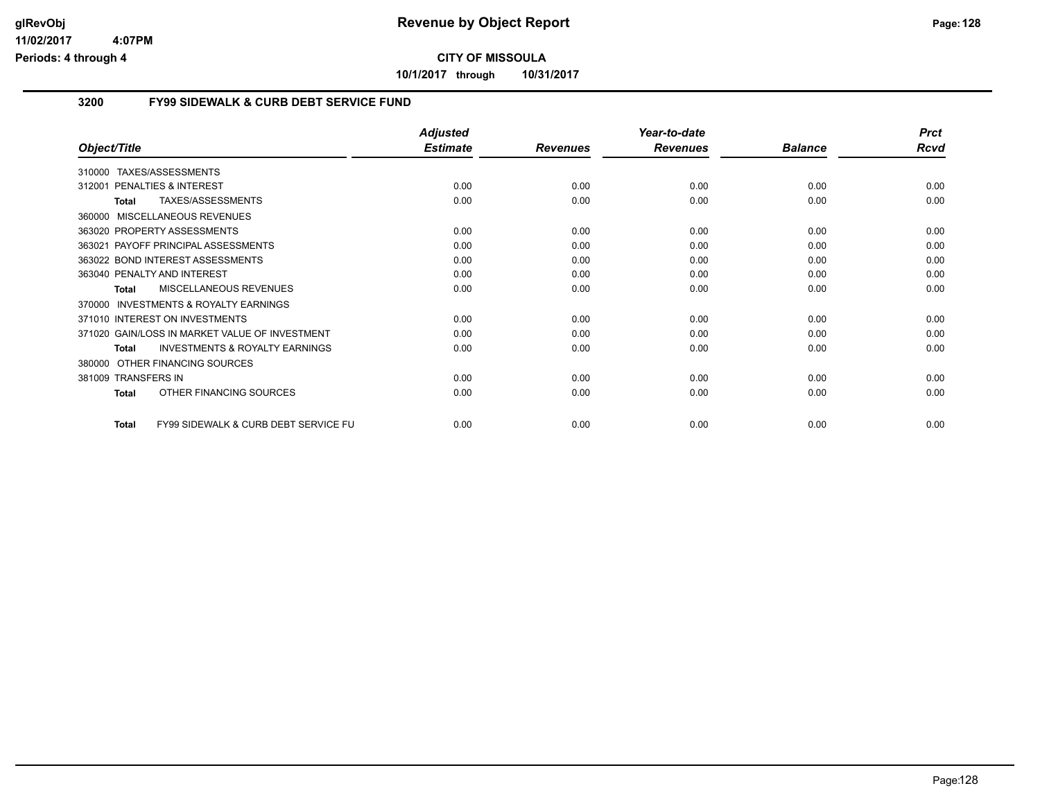**CITY OF MISSOULA**

**10/1/2017 through 10/31/2017**

## 3200 FY99 SIDEWALK & CURB DEBT SERVICE FUND

| Object/Title | Adjusted Estimate | Revenues | Year-to-date Revenues | Balance | Prct Rcvd |
|---|---|---|---|---|---|
| 310000 TAXES/ASSESSMENTS | | | | | |
| 312001 PENALTIES & INTEREST | 0.00 | 0.00 | 0.00 | 0.00 | 0.00 |
| **Total** TAXES/ASSESSMENTS | 0.00 | 0.00 | 0.00 | 0.00 | 0.00 |
| 360000 MISCELLANEOUS REVENUES | | | | | |
| 363020 PROPERTY ASSESSMENTS | 0.00 | 0.00 | 0.00 | 0.00 | 0.00 |
| 363021 PAYOFF PRINCIPAL ASSESSMENTS | 0.00 | 0.00 | 0.00 | 0.00 | 0.00 |
| 363022 BOND INTEREST ASSESSMENTS | 0.00 | 0.00 | 0.00 | 0.00 | 0.00 |
| 363040 PENALTY AND INTEREST | 0.00 | 0.00 | 0.00 | 0.00 | 0.00 |
| **Total** MISCELLANEOUS REVENUES | 0.00 | 0.00 | 0.00 | 0.00 | 0.00 |
| 370000 INVESTMENTS & ROYALTY EARNINGS | | | | | |
| 371010 INTEREST ON INVESTMENTS | 0.00 | 0.00 | 0.00 | 0.00 | 0.00 |
| 371020 GAIN/LOSS IN MARKET VALUE OF INVESTMENT | 0.00 | 0.00 | 0.00 | 0.00 | 0.00 |
| **Total** INVESTMENTS & ROYALTY EARNINGS | 0.00 | 0.00 | 0.00 | 0.00 | 0.00 |
| 380000 OTHER FINANCING SOURCES | | | | | |
| 381009 TRANSFERS IN | 0.00 | 0.00 | 0.00 | 0.00 | 0.00 |
| **Total** OTHER FINANCING SOURCES | 0.00 | 0.00 | 0.00 | 0.00 | 0.00 |
| **Total** FY99 SIDEWALK & CURB DEBT SERVICE FU | 0.00 | 0.00 | 0.00 | 0.00 | 0.00 |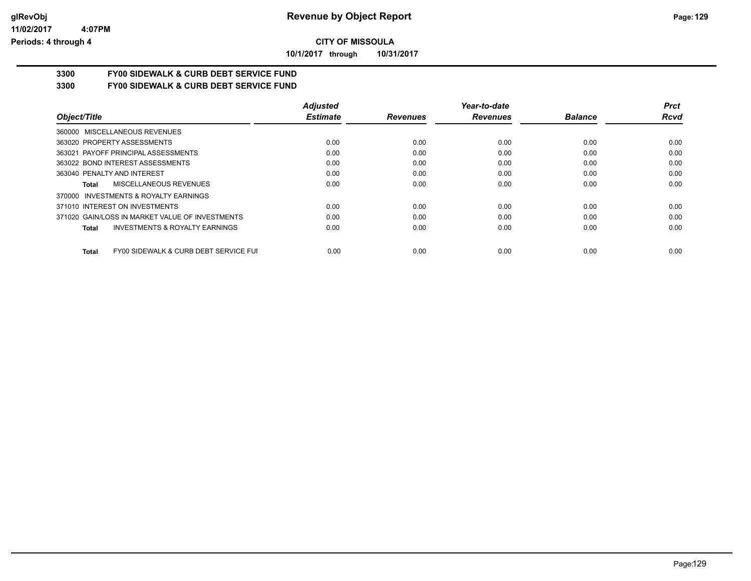**CITY OF MISSOULA**

**10/1/2017 through 10/31/2017**

**3300 FY00 SIDEWALK & CURB DEBT SERVICE FUND**

**3300 FY00 SIDEWALK & CURB DEBT SERVICE FUND**

| Object/Title | Adjusted Estimate | Revenues | Year-to-date Revenues | Balance | Prct Rcvd |
|---|---|---|---|---|---|
| 360000 MISCELLANEOUS REVENUES | | | | | |
| 363020 PROPERTY ASSESSMENTS | 0.00 | 0.00 | 0.00 | 0.00 | 0.00 |
| 363021 PAYOFF PRINCIPAL ASSESSMENTS | 0.00 | 0.00 | 0.00 | 0.00 | 0.00 |
| 363022 BOND INTEREST ASSESSMENTS | 0.00 | 0.00 | 0.00 | 0.00 | 0.00 |
| 363040 PENALTY AND INTEREST | 0.00 | 0.00 | 0.00 | 0.00 | 0.00 |
| **Total** MISCELLANEOUS REVENUES | 0.00 | 0.00 | 0.00 | 0.00 | 0.00 |
| 370000 INVESTMENTS & ROYALTY EARNINGS | | | | | |
| 371010 INTEREST ON INVESTMENTS | 0.00 | 0.00 | 0.00 | 0.00 | 0.00 |
| 371020 GAIN/LOSS IN MARKET VALUE OF INVESTMENTS | 0.00 | 0.00 | 0.00 | 0.00 | 0.00 |
| **Total** INVESTMENTS & ROYALTY EARNINGS | 0.00 | 0.00 | 0.00 | 0.00 | 0.00 |
| **Total** FY00 SIDEWALK & CURB DEBT SERVICE FUI | 0.00 | 0.00 | 0.00 | 0.00 | 0.00 |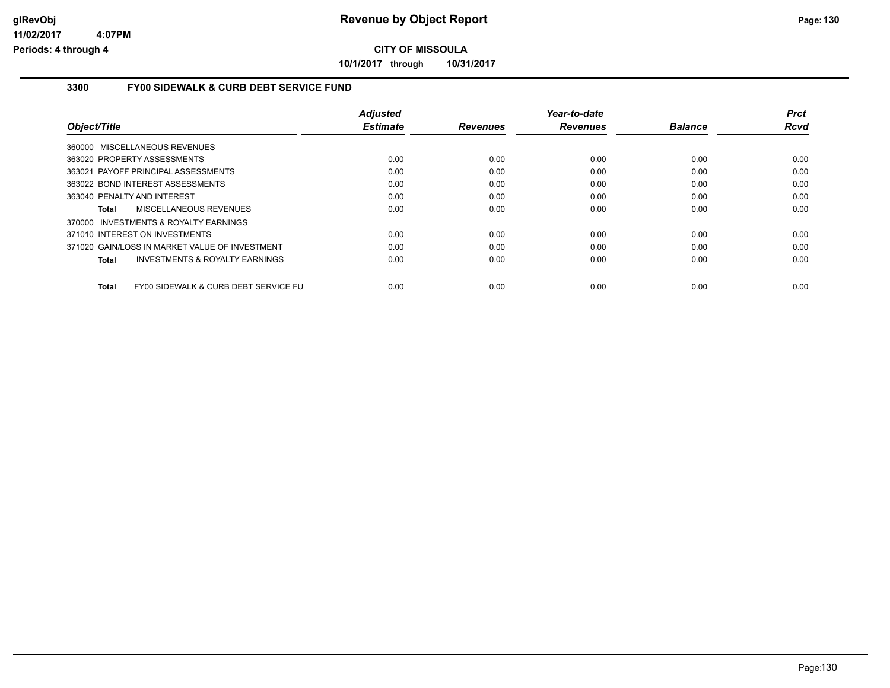**Revenue by Object Report**

**CITY OF MISSOULA**

**10/1/2017 through 10/31/2017**

glRevObj
11/02/2017 4:07PM
Periods: 4 through 4

### 3300 FY00 SIDEWALK & CURB DEBT SERVICE FUND

| Object/Title | Adjusted Estimate | Revenues | Year-to-date Revenues | Balance | Prct Rcvd |
|---|---|---|---|---|---|
| 360000 MISCELLANEOUS REVENUES | | | | | |
| 363020 PROPERTY ASSESSMENTS | 0.00 | 0.00 | 0.00 | 0.00 | 0.00 |
| 363021 PAYOFF PRINCIPAL ASSESSMENTS | 0.00 | 0.00 | 0.00 | 0.00 | 0.00 |
| 363022 BOND INTEREST ASSESSMENTS | 0.00 | 0.00 | 0.00 | 0.00 | 0.00 |
| 363040 PENALTY AND INTEREST | 0.00 | 0.00 | 0.00 | 0.00 | 0.00 |
| **Total** MISCELLANEOUS REVENUES | 0.00 | 0.00 | 0.00 | 0.00 | 0.00 |
| 370000 INVESTMENTS & ROYALTY EARNINGS | | | | | |
| 371010 INTEREST ON INVESTMENTS | 0.00 | 0.00 | 0.00 | 0.00 | 0.00 |
| 371020 GAIN/LOSS IN MARKET VALUE OF INVESTMENT | 0.00 | 0.00 | 0.00 | 0.00 | 0.00 |
| **Total** INVESTMENTS & ROYALTY EARNINGS | 0.00 | 0.00 | 0.00 | 0.00 | 0.00 |
| **Total** FY00 SIDEWALK & CURB DEBT SERVICE FU | 0.00 | 0.00 | 0.00 | 0.00 | 0.00 |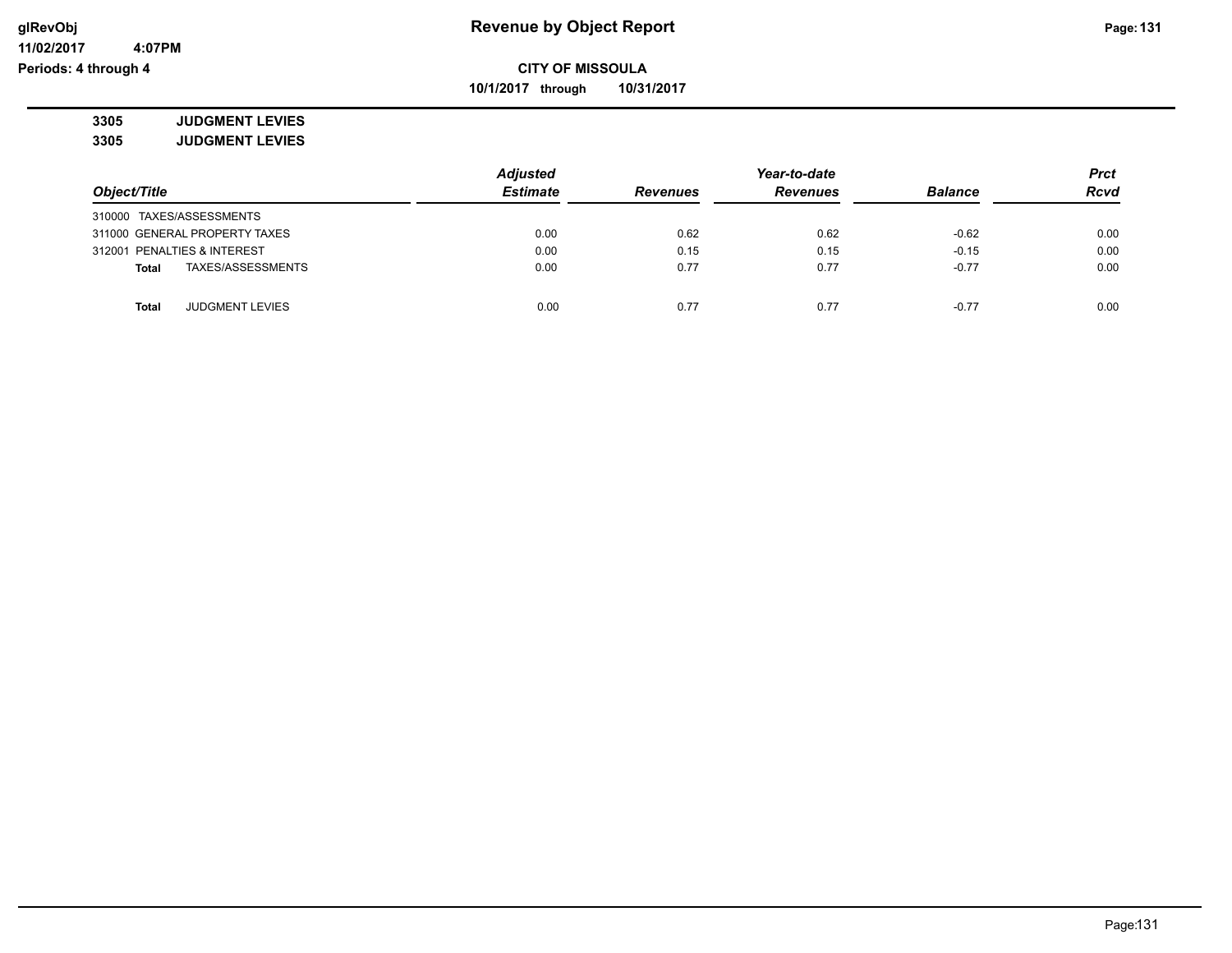# Revenue by Object Report

**CITY OF MISSOULA**

**10/1/2017 through 10/31/2017**

glRevObj
11/02/2017 4:07PM
Periods: 4 through 4

**3305 JUDGMENT LEVIES**

**3305 JUDGMENT LEVIES**

| Object/Title | Adjusted Estimate | Revenues | Year-to-date Revenues | Balance | Prct Rcvd |
|---|---|---|---|---|---|
| 310000 TAXES/ASSESSMENTS | | | | | |
| 311000 GENERAL PROPERTY TAXES | 0.00 | 0.62 | 0.62 | -0.62 | 0.00 |
| 312001 PENALTIES & INTEREST | 0.00 | 0.15 | 0.15 | -0.15 | 0.00 |
| **Total** TAXES/ASSESSMENTS | 0.00 | 0.77 | 0.77 | -0.77 | 0.00 |
| **Total** JUDGMENT LEVIES | 0.00 | 0.77 | 0.77 | -0.77 | 0.00 |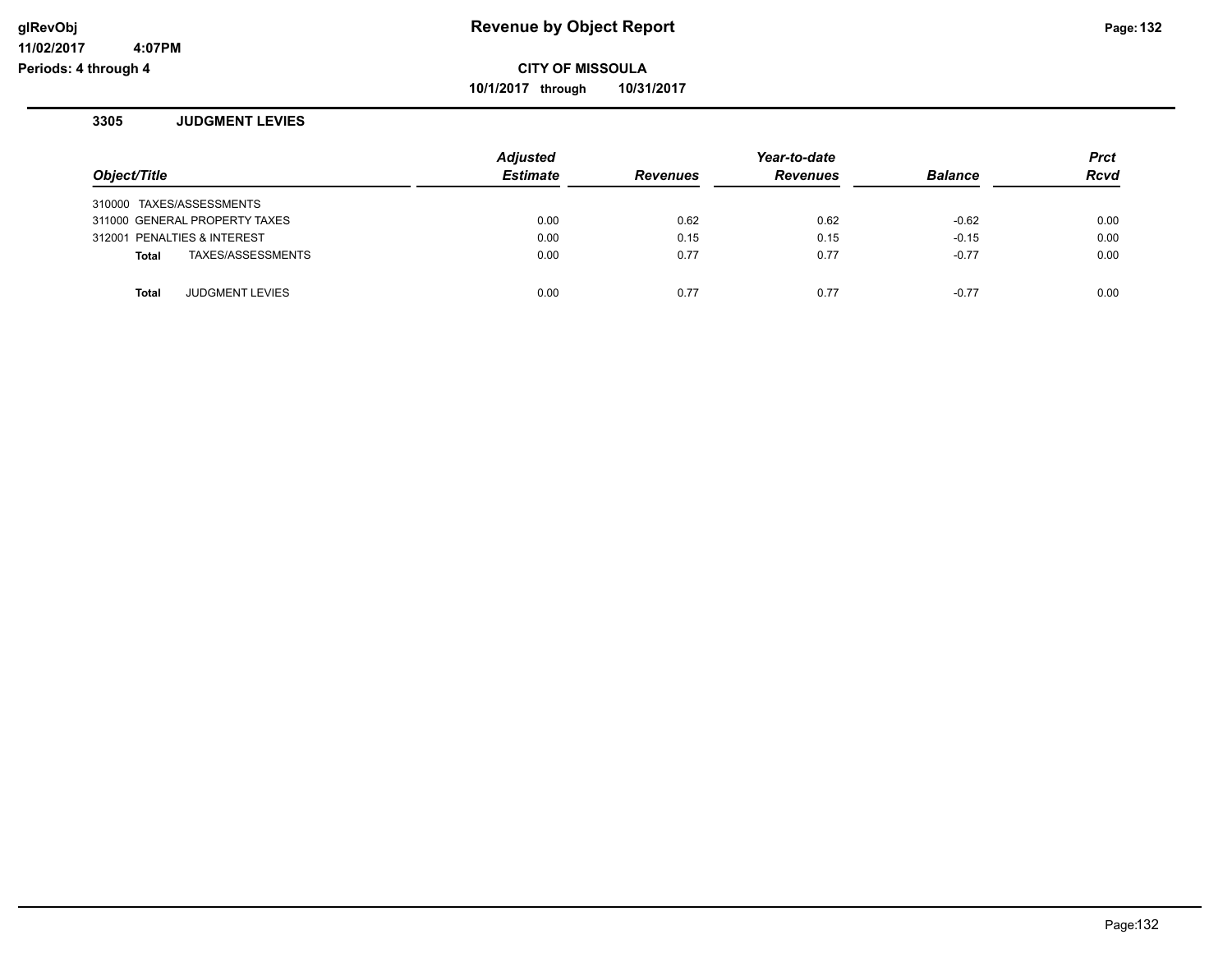**glRevObj** **Revenue by Object Report**

**11/02/2017 4:07PM**

**Periods: 4 through 4**

**CITY OF MISSOULA**

**10/1/2017 through 10/31/2017**

### 3305 JUDGMENT LEVIES

| Object/Title | Adjusted Estimate | Revenues | Year-to-date Revenues | Balance | Prct Rcvd |
|---|---|---|---|---|---|
| 310000 TAXES/ASSESSMENTS | | | | | |
| 311000 GENERAL PROPERTY TAXES | 0.00 | 0.62 | 0.62 | -0.62 | 0.00 |
| 312001 PENALTIES & INTEREST | 0.00 | 0.15 | 0.15 | -0.15 | 0.00 |
| **Total** TAXES/ASSESSMENTS | 0.00 | 0.77 | 0.77 | -0.77 | 0.00 |
| **Total** JUDGMENT LEVIES | 0.00 | 0.77 | 0.77 | -0.77 | 0.00 |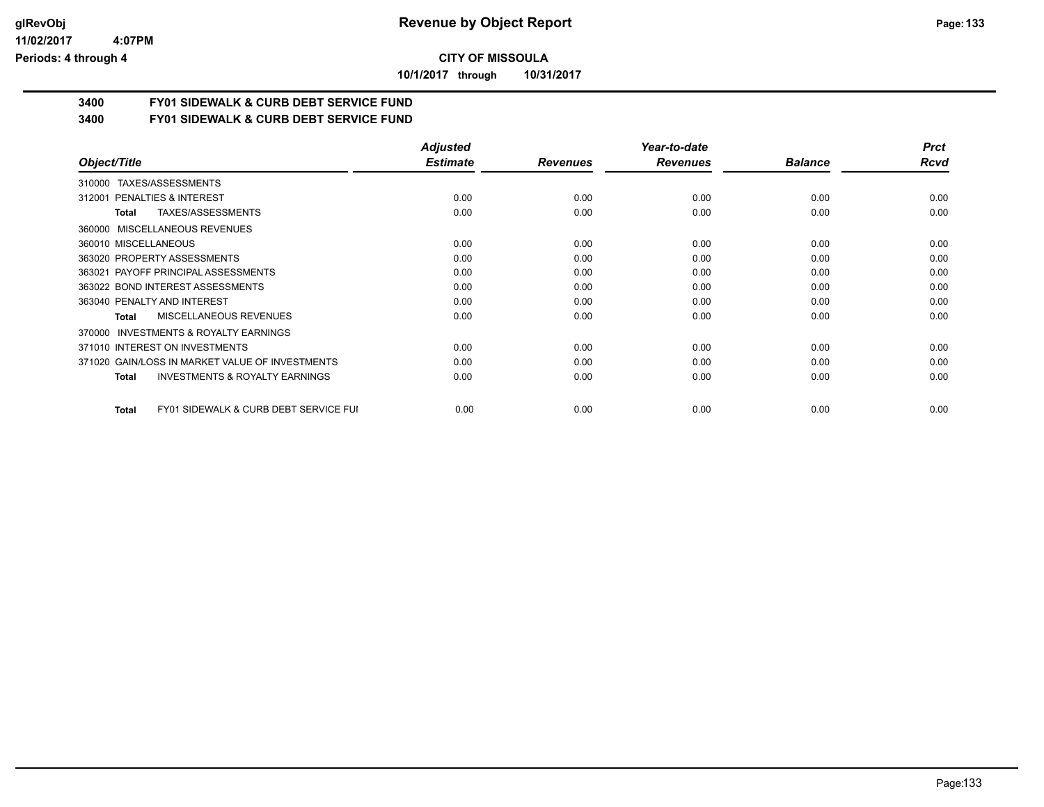# Revenue by Object Report

**CITY OF MISSOULA**

**10/1/2017 through 10/31/2017**

glRevObj
11/02/2017 4:07PM
Periods: 4 through 4

**3400 FY01 SIDEWALK & CURB DEBT SERVICE FUND**

**3400 FY01 SIDEWALK & CURB DEBT SERVICE FUND**

| *Object/Title* | *Adjusted Estimate* | *Revenues* | *Year-to-date Revenues* | *Balance* | *Prct Rcvd* |
|---|---|---|---|---|---|
| 310000 TAXES/ASSESSMENTS | | | | | |
| 312001 PENALTIES & INTEREST | 0.00 | 0.00 | 0.00 | 0.00 | 0.00 |
| **Total** TAXES/ASSESSMENTS | 0.00 | 0.00 | 0.00 | 0.00 | 0.00 |
| 360000 MISCELLANEOUS REVENUES | | | | | |
| 360010 MISCELLANEOUS | 0.00 | 0.00 | 0.00 | 0.00 | 0.00 |
| 363020 PROPERTY ASSESSMENTS | 0.00 | 0.00 | 0.00 | 0.00 | 0.00 |
| 363021 PAYOFF PRINCIPAL ASSESSMENTS | 0.00 | 0.00 | 0.00 | 0.00 | 0.00 |
| 363022 BOND INTEREST ASSESSMENTS | 0.00 | 0.00 | 0.00 | 0.00 | 0.00 |
| 363040 PENALTY AND INTEREST | 0.00 | 0.00 | 0.00 | 0.00 | 0.00 |
| **Total** MISCELLANEOUS REVENUES | 0.00 | 0.00 | 0.00 | 0.00 | 0.00 |
| 370000 INVESTMENTS & ROYALTY EARNINGS | | | | | |
| 371010 INTEREST ON INVESTMENTS | 0.00 | 0.00 | 0.00 | 0.00 | 0.00 |
| 371020 GAIN/LOSS IN MARKET VALUE OF INVESTMENTS | 0.00 | 0.00 | 0.00 | 0.00 | 0.00 |
| **Total** INVESTMENTS & ROYALTY EARNINGS | 0.00 | 0.00 | 0.00 | 0.00 | 0.00 |
| **Total** FY01 SIDEWALK & CURB DEBT SERVICE FUI | 0.00 | 0.00 | 0.00 | 0.00 | 0.00 |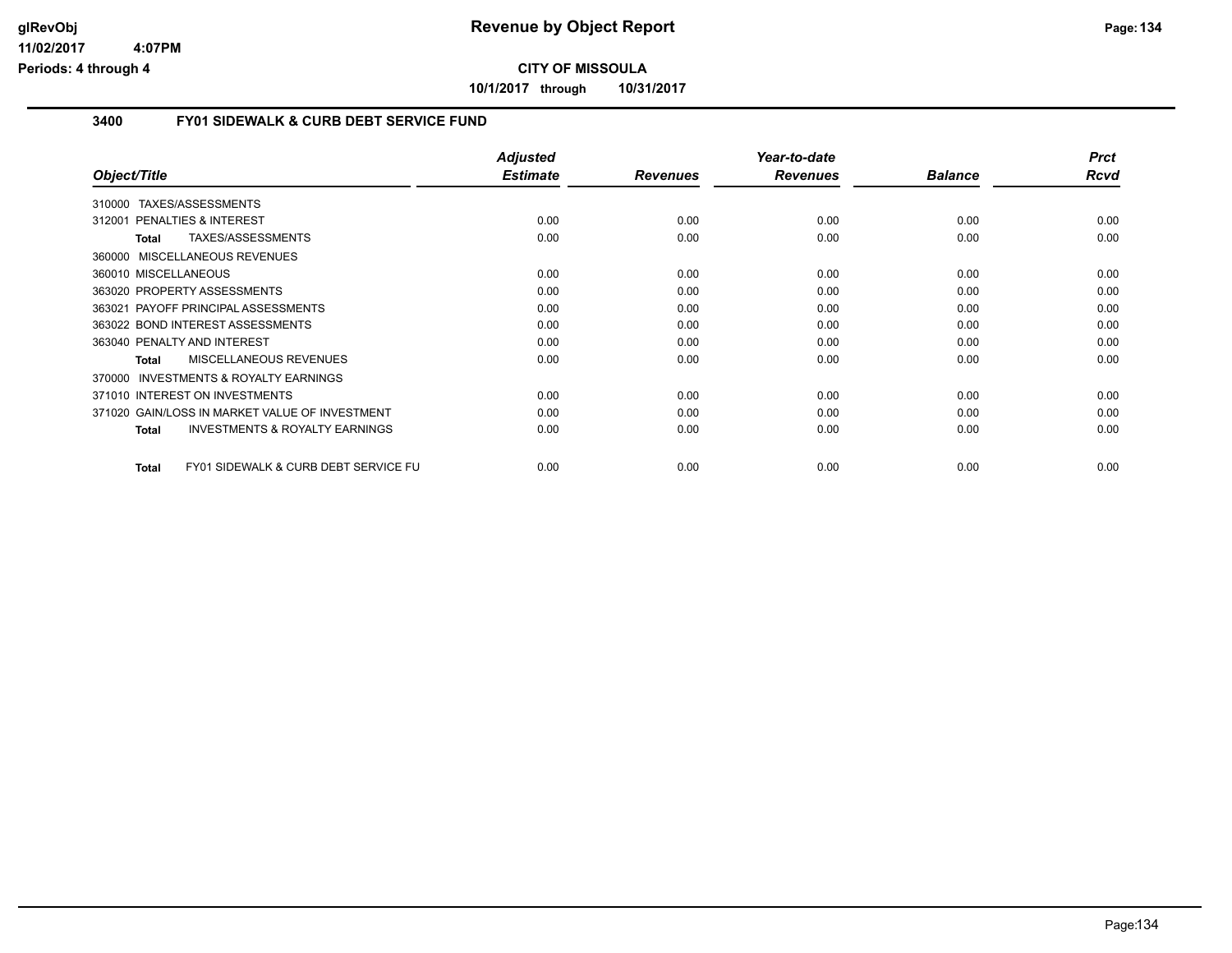# CITY OF MISSOULA

**10/1/2017 through 10/31/2017**

## 3400 FY01 SIDEWALK & CURB DEBT SERVICE FUND

| Object/Title | Adjusted Estimate | Revenues | Year-to-date Revenues | Balance | Prct Rcvd |
|---|---|---|---|---|---|
| 310000 TAXES/ASSESSMENTS | | | | | |
| 312001 PENALTIES & INTEREST | 0.00 | 0.00 | 0.00 | 0.00 | 0.00 |
| **Total** TAXES/ASSESSMENTS | 0.00 | 0.00 | 0.00 | 0.00 | 0.00 |
| 360000 MISCELLANEOUS REVENUES | | | | | |
| 360010 MISCELLANEOUS | 0.00 | 0.00 | 0.00 | 0.00 | 0.00 |
| 363020 PROPERTY ASSESSMENTS | 0.00 | 0.00 | 0.00 | 0.00 | 0.00 |
| 363021 PAYOFF PRINCIPAL ASSESSMENTS | 0.00 | 0.00 | 0.00 | 0.00 | 0.00 |
| 363022 BOND INTEREST ASSESSMENTS | 0.00 | 0.00 | 0.00 | 0.00 | 0.00 |
| 363040 PENALTY AND INTEREST | 0.00 | 0.00 | 0.00 | 0.00 | 0.00 |
| **Total** MISCELLANEOUS REVENUES | 0.00 | 0.00 | 0.00 | 0.00 | 0.00 |
| 370000 INVESTMENTS & ROYALTY EARNINGS | | | | | |
| 371010 INTEREST ON INVESTMENTS | 0.00 | 0.00 | 0.00 | 0.00 | 0.00 |
| 371020 GAIN/LOSS IN MARKET VALUE OF INVESTMENT | 0.00 | 0.00 | 0.00 | 0.00 | 0.00 |
| **Total** INVESTMENTS & ROYALTY EARNINGS | 0.00 | 0.00 | 0.00 | 0.00 | 0.00 |
| **Total** FY01 SIDEWALK & CURB DEBT SERVICE FU | 0.00 | 0.00 | 0.00 | 0.00 | 0.00 |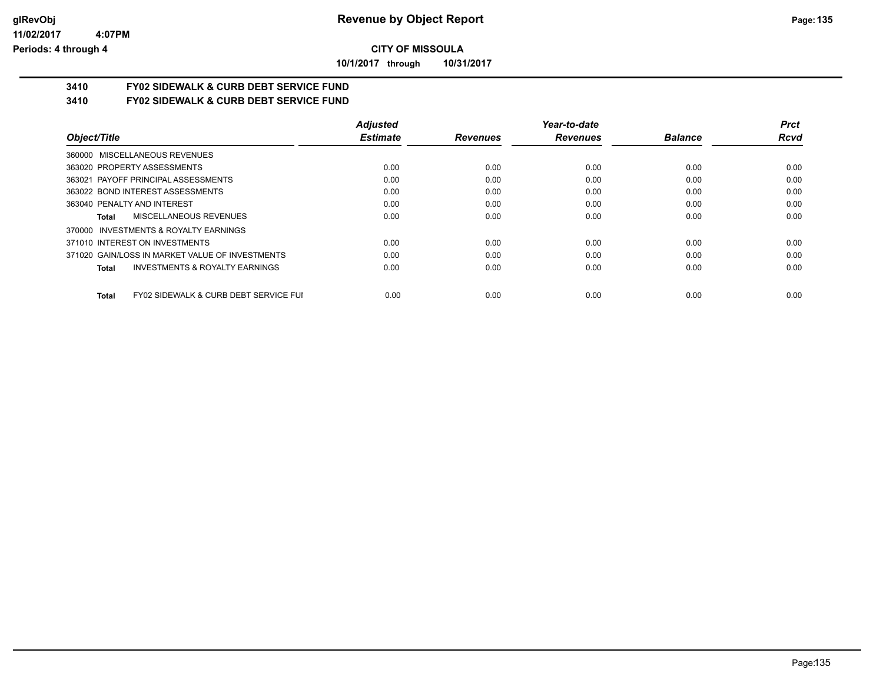# Revenue by Object Report

**CITY OF MISSOULA**

**10/1/2017 through 10/31/2017**

glRevObj
11/02/2017 4:07PM
Periods: 4 through 4

## 3410 FY02 SIDEWALK & CURB DEBT SERVICE FUND

## 3410 FY02 SIDEWALK & CURB DEBT SERVICE FUND

| Object/Title | Adjusted Estimate | Revenues | Year-to-date Revenues | Balance | Prct Rcvd |
|---|---|---|---|---|---|
| 360000 MISCELLANEOUS REVENUES | | | | | |
| 363020 PROPERTY ASSESSMENTS | 0.00 | 0.00 | 0.00 | 0.00 | 0.00 |
| 363021 PAYOFF PRINCIPAL ASSESSMENTS | 0.00 | 0.00 | 0.00 | 0.00 | 0.00 |
| 363022 BOND INTEREST ASSESSMENTS | 0.00 | 0.00 | 0.00 | 0.00 | 0.00 |
| 363040 PENALTY AND INTEREST | 0.00 | 0.00 | 0.00 | 0.00 | 0.00 |
| **Total** MISCELLANEOUS REVENUES | 0.00 | 0.00 | 0.00 | 0.00 | 0.00 |
| 370000 INVESTMENTS & ROYALTY EARNINGS | | | | | |
| 371010 INTEREST ON INVESTMENTS | 0.00 | 0.00 | 0.00 | 0.00 | 0.00 |
| 371020 GAIN/LOSS IN MARKET VALUE OF INVESTMENTS | 0.00 | 0.00 | 0.00 | 0.00 | 0.00 |
| **Total** INVESTMENTS & ROYALTY EARNINGS | 0.00 | 0.00 | 0.00 | 0.00 | 0.00 |
| **Total** FY02 SIDEWALK & CURB DEBT SERVICE FUI | 0.00 | 0.00 | 0.00 | 0.00 | 0.00 |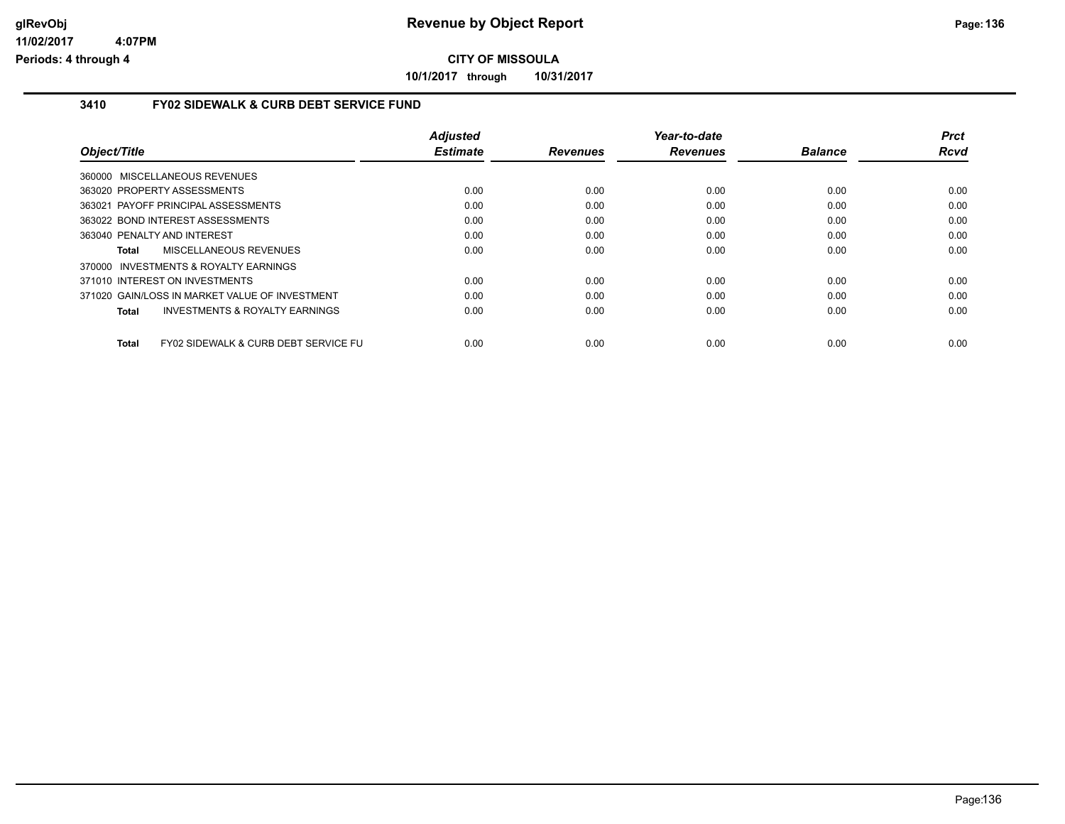**Revenue by Object Report**

**CITY OF MISSOULA**

**10/1/2017 through 10/31/2017**

glRevObj
11/02/2017 4:07PM
Periods: 4 through 4

## 3410 FY02 SIDEWALK & CURB DEBT SERVICE FUND

| Object/Title | Adjusted Estimate | Revenues | Year-to-date Revenues | Balance | Prct Rcvd |
|---|---|---|---|---|---|
| 360000 MISCELLANEOUS REVENUES | | | | | |
| 363020 PROPERTY ASSESSMENTS | 0.00 | 0.00 | 0.00 | 0.00 | 0.00 |
| 363021 PAYOFF PRINCIPAL ASSESSMENTS | 0.00 | 0.00 | 0.00 | 0.00 | 0.00 |
| 363022 BOND INTEREST ASSESSMENTS | 0.00 | 0.00 | 0.00 | 0.00 | 0.00 |
| 363040 PENALTY AND INTEREST | 0.00 | 0.00 | 0.00 | 0.00 | 0.00 |
| **Total** MISCELLANEOUS REVENUES | 0.00 | 0.00 | 0.00 | 0.00 | 0.00 |
| 370000 INVESTMENTS & ROYALTY EARNINGS | | | | | |
| 371010 INTEREST ON INVESTMENTS | 0.00 | 0.00 | 0.00 | 0.00 | 0.00 |
| 371020 GAIN/LOSS IN MARKET VALUE OF INVESTMENT | 0.00 | 0.00 | 0.00 | 0.00 | 0.00 |
| **Total** INVESTMENTS & ROYALTY EARNINGS | 0.00 | 0.00 | 0.00 | 0.00 | 0.00 |
| **Total** FY02 SIDEWALK & CURB DEBT SERVICE FU | 0.00 | 0.00 | 0.00 | 0.00 | 0.00 |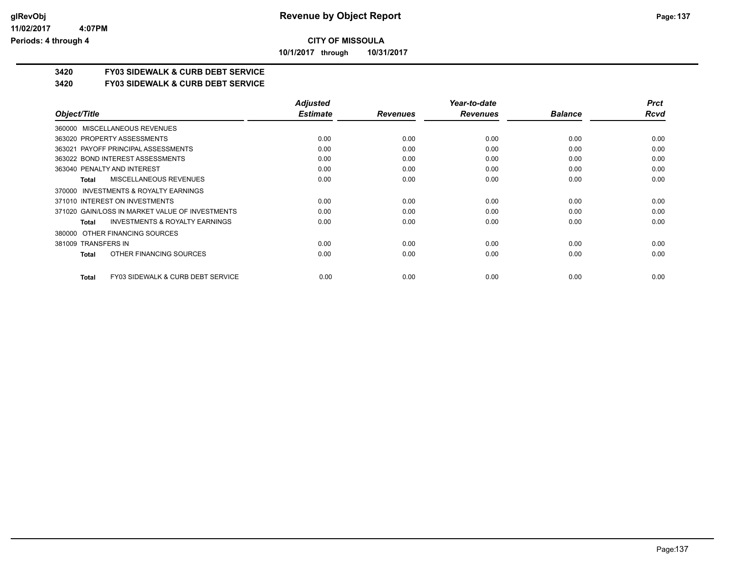**CITY OF MISSOULA**

**10/1/2017 through 10/31/2017**

## 3420 FY03 SIDEWALK & CURB DEBT SERVICE

### 3420 FY03 SIDEWALK & CURB DEBT SERVICE

| Object/Title | Adjusted Estimate | Revenues | Year-to-date Revenues | Balance | Prct Rcvd |
|---|---|---|---|---|---|
| 360000 MISCELLANEOUS REVENUES | | | | | |
| 363020 PROPERTY ASSESSMENTS | 0.00 | 0.00 | 0.00 | 0.00 | 0.00 |
| 363021 PAYOFF PRINCIPAL ASSESSMENTS | 0.00 | 0.00 | 0.00 | 0.00 | 0.00 |
| 363022 BOND INTEREST ASSESSMENTS | 0.00 | 0.00 | 0.00 | 0.00 | 0.00 |
| 363040 PENALTY AND INTEREST | 0.00 | 0.00 | 0.00 | 0.00 | 0.00 |
| **Total** MISCELLANEOUS REVENUES | 0.00 | 0.00 | 0.00 | 0.00 | 0.00 |
| 370000 INVESTMENTS & ROYALTY EARNINGS | | | | | |
| 371010 INTEREST ON INVESTMENTS | 0.00 | 0.00 | 0.00 | 0.00 | 0.00 |
| 371020 GAIN/LOSS IN MARKET VALUE OF INVESTMENTS | 0.00 | 0.00 | 0.00 | 0.00 | 0.00 |
| **Total** INVESTMENTS & ROYALTY EARNINGS | 0.00 | 0.00 | 0.00 | 0.00 | 0.00 |
| 380000 OTHER FINANCING SOURCES | | | | | |
| 381009 TRANSFERS IN | 0.00 | 0.00 | 0.00 | 0.00 | 0.00 |
| **Total** OTHER FINANCING SOURCES | 0.00 | 0.00 | 0.00 | 0.00 | 0.00 |
| **Total** FY03 SIDEWALK & CURB DEBT SERVICE | 0.00 | 0.00 | 0.00 | 0.00 | 0.00 |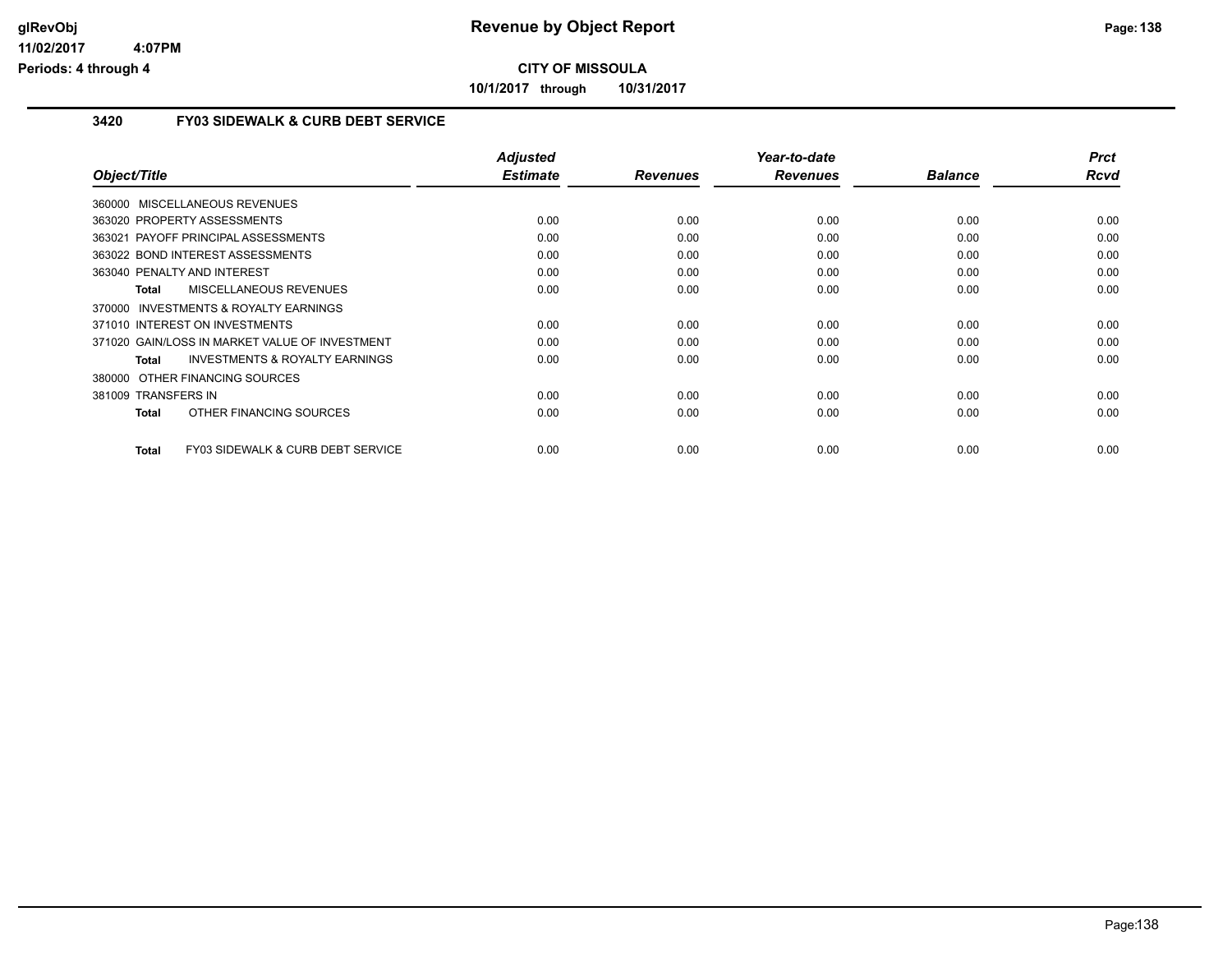**CITY OF MISSOULA**

**10/1/2017 through 10/31/2017**

### 3420 FY03 SIDEWALK & CURB DEBT SERVICE

| Object/Title | Adjusted Estimate | Revenues | Year-to-date Revenues | Balance | Prct Rcvd |
|---|---|---|---|---|---|
| 360000 MISCELLANEOUS REVENUES | | | | | |
| 363020 PROPERTY ASSESSMENTS | 0.00 | 0.00 | 0.00 | 0.00 | 0.00 |
| 363021 PAYOFF PRINCIPAL ASSESSMENTS | 0.00 | 0.00 | 0.00 | 0.00 | 0.00 |
| 363022 BOND INTEREST ASSESSMENTS | 0.00 | 0.00 | 0.00 | 0.00 | 0.00 |
| 363040 PENALTY AND INTEREST | 0.00 | 0.00 | 0.00 | 0.00 | 0.00 |
| **Total** MISCELLANEOUS REVENUES | 0.00 | 0.00 | 0.00 | 0.00 | 0.00 |
| 370000 INVESTMENTS & ROYALTY EARNINGS | | | | | |
| 371010 INTEREST ON INVESTMENTS | 0.00 | 0.00 | 0.00 | 0.00 | 0.00 |
| 371020 GAIN/LOSS IN MARKET VALUE OF INVESTMENT | 0.00 | 0.00 | 0.00 | 0.00 | 0.00 |
| **Total** INVESTMENTS & ROYALTY EARNINGS | 0.00 | 0.00 | 0.00 | 0.00 | 0.00 |
| 380000 OTHER FINANCING SOURCES | | | | | |
| 381009 TRANSFERS IN | 0.00 | 0.00 | 0.00 | 0.00 | 0.00 |
| **Total** OTHER FINANCING SOURCES | 0.00 | 0.00 | 0.00 | 0.00 | 0.00 |
| **Total** FY03 SIDEWALK & CURB DEBT SERVICE | 0.00 | 0.00 | 0.00 | 0.00 | 0.00 |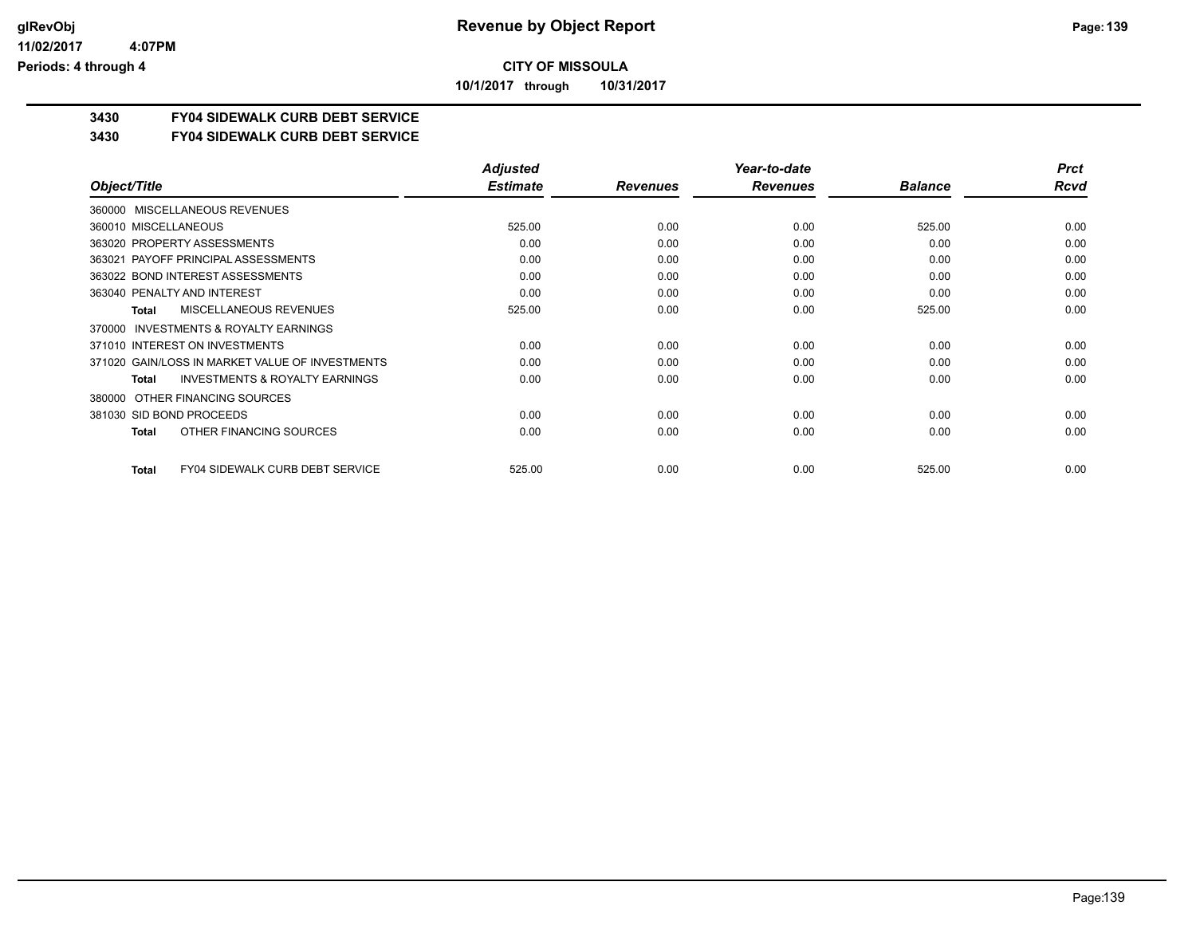**CITY OF MISSOULA**

**10/1/2017 through 10/31/2017**

## 3430 FY04 SIDEWALK CURB DEBT SERVICE

## 3430 FY04 SIDEWALK CURB DEBT SERVICE

| Object/Title | Adjusted Estimate | Revenues | Year-to-date Revenues | Balance | Prct Rcvd |
|---|---|---|---|---|---|
| 360000 MISCELLANEOUS REVENUES | | | | | |
| 360010 MISCELLANEOUS | 525.00 | 0.00 | 0.00 | 525.00 | 0.00 |
| 363020 PROPERTY ASSESSMENTS | 0.00 | 0.00 | 0.00 | 0.00 | 0.00 |
| 363021 PAYOFF PRINCIPAL ASSESSMENTS | 0.00 | 0.00 | 0.00 | 0.00 | 0.00 |
| 363022 BOND INTEREST ASSESSMENTS | 0.00 | 0.00 | 0.00 | 0.00 | 0.00 |
| 363040 PENALTY AND INTEREST | 0.00 | 0.00 | 0.00 | 0.00 | 0.00 |
| **Total** MISCELLANEOUS REVENUES | 525.00 | 0.00 | 0.00 | 525.00 | 0.00 |
| 370000 INVESTMENTS & ROYALTY EARNINGS | | | | | |
| 371010 INTEREST ON INVESTMENTS | 0.00 | 0.00 | 0.00 | 0.00 | 0.00 |
| 371020 GAIN/LOSS IN MARKET VALUE OF INVESTMENTS | 0.00 | 0.00 | 0.00 | 0.00 | 0.00 |
| **Total** INVESTMENTS & ROYALTY EARNINGS | 0.00 | 0.00 | 0.00 | 0.00 | 0.00 |
| 380000 OTHER FINANCING SOURCES | | | | | |
| 381030 SID BOND PROCEEDS | 0.00 | 0.00 | 0.00 | 0.00 | 0.00 |
| **Total** OTHER FINANCING SOURCES | 0.00 | 0.00 | 0.00 | 0.00 | 0.00 |
| **Total** FY04 SIDEWALK CURB DEBT SERVICE | 525.00 | 0.00 | 0.00 | 525.00 | 0.00 |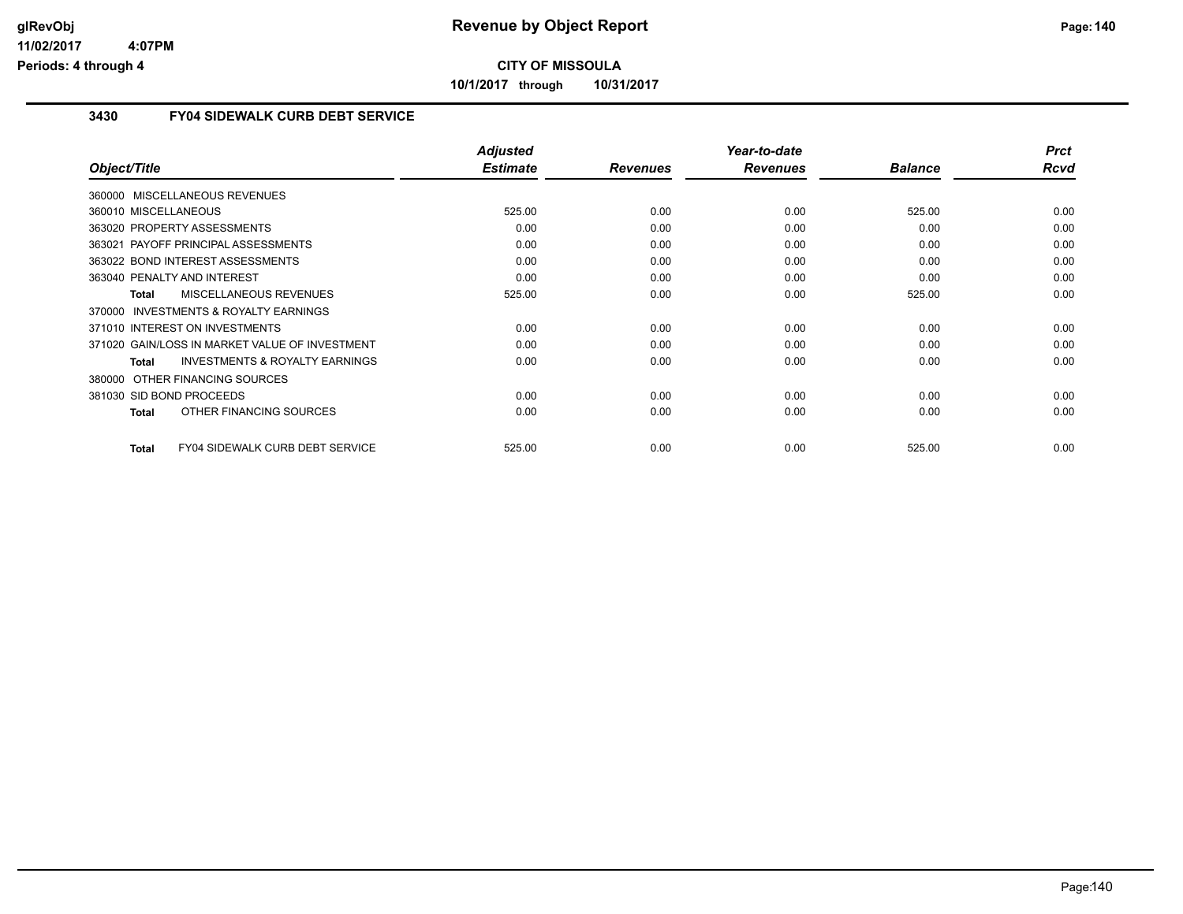# Revenue by Object Report

**CITY OF MISSOULA**

**10/1/2017 through 10/31/2017**

glRevObj
11/02/2017 4:07PM
Periods: 4 through 4

## 3430 FY04 SIDEWALK CURB DEBT SERVICE

| Object/Title | Adjusted Estimate | Revenues | Year-to-date Revenues | Balance | Prct Rcvd |
|---|---|---|---|---|---|
| 360000 MISCELLANEOUS REVENUES | | | | | |
| 360010 MISCELLANEOUS | 525.00 | 0.00 | 0.00 | 525.00 | 0.00 |
| 363020 PROPERTY ASSESSMENTS | 0.00 | 0.00 | 0.00 | 0.00 | 0.00 |
| 363021 PAYOFF PRINCIPAL ASSESSMENTS | 0.00 | 0.00 | 0.00 | 0.00 | 0.00 |
| 363022 BOND INTEREST ASSESSMENTS | 0.00 | 0.00 | 0.00 | 0.00 | 0.00 |
| 363040 PENALTY AND INTEREST | 0.00 | 0.00 | 0.00 | 0.00 | 0.00 |
| **Total** MISCELLANEOUS REVENUES | 525.00 | 0.00 | 0.00 | 525.00 | 0.00 |
| 370000 INVESTMENTS & ROYALTY EARNINGS | | | | | |
| 371010 INTEREST ON INVESTMENTS | 0.00 | 0.00 | 0.00 | 0.00 | 0.00 |
| 371020 GAIN/LOSS IN MARKET VALUE OF INVESTMENT | 0.00 | 0.00 | 0.00 | 0.00 | 0.00 |
| **Total** INVESTMENTS & ROYALTY EARNINGS | 0.00 | 0.00 | 0.00 | 0.00 | 0.00 |
| 380000 OTHER FINANCING SOURCES | | | | | |
| 381030 SID BOND PROCEEDS | 0.00 | 0.00 | 0.00 | 0.00 | 0.00 |
| **Total** OTHER FINANCING SOURCES | 0.00 | 0.00 | 0.00 | 0.00 | 0.00 |
| **Total** FY04 SIDEWALK CURB DEBT SERVICE | 525.00 | 0.00 | 0.00 | 525.00 | 0.00 |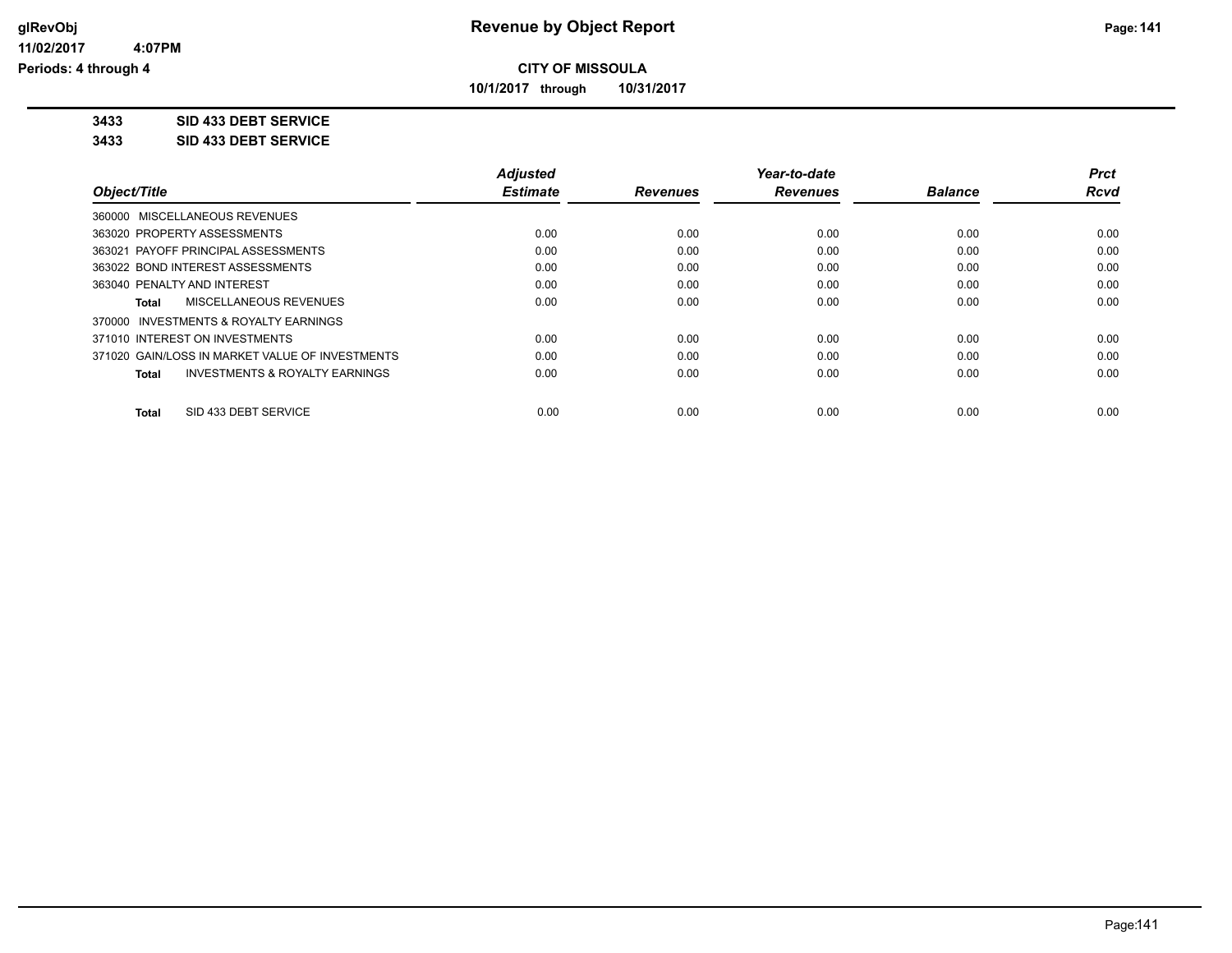**CITY OF MISSOULA**

**10/1/2017 through 10/31/2017**

**3433 SID 433 DEBT SERVICE**

**3433 SID 433 DEBT SERVICE**

| Object/Title | Adjusted Estimate | Revenues | Year-to-date Revenues | Balance | Prct Rcvd |
|---|---|---|---|---|---|
| 360000 MISCELLANEOUS REVENUES | | | | | |
| 363020 PROPERTY ASSESSMENTS | 0.00 | 0.00 | 0.00 | 0.00 | 0.00 |
| 363021 PAYOFF PRINCIPAL ASSESSMENTS | 0.00 | 0.00 | 0.00 | 0.00 | 0.00 |
| 363022 BOND INTEREST ASSESSMENTS | 0.00 | 0.00 | 0.00 | 0.00 | 0.00 |
| 363040 PENALTY AND INTEREST | 0.00 | 0.00 | 0.00 | 0.00 | 0.00 |
| **Total** MISCELLANEOUS REVENUES | 0.00 | 0.00 | 0.00 | 0.00 | 0.00 |
| 370000 INVESTMENTS & ROYALTY EARNINGS | | | | | |
| 371010 INTEREST ON INVESTMENTS | 0.00 | 0.00 | 0.00 | 0.00 | 0.00 |
| 371020 GAIN/LOSS IN MARKET VALUE OF INVESTMENTS | 0.00 | 0.00 | 0.00 | 0.00 | 0.00 |
| **Total** INVESTMENTS & ROYALTY EARNINGS | 0.00 | 0.00 | 0.00 | 0.00 | 0.00 |
| **Total** SID 433 DEBT SERVICE | 0.00 | 0.00 | 0.00 | 0.00 | 0.00 |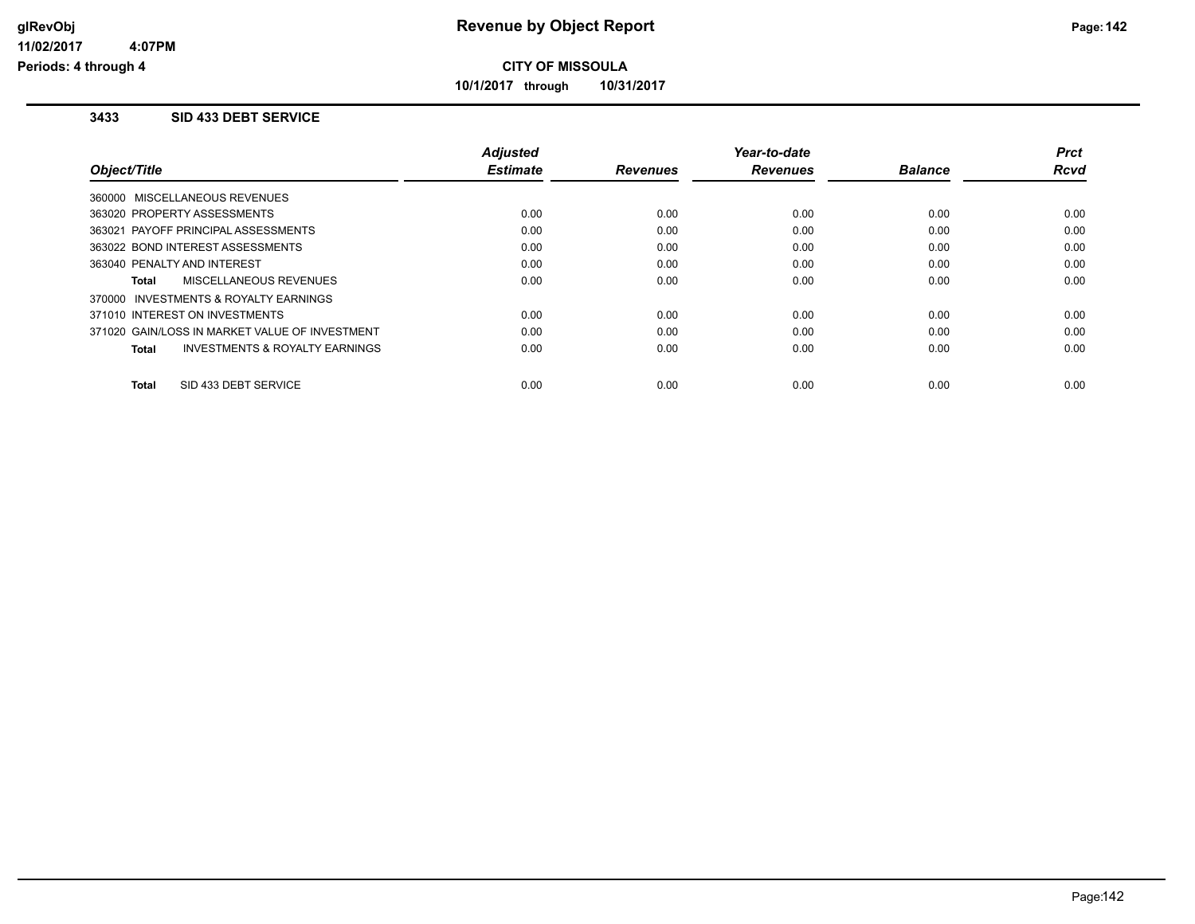# Revenue by Object Report

**CITY OF MISSOULA**

**10/1/2017 through 10/31/2017**

glRevObj
11/02/2017 4:07PM
Periods: 4 through 4

## 3433 SID 433 DEBT SERVICE

| Object/Title | Adjusted Estimate | Revenues | Year-to-date Revenues | Balance | Prct Rcvd |
|---|---|---|---|---|---|
| 360000 MISCELLANEOUS REVENUES | | | | | |
| 363020 PROPERTY ASSESSMENTS | 0.00 | 0.00 | 0.00 | 0.00 | 0.00 |
| 363021 PAYOFF PRINCIPAL ASSESSMENTS | 0.00 | 0.00 | 0.00 | 0.00 | 0.00 |
| 363022 BOND INTEREST ASSESSMENTS | 0.00 | 0.00 | 0.00 | 0.00 | 0.00 |
| 363040 PENALTY AND INTEREST | 0.00 | 0.00 | 0.00 | 0.00 | 0.00 |
| **Total** MISCELLANEOUS REVENUES | 0.00 | 0.00 | 0.00 | 0.00 | 0.00 |
| 370000 INVESTMENTS & ROYALTY EARNINGS | | | | | |
| 371010 INTEREST ON INVESTMENTS | 0.00 | 0.00 | 0.00 | 0.00 | 0.00 |
| 371020 GAIN/LOSS IN MARKET VALUE OF INVESTMENT | 0.00 | 0.00 | 0.00 | 0.00 | 0.00 |
| **Total** INVESTMENTS & ROYALTY EARNINGS | 0.00 | 0.00 | 0.00 | 0.00 | 0.00 |
| **Total** SID 433 DEBT SERVICE | 0.00 | 0.00 | 0.00 | 0.00 | 0.00 |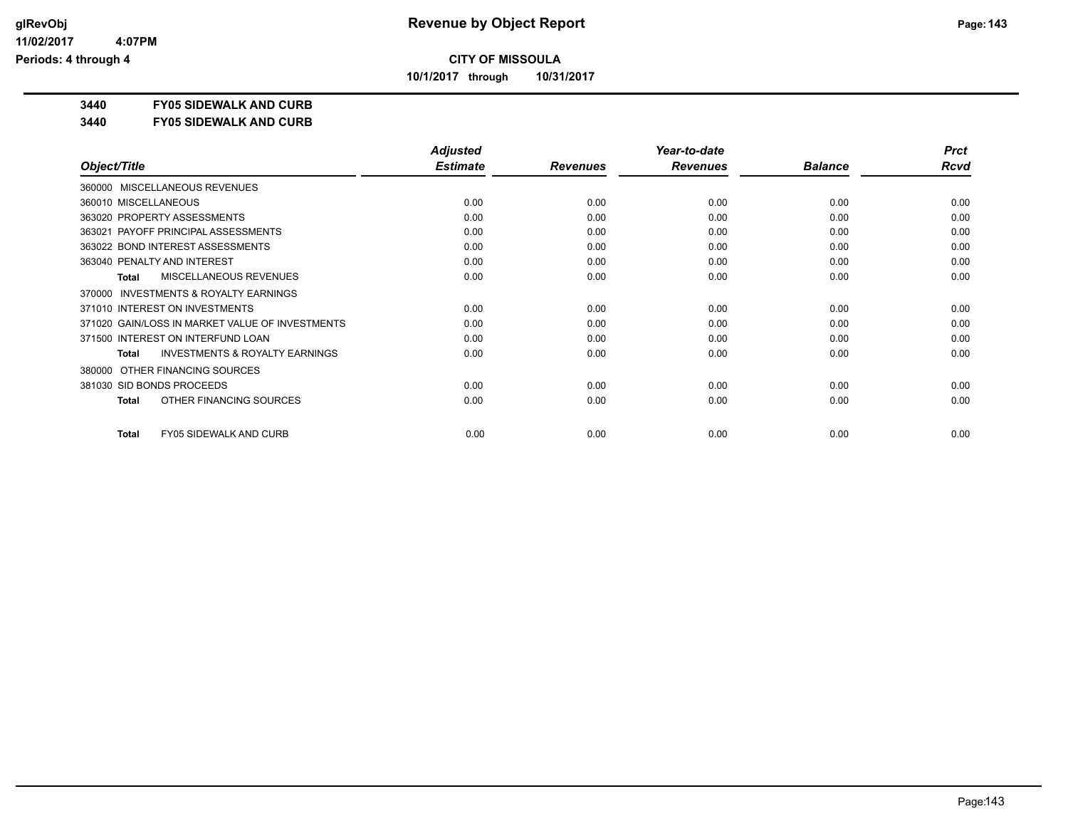# Revenue by Object Report

**CITY OF MISSOULA**

**10/1/2017 through 10/31/2017**

glRevObj
11/02/2017 4:07PM
Periods: 4 through 4

**3440 FY05 SIDEWALK AND CURB**

**3440 FY05 SIDEWALK AND CURB**

| Object/Title | Adjusted Estimate | Revenues | Year-to-date Revenues | Balance | Prct Rcvd |
|---|---|---|---|---|---|
| 360000 MISCELLANEOUS REVENUES | | | | | |
| 360010 MISCELLANEOUS | 0.00 | 0.00 | 0.00 | 0.00 | 0.00 |
| 363020 PROPERTY ASSESSMENTS | 0.00 | 0.00 | 0.00 | 0.00 | 0.00 |
| 363021 PAYOFF PRINCIPAL ASSESSMENTS | 0.00 | 0.00 | 0.00 | 0.00 | 0.00 |
| 363022 BOND INTEREST ASSESSMENTS | 0.00 | 0.00 | 0.00 | 0.00 | 0.00 |
| 363040 PENALTY AND INTEREST | 0.00 | 0.00 | 0.00 | 0.00 | 0.00 |
| **Total** MISCELLANEOUS REVENUES | 0.00 | 0.00 | 0.00 | 0.00 | 0.00 |
| 370000 INVESTMENTS & ROYALTY EARNINGS | | | | | |
| 371010 INTEREST ON INVESTMENTS | 0.00 | 0.00 | 0.00 | 0.00 | 0.00 |
| 371020 GAIN/LOSS IN MARKET VALUE OF INVESTMENTS | 0.00 | 0.00 | 0.00 | 0.00 | 0.00 |
| 371500 INTEREST ON INTERFUND LOAN | 0.00 | 0.00 | 0.00 | 0.00 | 0.00 |
| **Total** INVESTMENTS & ROYALTY EARNINGS | 0.00 | 0.00 | 0.00 | 0.00 | 0.00 |
| 380000 OTHER FINANCING SOURCES | | | | | |
| 381030 SID BONDS PROCEEDS | 0.00 | 0.00 | 0.00 | 0.00 | 0.00 |
| **Total** OTHER FINANCING SOURCES | 0.00 | 0.00 | 0.00 | 0.00 | 0.00 |
| **Total** FY05 SIDEWALK AND CURB | 0.00 | 0.00 | 0.00 | 0.00 | 0.00 |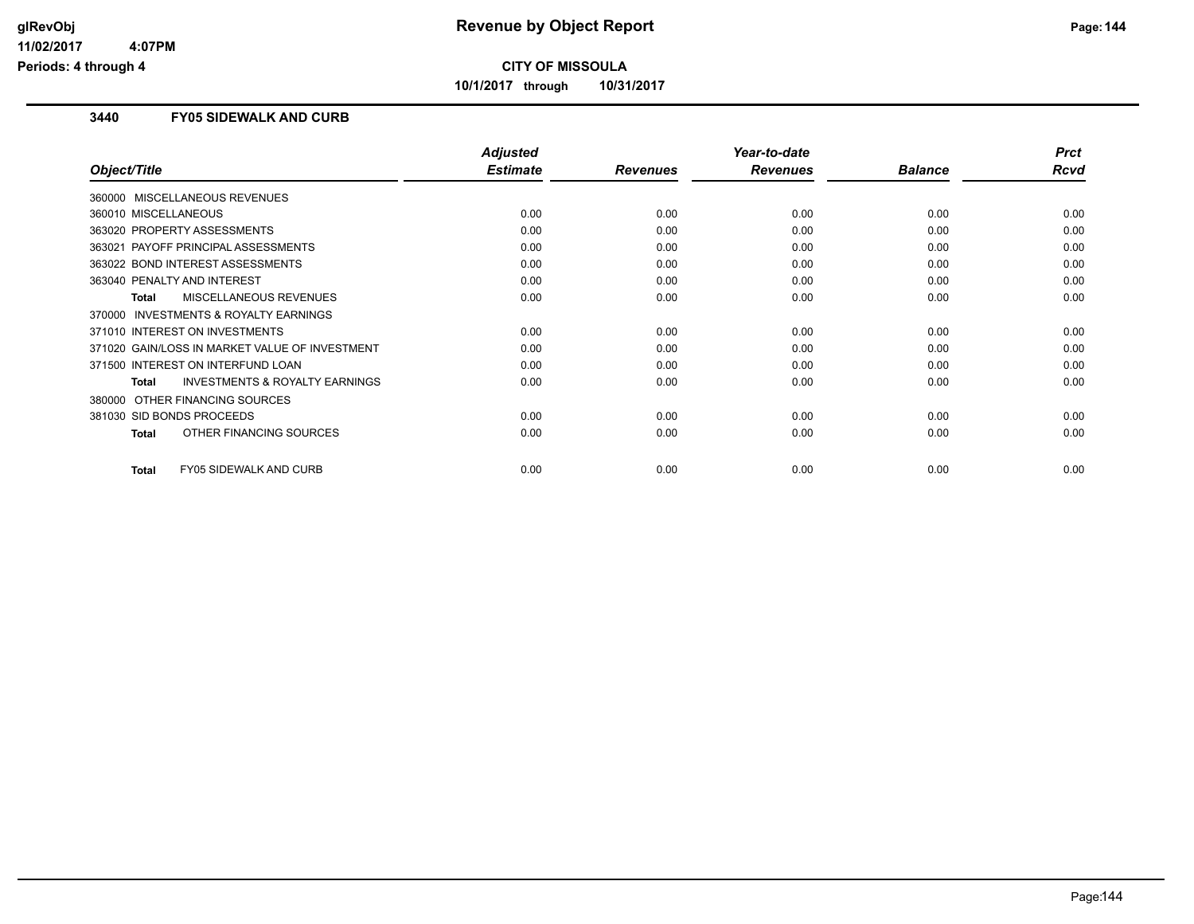# Revenue by Object Report

**CITY OF MISSOULA**

**10/1/2017 through 10/31/2017**

glRevObj
11/02/2017 4:07PM
Periods: 4 through 4

## 3440 FY05 SIDEWALK AND CURB

| Object/Title | Adjusted Estimate | Revenues | Year-to-date Revenues | Balance | Prct Rcvd |
|---|---|---|---|---|---|
| 360000 MISCELLANEOUS REVENUES | | | | | |
| 360010 MISCELLANEOUS | 0.00 | 0.00 | 0.00 | 0.00 | 0.00 |
| 363020 PROPERTY ASSESSMENTS | 0.00 | 0.00 | 0.00 | 0.00 | 0.00 |
| 363021 PAYOFF PRINCIPAL ASSESSMENTS | 0.00 | 0.00 | 0.00 | 0.00 | 0.00 |
| 363022 BOND INTEREST ASSESSMENTS | 0.00 | 0.00 | 0.00 | 0.00 | 0.00 |
| 363040 PENALTY AND INTEREST | 0.00 | 0.00 | 0.00 | 0.00 | 0.00 |
| **Total** MISCELLANEOUS REVENUES | 0.00 | 0.00 | 0.00 | 0.00 | 0.00 |
| 370000 INVESTMENTS & ROYALTY EARNINGS | | | | | |
| 371010 INTEREST ON INVESTMENTS | 0.00 | 0.00 | 0.00 | 0.00 | 0.00 |
| 371020 GAIN/LOSS IN MARKET VALUE OF INVESTMENT | 0.00 | 0.00 | 0.00 | 0.00 | 0.00 |
| 371500 INTEREST ON INTERFUND LOAN | 0.00 | 0.00 | 0.00 | 0.00 | 0.00 |
| **Total** INVESTMENTS & ROYALTY EARNINGS | 0.00 | 0.00 | 0.00 | 0.00 | 0.00 |
| 380000 OTHER FINANCING SOURCES | | | | | |
| 381030 SID BONDS PROCEEDS | 0.00 | 0.00 | 0.00 | 0.00 | 0.00 |
| **Total** OTHER FINANCING SOURCES | 0.00 | 0.00 | 0.00 | 0.00 | 0.00 |
| **Total** FY05 SIDEWALK AND CURB | 0.00 | 0.00 | 0.00 | 0.00 | 0.00 |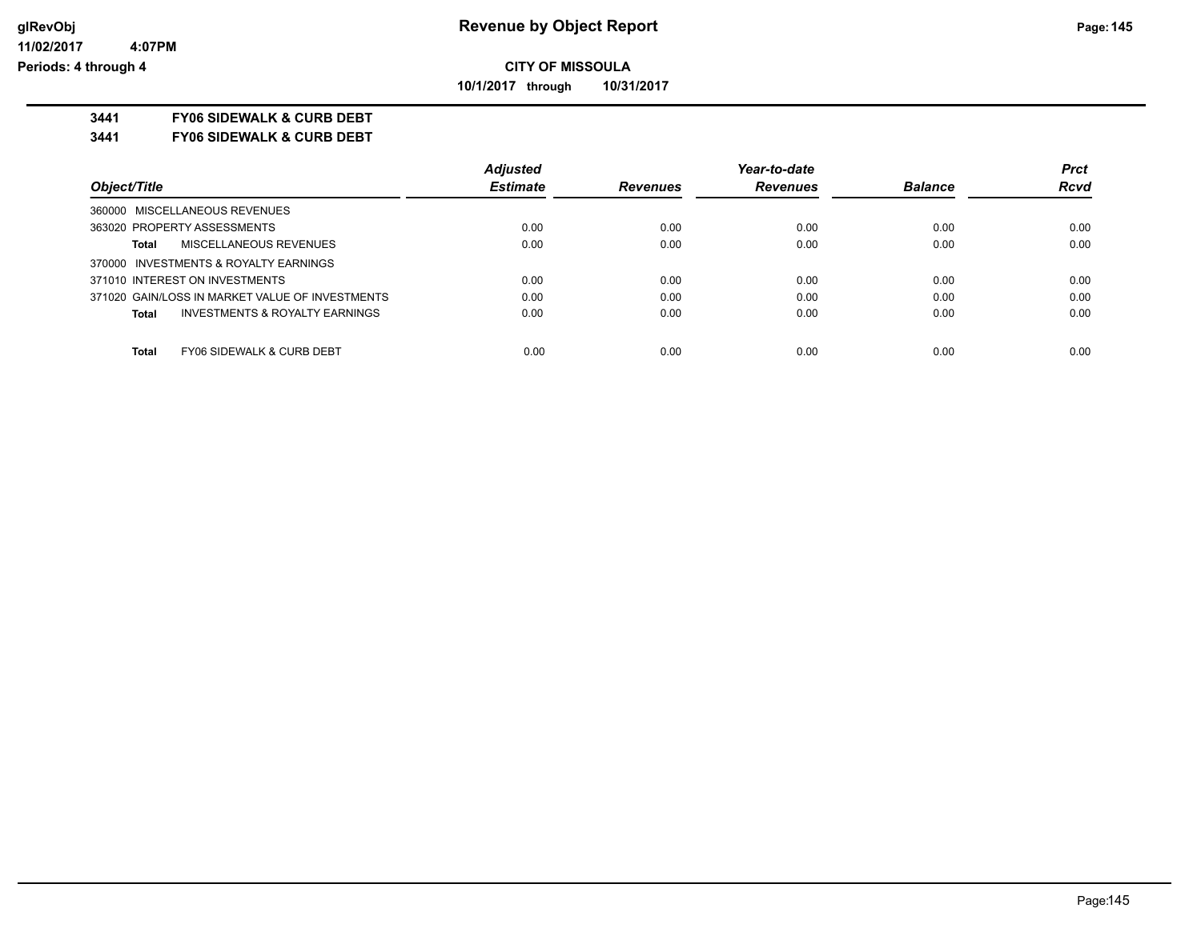**CITY OF MISSOULA**

**10/1/2017 through 10/31/2017**

**3441 FY06 SIDEWALK & CURB DEBT**

**3441 FY06 SIDEWALK & CURB DEBT**

| Object/Title | Adjusted Estimate | Revenues | Year-to-date Revenues | Balance | Prct Rcvd |
|---|---|---|---|---|---|
| 360000 MISCELLANEOUS REVENUES | | | | | |
| 363020 PROPERTY ASSESSMENTS | 0.00 | 0.00 | 0.00 | 0.00 | 0.00 |
| **Total** MISCELLANEOUS REVENUES | 0.00 | 0.00 | 0.00 | 0.00 | 0.00 |
| 370000 INVESTMENTS & ROYALTY EARNINGS | | | | | |
| 371010 INTEREST ON INVESTMENTS | 0.00 | 0.00 | 0.00 | 0.00 | 0.00 |
| 371020 GAIN/LOSS IN MARKET VALUE OF INVESTMENTS | 0.00 | 0.00 | 0.00 | 0.00 | 0.00 |
| **Total** INVESTMENTS & ROYALTY EARNINGS | 0.00 | 0.00 | 0.00 | 0.00 | 0.00 |
| **Total** FY06 SIDEWALK & CURB DEBT | 0.00 | 0.00 | 0.00 | 0.00 | 0.00 |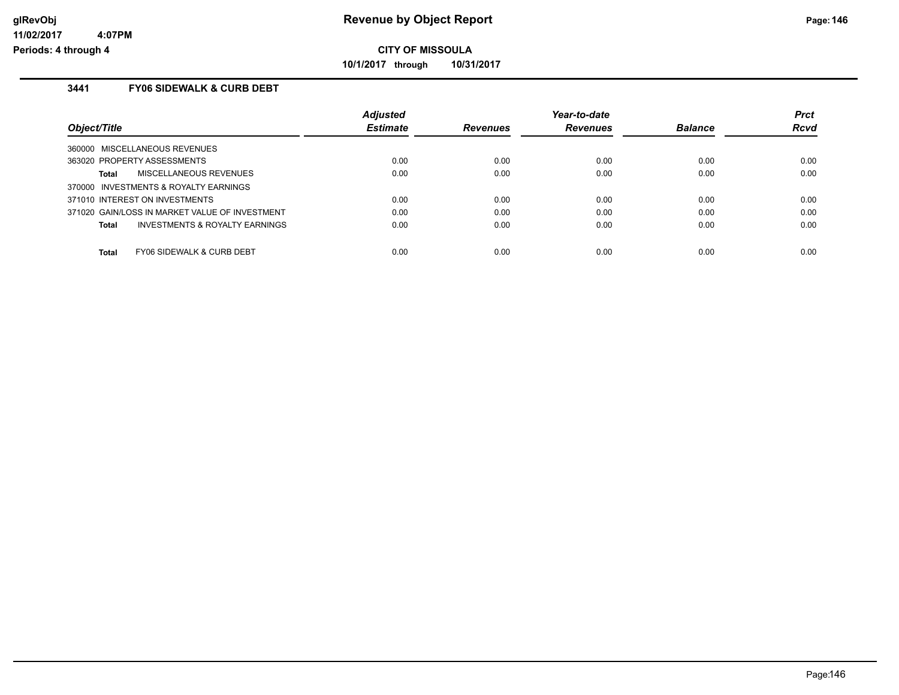**CITY OF MISSOULA**

**10/1/2017 through 10/31/2017**

### 3441 FY06 SIDEWALK & CURB DEBT

| Object/Title | Adjusted Estimate | Revenues | Year-to-date Revenues | Balance | Prct Rcvd |
|---|---|---|---|---|---|
| 360000 MISCELLANEOUS REVENUES | | | | | |
| 363020 PROPERTY ASSESSMENTS | 0.00 | 0.00 | 0.00 | 0.00 | 0.00 |
| **Total** MISCELLANEOUS REVENUES | 0.00 | 0.00 | 0.00 | 0.00 | 0.00 |
| 370000 INVESTMENTS & ROYALTY EARNINGS | | | | | |
| 371010 INTEREST ON INVESTMENTS | 0.00 | 0.00 | 0.00 | 0.00 | 0.00 |
| 371020 GAIN/LOSS IN MARKET VALUE OF INVESTMENT | 0.00 | 0.00 | 0.00 | 0.00 | 0.00 |
| **Total** INVESTMENTS & ROYALTY EARNINGS | 0.00 | 0.00 | 0.00 | 0.00 | 0.00 |
| **Total** FY06 SIDEWALK & CURB DEBT | 0.00 | 0.00 | 0.00 | 0.00 | 0.00 |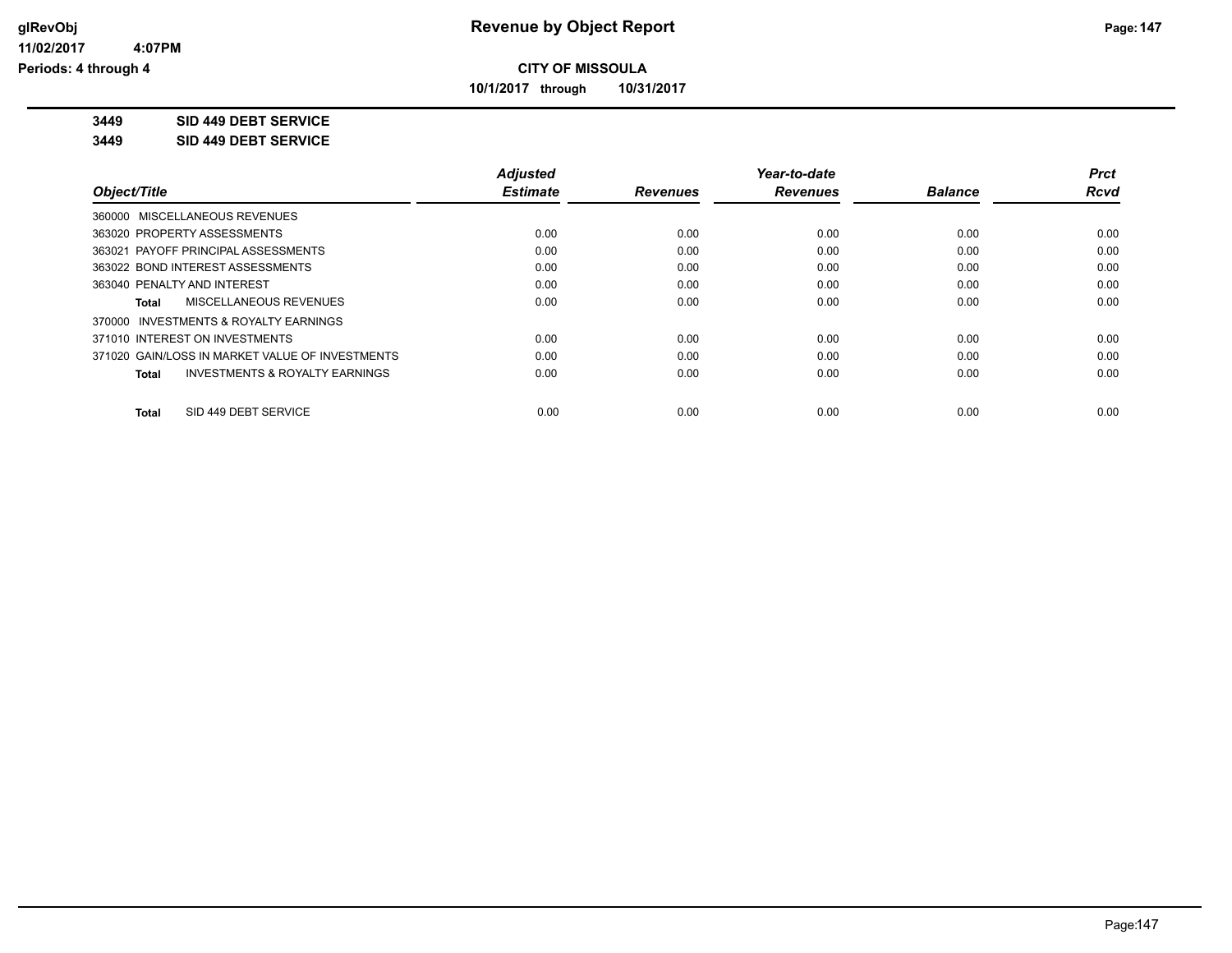**CITY OF MISSOULA**

**10/1/2017 through 10/31/2017**

**3449 SID 449 DEBT SERVICE**

**3449 SID 449 DEBT SERVICE**

| Object/Title | Adjusted Estimate | Revenues | Year-to-date Revenues | Balance | Prct Rcvd |
|---|---|---|---|---|---|
| 360000 MISCELLANEOUS REVENUES | | | | | |
| 363020 PROPERTY ASSESSMENTS | 0.00 | 0.00 | 0.00 | 0.00 | 0.00 |
| 363021 PAYOFF PRINCIPAL ASSESSMENTS | 0.00 | 0.00 | 0.00 | 0.00 | 0.00 |
| 363022 BOND INTEREST ASSESSMENTS | 0.00 | 0.00 | 0.00 | 0.00 | 0.00 |
| 363040 PENALTY AND INTEREST | 0.00 | 0.00 | 0.00 | 0.00 | 0.00 |
| **Total** MISCELLANEOUS REVENUES | 0.00 | 0.00 | 0.00 | 0.00 | 0.00 |
| 370000 INVESTMENTS & ROYALTY EARNINGS | | | | | |
| 371010 INTEREST ON INVESTMENTS | 0.00 | 0.00 | 0.00 | 0.00 | 0.00 |
| 371020 GAIN/LOSS IN MARKET VALUE OF INVESTMENTS | 0.00 | 0.00 | 0.00 | 0.00 | 0.00 |
| **Total** INVESTMENTS & ROYALTY EARNINGS | 0.00 | 0.00 | 0.00 | 0.00 | 0.00 |
| **Total** SID 449 DEBT SERVICE | 0.00 | 0.00 | 0.00 | 0.00 | 0.00 |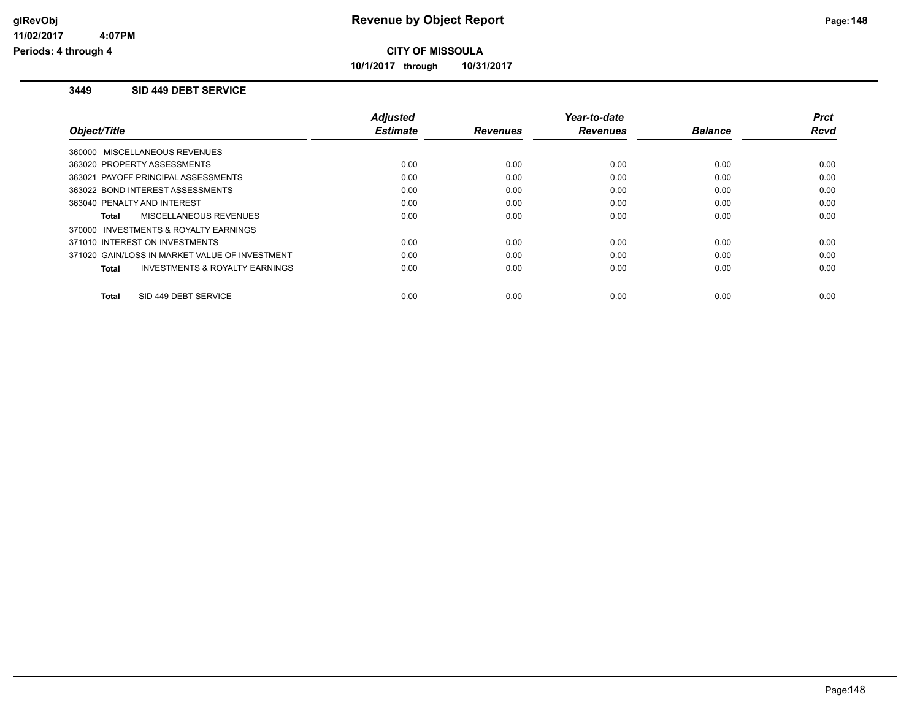# Revenue by Object Report

**CITY OF MISSOULA**

**10/1/2017 through 10/31/2017**

glRevObj
11/02/2017 4:07PM
Periods: 4 through 4

### 3449 SID 449 DEBT SERVICE

| Object/Title | Adjusted Estimate | Revenues | Year-to-date Revenues | Balance | Prct Rcvd |
|---|---|---|---|---|---|
| 360000 MISCELLANEOUS REVENUES | | | | | |
| 363020 PROPERTY ASSESSMENTS | 0.00 | 0.00 | 0.00 | 0.00 | 0.00 |
| 363021 PAYOFF PRINCIPAL ASSESSMENTS | 0.00 | 0.00 | 0.00 | 0.00 | 0.00 |
| 363022 BOND INTEREST ASSESSMENTS | 0.00 | 0.00 | 0.00 | 0.00 | 0.00 |
| 363040 PENALTY AND INTEREST | 0.00 | 0.00 | 0.00 | 0.00 | 0.00 |
| **Total** MISCELLANEOUS REVENUES | 0.00 | 0.00 | 0.00 | 0.00 | 0.00 |
| 370000 INVESTMENTS & ROYALTY EARNINGS | | | | | |
| 371010 INTEREST ON INVESTMENTS | 0.00 | 0.00 | 0.00 | 0.00 | 0.00 |
| 371020 GAIN/LOSS IN MARKET VALUE OF INVESTMENT | 0.00 | 0.00 | 0.00 | 0.00 | 0.00 |
| **Total** INVESTMENTS & ROYALTY EARNINGS | 0.00 | 0.00 | 0.00 | 0.00 | 0.00 |
| **Total** SID 449 DEBT SERVICE | 0.00 | 0.00 | 0.00 | 0.00 | 0.00 |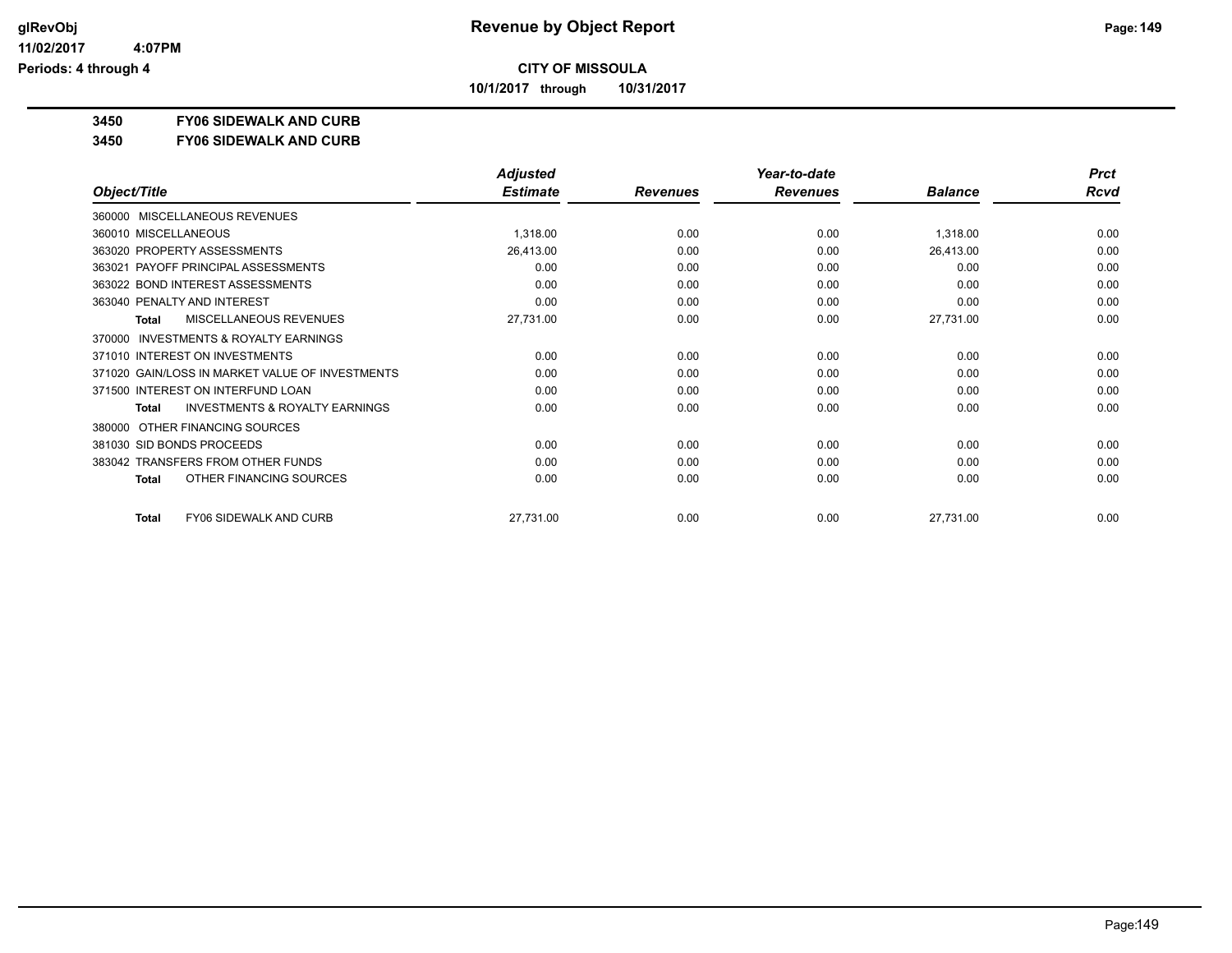**CITY OF MISSOULA**

**10/1/2017 through 10/31/2017**

**3450 FY06 SIDEWALK AND CURB**

**3450 FY06 SIDEWALK AND CURB**

| Object/Title | Adjusted Estimate | Revenues | Year-to-date Revenues | Balance | Prct Rcvd |
|---|---|---|---|---|---|
| 360000 MISCELLANEOUS REVENUES | | | | | |
| 360010 MISCELLANEOUS | 1,318.00 | 0.00 | 0.00 | 1,318.00 | 0.00 |
| 363020 PROPERTY ASSESSMENTS | 26,413.00 | 0.00 | 0.00 | 26,413.00 | 0.00 |
| 363021 PAYOFF PRINCIPAL ASSESSMENTS | 0.00 | 0.00 | 0.00 | 0.00 | 0.00 |
| 363022 BOND INTEREST ASSESSMENTS | 0.00 | 0.00 | 0.00 | 0.00 | 0.00 |
| 363040 PENALTY AND INTEREST | 0.00 | 0.00 | 0.00 | 0.00 | 0.00 |
| **Total** MISCELLANEOUS REVENUES | 27,731.00 | 0.00 | 0.00 | 27,731.00 | 0.00 |
| 370000 INVESTMENTS & ROYALTY EARNINGS | | | | | |
| 371010 INTEREST ON INVESTMENTS | 0.00 | 0.00 | 0.00 | 0.00 | 0.00 |
| 371020 GAIN/LOSS IN MARKET VALUE OF INVESTMENTS | 0.00 | 0.00 | 0.00 | 0.00 | 0.00 |
| 371500 INTEREST ON INTERFUND LOAN | 0.00 | 0.00 | 0.00 | 0.00 | 0.00 |
| **Total** INVESTMENTS & ROYALTY EARNINGS | 0.00 | 0.00 | 0.00 | 0.00 | 0.00 |
| 380000 OTHER FINANCING SOURCES | | | | | |
| 381030 SID BONDS PROCEEDS | 0.00 | 0.00 | 0.00 | 0.00 | 0.00 |
| 383042 TRANSFERS FROM OTHER FUNDS | 0.00 | 0.00 | 0.00 | 0.00 | 0.00 |
| **Total** OTHER FINANCING SOURCES | 0.00 | 0.00 | 0.00 | 0.00 | 0.00 |
| **Total** FY06 SIDEWALK AND CURB | 27,731.00 | 0.00 | 0.00 | 27,731.00 | 0.00 |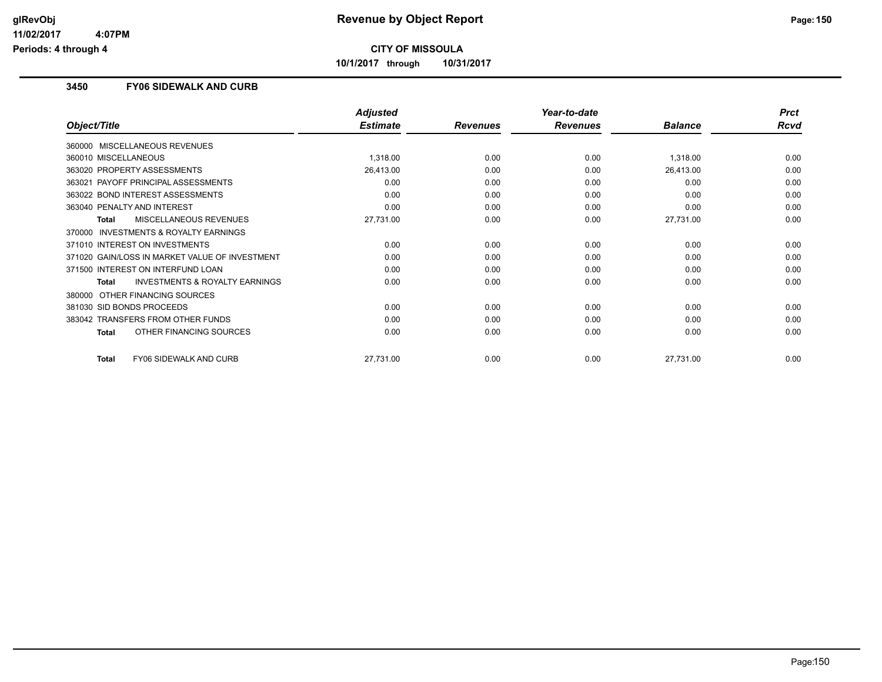**Revenue by Object Report**

**CITY OF MISSOULA**

**10/1/2017 through 10/31/2017**

glRevObj
11/02/2017 4:07PM
Periods: 4 through 4

### 3450 FY06 SIDEWALK AND CURB

| Object/Title | Adjusted Estimate | Revenues | Year-to-date Revenues | Balance | Prct Rcvd |
|---|---|---|---|---|---|
| 360000 MISCELLANEOUS REVENUES | | | | | |
| 360010 MISCELLANEOUS | 1,318.00 | 0.00 | 0.00 | 1,318.00 | 0.00 |
| 363020 PROPERTY ASSESSMENTS | 26,413.00 | 0.00 | 0.00 | 26,413.00 | 0.00 |
| 363021 PAYOFF PRINCIPAL ASSESSMENTS | 0.00 | 0.00 | 0.00 | 0.00 | 0.00 |
| 363022 BOND INTEREST ASSESSMENTS | 0.00 | 0.00 | 0.00 | 0.00 | 0.00 |
| 363040 PENALTY AND INTEREST | 0.00 | 0.00 | 0.00 | 0.00 | 0.00 |
| **Total** MISCELLANEOUS REVENUES | 27,731.00 | 0.00 | 0.00 | 27,731.00 | 0.00 |
| 370000 INVESTMENTS & ROYALTY EARNINGS | | | | | |
| 371010 INTEREST ON INVESTMENTS | 0.00 | 0.00 | 0.00 | 0.00 | 0.00 |
| 371020 GAIN/LOSS IN MARKET VALUE OF INVESTMENT | 0.00 | 0.00 | 0.00 | 0.00 | 0.00 |
| 371500 INTEREST ON INTERFUND LOAN | 0.00 | 0.00 | 0.00 | 0.00 | 0.00 |
| **Total** INVESTMENTS & ROYALTY EARNINGS | 0.00 | 0.00 | 0.00 | 0.00 | 0.00 |
| 380000 OTHER FINANCING SOURCES | | | | | |
| 381030 SID BONDS PROCEEDS | 0.00 | 0.00 | 0.00 | 0.00 | 0.00 |
| 383042 TRANSFERS FROM OTHER FUNDS | 0.00 | 0.00 | 0.00 | 0.00 | 0.00 |
| **Total** OTHER FINANCING SOURCES | 0.00 | 0.00 | 0.00 | 0.00 | 0.00 |
| **Total** FY06 SIDEWALK AND CURB | 27,731.00 | 0.00 | 0.00 | 27,731.00 | 0.00 |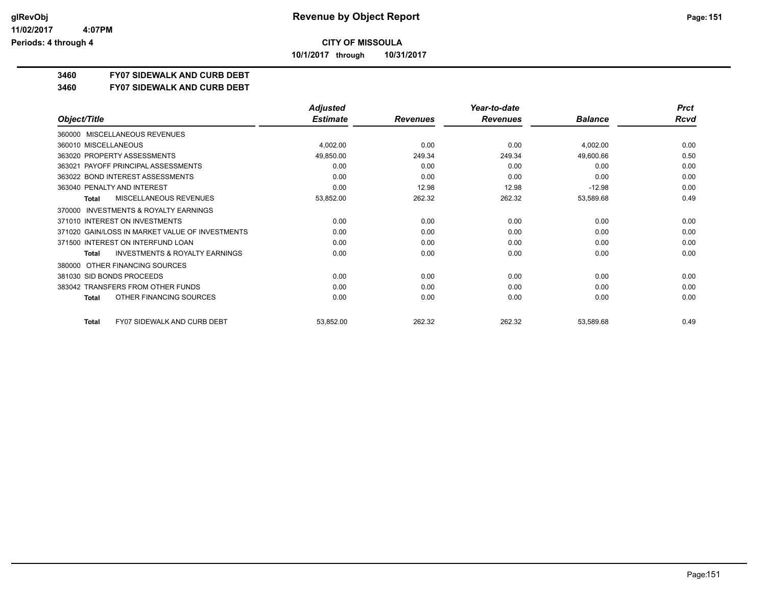# Revenue by Object Report

**CITY OF MISSOULA**

**10/1/2017 through 10/31/2017**

glRevObj
11/02/2017 4:07PM
Periods: 4 through 4

## 3460 FY07 SIDEWALK AND CURB DEBT
## 3460 FY07 SIDEWALK AND CURB DEBT

| Object/Title | Adjusted Estimate | Revenues | Year-to-date Revenues | Balance | Prct Rcvd |
|---|---|---|---|---|---|
| 360000 MISCELLANEOUS REVENUES | | | | | |
| 360010 MISCELLANEOUS | 4,002.00 | 0.00 | 0.00 | 4,002.00 | 0.00 |
| 363020 PROPERTY ASSESSMENTS | 49,850.00 | 249.34 | 249.34 | 49,600.66 | 0.50 |
| 363021 PAYOFF PRINCIPAL ASSESSMENTS | 0.00 | 0.00 | 0.00 | 0.00 | 0.00 |
| 363022 BOND INTEREST ASSESSMENTS | 0.00 | 0.00 | 0.00 | 0.00 | 0.00 |
| 363040 PENALTY AND INTEREST | 0.00 | 12.98 | 12.98 | -12.98 | 0.00 |
| **Total** MISCELLANEOUS REVENUES | 53,852.00 | 262.32 | 262.32 | 53,589.68 | 0.49 |
| 370000 INVESTMENTS & ROYALTY EARNINGS | | | | | |
| 371010 INTEREST ON INVESTMENTS | 0.00 | 0.00 | 0.00 | 0.00 | 0.00 |
| 371020 GAIN/LOSS IN MARKET VALUE OF INVESTMENTS | 0.00 | 0.00 | 0.00 | 0.00 | 0.00 |
| 371500 INTEREST ON INTERFUND LOAN | 0.00 | 0.00 | 0.00 | 0.00 | 0.00 |
| **Total** INVESTMENTS & ROYALTY EARNINGS | 0.00 | 0.00 | 0.00 | 0.00 | 0.00 |
| 380000 OTHER FINANCING SOURCES | | | | | |
| 381030 SID BONDS PROCEEDS | 0.00 | 0.00 | 0.00 | 0.00 | 0.00 |
| 383042 TRANSFERS FROM OTHER FUNDS | 0.00 | 0.00 | 0.00 | 0.00 | 0.00 |
| **Total** OTHER FINANCING SOURCES | 0.00 | 0.00 | 0.00 | 0.00 | 0.00 |
| **Total** FY07 SIDEWALK AND CURB DEBT | 53,852.00 | 262.32 | 262.32 | 53,589.68 | 0.49 |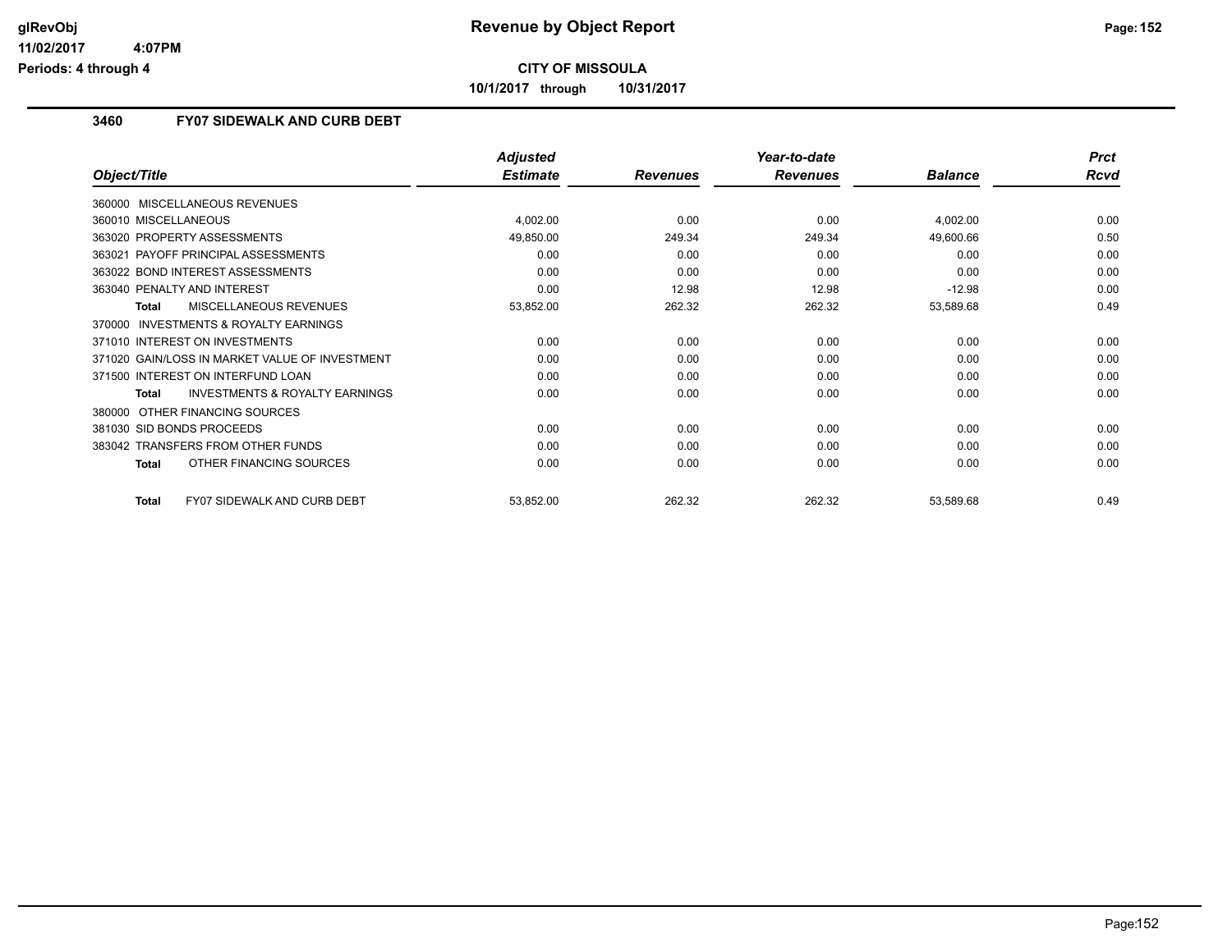glRevObj
11/02/2017 4:07PM
Periods: 4 through 4

# Revenue by Object Report

**CITY OF MISSOULA**

**10/1/2017 through 10/31/2017**

## 3460 FY07 SIDEWALK AND CURB DEBT

| Object/Title | Adjusted Estimate | Revenues | Year-to-date Revenues | Balance | Prct Rcvd |
|---|---|---|---|---|---|
| 360000 MISCELLANEOUS REVENUES | | | | | |
| 360010 MISCELLANEOUS | 4,002.00 | 0.00 | 0.00 | 4,002.00 | 0.00 |
| 363020 PROPERTY ASSESSMENTS | 49,850.00 | 249.34 | 249.34 | 49,600.66 | 0.50 |
| 363021 PAYOFF PRINCIPAL ASSESSMENTS | 0.00 | 0.00 | 0.00 | 0.00 | 0.00 |
| 363022 BOND INTEREST ASSESSMENTS | 0.00 | 0.00 | 0.00 | 0.00 | 0.00 |
| 363040 PENALTY AND INTEREST | 0.00 | 12.98 | 12.98 | -12.98 | 0.00 |
| **Total** MISCELLANEOUS REVENUES | 53,852.00 | 262.32 | 262.32 | 53,589.68 | 0.49 |
| 370000 INVESTMENTS & ROYALTY EARNINGS | | | | | |
| 371010 INTEREST ON INVESTMENTS | 0.00 | 0.00 | 0.00 | 0.00 | 0.00 |
| 371020 GAIN/LOSS IN MARKET VALUE OF INVESTMENT | 0.00 | 0.00 | 0.00 | 0.00 | 0.00 |
| 371500 INTEREST ON INTERFUND LOAN | 0.00 | 0.00 | 0.00 | 0.00 | 0.00 |
| **Total** INVESTMENTS & ROYALTY EARNINGS | 0.00 | 0.00 | 0.00 | 0.00 | 0.00 |
| 380000 OTHER FINANCING SOURCES | | | | | |
| 381030 SID BONDS PROCEEDS | 0.00 | 0.00 | 0.00 | 0.00 | 0.00 |
| 383042 TRANSFERS FROM OTHER FUNDS | 0.00 | 0.00 | 0.00 | 0.00 | 0.00 |
| **Total** OTHER FINANCING SOURCES | 0.00 | 0.00 | 0.00 | 0.00 | 0.00 |
| **Total** FY07 SIDEWALK AND CURB DEBT | 53,852.00 | 262.32 | 262.32 | 53,589.68 | 0.49 |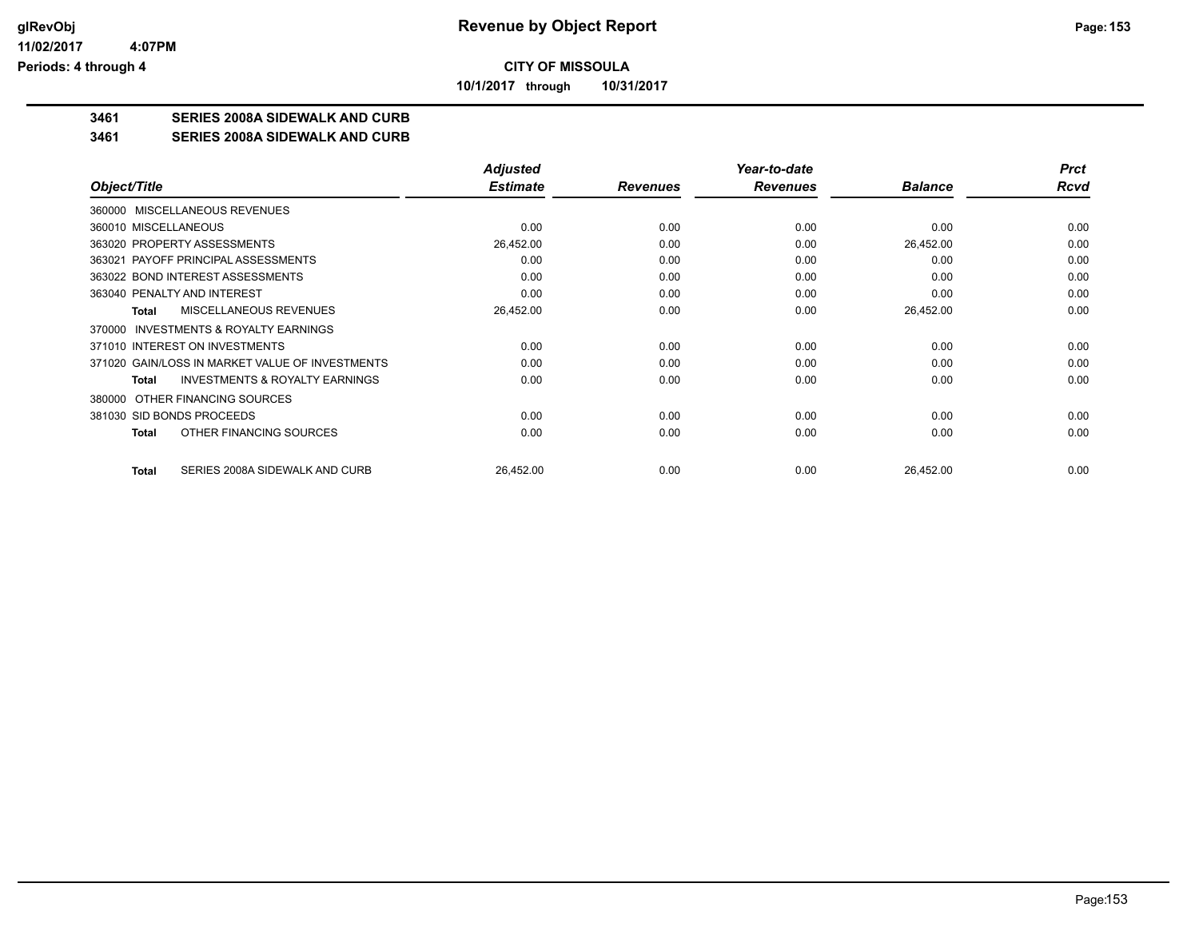**CITY OF MISSOULA**

**10/1/2017 through 10/31/2017**

## 3461 SERIES 2008A SIDEWALK AND CURB

### 3461 SERIES 2008A SIDEWALK AND CURB

| Object/Title | Adjusted Estimate | Revenues | Year-to-date Revenues | Balance | Prct Rcvd |
|---|---|---|---|---|---|
| 360000 MISCELLANEOUS REVENUES | | | | | |
| 360010 MISCELLANEOUS | 0.00 | 0.00 | 0.00 | 0.00 | 0.00 |
| 363020 PROPERTY ASSESSMENTS | 26,452.00 | 0.00 | 0.00 | 26,452.00 | 0.00 |
| 363021 PAYOFF PRINCIPAL ASSESSMENTS | 0.00 | 0.00 | 0.00 | 0.00 | 0.00 |
| 363022 BOND INTEREST ASSESSMENTS | 0.00 | 0.00 | 0.00 | 0.00 | 0.00 |
| 363040 PENALTY AND INTEREST | 0.00 | 0.00 | 0.00 | 0.00 | 0.00 |
| **Total** MISCELLANEOUS REVENUES | 26,452.00 | 0.00 | 0.00 | 26,452.00 | 0.00 |
| 370000 INVESTMENTS & ROYALTY EARNINGS | | | | | |
| 371010 INTEREST ON INVESTMENTS | 0.00 | 0.00 | 0.00 | 0.00 | 0.00 |
| 371020 GAIN/LOSS IN MARKET VALUE OF INVESTMENTS | 0.00 | 0.00 | 0.00 | 0.00 | 0.00 |
| **Total** INVESTMENTS & ROYALTY EARNINGS | 0.00 | 0.00 | 0.00 | 0.00 | 0.00 |
| 380000 OTHER FINANCING SOURCES | | | | | |
| 381030 SID BONDS PROCEEDS | 0.00 | 0.00 | 0.00 | 0.00 | 0.00 |
| **Total** OTHER FINANCING SOURCES | 0.00 | 0.00 | 0.00 | 0.00 | 0.00 |
| **Total** SERIES 2008A SIDEWALK AND CURB | 26,452.00 | 0.00 | 0.00 | 26,452.00 | 0.00 |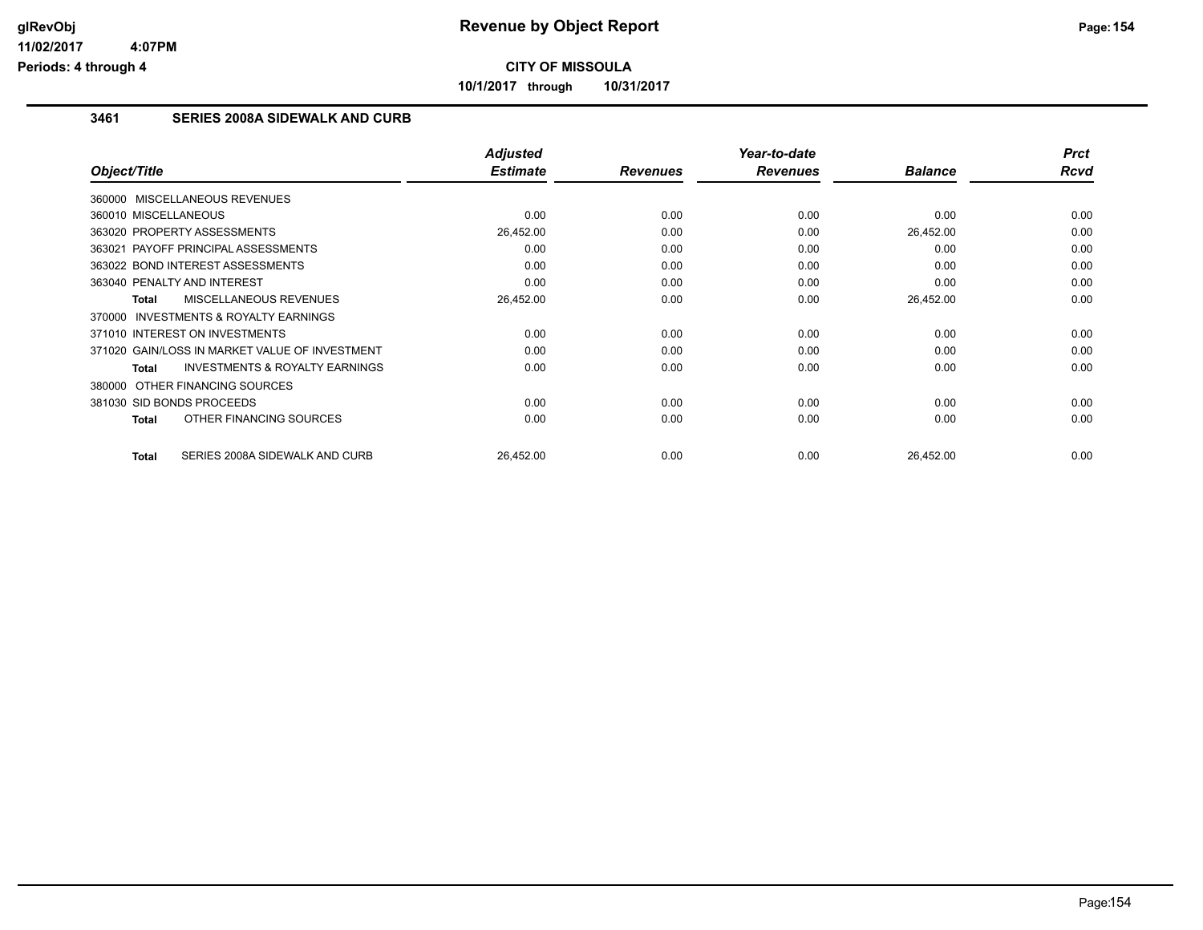**CITY OF MISSOULA**

**10/1/2017 through 10/31/2017**

### 3461 SERIES 2008A SIDEWALK AND CURB

| Object/Title | Adjusted Estimate | Revenues | Year-to-date Revenues | Balance | Prct Rcvd |
|---|---|---|---|---|---|
| 360000 MISCELLANEOUS REVENUES | | | | | |
| 360010 MISCELLANEOUS | 0.00 | 0.00 | 0.00 | 0.00 | 0.00 |
| 363020 PROPERTY ASSESSMENTS | 26,452.00 | 0.00 | 0.00 | 26,452.00 | 0.00 |
| 363021 PAYOFF PRINCIPAL ASSESSMENTS | 0.00 | 0.00 | 0.00 | 0.00 | 0.00 |
| 363022 BOND INTEREST ASSESSMENTS | 0.00 | 0.00 | 0.00 | 0.00 | 0.00 |
| 363040 PENALTY AND INTEREST | 0.00 | 0.00 | 0.00 | 0.00 | 0.00 |
| **Total** MISCELLANEOUS REVENUES | 26,452.00 | 0.00 | 0.00 | 26,452.00 | 0.00 |
| 370000 INVESTMENTS & ROYALTY EARNINGS | | | | | |
| 371010 INTEREST ON INVESTMENTS | 0.00 | 0.00 | 0.00 | 0.00 | 0.00 |
| 371020 GAIN/LOSS IN MARKET VALUE OF INVESTMENT | 0.00 | 0.00 | 0.00 | 0.00 | 0.00 |
| **Total** INVESTMENTS & ROYALTY EARNINGS | 0.00 | 0.00 | 0.00 | 0.00 | 0.00 |
| 380000 OTHER FINANCING SOURCES | | | | | |
| 381030 SID BONDS PROCEEDS | 0.00 | 0.00 | 0.00 | 0.00 | 0.00 |
| **Total** OTHER FINANCING SOURCES | 0.00 | 0.00 | 0.00 | 0.00 | 0.00 |
| **Total** SERIES 2008A SIDEWALK AND CURB | 26,452.00 | 0.00 | 0.00 | 26,452.00 | 0.00 |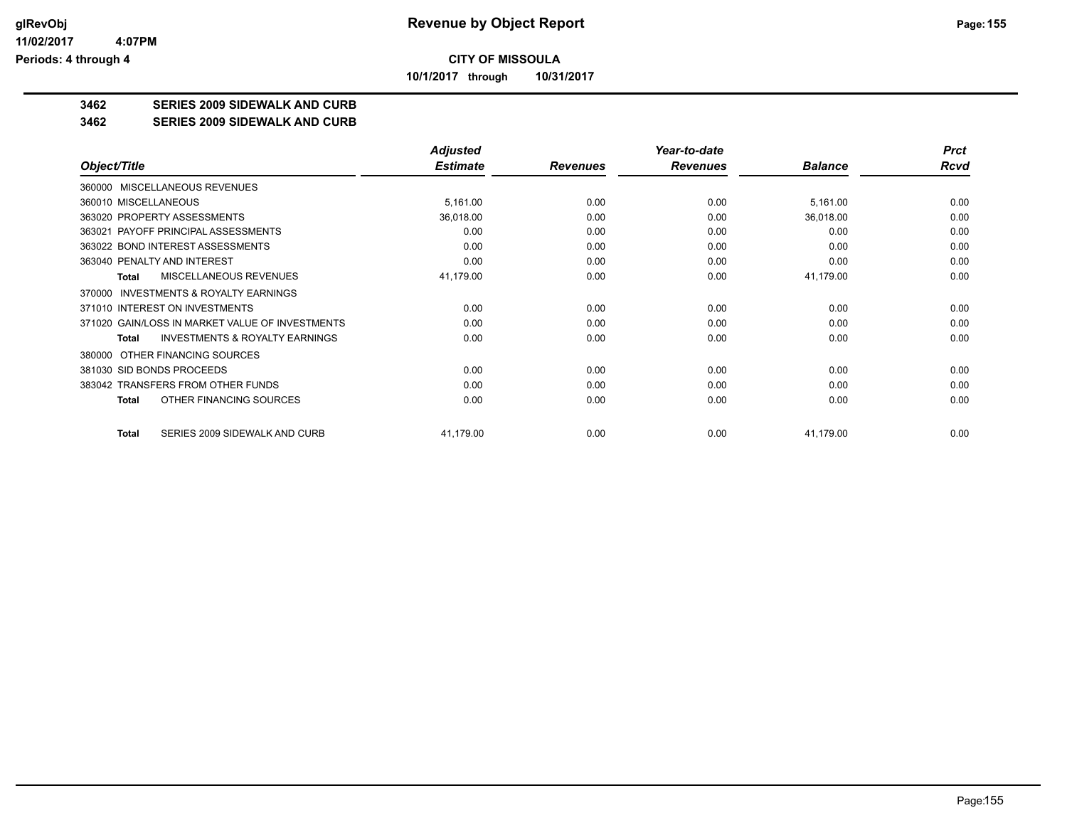**Revenue by Object Report**

**CITY OF MISSOULA**

**10/1/2017 through 10/31/2017**

glRevObj
11/02/2017 4:07PM
Periods: 4 through 4

**3462 SERIES 2009 SIDEWALK AND CURB**

**3462 SERIES 2009 SIDEWALK AND CURB**

| Object/Title | Adjusted Estimate | Revenues | Year-to-date Revenues | Balance | Prct Rcvd |
|---|---|---|---|---|---|
| 360000 MISCELLANEOUS REVENUES | | | | | |
| 360010 MISCELLANEOUS | 5,161.00 | 0.00 | 0.00 | 5,161.00 | 0.00 |
| 363020 PROPERTY ASSESSMENTS | 36,018.00 | 0.00 | 0.00 | 36,018.00 | 0.00 |
| 363021 PAYOFF PRINCIPAL ASSESSMENTS | 0.00 | 0.00 | 0.00 | 0.00 | 0.00 |
| 363022 BOND INTEREST ASSESSMENTS | 0.00 | 0.00 | 0.00 | 0.00 | 0.00 |
| 363040 PENALTY AND INTEREST | 0.00 | 0.00 | 0.00 | 0.00 | 0.00 |
| **Total** MISCELLANEOUS REVENUES | 41,179.00 | 0.00 | 0.00 | 41,179.00 | 0.00 |
| 370000 INVESTMENTS & ROYALTY EARNINGS | | | | | |
| 371010 INTEREST ON INVESTMENTS | 0.00 | 0.00 | 0.00 | 0.00 | 0.00 |
| 371020 GAIN/LOSS IN MARKET VALUE OF INVESTMENTS | 0.00 | 0.00 | 0.00 | 0.00 | 0.00 |
| **Total** INVESTMENTS & ROYALTY EARNINGS | 0.00 | 0.00 | 0.00 | 0.00 | 0.00 |
| 380000 OTHER FINANCING SOURCES | | | | | |
| 381030 SID BONDS PROCEEDS | 0.00 | 0.00 | 0.00 | 0.00 | 0.00 |
| 383042 TRANSFERS FROM OTHER FUNDS | 0.00 | 0.00 | 0.00 | 0.00 | 0.00 |
| **Total** OTHER FINANCING SOURCES | 0.00 | 0.00 | 0.00 | 0.00 | 0.00 |
| **Total** SERIES 2009 SIDEWALK AND CURB | 41,179.00 | 0.00 | 0.00 | 41,179.00 | 0.00 |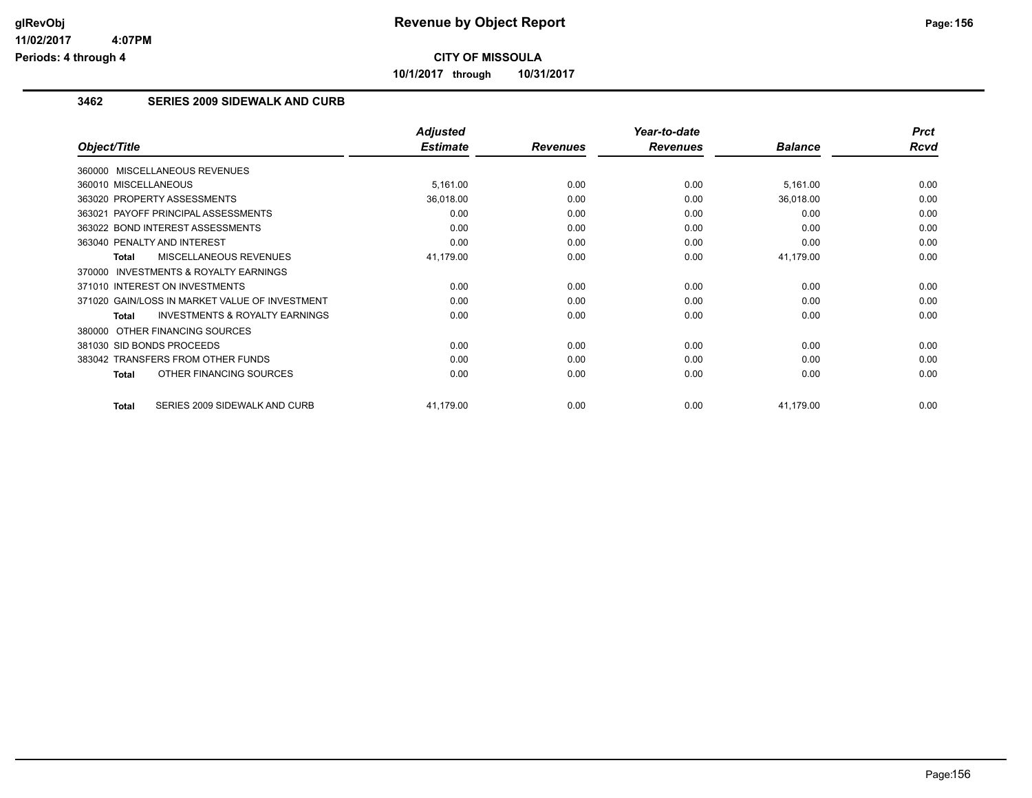# Revenue by Object Report

**CITY OF MISSOULA**

**10/1/2017 through 10/31/2017**

glRevObj
11/02/2017 4:07PM
Periods: 4 through 4

## 3462 SERIES 2009 SIDEWALK AND CURB

| Object/Title | Adjusted Estimate | Revenues | Year-to-date Revenues | Balance | Prct Rcvd |
|---|---|---|---|---|---|
| 360000 MISCELLANEOUS REVENUES | | | | | |
| 360010 MISCELLANEOUS | 5,161.00 | 0.00 | 0.00 | 5,161.00 | 0.00 |
| 363020 PROPERTY ASSESSMENTS | 36,018.00 | 0.00 | 0.00 | 36,018.00 | 0.00 |
| 363021 PAYOFF PRINCIPAL ASSESSMENTS | 0.00 | 0.00 | 0.00 | 0.00 | 0.00 |
| 363022 BOND INTEREST ASSESSMENTS | 0.00 | 0.00 | 0.00 | 0.00 | 0.00 |
| 363040 PENALTY AND INTEREST | 0.00 | 0.00 | 0.00 | 0.00 | 0.00 |
| **Total** MISCELLANEOUS REVENUES | 41,179.00 | 0.00 | 0.00 | 41,179.00 | 0.00 |
| 370000 INVESTMENTS & ROYALTY EARNINGS | | | | | |
| 371010 INTEREST ON INVESTMENTS | 0.00 | 0.00 | 0.00 | 0.00 | 0.00 |
| 371020 GAIN/LOSS IN MARKET VALUE OF INVESTMENT | 0.00 | 0.00 | 0.00 | 0.00 | 0.00 |
| **Total** INVESTMENTS & ROYALTY EARNINGS | 0.00 | 0.00 | 0.00 | 0.00 | 0.00 |
| 380000 OTHER FINANCING SOURCES | | | | | |
| 381030 SID BONDS PROCEEDS | 0.00 | 0.00 | 0.00 | 0.00 | 0.00 |
| 383042 TRANSFERS FROM OTHER FUNDS | 0.00 | 0.00 | 0.00 | 0.00 | 0.00 |
| **Total** OTHER FINANCING SOURCES | 0.00 | 0.00 | 0.00 | 0.00 | 0.00 |
| **Total** SERIES 2009 SIDEWALK AND CURB | 41,179.00 | 0.00 | 0.00 | 41,179.00 | 0.00 |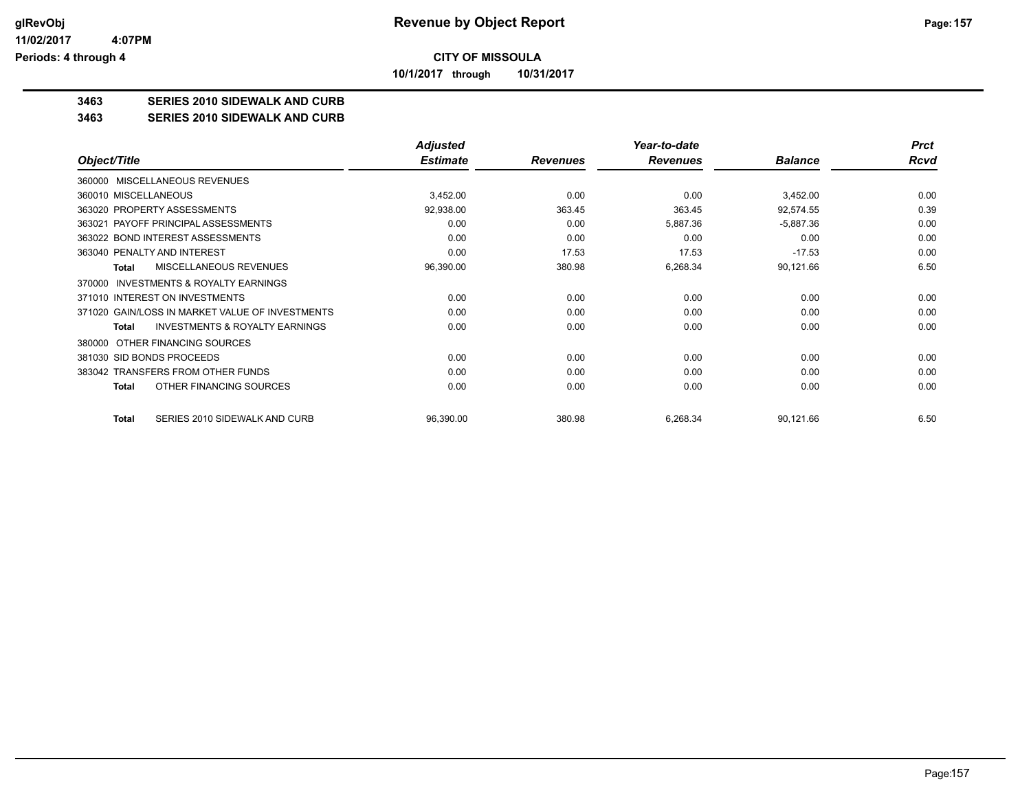**CITY OF MISSOULA**

**10/1/2017 through 10/31/2017**

**3463 SERIES 2010 SIDEWALK AND CURB**

**3463 SERIES 2010 SIDEWALK AND CURB**

| Object/Title | Adjusted Estimate | Revenues | Year-to-date Revenues | Balance | Prct Rcvd |
|---|---|---|---|---|---|
| 360000 MISCELLANEOUS REVENUES | | | | | |
| 360010 MISCELLANEOUS | 3,452.00 | 0.00 | 0.00 | 3,452.00 | 0.00 |
| 363020 PROPERTY ASSESSMENTS | 92,938.00 | 363.45 | 363.45 | 92,574.55 | 0.39 |
| 363021 PAYOFF PRINCIPAL ASSESSMENTS | 0.00 | 0.00 | 5,887.36 | -5,887.36 | 0.00 |
| 363022 BOND INTEREST ASSESSMENTS | 0.00 | 0.00 | 0.00 | 0.00 | 0.00 |
| 363040 PENALTY AND INTEREST | 0.00 | 17.53 | 17.53 | -17.53 | 0.00 |
| **Total** MISCELLANEOUS REVENUES | 96,390.00 | 380.98 | 6,268.34 | 90,121.66 | 6.50 |
| 370000 INVESTMENTS & ROYALTY EARNINGS | | | | | |
| 371010 INTEREST ON INVESTMENTS | 0.00 | 0.00 | 0.00 | 0.00 | 0.00 |
| 371020 GAIN/LOSS IN MARKET VALUE OF INVESTMENTS | 0.00 | 0.00 | 0.00 | 0.00 | 0.00 |
| **Total** INVESTMENTS & ROYALTY EARNINGS | 0.00 | 0.00 | 0.00 | 0.00 | 0.00 |
| 380000 OTHER FINANCING SOURCES | | | | | |
| 381030 SID BONDS PROCEEDS | 0.00 | 0.00 | 0.00 | 0.00 | 0.00 |
| 383042 TRANSFERS FROM OTHER FUNDS | 0.00 | 0.00 | 0.00 | 0.00 | 0.00 |
| **Total** OTHER FINANCING SOURCES | 0.00 | 0.00 | 0.00 | 0.00 | 0.00 |
| **Total** SERIES 2010 SIDEWALK AND CURB | 96,390.00 | 380.98 | 6,268.34 | 90,121.66 | 6.50 |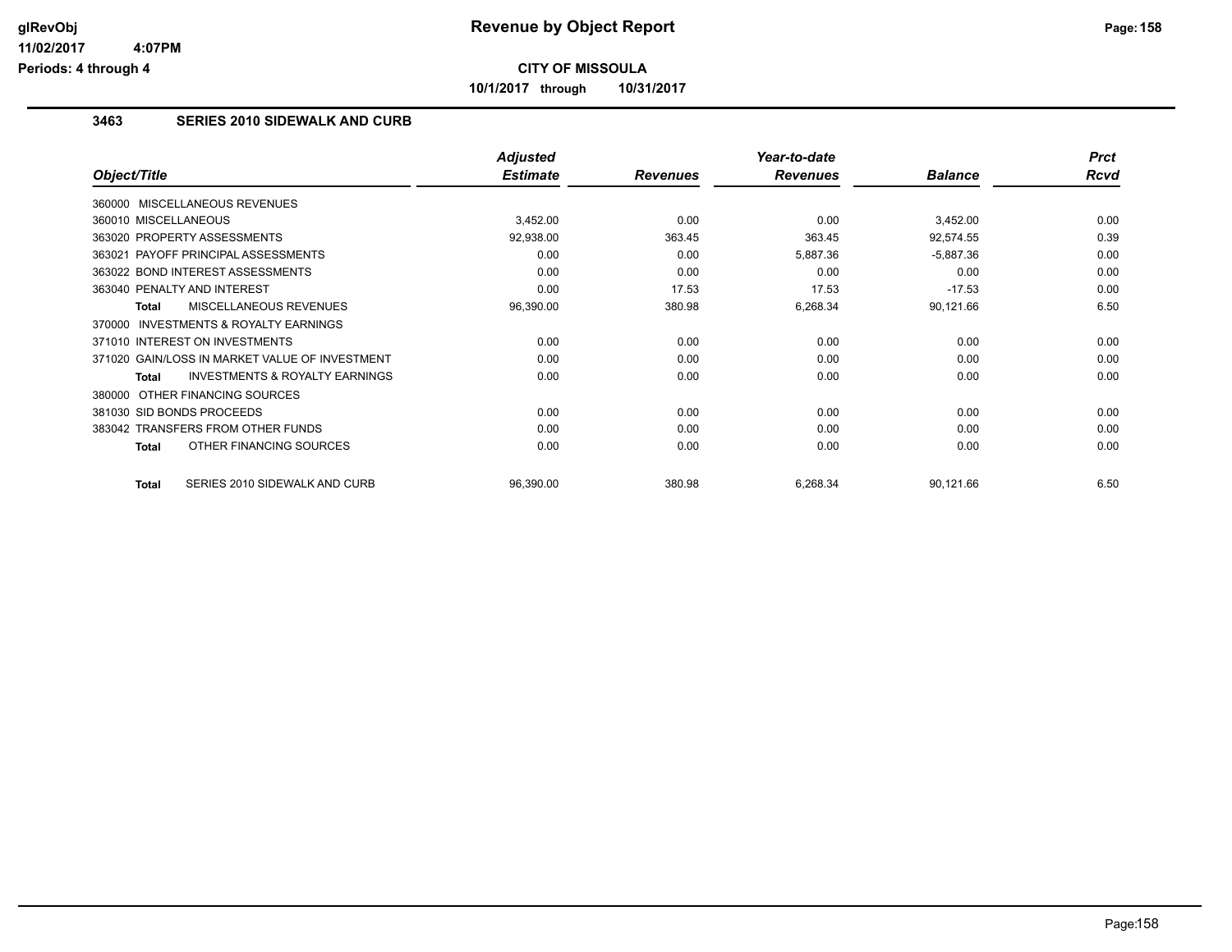# Revenue by Object Report

glRevObj
11/02/2017 4:07PM
Periods: 4 through 4

**CITY OF MISSOULA**

**10/1/2017 through 10/31/2017**

## 3463 SERIES 2010 SIDEWALK AND CURB

| Object/Title | Adjusted Estimate | Revenues | Year-to-date Revenues | Balance | Prct Rcvd |
|---|---|---|---|---|---|
| 360000 MISCELLANEOUS REVENUES | | | | | |
| 360010 MISCELLANEOUS | 3,452.00 | 0.00 | 0.00 | 3,452.00 | 0.00 |
| 363020 PROPERTY ASSESSMENTS | 92,938.00 | 363.45 | 363.45 | 92,574.55 | 0.39 |
| 363021 PAYOFF PRINCIPAL ASSESSMENTS | 0.00 | 0.00 | 5,887.36 | -5,887.36 | 0.00 |
| 363022 BOND INTEREST ASSESSMENTS | 0.00 | 0.00 | 0.00 | 0.00 | 0.00 |
| 363040 PENALTY AND INTEREST | 0.00 | 17.53 | 17.53 | -17.53 | 0.00 |
| **Total** MISCELLANEOUS REVENUES | 96,390.00 | 380.98 | 6,268.34 | 90,121.66 | 6.50 |
| 370000 INVESTMENTS & ROYALTY EARNINGS | | | | | |
| 371010 INTEREST ON INVESTMENTS | 0.00 | 0.00 | 0.00 | 0.00 | 0.00 |
| 371020 GAIN/LOSS IN MARKET VALUE OF INVESTMENT | 0.00 | 0.00 | 0.00 | 0.00 | 0.00 |
| **Total** INVESTMENTS & ROYALTY EARNINGS | 0.00 | 0.00 | 0.00 | 0.00 | 0.00 |
| 380000 OTHER FINANCING SOURCES | | | | | |
| 381030 SID BONDS PROCEEDS | 0.00 | 0.00 | 0.00 | 0.00 | 0.00 |
| 383042 TRANSFERS FROM OTHER FUNDS | 0.00 | 0.00 | 0.00 | 0.00 | 0.00 |
| **Total** OTHER FINANCING SOURCES | 0.00 | 0.00 | 0.00 | 0.00 | 0.00 |
| **Total** SERIES 2010 SIDEWALK AND CURB | 96,390.00 | 380.98 | 6,268.34 | 90,121.66 | 6.50 |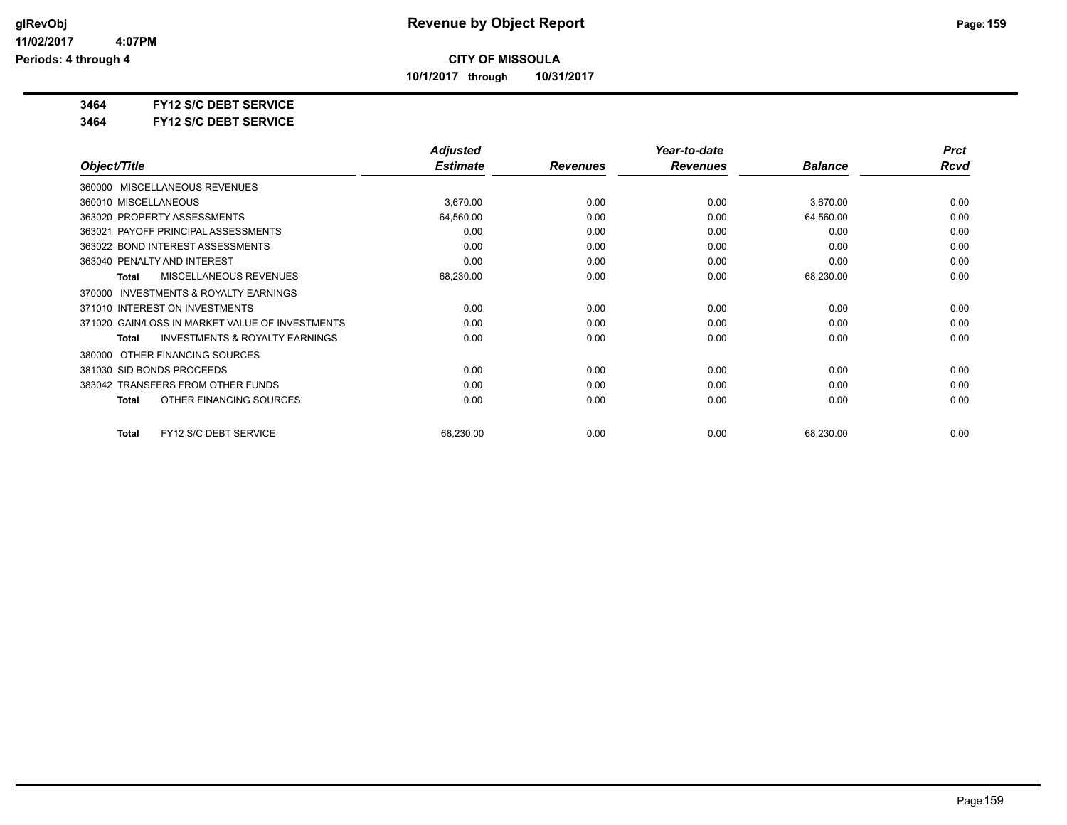**CITY OF MISSOULA**

**10/1/2017 through 10/31/2017**

**3464 FY12 S/C DEBT SERVICE**

**3464 FY12 S/C DEBT SERVICE**

| Object/Title | Adjusted Estimate | Revenues | Year-to-date Revenues | Balance | Prct Rcvd |
|---|---|---|---|---|---|
| 360000 MISCELLANEOUS REVENUES | | | | | |
| 360010 MISCELLANEOUS | 3,670.00 | 0.00 | 0.00 | 3,670.00 | 0.00 |
| 363020 PROPERTY ASSESSMENTS | 64,560.00 | 0.00 | 0.00 | 64,560.00 | 0.00 |
| 363021 PAYOFF PRINCIPAL ASSESSMENTS | 0.00 | 0.00 | 0.00 | 0.00 | 0.00 |
| 363022 BOND INTEREST ASSESSMENTS | 0.00 | 0.00 | 0.00 | 0.00 | 0.00 |
| 363040 PENALTY AND INTEREST | 0.00 | 0.00 | 0.00 | 0.00 | 0.00 |
| **Total** MISCELLANEOUS REVENUES | 68,230.00 | 0.00 | 0.00 | 68,230.00 | 0.00 |
| 370000 INVESTMENTS & ROYALTY EARNINGS | | | | | |
| 371010 INTEREST ON INVESTMENTS | 0.00 | 0.00 | 0.00 | 0.00 | 0.00 |
| 371020 GAIN/LOSS IN MARKET VALUE OF INVESTMENTS | 0.00 | 0.00 | 0.00 | 0.00 | 0.00 |
| **Total** INVESTMENTS & ROYALTY EARNINGS | 0.00 | 0.00 | 0.00 | 0.00 | 0.00 |
| 380000 OTHER FINANCING SOURCES | | | | | |
| 381030 SID BONDS PROCEEDS | 0.00 | 0.00 | 0.00 | 0.00 | 0.00 |
| 383042 TRANSFERS FROM OTHER FUNDS | 0.00 | 0.00 | 0.00 | 0.00 | 0.00 |
| **Total** OTHER FINANCING SOURCES | 0.00 | 0.00 | 0.00 | 0.00 | 0.00 |
| **Total** FY12 S/C DEBT SERVICE | 68,230.00 | 0.00 | 0.00 | 68,230.00 | 0.00 |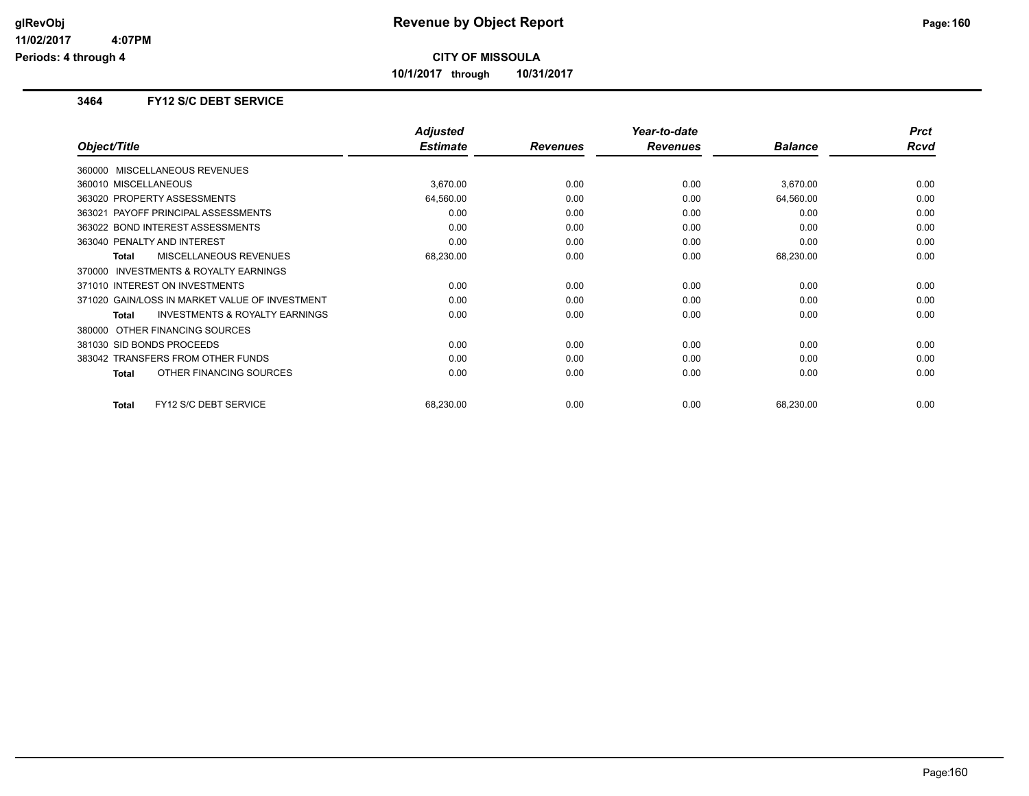# Revenue by Object Report

glRevObj
11/02/2017 4:07PM
Periods: 4 through 4

**CITY OF MISSOULA**

**10/1/2017 through 10/31/2017**

### 3464 FY12 S/C DEBT SERVICE

| Object/Title | Adjusted Estimate | Revenues | Year-to-date Revenues | Balance | Prct Rcvd |
|---|---|---|---|---|---|
| 360000 MISCELLANEOUS REVENUES | | | | | |
| 360010 MISCELLANEOUS | 3,670.00 | 0.00 | 0.00 | 3,670.00 | 0.00 |
| 363020 PROPERTY ASSESSMENTS | 64,560.00 | 0.00 | 0.00 | 64,560.00 | 0.00 |
| 363021 PAYOFF PRINCIPAL ASSESSMENTS | 0.00 | 0.00 | 0.00 | 0.00 | 0.00 |
| 363022 BOND INTEREST ASSESSMENTS | 0.00 | 0.00 | 0.00 | 0.00 | 0.00 |
| 363040 PENALTY AND INTEREST | 0.00 | 0.00 | 0.00 | 0.00 | 0.00 |
| **Total** MISCELLANEOUS REVENUES | 68,230.00 | 0.00 | 0.00 | 68,230.00 | 0.00 |
| 370000 INVESTMENTS & ROYALTY EARNINGS | | | | | |
| 371010 INTEREST ON INVESTMENTS | 0.00 | 0.00 | 0.00 | 0.00 | 0.00 |
| 371020 GAIN/LOSS IN MARKET VALUE OF INVESTMENT | 0.00 | 0.00 | 0.00 | 0.00 | 0.00 |
| **Total** INVESTMENTS & ROYALTY EARNINGS | 0.00 | 0.00 | 0.00 | 0.00 | 0.00 |
| 380000 OTHER FINANCING SOURCES | | | | | |
| 381030 SID BONDS PROCEEDS | 0.00 | 0.00 | 0.00 | 0.00 | 0.00 |
| 383042 TRANSFERS FROM OTHER FUNDS | 0.00 | 0.00 | 0.00 | 0.00 | 0.00 |
| **Total** OTHER FINANCING SOURCES | 0.00 | 0.00 | 0.00 | 0.00 | 0.00 |
| **Total** FY12 S/C DEBT SERVICE | 68,230.00 | 0.00 | 0.00 | 68,230.00 | 0.00 |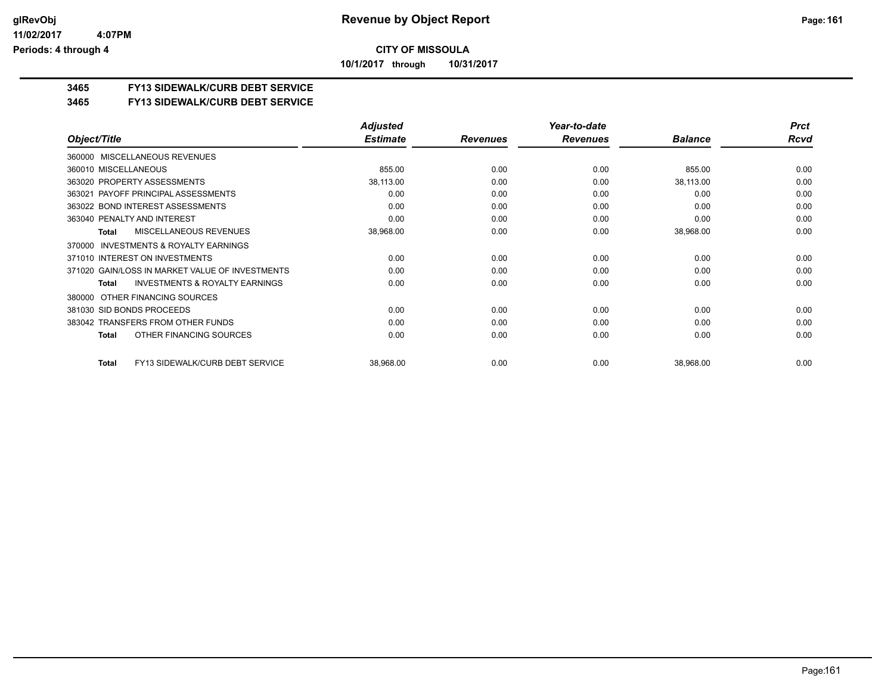**CITY OF MISSOULA**

**10/1/2017 through 10/31/2017**

## 3465 FY13 SIDEWALK/CURB DEBT SERVICE

## 3465 FY13 SIDEWALK/CURB DEBT SERVICE

| Object/Title | Adjusted Estimate | Revenues | Year-to-date Revenues | Balance | Prct Rcvd |
|---|---|---|---|---|---|
| 360000 MISCELLANEOUS REVENUES | | | | | |
| 360010 MISCELLANEOUS | 855.00 | 0.00 | 0.00 | 855.00 | 0.00 |
| 363020 PROPERTY ASSESSMENTS | 38,113.00 | 0.00 | 0.00 | 38,113.00 | 0.00 |
| 363021 PAYOFF PRINCIPAL ASSESSMENTS | 0.00 | 0.00 | 0.00 | 0.00 | 0.00 |
| 363022 BOND INTEREST ASSESSMENTS | 0.00 | 0.00 | 0.00 | 0.00 | 0.00 |
| 363040 PENALTY AND INTEREST | 0.00 | 0.00 | 0.00 | 0.00 | 0.00 |
| **Total** MISCELLANEOUS REVENUES | 38,968.00 | 0.00 | 0.00 | 38,968.00 | 0.00 |
| 370000 INVESTMENTS & ROYALTY EARNINGS | | | | | |
| 371010 INTEREST ON INVESTMENTS | 0.00 | 0.00 | 0.00 | 0.00 | 0.00 |
| 371020 GAIN/LOSS IN MARKET VALUE OF INVESTMENTS | 0.00 | 0.00 | 0.00 | 0.00 | 0.00 |
| **Total** INVESTMENTS & ROYALTY EARNINGS | 0.00 | 0.00 | 0.00 | 0.00 | 0.00 |
| 380000 OTHER FINANCING SOURCES | | | | | |
| 381030 SID BONDS PROCEEDS | 0.00 | 0.00 | 0.00 | 0.00 | 0.00 |
| 383042 TRANSFERS FROM OTHER FUNDS | 0.00 | 0.00 | 0.00 | 0.00 | 0.00 |
| **Total** OTHER FINANCING SOURCES | 0.00 | 0.00 | 0.00 | 0.00 | 0.00 |
| **Total** FY13 SIDEWALK/CURB DEBT SERVICE | 38,968.00 | 0.00 | 0.00 | 38,968.00 | 0.00 |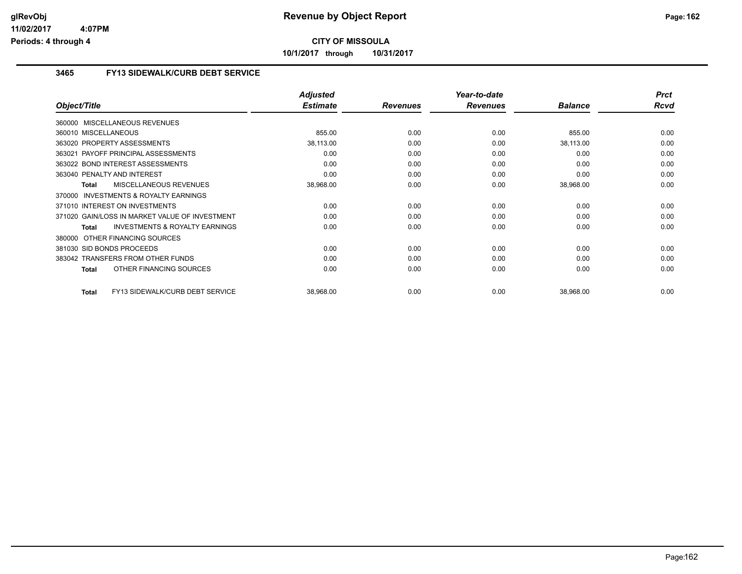# Revenue by Object Report

**CITY OF MISSOULA**

**10/1/2017 through 10/31/2017**

glRevObj
11/02/2017 4:07PM
Periods: 4 through 4

## 3465 FY13 SIDEWALK/CURB DEBT SERVICE

| Object/Title | Adjusted Estimate | Revenues | Year-to-date Revenues | Balance | Prct Rcvd |
|---|---|---|---|---|---|
| 360000 MISCELLANEOUS REVENUES | | | | | |
| 360010 MISCELLANEOUS | 855.00 | 0.00 | 0.00 | 855.00 | 0.00 |
| 363020 PROPERTY ASSESSMENTS | 38,113.00 | 0.00 | 0.00 | 38,113.00 | 0.00 |
| 363021 PAYOFF PRINCIPAL ASSESSMENTS | 0.00 | 0.00 | 0.00 | 0.00 | 0.00 |
| 363022 BOND INTEREST ASSESSMENTS | 0.00 | 0.00 | 0.00 | 0.00 | 0.00 |
| 363040 PENALTY AND INTEREST | 0.00 | 0.00 | 0.00 | 0.00 | 0.00 |
| **Total** MISCELLANEOUS REVENUES | 38,968.00 | 0.00 | 0.00 | 38,968.00 | 0.00 |
| 370000 INVESTMENTS & ROYALTY EARNINGS | | | | | |
| 371010 INTEREST ON INVESTMENTS | 0.00 | 0.00 | 0.00 | 0.00 | 0.00 |
| 371020 GAIN/LOSS IN MARKET VALUE OF INVESTMENT | 0.00 | 0.00 | 0.00 | 0.00 | 0.00 |
| **Total** INVESTMENTS & ROYALTY EARNINGS | 0.00 | 0.00 | 0.00 | 0.00 | 0.00 |
| 380000 OTHER FINANCING SOURCES | | | | | |
| 381030 SID BONDS PROCEEDS | 0.00 | 0.00 | 0.00 | 0.00 | 0.00 |
| 383042 TRANSFERS FROM OTHER FUNDS | 0.00 | 0.00 | 0.00 | 0.00 | 0.00 |
| **Total** OTHER FINANCING SOURCES | 0.00 | 0.00 | 0.00 | 0.00 | 0.00 |
| **Total** FY13 SIDEWALK/CURB DEBT SERVICE | 38,968.00 | 0.00 | 0.00 | 38,968.00 | 0.00 |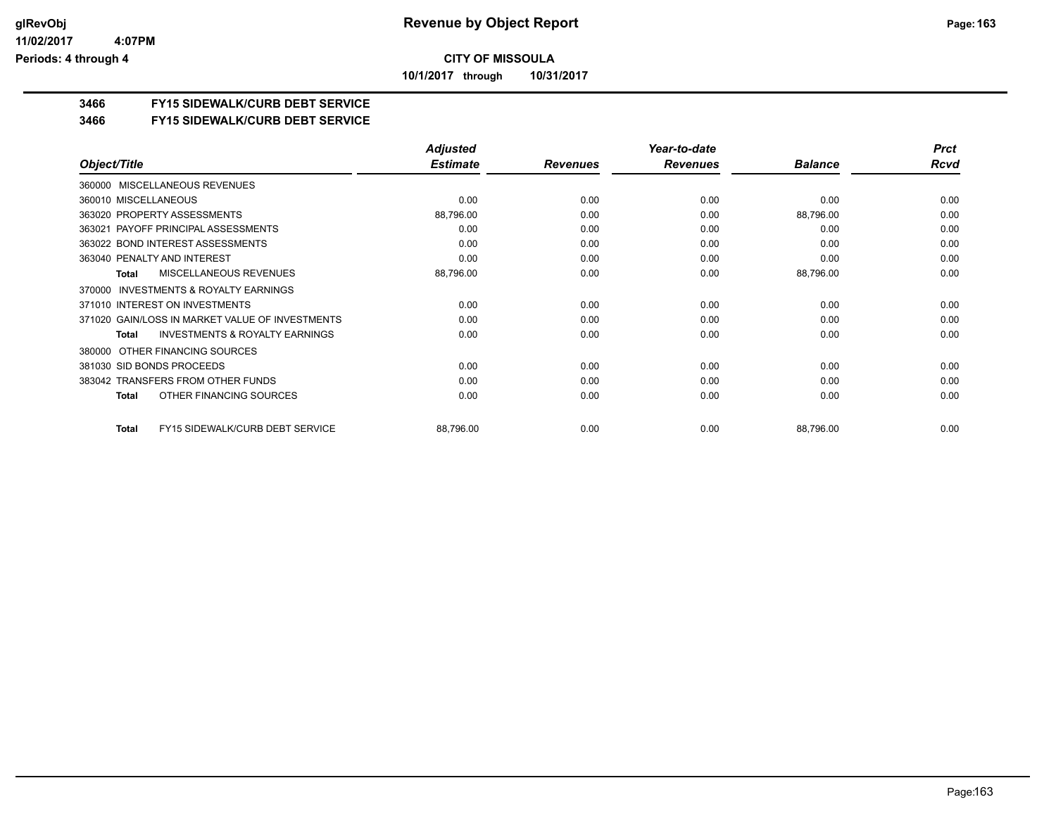**CITY OF MISSOULA**

**10/1/2017 through 10/31/2017**

# 3466 FY15 SIDEWALK/CURB DEBT SERVICE

## 3466 FY15 SIDEWALK/CURB DEBT SERVICE

| Object/Title | Adjusted Estimate | Revenues | Year-to-date Revenues | Balance | Prct Rcvd |
|---|---|---|---|---|---|
| 360000 MISCELLANEOUS REVENUES | | | | | |
| 360010 MISCELLANEOUS | 0.00 | 0.00 | 0.00 | 0.00 | 0.00 |
| 363020 PROPERTY ASSESSMENTS | 88,796.00 | 0.00 | 0.00 | 88,796.00 | 0.00 |
| 363021 PAYOFF PRINCIPAL ASSESSMENTS | 0.00 | 0.00 | 0.00 | 0.00 | 0.00 |
| 363022 BOND INTEREST ASSESSMENTS | 0.00 | 0.00 | 0.00 | 0.00 | 0.00 |
| 363040 PENALTY AND INTEREST | 0.00 | 0.00 | 0.00 | 0.00 | 0.00 |
| **Total** MISCELLANEOUS REVENUES | 88,796.00 | 0.00 | 0.00 | 88,796.00 | 0.00 |
| 370000 INVESTMENTS & ROYALTY EARNINGS | | | | | |
| 371010 INTEREST ON INVESTMENTS | 0.00 | 0.00 | 0.00 | 0.00 | 0.00 |
| 371020 GAIN/LOSS IN MARKET VALUE OF INVESTMENTS | 0.00 | 0.00 | 0.00 | 0.00 | 0.00 |
| **Total** INVESTMENTS & ROYALTY EARNINGS | 0.00 | 0.00 | 0.00 | 0.00 | 0.00 |
| 380000 OTHER FINANCING SOURCES | | | | | |
| 381030 SID BONDS PROCEEDS | 0.00 | 0.00 | 0.00 | 0.00 | 0.00 |
| 383042 TRANSFERS FROM OTHER FUNDS | 0.00 | 0.00 | 0.00 | 0.00 | 0.00 |
| **Total** OTHER FINANCING SOURCES | 0.00 | 0.00 | 0.00 | 0.00 | 0.00 |
| **Total** FY15 SIDEWALK/CURB DEBT SERVICE | 88,796.00 | 0.00 | 0.00 | 88,796.00 | 0.00 |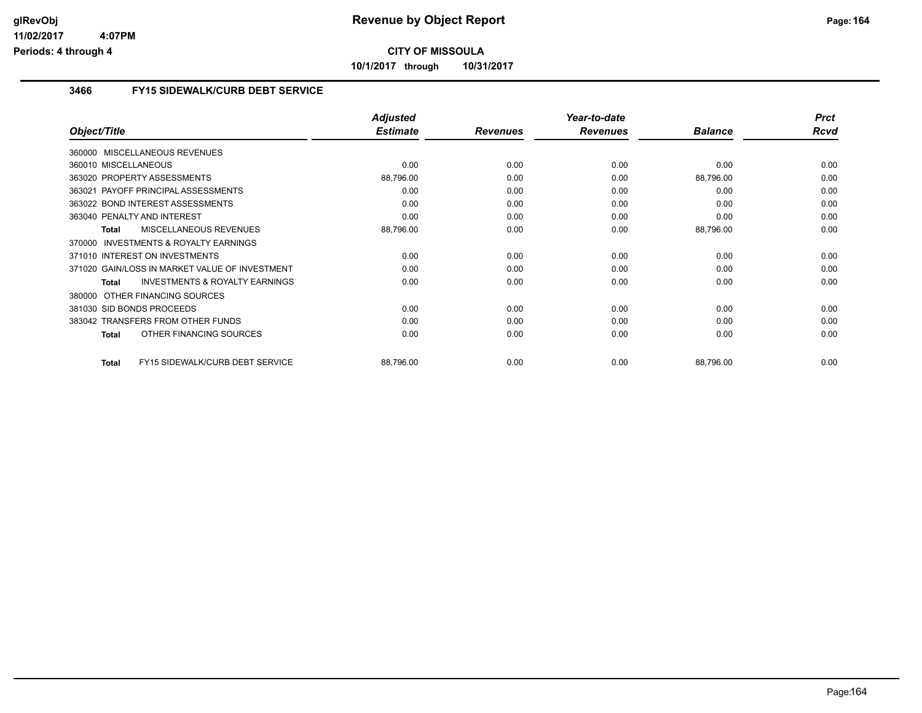**CITY OF MISSOULA**

**10/1/2017 through 10/31/2017**

### 3466 FY15 SIDEWALK/CURB DEBT SERVICE

| Object/Title | Adjusted Estimate | Revenues | Year-to-date Revenues | Balance | Prct Rcvd |
|---|---|---|---|---|---|
| 360000 MISCELLANEOUS REVENUES | | | | | |
| 360010 MISCELLANEOUS | 0.00 | 0.00 | 0.00 | 0.00 | 0.00 |
| 363020 PROPERTY ASSESSMENTS | 88,796.00 | 0.00 | 0.00 | 88,796.00 | 0.00 |
| 363021 PAYOFF PRINCIPAL ASSESSMENTS | 0.00 | 0.00 | 0.00 | 0.00 | 0.00 |
| 363022 BOND INTEREST ASSESSMENTS | 0.00 | 0.00 | 0.00 | 0.00 | 0.00 |
| 363040 PENALTY AND INTEREST | 0.00 | 0.00 | 0.00 | 0.00 | 0.00 |
| **Total** MISCELLANEOUS REVENUES | 88,796.00 | 0.00 | 0.00 | 88,796.00 | 0.00 |
| 370000 INVESTMENTS & ROYALTY EARNINGS | | | | | |
| 371010 INTEREST ON INVESTMENTS | 0.00 | 0.00 | 0.00 | 0.00 | 0.00 |
| 371020 GAIN/LOSS IN MARKET VALUE OF INVESTMENT | 0.00 | 0.00 | 0.00 | 0.00 | 0.00 |
| **Total** INVESTMENTS & ROYALTY EARNINGS | 0.00 | 0.00 | 0.00 | 0.00 | 0.00 |
| 380000 OTHER FINANCING SOURCES | | | | | |
| 381030 SID BONDS PROCEEDS | 0.00 | 0.00 | 0.00 | 0.00 | 0.00 |
| 383042 TRANSFERS FROM OTHER FUNDS | 0.00 | 0.00 | 0.00 | 0.00 | 0.00 |
| **Total** OTHER FINANCING SOURCES | 0.00 | 0.00 | 0.00 | 0.00 | 0.00 |
| **Total** FY15 SIDEWALK/CURB DEBT SERVICE | 88,796.00 | 0.00 | 0.00 | 88,796.00 | 0.00 |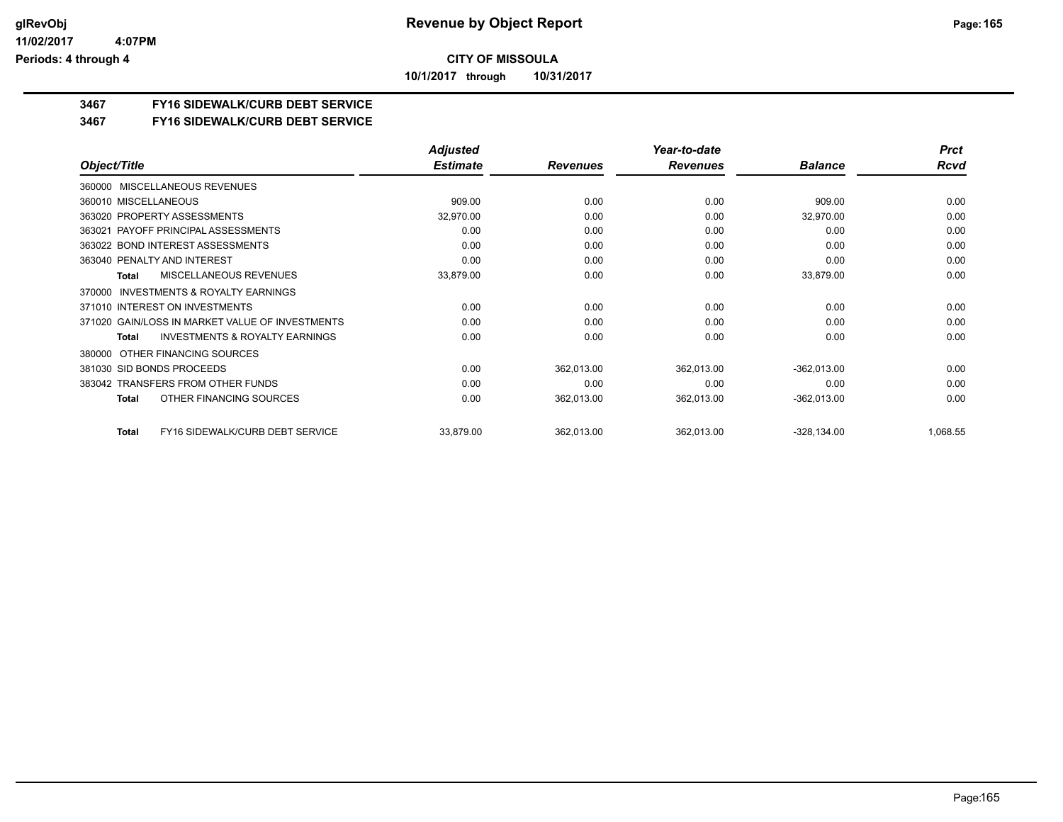# Revenue by Object Report

**CITY OF MISSOULA**

**10/1/2017 through 10/31/2017**

glRevObj
11/02/2017 4:07PM
Periods: 4 through 4

## 3467 FY16 SIDEWALK/CURB DEBT SERVICE

## 3467 FY16 SIDEWALK/CURB DEBT SERVICE

| Object/Title | Adjusted Estimate | Revenues | Year-to-date Revenues | Balance | Prct Rcvd |
|---|---|---|---|---|---|
| 360000 MISCELLANEOUS REVENUES | | | | | |
| 360010 MISCELLANEOUS | 909.00 | 0.00 | 0.00 | 909.00 | 0.00 |
| 363020 PROPERTY ASSESSMENTS | 32,970.00 | 0.00 | 0.00 | 32,970.00 | 0.00 |
| 363021 PAYOFF PRINCIPAL ASSESSMENTS | 0.00 | 0.00 | 0.00 | 0.00 | 0.00 |
| 363022 BOND INTEREST ASSESSMENTS | 0.00 | 0.00 | 0.00 | 0.00 | 0.00 |
| 363040 PENALTY AND INTEREST | 0.00 | 0.00 | 0.00 | 0.00 | 0.00 |
| **Total** MISCELLANEOUS REVENUES | 33,879.00 | 0.00 | 0.00 | 33,879.00 | 0.00 |
| 370000 INVESTMENTS & ROYALTY EARNINGS | | | | | |
| 371010 INTEREST ON INVESTMENTS | 0.00 | 0.00 | 0.00 | 0.00 | 0.00 |
| 371020 GAIN/LOSS IN MARKET VALUE OF INVESTMENTS | 0.00 | 0.00 | 0.00 | 0.00 | 0.00 |
| **Total** INVESTMENTS & ROYALTY EARNINGS | 0.00 | 0.00 | 0.00 | 0.00 | 0.00 |
| 380000 OTHER FINANCING SOURCES | | | | | |
| 381030 SID BONDS PROCEEDS | 0.00 | 362,013.00 | 362,013.00 | -362,013.00 | 0.00 |
| 383042 TRANSFERS FROM OTHER FUNDS | 0.00 | 0.00 | 0.00 | 0.00 | 0.00 |
| **Total** OTHER FINANCING SOURCES | 0.00 | 362,013.00 | 362,013.00 | -362,013.00 | 0.00 |
| **Total** FY16 SIDEWALK/CURB DEBT SERVICE | 33,879.00 | 362,013.00 | 362,013.00 | -328,134.00 | 1,068.55 |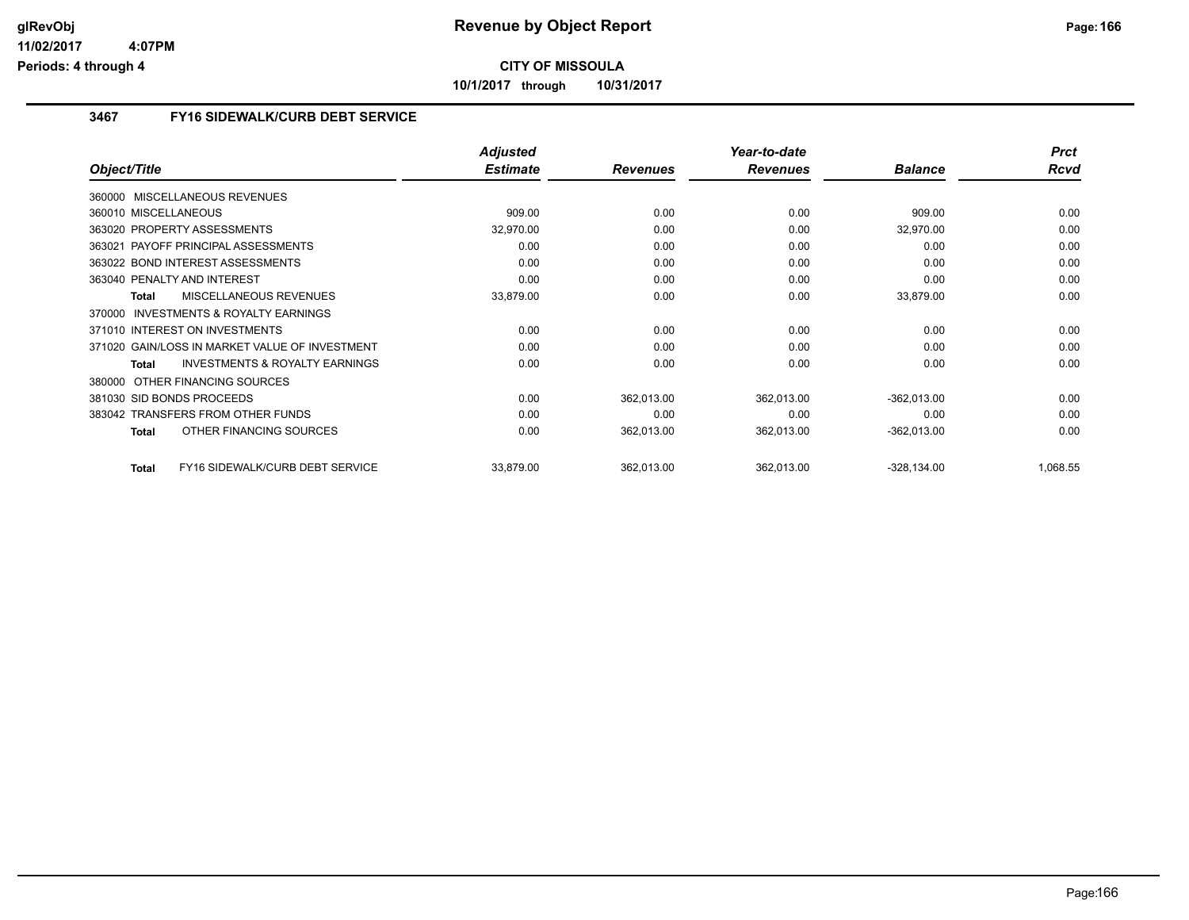# Revenue by Object Report

**CITY OF MISSOULA**

**10/1/2017 through 10/31/2017**

glRevObj
11/02/2017 4:07PM
Periods: 4 through 4

## 3467 FY16 SIDEWALK/CURB DEBT SERVICE

| Object/Title | Adjusted Estimate | Revenues | Year-to-date Revenues | Balance | Prct Rcvd |
|---|---|---|---|---|---|
| 360000 MISCELLANEOUS REVENUES | | | | | |
| 360010 MISCELLANEOUS | 909.00 | 0.00 | 0.00 | 909.00 | 0.00 |
| 363020 PROPERTY ASSESSMENTS | 32,970.00 | 0.00 | 0.00 | 32,970.00 | 0.00 |
| 363021 PAYOFF PRINCIPAL ASSESSMENTS | 0.00 | 0.00 | 0.00 | 0.00 | 0.00 |
| 363022 BOND INTEREST ASSESSMENTS | 0.00 | 0.00 | 0.00 | 0.00 | 0.00 |
| 363040 PENALTY AND INTEREST | 0.00 | 0.00 | 0.00 | 0.00 | 0.00 |
| **Total** MISCELLANEOUS REVENUES | 33,879.00 | 0.00 | 0.00 | 33,879.00 | 0.00 |
| 370000 INVESTMENTS & ROYALTY EARNINGS | | | | | |
| 371010 INTEREST ON INVESTMENTS | 0.00 | 0.00 | 0.00 | 0.00 | 0.00 |
| 371020 GAIN/LOSS IN MARKET VALUE OF INVESTMENT | 0.00 | 0.00 | 0.00 | 0.00 | 0.00 |
| **Total** INVESTMENTS & ROYALTY EARNINGS | 0.00 | 0.00 | 0.00 | 0.00 | 0.00 |
| 380000 OTHER FINANCING SOURCES | | | | | |
| 381030 SID BONDS PROCEEDS | 0.00 | 362,013.00 | 362,013.00 | -362,013.00 | 0.00 |
| 383042 TRANSFERS FROM OTHER FUNDS | 0.00 | 0.00 | 0.00 | 0.00 | 0.00 |
| **Total** OTHER FINANCING SOURCES | 0.00 | 362,013.00 | 362,013.00 | -362,013.00 | 0.00 |
| **Total** FY16 SIDEWALK/CURB DEBT SERVICE | 33,879.00 | 362,013.00 | 362,013.00 | -328,134.00 | 1,068.55 |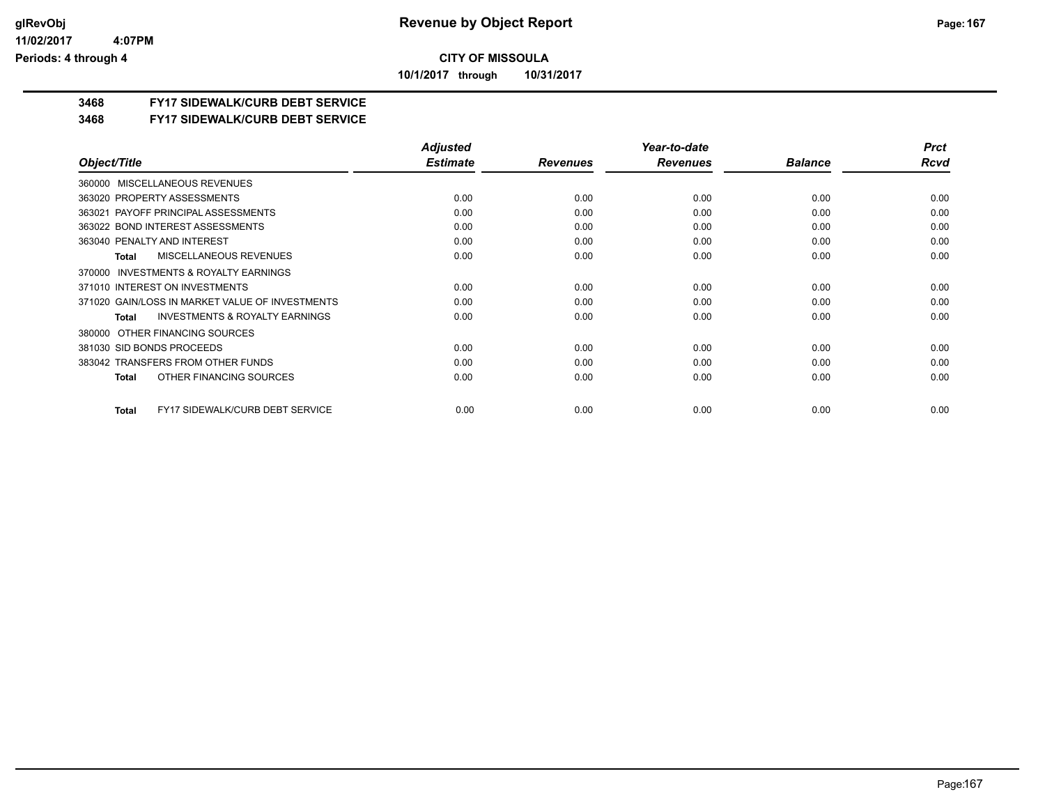# Revenue by Object Report

**CITY OF MISSOULA**

**10/1/2017 through 10/31/2017**

glRevObj
11/02/2017 4:07PM
Periods: 4 through 4

## 3468 FY17 SIDEWALK/CURB DEBT SERVICE

### 3468 FY17 SIDEWALK/CURB DEBT SERVICE

| Object/Title | Adjusted Estimate | Revenues | Year-to-date Revenues | Balance | Prct Rcvd |
|---|---|---|---|---|---|
| 360000 MISCELLANEOUS REVENUES | | | | | |
| 363020 PROPERTY ASSESSMENTS | 0.00 | 0.00 | 0.00 | 0.00 | 0.00 |
| 363021 PAYOFF PRINCIPAL ASSESSMENTS | 0.00 | 0.00 | 0.00 | 0.00 | 0.00 |
| 363022 BOND INTEREST ASSESSMENTS | 0.00 | 0.00 | 0.00 | 0.00 | 0.00 |
| 363040 PENALTY AND INTEREST | 0.00 | 0.00 | 0.00 | 0.00 | 0.00 |
| **Total** MISCELLANEOUS REVENUES | 0.00 | 0.00 | 0.00 | 0.00 | 0.00 |
| 370000 INVESTMENTS & ROYALTY EARNINGS | | | | | |
| 371010 INTEREST ON INVESTMENTS | 0.00 | 0.00 | 0.00 | 0.00 | 0.00 |
| 371020 GAIN/LOSS IN MARKET VALUE OF INVESTMENTS | 0.00 | 0.00 | 0.00 | 0.00 | 0.00 |
| **Total** INVESTMENTS & ROYALTY EARNINGS | 0.00 | 0.00 | 0.00 | 0.00 | 0.00 |
| 380000 OTHER FINANCING SOURCES | | | | | |
| 381030 SID BONDS PROCEEDS | 0.00 | 0.00 | 0.00 | 0.00 | 0.00 |
| 383042 TRANSFERS FROM OTHER FUNDS | 0.00 | 0.00 | 0.00 | 0.00 | 0.00 |
| **Total** OTHER FINANCING SOURCES | 0.00 | 0.00 | 0.00 | 0.00 | 0.00 |
| **Total** FY17 SIDEWALK/CURB DEBT SERVICE | 0.00 | 0.00 | 0.00 | 0.00 | 0.00 |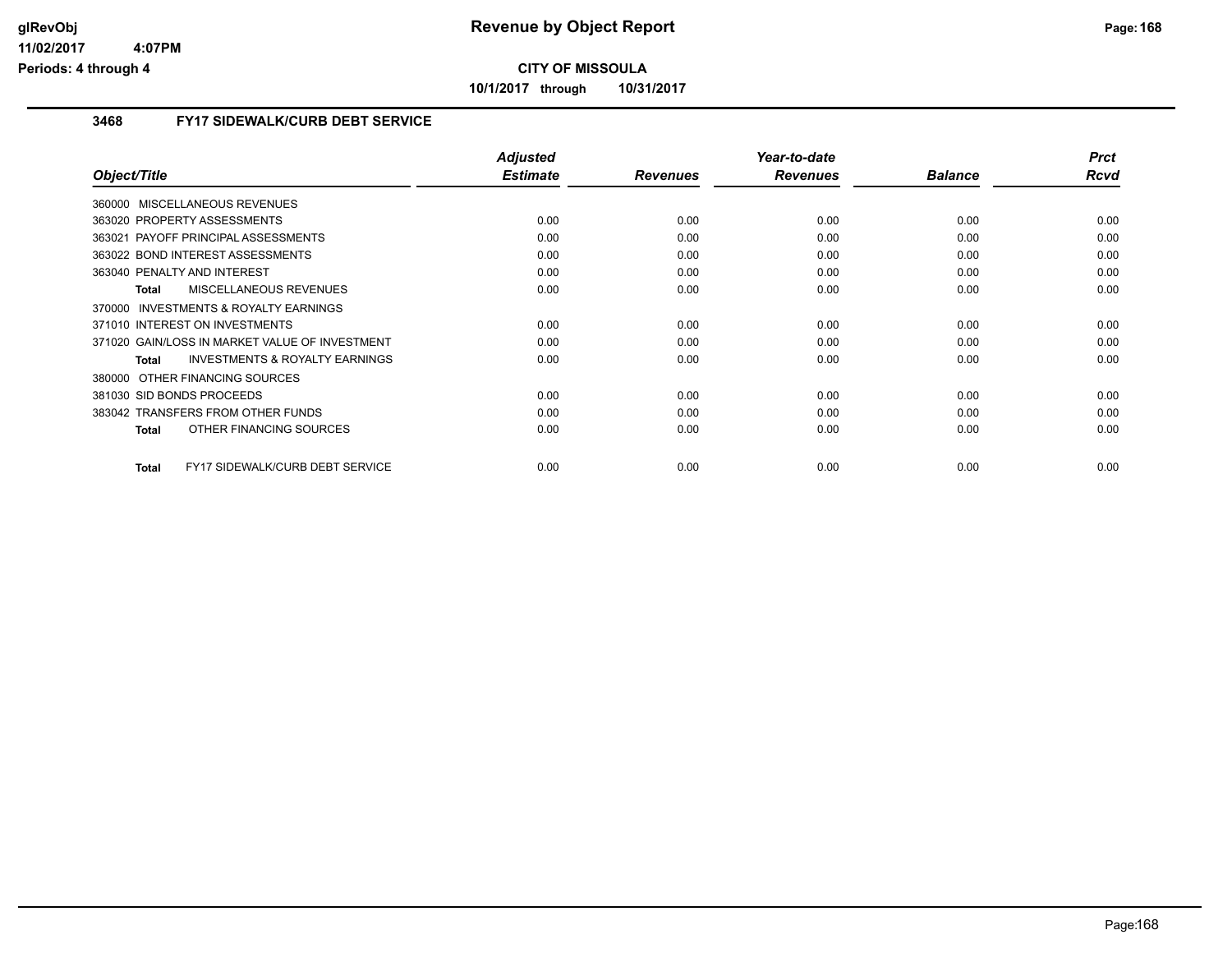**CITY OF MISSOULA**

**10/1/2017 through 10/31/2017**

### 3468 FY17 SIDEWALK/CURB DEBT SERVICE

| Object/Title | Adjusted Estimate | Revenues | Year-to-date Revenues | Balance | Prct Rcvd |
|---|---|---|---|---|---|
| 360000 MISCELLANEOUS REVENUES | | | | | |
| 363020 PROPERTY ASSESSMENTS | 0.00 | 0.00 | 0.00 | 0.00 | 0.00 |
| 363021 PAYOFF PRINCIPAL ASSESSMENTS | 0.00 | 0.00 | 0.00 | 0.00 | 0.00 |
| 363022 BOND INTEREST ASSESSMENTS | 0.00 | 0.00 | 0.00 | 0.00 | 0.00 |
| 363040 PENALTY AND INTEREST | 0.00 | 0.00 | 0.00 | 0.00 | 0.00 |
| **Total** MISCELLANEOUS REVENUES | 0.00 | 0.00 | 0.00 | 0.00 | 0.00 |
| 370000 INVESTMENTS & ROYALTY EARNINGS | | | | | |
| 371010 INTEREST ON INVESTMENTS | 0.00 | 0.00 | 0.00 | 0.00 | 0.00 |
| 371020 GAIN/LOSS IN MARKET VALUE OF INVESTMENT | 0.00 | 0.00 | 0.00 | 0.00 | 0.00 |
| **Total** INVESTMENTS & ROYALTY EARNINGS | 0.00 | 0.00 | 0.00 | 0.00 | 0.00 |
| 380000 OTHER FINANCING SOURCES | | | | | |
| 381030 SID BONDS PROCEEDS | 0.00 | 0.00 | 0.00 | 0.00 | 0.00 |
| 383042 TRANSFERS FROM OTHER FUNDS | 0.00 | 0.00 | 0.00 | 0.00 | 0.00 |
| **Total** OTHER FINANCING SOURCES | 0.00 | 0.00 | 0.00 | 0.00 | 0.00 |
| **Total** FY17 SIDEWALK/CURB DEBT SERVICE | 0.00 | 0.00 | 0.00 | 0.00 | 0.00 |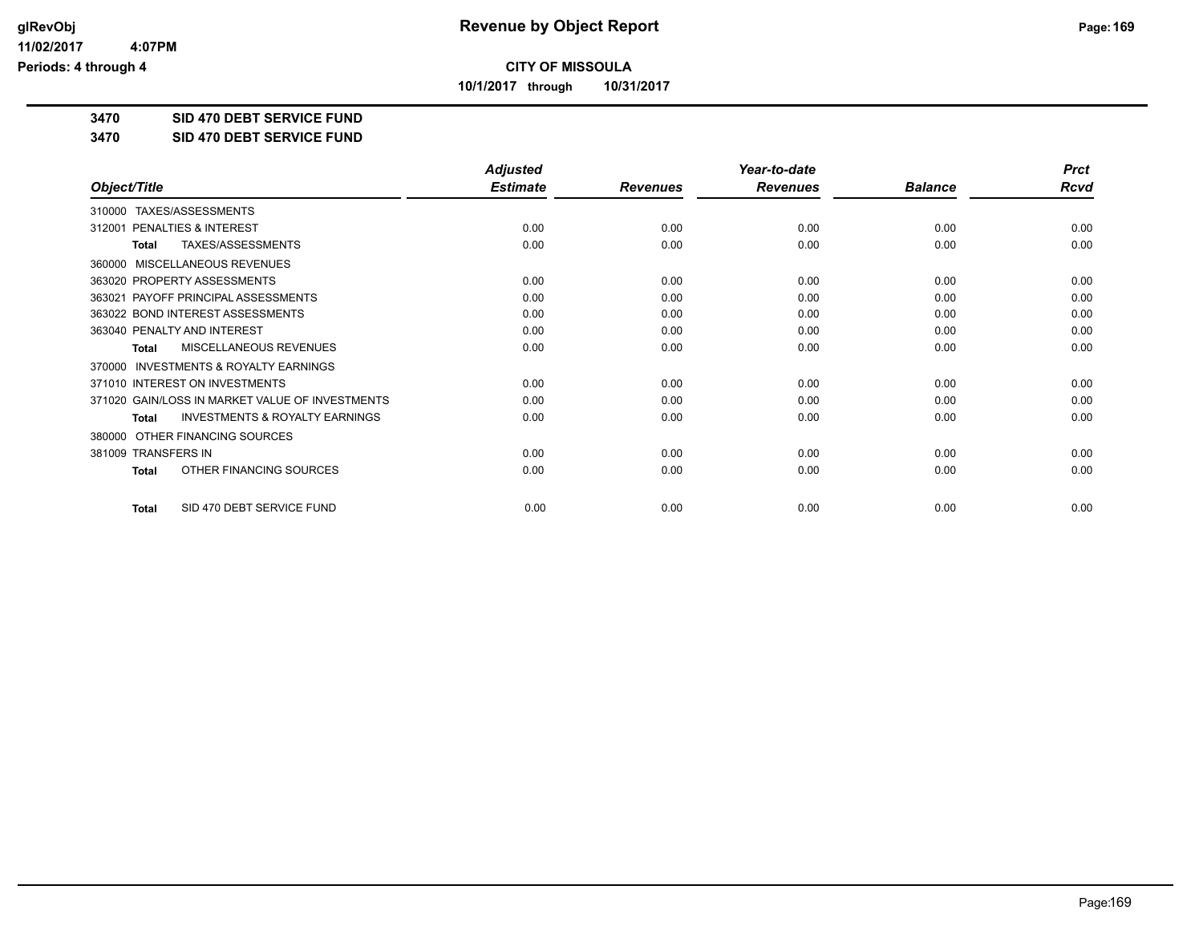# CITY OF MISSOULA

**10/1/2017 through 10/31/2017**

**Revenue by Object Report**

**3470 SID 470 DEBT SERVICE FUND**

**3470 SID 470 DEBT SERVICE FUND**

| Object/Title | Adjusted Estimate | Revenues | Year-to-date Revenues | Balance | Prct Rcvd |
|---|---|---|---|---|---|
| 310000 TAXES/ASSESSMENTS | | | | | |
| 312001 PENALTIES & INTEREST | 0.00 | 0.00 | 0.00 | 0.00 | 0.00 |
| **Total** TAXES/ASSESSMENTS | 0.00 | 0.00 | 0.00 | 0.00 | 0.00 |
| 360000 MISCELLANEOUS REVENUES | | | | | |
| 363020 PROPERTY ASSESSMENTS | 0.00 | 0.00 | 0.00 | 0.00 | 0.00 |
| 363021 PAYOFF PRINCIPAL ASSESSMENTS | 0.00 | 0.00 | 0.00 | 0.00 | 0.00 |
| 363022 BOND INTEREST ASSESSMENTS | 0.00 | 0.00 | 0.00 | 0.00 | 0.00 |
| 363040 PENALTY AND INTEREST | 0.00 | 0.00 | 0.00 | 0.00 | 0.00 |
| **Total** MISCELLANEOUS REVENUES | 0.00 | 0.00 | 0.00 | 0.00 | 0.00 |
| 370000 INVESTMENTS & ROYALTY EARNINGS | | | | | |
| 371010 INTEREST ON INVESTMENTS | 0.00 | 0.00 | 0.00 | 0.00 | 0.00 |
| 371020 GAIN/LOSS IN MARKET VALUE OF INVESTMENTS | 0.00 | 0.00 | 0.00 | 0.00 | 0.00 |
| **Total** INVESTMENTS & ROYALTY EARNINGS | 0.00 | 0.00 | 0.00 | 0.00 | 0.00 |
| 380000 OTHER FINANCING SOURCES | | | | | |
| 381009 TRANSFERS IN | 0.00 | 0.00 | 0.00 | 0.00 | 0.00 |
| **Total** OTHER FINANCING SOURCES | 0.00 | 0.00 | 0.00 | 0.00 | 0.00 |
| **Total** SID 470 DEBT SERVICE FUND | 0.00 | 0.00 | 0.00 | 0.00 | 0.00 |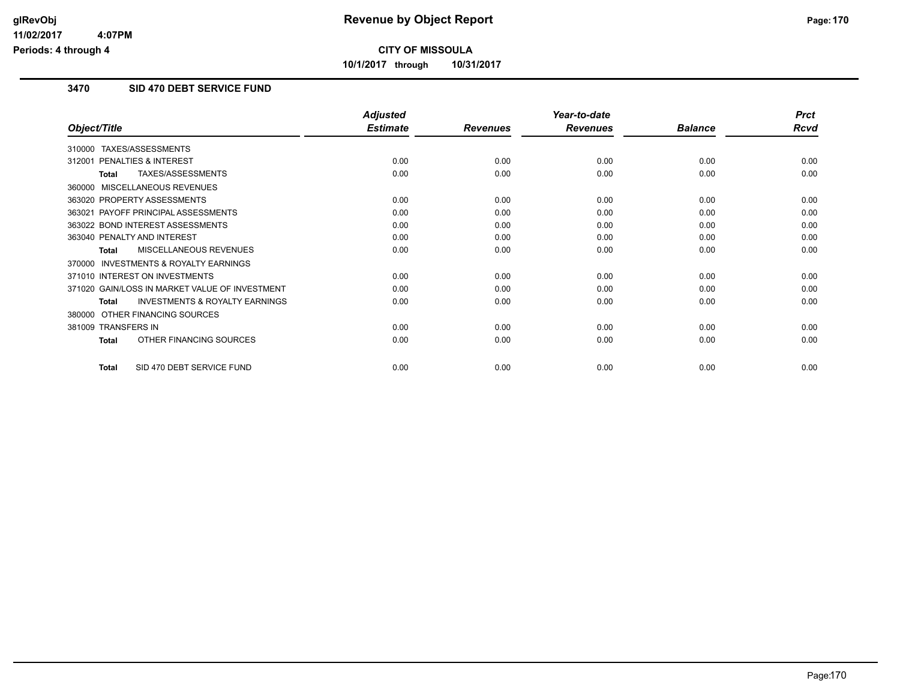**CITY OF MISSOULA**

**10/1/2017 through 10/31/2017**

## 3470 SID 470 DEBT SERVICE FUND

| Object/Title | Adjusted Estimate | Revenues | Year-to-date Revenues | Balance | Prct Rcvd |
|---|---|---|---|---|---|
| 310000 TAXES/ASSESSMENTS | | | | | |
| 312001 PENALTIES & INTEREST | 0.00 | 0.00 | 0.00 | 0.00 | 0.00 |
| **Total** TAXES/ASSESSMENTS | 0.00 | 0.00 | 0.00 | 0.00 | 0.00 |
| 360000 MISCELLANEOUS REVENUES | | | | | |
| 363020 PROPERTY ASSESSMENTS | 0.00 | 0.00 | 0.00 | 0.00 | 0.00 |
| 363021 PAYOFF PRINCIPAL ASSESSMENTS | 0.00 | 0.00 | 0.00 | 0.00 | 0.00 |
| 363022 BOND INTEREST ASSESSMENTS | 0.00 | 0.00 | 0.00 | 0.00 | 0.00 |
| 363040 PENALTY AND INTEREST | 0.00 | 0.00 | 0.00 | 0.00 | 0.00 |
| **Total** MISCELLANEOUS REVENUES | 0.00 | 0.00 | 0.00 | 0.00 | 0.00 |
| 370000 INVESTMENTS & ROYALTY EARNINGS | | | | | |
| 371010 INTEREST ON INVESTMENTS | 0.00 | 0.00 | 0.00 | 0.00 | 0.00 |
| 371020 GAIN/LOSS IN MARKET VALUE OF INVESTMENT | 0.00 | 0.00 | 0.00 | 0.00 | 0.00 |
| **Total** INVESTMENTS & ROYALTY EARNINGS | 0.00 | 0.00 | 0.00 | 0.00 | 0.00 |
| 380000 OTHER FINANCING SOURCES | | | | | |
| 381009 TRANSFERS IN | 0.00 | 0.00 | 0.00 | 0.00 | 0.00 |
| **Total** OTHER FINANCING SOURCES | 0.00 | 0.00 | 0.00 | 0.00 | 0.00 |
| **Total** SID 470 DEBT SERVICE FUND | 0.00 | 0.00 | 0.00 | 0.00 | 0.00 |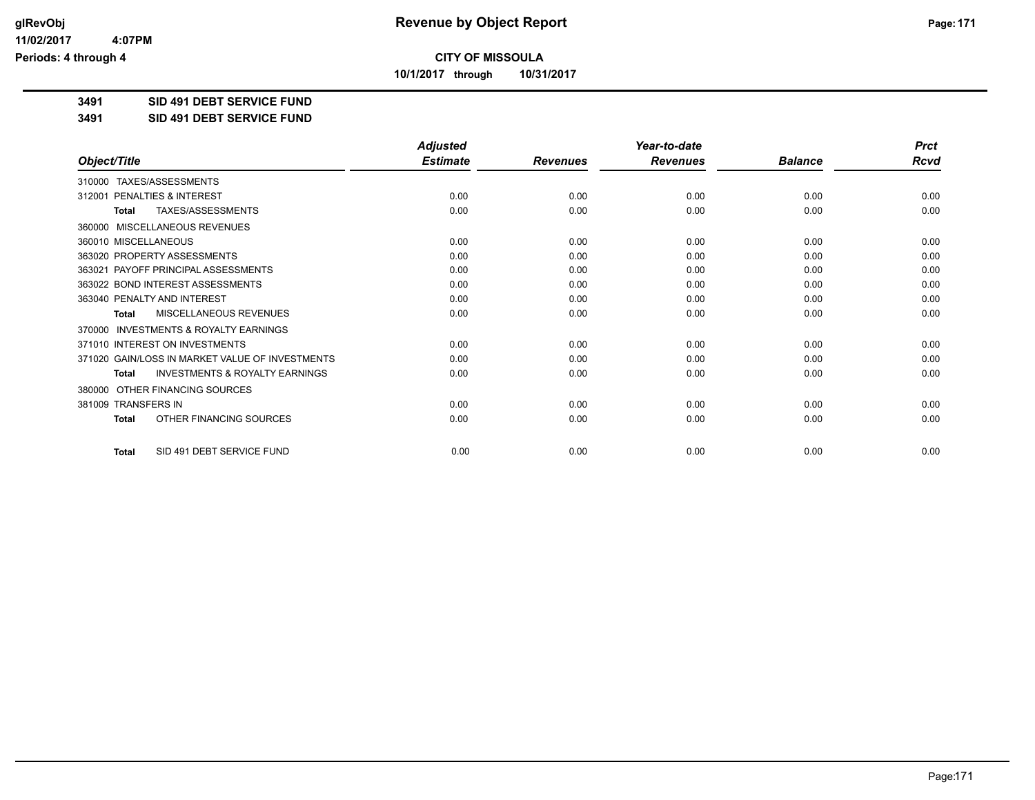**CITY OF MISSOULA**

**10/1/2017 through 10/31/2017**

**3491 SID 491 DEBT SERVICE FUND**

**3491 SID 491 DEBT SERVICE FUND**

| Object/Title | Adjusted Estimate | Revenues | Year-to-date Revenues | Balance | Prct Rcvd |
|---|---|---|---|---|---|
| 310000 TAXES/ASSESSMENTS | | | | | |
| 312001 PENALTIES & INTEREST | 0.00 | 0.00 | 0.00 | 0.00 | 0.00 |
| **Total** TAXES/ASSESSMENTS | 0.00 | 0.00 | 0.00 | 0.00 | 0.00 |
| 360000 MISCELLANEOUS REVENUES | | | | | |
| 360010 MISCELLANEOUS | 0.00 | 0.00 | 0.00 | 0.00 | 0.00 |
| 363020 PROPERTY ASSESSMENTS | 0.00 | 0.00 | 0.00 | 0.00 | 0.00 |
| 363021 PAYOFF PRINCIPAL ASSESSMENTS | 0.00 | 0.00 | 0.00 | 0.00 | 0.00 |
| 363022 BOND INTEREST ASSESSMENTS | 0.00 | 0.00 | 0.00 | 0.00 | 0.00 |
| 363040 PENALTY AND INTEREST | 0.00 | 0.00 | 0.00 | 0.00 | 0.00 |
| **Total** MISCELLANEOUS REVENUES | 0.00 | 0.00 | 0.00 | 0.00 | 0.00 |
| 370000 INVESTMENTS & ROYALTY EARNINGS | | | | | |
| 371010 INTEREST ON INVESTMENTS | 0.00 | 0.00 | 0.00 | 0.00 | 0.00 |
| 371020 GAIN/LOSS IN MARKET VALUE OF INVESTMENTS | 0.00 | 0.00 | 0.00 | 0.00 | 0.00 |
| **Total** INVESTMENTS & ROYALTY EARNINGS | 0.00 | 0.00 | 0.00 | 0.00 | 0.00 |
| 380000 OTHER FINANCING SOURCES | | | | | |
| 381009 TRANSFERS IN | 0.00 | 0.00 | 0.00 | 0.00 | 0.00 |
| **Total** OTHER FINANCING SOURCES | 0.00 | 0.00 | 0.00 | 0.00 | 0.00 |
| **Total** SID 491 DEBT SERVICE FUND | 0.00 | 0.00 | 0.00 | 0.00 | 0.00 |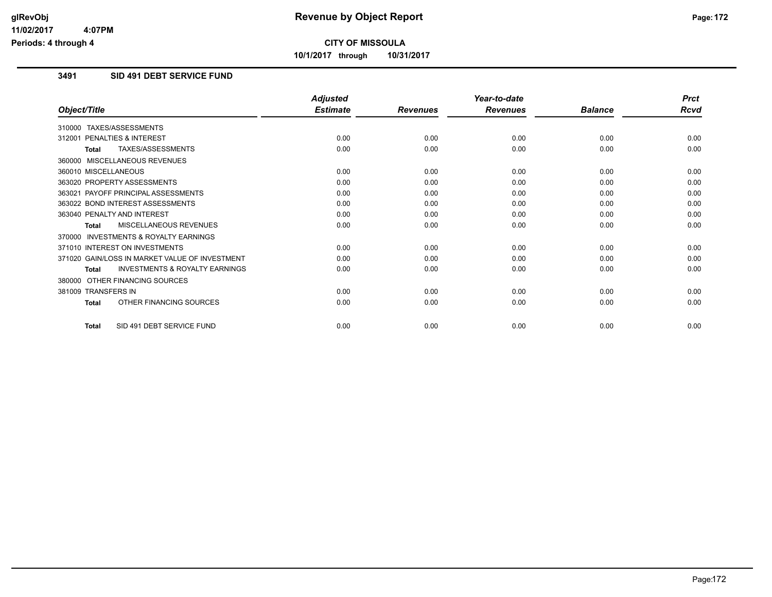# Revenue by Object Report

**CITY OF MISSOULA**

**10/1/2017 through 10/31/2017**

glRevObj
11/02/2017 4:07PM
Periods: 4 through 4

## 3491 SID 491 DEBT SERVICE FUND

| Object/Title | Adjusted Estimate | Revenues | Year-to-date Revenues | Balance | Prct Rcvd |
|---|---|---|---|---|---|
| 310000 TAXES/ASSESSMENTS | | | | | |
| 312001 PENALTIES & INTEREST | 0.00 | 0.00 | 0.00 | 0.00 | 0.00 |
| **Total** TAXES/ASSESSMENTS | 0.00 | 0.00 | 0.00 | 0.00 | 0.00 |
| 360000 MISCELLANEOUS REVENUES | | | | | |
| 360010 MISCELLANEOUS | 0.00 | 0.00 | 0.00 | 0.00 | 0.00 |
| 363020 PROPERTY ASSESSMENTS | 0.00 | 0.00 | 0.00 | 0.00 | 0.00 |
| 363021 PAYOFF PRINCIPAL ASSESSMENTS | 0.00 | 0.00 | 0.00 | 0.00 | 0.00 |
| 363022 BOND INTEREST ASSESSMENTS | 0.00 | 0.00 | 0.00 | 0.00 | 0.00 |
| 363040 PENALTY AND INTEREST | 0.00 | 0.00 | 0.00 | 0.00 | 0.00 |
| **Total** MISCELLANEOUS REVENUES | 0.00 | 0.00 | 0.00 | 0.00 | 0.00 |
| 370000 INVESTMENTS & ROYALTY EARNINGS | | | | | |
| 371010 INTEREST ON INVESTMENTS | 0.00 | 0.00 | 0.00 | 0.00 | 0.00 |
| 371020 GAIN/LOSS IN MARKET VALUE OF INVESTMENT | 0.00 | 0.00 | 0.00 | 0.00 | 0.00 |
| **Total** INVESTMENTS & ROYALTY EARNINGS | 0.00 | 0.00 | 0.00 | 0.00 | 0.00 |
| 380000 OTHER FINANCING SOURCES | | | | | |
| 381009 TRANSFERS IN | 0.00 | 0.00 | 0.00 | 0.00 | 0.00 |
| **Total** OTHER FINANCING SOURCES | 0.00 | 0.00 | 0.00 | 0.00 | 0.00 |
| **Total** SID 491 DEBT SERVICE FUND | 0.00 | 0.00 | 0.00 | 0.00 | 0.00 |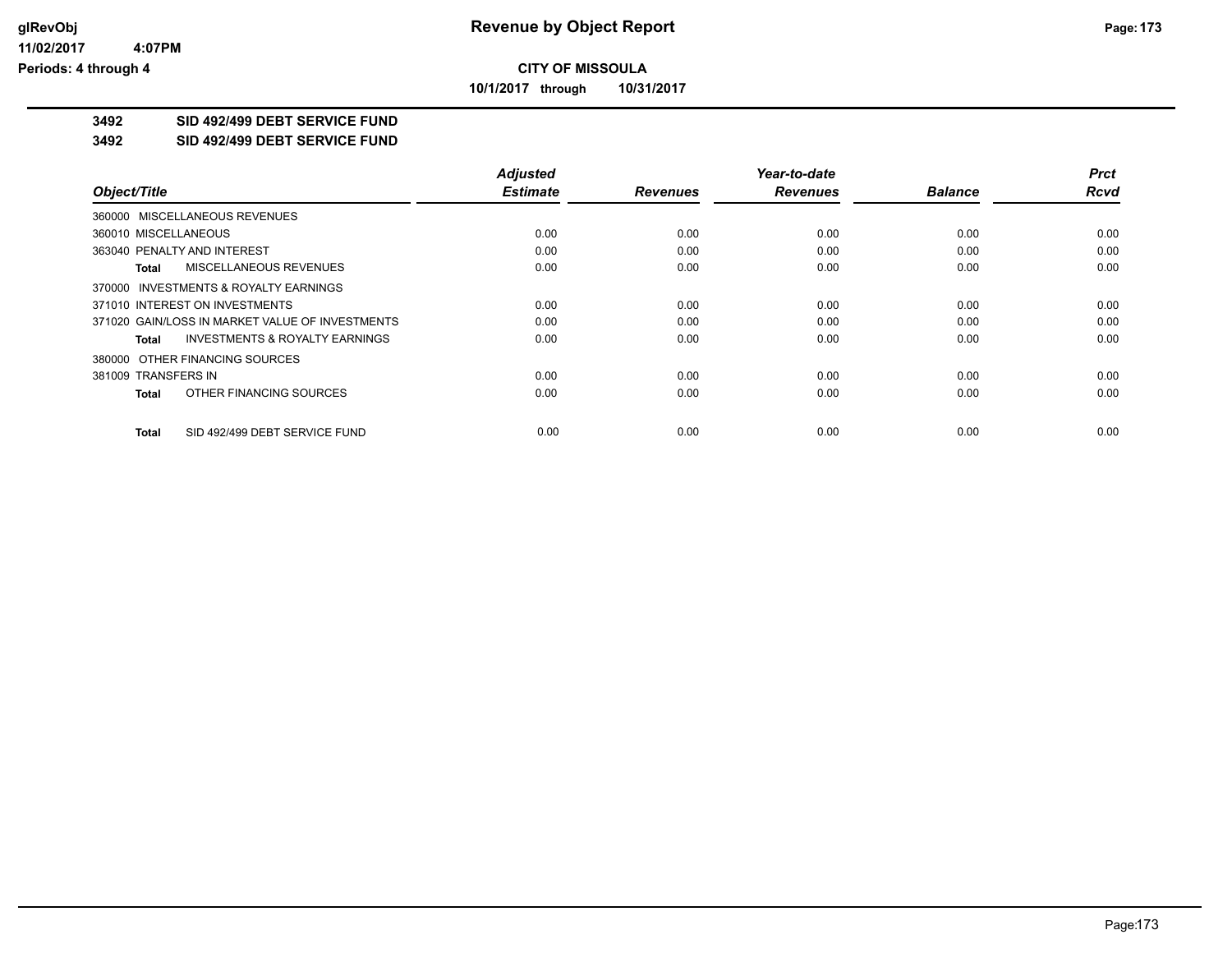# CITY OF MISSOULA

**10/1/2017 through 10/31/2017**

## 3492 SID 492/499 DEBT SERVICE FUND

## 3492 SID 492/499 DEBT SERVICE FUND

| Object/Title | Adjusted Estimate | Revenues | Year-to-date Revenues | Balance | Prct Rcvd |
|---|---|---|---|---|---|
| 360000 MISCELLANEOUS REVENUES | | | | | |
| 360010 MISCELLANEOUS | 0.00 | 0.00 | 0.00 | 0.00 | 0.00 |
| 363040 PENALTY AND INTEREST | 0.00 | 0.00 | 0.00 | 0.00 | 0.00 |
| **Total** MISCELLANEOUS REVENUES | 0.00 | 0.00 | 0.00 | 0.00 | 0.00 |
| 370000 INVESTMENTS & ROYALTY EARNINGS | | | | | |
| 371010 INTEREST ON INVESTMENTS | 0.00 | 0.00 | 0.00 | 0.00 | 0.00 |
| 371020 GAIN/LOSS IN MARKET VALUE OF INVESTMENTS | 0.00 | 0.00 | 0.00 | 0.00 | 0.00 |
| **Total** INVESTMENTS & ROYALTY EARNINGS | 0.00 | 0.00 | 0.00 | 0.00 | 0.00 |
| 380000 OTHER FINANCING SOURCES | | | | | |
| 381009 TRANSFERS IN | 0.00 | 0.00 | 0.00 | 0.00 | 0.00 |
| **Total** OTHER FINANCING SOURCES | 0.00 | 0.00 | 0.00 | 0.00 | 0.00 |
| **Total** SID 492/499 DEBT SERVICE FUND | 0.00 | 0.00 | 0.00 | 0.00 | 0.00 |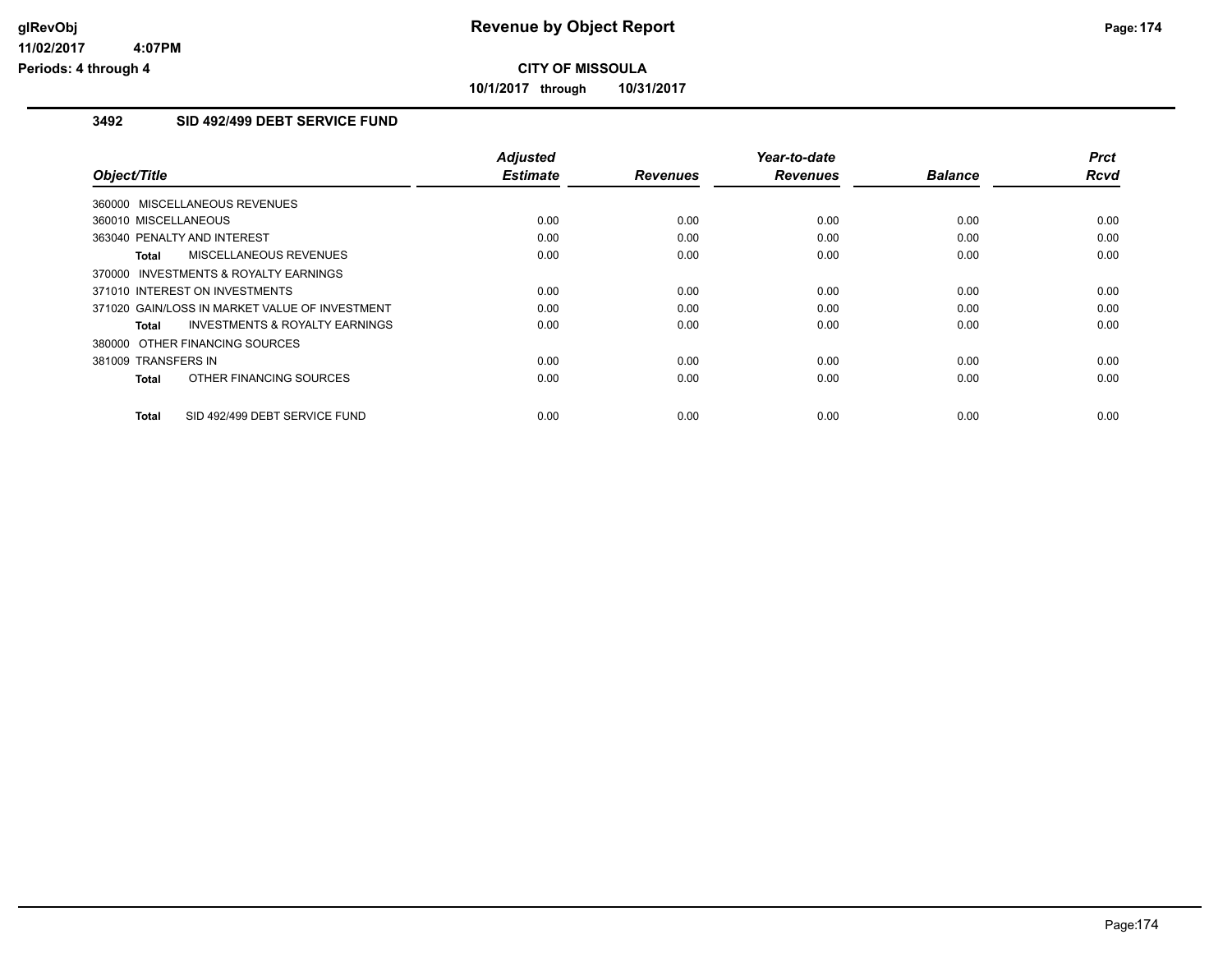# Revenue by Object Report

**CITY OF MISSOULA**

**10/1/2017 through 10/31/2017**

glRevObj
11/02/2017 4:07PM
Periods: 4 through 4

### 3492 SID 492/499 DEBT SERVICE FUND

| Object/Title | Adjusted Estimate | Revenues | Year-to-date Revenues | Balance | Prct Rcvd |
|---|---|---|---|---|---|
| 360000 MISCELLANEOUS REVENUES | | | | | |
| 360010 MISCELLANEOUS | 0.00 | 0.00 | 0.00 | 0.00 | 0.00 |
| 363040 PENALTY AND INTEREST | 0.00 | 0.00 | 0.00 | 0.00 | 0.00 |
| **Total** MISCELLANEOUS REVENUES | 0.00 | 0.00 | 0.00 | 0.00 | 0.00 |
| 370000 INVESTMENTS & ROYALTY EARNINGS | | | | | |
| 371010 INTEREST ON INVESTMENTS | 0.00 | 0.00 | 0.00 | 0.00 | 0.00 |
| 371020 GAIN/LOSS IN MARKET VALUE OF INVESTMENT | 0.00 | 0.00 | 0.00 | 0.00 | 0.00 |
| **Total** INVESTMENTS & ROYALTY EARNINGS | 0.00 | 0.00 | 0.00 | 0.00 | 0.00 |
| 380000 OTHER FINANCING SOURCES | | | | | |
| 381009 TRANSFERS IN | 0.00 | 0.00 | 0.00 | 0.00 | 0.00 |
| **Total** OTHER FINANCING SOURCES | 0.00 | 0.00 | 0.00 | 0.00 | 0.00 |
| **Total** SID 492/499 DEBT SERVICE FUND | 0.00 | 0.00 | 0.00 | 0.00 | 0.00 |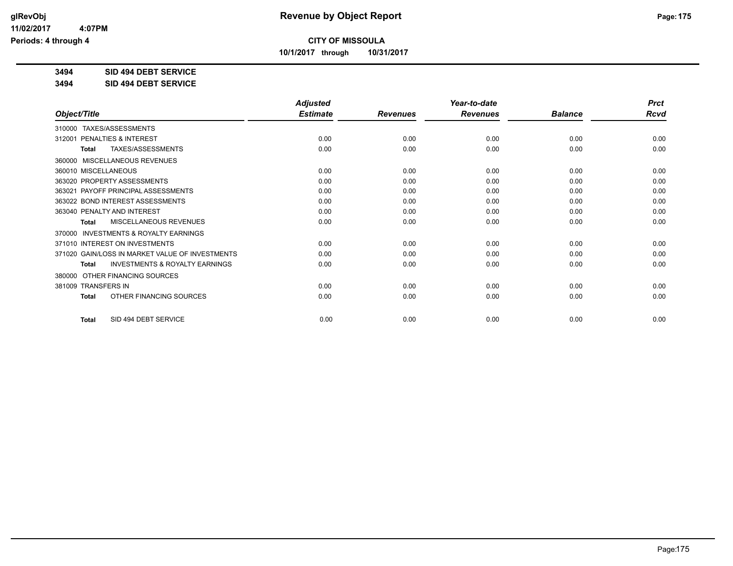# CITY OF MISSOULA

**10/1/2017 through 10/31/2017**

**3494 SID 494 DEBT SERVICE**

**3494 SID 494 DEBT SERVICE**

| Object/Title | Adjusted Estimate | Revenues | Year-to-date Revenues | Balance | Prct Rcvd |
|---|---|---|---|---|---|
| 310000 TAXES/ASSESSMENTS | | | | | |
| 312001 PENALTIES & INTEREST | 0.00 | 0.00 | 0.00 | 0.00 | 0.00 |
| Total TAXES/ASSESSMENTS | 0.00 | 0.00 | 0.00 | 0.00 | 0.00 |
| 360000 MISCELLANEOUS REVENUES | | | | | |
| 360010 MISCELLANEOUS | 0.00 | 0.00 | 0.00 | 0.00 | 0.00 |
| 363020 PROPERTY ASSESSMENTS | 0.00 | 0.00 | 0.00 | 0.00 | 0.00 |
| 363021 PAYOFF PRINCIPAL ASSESSMENTS | 0.00 | 0.00 | 0.00 | 0.00 | 0.00 |
| 363022 BOND INTEREST ASSESSMENTS | 0.00 | 0.00 | 0.00 | 0.00 | 0.00 |
| 363040 PENALTY AND INTEREST | 0.00 | 0.00 | 0.00 | 0.00 | 0.00 |
| Total MISCELLANEOUS REVENUES | 0.00 | 0.00 | 0.00 | 0.00 | 0.00 |
| 370000 INVESTMENTS & ROYALTY EARNINGS | | | | | |
| 371010 INTEREST ON INVESTMENTS | 0.00 | 0.00 | 0.00 | 0.00 | 0.00 |
| 371020 GAIN/LOSS IN MARKET VALUE OF INVESTMENTS | 0.00 | 0.00 | 0.00 | 0.00 | 0.00 |
| Total INVESTMENTS & ROYALTY EARNINGS | 0.00 | 0.00 | 0.00 | 0.00 | 0.00 |
| 380000 OTHER FINANCING SOURCES | | | | | |
| 381009 TRANSFERS IN | 0.00 | 0.00 | 0.00 | 0.00 | 0.00 |
| Total OTHER FINANCING SOURCES | 0.00 | 0.00 | 0.00 | 0.00 | 0.00 |
| Total SID 494 DEBT SERVICE | 0.00 | 0.00 | 0.00 | 0.00 | 0.00 |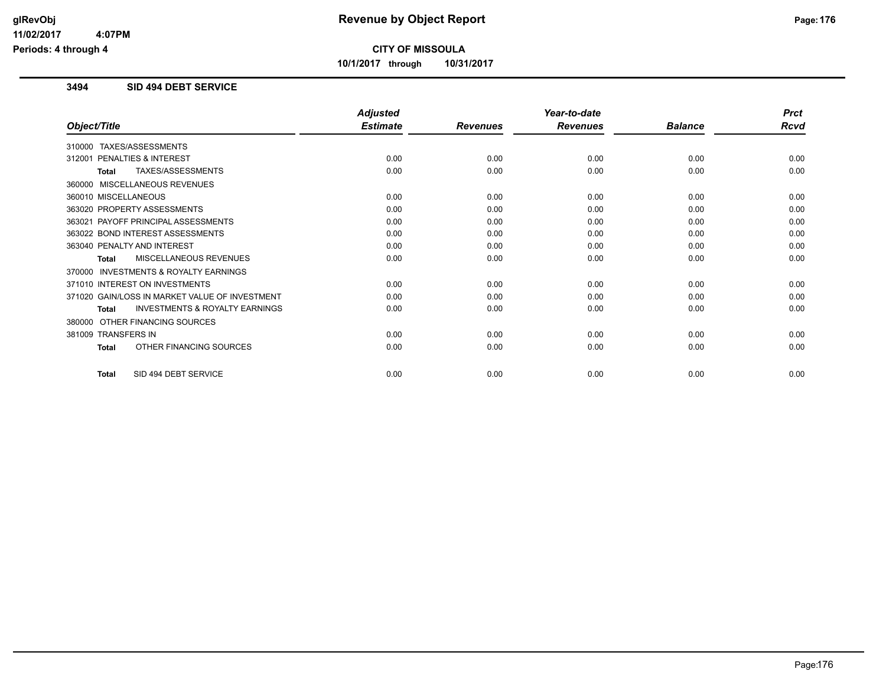**CITY OF MISSOULA**

**10/1/2017 through 10/31/2017**

### 3494 SID 494 DEBT SERVICE

| Object/Title | Adjusted Estimate | Revenues | Year-to-date Revenues | Balance | Prct Rcvd |
|---|---|---|---|---|---|
| 310000 TAXES/ASSESSMENTS | | | | | |
| 312001 PENALTIES & INTEREST | 0.00 | 0.00 | 0.00 | 0.00 | 0.00 |
| **Total** TAXES/ASSESSMENTS | 0.00 | 0.00 | 0.00 | 0.00 | 0.00 |
| 360000 MISCELLANEOUS REVENUES | | | | | |
| 360010 MISCELLANEOUS | 0.00 | 0.00 | 0.00 | 0.00 | 0.00 |
| 363020 PROPERTY ASSESSMENTS | 0.00 | 0.00 | 0.00 | 0.00 | 0.00 |
| 363021 PAYOFF PRINCIPAL ASSESSMENTS | 0.00 | 0.00 | 0.00 | 0.00 | 0.00 |
| 363022 BOND INTEREST ASSESSMENTS | 0.00 | 0.00 | 0.00 | 0.00 | 0.00 |
| 363040 PENALTY AND INTEREST | 0.00 | 0.00 | 0.00 | 0.00 | 0.00 |
| **Total** MISCELLANEOUS REVENUES | 0.00 | 0.00 | 0.00 | 0.00 | 0.00 |
| 370000 INVESTMENTS & ROYALTY EARNINGS | | | | | |
| 371010 INTEREST ON INVESTMENTS | 0.00 | 0.00 | 0.00 | 0.00 | 0.00 |
| 371020 GAIN/LOSS IN MARKET VALUE OF INVESTMENT | 0.00 | 0.00 | 0.00 | 0.00 | 0.00 |
| **Total** INVESTMENTS & ROYALTY EARNINGS | 0.00 | 0.00 | 0.00 | 0.00 | 0.00 |
| 380000 OTHER FINANCING SOURCES | | | | | |
| 381009 TRANSFERS IN | 0.00 | 0.00 | 0.00 | 0.00 | 0.00 |
| **Total** OTHER FINANCING SOURCES | 0.00 | 0.00 | 0.00 | 0.00 | 0.00 |
| **Total** SID 494 DEBT SERVICE | 0.00 | 0.00 | 0.00 | 0.00 | 0.00 |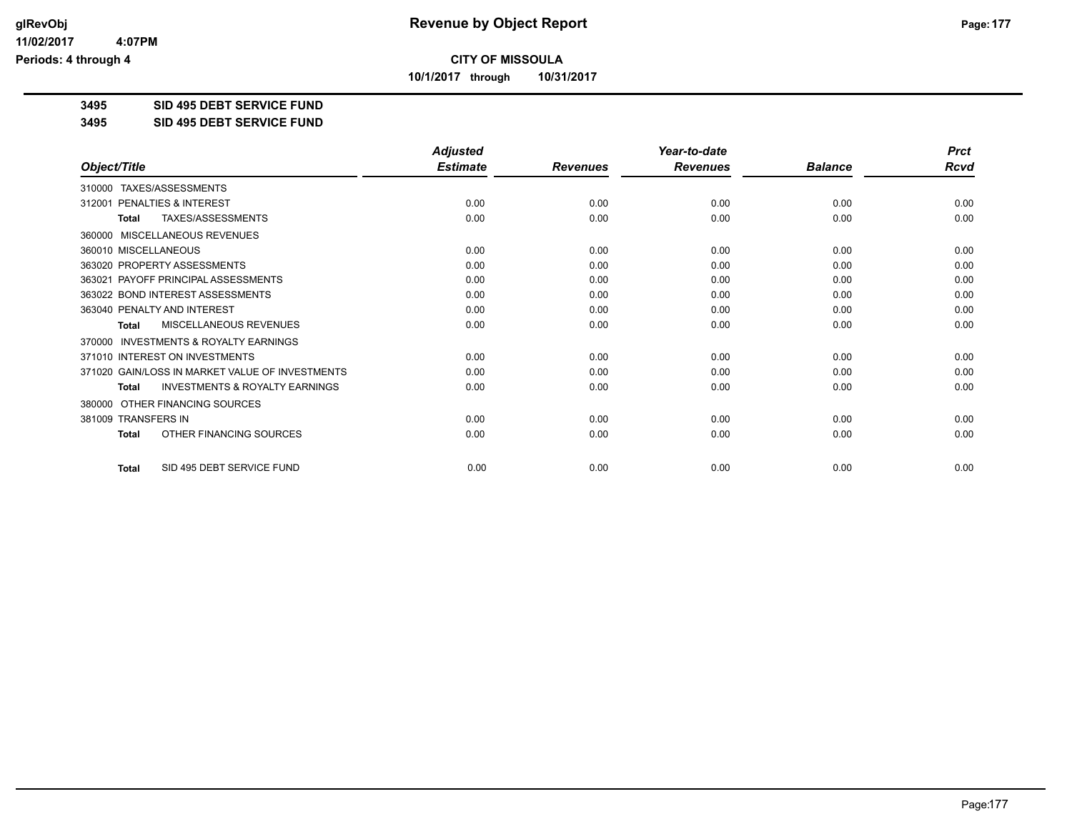**CITY OF MISSOULA**

**10/1/2017 through 10/31/2017**

**3495 SID 495 DEBT SERVICE FUND**

**3495 SID 495 DEBT SERVICE FUND**

| Object/Title | Adjusted Estimate | Revenues | Year-to-date Revenues | Balance | Prct Rcvd |
|---|---|---|---|---|---|
| 310000 TAXES/ASSESSMENTS | | | | | |
| 312001 PENALTIES & INTEREST | 0.00 | 0.00 | 0.00 | 0.00 | 0.00 |
| **Total** TAXES/ASSESSMENTS | 0.00 | 0.00 | 0.00 | 0.00 | 0.00 |
| 360000 MISCELLANEOUS REVENUES | | | | | |
| 360010 MISCELLANEOUS | 0.00 | 0.00 | 0.00 | 0.00 | 0.00 |
| 363020 PROPERTY ASSESSMENTS | 0.00 | 0.00 | 0.00 | 0.00 | 0.00 |
| 363021 PAYOFF PRINCIPAL ASSESSMENTS | 0.00 | 0.00 | 0.00 | 0.00 | 0.00 |
| 363022 BOND INTEREST ASSESSMENTS | 0.00 | 0.00 | 0.00 | 0.00 | 0.00 |
| 363040 PENALTY AND INTEREST | 0.00 | 0.00 | 0.00 | 0.00 | 0.00 |
| **Total** MISCELLANEOUS REVENUES | 0.00 | 0.00 | 0.00 | 0.00 | 0.00 |
| 370000 INVESTMENTS & ROYALTY EARNINGS | | | | | |
| 371010 INTEREST ON INVESTMENTS | 0.00 | 0.00 | 0.00 | 0.00 | 0.00 |
| 371020 GAIN/LOSS IN MARKET VALUE OF INVESTMENTS | 0.00 | 0.00 | 0.00 | 0.00 | 0.00 |
| **Total** INVESTMENTS & ROYALTY EARNINGS | 0.00 | 0.00 | 0.00 | 0.00 | 0.00 |
| 380000 OTHER FINANCING SOURCES | | | | | |
| 381009 TRANSFERS IN | 0.00 | 0.00 | 0.00 | 0.00 | 0.00 |
| **Total** OTHER FINANCING SOURCES | 0.00 | 0.00 | 0.00 | 0.00 | 0.00 |
| **Total** SID 495 DEBT SERVICE FUND | 0.00 | 0.00 | 0.00 | 0.00 | 0.00 |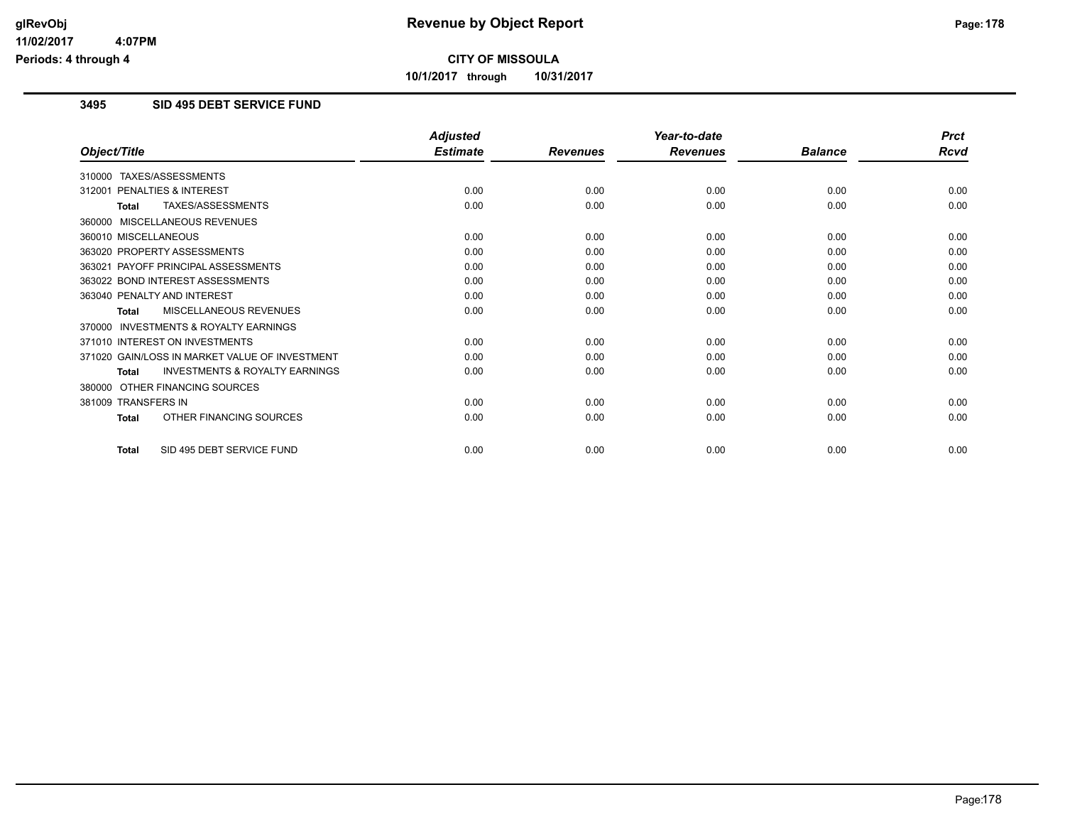**CITY OF MISSOULA**

**10/1/2017 through 10/31/2017**

## 3495 SID 495 DEBT SERVICE FUND

| Object/Title | Adjusted Estimate | Revenues | Year-to-date Revenues | Balance | Prct Rcvd |
|---|---|---|---|---|---|
| 310000 TAXES/ASSESSMENTS | | | | | |
| 312001 PENALTIES & INTEREST | 0.00 | 0.00 | 0.00 | 0.00 | 0.00 |
| **Total** TAXES/ASSESSMENTS | 0.00 | 0.00 | 0.00 | 0.00 | 0.00 |
| 360000 MISCELLANEOUS REVENUES | | | | | |
| 360010 MISCELLANEOUS | 0.00 | 0.00 | 0.00 | 0.00 | 0.00 |
| 363020 PROPERTY ASSESSMENTS | 0.00 | 0.00 | 0.00 | 0.00 | 0.00 |
| 363021 PAYOFF PRINCIPAL ASSESSMENTS | 0.00 | 0.00 | 0.00 | 0.00 | 0.00 |
| 363022 BOND INTEREST ASSESSMENTS | 0.00 | 0.00 | 0.00 | 0.00 | 0.00 |
| 363040 PENALTY AND INTEREST | 0.00 | 0.00 | 0.00 | 0.00 | 0.00 |
| **Total** MISCELLANEOUS REVENUES | 0.00 | 0.00 | 0.00 | 0.00 | 0.00 |
| 370000 INVESTMENTS & ROYALTY EARNINGS | | | | | |
| 371010 INTEREST ON INVESTMENTS | 0.00 | 0.00 | 0.00 | 0.00 | 0.00 |
| 371020 GAIN/LOSS IN MARKET VALUE OF INVESTMENT | 0.00 | 0.00 | 0.00 | 0.00 | 0.00 |
| **Total** INVESTMENTS & ROYALTY EARNINGS | 0.00 | 0.00 | 0.00 | 0.00 | 0.00 |
| 380000 OTHER FINANCING SOURCES | | | | | |
| 381009 TRANSFERS IN | 0.00 | 0.00 | 0.00 | 0.00 | 0.00 |
| **Total** OTHER FINANCING SOURCES | 0.00 | 0.00 | 0.00 | 0.00 | 0.00 |
| **Total** SID 495 DEBT SERVICE FUND | 0.00 | 0.00 | 0.00 | 0.00 | 0.00 |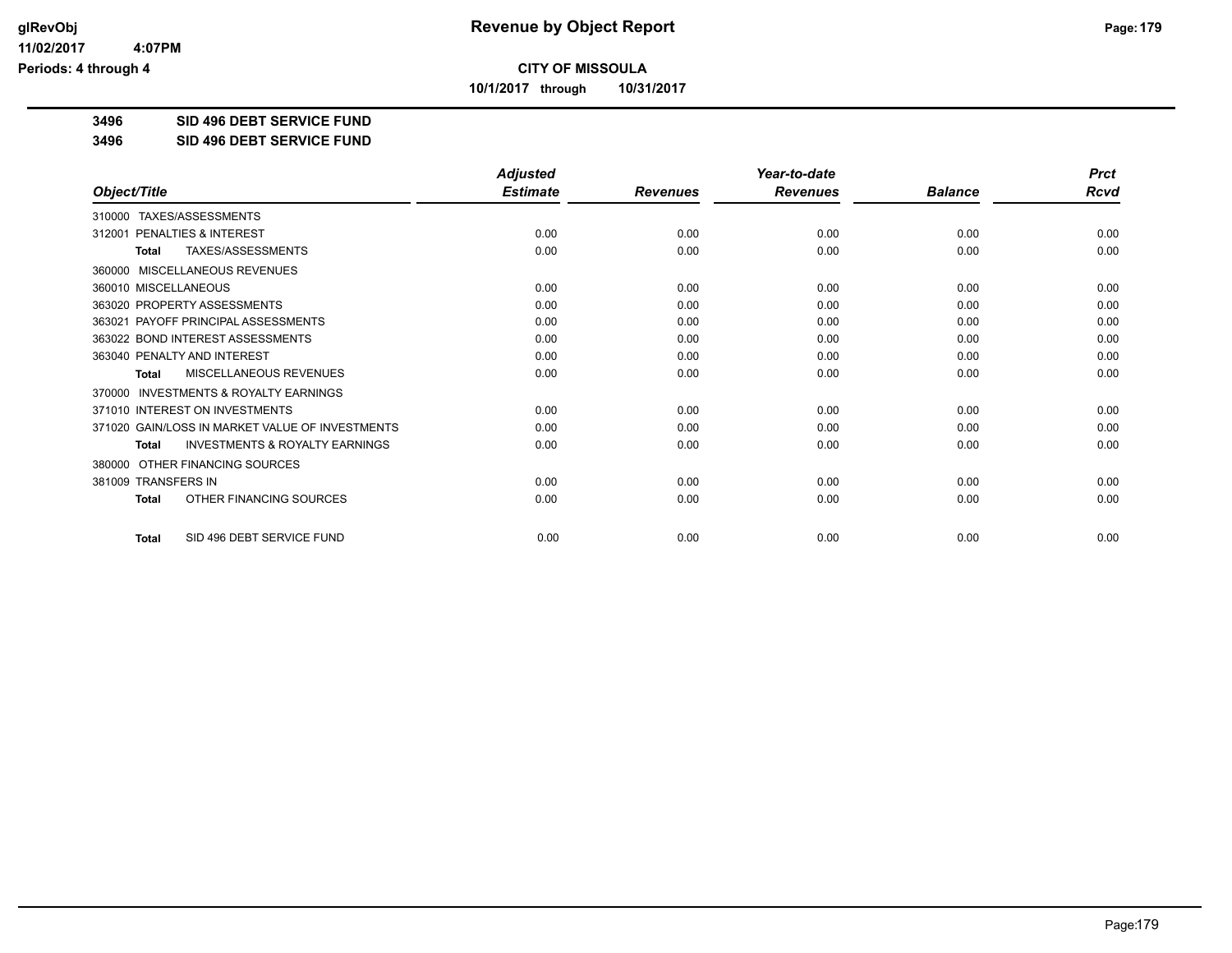**CITY OF MISSOULA**

**10/1/2017 through 10/31/2017**

**3496 SID 496 DEBT SERVICE FUND**

**3496 SID 496 DEBT SERVICE FUND**

| Object/Title | Adjusted Estimate | Revenues | Year-to-date Revenues | Balance | Prct Rcvd |
|---|---|---|---|---|---|
| 310000 TAXES/ASSESSMENTS | | | | | |
| 312001 PENALTIES & INTEREST | 0.00 | 0.00 | 0.00 | 0.00 | 0.00 |
| **Total** TAXES/ASSESSMENTS | 0.00 | 0.00 | 0.00 | 0.00 | 0.00 |
| 360000 MISCELLANEOUS REVENUES | | | | | |
| 360010 MISCELLANEOUS | 0.00 | 0.00 | 0.00 | 0.00 | 0.00 |
| 363020 PROPERTY ASSESSMENTS | 0.00 | 0.00 | 0.00 | 0.00 | 0.00 |
| 363021 PAYOFF PRINCIPAL ASSESSMENTS | 0.00 | 0.00 | 0.00 | 0.00 | 0.00 |
| 363022 BOND INTEREST ASSESSMENTS | 0.00 | 0.00 | 0.00 | 0.00 | 0.00 |
| 363040 PENALTY AND INTEREST | 0.00 | 0.00 | 0.00 | 0.00 | 0.00 |
| **Total** MISCELLANEOUS REVENUES | 0.00 | 0.00 | 0.00 | 0.00 | 0.00 |
| 370000 INVESTMENTS & ROYALTY EARNINGS | | | | | |
| 371010 INTEREST ON INVESTMENTS | 0.00 | 0.00 | 0.00 | 0.00 | 0.00 |
| 371020 GAIN/LOSS IN MARKET VALUE OF INVESTMENTS | 0.00 | 0.00 | 0.00 | 0.00 | 0.00 |
| **Total** INVESTMENTS & ROYALTY EARNINGS | 0.00 | 0.00 | 0.00 | 0.00 | 0.00 |
| 380000 OTHER FINANCING SOURCES | | | | | |
| 381009 TRANSFERS IN | 0.00 | 0.00 | 0.00 | 0.00 | 0.00 |
| **Total** OTHER FINANCING SOURCES | 0.00 | 0.00 | 0.00 | 0.00 | 0.00 |
| **Total** SID 496 DEBT SERVICE FUND | 0.00 | 0.00 | 0.00 | 0.00 | 0.00 |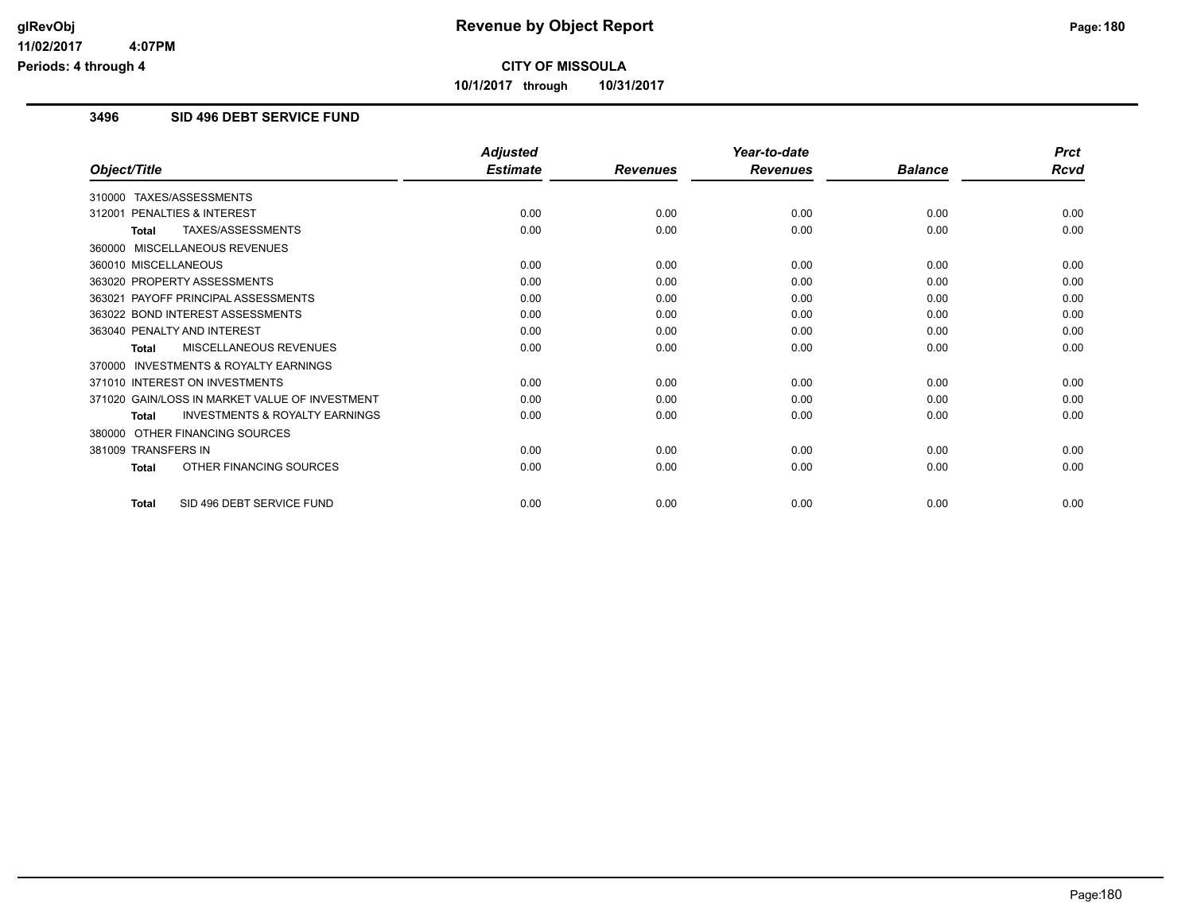# Revenue by Object Report

**CITY OF MISSOULA**

**10/1/2017 through 10/31/2017**

glRevObj
11/02/2017 4:07PM
Periods: 4 through 4

## 3496 SID 496 DEBT SERVICE FUND

| Object/Title | Adjusted Estimate | Revenues | Year-to-date Revenues | Balance | Prct Rcvd |
|---|---|---|---|---|---|
| 310000 TAXES/ASSESSMENTS | | | | | |
| 312001 PENALTIES & INTEREST | 0.00 | 0.00 | 0.00 | 0.00 | 0.00 |
| **Total** TAXES/ASSESSMENTS | 0.00 | 0.00 | 0.00 | 0.00 | 0.00 |
| 360000 MISCELLANEOUS REVENUES | | | | | |
| 360010 MISCELLANEOUS | 0.00 | 0.00 | 0.00 | 0.00 | 0.00 |
| 363020 PROPERTY ASSESSMENTS | 0.00 | 0.00 | 0.00 | 0.00 | 0.00 |
| 363021 PAYOFF PRINCIPAL ASSESSMENTS | 0.00 | 0.00 | 0.00 | 0.00 | 0.00 |
| 363022 BOND INTEREST ASSESSMENTS | 0.00 | 0.00 | 0.00 | 0.00 | 0.00 |
| 363040 PENALTY AND INTEREST | 0.00 | 0.00 | 0.00 | 0.00 | 0.00 |
| **Total** MISCELLANEOUS REVENUES | 0.00 | 0.00 | 0.00 | 0.00 | 0.00 |
| 370000 INVESTMENTS & ROYALTY EARNINGS | | | | | |
| 371010 INTEREST ON INVESTMENTS | 0.00 | 0.00 | 0.00 | 0.00 | 0.00 |
| 371020 GAIN/LOSS IN MARKET VALUE OF INVESTMENT | 0.00 | 0.00 | 0.00 | 0.00 | 0.00 |
| **Total** INVESTMENTS & ROYALTY EARNINGS | 0.00 | 0.00 | 0.00 | 0.00 | 0.00 |
| 380000 OTHER FINANCING SOURCES | | | | | |
| 381009 TRANSFERS IN | 0.00 | 0.00 | 0.00 | 0.00 | 0.00 |
| **Total** OTHER FINANCING SOURCES | 0.00 | 0.00 | 0.00 | 0.00 | 0.00 |
| **Total** SID 496 DEBT SERVICE FUND | 0.00 | 0.00 | 0.00 | 0.00 | 0.00 |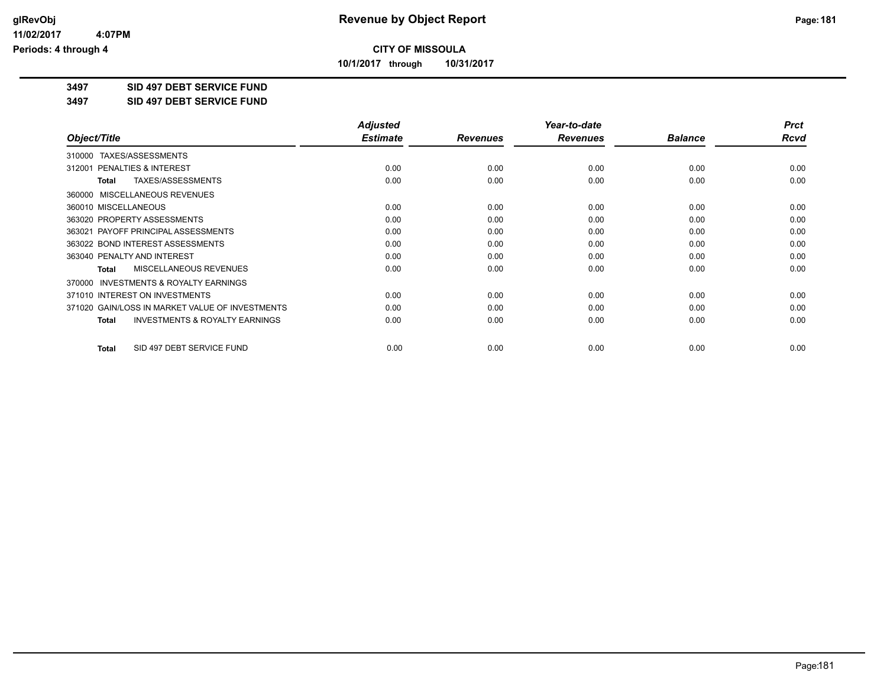**CITY OF MISSOULA**

**10/1/2017 through 10/31/2017**

**3497 SID 497 DEBT SERVICE FUND**

**3497 SID 497 DEBT SERVICE FUND**

| Object/Title | Adjusted Estimate | Revenues | Year-to-date Revenues | Balance | Prct Rcvd |
|---|---|---|---|---|---|
| 310000 TAXES/ASSESSMENTS | | | | | |
| 312001 PENALTIES & INTEREST | 0.00 | 0.00 | 0.00 | 0.00 | 0.00 |
| **Total** TAXES/ASSESSMENTS | 0.00 | 0.00 | 0.00 | 0.00 | 0.00 |
| 360000 MISCELLANEOUS REVENUES | | | | | |
| 360010 MISCELLANEOUS | 0.00 | 0.00 | 0.00 | 0.00 | 0.00 |
| 363020 PROPERTY ASSESSMENTS | 0.00 | 0.00 | 0.00 | 0.00 | 0.00 |
| 363021 PAYOFF PRINCIPAL ASSESSMENTS | 0.00 | 0.00 | 0.00 | 0.00 | 0.00 |
| 363022 BOND INTEREST ASSESSMENTS | 0.00 | 0.00 | 0.00 | 0.00 | 0.00 |
| 363040 PENALTY AND INTEREST | 0.00 | 0.00 | 0.00 | 0.00 | 0.00 |
| **Total** MISCELLANEOUS REVENUES | 0.00 | 0.00 | 0.00 | 0.00 | 0.00 |
| 370000 INVESTMENTS & ROYALTY EARNINGS | | | | | |
| 371010 INTEREST ON INVESTMENTS | 0.00 | 0.00 | 0.00 | 0.00 | 0.00 |
| 371020 GAIN/LOSS IN MARKET VALUE OF INVESTMENTS | 0.00 | 0.00 | 0.00 | 0.00 | 0.00 |
| **Total** INVESTMENTS & ROYALTY EARNINGS | 0.00 | 0.00 | 0.00 | 0.00 | 0.00 |
| **Total** SID 497 DEBT SERVICE FUND | 0.00 | 0.00 | 0.00 | 0.00 | 0.00 |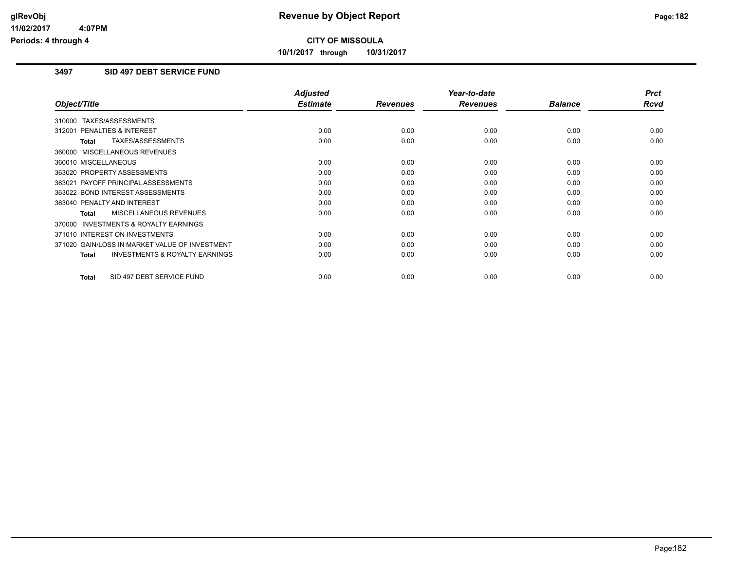**CITY OF MISSOULA**

**10/1/2017 through 10/31/2017**

### 3497 SID 497 DEBT SERVICE FUND

| Object/Title | Adjusted Estimate | Revenues | Year-to-date Revenues | Balance | Prct Rcvd |
|---|---|---|---|---|---|
| 310000 TAXES/ASSESSMENTS | | | | | |
| 312001 PENALTIES & INTEREST | 0.00 | 0.00 | 0.00 | 0.00 | 0.00 |
| **Total** TAXES/ASSESSMENTS | 0.00 | 0.00 | 0.00 | 0.00 | 0.00 |
| 360000 MISCELLANEOUS REVENUES | | | | | |
| 360010 MISCELLANEOUS | 0.00 | 0.00 | 0.00 | 0.00 | 0.00 |
| 363020 PROPERTY ASSESSMENTS | 0.00 | 0.00 | 0.00 | 0.00 | 0.00 |
| 363021 PAYOFF PRINCIPAL ASSESSMENTS | 0.00 | 0.00 | 0.00 | 0.00 | 0.00 |
| 363022 BOND INTEREST ASSESSMENTS | 0.00 | 0.00 | 0.00 | 0.00 | 0.00 |
| 363040 PENALTY AND INTEREST | 0.00 | 0.00 | 0.00 | 0.00 | 0.00 |
| **Total** MISCELLANEOUS REVENUES | 0.00 | 0.00 | 0.00 | 0.00 | 0.00 |
| 370000 INVESTMENTS & ROYALTY EARNINGS | | | | | |
| 371010 INTEREST ON INVESTMENTS | 0.00 | 0.00 | 0.00 | 0.00 | 0.00 |
| 371020 GAIN/LOSS IN MARKET VALUE OF INVESTMENT | 0.00 | 0.00 | 0.00 | 0.00 | 0.00 |
| **Total** INVESTMENTS & ROYALTY EARNINGS | 0.00 | 0.00 | 0.00 | 0.00 | 0.00 |
| **Total** SID 497 DEBT SERVICE FUND | 0.00 | 0.00 | 0.00 | 0.00 | 0.00 |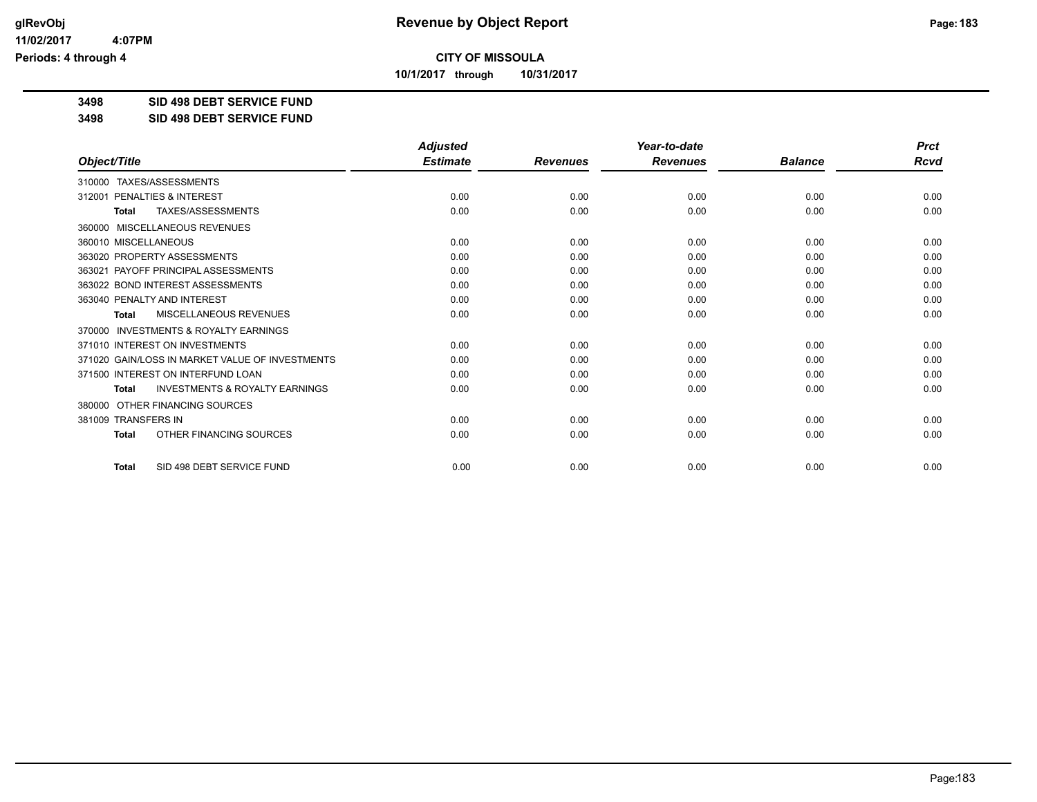**CITY OF MISSOULA**

**10/1/2017 through 10/31/2017**

**3498 SID 498 DEBT SERVICE FUND**

**3498 SID 498 DEBT SERVICE FUND**

| Object/Title | Adjusted Estimate | Revenues | Year-to-date Revenues | Balance | Prct Rcvd |
|---|---|---|---|---|---|
| 310000 TAXES/ASSESSMENTS | | | | | |
| 312001 PENALTIES & INTEREST | 0.00 | 0.00 | 0.00 | 0.00 | 0.00 |
| **Total** TAXES/ASSESSMENTS | 0.00 | 0.00 | 0.00 | 0.00 | 0.00 |
| 360000 MISCELLANEOUS REVENUES | | | | | |
| 360010 MISCELLANEOUS | 0.00 | 0.00 | 0.00 | 0.00 | 0.00 |
| 363020 PROPERTY ASSESSMENTS | 0.00 | 0.00 | 0.00 | 0.00 | 0.00 |
| 363021 PAYOFF PRINCIPAL ASSESSMENTS | 0.00 | 0.00 | 0.00 | 0.00 | 0.00 |
| 363022 BOND INTEREST ASSESSMENTS | 0.00 | 0.00 | 0.00 | 0.00 | 0.00 |
| 363040 PENALTY AND INTEREST | 0.00 | 0.00 | 0.00 | 0.00 | 0.00 |
| **Total** MISCELLANEOUS REVENUES | 0.00 | 0.00 | 0.00 | 0.00 | 0.00 |
| 370000 INVESTMENTS & ROYALTY EARNINGS | | | | | |
| 371010 INTEREST ON INVESTMENTS | 0.00 | 0.00 | 0.00 | 0.00 | 0.00 |
| 371020 GAIN/LOSS IN MARKET VALUE OF INVESTMENTS | 0.00 | 0.00 | 0.00 | 0.00 | 0.00 |
| 371500 INTEREST ON INTERFUND LOAN | 0.00 | 0.00 | 0.00 | 0.00 | 0.00 |
| **Total** INVESTMENTS & ROYALTY EARNINGS | 0.00 | 0.00 | 0.00 | 0.00 | 0.00 |
| 380000 OTHER FINANCING SOURCES | | | | | |
| 381009 TRANSFERS IN | 0.00 | 0.00 | 0.00 | 0.00 | 0.00 |
| **Total** OTHER FINANCING SOURCES | 0.00 | 0.00 | 0.00 | 0.00 | 0.00 |
| **Total** SID 498 DEBT SERVICE FUND | 0.00 | 0.00 | 0.00 | 0.00 | 0.00 |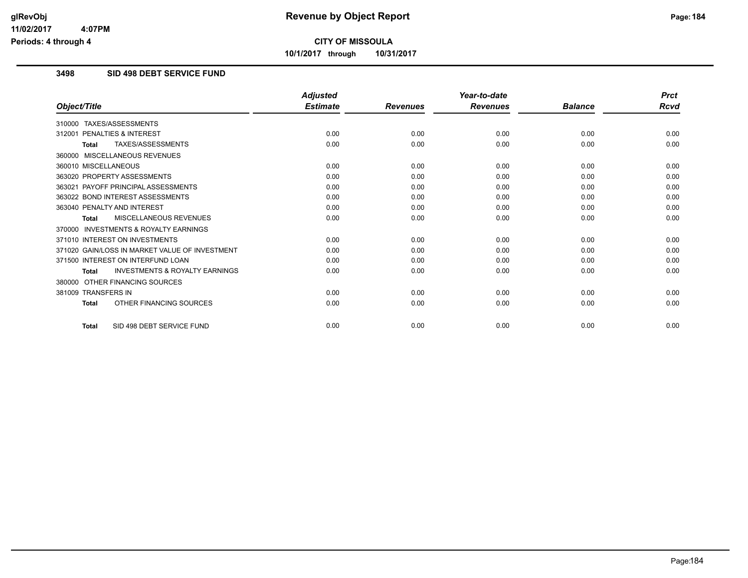**CITY OF MISSOULA**

**10/1/2017 through 10/31/2017**

## 3498 SID 498 DEBT SERVICE FUND

| Object/Title | Adjusted Estimate | Revenues | Year-to-date Revenues | Balance | Prct Rcvd |
|---|---|---|---|---|---|
| 310000 TAXES/ASSESSMENTS | | | | | |
| 312001 PENALTIES & INTEREST | 0.00 | 0.00 | 0.00 | 0.00 | 0.00 |
| **Total** TAXES/ASSESSMENTS | 0.00 | 0.00 | 0.00 | 0.00 | 0.00 |
| 360000 MISCELLANEOUS REVENUES | | | | | |
| 360010 MISCELLANEOUS | 0.00 | 0.00 | 0.00 | 0.00 | 0.00 |
| 363020 PROPERTY ASSESSMENTS | 0.00 | 0.00 | 0.00 | 0.00 | 0.00 |
| 363021 PAYOFF PRINCIPAL ASSESSMENTS | 0.00 | 0.00 | 0.00 | 0.00 | 0.00 |
| 363022 BOND INTEREST ASSESSMENTS | 0.00 | 0.00 | 0.00 | 0.00 | 0.00 |
| 363040 PENALTY AND INTEREST | 0.00 | 0.00 | 0.00 | 0.00 | 0.00 |
| **Total** MISCELLANEOUS REVENUES | 0.00 | 0.00 | 0.00 | 0.00 | 0.00 |
| 370000 INVESTMENTS & ROYALTY EARNINGS | | | | | |
| 371010 INTEREST ON INVESTMENTS | 0.00 | 0.00 | 0.00 | 0.00 | 0.00 |
| 371020 GAIN/LOSS IN MARKET VALUE OF INVESTMENT | 0.00 | 0.00 | 0.00 | 0.00 | 0.00 |
| 371500 INTEREST ON INTERFUND LOAN | 0.00 | 0.00 | 0.00 | 0.00 | 0.00 |
| **Total** INVESTMENTS & ROYALTY EARNINGS | 0.00 | 0.00 | 0.00 | 0.00 | 0.00 |
| 380000 OTHER FINANCING SOURCES | | | | | |
| 381009 TRANSFERS IN | 0.00 | 0.00 | 0.00 | 0.00 | 0.00 |
| **Total** OTHER FINANCING SOURCES | 0.00 | 0.00 | 0.00 | 0.00 | 0.00 |
| **Total** SID 498 DEBT SERVICE FUND | 0.00 | 0.00 | 0.00 | 0.00 | 0.00 |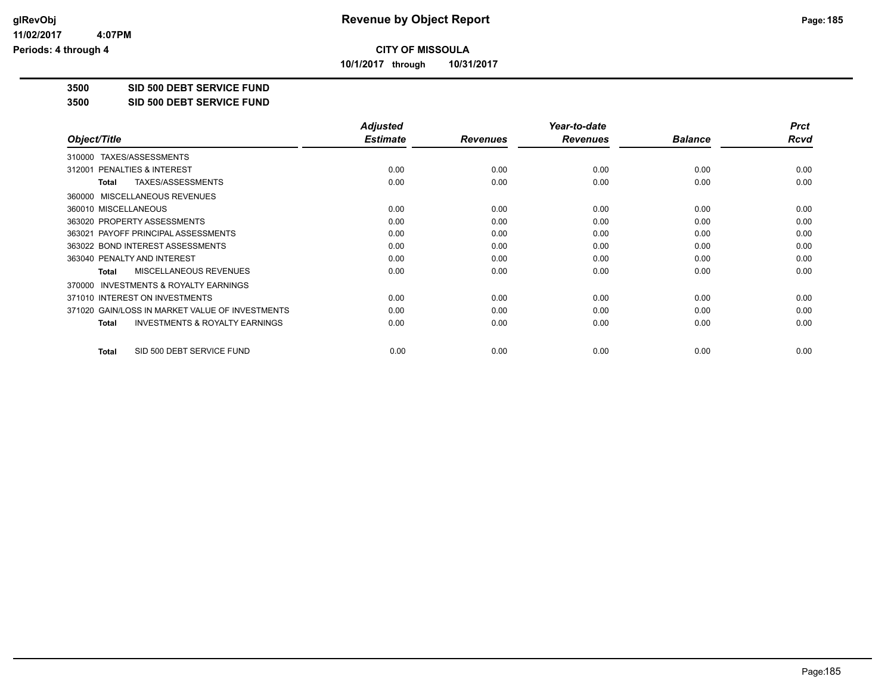**CITY OF MISSOULA**

**10/1/2017 through 10/31/2017**

**3500 SID 500 DEBT SERVICE FUND**

**3500 SID 500 DEBT SERVICE FUND**

| Object/Title | Adjusted Estimate | Revenues | Year-to-date Revenues | Balance | Prct Rcvd |
|---|---|---|---|---|---|
| 310000 TAXES/ASSESSMENTS | | | | | |
| 312001 PENALTIES & INTEREST | 0.00 | 0.00 | 0.00 | 0.00 | 0.00 |
| **Total** TAXES/ASSESSMENTS | 0.00 | 0.00 | 0.00 | 0.00 | 0.00 |
| 360000 MISCELLANEOUS REVENUES | | | | | |
| 360010 MISCELLANEOUS | 0.00 | 0.00 | 0.00 | 0.00 | 0.00 |
| 363020 PROPERTY ASSESSMENTS | 0.00 | 0.00 | 0.00 | 0.00 | 0.00 |
| 363021 PAYOFF PRINCIPAL ASSESSMENTS | 0.00 | 0.00 | 0.00 | 0.00 | 0.00 |
| 363022 BOND INTEREST ASSESSMENTS | 0.00 | 0.00 | 0.00 | 0.00 | 0.00 |
| 363040 PENALTY AND INTEREST | 0.00 | 0.00 | 0.00 | 0.00 | 0.00 |
| **Total** MISCELLANEOUS REVENUES | 0.00 | 0.00 | 0.00 | 0.00 | 0.00 |
| 370000 INVESTMENTS & ROYALTY EARNINGS | | | | | |
| 371010 INTEREST ON INVESTMENTS | 0.00 | 0.00 | 0.00 | 0.00 | 0.00 |
| 371020 GAIN/LOSS IN MARKET VALUE OF INVESTMENTS | 0.00 | 0.00 | 0.00 | 0.00 | 0.00 |
| **Total** INVESTMENTS & ROYALTY EARNINGS | 0.00 | 0.00 | 0.00 | 0.00 | 0.00 |
| **Total** SID 500 DEBT SERVICE FUND | 0.00 | 0.00 | 0.00 | 0.00 | 0.00 |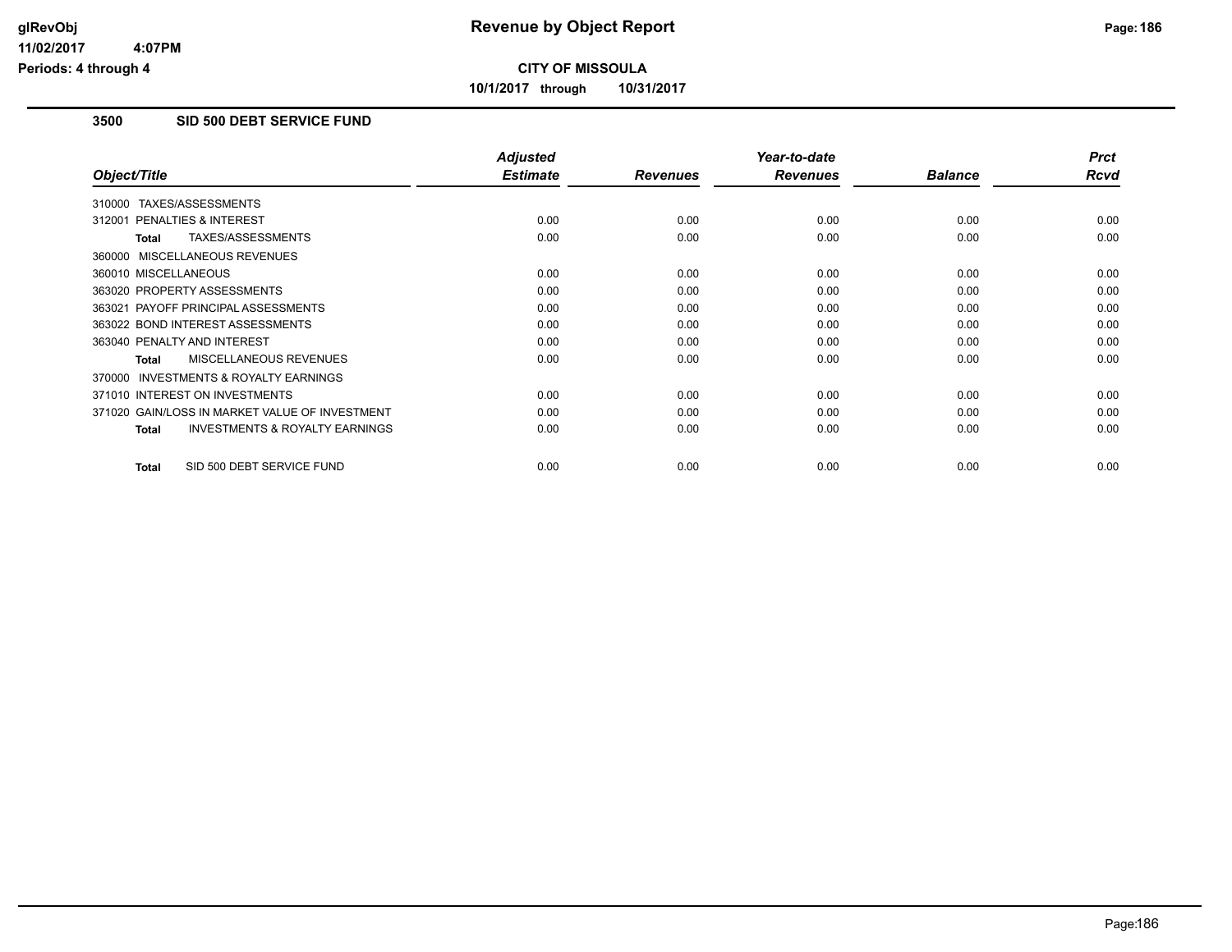**CITY OF MISSOULA**

**10/1/2017 through 10/31/2017**

### 3500 SID 500 DEBT SERVICE FUND

| Object/Title | Adjusted Estimate | Revenues | Year-to-date Revenues | Balance | Prct Rcvd |
|---|---|---|---|---|---|
| 310000 TAXES/ASSESSMENTS | | | | | |
| 312001 PENALTIES & INTEREST | 0.00 | 0.00 | 0.00 | 0.00 | 0.00 |
| **Total** TAXES/ASSESSMENTS | 0.00 | 0.00 | 0.00 | 0.00 | 0.00 |
| 360000 MISCELLANEOUS REVENUES | | | | | |
| 360010 MISCELLANEOUS | 0.00 | 0.00 | 0.00 | 0.00 | 0.00 |
| 363020 PROPERTY ASSESSMENTS | 0.00 | 0.00 | 0.00 | 0.00 | 0.00 |
| 363021 PAYOFF PRINCIPAL ASSESSMENTS | 0.00 | 0.00 | 0.00 | 0.00 | 0.00 |
| 363022 BOND INTEREST ASSESSMENTS | 0.00 | 0.00 | 0.00 | 0.00 | 0.00 |
| 363040 PENALTY AND INTEREST | 0.00 | 0.00 | 0.00 | 0.00 | 0.00 |
| **Total** MISCELLANEOUS REVENUES | 0.00 | 0.00 | 0.00 | 0.00 | 0.00 |
| 370000 INVESTMENTS & ROYALTY EARNINGS | | | | | |
| 371010 INTEREST ON INVESTMENTS | 0.00 | 0.00 | 0.00 | 0.00 | 0.00 |
| 371020 GAIN/LOSS IN MARKET VALUE OF INVESTMENT | 0.00 | 0.00 | 0.00 | 0.00 | 0.00 |
| **Total** INVESTMENTS & ROYALTY EARNINGS | 0.00 | 0.00 | 0.00 | 0.00 | 0.00 |
| **Total** SID 500 DEBT SERVICE FUND | 0.00 | 0.00 | 0.00 | 0.00 | 0.00 |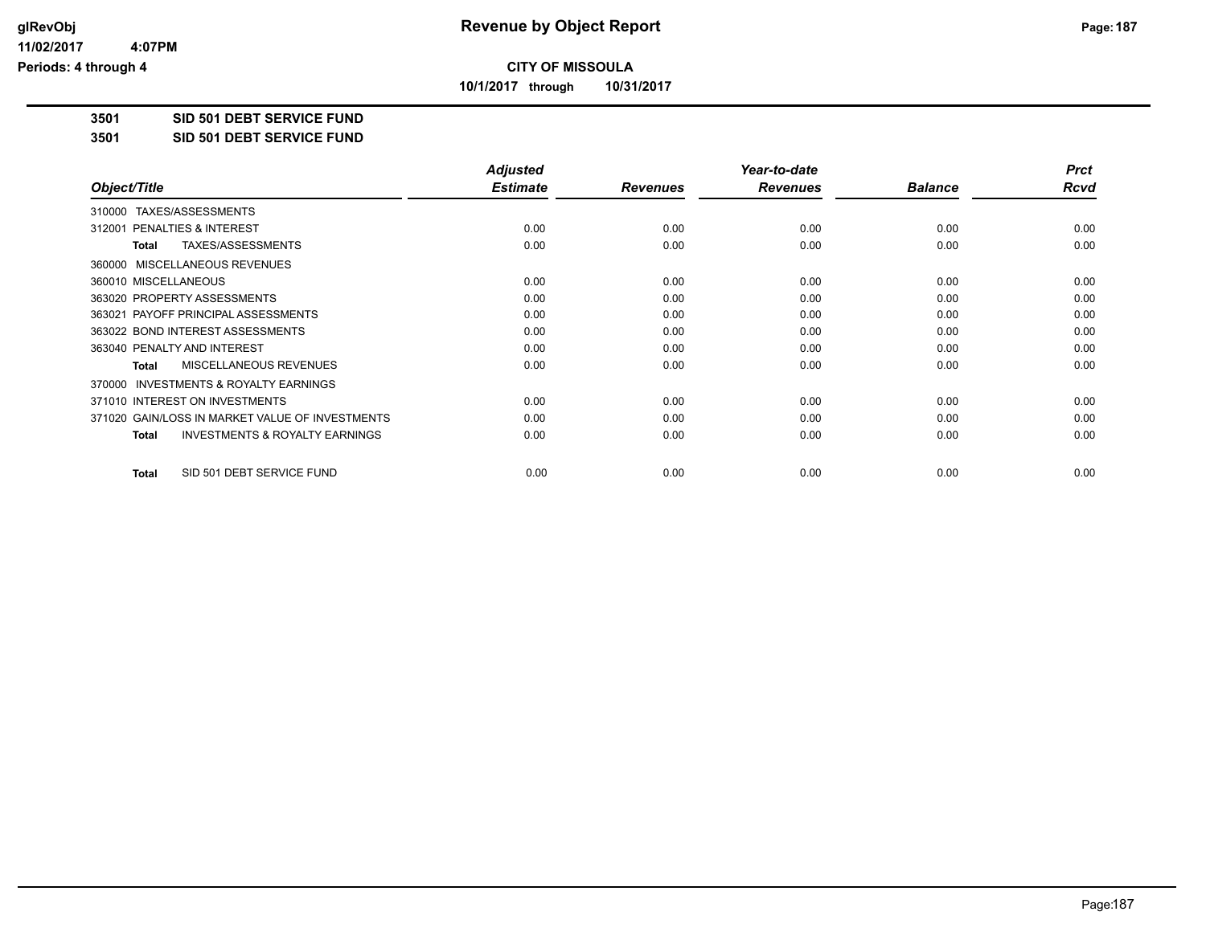**CITY OF MISSOULA**

**10/1/2017 through 10/31/2017**

**3501 SID 501 DEBT SERVICE FUND**

**3501 SID 501 DEBT SERVICE FUND**

| Object/Title | Adjusted Estimate | Revenues | Year-to-date Revenues | Balance | Prct Rcvd |
|---|---|---|---|---|---|
| 310000 TAXES/ASSESSMENTS | | | | | |
| 312001 PENALTIES & INTEREST | 0.00 | 0.00 | 0.00 | 0.00 | 0.00 |
| **Total** TAXES/ASSESSMENTS | 0.00 | 0.00 | 0.00 | 0.00 | 0.00 |
| 360000 MISCELLANEOUS REVENUES | | | | | |
| 360010 MISCELLANEOUS | 0.00 | 0.00 | 0.00 | 0.00 | 0.00 |
| 363020 PROPERTY ASSESSMENTS | 0.00 | 0.00 | 0.00 | 0.00 | 0.00 |
| 363021 PAYOFF PRINCIPAL ASSESSMENTS | 0.00 | 0.00 | 0.00 | 0.00 | 0.00 |
| 363022 BOND INTEREST ASSESSMENTS | 0.00 | 0.00 | 0.00 | 0.00 | 0.00 |
| 363040 PENALTY AND INTEREST | 0.00 | 0.00 | 0.00 | 0.00 | 0.00 |
| **Total** MISCELLANEOUS REVENUES | 0.00 | 0.00 | 0.00 | 0.00 | 0.00 |
| 370000 INVESTMENTS & ROYALTY EARNINGS | | | | | |
| 371010 INTEREST ON INVESTMENTS | 0.00 | 0.00 | 0.00 | 0.00 | 0.00 |
| 371020 GAIN/LOSS IN MARKET VALUE OF INVESTMENTS | 0.00 | 0.00 | 0.00 | 0.00 | 0.00 |
| **Total** INVESTMENTS & ROYALTY EARNINGS | 0.00 | 0.00 | 0.00 | 0.00 | 0.00 |
| **Total** SID 501 DEBT SERVICE FUND | 0.00 | 0.00 | 0.00 | 0.00 | 0.00 |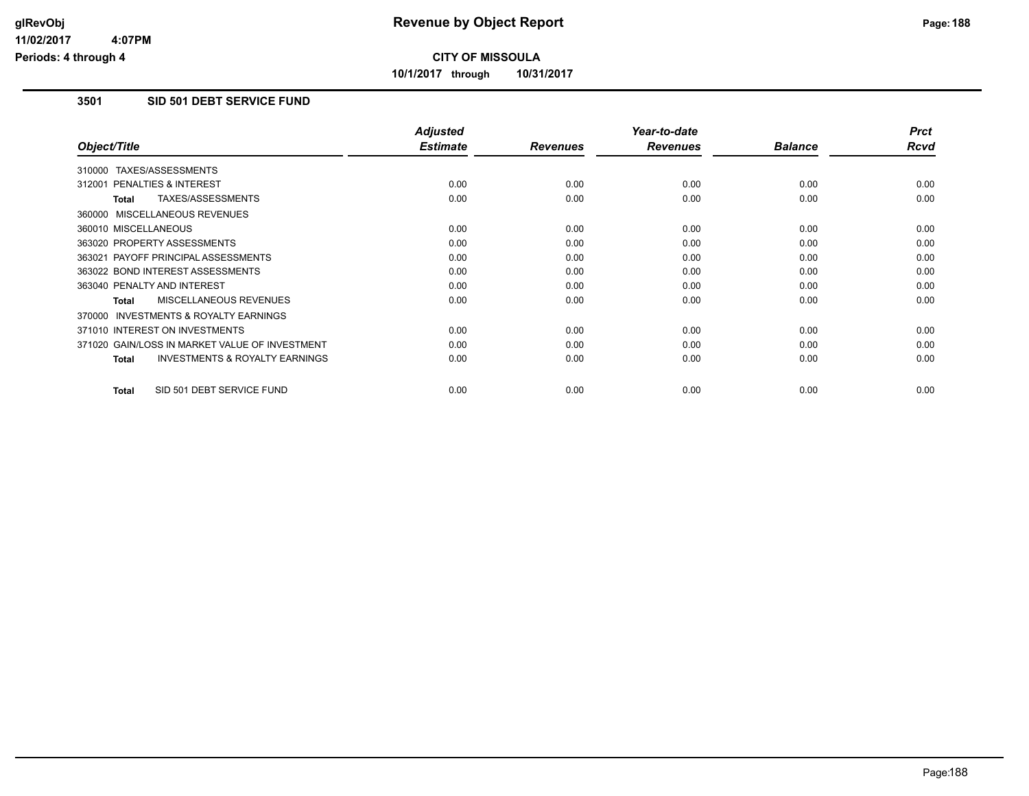# Revenue by Object Report

glRevObj
11/02/2017 4:07PM
Periods: 4 through 4

**CITY OF MISSOULA**

**10/1/2017 through 10/31/2017**

## 3501 SID 501 DEBT SERVICE FUND

| Object/Title | Adjusted Estimate | Revenues | Year-to-date Revenues | Balance | Prct Rcvd |
|---|---|---|---|---|---|
| 310000 TAXES/ASSESSMENTS | | | | | |
| 312001 PENALTIES & INTEREST | 0.00 | 0.00 | 0.00 | 0.00 | 0.00 |
| **Total** TAXES/ASSESSMENTS | 0.00 | 0.00 | 0.00 | 0.00 | 0.00 |
| 360000 MISCELLANEOUS REVENUES | | | | | |
| 360010 MISCELLANEOUS | 0.00 | 0.00 | 0.00 | 0.00 | 0.00 |
| 363020 PROPERTY ASSESSMENTS | 0.00 | 0.00 | 0.00 | 0.00 | 0.00 |
| 363021 PAYOFF PRINCIPAL ASSESSMENTS | 0.00 | 0.00 | 0.00 | 0.00 | 0.00 |
| 363022 BOND INTEREST ASSESSMENTS | 0.00 | 0.00 | 0.00 | 0.00 | 0.00 |
| 363040 PENALTY AND INTEREST | 0.00 | 0.00 | 0.00 | 0.00 | 0.00 |
| **Total** MISCELLANEOUS REVENUES | 0.00 | 0.00 | 0.00 | 0.00 | 0.00 |
| 370000 INVESTMENTS & ROYALTY EARNINGS | | | | | |
| 371010 INTEREST ON INVESTMENTS | 0.00 | 0.00 | 0.00 | 0.00 | 0.00 |
| 371020 GAIN/LOSS IN MARKET VALUE OF INVESTMENT | 0.00 | 0.00 | 0.00 | 0.00 | 0.00 |
| **Total** INVESTMENTS & ROYALTY EARNINGS | 0.00 | 0.00 | 0.00 | 0.00 | 0.00 |
| **Total** SID 501 DEBT SERVICE FUND | 0.00 | 0.00 | 0.00 | 0.00 | 0.00 |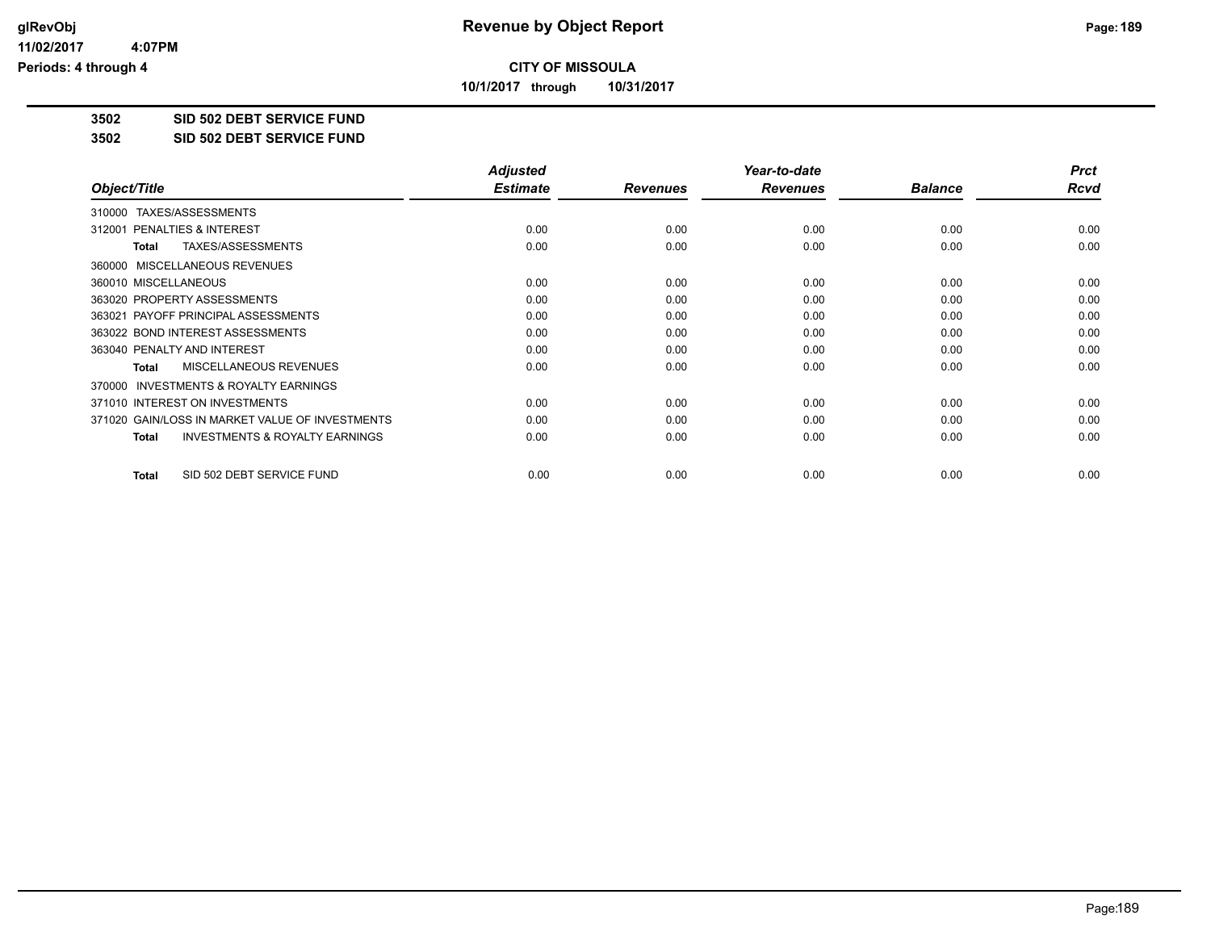**CITY OF MISSOULA**

**10/1/2017 through 10/31/2017**

**3502 SID 502 DEBT SERVICE FUND**

**3502 SID 502 DEBT SERVICE FUND**

| Object/Title | Adjusted Estimate | Revenues | Year-to-date Revenues | Balance | Prct Rcvd |
|---|---|---|---|---|---|
| 310000 TAXES/ASSESSMENTS | | | | | |
| 312001 PENALTIES & INTEREST | 0.00 | 0.00 | 0.00 | 0.00 | 0.00 |
| **Total** TAXES/ASSESSMENTS | 0.00 | 0.00 | 0.00 | 0.00 | 0.00 |
| 360000 MISCELLANEOUS REVENUES | | | | | |
| 360010 MISCELLANEOUS | 0.00 | 0.00 | 0.00 | 0.00 | 0.00 |
| 363020 PROPERTY ASSESSMENTS | 0.00 | 0.00 | 0.00 | 0.00 | 0.00 |
| 363021 PAYOFF PRINCIPAL ASSESSMENTS | 0.00 | 0.00 | 0.00 | 0.00 | 0.00 |
| 363022 BOND INTEREST ASSESSMENTS | 0.00 | 0.00 | 0.00 | 0.00 | 0.00 |
| 363040 PENALTY AND INTEREST | 0.00 | 0.00 | 0.00 | 0.00 | 0.00 |
| **Total** MISCELLANEOUS REVENUES | 0.00 | 0.00 | 0.00 | 0.00 | 0.00 |
| 370000 INVESTMENTS & ROYALTY EARNINGS | | | | | |
| 371010 INTEREST ON INVESTMENTS | 0.00 | 0.00 | 0.00 | 0.00 | 0.00 |
| 371020 GAIN/LOSS IN MARKET VALUE OF INVESTMENTS | 0.00 | 0.00 | 0.00 | 0.00 | 0.00 |
| **Total** INVESTMENTS & ROYALTY EARNINGS | 0.00 | 0.00 | 0.00 | 0.00 | 0.00 |
| **Total** SID 502 DEBT SERVICE FUND | 0.00 | 0.00 | 0.00 | 0.00 | 0.00 |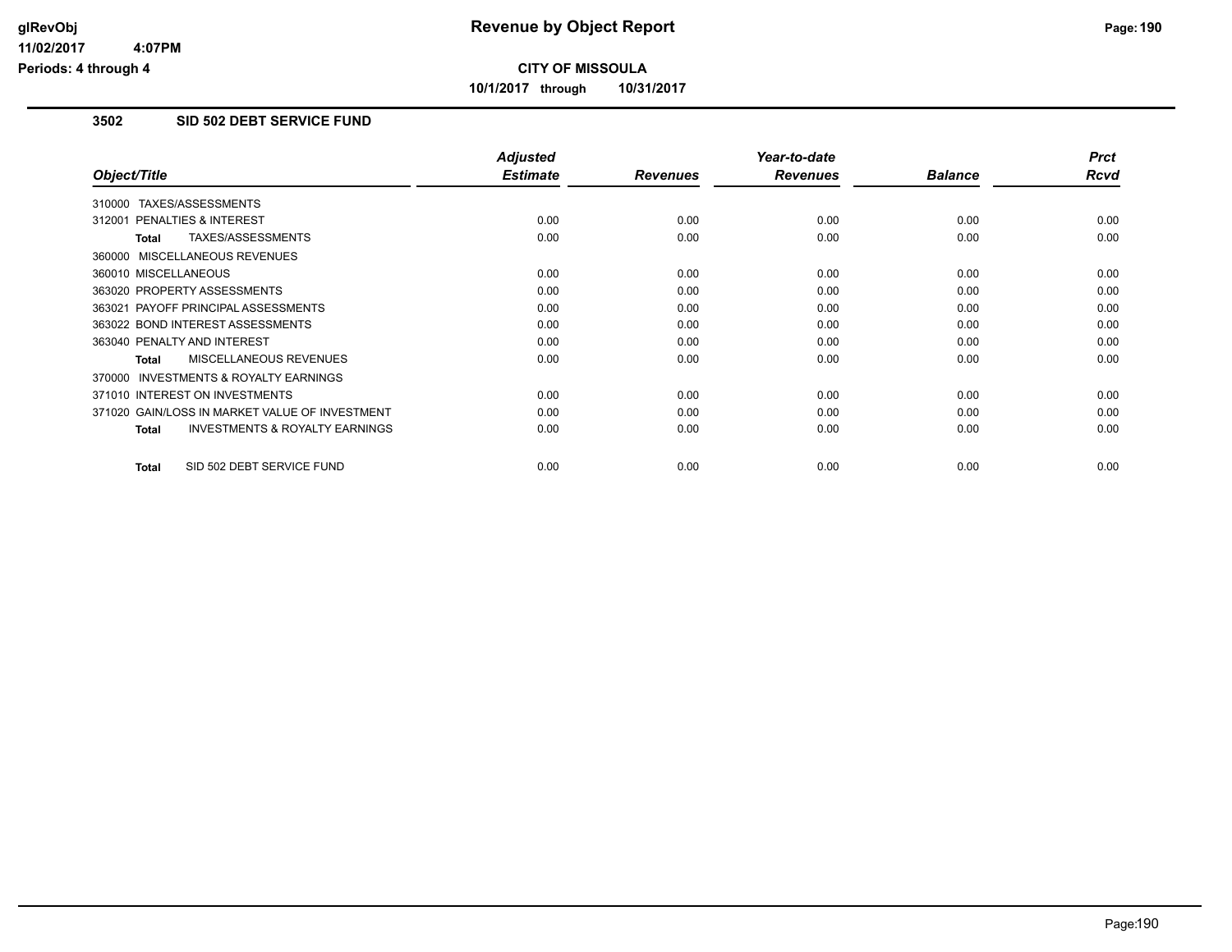# Revenue by Object Report

**CITY OF MISSOULA**

**10/1/2017 through 10/31/2017**

glRevObj
11/02/2017 4:07PM
Periods: 4 through 4

## 3502 SID 502 DEBT SERVICE FUND

| Object/Title | Adjusted Estimate | Revenues | Year-to-date Revenues | Balance | Prct Rcvd |
|---|---|---|---|---|---|
| 310000 TAXES/ASSESSMENTS | | | | | |
| 312001 PENALTIES & INTEREST | 0.00 | 0.00 | 0.00 | 0.00 | 0.00 |
| **Total** TAXES/ASSESSMENTS | 0.00 | 0.00 | 0.00 | 0.00 | 0.00 |
| 360000 MISCELLANEOUS REVENUES | | | | | |
| 360010 MISCELLANEOUS | 0.00 | 0.00 | 0.00 | 0.00 | 0.00 |
| 363020 PROPERTY ASSESSMENTS | 0.00 | 0.00 | 0.00 | 0.00 | 0.00 |
| 363021 PAYOFF PRINCIPAL ASSESSMENTS | 0.00 | 0.00 | 0.00 | 0.00 | 0.00 |
| 363022 BOND INTEREST ASSESSMENTS | 0.00 | 0.00 | 0.00 | 0.00 | 0.00 |
| 363040 PENALTY AND INTEREST | 0.00 | 0.00 | 0.00 | 0.00 | 0.00 |
| **Total** MISCELLANEOUS REVENUES | 0.00 | 0.00 | 0.00 | 0.00 | 0.00 |
| 370000 INVESTMENTS & ROYALTY EARNINGS | | | | | |
| 371010 INTEREST ON INVESTMENTS | 0.00 | 0.00 | 0.00 | 0.00 | 0.00 |
| 371020 GAIN/LOSS IN MARKET VALUE OF INVESTMENT | 0.00 | 0.00 | 0.00 | 0.00 | 0.00 |
| **Total** INVESTMENTS & ROYALTY EARNINGS | 0.00 | 0.00 | 0.00 | 0.00 | 0.00 |
| **Total** SID 502 DEBT SERVICE FUND | 0.00 | 0.00 | 0.00 | 0.00 | 0.00 |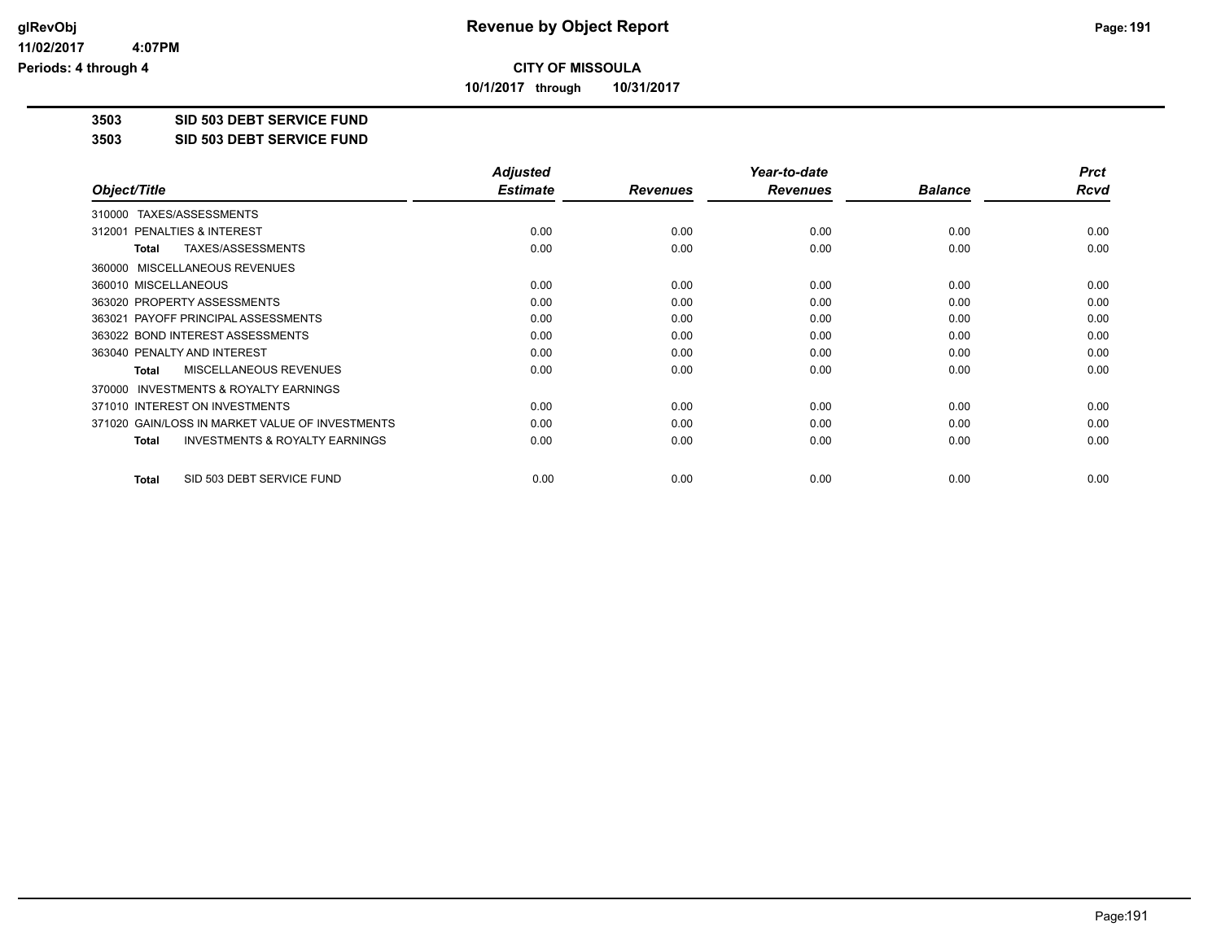# Revenue by Object Report

**CITY OF MISSOULA**

**10/1/2017 through 10/31/2017**

glRevObj
11/02/2017 4:07PM
Periods: 4 through 4

**3503 SID 503 DEBT SERVICE FUND**

**3503 SID 503 DEBT SERVICE FUND**

| Object/Title | Adjusted Estimate | Revenues | Year-to-date Revenues | Balance | Prct Rcvd |
|---|---|---|---|---|---|
| 310000 TAXES/ASSESSMENTS | | | | | |
| 312001 PENALTIES & INTEREST | 0.00 | 0.00 | 0.00 | 0.00 | 0.00 |
| **Total** TAXES/ASSESSMENTS | 0.00 | 0.00 | 0.00 | 0.00 | 0.00 |
| 360000 MISCELLANEOUS REVENUES | | | | | |
| 360010 MISCELLANEOUS | 0.00 | 0.00 | 0.00 | 0.00 | 0.00 |
| 363020 PROPERTY ASSESSMENTS | 0.00 | 0.00 | 0.00 | 0.00 | 0.00 |
| 363021 PAYOFF PRINCIPAL ASSESSMENTS | 0.00 | 0.00 | 0.00 | 0.00 | 0.00 |
| 363022 BOND INTEREST ASSESSMENTS | 0.00 | 0.00 | 0.00 | 0.00 | 0.00 |
| 363040 PENALTY AND INTEREST | 0.00 | 0.00 | 0.00 | 0.00 | 0.00 |
| **Total** MISCELLANEOUS REVENUES | 0.00 | 0.00 | 0.00 | 0.00 | 0.00 |
| 370000 INVESTMENTS & ROYALTY EARNINGS | | | | | |
| 371010 INTEREST ON INVESTMENTS | 0.00 | 0.00 | 0.00 | 0.00 | 0.00 |
| 371020 GAIN/LOSS IN MARKET VALUE OF INVESTMENTS | 0.00 | 0.00 | 0.00 | 0.00 | 0.00 |
| **Total** INVESTMENTS & ROYALTY EARNINGS | 0.00 | 0.00 | 0.00 | 0.00 | 0.00 |
| **Total** SID 503 DEBT SERVICE FUND | 0.00 | 0.00 | 0.00 | 0.00 | 0.00 |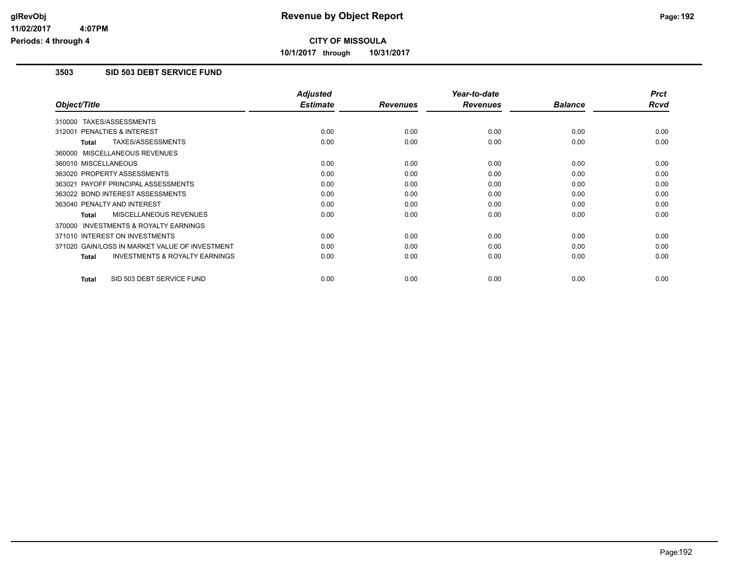# Revenue by Object Report

**CITY OF MISSOULA**

**10/1/2017 through 10/31/2017**

glRevObj
11/02/2017 4:07PM
Periods: 4 through 4

## 3503 SID 503 DEBT SERVICE FUND

| Object/Title | Adjusted Estimate | Revenues | Year-to-date Revenues | Balance | Prct Rcvd |
|---|---|---|---|---|---|
| 310000 TAXES/ASSESSMENTS | | | | | |
| 312001 PENALTIES & INTEREST | 0.00 | 0.00 | 0.00 | 0.00 | 0.00 |
| **Total** TAXES/ASSESSMENTS | 0.00 | 0.00 | 0.00 | 0.00 | 0.00 |
| 360000 MISCELLANEOUS REVENUES | | | | | |
| 360010 MISCELLANEOUS | 0.00 | 0.00 | 0.00 | 0.00 | 0.00 |
| 363020 PROPERTY ASSESSMENTS | 0.00 | 0.00 | 0.00 | 0.00 | 0.00 |
| 363021 PAYOFF PRINCIPAL ASSESSMENTS | 0.00 | 0.00 | 0.00 | 0.00 | 0.00 |
| 363022 BOND INTEREST ASSESSMENTS | 0.00 | 0.00 | 0.00 | 0.00 | 0.00 |
| 363040 PENALTY AND INTEREST | 0.00 | 0.00 | 0.00 | 0.00 | 0.00 |
| **Total** MISCELLANEOUS REVENUES | 0.00 | 0.00 | 0.00 | 0.00 | 0.00 |
| 370000 INVESTMENTS & ROYALTY EARNINGS | | | | | |
| 371010 INTEREST ON INVESTMENTS | 0.00 | 0.00 | 0.00 | 0.00 | 0.00 |
| 371020 GAIN/LOSS IN MARKET VALUE OF INVESTMENT | 0.00 | 0.00 | 0.00 | 0.00 | 0.00 |
| **Total** INVESTMENTS & ROYALTY EARNINGS | 0.00 | 0.00 | 0.00 | 0.00 | 0.00 |
| **Total** SID 503 DEBT SERVICE FUND | 0.00 | 0.00 | 0.00 | 0.00 | 0.00 |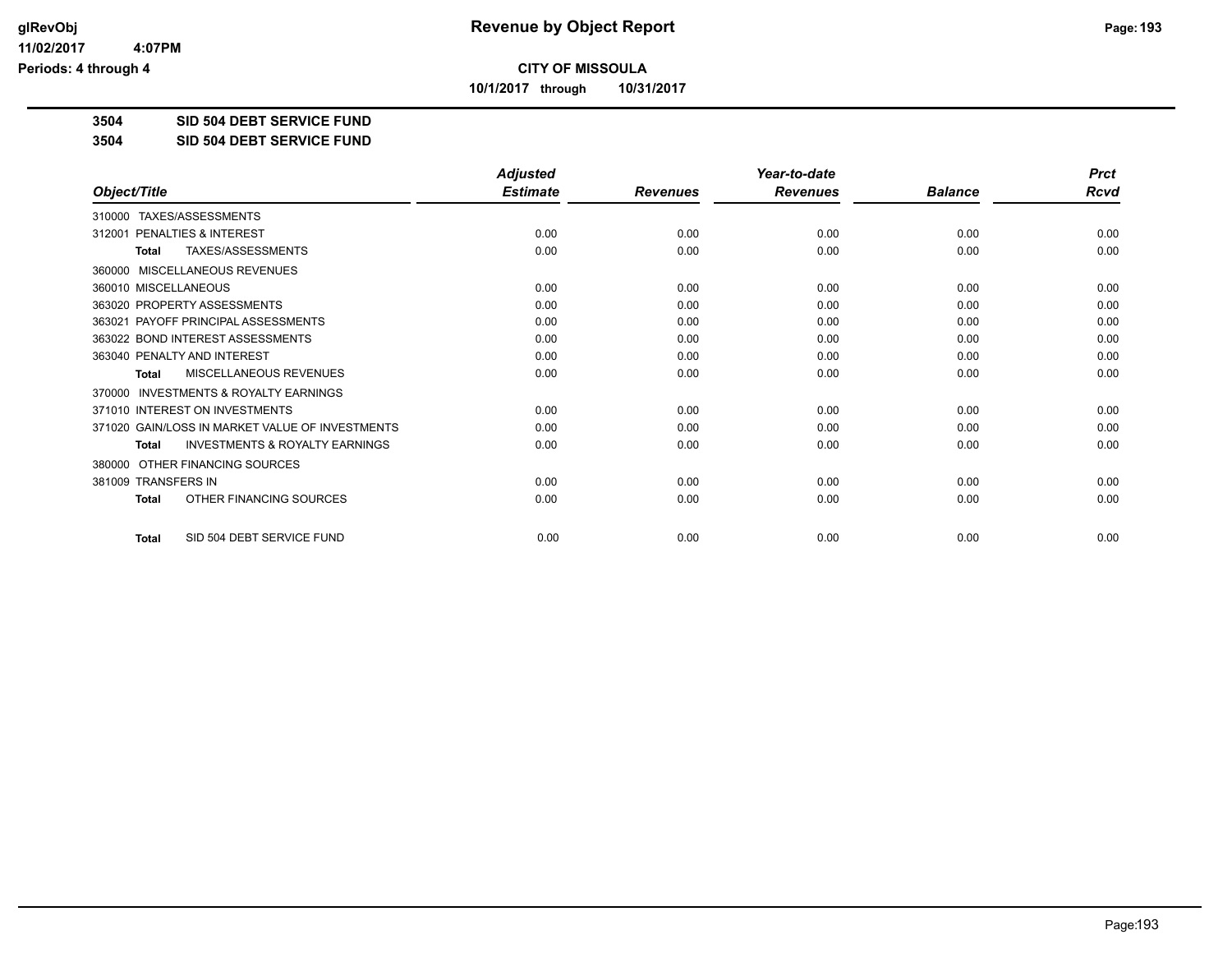**CITY OF MISSOULA**

**10/1/2017 through 10/31/2017**

**3504 SID 504 DEBT SERVICE FUND**

**3504 SID 504 DEBT SERVICE FUND**

| Object/Title | Adjusted Estimate | Revenues | Year-to-date Revenues | Balance | Prct Rcvd |
|---|---|---|---|---|---|
| 310000 TAXES/ASSESSMENTS | | | | | |
| 312001 PENALTIES & INTEREST | 0.00 | 0.00 | 0.00 | 0.00 | 0.00 |
| **Total** TAXES/ASSESSMENTS | 0.00 | 0.00 | 0.00 | 0.00 | 0.00 |
| 360000 MISCELLANEOUS REVENUES | | | | | |
| 360010 MISCELLANEOUS | 0.00 | 0.00 | 0.00 | 0.00 | 0.00 |
| 363020 PROPERTY ASSESSMENTS | 0.00 | 0.00 | 0.00 | 0.00 | 0.00 |
| 363021 PAYOFF PRINCIPAL ASSESSMENTS | 0.00 | 0.00 | 0.00 | 0.00 | 0.00 |
| 363022 BOND INTEREST ASSESSMENTS | 0.00 | 0.00 | 0.00 | 0.00 | 0.00 |
| 363040 PENALTY AND INTEREST | 0.00 | 0.00 | 0.00 | 0.00 | 0.00 |
| **Total** MISCELLANEOUS REVENUES | 0.00 | 0.00 | 0.00 | 0.00 | 0.00 |
| 370000 INVESTMENTS & ROYALTY EARNINGS | | | | | |
| 371010 INTEREST ON INVESTMENTS | 0.00 | 0.00 | 0.00 | 0.00 | 0.00 |
| 371020 GAIN/LOSS IN MARKET VALUE OF INVESTMENTS | 0.00 | 0.00 | 0.00 | 0.00 | 0.00 |
| **Total** INVESTMENTS & ROYALTY EARNINGS | 0.00 | 0.00 | 0.00 | 0.00 | 0.00 |
| 380000 OTHER FINANCING SOURCES | | | | | |
| 381009 TRANSFERS IN | 0.00 | 0.00 | 0.00 | 0.00 | 0.00 |
| **Total** OTHER FINANCING SOURCES | 0.00 | 0.00 | 0.00 | 0.00 | 0.00 |
| **Total** SID 504 DEBT SERVICE FUND | 0.00 | 0.00 | 0.00 | 0.00 | 0.00 |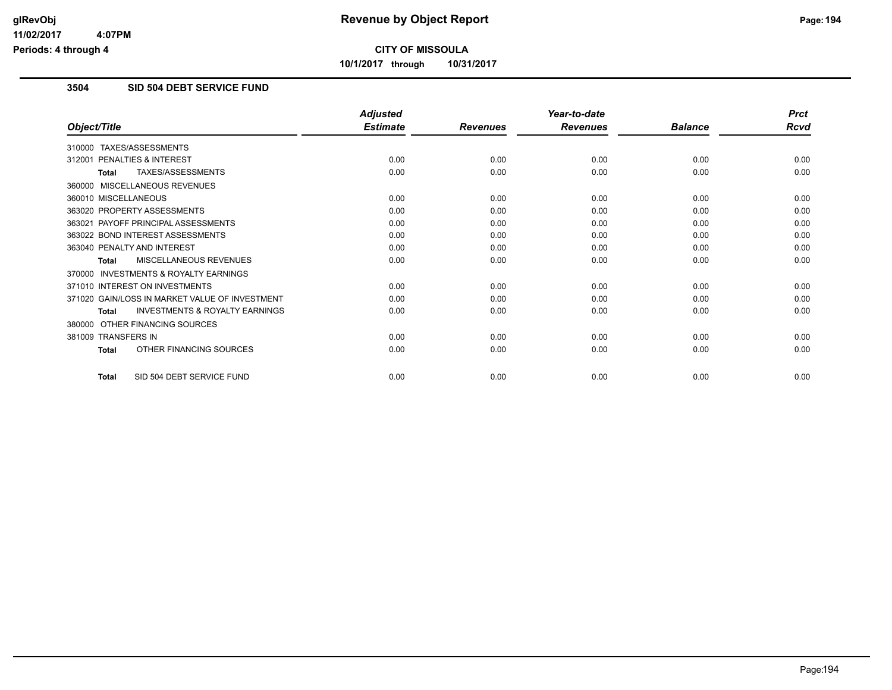# Revenue by Object Report

glRevObj
11/02/2017 4:07PM
Periods: 4 through 4

**CITY OF MISSOULA**

**10/1/2017 through 10/31/2017**

## 3504 SID 504 DEBT SERVICE FUND

| Object/Title | Adjusted Estimate | Revenues | Year-to-date Revenues | Balance | Prct Rcvd |
|---|---|---|---|---|---|
| 310000 TAXES/ASSESSMENTS | | | | | |
| 312001 PENALTIES & INTEREST | 0.00 | 0.00 | 0.00 | 0.00 | 0.00 |
| **Total** TAXES/ASSESSMENTS | 0.00 | 0.00 | 0.00 | 0.00 | 0.00 |
| 360000 MISCELLANEOUS REVENUES | | | | | |
| 360010 MISCELLANEOUS | 0.00 | 0.00 | 0.00 | 0.00 | 0.00 |
| 363020 PROPERTY ASSESSMENTS | 0.00 | 0.00 | 0.00 | 0.00 | 0.00 |
| 363021 PAYOFF PRINCIPAL ASSESSMENTS | 0.00 | 0.00 | 0.00 | 0.00 | 0.00 |
| 363022 BOND INTEREST ASSESSMENTS | 0.00 | 0.00 | 0.00 | 0.00 | 0.00 |
| 363040 PENALTY AND INTEREST | 0.00 | 0.00 | 0.00 | 0.00 | 0.00 |
| **Total** MISCELLANEOUS REVENUES | 0.00 | 0.00 | 0.00 | 0.00 | 0.00 |
| 370000 INVESTMENTS & ROYALTY EARNINGS | | | | | |
| 371010 INTEREST ON INVESTMENTS | 0.00 | 0.00 | 0.00 | 0.00 | 0.00 |
| 371020 GAIN/LOSS IN MARKET VALUE OF INVESTMENT | 0.00 | 0.00 | 0.00 | 0.00 | 0.00 |
| **Total** INVESTMENTS & ROYALTY EARNINGS | 0.00 | 0.00 | 0.00 | 0.00 | 0.00 |
| 380000 OTHER FINANCING SOURCES | | | | | |
| 381009 TRANSFERS IN | 0.00 | 0.00 | 0.00 | 0.00 | 0.00 |
| **Total** OTHER FINANCING SOURCES | 0.00 | 0.00 | 0.00 | 0.00 | 0.00 |
| **Total** SID 504 DEBT SERVICE FUND | 0.00 | 0.00 | 0.00 | 0.00 | 0.00 |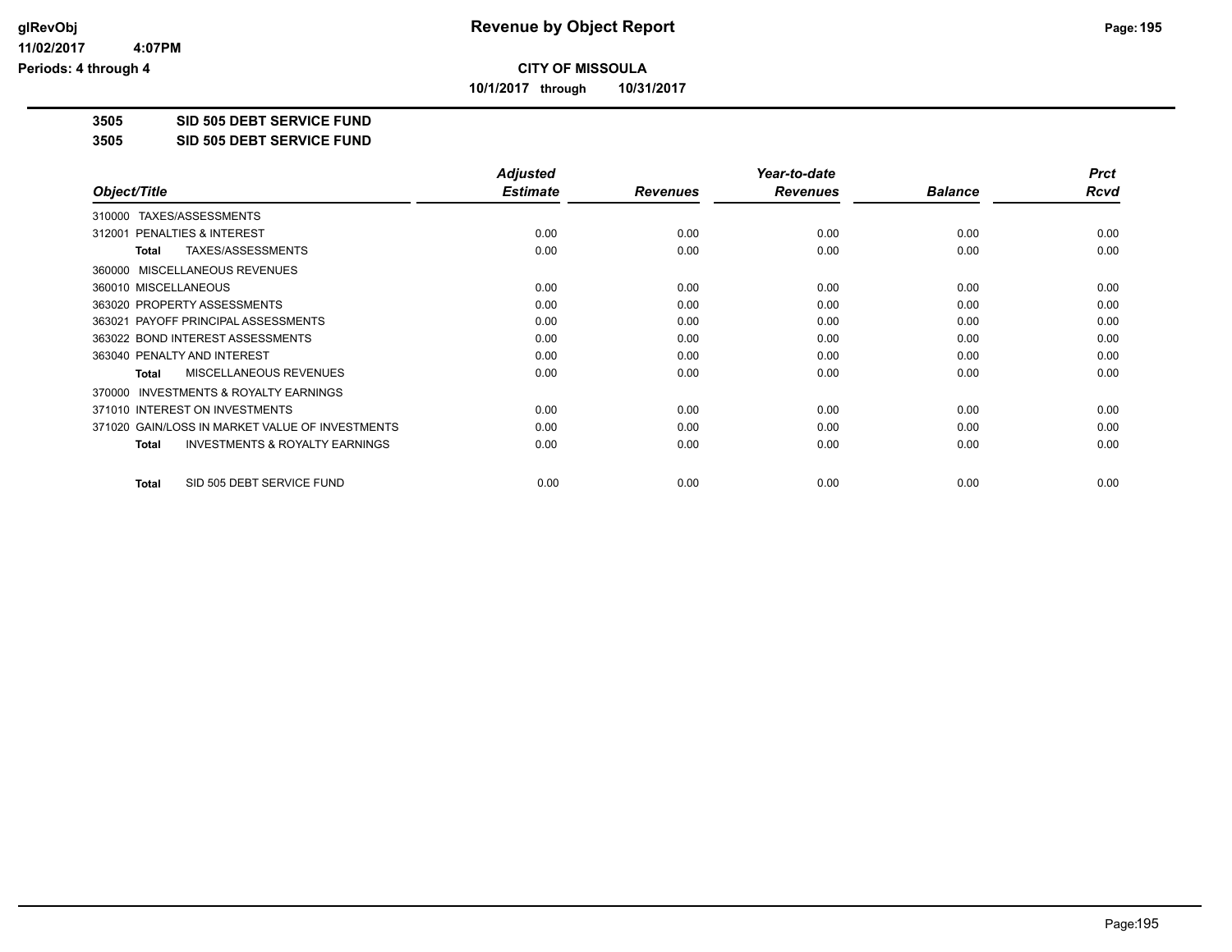**CITY OF MISSOULA**

**10/1/2017 through 10/31/2017**

**3505 SID 505 DEBT SERVICE FUND**

**3505 SID 505 DEBT SERVICE FUND**

| Object/Title | Adjusted Estimate | Revenues | Year-to-date Revenues | Balance | Prct Rcvd |
|---|---|---|---|---|---|
| 310000 TAXES/ASSESSMENTS | | | | | |
| 312001 PENALTIES & INTEREST | 0.00 | 0.00 | 0.00 | 0.00 | 0.00 |
| **Total** TAXES/ASSESSMENTS | 0.00 | 0.00 | 0.00 | 0.00 | 0.00 |
| 360000 MISCELLANEOUS REVENUES | | | | | |
| 360010 MISCELLANEOUS | 0.00 | 0.00 | 0.00 | 0.00 | 0.00 |
| 363020 PROPERTY ASSESSMENTS | 0.00 | 0.00 | 0.00 | 0.00 | 0.00 |
| 363021 PAYOFF PRINCIPAL ASSESSMENTS | 0.00 | 0.00 | 0.00 | 0.00 | 0.00 |
| 363022 BOND INTEREST ASSESSMENTS | 0.00 | 0.00 | 0.00 | 0.00 | 0.00 |
| 363040 PENALTY AND INTEREST | 0.00 | 0.00 | 0.00 | 0.00 | 0.00 |
| **Total** MISCELLANEOUS REVENUES | 0.00 | 0.00 | 0.00 | 0.00 | 0.00 |
| 370000 INVESTMENTS & ROYALTY EARNINGS | | | | | |
| 371010 INTEREST ON INVESTMENTS | 0.00 | 0.00 | 0.00 | 0.00 | 0.00 |
| 371020 GAIN/LOSS IN MARKET VALUE OF INVESTMENTS | 0.00 | 0.00 | 0.00 | 0.00 | 0.00 |
| **Total** INVESTMENTS & ROYALTY EARNINGS | 0.00 | 0.00 | 0.00 | 0.00 | 0.00 |
| **Total** SID 505 DEBT SERVICE FUND | 0.00 | 0.00 | 0.00 | 0.00 | 0.00 |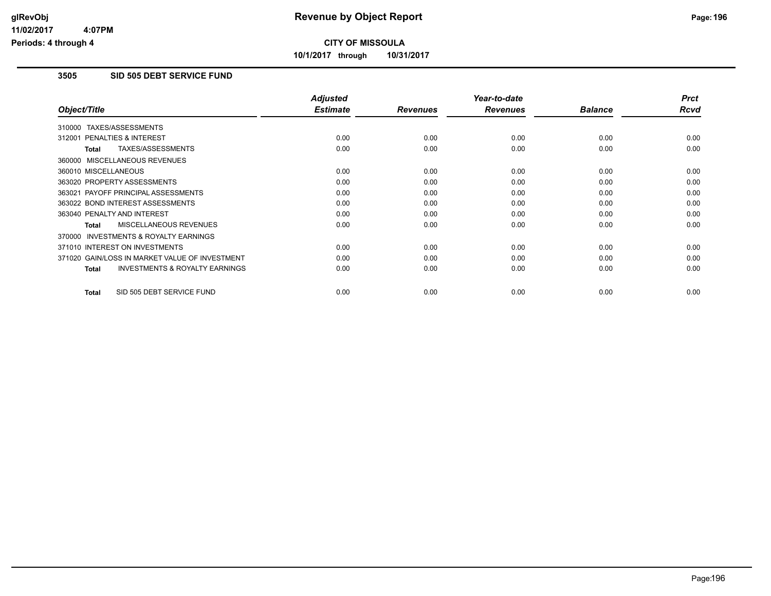**CITY OF MISSOULA**

**10/1/2017 through 10/31/2017**

## 3505 SID 505 DEBT SERVICE FUND

| Object/Title | Adjusted Estimate | Revenues | Year-to-date Revenues | Balance | Prct Rcvd |
|---|---|---|---|---|---|
| 310000 TAXES/ASSESSMENTS | | | | | |
| 312001 PENALTIES & INTEREST | 0.00 | 0.00 | 0.00 | 0.00 | 0.00 |
| **Total** TAXES/ASSESSMENTS | 0.00 | 0.00 | 0.00 | 0.00 | 0.00 |
| 360000 MISCELLANEOUS REVENUES | | | | | |
| 360010 MISCELLANEOUS | 0.00 | 0.00 | 0.00 | 0.00 | 0.00 |
| 363020 PROPERTY ASSESSMENTS | 0.00 | 0.00 | 0.00 | 0.00 | 0.00 |
| 363021 PAYOFF PRINCIPAL ASSESSMENTS | 0.00 | 0.00 | 0.00 | 0.00 | 0.00 |
| 363022 BOND INTEREST ASSESSMENTS | 0.00 | 0.00 | 0.00 | 0.00 | 0.00 |
| 363040 PENALTY AND INTEREST | 0.00 | 0.00 | 0.00 | 0.00 | 0.00 |
| **Total** MISCELLANEOUS REVENUES | 0.00 | 0.00 | 0.00 | 0.00 | 0.00 |
| 370000 INVESTMENTS & ROYALTY EARNINGS | | | | | |
| 371010 INTEREST ON INVESTMENTS | 0.00 | 0.00 | 0.00 | 0.00 | 0.00 |
| 371020 GAIN/LOSS IN MARKET VALUE OF INVESTMENT | 0.00 | 0.00 | 0.00 | 0.00 | 0.00 |
| **Total** INVESTMENTS & ROYALTY EARNINGS | 0.00 | 0.00 | 0.00 | 0.00 | 0.00 |
| **Total** SID 505 DEBT SERVICE FUND | 0.00 | 0.00 | 0.00 | 0.00 | 0.00 |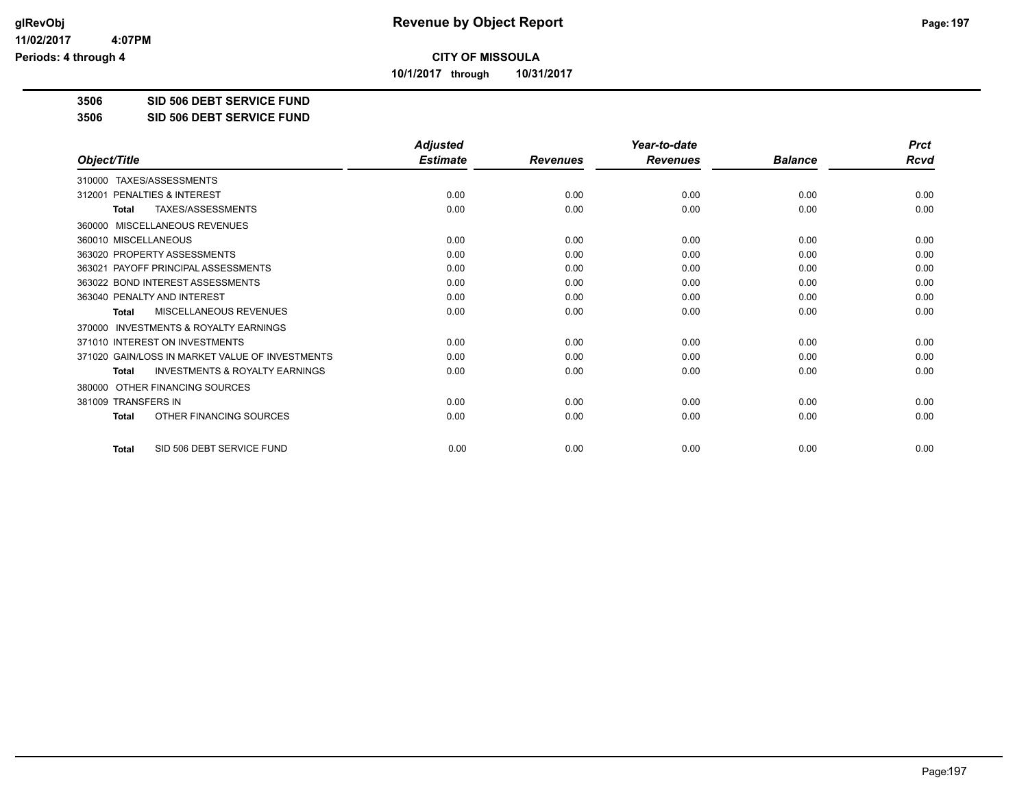**CITY OF MISSOULA**

**10/1/2017 through 10/31/2017**

**Revenue by Object Report**

glRevObj
11/02/2017 4:07PM
Periods: 4 through 4

## 3506 SID 506 DEBT SERVICE FUND
## 3506 SID 506 DEBT SERVICE FUND

| Object/Title | Adjusted Estimate | Revenues | Year-to-date Revenues | Balance | Prct Rcvd |
|---|---|---|---|---|---|
| 310000 TAXES/ASSESSMENTS | | | | | |
| 312001 PENALTIES & INTEREST | 0.00 | 0.00 | 0.00 | 0.00 | 0.00 |
| **Total** TAXES/ASSESSMENTS | 0.00 | 0.00 | 0.00 | 0.00 | 0.00 |
| 360000 MISCELLANEOUS REVENUES | | | | | |
| 360010 MISCELLANEOUS | 0.00 | 0.00 | 0.00 | 0.00 | 0.00 |
| 363020 PROPERTY ASSESSMENTS | 0.00 | 0.00 | 0.00 | 0.00 | 0.00 |
| 363021 PAYOFF PRINCIPAL ASSESSMENTS | 0.00 | 0.00 | 0.00 | 0.00 | 0.00 |
| 363022 BOND INTEREST ASSESSMENTS | 0.00 | 0.00 | 0.00 | 0.00 | 0.00 |
| 363040 PENALTY AND INTEREST | 0.00 | 0.00 | 0.00 | 0.00 | 0.00 |
| **Total** MISCELLANEOUS REVENUES | 0.00 | 0.00 | 0.00 | 0.00 | 0.00 |
| 370000 INVESTMENTS & ROYALTY EARNINGS | | | | | |
| 371010 INTEREST ON INVESTMENTS | 0.00 | 0.00 | 0.00 | 0.00 | 0.00 |
| 371020 GAIN/LOSS IN MARKET VALUE OF INVESTMENTS | 0.00 | 0.00 | 0.00 | 0.00 | 0.00 |
| **Total** INVESTMENTS & ROYALTY EARNINGS | 0.00 | 0.00 | 0.00 | 0.00 | 0.00 |
| 380000 OTHER FINANCING SOURCES | | | | | |
| 381009 TRANSFERS IN | 0.00 | 0.00 | 0.00 | 0.00 | 0.00 |
| **Total** OTHER FINANCING SOURCES | 0.00 | 0.00 | 0.00 | 0.00 | 0.00 |
| **Total** SID 506 DEBT SERVICE FUND | 0.00 | 0.00 | 0.00 | 0.00 | 0.00 |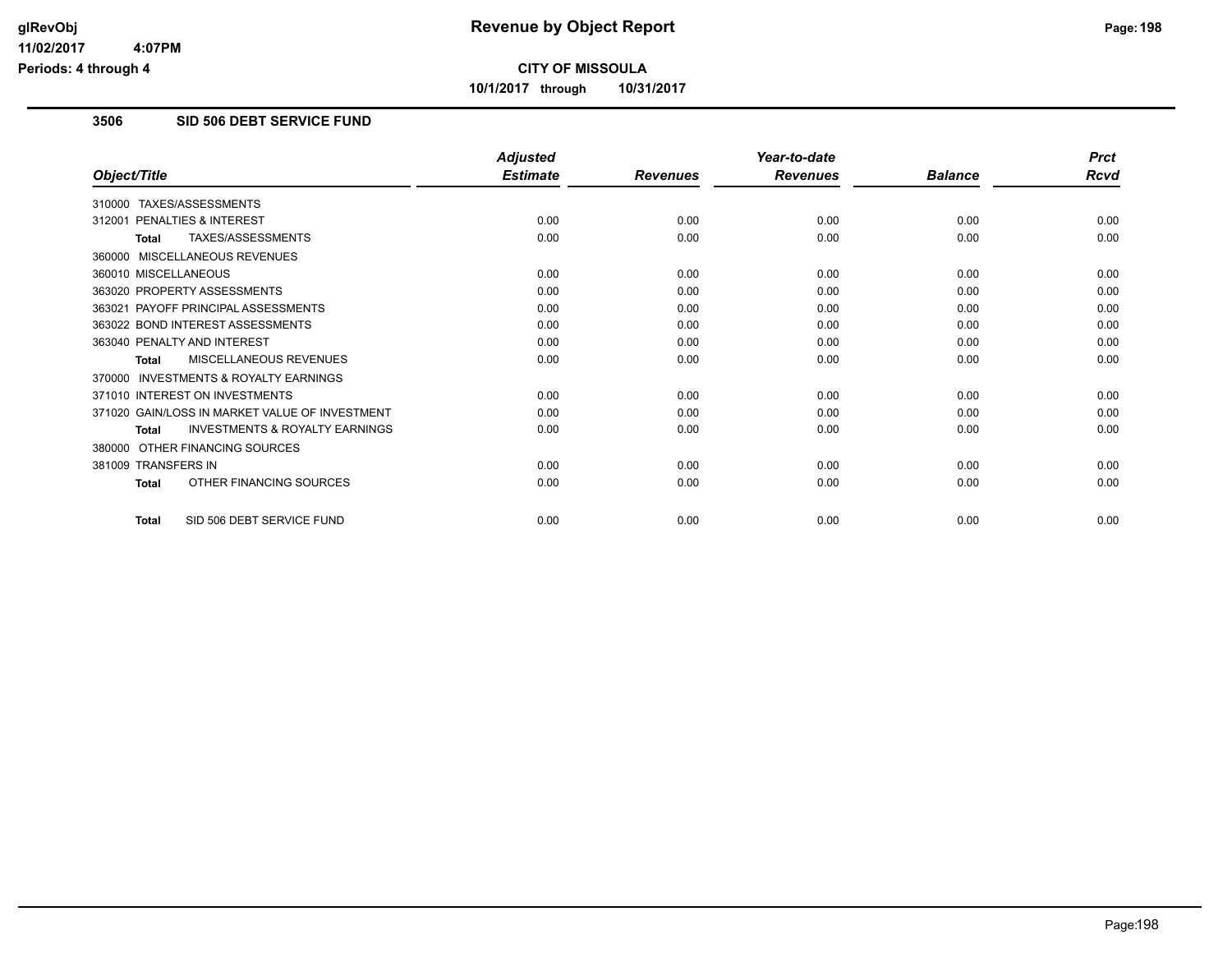# Revenue by Object Report

**CITY OF MISSOULA**

**10/1/2017 through 10/31/2017**

glRevObj
11/02/2017 4:07PM
Periods: 4 through 4

## 3506 SID 506 DEBT SERVICE FUND

| Object/Title | Adjusted Estimate | Revenues | Year-to-date Revenues | Balance | Prct Rcvd |
|---|---|---|---|---|---|
| 310000 TAXES/ASSESSMENTS | | | | | |
| 312001 PENALTIES & INTEREST | 0.00 | 0.00 | 0.00 | 0.00 | 0.00 |
| **Total** TAXES/ASSESSMENTS | 0.00 | 0.00 | 0.00 | 0.00 | 0.00 |
| 360000 MISCELLANEOUS REVENUES | | | | | |
| 360010 MISCELLANEOUS | 0.00 | 0.00 | 0.00 | 0.00 | 0.00 |
| 363020 PROPERTY ASSESSMENTS | 0.00 | 0.00 | 0.00 | 0.00 | 0.00 |
| 363021 PAYOFF PRINCIPAL ASSESSMENTS | 0.00 | 0.00 | 0.00 | 0.00 | 0.00 |
| 363022 BOND INTEREST ASSESSMENTS | 0.00 | 0.00 | 0.00 | 0.00 | 0.00 |
| 363040 PENALTY AND INTEREST | 0.00 | 0.00 | 0.00 | 0.00 | 0.00 |
| **Total** MISCELLANEOUS REVENUES | 0.00 | 0.00 | 0.00 | 0.00 | 0.00 |
| 370000 INVESTMENTS & ROYALTY EARNINGS | | | | | |
| 371010 INTEREST ON INVESTMENTS | 0.00 | 0.00 | 0.00 | 0.00 | 0.00 |
| 371020 GAIN/LOSS IN MARKET VALUE OF INVESTMENT | 0.00 | 0.00 | 0.00 | 0.00 | 0.00 |
| **Total** INVESTMENTS & ROYALTY EARNINGS | 0.00 | 0.00 | 0.00 | 0.00 | 0.00 |
| 380000 OTHER FINANCING SOURCES | | | | | |
| 381009 TRANSFERS IN | 0.00 | 0.00 | 0.00 | 0.00 | 0.00 |
| **Total** OTHER FINANCING SOURCES | 0.00 | 0.00 | 0.00 | 0.00 | 0.00 |
| **Total** SID 506 DEBT SERVICE FUND | 0.00 | 0.00 | 0.00 | 0.00 | 0.00 |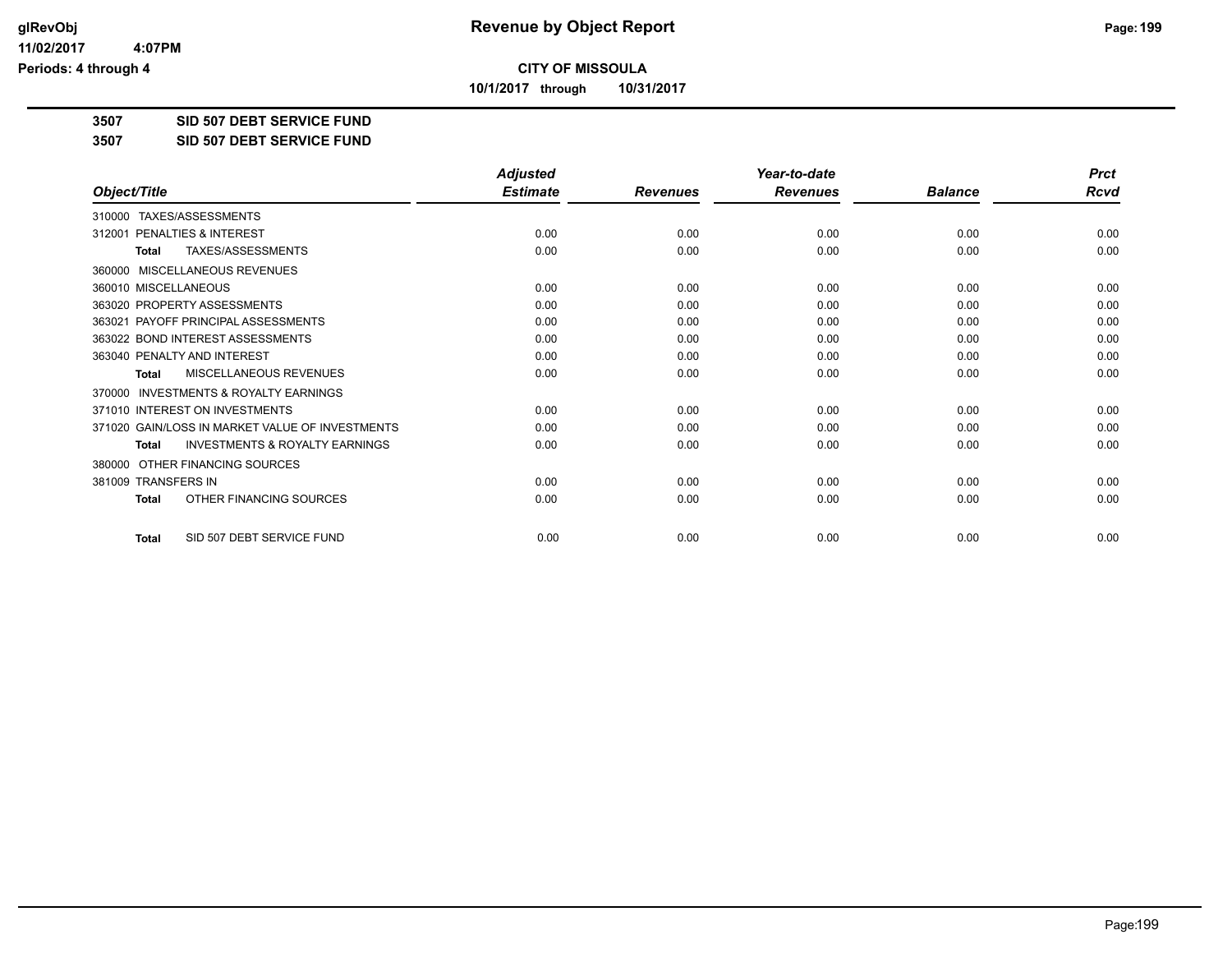# CITY OF MISSOULA

10/1/2017 through 10/31/2017

## 3507 SID 507 DEBT SERVICE FUND

## 3507 SID 507 DEBT SERVICE FUND

| Object/Title | Adjusted Estimate | Revenues | Year-to-date Revenues | Balance | Prct Rcvd |
|---|---|---|---|---|---|
| 310000 TAXES/ASSESSMENTS | | | | | |
| 312001 PENALTIES & INTEREST | 0.00 | 0.00 | 0.00 | 0.00 | 0.00 |
| **Total** TAXES/ASSESSMENTS | 0.00 | 0.00 | 0.00 | 0.00 | 0.00 |
| 360000 MISCELLANEOUS REVENUES | | | | | |
| 360010 MISCELLANEOUS | 0.00 | 0.00 | 0.00 | 0.00 | 0.00 |
| 363020 PROPERTY ASSESSMENTS | 0.00 | 0.00 | 0.00 | 0.00 | 0.00 |
| 363021 PAYOFF PRINCIPAL ASSESSMENTS | 0.00 | 0.00 | 0.00 | 0.00 | 0.00 |
| 363022 BOND INTEREST ASSESSMENTS | 0.00 | 0.00 | 0.00 | 0.00 | 0.00 |
| 363040 PENALTY AND INTEREST | 0.00 | 0.00 | 0.00 | 0.00 | 0.00 |
| **Total** MISCELLANEOUS REVENUES | 0.00 | 0.00 | 0.00 | 0.00 | 0.00 |
| 370000 INVESTMENTS & ROYALTY EARNINGS | | | | | |
| 371010 INTEREST ON INVESTMENTS | 0.00 | 0.00 | 0.00 | 0.00 | 0.00 |
| 371020 GAIN/LOSS IN MARKET VALUE OF INVESTMENTS | 0.00 | 0.00 | 0.00 | 0.00 | 0.00 |
| **Total** INVESTMENTS & ROYALTY EARNINGS | 0.00 | 0.00 | 0.00 | 0.00 | 0.00 |
| 380000 OTHER FINANCING SOURCES | | | | | |
| 381009 TRANSFERS IN | 0.00 | 0.00 | 0.00 | 0.00 | 0.00 |
| **Total** OTHER FINANCING SOURCES | 0.00 | 0.00 | 0.00 | 0.00 | 0.00 |
| **Total** SID 507 DEBT SERVICE FUND | 0.00 | 0.00 | 0.00 | 0.00 | 0.00 |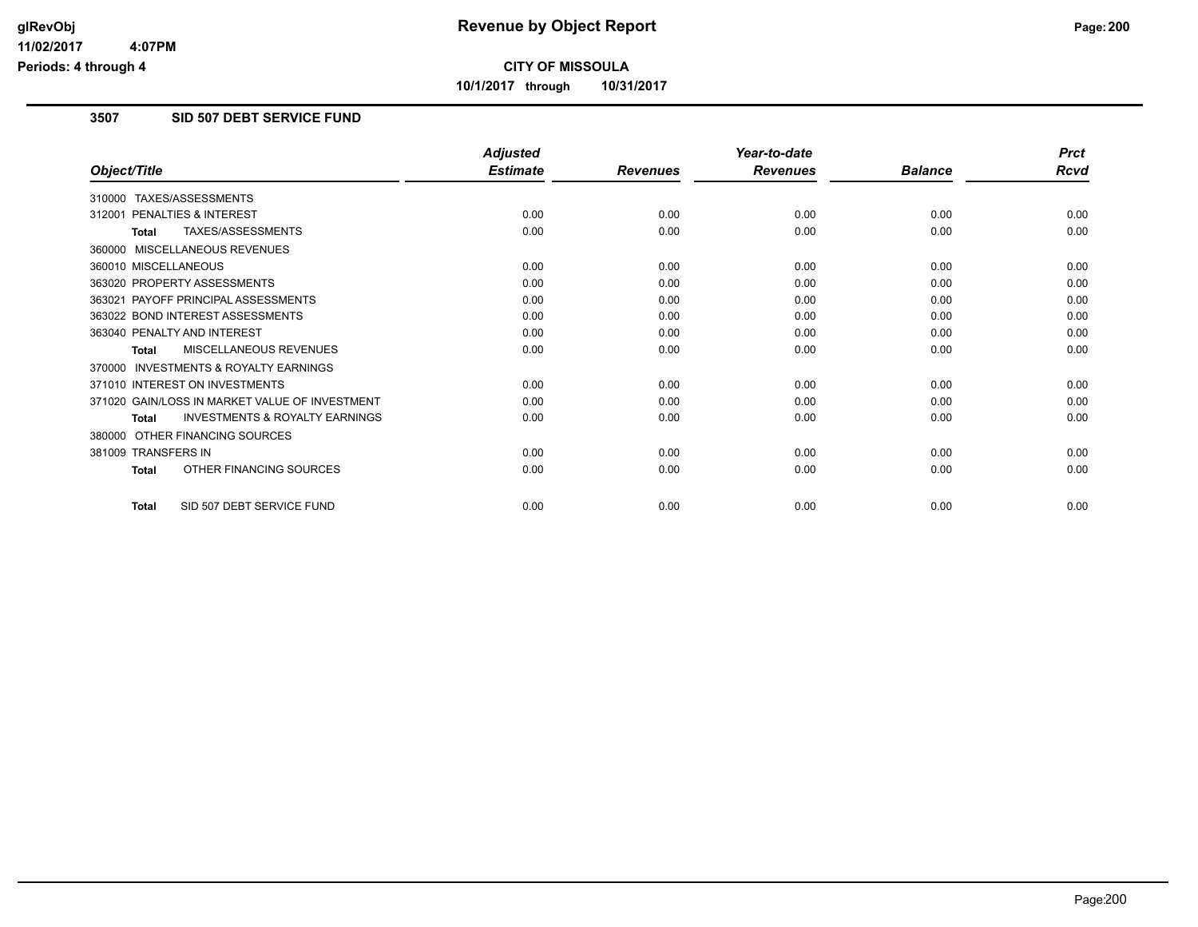**Revenue by Object Report**

**CITY OF MISSOULA**

**10/1/2017 through 10/31/2017**

glRevObj
11/02/2017 4:07PM
Periods: 4 through 4

## 3507 SID 507 DEBT SERVICE FUND

| Object/Title | Adjusted Estimate | Revenues | Year-to-date Revenues | Balance | Prct Rcvd |
|---|---|---|---|---|---|
| 310000 TAXES/ASSESSMENTS | | | | | |
| 312001 PENALTIES & INTEREST | 0.00 | 0.00 | 0.00 | 0.00 | 0.00 |
| **Total** TAXES/ASSESSMENTS | 0.00 | 0.00 | 0.00 | 0.00 | 0.00 |
| 360000 MISCELLANEOUS REVENUES | | | | | |
| 360010 MISCELLANEOUS | 0.00 | 0.00 | 0.00 | 0.00 | 0.00 |
| 363020 PROPERTY ASSESSMENTS | 0.00 | 0.00 | 0.00 | 0.00 | 0.00 |
| 363021 PAYOFF PRINCIPAL ASSESSMENTS | 0.00 | 0.00 | 0.00 | 0.00 | 0.00 |
| 363022 BOND INTEREST ASSESSMENTS | 0.00 | 0.00 | 0.00 | 0.00 | 0.00 |
| 363040 PENALTY AND INTEREST | 0.00 | 0.00 | 0.00 | 0.00 | 0.00 |
| **Total** MISCELLANEOUS REVENUES | 0.00 | 0.00 | 0.00 | 0.00 | 0.00 |
| 370000 INVESTMENTS & ROYALTY EARNINGS | | | | | |
| 371010 INTEREST ON INVESTMENTS | 0.00 | 0.00 | 0.00 | 0.00 | 0.00 |
| 371020 GAIN/LOSS IN MARKET VALUE OF INVESTMENT | 0.00 | 0.00 | 0.00 | 0.00 | 0.00 |
| **Total** INVESTMENTS & ROYALTY EARNINGS | 0.00 | 0.00 | 0.00 | 0.00 | 0.00 |
| 380000 OTHER FINANCING SOURCES | | | | | |
| 381009 TRANSFERS IN | 0.00 | 0.00 | 0.00 | 0.00 | 0.00 |
| **Total** OTHER FINANCING SOURCES | 0.00 | 0.00 | 0.00 | 0.00 | 0.00 |
| **Total** SID 507 DEBT SERVICE FUND | 0.00 | 0.00 | 0.00 | 0.00 | 0.00 |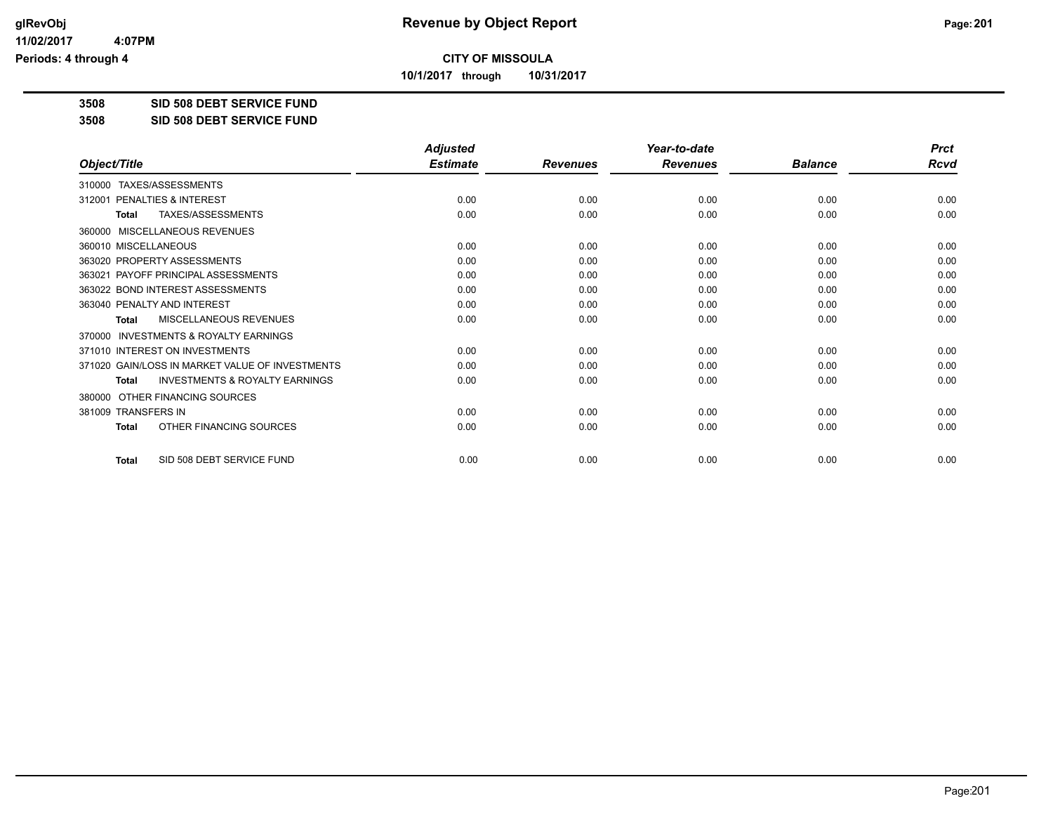# CITY OF MISSOULA

**10/1/2017 through 10/31/2017**

**3508 SID 508 DEBT SERVICE FUND**

**3508 SID 508 DEBT SERVICE FUND**

| Object/Title | Adjusted Estimate | Revenues | Year-to-date Revenues | Balance | Prct Rcvd |
|---|---|---|---|---|---|
| 310000 TAXES/ASSESSMENTS | | | | | |
| 312001 PENALTIES & INTEREST | 0.00 | 0.00 | 0.00 | 0.00 | 0.00 |
| **Total** TAXES/ASSESSMENTS | 0.00 | 0.00 | 0.00 | 0.00 | 0.00 |
| 360000 MISCELLANEOUS REVENUES | | | | | |
| 360010 MISCELLANEOUS | 0.00 | 0.00 | 0.00 | 0.00 | 0.00 |
| 363020 PROPERTY ASSESSMENTS | 0.00 | 0.00 | 0.00 | 0.00 | 0.00 |
| 363021 PAYOFF PRINCIPAL ASSESSMENTS | 0.00 | 0.00 | 0.00 | 0.00 | 0.00 |
| 363022 BOND INTEREST ASSESSMENTS | 0.00 | 0.00 | 0.00 | 0.00 | 0.00 |
| 363040 PENALTY AND INTEREST | 0.00 | 0.00 | 0.00 | 0.00 | 0.00 |
| **Total** MISCELLANEOUS REVENUES | 0.00 | 0.00 | 0.00 | 0.00 | 0.00 |
| 370000 INVESTMENTS & ROYALTY EARNINGS | | | | | |
| 371010 INTEREST ON INVESTMENTS | 0.00 | 0.00 | 0.00 | 0.00 | 0.00 |
| 371020 GAIN/LOSS IN MARKET VALUE OF INVESTMENTS | 0.00 | 0.00 | 0.00 | 0.00 | 0.00 |
| **Total** INVESTMENTS & ROYALTY EARNINGS | 0.00 | 0.00 | 0.00 | 0.00 | 0.00 |
| 380000 OTHER FINANCING SOURCES | | | | | |
| 381009 TRANSFERS IN | 0.00 | 0.00 | 0.00 | 0.00 | 0.00 |
| **Total** OTHER FINANCING SOURCES | 0.00 | 0.00 | 0.00 | 0.00 | 0.00 |
| **Total** SID 508 DEBT SERVICE FUND | 0.00 | 0.00 | 0.00 | 0.00 | 0.00 |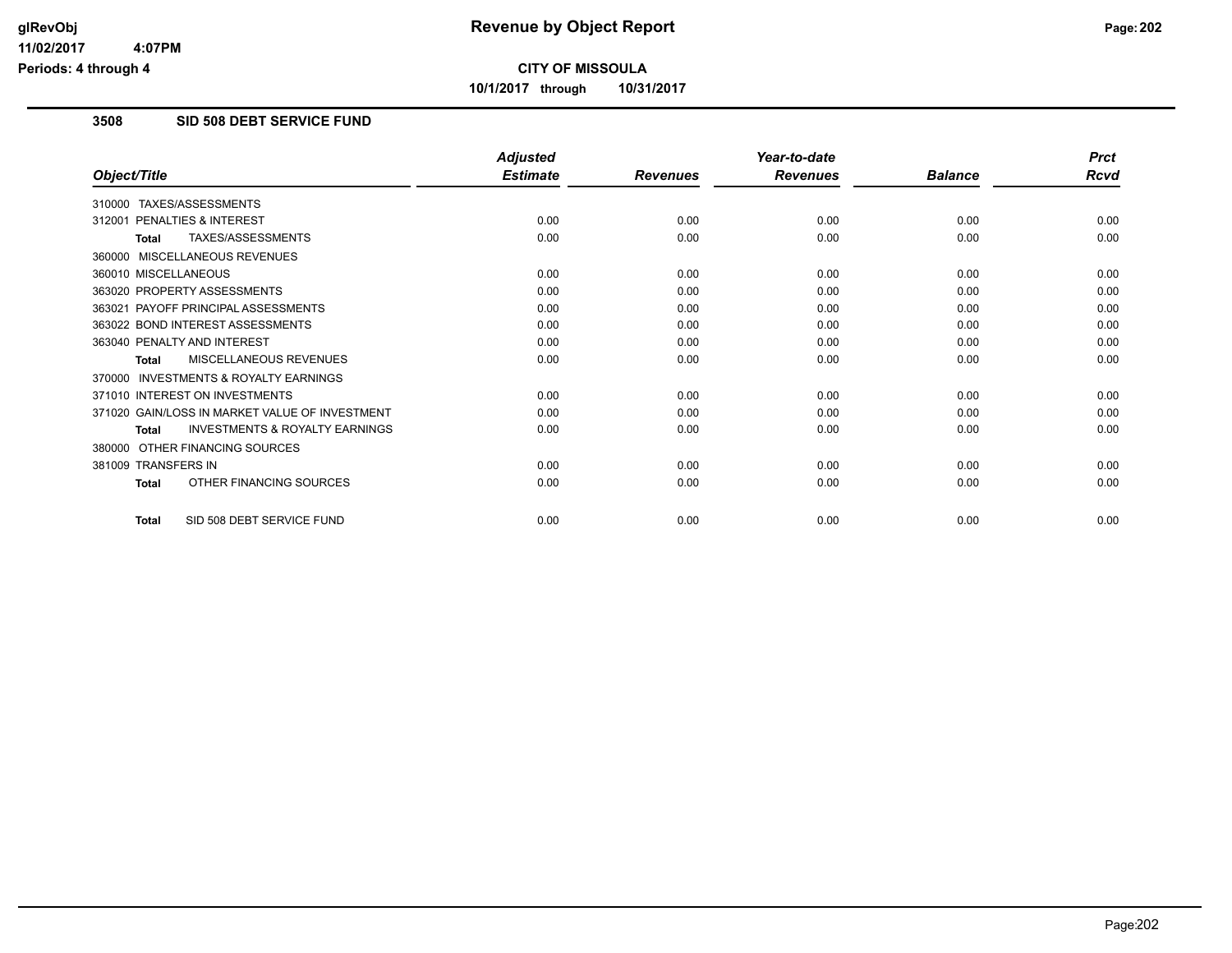# Revenue by Object Report

## CITY OF MISSOULA

**10/1/2017 through 10/31/2017**

### 3508 SID 508 DEBT SERVICE FUND

| Object/Title | Adjusted Estimate | Revenues | Year-to-date Revenues | Balance | Prct Rcvd |
|---|---|---|---|---|---|
| 310000 TAXES/ASSESSMENTS | | | | | |
| 312001 PENALTIES & INTEREST | 0.00 | 0.00 | 0.00 | 0.00 | 0.00 |
| **Total** TAXES/ASSESSMENTS | 0.00 | 0.00 | 0.00 | 0.00 | 0.00 |
| 360000 MISCELLANEOUS REVENUES | | | | | |
| 360010 MISCELLANEOUS | 0.00 | 0.00 | 0.00 | 0.00 | 0.00 |
| 363020 PROPERTY ASSESSMENTS | 0.00 | 0.00 | 0.00 | 0.00 | 0.00 |
| 363021 PAYOFF PRINCIPAL ASSESSMENTS | 0.00 | 0.00 | 0.00 | 0.00 | 0.00 |
| 363022 BOND INTEREST ASSESSMENTS | 0.00 | 0.00 | 0.00 | 0.00 | 0.00 |
| 363040 PENALTY AND INTEREST | 0.00 | 0.00 | 0.00 | 0.00 | 0.00 |
| **Total** MISCELLANEOUS REVENUES | 0.00 | 0.00 | 0.00 | 0.00 | 0.00 |
| 370000 INVESTMENTS & ROYALTY EARNINGS | | | | | |
| 371010 INTEREST ON INVESTMENTS | 0.00 | 0.00 | 0.00 | 0.00 | 0.00 |
| 371020 GAIN/LOSS IN MARKET VALUE OF INVESTMENT | 0.00 | 0.00 | 0.00 | 0.00 | 0.00 |
| **Total** INVESTMENTS & ROYALTY EARNINGS | 0.00 | 0.00 | 0.00 | 0.00 | 0.00 |
| 380000 OTHER FINANCING SOURCES | | | | | |
| 381009 TRANSFERS IN | 0.00 | 0.00 | 0.00 | 0.00 | 0.00 |
| **Total** OTHER FINANCING SOURCES | 0.00 | 0.00 | 0.00 | 0.00 | 0.00 |
| **Total** SID 508 DEBT SERVICE FUND | 0.00 | 0.00 | 0.00 | 0.00 | 0.00 |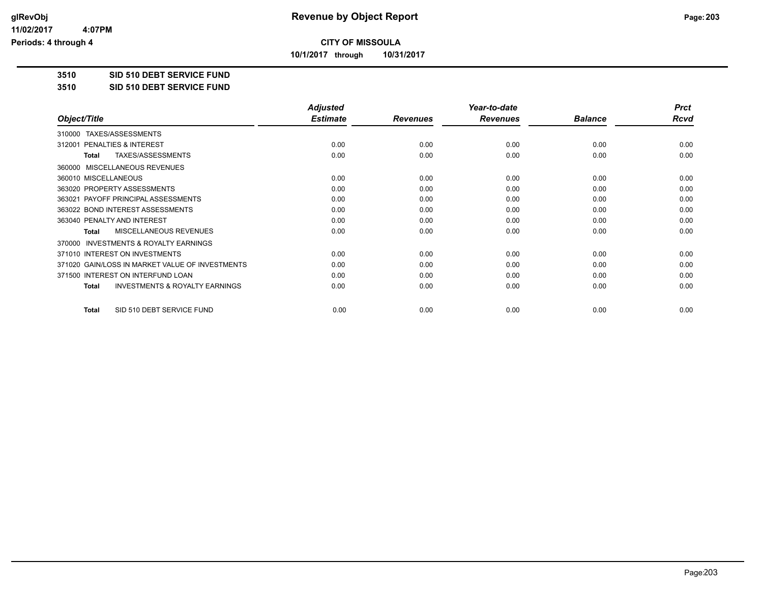# CITY OF MISSOULA

**10/1/2017 through 10/31/2017**

glRevObj
11/02/2017 4:07PM
Periods: 4 through 4

## Revenue by Object Report

**3510 SID 510 DEBT SERVICE FUND**

**3510 SID 510 DEBT SERVICE FUND**

| Object/Title | Adjusted Estimate | Revenues | Year-to-date Revenues | Balance | Prct Rcvd |
|---|---|---|---|---|---|
| 310000 TAXES/ASSESSMENTS | | | | | |
| 312001 PENALTIES & INTEREST | 0.00 | 0.00 | 0.00 | 0.00 | 0.00 |
| **Total** TAXES/ASSESSMENTS | 0.00 | 0.00 | 0.00 | 0.00 | 0.00 |
| 360000 MISCELLANEOUS REVENUES | | | | | |
| 360010 MISCELLANEOUS | 0.00 | 0.00 | 0.00 | 0.00 | 0.00 |
| 363020 PROPERTY ASSESSMENTS | 0.00 | 0.00 | 0.00 | 0.00 | 0.00 |
| 363021 PAYOFF PRINCIPAL ASSESSMENTS | 0.00 | 0.00 | 0.00 | 0.00 | 0.00 |
| 363022 BOND INTEREST ASSESSMENTS | 0.00 | 0.00 | 0.00 | 0.00 | 0.00 |
| 363040 PENALTY AND INTEREST | 0.00 | 0.00 | 0.00 | 0.00 | 0.00 |
| **Total** MISCELLANEOUS REVENUES | 0.00 | 0.00 | 0.00 | 0.00 | 0.00 |
| 370000 INVESTMENTS & ROYALTY EARNINGS | | | | | |
| 371010 INTEREST ON INVESTMENTS | 0.00 | 0.00 | 0.00 | 0.00 | 0.00 |
| 371020 GAIN/LOSS IN MARKET VALUE OF INVESTMENTS | 0.00 | 0.00 | 0.00 | 0.00 | 0.00 |
| 371500 INTEREST ON INTERFUND LOAN | 0.00 | 0.00 | 0.00 | 0.00 | 0.00 |
| **Total** INVESTMENTS & ROYALTY EARNINGS | 0.00 | 0.00 | 0.00 | 0.00 | 0.00 |
| **Total** SID 510 DEBT SERVICE FUND | 0.00 | 0.00 | 0.00 | 0.00 | 0.00 |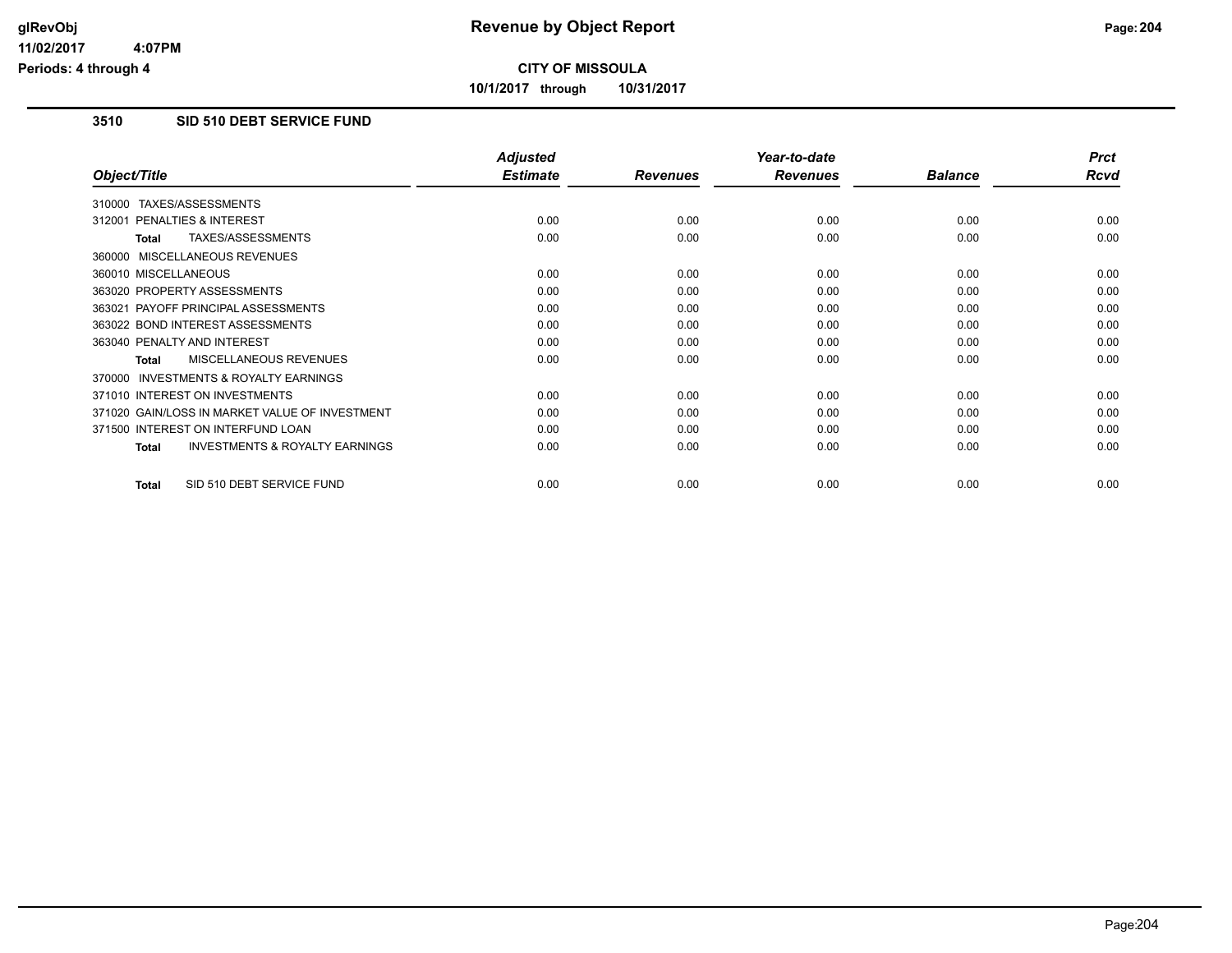# Revenue by Object Report

**CITY OF MISSOULA**

**10/1/2017 through 10/31/2017**

glRevObj
11/02/2017 4:07PM
Periods: 4 through 4

## 3510 SID 510 DEBT SERVICE FUND

| Object/Title | Adjusted Estimate | Revenues | Year-to-date Revenues | Balance | Prct Rcvd |
|---|---|---|---|---|---|
| 310000 TAXES/ASSESSMENTS | | | | | |
| 312001 PENALTIES & INTEREST | 0.00 | 0.00 | 0.00 | 0.00 | 0.00 |
| **Total** TAXES/ASSESSMENTS | 0.00 | 0.00 | 0.00 | 0.00 | 0.00 |
| 360000 MISCELLANEOUS REVENUES | | | | | |
| 360010 MISCELLANEOUS | 0.00 | 0.00 | 0.00 | 0.00 | 0.00 |
| 363020 PROPERTY ASSESSMENTS | 0.00 | 0.00 | 0.00 | 0.00 | 0.00 |
| 363021 PAYOFF PRINCIPAL ASSESSMENTS | 0.00 | 0.00 | 0.00 | 0.00 | 0.00 |
| 363022 BOND INTEREST ASSESSMENTS | 0.00 | 0.00 | 0.00 | 0.00 | 0.00 |
| 363040 PENALTY AND INTEREST | 0.00 | 0.00 | 0.00 | 0.00 | 0.00 |
| **Total** MISCELLANEOUS REVENUES | 0.00 | 0.00 | 0.00 | 0.00 | 0.00 |
| 370000 INVESTMENTS & ROYALTY EARNINGS | | | | | |
| 371010 INTEREST ON INVESTMENTS | 0.00 | 0.00 | 0.00 | 0.00 | 0.00 |
| 371020 GAIN/LOSS IN MARKET VALUE OF INVESTMENT | 0.00 | 0.00 | 0.00 | 0.00 | 0.00 |
| 371500 INTEREST ON INTERFUND LOAN | 0.00 | 0.00 | 0.00 | 0.00 | 0.00 |
| **Total** INVESTMENTS & ROYALTY EARNINGS | 0.00 | 0.00 | 0.00 | 0.00 | 0.00 |
| **Total** SID 510 DEBT SERVICE FUND | 0.00 | 0.00 | 0.00 | 0.00 | 0.00 |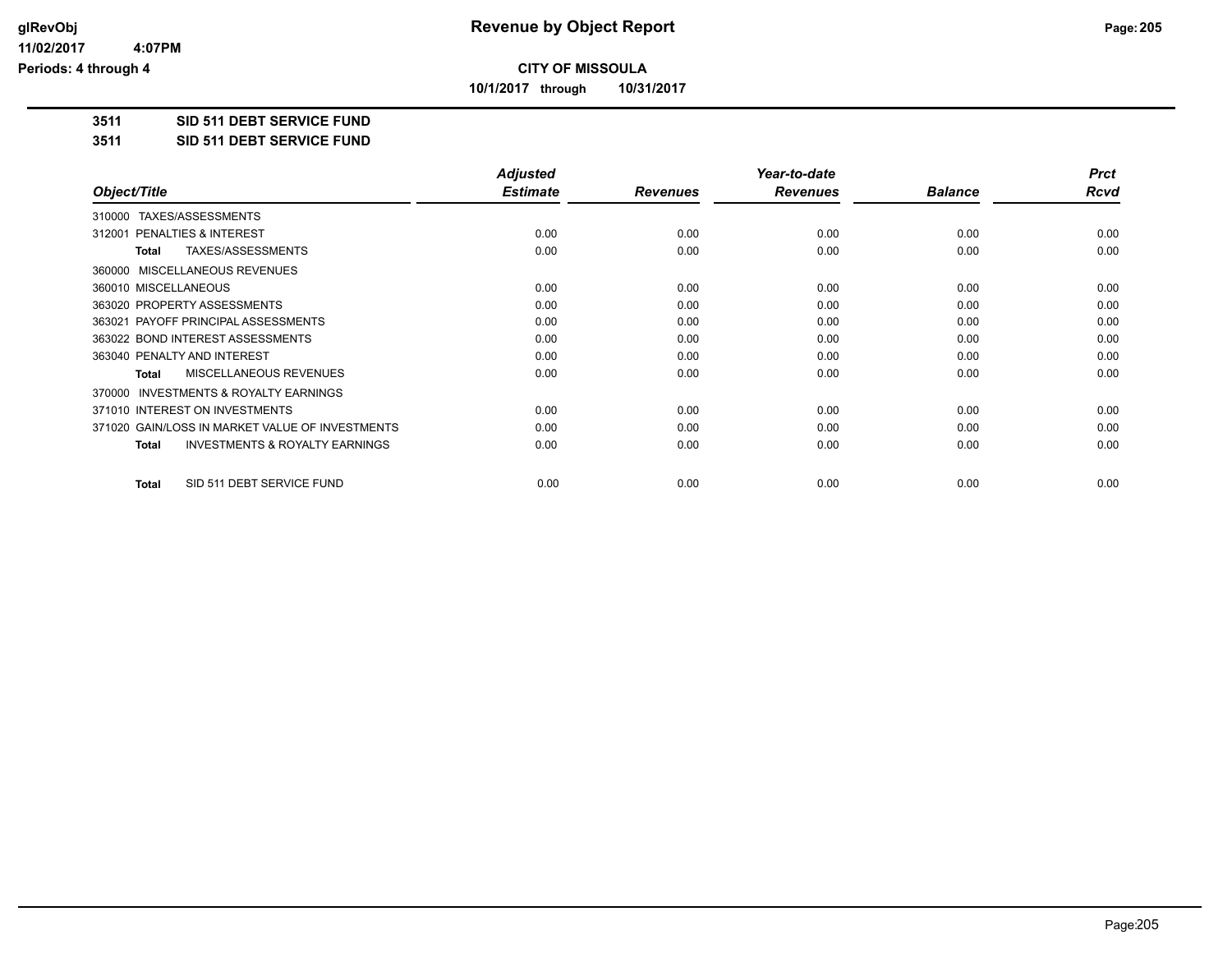# Revenue by Object Report

**CITY OF MISSOULA**

**10/1/2017 through 10/31/2017**

glRevObj
11/02/2017 4:07PM
Periods: 4 through 4

**3511 SID 511 DEBT SERVICE FUND**

**3511 SID 511 DEBT SERVICE FUND**

| Object/Title | Adjusted Estimate | Revenues | Year-to-date Revenues | Balance | Prct Rcvd |
|---|---|---|---|---|---|
| 310000 TAXES/ASSESSMENTS | | | | | |
| 312001 PENALTIES & INTEREST | 0.00 | 0.00 | 0.00 | 0.00 | 0.00 |
| **Total** TAXES/ASSESSMENTS | 0.00 | 0.00 | 0.00 | 0.00 | 0.00 |
| 360000 MISCELLANEOUS REVENUES | | | | | |
| 360010 MISCELLANEOUS | 0.00 | 0.00 | 0.00 | 0.00 | 0.00 |
| 363020 PROPERTY ASSESSMENTS | 0.00 | 0.00 | 0.00 | 0.00 | 0.00 |
| 363021 PAYOFF PRINCIPAL ASSESSMENTS | 0.00 | 0.00 | 0.00 | 0.00 | 0.00 |
| 363022 BOND INTEREST ASSESSMENTS | 0.00 | 0.00 | 0.00 | 0.00 | 0.00 |
| 363040 PENALTY AND INTEREST | 0.00 | 0.00 | 0.00 | 0.00 | 0.00 |
| **Total** MISCELLANEOUS REVENUES | 0.00 | 0.00 | 0.00 | 0.00 | 0.00 |
| 370000 INVESTMENTS & ROYALTY EARNINGS | | | | | |
| 371010 INTEREST ON INVESTMENTS | 0.00 | 0.00 | 0.00 | 0.00 | 0.00 |
| 371020 GAIN/LOSS IN MARKET VALUE OF INVESTMENTS | 0.00 | 0.00 | 0.00 | 0.00 | 0.00 |
| **Total** INVESTMENTS & ROYALTY EARNINGS | 0.00 | 0.00 | 0.00 | 0.00 | 0.00 |
| **Total** SID 511 DEBT SERVICE FUND | 0.00 | 0.00 | 0.00 | 0.00 | 0.00 |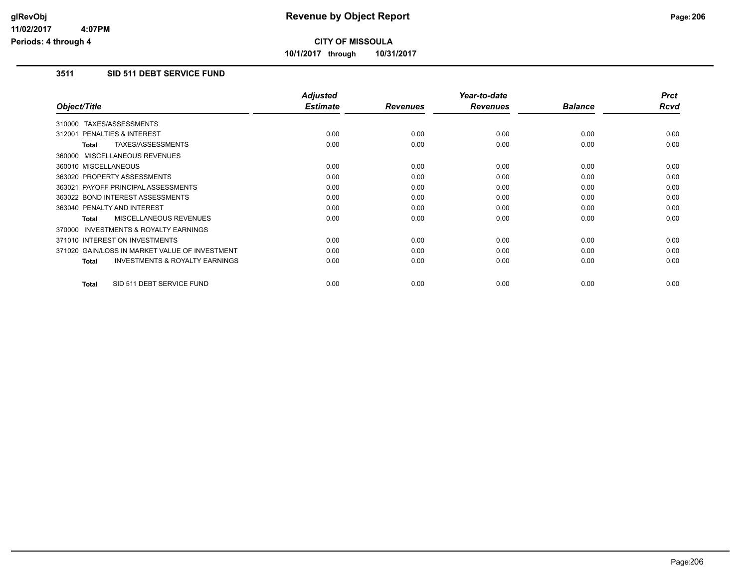# Revenue by Object Report

**CITY OF MISSOULA**

**10/1/2017 through 10/31/2017**

glRevObj
11/02/2017 4:07PM
Periods: 4 through 4

## 3511 SID 511 DEBT SERVICE FUND

| Object/Title | Adjusted Estimate | Revenues | Year-to-date Revenues | Balance | Prct Rcvd |
|---|---|---|---|---|---|
| 310000 TAXES/ASSESSMENTS | | | | | |
| 312001 PENALTIES & INTEREST | 0.00 | 0.00 | 0.00 | 0.00 | 0.00 |
| **Total** TAXES/ASSESSMENTS | 0.00 | 0.00 | 0.00 | 0.00 | 0.00 |
| 360000 MISCELLANEOUS REVENUES | | | | | |
| 360010 MISCELLANEOUS | 0.00 | 0.00 | 0.00 | 0.00 | 0.00 |
| 363020 PROPERTY ASSESSMENTS | 0.00 | 0.00 | 0.00 | 0.00 | 0.00 |
| 363021 PAYOFF PRINCIPAL ASSESSMENTS | 0.00 | 0.00 | 0.00 | 0.00 | 0.00 |
| 363022 BOND INTEREST ASSESSMENTS | 0.00 | 0.00 | 0.00 | 0.00 | 0.00 |
| 363040 PENALTY AND INTEREST | 0.00 | 0.00 | 0.00 | 0.00 | 0.00 |
| **Total** MISCELLANEOUS REVENUES | 0.00 | 0.00 | 0.00 | 0.00 | 0.00 |
| 370000 INVESTMENTS & ROYALTY EARNINGS | | | | | |
| 371010 INTEREST ON INVESTMENTS | 0.00 | 0.00 | 0.00 | 0.00 | 0.00 |
| 371020 GAIN/LOSS IN MARKET VALUE OF INVESTMENT | 0.00 | 0.00 | 0.00 | 0.00 | 0.00 |
| **Total** INVESTMENTS & ROYALTY EARNINGS | 0.00 | 0.00 | 0.00 | 0.00 | 0.00 |
| **Total** SID 511 DEBT SERVICE FUND | 0.00 | 0.00 | 0.00 | 0.00 | 0.00 |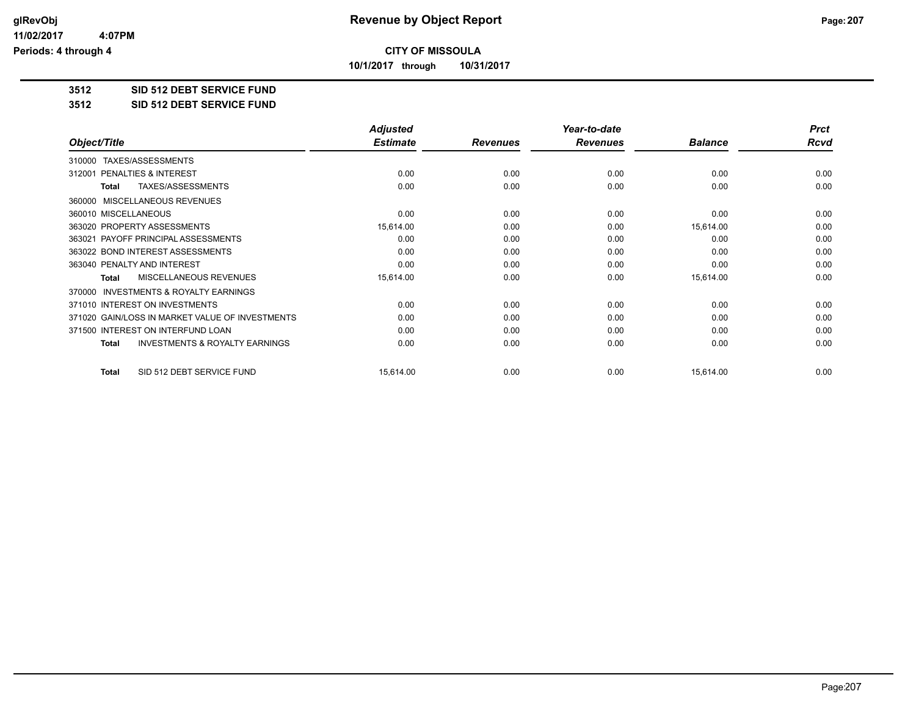**glRevObj**
**11/02/2017 4:07PM**
**Periods: 4 through 4**

# Revenue by Object Report

**CITY OF MISSOULA**

**10/1/2017 through 10/31/2017**

**3512 SID 512 DEBT SERVICE FUND**

**3512 SID 512 DEBT SERVICE FUND**

| Object/Title | Adjusted Estimate | Revenues | Year-to-date Revenues | Balance | Prct Rcvd |
|---|---|---|---|---|---|
| 310000 TAXES/ASSESSMENTS | | | | | |
| 312001 PENALTIES & INTEREST | 0.00 | 0.00 | 0.00 | 0.00 | 0.00 |
| **Total** TAXES/ASSESSMENTS | 0.00 | 0.00 | 0.00 | 0.00 | 0.00 |
| 360000 MISCELLANEOUS REVENUES | | | | | |
| 360010 MISCELLANEOUS | 0.00 | 0.00 | 0.00 | 0.00 | 0.00 |
| 363020 PROPERTY ASSESSMENTS | 15,614.00 | 0.00 | 0.00 | 15,614.00 | 0.00 |
| 363021 PAYOFF PRINCIPAL ASSESSMENTS | 0.00 | 0.00 | 0.00 | 0.00 | 0.00 |
| 363022 BOND INTEREST ASSESSMENTS | 0.00 | 0.00 | 0.00 | 0.00 | 0.00 |
| 363040 PENALTY AND INTEREST | 0.00 | 0.00 | 0.00 | 0.00 | 0.00 |
| **Total** MISCELLANEOUS REVENUES | 15,614.00 | 0.00 | 0.00 | 15,614.00 | 0.00 |
| 370000 INVESTMENTS & ROYALTY EARNINGS | | | | | |
| 371010 INTEREST ON INVESTMENTS | 0.00 | 0.00 | 0.00 | 0.00 | 0.00 |
| 371020 GAIN/LOSS IN MARKET VALUE OF INVESTMENTS | 0.00 | 0.00 | 0.00 | 0.00 | 0.00 |
| 371500 INTEREST ON INTERFUND LOAN | 0.00 | 0.00 | 0.00 | 0.00 | 0.00 |
| **Total** INVESTMENTS & ROYALTY EARNINGS | 0.00 | 0.00 | 0.00 | 0.00 | 0.00 |
| **Total** SID 512 DEBT SERVICE FUND | 15,614.00 | 0.00 | 0.00 | 15,614.00 | 0.00 |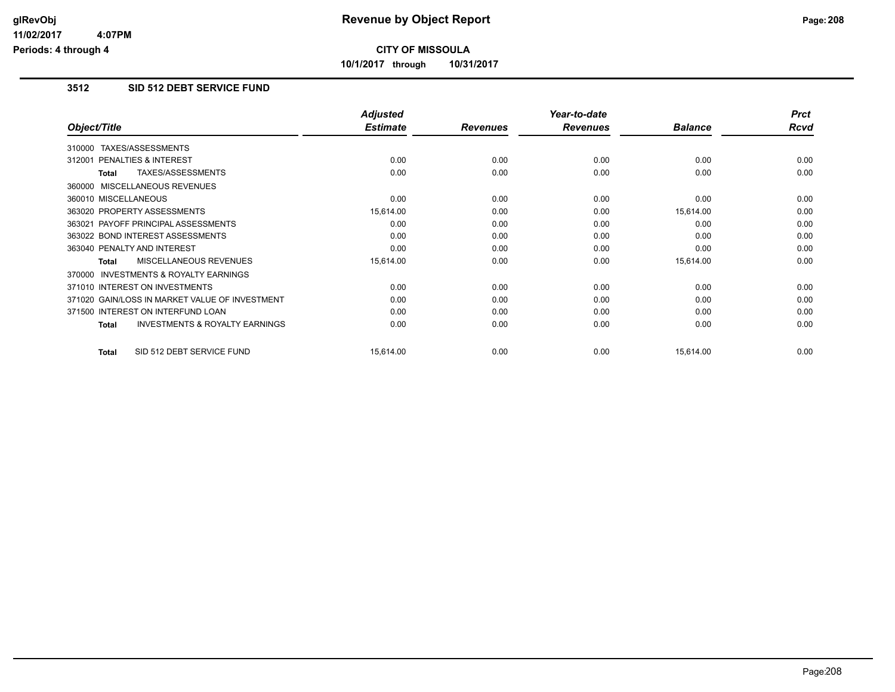# Revenue by Object Report

glRevObj
11/02/2017 4:07PM
Periods: 4 through 4

**CITY OF MISSOULA**

**10/1/2017 through 10/31/2017**

## 3512 SID 512 DEBT SERVICE FUND

| Object/Title | Adjusted Estimate | Revenues | Year-to-date Revenues | Balance | Prct Rcvd |
|---|---|---|---|---|---|
| 310000 TAXES/ASSESSMENTS | | | | | |
| 312001 PENALTIES & INTEREST | 0.00 | 0.00 | 0.00 | 0.00 | 0.00 |
| **Total** TAXES/ASSESSMENTS | 0.00 | 0.00 | 0.00 | 0.00 | 0.00 |
| 360000 MISCELLANEOUS REVENUES | | | | | |
| 360010 MISCELLANEOUS | 0.00 | 0.00 | 0.00 | 0.00 | 0.00 |
| 363020 PROPERTY ASSESSMENTS | 15,614.00 | 0.00 | 0.00 | 15,614.00 | 0.00 |
| 363021 PAYOFF PRINCIPAL ASSESSMENTS | 0.00 | 0.00 | 0.00 | 0.00 | 0.00 |
| 363022 BOND INTEREST ASSESSMENTS | 0.00 | 0.00 | 0.00 | 0.00 | 0.00 |
| 363040 PENALTY AND INTEREST | 0.00 | 0.00 | 0.00 | 0.00 | 0.00 |
| **Total** MISCELLANEOUS REVENUES | 15,614.00 | 0.00 | 0.00 | 15,614.00 | 0.00 |
| 370000 INVESTMENTS & ROYALTY EARNINGS | | | | | |
| 371010 INTEREST ON INVESTMENTS | 0.00 | 0.00 | 0.00 | 0.00 | 0.00 |
| 371020 GAIN/LOSS IN MARKET VALUE OF INVESTMENT | 0.00 | 0.00 | 0.00 | 0.00 | 0.00 |
| 371500 INTEREST ON INTERFUND LOAN | 0.00 | 0.00 | 0.00 | 0.00 | 0.00 |
| **Total** INVESTMENTS & ROYALTY EARNINGS | 0.00 | 0.00 | 0.00 | 0.00 | 0.00 |
| **Total** SID 512 DEBT SERVICE FUND | 15,614.00 | 0.00 | 0.00 | 15,614.00 | 0.00 |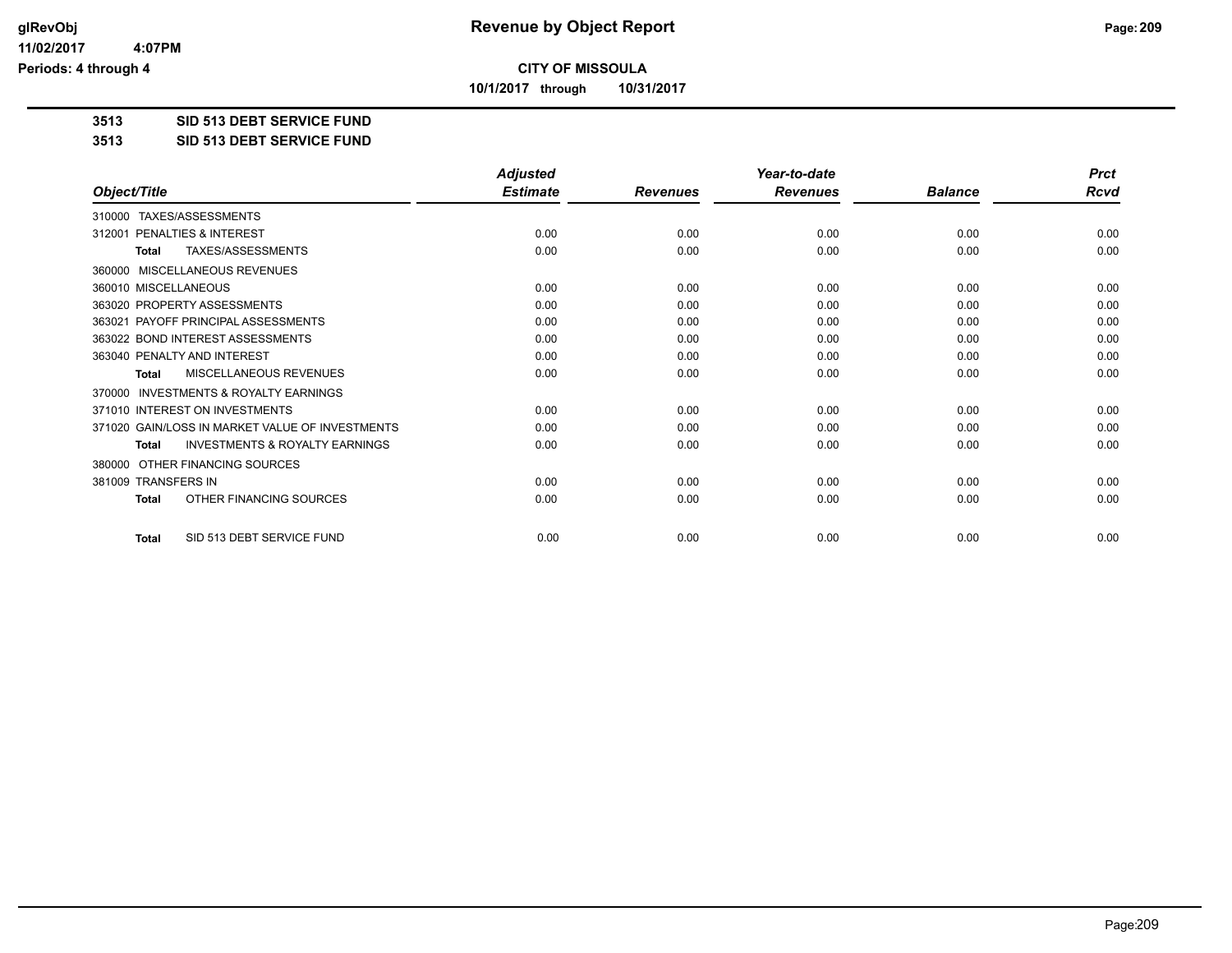# Revenue by Object Report

glRevObj
11/02/2017 4:07PM
Periods: 4 through 4

**CITY OF MISSOULA**

**10/1/2017 through 10/31/2017**

**3513 SID 513 DEBT SERVICE FUND**

**3513 SID 513 DEBT SERVICE FUND**

| Object/Title | Adjusted Estimate | Revenues | Year-to-date Revenues | Balance | Prct Rcvd |
|---|---|---|---|---|---|
| 310000 TAXES/ASSESSMENTS | | | | | |
| 312001 PENALTIES & INTEREST | 0.00 | 0.00 | 0.00 | 0.00 | 0.00 |
| **Total** TAXES/ASSESSMENTS | 0.00 | 0.00 | 0.00 | 0.00 | 0.00 |
| 360000 MISCELLANEOUS REVENUES | | | | | |
| 360010 MISCELLANEOUS | 0.00 | 0.00 | 0.00 | 0.00 | 0.00 |
| 363020 PROPERTY ASSESSMENTS | 0.00 | 0.00 | 0.00 | 0.00 | 0.00 |
| 363021 PAYOFF PRINCIPAL ASSESSMENTS | 0.00 | 0.00 | 0.00 | 0.00 | 0.00 |
| 363022 BOND INTEREST ASSESSMENTS | 0.00 | 0.00 | 0.00 | 0.00 | 0.00 |
| 363040 PENALTY AND INTEREST | 0.00 | 0.00 | 0.00 | 0.00 | 0.00 |
| **Total** MISCELLANEOUS REVENUES | 0.00 | 0.00 | 0.00 | 0.00 | 0.00 |
| 370000 INVESTMENTS & ROYALTY EARNINGS | | | | | |
| 371010 INTEREST ON INVESTMENTS | 0.00 | 0.00 | 0.00 | 0.00 | 0.00 |
| 371020 GAIN/LOSS IN MARKET VALUE OF INVESTMENTS | 0.00 | 0.00 | 0.00 | 0.00 | 0.00 |
| **Total** INVESTMENTS & ROYALTY EARNINGS | 0.00 | 0.00 | 0.00 | 0.00 | 0.00 |
| 380000 OTHER FINANCING SOURCES | | | | | |
| 381009 TRANSFERS IN | 0.00 | 0.00 | 0.00 | 0.00 | 0.00 |
| **Total** OTHER FINANCING SOURCES | 0.00 | 0.00 | 0.00 | 0.00 | 0.00 |
| **Total** SID 513 DEBT SERVICE FUND | 0.00 | 0.00 | 0.00 | 0.00 | 0.00 |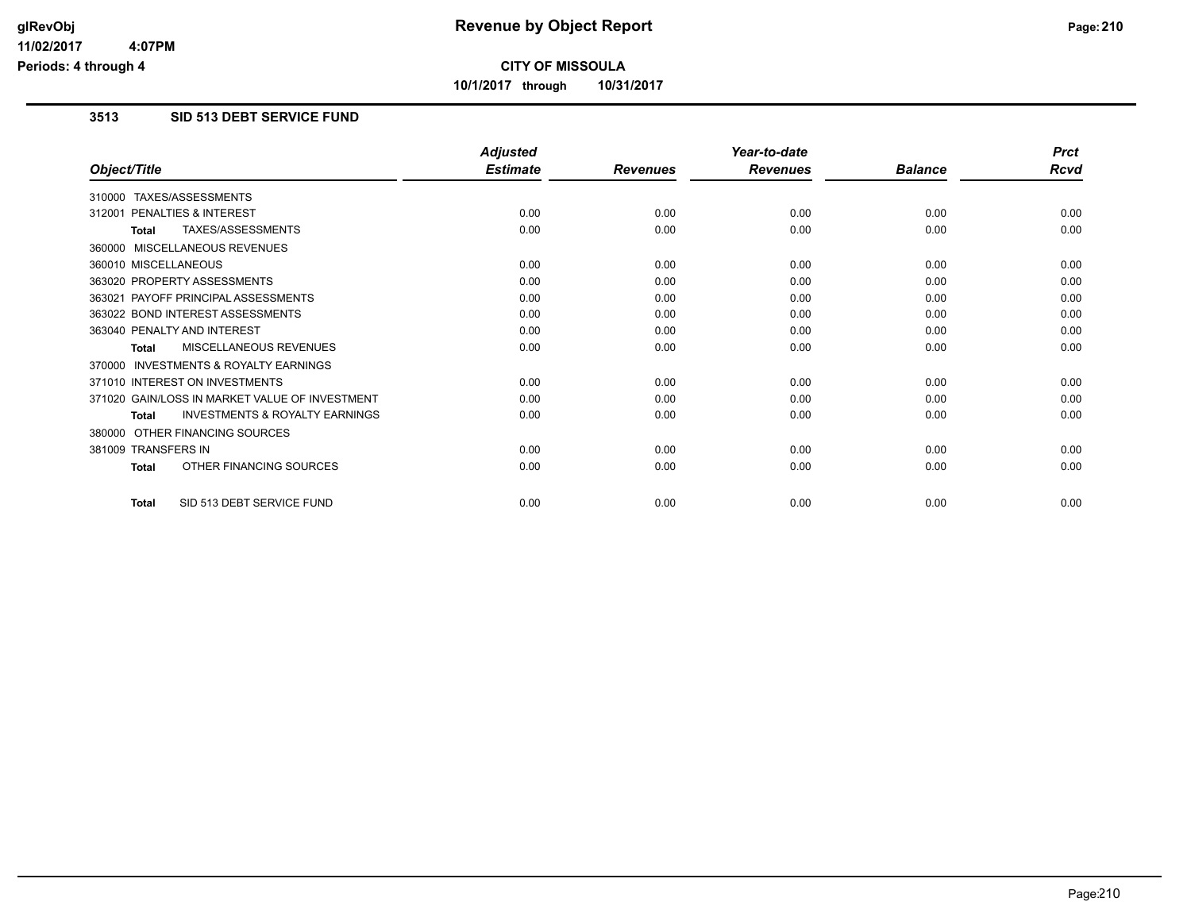**CITY OF MISSOULA**

**10/1/2017 through 10/31/2017**

## 3513 SID 513 DEBT SERVICE FUND

| Object/Title | Adjusted Estimate | Revenues | Year-to-date Revenues | Balance | Prct Rcvd |
|---|---|---|---|---|---|
| 310000 TAXES/ASSESSMENTS | | | | | |
| 312001 PENALTIES & INTEREST | 0.00 | 0.00 | 0.00 | 0.00 | 0.00 |
| **Total** TAXES/ASSESSMENTS | 0.00 | 0.00 | 0.00 | 0.00 | 0.00 |
| 360000 MISCELLANEOUS REVENUES | | | | | |
| 360010 MISCELLANEOUS | 0.00 | 0.00 | 0.00 | 0.00 | 0.00 |
| 363020 PROPERTY ASSESSMENTS | 0.00 | 0.00 | 0.00 | 0.00 | 0.00 |
| 363021 PAYOFF PRINCIPAL ASSESSMENTS | 0.00 | 0.00 | 0.00 | 0.00 | 0.00 |
| 363022 BOND INTEREST ASSESSMENTS | 0.00 | 0.00 | 0.00 | 0.00 | 0.00 |
| 363040 PENALTY AND INTEREST | 0.00 | 0.00 | 0.00 | 0.00 | 0.00 |
| **Total** MISCELLANEOUS REVENUES | 0.00 | 0.00 | 0.00 | 0.00 | 0.00 |
| 370000 INVESTMENTS & ROYALTY EARNINGS | | | | | |
| 371010 INTEREST ON INVESTMENTS | 0.00 | 0.00 | 0.00 | 0.00 | 0.00 |
| 371020 GAIN/LOSS IN MARKET VALUE OF INVESTMENT | 0.00 | 0.00 | 0.00 | 0.00 | 0.00 |
| **Total** INVESTMENTS & ROYALTY EARNINGS | 0.00 | 0.00 | 0.00 | 0.00 | 0.00 |
| 380000 OTHER FINANCING SOURCES | | | | | |
| 381009 TRANSFERS IN | 0.00 | 0.00 | 0.00 | 0.00 | 0.00 |
| **Total** OTHER FINANCING SOURCES | 0.00 | 0.00 | 0.00 | 0.00 | 0.00 |
| **Total** SID 513 DEBT SERVICE FUND | 0.00 | 0.00 | 0.00 | 0.00 | 0.00 |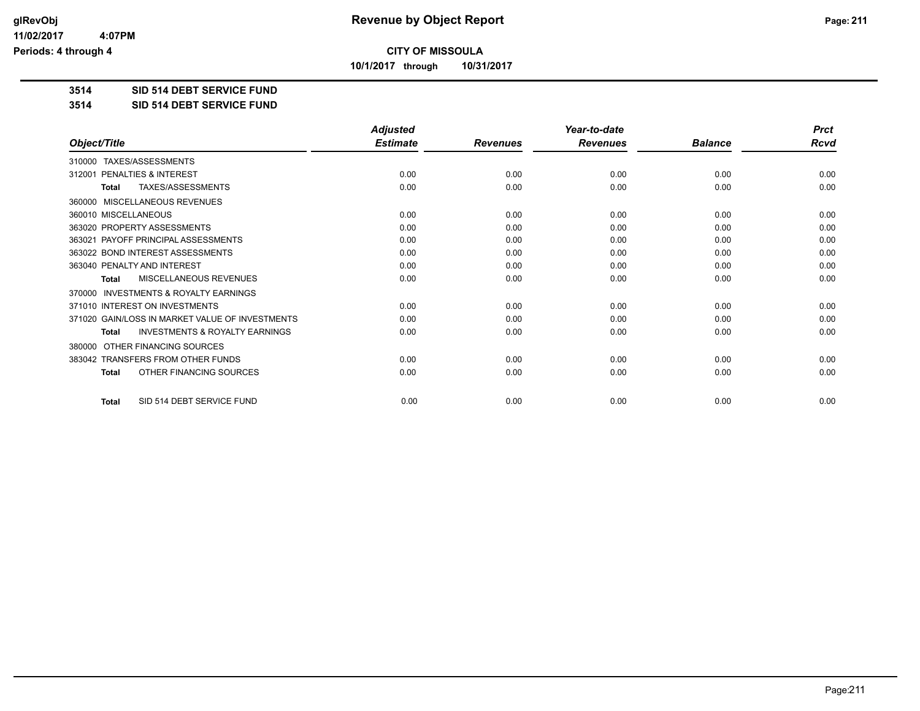**glRevObj**
**11/02/2017 4:07PM**
**Periods: 4 through 4**

# Revenue by Object Report

**CITY OF MISSOULA**

**10/1/2017 through 10/31/2017**

**3514 SID 514 DEBT SERVICE FUND**

**3514 SID 514 DEBT SERVICE FUND**

| Object/Title | Adjusted Estimate | Revenues | Year-to-date Revenues | Balance | Prct Rcvd |
|---|---|---|---|---|---|
| 310000 TAXES/ASSESSMENTS | | | | | |
| 312001 PENALTIES & INTEREST | 0.00 | 0.00 | 0.00 | 0.00 | 0.00 |
| **Total** TAXES/ASSESSMENTS | 0.00 | 0.00 | 0.00 | 0.00 | 0.00 |
| 360000 MISCELLANEOUS REVENUES | | | | | |
| 360010 MISCELLANEOUS | 0.00 | 0.00 | 0.00 | 0.00 | 0.00 |
| 363020 PROPERTY ASSESSMENTS | 0.00 | 0.00 | 0.00 | 0.00 | 0.00 |
| 363021 PAYOFF PRINCIPAL ASSESSMENTS | 0.00 | 0.00 | 0.00 | 0.00 | 0.00 |
| 363022 BOND INTEREST ASSESSMENTS | 0.00 | 0.00 | 0.00 | 0.00 | 0.00 |
| 363040 PENALTY AND INTEREST | 0.00 | 0.00 | 0.00 | 0.00 | 0.00 |
| **Total** MISCELLANEOUS REVENUES | 0.00 | 0.00 | 0.00 | 0.00 | 0.00 |
| 370000 INVESTMENTS & ROYALTY EARNINGS | | | | | |
| 371010 INTEREST ON INVESTMENTS | 0.00 | 0.00 | 0.00 | 0.00 | 0.00 |
| 371020 GAIN/LOSS IN MARKET VALUE OF INVESTMENTS | 0.00 | 0.00 | 0.00 | 0.00 | 0.00 |
| **Total** INVESTMENTS & ROYALTY EARNINGS | 0.00 | 0.00 | 0.00 | 0.00 | 0.00 |
| 380000 OTHER FINANCING SOURCES | | | | | |
| 383042 TRANSFERS FROM OTHER FUNDS | 0.00 | 0.00 | 0.00 | 0.00 | 0.00 |
| **Total** OTHER FINANCING SOURCES | 0.00 | 0.00 | 0.00 | 0.00 | 0.00 |
| **Total** SID 514 DEBT SERVICE FUND | 0.00 | 0.00 | 0.00 | 0.00 | 0.00 |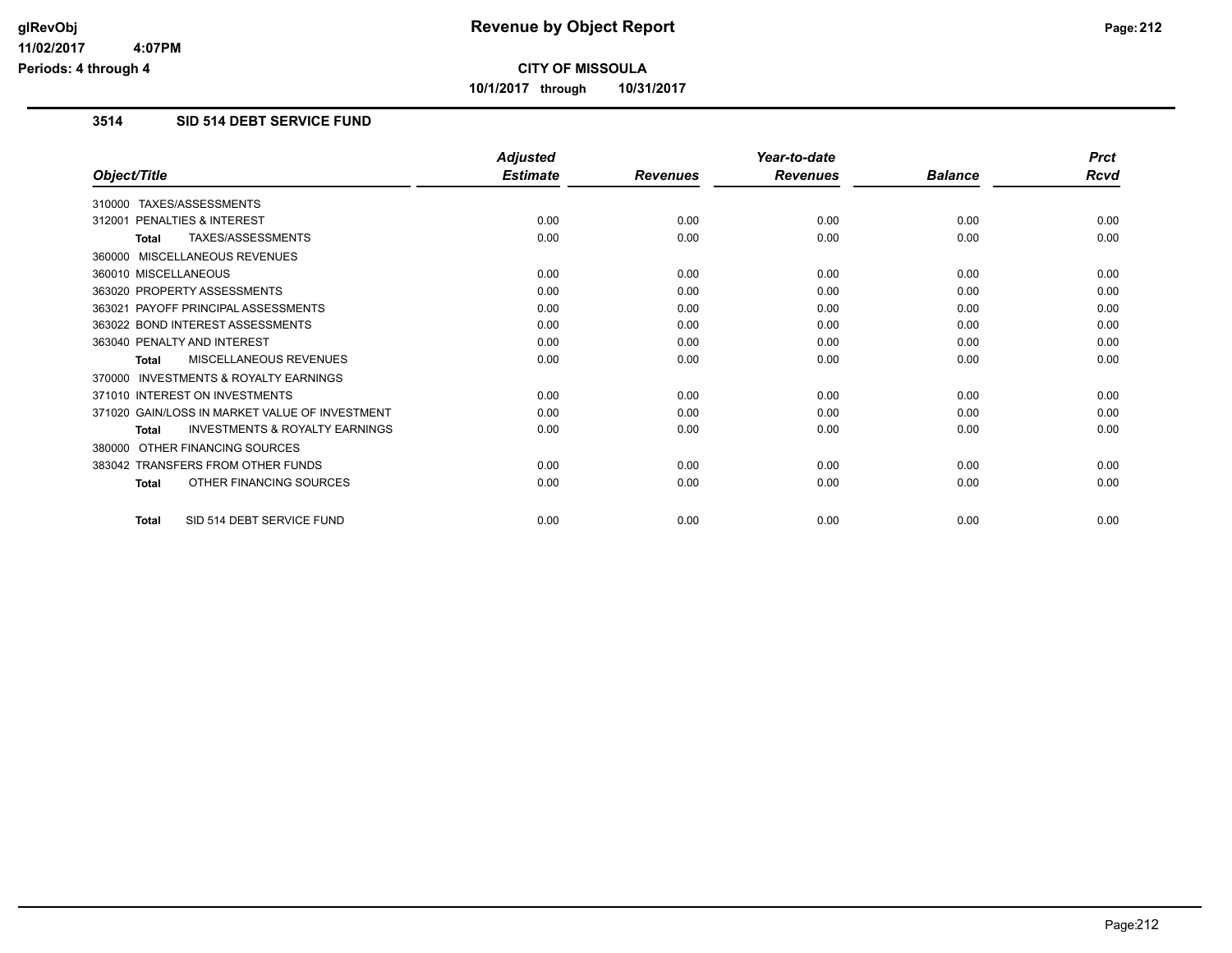**CITY OF MISSOULA**

**10/1/2017 through 10/31/2017**

### 3514 SID 514 DEBT SERVICE FUND

| Object/Title | Adjusted Estimate | Revenues | Year-to-date Revenues | Balance | Prct Rcvd |
|---|---|---|---|---|---|
| 310000 TAXES/ASSESSMENTS | | | | | |
| 312001 PENALTIES & INTEREST | 0.00 | 0.00 | 0.00 | 0.00 | 0.00 |
| **Total** TAXES/ASSESSMENTS | 0.00 | 0.00 | 0.00 | 0.00 | 0.00 |
| 360000 MISCELLANEOUS REVENUES | | | | | |
| 360010 MISCELLANEOUS | 0.00 | 0.00 | 0.00 | 0.00 | 0.00 |
| 363020 PROPERTY ASSESSMENTS | 0.00 | 0.00 | 0.00 | 0.00 | 0.00 |
| 363021 PAYOFF PRINCIPAL ASSESSMENTS | 0.00 | 0.00 | 0.00 | 0.00 | 0.00 |
| 363022 BOND INTEREST ASSESSMENTS | 0.00 | 0.00 | 0.00 | 0.00 | 0.00 |
| 363040 PENALTY AND INTEREST | 0.00 | 0.00 | 0.00 | 0.00 | 0.00 |
| **Total** MISCELLANEOUS REVENUES | 0.00 | 0.00 | 0.00 | 0.00 | 0.00 |
| 370000 INVESTMENTS & ROYALTY EARNINGS | | | | | |
| 371010 INTEREST ON INVESTMENTS | 0.00 | 0.00 | 0.00 | 0.00 | 0.00 |
| 371020 GAIN/LOSS IN MARKET VALUE OF INVESTMENT | 0.00 | 0.00 | 0.00 | 0.00 | 0.00 |
| **Total** INVESTMENTS & ROYALTY EARNINGS | 0.00 | 0.00 | 0.00 | 0.00 | 0.00 |
| 380000 OTHER FINANCING SOURCES | | | | | |
| 383042 TRANSFERS FROM OTHER FUNDS | 0.00 | 0.00 | 0.00 | 0.00 | 0.00 |
| **Total** OTHER FINANCING SOURCES | 0.00 | 0.00 | 0.00 | 0.00 | 0.00 |
| **Total** SID 514 DEBT SERVICE FUND | 0.00 | 0.00 | 0.00 | 0.00 | 0.00 |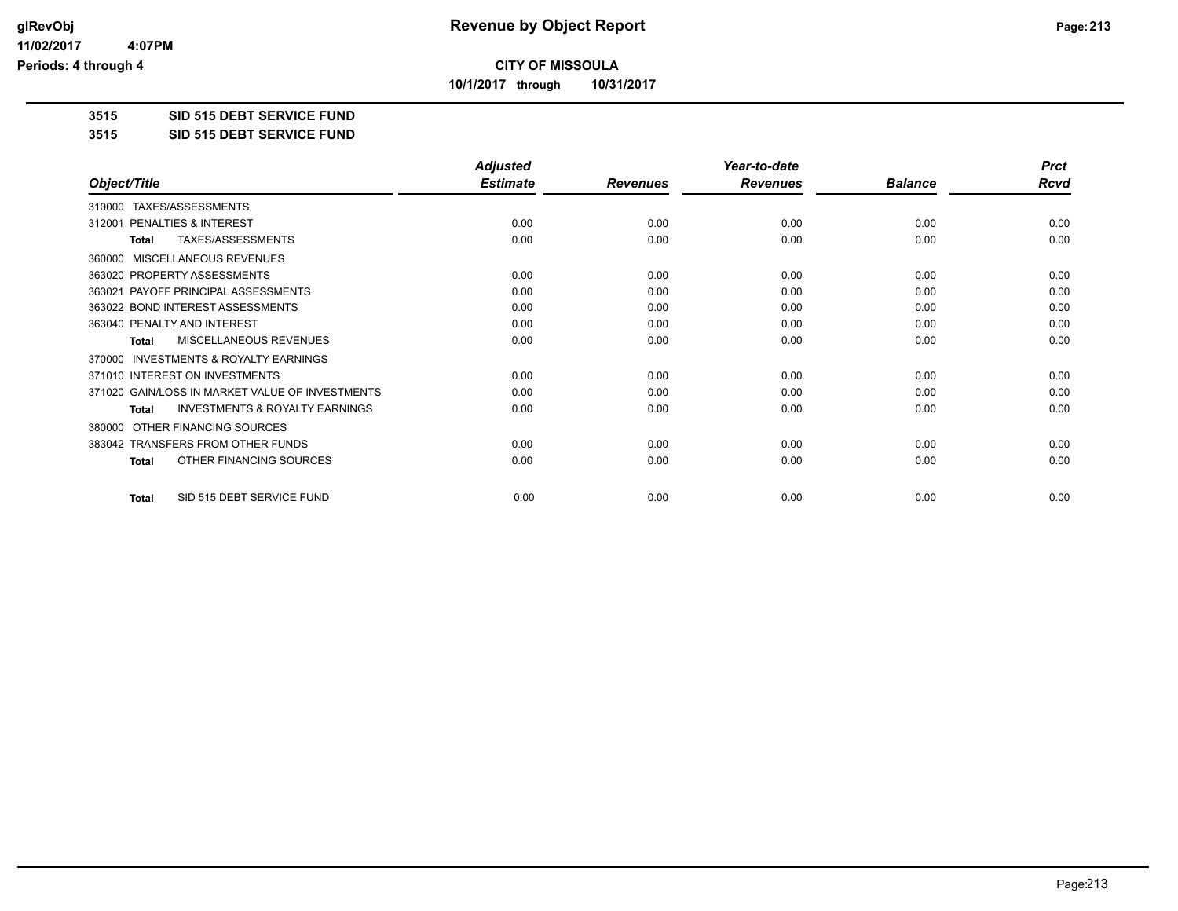# Revenue by Object Report

**CITY OF MISSOULA**

**10/1/2017 through 10/31/2017**

glRevObj
11/02/2017 4:07PM
Periods: 4 through 4

**3515 SID 515 DEBT SERVICE FUND**

**3515 SID 515 DEBT SERVICE FUND**

| Object/Title | Adjusted Estimate | Revenues | Year-to-date Revenues | Balance | Prct Rcvd |
|---|---|---|---|---|---|
| 310000 TAXES/ASSESSMENTS | | | | | |
| 312001 PENALTIES & INTEREST | 0.00 | 0.00 | 0.00 | 0.00 | 0.00 |
| **Total** TAXES/ASSESSMENTS | 0.00 | 0.00 | 0.00 | 0.00 | 0.00 |
| 360000 MISCELLANEOUS REVENUES | | | | | |
| 363020 PROPERTY ASSESSMENTS | 0.00 | 0.00 | 0.00 | 0.00 | 0.00 |
| 363021 PAYOFF PRINCIPAL ASSESSMENTS | 0.00 | 0.00 | 0.00 | 0.00 | 0.00 |
| 363022 BOND INTEREST ASSESSMENTS | 0.00 | 0.00 | 0.00 | 0.00 | 0.00 |
| 363040 PENALTY AND INTEREST | 0.00 | 0.00 | 0.00 | 0.00 | 0.00 |
| **Total** MISCELLANEOUS REVENUES | 0.00 | 0.00 | 0.00 | 0.00 | 0.00 |
| 370000 INVESTMENTS & ROYALTY EARNINGS | | | | | |
| 371010 INTEREST ON INVESTMENTS | 0.00 | 0.00 | 0.00 | 0.00 | 0.00 |
| 371020 GAIN/LOSS IN MARKET VALUE OF INVESTMENTS | 0.00 | 0.00 | 0.00 | 0.00 | 0.00 |
| **Total** INVESTMENTS & ROYALTY EARNINGS | 0.00 | 0.00 | 0.00 | 0.00 | 0.00 |
| 380000 OTHER FINANCING SOURCES | | | | | |
| 383042 TRANSFERS FROM OTHER FUNDS | 0.00 | 0.00 | 0.00 | 0.00 | 0.00 |
| **Total** OTHER FINANCING SOURCES | 0.00 | 0.00 | 0.00 | 0.00 | 0.00 |
| **Total** SID 515 DEBT SERVICE FUND | 0.00 | 0.00 | 0.00 | 0.00 | 0.00 |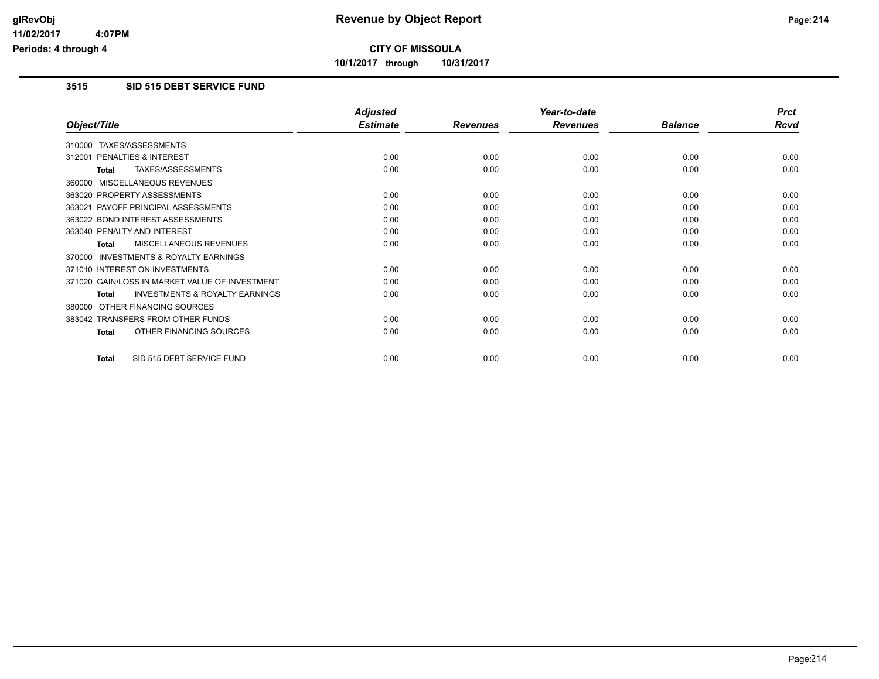# Revenue by Object Report

**CITY OF MISSOULA**

**10/1/2017 through 10/31/2017**

glRevObj
11/02/2017 4:07PM
Periods: 4 through 4

### 3515 SID 515 DEBT SERVICE FUND

| Object/Title | Adjusted Estimate | Revenues | Year-to-date Revenues | Balance | Prct Rcvd |
|---|---|---|---|---|---|
| 310000 TAXES/ASSESSMENTS | | | | | |
| 312001 PENALTIES & INTEREST | 0.00 | 0.00 | 0.00 | 0.00 | 0.00 |
| **Total** TAXES/ASSESSMENTS | 0.00 | 0.00 | 0.00 | 0.00 | 0.00 |
| 360000 MISCELLANEOUS REVENUES | | | | | |
| 363020 PROPERTY ASSESSMENTS | 0.00 | 0.00 | 0.00 | 0.00 | 0.00 |
| 363021 PAYOFF PRINCIPAL ASSESSMENTS | 0.00 | 0.00 | 0.00 | 0.00 | 0.00 |
| 363022 BOND INTEREST ASSESSMENTS | 0.00 | 0.00 | 0.00 | 0.00 | 0.00 |
| 363040 PENALTY AND INTEREST | 0.00 | 0.00 | 0.00 | 0.00 | 0.00 |
| **Total** MISCELLANEOUS REVENUES | 0.00 | 0.00 | 0.00 | 0.00 | 0.00 |
| 370000 INVESTMENTS & ROYALTY EARNINGS | | | | | |
| 371010 INTEREST ON INVESTMENTS | 0.00 | 0.00 | 0.00 | 0.00 | 0.00 |
| 371020 GAIN/LOSS IN MARKET VALUE OF INVESTMENT | 0.00 | 0.00 | 0.00 | 0.00 | 0.00 |
| **Total** INVESTMENTS & ROYALTY EARNINGS | 0.00 | 0.00 | 0.00 | 0.00 | 0.00 |
| 380000 OTHER FINANCING SOURCES | | | | | |
| 383042 TRANSFERS FROM OTHER FUNDS | 0.00 | 0.00 | 0.00 | 0.00 | 0.00 |
| **Total** OTHER FINANCING SOURCES | 0.00 | 0.00 | 0.00 | 0.00 | 0.00 |
| **Total** SID 515 DEBT SERVICE FUND | 0.00 | 0.00 | 0.00 | 0.00 | 0.00 |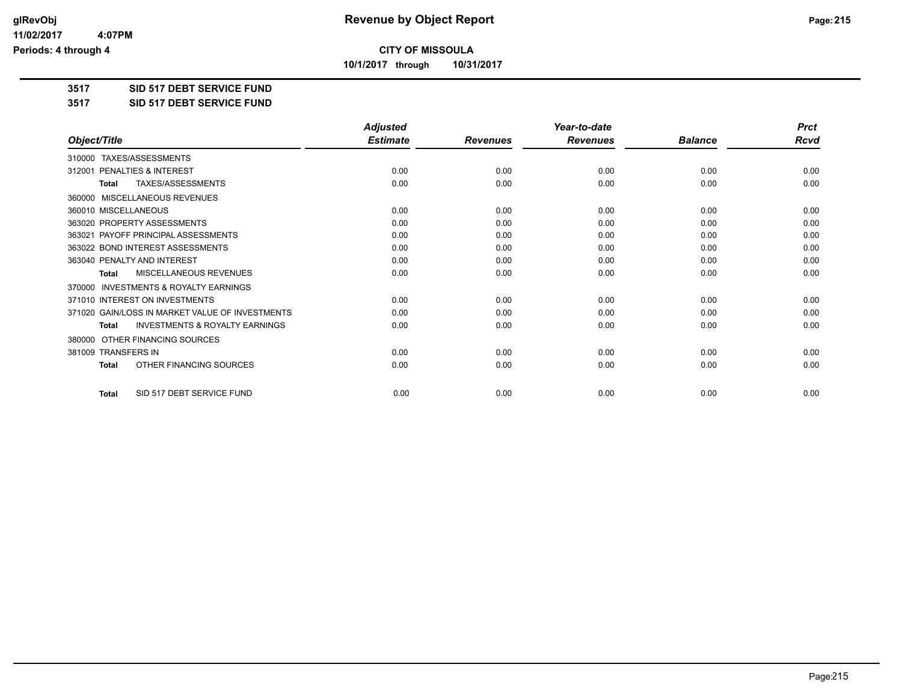**CITY OF MISSOULA**

**10/1/2017 through 10/31/2017**

**3517 SID 517 DEBT SERVICE FUND**

**3517 SID 517 DEBT SERVICE FUND**

| Object/Title | Adjusted Estimate | Revenues | Year-to-date Revenues | Balance | Prct Rcvd |
|---|---|---|---|---|---|
| 310000 TAXES/ASSESSMENTS | | | | | |
| 312001 PENALTIES & INTEREST | 0.00 | 0.00 | 0.00 | 0.00 | 0.00 |
| **Total** TAXES/ASSESSMENTS | 0.00 | 0.00 | 0.00 | 0.00 | 0.00 |
| 360000 MISCELLANEOUS REVENUES | | | | | |
| 360010 MISCELLANEOUS | 0.00 | 0.00 | 0.00 | 0.00 | 0.00 |
| 363020 PROPERTY ASSESSMENTS | 0.00 | 0.00 | 0.00 | 0.00 | 0.00 |
| 363021 PAYOFF PRINCIPAL ASSESSMENTS | 0.00 | 0.00 | 0.00 | 0.00 | 0.00 |
| 363022 BOND INTEREST ASSESSMENTS | 0.00 | 0.00 | 0.00 | 0.00 | 0.00 |
| 363040 PENALTY AND INTEREST | 0.00 | 0.00 | 0.00 | 0.00 | 0.00 |
| **Total** MISCELLANEOUS REVENUES | 0.00 | 0.00 | 0.00 | 0.00 | 0.00 |
| 370000 INVESTMENTS & ROYALTY EARNINGS | | | | | |
| 371010 INTEREST ON INVESTMENTS | 0.00 | 0.00 | 0.00 | 0.00 | 0.00 |
| 371020 GAIN/LOSS IN MARKET VALUE OF INVESTMENTS | 0.00 | 0.00 | 0.00 | 0.00 | 0.00 |
| **Total** INVESTMENTS & ROYALTY EARNINGS | 0.00 | 0.00 | 0.00 | 0.00 | 0.00 |
| 380000 OTHER FINANCING SOURCES | | | | | |
| 381009 TRANSFERS IN | 0.00 | 0.00 | 0.00 | 0.00 | 0.00 |
| **Total** OTHER FINANCING SOURCES | 0.00 | 0.00 | 0.00 | 0.00 | 0.00 |
| **Total** SID 517 DEBT SERVICE FUND | 0.00 | 0.00 | 0.00 | 0.00 | 0.00 |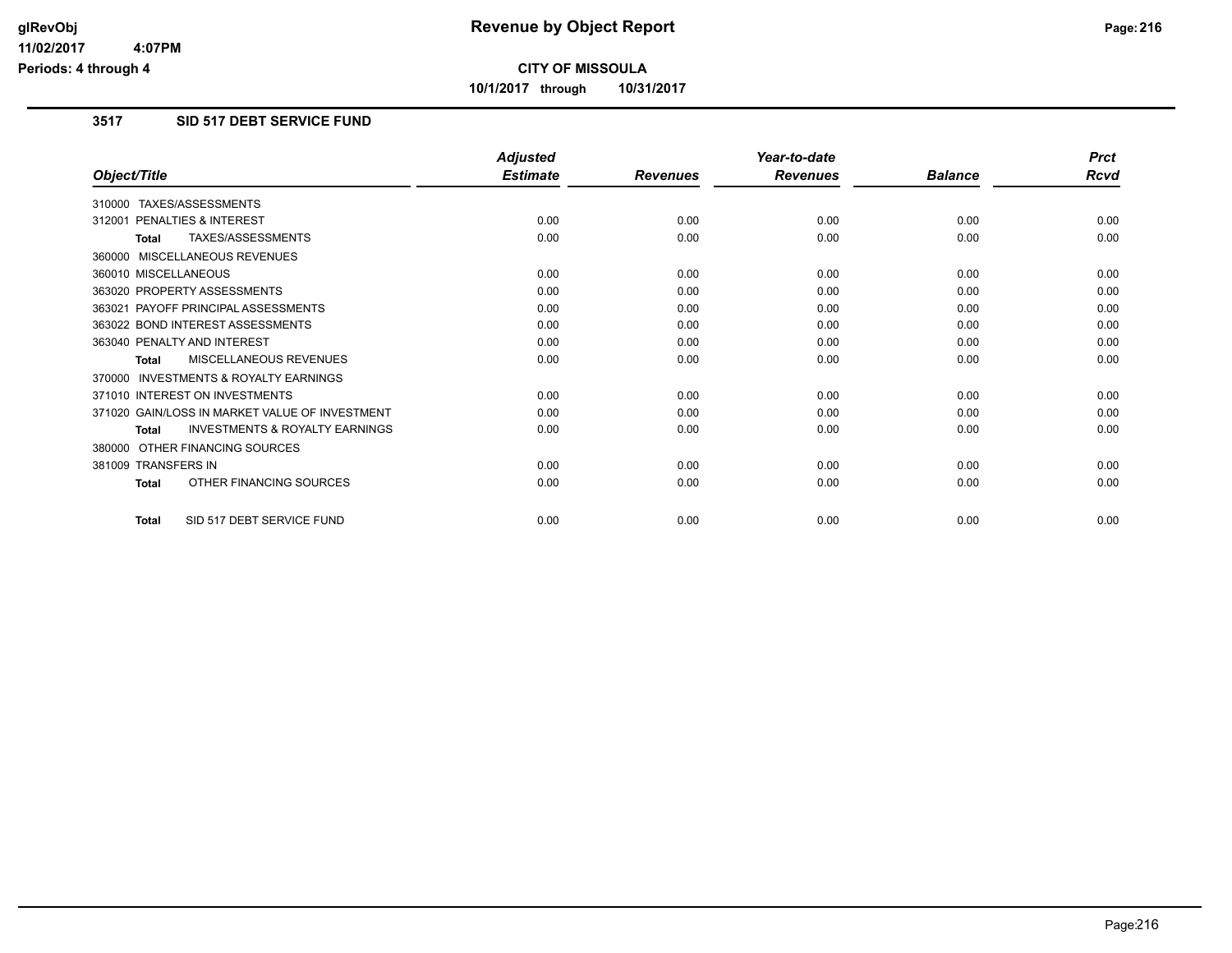**CITY OF MISSOULA**

**10/1/2017 through 10/31/2017**

## 3517 SID 517 DEBT SERVICE FUND

| Object/Title | Adjusted Estimate | Revenues | Year-to-date Revenues | Balance | Prct Rcvd |
|---|---|---|---|---|---|
| 310000 TAXES/ASSESSMENTS | | | | | |
| 312001 PENALTIES & INTEREST | 0.00 | 0.00 | 0.00 | 0.00 | 0.00 |
| **Total** TAXES/ASSESSMENTS | 0.00 | 0.00 | 0.00 | 0.00 | 0.00 |
| 360000 MISCELLANEOUS REVENUES | | | | | |
| 360010 MISCELLANEOUS | 0.00 | 0.00 | 0.00 | 0.00 | 0.00 |
| 363020 PROPERTY ASSESSMENTS | 0.00 | 0.00 | 0.00 | 0.00 | 0.00 |
| 363021 PAYOFF PRINCIPAL ASSESSMENTS | 0.00 | 0.00 | 0.00 | 0.00 | 0.00 |
| 363022 BOND INTEREST ASSESSMENTS | 0.00 | 0.00 | 0.00 | 0.00 | 0.00 |
| 363040 PENALTY AND INTEREST | 0.00 | 0.00 | 0.00 | 0.00 | 0.00 |
| **Total** MISCELLANEOUS REVENUES | 0.00 | 0.00 | 0.00 | 0.00 | 0.00 |
| 370000 INVESTMENTS & ROYALTY EARNINGS | | | | | |
| 371010 INTEREST ON INVESTMENTS | 0.00 | 0.00 | 0.00 | 0.00 | 0.00 |
| 371020 GAIN/LOSS IN MARKET VALUE OF INVESTMENT | 0.00 | 0.00 | 0.00 | 0.00 | 0.00 |
| **Total** INVESTMENTS & ROYALTY EARNINGS | 0.00 | 0.00 | 0.00 | 0.00 | 0.00 |
| 380000 OTHER FINANCING SOURCES | | | | | |
| 381009 TRANSFERS IN | 0.00 | 0.00 | 0.00 | 0.00 | 0.00 |
| **Total** OTHER FINANCING SOURCES | 0.00 | 0.00 | 0.00 | 0.00 | 0.00 |
| **Total** SID 517 DEBT SERVICE FUND | 0.00 | 0.00 | 0.00 | 0.00 | 0.00 |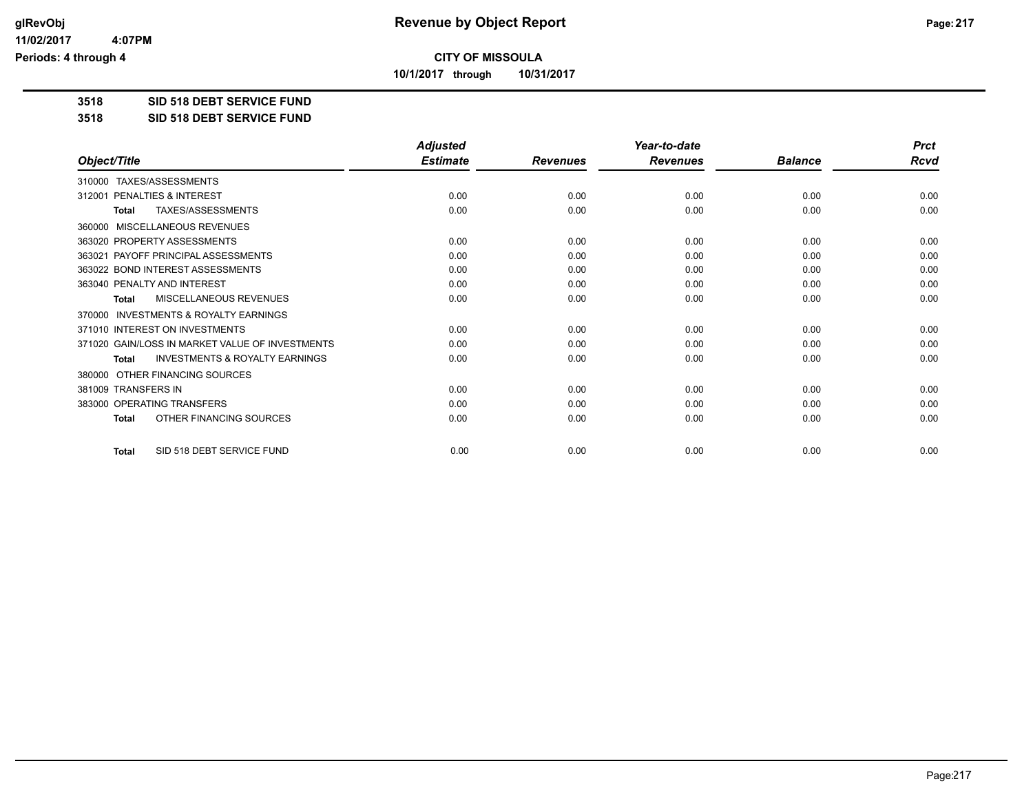**CITY OF MISSOULA**

**10/1/2017 through 10/31/2017**

**3518 SID 518 DEBT SERVICE FUND**

**3518 SID 518 DEBT SERVICE FUND**

| Object/Title | Adjusted Estimate | Revenues | Year-to-date Revenues | Balance | Prct Rcvd |
|---|---|---|---|---|---|
| 310000 TAXES/ASSESSMENTS | | | | | |
| 312001 PENALTIES & INTEREST | 0.00 | 0.00 | 0.00 | 0.00 | 0.00 |
| **Total** TAXES/ASSESSMENTS | 0.00 | 0.00 | 0.00 | 0.00 | 0.00 |
| 360000 MISCELLANEOUS REVENUES | | | | | |
| 363020 PROPERTY ASSESSMENTS | 0.00 | 0.00 | 0.00 | 0.00 | 0.00 |
| 363021 PAYOFF PRINCIPAL ASSESSMENTS | 0.00 | 0.00 | 0.00 | 0.00 | 0.00 |
| 363022 BOND INTEREST ASSESSMENTS | 0.00 | 0.00 | 0.00 | 0.00 | 0.00 |
| 363040 PENALTY AND INTEREST | 0.00 | 0.00 | 0.00 | 0.00 | 0.00 |
| **Total** MISCELLANEOUS REVENUES | 0.00 | 0.00 | 0.00 | 0.00 | 0.00 |
| 370000 INVESTMENTS & ROYALTY EARNINGS | | | | | |
| 371010 INTEREST ON INVESTMENTS | 0.00 | 0.00 | 0.00 | 0.00 | 0.00 |
| 371020 GAIN/LOSS IN MARKET VALUE OF INVESTMENTS | 0.00 | 0.00 | 0.00 | 0.00 | 0.00 |
| **Total** INVESTMENTS & ROYALTY EARNINGS | 0.00 | 0.00 | 0.00 | 0.00 | 0.00 |
| 380000 OTHER FINANCING SOURCES | | | | | |
| 381009 TRANSFERS IN | 0.00 | 0.00 | 0.00 | 0.00 | 0.00 |
| 383000 OPERATING TRANSFERS | 0.00 | 0.00 | 0.00 | 0.00 | 0.00 |
| **Total** OTHER FINANCING SOURCES | 0.00 | 0.00 | 0.00 | 0.00 | 0.00 |
| **Total** SID 518 DEBT SERVICE FUND | 0.00 | 0.00 | 0.00 | 0.00 | 0.00 |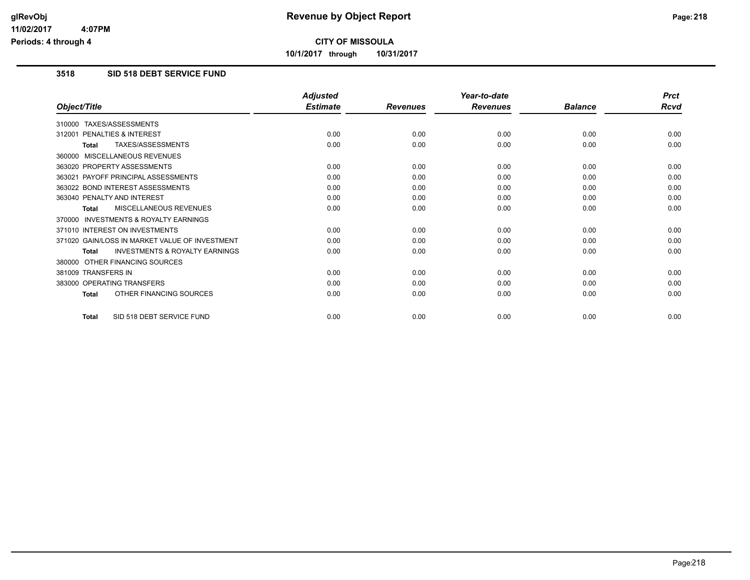# Revenue by Object Report

**CITY OF MISSOULA**

**10/1/2017 through 10/31/2017**

glRevObj
11/02/2017 4:07PM
Periods: 4 through 4

## 3518 SID 518 DEBT SERVICE FUND

| Object/Title | Adjusted Estimate | Revenues | Year-to-date Revenues | Balance | Prct Rcvd |
|---|---|---|---|---|---|
| 310000 TAXES/ASSESSMENTS | | | | | |
| 312001 PENALTIES & INTEREST | 0.00 | 0.00 | 0.00 | 0.00 | 0.00 |
| **Total** TAXES/ASSESSMENTS | 0.00 | 0.00 | 0.00 | 0.00 | 0.00 |
| 360000 MISCELLANEOUS REVENUES | | | | | |
| 363020 PROPERTY ASSESSMENTS | 0.00 | 0.00 | 0.00 | 0.00 | 0.00 |
| 363021 PAYOFF PRINCIPAL ASSESSMENTS | 0.00 | 0.00 | 0.00 | 0.00 | 0.00 |
| 363022 BOND INTEREST ASSESSMENTS | 0.00 | 0.00 | 0.00 | 0.00 | 0.00 |
| 363040 PENALTY AND INTEREST | 0.00 | 0.00 | 0.00 | 0.00 | 0.00 |
| **Total** MISCELLANEOUS REVENUES | 0.00 | 0.00 | 0.00 | 0.00 | 0.00 |
| 370000 INVESTMENTS & ROYALTY EARNINGS | | | | | |
| 371010 INTEREST ON INVESTMENTS | 0.00 | 0.00 | 0.00 | 0.00 | 0.00 |
| 371020 GAIN/LOSS IN MARKET VALUE OF INVESTMENT | 0.00 | 0.00 | 0.00 | 0.00 | 0.00 |
| **Total** INVESTMENTS & ROYALTY EARNINGS | 0.00 | 0.00 | 0.00 | 0.00 | 0.00 |
| 380000 OTHER FINANCING SOURCES | | | | | |
| 381009 TRANSFERS IN | 0.00 | 0.00 | 0.00 | 0.00 | 0.00 |
| 383000 OPERATING TRANSFERS | 0.00 | 0.00 | 0.00 | 0.00 | 0.00 |
| **Total** OTHER FINANCING SOURCES | 0.00 | 0.00 | 0.00 | 0.00 | 0.00 |
| **Total** SID 518 DEBT SERVICE FUND | 0.00 | 0.00 | 0.00 | 0.00 | 0.00 |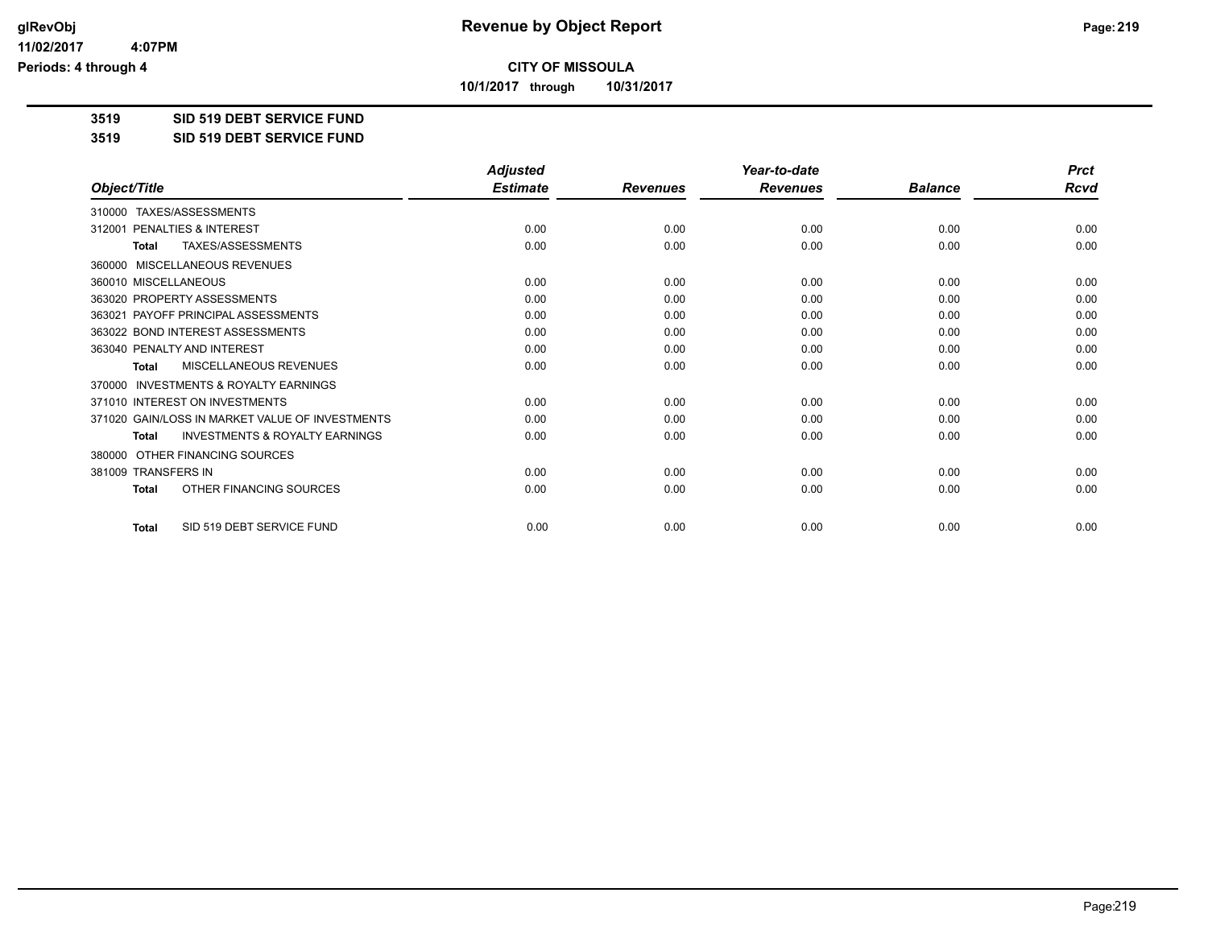**CITY OF MISSOULA**

**10/1/2017 through 10/31/2017**

**3519 SID 519 DEBT SERVICE FUND**

**3519 SID 519 DEBT SERVICE FUND**

| Object/Title | Adjusted Estimate | Revenues | Year-to-date Revenues | Balance | Prct Rcvd |
|---|---|---|---|---|---|
| 310000 TAXES/ASSESSMENTS | | | | | |
| 312001 PENALTIES & INTEREST | 0.00 | 0.00 | 0.00 | 0.00 | 0.00 |
| **Total** TAXES/ASSESSMENTS | 0.00 | 0.00 | 0.00 | 0.00 | 0.00 |
| 360000 MISCELLANEOUS REVENUES | | | | | |
| 360010 MISCELLANEOUS | 0.00 | 0.00 | 0.00 | 0.00 | 0.00 |
| 363020 PROPERTY ASSESSMENTS | 0.00 | 0.00 | 0.00 | 0.00 | 0.00 |
| 363021 PAYOFF PRINCIPAL ASSESSMENTS | 0.00 | 0.00 | 0.00 | 0.00 | 0.00 |
| 363022 BOND INTEREST ASSESSMENTS | 0.00 | 0.00 | 0.00 | 0.00 | 0.00 |
| 363040 PENALTY AND INTEREST | 0.00 | 0.00 | 0.00 | 0.00 | 0.00 |
| **Total** MISCELLANEOUS REVENUES | 0.00 | 0.00 | 0.00 | 0.00 | 0.00 |
| 370000 INVESTMENTS & ROYALTY EARNINGS | | | | | |
| 371010 INTEREST ON INVESTMENTS | 0.00 | 0.00 | 0.00 | 0.00 | 0.00 |
| 371020 GAIN/LOSS IN MARKET VALUE OF INVESTMENTS | 0.00 | 0.00 | 0.00 | 0.00 | 0.00 |
| **Total** INVESTMENTS & ROYALTY EARNINGS | 0.00 | 0.00 | 0.00 | 0.00 | 0.00 |
| 380000 OTHER FINANCING SOURCES | | | | | |
| 381009 TRANSFERS IN | 0.00 | 0.00 | 0.00 | 0.00 | 0.00 |
| **Total** OTHER FINANCING SOURCES | 0.00 | 0.00 | 0.00 | 0.00 | 0.00 |
| **Total** SID 519 DEBT SERVICE FUND | 0.00 | 0.00 | 0.00 | 0.00 | 0.00 |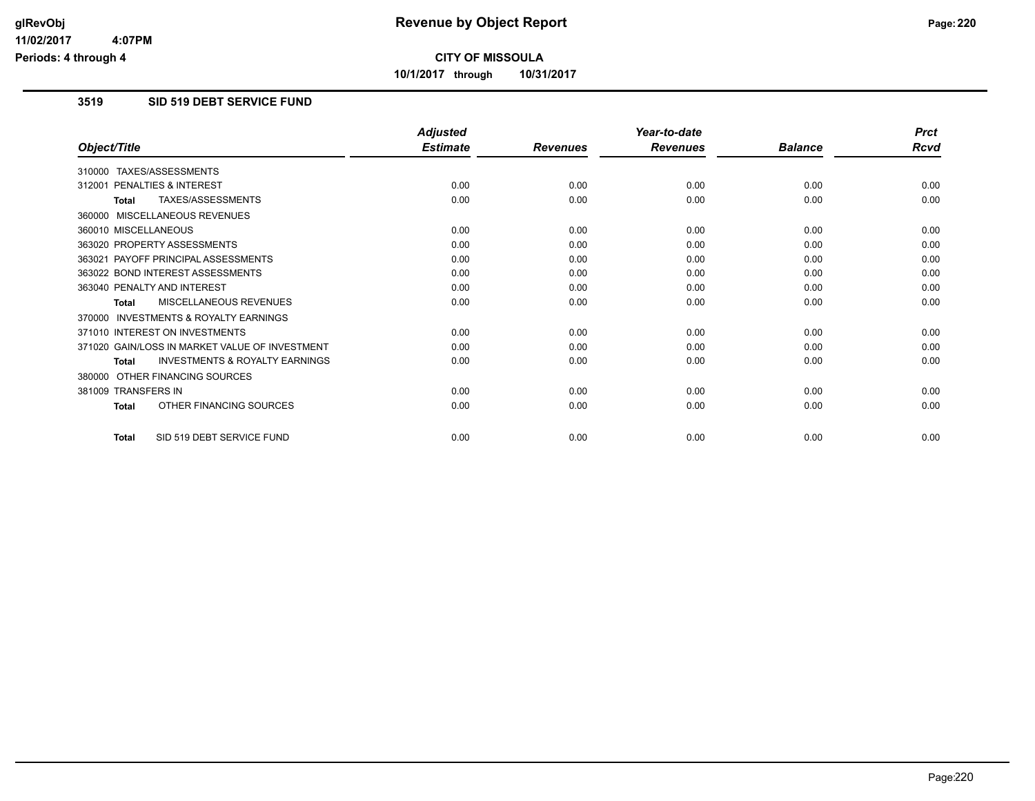# Revenue by Object Report

**CITY OF MISSOULA**

**10/1/2017 through 10/31/2017**

glRevObj
11/02/2017 4:07PM
Periods: 4 through 4

## 3519 SID 519 DEBT SERVICE FUND

| Object/Title | Adjusted Estimate | Revenues | Year-to-date Revenues | Balance | Prct Rcvd |
|---|---|---|---|---|---|
| 310000 TAXES/ASSESSMENTS | | | | | |
| 312001 PENALTIES & INTEREST | 0.00 | 0.00 | 0.00 | 0.00 | 0.00 |
| **Total** TAXES/ASSESSMENTS | 0.00 | 0.00 | 0.00 | 0.00 | 0.00 |
| 360000 MISCELLANEOUS REVENUES | | | | | |
| 360010 MISCELLANEOUS | 0.00 | 0.00 | 0.00 | 0.00 | 0.00 |
| 363020 PROPERTY ASSESSMENTS | 0.00 | 0.00 | 0.00 | 0.00 | 0.00 |
| 363021 PAYOFF PRINCIPAL ASSESSMENTS | 0.00 | 0.00 | 0.00 | 0.00 | 0.00 |
| 363022 BOND INTEREST ASSESSMENTS | 0.00 | 0.00 | 0.00 | 0.00 | 0.00 |
| 363040 PENALTY AND INTEREST | 0.00 | 0.00 | 0.00 | 0.00 | 0.00 |
| **Total** MISCELLANEOUS REVENUES | 0.00 | 0.00 | 0.00 | 0.00 | 0.00 |
| 370000 INVESTMENTS & ROYALTY EARNINGS | | | | | |
| 371010 INTEREST ON INVESTMENTS | 0.00 | 0.00 | 0.00 | 0.00 | 0.00 |
| 371020 GAIN/LOSS IN MARKET VALUE OF INVESTMENT | 0.00 | 0.00 | 0.00 | 0.00 | 0.00 |
| **Total** INVESTMENTS & ROYALTY EARNINGS | 0.00 | 0.00 | 0.00 | 0.00 | 0.00 |
| 380000 OTHER FINANCING SOURCES | | | | | |
| 381009 TRANSFERS IN | 0.00 | 0.00 | 0.00 | 0.00 | 0.00 |
| **Total** OTHER FINANCING SOURCES | 0.00 | 0.00 | 0.00 | 0.00 | 0.00 |
| **Total** SID 519 DEBT SERVICE FUND | 0.00 | 0.00 | 0.00 | 0.00 | 0.00 |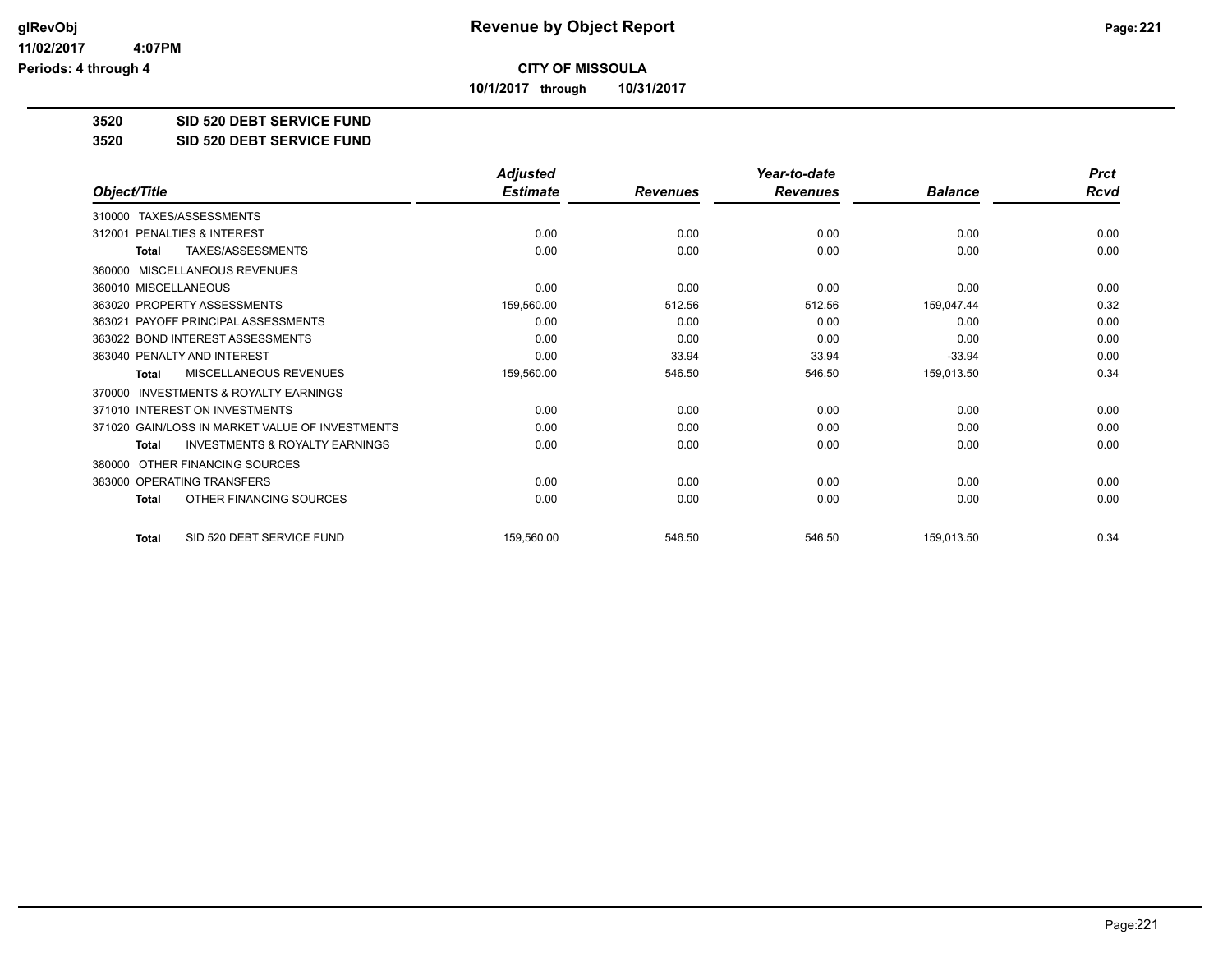**glRevObj**
**11/02/2017 4:07PM**
**Periods: 4 through 4**

# Revenue by Object Report

**CITY OF MISSOULA**

**10/1/2017 through 10/31/2017**

**3520 SID 520 DEBT SERVICE FUND**

**3520 SID 520 DEBT SERVICE FUND**

| Object/Title | Adjusted Estimate | Revenues | Year-to-date Revenues | Balance | Prct Rcvd |
|---|---|---|---|---|---|
| 310000 TAXES/ASSESSMENTS | | | | | |
| 312001 PENALTIES & INTEREST | 0.00 | 0.00 | 0.00 | 0.00 | 0.00 |
| **Total** TAXES/ASSESSMENTS | 0.00 | 0.00 | 0.00 | 0.00 | 0.00 |
| 360000 MISCELLANEOUS REVENUES | | | | | |
| 360010 MISCELLANEOUS | 0.00 | 0.00 | 0.00 | 0.00 | 0.00 |
| 363020 PROPERTY ASSESSMENTS | 159,560.00 | 512.56 | 512.56 | 159,047.44 | 0.32 |
| 363021 PAYOFF PRINCIPAL ASSESSMENTS | 0.00 | 0.00 | 0.00 | 0.00 | 0.00 |
| 363022 BOND INTEREST ASSESSMENTS | 0.00 | 0.00 | 0.00 | 0.00 | 0.00 |
| 363040 PENALTY AND INTEREST | 0.00 | 33.94 | 33.94 | -33.94 | 0.00 |
| **Total** MISCELLANEOUS REVENUES | 159,560.00 | 546.50 | 546.50 | 159,013.50 | 0.34 |
| 370000 INVESTMENTS & ROYALTY EARNINGS | | | | | |
| 371010 INTEREST ON INVESTMENTS | 0.00 | 0.00 | 0.00 | 0.00 | 0.00 |
| 371020 GAIN/LOSS IN MARKET VALUE OF INVESTMENTS | 0.00 | 0.00 | 0.00 | 0.00 | 0.00 |
| **Total** INVESTMENTS & ROYALTY EARNINGS | 0.00 | 0.00 | 0.00 | 0.00 | 0.00 |
| 380000 OTHER FINANCING SOURCES | | | | | |
| 383000 OPERATING TRANSFERS | 0.00 | 0.00 | 0.00 | 0.00 | 0.00 |
| **Total** OTHER FINANCING SOURCES | 0.00 | 0.00 | 0.00 | 0.00 | 0.00 |
| **Total** SID 520 DEBT SERVICE FUND | 159,560.00 | 546.50 | 546.50 | 159,013.50 | 0.34 |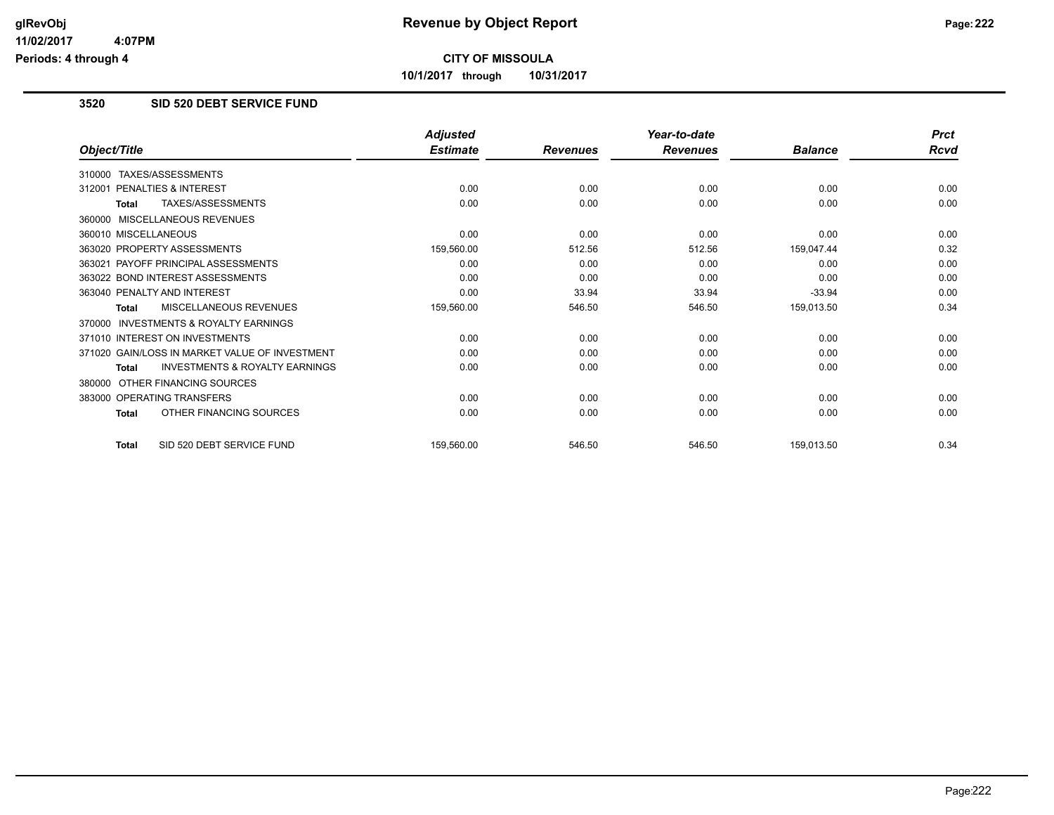**CITY OF MISSOULA**

**10/1/2017 through 10/31/2017**

## 3520 SID 520 DEBT SERVICE FUND

| Object/Title | Adjusted Estimate | Revenues | Year-to-date Revenues | Balance | Prct Rcvd |
|---|---|---|---|---|---|
| 310000 TAXES/ASSESSMENTS | | | | | |
| 312001 PENALTIES & INTEREST | 0.00 | 0.00 | 0.00 | 0.00 | 0.00 |
| **Total** TAXES/ASSESSMENTS | 0.00 | 0.00 | 0.00 | 0.00 | 0.00 |
| 360000 MISCELLANEOUS REVENUES | | | | | |
| 360010 MISCELLANEOUS | 0.00 | 0.00 | 0.00 | 0.00 | 0.00 |
| 363020 PROPERTY ASSESSMENTS | 159,560.00 | 512.56 | 512.56 | 159,047.44 | 0.32 |
| 363021 PAYOFF PRINCIPAL ASSESSMENTS | 0.00 | 0.00 | 0.00 | 0.00 | 0.00 |
| 363022 BOND INTEREST ASSESSMENTS | 0.00 | 0.00 | 0.00 | 0.00 | 0.00 |
| 363040 PENALTY AND INTEREST | 0.00 | 33.94 | 33.94 | -33.94 | 0.00 |
| **Total** MISCELLANEOUS REVENUES | 159,560.00 | 546.50 | 546.50 | 159,013.50 | 0.34 |
| 370000 INVESTMENTS & ROYALTY EARNINGS | | | | | |
| 371010 INTEREST ON INVESTMENTS | 0.00 | 0.00 | 0.00 | 0.00 | 0.00 |
| 371020 GAIN/LOSS IN MARKET VALUE OF INVESTMENT | 0.00 | 0.00 | 0.00 | 0.00 | 0.00 |
| **Total** INVESTMENTS & ROYALTY EARNINGS | 0.00 | 0.00 | 0.00 | 0.00 | 0.00 |
| 380000 OTHER FINANCING SOURCES | | | | | |
| 383000 OPERATING TRANSFERS | 0.00 | 0.00 | 0.00 | 0.00 | 0.00 |
| **Total** OTHER FINANCING SOURCES | 0.00 | 0.00 | 0.00 | 0.00 | 0.00 |
| **Total** SID 520 DEBT SERVICE FUND | 159,560.00 | 546.50 | 546.50 | 159,013.50 | 0.34 |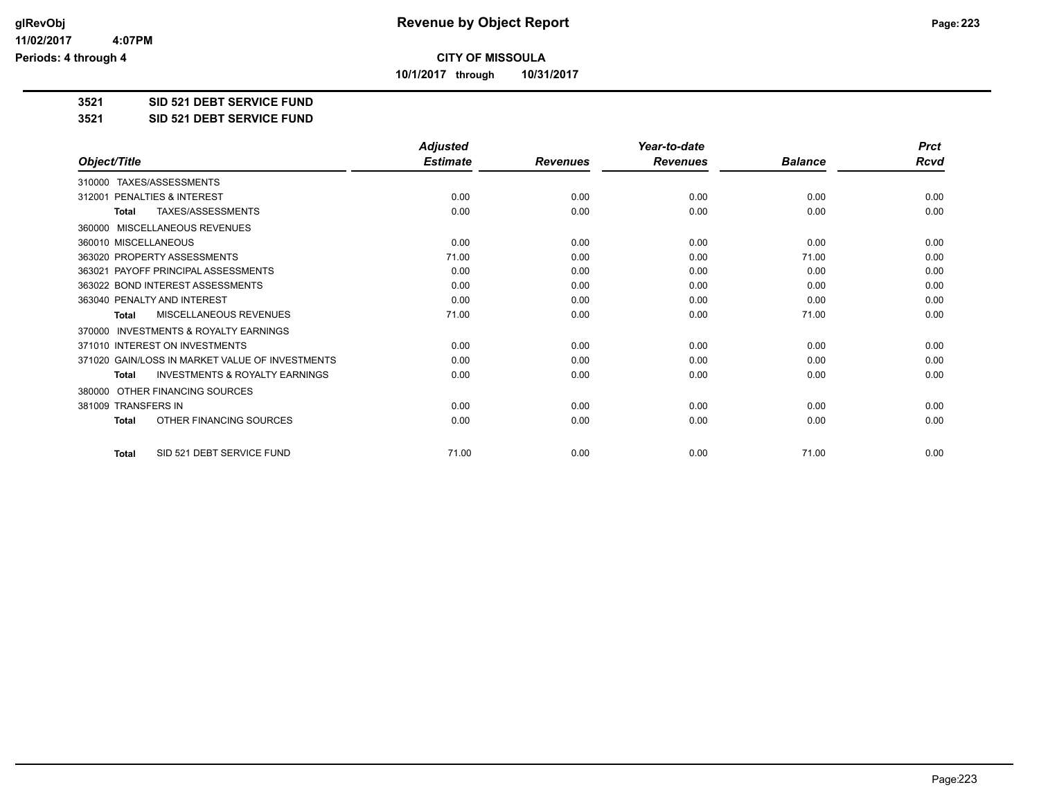# Revenue by Object Report

**CITY OF MISSOULA**

**10/1/2017 through 10/31/2017**

**3521 SID 521 DEBT SERVICE FUND**

**3521 SID 521 DEBT SERVICE FUND**

| Object/Title | Adjusted Estimate | Revenues | Year-to-date Revenues | Balance | Prct Rcvd |
|---|---|---|---|---|---|
| 310000 TAXES/ASSESSMENTS | | | | | |
| 312001 PENALTIES & INTEREST | 0.00 | 0.00 | 0.00 | 0.00 | 0.00 |
| **Total** TAXES/ASSESSMENTS | 0.00 | 0.00 | 0.00 | 0.00 | 0.00 |
| 360000 MISCELLANEOUS REVENUES | | | | | |
| 360010 MISCELLANEOUS | 0.00 | 0.00 | 0.00 | 0.00 | 0.00 |
| 363020 PROPERTY ASSESSMENTS | 71.00 | 0.00 | 0.00 | 71.00 | 0.00 |
| 363021 PAYOFF PRINCIPAL ASSESSMENTS | 0.00 | 0.00 | 0.00 | 0.00 | 0.00 |
| 363022 BOND INTEREST ASSESSMENTS | 0.00 | 0.00 | 0.00 | 0.00 | 0.00 |
| 363040 PENALTY AND INTEREST | 0.00 | 0.00 | 0.00 | 0.00 | 0.00 |
| **Total** MISCELLANEOUS REVENUES | 71.00 | 0.00 | 0.00 | 71.00 | 0.00 |
| 370000 INVESTMENTS & ROYALTY EARNINGS | | | | | |
| 371010 INTEREST ON INVESTMENTS | 0.00 | 0.00 | 0.00 | 0.00 | 0.00 |
| 371020 GAIN/LOSS IN MARKET VALUE OF INVESTMENTS | 0.00 | 0.00 | 0.00 | 0.00 | 0.00 |
| **Total** INVESTMENTS & ROYALTY EARNINGS | 0.00 | 0.00 | 0.00 | 0.00 | 0.00 |
| 380000 OTHER FINANCING SOURCES | | | | | |
| 381009 TRANSFERS IN | 0.00 | 0.00 | 0.00 | 0.00 | 0.00 |
| **Total** OTHER FINANCING SOURCES | 0.00 | 0.00 | 0.00 | 0.00 | 0.00 |
| **Total** SID 521 DEBT SERVICE FUND | 71.00 | 0.00 | 0.00 | 71.00 | 0.00 |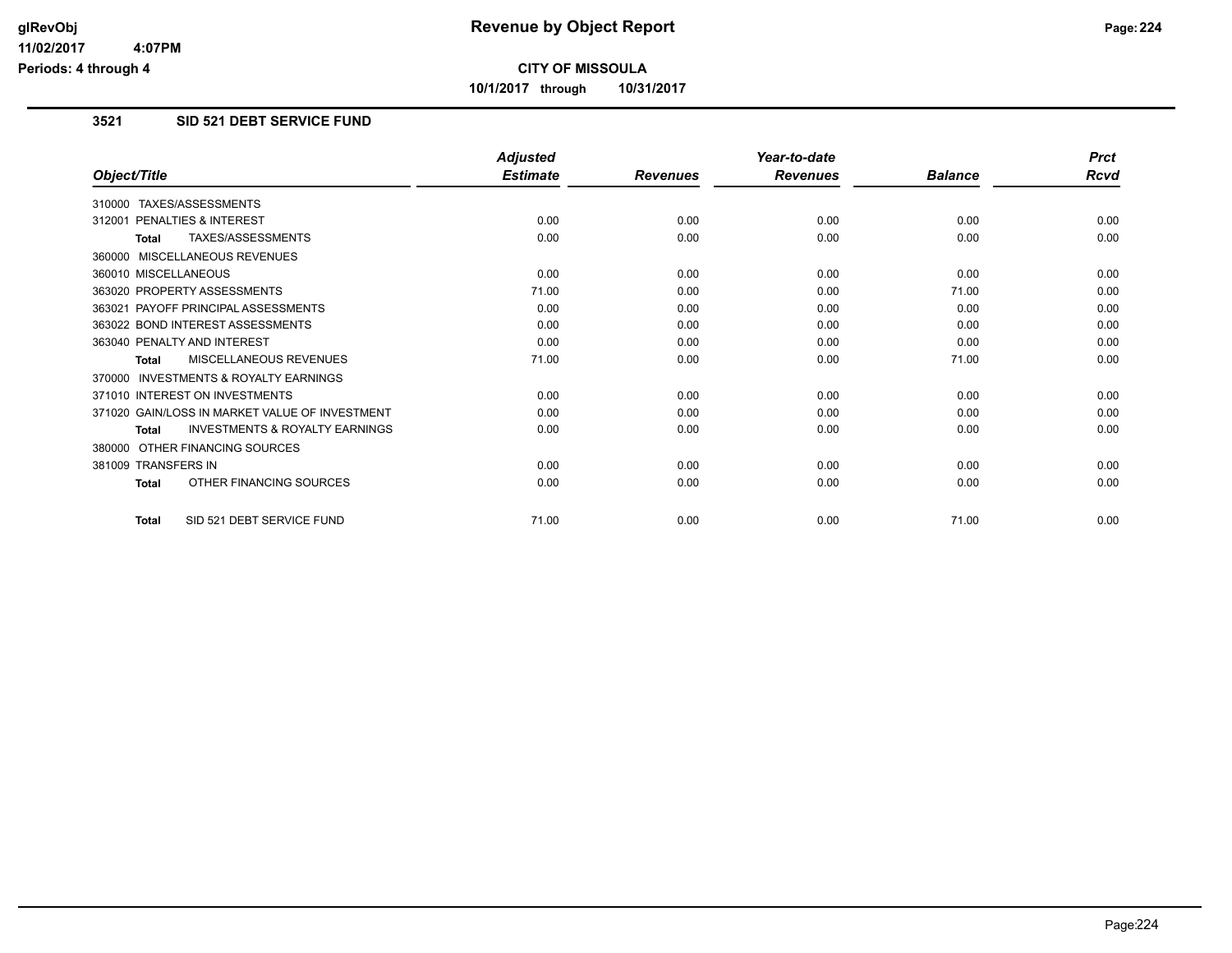# Revenue by Object Report

**CITY OF MISSOULA**

**10/1/2017 through 10/31/2017**

### 3521 SID 521 DEBT SERVICE FUND

| Object/Title | Adjusted Estimate | Revenues | Year-to-date Revenues | Balance | Prct Rcvd |
|---|---|---|---|---|---|
| 310000 TAXES/ASSESSMENTS | | | | | |
| 312001 PENALTIES & INTEREST | 0.00 | 0.00 | 0.00 | 0.00 | 0.00 |
| **Total** TAXES/ASSESSMENTS | 0.00 | 0.00 | 0.00 | 0.00 | 0.00 |
| 360000 MISCELLANEOUS REVENUES | | | | | |
| 360010 MISCELLANEOUS | 0.00 | 0.00 | 0.00 | 0.00 | 0.00 |
| 363020 PROPERTY ASSESSMENTS | 71.00 | 0.00 | 0.00 | 71.00 | 0.00 |
| 363021 PAYOFF PRINCIPAL ASSESSMENTS | 0.00 | 0.00 | 0.00 | 0.00 | 0.00 |
| 363022 BOND INTEREST ASSESSMENTS | 0.00 | 0.00 | 0.00 | 0.00 | 0.00 |
| 363040 PENALTY AND INTEREST | 0.00 | 0.00 | 0.00 | 0.00 | 0.00 |
| **Total** MISCELLANEOUS REVENUES | 71.00 | 0.00 | 0.00 | 71.00 | 0.00 |
| 370000 INVESTMENTS & ROYALTY EARNINGS | | | | | |
| 371010 INTEREST ON INVESTMENTS | 0.00 | 0.00 | 0.00 | 0.00 | 0.00 |
| 371020 GAIN/LOSS IN MARKET VALUE OF INVESTMENT | 0.00 | 0.00 | 0.00 | 0.00 | 0.00 |
| **Total** INVESTMENTS & ROYALTY EARNINGS | 0.00 | 0.00 | 0.00 | 0.00 | 0.00 |
| 380000 OTHER FINANCING SOURCES | | | | | |
| 381009 TRANSFERS IN | 0.00 | 0.00 | 0.00 | 0.00 | 0.00 |
| **Total** OTHER FINANCING SOURCES | 0.00 | 0.00 | 0.00 | 0.00 | 0.00 |
| **Total** SID 521 DEBT SERVICE FUND | 71.00 | 0.00 | 0.00 | 71.00 | 0.00 |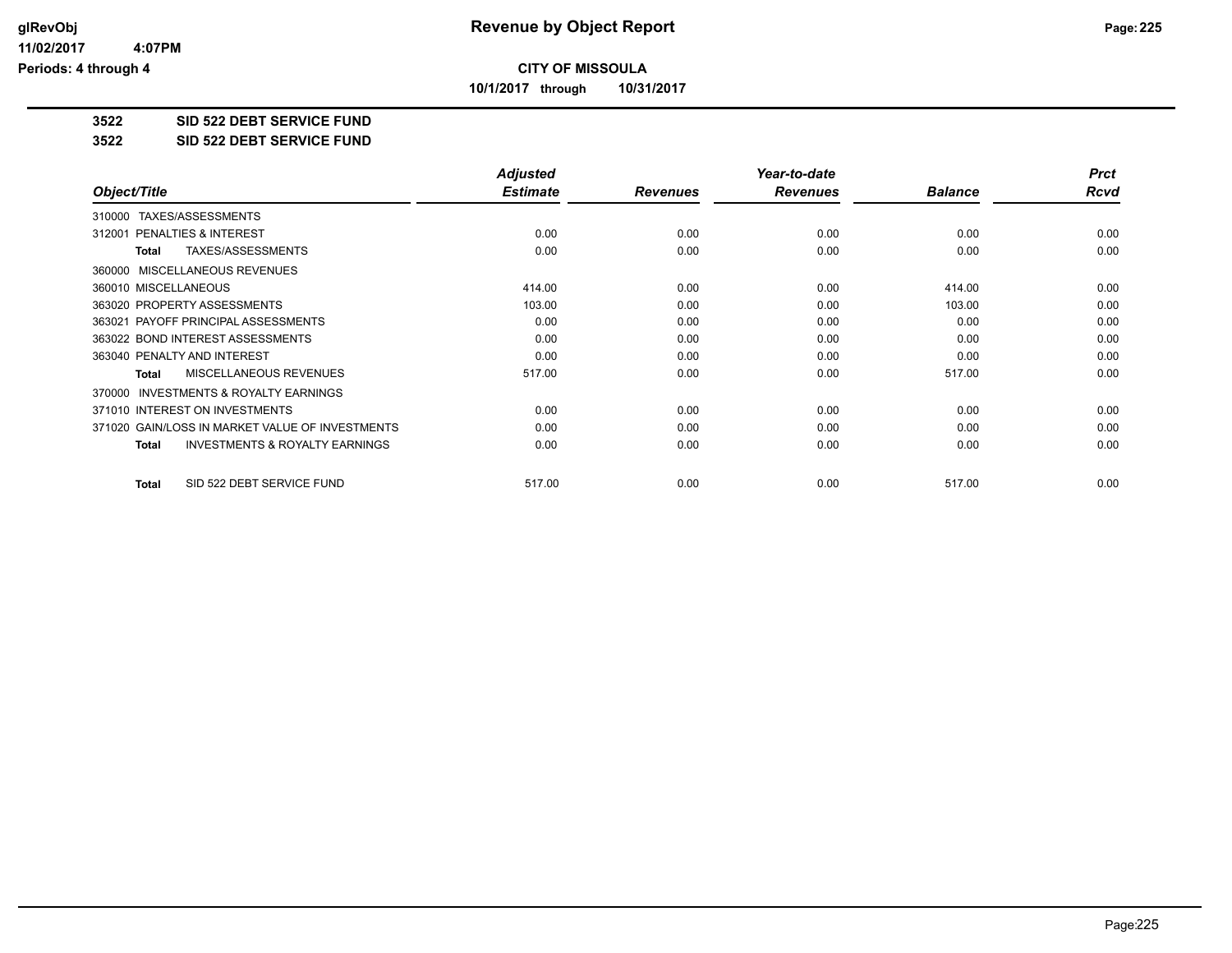**CITY OF MISSOULA**

**10/1/2017 through 10/31/2017**

**3522 SID 522 DEBT SERVICE FUND**

**3522 SID 522 DEBT SERVICE FUND**

| Object/Title | Adjusted Estimate | Revenues | Year-to-date Revenues | Balance | Prct Rcvd |
|---|---|---|---|---|---|
| 310000 TAXES/ASSESSMENTS | | | | | |
| 312001 PENALTIES & INTEREST | 0.00 | 0.00 | 0.00 | 0.00 | 0.00 |
| **Total** TAXES/ASSESSMENTS | 0.00 | 0.00 | 0.00 | 0.00 | 0.00 |
| 360000 MISCELLANEOUS REVENUES | | | | | |
| 360010 MISCELLANEOUS | 414.00 | 0.00 | 0.00 | 414.00 | 0.00 |
| 363020 PROPERTY ASSESSMENTS | 103.00 | 0.00 | 0.00 | 103.00 | 0.00 |
| 363021 PAYOFF PRINCIPAL ASSESSMENTS | 0.00 | 0.00 | 0.00 | 0.00 | 0.00 |
| 363022 BOND INTEREST ASSESSMENTS | 0.00 | 0.00 | 0.00 | 0.00 | 0.00 |
| 363040 PENALTY AND INTEREST | 0.00 | 0.00 | 0.00 | 0.00 | 0.00 |
| **Total** MISCELLANEOUS REVENUES | 517.00 | 0.00 | 0.00 | 517.00 | 0.00 |
| 370000 INVESTMENTS & ROYALTY EARNINGS | | | | | |
| 371010 INTEREST ON INVESTMENTS | 0.00 | 0.00 | 0.00 | 0.00 | 0.00 |
| 371020 GAIN/LOSS IN MARKET VALUE OF INVESTMENTS | 0.00 | 0.00 | 0.00 | 0.00 | 0.00 |
| **Total** INVESTMENTS & ROYALTY EARNINGS | 0.00 | 0.00 | 0.00 | 0.00 | 0.00 |
| **Total** SID 522 DEBT SERVICE FUND | 517.00 | 0.00 | 0.00 | 517.00 | 0.00 |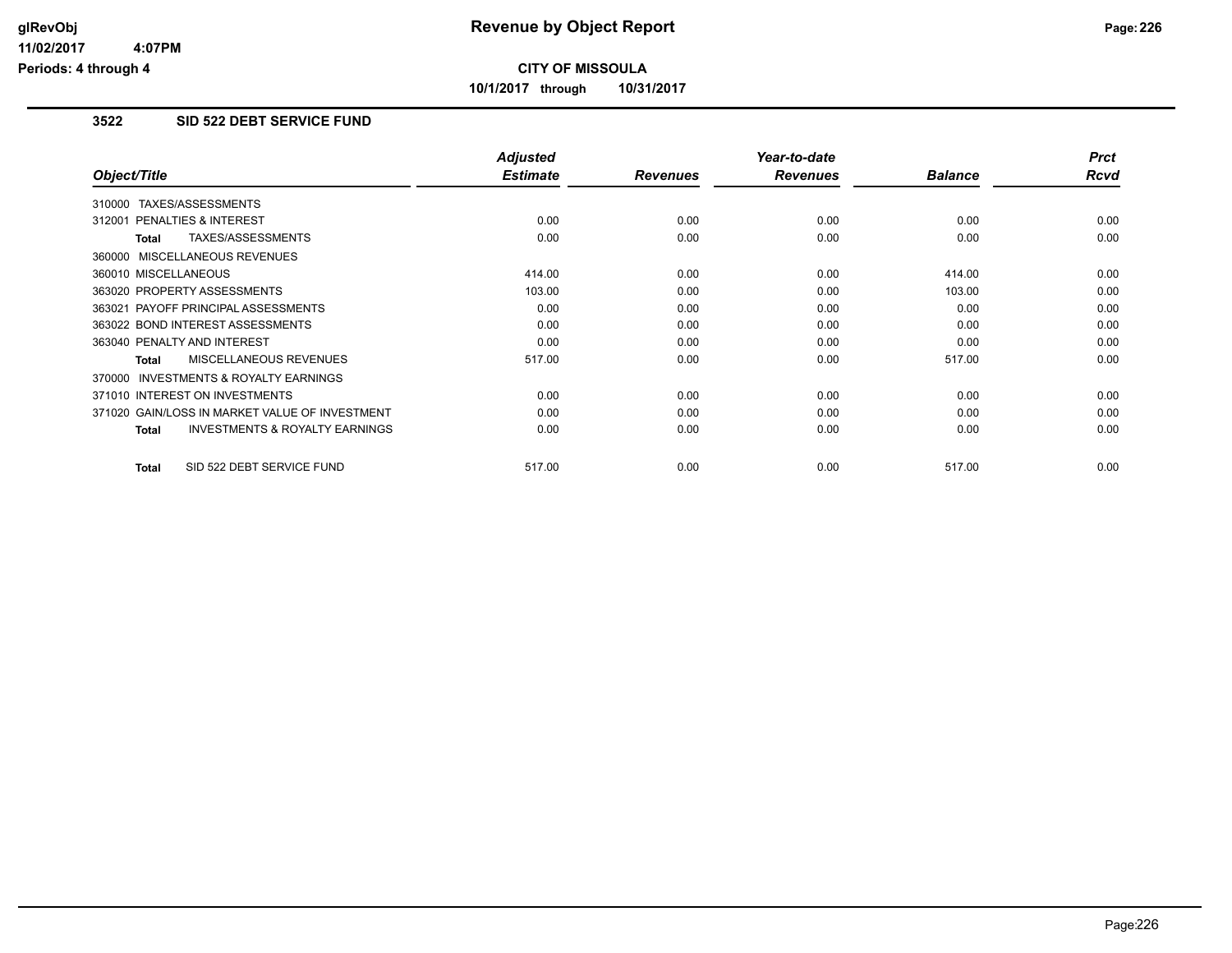**Revenue by Object Report**

**CITY OF MISSOULA**

**10/1/2017 through 10/31/2017**

glRevObj
11/02/2017 4:07PM
Periods: 4 through 4

### 3522 SID 522 DEBT SERVICE FUND

| Object/Title | Adjusted Estimate | Revenues | Year-to-date Revenues | Balance | Prct Rcvd |
|---|---|---|---|---|---|
| 310000 TAXES/ASSESSMENTS | | | | | |
| 312001 PENALTIES & INTEREST | 0.00 | 0.00 | 0.00 | 0.00 | 0.00 |
| **Total** TAXES/ASSESSMENTS | 0.00 | 0.00 | 0.00 | 0.00 | 0.00 |
| 360000 MISCELLANEOUS REVENUES | | | | | |
| 360010 MISCELLANEOUS | 414.00 | 0.00 | 0.00 | 414.00 | 0.00 |
| 363020 PROPERTY ASSESSMENTS | 103.00 | 0.00 | 0.00 | 103.00 | 0.00 |
| 363021 PAYOFF PRINCIPAL ASSESSMENTS | 0.00 | 0.00 | 0.00 | 0.00 | 0.00 |
| 363022 BOND INTEREST ASSESSMENTS | 0.00 | 0.00 | 0.00 | 0.00 | 0.00 |
| 363040 PENALTY AND INTEREST | 0.00 | 0.00 | 0.00 | 0.00 | 0.00 |
| **Total** MISCELLANEOUS REVENUES | 517.00 | 0.00 | 0.00 | 517.00 | 0.00 |
| 370000 INVESTMENTS & ROYALTY EARNINGS | | | | | |
| 371010 INTEREST ON INVESTMENTS | 0.00 | 0.00 | 0.00 | 0.00 | 0.00 |
| 371020 GAIN/LOSS IN MARKET VALUE OF INVESTMENT | 0.00 | 0.00 | 0.00 | 0.00 | 0.00 |
| **Total** INVESTMENTS & ROYALTY EARNINGS | 0.00 | 0.00 | 0.00 | 0.00 | 0.00 |
| **Total** SID 522 DEBT SERVICE FUND | 517.00 | 0.00 | 0.00 | 517.00 | 0.00 |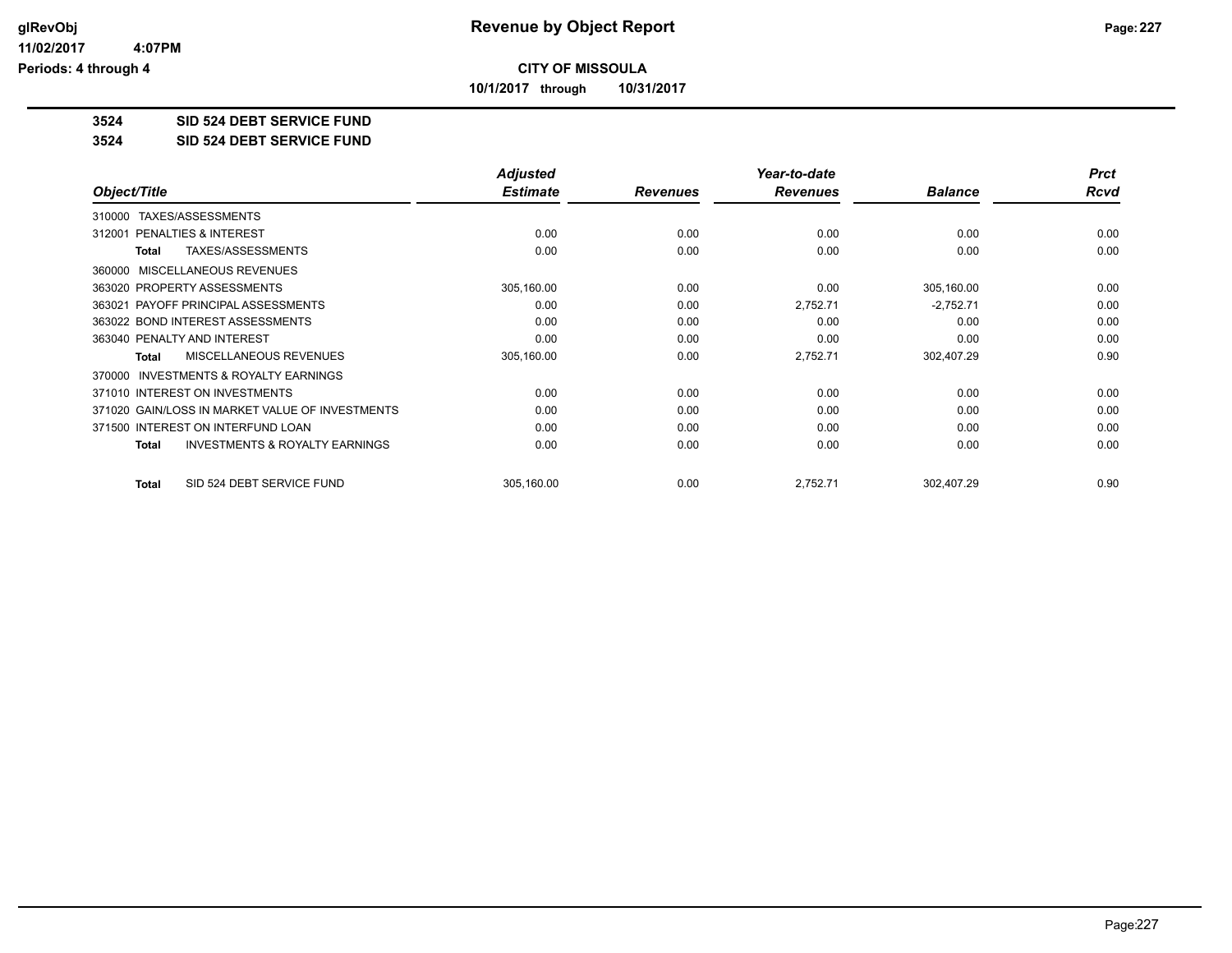# Revenue by Object Report

**CITY OF MISSOULA**

**10/1/2017 through 10/31/2017**

glRevObj
11/02/2017 4:07PM
Periods: 4 through 4

**3524 SID 524 DEBT SERVICE FUND**

**3524 SID 524 DEBT SERVICE FUND**

| Object/Title | Adjusted Estimate | Revenues | Year-to-date Revenues | Balance | Prct Rcvd |
|---|---|---|---|---|---|
| 310000 TAXES/ASSESSMENTS | | | | | |
| 312001 PENALTIES & INTEREST | 0.00 | 0.00 | 0.00 | 0.00 | 0.00 |
| **Total** TAXES/ASSESSMENTS | 0.00 | 0.00 | 0.00 | 0.00 | 0.00 |
| 360000 MISCELLANEOUS REVENUES | | | | | |
| 363020 PROPERTY ASSESSMENTS | 305,160.00 | 0.00 | 0.00 | 305,160.00 | 0.00 |
| 363021 PAYOFF PRINCIPAL ASSESSMENTS | 0.00 | 0.00 | 2,752.71 | -2,752.71 | 0.00 |
| 363022 BOND INTEREST ASSESSMENTS | 0.00 | 0.00 | 0.00 | 0.00 | 0.00 |
| 363040 PENALTY AND INTEREST | 0.00 | 0.00 | 0.00 | 0.00 | 0.00 |
| **Total** MISCELLANEOUS REVENUES | 305,160.00 | 0.00 | 2,752.71 | 302,407.29 | 0.90 |
| 370000 INVESTMENTS & ROYALTY EARNINGS | | | | | |
| 371010 INTEREST ON INVESTMENTS | 0.00 | 0.00 | 0.00 | 0.00 | 0.00 |
| 371020 GAIN/LOSS IN MARKET VALUE OF INVESTMENTS | 0.00 | 0.00 | 0.00 | 0.00 | 0.00 |
| 371500 INTEREST ON INTERFUND LOAN | 0.00 | 0.00 | 0.00 | 0.00 | 0.00 |
| **Total** INVESTMENTS & ROYALTY EARNINGS | 0.00 | 0.00 | 0.00 | 0.00 | 0.00 |
| **Total** SID 524 DEBT SERVICE FUND | 305,160.00 | 0.00 | 2,752.71 | 302,407.29 | 0.90 |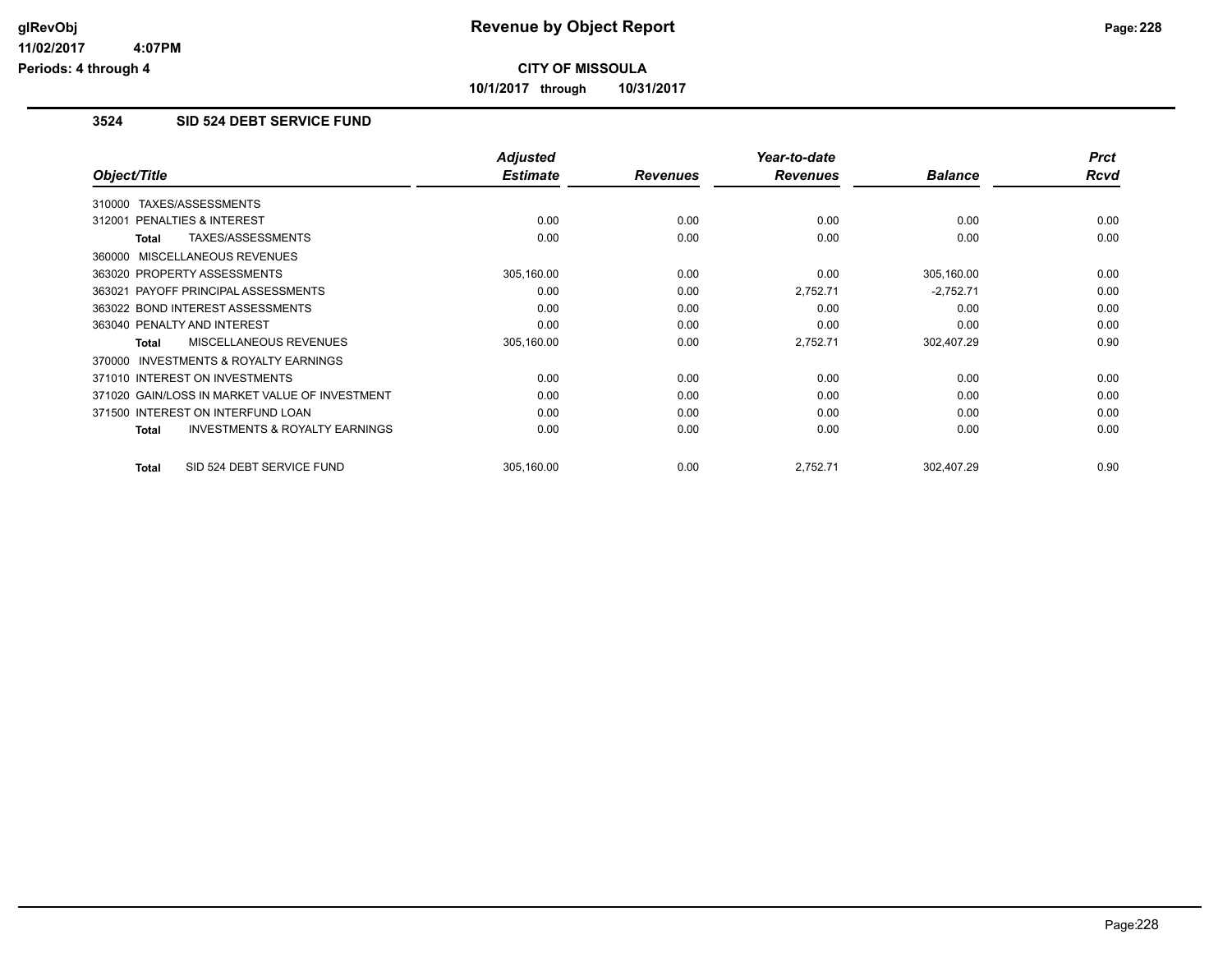# Revenue by Object Report

**CITY OF MISSOULA**

**10/1/2017 through 10/31/2017**

glRevObj
11/02/2017 4:07PM
Periods: 4 through 4

## 3524 SID 524 DEBT SERVICE FUND

| Object/Title | Adjusted Estimate | Revenues | Year-to-date Revenues | Balance | Prct Rcvd |
|---|---|---|---|---|---|
| 310000 TAXES/ASSESSMENTS | | | | | |
| 312001 PENALTIES & INTEREST | 0.00 | 0.00 | 0.00 | 0.00 | 0.00 |
| **Total** TAXES/ASSESSMENTS | 0.00 | 0.00 | 0.00 | 0.00 | 0.00 |
| 360000 MISCELLANEOUS REVENUES | | | | | |
| 363020 PROPERTY ASSESSMENTS | 305,160.00 | 0.00 | 0.00 | 305,160.00 | 0.00 |
| 363021 PAYOFF PRINCIPAL ASSESSMENTS | 0.00 | 0.00 | 2,752.71 | -2,752.71 | 0.00 |
| 363022 BOND INTEREST ASSESSMENTS | 0.00 | 0.00 | 0.00 | 0.00 | 0.00 |
| 363040 PENALTY AND INTEREST | 0.00 | 0.00 | 0.00 | 0.00 | 0.00 |
| **Total** MISCELLANEOUS REVENUES | 305,160.00 | 0.00 | 2,752.71 | 302,407.29 | 0.90 |
| 370000 INVESTMENTS & ROYALTY EARNINGS | | | | | |
| 371010 INTEREST ON INVESTMENTS | 0.00 | 0.00 | 0.00 | 0.00 | 0.00 |
| 371020 GAIN/LOSS IN MARKET VALUE OF INVESTMENT | 0.00 | 0.00 | 0.00 | 0.00 | 0.00 |
| 371500 INTEREST ON INTERFUND LOAN | 0.00 | 0.00 | 0.00 | 0.00 | 0.00 |
| **Total** INVESTMENTS & ROYALTY EARNINGS | 0.00 | 0.00 | 0.00 | 0.00 | 0.00 |
| **Total** SID 524 DEBT SERVICE FUND | 305,160.00 | 0.00 | 2,752.71 | 302,407.29 | 0.90 |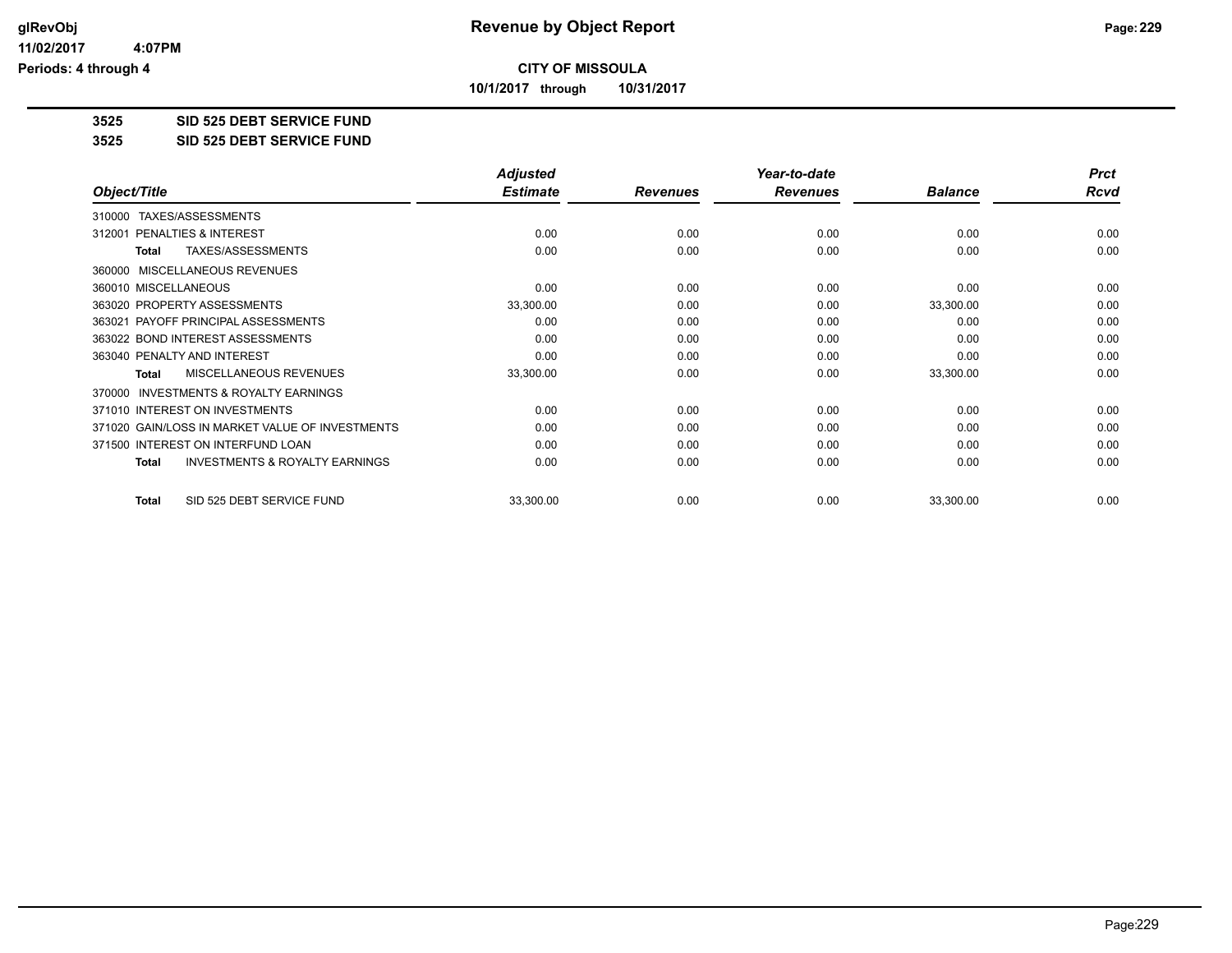**CITY OF MISSOULA**

**10/1/2017 through 10/31/2017**

**3525 SID 525 DEBT SERVICE FUND**

**3525 SID 525 DEBT SERVICE FUND**

| Object/Title | Adjusted Estimate | Revenues | Year-to-date Revenues | Balance | Prct Rcvd |
|---|---|---|---|---|---|
| 310000 TAXES/ASSESSMENTS | | | | | |
| 312001 PENALTIES & INTEREST | 0.00 | 0.00 | 0.00 | 0.00 | 0.00 |
| **Total** TAXES/ASSESSMENTS | 0.00 | 0.00 | 0.00 | 0.00 | 0.00 |
| 360000 MISCELLANEOUS REVENUES | | | | | |
| 360010 MISCELLANEOUS | 0.00 | 0.00 | 0.00 | 0.00 | 0.00 |
| 363020 PROPERTY ASSESSMENTS | 33,300.00 | 0.00 | 0.00 | 33,300.00 | 0.00 |
| 363021 PAYOFF PRINCIPAL ASSESSMENTS | 0.00 | 0.00 | 0.00 | 0.00 | 0.00 |
| 363022 BOND INTEREST ASSESSMENTS | 0.00 | 0.00 | 0.00 | 0.00 | 0.00 |
| 363040 PENALTY AND INTEREST | 0.00 | 0.00 | 0.00 | 0.00 | 0.00 |
| **Total** MISCELLANEOUS REVENUES | 33,300.00 | 0.00 | 0.00 | 33,300.00 | 0.00 |
| 370000 INVESTMENTS & ROYALTY EARNINGS | | | | | |
| 371010 INTEREST ON INVESTMENTS | 0.00 | 0.00 | 0.00 | 0.00 | 0.00 |
| 371020 GAIN/LOSS IN MARKET VALUE OF INVESTMENTS | 0.00 | 0.00 | 0.00 | 0.00 | 0.00 |
| 371500 INTEREST ON INTERFUND LOAN | 0.00 | 0.00 | 0.00 | 0.00 | 0.00 |
| **Total** INVESTMENTS & ROYALTY EARNINGS | 0.00 | 0.00 | 0.00 | 0.00 | 0.00 |
| **Total** SID 525 DEBT SERVICE FUND | 33,300.00 | 0.00 | 0.00 | 33,300.00 | 0.00 |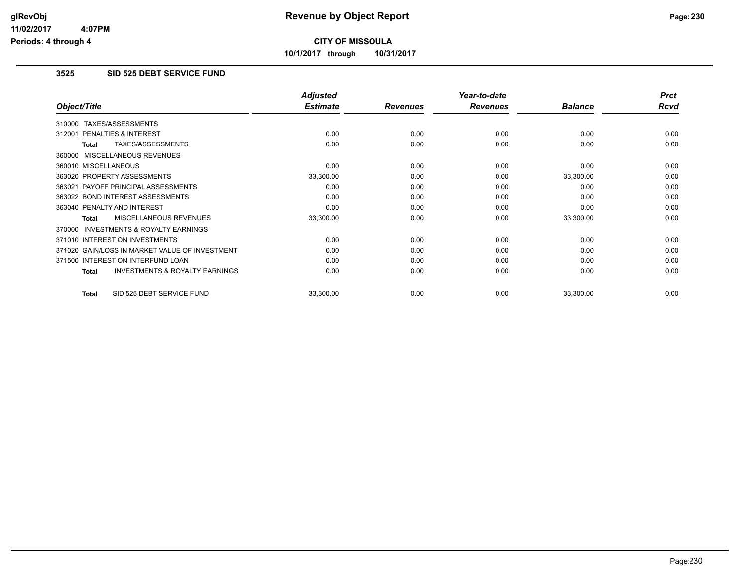**Revenue by Object Report**

**CITY OF MISSOULA**

**10/1/2017 through 10/31/2017**

glRevObj
11/02/2017 4:07PM
Periods: 4 through 4

## 3525 SID 525 DEBT SERVICE FUND

| Object/Title | Adjusted Estimate | Revenues | Year-to-date Revenues | Balance | Prct Rcvd |
|---|---|---|---|---|---|
| 310000 TAXES/ASSESSMENTS | | | | | |
| 312001 PENALTIES & INTEREST | 0.00 | 0.00 | 0.00 | 0.00 | 0.00 |
| **Total** TAXES/ASSESSMENTS | 0.00 | 0.00 | 0.00 | 0.00 | 0.00 |
| 360000 MISCELLANEOUS REVENUES | | | | | |
| 360010 MISCELLANEOUS | 0.00 | 0.00 | 0.00 | 0.00 | 0.00 |
| 363020 PROPERTY ASSESSMENTS | 33,300.00 | 0.00 | 0.00 | 33,300.00 | 0.00 |
| 363021 PAYOFF PRINCIPAL ASSESSMENTS | 0.00 | 0.00 | 0.00 | 0.00 | 0.00 |
| 363022 BOND INTEREST ASSESSMENTS | 0.00 | 0.00 | 0.00 | 0.00 | 0.00 |
| 363040 PENALTY AND INTEREST | 0.00 | 0.00 | 0.00 | 0.00 | 0.00 |
| **Total** MISCELLANEOUS REVENUES | 33,300.00 | 0.00 | 0.00 | 33,300.00 | 0.00 |
| 370000 INVESTMENTS & ROYALTY EARNINGS | | | | | |
| 371010 INTEREST ON INVESTMENTS | 0.00 | 0.00 | 0.00 | 0.00 | 0.00 |
| 371020 GAIN/LOSS IN MARKET VALUE OF INVESTMENT | 0.00 | 0.00 | 0.00 | 0.00 | 0.00 |
| 371500 INTEREST ON INTERFUND LOAN | 0.00 | 0.00 | 0.00 | 0.00 | 0.00 |
| **Total** INVESTMENTS & ROYALTY EARNINGS | 0.00 | 0.00 | 0.00 | 0.00 | 0.00 |
| **Total** SID 525 DEBT SERVICE FUND | 33,300.00 | 0.00 | 0.00 | 33,300.00 | 0.00 |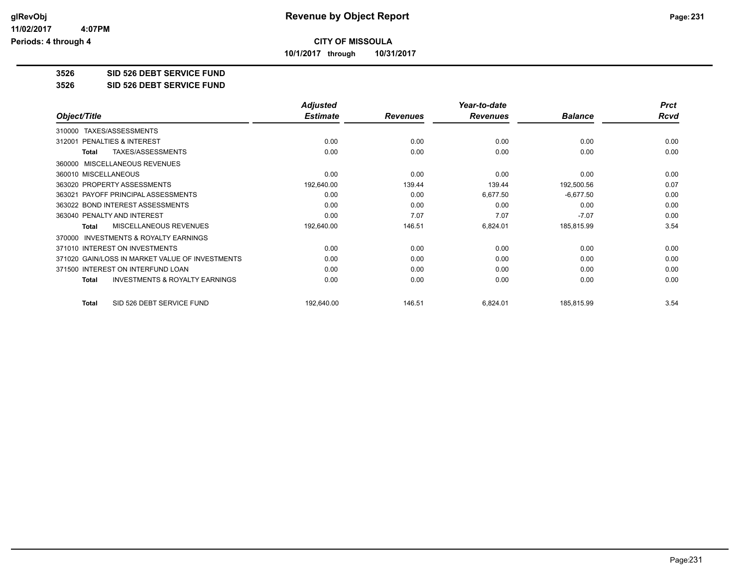# Revenue by Object Report

**CITY OF MISSOULA**

**10/1/2017 through 10/31/2017**

glRevObj
11/02/2017 4:07PM
Periods: 4 through 4

**3526 SID 526 DEBT SERVICE FUND**

**3526 SID 526 DEBT SERVICE FUND**

| Object/Title | Adjusted Estimate | Revenues | Year-to-date Revenues | Balance | Prct Rcvd |
|---|---|---|---|---|---|
| 310000 TAXES/ASSESSMENTS | | | | | |
| 312001 PENALTIES & INTEREST | 0.00 | 0.00 | 0.00 | 0.00 | 0.00 |
| **Total** TAXES/ASSESSMENTS | 0.00 | 0.00 | 0.00 | 0.00 | 0.00 |
| 360000 MISCELLANEOUS REVENUES | | | | | |
| 360010 MISCELLANEOUS | 0.00 | 0.00 | 0.00 | 0.00 | 0.00 |
| 363020 PROPERTY ASSESSMENTS | 192,640.00 | 139.44 | 139.44 | 192,500.56 | 0.07 |
| 363021 PAYOFF PRINCIPAL ASSESSMENTS | 0.00 | 0.00 | 6,677.50 | -6,677.50 | 0.00 |
| 363022 BOND INTEREST ASSESSMENTS | 0.00 | 0.00 | 0.00 | 0.00 | 0.00 |
| 363040 PENALTY AND INTEREST | 0.00 | 7.07 | 7.07 | -7.07 | 0.00 |
| **Total** MISCELLANEOUS REVENUES | 192,640.00 | 146.51 | 6,824.01 | 185,815.99 | 3.54 |
| 370000 INVESTMENTS & ROYALTY EARNINGS | | | | | |
| 371010 INTEREST ON INVESTMENTS | 0.00 | 0.00 | 0.00 | 0.00 | 0.00 |
| 371020 GAIN/LOSS IN MARKET VALUE OF INVESTMENTS | 0.00 | 0.00 | 0.00 | 0.00 | 0.00 |
| 371500 INTEREST ON INTERFUND LOAN | 0.00 | 0.00 | 0.00 | 0.00 | 0.00 |
| **Total** INVESTMENTS & ROYALTY EARNINGS | 0.00 | 0.00 | 0.00 | 0.00 | 0.00 |
| **Total** SID 526 DEBT SERVICE FUND | 192,640.00 | 146.51 | 6,824.01 | 185,815.99 | 3.54 |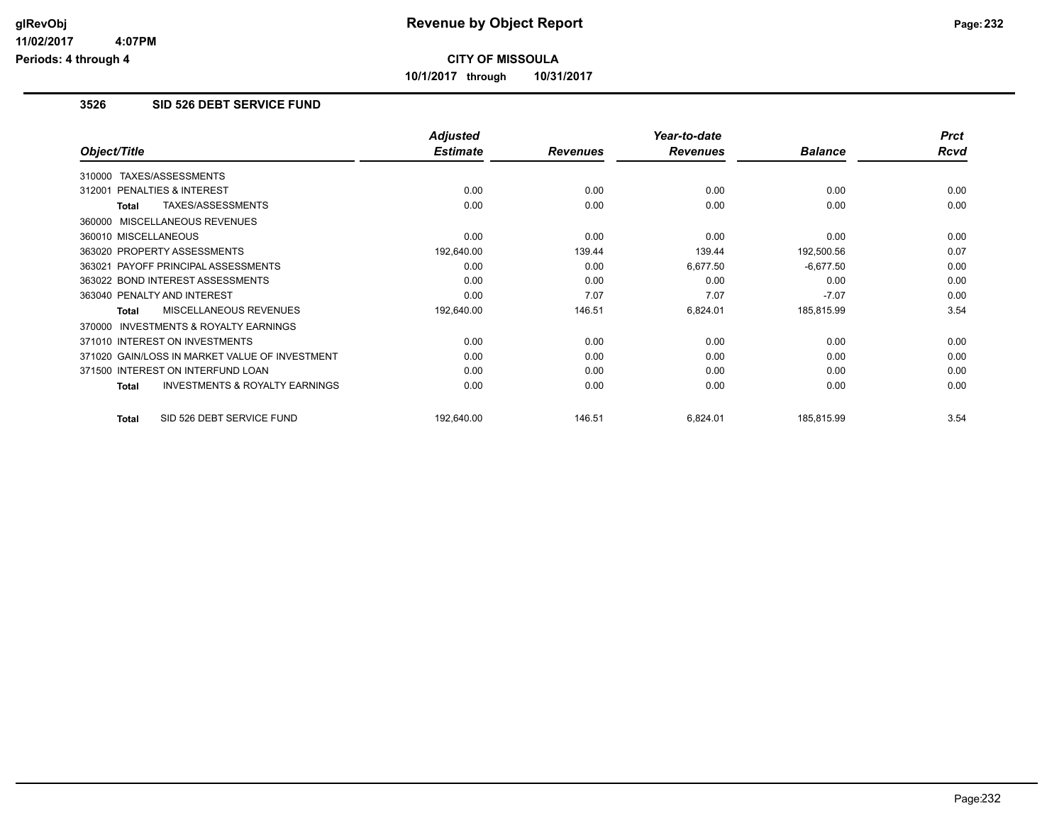# Revenue by Object Report

**CITY OF MISSOULA**

**10/1/2017 through 10/31/2017**

glRevObj
11/02/2017 4:07PM
Periods: 4 through 4

## 3526 SID 526 DEBT SERVICE FUND

| Object/Title | Adjusted Estimate | Revenues | Year-to-date Revenues | Balance | Prct Rcvd |
|---|---|---|---|---|---|
| 310000 TAXES/ASSESSMENTS | | | | | |
| 312001 PENALTIES & INTEREST | 0.00 | 0.00 | 0.00 | 0.00 | 0.00 |
| **Total** TAXES/ASSESSMENTS | 0.00 | 0.00 | 0.00 | 0.00 | 0.00 |
| 360000 MISCELLANEOUS REVENUES | | | | | |
| 360010 MISCELLANEOUS | 0.00 | 0.00 | 0.00 | 0.00 | 0.00 |
| 363020 PROPERTY ASSESSMENTS | 192,640.00 | 139.44 | 139.44 | 192,500.56 | 0.07 |
| 363021 PAYOFF PRINCIPAL ASSESSMENTS | 0.00 | 0.00 | 6,677.50 | -6,677.50 | 0.00 |
| 363022 BOND INTEREST ASSESSMENTS | 0.00 | 0.00 | 0.00 | 0.00 | 0.00 |
| 363040 PENALTY AND INTEREST | 0.00 | 7.07 | 7.07 | -7.07 | 0.00 |
| **Total** MISCELLANEOUS REVENUES | 192,640.00 | 146.51 | 6,824.01 | 185,815.99 | 3.54 |
| 370000 INVESTMENTS & ROYALTY EARNINGS | | | | | |
| 371010 INTEREST ON INVESTMENTS | 0.00 | 0.00 | 0.00 | 0.00 | 0.00 |
| 371020 GAIN/LOSS IN MARKET VALUE OF INVESTMENT | 0.00 | 0.00 | 0.00 | 0.00 | 0.00 |
| 371500 INTEREST ON INTERFUND LOAN | 0.00 | 0.00 | 0.00 | 0.00 | 0.00 |
| **Total** INVESTMENTS & ROYALTY EARNINGS | 0.00 | 0.00 | 0.00 | 0.00 | 0.00 |
| **Total** SID 526 DEBT SERVICE FUND | 192,640.00 | 146.51 | 6,824.01 | 185,815.99 | 3.54 |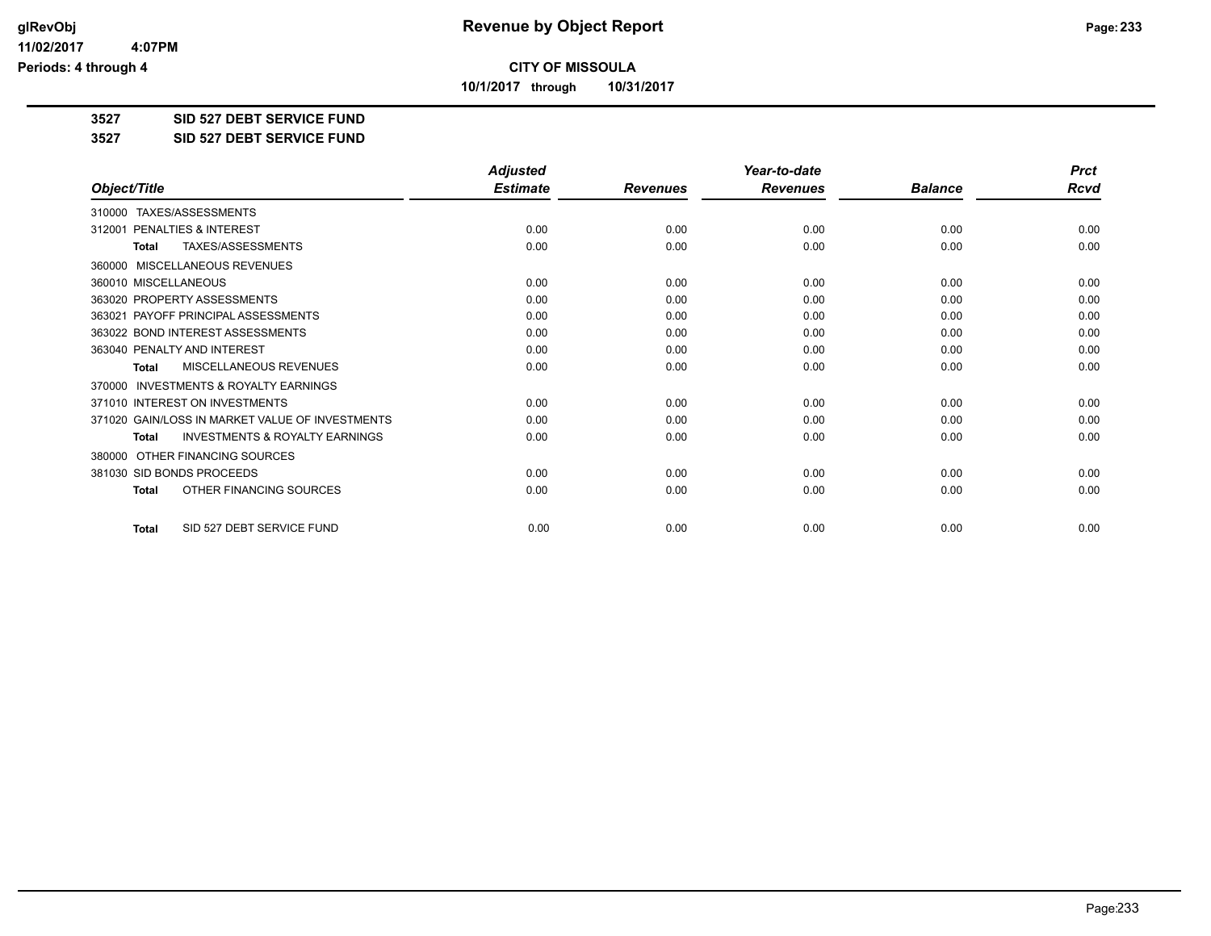# Revenue by Object Report

**CITY OF MISSOULA**

**10/1/2017 through 10/31/2017**

**3527 SID 527 DEBT SERVICE FUND**

**3527 SID 527 DEBT SERVICE FUND**

| Object/Title | Adjusted Estimate | Revenues | Year-to-date Revenues | Balance | Prct Rcvd |
|---|---|---|---|---|---|
| 310000 TAXES/ASSESSMENTS | | | | | |
| 312001 PENALTIES & INTEREST | 0.00 | 0.00 | 0.00 | 0.00 | 0.00 |
| **Total** TAXES/ASSESSMENTS | 0.00 | 0.00 | 0.00 | 0.00 | 0.00 |
| 360000 MISCELLANEOUS REVENUES | | | | | |
| 360010 MISCELLANEOUS | 0.00 | 0.00 | 0.00 | 0.00 | 0.00 |
| 363020 PROPERTY ASSESSMENTS | 0.00 | 0.00 | 0.00 | 0.00 | 0.00 |
| 363021 PAYOFF PRINCIPAL ASSESSMENTS | 0.00 | 0.00 | 0.00 | 0.00 | 0.00 |
| 363022 BOND INTEREST ASSESSMENTS | 0.00 | 0.00 | 0.00 | 0.00 | 0.00 |
| 363040 PENALTY AND INTEREST | 0.00 | 0.00 | 0.00 | 0.00 | 0.00 |
| **Total** MISCELLANEOUS REVENUES | 0.00 | 0.00 | 0.00 | 0.00 | 0.00 |
| 370000 INVESTMENTS & ROYALTY EARNINGS | | | | | |
| 371010 INTEREST ON INVESTMENTS | 0.00 | 0.00 | 0.00 | 0.00 | 0.00 |
| 371020 GAIN/LOSS IN MARKET VALUE OF INVESTMENTS | 0.00 | 0.00 | 0.00 | 0.00 | 0.00 |
| **Total** INVESTMENTS & ROYALTY EARNINGS | 0.00 | 0.00 | 0.00 | 0.00 | 0.00 |
| 380000 OTHER FINANCING SOURCES | | | | | |
| 381030 SID BONDS PROCEEDS | 0.00 | 0.00 | 0.00 | 0.00 | 0.00 |
| **Total** OTHER FINANCING SOURCES | 0.00 | 0.00 | 0.00 | 0.00 | 0.00 |
| **Total** SID 527 DEBT SERVICE FUND | 0.00 | 0.00 | 0.00 | 0.00 | 0.00 |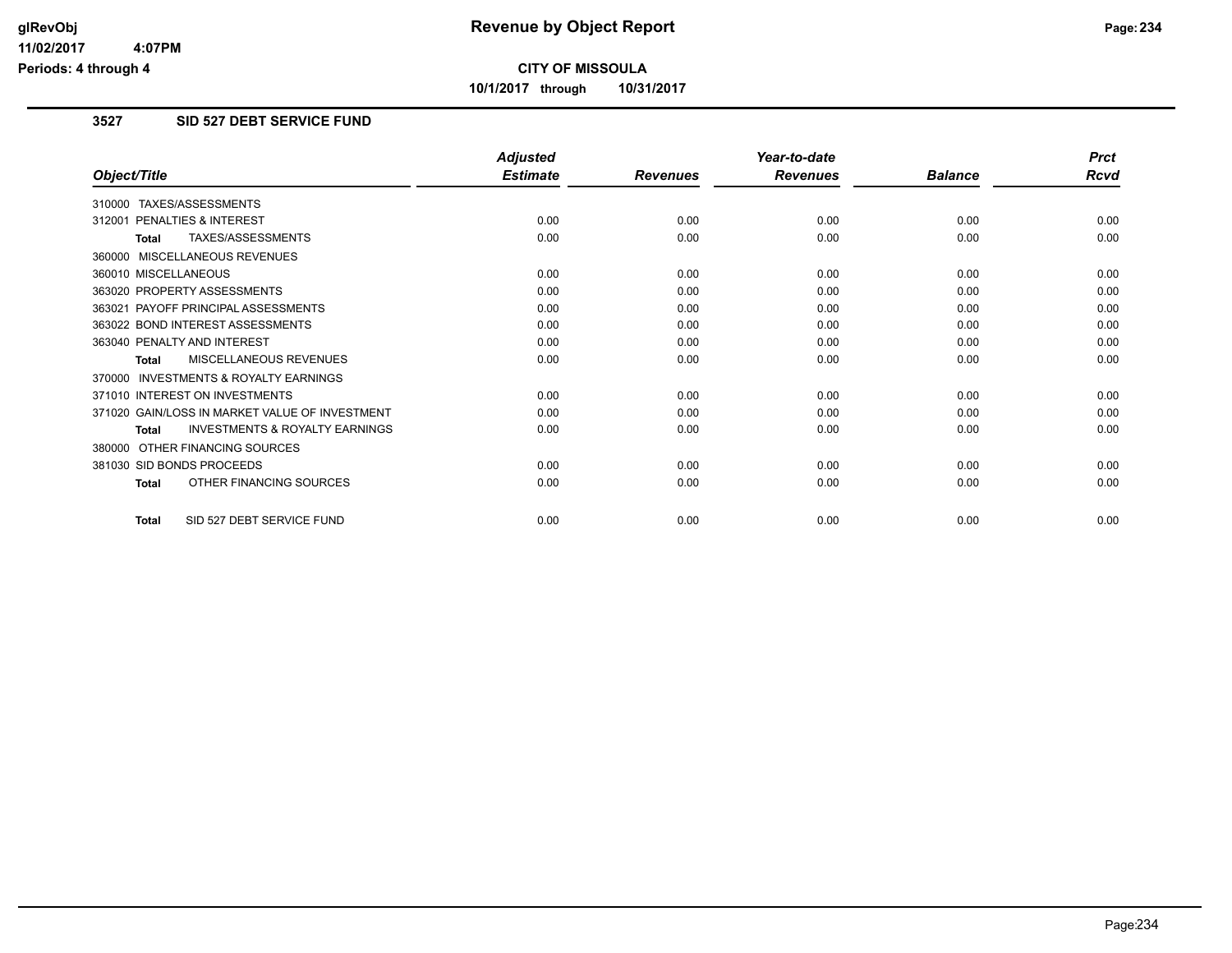# Revenue by Object Report

**CITY OF MISSOULA**

**10/1/2017 through 10/31/2017**

glRevObj
11/02/2017 4:07PM
Periods: 4 through 4

## 3527 SID 527 DEBT SERVICE FUND

| Object/Title | Adjusted Estimate | Revenues | Year-to-date Revenues | Balance | Prct Rcvd |
|---|---|---|---|---|---|
| 310000 TAXES/ASSESSMENTS | | | | | |
| 312001 PENALTIES & INTEREST | 0.00 | 0.00 | 0.00 | 0.00 | 0.00 |
| **Total** TAXES/ASSESSMENTS | 0.00 | 0.00 | 0.00 | 0.00 | 0.00 |
| 360000 MISCELLANEOUS REVENUES | | | | | |
| 360010 MISCELLANEOUS | 0.00 | 0.00 | 0.00 | 0.00 | 0.00 |
| 363020 PROPERTY ASSESSMENTS | 0.00 | 0.00 | 0.00 | 0.00 | 0.00 |
| 363021 PAYOFF PRINCIPAL ASSESSMENTS | 0.00 | 0.00 | 0.00 | 0.00 | 0.00 |
| 363022 BOND INTEREST ASSESSMENTS | 0.00 | 0.00 | 0.00 | 0.00 | 0.00 |
| 363040 PENALTY AND INTEREST | 0.00 | 0.00 | 0.00 | 0.00 | 0.00 |
| **Total** MISCELLANEOUS REVENUES | 0.00 | 0.00 | 0.00 | 0.00 | 0.00 |
| 370000 INVESTMENTS & ROYALTY EARNINGS | | | | | |
| 371010 INTEREST ON INVESTMENTS | 0.00 | 0.00 | 0.00 | 0.00 | 0.00 |
| 371020 GAIN/LOSS IN MARKET VALUE OF INVESTMENT | 0.00 | 0.00 | 0.00 | 0.00 | 0.00 |
| **Total** INVESTMENTS & ROYALTY EARNINGS | 0.00 | 0.00 | 0.00 | 0.00 | 0.00 |
| 380000 OTHER FINANCING SOURCES | | | | | |
| 381030 SID BONDS PROCEEDS | 0.00 | 0.00 | 0.00 | 0.00 | 0.00 |
| **Total** OTHER FINANCING SOURCES | 0.00 | 0.00 | 0.00 | 0.00 | 0.00 |
| **Total** SID 527 DEBT SERVICE FUND | 0.00 | 0.00 | 0.00 | 0.00 | 0.00 |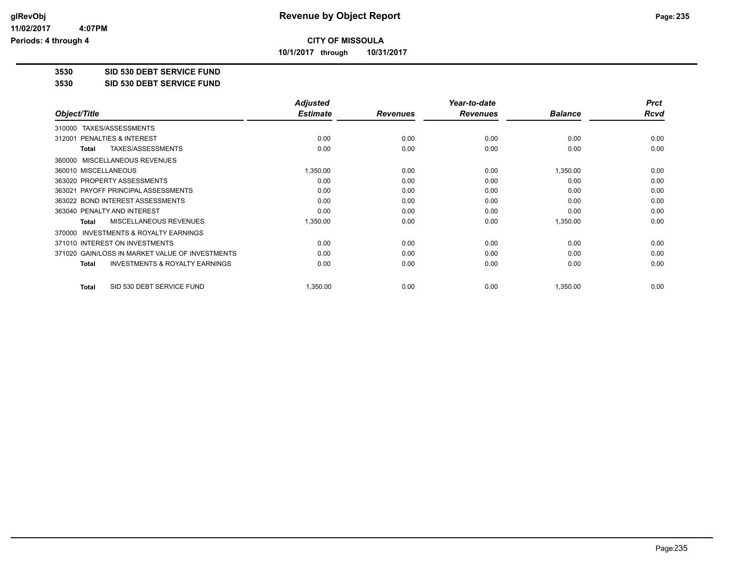**CITY OF MISSOULA**

**10/1/2017 through 10/31/2017**

**3530 SID 530 DEBT SERVICE FUND**

**3530 SID 530 DEBT SERVICE FUND**

| Object/Title | Adjusted Estimate | Revenues | Year-to-date Revenues | Balance | Prct Rcvd |
|---|---|---|---|---|---|
| 310000 TAXES/ASSESSMENTS | | | | | |
| 312001 PENALTIES & INTEREST | 0.00 | 0.00 | 0.00 | 0.00 | 0.00 |
| **Total** TAXES/ASSESSMENTS | 0.00 | 0.00 | 0.00 | 0.00 | 0.00 |
| 360000 MISCELLANEOUS REVENUES | | | | | |
| 360010 MISCELLANEOUS | 1,350.00 | 0.00 | 0.00 | 1,350.00 | 0.00 |
| 363020 PROPERTY ASSESSMENTS | 0.00 | 0.00 | 0.00 | 0.00 | 0.00 |
| 363021 PAYOFF PRINCIPAL ASSESSMENTS | 0.00 | 0.00 | 0.00 | 0.00 | 0.00 |
| 363022 BOND INTEREST ASSESSMENTS | 0.00 | 0.00 | 0.00 | 0.00 | 0.00 |
| 363040 PENALTY AND INTEREST | 0.00 | 0.00 | 0.00 | 0.00 | 0.00 |
| **Total** MISCELLANEOUS REVENUES | 1,350.00 | 0.00 | 0.00 | 1,350.00 | 0.00 |
| 370000 INVESTMENTS & ROYALTY EARNINGS | | | | | |
| 371010 INTEREST ON INVESTMENTS | 0.00 | 0.00 | 0.00 | 0.00 | 0.00 |
| 371020 GAIN/LOSS IN MARKET VALUE OF INVESTMENTS | 0.00 | 0.00 | 0.00 | 0.00 | 0.00 |
| **Total** INVESTMENTS & ROYALTY EARNINGS | 0.00 | 0.00 | 0.00 | 0.00 | 0.00 |
| **Total** SID 530 DEBT SERVICE FUND | 1,350.00 | 0.00 | 0.00 | 1,350.00 | 0.00 |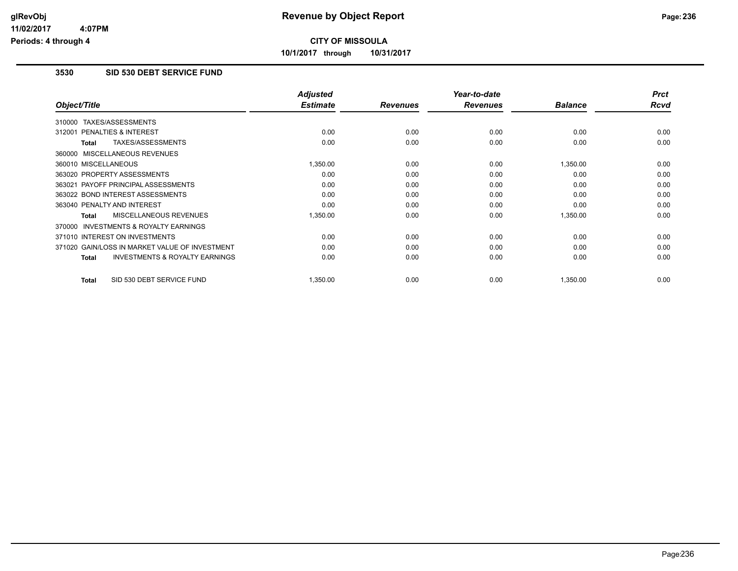# Revenue by Object Report

**CITY OF MISSOULA**

**10/1/2017 through 10/31/2017**

glRevObj
11/02/2017 4:07PM
Periods: 4 through 4

### 3530 SID 530 DEBT SERVICE FUND

| Object/Title | Adjusted Estimate | Revenues | Year-to-date Revenues | Balance | Prct Rcvd |
|---|---|---|---|---|---|
| 310000 TAXES/ASSESSMENTS | | | | | |
| 312001 PENALTIES & INTEREST | 0.00 | 0.00 | 0.00 | 0.00 | 0.00 |
| **Total** TAXES/ASSESSMENTS | 0.00 | 0.00 | 0.00 | 0.00 | 0.00 |
| 360000 MISCELLANEOUS REVENUES | | | | | |
| 360010 MISCELLANEOUS | 1,350.00 | 0.00 | 0.00 | 1,350.00 | 0.00 |
| 363020 PROPERTY ASSESSMENTS | 0.00 | 0.00 | 0.00 | 0.00 | 0.00 |
| 363021 PAYOFF PRINCIPAL ASSESSMENTS | 0.00 | 0.00 | 0.00 | 0.00 | 0.00 |
| 363022 BOND INTEREST ASSESSMENTS | 0.00 | 0.00 | 0.00 | 0.00 | 0.00 |
| 363040 PENALTY AND INTEREST | 0.00 | 0.00 | 0.00 | 0.00 | 0.00 |
| **Total** MISCELLANEOUS REVENUES | 1,350.00 | 0.00 | 0.00 | 1,350.00 | 0.00 |
| 370000 INVESTMENTS & ROYALTY EARNINGS | | | | | |
| 371010 INTEREST ON INVESTMENTS | 0.00 | 0.00 | 0.00 | 0.00 | 0.00 |
| 371020 GAIN/LOSS IN MARKET VALUE OF INVESTMENT | 0.00 | 0.00 | 0.00 | 0.00 | 0.00 |
| **Total** INVESTMENTS & ROYALTY EARNINGS | 0.00 | 0.00 | 0.00 | 0.00 | 0.00 |
| **Total** SID 530 DEBT SERVICE FUND | 1,350.00 | 0.00 | 0.00 | 1,350.00 | 0.00 |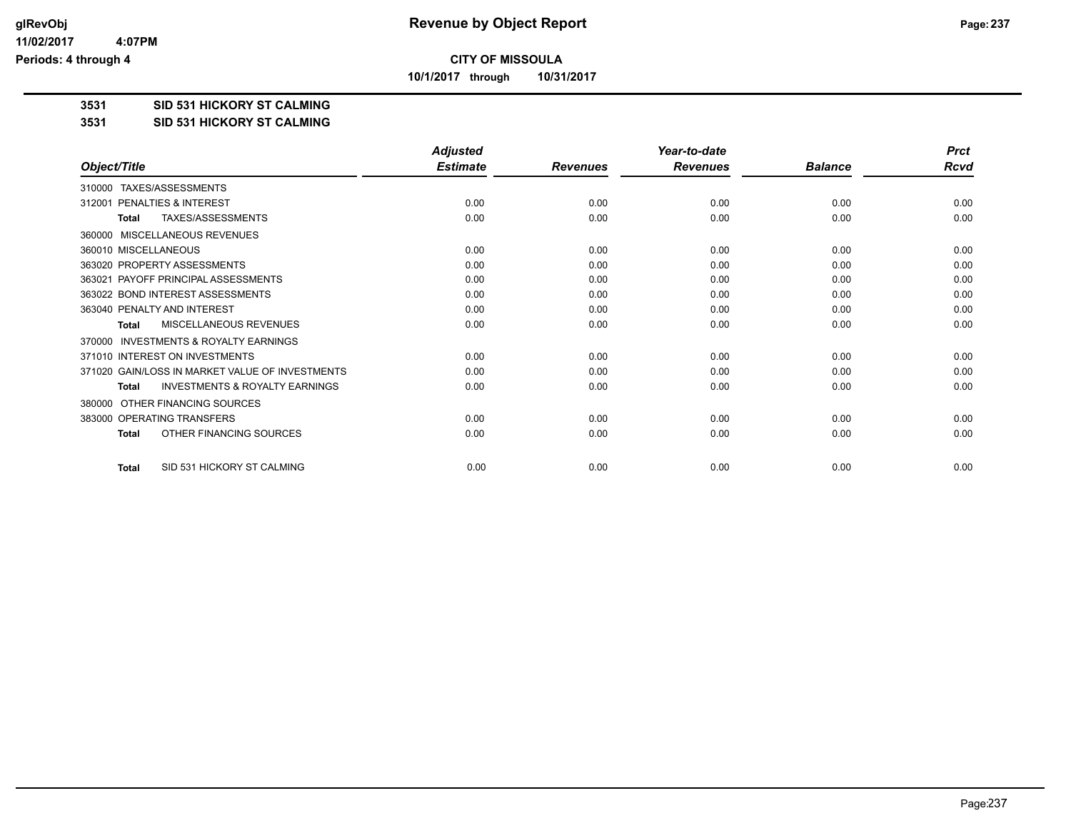glRevObj
11/02/2017 4:07PM
Periods: 4 through 4

# Revenue by Object Report

**CITY OF MISSOULA**

**10/1/2017 through 10/31/2017**

**3531 SID 531 HICKORY ST CALMING**

**3531 SID 531 HICKORY ST CALMING**

| Object/Title | Adjusted Estimate | Revenues | Year-to-date Revenues | Balance | Prct Rcvd |
|---|---|---|---|---|---|
| 310000 TAXES/ASSESSMENTS | | | | | |
| 312001 PENALTIES & INTEREST | 0.00 | 0.00 | 0.00 | 0.00 | 0.00 |
| **Total** TAXES/ASSESSMENTS | 0.00 | 0.00 | 0.00 | 0.00 | 0.00 |
| 360000 MISCELLANEOUS REVENUES | | | | | |
| 360010 MISCELLANEOUS | 0.00 | 0.00 | 0.00 | 0.00 | 0.00 |
| 363020 PROPERTY ASSESSMENTS | 0.00 | 0.00 | 0.00 | 0.00 | 0.00 |
| 363021 PAYOFF PRINCIPAL ASSESSMENTS | 0.00 | 0.00 | 0.00 | 0.00 | 0.00 |
| 363022 BOND INTEREST ASSESSMENTS | 0.00 | 0.00 | 0.00 | 0.00 | 0.00 |
| 363040 PENALTY AND INTEREST | 0.00 | 0.00 | 0.00 | 0.00 | 0.00 |
| **Total** MISCELLANEOUS REVENUES | 0.00 | 0.00 | 0.00 | 0.00 | 0.00 |
| 370000 INVESTMENTS & ROYALTY EARNINGS | | | | | |
| 371010 INTEREST ON INVESTMENTS | 0.00 | 0.00 | 0.00 | 0.00 | 0.00 |
| 371020 GAIN/LOSS IN MARKET VALUE OF INVESTMENTS | 0.00 | 0.00 | 0.00 | 0.00 | 0.00 |
| **Total** INVESTMENTS & ROYALTY EARNINGS | 0.00 | 0.00 | 0.00 | 0.00 | 0.00 |
| 380000 OTHER FINANCING SOURCES | | | | | |
| 383000 OPERATING TRANSFERS | 0.00 | 0.00 | 0.00 | 0.00 | 0.00 |
| **Total** OTHER FINANCING SOURCES | 0.00 | 0.00 | 0.00 | 0.00 | 0.00 |
| **Total** SID 531 HICKORY ST CALMING | 0.00 | 0.00 | 0.00 | 0.00 | 0.00 |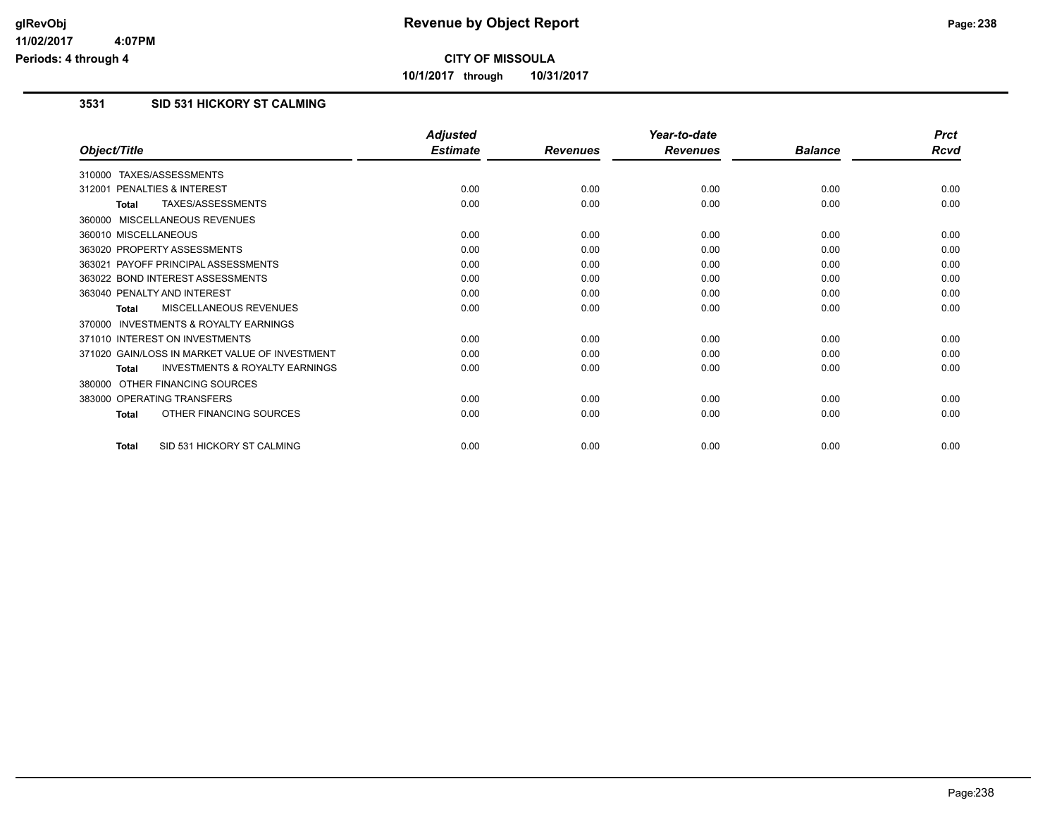# CITY OF MISSOULA

**10/1/2017 through 10/31/2017**

## 3531 SID 531 HICKORY ST CALMING

| Object/Title | Adjusted Estimate | Revenues | Year-to-date Revenues | Balance | Prct Rcvd |
|---|---|---|---|---|---|
| 310000 TAXES/ASSESSMENTS | | | | | |
| 312001 PENALTIES & INTEREST | 0.00 | 0.00 | 0.00 | 0.00 | 0.00 |
| **Total** TAXES/ASSESSMENTS | 0.00 | 0.00 | 0.00 | 0.00 | 0.00 |
| 360000 MISCELLANEOUS REVENUES | | | | | |
| 360010 MISCELLANEOUS | 0.00 | 0.00 | 0.00 | 0.00 | 0.00 |
| 363020 PROPERTY ASSESSMENTS | 0.00 | 0.00 | 0.00 | 0.00 | 0.00 |
| 363021 PAYOFF PRINCIPAL ASSESSMENTS | 0.00 | 0.00 | 0.00 | 0.00 | 0.00 |
| 363022 BOND INTEREST ASSESSMENTS | 0.00 | 0.00 | 0.00 | 0.00 | 0.00 |
| 363040 PENALTY AND INTEREST | 0.00 | 0.00 | 0.00 | 0.00 | 0.00 |
| **Total** MISCELLANEOUS REVENUES | 0.00 | 0.00 | 0.00 | 0.00 | 0.00 |
| 370000 INVESTMENTS & ROYALTY EARNINGS | | | | | |
| 371010 INTEREST ON INVESTMENTS | 0.00 | 0.00 | 0.00 | 0.00 | 0.00 |
| 371020 GAIN/LOSS IN MARKET VALUE OF INVESTMENT | 0.00 | 0.00 | 0.00 | 0.00 | 0.00 |
| **Total** INVESTMENTS & ROYALTY EARNINGS | 0.00 | 0.00 | 0.00 | 0.00 | 0.00 |
| 380000 OTHER FINANCING SOURCES | | | | | |
| 383000 OPERATING TRANSFERS | 0.00 | 0.00 | 0.00 | 0.00 | 0.00 |
| **Total** OTHER FINANCING SOURCES | 0.00 | 0.00 | 0.00 | 0.00 | 0.00 |
| **Total** SID 531 HICKORY ST CALMING | 0.00 | 0.00 | 0.00 | 0.00 | 0.00 |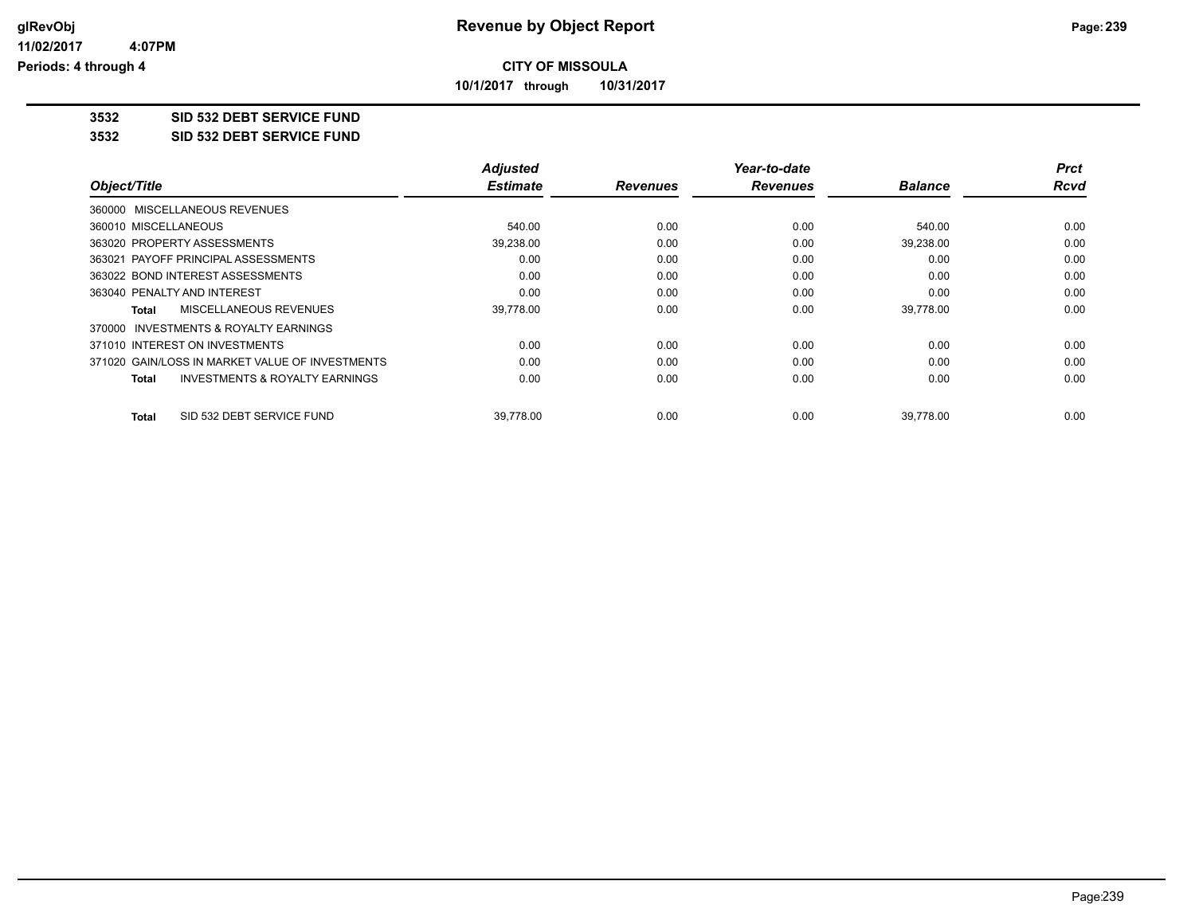# Revenue by Object Report

**CITY OF MISSOULA**

**10/1/2017 through 10/31/2017**

glRevObj
11/02/2017 4:07PM
Periods: 4 through 4

## 3532 SID 532 DEBT SERVICE FUND

## 3532 SID 532 DEBT SERVICE FUND

| Object/Title | Adjusted Estimate | Revenues | Year-to-date Revenues | Balance | Prct Rcvd |
|---|---|---|---|---|---|
| 360000 MISCELLANEOUS REVENUES | | | | | |
| 360010 MISCELLANEOUS | 540.00 | 0.00 | 0.00 | 540.00 | 0.00 |
| 363020 PROPERTY ASSESSMENTS | 39,238.00 | 0.00 | 0.00 | 39,238.00 | 0.00 |
| 363021 PAYOFF PRINCIPAL ASSESSMENTS | 0.00 | 0.00 | 0.00 | 0.00 | 0.00 |
| 363022 BOND INTEREST ASSESSMENTS | 0.00 | 0.00 | 0.00 | 0.00 | 0.00 |
| 363040 PENALTY AND INTEREST | 0.00 | 0.00 | 0.00 | 0.00 | 0.00 |
| **Total** MISCELLANEOUS REVENUES | 39,778.00 | 0.00 | 0.00 | 39,778.00 | 0.00 |
| 370000 INVESTMENTS & ROYALTY EARNINGS | | | | | |
| 371010 INTEREST ON INVESTMENTS | 0.00 | 0.00 | 0.00 | 0.00 | 0.00 |
| 371020 GAIN/LOSS IN MARKET VALUE OF INVESTMENTS | 0.00 | 0.00 | 0.00 | 0.00 | 0.00 |
| **Total** INVESTMENTS & ROYALTY EARNINGS | 0.00 | 0.00 | 0.00 | 0.00 | 0.00 |
| **Total** SID 532 DEBT SERVICE FUND | 39,778.00 | 0.00 | 0.00 | 39,778.00 | 0.00 |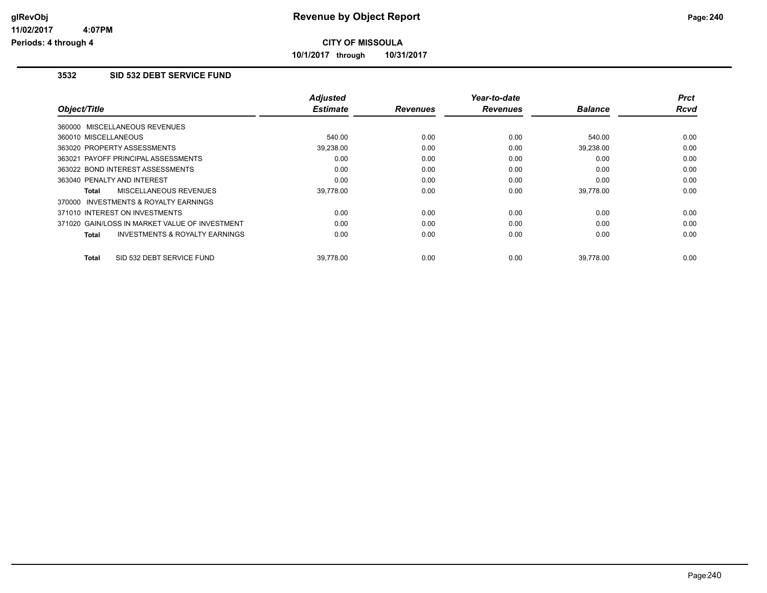# Revenue by Object Report

## CITY OF MISSOULA

**10/1/2017 through 10/31/2017**

### 3532 SID 532 DEBT SERVICE FUND

| Object/Title | Adjusted Estimate | Revenues | Year-to-date Revenues | Balance | Prct Rcvd |
|---|---|---|---|---|---|
| 360000 MISCELLANEOUS REVENUES | | | | | |
| 360010 MISCELLANEOUS | 540.00 | 0.00 | 0.00 | 540.00 | 0.00 |
| 363020 PROPERTY ASSESSMENTS | 39,238.00 | 0.00 | 0.00 | 39,238.00 | 0.00 |
| 363021 PAYOFF PRINCIPAL ASSESSMENTS | 0.00 | 0.00 | 0.00 | 0.00 | 0.00 |
| 363022 BOND INTEREST ASSESSMENTS | 0.00 | 0.00 | 0.00 | 0.00 | 0.00 |
| 363040 PENALTY AND INTEREST | 0.00 | 0.00 | 0.00 | 0.00 | 0.00 |
| **Total** MISCELLANEOUS REVENUES | 39,778.00 | 0.00 | 0.00 | 39,778.00 | 0.00 |
| 370000 INVESTMENTS & ROYALTY EARNINGS | | | | | |
| 371010 INTEREST ON INVESTMENTS | 0.00 | 0.00 | 0.00 | 0.00 | 0.00 |
| 371020 GAIN/LOSS IN MARKET VALUE OF INVESTMENT | 0.00 | 0.00 | 0.00 | 0.00 | 0.00 |
| **Total** INVESTMENTS & ROYALTY EARNINGS | 0.00 | 0.00 | 0.00 | 0.00 | 0.00 |
| **Total** SID 532 DEBT SERVICE FUND | 39,778.00 | 0.00 | 0.00 | 39,778.00 | 0.00 |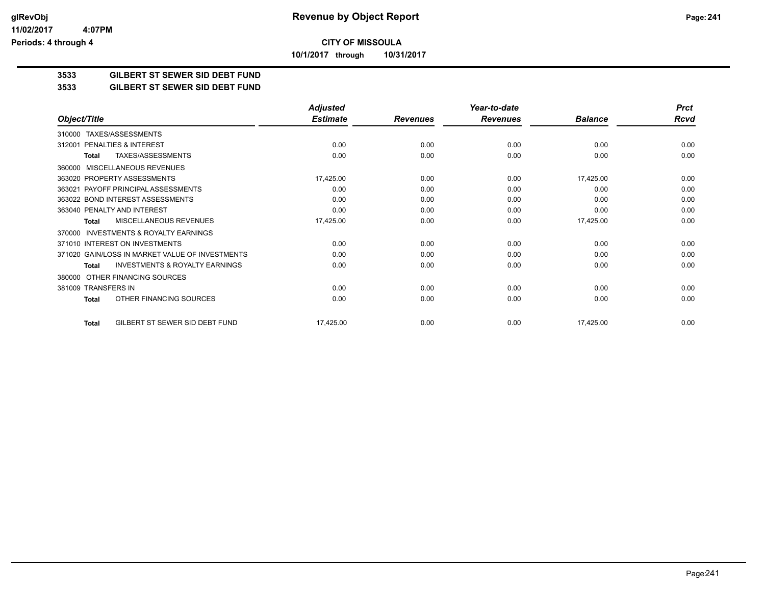**glRevObj**
**11/02/2017 4:07PM**
**Periods: 4 through 4**

# Revenue by Object Report

**CITY OF MISSOULA**

**10/1/2017 through 10/31/2017**

## 3533 GILBERT ST SEWER SID DEBT FUND

## 3533 GILBERT ST SEWER SID DEBT FUND

| *Object/Title* | *Adjusted Estimate* | *Revenues* | *Year-to-date Revenues* | *Balance* | *Prct Rcvd* |
|---|---|---|---|---|---|
| 310000 TAXES/ASSESSMENTS | | | | | |
| 312001 PENALTIES & INTEREST | 0.00 | 0.00 | 0.00 | 0.00 | 0.00 |
| **Total** TAXES/ASSESSMENTS | 0.00 | 0.00 | 0.00 | 0.00 | 0.00 |
| 360000 MISCELLANEOUS REVENUES | | | | | |
| 363020 PROPERTY ASSESSMENTS | 17,425.00 | 0.00 | 0.00 | 17,425.00 | 0.00 |
| 363021 PAYOFF PRINCIPAL ASSESSMENTS | 0.00 | 0.00 | 0.00 | 0.00 | 0.00 |
| 363022 BOND INTEREST ASSESSMENTS | 0.00 | 0.00 | 0.00 | 0.00 | 0.00 |
| 363040 PENALTY AND INTEREST | 0.00 | 0.00 | 0.00 | 0.00 | 0.00 |
| **Total** MISCELLANEOUS REVENUES | 17,425.00 | 0.00 | 0.00 | 17,425.00 | 0.00 |
| 370000 INVESTMENTS & ROYALTY EARNINGS | | | | | |
| 371010 INTEREST ON INVESTMENTS | 0.00 | 0.00 | 0.00 | 0.00 | 0.00 |
| 371020 GAIN/LOSS IN MARKET VALUE OF INVESTMENTS | 0.00 | 0.00 | 0.00 | 0.00 | 0.00 |
| **Total** INVESTMENTS & ROYALTY EARNINGS | 0.00 | 0.00 | 0.00 | 0.00 | 0.00 |
| 380000 OTHER FINANCING SOURCES | | | | | |
| 381009 TRANSFERS IN | 0.00 | 0.00 | 0.00 | 0.00 | 0.00 |
| **Total** OTHER FINANCING SOURCES | 0.00 | 0.00 | 0.00 | 0.00 | 0.00 |
| **Total** GILBERT ST SEWER SID DEBT FUND | 17,425.00 | 0.00 | 0.00 | 17,425.00 | 0.00 |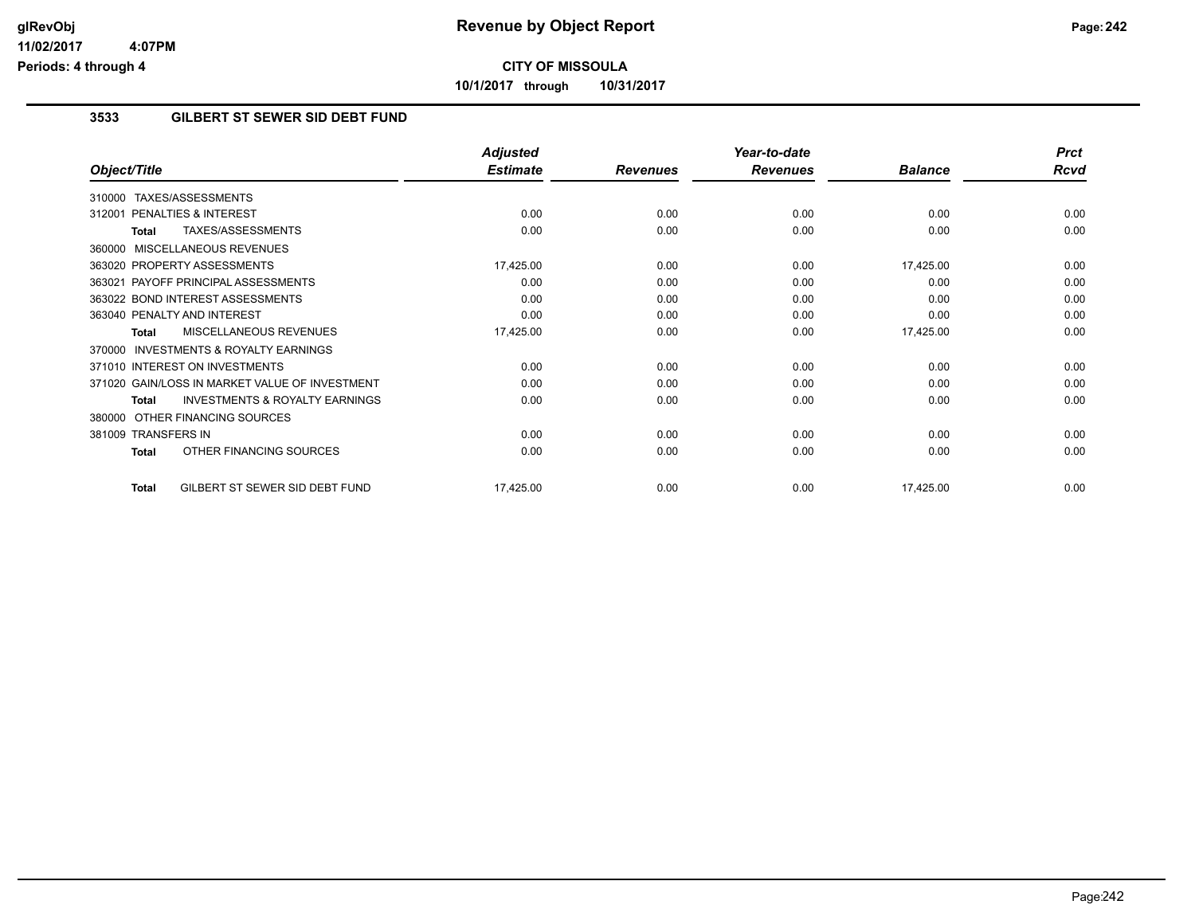# Revenue by Object Report

glRevObj
11/02/2017 4:07PM
Periods: 4 through 4

**CITY OF MISSOULA**

**10/1/2017 through 10/31/2017**

## 3533 GILBERT ST SEWER SID DEBT FUND

| Object/Title | Adjusted Estimate | Revenues | Year-to-date Revenues | Balance | Prct Rcvd |
|---|---|---|---|---|---|
| 310000 TAXES/ASSESSMENTS | | | | | |
| 312001 PENALTIES & INTEREST | 0.00 | 0.00 | 0.00 | 0.00 | 0.00 |
| **Total** TAXES/ASSESSMENTS | 0.00 | 0.00 | 0.00 | 0.00 | 0.00 |
| 360000 MISCELLANEOUS REVENUES | | | | | |
| 363020 PROPERTY ASSESSMENTS | 17,425.00 | 0.00 | 0.00 | 17,425.00 | 0.00 |
| 363021 PAYOFF PRINCIPAL ASSESSMENTS | 0.00 | 0.00 | 0.00 | 0.00 | 0.00 |
| 363022 BOND INTEREST ASSESSMENTS | 0.00 | 0.00 | 0.00 | 0.00 | 0.00 |
| 363040 PENALTY AND INTEREST | 0.00 | 0.00 | 0.00 | 0.00 | 0.00 |
| **Total** MISCELLANEOUS REVENUES | 17,425.00 | 0.00 | 0.00 | 17,425.00 | 0.00 |
| 370000 INVESTMENTS & ROYALTY EARNINGS | | | | | |
| 371010 INTEREST ON INVESTMENTS | 0.00 | 0.00 | 0.00 | 0.00 | 0.00 |
| 371020 GAIN/LOSS IN MARKET VALUE OF INVESTMENT | 0.00 | 0.00 | 0.00 | 0.00 | 0.00 |
| **Total** INVESTMENTS & ROYALTY EARNINGS | 0.00 | 0.00 | 0.00 | 0.00 | 0.00 |
| 380000 OTHER FINANCING SOURCES | | | | | |
| 381009 TRANSFERS IN | 0.00 | 0.00 | 0.00 | 0.00 | 0.00 |
| **Total** OTHER FINANCING SOURCES | 0.00 | 0.00 | 0.00 | 0.00 | 0.00 |
| **Total** GILBERT ST SEWER SID DEBT FUND | 17,425.00 | 0.00 | 0.00 | 17,425.00 | 0.00 |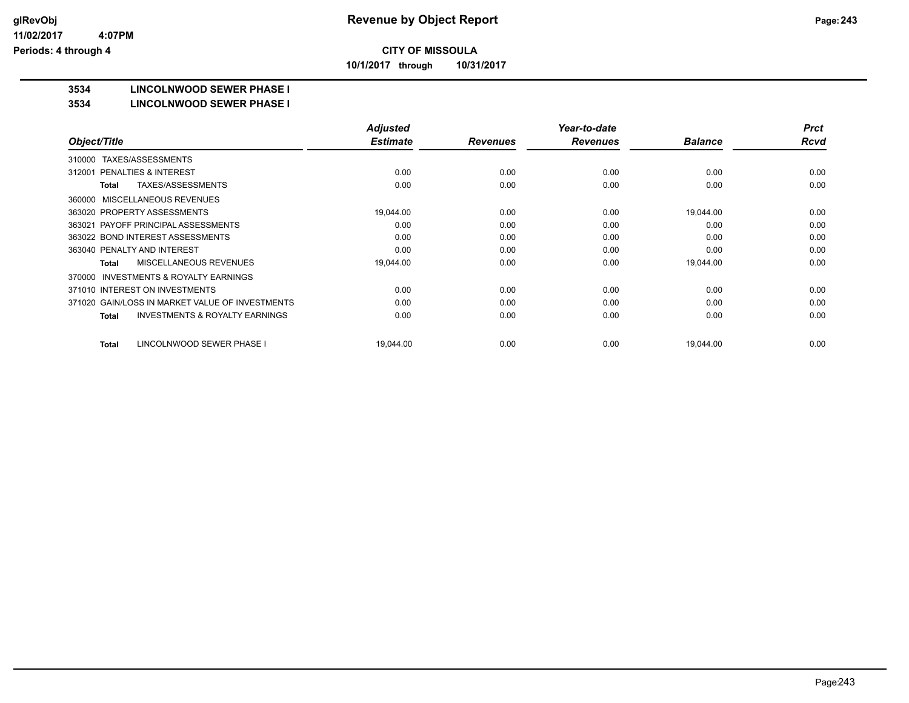**glRevObj**
**11/02/2017 4:07PM**
**Periods: 4 through 4**

# Revenue by Object Report

**CITY OF MISSOULA**

**10/1/2017 through 10/31/2017**

**3534 LINCOLNWOOD SEWER PHASE I**

**3534 LINCOLNWOOD SEWER PHASE I**

| Object/Title | Adjusted Estimate | Revenues | Year-to-date Revenues | Balance | Prct Rcvd |
|---|---|---|---|---|---|
| 310000 TAXES/ASSESSMENTS | | | | | |
| 312001 PENALTIES & INTEREST | 0.00 | 0.00 | 0.00 | 0.00 | 0.00 |
| **Total** TAXES/ASSESSMENTS | 0.00 | 0.00 | 0.00 | 0.00 | 0.00 |
| 360000 MISCELLANEOUS REVENUES | | | | | |
| 363020 PROPERTY ASSESSMENTS | 19,044.00 | 0.00 | 0.00 | 19,044.00 | 0.00 |
| 363021 PAYOFF PRINCIPAL ASSESSMENTS | 0.00 | 0.00 | 0.00 | 0.00 | 0.00 |
| 363022 BOND INTEREST ASSESSMENTS | 0.00 | 0.00 | 0.00 | 0.00 | 0.00 |
| 363040 PENALTY AND INTEREST | 0.00 | 0.00 | 0.00 | 0.00 | 0.00 |
| **Total** MISCELLANEOUS REVENUES | 19,044.00 | 0.00 | 0.00 | 19,044.00 | 0.00 |
| 370000 INVESTMENTS & ROYALTY EARNINGS | | | | | |
| 371010 INTEREST ON INVESTMENTS | 0.00 | 0.00 | 0.00 | 0.00 | 0.00 |
| 371020 GAIN/LOSS IN MARKET VALUE OF INVESTMENTS | 0.00 | 0.00 | 0.00 | 0.00 | 0.00 |
| **Total** INVESTMENTS & ROYALTY EARNINGS | 0.00 | 0.00 | 0.00 | 0.00 | 0.00 |
| **Total** LINCOLNWOOD SEWER PHASE I | 19,044.00 | 0.00 | 0.00 | 19,044.00 | 0.00 |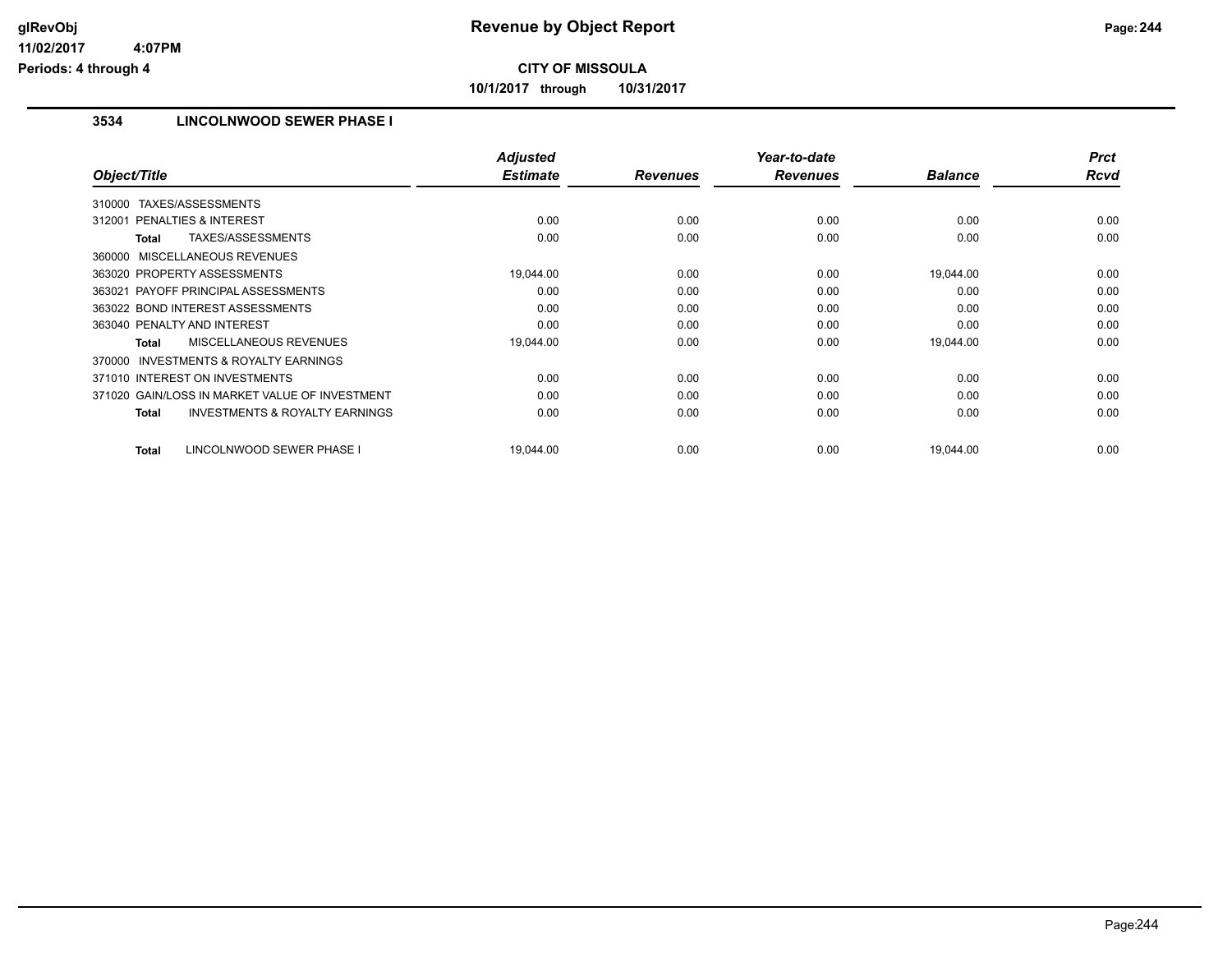# Revenue by Object Report

**CITY OF MISSOULA**

**10/1/2017 through 10/31/2017**

glRevObj
11/02/2017 4:07PM
Periods: 4 through 4

## 3534 LINCOLNWOOD SEWER PHASE I

| Object/Title | Adjusted Estimate | Revenues | Year-to-date Revenues | Balance | Prct Rcvd |
|---|---|---|---|---|---|
| 310000 TAXES/ASSESSMENTS | | | | | |
| 312001 PENALTIES & INTEREST | 0.00 | 0.00 | 0.00 | 0.00 | 0.00 |
| **Total** TAXES/ASSESSMENTS | 0.00 | 0.00 | 0.00 | 0.00 | 0.00 |
| 360000 MISCELLANEOUS REVENUES | | | | | |
| 363020 PROPERTY ASSESSMENTS | 19,044.00 | 0.00 | 0.00 | 19,044.00 | 0.00 |
| 363021 PAYOFF PRINCIPAL ASSESSMENTS | 0.00 | 0.00 | 0.00 | 0.00 | 0.00 |
| 363022 BOND INTEREST ASSESSMENTS | 0.00 | 0.00 | 0.00 | 0.00 | 0.00 |
| 363040 PENALTY AND INTEREST | 0.00 | 0.00 | 0.00 | 0.00 | 0.00 |
| **Total** MISCELLANEOUS REVENUES | 19,044.00 | 0.00 | 0.00 | 19,044.00 | 0.00 |
| 370000 INVESTMENTS & ROYALTY EARNINGS | | | | | |
| 371010 INTEREST ON INVESTMENTS | 0.00 | 0.00 | 0.00 | 0.00 | 0.00 |
| 371020 GAIN/LOSS IN MARKET VALUE OF INVESTMENT | 0.00 | 0.00 | 0.00 | 0.00 | 0.00 |
| **Total** INVESTMENTS & ROYALTY EARNINGS | 0.00 | 0.00 | 0.00 | 0.00 | 0.00 |
| **Total** LINCOLNWOOD SEWER PHASE I | 19,044.00 | 0.00 | 0.00 | 19,044.00 | 0.00 |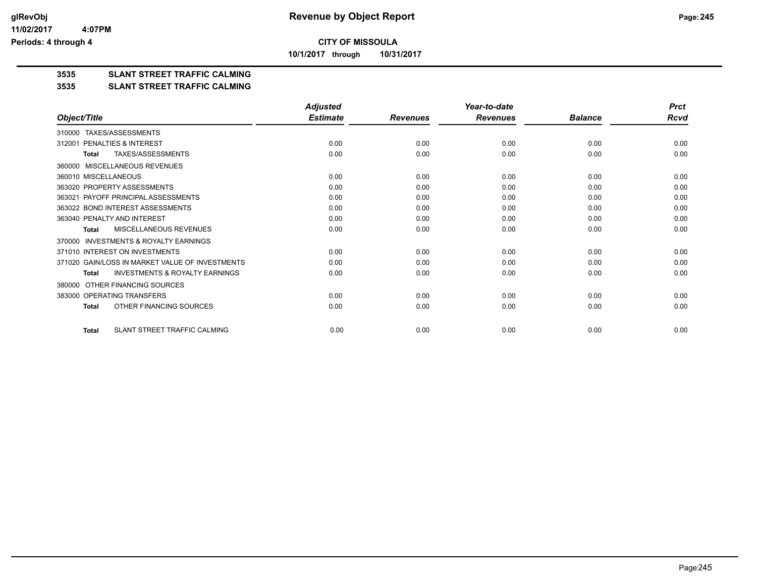# Revenue by Object Report

**CITY OF MISSOULA**

**10/1/2017 through 10/31/2017**

**3535 SLANT STREET TRAFFIC CALMING**

**3535 SLANT STREET TRAFFIC CALMING**

| Object/Title | Adjusted Estimate | Revenues | Year-to-date Revenues | Balance | Prct Rcvd |
|---|---|---|---|---|---|
| 310000 TAXES/ASSESSMENTS | | | | | |
| 312001 PENALTIES & INTEREST | 0.00 | 0.00 | 0.00 | 0.00 | 0.00 |
| **Total** TAXES/ASSESSMENTS | 0.00 | 0.00 | 0.00 | 0.00 | 0.00 |
| 360000 MISCELLANEOUS REVENUES | | | | | |
| 360010 MISCELLANEOUS | 0.00 | 0.00 | 0.00 | 0.00 | 0.00 |
| 363020 PROPERTY ASSESSMENTS | 0.00 | 0.00 | 0.00 | 0.00 | 0.00 |
| 363021 PAYOFF PRINCIPAL ASSESSMENTS | 0.00 | 0.00 | 0.00 | 0.00 | 0.00 |
| 363022 BOND INTEREST ASSESSMENTS | 0.00 | 0.00 | 0.00 | 0.00 | 0.00 |
| 363040 PENALTY AND INTEREST | 0.00 | 0.00 | 0.00 | 0.00 | 0.00 |
| **Total** MISCELLANEOUS REVENUES | 0.00 | 0.00 | 0.00 | 0.00 | 0.00 |
| 370000 INVESTMENTS & ROYALTY EARNINGS | | | | | |
| 371010 INTEREST ON INVESTMENTS | 0.00 | 0.00 | 0.00 | 0.00 | 0.00 |
| 371020 GAIN/LOSS IN MARKET VALUE OF INVESTMENTS | 0.00 | 0.00 | 0.00 | 0.00 | 0.00 |
| **Total** INVESTMENTS & ROYALTY EARNINGS | 0.00 | 0.00 | 0.00 | 0.00 | 0.00 |
| 380000 OTHER FINANCING SOURCES | | | | | |
| 383000 OPERATING TRANSFERS | 0.00 | 0.00 | 0.00 | 0.00 | 0.00 |
| **Total** OTHER FINANCING SOURCES | 0.00 | 0.00 | 0.00 | 0.00 | 0.00 |
| **Total** SLANT STREET TRAFFIC CALMING | 0.00 | 0.00 | 0.00 | 0.00 | 0.00 |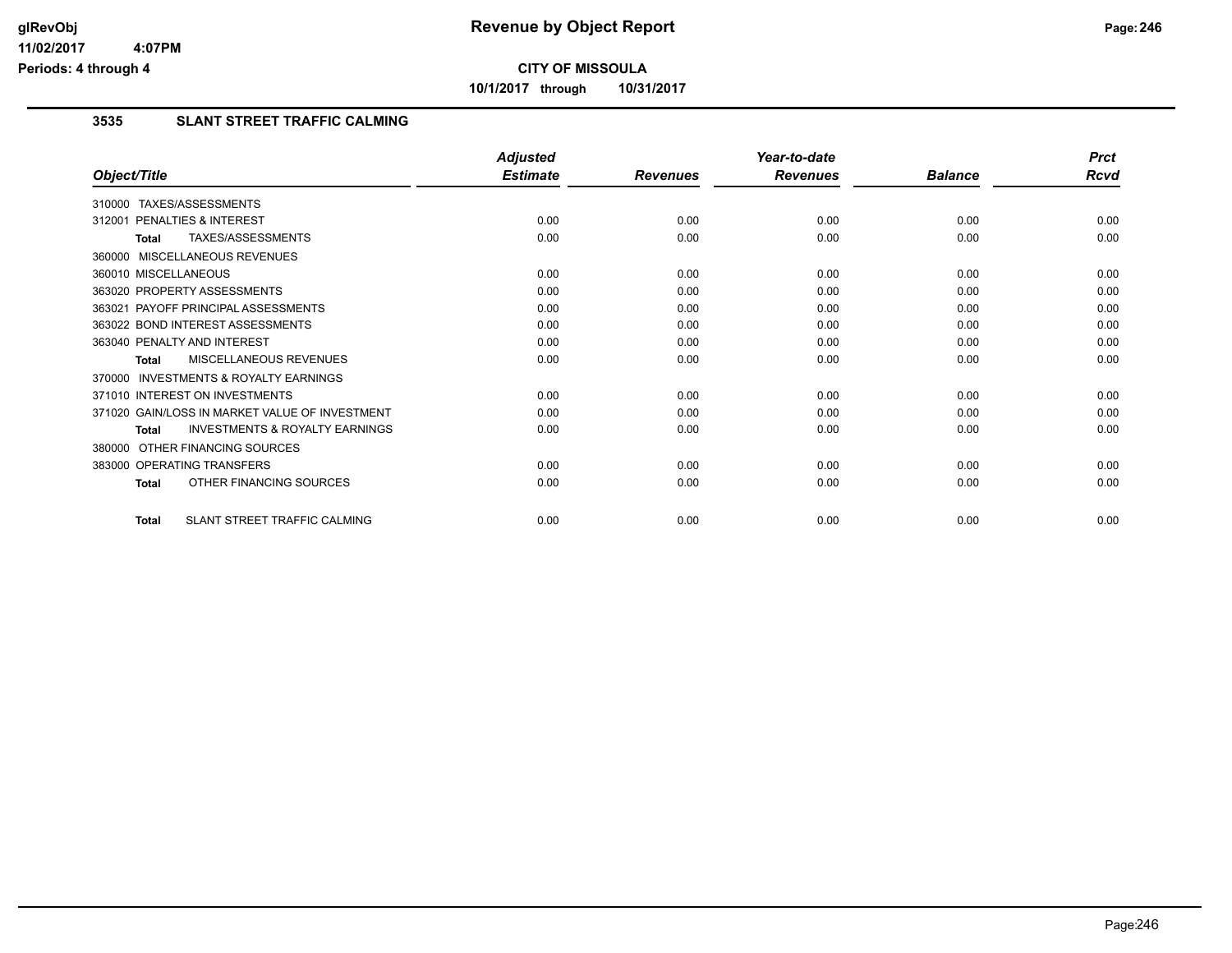# Revenue by Object Report

**CITY OF MISSOULA**

**10/1/2017 through 10/31/2017**

glRevObj
11/02/2017 4:07PM
Periods: 4 through 4

## 3535 SLANT STREET TRAFFIC CALMING

| Object/Title | Adjusted Estimate | Revenues | Year-to-date Revenues | Balance | Prct Rcvd |
|---|---|---|---|---|---|
| 310000 TAXES/ASSESSMENTS | | | | | |
| 312001 PENALTIES & INTEREST | 0.00 | 0.00 | 0.00 | 0.00 | 0.00 |
| **Total** TAXES/ASSESSMENTS | 0.00 | 0.00 | 0.00 | 0.00 | 0.00 |
| 360000 MISCELLANEOUS REVENUES | | | | | |
| 360010 MISCELLANEOUS | 0.00 | 0.00 | 0.00 | 0.00 | 0.00 |
| 363020 PROPERTY ASSESSMENTS | 0.00 | 0.00 | 0.00 | 0.00 | 0.00 |
| 363021 PAYOFF PRINCIPAL ASSESSMENTS | 0.00 | 0.00 | 0.00 | 0.00 | 0.00 |
| 363022 BOND INTEREST ASSESSMENTS | 0.00 | 0.00 | 0.00 | 0.00 | 0.00 |
| 363040 PENALTY AND INTEREST | 0.00 | 0.00 | 0.00 | 0.00 | 0.00 |
| **Total** MISCELLANEOUS REVENUES | 0.00 | 0.00 | 0.00 | 0.00 | 0.00 |
| 370000 INVESTMENTS & ROYALTY EARNINGS | | | | | |
| 371010 INTEREST ON INVESTMENTS | 0.00 | 0.00 | 0.00 | 0.00 | 0.00 |
| 371020 GAIN/LOSS IN MARKET VALUE OF INVESTMENT | 0.00 | 0.00 | 0.00 | 0.00 | 0.00 |
| **Total** INVESTMENTS & ROYALTY EARNINGS | 0.00 | 0.00 | 0.00 | 0.00 | 0.00 |
| 380000 OTHER FINANCING SOURCES | | | | | |
| 383000 OPERATING TRANSFERS | 0.00 | 0.00 | 0.00 | 0.00 | 0.00 |
| **Total** OTHER FINANCING SOURCES | 0.00 | 0.00 | 0.00 | 0.00 | 0.00 |
| **Total** SLANT STREET TRAFFIC CALMING | 0.00 | 0.00 | 0.00 | 0.00 | 0.00 |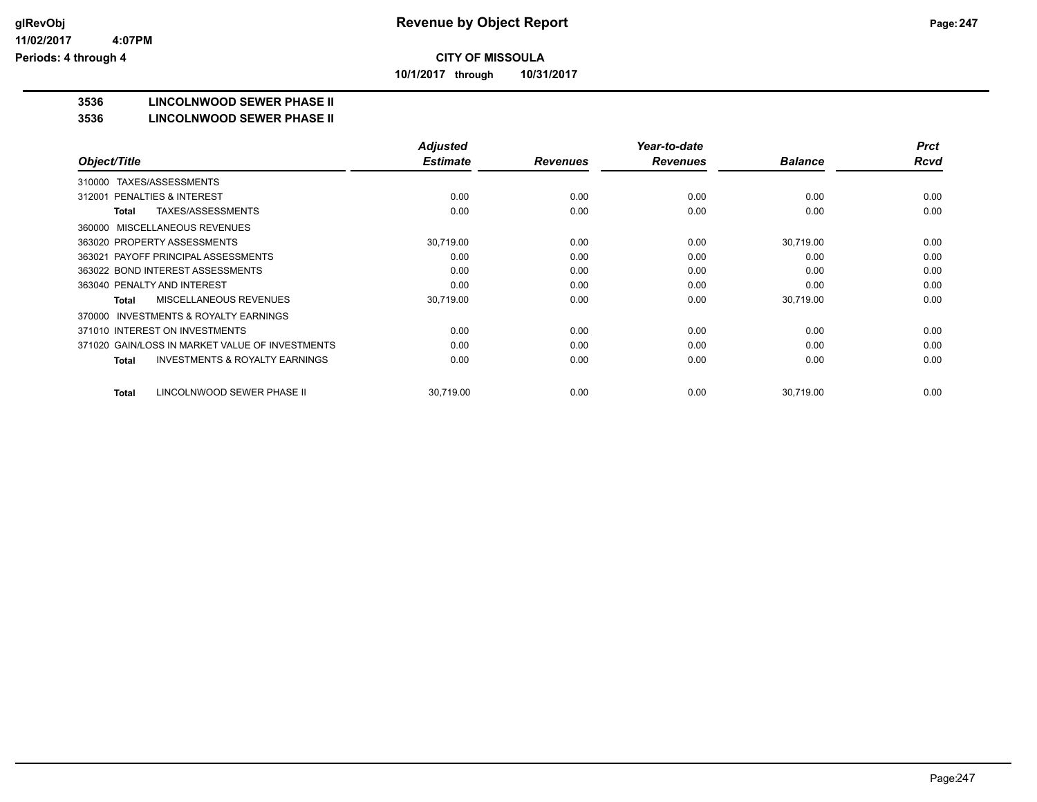**CITY OF MISSOULA**

**10/1/2017 through 10/31/2017**

## 3536 LINCOLNWOOD SEWER PHASE II

### 3536 LINCOLNWOOD SEWER PHASE II

| Object/Title | Adjusted Estimate | Revenues | Year-to-date Revenues | Balance | Prct Rcvd |
|---|---|---|---|---|---|
| 310000 TAXES/ASSESSMENTS | | | | | |
| 312001 PENALTIES & INTEREST | 0.00 | 0.00 | 0.00 | 0.00 | 0.00 |
| **Total** TAXES/ASSESSMENTS | 0.00 | 0.00 | 0.00 | 0.00 | 0.00 |
| 360000 MISCELLANEOUS REVENUES | | | | | |
| 363020 PROPERTY ASSESSMENTS | 30,719.00 | 0.00 | 0.00 | 30,719.00 | 0.00 |
| 363021 PAYOFF PRINCIPAL ASSESSMENTS | 0.00 | 0.00 | 0.00 | 0.00 | 0.00 |
| 363022 BOND INTEREST ASSESSMENTS | 0.00 | 0.00 | 0.00 | 0.00 | 0.00 |
| 363040 PENALTY AND INTEREST | 0.00 | 0.00 | 0.00 | 0.00 | 0.00 |
| **Total** MISCELLANEOUS REVENUES | 30,719.00 | 0.00 | 0.00 | 30,719.00 | 0.00 |
| 370000 INVESTMENTS & ROYALTY EARNINGS | | | | | |
| 371010 INTEREST ON INVESTMENTS | 0.00 | 0.00 | 0.00 | 0.00 | 0.00 |
| 371020 GAIN/LOSS IN MARKET VALUE OF INVESTMENTS | 0.00 | 0.00 | 0.00 | 0.00 | 0.00 |
| **Total** INVESTMENTS & ROYALTY EARNINGS | 0.00 | 0.00 | 0.00 | 0.00 | 0.00 |
| **Total** LINCOLNWOOD SEWER PHASE II | 30,719.00 | 0.00 | 0.00 | 30,719.00 | 0.00 |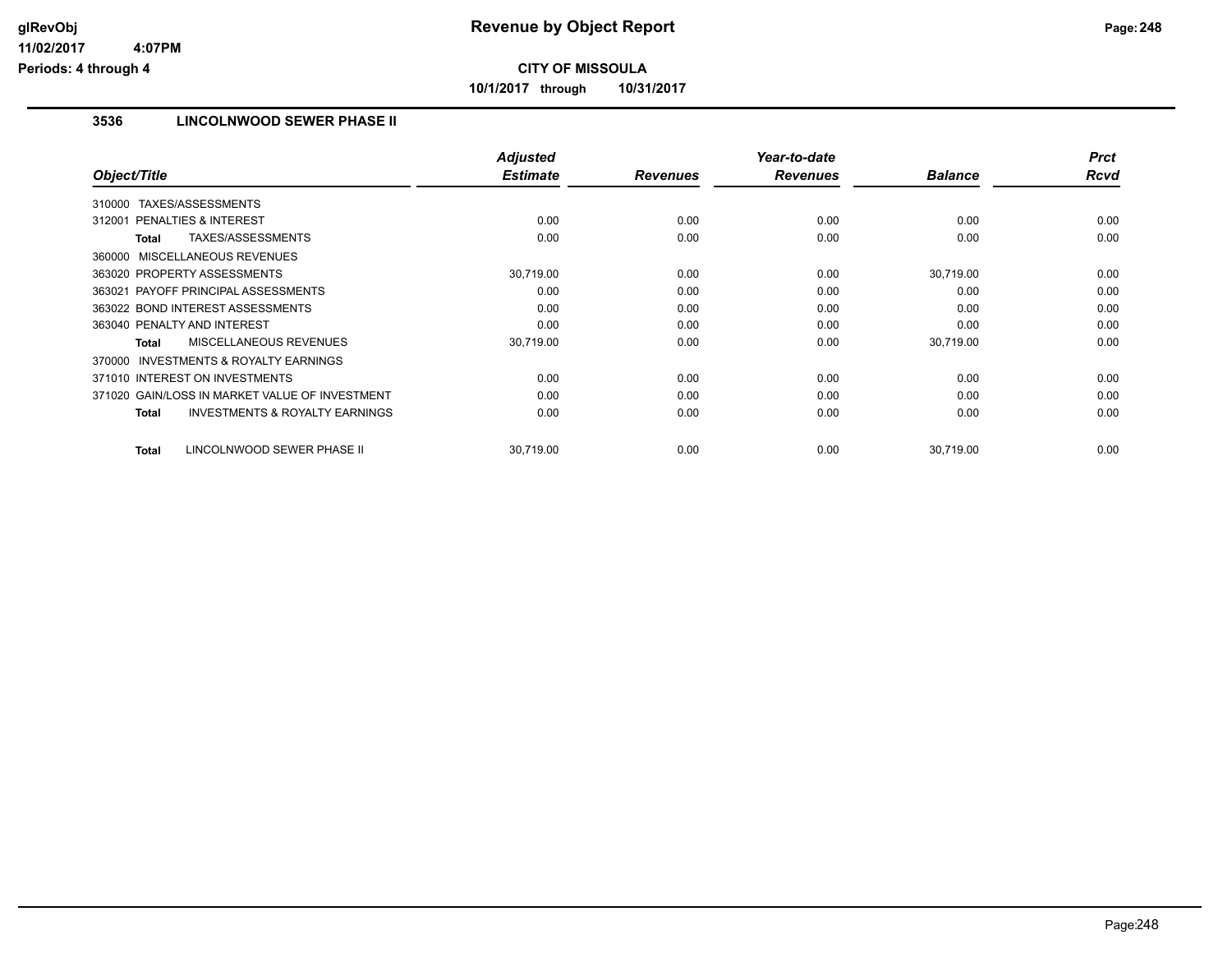# Revenue by Object Report

**CITY OF MISSOULA**

**10/1/2017 through 10/31/2017**

glRevObj
11/02/2017 4:07PM
Periods: 4 through 4

### 3536 LINCOLNWOOD SEWER PHASE II

| Object/Title | Adjusted Estimate | Revenues | Year-to-date Revenues | Balance | Prct Rcvd |
|---|---|---|---|---|---|
| 310000 TAXES/ASSESSMENTS | | | | | |
| 312001 PENALTIES & INTEREST | 0.00 | 0.00 | 0.00 | 0.00 | 0.00 |
| **Total** TAXES/ASSESSMENTS | 0.00 | 0.00 | 0.00 | 0.00 | 0.00 |
| 360000 MISCELLANEOUS REVENUES | | | | | |
| 363020 PROPERTY ASSESSMENTS | 30,719.00 | 0.00 | 0.00 | 30,719.00 | 0.00 |
| 363021 PAYOFF PRINCIPAL ASSESSMENTS | 0.00 | 0.00 | 0.00 | 0.00 | 0.00 |
| 363022 BOND INTEREST ASSESSMENTS | 0.00 | 0.00 | 0.00 | 0.00 | 0.00 |
| 363040 PENALTY AND INTEREST | 0.00 | 0.00 | 0.00 | 0.00 | 0.00 |
| **Total** MISCELLANEOUS REVENUES | 30,719.00 | 0.00 | 0.00 | 30,719.00 | 0.00 |
| 370000 INVESTMENTS & ROYALTY EARNINGS | | | | | |
| 371010 INTEREST ON INVESTMENTS | 0.00 | 0.00 | 0.00 | 0.00 | 0.00 |
| 371020 GAIN/LOSS IN MARKET VALUE OF INVESTMENT | 0.00 | 0.00 | 0.00 | 0.00 | 0.00 |
| **Total** INVESTMENTS & ROYALTY EARNINGS | 0.00 | 0.00 | 0.00 | 0.00 | 0.00 |
| **Total** LINCOLNWOOD SEWER PHASE II | 30,719.00 | 0.00 | 0.00 | 30,719.00 | 0.00 |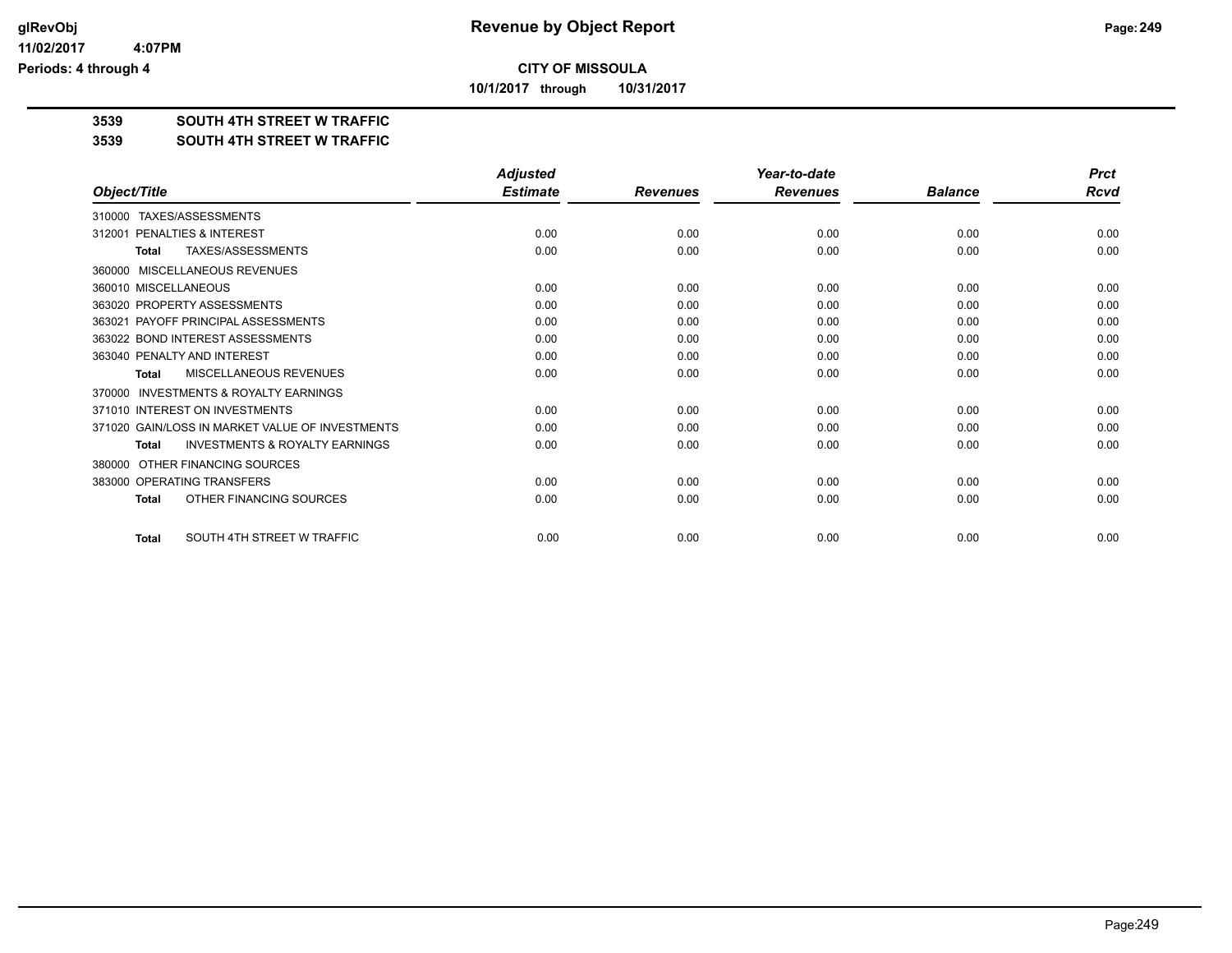# Revenue by Object Report

glRevObj
11/02/2017 4:07PM
Periods: 4 through 4

**CITY OF MISSOULA**

**10/1/2017 through 10/31/2017**

**3539 SOUTH 4TH STREET W TRAFFIC**

**3539 SOUTH 4TH STREET W TRAFFIC**

| Object/Title | Adjusted Estimate | Revenues | Year-to-date Revenues | Balance | Prct Rcvd |
|---|---|---|---|---|---|
| 310000 TAXES/ASSESSMENTS | | | | | |
| 312001 PENALTIES & INTEREST | 0.00 | 0.00 | 0.00 | 0.00 | 0.00 |
| **Total** TAXES/ASSESSMENTS | 0.00 | 0.00 | 0.00 | 0.00 | 0.00 |
| 360000 MISCELLANEOUS REVENUES | | | | | |
| 360010 MISCELLANEOUS | 0.00 | 0.00 | 0.00 | 0.00 | 0.00 |
| 363020 PROPERTY ASSESSMENTS | 0.00 | 0.00 | 0.00 | 0.00 | 0.00 |
| 363021 PAYOFF PRINCIPAL ASSESSMENTS | 0.00 | 0.00 | 0.00 | 0.00 | 0.00 |
| 363022 BOND INTEREST ASSESSMENTS | 0.00 | 0.00 | 0.00 | 0.00 | 0.00 |
| 363040 PENALTY AND INTEREST | 0.00 | 0.00 | 0.00 | 0.00 | 0.00 |
| **Total** MISCELLANEOUS REVENUES | 0.00 | 0.00 | 0.00 | 0.00 | 0.00 |
| 370000 INVESTMENTS & ROYALTY EARNINGS | | | | | |
| 371010 INTEREST ON INVESTMENTS | 0.00 | 0.00 | 0.00 | 0.00 | 0.00 |
| 371020 GAIN/LOSS IN MARKET VALUE OF INVESTMENTS | 0.00 | 0.00 | 0.00 | 0.00 | 0.00 |
| **Total** INVESTMENTS & ROYALTY EARNINGS | 0.00 | 0.00 | 0.00 | 0.00 | 0.00 |
| 380000 OTHER FINANCING SOURCES | | | | | |
| 383000 OPERATING TRANSFERS | 0.00 | 0.00 | 0.00 | 0.00 | 0.00 |
| **Total** OTHER FINANCING SOURCES | 0.00 | 0.00 | 0.00 | 0.00 | 0.00 |
| **Total** SOUTH 4TH STREET W TRAFFIC | 0.00 | 0.00 | 0.00 | 0.00 | 0.00 |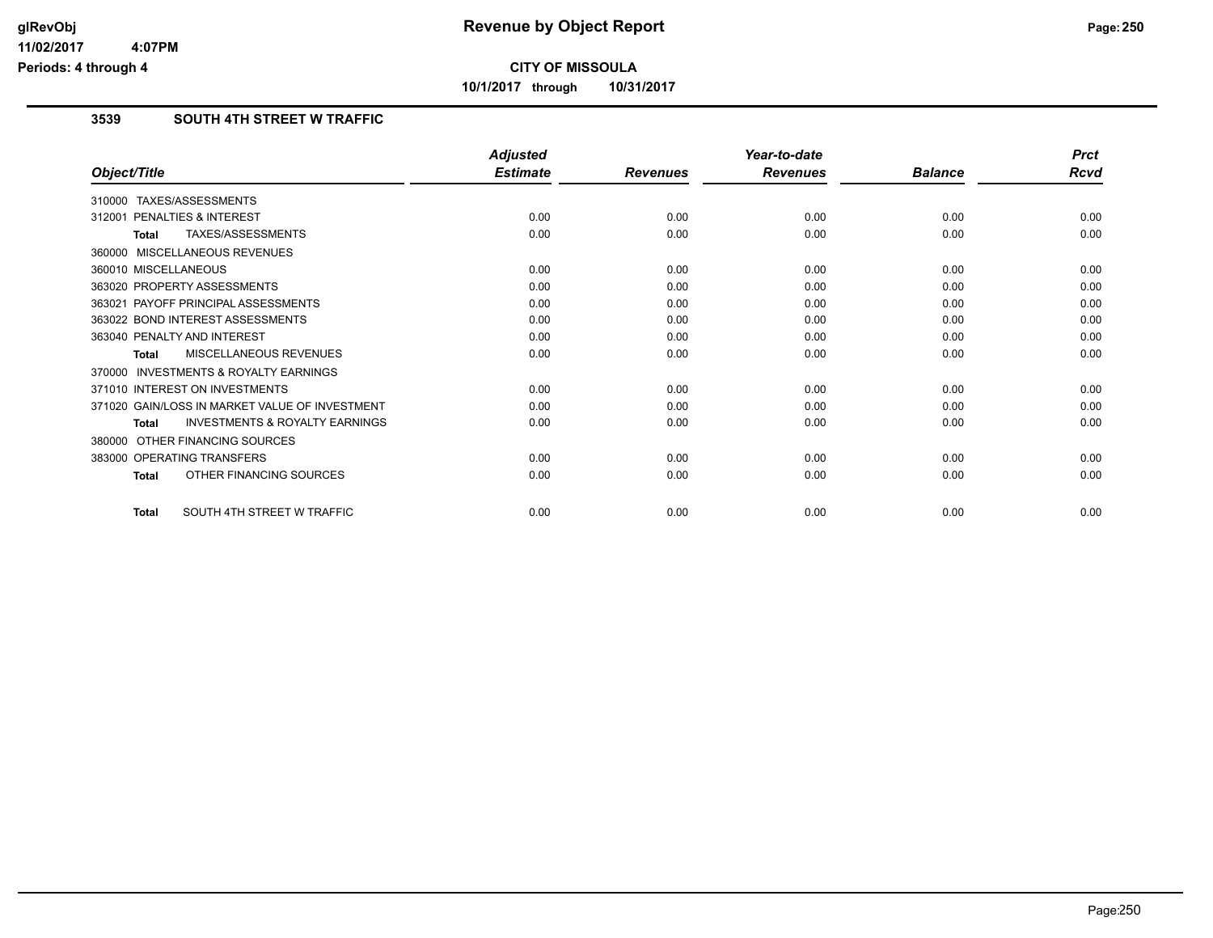# Revenue by Object Report

**CITY OF MISSOULA**

**10/1/2017 through 10/31/2017**

## 3539 SOUTH 4TH STREET W TRAFFIC

| Object/Title | Adjusted Estimate | Revenues | Year-to-date Revenues | Balance | Prct Rcvd |
|---|---|---|---|---|---|
| 310000 TAXES/ASSESSMENTS | | | | | |
| 312001 PENALTIES & INTEREST | 0.00 | 0.00 | 0.00 | 0.00 | 0.00 |
| **Total** TAXES/ASSESSMENTS | 0.00 | 0.00 | 0.00 | 0.00 | 0.00 |
| 360000 MISCELLANEOUS REVENUES | | | | | |
| 360010 MISCELLANEOUS | 0.00 | 0.00 | 0.00 | 0.00 | 0.00 |
| 363020 PROPERTY ASSESSMENTS | 0.00 | 0.00 | 0.00 | 0.00 | 0.00 |
| 363021 PAYOFF PRINCIPAL ASSESSMENTS | 0.00 | 0.00 | 0.00 | 0.00 | 0.00 |
| 363022 BOND INTEREST ASSESSMENTS | 0.00 | 0.00 | 0.00 | 0.00 | 0.00 |
| 363040 PENALTY AND INTEREST | 0.00 | 0.00 | 0.00 | 0.00 | 0.00 |
| **Total** MISCELLANEOUS REVENUES | 0.00 | 0.00 | 0.00 | 0.00 | 0.00 |
| 370000 INVESTMENTS & ROYALTY EARNINGS | | | | | |
| 371010 INTEREST ON INVESTMENTS | 0.00 | 0.00 | 0.00 | 0.00 | 0.00 |
| 371020 GAIN/LOSS IN MARKET VALUE OF INVESTMENT | 0.00 | 0.00 | 0.00 | 0.00 | 0.00 |
| **Total** INVESTMENTS & ROYALTY EARNINGS | 0.00 | 0.00 | 0.00 | 0.00 | 0.00 |
| 380000 OTHER FINANCING SOURCES | | | | | |
| 383000 OPERATING TRANSFERS | 0.00 | 0.00 | 0.00 | 0.00 | 0.00 |
| **Total** OTHER FINANCING SOURCES | 0.00 | 0.00 | 0.00 | 0.00 | 0.00 |
| **Total** SOUTH 4TH STREET W TRAFFIC | 0.00 | 0.00 | 0.00 | 0.00 | 0.00 |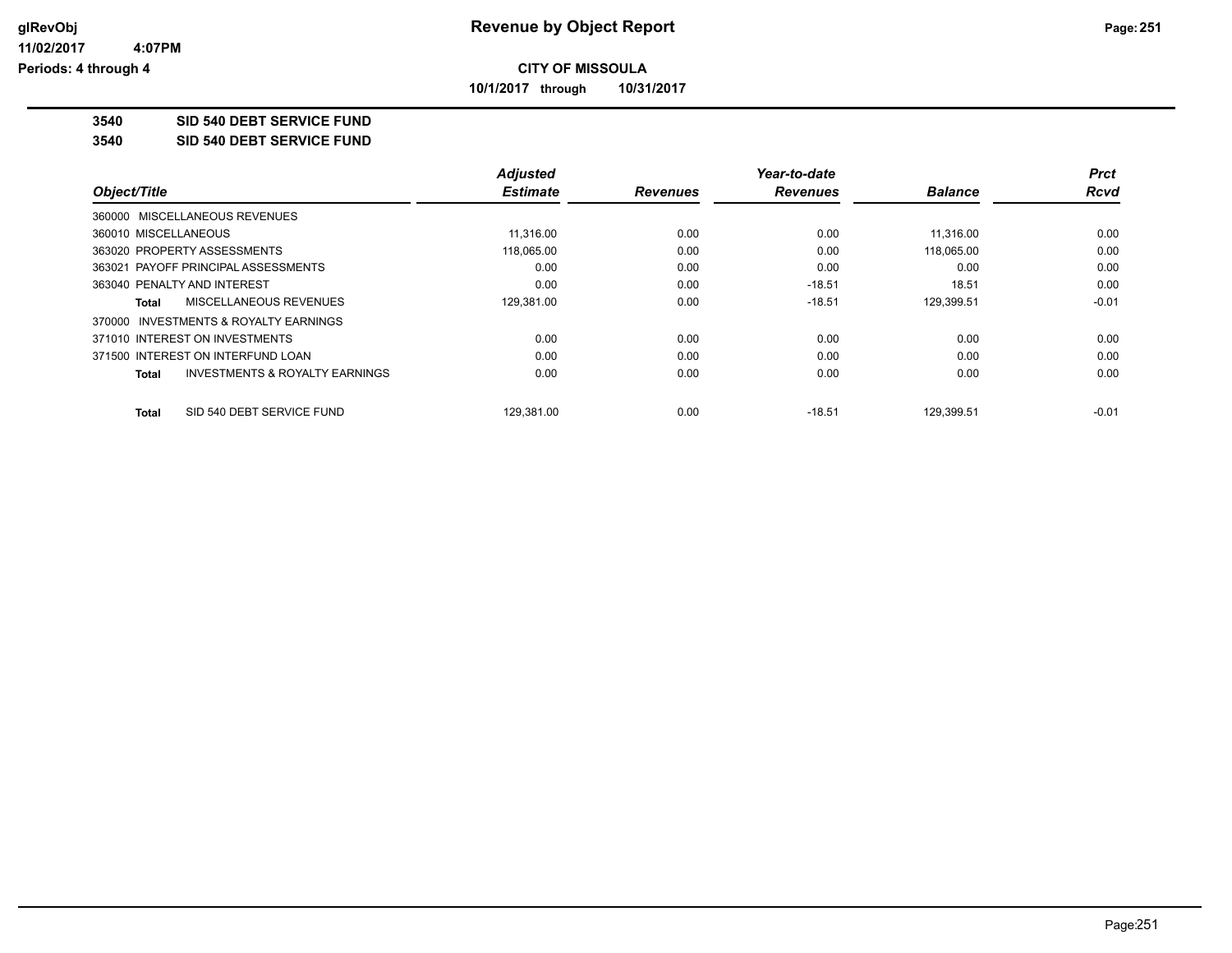# Revenue by Object Report

**CITY OF MISSOULA**

**10/1/2017 through 10/31/2017**

glRevObj
11/02/2017 4:07PM
Periods: 4 through 4

**3540 SID 540 DEBT SERVICE FUND**

**3540 SID 540 DEBT SERVICE FUND**

| Object/Title | Adjusted Estimate | Revenues | Year-to-date Revenues | Balance | Prct Rcvd |
|---|---|---|---|---|---|
| 360000 MISCELLANEOUS REVENUES | | | | | |
| 360010 MISCELLANEOUS | 11,316.00 | 0.00 | 0.00 | 11,316.00 | 0.00 |
| 363020 PROPERTY ASSESSMENTS | 118,065.00 | 0.00 | 0.00 | 118,065.00 | 0.00 |
| 363021 PAYOFF PRINCIPAL ASSESSMENTS | 0.00 | 0.00 | 0.00 | 0.00 | 0.00 |
| 363040 PENALTY AND INTEREST | 0.00 | 0.00 | -18.51 | 18.51 | 0.00 |
| **Total** MISCELLANEOUS REVENUES | 129,381.00 | 0.00 | -18.51 | 129,399.51 | -0.01 |
| 370000 INVESTMENTS & ROYALTY EARNINGS | | | | | |
| 371010 INTEREST ON INVESTMENTS | 0.00 | 0.00 | 0.00 | 0.00 | 0.00 |
| 371500 INTEREST ON INTERFUND LOAN | 0.00 | 0.00 | 0.00 | 0.00 | 0.00 |
| **Total** INVESTMENTS & ROYALTY EARNINGS | 0.00 | 0.00 | 0.00 | 0.00 | 0.00 |
| **Total** SID 540 DEBT SERVICE FUND | 129,381.00 | 0.00 | -18.51 | 129,399.51 | -0.01 |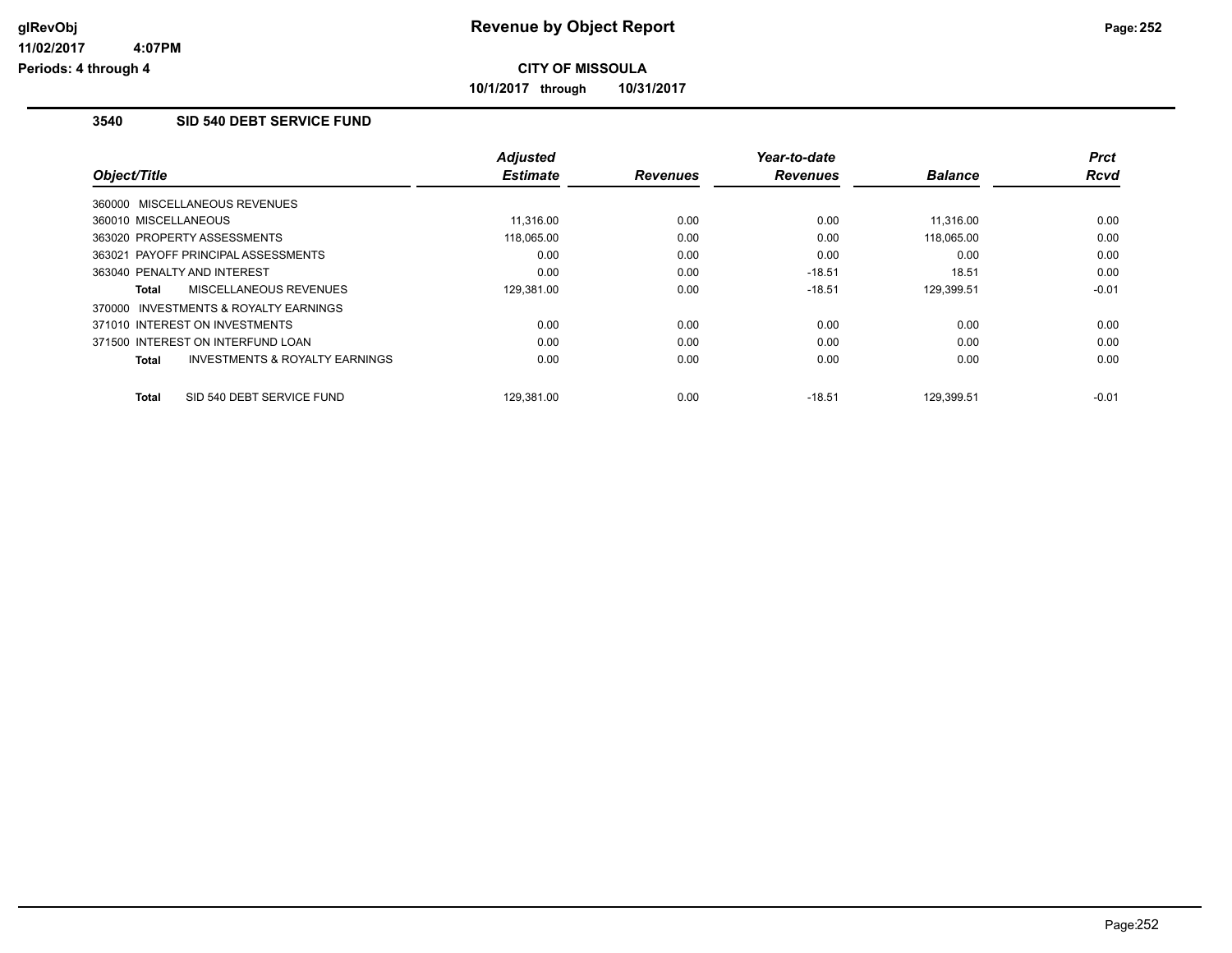# Revenue by Object Report

**CITY OF MISSOULA**

**10/1/2017 through 10/31/2017**

glRevObj
11/02/2017 4:07PM
Periods: 4 through 4

### 3540 SID 540 DEBT SERVICE FUND

| Object/Title | Adjusted Estimate | Revenues | Year-to-date Revenues | Balance | Prct Rcvd |
|---|---|---|---|---|---|
| 360000 MISCELLANEOUS REVENUES | | | | | |
| 360010 MISCELLANEOUS | 11,316.00 | 0.00 | 0.00 | 11,316.00 | 0.00 |
| 363020 PROPERTY ASSESSMENTS | 118,065.00 | 0.00 | 0.00 | 118,065.00 | 0.00 |
| 363021 PAYOFF PRINCIPAL ASSESSMENTS | 0.00 | 0.00 | 0.00 | 0.00 | 0.00 |
| 363040 PENALTY AND INTEREST | 0.00 | 0.00 | -18.51 | 18.51 | 0.00 |
| **Total** MISCELLANEOUS REVENUES | 129,381.00 | 0.00 | -18.51 | 129,399.51 | -0.01 |
| 370000 INVESTMENTS & ROYALTY EARNINGS | | | | | |
| 371010 INTEREST ON INVESTMENTS | 0.00 | 0.00 | 0.00 | 0.00 | 0.00 |
| 371500 INTEREST ON INTERFUND LOAN | 0.00 | 0.00 | 0.00 | 0.00 | 0.00 |
| **Total** INVESTMENTS & ROYALTY EARNINGS | 0.00 | 0.00 | 0.00 | 0.00 | 0.00 |
| **Total** SID 540 DEBT SERVICE FUND | 129,381.00 | 0.00 | -18.51 | 129,399.51 | -0.01 |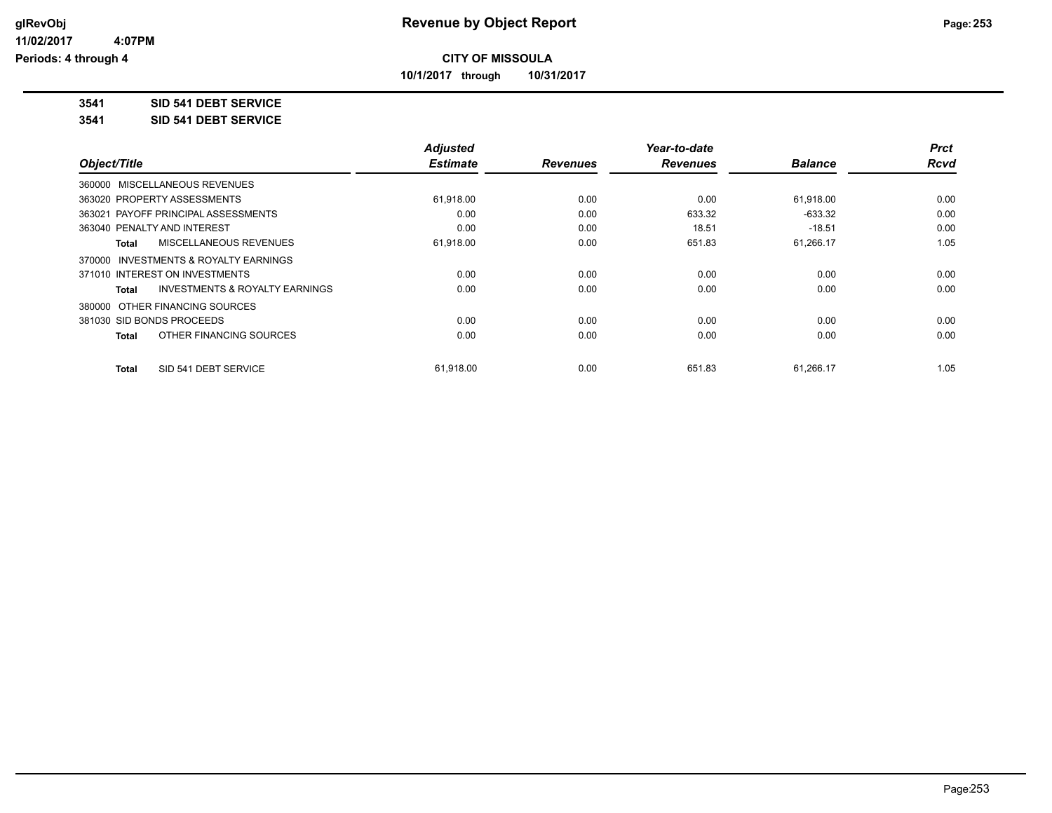# Revenue by Object Report

glRevObj
11/02/2017 4:07PM
Periods: 4 through 4

**CITY OF MISSOULA**

**10/1/2017 through 10/31/2017**

**3541 SID 541 DEBT SERVICE**

**3541 SID 541 DEBT SERVICE**

| Object/Title | Adjusted Estimate | Revenues | Year-to-date Revenues | Balance | Prct Rcvd |
|---|---|---|---|---|---|
| 360000 MISCELLANEOUS REVENUES | | | | | |
| 363020 PROPERTY ASSESSMENTS | 61,918.00 | 0.00 | 0.00 | 61,918.00 | 0.00 |
| 363021 PAYOFF PRINCIPAL ASSESSMENTS | 0.00 | 0.00 | 633.32 | -633.32 | 0.00 |
| 363040 PENALTY AND INTEREST | 0.00 | 0.00 | 18.51 | -18.51 | 0.00 |
| **Total** MISCELLANEOUS REVENUES | 61,918.00 | 0.00 | 651.83 | 61,266.17 | 1.05 |
| 370000 INVESTMENTS & ROYALTY EARNINGS | | | | | |
| 371010 INTEREST ON INVESTMENTS | 0.00 | 0.00 | 0.00 | 0.00 | 0.00 |
| **Total** INVESTMENTS & ROYALTY EARNINGS | 0.00 | 0.00 | 0.00 | 0.00 | 0.00 |
| 380000 OTHER FINANCING SOURCES | | | | | |
| 381030 SID BONDS PROCEEDS | 0.00 | 0.00 | 0.00 | 0.00 | 0.00 |
| **Total** OTHER FINANCING SOURCES | 0.00 | 0.00 | 0.00 | 0.00 | 0.00 |
| **Total** SID 541 DEBT SERVICE | 61,918.00 | 0.00 | 651.83 | 61,266.17 | 1.05 |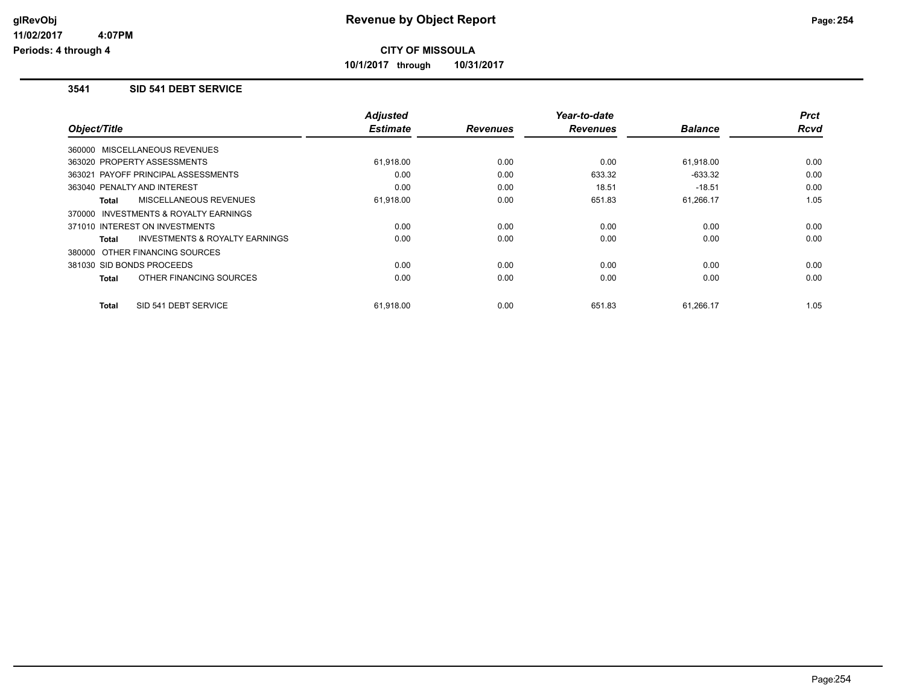# Revenue by Object Report

**CITY OF MISSOULA**

**10/1/2017 through 10/31/2017**

glRevObj
11/02/2017 4:07PM
Periods: 4 through 4

### 3541 SID 541 DEBT SERVICE

| Object/Title | Adjusted Estimate | Revenues | Year-to-date Revenues | Balance | Prct Rcvd |
|---|---|---|---|---|---|
| 360000 MISCELLANEOUS REVENUES | | | | | |
| 363020 PROPERTY ASSESSMENTS | 61,918.00 | 0.00 | 0.00 | 61,918.00 | 0.00 |
| 363021 PAYOFF PRINCIPAL ASSESSMENTS | 0.00 | 0.00 | 633.32 | -633.32 | 0.00 |
| 363040 PENALTY AND INTEREST | 0.00 | 0.00 | 18.51 | -18.51 | 0.00 |
| **Total** MISCELLANEOUS REVENUES | 61,918.00 | 0.00 | 651.83 | 61,266.17 | 1.05 |
| 370000 INVESTMENTS & ROYALTY EARNINGS | | | | | |
| 371010 INTEREST ON INVESTMENTS | 0.00 | 0.00 | 0.00 | 0.00 | 0.00 |
| **Total** INVESTMENTS & ROYALTY EARNINGS | 0.00 | 0.00 | 0.00 | 0.00 | 0.00 |
| 380000 OTHER FINANCING SOURCES | | | | | |
| 381030 SID BONDS PROCEEDS | 0.00 | 0.00 | 0.00 | 0.00 | 0.00 |
| **Total** OTHER FINANCING SOURCES | 0.00 | 0.00 | 0.00 | 0.00 | 0.00 |
| **Total** SID 541 DEBT SERVICE | 61,918.00 | 0.00 | 651.83 | 61,266.17 | 1.05 |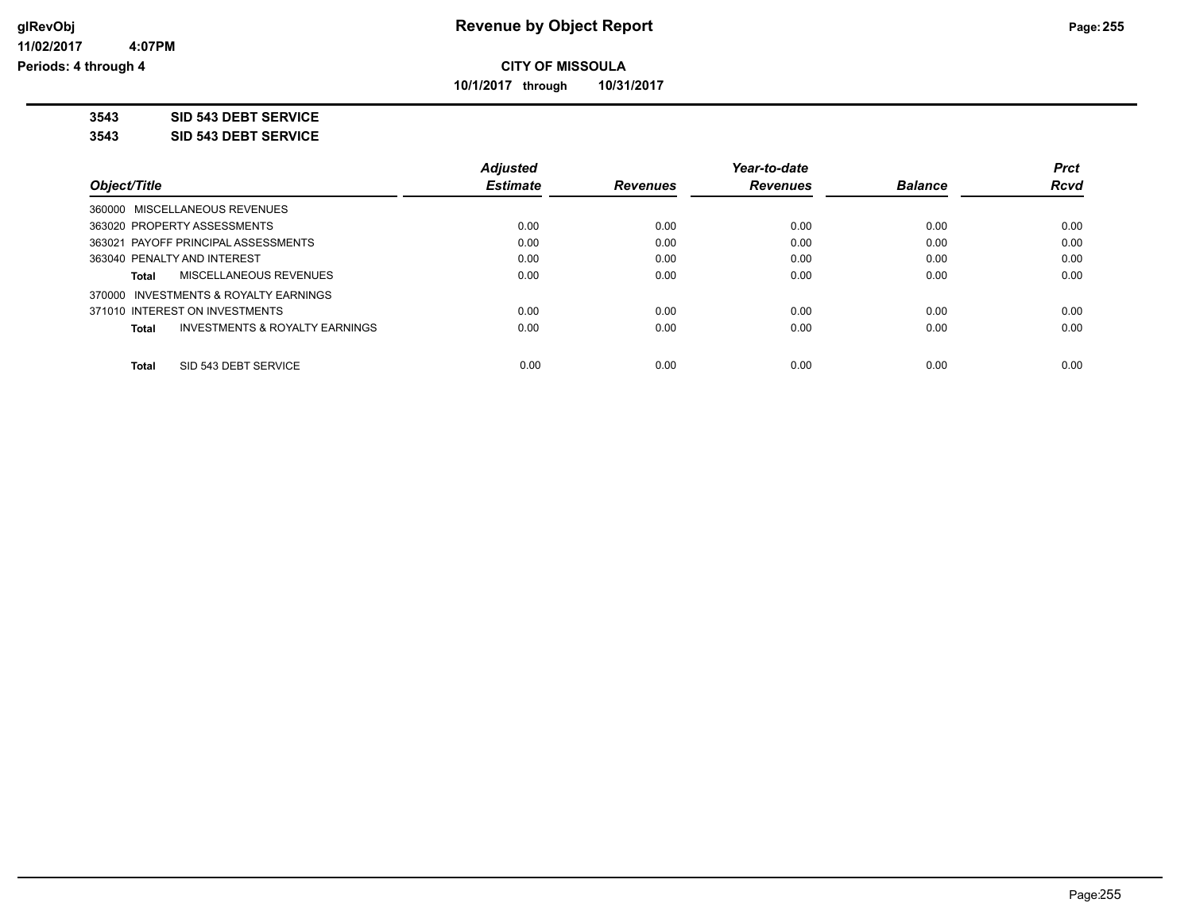# Revenue by Object Report

**CITY OF MISSOULA**

**10/1/2017 through 10/31/2017**

glRevObj
11/02/2017 4:07PM
Periods: 4 through 4

**3543 SID 543 DEBT SERVICE**

**3543 SID 543 DEBT SERVICE**

| Object/Title | Adjusted Estimate | Revenues | Year-to-date Revenues | Balance | Prct Rcvd |
|---|---|---|---|---|---|
| 360000 MISCELLANEOUS REVENUES | | | | | |
| 363020 PROPERTY ASSESSMENTS | 0.00 | 0.00 | 0.00 | 0.00 | 0.00 |
| 363021 PAYOFF PRINCIPAL ASSESSMENTS | 0.00 | 0.00 | 0.00 | 0.00 | 0.00 |
| 363040 PENALTY AND INTEREST | 0.00 | 0.00 | 0.00 | 0.00 | 0.00 |
| **Total** MISCELLANEOUS REVENUES | 0.00 | 0.00 | 0.00 | 0.00 | 0.00 |
| 370000 INVESTMENTS & ROYALTY EARNINGS | | | | | |
| 371010 INTEREST ON INVESTMENTS | 0.00 | 0.00 | 0.00 | 0.00 | 0.00 |
| **Total** INVESTMENTS & ROYALTY EARNINGS | 0.00 | 0.00 | 0.00 | 0.00 | 0.00 |
| **Total** SID 543 DEBT SERVICE | 0.00 | 0.00 | 0.00 | 0.00 | 0.00 |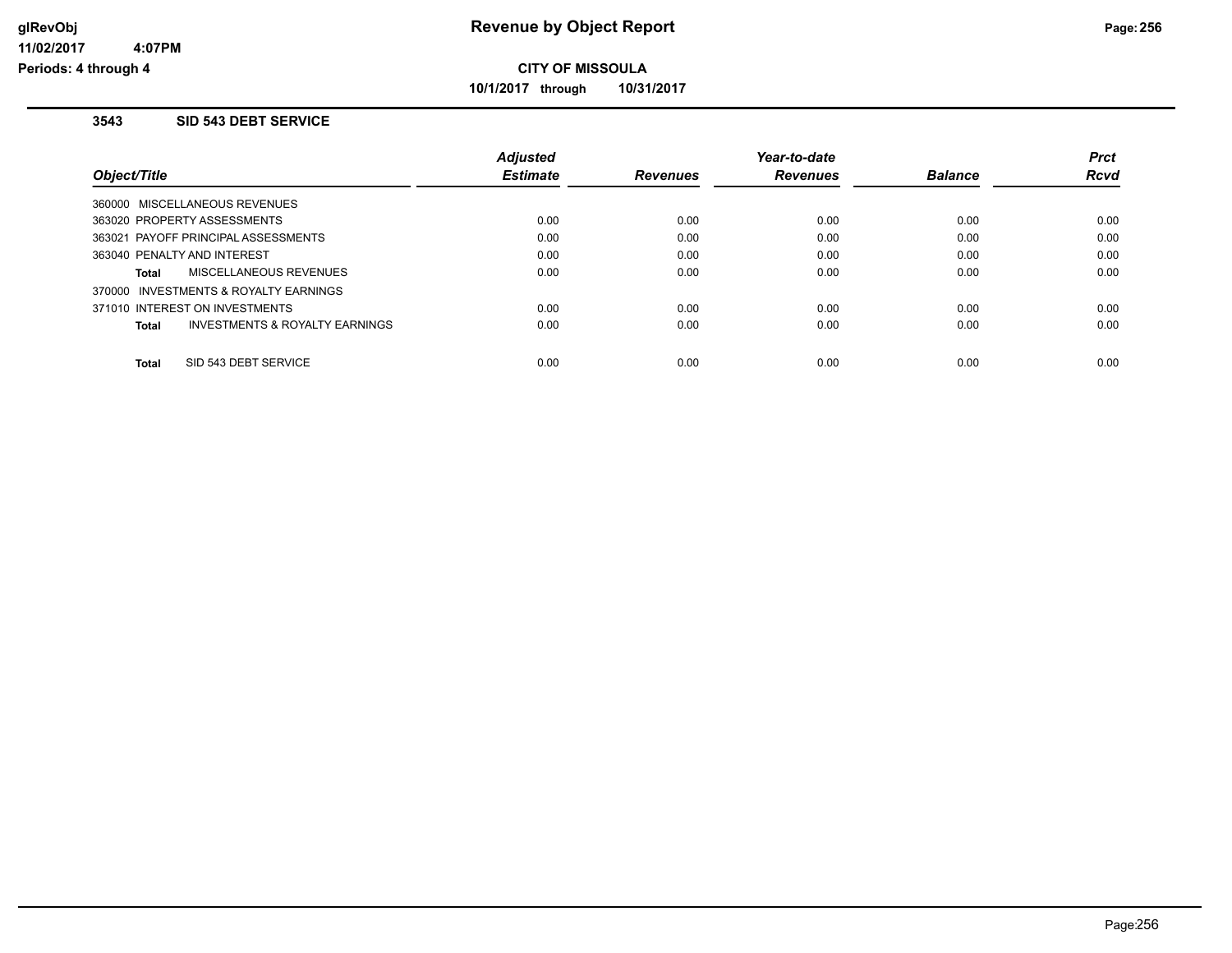**glRevObj** **Revenue by Object Report**

**11/02/2017 4:07PM**

**Periods: 4 through 4**

**CITY OF MISSOULA**

**10/1/2017 through 10/31/2017**

### 3543 SID 543 DEBT SERVICE

| Object/Title | Adjusted Estimate | Revenues | Year-to-date Revenues | Balance | Prct Rcvd |
|---|---|---|---|---|---|
| 360000 MISCELLANEOUS REVENUES | | | | | |
| 363020 PROPERTY ASSESSMENTS | 0.00 | 0.00 | 0.00 | 0.00 | 0.00 |
| 363021 PAYOFF PRINCIPAL ASSESSMENTS | 0.00 | 0.00 | 0.00 | 0.00 | 0.00 |
| 363040 PENALTY AND INTEREST | 0.00 | 0.00 | 0.00 | 0.00 | 0.00 |
| **Total** MISCELLANEOUS REVENUES | 0.00 | 0.00 | 0.00 | 0.00 | 0.00 |
| 370000 INVESTMENTS & ROYALTY EARNINGS | | | | | |
| 371010 INTEREST ON INVESTMENTS | 0.00 | 0.00 | 0.00 | 0.00 | 0.00 |
| **Total** INVESTMENTS & ROYALTY EARNINGS | 0.00 | 0.00 | 0.00 | 0.00 | 0.00 |
| **Total** SID 543 DEBT SERVICE | 0.00 | 0.00 | 0.00 | 0.00 | 0.00 |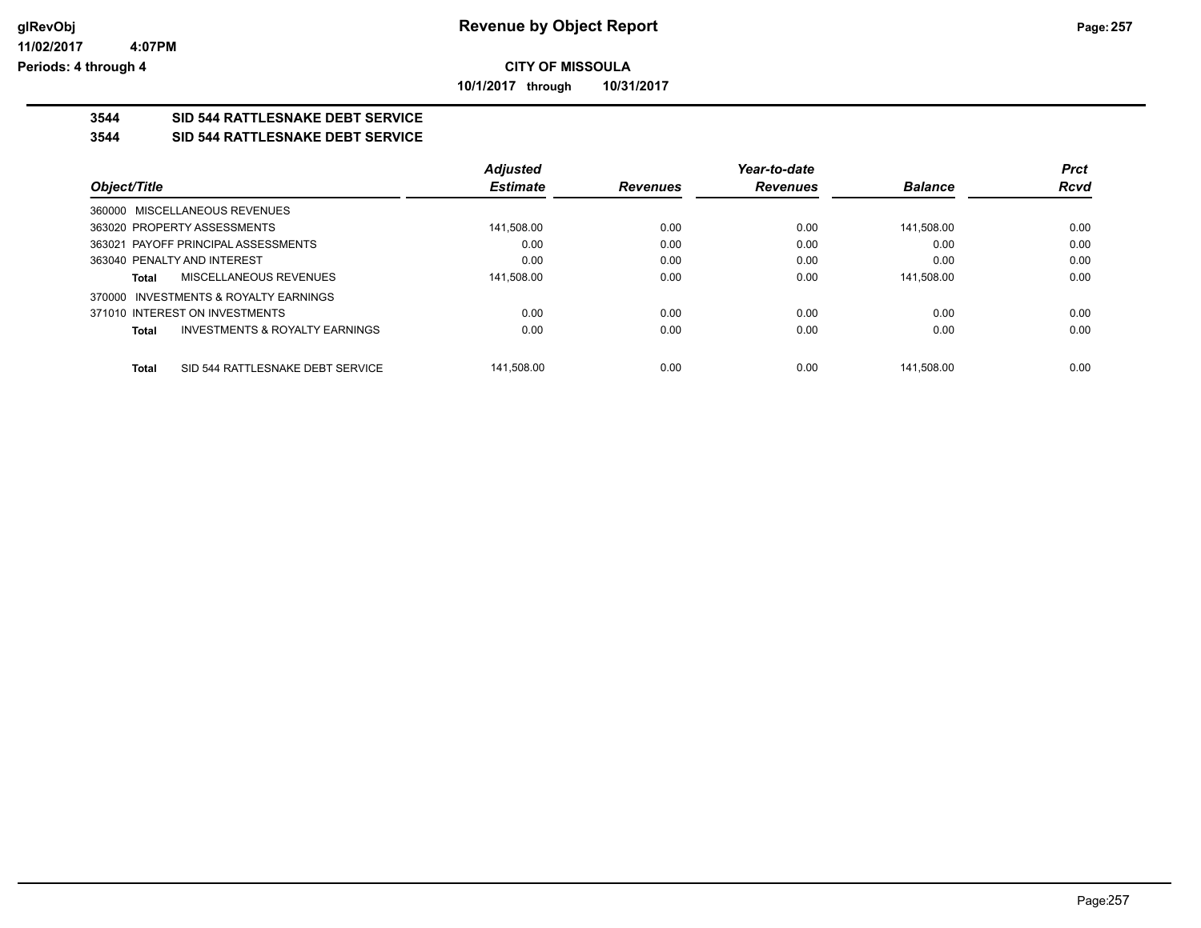**CITY OF MISSOULA**

**10/1/2017 through 10/31/2017**

# Revenue by Object Report

## 3544 SID 544 RATTLESNAKE DEBT SERVICE

### 3544 SID 544 RATTLESNAKE DEBT SERVICE

| Object/Title | Adjusted Estimate | Revenues | Year-to-date Revenues | Balance | Prct Rcvd |
|---|---|---|---|---|---|
| 360000 MISCELLANEOUS REVENUES | | | | | |
| 363020 PROPERTY ASSESSMENTS | 141,508.00 | 0.00 | 0.00 | 141,508.00 | 0.00 |
| 363021 PAYOFF PRINCIPAL ASSESSMENTS | 0.00 | 0.00 | 0.00 | 0.00 | 0.00 |
| 363040 PENALTY AND INTEREST | 0.00 | 0.00 | 0.00 | 0.00 | 0.00 |
| **Total** MISCELLANEOUS REVENUES | 141,508.00 | 0.00 | 0.00 | 141,508.00 | 0.00 |
| 370000 INVESTMENTS & ROYALTY EARNINGS | | | | | |
| 371010 INTEREST ON INVESTMENTS | 0.00 | 0.00 | 0.00 | 0.00 | 0.00 |
| **Total** INVESTMENTS & ROYALTY EARNINGS | 0.00 | 0.00 | 0.00 | 0.00 | 0.00 |
| **Total** SID 544 RATTLESNAKE DEBT SERVICE | 141,508.00 | 0.00 | 0.00 | 141,508.00 | 0.00 |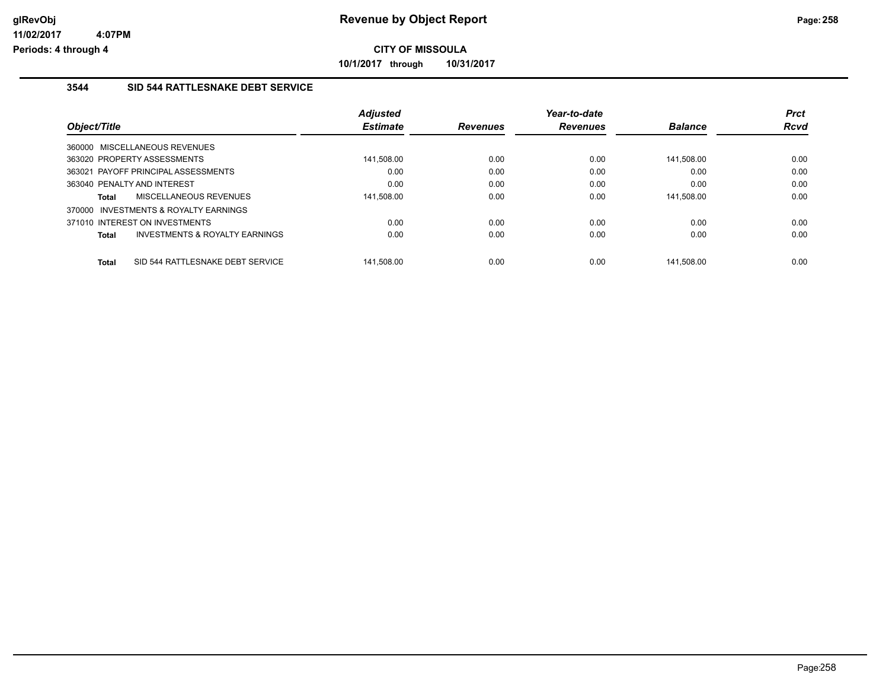**CITY OF MISSOULA**

**10/1/2017 through 10/31/2017**

### 3544 SID 544 RATTLESNAKE DEBT SERVICE

| Object/Title | | Adjusted Estimate | Revenues | Year-to-date Revenues | Balance | Prct Rcvd |
|---|---|---|---|---|---|---|
| 360000 MISCELLANEOUS REVENUES | | | | | | |
| 363020 PROPERTY ASSESSMENTS | | 141,508.00 | 0.00 | 0.00 | 141,508.00 | 0.00 |
| 363021 PAYOFF PRINCIPAL ASSESSMENTS | | 0.00 | 0.00 | 0.00 | 0.00 | 0.00 |
| 363040 PENALTY AND INTEREST | | 0.00 | 0.00 | 0.00 | 0.00 | 0.00 |
| Total | MISCELLANEOUS REVENUES | 141,508.00 | 0.00 | 0.00 | 141,508.00 | 0.00 |
| 370000 INVESTMENTS & ROYALTY EARNINGS | | | | | | |
| 371010 INTEREST ON INVESTMENTS | | 0.00 | 0.00 | 0.00 | 0.00 | 0.00 |
| Total | INVESTMENTS & ROYALTY EARNINGS | 0.00 | 0.00 | 0.00 | 0.00 | 0.00 |
| Total | SID 544 RATTLESNAKE DEBT SERVICE | 141,508.00 | 0.00 | 0.00 | 141,508.00 | 0.00 |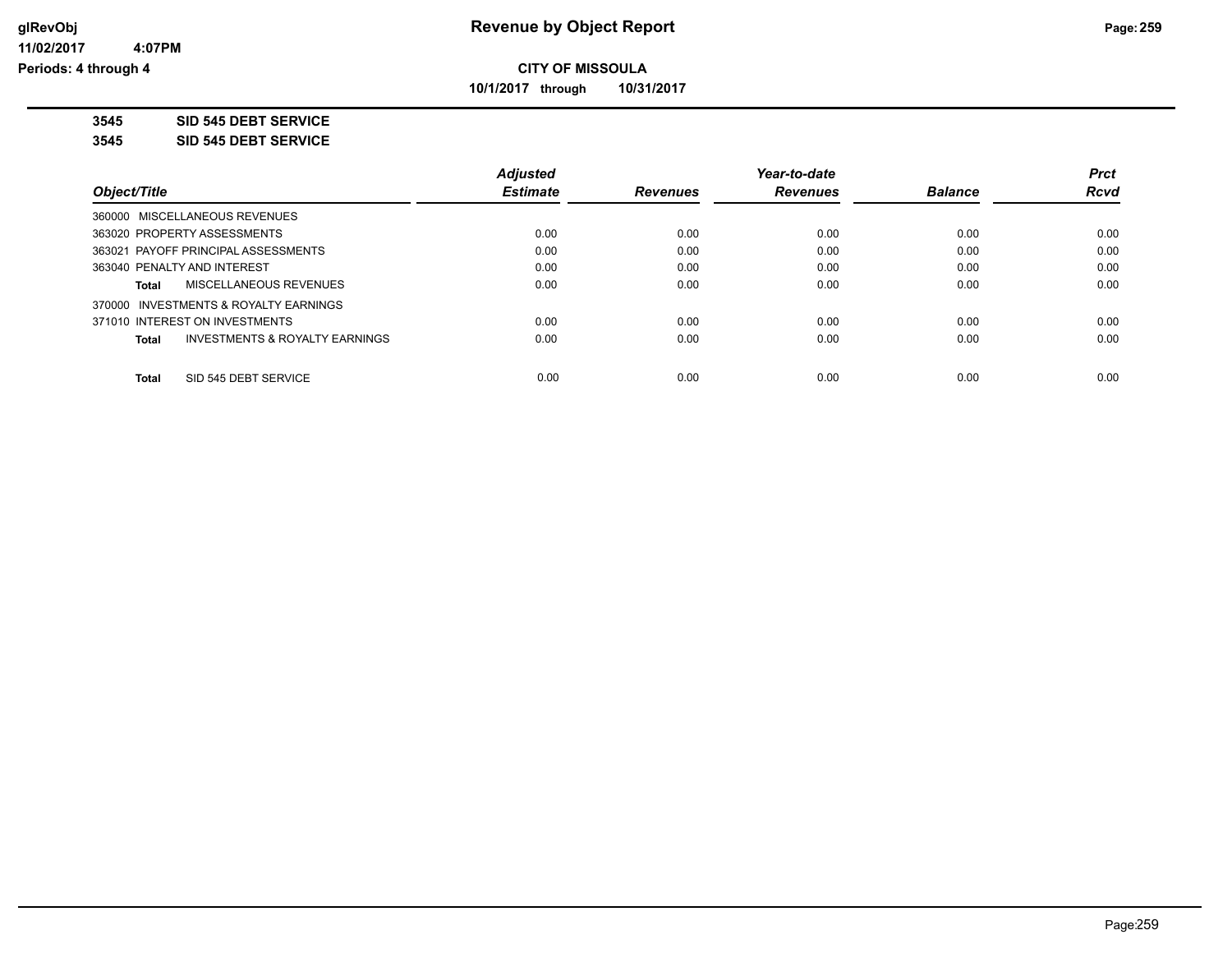**glRevObj**
**11/02/2017 4:07PM**
**Periods: 4 through 4**

# Revenue by Object Report

**CITY OF MISSOULA**

**10/1/2017 through 10/31/2017**

**3545 SID 545 DEBT SERVICE**

**3545 SID 545 DEBT SERVICE**

| *Object/Title* | *Adjusted Estimate* | *Revenues* | *Year-to-date Revenues* | *Balance* | *Prct Rcvd* |
|---|---|---|---|---|---|
| 360000 MISCELLANEOUS REVENUES | | | | | |
| 363020 PROPERTY ASSESSMENTS | 0.00 | 0.00 | 0.00 | 0.00 | 0.00 |
| 363021 PAYOFF PRINCIPAL ASSESSMENTS | 0.00 | 0.00 | 0.00 | 0.00 | 0.00 |
| 363040 PENALTY AND INTEREST | 0.00 | 0.00 | 0.00 | 0.00 | 0.00 |
| **Total** MISCELLANEOUS REVENUES | 0.00 | 0.00 | 0.00 | 0.00 | 0.00 |
| 370000 INVESTMENTS & ROYALTY EARNINGS | | | | | |
| 371010 INTEREST ON INVESTMENTS | 0.00 | 0.00 | 0.00 | 0.00 | 0.00 |
| **Total** INVESTMENTS & ROYALTY EARNINGS | 0.00 | 0.00 | 0.00 | 0.00 | 0.00 |
| **Total** SID 545 DEBT SERVICE | 0.00 | 0.00 | 0.00 | 0.00 | 0.00 |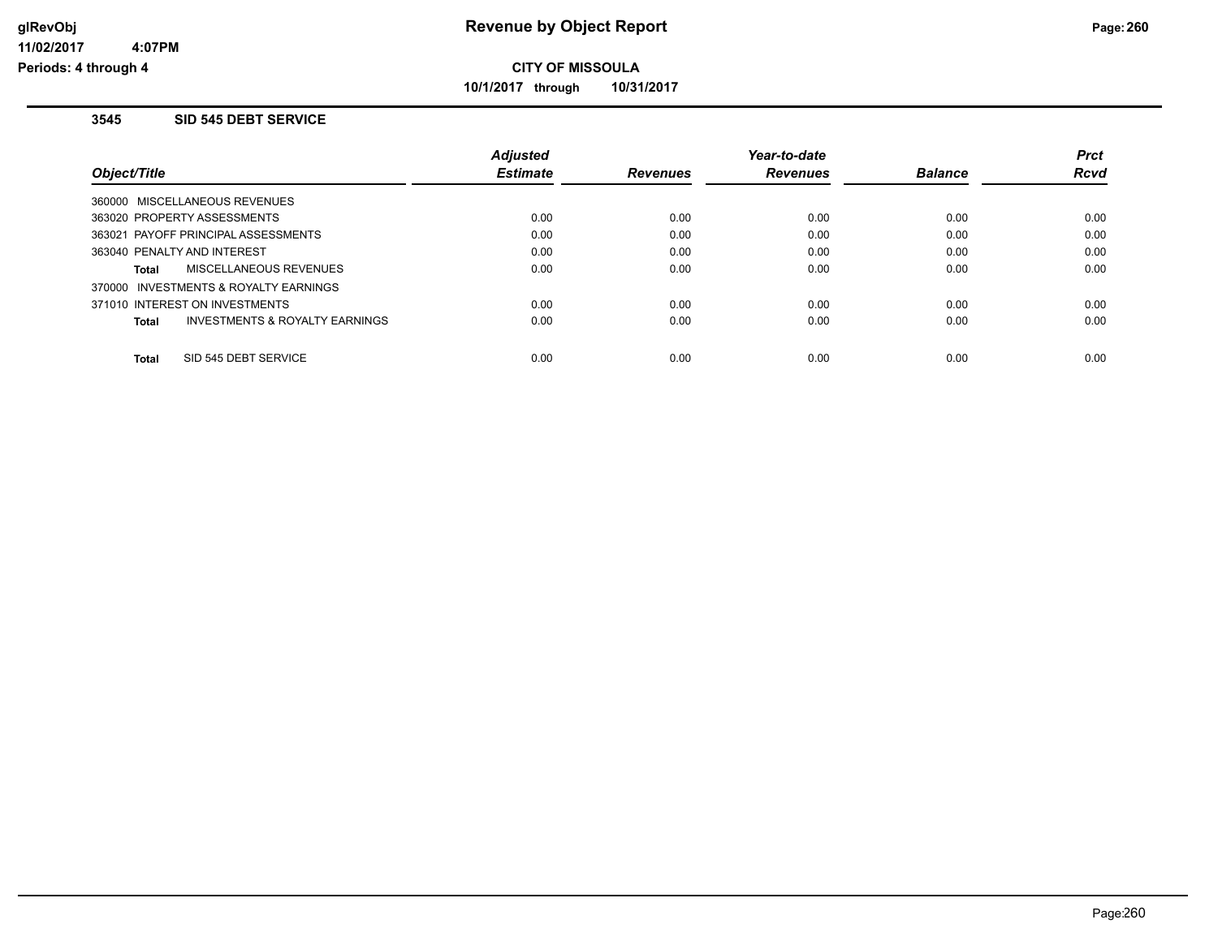**CITY OF MISSOULA**

**10/1/2017 through 10/31/2017**

### 3545 SID 545 DEBT SERVICE

| Object/Title | Adjusted Estimate | Revenues | Year-to-date Revenues | Balance | Prct Rcvd |
|---|---|---|---|---|---|
| 360000 MISCELLANEOUS REVENUES | | | | | |
| 363020 PROPERTY ASSESSMENTS | 0.00 | 0.00 | 0.00 | 0.00 | 0.00 |
| 363021 PAYOFF PRINCIPAL ASSESSMENTS | 0.00 | 0.00 | 0.00 | 0.00 | 0.00 |
| 363040 PENALTY AND INTEREST | 0.00 | 0.00 | 0.00 | 0.00 | 0.00 |
| **Total** MISCELLANEOUS REVENUES | 0.00 | 0.00 | 0.00 | 0.00 | 0.00 |
| 370000 INVESTMENTS & ROYALTY EARNINGS | | | | | |
| 371010 INTEREST ON INVESTMENTS | 0.00 | 0.00 | 0.00 | 0.00 | 0.00 |
| **Total** INVESTMENTS & ROYALTY EARNINGS | 0.00 | 0.00 | 0.00 | 0.00 | 0.00 |
| **Total** SID 545 DEBT SERVICE | 0.00 | 0.00 | 0.00 | 0.00 | 0.00 |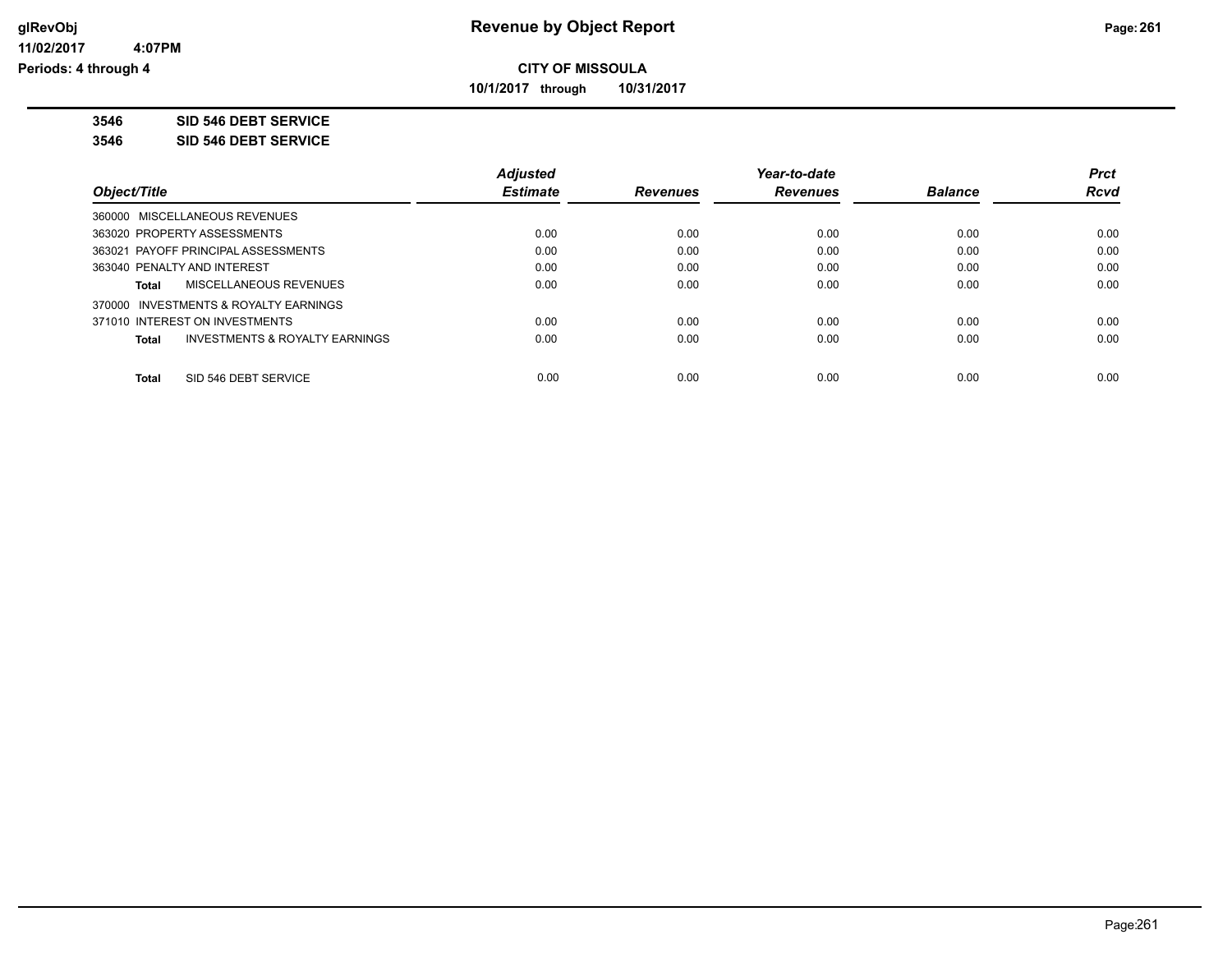# Revenue by Object Report

glRevObj
11/02/2017 4:07PM
Periods: 4 through 4

## CITY OF MISSOULA

10/1/2017 through 10/31/2017

**3546 SID 546 DEBT SERVICE**

**3546 SID 546 DEBT SERVICE**

| Object/Title | Adjusted Estimate | Revenues | Year-to-date Revenues | Balance | Prct Rcvd |
|---|---|---|---|---|---|
| 360000 MISCELLANEOUS REVENUES | | | | | |
| 363020 PROPERTY ASSESSMENTS | 0.00 | 0.00 | 0.00 | 0.00 | 0.00 |
| 363021 PAYOFF PRINCIPAL ASSESSMENTS | 0.00 | 0.00 | 0.00 | 0.00 | 0.00 |
| 363040 PENALTY AND INTEREST | 0.00 | 0.00 | 0.00 | 0.00 | 0.00 |
| **Total** MISCELLANEOUS REVENUES | 0.00 | 0.00 | 0.00 | 0.00 | 0.00 |
| 370000 INVESTMENTS & ROYALTY EARNINGS | | | | | |
| 371010 INTEREST ON INVESTMENTS | 0.00 | 0.00 | 0.00 | 0.00 | 0.00 |
| **Total** INVESTMENTS & ROYALTY EARNINGS | 0.00 | 0.00 | 0.00 | 0.00 | 0.00 |
| **Total** SID 546 DEBT SERVICE | 0.00 | 0.00 | 0.00 | 0.00 | 0.00 |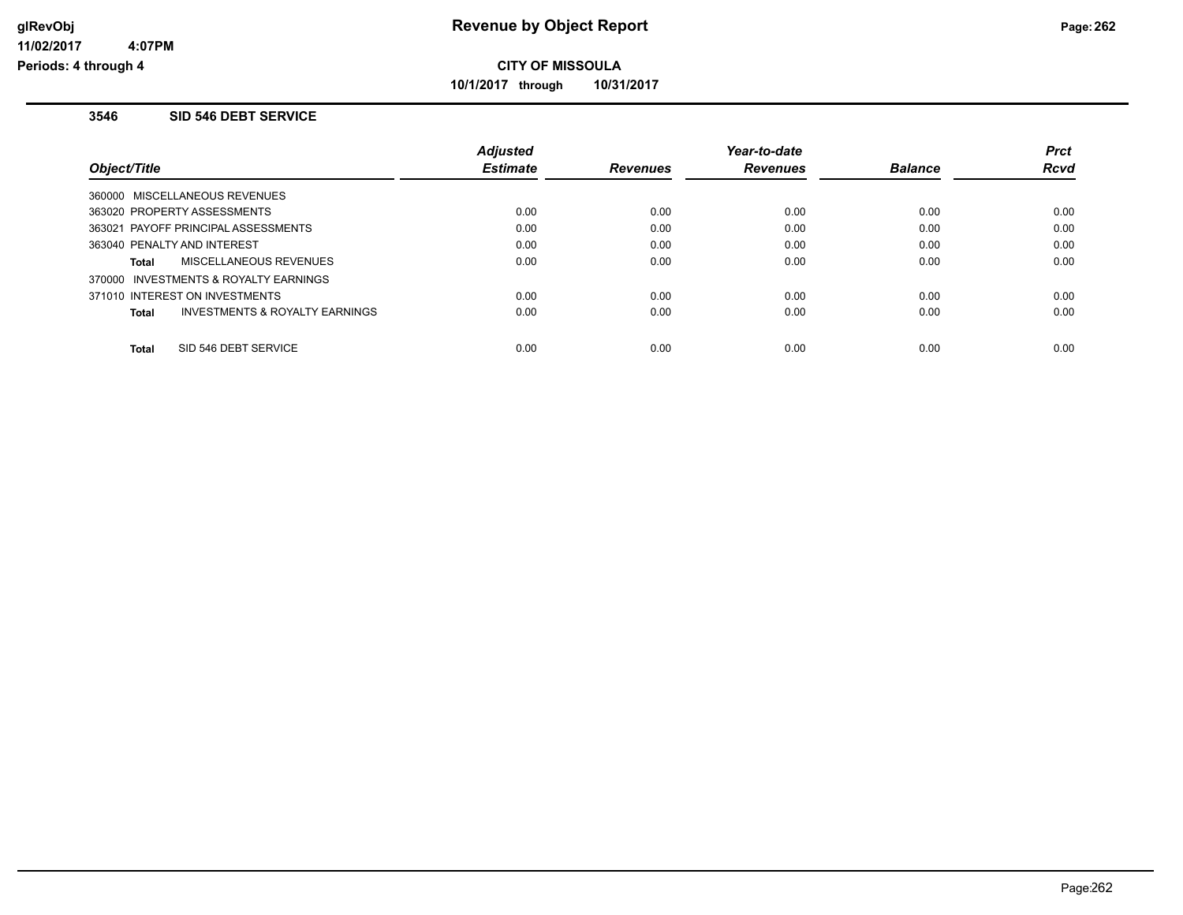**CITY OF MISSOULA**

**10/1/2017 through 10/31/2017**

### 3546 SID 546 DEBT SERVICE

| Object/Title | Adjusted Estimate | Revenues | Year-to-date Revenues | Balance | Prct Rcvd |
|---|---|---|---|---|---|
| 360000 MISCELLANEOUS REVENUES | | | | | |
| 363020 PROPERTY ASSESSMENTS | 0.00 | 0.00 | 0.00 | 0.00 | 0.00 |
| 363021 PAYOFF PRINCIPAL ASSESSMENTS | 0.00 | 0.00 | 0.00 | 0.00 | 0.00 |
| 363040 PENALTY AND INTEREST | 0.00 | 0.00 | 0.00 | 0.00 | 0.00 |
| **Total** MISCELLANEOUS REVENUES | 0.00 | 0.00 | 0.00 | 0.00 | 0.00 |
| 370000 INVESTMENTS & ROYALTY EARNINGS | | | | | |
| 371010 INTEREST ON INVESTMENTS | 0.00 | 0.00 | 0.00 | 0.00 | 0.00 |
| **Total** INVESTMENTS & ROYALTY EARNINGS | 0.00 | 0.00 | 0.00 | 0.00 | 0.00 |
| **Total** SID 546 DEBT SERVICE | 0.00 | 0.00 | 0.00 | 0.00 | 0.00 |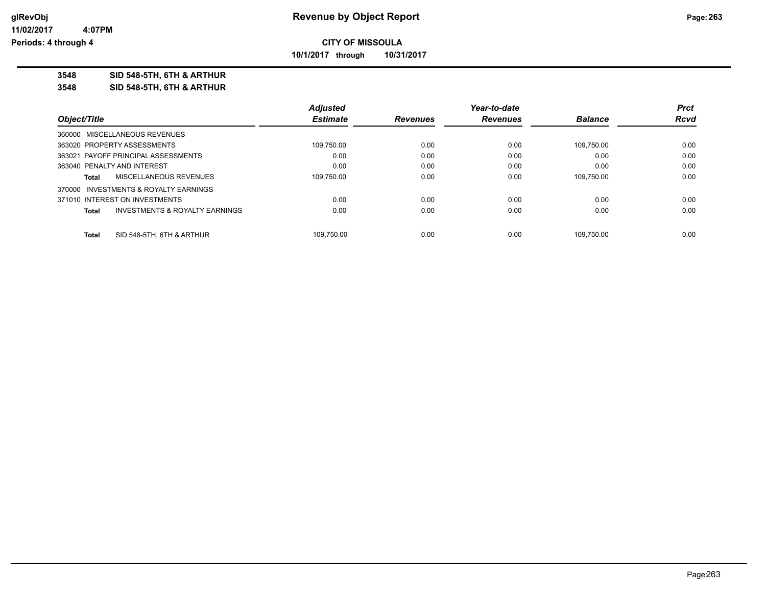**CITY OF MISSOULA**

**10/1/2017 through 10/31/2017**

**3548 SID 548-5TH, 6TH & ARTHUR**

**3548 SID 548-5TH, 6TH & ARTHUR**

| Object/Title | Adjusted Estimate | Revenues | Year-to-date Revenues | Balance | Prct Rcvd |
|---|---|---|---|---|---|
| 360000 MISCELLANEOUS REVENUES | | | | | |
| 363020 PROPERTY ASSESSMENTS | 109,750.00 | 0.00 | 0.00 | 109,750.00 | 0.00 |
| 363021 PAYOFF PRINCIPAL ASSESSMENTS | 0.00 | 0.00 | 0.00 | 0.00 | 0.00 |
| 363040 PENALTY AND INTEREST | 0.00 | 0.00 | 0.00 | 0.00 | 0.00 |
| **Total** MISCELLANEOUS REVENUES | 109,750.00 | 0.00 | 0.00 | 109,750.00 | 0.00 |
| 370000 INVESTMENTS & ROYALTY EARNINGS | | | | | |
| 371010 INTEREST ON INVESTMENTS | 0.00 | 0.00 | 0.00 | 0.00 | 0.00 |
| **Total** INVESTMENTS & ROYALTY EARNINGS | 0.00 | 0.00 | 0.00 | 0.00 | 0.00 |
| **Total** SID 548-5TH, 6TH & ARTHUR | 109,750.00 | 0.00 | 0.00 | 109,750.00 | 0.00 |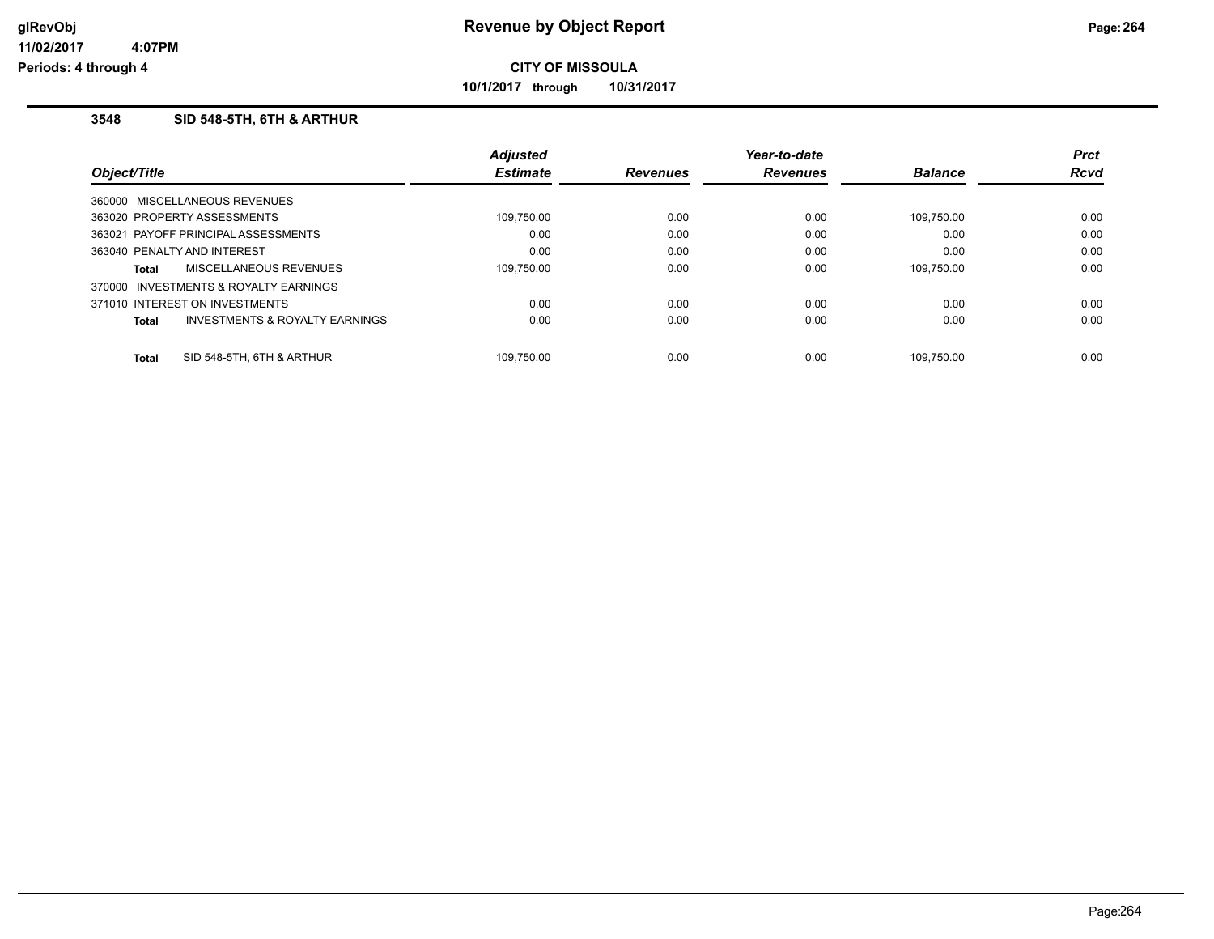**Revenue by Object Report**

**CITY OF MISSOULA**

**10/1/2017 through 10/31/2017**

glRevObj
11/02/2017 4:07PM
Periods: 4 through 4

## 3548 SID 548-5TH, 6TH & ARTHUR

| Object/Title | | Adjusted Estimate | Revenues | Year-to-date Revenues | Balance | Prct Rcvd |
|---|---|---|---|---|---|---|
| 360000 MISCELLANEOUS REVENUES | | | | | | |
| 363020 PROPERTY ASSESSMENTS | | 109,750.00 | 0.00 | 0.00 | 109,750.00 | 0.00 |
| 363021 PAYOFF PRINCIPAL ASSESSMENTS | | 0.00 | 0.00 | 0.00 | 0.00 | 0.00 |
| 363040 PENALTY AND INTEREST | | 0.00 | 0.00 | 0.00 | 0.00 | 0.00 |
| **Total** | MISCELLANEOUS REVENUES | 109,750.00 | 0.00 | 0.00 | 109,750.00 | 0.00 |
| 370000 INVESTMENTS & ROYALTY EARNINGS | | | | | | |
| 371010 INTEREST ON INVESTMENTS | | 0.00 | 0.00 | 0.00 | 0.00 | 0.00 |
| **Total** | INVESTMENTS & ROYALTY EARNINGS | 0.00 | 0.00 | 0.00 | 0.00 | 0.00 |
| **Total** | SID 548-5TH, 6TH & ARTHUR | 109,750.00 | 0.00 | 0.00 | 109,750.00 | 0.00 |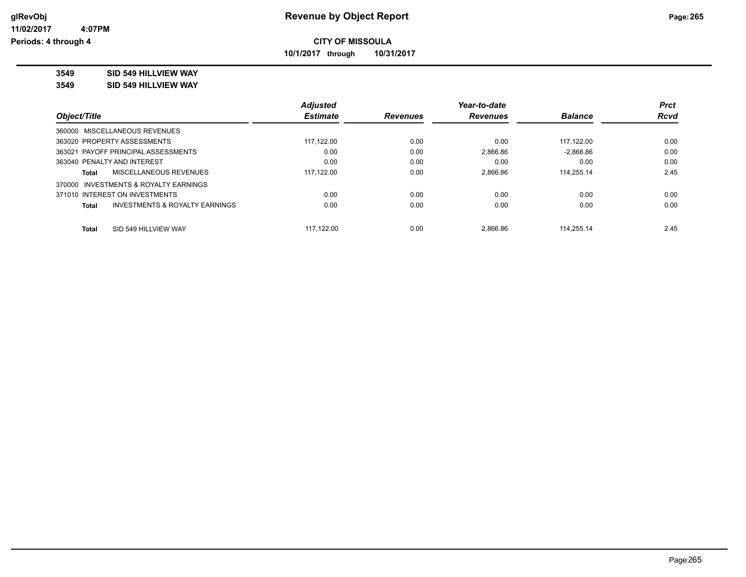# Revenue by Object Report

**CITY OF MISSOULA**

**10/1/2017 through 10/31/2017**

glRevObj
11/02/2017 4:07PM
Periods: 4 through 4

**3549 SID 549 HILLVIEW WAY**

**3549 SID 549 HILLVIEW WAY**

| Object/Title | Adjusted Estimate | Revenues | Year-to-date Revenues | Balance | Prct Rcvd |
|---|---|---|---|---|---|
| 360000 MISCELLANEOUS REVENUES | | | | | |
| 363020 PROPERTY ASSESSMENTS | 117,122.00 | 0.00 | 0.00 | 117,122.00 | 0.00 |
| 363021 PAYOFF PRINCIPAL ASSESSMENTS | 0.00 | 0.00 | 2,866.86 | -2,866.86 | 0.00 |
| 363040 PENALTY AND INTEREST | 0.00 | 0.00 | 0.00 | 0.00 | 0.00 |
| **Total** MISCELLANEOUS REVENUES | 117,122.00 | 0.00 | 2,866.86 | 114,255.14 | 2.45 |
| 370000 INVESTMENTS & ROYALTY EARNINGS | | | | | |
| 371010 INTEREST ON INVESTMENTS | 0.00 | 0.00 | 0.00 | 0.00 | 0.00 |
| **Total** INVESTMENTS & ROYALTY EARNINGS | 0.00 | 0.00 | 0.00 | 0.00 | 0.00 |
| **Total** SID 549 HILLVIEW WAY | 117,122.00 | 0.00 | 2,866.86 | 114,255.14 | 2.45 |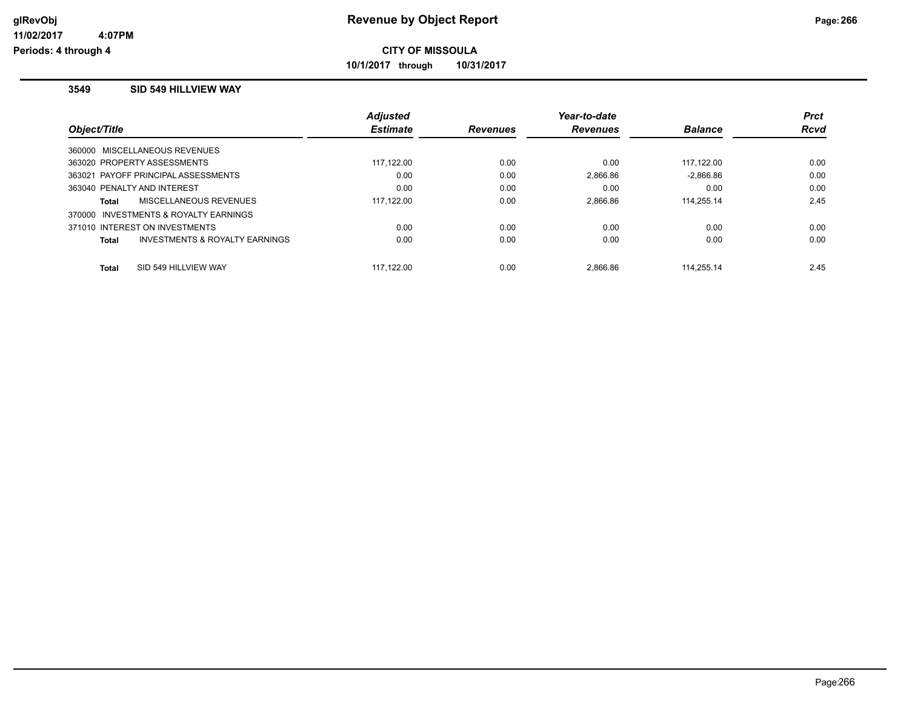# Revenue by Object Report

**CITY OF MISSOULA**

**10/1/2017 through 10/31/2017**

glRevObj
11/02/2017 4:07PM
Periods: 4 through 4

### 3549 SID 549 HILLVIEW WAY

| Object/Title | Adjusted Estimate | Revenues | Year-to-date Revenues | Balance | Prct Rcvd |
|---|---|---|---|---|---|
| 360000 MISCELLANEOUS REVENUES | | | | | |
| 363020 PROPERTY ASSESSMENTS | 117,122.00 | 0.00 | 0.00 | 117,122.00 | 0.00 |
| 363021 PAYOFF PRINCIPAL ASSESSMENTS | 0.00 | 0.00 | 2,866.86 | -2,866.86 | 0.00 |
| 363040 PENALTY AND INTEREST | 0.00 | 0.00 | 0.00 | 0.00 | 0.00 |
| **Total** MISCELLANEOUS REVENUES | 117,122.00 | 0.00 | 2,866.86 | 114,255.14 | 2.45 |
| 370000 INVESTMENTS & ROYALTY EARNINGS | | | | | |
| 371010 INTEREST ON INVESTMENTS | 0.00 | 0.00 | 0.00 | 0.00 | 0.00 |
| **Total** INVESTMENTS & ROYALTY EARNINGS | 0.00 | 0.00 | 0.00 | 0.00 | 0.00 |
| **Total** SID 549 HILLVIEW WAY | 117,122.00 | 0.00 | 2,866.86 | 114,255.14 | 2.45 |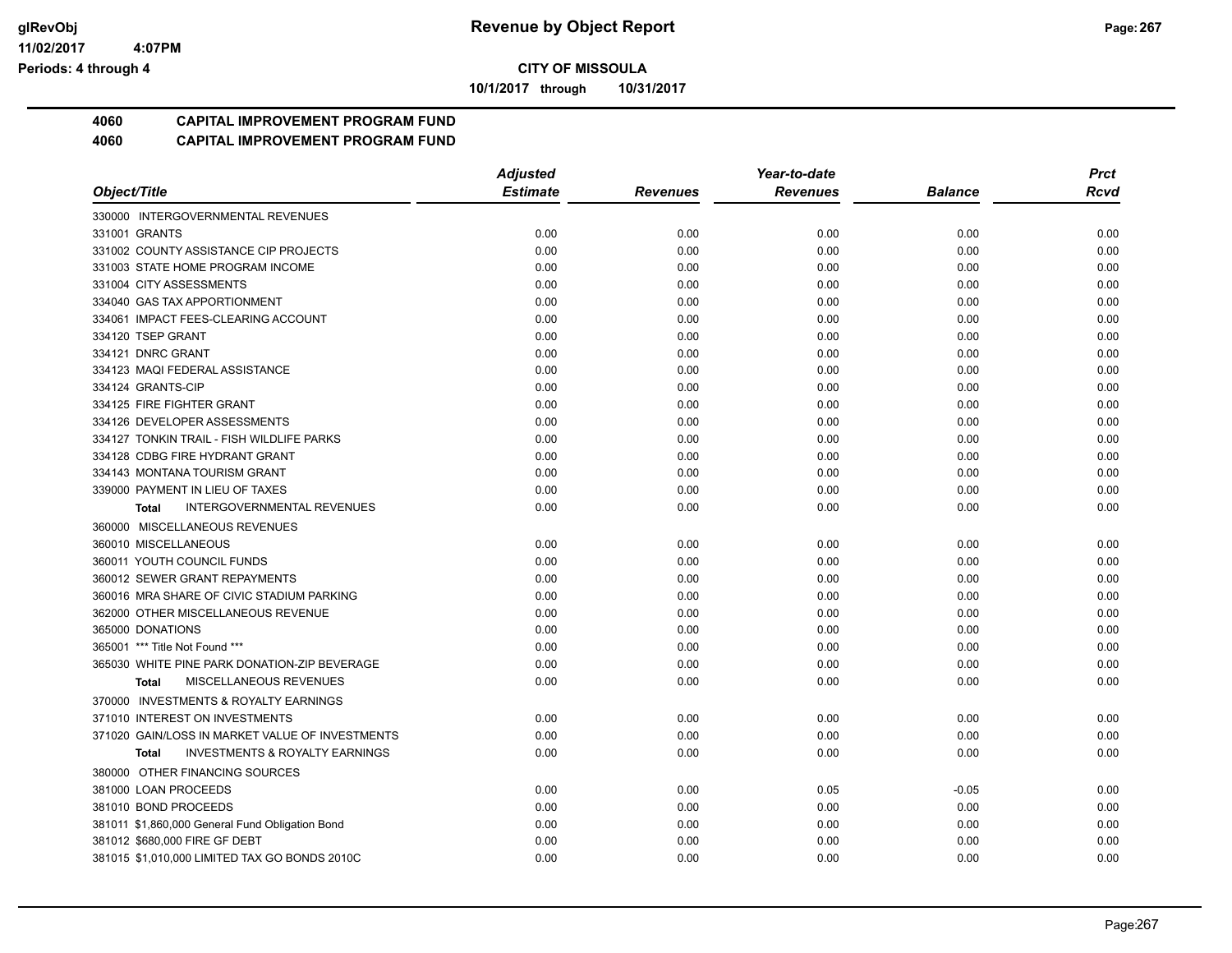**CITY OF MISSOULA**

**10/1/2017 through 10/31/2017**

**4060 CAPITAL IMPROVEMENT PROGRAM FUND**

**4060 CAPITAL IMPROVEMENT PROGRAM FUND**

| Object/Title | Adjusted Estimate | Revenues | Year-to-date Revenues | Balance | Prct Rcvd |
|---|---|---|---|---|---|
| 330000 INTERGOVERNMENTAL REVENUES | | | | | |
| 331001 GRANTS | 0.00 | 0.00 | 0.00 | 0.00 | 0.00 |
| 331002 COUNTY ASSISTANCE CIP PROJECTS | 0.00 | 0.00 | 0.00 | 0.00 | 0.00 |
| 331003 STATE HOME PROGRAM INCOME | 0.00 | 0.00 | 0.00 | 0.00 | 0.00 |
| 331004 CITY ASSESSMENTS | 0.00 | 0.00 | 0.00 | 0.00 | 0.00 |
| 334040 GAS TAX APPORTIONMENT | 0.00 | 0.00 | 0.00 | 0.00 | 0.00 |
| 334061 IMPACT FEES-CLEARING ACCOUNT | 0.00 | 0.00 | 0.00 | 0.00 | 0.00 |
| 334120 TSEP GRANT | 0.00 | 0.00 | 0.00 | 0.00 | 0.00 |
| 334121 DNRC GRANT | 0.00 | 0.00 | 0.00 | 0.00 | 0.00 |
| 334123 MAQI FEDERAL ASSISTANCE | 0.00 | 0.00 | 0.00 | 0.00 | 0.00 |
| 334124 GRANTS-CIP | 0.00 | 0.00 | 0.00 | 0.00 | 0.00 |
| 334125 FIRE FIGHTER GRANT | 0.00 | 0.00 | 0.00 | 0.00 | 0.00 |
| 334126 DEVELOPER ASSESSMENTS | 0.00 | 0.00 | 0.00 | 0.00 | 0.00 |
| 334127 TONKIN TRAIL - FISH WILDLIFE PARKS | 0.00 | 0.00 | 0.00 | 0.00 | 0.00 |
| 334128 CDBG FIRE HYDRANT GRANT | 0.00 | 0.00 | 0.00 | 0.00 | 0.00 |
| 334143 MONTANA TOURISM GRANT | 0.00 | 0.00 | 0.00 | 0.00 | 0.00 |
| 339000 PAYMENT IN LIEU OF TAXES | 0.00 | 0.00 | 0.00 | 0.00 | 0.00 |
| **Total** INTERGOVERNMENTAL REVENUES | 0.00 | 0.00 | 0.00 | 0.00 | 0.00 |
| 360000 MISCELLANEOUS REVENUES | | | | | |
| 360010 MISCELLANEOUS | 0.00 | 0.00 | 0.00 | 0.00 | 0.00 |
| 360011 YOUTH COUNCIL FUNDS | 0.00 | 0.00 | 0.00 | 0.00 | 0.00 |
| 360012 SEWER GRANT REPAYMENTS | 0.00 | 0.00 | 0.00 | 0.00 | 0.00 |
| 360016 MRA SHARE OF CIVIC STADIUM PARKING | 0.00 | 0.00 | 0.00 | 0.00 | 0.00 |
| 362000 OTHER MISCELLANEOUS REVENUE | 0.00 | 0.00 | 0.00 | 0.00 | 0.00 |
| 365000 DONATIONS | 0.00 | 0.00 | 0.00 | 0.00 | 0.00 |
| 365001 *** Title Not Found *** | 0.00 | 0.00 | 0.00 | 0.00 | 0.00 |
| 365030 WHITE PINE PARK DONATION-ZIP BEVERAGE | 0.00 | 0.00 | 0.00 | 0.00 | 0.00 |
| **Total** MISCELLANEOUS REVENUES | 0.00 | 0.00 | 0.00 | 0.00 | 0.00 |
| 370000 INVESTMENTS & ROYALTY EARNINGS | | | | | |
| 371010 INTEREST ON INVESTMENTS | 0.00 | 0.00 | 0.00 | 0.00 | 0.00 |
| 371020 GAIN/LOSS IN MARKET VALUE OF INVESTMENTS | 0.00 | 0.00 | 0.00 | 0.00 | 0.00 |
| **Total** INVESTMENTS & ROYALTY EARNINGS | 0.00 | 0.00 | 0.00 | 0.00 | 0.00 |
| 380000 OTHER FINANCING SOURCES | | | | | |
| 381000 LOAN PROCEEDS | 0.00 | 0.00 | 0.05 | -0.05 | 0.00 |
| 381010 BOND PROCEEDS | 0.00 | 0.00 | 0.00 | 0.00 | 0.00 |
| 381011 $1,860,000 General Fund Obligation Bond | 0.00 | 0.00 | 0.00 | 0.00 | 0.00 |
| 381012 $680,000 FIRE GF DEBT | 0.00 | 0.00 | 0.00 | 0.00 | 0.00 |
| 381015 $1,010,000 LIMITED TAX GO BONDS 2010C | 0.00 | 0.00 | 0.00 | 0.00 | 0.00 |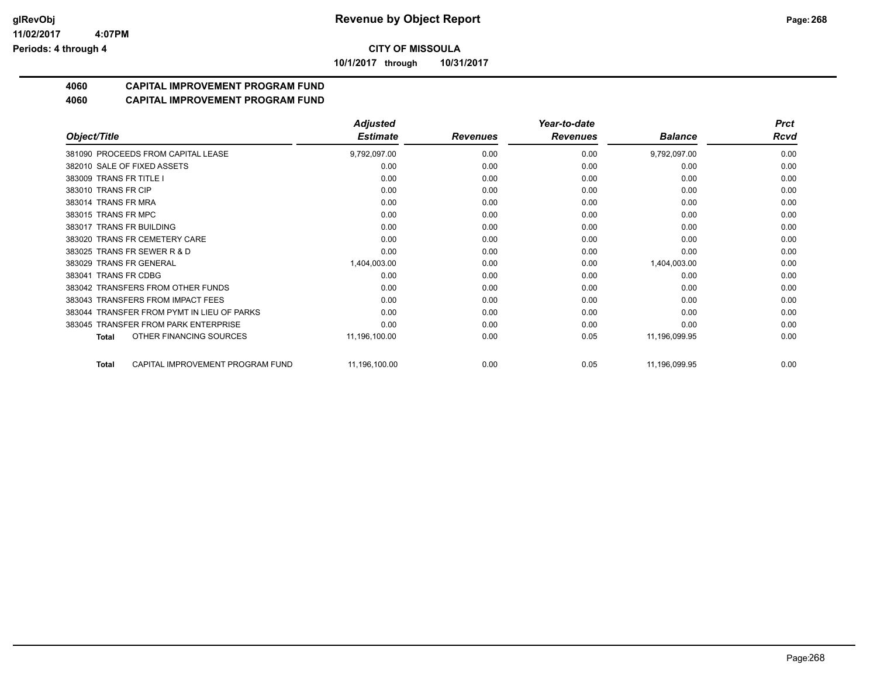# CITY OF MISSOULA

**10/1/2017 through 10/31/2017**

## Revenue by Object Report

**4060 CAPITAL IMPROVEMENT PROGRAM FUND**

**4060 CAPITAL IMPROVEMENT PROGRAM FUND**

| Object/Title | Adjusted Estimate | Revenues | Year-to-date Revenues | Balance | Prct Rcvd |
|---|---|---|---|---|---|
| 381090 PROCEEDS FROM CAPITAL LEASE | 9,792,097.00 | 0.00 | 0.00 | 9,792,097.00 | 0.00 |
| 382010 SALE OF FIXED ASSETS | 0.00 | 0.00 | 0.00 | 0.00 | 0.00 |
| 383009 TRANS FR TITLE I | 0.00 | 0.00 | 0.00 | 0.00 | 0.00 |
| 383010 TRANS FR CIP | 0.00 | 0.00 | 0.00 | 0.00 | 0.00 |
| 383014 TRANS FR MRA | 0.00 | 0.00 | 0.00 | 0.00 | 0.00 |
| 383015 TRANS FR MPC | 0.00 | 0.00 | 0.00 | 0.00 | 0.00 |
| 383017 TRANS FR BUILDING | 0.00 | 0.00 | 0.00 | 0.00 | 0.00 |
| 383020 TRANS FR CEMETERY CARE | 0.00 | 0.00 | 0.00 | 0.00 | 0.00 |
| 383025 TRANS FR SEWER R & D | 0.00 | 0.00 | 0.00 | 0.00 | 0.00 |
| 383029 TRANS FR GENERAL | 1,404,003.00 | 0.00 | 0.00 | 1,404,003.00 | 0.00 |
| 383041 TRANS FR CDBG | 0.00 | 0.00 | 0.00 | 0.00 | 0.00 |
| 383042 TRANSFERS FROM OTHER FUNDS | 0.00 | 0.00 | 0.00 | 0.00 | 0.00 |
| 383043 TRANSFERS FROM IMPACT FEES | 0.00 | 0.00 | 0.00 | 0.00 | 0.00 |
| 383044 TRANSFER FROM PYMT IN LIEU OF PARKS | 0.00 | 0.00 | 0.00 | 0.00 | 0.00 |
| 383045 TRANSFER FROM PARK ENTERPRISE | 0.00 | 0.00 | 0.00 | 0.00 | 0.00 |
| **Total** OTHER FINANCING SOURCES | 11,196,100.00 | 0.00 | 0.05 | 11,196,099.95 | 0.00 |
| **Total** CAPITAL IMPROVEMENT PROGRAM FUND | 11,196,100.00 | 0.00 | 0.05 | 11,196,099.95 | 0.00 |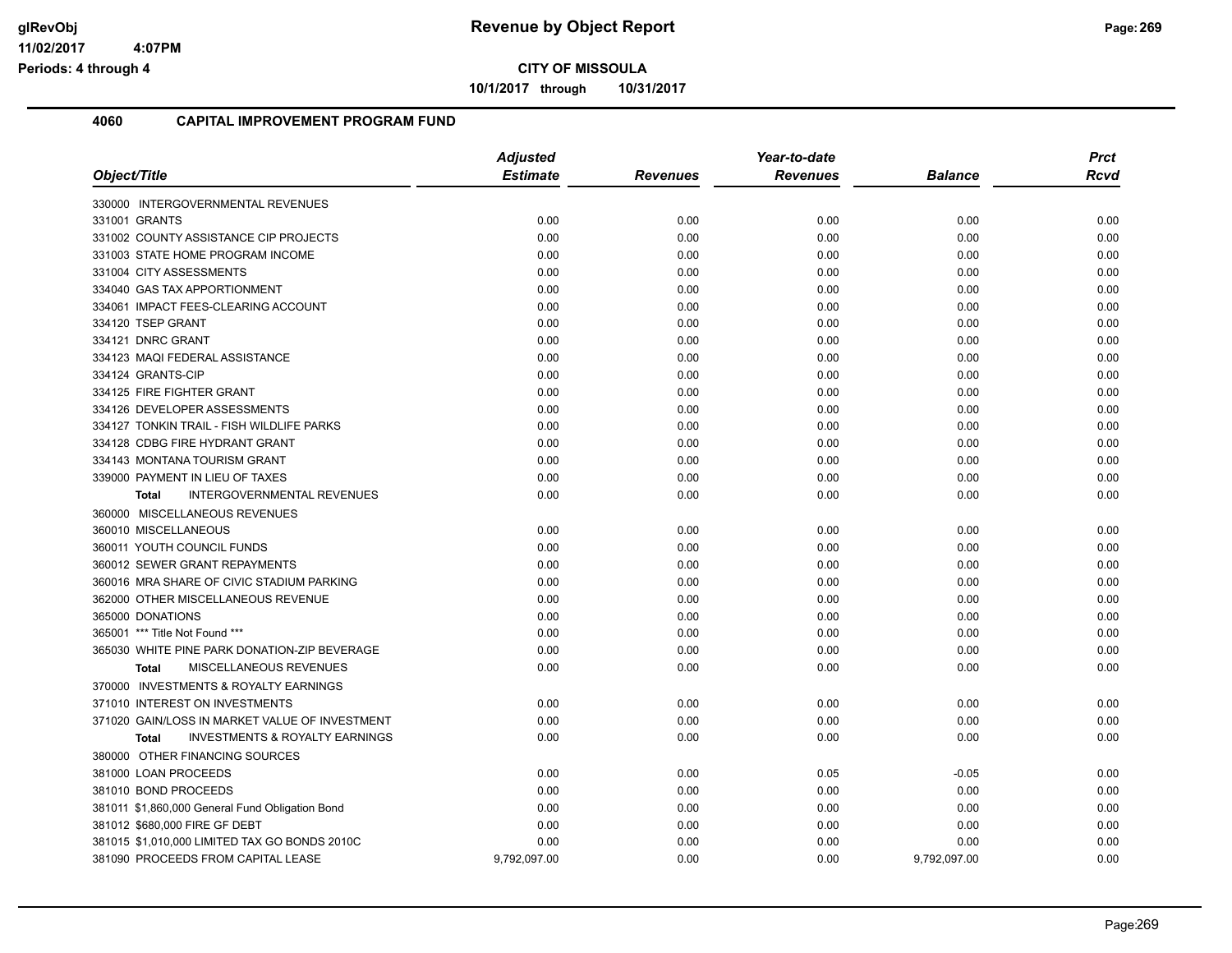**CITY OF MISSOULA**

**10/1/2017 through 10/31/2017**

## 4060 CAPITAL IMPROVEMENT PROGRAM FUND

| Object/Title | Adjusted Estimate | Revenues | Year-to-date Revenues | Balance | Prct Rcvd |
|---|---|---|---|---|---|
| 330000 INTERGOVERNMENTAL REVENUES | | | | | |
| 331001 GRANTS | 0.00 | 0.00 | 0.00 | 0.00 | 0.00 |
| 331002 COUNTY ASSISTANCE CIP PROJECTS | 0.00 | 0.00 | 0.00 | 0.00 | 0.00 |
| 331003 STATE HOME PROGRAM INCOME | 0.00 | 0.00 | 0.00 | 0.00 | 0.00 |
| 331004 CITY ASSESSMENTS | 0.00 | 0.00 | 0.00 | 0.00 | 0.00 |
| 334040 GAS TAX APPORTIONMENT | 0.00 | 0.00 | 0.00 | 0.00 | 0.00 |
| 334061 IMPACT FEES-CLEARING ACCOUNT | 0.00 | 0.00 | 0.00 | 0.00 | 0.00 |
| 334120 TSEP GRANT | 0.00 | 0.00 | 0.00 | 0.00 | 0.00 |
| 334121 DNRC GRANT | 0.00 | 0.00 | 0.00 | 0.00 | 0.00 |
| 334123 MAQI FEDERAL ASSISTANCE | 0.00 | 0.00 | 0.00 | 0.00 | 0.00 |
| 334124 GRANTS-CIP | 0.00 | 0.00 | 0.00 | 0.00 | 0.00 |
| 334125 FIRE FIGHTER GRANT | 0.00 | 0.00 | 0.00 | 0.00 | 0.00 |
| 334126 DEVELOPER ASSESSMENTS | 0.00 | 0.00 | 0.00 | 0.00 | 0.00 |
| 334127 TONKIN TRAIL - FISH WILDLIFE PARKS | 0.00 | 0.00 | 0.00 | 0.00 | 0.00 |
| 334128 CDBG FIRE HYDRANT GRANT | 0.00 | 0.00 | 0.00 | 0.00 | 0.00 |
| 334143 MONTANA TOURISM GRANT | 0.00 | 0.00 | 0.00 | 0.00 | 0.00 |
| 339000 PAYMENT IN LIEU OF TAXES | 0.00 | 0.00 | 0.00 | 0.00 | 0.00 |
| **Total** INTERGOVERNMENTAL REVENUES | 0.00 | 0.00 | 0.00 | 0.00 | 0.00 |
| 360000 MISCELLANEOUS REVENUES | | | | | |
| 360010 MISCELLANEOUS | 0.00 | 0.00 | 0.00 | 0.00 | 0.00 |
| 360011 YOUTH COUNCIL FUNDS | 0.00 | 0.00 | 0.00 | 0.00 | 0.00 |
| 360012 SEWER GRANT REPAYMENTS | 0.00 | 0.00 | 0.00 | 0.00 | 0.00 |
| 360016 MRA SHARE OF CIVIC STADIUM PARKING | 0.00 | 0.00 | 0.00 | 0.00 | 0.00 |
| 362000 OTHER MISCELLANEOUS REVENUE | 0.00 | 0.00 | 0.00 | 0.00 | 0.00 |
| 365000 DONATIONS | 0.00 | 0.00 | 0.00 | 0.00 | 0.00 |
| 365001 *** Title Not Found *** | 0.00 | 0.00 | 0.00 | 0.00 | 0.00 |
| 365030 WHITE PINE PARK DONATION-ZIP BEVERAGE | 0.00 | 0.00 | 0.00 | 0.00 | 0.00 |
| **Total** MISCELLANEOUS REVENUES | 0.00 | 0.00 | 0.00 | 0.00 | 0.00 |
| 370000 INVESTMENTS & ROYALTY EARNINGS | | | | | |
| 371010 INTEREST ON INVESTMENTS | 0.00 | 0.00 | 0.00 | 0.00 | 0.00 |
| 371020 GAIN/LOSS IN MARKET VALUE OF INVESTMENT | 0.00 | 0.00 | 0.00 | 0.00 | 0.00 |
| **Total** INVESTMENTS & ROYALTY EARNINGS | 0.00 | 0.00 | 0.00 | 0.00 | 0.00 |
| 380000 OTHER FINANCING SOURCES | | | | | |
| 381000 LOAN PROCEEDS | 0.00 | 0.00 | 0.05 | -0.05 | 0.00 |
| 381010 BOND PROCEEDS | 0.00 | 0.00 | 0.00 | 0.00 | 0.00 |
| 381011 $1,860,000 General Fund Obligation Bond | 0.00 | 0.00 | 0.00 | 0.00 | 0.00 |
| 381012 $680,000 FIRE GF DEBT | 0.00 | 0.00 | 0.00 | 0.00 | 0.00 |
| 381015 $1,010,000 LIMITED TAX GO BONDS 2010C | 0.00 | 0.00 | 0.00 | 0.00 | 0.00 |
| 381090 PROCEEDS FROM CAPITAL LEASE | 9,792,097.00 | 0.00 | 0.00 | 9,792,097.00 | 0.00 |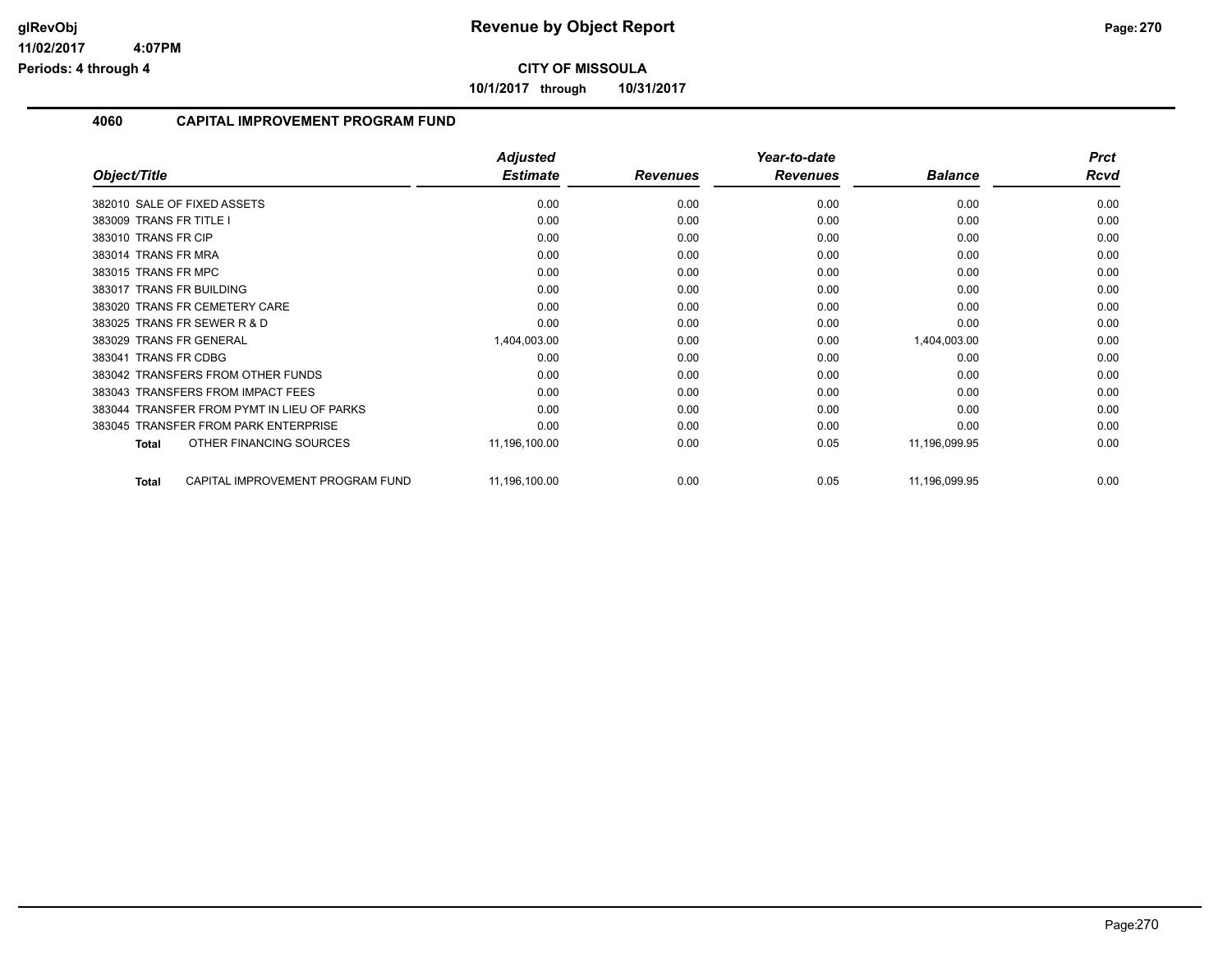# Revenue by Object Report

**CITY OF MISSOULA**

**10/1/2017 through 10/31/2017**

glRevObj
11/02/2017 4:07PM
Periods: 4 through 4

## 4060 CAPITAL IMPROVEMENT PROGRAM FUND

| Object/Title | Adjusted Estimate | Revenues | Year-to-date Revenues | Balance | Prct Rcvd |
|---|---|---|---|---|---|
| 382010 SALE OF FIXED ASSETS | 0.00 | 0.00 | 0.00 | 0.00 | 0.00 |
| 383009 TRANS FR TITLE I | 0.00 | 0.00 | 0.00 | 0.00 | 0.00 |
| 383010 TRANS FR CIP | 0.00 | 0.00 | 0.00 | 0.00 | 0.00 |
| 383014 TRANS FR MRA | 0.00 | 0.00 | 0.00 | 0.00 | 0.00 |
| 383015 TRANS FR MPC | 0.00 | 0.00 | 0.00 | 0.00 | 0.00 |
| 383017 TRANS FR BUILDING | 0.00 | 0.00 | 0.00 | 0.00 | 0.00 |
| 383020 TRANS FR CEMETERY CARE | 0.00 | 0.00 | 0.00 | 0.00 | 0.00 |
| 383025 TRANS FR SEWER R & D | 0.00 | 0.00 | 0.00 | 0.00 | 0.00 |
| 383029 TRANS FR GENERAL | 1,404,003.00 | 0.00 | 0.00 | 1,404,003.00 | 0.00 |
| 383041 TRANS FR CDBG | 0.00 | 0.00 | 0.00 | 0.00 | 0.00 |
| 383042 TRANSFERS FROM OTHER FUNDS | 0.00 | 0.00 | 0.00 | 0.00 | 0.00 |
| 383043 TRANSFERS FROM IMPACT FEES | 0.00 | 0.00 | 0.00 | 0.00 | 0.00 |
| 383044 TRANSFER FROM PYMT IN LIEU OF PARKS | 0.00 | 0.00 | 0.00 | 0.00 | 0.00 |
| 383045 TRANSFER FROM PARK ENTERPRISE | 0.00 | 0.00 | 0.00 | 0.00 | 0.00 |
| **Total** OTHER FINANCING SOURCES | 11,196,100.00 | 0.00 | 0.05 | 11,196,099.95 | 0.00 |
| **Total** CAPITAL IMPROVEMENT PROGRAM FUND | 11,196,100.00 | 0.00 | 0.05 | 11,196,099.95 | 0.00 |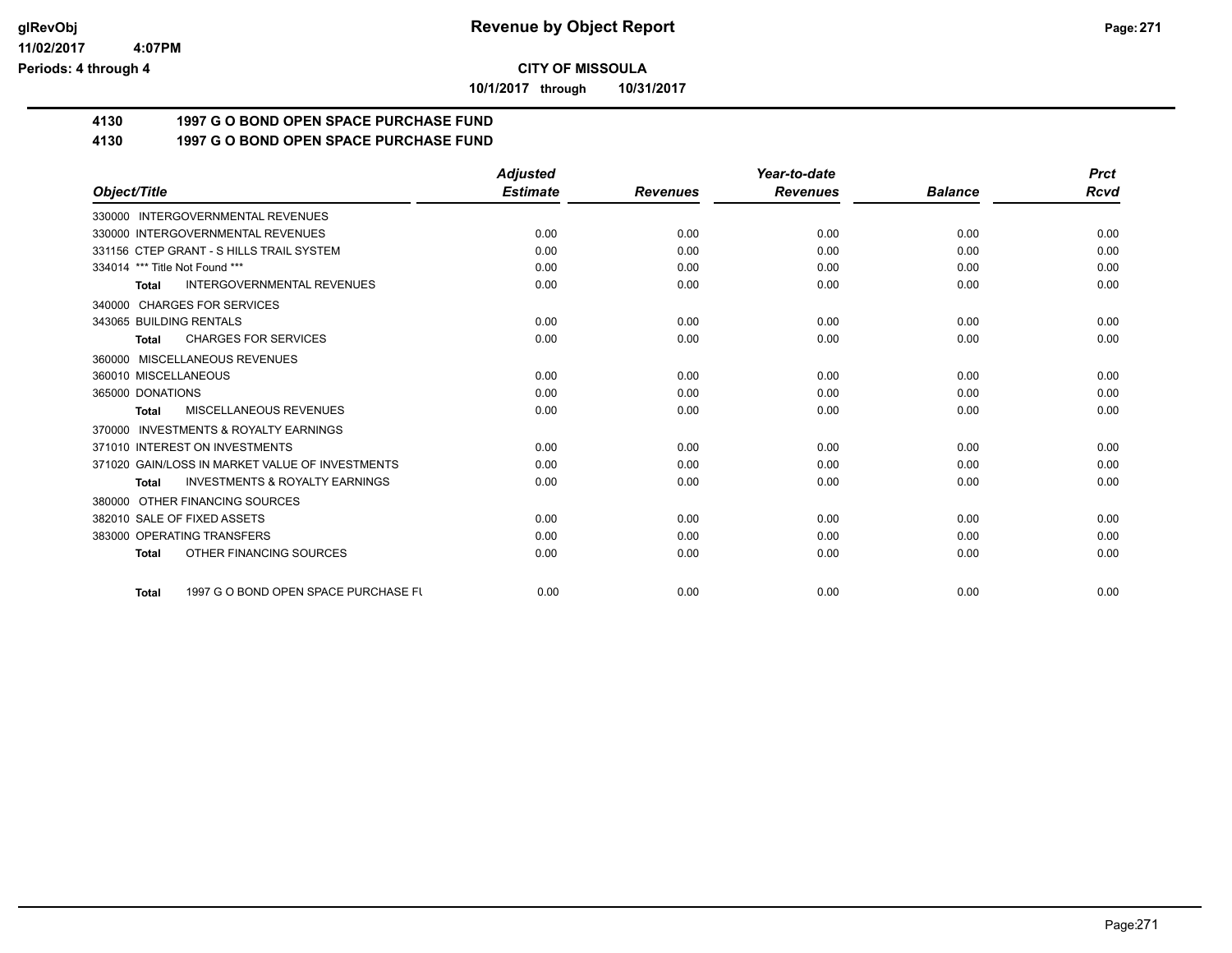**Revenue by Object Report**

**CITY OF MISSOULA**

**10/1/2017 through 10/31/2017**

**4130 1997 G O BOND OPEN SPACE PURCHASE FUND**

**4130 1997 G O BOND OPEN SPACE PURCHASE FUND**

| Object/Title | Adjusted Estimate | Revenues | Year-to-date Revenues | Balance | Prct Rcvd |
|---|---|---|---|---|---|
| 330000 INTERGOVERNMENTAL REVENUES | | | | | |
| 330000 INTERGOVERNMENTAL REVENUES | 0.00 | 0.00 | 0.00 | 0.00 | 0.00 |
| 331156 CTEP GRANT - S HILLS TRAIL SYSTEM | 0.00 | 0.00 | 0.00 | 0.00 | 0.00 |
| 334014 *** Title Not Found *** | 0.00 | 0.00 | 0.00 | 0.00 | 0.00 |
| **Total** INTERGOVERNMENTAL REVENUES | 0.00 | 0.00 | 0.00 | 0.00 | 0.00 |
| 340000 CHARGES FOR SERVICES | | | | | |
| 343065 BUILDING RENTALS | 0.00 | 0.00 | 0.00 | 0.00 | 0.00 |
| **Total** CHARGES FOR SERVICES | 0.00 | 0.00 | 0.00 | 0.00 | 0.00 |
| 360000 MISCELLANEOUS REVENUES | | | | | |
| 360010 MISCELLANEOUS | 0.00 | 0.00 | 0.00 | 0.00 | 0.00 |
| 365000 DONATIONS | 0.00 | 0.00 | 0.00 | 0.00 | 0.00 |
| **Total** MISCELLANEOUS REVENUES | 0.00 | 0.00 | 0.00 | 0.00 | 0.00 |
| 370000 INVESTMENTS & ROYALTY EARNINGS | | | | | |
| 371010 INTEREST ON INVESTMENTS | 0.00 | 0.00 | 0.00 | 0.00 | 0.00 |
| 371020 GAIN/LOSS IN MARKET VALUE OF INVESTMENTS | 0.00 | 0.00 | 0.00 | 0.00 | 0.00 |
| **Total** INVESTMENTS & ROYALTY EARNINGS | 0.00 | 0.00 | 0.00 | 0.00 | 0.00 |
| 380000 OTHER FINANCING SOURCES | | | | | |
| 382010 SALE OF FIXED ASSETS | 0.00 | 0.00 | 0.00 | 0.00 | 0.00 |
| 383000 OPERATING TRANSFERS | 0.00 | 0.00 | 0.00 | 0.00 | 0.00 |
| **Total** OTHER FINANCING SOURCES | 0.00 | 0.00 | 0.00 | 0.00 | 0.00 |
| **Total** 1997 G O BOND OPEN SPACE PURCHASE FU | 0.00 | 0.00 | 0.00 | 0.00 | 0.00 |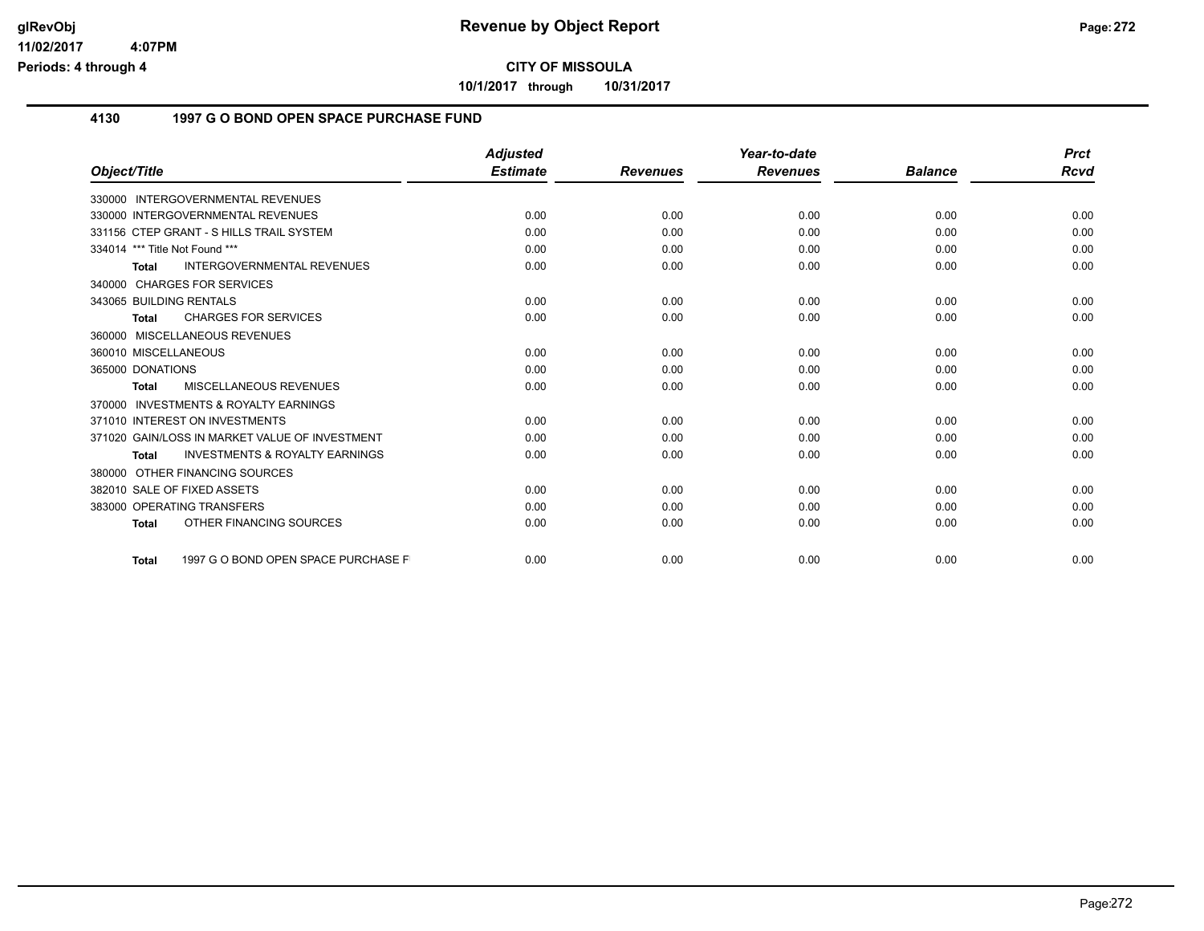# CITY OF MISSOULA

**10/1/2017 through 10/31/2017**

## 4130 1997 G O BOND OPEN SPACE PURCHASE FUND

| Object/Title | Adjusted Estimate | Revenues | Year-to-date Revenues | Balance | Prct Rcvd |
|---|---|---|---|---|---|
| 330000 INTERGOVERNMENTAL REVENUES | | | | | |
| 330000 INTERGOVERNMENTAL REVENUES | 0.00 | 0.00 | 0.00 | 0.00 | 0.00 |
| 331156 CTEP GRANT - S HILLS TRAIL SYSTEM | 0.00 | 0.00 | 0.00 | 0.00 | 0.00 |
| 334014 *** Title Not Found *** | 0.00 | 0.00 | 0.00 | 0.00 | 0.00 |
| **Total** INTERGOVERNMENTAL REVENUES | 0.00 | 0.00 | 0.00 | 0.00 | 0.00 |
| 340000 CHARGES FOR SERVICES | | | | | |
| 343065 BUILDING RENTALS | 0.00 | 0.00 | 0.00 | 0.00 | 0.00 |
| **Total** CHARGES FOR SERVICES | 0.00 | 0.00 | 0.00 | 0.00 | 0.00 |
| 360000 MISCELLANEOUS REVENUES | | | | | |
| 360010 MISCELLANEOUS | 0.00 | 0.00 | 0.00 | 0.00 | 0.00 |
| 365000 DONATIONS | 0.00 | 0.00 | 0.00 | 0.00 | 0.00 |
| **Total** MISCELLANEOUS REVENUES | 0.00 | 0.00 | 0.00 | 0.00 | 0.00 |
| 370000 INVESTMENTS & ROYALTY EARNINGS | | | | | |
| 371010 INTEREST ON INVESTMENTS | 0.00 | 0.00 | 0.00 | 0.00 | 0.00 |
| 371020 GAIN/LOSS IN MARKET VALUE OF INVESTMENT | 0.00 | 0.00 | 0.00 | 0.00 | 0.00 |
| **Total** INVESTMENTS & ROYALTY EARNINGS | 0.00 | 0.00 | 0.00 | 0.00 | 0.00 |
| 380000 OTHER FINANCING SOURCES | | | | | |
| 382010 SALE OF FIXED ASSETS | 0.00 | 0.00 | 0.00 | 0.00 | 0.00 |
| 383000 OPERATING TRANSFERS | 0.00 | 0.00 | 0.00 | 0.00 | 0.00 |
| **Total** OTHER FINANCING SOURCES | 0.00 | 0.00 | 0.00 | 0.00 | 0.00 |
| **Total** 1997 G O BOND OPEN SPACE PURCHASE F | 0.00 | 0.00 | 0.00 | 0.00 | 0.00 |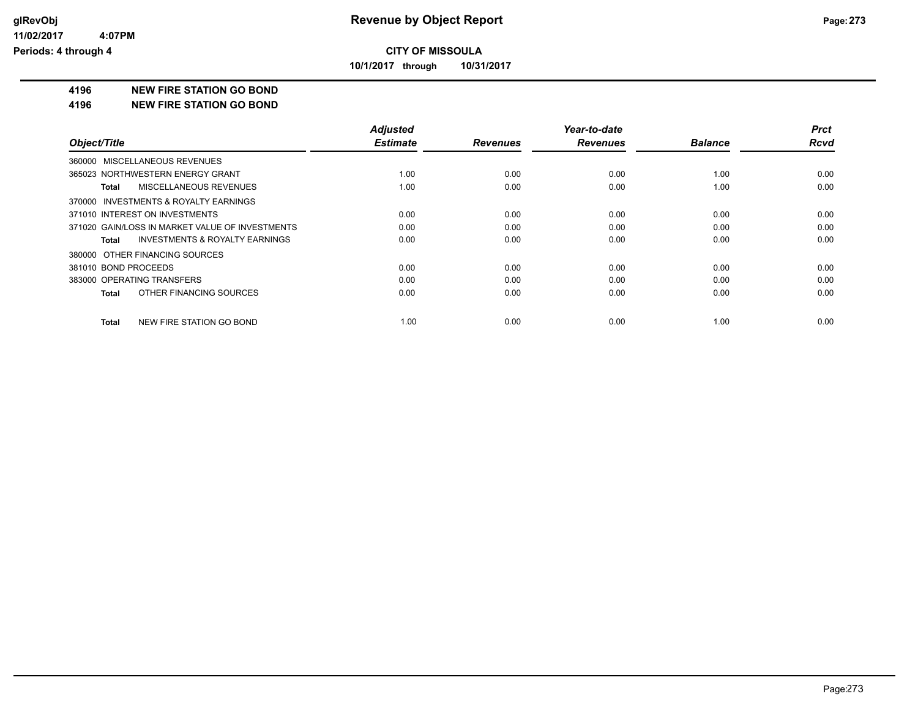**CITY OF MISSOULA**

**10/1/2017 through 10/31/2017**

**4196 NEW FIRE STATION GO BOND**

**4196 NEW FIRE STATION GO BOND**

| Object/Title | Adjusted Estimate | Revenues | Year-to-date Revenues | Balance | Prct Rcvd |
|---|---|---|---|---|---|
| 360000 MISCELLANEOUS REVENUES | | | | | |
| 365023 NORTHWESTERN ENERGY GRANT | 1.00 | 0.00 | 0.00 | 1.00 | 0.00 |
| **Total** MISCELLANEOUS REVENUES | 1.00 | 0.00 | 0.00 | 1.00 | 0.00 |
| 370000 INVESTMENTS & ROYALTY EARNINGS | | | | | |
| 371010 INTEREST ON INVESTMENTS | 0.00 | 0.00 | 0.00 | 0.00 | 0.00 |
| 371020 GAIN/LOSS IN MARKET VALUE OF INVESTMENTS | 0.00 | 0.00 | 0.00 | 0.00 | 0.00 |
| **Total** INVESTMENTS & ROYALTY EARNINGS | 0.00 | 0.00 | 0.00 | 0.00 | 0.00 |
| 380000 OTHER FINANCING SOURCES | | | | | |
| 381010 BOND PROCEEDS | 0.00 | 0.00 | 0.00 | 0.00 | 0.00 |
| 383000 OPERATING TRANSFERS | 0.00 | 0.00 | 0.00 | 0.00 | 0.00 |
| **Total** OTHER FINANCING SOURCES | 0.00 | 0.00 | 0.00 | 0.00 | 0.00 |
| **Total** NEW FIRE STATION GO BOND | 1.00 | 0.00 | 0.00 | 1.00 | 0.00 |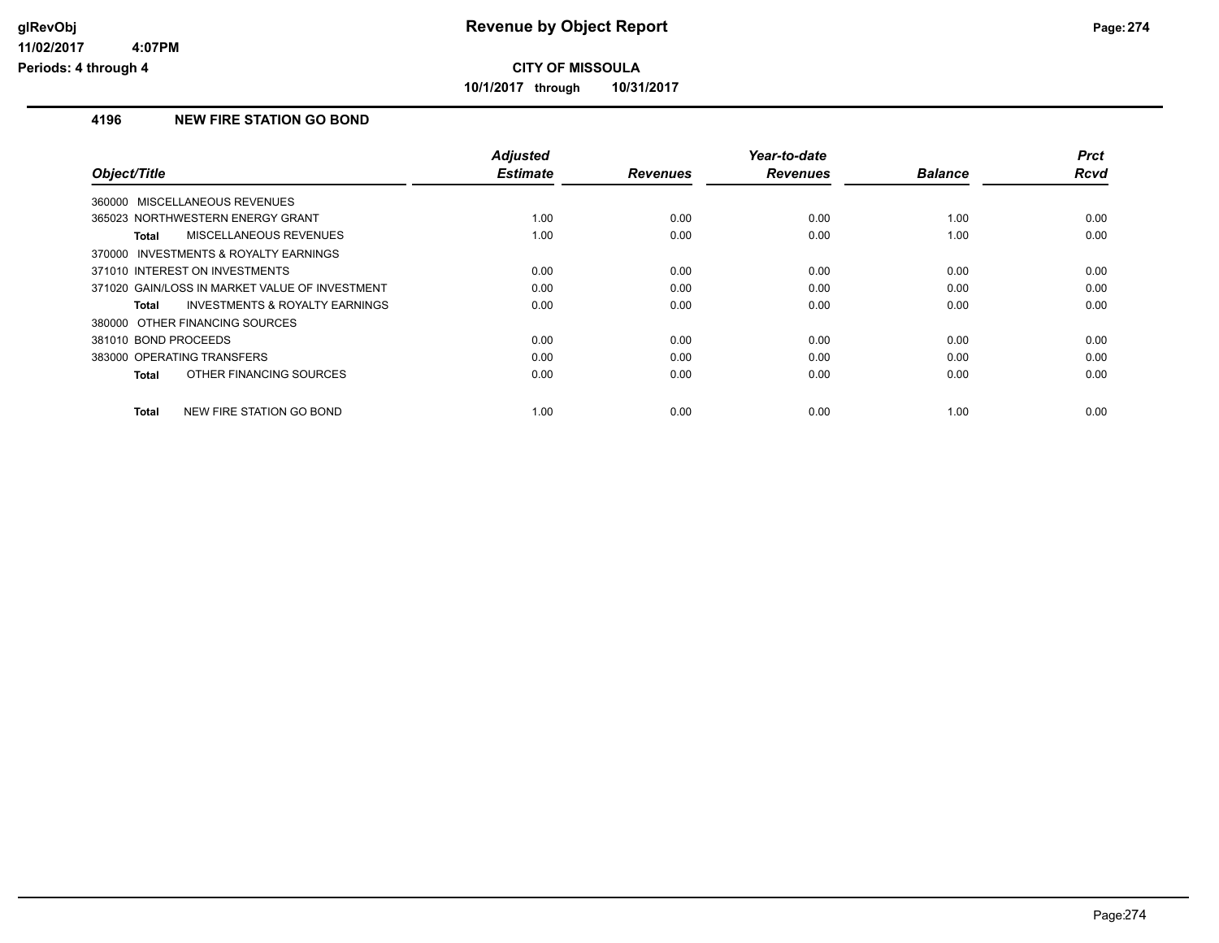# Revenue by Object Report

**CITY OF MISSOULA**

**10/1/2017 through 10/31/2017**

glRevObj
11/02/2017 4:07PM
Periods: 4 through 4

## 4196 NEW FIRE STATION GO BOND

| Object/Title | Adjusted Estimate | Revenues | Year-to-date Revenues | Balance | Prct Rcvd |
|---|---|---|---|---|---|
| 360000 MISCELLANEOUS REVENUES | | | | | |
| 365023 NORTHWESTERN ENERGY GRANT | 1.00 | 0.00 | 0.00 | 1.00 | 0.00 |
| **Total** MISCELLANEOUS REVENUES | 1.00 | 0.00 | 0.00 | 1.00 | 0.00 |
| 370000 INVESTMENTS & ROYALTY EARNINGS | | | | | |
| 371010 INTEREST ON INVESTMENTS | 0.00 | 0.00 | 0.00 | 0.00 | 0.00 |
| 371020 GAIN/LOSS IN MARKET VALUE OF INVESTMENT | 0.00 | 0.00 | 0.00 | 0.00 | 0.00 |
| **Total** INVESTMENTS & ROYALTY EARNINGS | 0.00 | 0.00 | 0.00 | 0.00 | 0.00 |
| 380000 OTHER FINANCING SOURCES | | | | | |
| 381010 BOND PROCEEDS | 0.00 | 0.00 | 0.00 | 0.00 | 0.00 |
| 383000 OPERATING TRANSFERS | 0.00 | 0.00 | 0.00 | 0.00 | 0.00 |
| **Total** OTHER FINANCING SOURCES | 0.00 | 0.00 | 0.00 | 0.00 | 0.00 |
| **Total** NEW FIRE STATION GO BOND | 1.00 | 0.00 | 0.00 | 1.00 | 0.00 |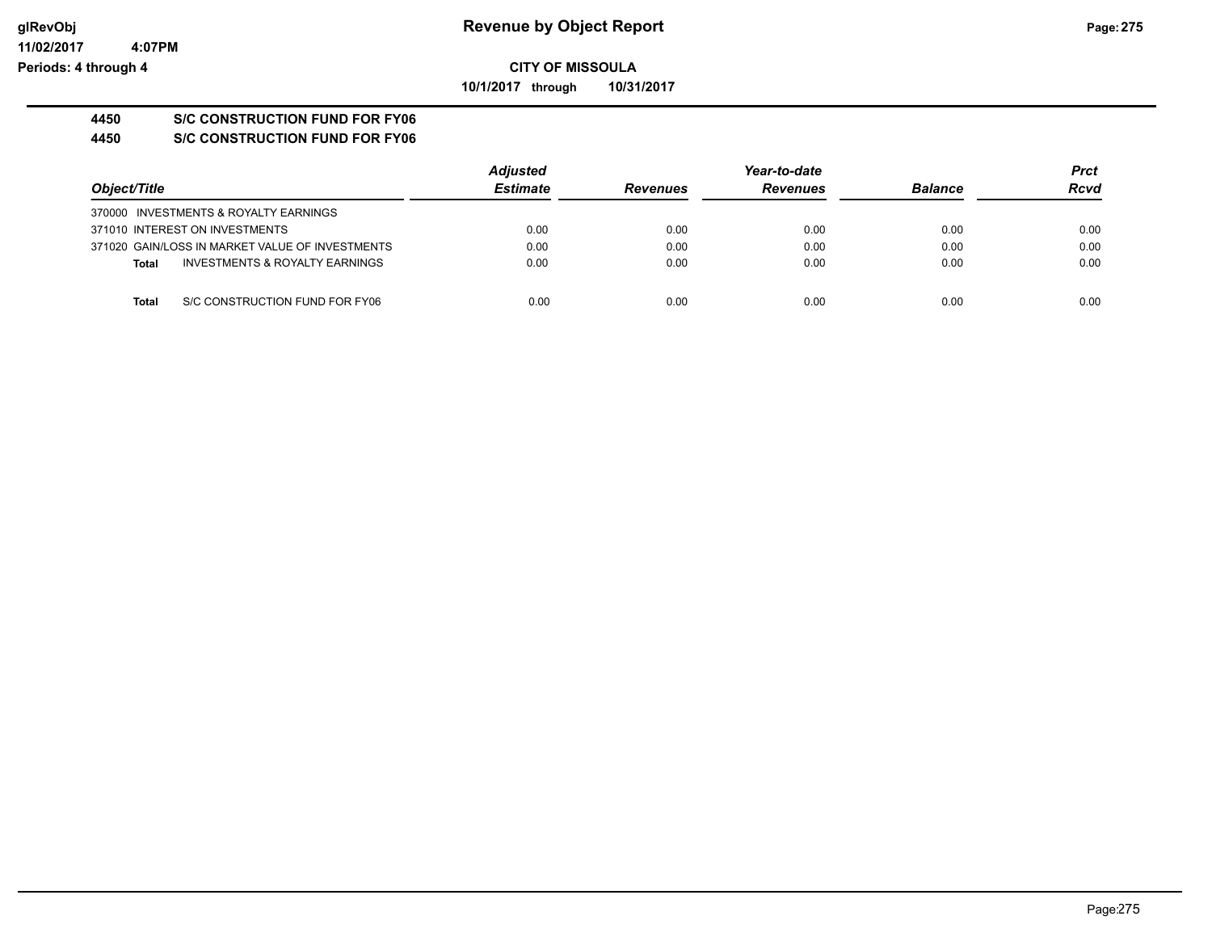**glRevObj** | **Revenue by Object Report**

**11/02/2017 4:07PM**

**Periods: 4 through 4**

**CITY OF MISSOULA**

**10/1/2017 through 10/31/2017**

## 4450 S/C CONSTRUCTION FUND FOR FY06

## 4450 S/C CONSTRUCTION FUND FOR FY06

| Object/Title | Adjusted Estimate | Revenues | Year-to-date Revenues | Balance | Prct Rcvd |
|---|---|---|---|---|---|
| 370000 INVESTMENTS & ROYALTY EARNINGS | | | | | |
| 371010 INTEREST ON INVESTMENTS | 0.00 | 0.00 | 0.00 | 0.00 | 0.00 |
| 371020 GAIN/LOSS IN MARKET VALUE OF INVESTMENTS | 0.00 | 0.00 | 0.00 | 0.00 | 0.00 |
| **Total** INVESTMENTS & ROYALTY EARNINGS | 0.00 | 0.00 | 0.00 | 0.00 | 0.00 |
| **Total** S/C CONSTRUCTION FUND FOR FY06 | 0.00 | 0.00 | 0.00 | 0.00 | 0.00 |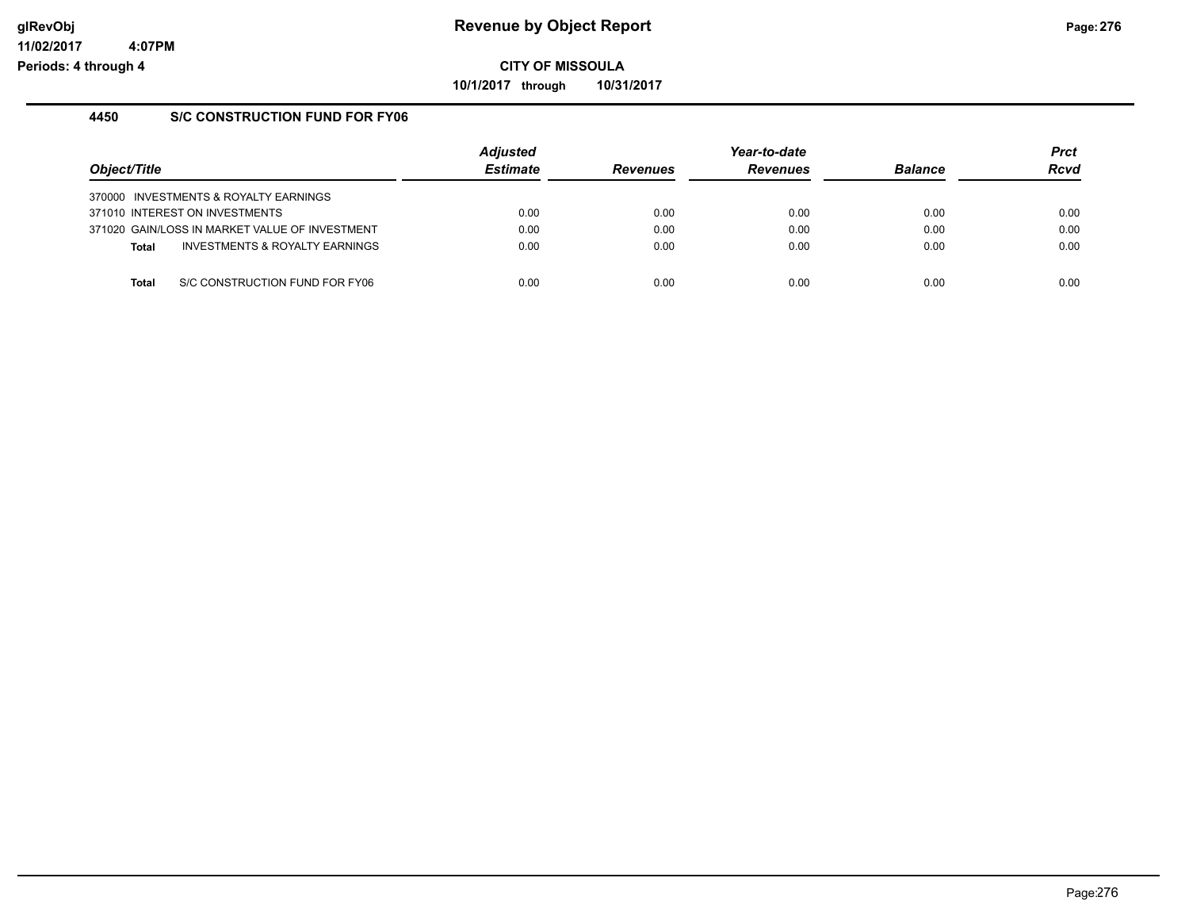**glRevObj**
**11/02/2017 4:07PM**
**Periods: 4 through 4**

# Revenue by Object Report

**CITY OF MISSOULA**

**10/1/2017 through 10/31/2017**

## 4450 S/C CONSTRUCTION FUND FOR FY06

| Object/Title | Adjusted Estimate | Revenues | Year-to-date Revenues | Balance | Prct Rcvd |
|---|---|---|---|---|---|
| 370000 INVESTMENTS & ROYALTY EARNINGS | | | | | |
| 371010 INTEREST ON INVESTMENTS | 0.00 | 0.00 | 0.00 | 0.00 | 0.00 |
| 371020 GAIN/LOSS IN MARKET VALUE OF INVESTMENT | 0.00 | 0.00 | 0.00 | 0.00 | 0.00 |
| **Total** INVESTMENTS & ROYALTY EARNINGS | 0.00 | 0.00 | 0.00 | 0.00 | 0.00 |
| **Total** S/C CONSTRUCTION FUND FOR FY06 | 0.00 | 0.00 | 0.00 | 0.00 | 0.00 |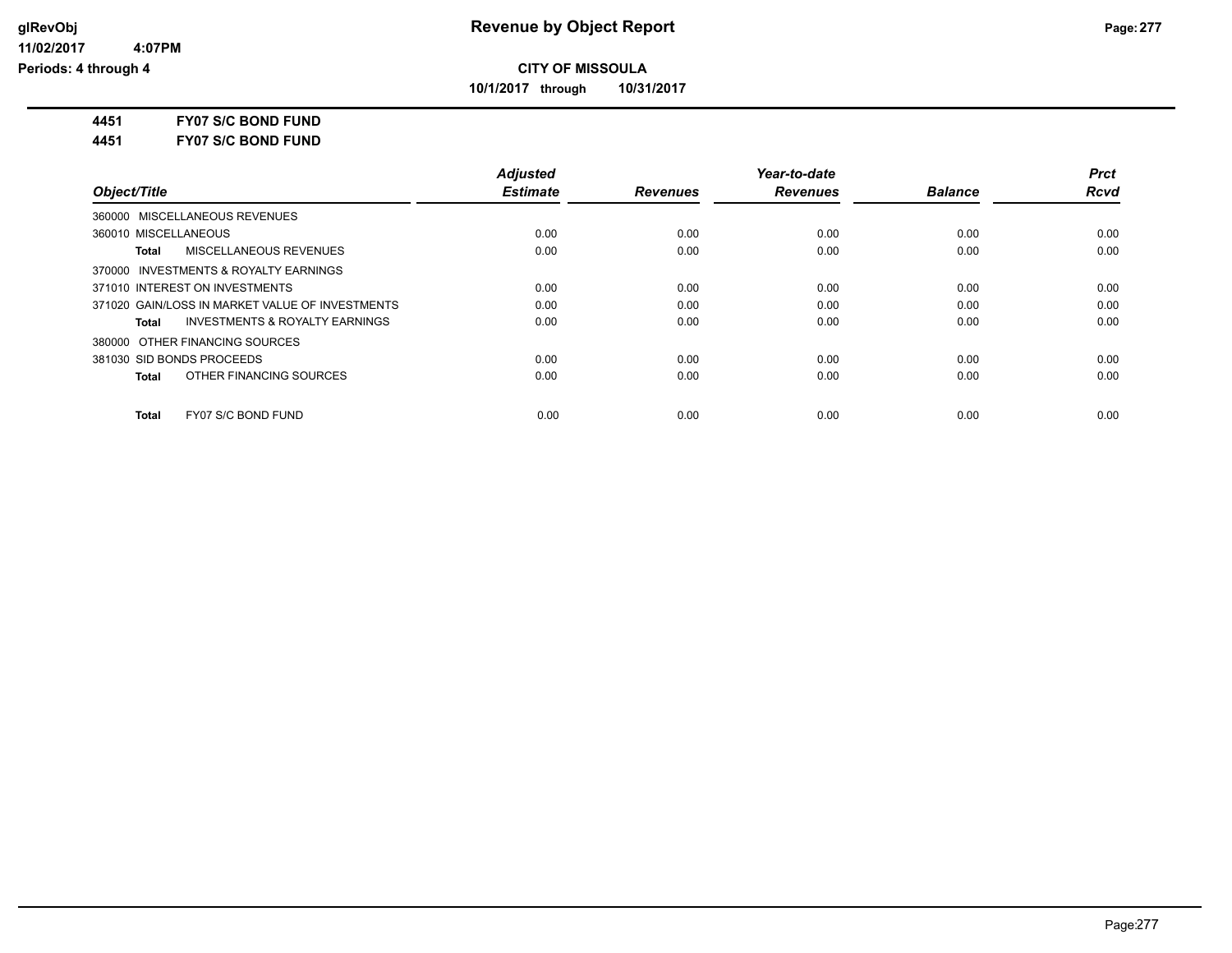# Revenue by Object Report

**CITY OF MISSOULA**

**10/1/2017 through 10/31/2017**

glRevObj
11/02/2017 4:07PM
Periods: 4 through 4

**4451 FY07 S/C BOND FUND**

**4451 FY07 S/C BOND FUND**

| Object/Title | Adjusted Estimate | Revenues | Year-to-date Revenues | Balance | Prct Rcvd |
|---|---|---|---|---|---|
| 360000 MISCELLANEOUS REVENUES | | | | | |
| 360010 MISCELLANEOUS | 0.00 | 0.00 | 0.00 | 0.00 | 0.00 |
| **Total** MISCELLANEOUS REVENUES | 0.00 | 0.00 | 0.00 | 0.00 | 0.00 |
| 370000 INVESTMENTS & ROYALTY EARNINGS | | | | | |
| 371010 INTEREST ON INVESTMENTS | 0.00 | 0.00 | 0.00 | 0.00 | 0.00 |
| 371020 GAIN/LOSS IN MARKET VALUE OF INVESTMENTS | 0.00 | 0.00 | 0.00 | 0.00 | 0.00 |
| **Total** INVESTMENTS & ROYALTY EARNINGS | 0.00 | 0.00 | 0.00 | 0.00 | 0.00 |
| 380000 OTHER FINANCING SOURCES | | | | | |
| 381030 SID BONDS PROCEEDS | 0.00 | 0.00 | 0.00 | 0.00 | 0.00 |
| **Total** OTHER FINANCING SOURCES | 0.00 | 0.00 | 0.00 | 0.00 | 0.00 |
| **Total** FY07 S/C BOND FUND | 0.00 | 0.00 | 0.00 | 0.00 | 0.00 |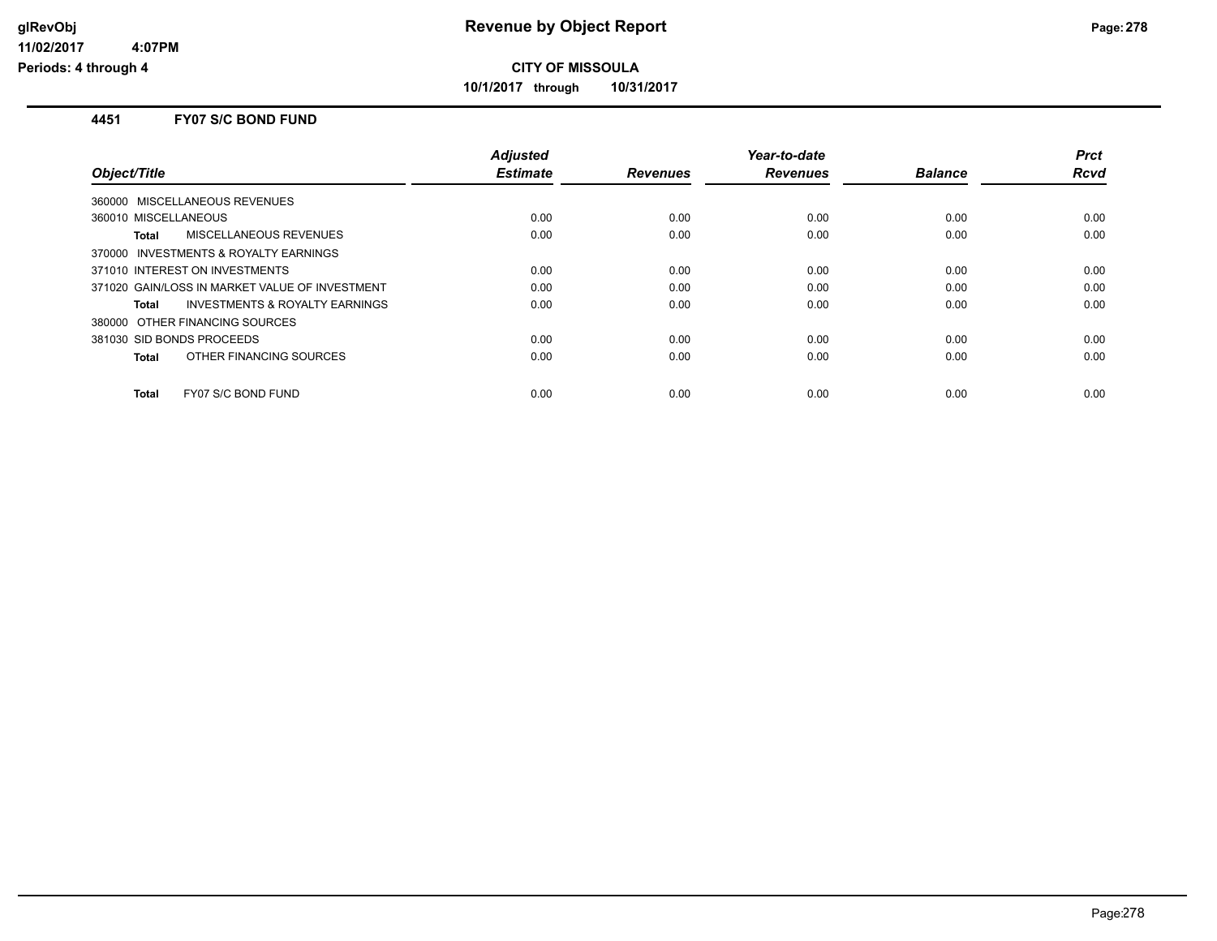**glRevObj**
**11/02/2017 4:07PM**
**Periods: 4 through 4**

# Revenue by Object Report

**CITY OF MISSOULA**

**10/1/2017 through 10/31/2017**

## 4451 FY07 S/C BOND FUND

| Object/Title | Adjusted Estimate | Revenues | Year-to-date Revenues | Balance | Prct Rcvd |
|---|---|---|---|---|---|
| 360000 MISCELLANEOUS REVENUES | | | | | |
| 360010 MISCELLANEOUS | 0.00 | 0.00 | 0.00 | 0.00 | 0.00 |
| **Total** MISCELLANEOUS REVENUES | 0.00 | 0.00 | 0.00 | 0.00 | 0.00 |
| 370000 INVESTMENTS & ROYALTY EARNINGS | | | | | |
| 371010 INTEREST ON INVESTMENTS | 0.00 | 0.00 | 0.00 | 0.00 | 0.00 |
| 371020 GAIN/LOSS IN MARKET VALUE OF INVESTMENT | 0.00 | 0.00 | 0.00 | 0.00 | 0.00 |
| **Total** INVESTMENTS & ROYALTY EARNINGS | 0.00 | 0.00 | 0.00 | 0.00 | 0.00 |
| 380000 OTHER FINANCING SOURCES | | | | | |
| 381030 SID BONDS PROCEEDS | 0.00 | 0.00 | 0.00 | 0.00 | 0.00 |
| **Total** OTHER FINANCING SOURCES | 0.00 | 0.00 | 0.00 | 0.00 | 0.00 |
| **Total** FY07 S/C BOND FUND | 0.00 | 0.00 | 0.00 | 0.00 | 0.00 |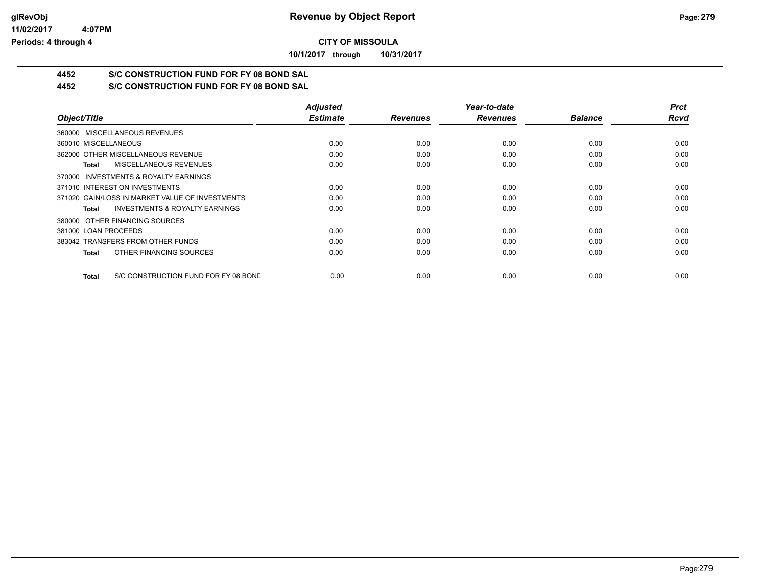# CITY OF MISSOULA

**10/1/2017 through 10/31/2017**

## 4452 S/C CONSTRUCTION FUND FOR FY 08 BOND SAL

## 4452 S/C CONSTRUCTION FUND FOR FY 08 BOND SAL

| Object/Title | Adjusted Estimate | Revenues | Year-to-date Revenues | Balance | Prct Rcvd |
|---|---|---|---|---|---|
| 360000 MISCELLANEOUS REVENUES | | | | | |
| 360010 MISCELLANEOUS | 0.00 | 0.00 | 0.00 | 0.00 | 0.00 |
| 362000 OTHER MISCELLANEOUS REVENUE | 0.00 | 0.00 | 0.00 | 0.00 | 0.00 |
| **Total** MISCELLANEOUS REVENUES | 0.00 | 0.00 | 0.00 | 0.00 | 0.00 |
| 370000 INVESTMENTS & ROYALTY EARNINGS | | | | | |
| 371010 INTEREST ON INVESTMENTS | 0.00 | 0.00 | 0.00 | 0.00 | 0.00 |
| 371020 GAIN/LOSS IN MARKET VALUE OF INVESTMENTS | 0.00 | 0.00 | 0.00 | 0.00 | 0.00 |
| **Total** INVESTMENTS & ROYALTY EARNINGS | 0.00 | 0.00 | 0.00 | 0.00 | 0.00 |
| 380000 OTHER FINANCING SOURCES | | | | | |
| 381000 LOAN PROCEEDS | 0.00 | 0.00 | 0.00 | 0.00 | 0.00 |
| 383042 TRANSFERS FROM OTHER FUNDS | 0.00 | 0.00 | 0.00 | 0.00 | 0.00 |
| **Total** OTHER FINANCING SOURCES | 0.00 | 0.00 | 0.00 | 0.00 | 0.00 |
| **Total** S/C CONSTRUCTION FUND FOR FY 08 BOND | 0.00 | 0.00 | 0.00 | 0.00 | 0.00 |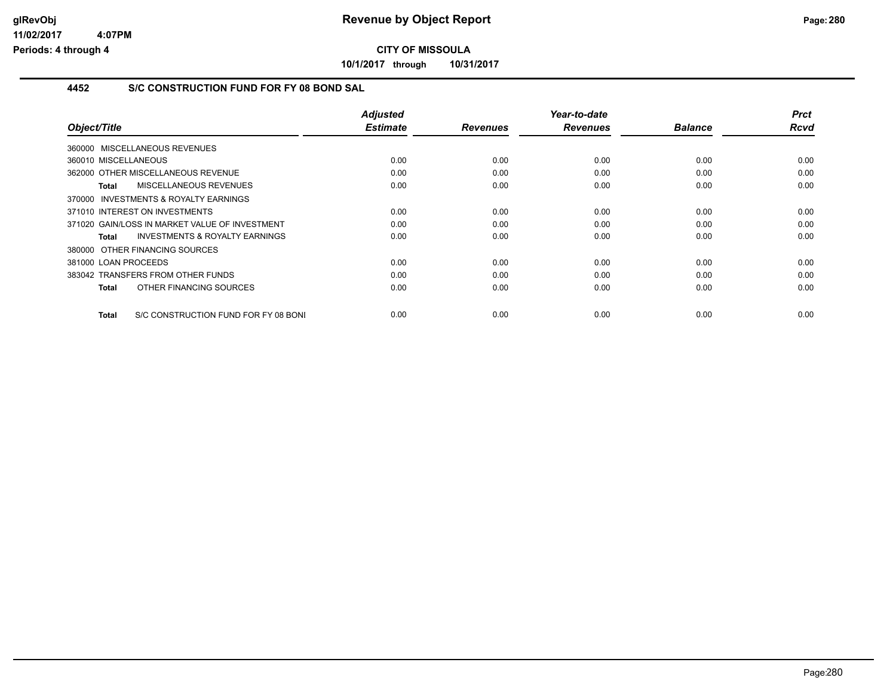**CITY OF MISSOULA**

**10/1/2017 through 10/31/2017**

### 4452 S/C CONSTRUCTION FUND FOR FY 08 BOND SAL

| Object/Title | Adjusted Estimate | Revenues | Year-to-date Revenues | Balance | Prct Rcvd |
|---|---|---|---|---|---|
| 360000 MISCELLANEOUS REVENUES | | | | | |
| 360010 MISCELLANEOUS | 0.00 | 0.00 | 0.00 | 0.00 | 0.00 |
| 362000 OTHER MISCELLANEOUS REVENUE | 0.00 | 0.00 | 0.00 | 0.00 | 0.00 |
| **Total** MISCELLANEOUS REVENUES | 0.00 | 0.00 | 0.00 | 0.00 | 0.00 |
| 370000 INVESTMENTS & ROYALTY EARNINGS | | | | | |
| 371010 INTEREST ON INVESTMENTS | 0.00 | 0.00 | 0.00 | 0.00 | 0.00 |
| 371020 GAIN/LOSS IN MARKET VALUE OF INVESTMENT | 0.00 | 0.00 | 0.00 | 0.00 | 0.00 |
| **Total** INVESTMENTS & ROYALTY EARNINGS | 0.00 | 0.00 | 0.00 | 0.00 | 0.00 |
| 380000 OTHER FINANCING SOURCES | | | | | |
| 381000 LOAN PROCEEDS | 0.00 | 0.00 | 0.00 | 0.00 | 0.00 |
| 383042 TRANSFERS FROM OTHER FUNDS | 0.00 | 0.00 | 0.00 | 0.00 | 0.00 |
| **Total** OTHER FINANCING SOURCES | 0.00 | 0.00 | 0.00 | 0.00 | 0.00 |
| **Total** S/C CONSTRUCTION FUND FOR FY 08 BONI | 0.00 | 0.00 | 0.00 | 0.00 | 0.00 |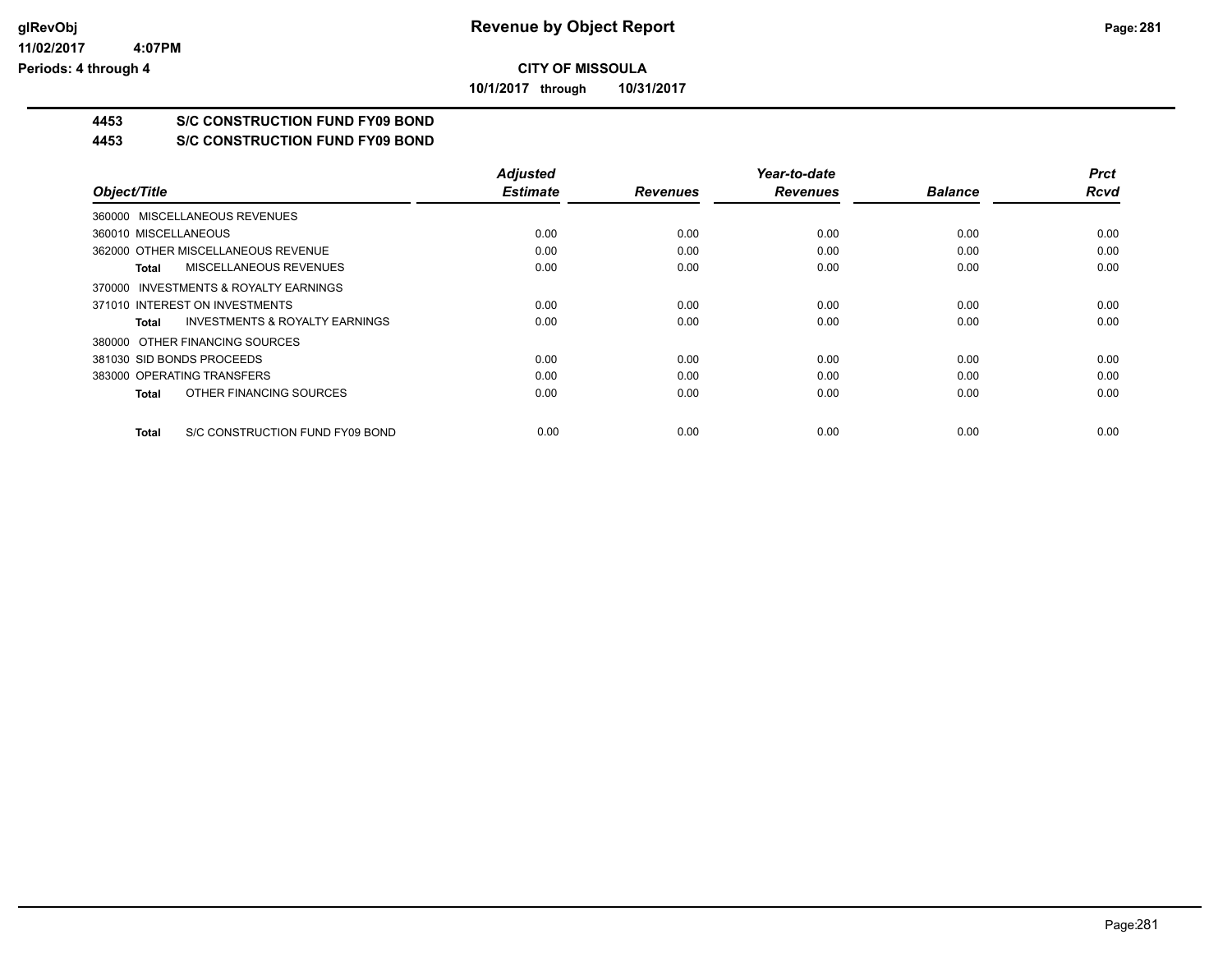# Revenue by Object Report

**CITY OF MISSOULA**

**10/1/2017 through 10/31/2017**

glRevObj
11/02/2017 4:07PM
Periods: 4 through 4

**4453 S/C CONSTRUCTION FUND FY09 BOND**

**4453 S/C CONSTRUCTION FUND FY09 BOND**

| Object/Title | Adjusted Estimate | Revenues | Year-to-date Revenues | Balance | Prct Rcvd |
|---|---|---|---|---|---|
| 360000 MISCELLANEOUS REVENUES | | | | | |
| 360010 MISCELLANEOUS | 0.00 | 0.00 | 0.00 | 0.00 | 0.00 |
| 362000 OTHER MISCELLANEOUS REVENUE | 0.00 | 0.00 | 0.00 | 0.00 | 0.00 |
| **Total** MISCELLANEOUS REVENUES | 0.00 | 0.00 | 0.00 | 0.00 | 0.00 |
| 370000 INVESTMENTS & ROYALTY EARNINGS | | | | | |
| 371010 INTEREST ON INVESTMENTS | 0.00 | 0.00 | 0.00 | 0.00 | 0.00 |
| **Total** INVESTMENTS & ROYALTY EARNINGS | 0.00 | 0.00 | 0.00 | 0.00 | 0.00 |
| 380000 OTHER FINANCING SOURCES | | | | | |
| 381030 SID BONDS PROCEEDS | 0.00 | 0.00 | 0.00 | 0.00 | 0.00 |
| 383000 OPERATING TRANSFERS | 0.00 | 0.00 | 0.00 | 0.00 | 0.00 |
| **Total** OTHER FINANCING SOURCES | 0.00 | 0.00 | 0.00 | 0.00 | 0.00 |
| **Total** S/C CONSTRUCTION FUND FY09 BOND | 0.00 | 0.00 | 0.00 | 0.00 | 0.00 |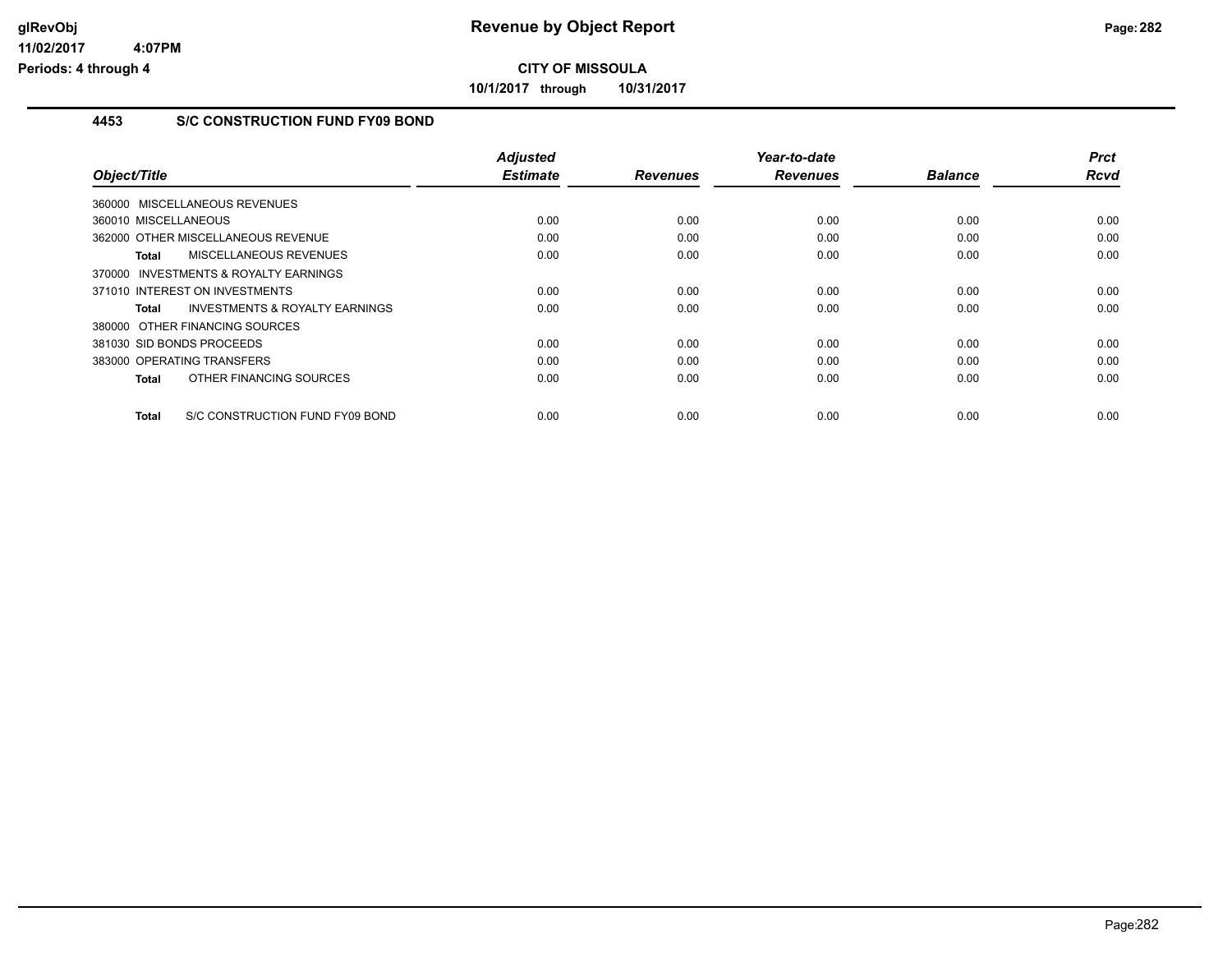# Revenue by Object Report

**CITY OF MISSOULA**

**10/1/2017 through 10/31/2017**

glRevObj
11/02/2017 4:07PM
Periods: 4 through 4

## 4453 S/C CONSTRUCTION FUND FY09 BOND

| Object/Title | Adjusted Estimate | Revenues | Year-to-date Revenues | Balance | Prct Rcvd |
|---|---|---|---|---|---|
| 360000 MISCELLANEOUS REVENUES | | | | | |
| 360010 MISCELLANEOUS | 0.00 | 0.00 | 0.00 | 0.00 | 0.00 |
| 362000 OTHER MISCELLANEOUS REVENUE | 0.00 | 0.00 | 0.00 | 0.00 | 0.00 |
| **Total** MISCELLANEOUS REVENUES | 0.00 | 0.00 | 0.00 | 0.00 | 0.00 |
| 370000 INVESTMENTS & ROYALTY EARNINGS | | | | | |
| 371010 INTEREST ON INVESTMENTS | 0.00 | 0.00 | 0.00 | 0.00 | 0.00 |
| **Total** INVESTMENTS & ROYALTY EARNINGS | 0.00 | 0.00 | 0.00 | 0.00 | 0.00 |
| 380000 OTHER FINANCING SOURCES | | | | | |
| 381030 SID BONDS PROCEEDS | 0.00 | 0.00 | 0.00 | 0.00 | 0.00 |
| 383000 OPERATING TRANSFERS | 0.00 | 0.00 | 0.00 | 0.00 | 0.00 |
| **Total** OTHER FINANCING SOURCES | 0.00 | 0.00 | 0.00 | 0.00 | 0.00 |
| **Total** S/C CONSTRUCTION FUND FY09 BOND | 0.00 | 0.00 | 0.00 | 0.00 | 0.00 |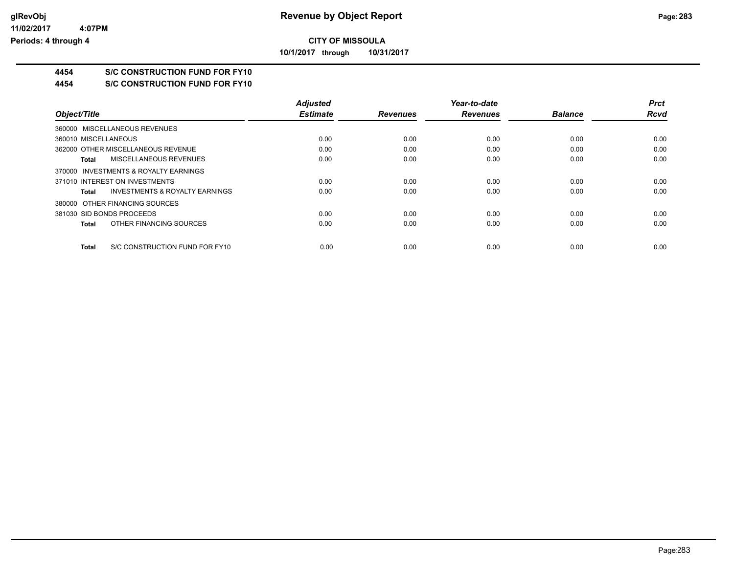# Revenue by Object Report

**CITY OF MISSOULA**

**10/1/2017 through 10/31/2017**

glRevObj
11/02/2017 4:07PM
Periods: 4 through 4

## 4454 S/C CONSTRUCTION FUND FOR FY10

### 4454 S/C CONSTRUCTION FUND FOR FY10

| Object/Title | Adjusted Estimate | Revenues | Year-to-date Revenues | Balance | Prct Rcvd |
|---|---|---|---|---|---|
| 360000 MISCELLANEOUS REVENUES | | | | | |
| 360010 MISCELLANEOUS | 0.00 | 0.00 | 0.00 | 0.00 | 0.00 |
| 362000 OTHER MISCELLANEOUS REVENUE | 0.00 | 0.00 | 0.00 | 0.00 | 0.00 |
| **Total** MISCELLANEOUS REVENUES | 0.00 | 0.00 | 0.00 | 0.00 | 0.00 |
| 370000 INVESTMENTS & ROYALTY EARNINGS | | | | | |
| 371010 INTEREST ON INVESTMENTS | 0.00 | 0.00 | 0.00 | 0.00 | 0.00 |
| **Total** INVESTMENTS & ROYALTY EARNINGS | 0.00 | 0.00 | 0.00 | 0.00 | 0.00 |
| 380000 OTHER FINANCING SOURCES | | | | | |
| 381030 SID BONDS PROCEEDS | 0.00 | 0.00 | 0.00 | 0.00 | 0.00 |
| **Total** OTHER FINANCING SOURCES | 0.00 | 0.00 | 0.00 | 0.00 | 0.00 |
| **Total** S/C CONSTRUCTION FUND FOR FY10 | 0.00 | 0.00 | 0.00 | 0.00 | 0.00 |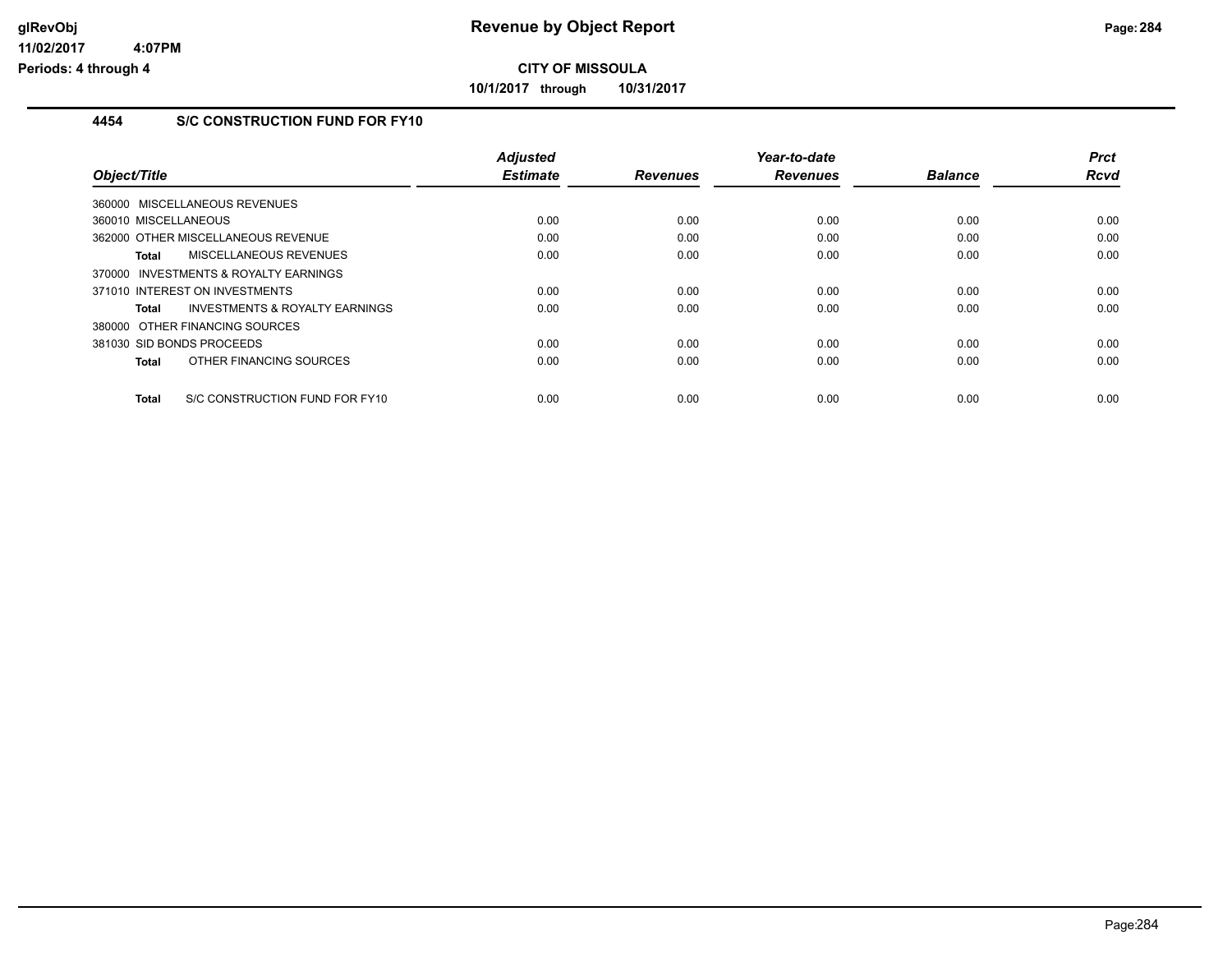# Revenue by Object Report

glRevObj
11/02/2017 4:07PM
Periods: 4 through 4

**CITY OF MISSOULA**

**10/1/2017 through 10/31/2017**

## 4454 S/C CONSTRUCTION FUND FOR FY10

| Object/Title | Adjusted Estimate | Revenues | Year-to-date Revenues | Balance | Prct Rcvd |
|---|---|---|---|---|---|
| 360000 MISCELLANEOUS REVENUES | | | | | |
| 360010 MISCELLANEOUS | 0.00 | 0.00 | 0.00 | 0.00 | 0.00 |
| 362000 OTHER MISCELLANEOUS REVENUE | 0.00 | 0.00 | 0.00 | 0.00 | 0.00 |
| **Total** MISCELLANEOUS REVENUES | 0.00 | 0.00 | 0.00 | 0.00 | 0.00 |
| 370000 INVESTMENTS & ROYALTY EARNINGS | | | | | |
| 371010 INTEREST ON INVESTMENTS | 0.00 | 0.00 | 0.00 | 0.00 | 0.00 |
| **Total** INVESTMENTS & ROYALTY EARNINGS | 0.00 | 0.00 | 0.00 | 0.00 | 0.00 |
| 380000 OTHER FINANCING SOURCES | | | | | |
| 381030 SID BONDS PROCEEDS | 0.00 | 0.00 | 0.00 | 0.00 | 0.00 |
| **Total** OTHER FINANCING SOURCES | 0.00 | 0.00 | 0.00 | 0.00 | 0.00 |
| **Total** S/C CONSTRUCTION FUND FOR FY10 | 0.00 | 0.00 | 0.00 | 0.00 | 0.00 |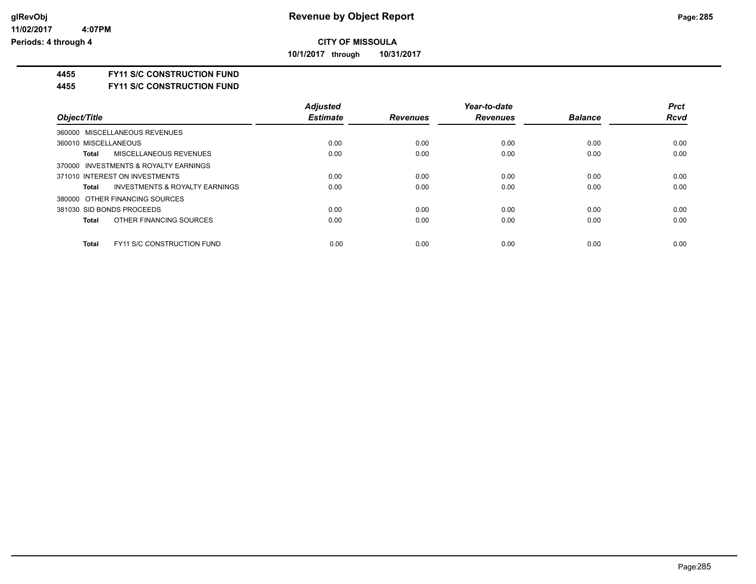**CITY OF MISSOULA**

**10/1/2017 through 10/31/2017**

**4455 FY11 S/C CONSTRUCTION FUND**

**4455 FY11 S/C CONSTRUCTION FUND**

| Object/Title | Adjusted Estimate | Revenues | Year-to-date Revenues | Balance | Prct Rcvd |
|---|---|---|---|---|---|
| 360000 MISCELLANEOUS REVENUES | | | | | |
| 360010 MISCELLANEOUS | 0.00 | 0.00 | 0.00 | 0.00 | 0.00 |
| **Total** MISCELLANEOUS REVENUES | 0.00 | 0.00 | 0.00 | 0.00 | 0.00 |
| 370000 INVESTMENTS & ROYALTY EARNINGS | | | | | |
| 371010 INTEREST ON INVESTMENTS | 0.00 | 0.00 | 0.00 | 0.00 | 0.00 |
| **Total** INVESTMENTS & ROYALTY EARNINGS | 0.00 | 0.00 | 0.00 | 0.00 | 0.00 |
| 380000 OTHER FINANCING SOURCES | | | | | |
| 381030 SID BONDS PROCEEDS | 0.00 | 0.00 | 0.00 | 0.00 | 0.00 |
| **Total** OTHER FINANCING SOURCES | 0.00 | 0.00 | 0.00 | 0.00 | 0.00 |
| **Total** FY11 S/C CONSTRUCTION FUND | 0.00 | 0.00 | 0.00 | 0.00 | 0.00 |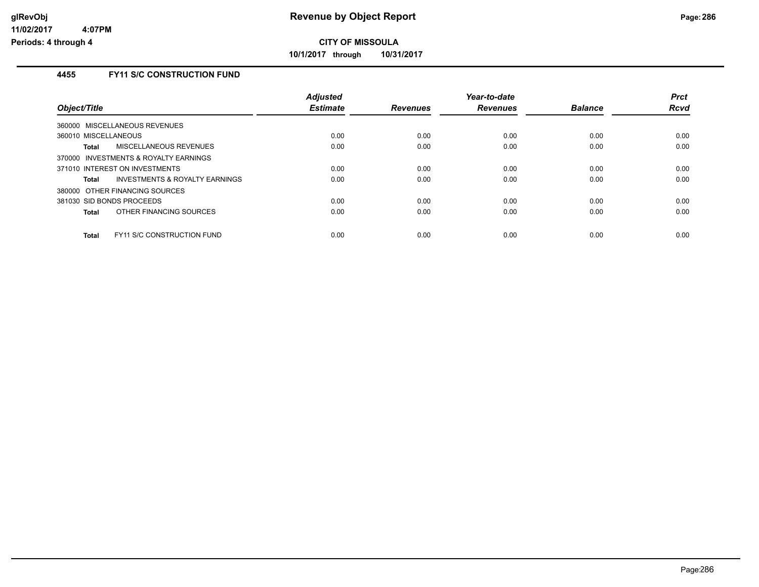# Revenue by Object Report

glRevObj
11/02/2017 4:07PM
Periods: 4 through 4

**CITY OF MISSOULA**

**10/1/2017 through 10/31/2017**

## 4455 FY11 S/C CONSTRUCTION FUND

| Object/Title | Adjusted Estimate | Revenues | Year-to-date Revenues | Balance | Prct Rcvd |
|---|---|---|---|---|---|
| 360000 MISCELLANEOUS REVENUES | | | | | |
| 360010 MISCELLANEOUS | 0.00 | 0.00 | 0.00 | 0.00 | 0.00 |
| **Total** MISCELLANEOUS REVENUES | 0.00 | 0.00 | 0.00 | 0.00 | 0.00 |
| 370000 INVESTMENTS & ROYALTY EARNINGS | | | | | |
| 371010 INTEREST ON INVESTMENTS | 0.00 | 0.00 | 0.00 | 0.00 | 0.00 |
| **Total** INVESTMENTS & ROYALTY EARNINGS | 0.00 | 0.00 | 0.00 | 0.00 | 0.00 |
| 380000 OTHER FINANCING SOURCES | | | | | |
| 381030 SID BONDS PROCEEDS | 0.00 | 0.00 | 0.00 | 0.00 | 0.00 |
| **Total** OTHER FINANCING SOURCES | 0.00 | 0.00 | 0.00 | 0.00 | 0.00 |
| **Total** FY11 S/C CONSTRUCTION FUND | 0.00 | 0.00 | 0.00 | 0.00 | 0.00 |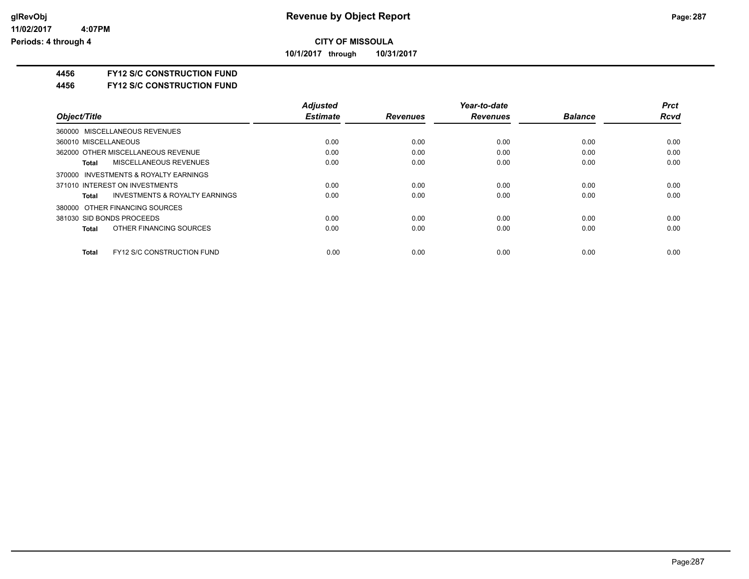# Revenue by Object Report

**CITY OF MISSOULA**

**10/1/2017 through 10/31/2017**

glRevObj
11/02/2017 4:07PM
Periods: 4 through 4

**4456 FY12 S/C CONSTRUCTION FUND**

**4456 FY12 S/C CONSTRUCTION FUND**

| Object/Title | Adjusted Estimate | Revenues | Year-to-date Revenues | Balance | Prct Rcvd |
|---|---|---|---|---|---|
| 360000 MISCELLANEOUS REVENUES | | | | | |
| 360010 MISCELLANEOUS | 0.00 | 0.00 | 0.00 | 0.00 | 0.00 |
| 362000 OTHER MISCELLANEOUS REVENUE | 0.00 | 0.00 | 0.00 | 0.00 | 0.00 |
| **Total** MISCELLANEOUS REVENUES | 0.00 | 0.00 | 0.00 | 0.00 | 0.00 |
| 370000 INVESTMENTS & ROYALTY EARNINGS | | | | | |
| 371010 INTEREST ON INVESTMENTS | 0.00 | 0.00 | 0.00 | 0.00 | 0.00 |
| **Total** INVESTMENTS & ROYALTY EARNINGS | 0.00 | 0.00 | 0.00 | 0.00 | 0.00 |
| 380000 OTHER FINANCING SOURCES | | | | | |
| 381030 SID BONDS PROCEEDS | 0.00 | 0.00 | 0.00 | 0.00 | 0.00 |
| **Total** OTHER FINANCING SOURCES | 0.00 | 0.00 | 0.00 | 0.00 | 0.00 |
| **Total** FY12 S/C CONSTRUCTION FUND | 0.00 | 0.00 | 0.00 | 0.00 | 0.00 |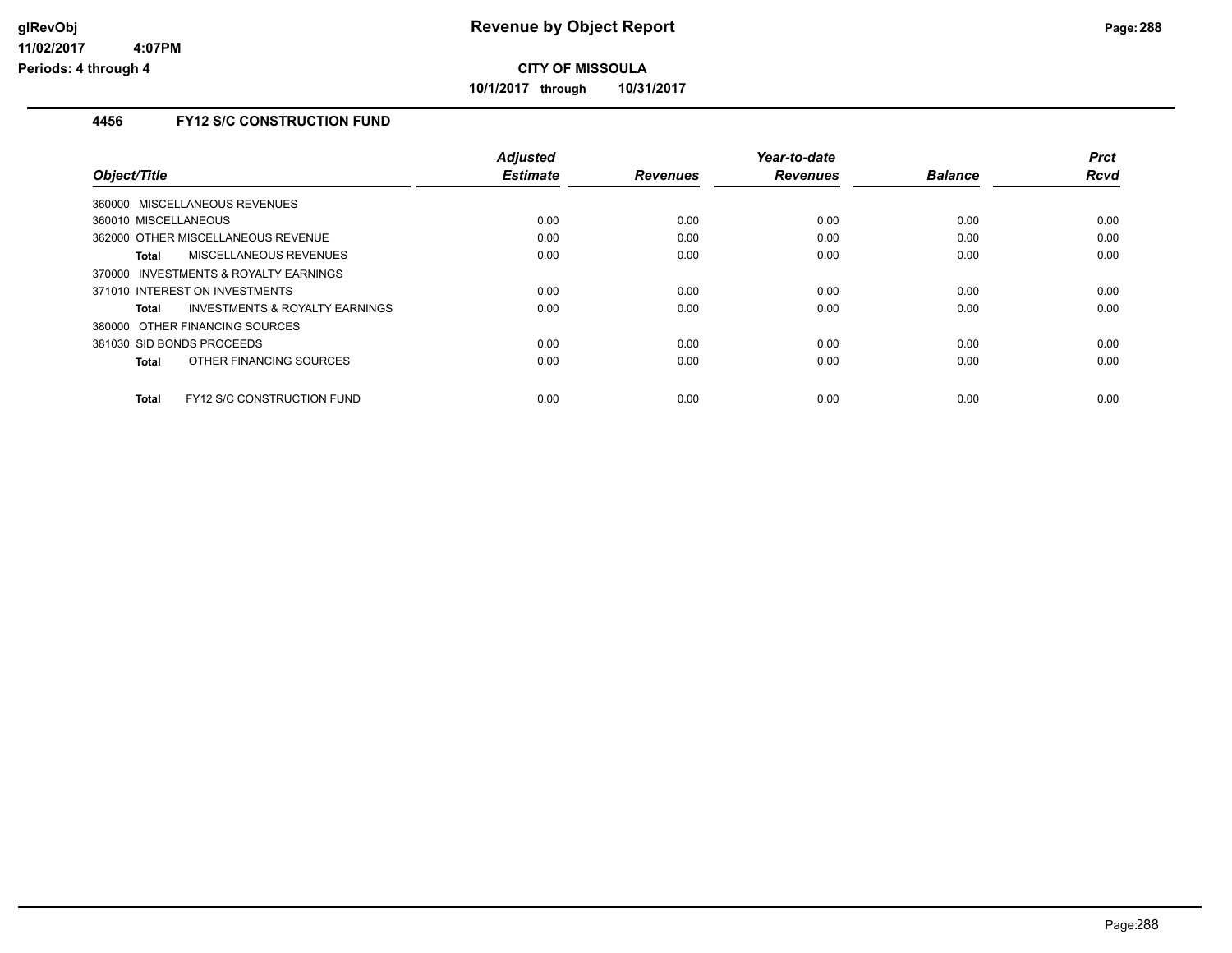**CITY OF MISSOULA**

**10/1/2017 through 10/31/2017**

## 4456 FY12 S/C CONSTRUCTION FUND

| Object/Title | Adjusted Estimate | Revenues | Year-to-date Revenues | Balance | Prct Rcvd |
|---|---|---|---|---|---|
| 360000 MISCELLANEOUS REVENUES | | | | | |
| 360010 MISCELLANEOUS | 0.00 | 0.00 | 0.00 | 0.00 | 0.00 |
| 362000 OTHER MISCELLANEOUS REVENUE | 0.00 | 0.00 | 0.00 | 0.00 | 0.00 |
| **Total** MISCELLANEOUS REVENUES | 0.00 | 0.00 | 0.00 | 0.00 | 0.00 |
| 370000 INVESTMENTS & ROYALTY EARNINGS | | | | | |
| 371010 INTEREST ON INVESTMENTS | 0.00 | 0.00 | 0.00 | 0.00 | 0.00 |
| **Total** INVESTMENTS & ROYALTY EARNINGS | 0.00 | 0.00 | 0.00 | 0.00 | 0.00 |
| 380000 OTHER FINANCING SOURCES | | | | | |
| 381030 SID BONDS PROCEEDS | 0.00 | 0.00 | 0.00 | 0.00 | 0.00 |
| **Total** OTHER FINANCING SOURCES | 0.00 | 0.00 | 0.00 | 0.00 | 0.00 |
| **Total** FY12 S/C CONSTRUCTION FUND | 0.00 | 0.00 | 0.00 | 0.00 | 0.00 |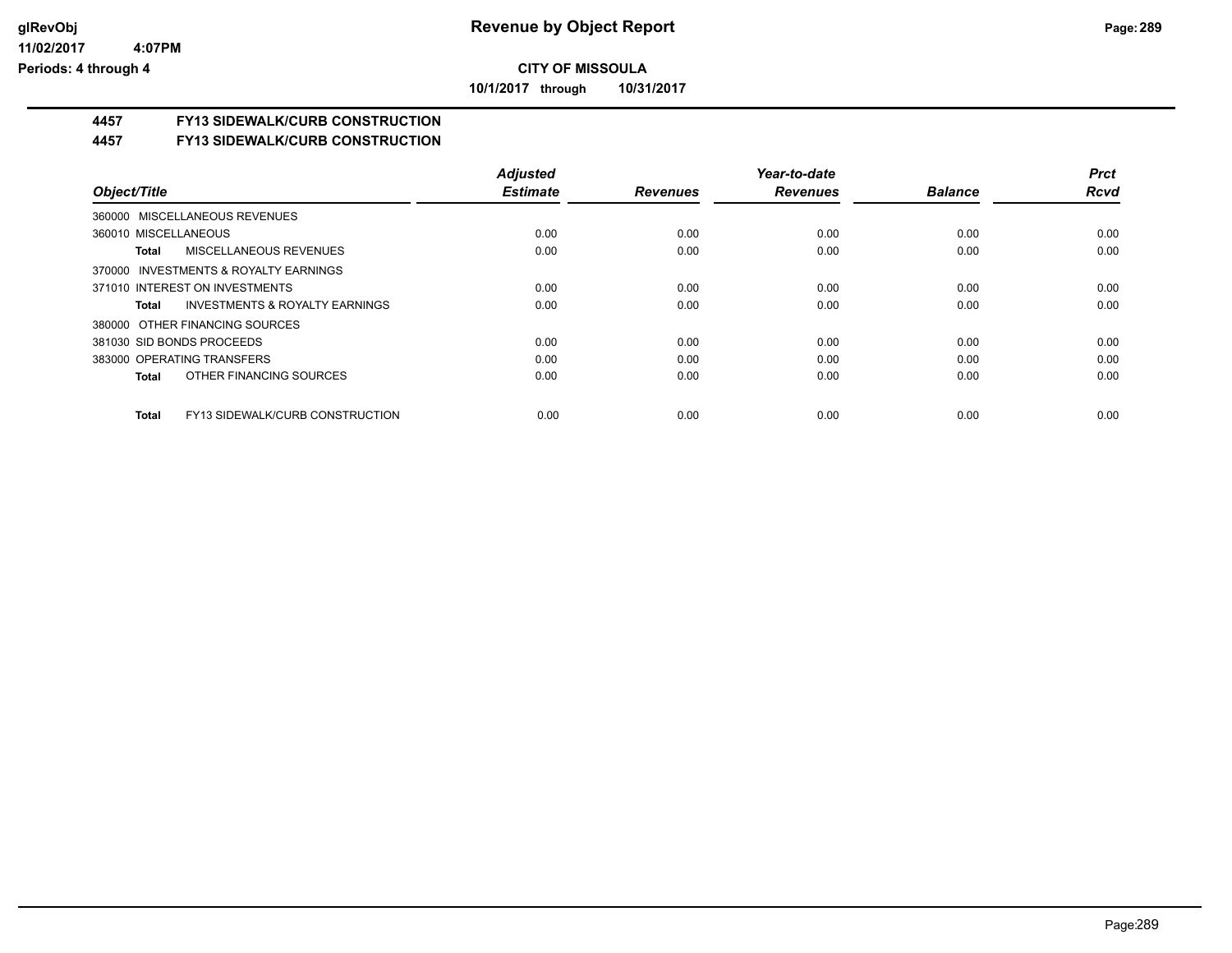**CITY OF MISSOULA**

**10/1/2017 through 10/31/2017**

# 4457 FY13 SIDEWALK/CURB CONSTRUCTION

## 4457 FY13 SIDEWALK/CURB CONSTRUCTION

| Object/Title | Adjusted Estimate | Revenues | Year-to-date Revenues | Balance | Prct Rcvd |
|---|---|---|---|---|---|
| 360000 MISCELLANEOUS REVENUES | | | | | |
| 360010 MISCELLANEOUS | 0.00 | 0.00 | 0.00 | 0.00 | 0.00 |
| **Total** MISCELLANEOUS REVENUES | 0.00 | 0.00 | 0.00 | 0.00 | 0.00 |
| 370000 INVESTMENTS & ROYALTY EARNINGS | | | | | |
| 371010 INTEREST ON INVESTMENTS | 0.00 | 0.00 | 0.00 | 0.00 | 0.00 |
| **Total** INVESTMENTS & ROYALTY EARNINGS | 0.00 | 0.00 | 0.00 | 0.00 | 0.00 |
| 380000 OTHER FINANCING SOURCES | | | | | |
| 381030 SID BONDS PROCEEDS | 0.00 | 0.00 | 0.00 | 0.00 | 0.00 |
| 383000 OPERATING TRANSFERS | 0.00 | 0.00 | 0.00 | 0.00 | 0.00 |
| **Total** OTHER FINANCING SOURCES | 0.00 | 0.00 | 0.00 | 0.00 | 0.00 |
| **Total** FY13 SIDEWALK/CURB CONSTRUCTION | 0.00 | 0.00 | 0.00 | 0.00 | 0.00 |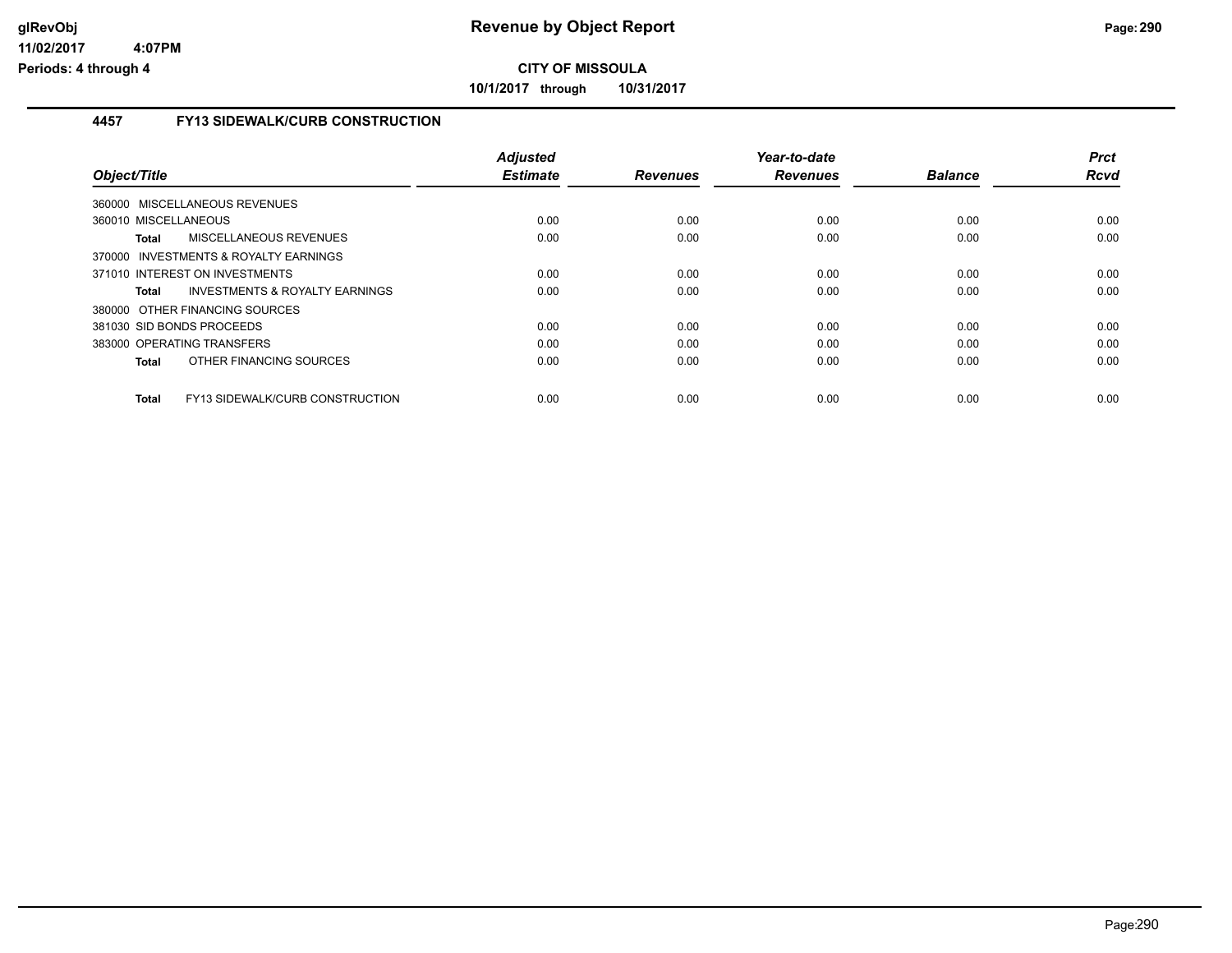**CITY OF MISSOULA**

**10/1/2017 through 10/31/2017**

### 4457 FY13 SIDEWALK/CURB CONSTRUCTION

| Object/Title | Adjusted Estimate | Revenues | Year-to-date Revenues | Balance | Prct Rcvd |
|---|---|---|---|---|---|
| 360000 MISCELLANEOUS REVENUES | | | | | |
| 360010 MISCELLANEOUS | 0.00 | 0.00 | 0.00 | 0.00 | 0.00 |
| **Total** MISCELLANEOUS REVENUES | 0.00 | 0.00 | 0.00 | 0.00 | 0.00 |
| 370000 INVESTMENTS & ROYALTY EARNINGS | | | | | |
| 371010 INTEREST ON INVESTMENTS | 0.00 | 0.00 | 0.00 | 0.00 | 0.00 |
| **Total** INVESTMENTS & ROYALTY EARNINGS | 0.00 | 0.00 | 0.00 | 0.00 | 0.00 |
| 380000 OTHER FINANCING SOURCES | | | | | |
| 381030 SID BONDS PROCEEDS | 0.00 | 0.00 | 0.00 | 0.00 | 0.00 |
| 383000 OPERATING TRANSFERS | 0.00 | 0.00 | 0.00 | 0.00 | 0.00 |
| **Total** OTHER FINANCING SOURCES | 0.00 | 0.00 | 0.00 | 0.00 | 0.00 |
| **Total** FY13 SIDEWALK/CURB CONSTRUCTION | 0.00 | 0.00 | 0.00 | 0.00 | 0.00 |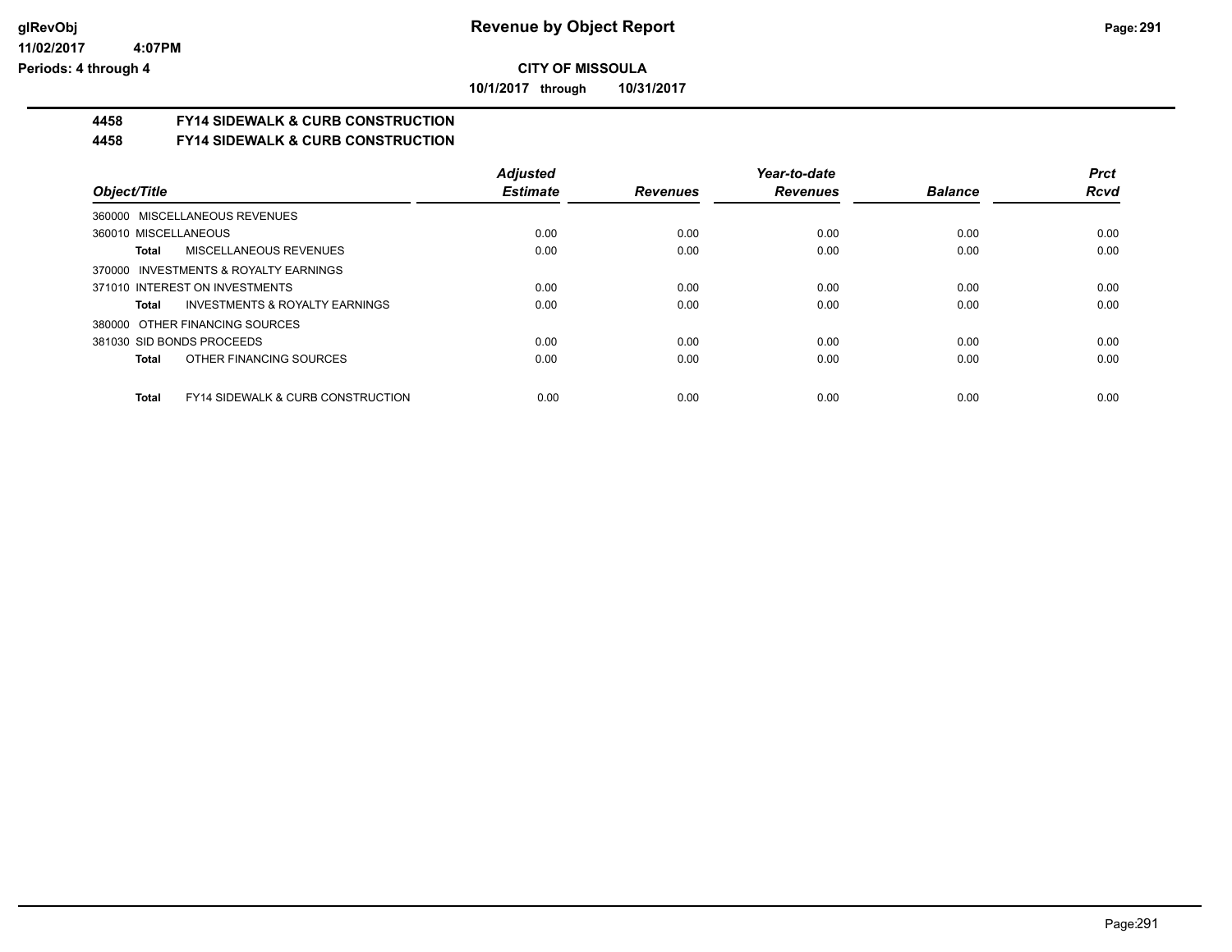# Revenue by Object Report

**CITY OF MISSOULA**

**10/1/2017 through 10/31/2017**

glRevObj
11/02/2017 4:07PM
Periods: 4 through 4

## 4458 FY14 SIDEWALK & CURB CONSTRUCTION

## 4458 FY14 SIDEWALK & CURB CONSTRUCTION

| Object/Title | Adjusted Estimate | Revenues | Year-to-date Revenues | Balance | Prct Rcvd |
|---|---|---|---|---|---|
| 360000 MISCELLANEOUS REVENUES | | | | | |
| 360010 MISCELLANEOUS | 0.00 | 0.00 | 0.00 | 0.00 | 0.00 |
| **Total** MISCELLANEOUS REVENUES | 0.00 | 0.00 | 0.00 | 0.00 | 0.00 |
| 370000 INVESTMENTS & ROYALTY EARNINGS | | | | | |
| 371010 INTEREST ON INVESTMENTS | 0.00 | 0.00 | 0.00 | 0.00 | 0.00 |
| **Total** INVESTMENTS & ROYALTY EARNINGS | 0.00 | 0.00 | 0.00 | 0.00 | 0.00 |
| 380000 OTHER FINANCING SOURCES | | | | | |
| 381030 SID BONDS PROCEEDS | 0.00 | 0.00 | 0.00 | 0.00 | 0.00 |
| **Total** OTHER FINANCING SOURCES | 0.00 | 0.00 | 0.00 | 0.00 | 0.00 |
| **Total** FY14 SIDEWALK & CURB CONSTRUCTION | 0.00 | 0.00 | 0.00 | 0.00 | 0.00 |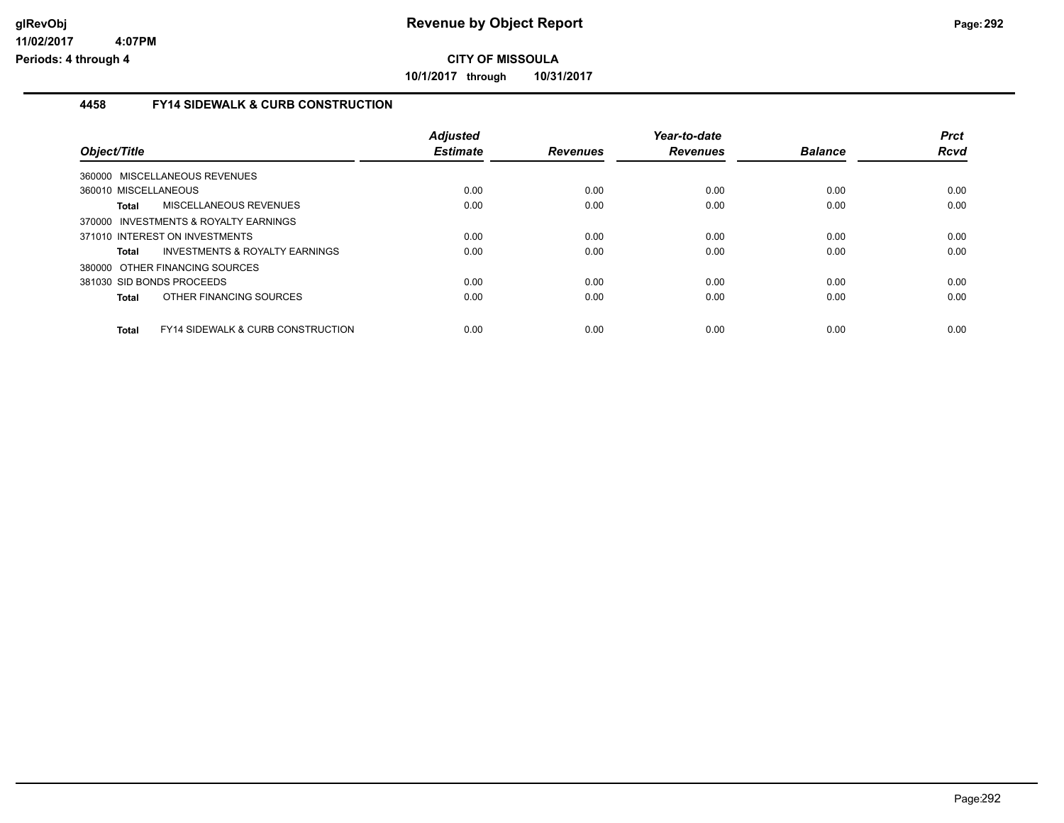**CITY OF MISSOULA**

**10/1/2017 through 10/31/2017**

### 4458 FY14 SIDEWALK & CURB CONSTRUCTION

| Object/Title | Adjusted Estimate | Revenues | Year-to-date Revenues | Balance | Prct Rcvd |
|---|---|---|---|---|---|
| 360000 MISCELLANEOUS REVENUES | | | | | |
| 360010 MISCELLANEOUS | 0.00 | 0.00 | 0.00 | 0.00 | 0.00 |
| **Total** MISCELLANEOUS REVENUES | 0.00 | 0.00 | 0.00 | 0.00 | 0.00 |
| 370000 INVESTMENTS & ROYALTY EARNINGS | | | | | |
| 371010 INTEREST ON INVESTMENTS | 0.00 | 0.00 | 0.00 | 0.00 | 0.00 |
| **Total** INVESTMENTS & ROYALTY EARNINGS | 0.00 | 0.00 | 0.00 | 0.00 | 0.00 |
| 380000 OTHER FINANCING SOURCES | | | | | |
| 381030 SID BONDS PROCEEDS | 0.00 | 0.00 | 0.00 | 0.00 | 0.00 |
| **Total** OTHER FINANCING SOURCES | 0.00 | 0.00 | 0.00 | 0.00 | 0.00 |
| **Total** FY14 SIDEWALK & CURB CONSTRUCTION | 0.00 | 0.00 | 0.00 | 0.00 | 0.00 |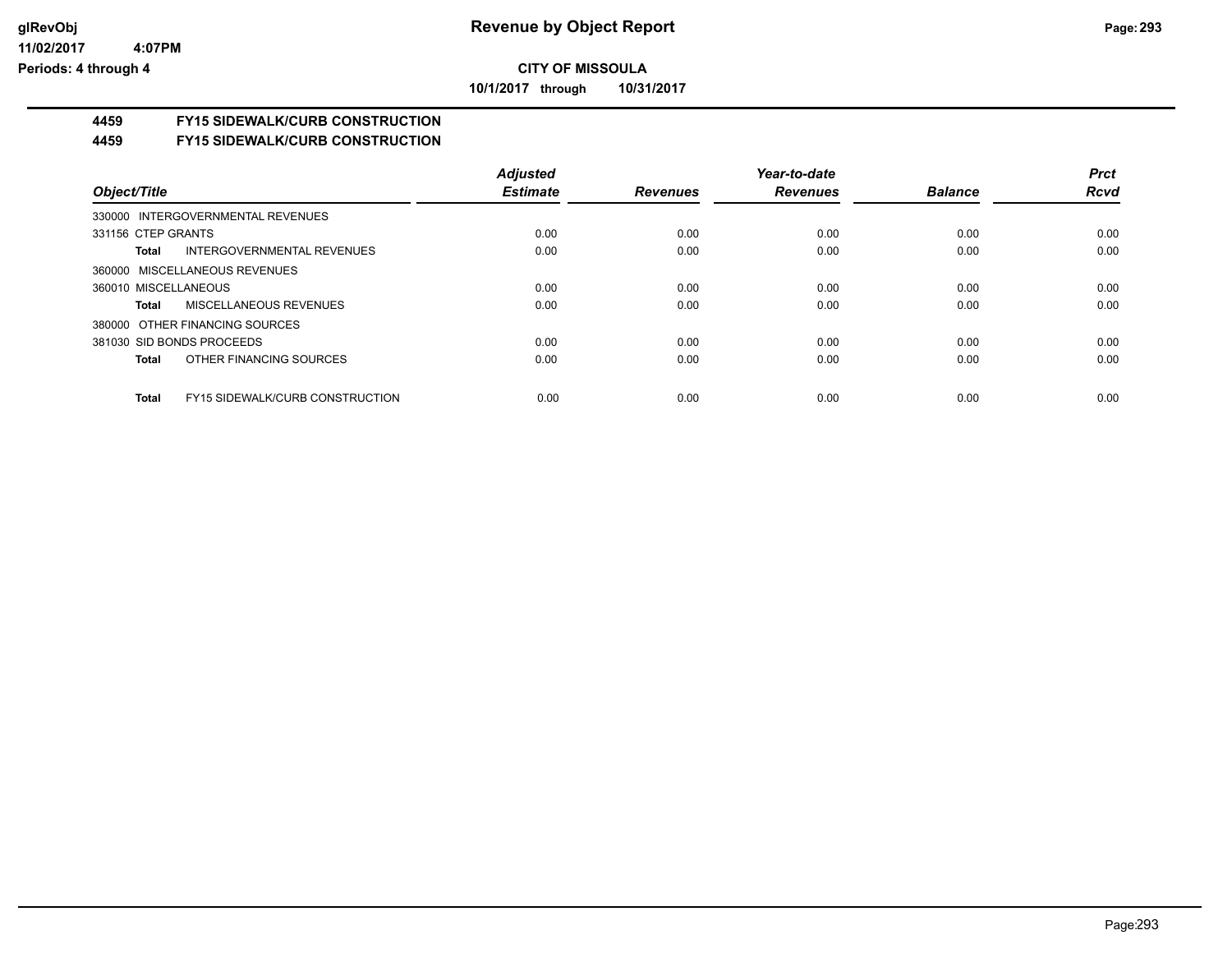# Revenue by Object Report

**CITY OF MISSOULA**

**10/1/2017 through 10/31/2017**

glRevObj
11/02/2017 4:07PM
Periods: 4 through 4

## 4459 FY15 SIDEWALK/CURB CONSTRUCTION

### 4459 FY15 SIDEWALK/CURB CONSTRUCTION

| Object/Title | Adjusted Estimate | Revenues | Year-to-date Revenues | Balance | Prct Rcvd |
|---|---|---|---|---|---|
| 330000 INTERGOVERNMENTAL REVENUES | | | | | |
| 331156 CTEP GRANTS | 0.00 | 0.00 | 0.00 | 0.00 | 0.00 |
| **Total** INTERGOVERNMENTAL REVENUES | 0.00 | 0.00 | 0.00 | 0.00 | 0.00 |
| 360000 MISCELLANEOUS REVENUES | | | | | |
| 360010 MISCELLANEOUS | 0.00 | 0.00 | 0.00 | 0.00 | 0.00 |
| **Total** MISCELLANEOUS REVENUES | 0.00 | 0.00 | 0.00 | 0.00 | 0.00 |
| 380000 OTHER FINANCING SOURCES | | | | | |
| 381030 SID BONDS PROCEEDS | 0.00 | 0.00 | 0.00 | 0.00 | 0.00 |
| **Total** OTHER FINANCING SOURCES | 0.00 | 0.00 | 0.00 | 0.00 | 0.00 |
| **Total** FY15 SIDEWALK/CURB CONSTRUCTION | 0.00 | 0.00 | 0.00 | 0.00 | 0.00 |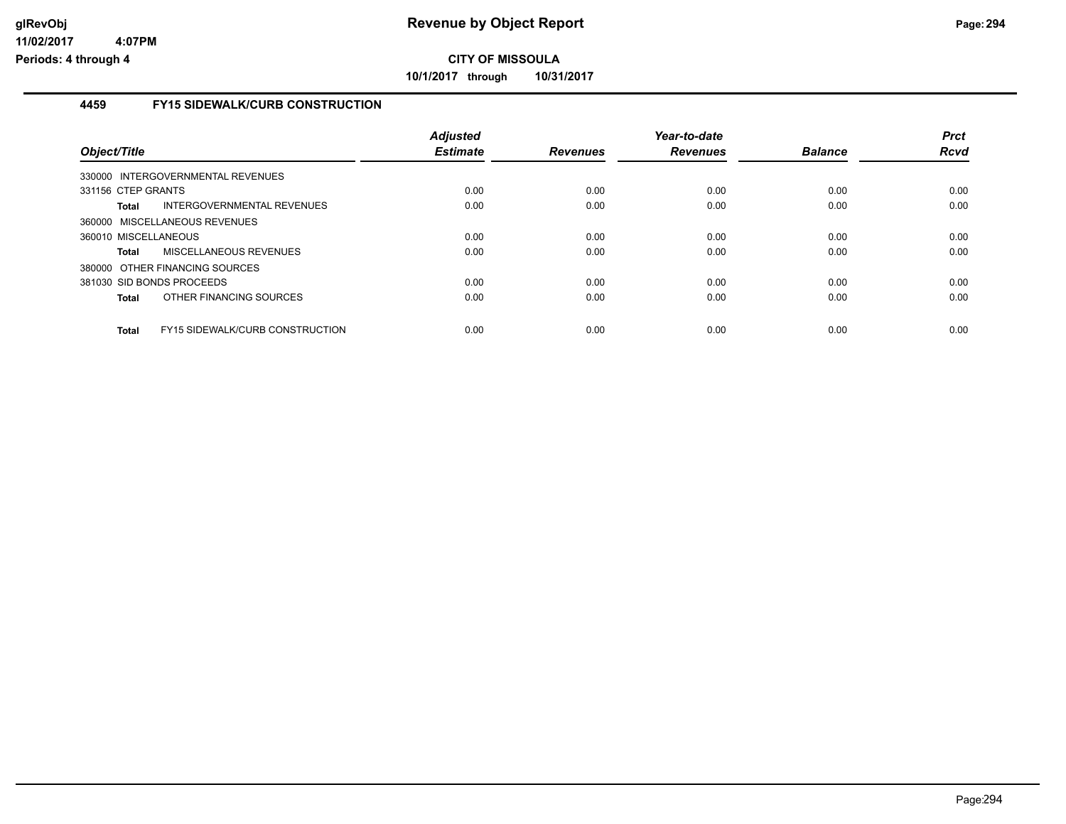**Revenue by Object Report**

**CITY OF MISSOULA**

**10/1/2017 through 10/31/2017**

glRevObj
11/02/2017 4:07PM
Periods: 4 through 4

### 4459 FY15 SIDEWALK/CURB CONSTRUCTION

| Object/Title | | Adjusted Estimate | Revenues | Year-to-date Revenues | Balance | Prct Rcvd |
|---|---|---|---|---|---|---|
| 330000 INTERGOVERNMENTAL REVENUES | | | | | | |
| 331156 CTEP GRANTS | | 0.00 | 0.00 | 0.00 | 0.00 | 0.00 |
| **Total** | INTERGOVERNMENTAL REVENUES | 0.00 | 0.00 | 0.00 | 0.00 | 0.00 |
| 360000 MISCELLANEOUS REVENUES | | | | | | |
| 360010 MISCELLANEOUS | | 0.00 | 0.00 | 0.00 | 0.00 | 0.00 |
| **Total** | MISCELLANEOUS REVENUES | 0.00 | 0.00 | 0.00 | 0.00 | 0.00 |
| 380000 OTHER FINANCING SOURCES | | | | | | |
| 381030 SID BONDS PROCEEDS | | 0.00 | 0.00 | 0.00 | 0.00 | 0.00 |
| **Total** | OTHER FINANCING SOURCES | 0.00 | 0.00 | 0.00 | 0.00 | 0.00 |
| **Total** | FY15 SIDEWALK/CURB CONSTRUCTION | 0.00 | 0.00 | 0.00 | 0.00 | 0.00 |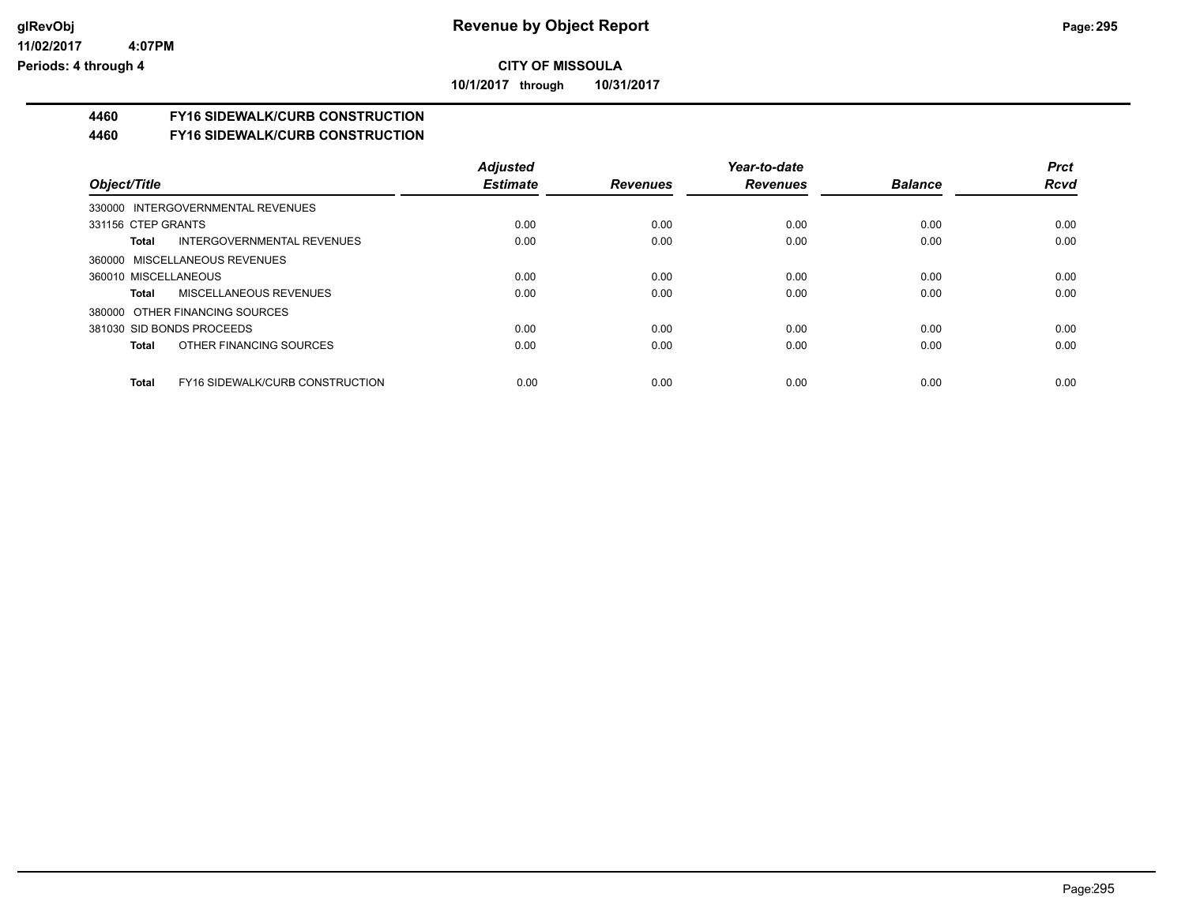**CITY OF MISSOULA**

**10/1/2017 through 10/31/2017**

## 4460 FY16 SIDEWALK/CURB CONSTRUCTION

### 4460 FY16 SIDEWALK/CURB CONSTRUCTION

| Object/Title | Adjusted Estimate | Revenues | Year-to-date Revenues | Balance | Prct Rcvd |
|---|---|---|---|---|---|
| 330000 INTERGOVERNMENTAL REVENUES | | | | | |
| 331156 CTEP GRANTS | 0.00 | 0.00 | 0.00 | 0.00 | 0.00 |
| **Total** INTERGOVERNMENTAL REVENUES | 0.00 | 0.00 | 0.00 | 0.00 | 0.00 |
| 360000 MISCELLANEOUS REVENUES | | | | | |
| 360010 MISCELLANEOUS | 0.00 | 0.00 | 0.00 | 0.00 | 0.00 |
| **Total** MISCELLANEOUS REVENUES | 0.00 | 0.00 | 0.00 | 0.00 | 0.00 |
| 380000 OTHER FINANCING SOURCES | | | | | |
| 381030 SID BONDS PROCEEDS | 0.00 | 0.00 | 0.00 | 0.00 | 0.00 |
| **Total** OTHER FINANCING SOURCES | 0.00 | 0.00 | 0.00 | 0.00 | 0.00 |
| **Total** FY16 SIDEWALK/CURB CONSTRUCTION | 0.00 | 0.00 | 0.00 | 0.00 | 0.00 |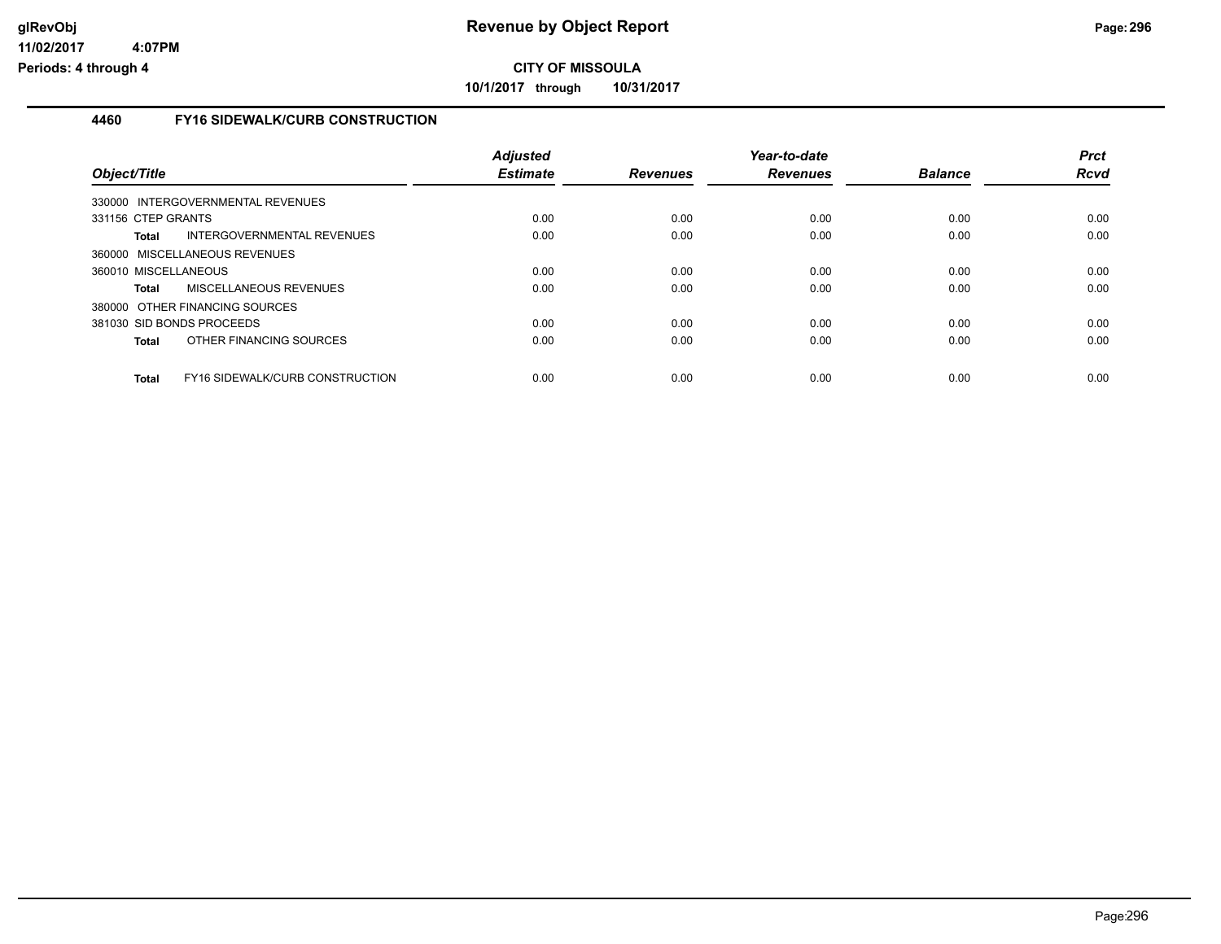# Revenue by Object Report

## CITY OF MISSOULA

**10/1/2017 through 10/31/2017**

glRevObj
11/02/2017 4:07PM
Periods: 4 through 4

### 4460 FY16 SIDEWALK/CURB CONSTRUCTION

| Object/Title | | Adjusted Estimate | Revenues | Year-to-date Revenues | Balance | Prct Rcvd |
|---|---|---|---|---|---|---|
| 330000 INTERGOVERNMENTAL REVENUES | | | | | | |
| 331156 CTEP GRANTS | | 0.00 | 0.00 | 0.00 | 0.00 | 0.00 |
| **Total** | INTERGOVERNMENTAL REVENUES | 0.00 | 0.00 | 0.00 | 0.00 | 0.00 |
| 360000 MISCELLANEOUS REVENUES | | | | | | |
| 360010 MISCELLANEOUS | | 0.00 | 0.00 | 0.00 | 0.00 | 0.00 |
| **Total** | MISCELLANEOUS REVENUES | 0.00 | 0.00 | 0.00 | 0.00 | 0.00 |
| 380000 OTHER FINANCING SOURCES | | | | | | |
| 381030 SID BONDS PROCEEDS | | 0.00 | 0.00 | 0.00 | 0.00 | 0.00 |
| **Total** | OTHER FINANCING SOURCES | 0.00 | 0.00 | 0.00 | 0.00 | 0.00 |
| **Total** | FY16 SIDEWALK/CURB CONSTRUCTION | 0.00 | 0.00 | 0.00 | 0.00 | 0.00 |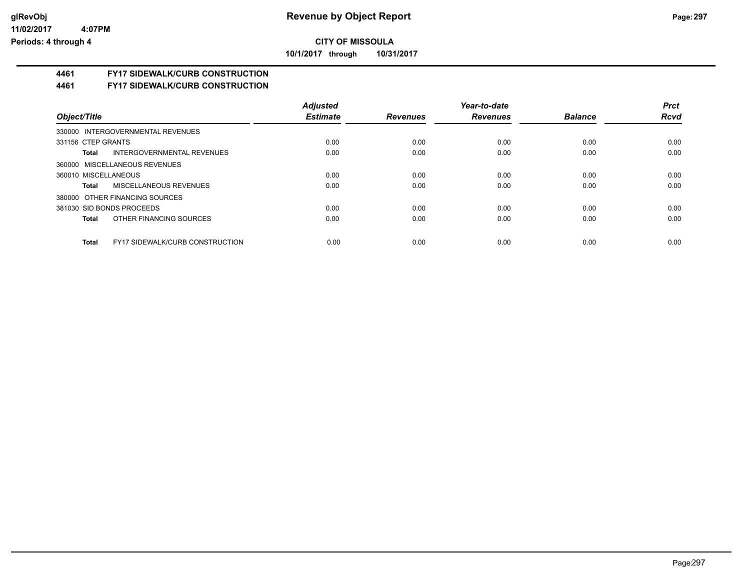**CITY OF MISSOULA**

**10/1/2017 through 10/31/2017**

## 4461 FY17 SIDEWALK/CURB CONSTRUCTION

## 4461 FY17 SIDEWALK/CURB CONSTRUCTION

| Object/Title | Adjusted Estimate | Revenues | Year-to-date Revenues | Balance | Prct Rcvd |
|---|---|---|---|---|---|
| 330000 INTERGOVERNMENTAL REVENUES | | | | | |
| 331156 CTEP GRANTS | 0.00 | 0.00 | 0.00 | 0.00 | 0.00 |
| **Total** INTERGOVERNMENTAL REVENUES | 0.00 | 0.00 | 0.00 | 0.00 | 0.00 |
| 360000 MISCELLANEOUS REVENUES | | | | | |
| 360010 MISCELLANEOUS | 0.00 | 0.00 | 0.00 | 0.00 | 0.00 |
| **Total** MISCELLANEOUS REVENUES | 0.00 | 0.00 | 0.00 | 0.00 | 0.00 |
| 380000 OTHER FINANCING SOURCES | | | | | |
| 381030 SID BONDS PROCEEDS | 0.00 | 0.00 | 0.00 | 0.00 | 0.00 |
| **Total** OTHER FINANCING SOURCES | 0.00 | 0.00 | 0.00 | 0.00 | 0.00 |
| **Total** FY17 SIDEWALK/CURB CONSTRUCTION | 0.00 | 0.00 | 0.00 | 0.00 | 0.00 |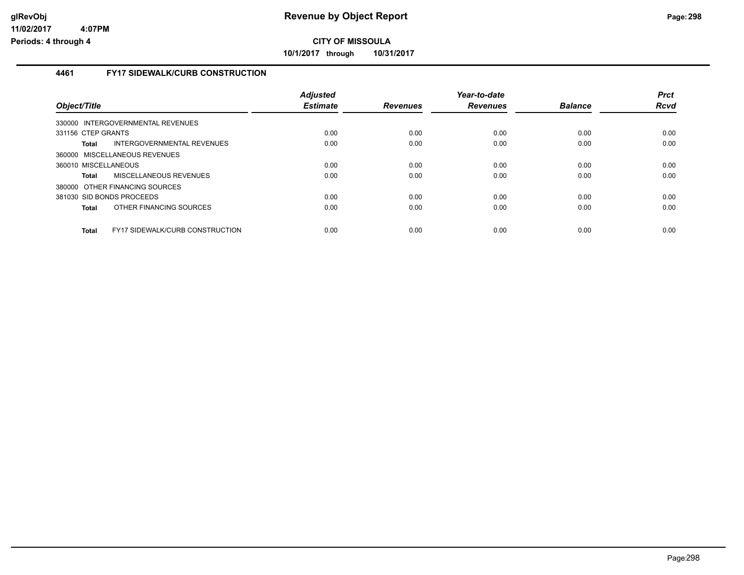**CITY OF MISSOULA**

**10/1/2017 through 10/31/2017**

### 4461 FY17 SIDEWALK/CURB CONSTRUCTION

| Object/Title | Adjusted Estimate | Revenues | Year-to-date Revenues | Balance | Prct Rcvd |
|---|---|---|---|---|---|
| 330000 INTERGOVERNMENTAL REVENUES | | | | | |
| 331156 CTEP GRANTS | 0.00 | 0.00 | 0.00 | 0.00 | 0.00 |
| **Total** INTERGOVERNMENTAL REVENUES | 0.00 | 0.00 | 0.00 | 0.00 | 0.00 |
| 360000 MISCELLANEOUS REVENUES | | | | | |
| 360010 MISCELLANEOUS | 0.00 | 0.00 | 0.00 | 0.00 | 0.00 |
| **Total** MISCELLANEOUS REVENUES | 0.00 | 0.00 | 0.00 | 0.00 | 0.00 |
| 380000 OTHER FINANCING SOURCES | | | | | |
| 381030 SID BONDS PROCEEDS | 0.00 | 0.00 | 0.00 | 0.00 | 0.00 |
| **Total** OTHER FINANCING SOURCES | 0.00 | 0.00 | 0.00 | 0.00 | 0.00 |
| **Total** FY17 SIDEWALK/CURB CONSTRUCTION | 0.00 | 0.00 | 0.00 | 0.00 | 0.00 |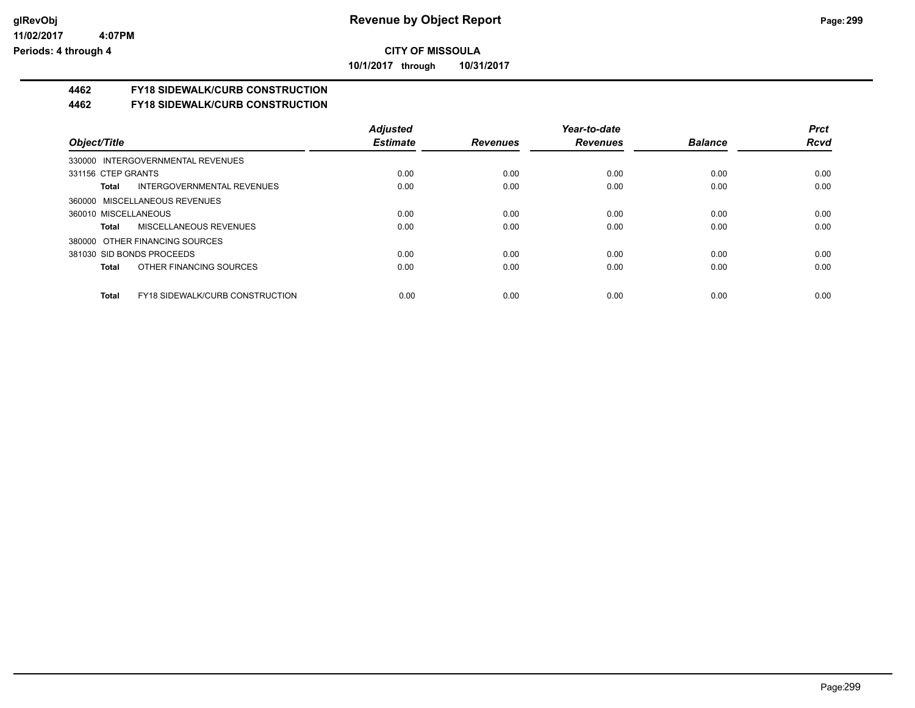# Revenue by Object Report

## CITY OF MISSOULA

**10/1/2017 through 10/31/2017**

**4462 FY18 SIDEWALK/CURB CONSTRUCTION**

**4462 FY18 SIDEWALK/CURB CONSTRUCTION**

| Object/Title | Adjusted Estimate | Revenues | Year-to-date Revenues | Balance | Prct Rcvd |
|---|---|---|---|---|---|
| 330000 INTERGOVERNMENTAL REVENUES | | | | | |
| 331156 CTEP GRANTS | 0.00 | 0.00 | 0.00 | 0.00 | 0.00 |
| **Total** INTERGOVERNMENTAL REVENUES | 0.00 | 0.00 | 0.00 | 0.00 | 0.00 |
| 360000 MISCELLANEOUS REVENUES | | | | | |
| 360010 MISCELLANEOUS | 0.00 | 0.00 | 0.00 | 0.00 | 0.00 |
| **Total** MISCELLANEOUS REVENUES | 0.00 | 0.00 | 0.00 | 0.00 | 0.00 |
| 380000 OTHER FINANCING SOURCES | | | | | |
| 381030 SID BONDS PROCEEDS | 0.00 | 0.00 | 0.00 | 0.00 | 0.00 |
| **Total** OTHER FINANCING SOURCES | 0.00 | 0.00 | 0.00 | 0.00 | 0.00 |
| **Total** FY18 SIDEWALK/CURB CONSTRUCTION | 0.00 | 0.00 | 0.00 | 0.00 | 0.00 |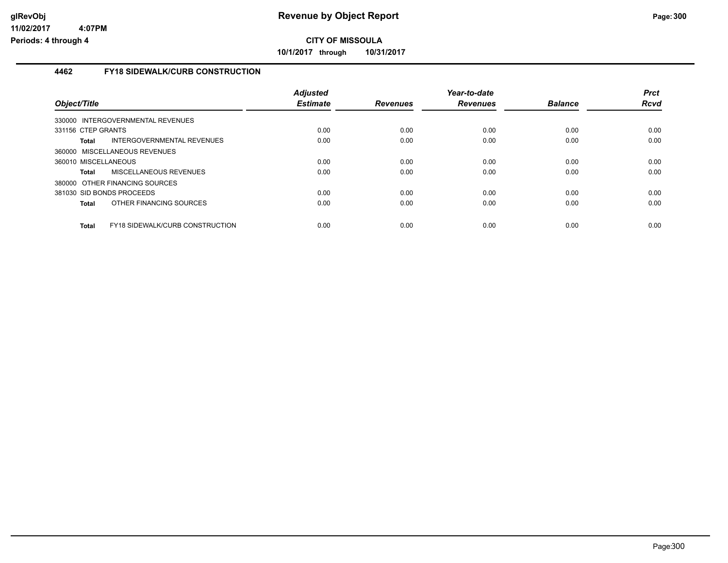# Revenue by Object Report

**CITY OF MISSOULA**

**10/1/2017 through 10/31/2017**

glRevObj
11/02/2017 4:07PM
Periods: 4 through 4

### 4462 FY18 SIDEWALK/CURB CONSTRUCTION

| Object/Title | | Adjusted Estimate | Revenues | Year-to-date Revenues | Balance | Prct Rcvd |
|---|---|---|---|---|---|---|
| 330000 INTERGOVERNMENTAL REVENUES | | | | | | |
| 331156 CTEP GRANTS | | 0.00 | 0.00 | 0.00 | 0.00 | 0.00 |
| **Total** | INTERGOVERNMENTAL REVENUES | 0.00 | 0.00 | 0.00 | 0.00 | 0.00 |
| 360000 MISCELLANEOUS REVENUES | | | | | | |
| 360010 MISCELLANEOUS | | 0.00 | 0.00 | 0.00 | 0.00 | 0.00 |
| **Total** | MISCELLANEOUS REVENUES | 0.00 | 0.00 | 0.00 | 0.00 | 0.00 |
| 380000 OTHER FINANCING SOURCES | | | | | | |
| 381030 SID BONDS PROCEEDS | | 0.00 | 0.00 | 0.00 | 0.00 | 0.00 |
| **Total** | OTHER FINANCING SOURCES | 0.00 | 0.00 | 0.00 | 0.00 | 0.00 |
| **Total** | FY18 SIDEWALK/CURB CONSTRUCTION | 0.00 | 0.00 | 0.00 | 0.00 | 0.00 |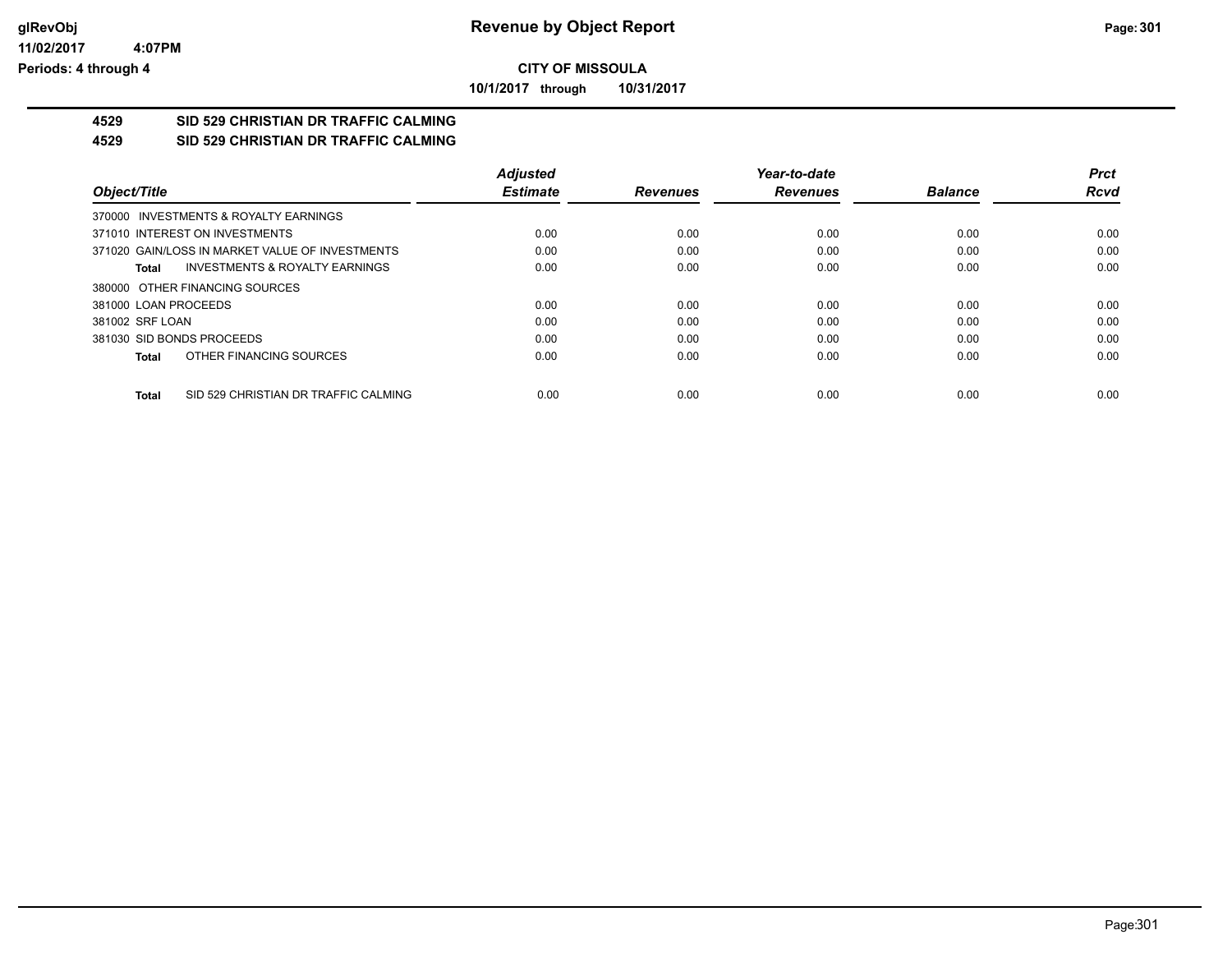**CITY OF MISSOULA**

**10/1/2017 through 10/31/2017**

## 4529 SID 529 CHRISTIAN DR TRAFFIC CALMING

## 4529 SID 529 CHRISTIAN DR TRAFFIC CALMING

| Object/Title | Adjusted Estimate | Revenues | Year-to-date Revenues | Balance | Prct Rcvd |
|---|---|---|---|---|---|
| 370000 INVESTMENTS & ROYALTY EARNINGS | | | | | |
| 371010 INTEREST ON INVESTMENTS | 0.00 | 0.00 | 0.00 | 0.00 | 0.00 |
| 371020 GAIN/LOSS IN MARKET VALUE OF INVESTMENTS | 0.00 | 0.00 | 0.00 | 0.00 | 0.00 |
| **Total** INVESTMENTS & ROYALTY EARNINGS | 0.00 | 0.00 | 0.00 | 0.00 | 0.00 |
| 380000 OTHER FINANCING SOURCES | | | | | |
| 381000 LOAN PROCEEDS | 0.00 | 0.00 | 0.00 | 0.00 | 0.00 |
| 381002 SRF LOAN | 0.00 | 0.00 | 0.00 | 0.00 | 0.00 |
| 381030 SID BONDS PROCEEDS | 0.00 | 0.00 | 0.00 | 0.00 | 0.00 |
| **Total** OTHER FINANCING SOURCES | 0.00 | 0.00 | 0.00 | 0.00 | 0.00 |
| **Total** SID 529 CHRISTIAN DR TRAFFIC CALMING | 0.00 | 0.00 | 0.00 | 0.00 | 0.00 |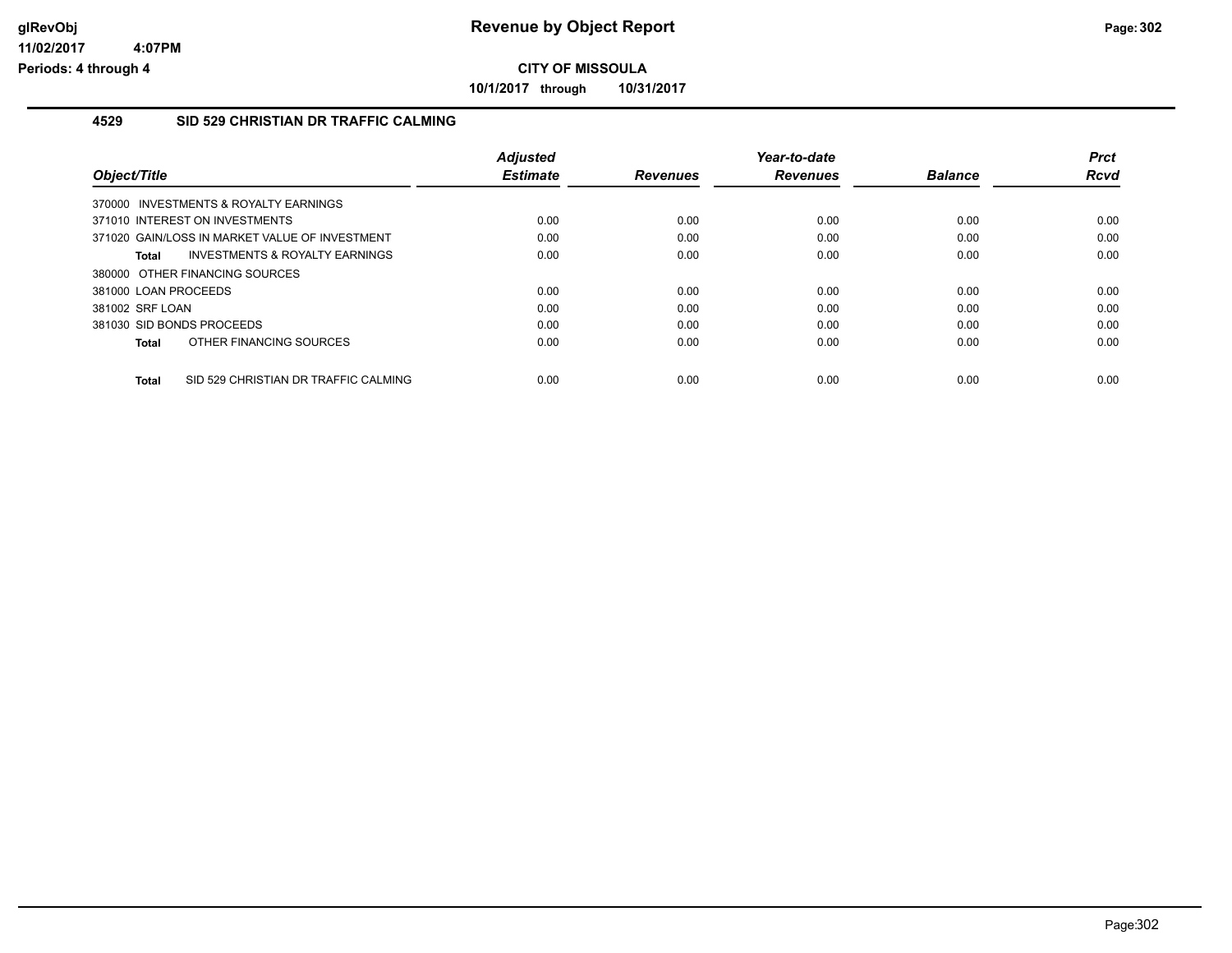# Revenue by Object Report

glRevObj
11/02/2017 4:07PM
Periods: 4 through 4

**CITY OF MISSOULA**

**10/1/2017 through 10/31/2017**

## 4529 SID 529 CHRISTIAN DR TRAFFIC CALMING

| Object/Title | Adjusted Estimate | Revenues | Year-to-date Revenues | Balance | Prct Rcvd |
|---|---|---|---|---|---|
| 370000 INVESTMENTS & ROYALTY EARNINGS | | | | | |
| 371010 INTEREST ON INVESTMENTS | 0.00 | 0.00 | 0.00 | 0.00 | 0.00 |
| 371020 GAIN/LOSS IN MARKET VALUE OF INVESTMENT | 0.00 | 0.00 | 0.00 | 0.00 | 0.00 |
| **Total** INVESTMENTS & ROYALTY EARNINGS | 0.00 | 0.00 | 0.00 | 0.00 | 0.00 |
| 380000 OTHER FINANCING SOURCES | | | | | |
| 381000 LOAN PROCEEDS | 0.00 | 0.00 | 0.00 | 0.00 | 0.00 |
| 381002 SRF LOAN | 0.00 | 0.00 | 0.00 | 0.00 | 0.00 |
| 381030 SID BONDS PROCEEDS | 0.00 | 0.00 | 0.00 | 0.00 | 0.00 |
| **Total** OTHER FINANCING SOURCES | 0.00 | 0.00 | 0.00 | 0.00 | 0.00 |
| **Total** SID 529 CHRISTIAN DR TRAFFIC CALMING | 0.00 | 0.00 | 0.00 | 0.00 | 0.00 |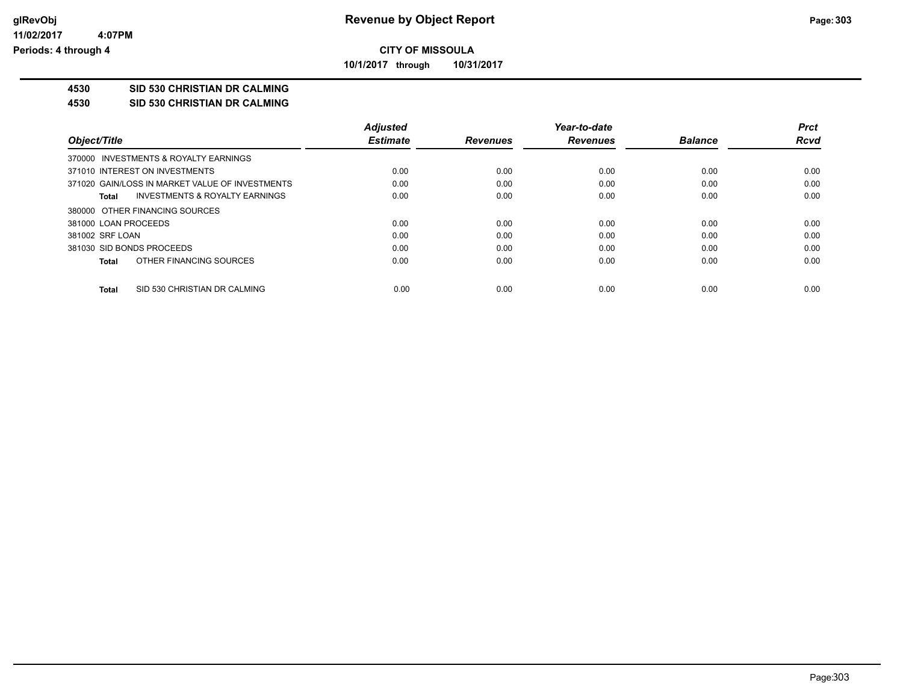**CITY OF MISSOULA**

**10/1/2017 through 10/31/2017**

**Revenue by Object Report**

glRevObj
11/02/2017 4:07PM
Periods: 4 through 4

## 4530 SID 530 CHRISTIAN DR CALMING

## 4530 SID 530 CHRISTIAN DR CALMING

| Object/Title | Adjusted Estimate | Revenues | Year-to-date Revenues | Balance | Prct Rcvd |
|---|---|---|---|---|---|
| 370000 INVESTMENTS & ROYALTY EARNINGS | | | | | |
| 371010 INTEREST ON INVESTMENTS | 0.00 | 0.00 | 0.00 | 0.00 | 0.00 |
| 371020 GAIN/LOSS IN MARKET VALUE OF INVESTMENTS | 0.00 | 0.00 | 0.00 | 0.00 | 0.00 |
| **Total** INVESTMENTS & ROYALTY EARNINGS | 0.00 | 0.00 | 0.00 | 0.00 | 0.00 |
| 380000 OTHER FINANCING SOURCES | | | | | |
| 381000 LOAN PROCEEDS | 0.00 | 0.00 | 0.00 | 0.00 | 0.00 |
| 381002 SRF LOAN | 0.00 | 0.00 | 0.00 | 0.00 | 0.00 |
| 381030 SID BONDS PROCEEDS | 0.00 | 0.00 | 0.00 | 0.00 | 0.00 |
| **Total** OTHER FINANCING SOURCES | 0.00 | 0.00 | 0.00 | 0.00 | 0.00 |
| **Total** SID 530 CHRISTIAN DR CALMING | 0.00 | 0.00 | 0.00 | 0.00 | 0.00 |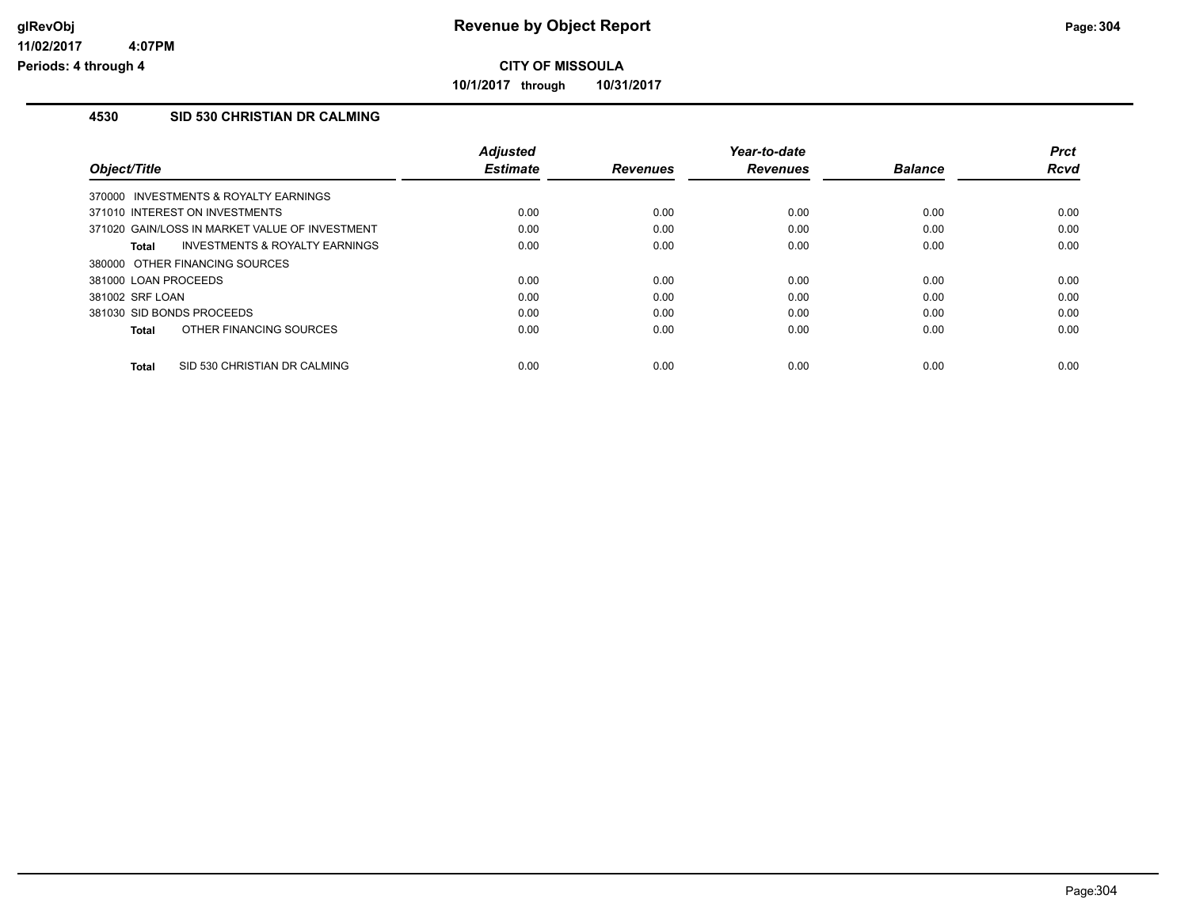# Revenue by Object Report

**CITY OF MISSOULA**

**10/1/2017 through 10/31/2017**

glRevObj
11/02/2017 4:07PM
Periods: 4 through 4

## 4530 SID 530 CHRISTIAN DR CALMING

| Object/Title | Adjusted Estimate | Revenues | Year-to-date Revenues | Balance | Prct Rcvd |
|---|---|---|---|---|---|
| 370000 INVESTMENTS & ROYALTY EARNINGS | | | | | |
| 371010 INTEREST ON INVESTMENTS | 0.00 | 0.00 | 0.00 | 0.00 | 0.00 |
| 371020 GAIN/LOSS IN MARKET VALUE OF INVESTMENT | 0.00 | 0.00 | 0.00 | 0.00 | 0.00 |
| **Total** INVESTMENTS & ROYALTY EARNINGS | 0.00 | 0.00 | 0.00 | 0.00 | 0.00 |
| 380000 OTHER FINANCING SOURCES | | | | | |
| 381000 LOAN PROCEEDS | 0.00 | 0.00 | 0.00 | 0.00 | 0.00 |
| 381002 SRF LOAN | 0.00 | 0.00 | 0.00 | 0.00 | 0.00 |
| 381030 SID BONDS PROCEEDS | 0.00 | 0.00 | 0.00 | 0.00 | 0.00 |
| **Total** OTHER FINANCING SOURCES | 0.00 | 0.00 | 0.00 | 0.00 | 0.00 |
| **Total** SID 530 CHRISTIAN DR CALMING | 0.00 | 0.00 | 0.00 | 0.00 | 0.00 |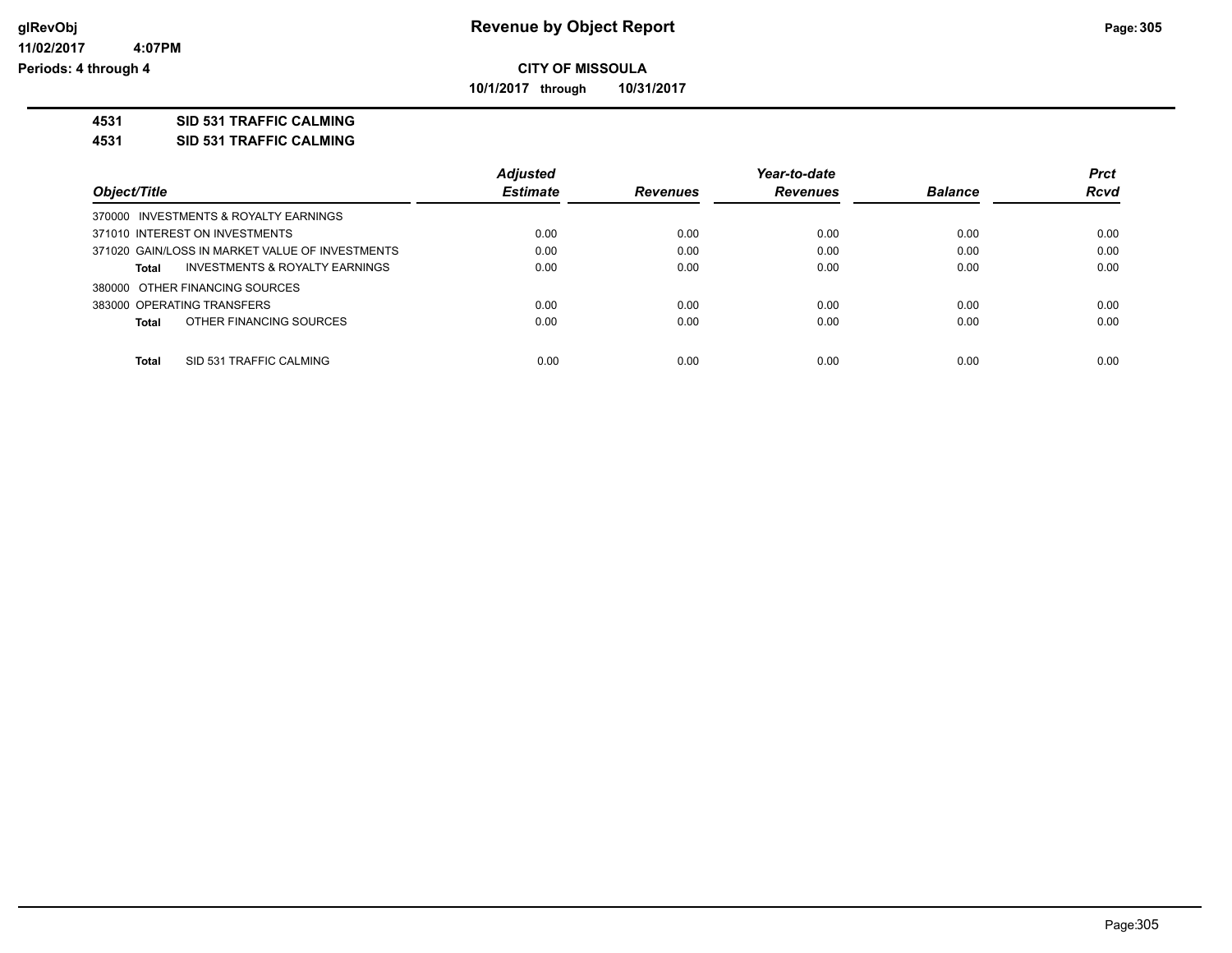**CITY OF MISSOULA**

**10/1/2017 through 10/31/2017**

**Revenue by Object Report**

glRevObj
11/02/2017 4:07PM
Periods: 4 through 4

**4531 SID 531 TRAFFIC CALMING**

**4531 SID 531 TRAFFIC CALMING**

| Object/Title | Adjusted Estimate | Revenues | Year-to-date Revenues | Balance | Prct Rcvd |
|---|---|---|---|---|---|
| 370000 INVESTMENTS & ROYALTY EARNINGS | | | | | |
| 371010 INTEREST ON INVESTMENTS | 0.00 | 0.00 | 0.00 | 0.00 | 0.00 |
| 371020 GAIN/LOSS IN MARKET VALUE OF INVESTMENTS | 0.00 | 0.00 | 0.00 | 0.00 | 0.00 |
| **Total** INVESTMENTS & ROYALTY EARNINGS | 0.00 | 0.00 | 0.00 | 0.00 | 0.00 |
| 380000 OTHER FINANCING SOURCES | | | | | |
| 383000 OPERATING TRANSFERS | 0.00 | 0.00 | 0.00 | 0.00 | 0.00 |
| **Total** OTHER FINANCING SOURCES | 0.00 | 0.00 | 0.00 | 0.00 | 0.00 |
| **Total** SID 531 TRAFFIC CALMING | 0.00 | 0.00 | 0.00 | 0.00 | 0.00 |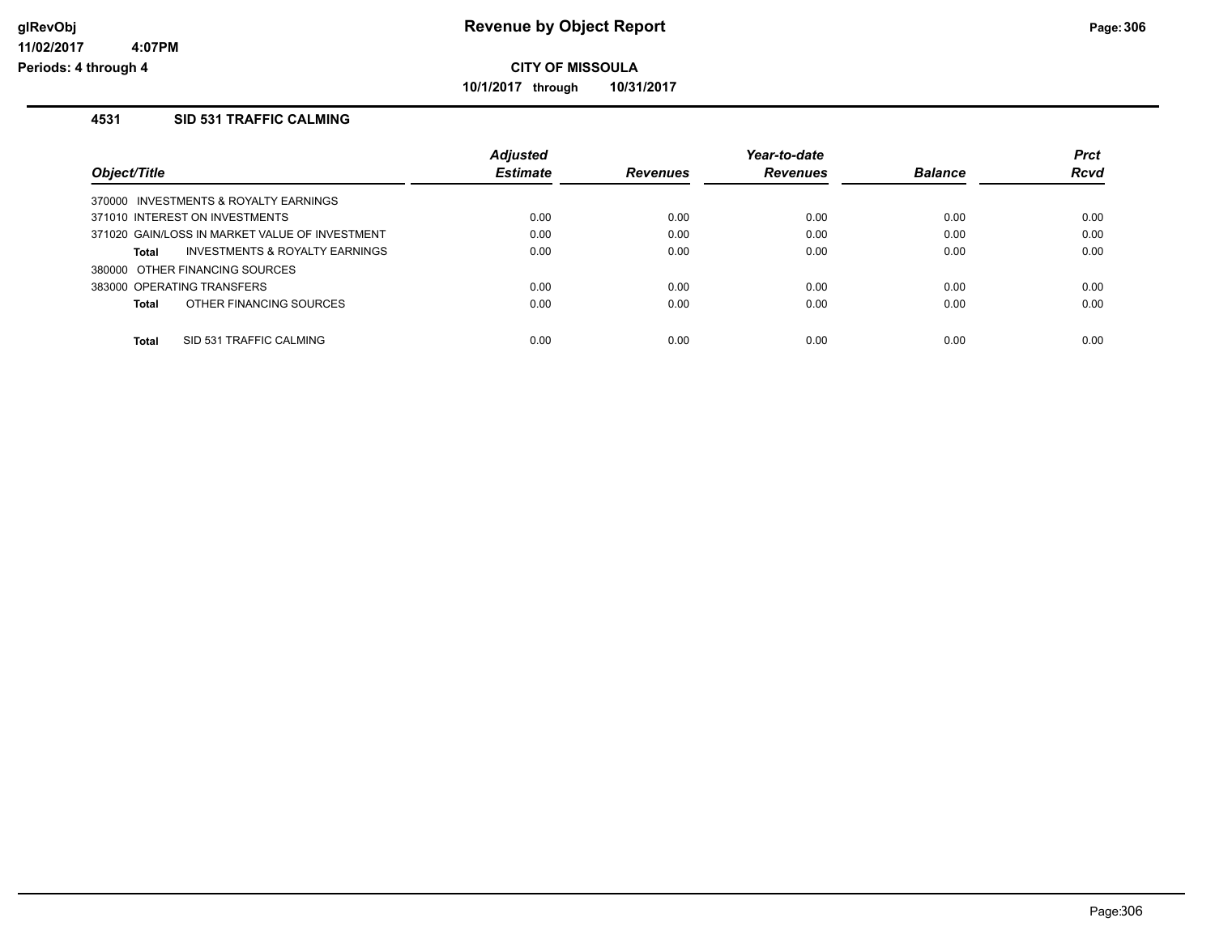# Revenue by Object Report

**CITY OF MISSOULA**

**10/1/2017 through 10/31/2017**

glRevObj
11/02/2017 4:07PM
Periods: 4 through 4

## 4531 SID 531 TRAFFIC CALMING

| Object/Title | Adjusted Estimate | Revenues | Year-to-date Revenues | Balance | Prct Rcvd |
|---|---|---|---|---|---|
| 370000 INVESTMENTS & ROYALTY EARNINGS | | | | | |
| 371010 INTEREST ON INVESTMENTS | 0.00 | 0.00 | 0.00 | 0.00 | 0.00 |
| 371020 GAIN/LOSS IN MARKET VALUE OF INVESTMENT | 0.00 | 0.00 | 0.00 | 0.00 | 0.00 |
| **Total** INVESTMENTS & ROYALTY EARNINGS | 0.00 | 0.00 | 0.00 | 0.00 | 0.00 |
| 380000 OTHER FINANCING SOURCES | | | | | |
| 383000 OPERATING TRANSFERS | 0.00 | 0.00 | 0.00 | 0.00 | 0.00 |
| **Total** OTHER FINANCING SOURCES | 0.00 | 0.00 | 0.00 | 0.00 | 0.00 |
| **Total** SID 531 TRAFFIC CALMING | 0.00 | 0.00 | 0.00 | 0.00 | 0.00 |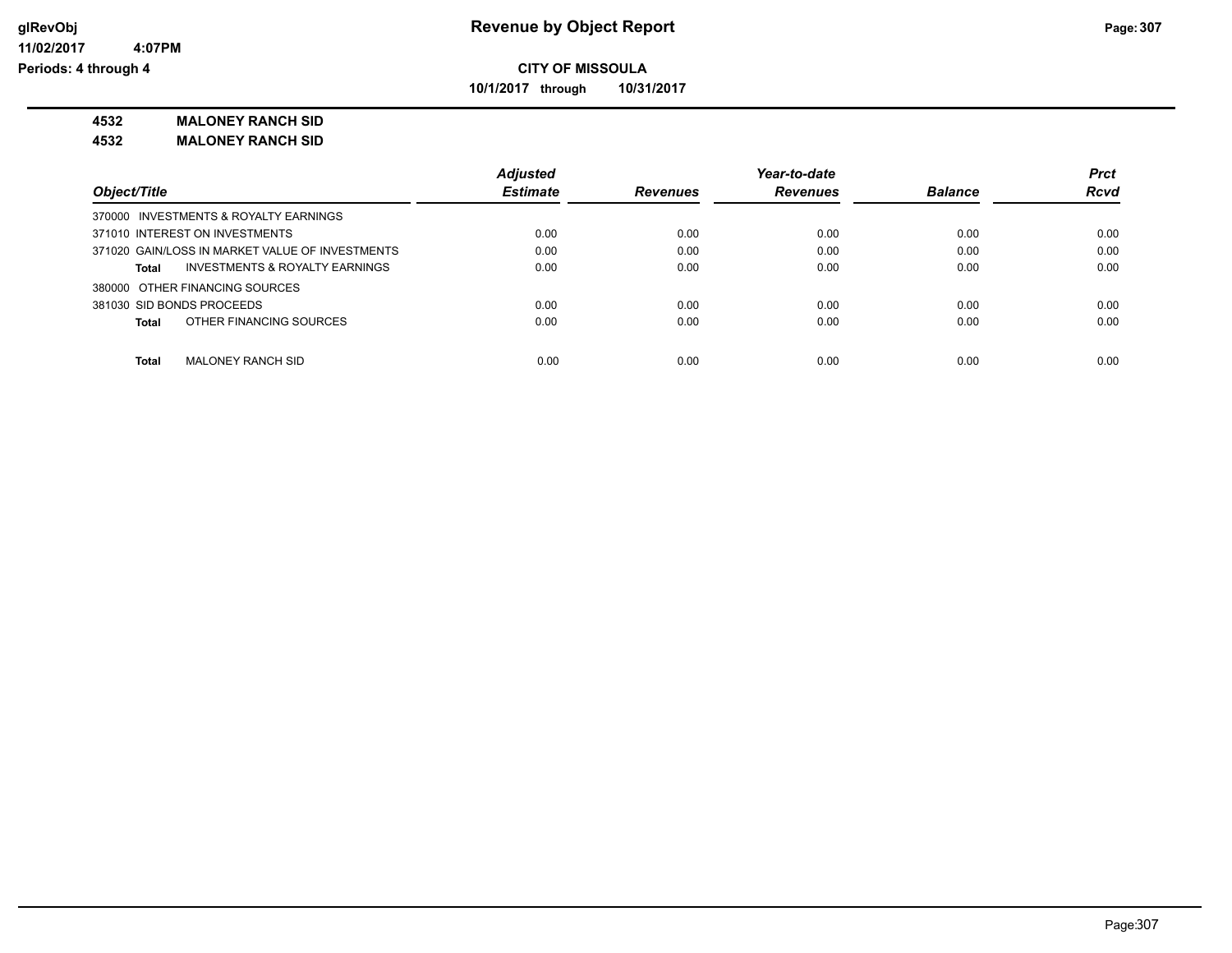**CITY OF MISSOULA**

**10/1/2017 through 10/31/2017**

**4532 MALONEY RANCH SID**

**4532 MALONEY RANCH SID**

| Object/Title | Adjusted Estimate | Revenues | Year-to-date Revenues | Balance | Prct Rcvd |
|---|---|---|---|---|---|
| 370000 INVESTMENTS & ROYALTY EARNINGS | | | | | |
| 371010 INTEREST ON INVESTMENTS | 0.00 | 0.00 | 0.00 | 0.00 | 0.00 |
| 371020 GAIN/LOSS IN MARKET VALUE OF INVESTMENTS | 0.00 | 0.00 | 0.00 | 0.00 | 0.00 |
| **Total** INVESTMENTS & ROYALTY EARNINGS | 0.00 | 0.00 | 0.00 | 0.00 | 0.00 |
| 380000 OTHER FINANCING SOURCES | | | | | |
| 381030 SID BONDS PROCEEDS | 0.00 | 0.00 | 0.00 | 0.00 | 0.00 |
| **Total** OTHER FINANCING SOURCES | 0.00 | 0.00 | 0.00 | 0.00 | 0.00 |
| **Total** MALONEY RANCH SID | 0.00 | 0.00 | 0.00 | 0.00 | 0.00 |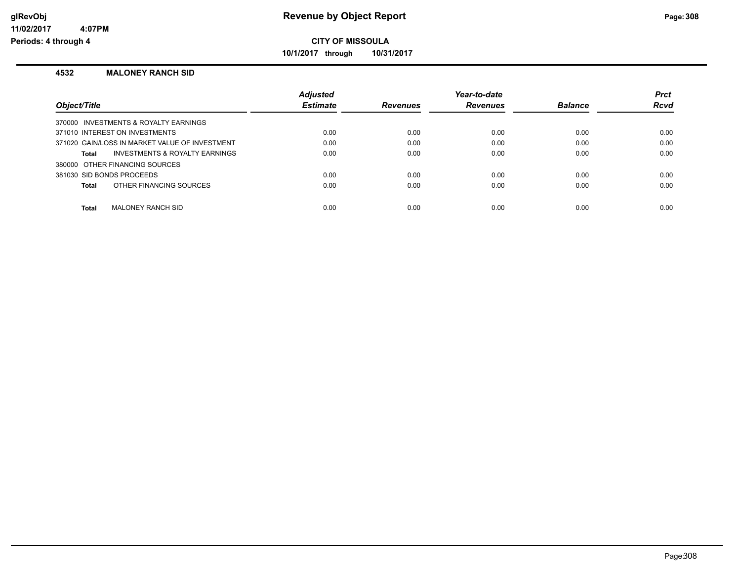# Revenue by Object Report

glRevObj
11/02/2017 4:07PM
Periods: 4 through 4

**CITY OF MISSOULA**

**10/1/2017 through 10/31/2017**

## 4532 MALONEY RANCH SID

| Object/Title | Adjusted Estimate | Revenues | Year-to-date Revenues | Balance | Prct Rcvd |
|---|---|---|---|---|---|
| 370000 INVESTMENTS & ROYALTY EARNINGS | | | | | |
| 371010 INTEREST ON INVESTMENTS | 0.00 | 0.00 | 0.00 | 0.00 | 0.00 |
| 371020 GAIN/LOSS IN MARKET VALUE OF INVESTMENT | 0.00 | 0.00 | 0.00 | 0.00 | 0.00 |
| **Total** INVESTMENTS & ROYALTY EARNINGS | 0.00 | 0.00 | 0.00 | 0.00 | 0.00 |
| 380000 OTHER FINANCING SOURCES | | | | | |
| 381030 SID BONDS PROCEEDS | 0.00 | 0.00 | 0.00 | 0.00 | 0.00 |
| **Total** OTHER FINANCING SOURCES | 0.00 | 0.00 | 0.00 | 0.00 | 0.00 |
| **Total** MALONEY RANCH SID | 0.00 | 0.00 | 0.00 | 0.00 | 0.00 |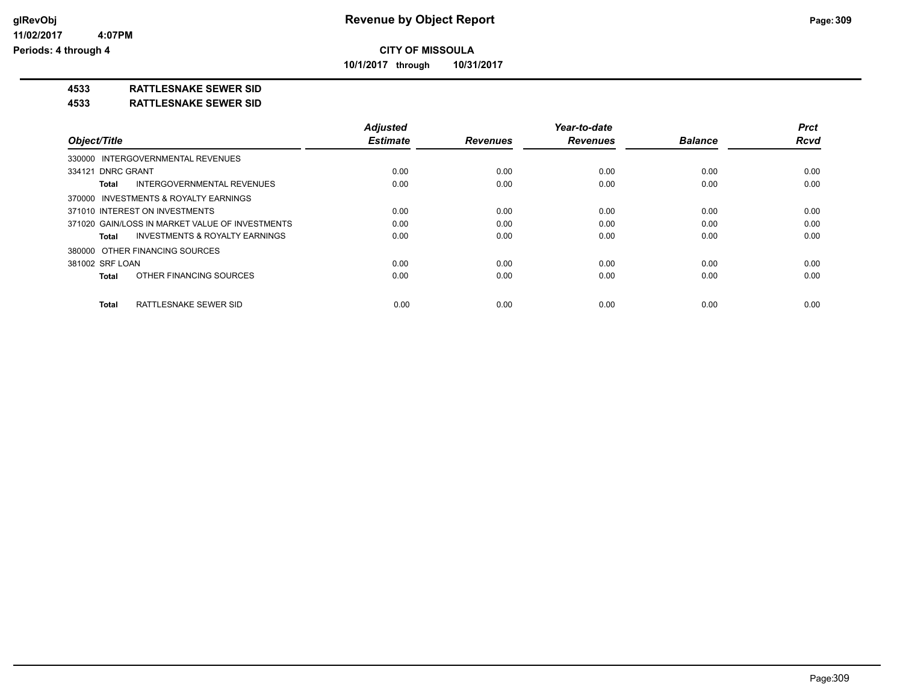# Revenue by Object Report

## CITY OF MISSOULA

**10/1/2017 through 10/31/2017**

glRevObj
11/02/2017 4:07PM
Periods: 4 through 4

**4533 RATTLESNAKE SEWER SID**

**4533 RATTLESNAKE SEWER SID**

| Object/Title | Adjusted Estimate | Revenues | Year-to-date Revenues | Balance | Prct Rcvd |
|---|---|---|---|---|---|
| 330000 INTERGOVERNMENTAL REVENUES | | | | | |
| 334121 DNRC GRANT | 0.00 | 0.00 | 0.00 | 0.00 | 0.00 |
| **Total** INTERGOVERNMENTAL REVENUES | 0.00 | 0.00 | 0.00 | 0.00 | 0.00 |
| 370000 INVESTMENTS & ROYALTY EARNINGS | | | | | |
| 371010 INTEREST ON INVESTMENTS | 0.00 | 0.00 | 0.00 | 0.00 | 0.00 |
| 371020 GAIN/LOSS IN MARKET VALUE OF INVESTMENTS | 0.00 | 0.00 | 0.00 | 0.00 | 0.00 |
| **Total** INVESTMENTS & ROYALTY EARNINGS | 0.00 | 0.00 | 0.00 | 0.00 | 0.00 |
| 380000 OTHER FINANCING SOURCES | | | | | |
| 381002 SRF LOAN | 0.00 | 0.00 | 0.00 | 0.00 | 0.00 |
| **Total** OTHER FINANCING SOURCES | 0.00 | 0.00 | 0.00 | 0.00 | 0.00 |
| **Total** RATTLESNAKE SEWER SID | 0.00 | 0.00 | 0.00 | 0.00 | 0.00 |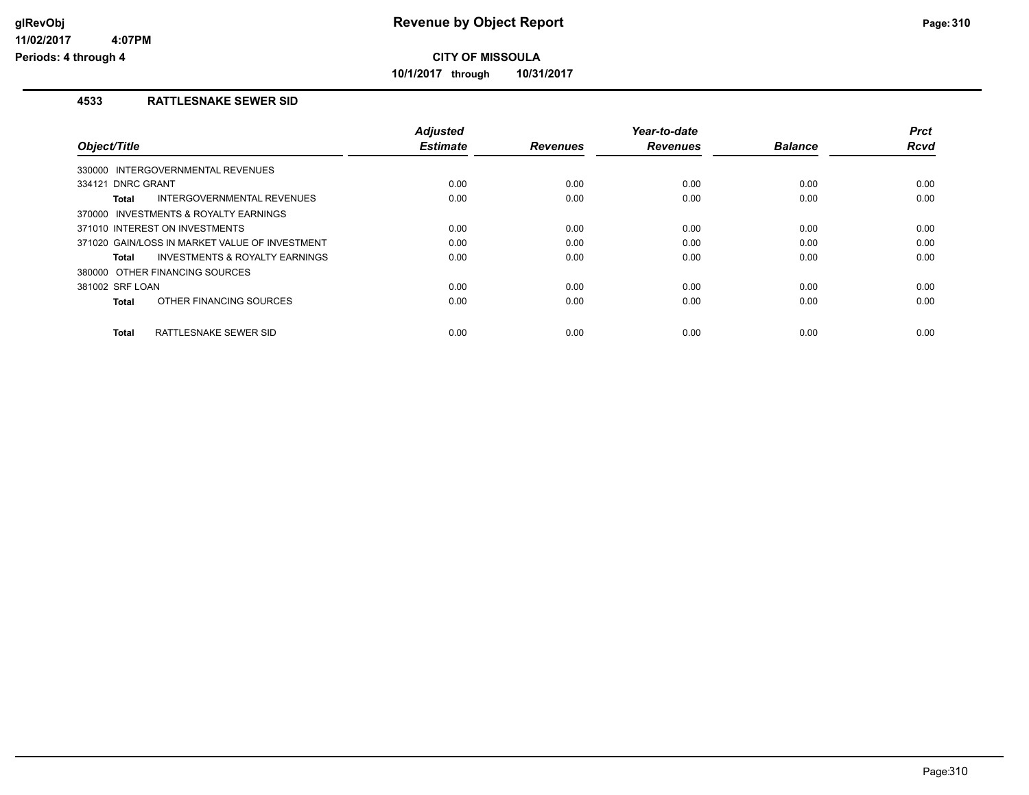# Revenue by Object Report

**CITY OF MISSOULA**

**10/1/2017 through 10/31/2017**

glRevObj
11/02/2017 4:07PM
Periods: 4 through 4

## 4533 RATTLESNAKE SEWER SID

| Object/Title | Adjusted Estimate | Revenues | Year-to-date Revenues | Balance | Prct Rcvd |
|---|---|---|---|---|---|
| 330000 INTERGOVERNMENTAL REVENUES | | | | | |
| 334121 DNRC GRANT | 0.00 | 0.00 | 0.00 | 0.00 | 0.00 |
| **Total** INTERGOVERNMENTAL REVENUES | 0.00 | 0.00 | 0.00 | 0.00 | 0.00 |
| 370000 INVESTMENTS & ROYALTY EARNINGS | | | | | |
| 371010 INTEREST ON INVESTMENTS | 0.00 | 0.00 | 0.00 | 0.00 | 0.00 |
| 371020 GAIN/LOSS IN MARKET VALUE OF INVESTMENT | 0.00 | 0.00 | 0.00 | 0.00 | 0.00 |
| **Total** INVESTMENTS & ROYALTY EARNINGS | 0.00 | 0.00 | 0.00 | 0.00 | 0.00 |
| 380000 OTHER FINANCING SOURCES | | | | | |
| 381002 SRF LOAN | 0.00 | 0.00 | 0.00 | 0.00 | 0.00 |
| **Total** OTHER FINANCING SOURCES | 0.00 | 0.00 | 0.00 | 0.00 | 0.00 |
| **Total** RATTLESNAKE SEWER SID | 0.00 | 0.00 | 0.00 | 0.00 | 0.00 |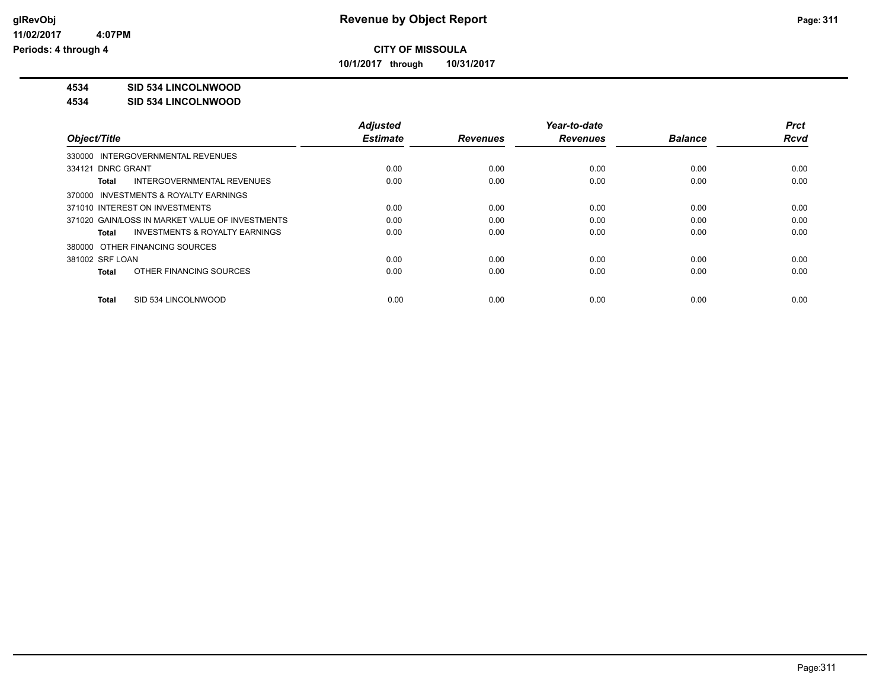**glRevObj**
**11/02/2017 4:07PM**
**Periods: 4 through 4**

# Revenue by Object Report

**CITY OF MISSOULA**

**10/1/2017 through 10/31/2017**

**4534 SID 534 LINCOLNWOOD**

**4534 SID 534 LINCOLNWOOD**

| Object/Title | Adjusted Estimate | Revenues | Year-to-date Revenues | Balance | Prct Rcvd |
|---|---|---|---|---|---|
| 330000 INTERGOVERNMENTAL REVENUES | | | | | |
| 334121 DNRC GRANT | 0.00 | 0.00 | 0.00 | 0.00 | 0.00 |
| **Total** INTERGOVERNMENTAL REVENUES | 0.00 | 0.00 | 0.00 | 0.00 | 0.00 |
| 370000 INVESTMENTS & ROYALTY EARNINGS | | | | | |
| 371010 INTEREST ON INVESTMENTS | 0.00 | 0.00 | 0.00 | 0.00 | 0.00 |
| 371020 GAIN/LOSS IN MARKET VALUE OF INVESTMENTS | 0.00 | 0.00 | 0.00 | 0.00 | 0.00 |
| **Total** INVESTMENTS & ROYALTY EARNINGS | 0.00 | 0.00 | 0.00 | 0.00 | 0.00 |
| 380000 OTHER FINANCING SOURCES | | | | | |
| 381002 SRF LOAN | 0.00 | 0.00 | 0.00 | 0.00 | 0.00 |
| **Total** OTHER FINANCING SOURCES | 0.00 | 0.00 | 0.00 | 0.00 | 0.00 |
| **Total** SID 534 LINCOLNWOOD | 0.00 | 0.00 | 0.00 | 0.00 | 0.00 |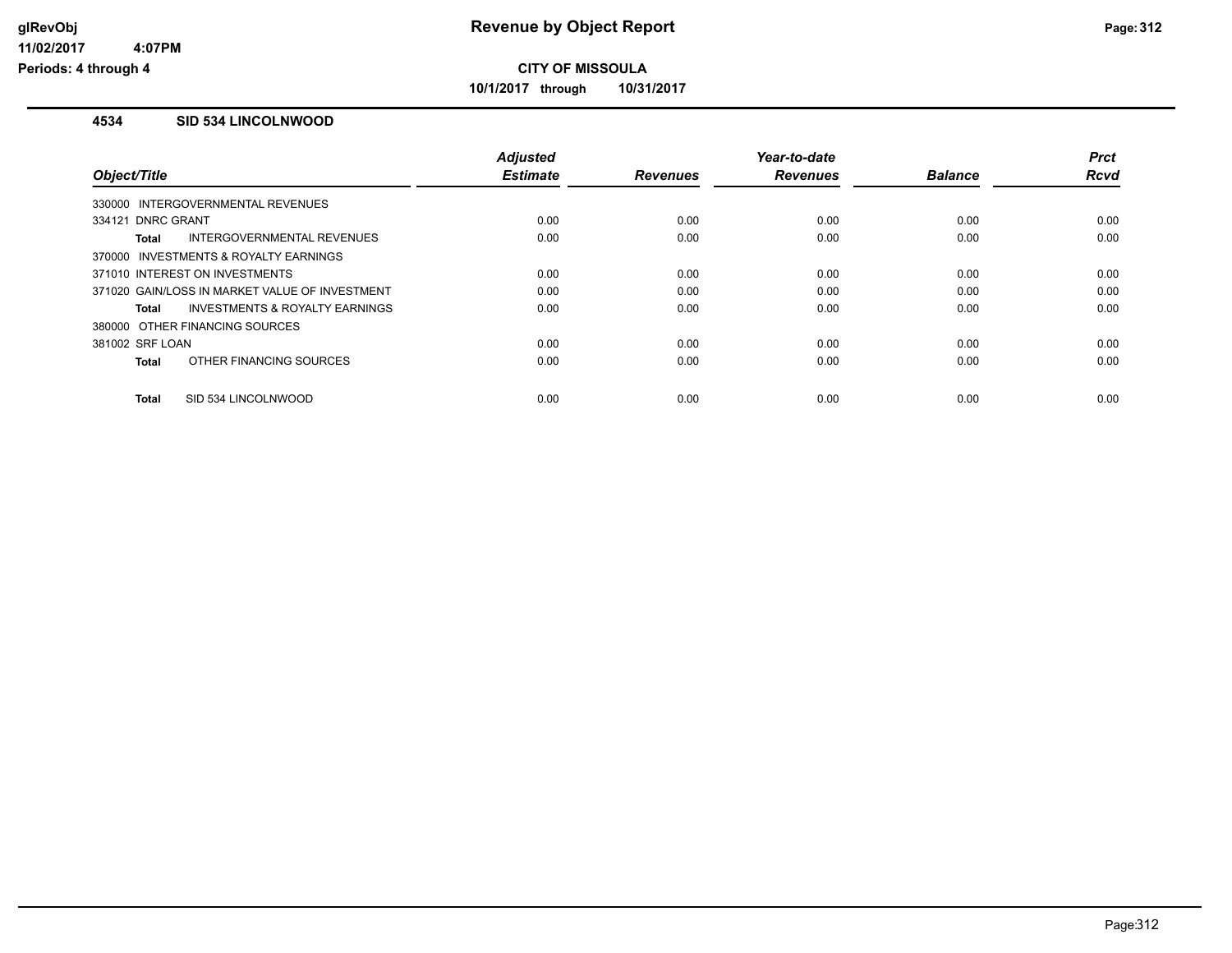**CITY OF MISSOULA**

**10/1/2017 through 10/31/2017**

### 4534 SID 534 LINCOLNWOOD

| Object/Title | Adjusted Estimate | Revenues | Year-to-date Revenues | Balance | Prct Rcvd |
|---|---|---|---|---|---|
| 330000 INTERGOVERNMENTAL REVENUES | | | | | |
| 334121 DNRC GRANT | 0.00 | 0.00 | 0.00 | 0.00 | 0.00 |
| **Total** INTERGOVERNMENTAL REVENUES | 0.00 | 0.00 | 0.00 | 0.00 | 0.00 |
| 370000 INVESTMENTS & ROYALTY EARNINGS | | | | | |
| 371010 INTEREST ON INVESTMENTS | 0.00 | 0.00 | 0.00 | 0.00 | 0.00 |
| 371020 GAIN/LOSS IN MARKET VALUE OF INVESTMENT | 0.00 | 0.00 | 0.00 | 0.00 | 0.00 |
| **Total** INVESTMENTS & ROYALTY EARNINGS | 0.00 | 0.00 | 0.00 | 0.00 | 0.00 |
| 380000 OTHER FINANCING SOURCES | | | | | |
| 381002 SRF LOAN | 0.00 | 0.00 | 0.00 | 0.00 | 0.00 |
| **Total** OTHER FINANCING SOURCES | 0.00 | 0.00 | 0.00 | 0.00 | 0.00 |
| **Total** SID 534 LINCOLNWOOD | 0.00 | 0.00 | 0.00 | 0.00 | 0.00 |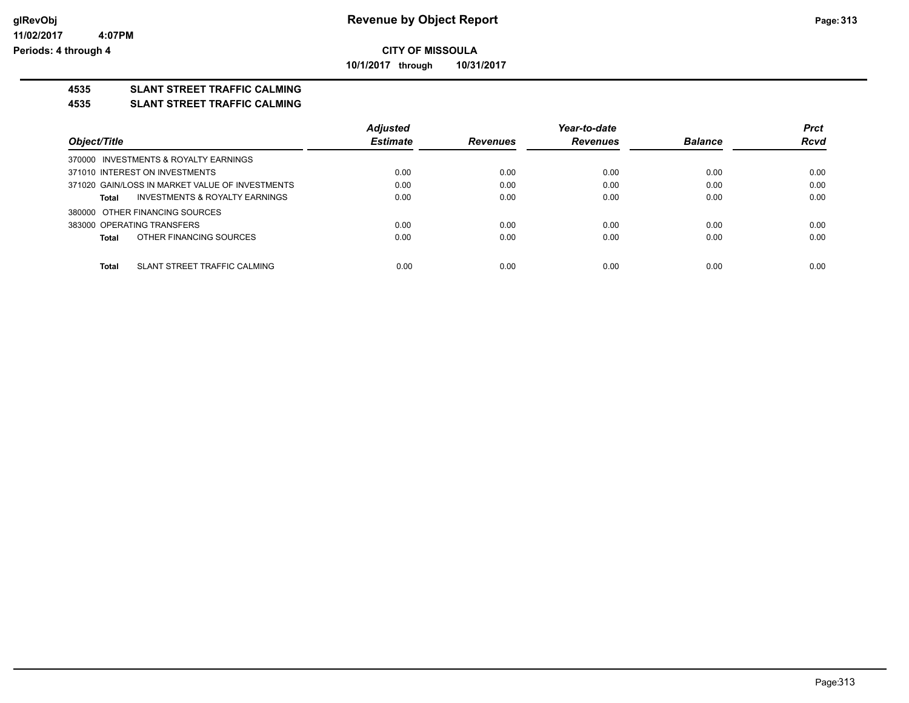# CITY OF MISSOULA

**10/1/2017 through 10/31/2017**

## 4535 SLANT STREET TRAFFIC CALMING

### 4535 SLANT STREET TRAFFIC CALMING

| Object/Title | Adjusted Estimate | Revenues | Year-to-date Revenues | Balance | Prct Rcvd |
|---|---|---|---|---|---|
| 370000 INVESTMENTS & ROYALTY EARNINGS | | | | | |
| 371010 INTEREST ON INVESTMENTS | 0.00 | 0.00 | 0.00 | 0.00 | 0.00 |
| 371020 GAIN/LOSS IN MARKET VALUE OF INVESTMENTS | 0.00 | 0.00 | 0.00 | 0.00 | 0.00 |
| **Total** INVESTMENTS & ROYALTY EARNINGS | 0.00 | 0.00 | 0.00 | 0.00 | 0.00 |
| 380000 OTHER FINANCING SOURCES | | | | | |
| 383000 OPERATING TRANSFERS | 0.00 | 0.00 | 0.00 | 0.00 | 0.00 |
| **Total** OTHER FINANCING SOURCES | 0.00 | 0.00 | 0.00 | 0.00 | 0.00 |
| **Total** SLANT STREET TRAFFIC CALMING | 0.00 | 0.00 | 0.00 | 0.00 | 0.00 |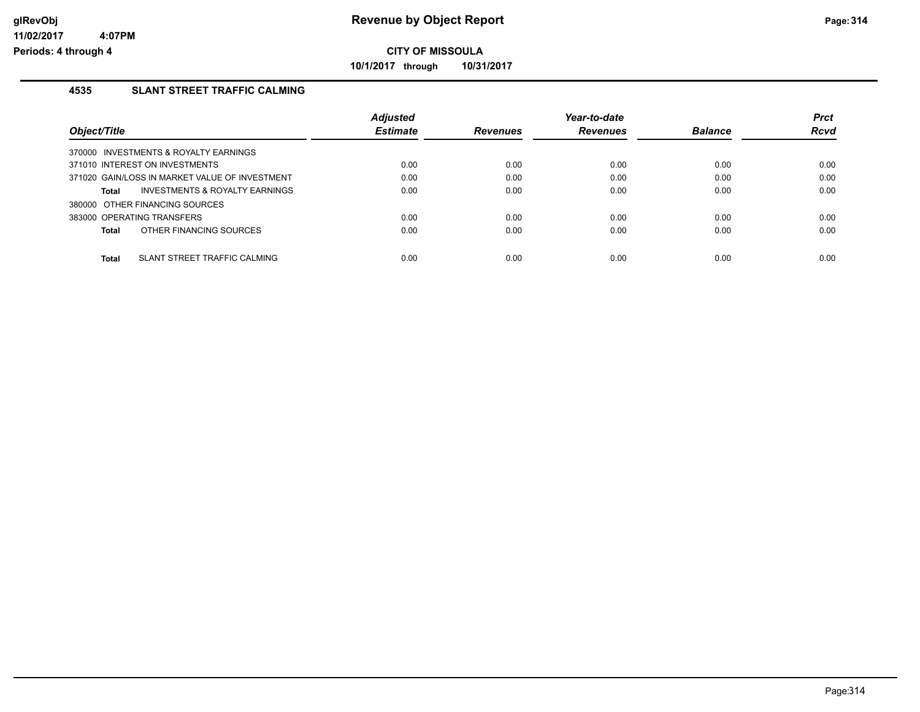# Revenue by Object Report

**CITY OF MISSOULA**

**10/1/2017 through 10/31/2017**

## 4535 SLANT STREET TRAFFIC CALMING

| Object/Title | Adjusted Estimate | Revenues | Year-to-date Revenues | Balance | Prct Rcvd |
|---|---|---|---|---|---|
| 370000 INVESTMENTS & ROYALTY EARNINGS | | | | | |
| 371010 INTEREST ON INVESTMENTS | 0.00 | 0.00 | 0.00 | 0.00 | 0.00 |
| 371020 GAIN/LOSS IN MARKET VALUE OF INVESTMENT | 0.00 | 0.00 | 0.00 | 0.00 | 0.00 |
| **Total** INVESTMENTS & ROYALTY EARNINGS | 0.00 | 0.00 | 0.00 | 0.00 | 0.00 |
| 380000 OTHER FINANCING SOURCES | | | | | |
| 383000 OPERATING TRANSFERS | 0.00 | 0.00 | 0.00 | 0.00 | 0.00 |
| **Total** OTHER FINANCING SOURCES | 0.00 | 0.00 | 0.00 | 0.00 | 0.00 |
| **Total** SLANT STREET TRAFFIC CALMING | 0.00 | 0.00 | 0.00 | 0.00 | 0.00 |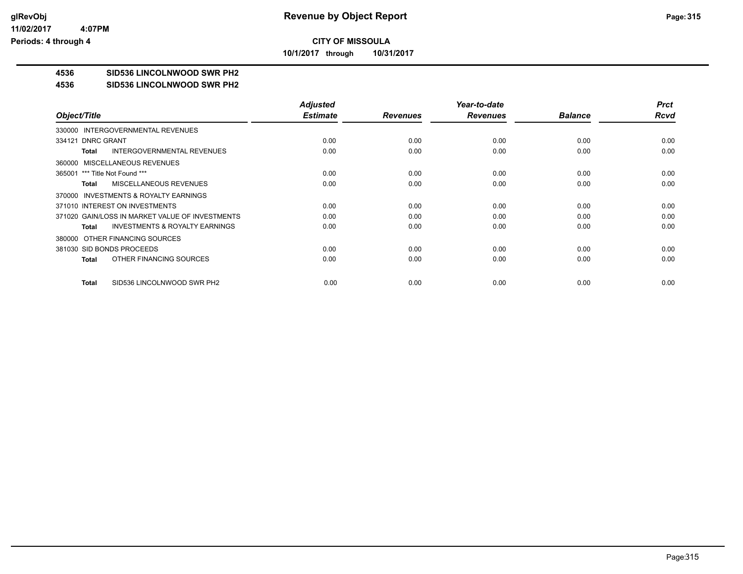**CITY OF MISSOULA**

**10/1/2017 through 10/31/2017**

**4536 SID536 LINCOLNWOOD SWR PH2**

**4536 SID536 LINCOLNWOOD SWR PH2**

| Object/Title | Adjusted Estimate | Revenues | Year-to-date Revenues | Balance | Prct Rcvd |
|---|---|---|---|---|---|
| 330000 INTERGOVERNMENTAL REVENUES | | | | | |
| 334121 DNRC GRANT | 0.00 | 0.00 | 0.00 | 0.00 | 0.00 |
| **Total** INTERGOVERNMENTAL REVENUES | 0.00 | 0.00 | 0.00 | 0.00 | 0.00 |
| 360000 MISCELLANEOUS REVENUES | | | | | |
| 365001 *** Title Not Found *** | 0.00 | 0.00 | 0.00 | 0.00 | 0.00 |
| **Total** MISCELLANEOUS REVENUES | 0.00 | 0.00 | 0.00 | 0.00 | 0.00 |
| 370000 INVESTMENTS & ROYALTY EARNINGS | | | | | |
| 371010 INTEREST ON INVESTMENTS | 0.00 | 0.00 | 0.00 | 0.00 | 0.00 |
| 371020 GAIN/LOSS IN MARKET VALUE OF INVESTMENTS | 0.00 | 0.00 | 0.00 | 0.00 | 0.00 |
| **Total** INVESTMENTS & ROYALTY EARNINGS | 0.00 | 0.00 | 0.00 | 0.00 | 0.00 |
| 380000 OTHER FINANCING SOURCES | | | | | |
| 381030 SID BONDS PROCEEDS | 0.00 | 0.00 | 0.00 | 0.00 | 0.00 |
| **Total** OTHER FINANCING SOURCES | 0.00 | 0.00 | 0.00 | 0.00 | 0.00 |
| **Total** SID536 LINCOLNWOOD SWR PH2 | 0.00 | 0.00 | 0.00 | 0.00 | 0.00 |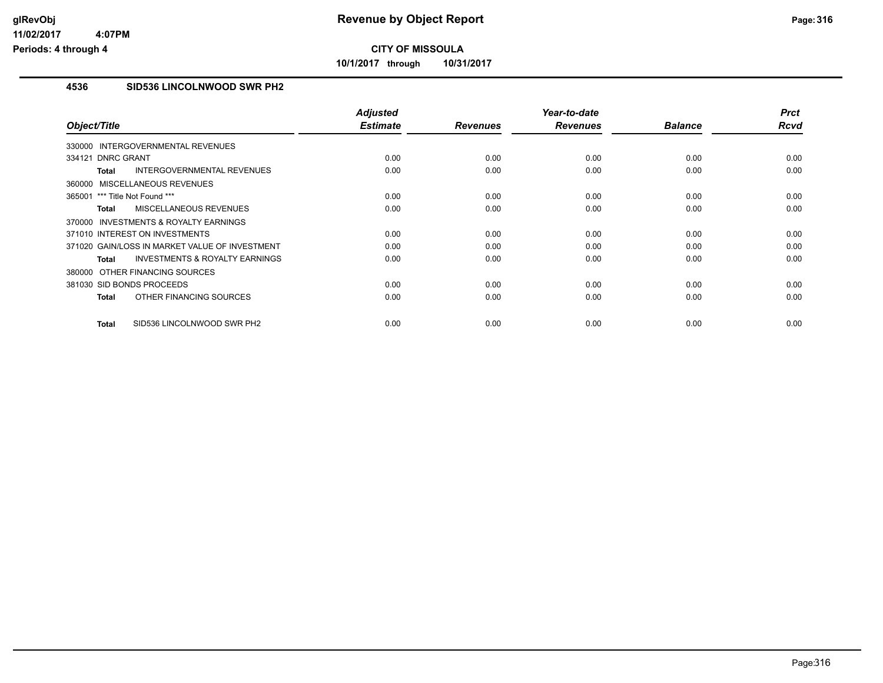# Revenue by Object Report

**CITY OF MISSOULA**

**10/1/2017 through 10/31/2017**

glRevObj
11/02/2017 4:07PM
Periods: 4 through 4

## 4536 SID536 LINCOLNWOOD SWR PH2

| Object/Title | Adjusted Estimate | Revenues | Year-to-date Revenues | Balance | Prct Rcvd |
|---|---|---|---|---|---|
| 330000 INTERGOVERNMENTAL REVENUES | | | | | |
| 334121 DNRC GRANT | 0.00 | 0.00 | 0.00 | 0.00 | 0.00 |
| **Total** INTERGOVERNMENTAL REVENUES | 0.00 | 0.00 | 0.00 | 0.00 | 0.00 |
| 360000 MISCELLANEOUS REVENUES | | | | | |
| 365001 *** Title Not Found *** | 0.00 | 0.00 | 0.00 | 0.00 | 0.00 |
| **Total** MISCELLANEOUS REVENUES | 0.00 | 0.00 | 0.00 | 0.00 | 0.00 |
| 370000 INVESTMENTS & ROYALTY EARNINGS | | | | | |
| 371010 INTEREST ON INVESTMENTS | 0.00 | 0.00 | 0.00 | 0.00 | 0.00 |
| 371020 GAIN/LOSS IN MARKET VALUE OF INVESTMENT | 0.00 | 0.00 | 0.00 | 0.00 | 0.00 |
| **Total** INVESTMENTS & ROYALTY EARNINGS | 0.00 | 0.00 | 0.00 | 0.00 | 0.00 |
| 380000 OTHER FINANCING SOURCES | | | | | |
| 381030 SID BONDS PROCEEDS | 0.00 | 0.00 | 0.00 | 0.00 | 0.00 |
| **Total** OTHER FINANCING SOURCES | 0.00 | 0.00 | 0.00 | 0.00 | 0.00 |
| **Total** SID536 LINCOLNWOOD SWR PH2 | 0.00 | 0.00 | 0.00 | 0.00 | 0.00 |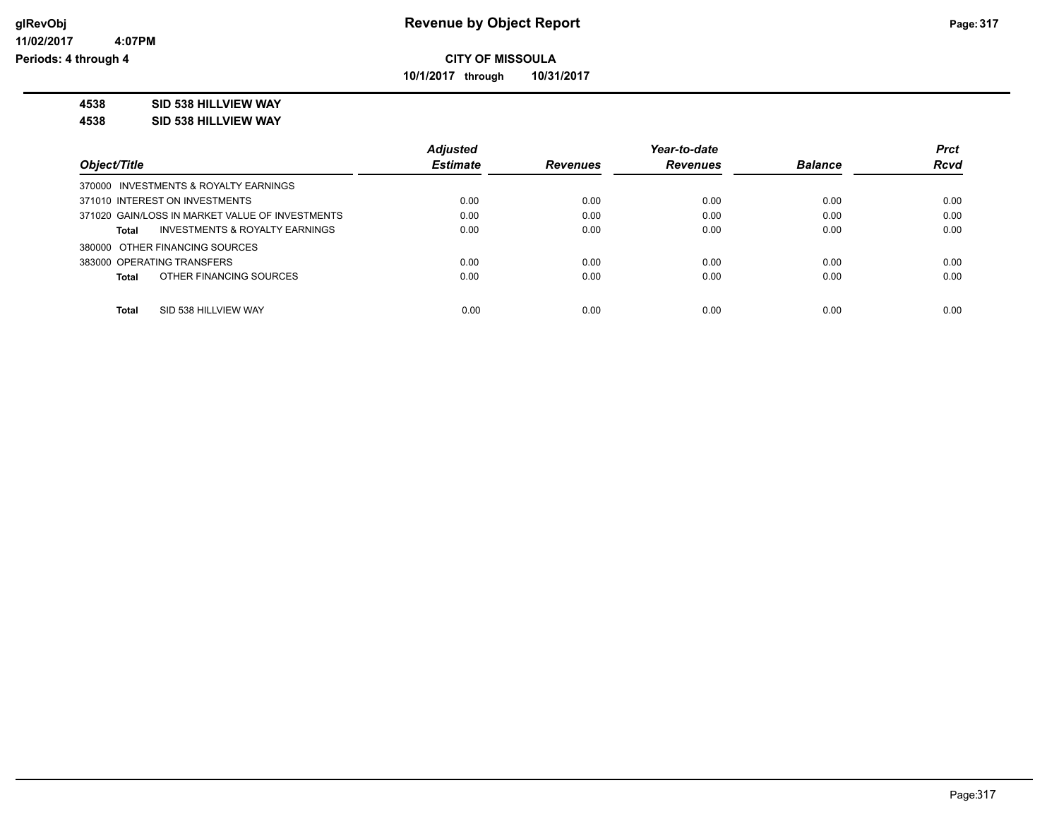**Revenue by Object Report**

**CITY OF MISSOULA**

**10/1/2017 through 10/31/2017**

glRevObj
11/02/2017 4:07PM
Periods: 4 through 4

**4538 SID 538 HILLVIEW WAY**

**4538 SID 538 HILLVIEW WAY**

| Object/Title | Adjusted Estimate | Revenues | Year-to-date Revenues | Balance | Prct Rcvd |
|---|---|---|---|---|---|
| 370000 INVESTMENTS & ROYALTY EARNINGS | | | | | |
| 371010 INTEREST ON INVESTMENTS | 0.00 | 0.00 | 0.00 | 0.00 | 0.00 |
| 371020 GAIN/LOSS IN MARKET VALUE OF INVESTMENTS | 0.00 | 0.00 | 0.00 | 0.00 | 0.00 |
| **Total** INVESTMENTS & ROYALTY EARNINGS | 0.00 | 0.00 | 0.00 | 0.00 | 0.00 |
| 380000 OTHER FINANCING SOURCES | | | | | |
| 383000 OPERATING TRANSFERS | 0.00 | 0.00 | 0.00 | 0.00 | 0.00 |
| **Total** OTHER FINANCING SOURCES | 0.00 | 0.00 | 0.00 | 0.00 | 0.00 |
| **Total** SID 538 HILLVIEW WAY | 0.00 | 0.00 | 0.00 | 0.00 | 0.00 |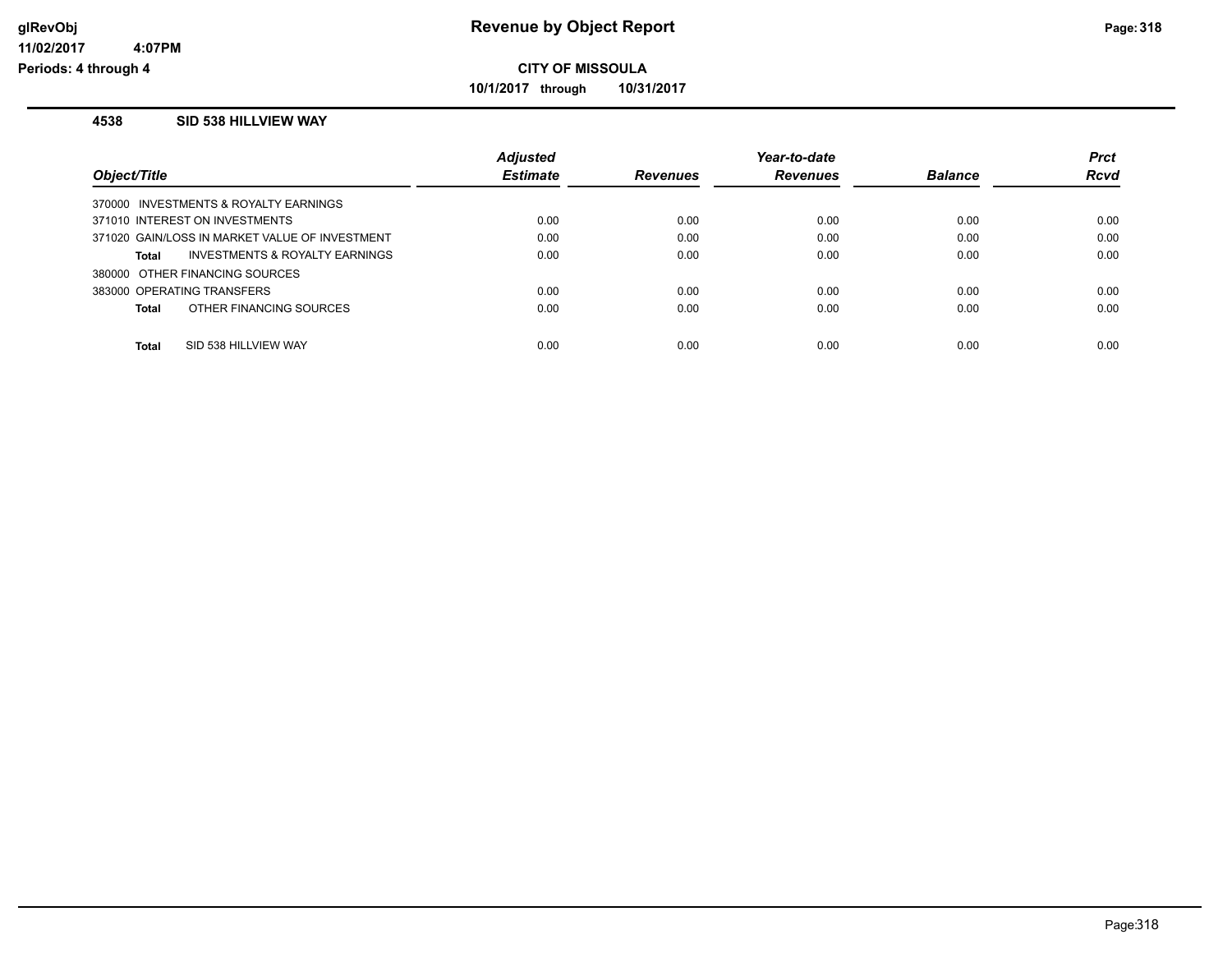**glRevObj**
**11/02/2017 4:07PM**
**Periods: 4 through 4**

# Revenue by Object Report

**CITY OF MISSOULA**

**10/1/2017 through 10/31/2017**

## 4538 SID 538 HILLVIEW WAY

| Object/Title | Adjusted Estimate | Revenues | Year-to-date Revenues | Balance | Prct Rcvd |
|---|---|---|---|---|---|
| 370000 INVESTMENTS & ROYALTY EARNINGS | | | | | |
| 371010 INTEREST ON INVESTMENTS | 0.00 | 0.00 | 0.00 | 0.00 | 0.00 |
| 371020 GAIN/LOSS IN MARKET VALUE OF INVESTMENT | 0.00 | 0.00 | 0.00 | 0.00 | 0.00 |
| **Total** INVESTMENTS & ROYALTY EARNINGS | 0.00 | 0.00 | 0.00 | 0.00 | 0.00 |
| 380000 OTHER FINANCING SOURCES | | | | | |
| 383000 OPERATING TRANSFERS | 0.00 | 0.00 | 0.00 | 0.00 | 0.00 |
| **Total** OTHER FINANCING SOURCES | 0.00 | 0.00 | 0.00 | 0.00 | 0.00 |
| **Total** SID 538 HILLVIEW WAY | 0.00 | 0.00 | 0.00 | 0.00 | 0.00 |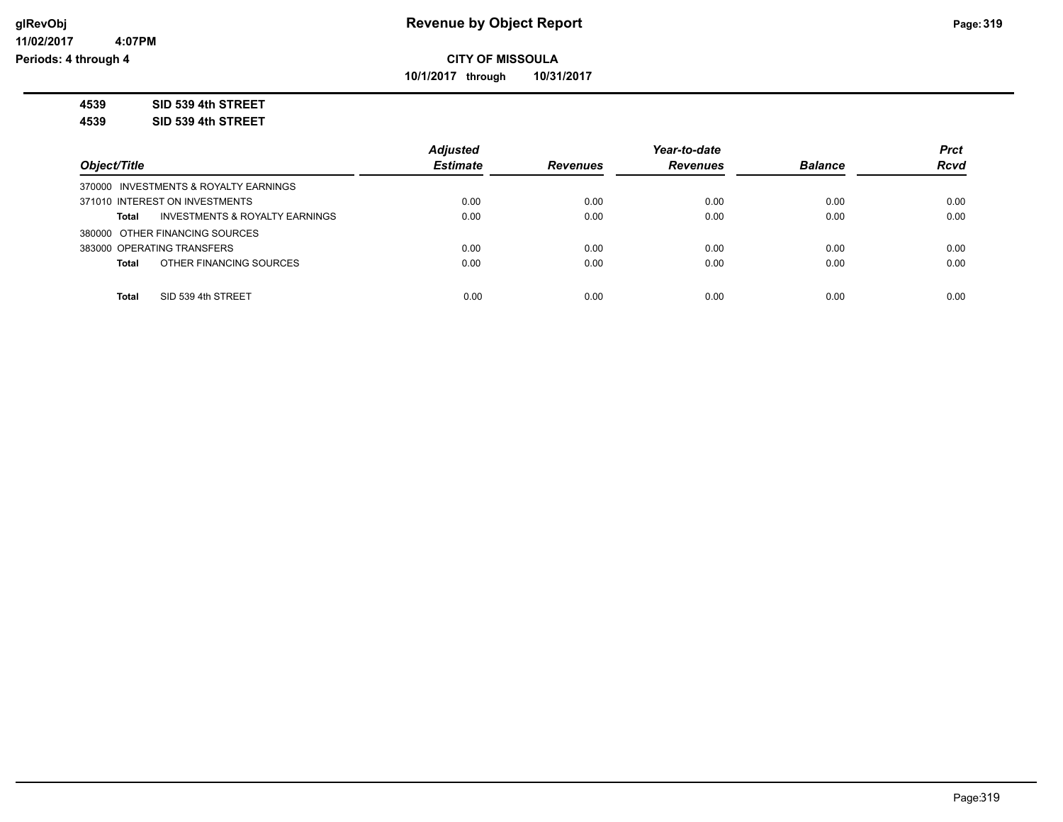# Revenue by Object Report

glRevObj
11/02/2017 4:07PM
Periods: 4 through 4

**CITY OF MISSOULA**

**10/1/2017 through 10/31/2017**

**4539 SID 539 4th STREET**

**4539 SID 539 4th STREET**

| Object/Title | Adjusted Estimate | Revenues | Year-to-date Revenues | Balance | Prct Rcvd |
|---|---|---|---|---|---|
| 370000 INVESTMENTS & ROYALTY EARNINGS | | | | | |
| 371010 INTEREST ON INVESTMENTS | 0.00 | 0.00 | 0.00 | 0.00 | 0.00 |
| **Total** INVESTMENTS & ROYALTY EARNINGS | 0.00 | 0.00 | 0.00 | 0.00 | 0.00 |
| 380000 OTHER FINANCING SOURCES | | | | | |
| 383000 OPERATING TRANSFERS | 0.00 | 0.00 | 0.00 | 0.00 | 0.00 |
| **Total** OTHER FINANCING SOURCES | 0.00 | 0.00 | 0.00 | 0.00 | 0.00 |
| **Total** SID 539 4th STREET | 0.00 | 0.00 | 0.00 | 0.00 | 0.00 |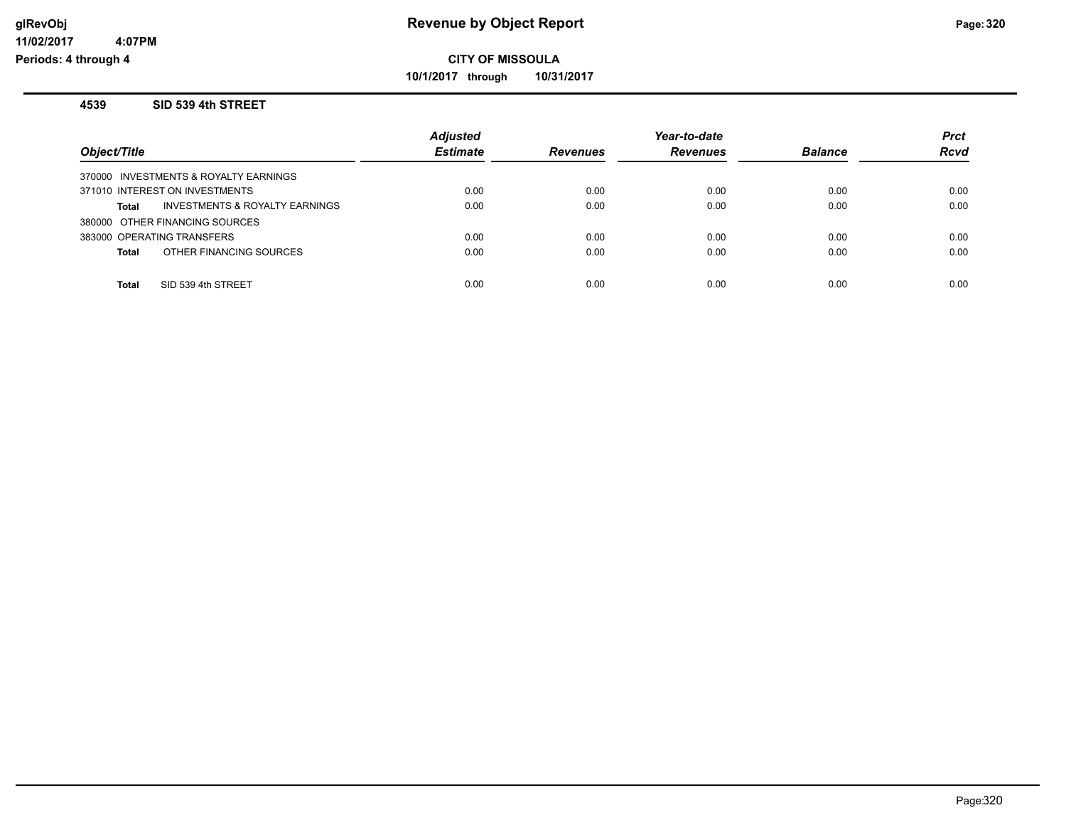**CITY OF MISSOULA**

**10/1/2017 through 10/31/2017**

### 4539 SID 539 4th STREET

| Object/Title | Adjusted Estimate | Revenues | Year-to-date Revenues | Balance | Prct Rcvd |
|---|---|---|---|---|---|
| 370000 INVESTMENTS & ROYALTY EARNINGS | | | | | |
| 371010 INTEREST ON INVESTMENTS | 0.00 | 0.00 | 0.00 | 0.00 | 0.00 |
| **Total** INVESTMENTS & ROYALTY EARNINGS | 0.00 | 0.00 | 0.00 | 0.00 | 0.00 |
| 380000 OTHER FINANCING SOURCES | | | | | |
| 383000 OPERATING TRANSFERS | 0.00 | 0.00 | 0.00 | 0.00 | 0.00 |
| **Total** OTHER FINANCING SOURCES | 0.00 | 0.00 | 0.00 | 0.00 | 0.00 |
| **Total** SID 539 4th STREET | 0.00 | 0.00 | 0.00 | 0.00 | 0.00 |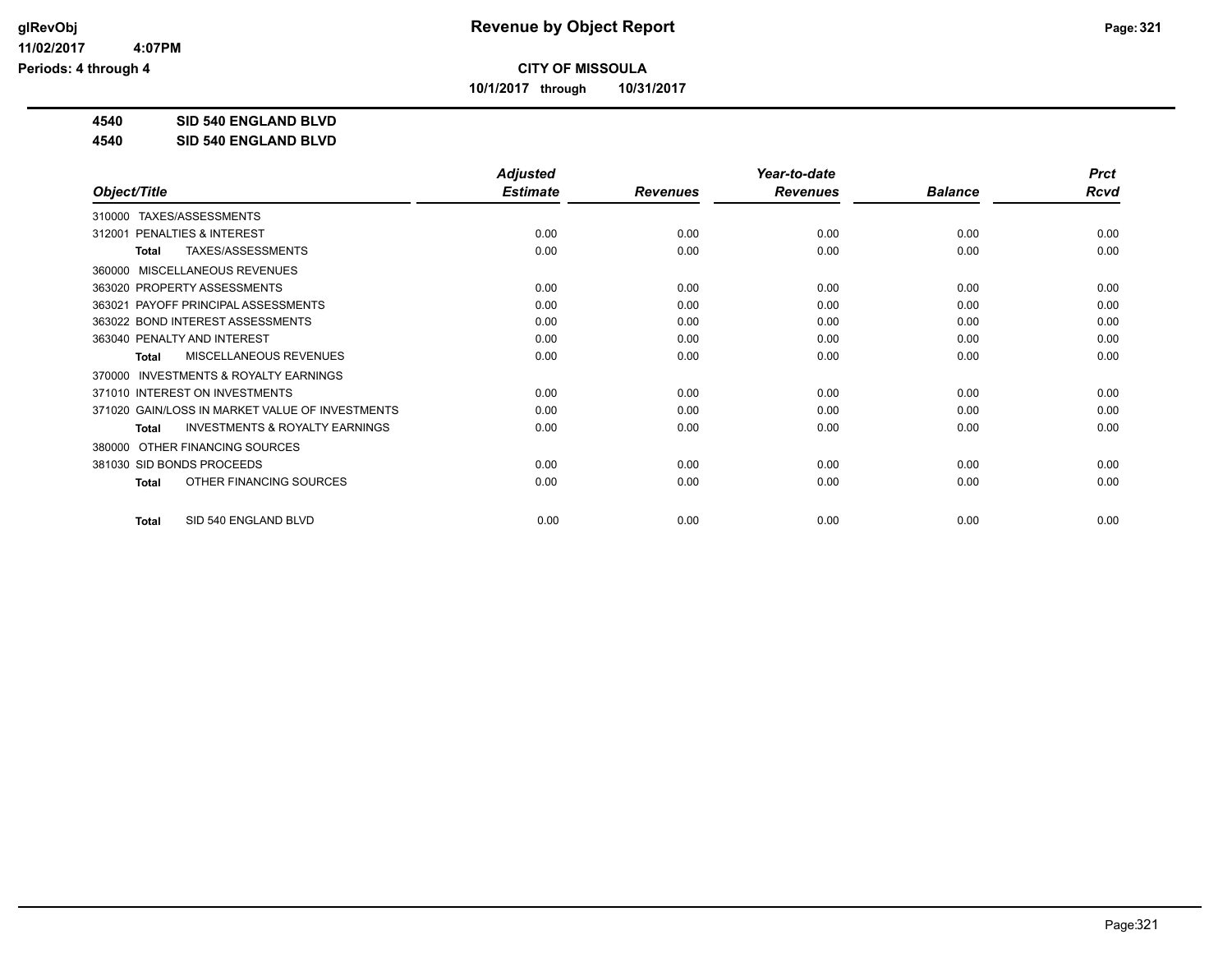**CITY OF MISSOULA**

**10/1/2017 through 10/31/2017**

**4540 SID 540 ENGLAND BLVD**

**4540 SID 540 ENGLAND BLVD**

| Object/Title | Adjusted Estimate | Revenues | Year-to-date Revenues | Balance | Prct Rcvd |
|---|---|---|---|---|---|
| 310000 TAXES/ASSESSMENTS | | | | | |
| 312001 PENALTIES & INTEREST | 0.00 | 0.00 | 0.00 | 0.00 | 0.00 |
| **Total** TAXES/ASSESSMENTS | 0.00 | 0.00 | 0.00 | 0.00 | 0.00 |
| 360000 MISCELLANEOUS REVENUES | | | | | |
| 363020 PROPERTY ASSESSMENTS | 0.00 | 0.00 | 0.00 | 0.00 | 0.00 |
| 363021 PAYOFF PRINCIPAL ASSESSMENTS | 0.00 | 0.00 | 0.00 | 0.00 | 0.00 |
| 363022 BOND INTEREST ASSESSMENTS | 0.00 | 0.00 | 0.00 | 0.00 | 0.00 |
| 363040 PENALTY AND INTEREST | 0.00 | 0.00 | 0.00 | 0.00 | 0.00 |
| **Total** MISCELLANEOUS REVENUES | 0.00 | 0.00 | 0.00 | 0.00 | 0.00 |
| 370000 INVESTMENTS & ROYALTY EARNINGS | | | | | |
| 371010 INTEREST ON INVESTMENTS | 0.00 | 0.00 | 0.00 | 0.00 | 0.00 |
| 371020 GAIN/LOSS IN MARKET VALUE OF INVESTMENTS | 0.00 | 0.00 | 0.00 | 0.00 | 0.00 |
| **Total** INVESTMENTS & ROYALTY EARNINGS | 0.00 | 0.00 | 0.00 | 0.00 | 0.00 |
| 380000 OTHER FINANCING SOURCES | | | | | |
| 381030 SID BONDS PROCEEDS | 0.00 | 0.00 | 0.00 | 0.00 | 0.00 |
| **Total** OTHER FINANCING SOURCES | 0.00 | 0.00 | 0.00 | 0.00 | 0.00 |
| **Total** SID 540 ENGLAND BLVD | 0.00 | 0.00 | 0.00 | 0.00 | 0.00 |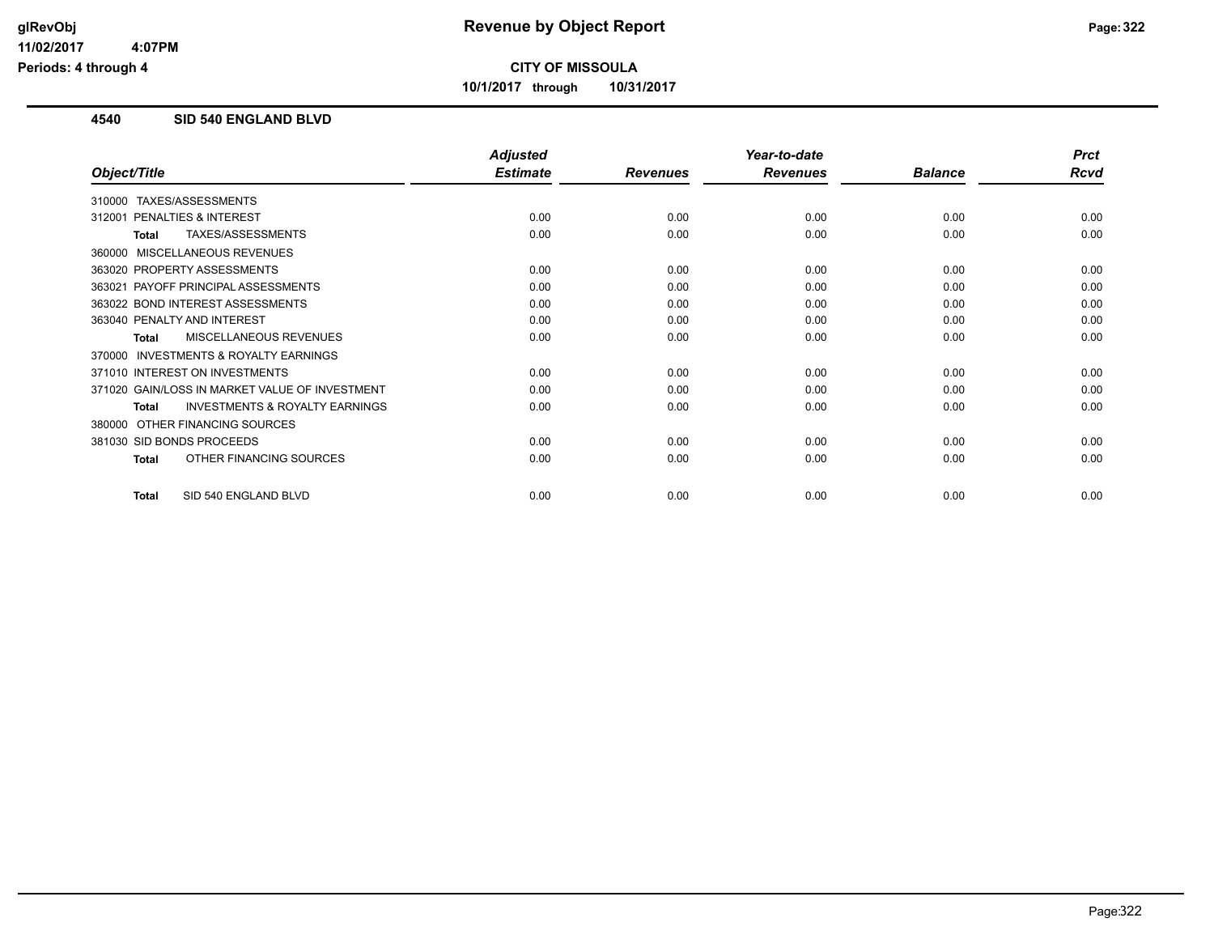**CITY OF MISSOULA**

**10/1/2017 through 10/31/2017**

## 4540 SID 540 ENGLAND BLVD

| Object/Title | Adjusted Estimate | Revenues | Year-to-date Revenues | Balance | Prct Rcvd |
|---|---|---|---|---|---|
| 310000 TAXES/ASSESSMENTS | | | | | |
| 312001 PENALTIES & INTEREST | 0.00 | 0.00 | 0.00 | 0.00 | 0.00 |
| **Total** TAXES/ASSESSMENTS | 0.00 | 0.00 | 0.00 | 0.00 | 0.00 |
| 360000 MISCELLANEOUS REVENUES | | | | | |
| 363020 PROPERTY ASSESSMENTS | 0.00 | 0.00 | 0.00 | 0.00 | 0.00 |
| 363021 PAYOFF PRINCIPAL ASSESSMENTS | 0.00 | 0.00 | 0.00 | 0.00 | 0.00 |
| 363022 BOND INTEREST ASSESSMENTS | 0.00 | 0.00 | 0.00 | 0.00 | 0.00 |
| 363040 PENALTY AND INTEREST | 0.00 | 0.00 | 0.00 | 0.00 | 0.00 |
| **Total** MISCELLANEOUS REVENUES | 0.00 | 0.00 | 0.00 | 0.00 | 0.00 |
| 370000 INVESTMENTS & ROYALTY EARNINGS | | | | | |
| 371010 INTEREST ON INVESTMENTS | 0.00 | 0.00 | 0.00 | 0.00 | 0.00 |
| 371020 GAIN/LOSS IN MARKET VALUE OF INVESTMENT | 0.00 | 0.00 | 0.00 | 0.00 | 0.00 |
| **Total** INVESTMENTS & ROYALTY EARNINGS | 0.00 | 0.00 | 0.00 | 0.00 | 0.00 |
| 380000 OTHER FINANCING SOURCES | | | | | |
| 381030 SID BONDS PROCEEDS | 0.00 | 0.00 | 0.00 | 0.00 | 0.00 |
| **Total** OTHER FINANCING SOURCES | 0.00 | 0.00 | 0.00 | 0.00 | 0.00 |
| **Total** SID 540 ENGLAND BLVD | 0.00 | 0.00 | 0.00 | 0.00 | 0.00 |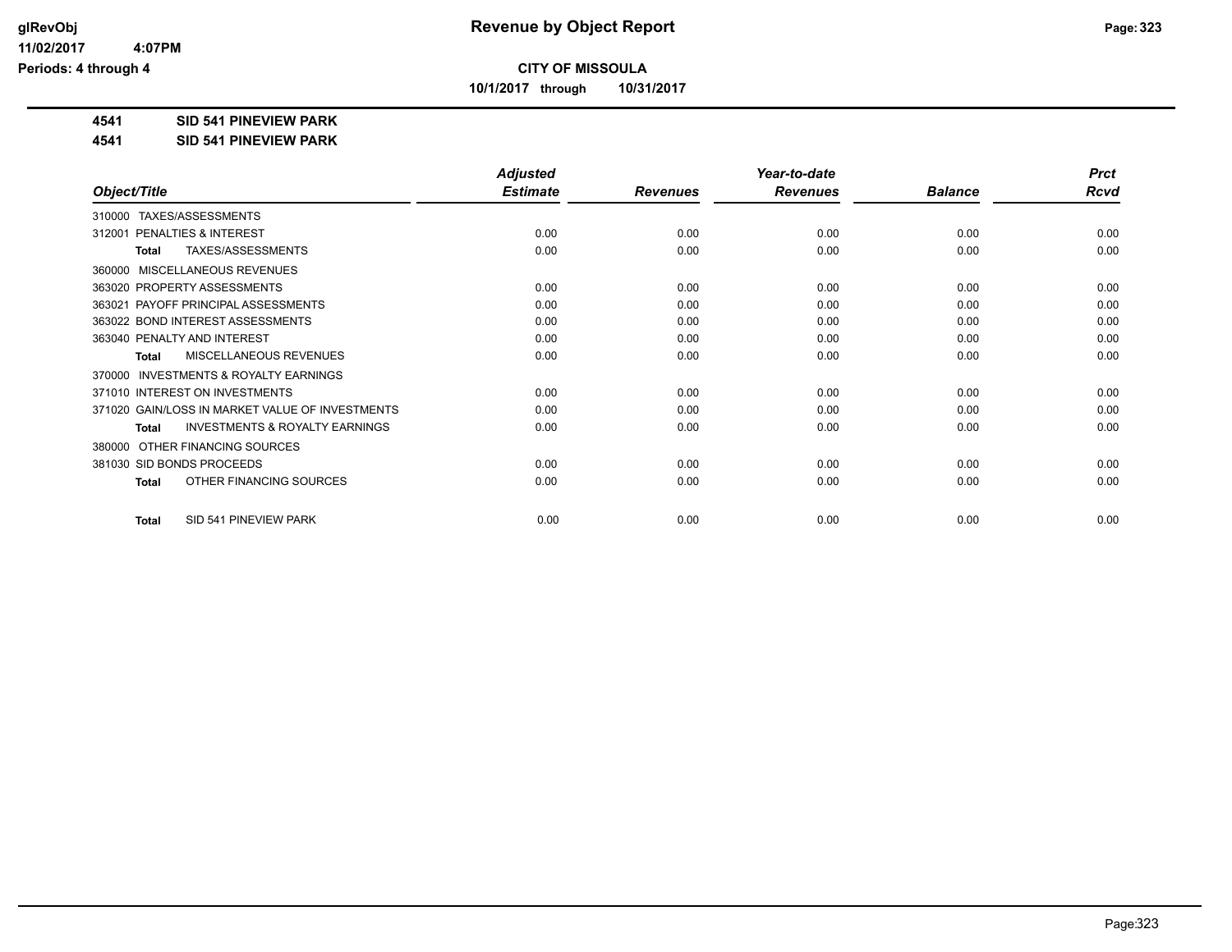**glRevObj**
**11/02/2017 4:07PM**
**Periods: 4 through 4**

# Revenue by Object Report

**CITY OF MISSOULA**

**10/1/2017 through 10/31/2017**

**4541 SID 541 PINEVIEW PARK**

**4541 SID 541 PINEVIEW PARK**

| Object/Title | Adjusted Estimate | Revenues | Year-to-date Revenues | Balance | Prct Rcvd |
|---|---|---|---|---|---|
| 310000 TAXES/ASSESSMENTS | | | | | |
| 312001 PENALTIES & INTEREST | 0.00 | 0.00 | 0.00 | 0.00 | 0.00 |
| **Total** TAXES/ASSESSMENTS | 0.00 | 0.00 | 0.00 | 0.00 | 0.00 |
| 360000 MISCELLANEOUS REVENUES | | | | | |
| 363020 PROPERTY ASSESSMENTS | 0.00 | 0.00 | 0.00 | 0.00 | 0.00 |
| 363021 PAYOFF PRINCIPAL ASSESSMENTS | 0.00 | 0.00 | 0.00 | 0.00 | 0.00 |
| 363022 BOND INTEREST ASSESSMENTS | 0.00 | 0.00 | 0.00 | 0.00 | 0.00 |
| 363040 PENALTY AND INTEREST | 0.00 | 0.00 | 0.00 | 0.00 | 0.00 |
| **Total** MISCELLANEOUS REVENUES | 0.00 | 0.00 | 0.00 | 0.00 | 0.00 |
| 370000 INVESTMENTS & ROYALTY EARNINGS | | | | | |
| 371010 INTEREST ON INVESTMENTS | 0.00 | 0.00 | 0.00 | 0.00 | 0.00 |
| 371020 GAIN/LOSS IN MARKET VALUE OF INVESTMENTS | 0.00 | 0.00 | 0.00 | 0.00 | 0.00 |
| **Total** INVESTMENTS & ROYALTY EARNINGS | 0.00 | 0.00 | 0.00 | 0.00 | 0.00 |
| 380000 OTHER FINANCING SOURCES | | | | | |
| 381030 SID BONDS PROCEEDS | 0.00 | 0.00 | 0.00 | 0.00 | 0.00 |
| **Total** OTHER FINANCING SOURCES | 0.00 | 0.00 | 0.00 | 0.00 | 0.00 |
| **Total** SID 541 PINEVIEW PARK | 0.00 | 0.00 | 0.00 | 0.00 | 0.00 |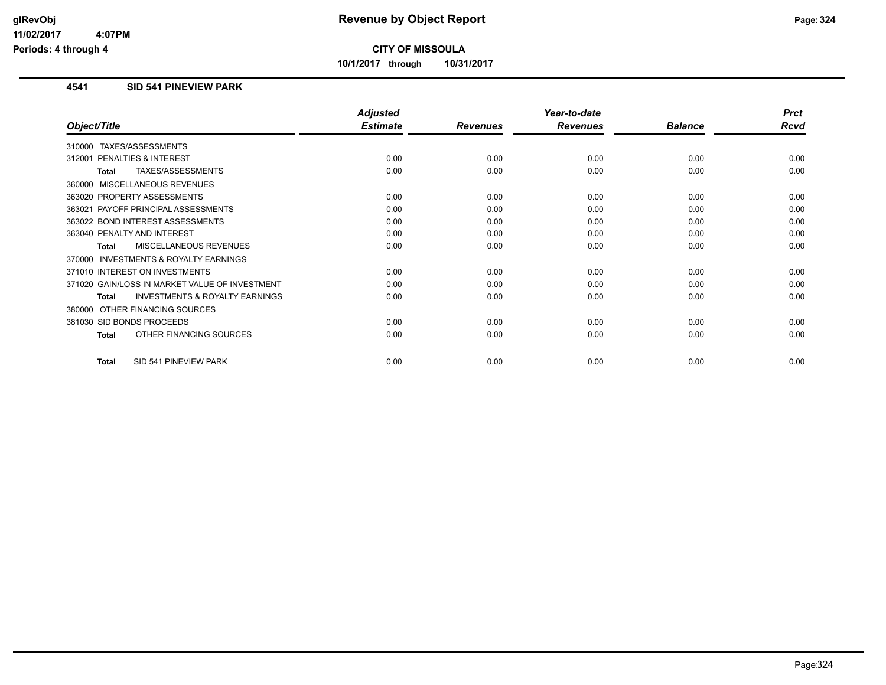# Revenue by Object Report

**CITY OF MISSOULA**

**10/1/2017 through 10/31/2017**

glRevObj
11/02/2017 4:07PM
Periods: 4 through 4

## 4541 SID 541 PINEVIEW PARK

| Object/Title | Adjusted Estimate | Revenues | Year-to-date Revenues | Balance | Prct Rcvd |
|---|---|---|---|---|---|
| 310000 TAXES/ASSESSMENTS | | | | | |
| 312001 PENALTIES & INTEREST | 0.00 | 0.00 | 0.00 | 0.00 | 0.00 |
| **Total** TAXES/ASSESSMENTS | 0.00 | 0.00 | 0.00 | 0.00 | 0.00 |
| 360000 MISCELLANEOUS REVENUES | | | | | |
| 363020 PROPERTY ASSESSMENTS | 0.00 | 0.00 | 0.00 | 0.00 | 0.00 |
| 363021 PAYOFF PRINCIPAL ASSESSMENTS | 0.00 | 0.00 | 0.00 | 0.00 | 0.00 |
| 363022 BOND INTEREST ASSESSMENTS | 0.00 | 0.00 | 0.00 | 0.00 | 0.00 |
| 363040 PENALTY AND INTEREST | 0.00 | 0.00 | 0.00 | 0.00 | 0.00 |
| **Total** MISCELLANEOUS REVENUES | 0.00 | 0.00 | 0.00 | 0.00 | 0.00 |
| 370000 INVESTMENTS & ROYALTY EARNINGS | | | | | |
| 371010 INTEREST ON INVESTMENTS | 0.00 | 0.00 | 0.00 | 0.00 | 0.00 |
| 371020 GAIN/LOSS IN MARKET VALUE OF INVESTMENT | 0.00 | 0.00 | 0.00 | 0.00 | 0.00 |
| **Total** INVESTMENTS & ROYALTY EARNINGS | 0.00 | 0.00 | 0.00 | 0.00 | 0.00 |
| 380000 OTHER FINANCING SOURCES | | | | | |
| 381030 SID BONDS PROCEEDS | 0.00 | 0.00 | 0.00 | 0.00 | 0.00 |
| **Total** OTHER FINANCING SOURCES | 0.00 | 0.00 | 0.00 | 0.00 | 0.00 |
| **Total** SID 541 PINEVIEW PARK | 0.00 | 0.00 | 0.00 | 0.00 | 0.00 |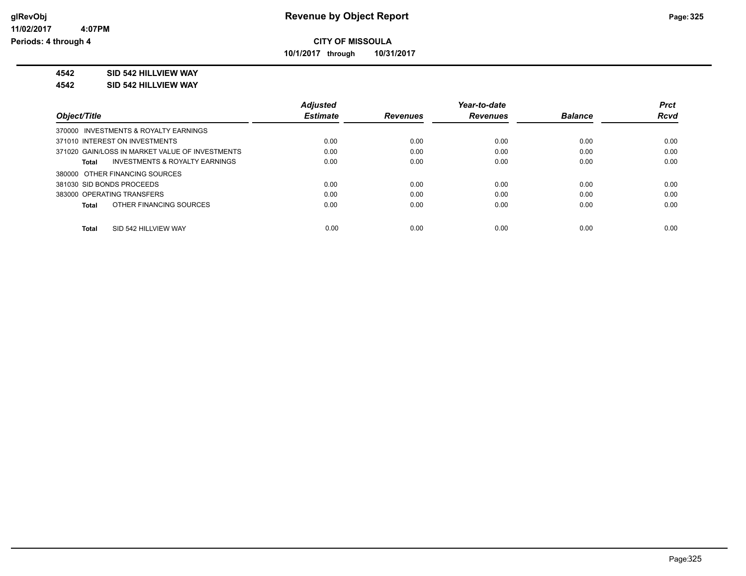# Revenue by Object Report

**CITY OF MISSOULA**

**10/1/2017 through 10/31/2017**

glRevObj
11/02/2017 4:07PM
Periods: 4 through 4

**4542 SID 542 HILLVIEW WAY**

**4542 SID 542 HILLVIEW WAY**

| Object/Title | Adjusted Estimate | Revenues | Year-to-date Revenues | Balance | Prct Rcvd |
|---|---|---|---|---|---|
| 370000 INVESTMENTS & ROYALTY EARNINGS | | | | | |
| 371010 INTEREST ON INVESTMENTS | 0.00 | 0.00 | 0.00 | 0.00 | 0.00 |
| 371020 GAIN/LOSS IN MARKET VALUE OF INVESTMENTS | 0.00 | 0.00 | 0.00 | 0.00 | 0.00 |
| **Total** INVESTMENTS & ROYALTY EARNINGS | 0.00 | 0.00 | 0.00 | 0.00 | 0.00 |
| 380000 OTHER FINANCING SOURCES | | | | | |
| 381030 SID BONDS PROCEEDS | 0.00 | 0.00 | 0.00 | 0.00 | 0.00 |
| 383000 OPERATING TRANSFERS | 0.00 | 0.00 | 0.00 | 0.00 | 0.00 |
| **Total** OTHER FINANCING SOURCES | 0.00 | 0.00 | 0.00 | 0.00 | 0.00 |
| **Total** SID 542 HILLVIEW WAY | 0.00 | 0.00 | 0.00 | 0.00 | 0.00 |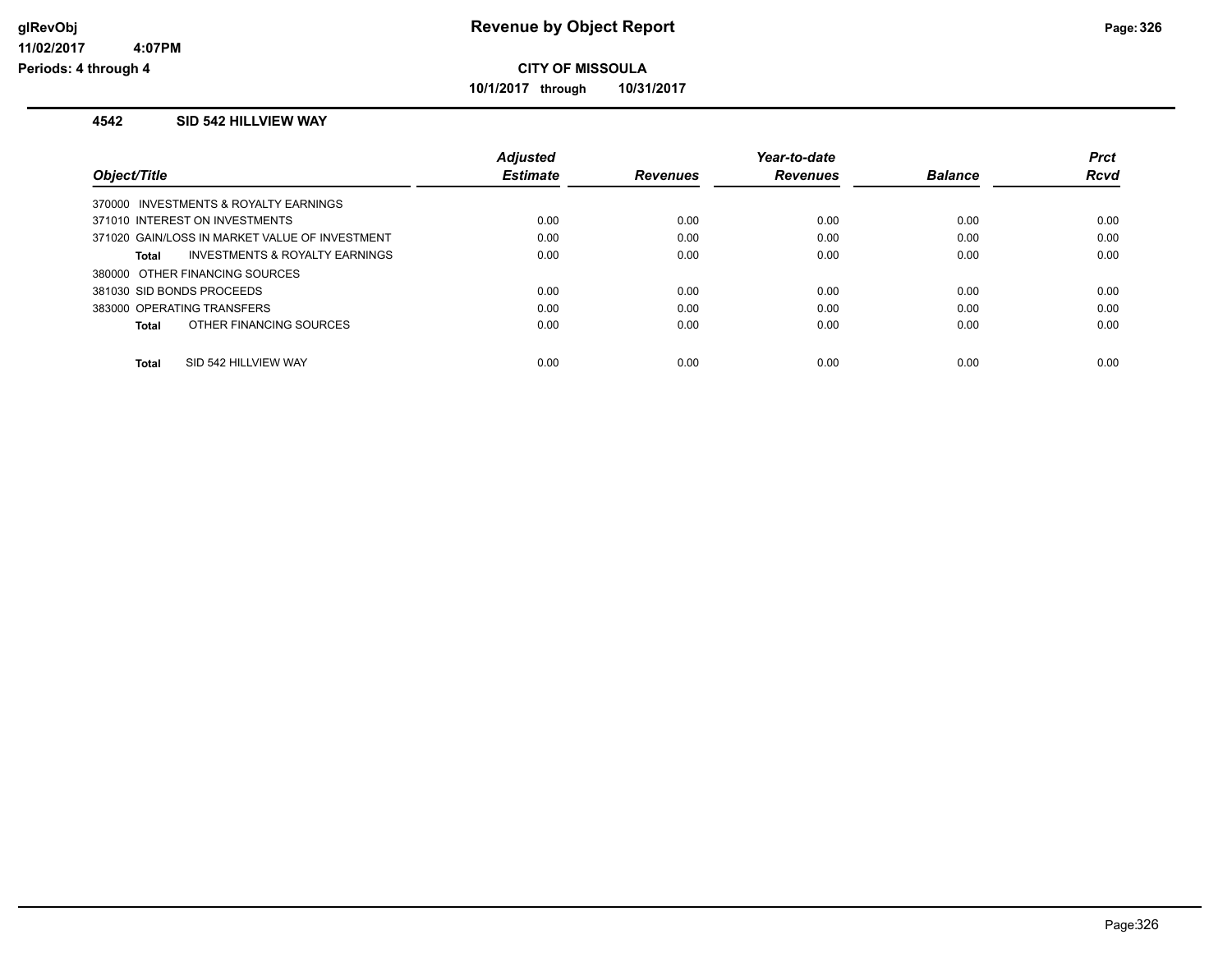# Revenue by Object Report

## CITY OF MISSOULA

**10/1/2017 through 10/31/2017**

glRevObj
11/02/2017 4:07PM
Periods: 4 through 4

### 4542 SID 542 HILLVIEW WAY

| Object/Title | Adjusted Estimate | Revenues | Year-to-date Revenues | Balance | Prct Rcvd |
|---|---|---|---|---|---|
| 370000 INVESTMENTS & ROYALTY EARNINGS | | | | | |
| 371010 INTEREST ON INVESTMENTS | 0.00 | 0.00 | 0.00 | 0.00 | 0.00 |
| 371020 GAIN/LOSS IN MARKET VALUE OF INVESTMENT | 0.00 | 0.00 | 0.00 | 0.00 | 0.00 |
| **Total** INVESTMENTS & ROYALTY EARNINGS | 0.00 | 0.00 | 0.00 | 0.00 | 0.00 |
| 380000 OTHER FINANCING SOURCES | | | | | |
| 381030 SID BONDS PROCEEDS | 0.00 | 0.00 | 0.00 | 0.00 | 0.00 |
| 383000 OPERATING TRANSFERS | 0.00 | 0.00 | 0.00 | 0.00 | 0.00 |
| **Total** OTHER FINANCING SOURCES | 0.00 | 0.00 | 0.00 | 0.00 | 0.00 |
| **Total** SID 542 HILLVIEW WAY | 0.00 | 0.00 | 0.00 | 0.00 | 0.00 |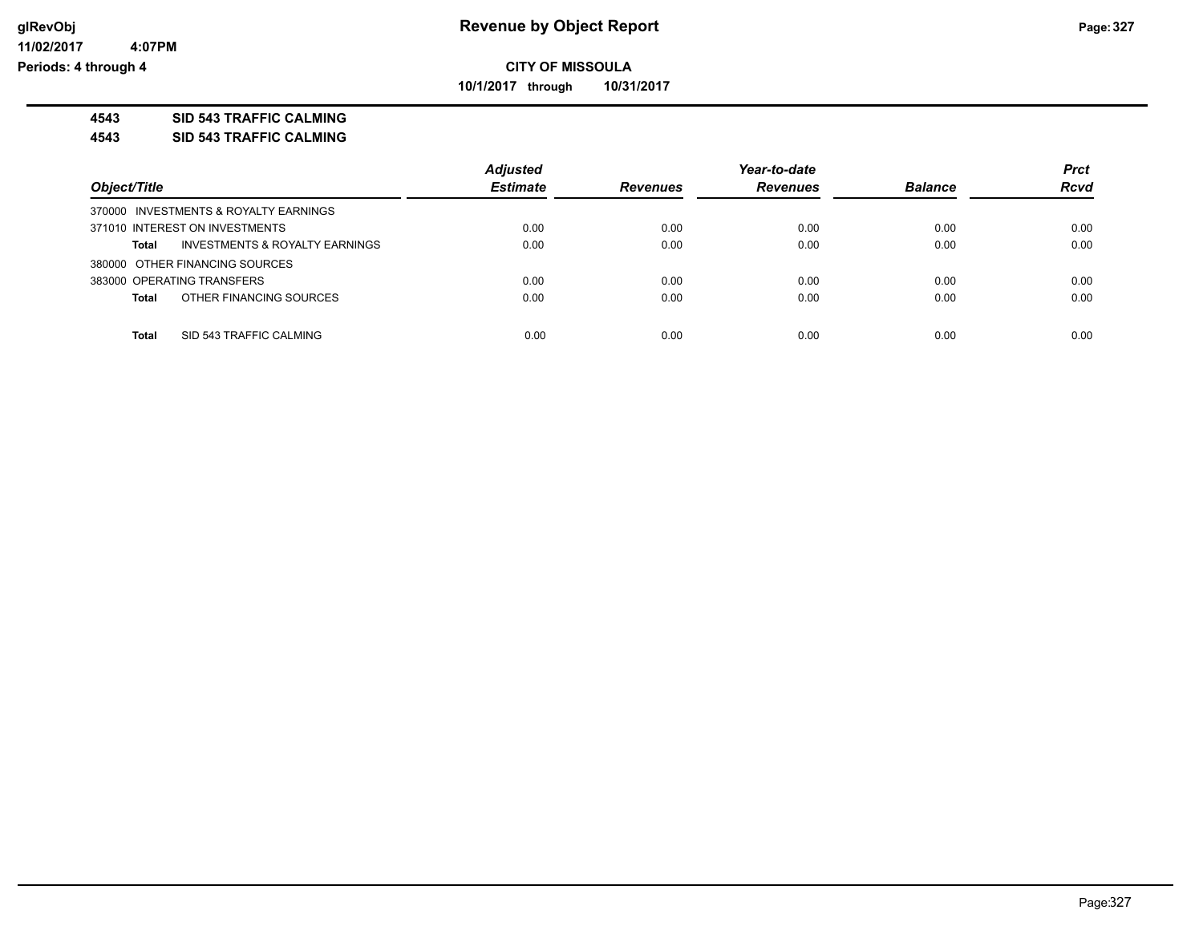**CITY OF MISSOULA**

**10/1/2017 through 10/31/2017**

**4543 SID 543 TRAFFIC CALMING**

**4543 SID 543 TRAFFIC CALMING**

| Object/Title | Adjusted Estimate | Revenues | Year-to-date Revenues | Balance | Prct Rcvd |
|---|---|---|---|---|---|
| 370000 INVESTMENTS & ROYALTY EARNINGS | | | | | |
| 371010 INTEREST ON INVESTMENTS | 0.00 | 0.00 | 0.00 | 0.00 | 0.00 |
| **Total** INVESTMENTS & ROYALTY EARNINGS | 0.00 | 0.00 | 0.00 | 0.00 | 0.00 |
| 380000 OTHER FINANCING SOURCES | | | | | |
| 383000 OPERATING TRANSFERS | 0.00 | 0.00 | 0.00 | 0.00 | 0.00 |
| **Total** OTHER FINANCING SOURCES | 0.00 | 0.00 | 0.00 | 0.00 | 0.00 |
| **Total** SID 543 TRAFFIC CALMING | 0.00 | 0.00 | 0.00 | 0.00 | 0.00 |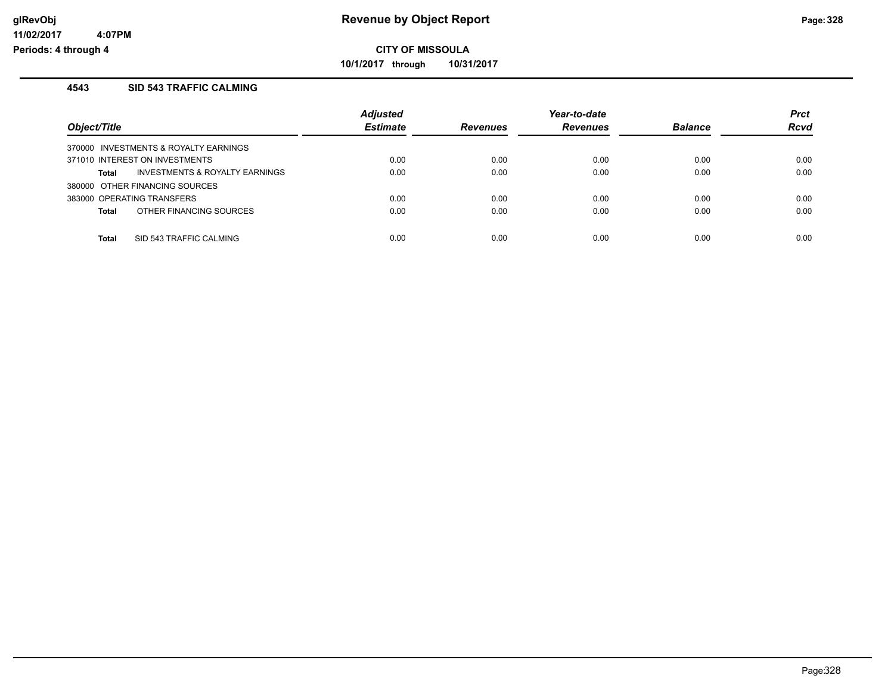# Revenue by Object Report

**CITY OF MISSOULA**

**10/1/2017 through 10/31/2017**

glRevObj
11/02/2017 4:07PM
Periods: 4 through 4

## 4543 SID 543 TRAFFIC CALMING

| Object/Title | Adjusted Estimate | Revenues | Year-to-date Revenues | Balance | Prct Rcvd |
|---|---|---|---|---|---|
| 370000 INVESTMENTS & ROYALTY EARNINGS | | | | | |
| 371010 INTEREST ON INVESTMENTS | 0.00 | 0.00 | 0.00 | 0.00 | 0.00 |
| **Total** INVESTMENTS & ROYALTY EARNINGS | 0.00 | 0.00 | 0.00 | 0.00 | 0.00 |
| 380000 OTHER FINANCING SOURCES | | | | | |
| 383000 OPERATING TRANSFERS | 0.00 | 0.00 | 0.00 | 0.00 | 0.00 |
| **Total** OTHER FINANCING SOURCES | 0.00 | 0.00 | 0.00 | 0.00 | 0.00 |
| **Total** SID 543 TRAFFIC CALMING | 0.00 | 0.00 | 0.00 | 0.00 | 0.00 |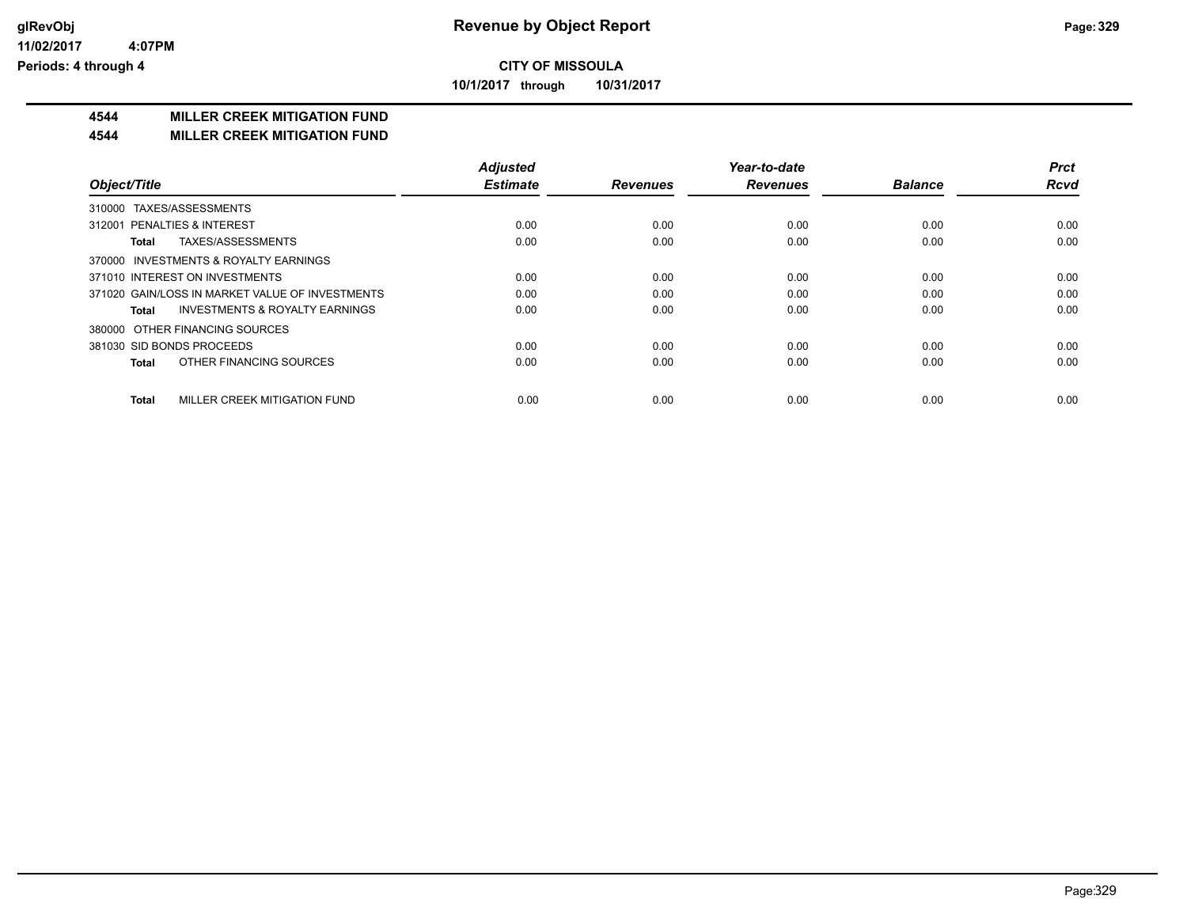**glRevObj**
**11/02/2017 4:07PM**
**Periods: 4 through 4**

# Revenue by Object Report

**CITY OF MISSOULA**

**10/1/2017 through 10/31/2017**

## 4544 MILLER CREEK MITIGATION FUND

## 4544 MILLER CREEK MITIGATION FUND

| *Object/Title* | *Adjusted Estimate* | *Revenues* | *Year-to-date Revenues* | *Balance* | *Prct Rcvd* |
|---|---|---|---|---|---|
| 310000 TAXES/ASSESSMENTS | | | | | |
| 312001 PENALTIES & INTEREST | 0.00 | 0.00 | 0.00 | 0.00 | 0.00 |
| **Total** TAXES/ASSESSMENTS | 0.00 | 0.00 | 0.00 | 0.00 | 0.00 |
| 370000 INVESTMENTS & ROYALTY EARNINGS | | | | | |
| 371010 INTEREST ON INVESTMENTS | 0.00 | 0.00 | 0.00 | 0.00 | 0.00 |
| 371020 GAIN/LOSS IN MARKET VALUE OF INVESTMENTS | 0.00 | 0.00 | 0.00 | 0.00 | 0.00 |
| **Total** INVESTMENTS & ROYALTY EARNINGS | 0.00 | 0.00 | 0.00 | 0.00 | 0.00 |
| 380000 OTHER FINANCING SOURCES | | | | | |
| 381030 SID BONDS PROCEEDS | 0.00 | 0.00 | 0.00 | 0.00 | 0.00 |
| **Total** OTHER FINANCING SOURCES | 0.00 | 0.00 | 0.00 | 0.00 | 0.00 |
| **Total** MILLER CREEK MITIGATION FUND | 0.00 | 0.00 | 0.00 | 0.00 | 0.00 |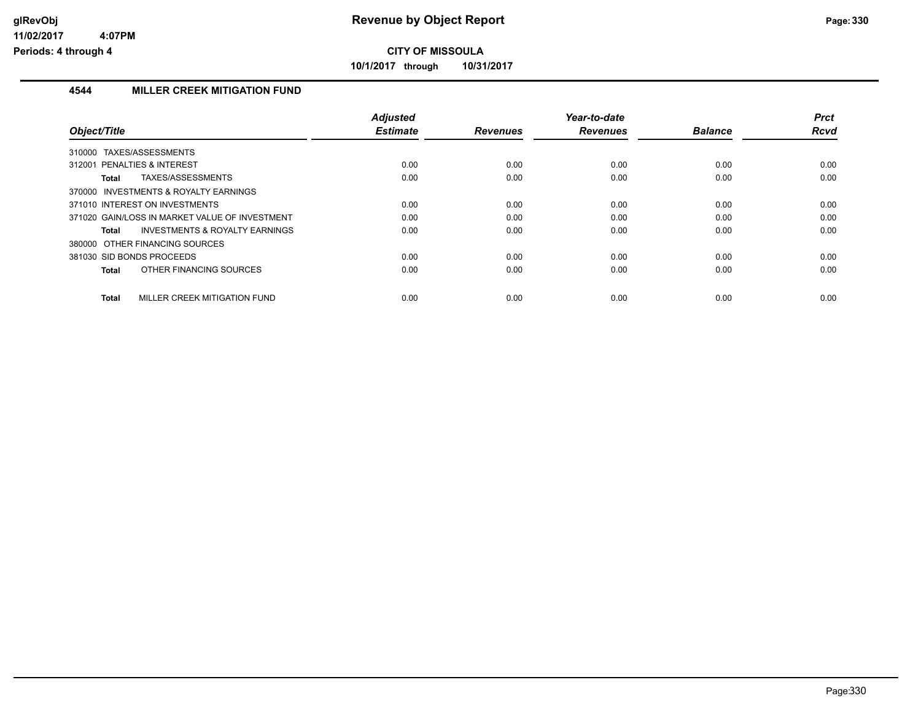**CITY OF MISSOULA**

**10/1/2017 through 10/31/2017**

### 4544 MILLER CREEK MITIGATION FUND

| Object/Title | Adjusted Estimate | Revenues | Year-to-date Revenues | Balance | Prct Rcvd |
|---|---|---|---|---|---|
| 310000 TAXES/ASSESSMENTS | | | | | |
| 312001 PENALTIES & INTEREST | 0.00 | 0.00 | 0.00 | 0.00 | 0.00 |
| **Total** TAXES/ASSESSMENTS | 0.00 | 0.00 | 0.00 | 0.00 | 0.00 |
| 370000 INVESTMENTS & ROYALTY EARNINGS | | | | | |
| 371010 INTEREST ON INVESTMENTS | 0.00 | 0.00 | 0.00 | 0.00 | 0.00 |
| 371020 GAIN/LOSS IN MARKET VALUE OF INVESTMENT | 0.00 | 0.00 | 0.00 | 0.00 | 0.00 |
| **Total** INVESTMENTS & ROYALTY EARNINGS | 0.00 | 0.00 | 0.00 | 0.00 | 0.00 |
| 380000 OTHER FINANCING SOURCES | | | | | |
| 381030 SID BONDS PROCEEDS | 0.00 | 0.00 | 0.00 | 0.00 | 0.00 |
| **Total** OTHER FINANCING SOURCES | 0.00 | 0.00 | 0.00 | 0.00 | 0.00 |
| **Total** MILLER CREEK MITIGATION FUND | 0.00 | 0.00 | 0.00 | 0.00 | 0.00 |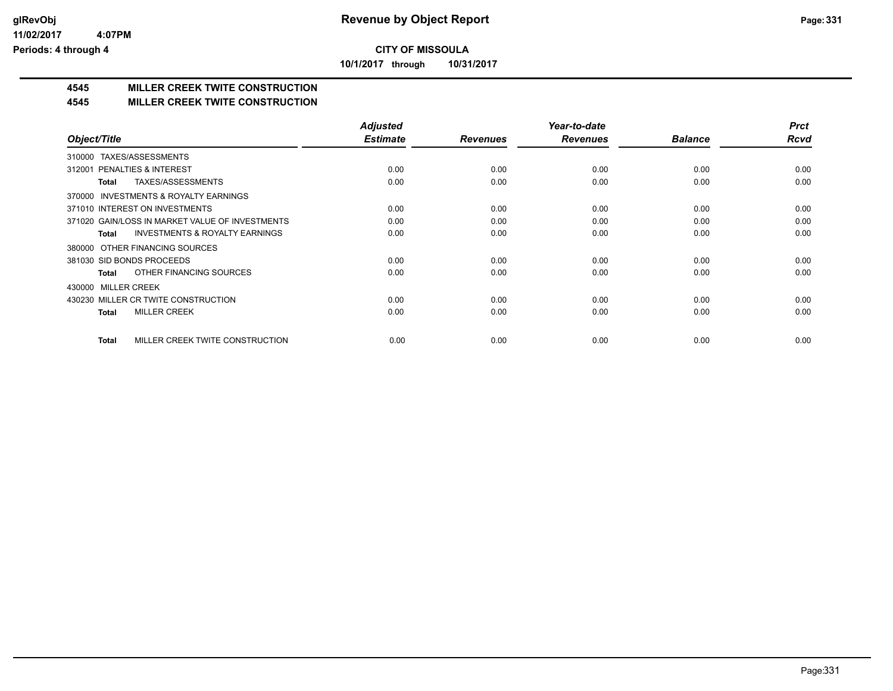**CITY OF MISSOULA**

**10/1/2017 through 10/31/2017**

# 4545 MILLER CREEK TWITE CONSTRUCTION

## 4545 MILLER CREEK TWITE CONSTRUCTION

| Object/Title | Adjusted Estimate | Revenues | Year-to-date Revenues | Balance | Prct Rcvd |
|---|---|---|---|---|---|
| 310000 TAXES/ASSESSMENTS | | | | | |
| 312001 PENALTIES & INTEREST | 0.00 | 0.00 | 0.00 | 0.00 | 0.00 |
| **Total** TAXES/ASSESSMENTS | 0.00 | 0.00 | 0.00 | 0.00 | 0.00 |
| 370000 INVESTMENTS & ROYALTY EARNINGS | | | | | |
| 371010 INTEREST ON INVESTMENTS | 0.00 | 0.00 | 0.00 | 0.00 | 0.00 |
| 371020 GAIN/LOSS IN MARKET VALUE OF INVESTMENTS | 0.00 | 0.00 | 0.00 | 0.00 | 0.00 |
| **Total** INVESTMENTS & ROYALTY EARNINGS | 0.00 | 0.00 | 0.00 | 0.00 | 0.00 |
| 380000 OTHER FINANCING SOURCES | | | | | |
| 381030 SID BONDS PROCEEDS | 0.00 | 0.00 | 0.00 | 0.00 | 0.00 |
| **Total** OTHER FINANCING SOURCES | 0.00 | 0.00 | 0.00 | 0.00 | 0.00 |
| 430000 MILLER CREEK | | | | | |
| 430230 MILLER CR TWITE CONSTRUCTION | 0.00 | 0.00 | 0.00 | 0.00 | 0.00 |
| **Total** MILLER CREEK | 0.00 | 0.00 | 0.00 | 0.00 | 0.00 |
| **Total** MILLER CREEK TWITE CONSTRUCTION | 0.00 | 0.00 | 0.00 | 0.00 | 0.00 |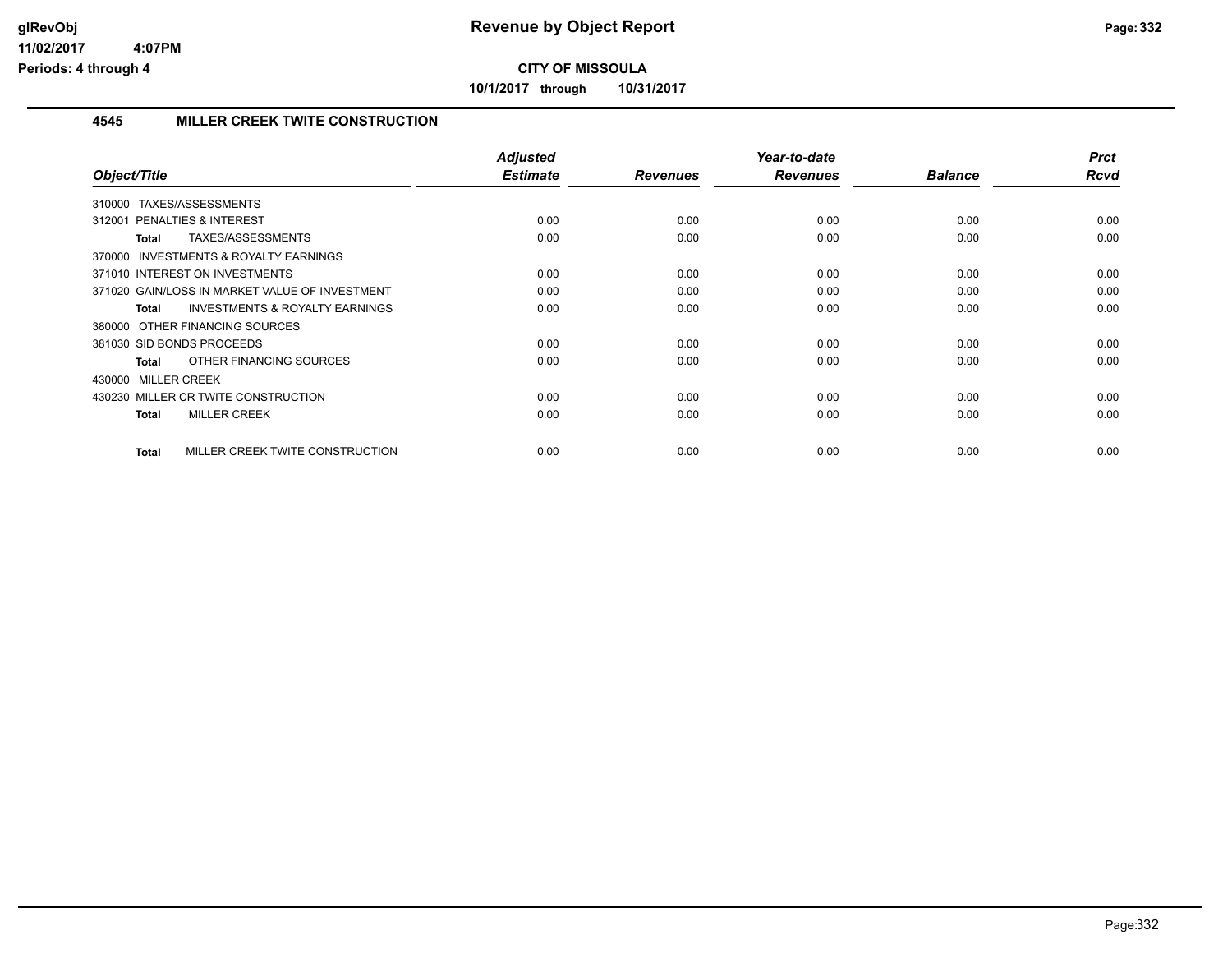**glRevObj**
**11/02/2017 4:07PM**
**Periods: 4 through 4**

# Revenue by Object Report

**CITY OF MISSOULA**

**10/1/2017 through 10/31/2017**

## 4545 MILLER CREEK TWITE CONSTRUCTION

| Object/Title | Adjusted Estimate | Revenues | Year-to-date Revenues | Balance | Prct Rcvd |
|---|---|---|---|---|---|
| 310000 TAXES/ASSESSMENTS | | | | | |
| 312001 PENALTIES & INTEREST | 0.00 | 0.00 | 0.00 | 0.00 | 0.00 |
| **Total** TAXES/ASSESSMENTS | 0.00 | 0.00 | 0.00 | 0.00 | 0.00 |
| 370000 INVESTMENTS & ROYALTY EARNINGS | | | | | |
| 371010 INTEREST ON INVESTMENTS | 0.00 | 0.00 | 0.00 | 0.00 | 0.00 |
| 371020 GAIN/LOSS IN MARKET VALUE OF INVESTMENT | 0.00 | 0.00 | 0.00 | 0.00 | 0.00 |
| **Total** INVESTMENTS & ROYALTY EARNINGS | 0.00 | 0.00 | 0.00 | 0.00 | 0.00 |
| 380000 OTHER FINANCING SOURCES | | | | | |
| 381030 SID BONDS PROCEEDS | 0.00 | 0.00 | 0.00 | 0.00 | 0.00 |
| **Total** OTHER FINANCING SOURCES | 0.00 | 0.00 | 0.00 | 0.00 | 0.00 |
| 430000 MILLER CREEK | | | | | |
| 430230 MILLER CR TWITE CONSTRUCTION | 0.00 | 0.00 | 0.00 | 0.00 | 0.00 |
| **Total** MILLER CREEK | 0.00 | 0.00 | 0.00 | 0.00 | 0.00 |
| **Total** MILLER CREEK TWITE CONSTRUCTION | 0.00 | 0.00 | 0.00 | 0.00 | 0.00 |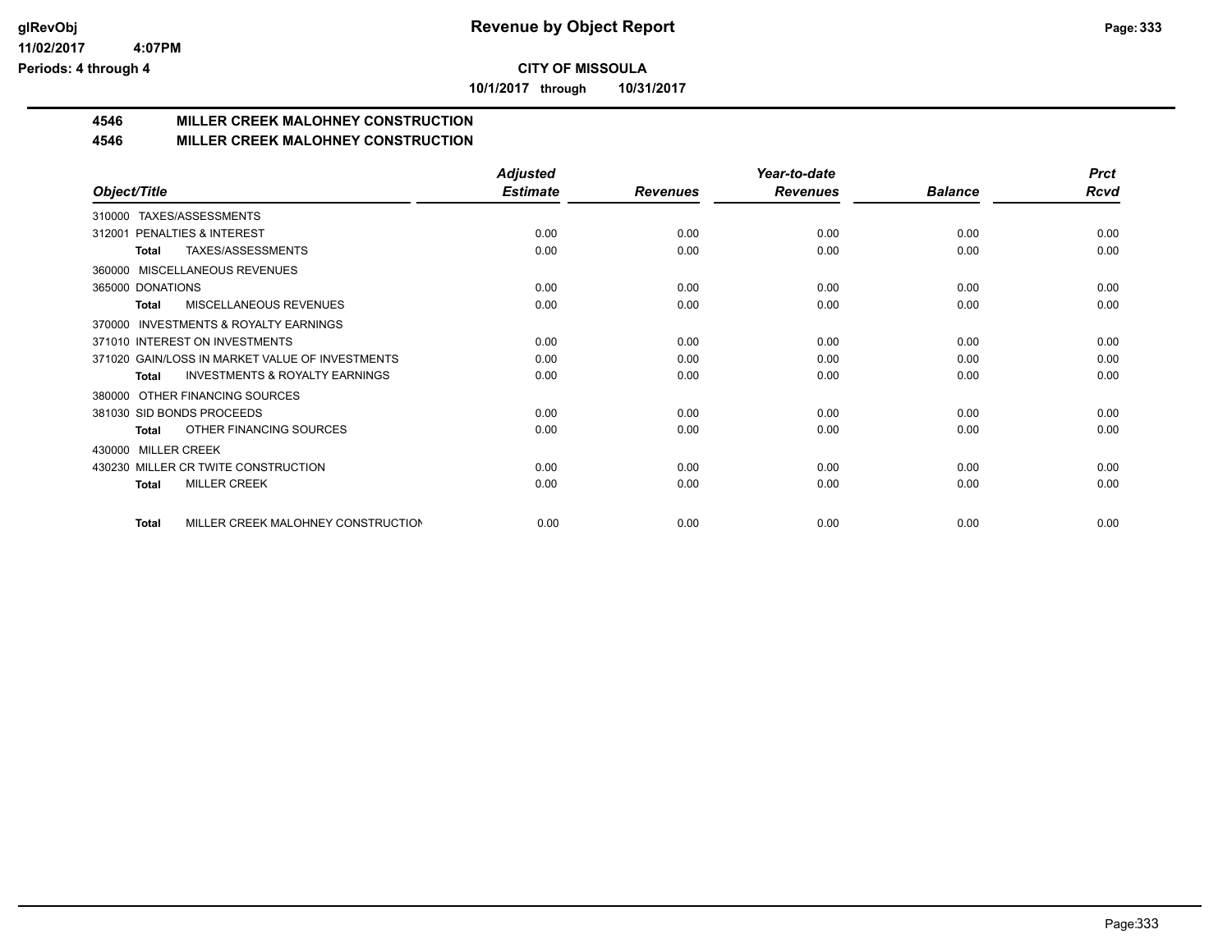**glRevObj**
**11/02/2017 4:07PM**
**Periods: 4 through 4**

# Revenue by Object Report

**CITY OF MISSOULA**

**10/1/2017 through 10/31/2017**

## 4546 MILLER CREEK MALOHNEY CONSTRUCTION
## 4546 MILLER CREEK MALOHNEY CONSTRUCTION

| Object/Title | Adjusted Estimate | Revenues | Year-to-date Revenues | Balance | Prct Rcvd |
|---|---|---|---|---|---|
| 310000 TAXES/ASSESSMENTS | | | | | |
| 312001 PENALTIES & INTEREST | 0.00 | 0.00 | 0.00 | 0.00 | 0.00 |
| **Total** TAXES/ASSESSMENTS | 0.00 | 0.00 | 0.00 | 0.00 | 0.00 |
| 360000 MISCELLANEOUS REVENUES | | | | | |
| 365000 DONATIONS | 0.00 | 0.00 | 0.00 | 0.00 | 0.00 |
| **Total** MISCELLANEOUS REVENUES | 0.00 | 0.00 | 0.00 | 0.00 | 0.00 |
| 370000 INVESTMENTS & ROYALTY EARNINGS | | | | | |
| 371010 INTEREST ON INVESTMENTS | 0.00 | 0.00 | 0.00 | 0.00 | 0.00 |
| 371020 GAIN/LOSS IN MARKET VALUE OF INVESTMENTS | 0.00 | 0.00 | 0.00 | 0.00 | 0.00 |
| **Total** INVESTMENTS & ROYALTY EARNINGS | 0.00 | 0.00 | 0.00 | 0.00 | 0.00 |
| 380000 OTHER FINANCING SOURCES | | | | | |
| 381030 SID BONDS PROCEEDS | 0.00 | 0.00 | 0.00 | 0.00 | 0.00 |
| **Total** OTHER FINANCING SOURCES | 0.00 | 0.00 | 0.00 | 0.00 | 0.00 |
| 430000 MILLER CREEK | | | | | |
| 430230 MILLER CR TWITE CONSTRUCTION | 0.00 | 0.00 | 0.00 | 0.00 | 0.00 |
| **Total** MILLER CREEK | 0.00 | 0.00 | 0.00 | 0.00 | 0.00 |
| **Total** MILLER CREEK MALOHNEY CONSTRUCTION | 0.00 | 0.00 | 0.00 | 0.00 | 0.00 |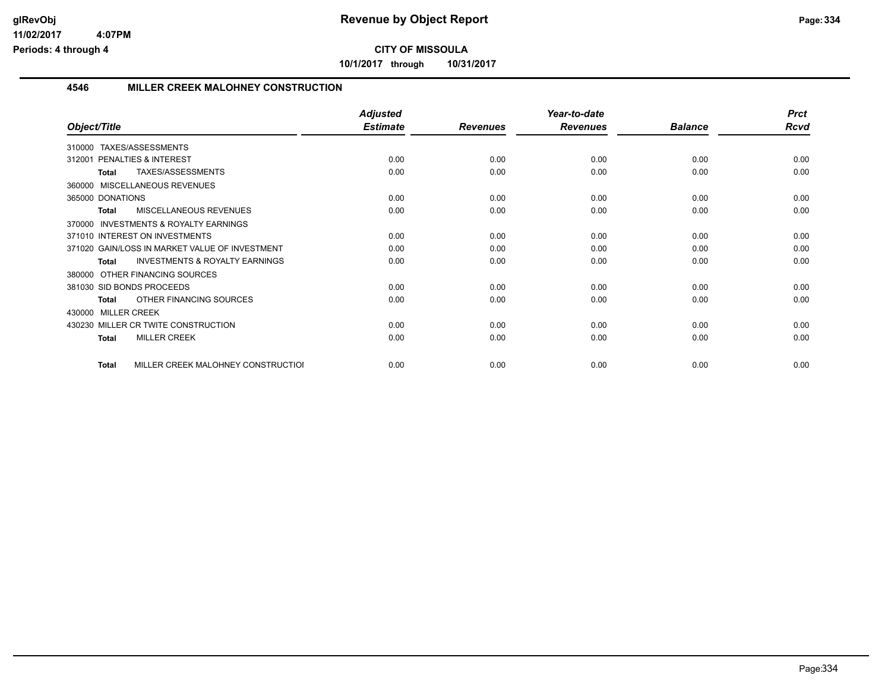**CITY OF MISSOULA**

**10/1/2017 through 10/31/2017**

## 4546 MILLER CREEK MALOHNEY CONSTRUCTION

| Object/Title | Adjusted Estimate | Revenues | Year-to-date Revenues | Balance | Prct Rcvd |
|---|---|---|---|---|---|
| 310000 TAXES/ASSESSMENTS | | | | | |
| 312001 PENALTIES & INTEREST | 0.00 | 0.00 | 0.00 | 0.00 | 0.00 |
| **Total** TAXES/ASSESSMENTS | 0.00 | 0.00 | 0.00 | 0.00 | 0.00 |
| 360000 MISCELLANEOUS REVENUES | | | | | |
| 365000 DONATIONS | 0.00 | 0.00 | 0.00 | 0.00 | 0.00 |
| **Total** MISCELLANEOUS REVENUES | 0.00 | 0.00 | 0.00 | 0.00 | 0.00 |
| 370000 INVESTMENTS & ROYALTY EARNINGS | | | | | |
| 371010 INTEREST ON INVESTMENTS | 0.00 | 0.00 | 0.00 | 0.00 | 0.00 |
| 371020 GAIN/LOSS IN MARKET VALUE OF INVESTMENT | 0.00 | 0.00 | 0.00 | 0.00 | 0.00 |
| **Total** INVESTMENTS & ROYALTY EARNINGS | 0.00 | 0.00 | 0.00 | 0.00 | 0.00 |
| 380000 OTHER FINANCING SOURCES | | | | | |
| 381030 SID BONDS PROCEEDS | 0.00 | 0.00 | 0.00 | 0.00 | 0.00 |
| **Total** OTHER FINANCING SOURCES | 0.00 | 0.00 | 0.00 | 0.00 | 0.00 |
| 430000 MILLER CREEK | | | | | |
| 430230 MILLER CR TWITE CONSTRUCTION | 0.00 | 0.00 | 0.00 | 0.00 | 0.00 |
| **Total** MILLER CREEK | 0.00 | 0.00 | 0.00 | 0.00 | 0.00 |
| **Total** MILLER CREEK MALOHNEY CONSTRUCTIOI | 0.00 | 0.00 | 0.00 | 0.00 | 0.00 |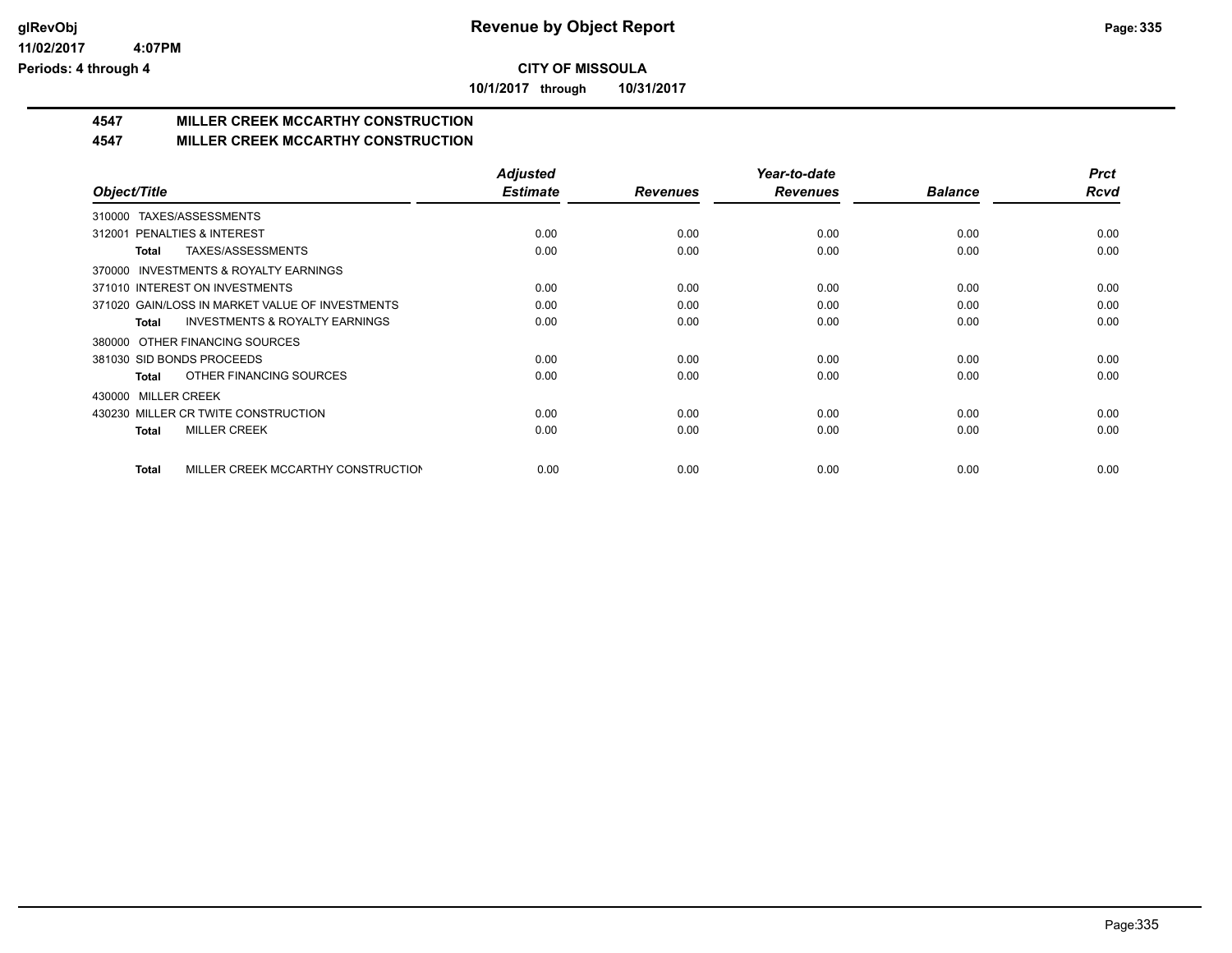**CITY OF MISSOULA**

**10/1/2017 through 10/31/2017**

**Revenue by Object Report**

glRevObj
11/02/2017 4:07PM
Periods: 4 through 4

## 4547 MILLER CREEK MCCARTHY CONSTRUCTION

## 4547 MILLER CREEK MCCARTHY CONSTRUCTION

| Object/Title | Adjusted Estimate | Revenues | Year-to-date Revenues | Balance | Prct Rcvd |
|---|---|---|---|---|---|
| 310000 TAXES/ASSESSMENTS | | | | | |
| 312001 PENALTIES & INTEREST | 0.00 | 0.00 | 0.00 | 0.00 | 0.00 |
| **Total** TAXES/ASSESSMENTS | 0.00 | 0.00 | 0.00 | 0.00 | 0.00 |
| 370000 INVESTMENTS & ROYALTY EARNINGS | | | | | |
| 371010 INTEREST ON INVESTMENTS | 0.00 | 0.00 | 0.00 | 0.00 | 0.00 |
| 371020 GAIN/LOSS IN MARKET VALUE OF INVESTMENTS | 0.00 | 0.00 | 0.00 | 0.00 | 0.00 |
| **Total** INVESTMENTS & ROYALTY EARNINGS | 0.00 | 0.00 | 0.00 | 0.00 | 0.00 |
| 380000 OTHER FINANCING SOURCES | | | | | |
| 381030 SID BONDS PROCEEDS | 0.00 | 0.00 | 0.00 | 0.00 | 0.00 |
| **Total** OTHER FINANCING SOURCES | 0.00 | 0.00 | 0.00 | 0.00 | 0.00 |
| 430000 MILLER CREEK | | | | | |
| 430230 MILLER CR TWITE CONSTRUCTION | 0.00 | 0.00 | 0.00 | 0.00 | 0.00 |
| **Total** MILLER CREEK | 0.00 | 0.00 | 0.00 | 0.00 | 0.00 |
| **Total** MILLER CREEK MCCARTHY CONSTRUCTION | 0.00 | 0.00 | 0.00 | 0.00 | 0.00 |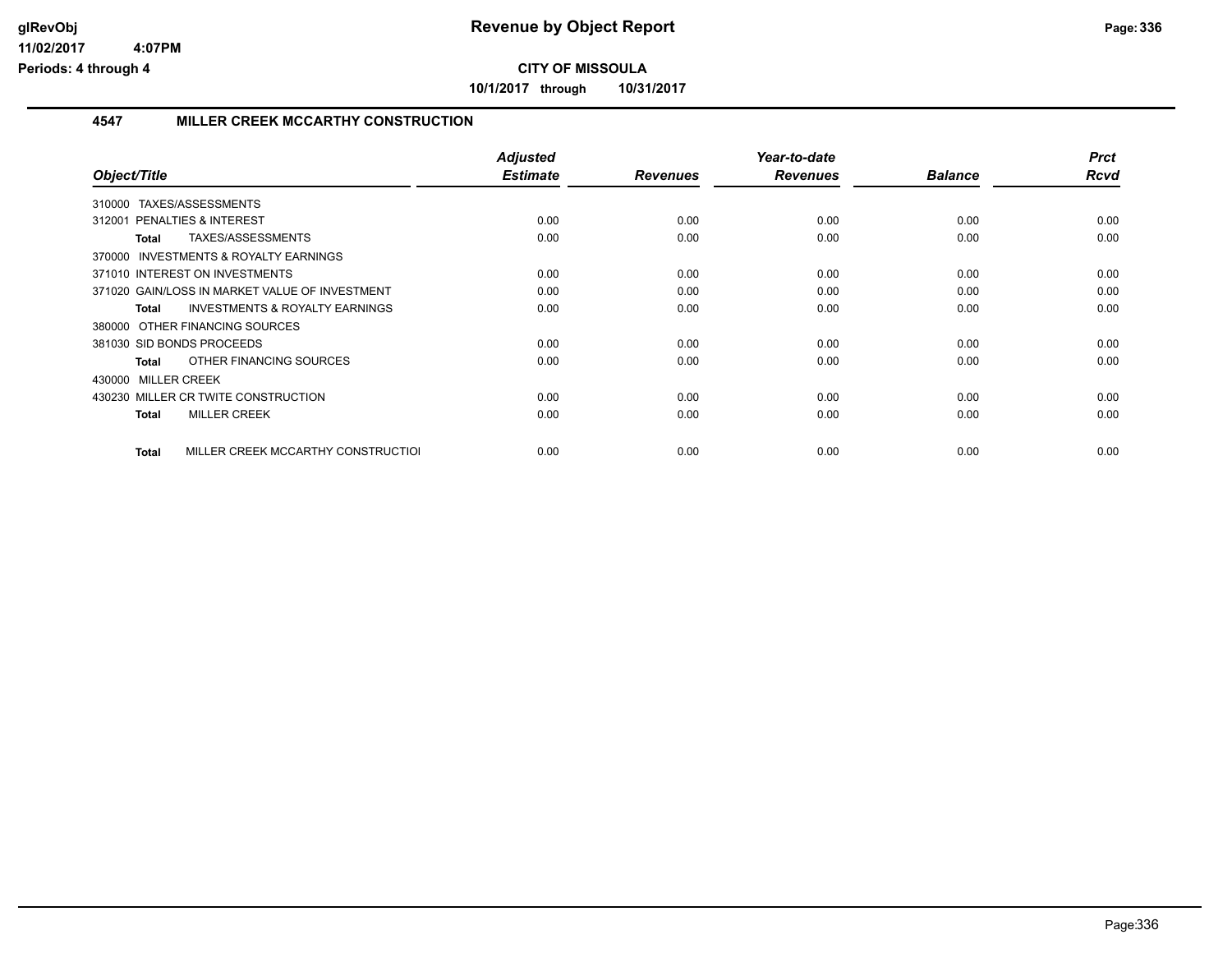**CITY OF MISSOULA**

**10/1/2017 through 10/31/2017**

### 4547 MILLER CREEK MCCARTHY CONSTRUCTION

| Object/Title | | Adjusted Estimate | Revenues | Year-to-date Revenues | Balance | Prct Rcvd |
|---|---|---|---|---|---|---|
| 310000 TAXES/ASSESSMENTS | | | | | | |
| 312001 PENALTIES & INTEREST | | 0.00 | 0.00 | 0.00 | 0.00 | 0.00 |
| Total | TAXES/ASSESSMENTS | 0.00 | 0.00 | 0.00 | 0.00 | 0.00 |
| 370000 INVESTMENTS & ROYALTY EARNINGS | | | | | | |
| 371010 INTEREST ON INVESTMENTS | | 0.00 | 0.00 | 0.00 | 0.00 | 0.00 |
| 371020 GAIN/LOSS IN MARKET VALUE OF INVESTMENT | | 0.00 | 0.00 | 0.00 | 0.00 | 0.00 |
| Total | INVESTMENTS & ROYALTY EARNINGS | 0.00 | 0.00 | 0.00 | 0.00 | 0.00 |
| 380000 OTHER FINANCING SOURCES | | | | | | |
| 381030 SID BONDS PROCEEDS | | 0.00 | 0.00 | 0.00 | 0.00 | 0.00 |
| Total | OTHER FINANCING SOURCES | 0.00 | 0.00 | 0.00 | 0.00 | 0.00 |
| 430000 MILLER CREEK | | | | | | |
| 430230 MILLER CR TWITE CONSTRUCTION | | 0.00 | 0.00 | 0.00 | 0.00 | 0.00 |
| Total | MILLER CREEK | 0.00 | 0.00 | 0.00 | 0.00 | 0.00 |
| Total | MILLER CREEK MCCARTHY CONSTRUCTIOI | 0.00 | 0.00 | 0.00 | 0.00 | 0.00 |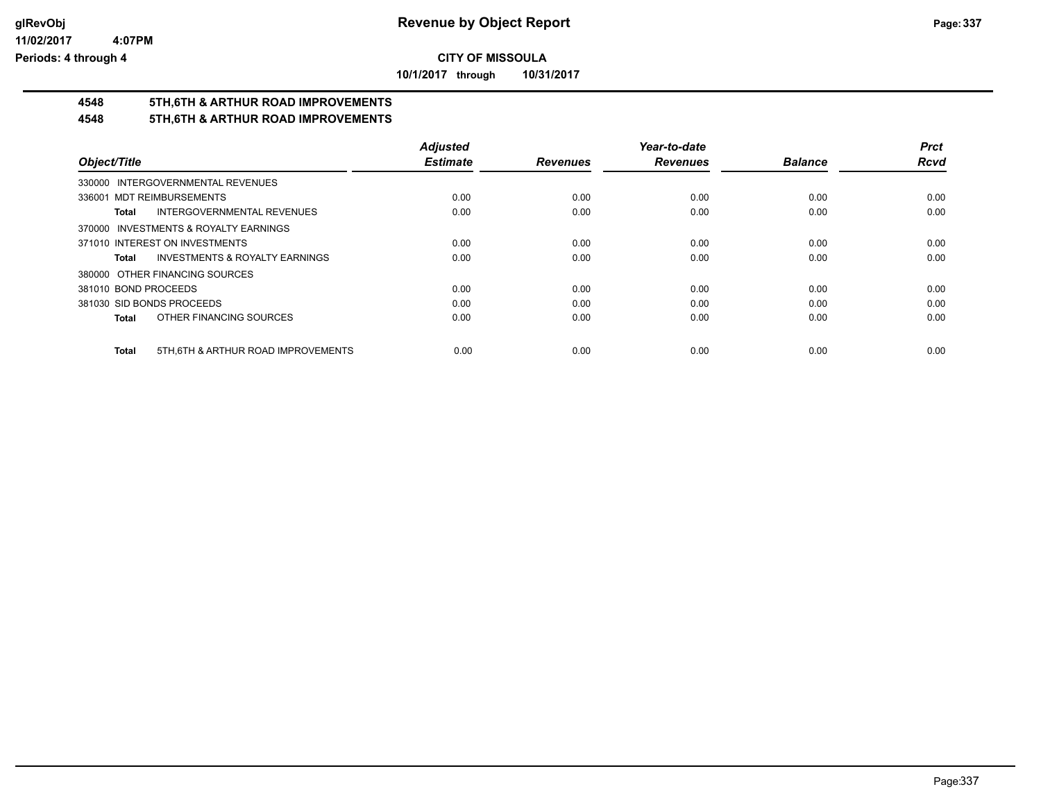# Revenue by Object Report

**CITY OF MISSOULA**

**10/1/2017 through 10/31/2017**

**glRevObj**
**11/02/2017 4:07PM**
**Periods: 4 through 4**

## 4548 5TH,6TH & ARTHUR ROAD IMPROVEMENTS
## 4548 5TH,6TH & ARTHUR ROAD IMPROVEMENTS

| Object/Title | Adjusted Estimate | Revenues | Year-to-date Revenues | Balance | Prct Rcvd |
|---|---|---|---|---|---|
| 330000 INTERGOVERNMENTAL REVENUES | | | | | |
| 336001 MDT REIMBURSEMENTS | 0.00 | 0.00 | 0.00 | 0.00 | 0.00 |
| **Total** INTERGOVERNMENTAL REVENUES | 0.00 | 0.00 | 0.00 | 0.00 | 0.00 |
| 370000 INVESTMENTS & ROYALTY EARNINGS | | | | | |
| 371010 INTEREST ON INVESTMENTS | 0.00 | 0.00 | 0.00 | 0.00 | 0.00 |
| **Total** INVESTMENTS & ROYALTY EARNINGS | 0.00 | 0.00 | 0.00 | 0.00 | 0.00 |
| 380000 OTHER FINANCING SOURCES | | | | | |
| 381010 BOND PROCEEDS | 0.00 | 0.00 | 0.00 | 0.00 | 0.00 |
| 381030 SID BONDS PROCEEDS | 0.00 | 0.00 | 0.00 | 0.00 | 0.00 |
| **Total** OTHER FINANCING SOURCES | 0.00 | 0.00 | 0.00 | 0.00 | 0.00 |
| **Total** 5TH,6TH & ARTHUR ROAD IMPROVEMENTS | 0.00 | 0.00 | 0.00 | 0.00 | 0.00 |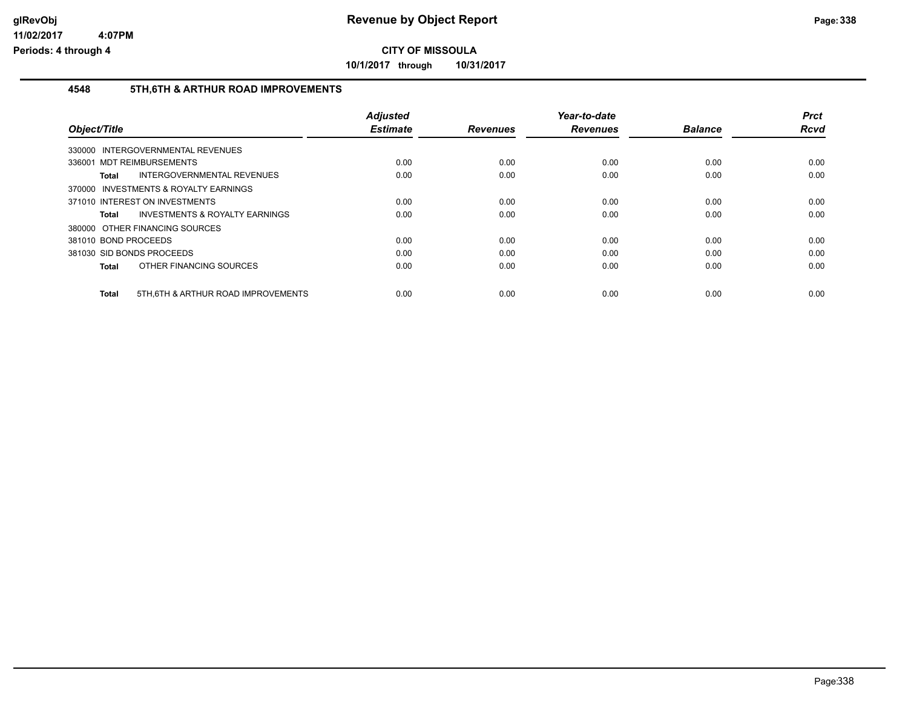**CITY OF MISSOULA**

**10/1/2017 through 10/31/2017**

## 4548 5TH,6TH & ARTHUR ROAD IMPROVEMENTS

| Object/Title | Adjusted Estimate | Revenues | Year-to-date Revenues | Balance | Prct Rcvd |
|---|---|---|---|---|---|
| 330000 INTERGOVERNMENTAL REVENUES | | | | | |
| 336001 MDT REIMBURSEMENTS | 0.00 | 0.00 | 0.00 | 0.00 | 0.00 |
| **Total** INTERGOVERNMENTAL REVENUES | 0.00 | 0.00 | 0.00 | 0.00 | 0.00 |
| 370000 INVESTMENTS & ROYALTY EARNINGS | | | | | |
| 371010 INTEREST ON INVESTMENTS | 0.00 | 0.00 | 0.00 | 0.00 | 0.00 |
| **Total** INVESTMENTS & ROYALTY EARNINGS | 0.00 | 0.00 | 0.00 | 0.00 | 0.00 |
| 380000 OTHER FINANCING SOURCES | | | | | |
| 381010 BOND PROCEEDS | 0.00 | 0.00 | 0.00 | 0.00 | 0.00 |
| 381030 SID BONDS PROCEEDS | 0.00 | 0.00 | 0.00 | 0.00 | 0.00 |
| **Total** OTHER FINANCING SOURCES | 0.00 | 0.00 | 0.00 | 0.00 | 0.00 |
| **Total** 5TH,6TH & ARTHUR ROAD IMPROVEMENTS | 0.00 | 0.00 | 0.00 | 0.00 | 0.00 |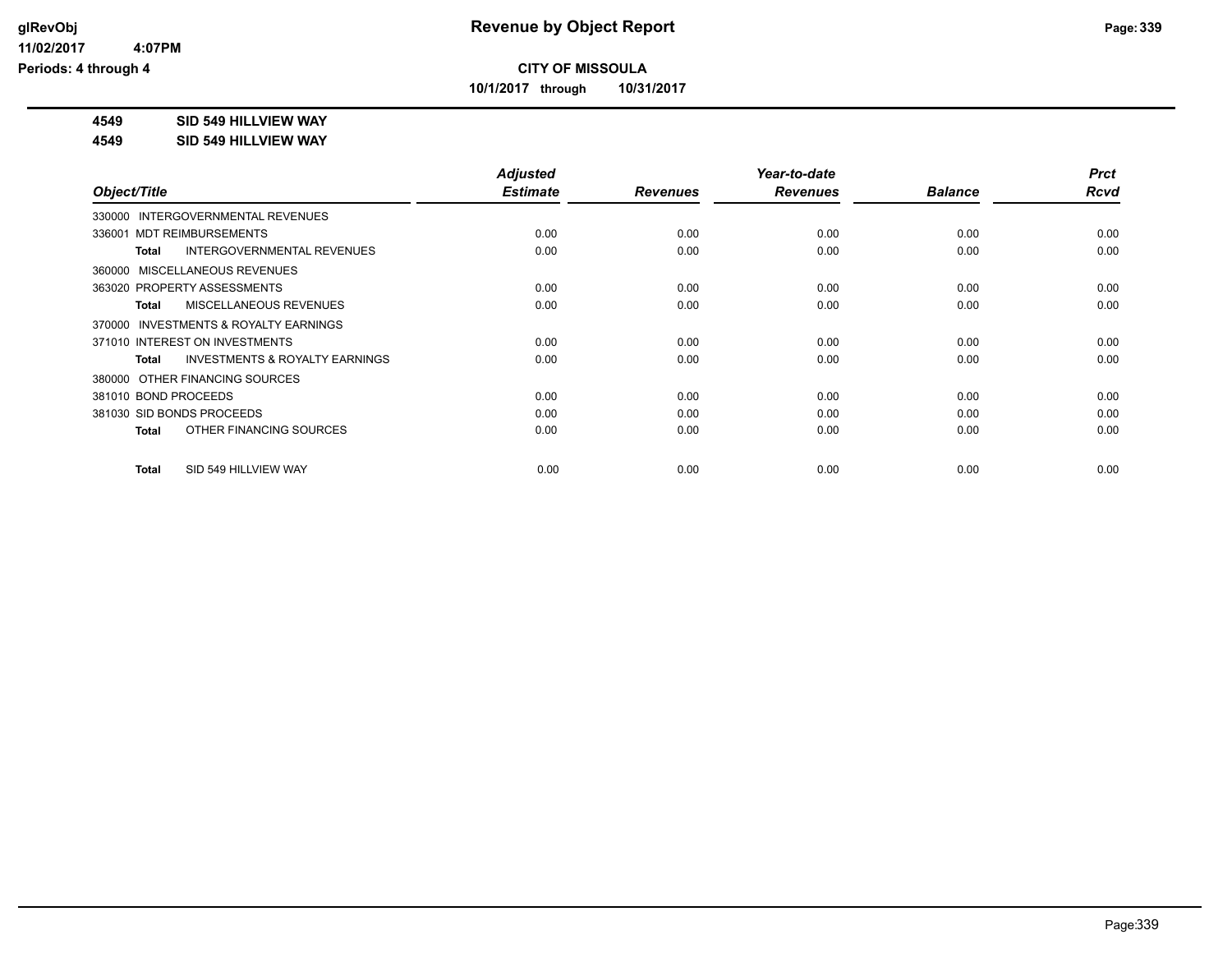**CITY OF MISSOULA**

**10/1/2017 through 10/31/2017**

**4549 SID 549 HILLVIEW WAY**

**4549 SID 549 HILLVIEW WAY**

| Object/Title | Adjusted Estimate | Revenues | Year-to-date Revenues | Balance | Prct Rcvd |
|---|---|---|---|---|---|
| 330000 INTERGOVERNMENTAL REVENUES | | | | | |
| 336001 MDT REIMBURSEMENTS | 0.00 | 0.00 | 0.00 | 0.00 | 0.00 |
| **Total** INTERGOVERNMENTAL REVENUES | 0.00 | 0.00 | 0.00 | 0.00 | 0.00 |
| 360000 MISCELLANEOUS REVENUES | | | | | |
| 363020 PROPERTY ASSESSMENTS | 0.00 | 0.00 | 0.00 | 0.00 | 0.00 |
| **Total** MISCELLANEOUS REVENUES | 0.00 | 0.00 | 0.00 | 0.00 | 0.00 |
| 370000 INVESTMENTS & ROYALTY EARNINGS | | | | | |
| 371010 INTEREST ON INVESTMENTS | 0.00 | 0.00 | 0.00 | 0.00 | 0.00 |
| **Total** INVESTMENTS & ROYALTY EARNINGS | 0.00 | 0.00 | 0.00 | 0.00 | 0.00 |
| 380000 OTHER FINANCING SOURCES | | | | | |
| 381010 BOND PROCEEDS | 0.00 | 0.00 | 0.00 | 0.00 | 0.00 |
| 381030 SID BONDS PROCEEDS | 0.00 | 0.00 | 0.00 | 0.00 | 0.00 |
| **Total** OTHER FINANCING SOURCES | 0.00 | 0.00 | 0.00 | 0.00 | 0.00 |
| **Total** SID 549 HILLVIEW WAY | 0.00 | 0.00 | 0.00 | 0.00 | 0.00 |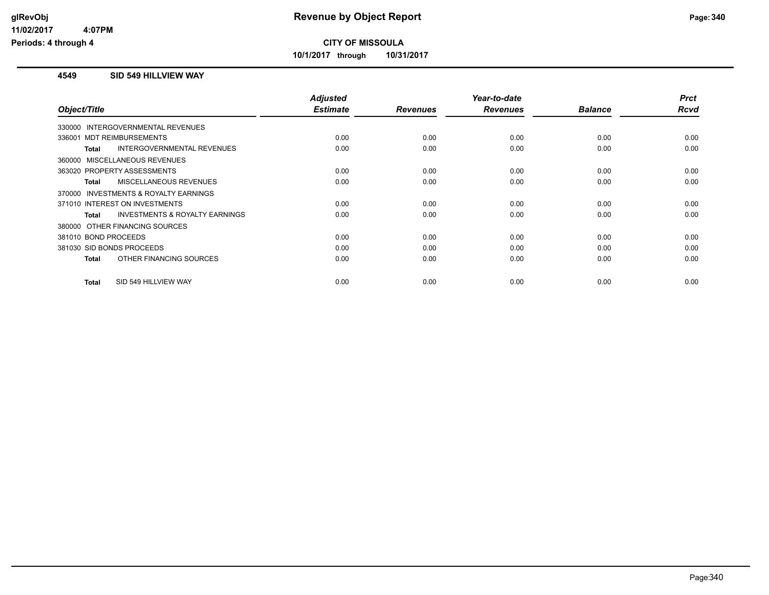# Revenue by Object Report

**CITY OF MISSOULA**

**10/1/2017 through 10/31/2017**

glRevObj
11/02/2017 4:07PM
Periods: 4 through 4

## 4549 SID 549 HILLVIEW WAY

| Object/Title | Adjusted Estimate | Revenues | Year-to-date Revenues | Balance | Prct Rcvd |
|---|---|---|---|---|---|
| 330000 INTERGOVERNMENTAL REVENUES | | | | | |
| 336001 MDT REIMBURSEMENTS | 0.00 | 0.00 | 0.00 | 0.00 | 0.00 |
| **Total** INTERGOVERNMENTAL REVENUES | 0.00 | 0.00 | 0.00 | 0.00 | 0.00 |
| 360000 MISCELLANEOUS REVENUES | | | | | |
| 363020 PROPERTY ASSESSMENTS | 0.00 | 0.00 | 0.00 | 0.00 | 0.00 |
| **Total** MISCELLANEOUS REVENUES | 0.00 | 0.00 | 0.00 | 0.00 | 0.00 |
| 370000 INVESTMENTS & ROYALTY EARNINGS | | | | | |
| 371010 INTEREST ON INVESTMENTS | 0.00 | 0.00 | 0.00 | 0.00 | 0.00 |
| **Total** INVESTMENTS & ROYALTY EARNINGS | 0.00 | 0.00 | 0.00 | 0.00 | 0.00 |
| 380000 OTHER FINANCING SOURCES | | | | | |
| 381010 BOND PROCEEDS | 0.00 | 0.00 | 0.00 | 0.00 | 0.00 |
| 381030 SID BONDS PROCEEDS | 0.00 | 0.00 | 0.00 | 0.00 | 0.00 |
| **Total** OTHER FINANCING SOURCES | 0.00 | 0.00 | 0.00 | 0.00 | 0.00 |
| **Total** SID 549 HILLVIEW WAY | 0.00 | 0.00 | 0.00 | 0.00 | 0.00 |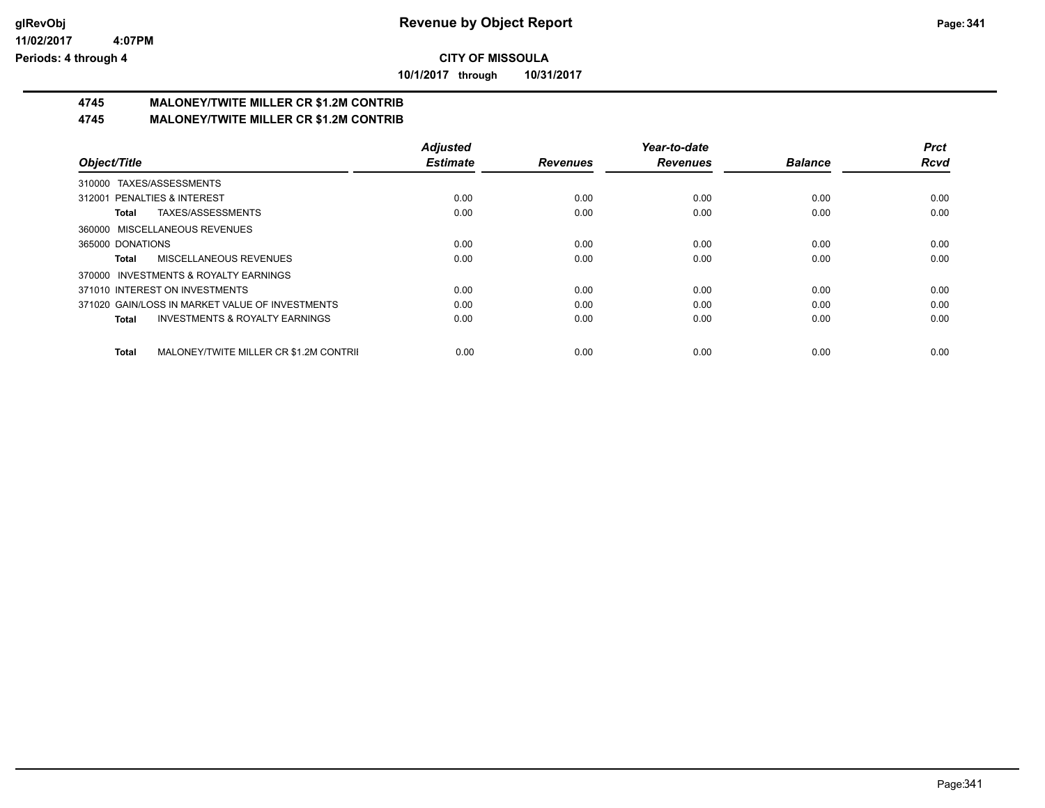# Revenue by Object Report

## CITY OF MISSOULA

**10/1/2017 through 10/31/2017**

glRevObj
11/02/2017 4:07PM
Periods: 4 through 4

### 4745 MALONEY/TWITE MILLER CR $1.2M CONTRIB
### 4745 MALONEY/TWITE MILLER CR $1.2M CONTRIB

| Object/Title | Adjusted Estimate | Revenues | Year-to-date Revenues | Balance | Prct Rcvd |
|---|---|---|---|---|---|
| 310000 TAXES/ASSESSMENTS | | | | | |
| 312001 PENALTIES & INTEREST | 0.00 | 0.00 | 0.00 | 0.00 | 0.00 |
| **Total** TAXES/ASSESSMENTS | 0.00 | 0.00 | 0.00 | 0.00 | 0.00 |
| 360000 MISCELLANEOUS REVENUES | | | | | |
| 365000 DONATIONS | 0.00 | 0.00 | 0.00 | 0.00 | 0.00 |
| **Total** MISCELLANEOUS REVENUES | 0.00 | 0.00 | 0.00 | 0.00 | 0.00 |
| 370000 INVESTMENTS & ROYALTY EARNINGS | | | | | |
| 371010 INTEREST ON INVESTMENTS | 0.00 | 0.00 | 0.00 | 0.00 | 0.00 |
| 371020 GAIN/LOSS IN MARKET VALUE OF INVESTMENTS | 0.00 | 0.00 | 0.00 | 0.00 | 0.00 |
| **Total** INVESTMENTS & ROYALTY EARNINGS | 0.00 | 0.00 | 0.00 | 0.00 | 0.00 |
| **Total** MALONEY/TWITE MILLER CR $1.2M CONTRII | 0.00 | 0.00 | 0.00 | 0.00 | 0.00 |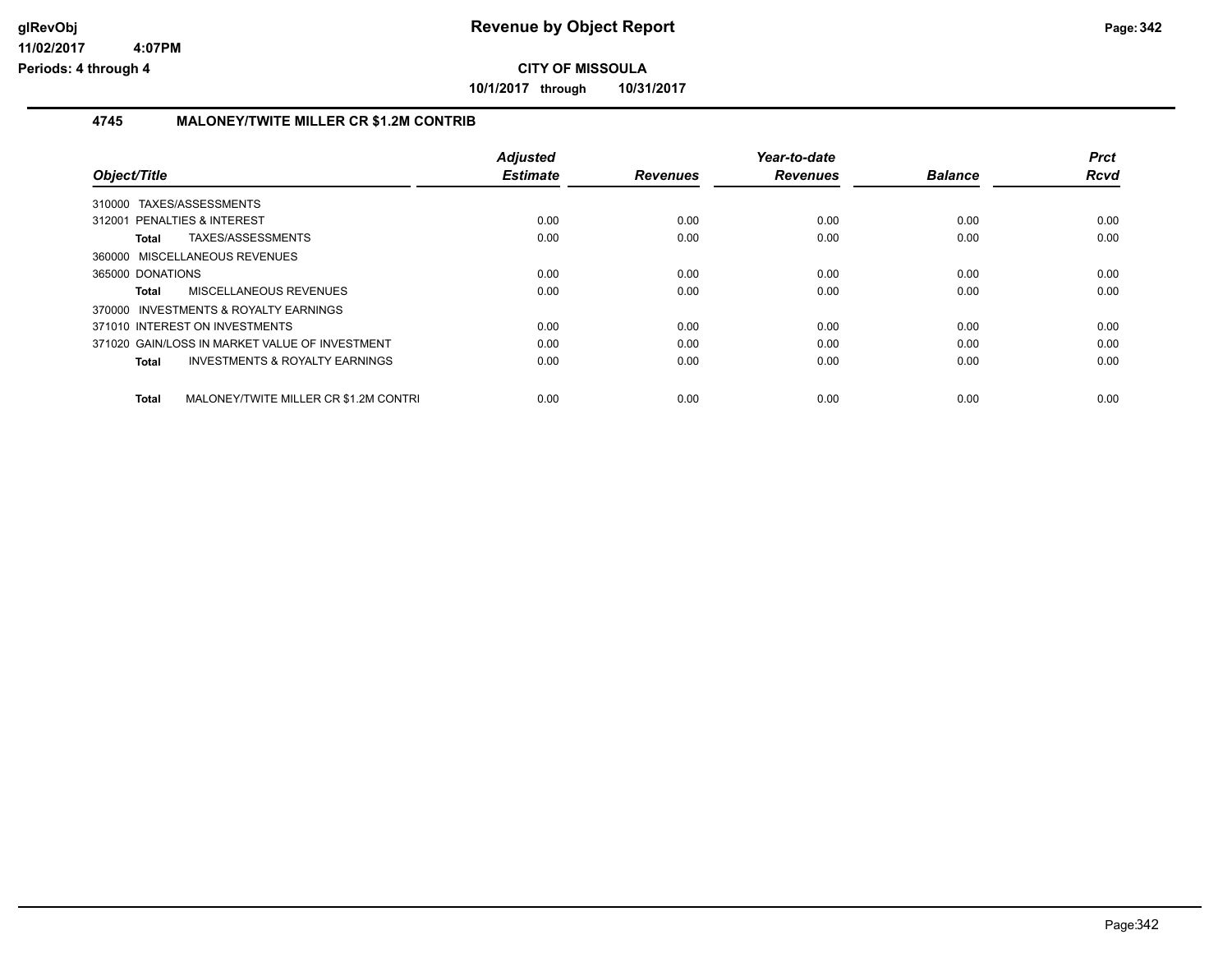# Revenue by Object Report

**CITY OF MISSOULA**

**10/1/2017 through 10/31/2017**

glRevObj
11/02/2017 4:07PM
Periods: 4 through 4

## 4745 MALONEY/TWITE MILLER CR $1.2M CONTRIB

| Object/Title | Adjusted Estimate | Revenues | Year-to-date Revenues | Balance | Prct Rcvd |
|---|---|---|---|---|---|
| 310000 TAXES/ASSESSMENTS | | | | | |
| 312001 PENALTIES & INTEREST | 0.00 | 0.00 | 0.00 | 0.00 | 0.00 |
| **Total** TAXES/ASSESSMENTS | 0.00 | 0.00 | 0.00 | 0.00 | 0.00 |
| 360000 MISCELLANEOUS REVENUES | | | | | |
| 365000 DONATIONS | 0.00 | 0.00 | 0.00 | 0.00 | 0.00 |
| **Total** MISCELLANEOUS REVENUES | 0.00 | 0.00 | 0.00 | 0.00 | 0.00 |
| 370000 INVESTMENTS & ROYALTY EARNINGS | | | | | |
| 371010 INTEREST ON INVESTMENTS | 0.00 | 0.00 | 0.00 | 0.00 | 0.00 |
| 371020 GAIN/LOSS IN MARKET VALUE OF INVESTMENT | 0.00 | 0.00 | 0.00 | 0.00 | 0.00 |
| **Total** INVESTMENTS & ROYALTY EARNINGS | 0.00 | 0.00 | 0.00 | 0.00 | 0.00 |
| **Total** MALONEY/TWITE MILLER CR $1.2M CONTRI | 0.00 | 0.00 | 0.00 | 0.00 | 0.00 |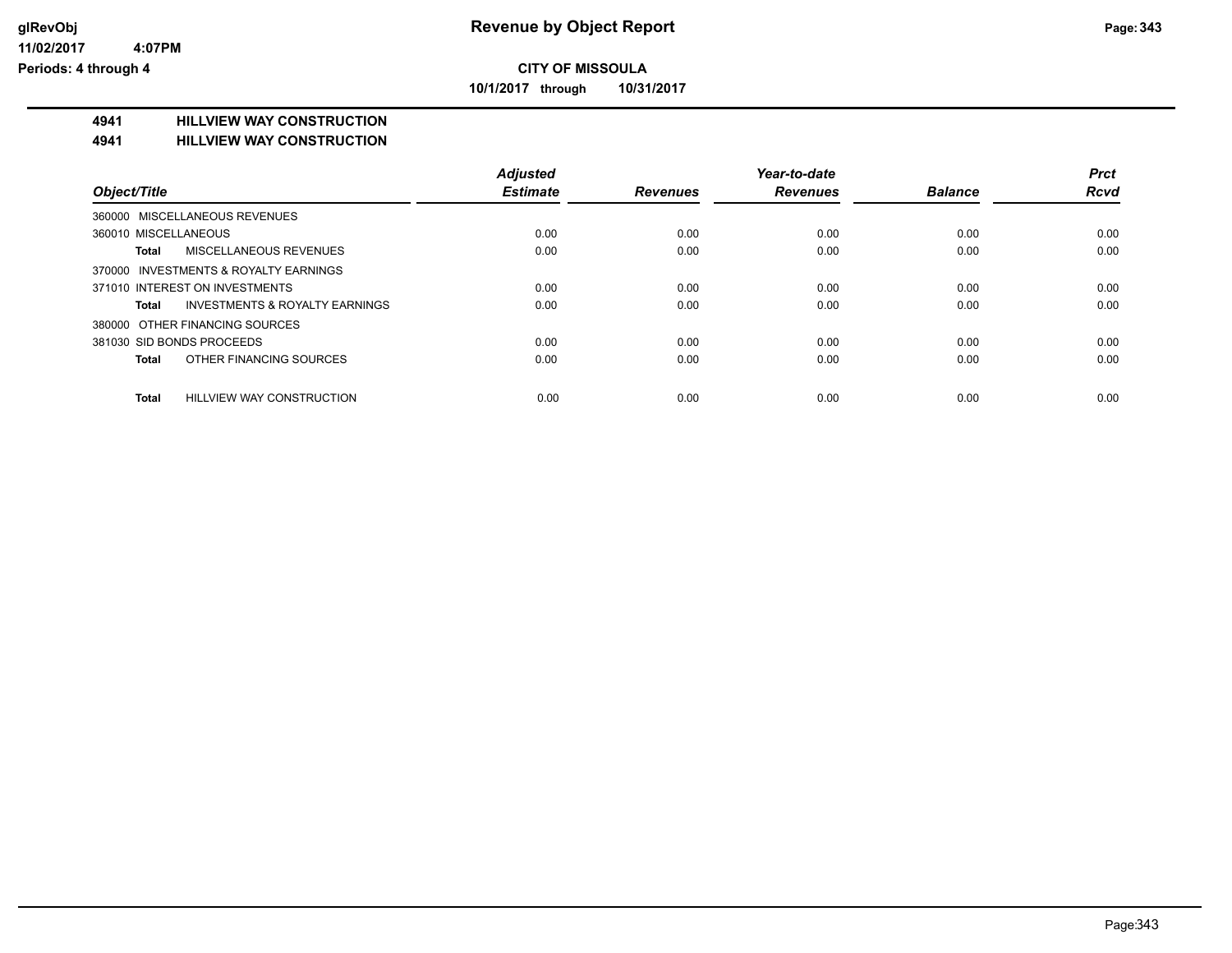**CITY OF MISSOULA**

**10/1/2017 through 10/31/2017**

## 4941 HILLVIEW WAY CONSTRUCTION

## 4941 HILLVIEW WAY CONSTRUCTION

| Object/Title | Adjusted Estimate | Revenues | Year-to-date Revenues | Balance | Prct Rcvd |
|---|---|---|---|---|---|
| 360000 MISCELLANEOUS REVENUES | | | | | |
| 360010 MISCELLANEOUS | 0.00 | 0.00 | 0.00 | 0.00 | 0.00 |
| **Total** MISCELLANEOUS REVENUES | 0.00 | 0.00 | 0.00 | 0.00 | 0.00 |
| 370000 INVESTMENTS & ROYALTY EARNINGS | | | | | |
| 371010 INTEREST ON INVESTMENTS | 0.00 | 0.00 | 0.00 | 0.00 | 0.00 |
| **Total** INVESTMENTS & ROYALTY EARNINGS | 0.00 | 0.00 | 0.00 | 0.00 | 0.00 |
| 380000 OTHER FINANCING SOURCES | | | | | |
| 381030 SID BONDS PROCEEDS | 0.00 | 0.00 | 0.00 | 0.00 | 0.00 |
| **Total** OTHER FINANCING SOURCES | 0.00 | 0.00 | 0.00 | 0.00 | 0.00 |
| **Total** HILLVIEW WAY CONSTRUCTION | 0.00 | 0.00 | 0.00 | 0.00 | 0.00 |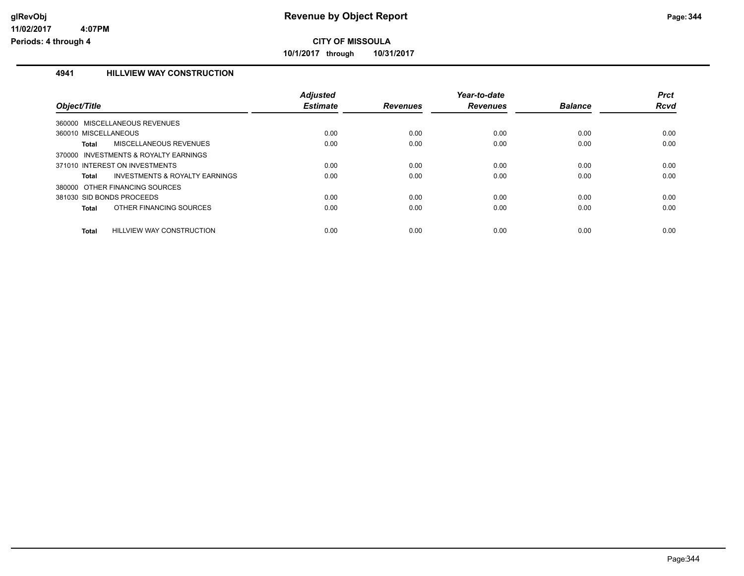# Revenue by Object Report

## CITY OF MISSOULA

**10/1/2017 through 10/31/2017**

glRevObj
11/02/2017 4:07PM
Periods: 4 through 4

### 4941 HILLVIEW WAY CONSTRUCTION

| Object/Title | Adjusted Estimate | Revenues | Year-to-date Revenues | Balance | Prct Rcvd |
|---|---|---|---|---|---|
| 360000 MISCELLANEOUS REVENUES | | | | | |
| 360010 MISCELLANEOUS | 0.00 | 0.00 | 0.00 | 0.00 | 0.00 |
| **Total** MISCELLANEOUS REVENUES | 0.00 | 0.00 | 0.00 | 0.00 | 0.00 |
| 370000 INVESTMENTS & ROYALTY EARNINGS | | | | | |
| 371010 INTEREST ON INVESTMENTS | 0.00 | 0.00 | 0.00 | 0.00 | 0.00 |
| **Total** INVESTMENTS & ROYALTY EARNINGS | 0.00 | 0.00 | 0.00 | 0.00 | 0.00 |
| 380000 OTHER FINANCING SOURCES | | | | | |
| 381030 SID BONDS PROCEEDS | 0.00 | 0.00 | 0.00 | 0.00 | 0.00 |
| **Total** OTHER FINANCING SOURCES | 0.00 | 0.00 | 0.00 | 0.00 | 0.00 |
| **Total** HILLVIEW WAY CONSTRUCTION | 0.00 | 0.00 | 0.00 | 0.00 | 0.00 |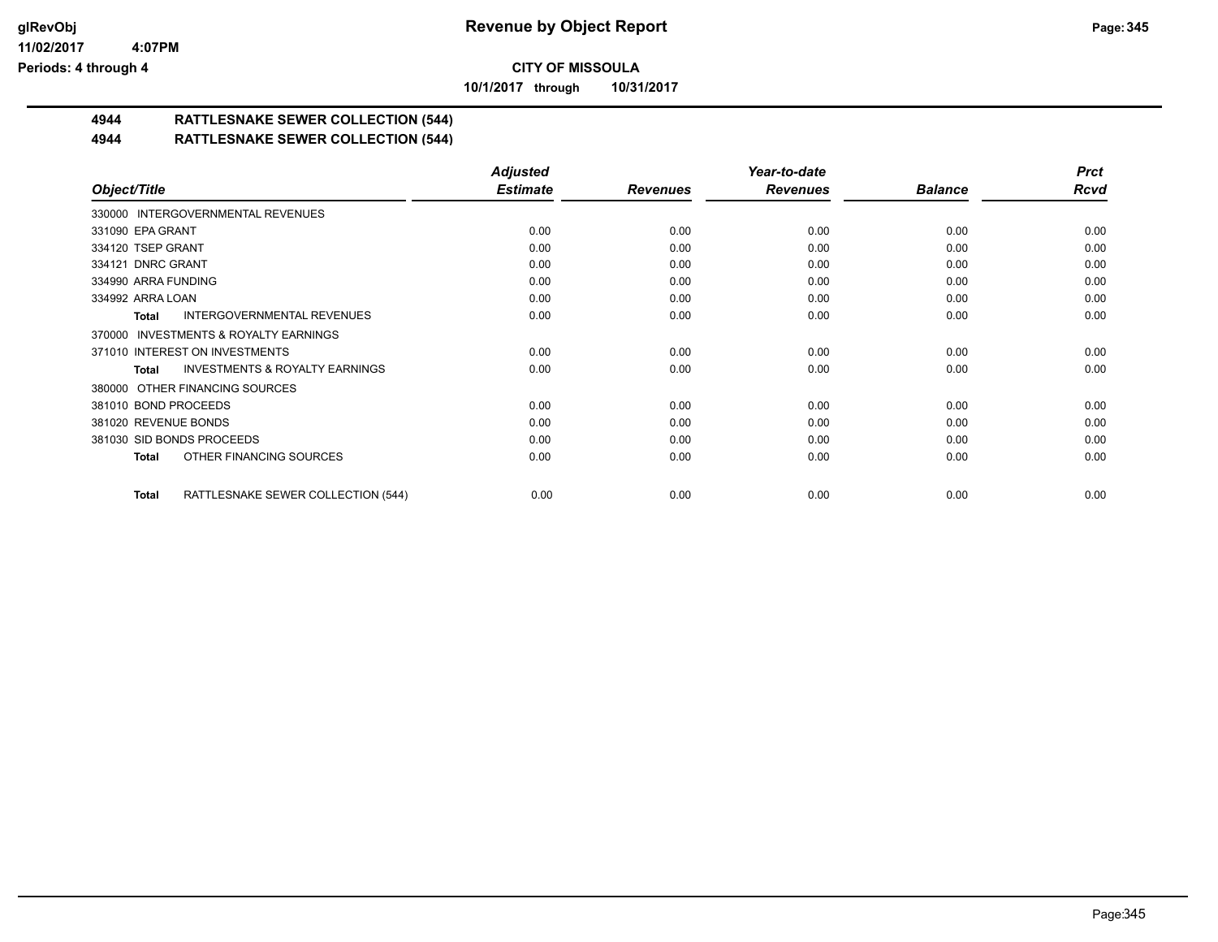# CITY OF MISSOULA

**10/1/2017 through 10/31/2017**

## 4944 RATTLESNAKE SEWER COLLECTION (544)

## 4944 RATTLESNAKE SEWER COLLECTION (544)

| Object/Title | Adjusted Estimate | Revenues | Year-to-date Revenues | Balance | Prct Rcvd |
|---|---|---|---|---|---|
| 330000 INTERGOVERNMENTAL REVENUES | | | | | |
| 331090 EPA GRANT | 0.00 | 0.00 | 0.00 | 0.00 | 0.00 |
| 334120 TSEP GRANT | 0.00 | 0.00 | 0.00 | 0.00 | 0.00 |
| 334121 DNRC GRANT | 0.00 | 0.00 | 0.00 | 0.00 | 0.00 |
| 334990 ARRA FUNDING | 0.00 | 0.00 | 0.00 | 0.00 | 0.00 |
| 334992 ARRA LOAN | 0.00 | 0.00 | 0.00 | 0.00 | 0.00 |
| **Total** INTERGOVERNMENTAL REVENUES | 0.00 | 0.00 | 0.00 | 0.00 | 0.00 |
| 370000 INVESTMENTS & ROYALTY EARNINGS | | | | | |
| 371010 INTEREST ON INVESTMENTS | 0.00 | 0.00 | 0.00 | 0.00 | 0.00 |
| **Total** INVESTMENTS & ROYALTY EARNINGS | 0.00 | 0.00 | 0.00 | 0.00 | 0.00 |
| 380000 OTHER FINANCING SOURCES | | | | | |
| 381010 BOND PROCEEDS | 0.00 | 0.00 | 0.00 | 0.00 | 0.00 |
| 381020 REVENUE BONDS | 0.00 | 0.00 | 0.00 | 0.00 | 0.00 |
| 381030 SID BONDS PROCEEDS | 0.00 | 0.00 | 0.00 | 0.00 | 0.00 |
| **Total** OTHER FINANCING SOURCES | 0.00 | 0.00 | 0.00 | 0.00 | 0.00 |
| **Total** RATTLESNAKE SEWER COLLECTION (544) | 0.00 | 0.00 | 0.00 | 0.00 | 0.00 |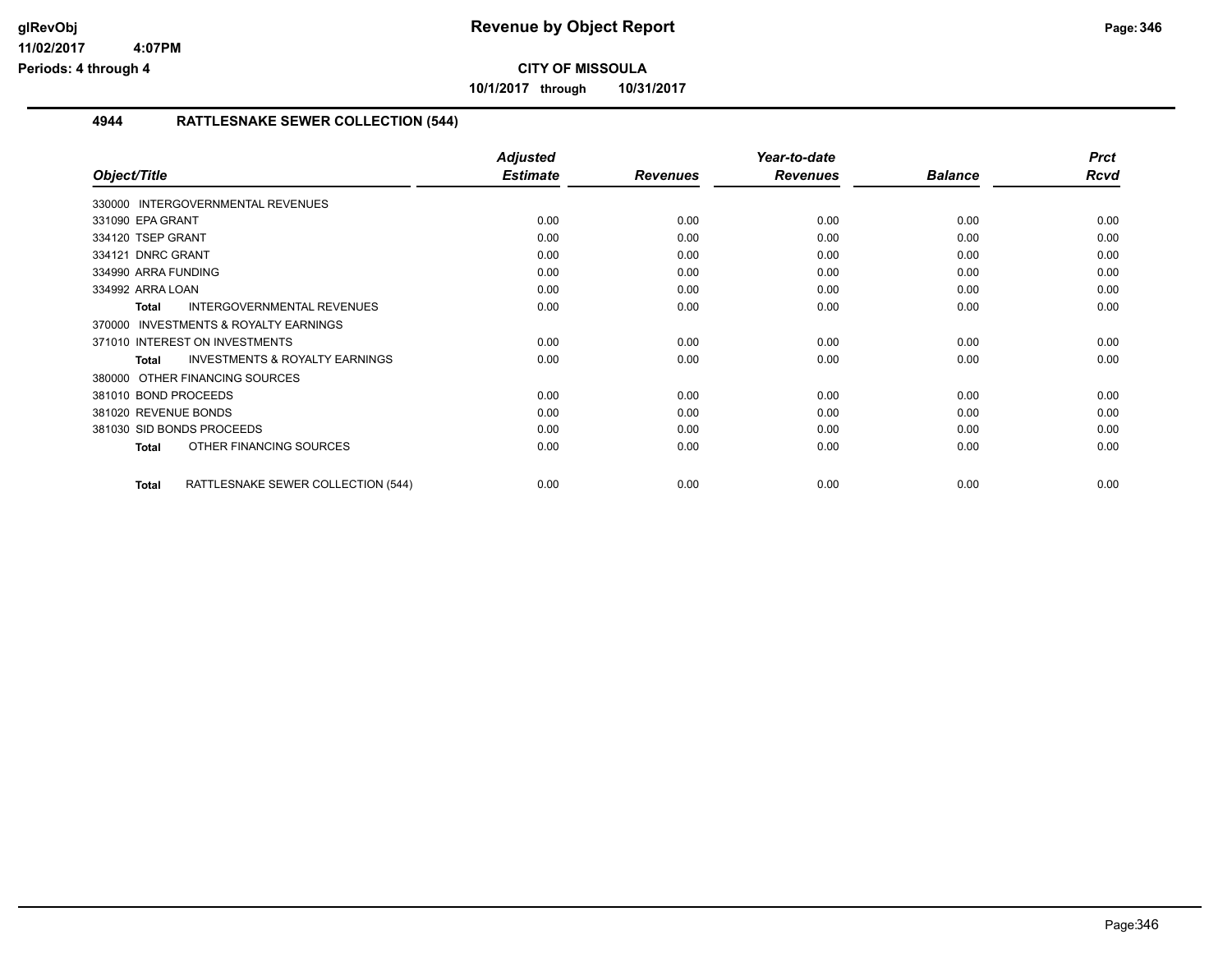**CITY OF MISSOULA**

**10/1/2017 through 10/31/2017**

## 4944 RATTLESNAKE SEWER COLLECTION (544)

| Object/Title | Adjusted Estimate | Revenues | Year-to-date Revenues | Balance | Prct Rcvd |
|---|---|---|---|---|---|
| 330000 INTERGOVERNMENTAL REVENUES | | | | | |
| 331090 EPA GRANT | 0.00 | 0.00 | 0.00 | 0.00 | 0.00 |
| 334120 TSEP GRANT | 0.00 | 0.00 | 0.00 | 0.00 | 0.00 |
| 334121 DNRC GRANT | 0.00 | 0.00 | 0.00 | 0.00 | 0.00 |
| 334990 ARRA FUNDING | 0.00 | 0.00 | 0.00 | 0.00 | 0.00 |
| 334992 ARRA LOAN | 0.00 | 0.00 | 0.00 | 0.00 | 0.00 |
| **Total** INTERGOVERNMENTAL REVENUES | 0.00 | 0.00 | 0.00 | 0.00 | 0.00 |
| 370000 INVESTMENTS & ROYALTY EARNINGS | | | | | |
| 371010 INTEREST ON INVESTMENTS | 0.00 | 0.00 | 0.00 | 0.00 | 0.00 |
| **Total** INVESTMENTS & ROYALTY EARNINGS | 0.00 | 0.00 | 0.00 | 0.00 | 0.00 |
| 380000 OTHER FINANCING SOURCES | | | | | |
| 381010 BOND PROCEEDS | 0.00 | 0.00 | 0.00 | 0.00 | 0.00 |
| 381020 REVENUE BONDS | 0.00 | 0.00 | 0.00 | 0.00 | 0.00 |
| 381030 SID BONDS PROCEEDS | 0.00 | 0.00 | 0.00 | 0.00 | 0.00 |
| **Total** OTHER FINANCING SOURCES | 0.00 | 0.00 | 0.00 | 0.00 | 0.00 |
| **Total** RATTLESNAKE SEWER COLLECTION (544) | 0.00 | 0.00 | 0.00 | 0.00 | 0.00 |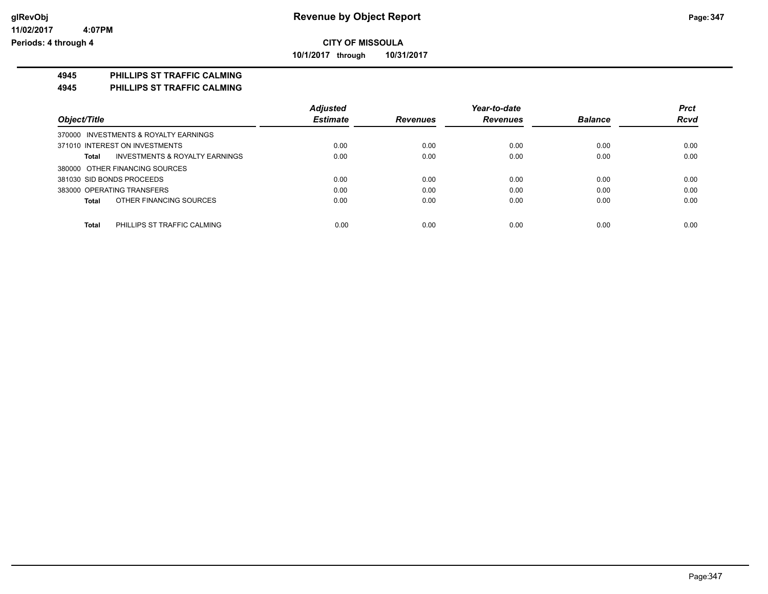**CITY OF MISSOULA**

**10/1/2017 through 10/31/2017**

## 4945 PHILLIPS ST TRAFFIC CALMING

## 4945 PHILLIPS ST TRAFFIC CALMING

| Object/Title | Adjusted Estimate | Revenues | Year-to-date Revenues | Balance | Prct Rcvd |
|---|---|---|---|---|---|
| 370000 INVESTMENTS & ROYALTY EARNINGS | | | | | |
| 371010 INTEREST ON INVESTMENTS | 0.00 | 0.00 | 0.00 | 0.00 | 0.00 |
| **Total** INVESTMENTS & ROYALTY EARNINGS | 0.00 | 0.00 | 0.00 | 0.00 | 0.00 |
| 380000 OTHER FINANCING SOURCES | | | | | |
| 381030 SID BONDS PROCEEDS | 0.00 | 0.00 | 0.00 | 0.00 | 0.00 |
| 383000 OPERATING TRANSFERS | 0.00 | 0.00 | 0.00 | 0.00 | 0.00 |
| **Total** OTHER FINANCING SOURCES | 0.00 | 0.00 | 0.00 | 0.00 | 0.00 |
| **Total** PHILLIPS ST TRAFFIC CALMING | 0.00 | 0.00 | 0.00 | 0.00 | 0.00 |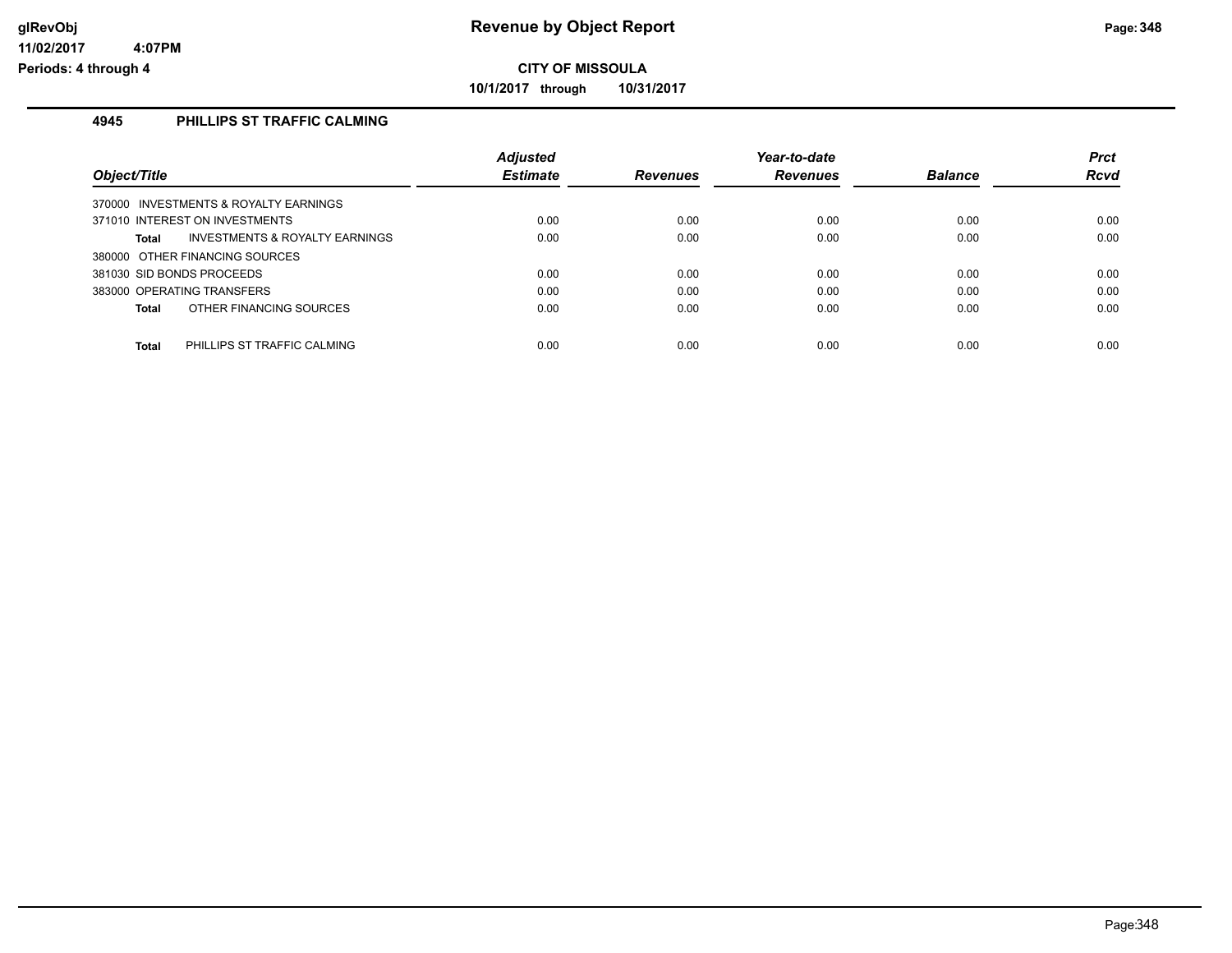## Revenue by Object Report

**CITY OF MISSOULA**

**10/1/2017 through 10/31/2017**

glRevObj
11/02/2017 4:07PM
Periods: 4 through 4

### 4945 PHILLIPS ST TRAFFIC CALMING

| Object/Title | Adjusted Estimate | Revenues | Year-to-date Revenues | Balance | Prct Rcvd |
|---|---|---|---|---|---|
| 370000 INVESTMENTS & ROYALTY EARNINGS | | | | | |
| 371010 INTEREST ON INVESTMENTS | 0.00 | 0.00 | 0.00 | 0.00 | 0.00 |
| **Total** INVESTMENTS & ROYALTY EARNINGS | 0.00 | 0.00 | 0.00 | 0.00 | 0.00 |
| 380000 OTHER FINANCING SOURCES | | | | | |
| 381030 SID BONDS PROCEEDS | 0.00 | 0.00 | 0.00 | 0.00 | 0.00 |
| 383000 OPERATING TRANSFERS | 0.00 | 0.00 | 0.00 | 0.00 | 0.00 |
| **Total** OTHER FINANCING SOURCES | 0.00 | 0.00 | 0.00 | 0.00 | 0.00 |
| **Total** PHILLIPS ST TRAFFIC CALMING | 0.00 | 0.00 | 0.00 | 0.00 | 0.00 |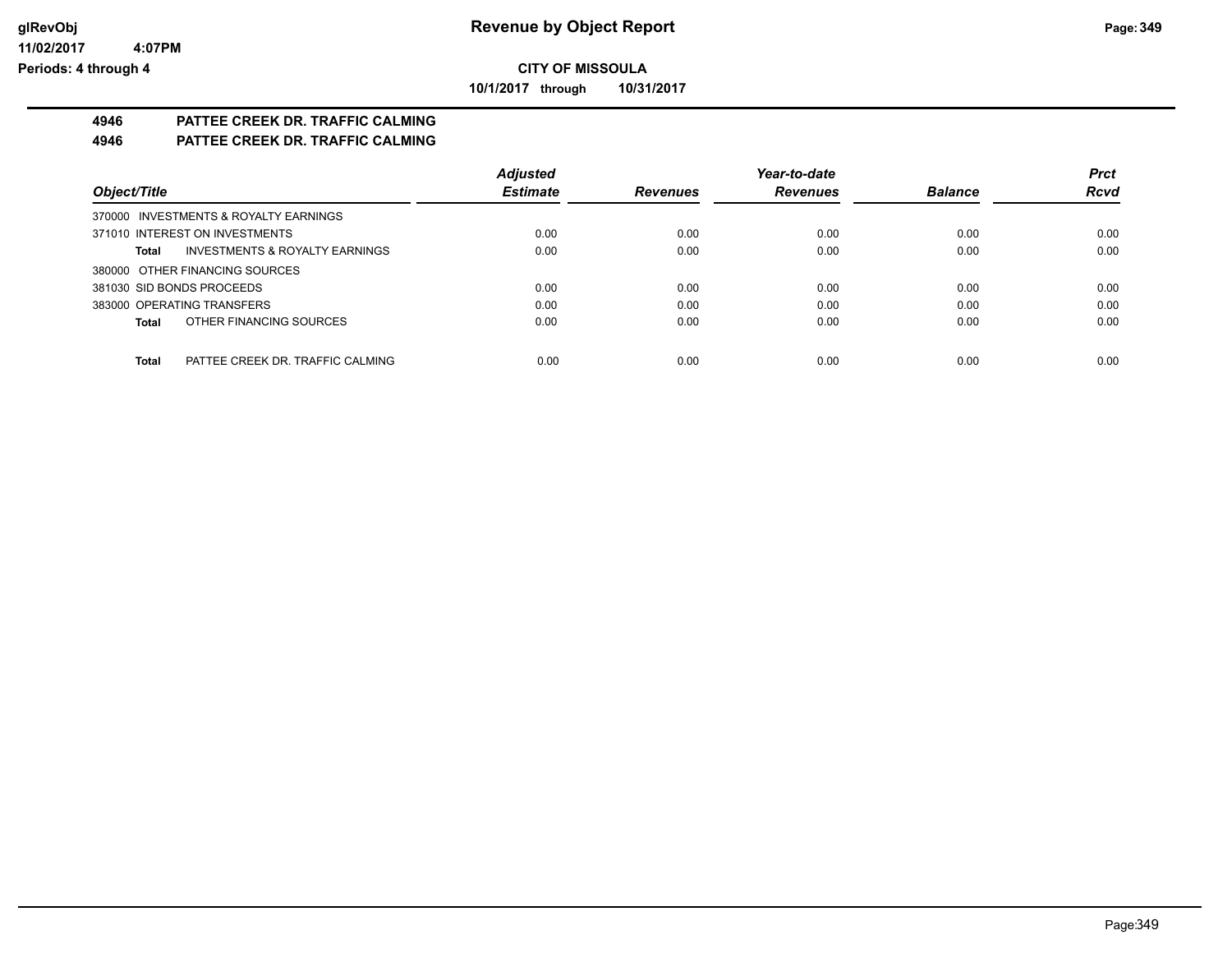**Revenue by Object Report**

**CITY OF MISSOULA**

**10/1/2017 through 10/31/2017**

glRevObj
11/02/2017 4:07PM
Periods: 4 through 4

## 4946 PATTEE CREEK DR. TRAFFIC CALMING
## 4946 PATTEE CREEK DR. TRAFFIC CALMING

| Object/Title | Adjusted Estimate | Revenues | Year-to-date Revenues | Balance | Prct Rcvd |
|---|---|---|---|---|---|
| 370000 INVESTMENTS & ROYALTY EARNINGS | | | | | |
| 371010 INTEREST ON INVESTMENTS | 0.00 | 0.00 | 0.00 | 0.00 | 0.00 |
| **Total** INVESTMENTS & ROYALTY EARNINGS | 0.00 | 0.00 | 0.00 | 0.00 | 0.00 |
| 380000 OTHER FINANCING SOURCES | | | | | |
| 381030 SID BONDS PROCEEDS | 0.00 | 0.00 | 0.00 | 0.00 | 0.00 |
| 383000 OPERATING TRANSFERS | 0.00 | 0.00 | 0.00 | 0.00 | 0.00 |
| **Total** OTHER FINANCING SOURCES | 0.00 | 0.00 | 0.00 | 0.00 | 0.00 |
| **Total** PATTEE CREEK DR. TRAFFIC CALMING | 0.00 | 0.00 | 0.00 | 0.00 | 0.00 |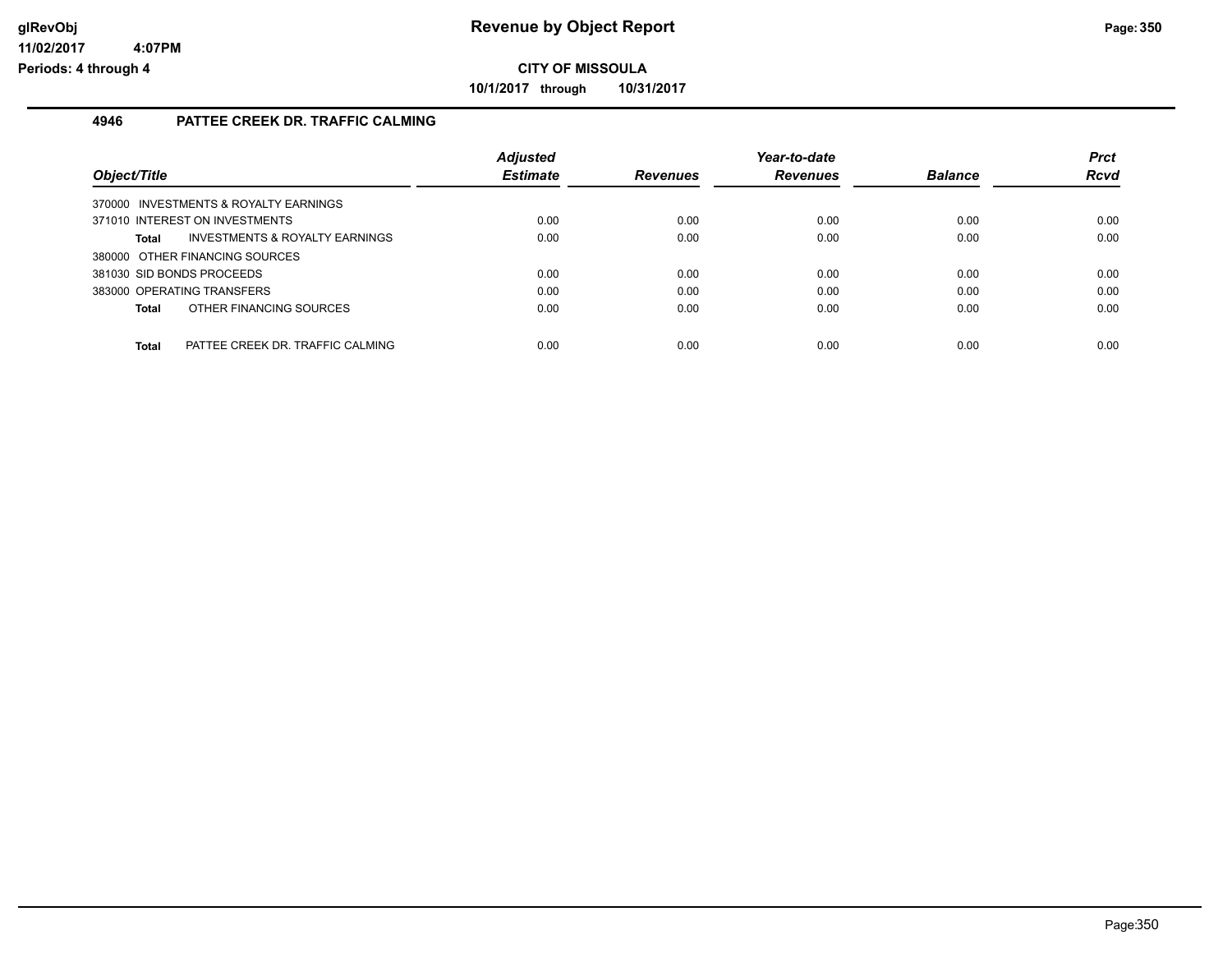# Revenue by Object Report

**CITY OF MISSOULA**

**10/1/2017 through 10/31/2017**

glRevObj
11/02/2017 4:07PM
Periods: 4 through 4

## 4946 PATTEE CREEK DR. TRAFFIC CALMING

| Object/Title | Adjusted Estimate | Revenues | Year-to-date Revenues | Balance | Prct Rcvd |
|---|---|---|---|---|---|
| 370000 INVESTMENTS & ROYALTY EARNINGS | | | | | |
| 371010 INTEREST ON INVESTMENTS | 0.00 | 0.00 | 0.00 | 0.00 | 0.00 |
| **Total** INVESTMENTS & ROYALTY EARNINGS | 0.00 | 0.00 | 0.00 | 0.00 | 0.00 |
| 380000 OTHER FINANCING SOURCES | | | | | |
| 381030 SID BONDS PROCEEDS | 0.00 | 0.00 | 0.00 | 0.00 | 0.00 |
| 383000 OPERATING TRANSFERS | 0.00 | 0.00 | 0.00 | 0.00 | 0.00 |
| **Total** OTHER FINANCING SOURCES | 0.00 | 0.00 | 0.00 | 0.00 | 0.00 |
| **Total** PATTEE CREEK DR. TRAFFIC CALMING | 0.00 | 0.00 | 0.00 | 0.00 | 0.00 |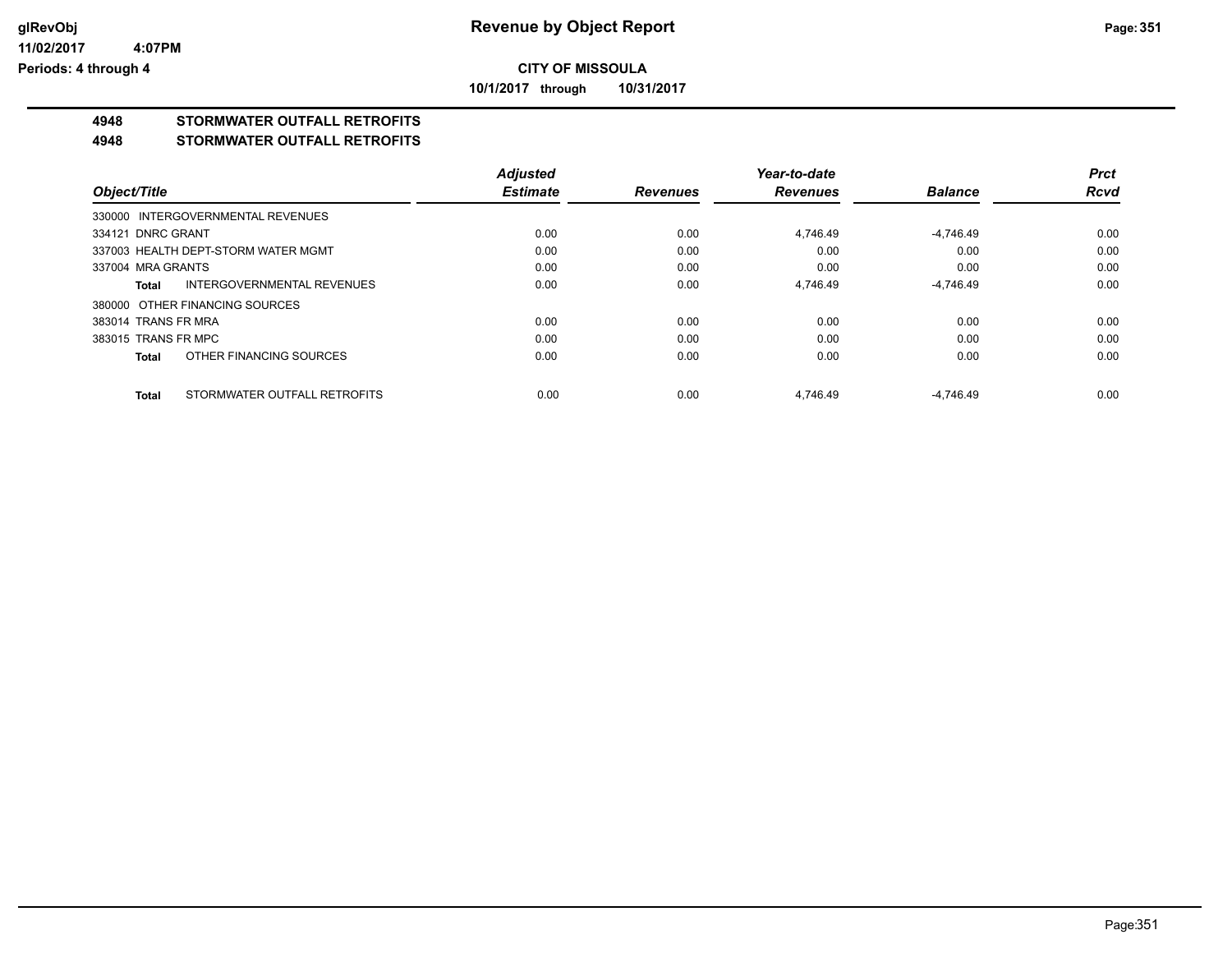**glRevObj** **Revenue by Object Report**

**11/02/2017 4:07PM**

**Periods: 4 through 4**

**CITY OF MISSOULA**

**10/1/2017 through 10/31/2017**

## 4948 STORMWATER OUTFALL RETROFITS

## 4948 STORMWATER OUTFALL RETROFITS

| Object/Title | Adjusted Estimate | Revenues | Year-to-date Revenues | Balance | Prct Rcvd |
|---|---|---|---|---|---|
| 330000 INTERGOVERNMENTAL REVENUES | | | | | |
| 334121 DNRC GRANT | 0.00 | 0.00 | 4,746.49 | -4,746.49 | 0.00 |
| 337003 HEALTH DEPT-STORM WATER MGMT | 0.00 | 0.00 | 0.00 | 0.00 | 0.00 |
| 337004 MRA GRANTS | 0.00 | 0.00 | 0.00 | 0.00 | 0.00 |
| **Total** INTERGOVERNMENTAL REVENUES | 0.00 | 0.00 | 4,746.49 | -4,746.49 | 0.00 |
| 380000 OTHER FINANCING SOURCES | | | | | |
| 383014 TRANS FR MRA | 0.00 | 0.00 | 0.00 | 0.00 | 0.00 |
| 383015 TRANS FR MPC | 0.00 | 0.00 | 0.00 | 0.00 | 0.00 |
| **Total** OTHER FINANCING SOURCES | 0.00 | 0.00 | 0.00 | 0.00 | 0.00 |
| **Total** STORMWATER OUTFALL RETROFITS | 0.00 | 0.00 | 4,746.49 | -4,746.49 | 0.00 |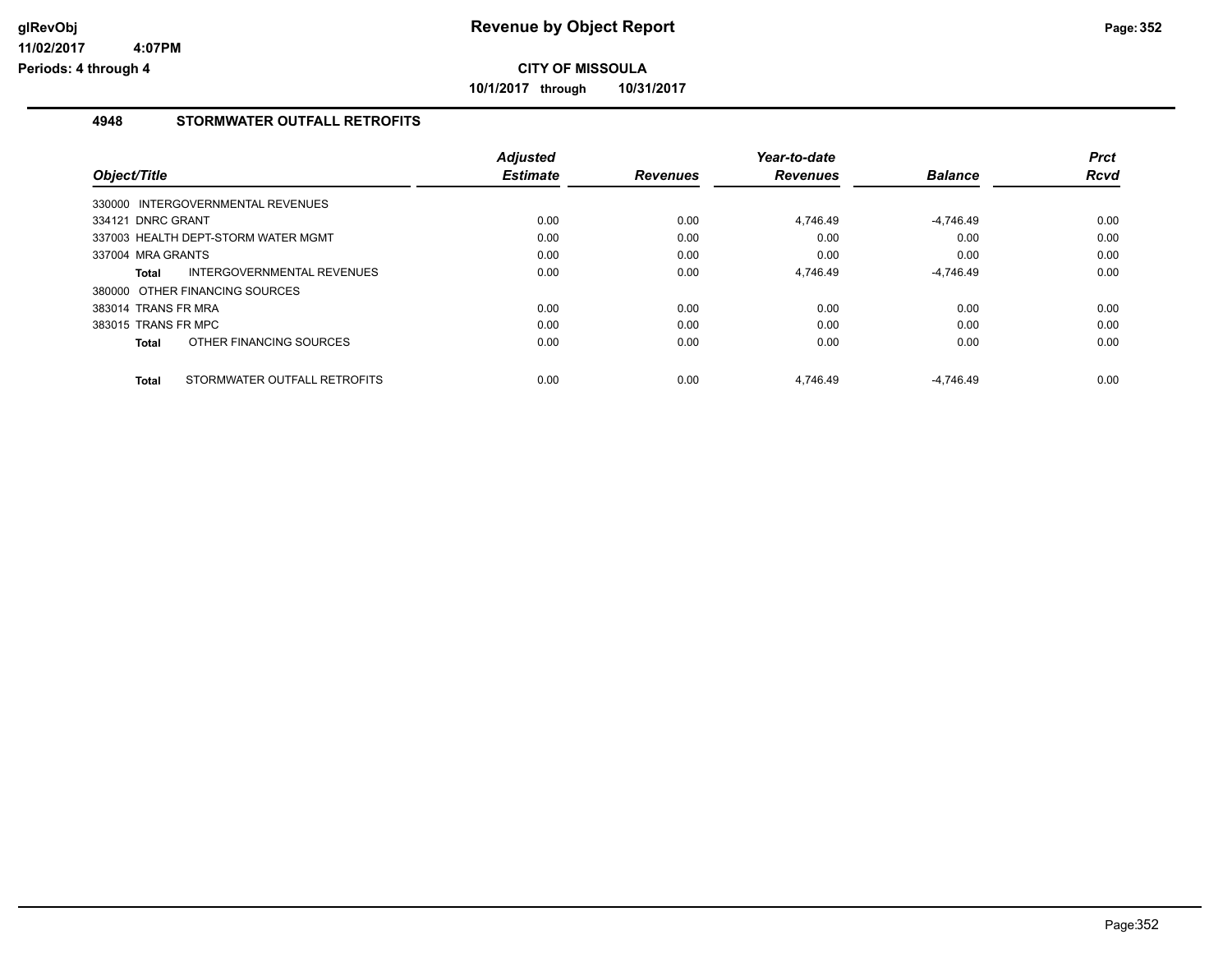# Revenue by Object Report

glRevObj
11/02/2017 4:07PM
Periods: 4 through 4

**CITY OF MISSOULA**

**10/1/2017 through 10/31/2017**

## 4948 STORMWATER OUTFALL RETROFITS

| Object/Title | Adjusted Estimate | Revenues | Year-to-date Revenues | Balance | Prct Rcvd |
|---|---|---|---|---|---|
| 330000 INTERGOVERNMENTAL REVENUES | | | | | |
| 334121 DNRC GRANT | 0.00 | 0.00 | 4,746.49 | -4,746.49 | 0.00 |
| 337003 HEALTH DEPT-STORM WATER MGMT | 0.00 | 0.00 | 0.00 | 0.00 | 0.00 |
| 337004 MRA GRANTS | 0.00 | 0.00 | 0.00 | 0.00 | 0.00 |
| **Total** INTERGOVERNMENTAL REVENUES | 0.00 | 0.00 | 4,746.49 | -4,746.49 | 0.00 |
| 380000 OTHER FINANCING SOURCES | | | | | |
| 383014 TRANS FR MRA | 0.00 | 0.00 | 0.00 | 0.00 | 0.00 |
| 383015 TRANS FR MPC | 0.00 | 0.00 | 0.00 | 0.00 | 0.00 |
| **Total** OTHER FINANCING SOURCES | 0.00 | 0.00 | 0.00 | 0.00 | 0.00 |
| **Total** STORMWATER OUTFALL RETROFITS | 0.00 | 0.00 | 4,746.49 | -4,746.49 | 0.00 |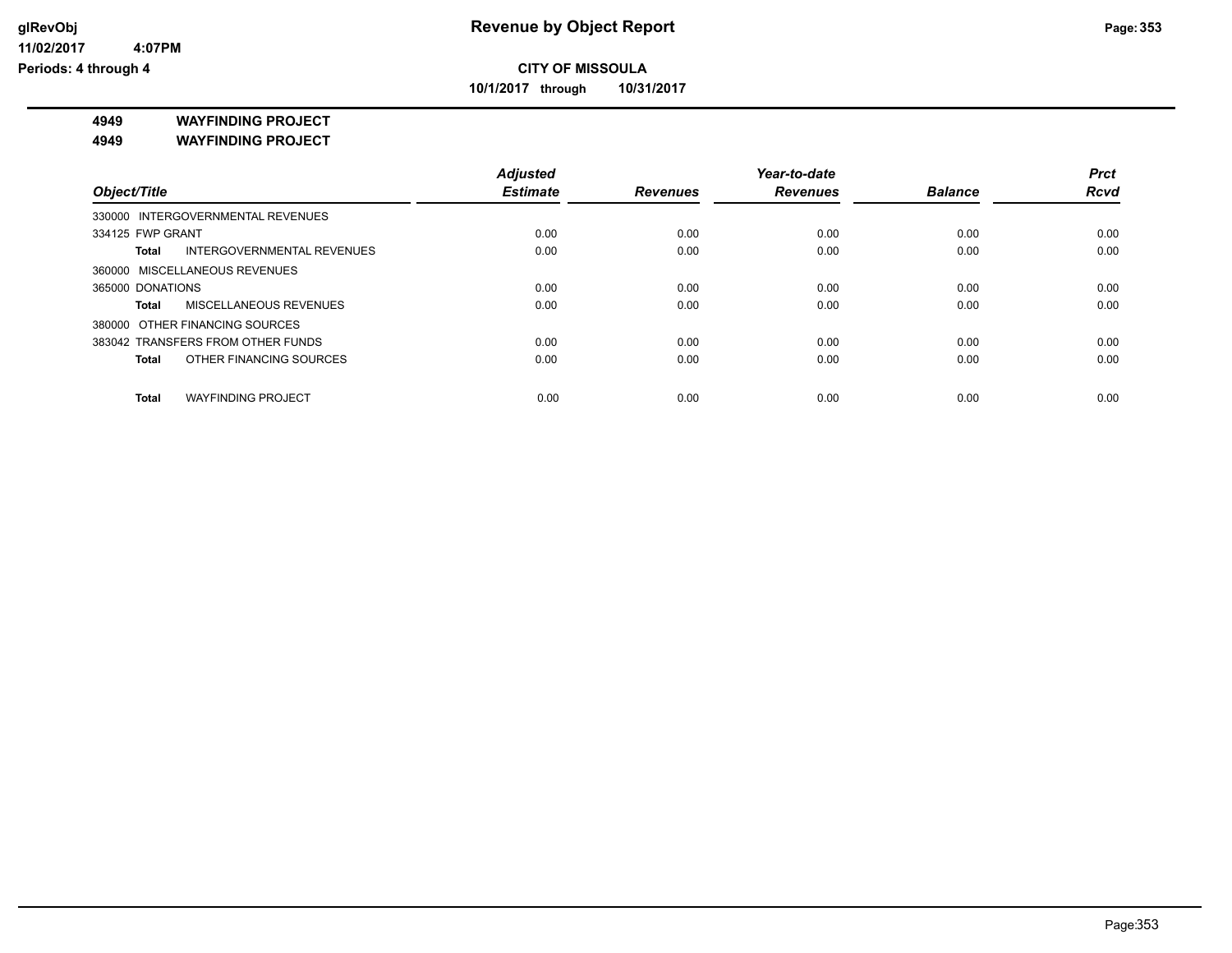# Revenue by Object Report

glRevObj
11/02/2017 4:07PM
Periods: 4 through 4

**CITY OF MISSOULA**

**10/1/2017 through 10/31/2017**

**4949 WAYFINDING PROJECT**

**4949 WAYFINDING PROJECT**

| Object/Title | Adjusted Estimate | Revenues | Year-to-date Revenues | Balance | Prct Rcvd |
|---|---|---|---|---|---|
| 330000 INTERGOVERNMENTAL REVENUES | | | | | |
| 334125 FWP GRANT | 0.00 | 0.00 | 0.00 | 0.00 | 0.00 |
| **Total** INTERGOVERNMENTAL REVENUES | 0.00 | 0.00 | 0.00 | 0.00 | 0.00 |
| 360000 MISCELLANEOUS REVENUES | | | | | |
| 365000 DONATIONS | 0.00 | 0.00 | 0.00 | 0.00 | 0.00 |
| **Total** MISCELLANEOUS REVENUES | 0.00 | 0.00 | 0.00 | 0.00 | 0.00 |
| 380000 OTHER FINANCING SOURCES | | | | | |
| 383042 TRANSFERS FROM OTHER FUNDS | 0.00 | 0.00 | 0.00 | 0.00 | 0.00 |
| **Total** OTHER FINANCING SOURCES | 0.00 | 0.00 | 0.00 | 0.00 | 0.00 |
| **Total** WAYFINDING PROJECT | 0.00 | 0.00 | 0.00 | 0.00 | 0.00 |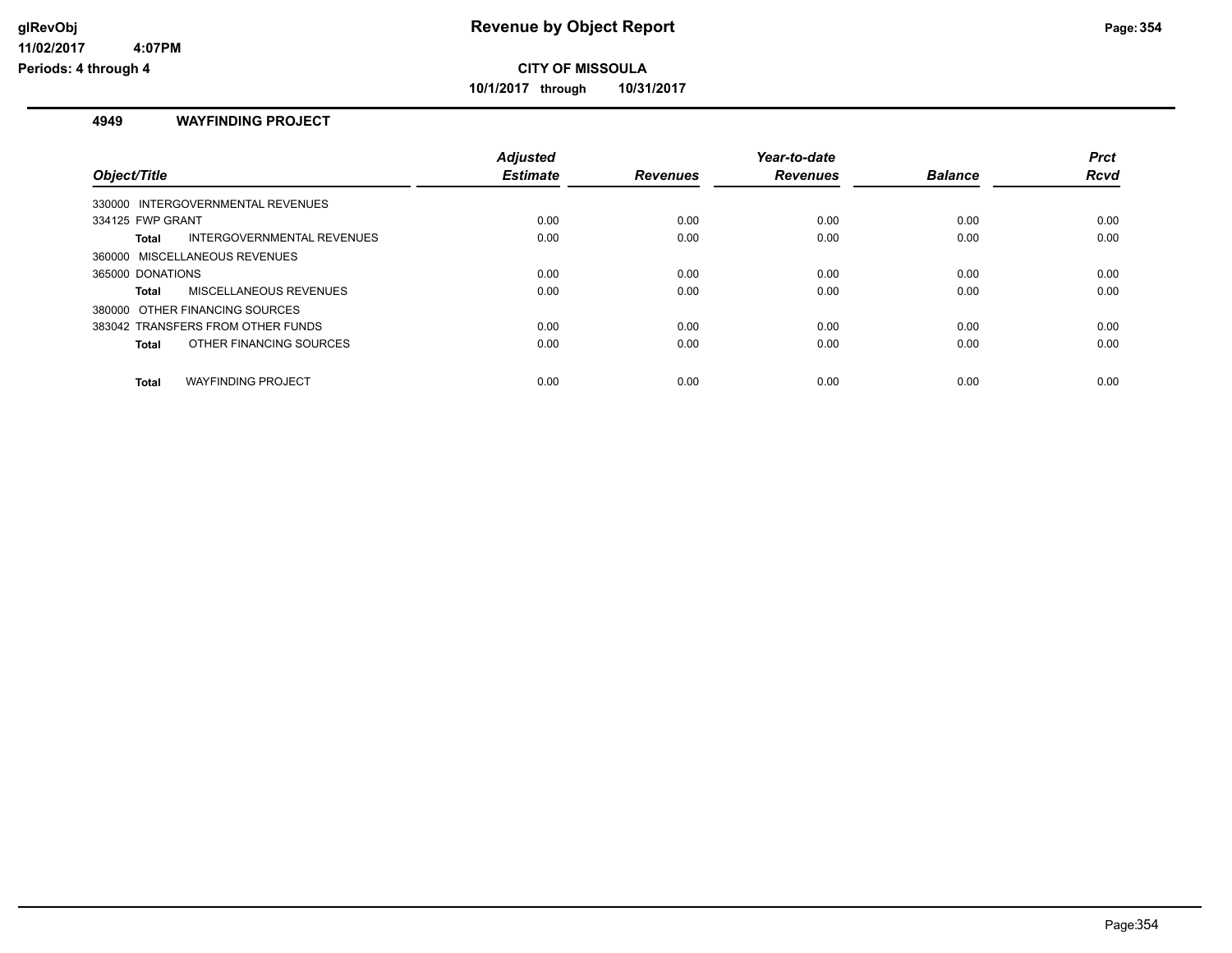# Revenue by Object Report

glRevObj
11/02/2017 4:07PM
Periods: 4 through 4

**CITY OF MISSOULA**

**10/1/2017 through 10/31/2017**

## 4949 WAYFINDING PROJECT

| Object/Title | Adjusted Estimate | Revenues | Year-to-date Revenues | Balance | Prct Rcvd |
|---|---|---|---|---|---|
| 330000 INTERGOVERNMENTAL REVENUES | | | | | |
| 334125 FWP GRANT | 0.00 | 0.00 | 0.00 | 0.00 | 0.00 |
| **Total** INTERGOVERNMENTAL REVENUES | 0.00 | 0.00 | 0.00 | 0.00 | 0.00 |
| 360000 MISCELLANEOUS REVENUES | | | | | |
| 365000 DONATIONS | 0.00 | 0.00 | 0.00 | 0.00 | 0.00 |
| **Total** MISCELLANEOUS REVENUES | 0.00 | 0.00 | 0.00 | 0.00 | 0.00 |
| 380000 OTHER FINANCING SOURCES | | | | | |
| 383042 TRANSFERS FROM OTHER FUNDS | 0.00 | 0.00 | 0.00 | 0.00 | 0.00 |
| **Total** OTHER FINANCING SOURCES | 0.00 | 0.00 | 0.00 | 0.00 | 0.00 |
| **Total** WAYFINDING PROJECT | 0.00 | 0.00 | 0.00 | 0.00 | 0.00 |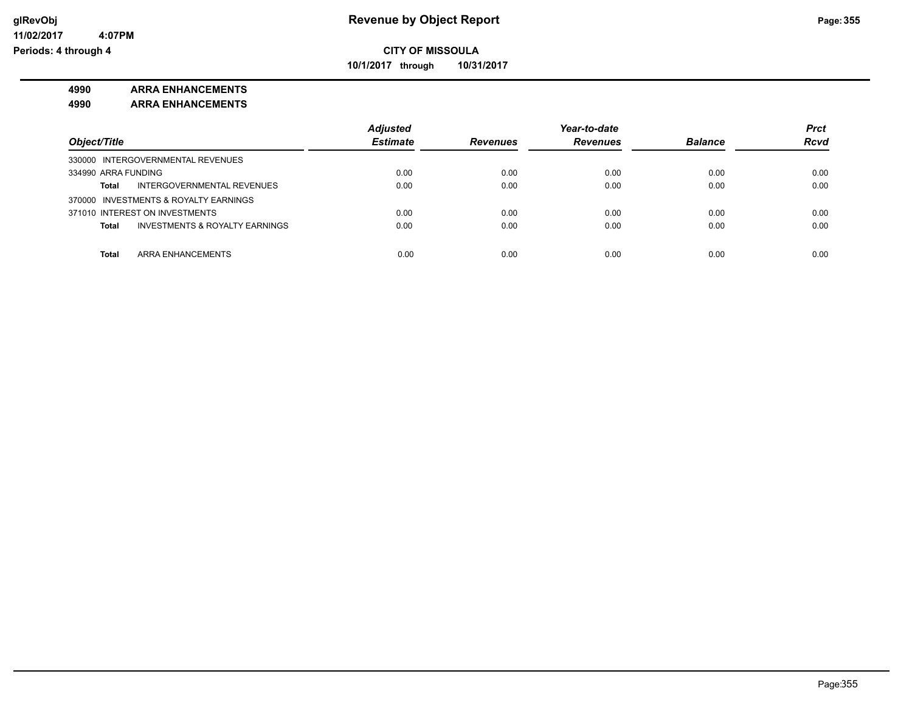**Revenue by Object Report**

**CITY OF MISSOULA**

**10/1/2017 through 10/31/2017**

glRevObj
11/02/2017 4:07PM
Periods: 4 through 4

**4990 ARRA ENHANCEMENTS**

**4990 ARRA ENHANCEMENTS**

| Object/Title | Adjusted Estimate | Revenues | Year-to-date Revenues | Balance | Prct Rcvd |
|---|---|---|---|---|---|
| 330000 INTERGOVERNMENTAL REVENUES | | | | | |
| 334990 ARRA FUNDING | 0.00 | 0.00 | 0.00 | 0.00 | 0.00 |
| **Total** INTERGOVERNMENTAL REVENUES | 0.00 | 0.00 | 0.00 | 0.00 | 0.00 |
| 370000 INVESTMENTS & ROYALTY EARNINGS | | | | | |
| 371010 INTEREST ON INVESTMENTS | 0.00 | 0.00 | 0.00 | 0.00 | 0.00 |
| **Total** INVESTMENTS & ROYALTY EARNINGS | 0.00 | 0.00 | 0.00 | 0.00 | 0.00 |
| **Total** ARRA ENHANCEMENTS | 0.00 | 0.00 | 0.00 | 0.00 | 0.00 |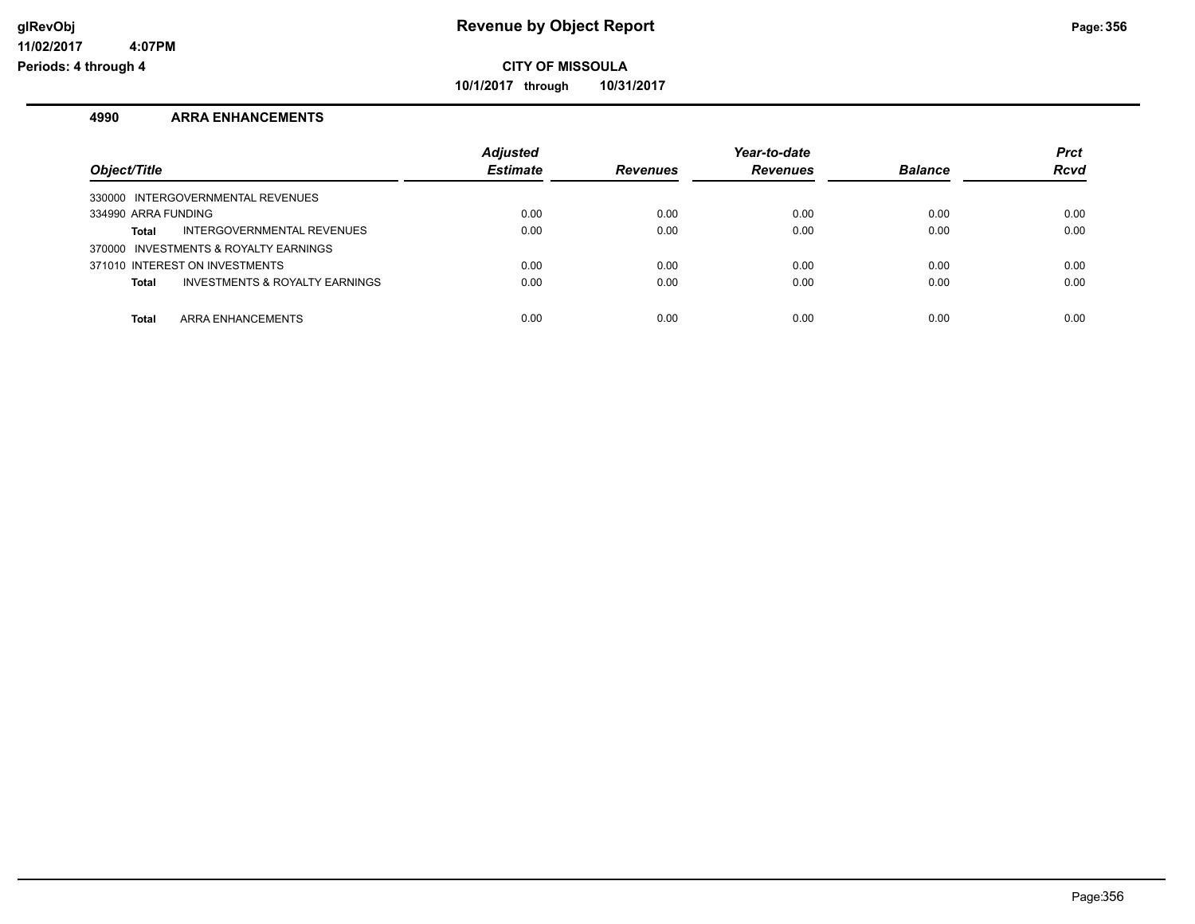**CITY OF MISSOULA**

**10/1/2017 through 10/31/2017**

## 4990 ARRA ENHANCEMENTS

| Object/Title | Adjusted Estimate | Revenues | Year-to-date Revenues | Balance | Prct Rcvd |
|---|---|---|---|---|---|
| 330000 INTERGOVERNMENTAL REVENUES | | | | | |
| 334990 ARRA FUNDING | 0.00 | 0.00 | 0.00 | 0.00 | 0.00 |
| **Total** INTERGOVERNMENTAL REVENUES | 0.00 | 0.00 | 0.00 | 0.00 | 0.00 |
| 370000 INVESTMENTS & ROYALTY EARNINGS | | | | | |
| 371010 INTEREST ON INVESTMENTS | 0.00 | 0.00 | 0.00 | 0.00 | 0.00 |
| **Total** INVESTMENTS & ROYALTY EARNINGS | 0.00 | 0.00 | 0.00 | 0.00 | 0.00 |
| **Total** ARRA ENHANCEMENTS | 0.00 | 0.00 | 0.00 | 0.00 | 0.00 |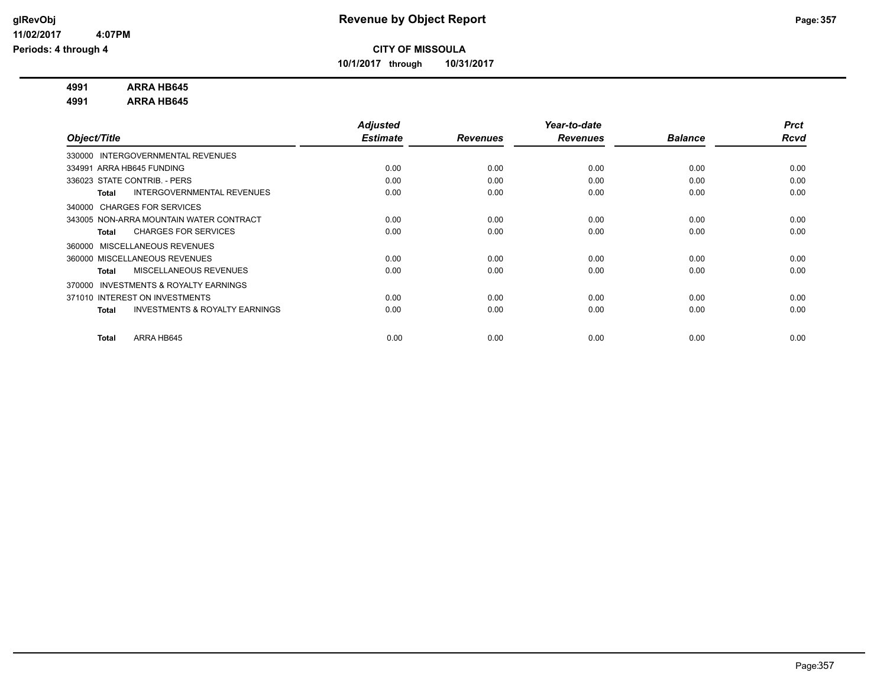# Revenue by Object Report

**CITY OF MISSOULA**

**10/1/2017 through 10/31/2017**

glRevObj
11/02/2017 4:07PM
Periods: 4 through 4

**4991 ARRA HB645**
**4991 ARRA HB645**

| Object/Title | Adjusted Estimate | Revenues | Year-to-date Revenues | Balance | Prct Rcvd |
|---|---|---|---|---|---|
| 330000 INTERGOVERNMENTAL REVENUES | | | | | |
| 334991 ARRA HB645 FUNDING | 0.00 | 0.00 | 0.00 | 0.00 | 0.00 |
| 336023 STATE CONTRIB. - PERS | 0.00 | 0.00 | 0.00 | 0.00 | 0.00 |
| **Total** INTERGOVERNMENTAL REVENUES | 0.00 | 0.00 | 0.00 | 0.00 | 0.00 |
| 340000 CHARGES FOR SERVICES | | | | | |
| 343005 NON-ARRA MOUNTAIN WATER CONTRACT | 0.00 | 0.00 | 0.00 | 0.00 | 0.00 |
| **Total** CHARGES FOR SERVICES | 0.00 | 0.00 | 0.00 | 0.00 | 0.00 |
| 360000 MISCELLANEOUS REVENUES | | | | | |
| 360000 MISCELLANEOUS REVENUES | 0.00 | 0.00 | 0.00 | 0.00 | 0.00 |
| **Total** MISCELLANEOUS REVENUES | 0.00 | 0.00 | 0.00 | 0.00 | 0.00 |
| 370000 INVESTMENTS & ROYALTY EARNINGS | | | | | |
| 371010 INTEREST ON INVESTMENTS | 0.00 | 0.00 | 0.00 | 0.00 | 0.00 |
| **Total** INVESTMENTS & ROYALTY EARNINGS | 0.00 | 0.00 | 0.00 | 0.00 | 0.00 |
| **Total** ARRA HB645 | 0.00 | 0.00 | 0.00 | 0.00 | 0.00 |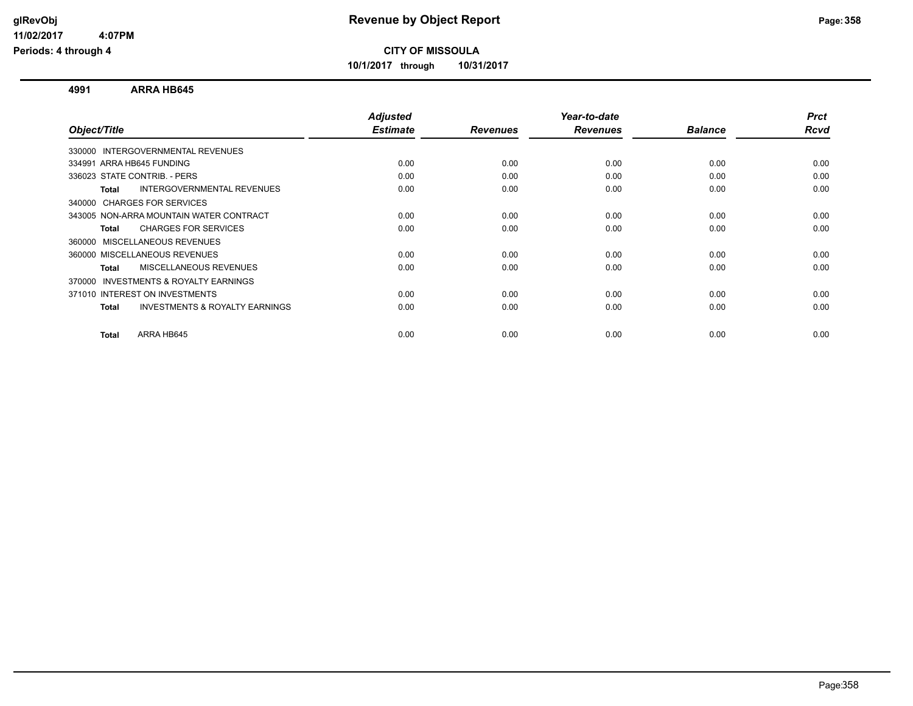# Revenue by Object Report

**CITY OF MISSOULA**

**10/1/2017 through 10/31/2017**

glRevObj
11/02/2017 4:07PM
Periods: 4 through 4

## 4991 ARRA HB645

| Object/Title | Adjusted Estimate | Revenues | Year-to-date Revenues | Balance | Prct Rcvd |
|---|---|---|---|---|---|
| 330000 INTERGOVERNMENTAL REVENUES | | | | | |
| 334991 ARRA HB645 FUNDING | 0.00 | 0.00 | 0.00 | 0.00 | 0.00 |
| 336023 STATE CONTRIB. - PERS | 0.00 | 0.00 | 0.00 | 0.00 | 0.00 |
| **Total** INTERGOVERNMENTAL REVENUES | 0.00 | 0.00 | 0.00 | 0.00 | 0.00 |
| 340000 CHARGES FOR SERVICES | | | | | |
| 343005 NON-ARRA MOUNTAIN WATER CONTRACT | 0.00 | 0.00 | 0.00 | 0.00 | 0.00 |
| **Total** CHARGES FOR SERVICES | 0.00 | 0.00 | 0.00 | 0.00 | 0.00 |
| 360000 MISCELLANEOUS REVENUES | | | | | |
| 360000 MISCELLANEOUS REVENUES | 0.00 | 0.00 | 0.00 | 0.00 | 0.00 |
| **Total** MISCELLANEOUS REVENUES | 0.00 | 0.00 | 0.00 | 0.00 | 0.00 |
| 370000 INVESTMENTS & ROYALTY EARNINGS | | | | | |
| 371010 INTEREST ON INVESTMENTS | 0.00 | 0.00 | 0.00 | 0.00 | 0.00 |
| **Total** INVESTMENTS & ROYALTY EARNINGS | 0.00 | 0.00 | 0.00 | 0.00 | 0.00 |
| **Total** ARRA HB645 | 0.00 | 0.00 | 0.00 | 0.00 | 0.00 |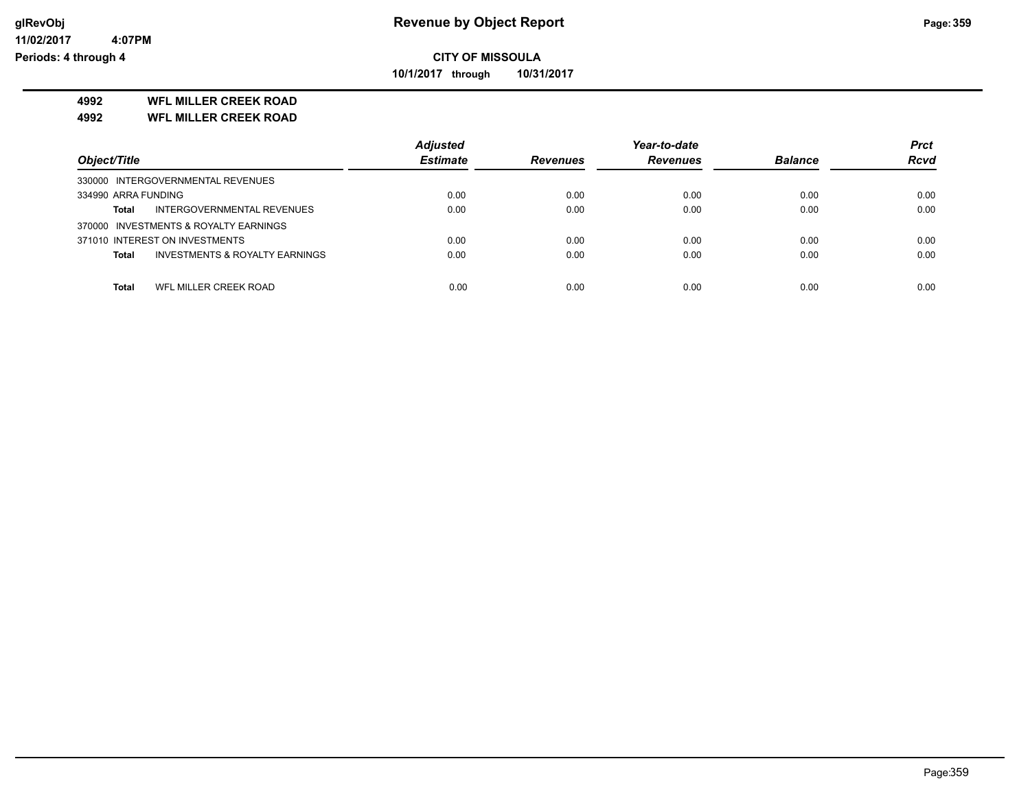# Revenue by Object Report

**CITY OF MISSOULA**

**10/1/2017 through 10/31/2017**

**4992 WFL MILLER CREEK ROAD**

**4992 WFL MILLER CREEK ROAD**

| Object/Title | Adjusted Estimate | Revenues | Year-to-date Revenues | Balance | Prct Rcvd |
|---|---|---|---|---|---|
| 330000 INTERGOVERNMENTAL REVENUES | | | | | |
| 334990 ARRA FUNDING | 0.00 | 0.00 | 0.00 | 0.00 | 0.00 |
| **Total** INTERGOVERNMENTAL REVENUES | 0.00 | 0.00 | 0.00 | 0.00 | 0.00 |
| 370000 INVESTMENTS & ROYALTY EARNINGS | | | | | |
| 371010 INTEREST ON INVESTMENTS | 0.00 | 0.00 | 0.00 | 0.00 | 0.00 |
| **Total** INVESTMENTS & ROYALTY EARNINGS | 0.00 | 0.00 | 0.00 | 0.00 | 0.00 |
| **Total** WFL MILLER CREEK ROAD | 0.00 | 0.00 | 0.00 | 0.00 | 0.00 |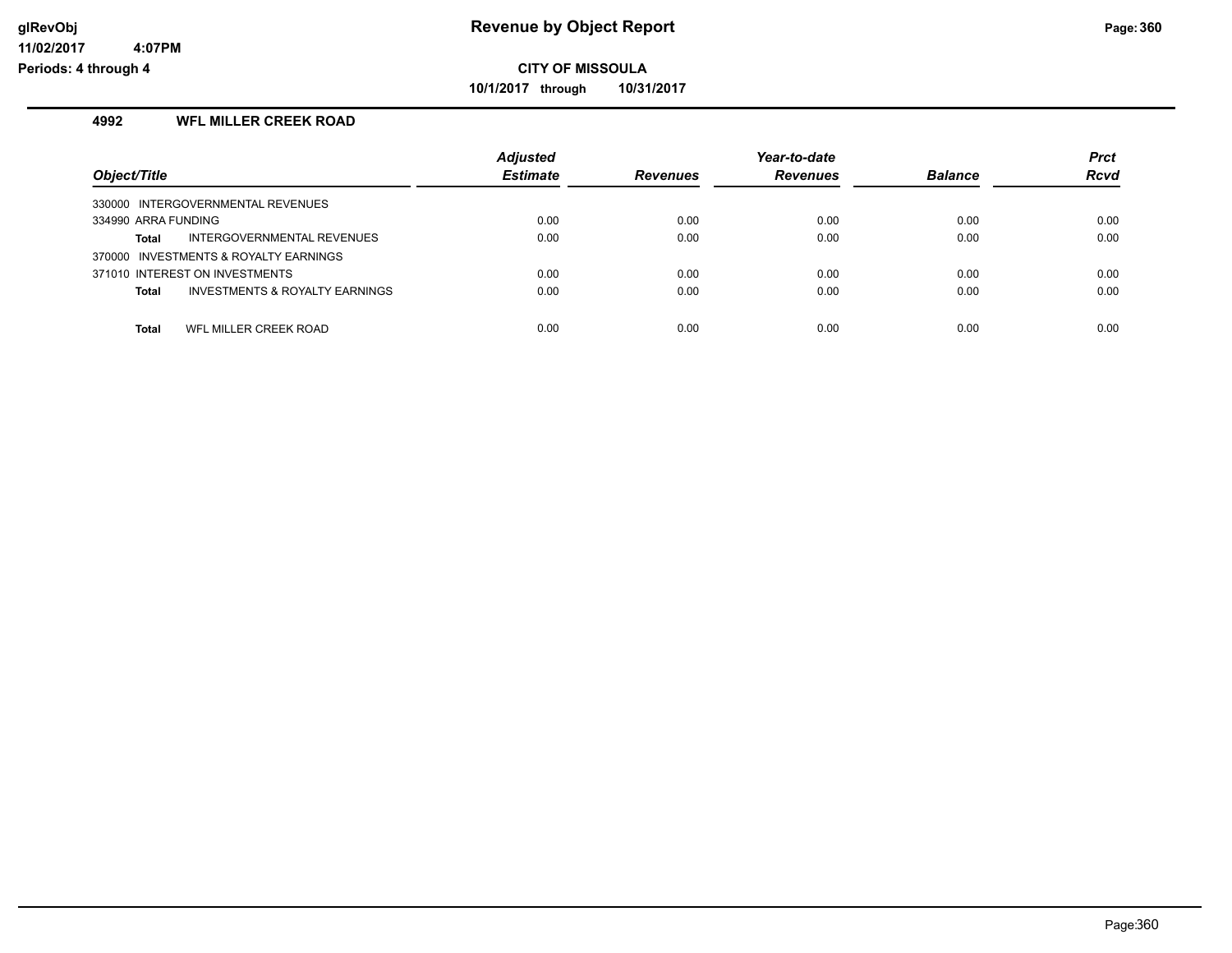**CITY OF MISSOULA**

**10/1/2017 through 10/31/2017**

### 4992 WFL MILLER CREEK ROAD

| Object/Title | Adjusted Estimate | Revenues | Year-to-date Revenues | Balance | Prct Rcvd |
|---|---|---|---|---|---|
| 330000 INTERGOVERNMENTAL REVENUES | | | | | |
| 334990 ARRA FUNDING | 0.00 | 0.00 | 0.00 | 0.00 | 0.00 |
| **Total** INTERGOVERNMENTAL REVENUES | 0.00 | 0.00 | 0.00 | 0.00 | 0.00 |
| 370000 INVESTMENTS & ROYALTY EARNINGS | | | | | |
| 371010 INTEREST ON INVESTMENTS | 0.00 | 0.00 | 0.00 | 0.00 | 0.00 |
| **Total** INVESTMENTS & ROYALTY EARNINGS | 0.00 | 0.00 | 0.00 | 0.00 | 0.00 |
| **Total** WFL MILLER CREEK ROAD | 0.00 | 0.00 | 0.00 | 0.00 | 0.00 |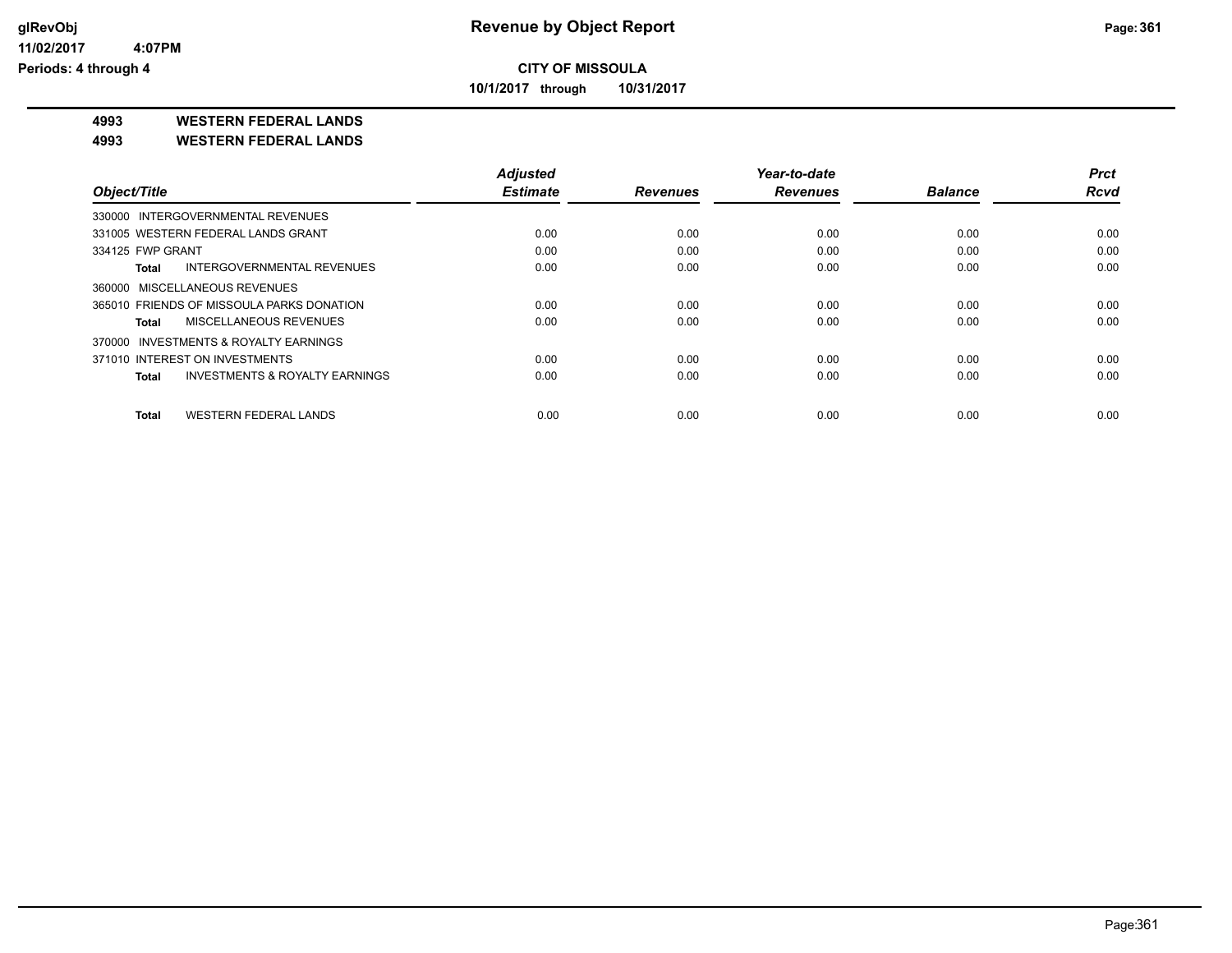**CITY OF MISSOULA**

**10/1/2017 through 10/31/2017**

**4993 WESTERN FEDERAL LANDS**

**4993 WESTERN FEDERAL LANDS**

| Object/Title | Adjusted Estimate | Revenues | Year-to-date Revenues | Balance | Prct Rcvd |
|---|---|---|---|---|---|
| 330000 INTERGOVERNMENTAL REVENUES | | | | | |
| 331005 WESTERN FEDERAL LANDS GRANT | 0.00 | 0.00 | 0.00 | 0.00 | 0.00 |
| 334125 FWP GRANT | 0.00 | 0.00 | 0.00 | 0.00 | 0.00 |
| **Total** INTERGOVERNMENTAL REVENUES | 0.00 | 0.00 | 0.00 | 0.00 | 0.00 |
| 360000 MISCELLANEOUS REVENUES | | | | | |
| 365010 FRIENDS OF MISSOULA PARKS DONATION | 0.00 | 0.00 | 0.00 | 0.00 | 0.00 |
| **Total** MISCELLANEOUS REVENUES | 0.00 | 0.00 | 0.00 | 0.00 | 0.00 |
| 370000 INVESTMENTS & ROYALTY EARNINGS | | | | | |
| 371010 INTEREST ON INVESTMENTS | 0.00 | 0.00 | 0.00 | 0.00 | 0.00 |
| **Total** INVESTMENTS & ROYALTY EARNINGS | 0.00 | 0.00 | 0.00 | 0.00 | 0.00 |
| **Total** WESTERN FEDERAL LANDS | 0.00 | 0.00 | 0.00 | 0.00 | 0.00 |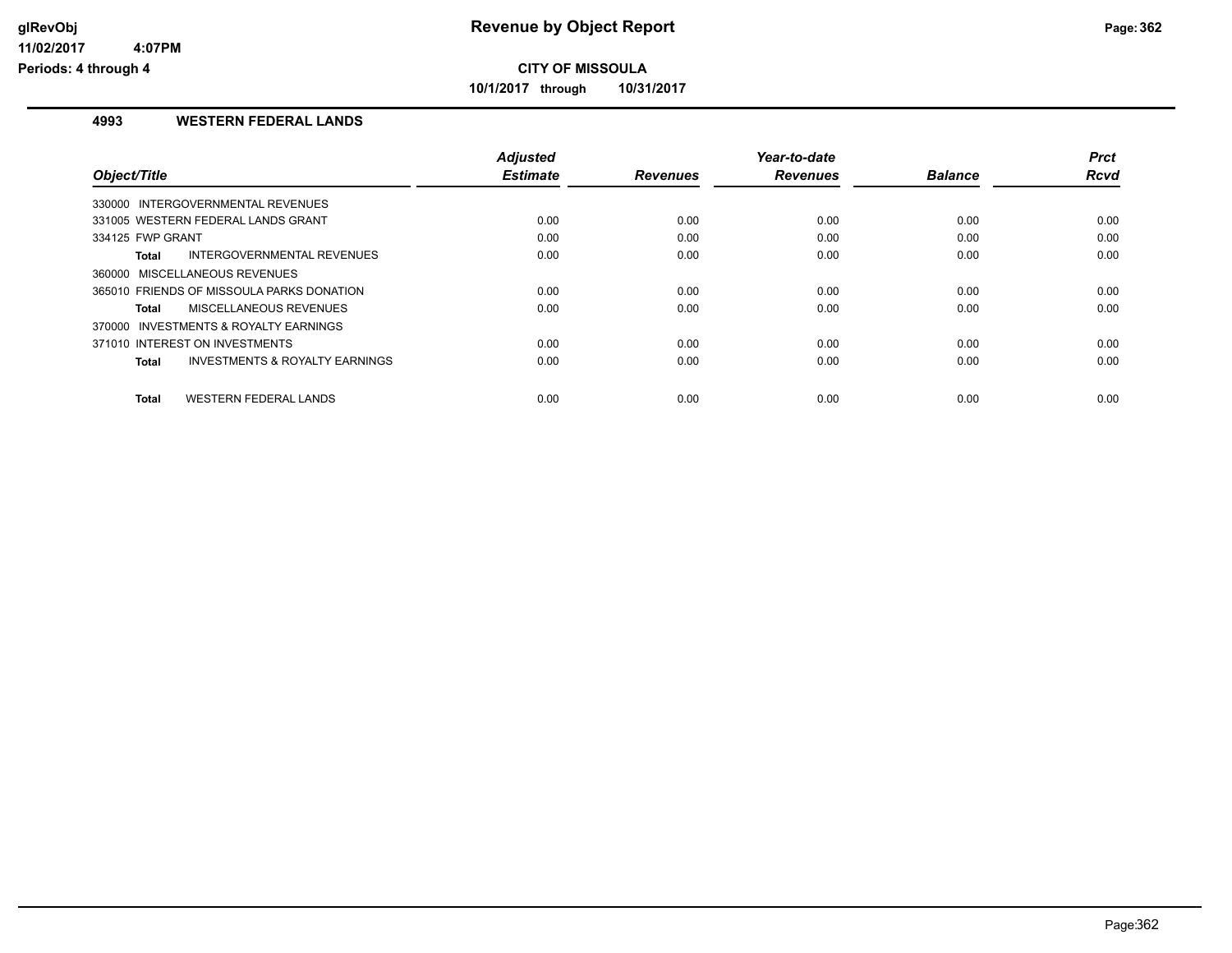# Revenue by Object Report

**CITY OF MISSOULA**

**10/1/2017 through 10/31/2017**

glRevObj
11/02/2017 4:07PM
Periods: 4 through 4

## 4993 WESTERN FEDERAL LANDS

| Object/Title | Adjusted Estimate | Revenues | Year-to-date Revenues | Balance | Prct Rcvd |
|---|---|---|---|---|---|
| 330000 INTERGOVERNMENTAL REVENUES | | | | | |
| 331005 WESTERN FEDERAL LANDS GRANT | 0.00 | 0.00 | 0.00 | 0.00 | 0.00 |
| 334125 FWP GRANT | 0.00 | 0.00 | 0.00 | 0.00 | 0.00 |
| **Total** INTERGOVERNMENTAL REVENUES | 0.00 | 0.00 | 0.00 | 0.00 | 0.00 |
| 360000 MISCELLANEOUS REVENUES | | | | | |
| 365010 FRIENDS OF MISSOULA PARKS DONATION | 0.00 | 0.00 | 0.00 | 0.00 | 0.00 |
| **Total** MISCELLANEOUS REVENUES | 0.00 | 0.00 | 0.00 | 0.00 | 0.00 |
| 370000 INVESTMENTS & ROYALTY EARNINGS | | | | | |
| 371010 INTEREST ON INVESTMENTS | 0.00 | 0.00 | 0.00 | 0.00 | 0.00 |
| **Total** INVESTMENTS & ROYALTY EARNINGS | 0.00 | 0.00 | 0.00 | 0.00 | 0.00 |
| **Total** WESTERN FEDERAL LANDS | 0.00 | 0.00 | 0.00 | 0.00 | 0.00 |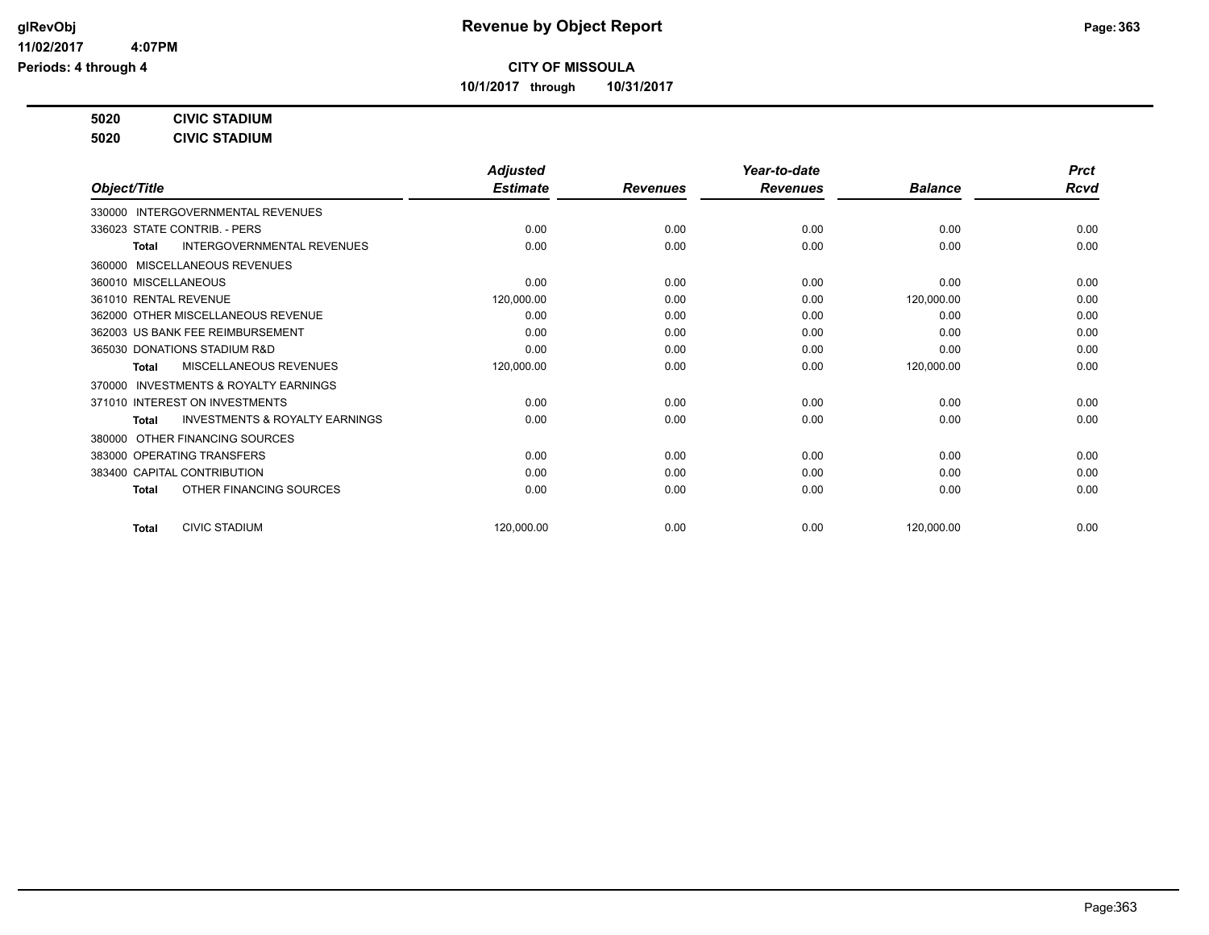# Revenue by Object Report

**CITY OF MISSOULA**

**10/1/2017 through 10/31/2017**

glRevObj
11/02/2017 4:07PM
Periods: 4 through 4

**5020 CIVIC STADIUM**
**5020 CIVIC STADIUM**

| Object/Title | Adjusted Estimate | Revenues | Year-to-date Revenues | Balance | Prct Rcvd |
|---|---|---|---|---|---|
| 330000 INTERGOVERNMENTAL REVENUES | | | | | |
| 336023 STATE CONTRIB. - PERS | 0.00 | 0.00 | 0.00 | 0.00 | 0.00 |
| **Total** INTERGOVERNMENTAL REVENUES | 0.00 | 0.00 | 0.00 | 0.00 | 0.00 |
| 360000 MISCELLANEOUS REVENUES | | | | | |
| 360010 MISCELLANEOUS | 0.00 | 0.00 | 0.00 | 0.00 | 0.00 |
| 361010 RENTAL REVENUE | 120,000.00 | 0.00 | 0.00 | 120,000.00 | 0.00 |
| 362000 OTHER MISCELLANEOUS REVENUE | 0.00 | 0.00 | 0.00 | 0.00 | 0.00 |
| 362003 US BANK FEE REIMBURSEMENT | 0.00 | 0.00 | 0.00 | 0.00 | 0.00 |
| 365030 DONATIONS STADIUM R&D | 0.00 | 0.00 | 0.00 | 0.00 | 0.00 |
| **Total** MISCELLANEOUS REVENUES | 120,000.00 | 0.00 | 0.00 | 120,000.00 | 0.00 |
| 370000 INVESTMENTS & ROYALTY EARNINGS | | | | | |
| 371010 INTEREST ON INVESTMENTS | 0.00 | 0.00 | 0.00 | 0.00 | 0.00 |
| **Total** INVESTMENTS & ROYALTY EARNINGS | 0.00 | 0.00 | 0.00 | 0.00 | 0.00 |
| 380000 OTHER FINANCING SOURCES | | | | | |
| 383000 OPERATING TRANSFERS | 0.00 | 0.00 | 0.00 | 0.00 | 0.00 |
| 383400 CAPITAL CONTRIBUTION | 0.00 | 0.00 | 0.00 | 0.00 | 0.00 |
| **Total** OTHER FINANCING SOURCES | 0.00 | 0.00 | 0.00 | 0.00 | 0.00 |
| **Total** CIVIC STADIUM | 120,000.00 | 0.00 | 0.00 | 120,000.00 | 0.00 |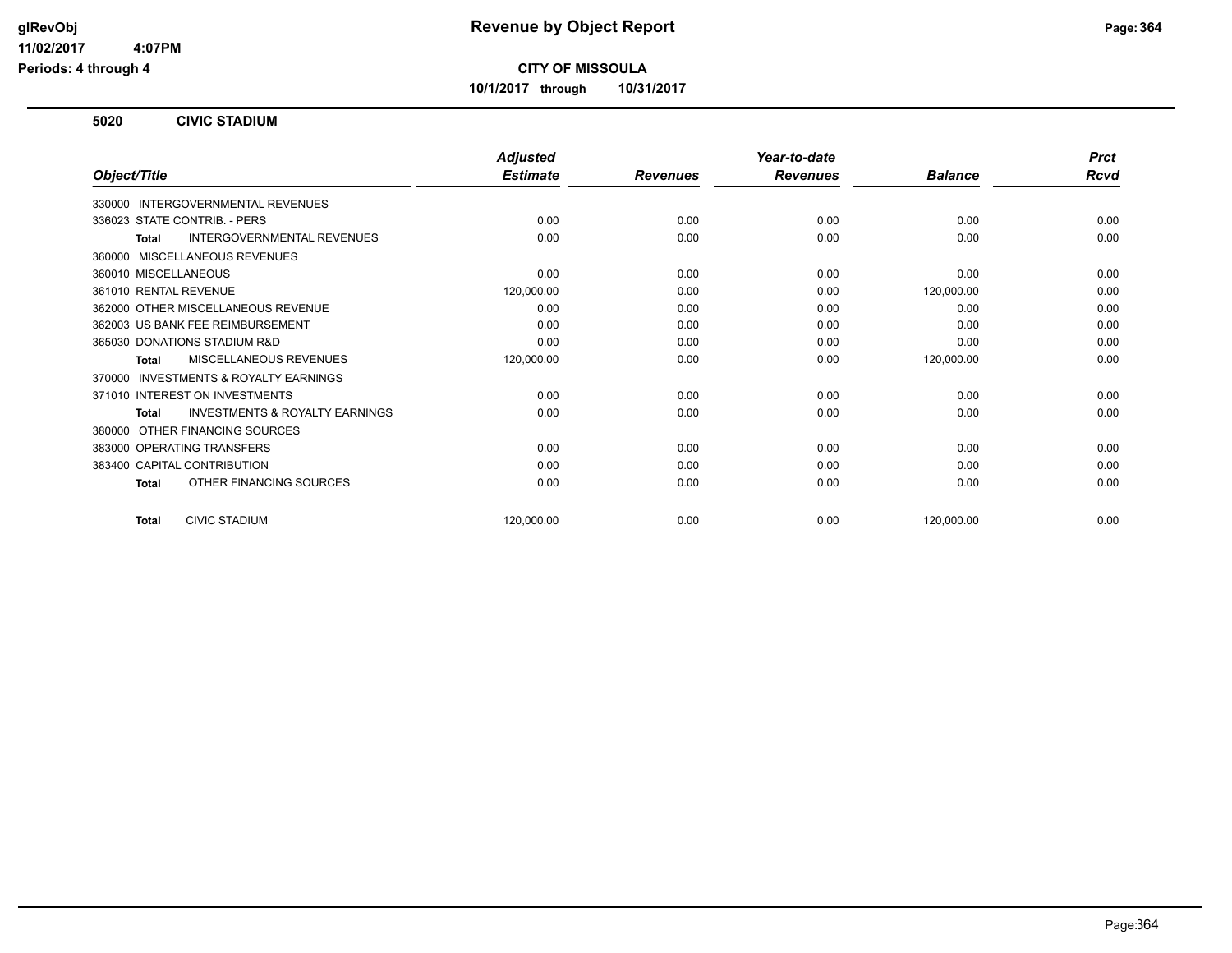**glRevObj**
**11/02/2017 4:07PM**
**Periods: 4 through 4**

# Revenue by Object Report

**CITY OF MISSOULA**

**10/1/2017 through 10/31/2017**

## 5020 CIVIC STADIUM

| Object/Title | Adjusted Estimate | Revenues | Year-to-date Revenues | Balance | Prct Rcvd |
|---|---|---|---|---|---|
| 330000 INTERGOVERNMENTAL REVENUES | | | | | |
| 336023 STATE CONTRIB. - PERS | 0.00 | 0.00 | 0.00 | 0.00 | 0.00 |
| **Total** INTERGOVERNMENTAL REVENUES | 0.00 | 0.00 | 0.00 | 0.00 | 0.00 |
| 360000 MISCELLANEOUS REVENUES | | | | | |
| 360010 MISCELLANEOUS | 0.00 | 0.00 | 0.00 | 0.00 | 0.00 |
| 361010 RENTAL REVENUE | 120,000.00 | 0.00 | 0.00 | 120,000.00 | 0.00 |
| 362000 OTHER MISCELLANEOUS REVENUE | 0.00 | 0.00 | 0.00 | 0.00 | 0.00 |
| 362003 US BANK FEE REIMBURSEMENT | 0.00 | 0.00 | 0.00 | 0.00 | 0.00 |
| 365030 DONATIONS STADIUM R&D | 0.00 | 0.00 | 0.00 | 0.00 | 0.00 |
| **Total** MISCELLANEOUS REVENUES | 120,000.00 | 0.00 | 0.00 | 120,000.00 | 0.00 |
| 370000 INVESTMENTS & ROYALTY EARNINGS | | | | | |
| 371010 INTEREST ON INVESTMENTS | 0.00 | 0.00 | 0.00 | 0.00 | 0.00 |
| **Total** INVESTMENTS & ROYALTY EARNINGS | 0.00 | 0.00 | 0.00 | 0.00 | 0.00 |
| 380000 OTHER FINANCING SOURCES | | | | | |
| 383000 OPERATING TRANSFERS | 0.00 | 0.00 | 0.00 | 0.00 | 0.00 |
| 383400 CAPITAL CONTRIBUTION | 0.00 | 0.00 | 0.00 | 0.00 | 0.00 |
| **Total** OTHER FINANCING SOURCES | 0.00 | 0.00 | 0.00 | 0.00 | 0.00 |
| **Total** CIVIC STADIUM | 120,000.00 | 0.00 | 0.00 | 120,000.00 | 0.00 |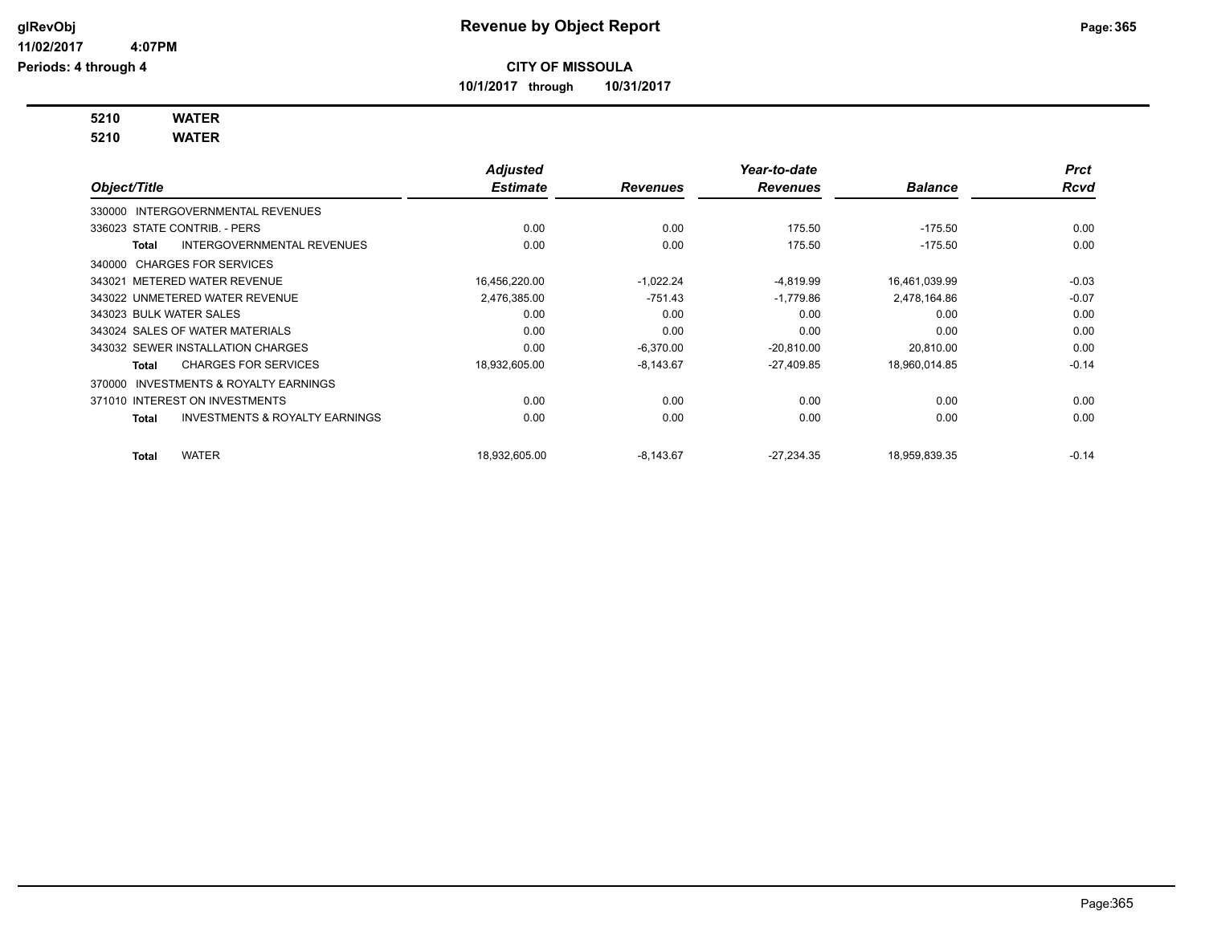# Revenue by Object Report

**CITY OF MISSOULA**

**10/1/2017 through 10/31/2017**

glRevObj
11/02/2017 4:07PM
Periods: 4 through 4

**5210 WATER**
**5210 WATER**

| Object/Title | Adjusted Estimate | Revenues | Year-to-date Revenues | Balance | Prct Rcvd |
|---|---|---|---|---|---|
| 330000 INTERGOVERNMENTAL REVENUES | | | | | |
| 336023 STATE CONTRIB. - PERS | 0.00 | 0.00 | 175.50 | -175.50 | 0.00 |
| **Total** INTERGOVERNMENTAL REVENUES | 0.00 | 0.00 | 175.50 | -175.50 | 0.00 |
| 340000 CHARGES FOR SERVICES | | | | | |
| 343021 METERED WATER REVENUE | 16,456,220.00 | -1,022.24 | -4,819.99 | 16,461,039.99 | -0.03 |
| 343022 UNMETERED WATER REVENUE | 2,476,385.00 | -751.43 | -1,779.86 | 2,478,164.86 | -0.07 |
| 343023 BULK WATER SALES | 0.00 | 0.00 | 0.00 | 0.00 | 0.00 |
| 343024 SALES OF WATER MATERIALS | 0.00 | 0.00 | 0.00 | 0.00 | 0.00 |
| 343032 SEWER INSTALLATION CHARGES | 0.00 | -6,370.00 | -20,810.00 | 20,810.00 | 0.00 |
| **Total** CHARGES FOR SERVICES | 18,932,605.00 | -8,143.67 | -27,409.85 | 18,960,014.85 | -0.14 |
| 370000 INVESTMENTS & ROYALTY EARNINGS | | | | | |
| 371010 INTEREST ON INVESTMENTS | 0.00 | 0.00 | 0.00 | 0.00 | 0.00 |
| **Total** INVESTMENTS & ROYALTY EARNINGS | 0.00 | 0.00 | 0.00 | 0.00 | 0.00 |
| **Total** WATER | 18,932,605.00 | -8,143.67 | -27,234.35 | 18,959,839.35 | -0.14 |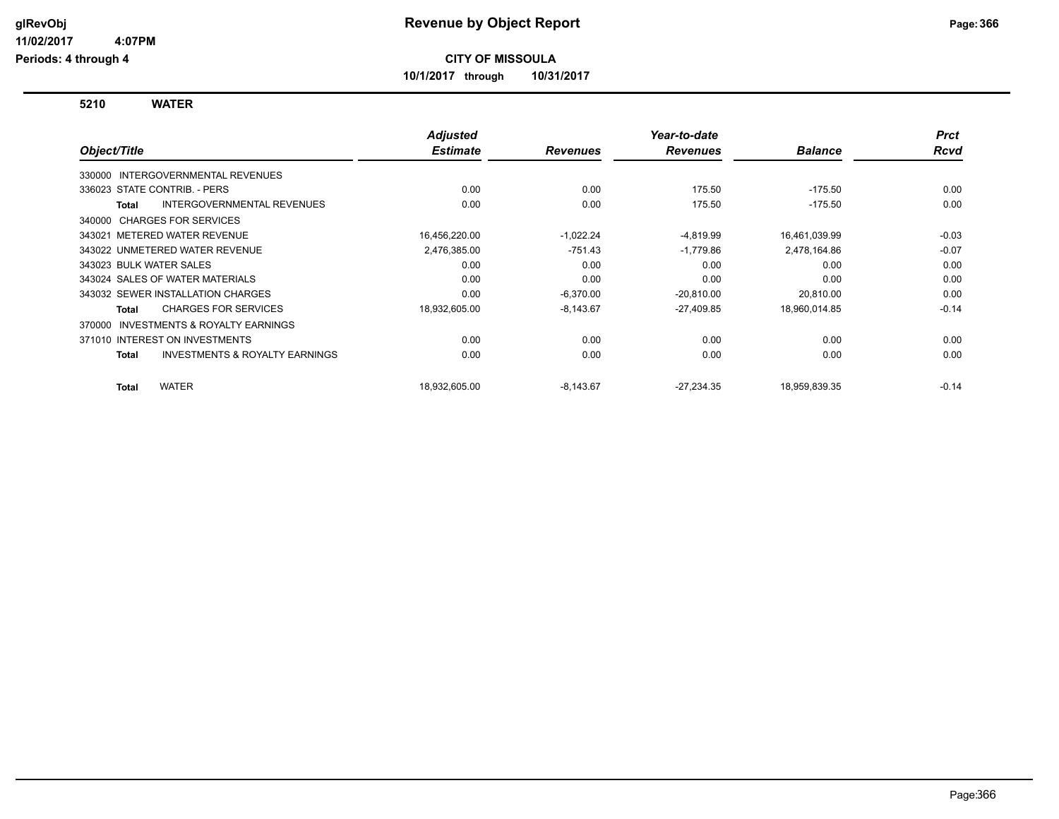# Revenue by Object Report

**CITY OF MISSOULA**

**10/1/2017 through 10/31/2017**

glRevObj
11/02/2017 4:07PM
Periods: 4 through 4

## 5210 WATER

| Object/Title | Adjusted Estimate | Revenues | Year-to-date Revenues | Balance | Prct Rcvd |
|---|---|---|---|---|---|
| 330000 INTERGOVERNMENTAL REVENUES | | | | | |
| 336023 STATE CONTRIB. - PERS | 0.00 | 0.00 | 175.50 | -175.50 | 0.00 |
| **Total** INTERGOVERNMENTAL REVENUES | 0.00 | 0.00 | 175.50 | -175.50 | 0.00 |
| 340000 CHARGES FOR SERVICES | | | | | |
| 343021 METERED WATER REVENUE | 16,456,220.00 | -1,022.24 | -4,819.99 | 16,461,039.99 | -0.03 |
| 343022 UNMETERED WATER REVENUE | 2,476,385.00 | -751.43 | -1,779.86 | 2,478,164.86 | -0.07 |
| 343023 BULK WATER SALES | 0.00 | 0.00 | 0.00 | 0.00 | 0.00 |
| 343024 SALES OF WATER MATERIALS | 0.00 | 0.00 | 0.00 | 0.00 | 0.00 |
| 343032 SEWER INSTALLATION CHARGES | 0.00 | -6,370.00 | -20,810.00 | 20,810.00 | 0.00 |
| **Total** CHARGES FOR SERVICES | 18,932,605.00 | -8,143.67 | -27,409.85 | 18,960,014.85 | -0.14 |
| 370000 INVESTMENTS & ROYALTY EARNINGS | | | | | |
| 371010 INTEREST ON INVESTMENTS | 0.00 | 0.00 | 0.00 | 0.00 | 0.00 |
| **Total** INVESTMENTS & ROYALTY EARNINGS | 0.00 | 0.00 | 0.00 | 0.00 | 0.00 |
| **Total** WATER | 18,932,605.00 | -8,143.67 | -27,234.35 | 18,959,839.35 | -0.14 |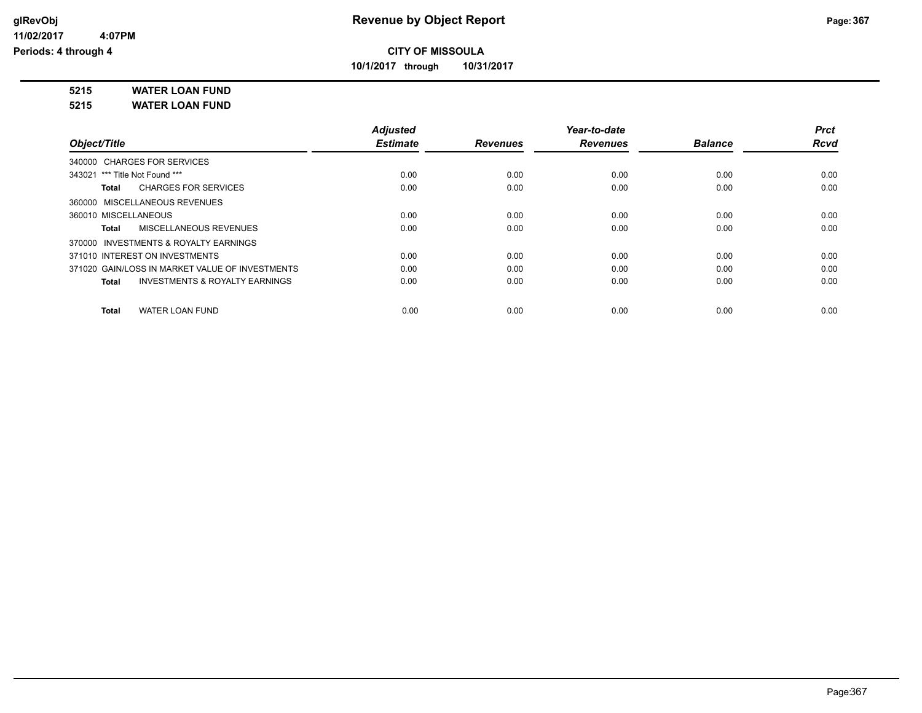**glRevObj**
**11/02/2017 4:07PM**
**Periods: 4 through 4**

# Revenue by Object Report

**CITY OF MISSOULA**

**10/1/2017 through 10/31/2017**

**5215 WATER LOAN FUND**
**5215 WATER LOAN FUND**

| Object/Title | Adjusted Estimate | Revenues | Year-to-date Revenues | Balance | Prct Rcvd |
|---|---|---|---|---|---|
| 340000 CHARGES FOR SERVICES | | | | | |
| 343021 *** Title Not Found *** | 0.00 | 0.00 | 0.00 | 0.00 | 0.00 |
| **Total** CHARGES FOR SERVICES | 0.00 | 0.00 | 0.00 | 0.00 | 0.00 |
| 360000 MISCELLANEOUS REVENUES | | | | | |
| 360010 MISCELLANEOUS | 0.00 | 0.00 | 0.00 | 0.00 | 0.00 |
| **Total** MISCELLANEOUS REVENUES | 0.00 | 0.00 | 0.00 | 0.00 | 0.00 |
| 370000 INVESTMENTS & ROYALTY EARNINGS | | | | | |
| 371010 INTEREST ON INVESTMENTS | 0.00 | 0.00 | 0.00 | 0.00 | 0.00 |
| 371020 GAIN/LOSS IN MARKET VALUE OF INVESTMENTS | 0.00 | 0.00 | 0.00 | 0.00 | 0.00 |
| **Total** INVESTMENTS & ROYALTY EARNINGS | 0.00 | 0.00 | 0.00 | 0.00 | 0.00 |
| **Total** WATER LOAN FUND | 0.00 | 0.00 | 0.00 | 0.00 | 0.00 |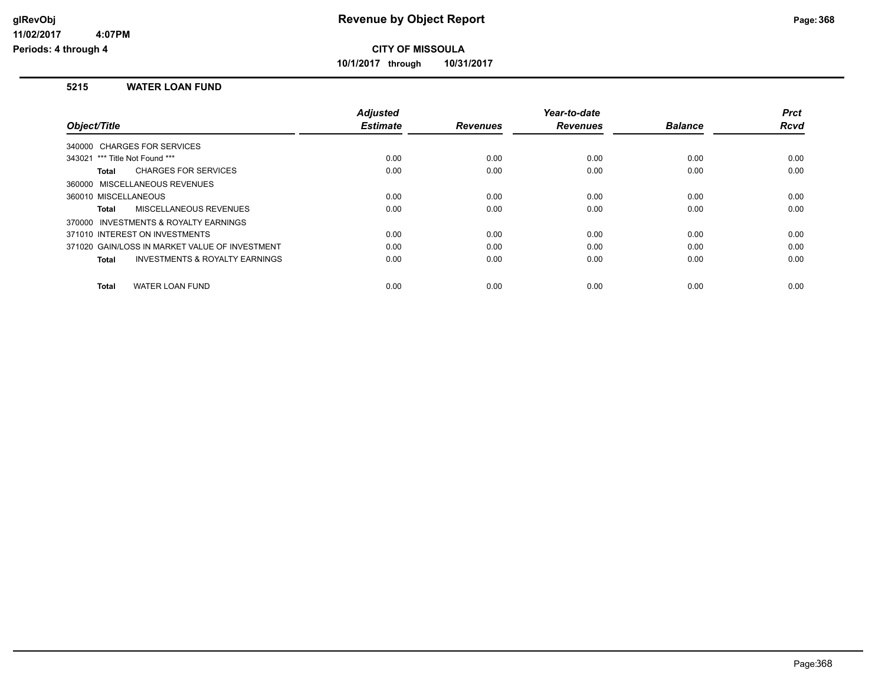# Revenue by Object Report

**CITY OF MISSOULA**

**10/1/2017 through 10/31/2017**

glRevObj
11/02/2017 4:07PM
Periods: 4 through 4

## 5215 WATER LOAN FUND

| Object/Title | Adjusted Estimate | Revenues | Year-to-date Revenues | Balance | Prct Rcvd |
|---|---|---|---|---|---|
| 340000 CHARGES FOR SERVICES | | | | | |
| 343021 *** Title Not Found *** | 0.00 | 0.00 | 0.00 | 0.00 | 0.00 |
| **Total** CHARGES FOR SERVICES | 0.00 | 0.00 | 0.00 | 0.00 | 0.00 |
| 360000 MISCELLANEOUS REVENUES | | | | | |
| 360010 MISCELLANEOUS | 0.00 | 0.00 | 0.00 | 0.00 | 0.00 |
| **Total** MISCELLANEOUS REVENUES | 0.00 | 0.00 | 0.00 | 0.00 | 0.00 |
| 370000 INVESTMENTS & ROYALTY EARNINGS | | | | | |
| 371010 INTEREST ON INVESTMENTS | 0.00 | 0.00 | 0.00 | 0.00 | 0.00 |
| 371020 GAIN/LOSS IN MARKET VALUE OF INVESTMENT | 0.00 | 0.00 | 0.00 | 0.00 | 0.00 |
| **Total** INVESTMENTS & ROYALTY EARNINGS | 0.00 | 0.00 | 0.00 | 0.00 | 0.00 |
| **Total** WATER LOAN FUND | 0.00 | 0.00 | 0.00 | 0.00 | 0.00 |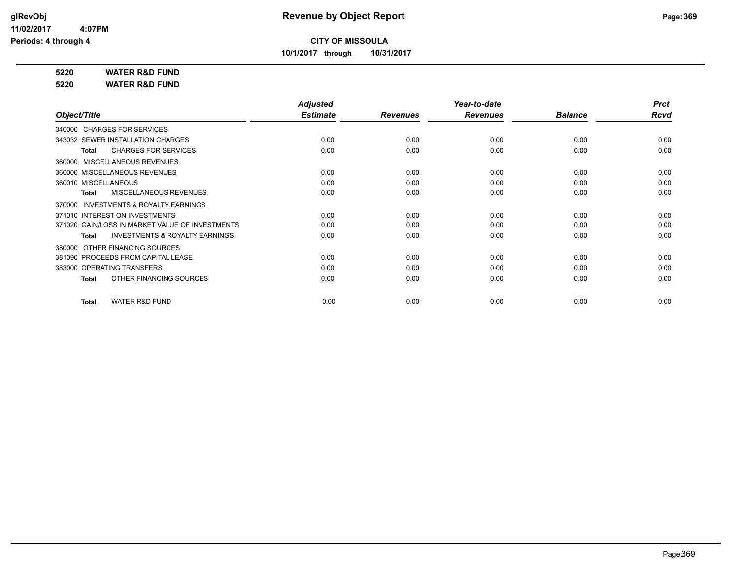**CITY OF MISSOULA**

**10/1/2017 through 10/31/2017**

**5220 WATER R&D FUND**

**5220 WATER R&D FUND**

| Object/Title | Adjusted Estimate | Revenues | Year-to-date Revenues | Balance | Prct Rcvd |
|---|---|---|---|---|---|
| 340000 CHARGES FOR SERVICES | | | | | |
| 343032 SEWER INSTALLATION CHARGES | 0.00 | 0.00 | 0.00 | 0.00 | 0.00 |
| **Total** CHARGES FOR SERVICES | 0.00 | 0.00 | 0.00 | 0.00 | 0.00 |
| 360000 MISCELLANEOUS REVENUES | | | | | |
| 360000 MISCELLANEOUS REVENUES | 0.00 | 0.00 | 0.00 | 0.00 | 0.00 |
| 360010 MISCELLANEOUS | 0.00 | 0.00 | 0.00 | 0.00 | 0.00 |
| **Total** MISCELLANEOUS REVENUES | 0.00 | 0.00 | 0.00 | 0.00 | 0.00 |
| 370000 INVESTMENTS & ROYALTY EARNINGS | | | | | |
| 371010 INTEREST ON INVESTMENTS | 0.00 | 0.00 | 0.00 | 0.00 | 0.00 |
| 371020 GAIN/LOSS IN MARKET VALUE OF INVESTMENTS | 0.00 | 0.00 | 0.00 | 0.00 | 0.00 |
| **Total** INVESTMENTS & ROYALTY EARNINGS | 0.00 | 0.00 | 0.00 | 0.00 | 0.00 |
| 380000 OTHER FINANCING SOURCES | | | | | |
| 381090 PROCEEDS FROM CAPITAL LEASE | 0.00 | 0.00 | 0.00 | 0.00 | 0.00 |
| 383000 OPERATING TRANSFERS | 0.00 | 0.00 | 0.00 | 0.00 | 0.00 |
| **Total** OTHER FINANCING SOURCES | 0.00 | 0.00 | 0.00 | 0.00 | 0.00 |
| **Total** WATER R&D FUND | 0.00 | 0.00 | 0.00 | 0.00 | 0.00 |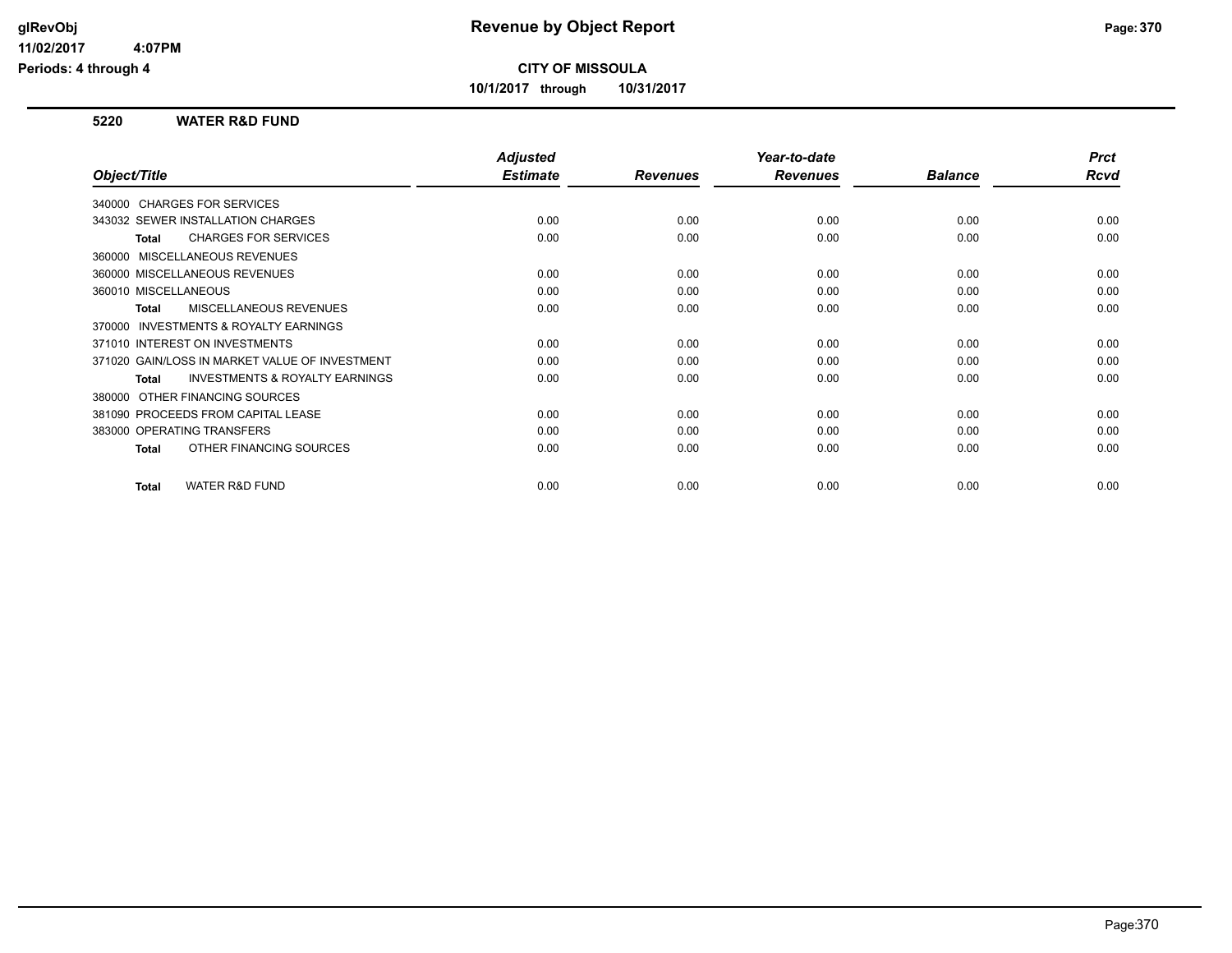## Revenue by Object Report

**CITY OF MISSOULA**

**10/1/2017 through 10/31/2017**

### 5220 WATER R&D FUND

| Object/Title | Adjusted Estimate | Revenues | Year-to-date Revenues | Balance | Prct Rcvd |
|---|---|---|---|---|---|
| 340000 CHARGES FOR SERVICES | | | | | |
| 343032 SEWER INSTALLATION CHARGES | 0.00 | 0.00 | 0.00 | 0.00 | 0.00 |
| **Total** CHARGES FOR SERVICES | 0.00 | 0.00 | 0.00 | 0.00 | 0.00 |
| 360000 MISCELLANEOUS REVENUES | | | | | |
| 360000 MISCELLANEOUS REVENUES | 0.00 | 0.00 | 0.00 | 0.00 | 0.00 |
| 360010 MISCELLANEOUS | 0.00 | 0.00 | 0.00 | 0.00 | 0.00 |
| **Total** MISCELLANEOUS REVENUES | 0.00 | 0.00 | 0.00 | 0.00 | 0.00 |
| 370000 INVESTMENTS & ROYALTY EARNINGS | | | | | |
| 371010 INTEREST ON INVESTMENTS | 0.00 | 0.00 | 0.00 | 0.00 | 0.00 |
| 371020 GAIN/LOSS IN MARKET VALUE OF INVESTMENT | 0.00 | 0.00 | 0.00 | 0.00 | 0.00 |
| **Total** INVESTMENTS & ROYALTY EARNINGS | 0.00 | 0.00 | 0.00 | 0.00 | 0.00 |
| 380000 OTHER FINANCING SOURCES | | | | | |
| 381090 PROCEEDS FROM CAPITAL LEASE | 0.00 | 0.00 | 0.00 | 0.00 | 0.00 |
| 383000 OPERATING TRANSFERS | 0.00 | 0.00 | 0.00 | 0.00 | 0.00 |
| **Total** OTHER FINANCING SOURCES | 0.00 | 0.00 | 0.00 | 0.00 | 0.00 |
| **Total** WATER R&D FUND | 0.00 | 0.00 | 0.00 | 0.00 | 0.00 |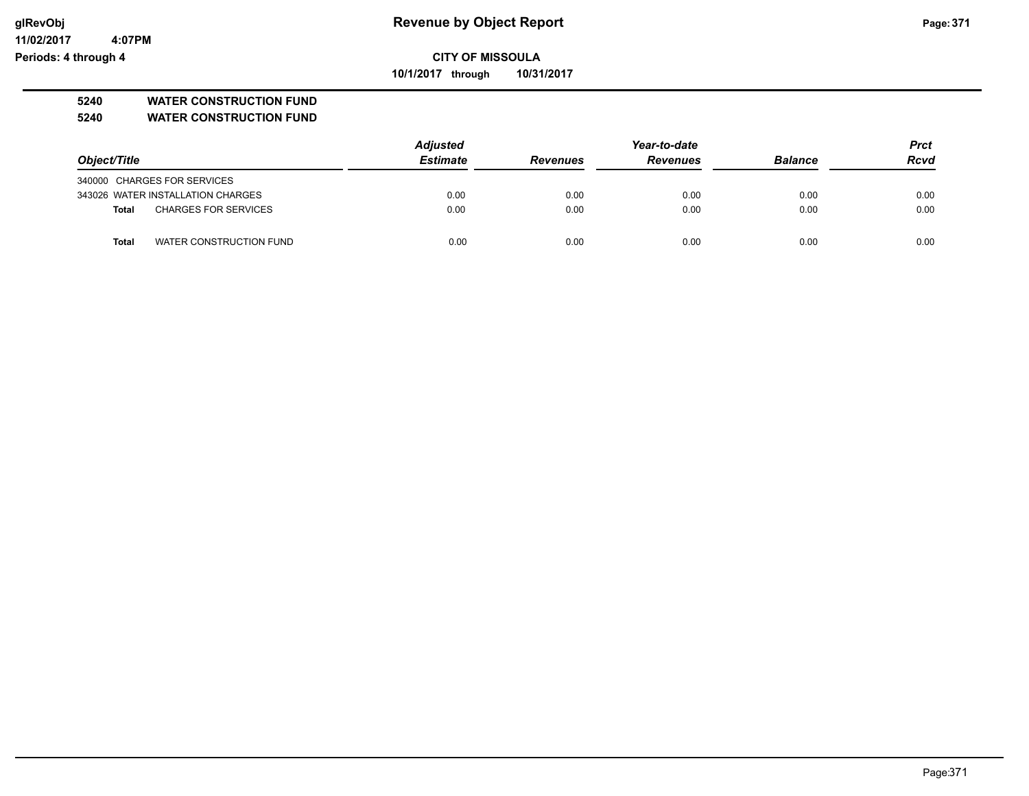# Revenue by Object Report

**CITY OF MISSOULA**

**10/1/2017 through 10/31/2017**

glRevObj
11/02/2017 4:07PM
Periods: 4 through 4

## 5240 WATER CONSTRUCTION FUND
## 5240 WATER CONSTRUCTION FUND

| Object/Title | Adjusted Estimate | Revenues | Year-to-date Revenues | Balance | Prct Rcvd |
|---|---|---|---|---|---|
| 340000 CHARGES FOR SERVICES | | | | | |
| 343026 WATER INSTALLATION CHARGES | 0.00 | 0.00 | 0.00 | 0.00 | 0.00 |
| **Total** CHARGES FOR SERVICES | 0.00 | 0.00 | 0.00 | 0.00 | 0.00 |
| | | | | | |
| **Total** WATER CONSTRUCTION FUND | 0.00 | 0.00 | 0.00 | 0.00 | 0.00 |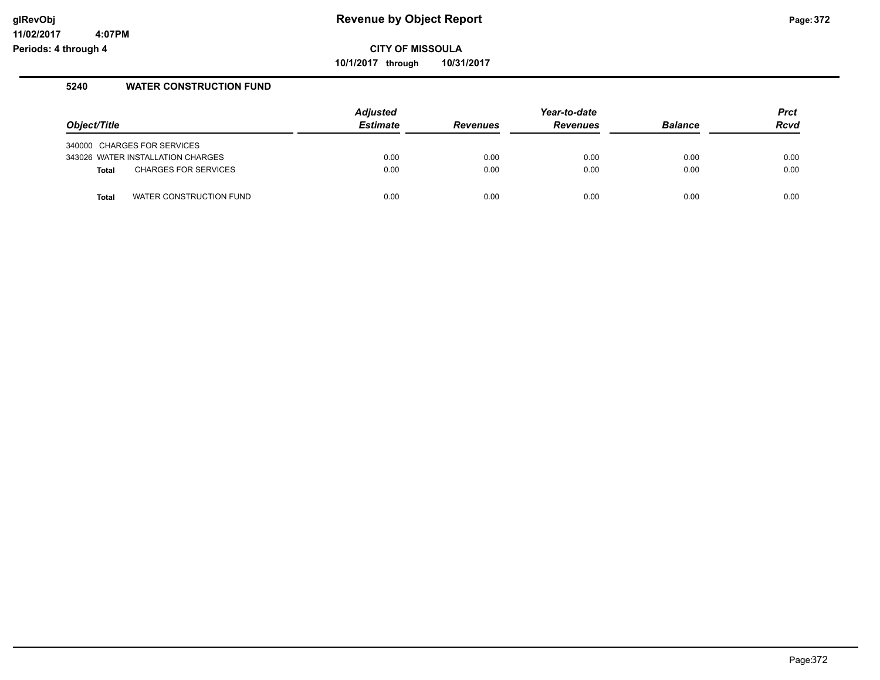# Revenue by Object Report

**CITY OF MISSOULA**

**10/1/2017 through 10/31/2017**

glRevObj
11/02/2017 4:07PM
Periods: 4 through 4

## 5240 WATER CONSTRUCTION FUND

| Object/Title | Adjusted Estimate | Revenues | Year-to-date Revenues | Balance | Prct Rcvd |
|---|---|---|---|---|---|
| 340000 CHARGES FOR SERVICES | | | | | |
| 343026 WATER INSTALLATION CHARGES | 0.00 | 0.00 | 0.00 | 0.00 | 0.00 |
| **Total** CHARGES FOR SERVICES | 0.00 | 0.00 | 0.00 | 0.00 | 0.00 |
| **Total** WATER CONSTRUCTION FUND | 0.00 | 0.00 | 0.00 | 0.00 | 0.00 |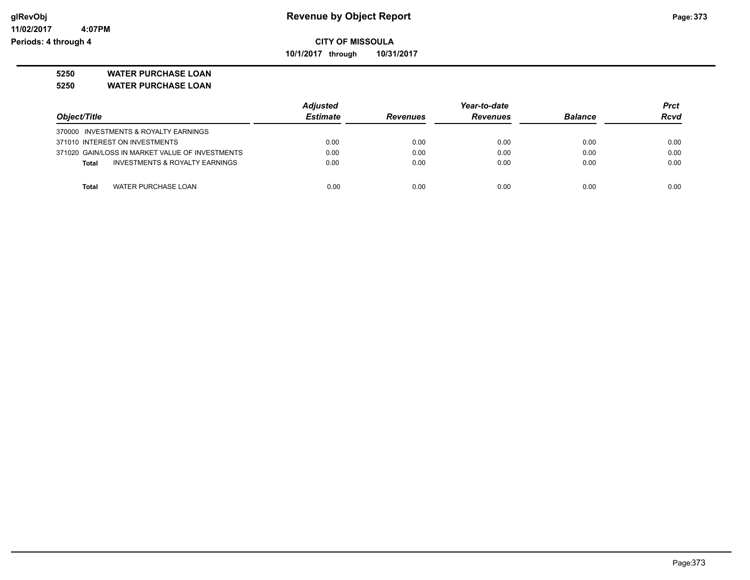**Revenue by Object Report**

**CITY OF MISSOULA**

**10/1/2017 through 10/31/2017**

glRevObj
11/02/2017 4:07PM
Periods: 4 through 4

**5250 WATER PURCHASE LOAN**

**5250 WATER PURCHASE LOAN**

| Object/Title | Adjusted Estimate | Revenues | Year-to-date Revenues | Balance | Prct Rcvd |
|---|---|---|---|---|---|
| 370000 INVESTMENTS & ROYALTY EARNINGS | | | | | |
| 371010 INTEREST ON INVESTMENTS | 0.00 | 0.00 | 0.00 | 0.00 | 0.00 |
| 371020 GAIN/LOSS IN MARKET VALUE OF INVESTMENTS | 0.00 | 0.00 | 0.00 | 0.00 | 0.00 |
| **Total** INVESTMENTS & ROYALTY EARNINGS | 0.00 | 0.00 | 0.00 | 0.00 | 0.00 |
| **Total** WATER PURCHASE LOAN | 0.00 | 0.00 | 0.00 | 0.00 | 0.00 |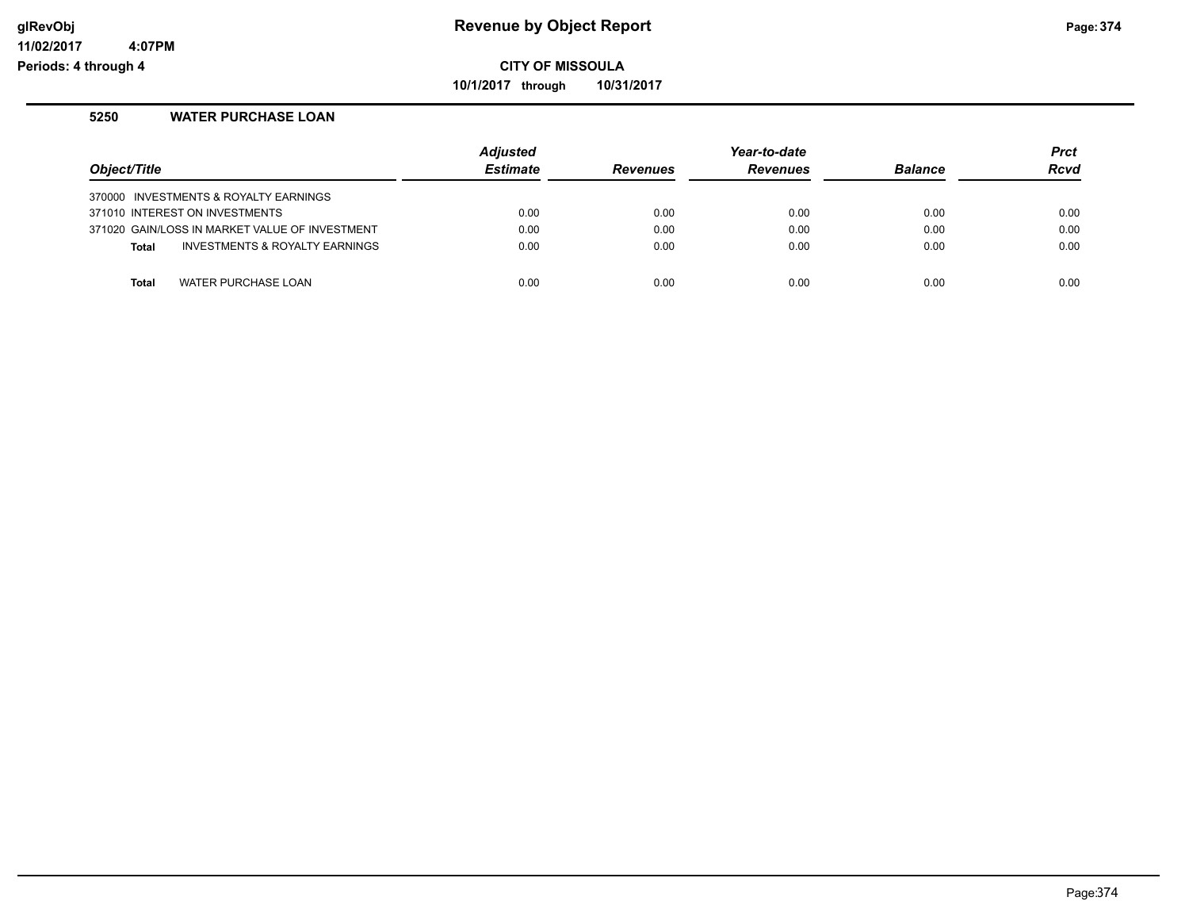**CITY OF MISSOULA**

**10/1/2017 through 10/31/2017**

## 5250 WATER PURCHASE LOAN

| Object/Title | Adjusted Estimate | Revenues | Year-to-date Revenues | Balance | Prct Rcvd |
|---|---|---|---|---|---|
| 370000 INVESTMENTS & ROYALTY EARNINGS | | | | | |
| 371010 INTEREST ON INVESTMENTS | 0.00 | 0.00 | 0.00 | 0.00 | 0.00 |
| 371020 GAIN/LOSS IN MARKET VALUE OF INVESTMENT | 0.00 | 0.00 | 0.00 | 0.00 | 0.00 |
| **Total** INVESTMENTS & ROYALTY EARNINGS | 0.00 | 0.00 | 0.00 | 0.00 | 0.00 |
| **Total** WATER PURCHASE LOAN | 0.00 | 0.00 | 0.00 | 0.00 | 0.00 |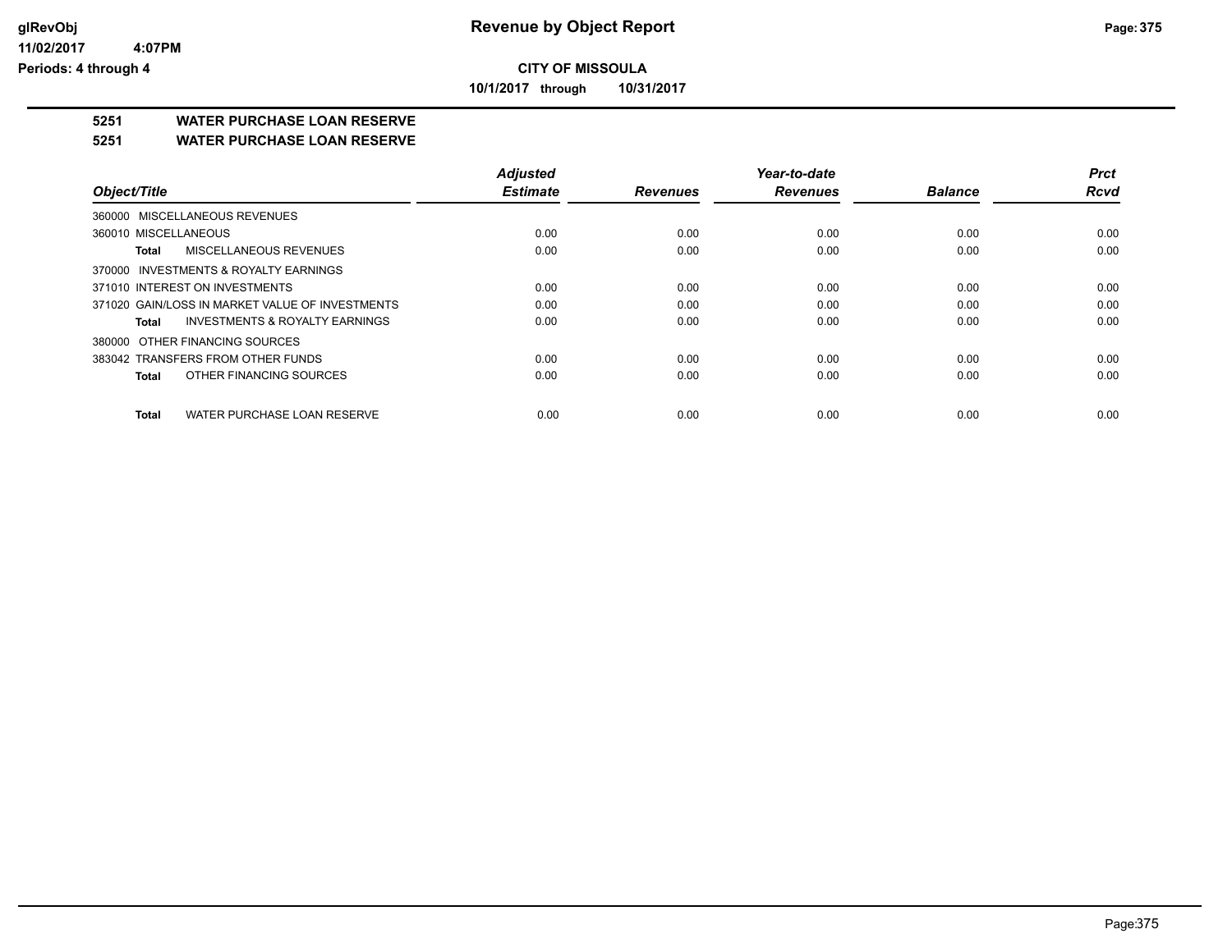**CITY OF MISSOULA**

**10/1/2017 through 10/31/2017**

## 5251 WATER PURCHASE LOAN RESERVE

## 5251 WATER PURCHASE LOAN RESERVE

| Object/Title | Adjusted Estimate | Revenues | Year-to-date Revenues | Balance | Prct Rcvd |
|---|---|---|---|---|---|
| 360000 MISCELLANEOUS REVENUES | | | | | |
| 360010 MISCELLANEOUS | 0.00 | 0.00 | 0.00 | 0.00 | 0.00 |
| **Total** MISCELLANEOUS REVENUES | 0.00 | 0.00 | 0.00 | 0.00 | 0.00 |
| 370000 INVESTMENTS & ROYALTY EARNINGS | | | | | |
| 371010 INTEREST ON INVESTMENTS | 0.00 | 0.00 | 0.00 | 0.00 | 0.00 |
| 371020 GAIN/LOSS IN MARKET VALUE OF INVESTMENTS | 0.00 | 0.00 | 0.00 | 0.00 | 0.00 |
| **Total** INVESTMENTS & ROYALTY EARNINGS | 0.00 | 0.00 | 0.00 | 0.00 | 0.00 |
| 380000 OTHER FINANCING SOURCES | | | | | |
| 383042 TRANSFERS FROM OTHER FUNDS | 0.00 | 0.00 | 0.00 | 0.00 | 0.00 |
| **Total** OTHER FINANCING SOURCES | 0.00 | 0.00 | 0.00 | 0.00 | 0.00 |
| **Total** WATER PURCHASE LOAN RESERVE | 0.00 | 0.00 | 0.00 | 0.00 | 0.00 |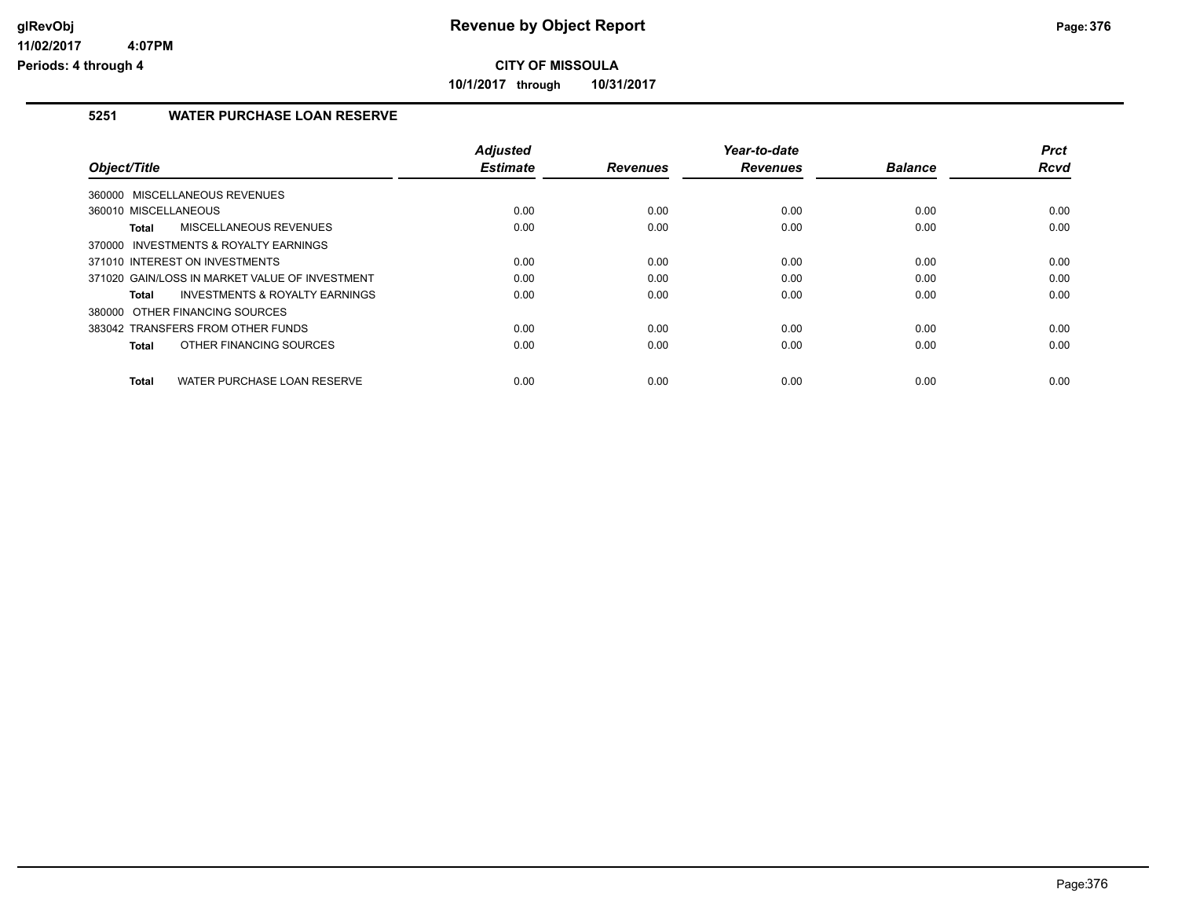# Revenue by Object Report

**CITY OF MISSOULA**

**10/1/2017 through 10/31/2017**

glRevObj
11/02/2017 4:07PM
Periods: 4 through 4

## 5251 WATER PURCHASE LOAN RESERVE

| Object/Title | Adjusted Estimate | Revenues | Year-to-date Revenues | Balance | Prct Rcvd |
|---|---|---|---|---|---|
| 360000 MISCELLANEOUS REVENUES | | | | | |
| 360010 MISCELLANEOUS | 0.00 | 0.00 | 0.00 | 0.00 | 0.00 |
| **Total** MISCELLANEOUS REVENUES | 0.00 | 0.00 | 0.00 | 0.00 | 0.00 |
| 370000 INVESTMENTS & ROYALTY EARNINGS | | | | | |
| 371010 INTEREST ON INVESTMENTS | 0.00 | 0.00 | 0.00 | 0.00 | 0.00 |
| 371020 GAIN/LOSS IN MARKET VALUE OF INVESTMENT | 0.00 | 0.00 | 0.00 | 0.00 | 0.00 |
| **Total** INVESTMENTS & ROYALTY EARNINGS | 0.00 | 0.00 | 0.00 | 0.00 | 0.00 |
| 380000 OTHER FINANCING SOURCES | | | | | |
| 383042 TRANSFERS FROM OTHER FUNDS | 0.00 | 0.00 | 0.00 | 0.00 | 0.00 |
| **Total** OTHER FINANCING SOURCES | 0.00 | 0.00 | 0.00 | 0.00 | 0.00 |
| **Total** WATER PURCHASE LOAN RESERVE | 0.00 | 0.00 | 0.00 | 0.00 | 0.00 |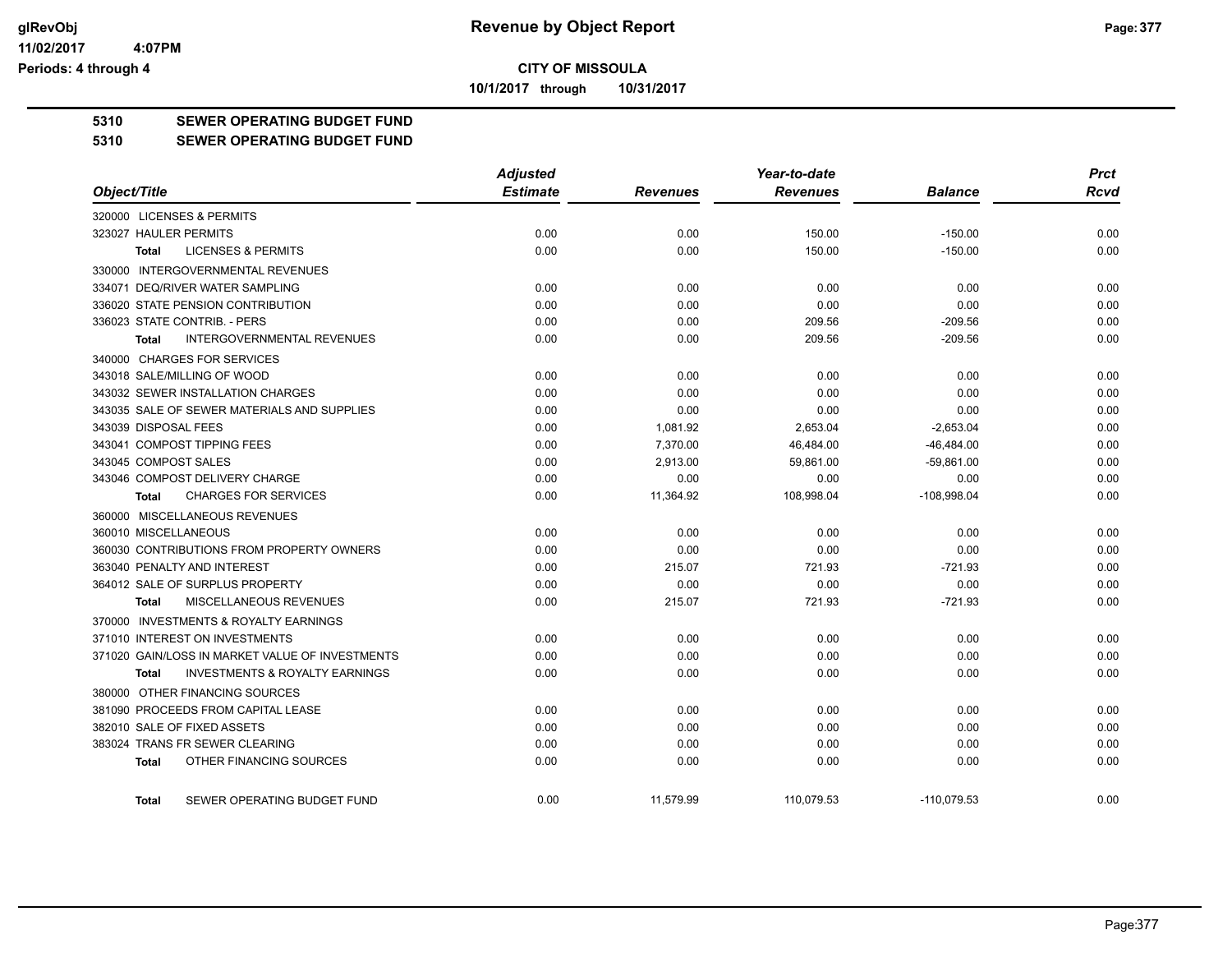**CITY OF MISSOULA**

**10/1/2017 through 10/31/2017**

**5310 SEWER OPERATING BUDGET FUND**

**5310 SEWER OPERATING BUDGET FUND**

| Object/Title | Adjusted Estimate | Revenues | Year-to-date Revenues | Balance | Prct Rcvd |
|---|---|---|---|---|---|
| 320000 LICENSES & PERMITS | | | | | |
| 323027 HAULER PERMITS | 0.00 | 0.00 | 150.00 | -150.00 | 0.00 |
| Total LICENSES & PERMITS | 0.00 | 0.00 | 150.00 | -150.00 | 0.00 |
| 330000 INTERGOVERNMENTAL REVENUES | | | | | |
| 334071 DEQ/RIVER WATER SAMPLING | 0.00 | 0.00 | 0.00 | 0.00 | 0.00 |
| 336020 STATE PENSION CONTRIBUTION | 0.00 | 0.00 | 0.00 | 0.00 | 0.00 |
| 336023 STATE CONTRIB. - PERS | 0.00 | 0.00 | 209.56 | -209.56 | 0.00 |
| Total INTERGOVERNMENTAL REVENUES | 0.00 | 0.00 | 209.56 | -209.56 | 0.00 |
| 340000 CHARGES FOR SERVICES | | | | | |
| 343018 SALE/MILLING OF WOOD | 0.00 | 0.00 | 0.00 | 0.00 | 0.00 |
| 343032 SEWER INSTALLATION CHARGES | 0.00 | 0.00 | 0.00 | 0.00 | 0.00 |
| 343035 SALE OF SEWER MATERIALS AND SUPPLIES | 0.00 | 0.00 | 0.00 | 0.00 | 0.00 |
| 343039 DISPOSAL FEES | 0.00 | 1,081.92 | 2,653.04 | -2,653.04 | 0.00 |
| 343041 COMPOST TIPPING FEES | 0.00 | 7,370.00 | 46,484.00 | -46,484.00 | 0.00 |
| 343045 COMPOST SALES | 0.00 | 2,913.00 | 59,861.00 | -59,861.00 | 0.00 |
| 343046 COMPOST DELIVERY CHARGE | 0.00 | 0.00 | 0.00 | 0.00 | 0.00 |
| Total CHARGES FOR SERVICES | 0.00 | 11,364.92 | 108,998.04 | -108,998.04 | 0.00 |
| 360000 MISCELLANEOUS REVENUES | | | | | |
| 360010 MISCELLANEOUS | 0.00 | 0.00 | 0.00 | 0.00 | 0.00 |
| 360030 CONTRIBUTIONS FROM PROPERTY OWNERS | 0.00 | 0.00 | 0.00 | 0.00 | 0.00 |
| 363040 PENALTY AND INTEREST | 0.00 | 215.07 | 721.93 | -721.93 | 0.00 |
| 364012 SALE OF SURPLUS PROPERTY | 0.00 | 0.00 | 0.00 | 0.00 | 0.00 |
| Total MISCELLANEOUS REVENUES | 0.00 | 215.07 | 721.93 | -721.93 | 0.00 |
| 370000 INVESTMENTS & ROYALTY EARNINGS | | | | | |
| 371010 INTEREST ON INVESTMENTS | 0.00 | 0.00 | 0.00 | 0.00 | 0.00 |
| 371020 GAIN/LOSS IN MARKET VALUE OF INVESTMENTS | 0.00 | 0.00 | 0.00 | 0.00 | 0.00 |
| Total INVESTMENTS & ROYALTY EARNINGS | 0.00 | 0.00 | 0.00 | 0.00 | 0.00 |
| 380000 OTHER FINANCING SOURCES | | | | | |
| 381090 PROCEEDS FROM CAPITAL LEASE | 0.00 | 0.00 | 0.00 | 0.00 | 0.00 |
| 382010 SALE OF FIXED ASSETS | 0.00 | 0.00 | 0.00 | 0.00 | 0.00 |
| 383024 TRANS FR SEWER CLEARING | 0.00 | 0.00 | 0.00 | 0.00 | 0.00 |
| Total OTHER FINANCING SOURCES | 0.00 | 0.00 | 0.00 | 0.00 | 0.00 |
| Total SEWER OPERATING BUDGET FUND | 0.00 | 11,579.99 | 110,079.53 | -110,079.53 | 0.00 |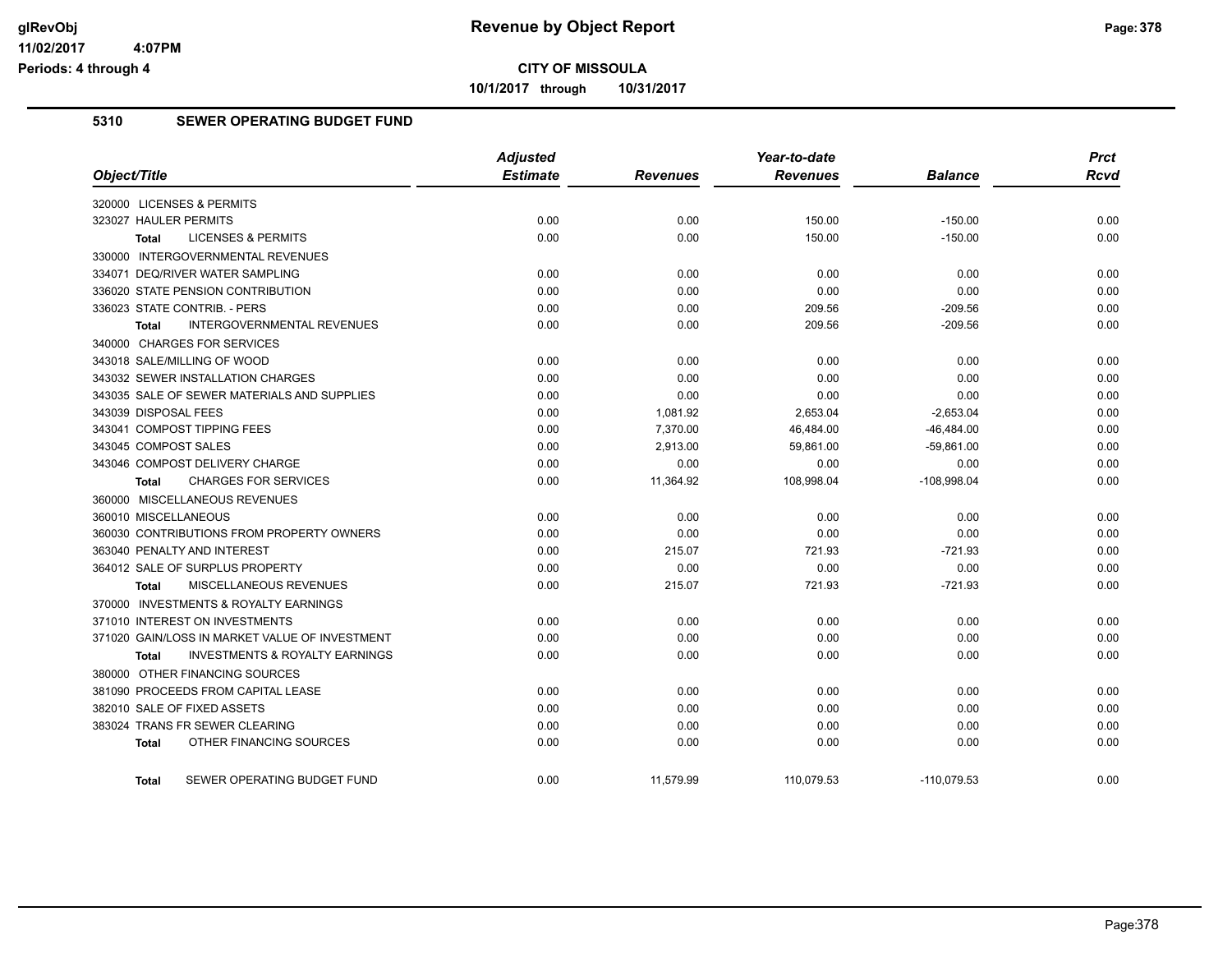**CITY OF MISSOULA**

**10/1/2017 through 10/31/2017**

## 5310 SEWER OPERATING BUDGET FUND

| Object/Title | Adjusted Estimate | Revenues | Year-to-date Revenues | Balance | Prct Rcvd |
|---|---|---|---|---|---|
| 320000 LICENSES & PERMITS | | | | | |
| 323027 HAULER PERMITS | 0.00 | 0.00 | 150.00 | -150.00 | 0.00 |
| **Total** LICENSES & PERMITS | 0.00 | 0.00 | 150.00 | -150.00 | 0.00 |
| 330000 INTERGOVERNMENTAL REVENUES | | | | | |
| 334071 DEQ/RIVER WATER SAMPLING | 0.00 | 0.00 | 0.00 | 0.00 | 0.00 |
| 336020 STATE PENSION CONTRIBUTION | 0.00 | 0.00 | 0.00 | 0.00 | 0.00 |
| 336023 STATE CONTRIB. - PERS | 0.00 | 0.00 | 209.56 | -209.56 | 0.00 |
| **Total** INTERGOVERNMENTAL REVENUES | 0.00 | 0.00 | 209.56 | -209.56 | 0.00 |
| 340000 CHARGES FOR SERVICES | | | | | |
| 343018 SALE/MILLING OF WOOD | 0.00 | 0.00 | 0.00 | 0.00 | 0.00 |
| 343032 SEWER INSTALLATION CHARGES | 0.00 | 0.00 | 0.00 | 0.00 | 0.00 |
| 343035 SALE OF SEWER MATERIALS AND SUPPLIES | 0.00 | 0.00 | 0.00 | 0.00 | 0.00 |
| 343039 DISPOSAL FEES | 0.00 | 1,081.92 | 2,653.04 | -2,653.04 | 0.00 |
| 343041 COMPOST TIPPING FEES | 0.00 | 7,370.00 | 46,484.00 | -46,484.00 | 0.00 |
| 343045 COMPOST SALES | 0.00 | 2,913.00 | 59,861.00 | -59,861.00 | 0.00 |
| 343046 COMPOST DELIVERY CHARGE | 0.00 | 0.00 | 0.00 | 0.00 | 0.00 |
| **Total** CHARGES FOR SERVICES | 0.00 | 11,364.92 | 108,998.04 | -108,998.04 | 0.00 |
| 360000 MISCELLANEOUS REVENUES | | | | | |
| 360010 MISCELLANEOUS | 0.00 | 0.00 | 0.00 | 0.00 | 0.00 |
| 360030 CONTRIBUTIONS FROM PROPERTY OWNERS | 0.00 | 0.00 | 0.00 | 0.00 | 0.00 |
| 363040 PENALTY AND INTEREST | 0.00 | 215.07 | 721.93 | -721.93 | 0.00 |
| 364012 SALE OF SURPLUS PROPERTY | 0.00 | 0.00 | 0.00 | 0.00 | 0.00 |
| **Total** MISCELLANEOUS REVENUES | 0.00 | 215.07 | 721.93 | -721.93 | 0.00 |
| 370000 INVESTMENTS & ROYALTY EARNINGS | | | | | |
| 371010 INTEREST ON INVESTMENTS | 0.00 | 0.00 | 0.00 | 0.00 | 0.00 |
| 371020 GAIN/LOSS IN MARKET VALUE OF INVESTMENT | 0.00 | 0.00 | 0.00 | 0.00 | 0.00 |
| **Total** INVESTMENTS & ROYALTY EARNINGS | 0.00 | 0.00 | 0.00 | 0.00 | 0.00 |
| 380000 OTHER FINANCING SOURCES | | | | | |
| 381090 PROCEEDS FROM CAPITAL LEASE | 0.00 | 0.00 | 0.00 | 0.00 | 0.00 |
| 382010 SALE OF FIXED ASSETS | 0.00 | 0.00 | 0.00 | 0.00 | 0.00 |
| 383024 TRANS FR SEWER CLEARING | 0.00 | 0.00 | 0.00 | 0.00 | 0.00 |
| **Total** OTHER FINANCING SOURCES | 0.00 | 0.00 | 0.00 | 0.00 | 0.00 |
| **Total** SEWER OPERATING BUDGET FUND | 0.00 | 11,579.99 | 110,079.53 | -110,079.53 | 0.00 |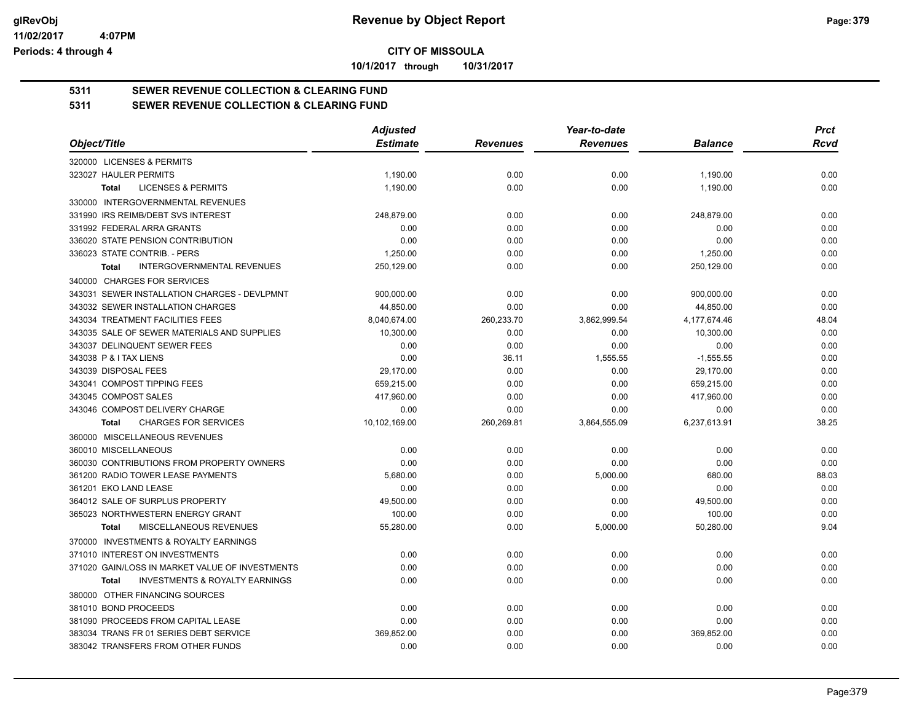**CITY OF MISSOULA**

**10/1/2017 through 10/31/2017**

**5311 SEWER REVENUE COLLECTION & CLEARING FUND**

**5311 SEWER REVENUE COLLECTION & CLEARING FUND**

| Object/Title | Adjusted Estimate | Revenues | Year-to-date Revenues | Balance | Prct Rcvd |
|---|---|---|---|---|---|
| 320000 LICENSES & PERMITS | | | | | |
| 323027 HAULER PERMITS | 1,190.00 | 0.00 | 0.00 | 1,190.00 | 0.00 |
| **Total** LICENSES & PERMITS | 1,190.00 | 0.00 | 0.00 | 1,190.00 | 0.00 |
| 330000 INTERGOVERNMENTAL REVENUES | | | | | |
| 331990 IRS REIMB/DEBT SVS INTEREST | 248,879.00 | 0.00 | 0.00 | 248,879.00 | 0.00 |
| 331992 FEDERAL ARRA GRANTS | 0.00 | 0.00 | 0.00 | 0.00 | 0.00 |
| 336020 STATE PENSION CONTRIBUTION | 0.00 | 0.00 | 0.00 | 0.00 | 0.00 |
| 336023 STATE CONTRIB. - PERS | 1,250.00 | 0.00 | 0.00 | 1,250.00 | 0.00 |
| **Total** INTERGOVERNMENTAL REVENUES | 250,129.00 | 0.00 | 0.00 | 250,129.00 | 0.00 |
| 340000 CHARGES FOR SERVICES | | | | | |
| 343031 SEWER INSTALLATION CHARGES - DEVLPMNT | 900,000.00 | 0.00 | 0.00 | 900,000.00 | 0.00 |
| 343032 SEWER INSTALLATION CHARGES | 44,850.00 | 0.00 | 0.00 | 44,850.00 | 0.00 |
| 343034 TREATMENT FACILITIES FEES | 8,040,674.00 | 260,233.70 | 3,862,999.54 | 4,177,674.46 | 48.04 |
| 343035 SALE OF SEWER MATERIALS AND SUPPLIES | 10,300.00 | 0.00 | 0.00 | 10,300.00 | 0.00 |
| 343037 DELINQUENT SEWER FEES | 0.00 | 0.00 | 0.00 | 0.00 | 0.00 |
| 343038 P & I TAX LIENS | 0.00 | 36.11 | 1,555.55 | -1,555.55 | 0.00 |
| 343039 DISPOSAL FEES | 29,170.00 | 0.00 | 0.00 | 29,170.00 | 0.00 |
| 343041 COMPOST TIPPING FEES | 659,215.00 | 0.00 | 0.00 | 659,215.00 | 0.00 |
| 343045 COMPOST SALES | 417,960.00 | 0.00 | 0.00 | 417,960.00 | 0.00 |
| 343046 COMPOST DELIVERY CHARGE | 0.00 | 0.00 | 0.00 | 0.00 | 0.00 |
| **Total** CHARGES FOR SERVICES | 10,102,169.00 | 260,269.81 | 3,864,555.09 | 6,237,613.91 | 38.25 |
| 360000 MISCELLANEOUS REVENUES | | | | | |
| 360010 MISCELLANEOUS | 0.00 | 0.00 | 0.00 | 0.00 | 0.00 |
| 360030 CONTRIBUTIONS FROM PROPERTY OWNERS | 0.00 | 0.00 | 0.00 | 0.00 | 0.00 |
| 361200 RADIO TOWER LEASE PAYMENTS | 5,680.00 | 0.00 | 5,000.00 | 680.00 | 88.03 |
| 361201 EKO LAND LEASE | 0.00 | 0.00 | 0.00 | 0.00 | 0.00 |
| 364012 SALE OF SURPLUS PROPERTY | 49,500.00 | 0.00 | 0.00 | 49,500.00 | 0.00 |
| 365023 NORTHWESTERN ENERGY GRANT | 100.00 | 0.00 | 0.00 | 100.00 | 0.00 |
| **Total** MISCELLANEOUS REVENUES | 55,280.00 | 0.00 | 5,000.00 | 50,280.00 | 9.04 |
| 370000 INVESTMENTS & ROYALTY EARNINGS | | | | | |
| 371010 INTEREST ON INVESTMENTS | 0.00 | 0.00 | 0.00 | 0.00 | 0.00 |
| 371020 GAIN/LOSS IN MARKET VALUE OF INVESTMENTS | 0.00 | 0.00 | 0.00 | 0.00 | 0.00 |
| **Total** INVESTMENTS & ROYALTY EARNINGS | 0.00 | 0.00 | 0.00 | 0.00 | 0.00 |
| 380000 OTHER FINANCING SOURCES | | | | | |
| 381010 BOND PROCEEDS | 0.00 | 0.00 | 0.00 | 0.00 | 0.00 |
| 381090 PROCEEDS FROM CAPITAL LEASE | 0.00 | 0.00 | 0.00 | 0.00 | 0.00 |
| 383034 TRANS FR 01 SERIES DEBT SERVICE | 369,852.00 | 0.00 | 0.00 | 369,852.00 | 0.00 |
| 383042 TRANSFERS FROM OTHER FUNDS | 0.00 | 0.00 | 0.00 | 0.00 | 0.00 |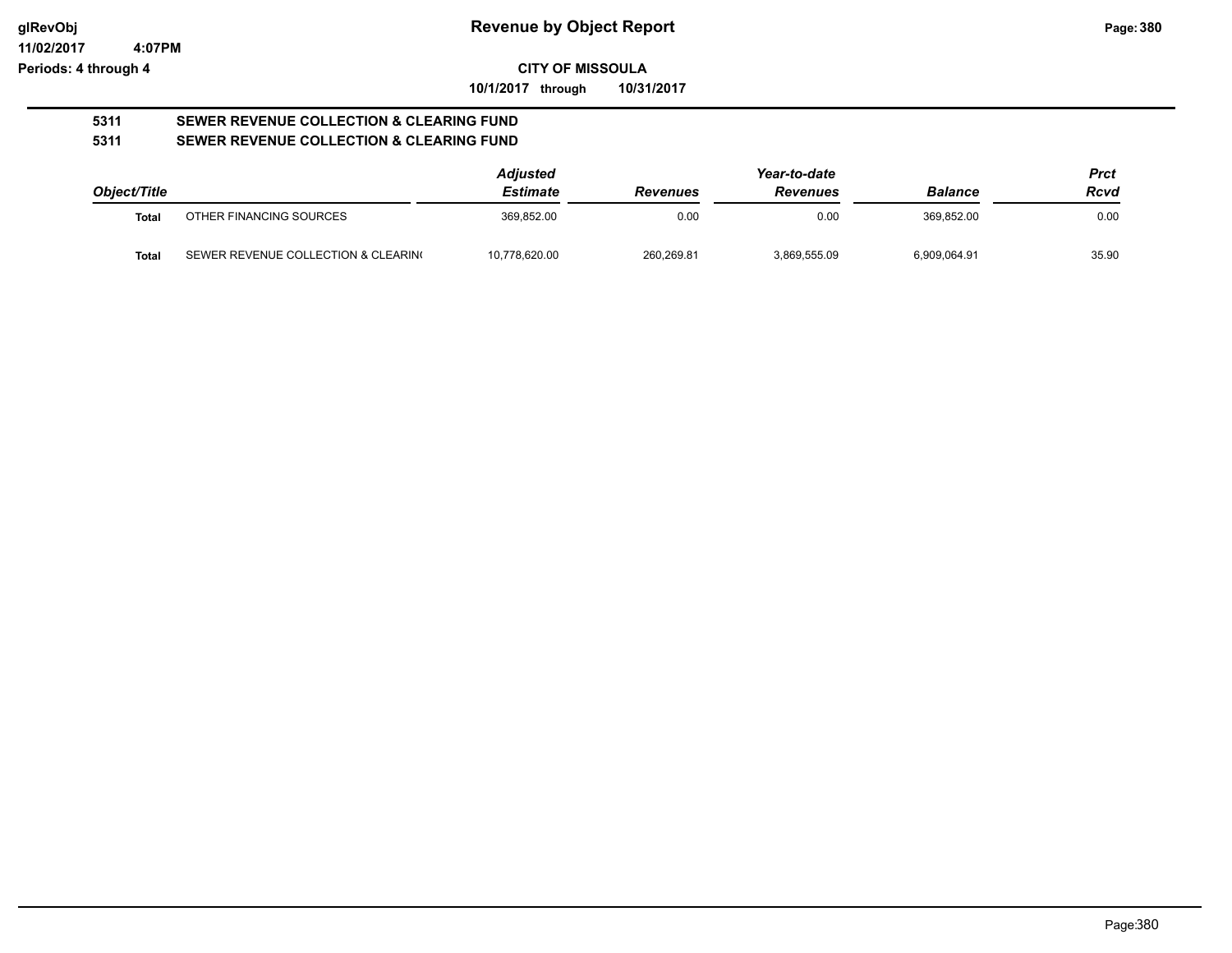# Revenue by Object Report

**CITY OF MISSOULA**

**10/1/2017 through 10/31/2017**

glRevObj
11/02/2017 4:07PM
Periods: 4 through 4

**5311 SEWER REVENUE COLLECTION & CLEARING FUND**

**5311 SEWER REVENUE COLLECTION & CLEARING FUND**

| Object/Title | | Adjusted Estimate | Revenues | Year-to-date Revenues | Balance | Prct Rcvd |
|---|---|---|---|---|---|---|
| Total | OTHER FINANCING SOURCES | 369,852.00 | 0.00 | 0.00 | 369,852.00 | 0.00 |
| Total | SEWER REVENUE COLLECTION & CLEARIN( | 10,778,620.00 | 260,269.81 | 3,869,555.09 | 6,909,064.91 | 35.90 |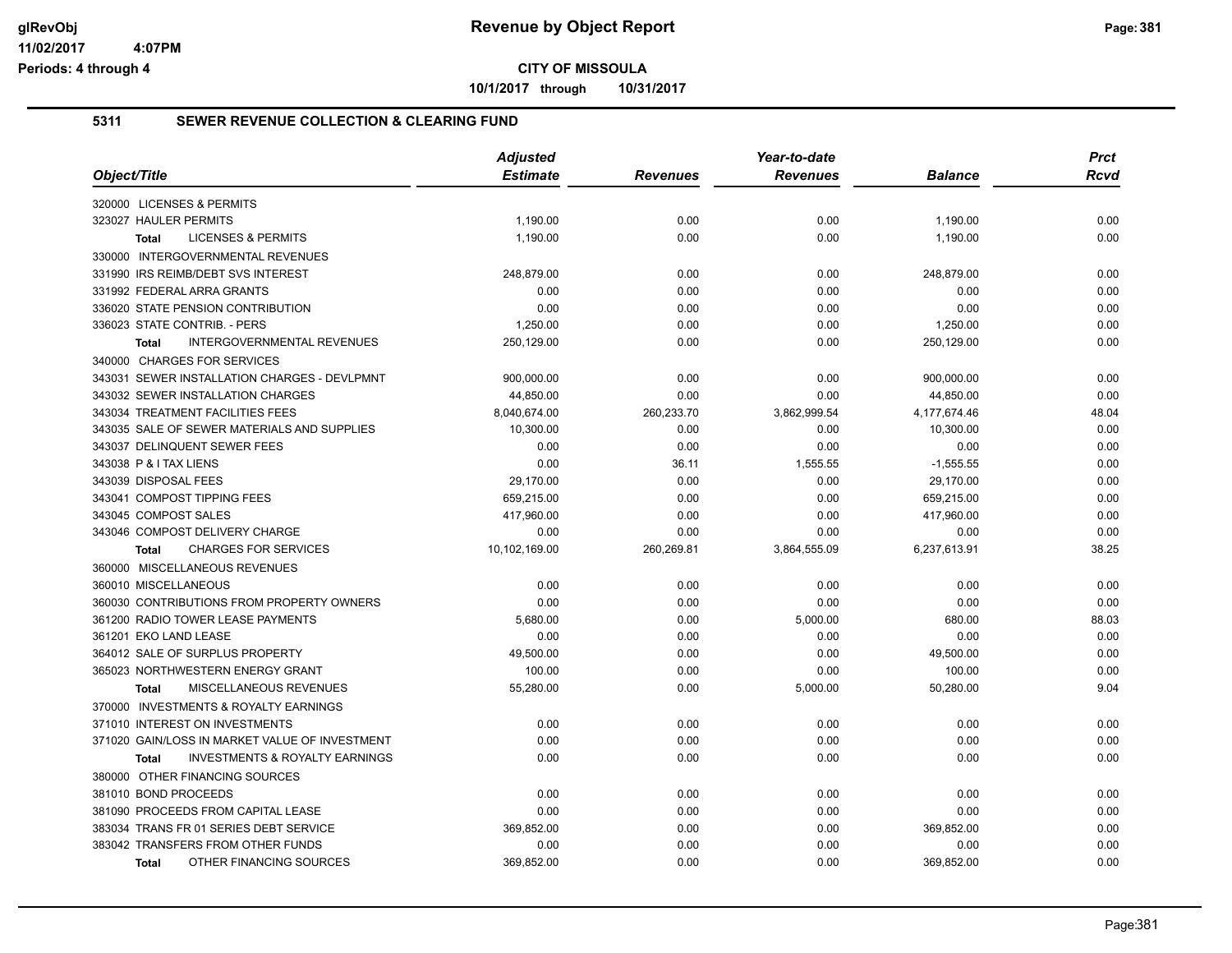CITY OF MISSOULA

10/1/2017 through 10/31/2017

## 5311 SEWER REVENUE COLLECTION & CLEARING FUND

| Object/Title | Adjusted Estimate | Revenues | Year-to-date Revenues | Balance | Prct Rcvd |
|---|---|---|---|---|---|
| 320000 LICENSES & PERMITS | | | | | |
| 323027 HAULER PERMITS | 1,190.00 | 0.00 | 0.00 | 1,190.00 | 0.00 |
| **Total** LICENSES & PERMITS | 1,190.00 | 0.00 | 0.00 | 1,190.00 | 0.00 |
| 330000 INTERGOVERNMENTAL REVENUES | | | | | |
| 331990 IRS REIMB/DEBT SVS INTEREST | 248,879.00 | 0.00 | 0.00 | 248,879.00 | 0.00 |
| 331992 FEDERAL ARRA GRANTS | 0.00 | 0.00 | 0.00 | 0.00 | 0.00 |
| 336020 STATE PENSION CONTRIBUTION | 0.00 | 0.00 | 0.00 | 0.00 | 0.00 |
| 336023 STATE CONTRIB. - PERS | 1,250.00 | 0.00 | 0.00 | 1,250.00 | 0.00 |
| **Total** INTERGOVERNMENTAL REVENUES | 250,129.00 | 0.00 | 0.00 | 250,129.00 | 0.00 |
| 340000 CHARGES FOR SERVICES | | | | | |
| 343031 SEWER INSTALLATION CHARGES - DEVLPMNT | 900,000.00 | 0.00 | 0.00 | 900,000.00 | 0.00 |
| 343032 SEWER INSTALLATION CHARGES | 44,850.00 | 0.00 | 0.00 | 44,850.00 | 0.00 |
| 343034 TREATMENT FACILITIES FEES | 8,040,674.00 | 260,233.70 | 3,862,999.54 | 4,177,674.46 | 48.04 |
| 343035 SALE OF SEWER MATERIALS AND SUPPLIES | 10,300.00 | 0.00 | 0.00 | 10,300.00 | 0.00 |
| 343037 DELINQUENT SEWER FEES | 0.00 | 0.00 | 0.00 | 0.00 | 0.00 |
| 343038 P & I TAX LIENS | 0.00 | 36.11 | 1,555.55 | -1,555.55 | 0.00 |
| 343039 DISPOSAL FEES | 29,170.00 | 0.00 | 0.00 | 29,170.00 | 0.00 |
| 343041 COMPOST TIPPING FEES | 659,215.00 | 0.00 | 0.00 | 659,215.00 | 0.00 |
| 343045 COMPOST SALES | 417,960.00 | 0.00 | 0.00 | 417,960.00 | 0.00 |
| 343046 COMPOST DELIVERY CHARGE | 0.00 | 0.00 | 0.00 | 0.00 | 0.00 |
| **Total** CHARGES FOR SERVICES | 10,102,169.00 | 260,269.81 | 3,864,555.09 | 6,237,613.91 | 38.25 |
| 360000 MISCELLANEOUS REVENUES | | | | | |
| 360010 MISCELLANEOUS | 0.00 | 0.00 | 0.00 | 0.00 | 0.00 |
| 360030 CONTRIBUTIONS FROM PROPERTY OWNERS | 0.00 | 0.00 | 0.00 | 0.00 | 0.00 |
| 361200 RADIO TOWER LEASE PAYMENTS | 5,680.00 | 0.00 | 5,000.00 | 680.00 | 88.03 |
| 361201 EKO LAND LEASE | 0.00 | 0.00 | 0.00 | 0.00 | 0.00 |
| 364012 SALE OF SURPLUS PROPERTY | 49,500.00 | 0.00 | 0.00 | 49,500.00 | 0.00 |
| 365023 NORTHWESTERN ENERGY GRANT | 100.00 | 0.00 | 0.00 | 100.00 | 0.00 |
| **Total** MISCELLANEOUS REVENUES | 55,280.00 | 0.00 | 5,000.00 | 50,280.00 | 9.04 |
| 370000 INVESTMENTS & ROYALTY EARNINGS | | | | | |
| 371010 INTEREST ON INVESTMENTS | 0.00 | 0.00 | 0.00 | 0.00 | 0.00 |
| 371020 GAIN/LOSS IN MARKET VALUE OF INVESTMENT | 0.00 | 0.00 | 0.00 | 0.00 | 0.00 |
| **Total** INVESTMENTS & ROYALTY EARNINGS | 0.00 | 0.00 | 0.00 | 0.00 | 0.00 |
| 380000 OTHER FINANCING SOURCES | | | | | |
| 381010 BOND PROCEEDS | 0.00 | 0.00 | 0.00 | 0.00 | 0.00 |
| 381090 PROCEEDS FROM CAPITAL LEASE | 0.00 | 0.00 | 0.00 | 0.00 | 0.00 |
| 383034 TRANS FR 01 SERIES DEBT SERVICE | 369,852.00 | 0.00 | 0.00 | 369,852.00 | 0.00 |
| 383042 TRANSFERS FROM OTHER FUNDS | 0.00 | 0.00 | 0.00 | 0.00 | 0.00 |
| **Total** OTHER FINANCING SOURCES | 369,852.00 | 0.00 | 0.00 | 369,852.00 | 0.00 |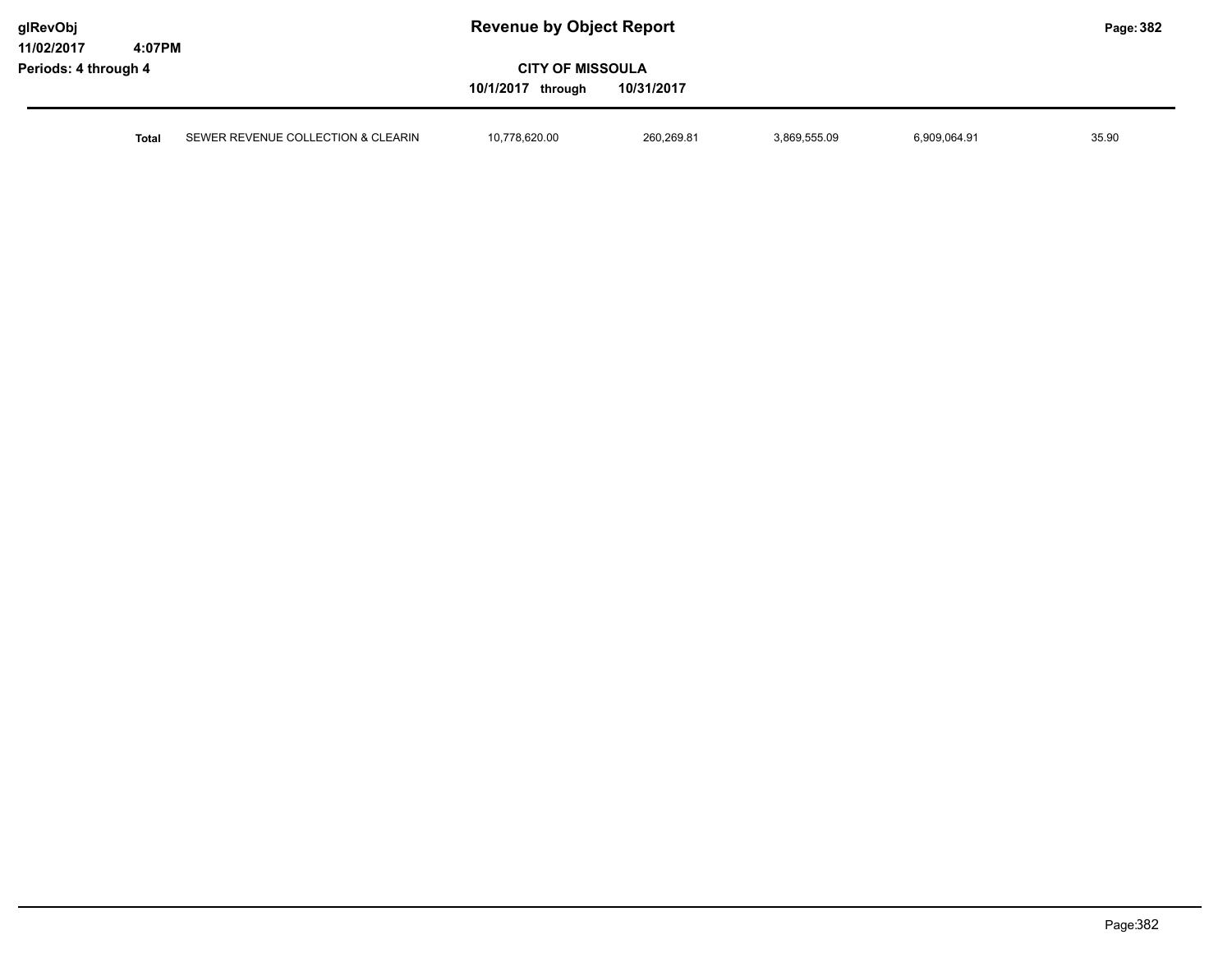| Total | SEWER REVENUE COLLECTION & CLEARIN | 10,778,620.00 | 260,269.81 | 3,869,555.09 | 6,909,064.91 | 35.90 |
|---|---|---|---|---|---|---|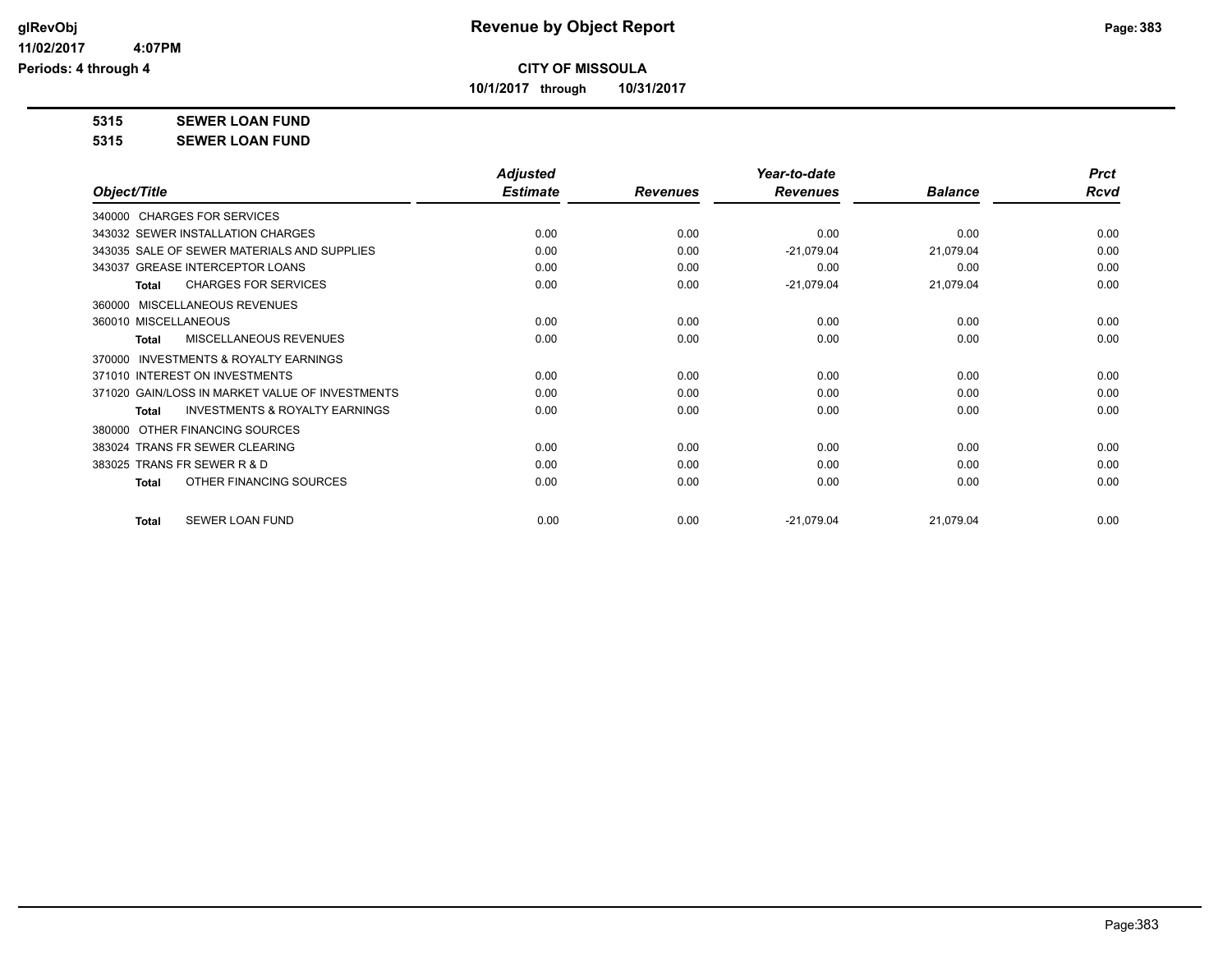# CITY OF MISSOULA

**10/1/2017 through 10/31/2017**

## 5315 SEWER LOAN FUND

## 5315 SEWER LOAN FUND

| Object/Title | Adjusted Estimate | Revenues | Year-to-date Revenues | Balance | Prct Rcvd |
|---|---|---|---|---|---|
| 340000 CHARGES FOR SERVICES | | | | | |
| 343032 SEWER INSTALLATION CHARGES | 0.00 | 0.00 | 0.00 | 0.00 | 0.00 |
| 343035 SALE OF SEWER MATERIALS AND SUPPLIES | 0.00 | 0.00 | -21,079.04 | 21,079.04 | 0.00 |
| 343037 GREASE INTERCEPTOR LOANS | 0.00 | 0.00 | 0.00 | 0.00 | 0.00 |
| **Total** CHARGES FOR SERVICES | 0.00 | 0.00 | -21,079.04 | 21,079.04 | 0.00 |
| 360000 MISCELLANEOUS REVENUES | | | | | |
| 360010 MISCELLANEOUS | 0.00 | 0.00 | 0.00 | 0.00 | 0.00 |
| **Total** MISCELLANEOUS REVENUES | 0.00 | 0.00 | 0.00 | 0.00 | 0.00 |
| 370000 INVESTMENTS & ROYALTY EARNINGS | | | | | |
| 371010 INTEREST ON INVESTMENTS | 0.00 | 0.00 | 0.00 | 0.00 | 0.00 |
| 371020 GAIN/LOSS IN MARKET VALUE OF INVESTMENTS | 0.00 | 0.00 | 0.00 | 0.00 | 0.00 |
| **Total** INVESTMENTS & ROYALTY EARNINGS | 0.00 | 0.00 | 0.00 | 0.00 | 0.00 |
| 380000 OTHER FINANCING SOURCES | | | | | |
| 383024 TRANS FR SEWER CLEARING | 0.00 | 0.00 | 0.00 | 0.00 | 0.00 |
| 383025 TRANS FR SEWER R & D | 0.00 | 0.00 | 0.00 | 0.00 | 0.00 |
| **Total** OTHER FINANCING SOURCES | 0.00 | 0.00 | 0.00 | 0.00 | 0.00 |
| **Total** SEWER LOAN FUND | 0.00 | 0.00 | -21,079.04 | 21,079.04 | 0.00 |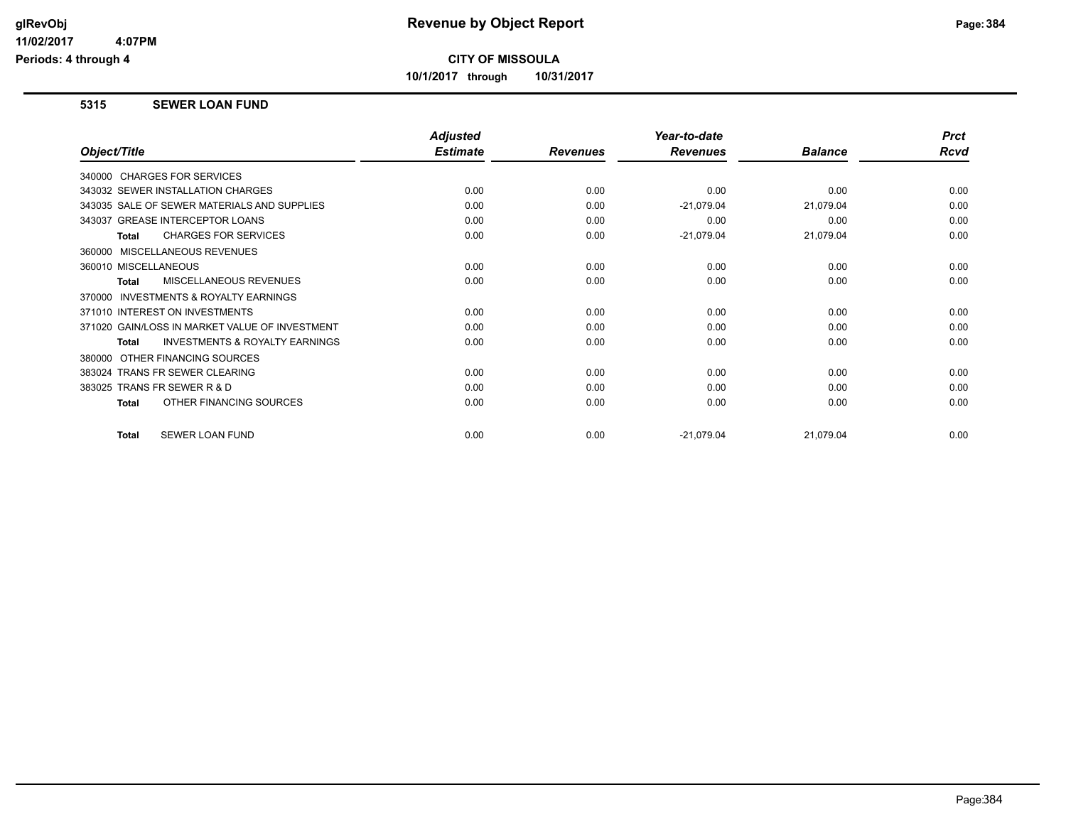# Revenue by Object Report

## CITY OF MISSOULA

**10/1/2017 through 10/31/2017**

### 5315 SEWER LOAN FUND

| Object/Title | Adjusted Estimate | Revenues | Year-to-date Revenues | Balance | Prct Rcvd |
|---|---|---|---|---|---|
| 340000 CHARGES FOR SERVICES | | | | | |
| 343032 SEWER INSTALLATION CHARGES | 0.00 | 0.00 | 0.00 | 0.00 | 0.00 |
| 343035 SALE OF SEWER MATERIALS AND SUPPLIES | 0.00 | 0.00 | -21,079.04 | 21,079.04 | 0.00 |
| 343037 GREASE INTERCEPTOR LOANS | 0.00 | 0.00 | 0.00 | 0.00 | 0.00 |
| **Total** CHARGES FOR SERVICES | 0.00 | 0.00 | -21,079.04 | 21,079.04 | 0.00 |
| 360000 MISCELLANEOUS REVENUES | | | | | |
| 360010 MISCELLANEOUS | 0.00 | 0.00 | 0.00 | 0.00 | 0.00 |
| **Total** MISCELLANEOUS REVENUES | 0.00 | 0.00 | 0.00 | 0.00 | 0.00 |
| 370000 INVESTMENTS & ROYALTY EARNINGS | | | | | |
| 371010 INTEREST ON INVESTMENTS | 0.00 | 0.00 | 0.00 | 0.00 | 0.00 |
| 371020 GAIN/LOSS IN MARKET VALUE OF INVESTMENT | 0.00 | 0.00 | 0.00 | 0.00 | 0.00 |
| **Total** INVESTMENTS & ROYALTY EARNINGS | 0.00 | 0.00 | 0.00 | 0.00 | 0.00 |
| 380000 OTHER FINANCING SOURCES | | | | | |
| 383024 TRANS FR SEWER CLEARING | 0.00 | 0.00 | 0.00 | 0.00 | 0.00 |
| 383025 TRANS FR SEWER R & D | 0.00 | 0.00 | 0.00 | 0.00 | 0.00 |
| **Total** OTHER FINANCING SOURCES | 0.00 | 0.00 | 0.00 | 0.00 | 0.00 |
| **Total** SEWER LOAN FUND | 0.00 | 0.00 | -21,079.04 | 21,079.04 | 0.00 |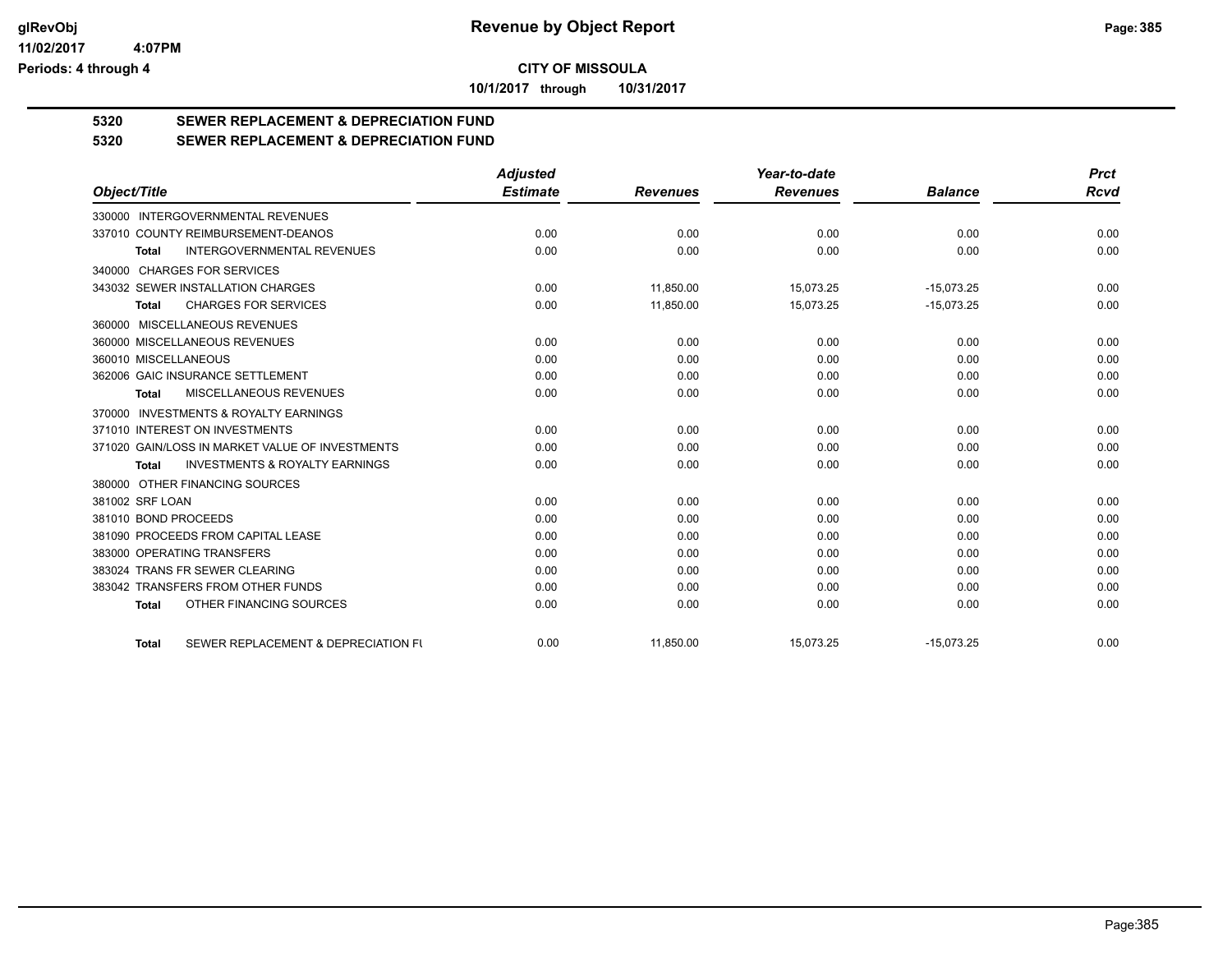**glRevObj**
**11/02/2017 4:07PM**
**Periods: 4 through 4**

# Revenue by Object Report

**CITY OF MISSOULA**

**10/1/2017 through 10/31/2017**

## 5320 SEWER REPLACEMENT & DEPRECIATION FUND

## 5320 SEWER REPLACEMENT & DEPRECIATION FUND

| Object/Title | Adjusted Estimate | Revenues | Year-to-date Revenues | Balance | Prct Rcvd |
|---|---|---|---|---|---|
| 330000 INTERGOVERNMENTAL REVENUES | | | | | |
| 337010 COUNTY REIMBURSEMENT-DEANOS | 0.00 | 0.00 | 0.00 | 0.00 | 0.00 |
| **Total** INTERGOVERNMENTAL REVENUES | 0.00 | 0.00 | 0.00 | 0.00 | 0.00 |
| 340000 CHARGES FOR SERVICES | | | | | |
| 343032 SEWER INSTALLATION CHARGES | 0.00 | 11,850.00 | 15,073.25 | -15,073.25 | 0.00 |
| **Total** CHARGES FOR SERVICES | 0.00 | 11,850.00 | 15,073.25 | -15,073.25 | 0.00 |
| 360000 MISCELLANEOUS REVENUES | | | | | |
| 360000 MISCELLANEOUS REVENUES | 0.00 | 0.00 | 0.00 | 0.00 | 0.00 |
| 360010 MISCELLANEOUS | 0.00 | 0.00 | 0.00 | 0.00 | 0.00 |
| 362006 GAIC INSURANCE SETTLEMENT | 0.00 | 0.00 | 0.00 | 0.00 | 0.00 |
| **Total** MISCELLANEOUS REVENUES | 0.00 | 0.00 | 0.00 | 0.00 | 0.00 |
| 370000 INVESTMENTS & ROYALTY EARNINGS | | | | | |
| 371010 INTEREST ON INVESTMENTS | 0.00 | 0.00 | 0.00 | 0.00 | 0.00 |
| 371020 GAIN/LOSS IN MARKET VALUE OF INVESTMENTS | 0.00 | 0.00 | 0.00 | 0.00 | 0.00 |
| **Total** INVESTMENTS & ROYALTY EARNINGS | 0.00 | 0.00 | 0.00 | 0.00 | 0.00 |
| 380000 OTHER FINANCING SOURCES | | | | | |
| 381002 SRF LOAN | 0.00 | 0.00 | 0.00 | 0.00 | 0.00 |
| 381010 BOND PROCEEDS | 0.00 | 0.00 | 0.00 | 0.00 | 0.00 |
| 381090 PROCEEDS FROM CAPITAL LEASE | 0.00 | 0.00 | 0.00 | 0.00 | 0.00 |
| 383000 OPERATING TRANSFERS | 0.00 | 0.00 | 0.00 | 0.00 | 0.00 |
| 383024 TRANS FR SEWER CLEARING | 0.00 | 0.00 | 0.00 | 0.00 | 0.00 |
| 383042 TRANSFERS FROM OTHER FUNDS | 0.00 | 0.00 | 0.00 | 0.00 | 0.00 |
| **Total** OTHER FINANCING SOURCES | 0.00 | 0.00 | 0.00 | 0.00 | 0.00 |
| **Total** SEWER REPLACEMENT & DEPRECIATION FU | 0.00 | 11,850.00 | 15,073.25 | -15,073.25 | 0.00 |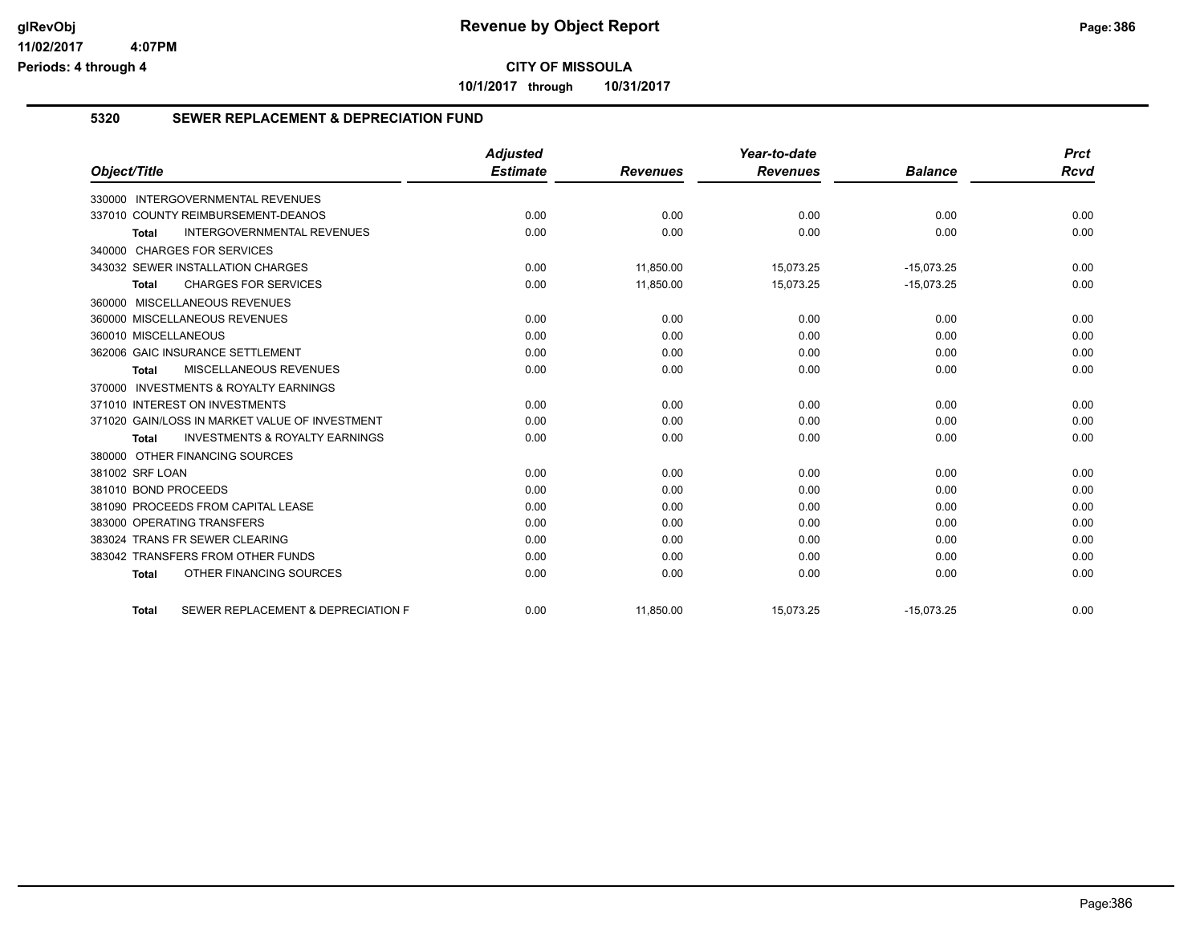# Revenue by Object Report

## CITY OF MISSOULA

**10/1/2017 through 10/31/2017**

### 5320 SEWER REPLACEMENT & DEPRECIATION FUND

| Object/Title | Adjusted Estimate | Revenues | Year-to-date Revenues | Balance | Prct Rcvd |
|---|---|---|---|---|---|
| 330000 INTERGOVERNMENTAL REVENUES | | | | | |
| 337010 COUNTY REIMBURSEMENT-DEANOS | 0.00 | 0.00 | 0.00 | 0.00 | 0.00 |
| **Total** INTERGOVERNMENTAL REVENUES | 0.00 | 0.00 | 0.00 | 0.00 | 0.00 |
| 340000 CHARGES FOR SERVICES | | | | | |
| 343032 SEWER INSTALLATION CHARGES | 0.00 | 11,850.00 | 15,073.25 | -15,073.25 | 0.00 |
| **Total** CHARGES FOR SERVICES | 0.00 | 11,850.00 | 15,073.25 | -15,073.25 | 0.00 |
| 360000 MISCELLANEOUS REVENUES | | | | | |
| 360000 MISCELLANEOUS REVENUES | 0.00 | 0.00 | 0.00 | 0.00 | 0.00 |
| 360010 MISCELLANEOUS | 0.00 | 0.00 | 0.00 | 0.00 | 0.00 |
| 362006 GAIC INSURANCE SETTLEMENT | 0.00 | 0.00 | 0.00 | 0.00 | 0.00 |
| **Total** MISCELLANEOUS REVENUES | 0.00 | 0.00 | 0.00 | 0.00 | 0.00 |
| 370000 INVESTMENTS & ROYALTY EARNINGS | | | | | |
| 371010 INTEREST ON INVESTMENTS | 0.00 | 0.00 | 0.00 | 0.00 | 0.00 |
| 371020 GAIN/LOSS IN MARKET VALUE OF INVESTMENT | 0.00 | 0.00 | 0.00 | 0.00 | 0.00 |
| **Total** INVESTMENTS & ROYALTY EARNINGS | 0.00 | 0.00 | 0.00 | 0.00 | 0.00 |
| 380000 OTHER FINANCING SOURCES | | | | | |
| 381002 SRF LOAN | 0.00 | 0.00 | 0.00 | 0.00 | 0.00 |
| 381010 BOND PROCEEDS | 0.00 | 0.00 | 0.00 | 0.00 | 0.00 |
| 381090 PROCEEDS FROM CAPITAL LEASE | 0.00 | 0.00 | 0.00 | 0.00 | 0.00 |
| 383000 OPERATING TRANSFERS | 0.00 | 0.00 | 0.00 | 0.00 | 0.00 |
| 383024 TRANS FR SEWER CLEARING | 0.00 | 0.00 | 0.00 | 0.00 | 0.00 |
| 383042 TRANSFERS FROM OTHER FUNDS | 0.00 | 0.00 | 0.00 | 0.00 | 0.00 |
| **Total** OTHER FINANCING SOURCES | 0.00 | 0.00 | 0.00 | 0.00 | 0.00 |
| **Total** SEWER REPLACEMENT & DEPRECIATION F | 0.00 | 11,850.00 | 15,073.25 | -15,073.25 | 0.00 |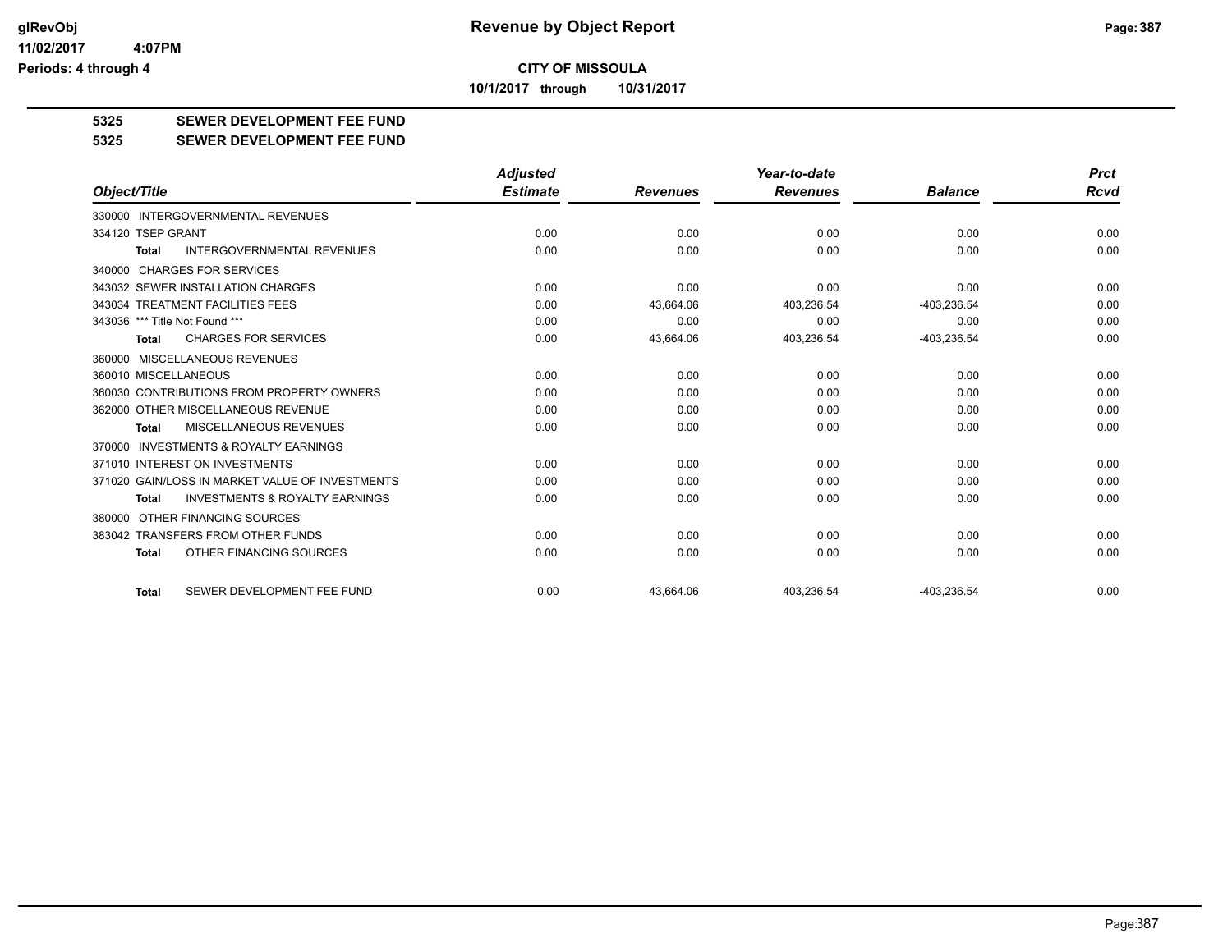**CITY OF MISSOULA**

**10/1/2017 through 10/31/2017**

## 5325 SEWER DEVELOPMENT FEE FUND

## 5325 SEWER DEVELOPMENT FEE FUND

| Object/Title | Adjusted Estimate | Revenues | Year-to-date Revenues | Balance | Prct Rcvd |
|---|---|---|---|---|---|
| 330000 INTERGOVERNMENTAL REVENUES | | | | | |
| 334120 TSEP GRANT | 0.00 | 0.00 | 0.00 | 0.00 | 0.00 |
| **Total** INTERGOVERNMENTAL REVENUES | 0.00 | 0.00 | 0.00 | 0.00 | 0.00 |
| 340000 CHARGES FOR SERVICES | | | | | |
| 343032 SEWER INSTALLATION CHARGES | 0.00 | 0.00 | 0.00 | 0.00 | 0.00 |
| 343034 TREATMENT FACILITIES FEES | 0.00 | 43,664.06 | 403,236.54 | -403,236.54 | 0.00 |
| 343036 *** Title Not Found *** | 0.00 | 0.00 | 0.00 | 0.00 | 0.00 |
| **Total** CHARGES FOR SERVICES | 0.00 | 43,664.06 | 403,236.54 | -403,236.54 | 0.00 |
| 360000 MISCELLANEOUS REVENUES | | | | | |
| 360010 MISCELLANEOUS | 0.00 | 0.00 | 0.00 | 0.00 | 0.00 |
| 360030 CONTRIBUTIONS FROM PROPERTY OWNERS | 0.00 | 0.00 | 0.00 | 0.00 | 0.00 |
| 362000 OTHER MISCELLANEOUS REVENUE | 0.00 | 0.00 | 0.00 | 0.00 | 0.00 |
| **Total** MISCELLANEOUS REVENUES | 0.00 | 0.00 | 0.00 | 0.00 | 0.00 |
| 370000 INVESTMENTS & ROYALTY EARNINGS | | | | | |
| 371010 INTEREST ON INVESTMENTS | 0.00 | 0.00 | 0.00 | 0.00 | 0.00 |
| 371020 GAIN/LOSS IN MARKET VALUE OF INVESTMENTS | 0.00 | 0.00 | 0.00 | 0.00 | 0.00 |
| **Total** INVESTMENTS & ROYALTY EARNINGS | 0.00 | 0.00 | 0.00 | 0.00 | 0.00 |
| 380000 OTHER FINANCING SOURCES | | | | | |
| 383042 TRANSFERS FROM OTHER FUNDS | 0.00 | 0.00 | 0.00 | 0.00 | 0.00 |
| **Total** OTHER FINANCING SOURCES | 0.00 | 0.00 | 0.00 | 0.00 | 0.00 |
| **Total** SEWER DEVELOPMENT FEE FUND | 0.00 | 43,664.06 | 403,236.54 | -403,236.54 | 0.00 |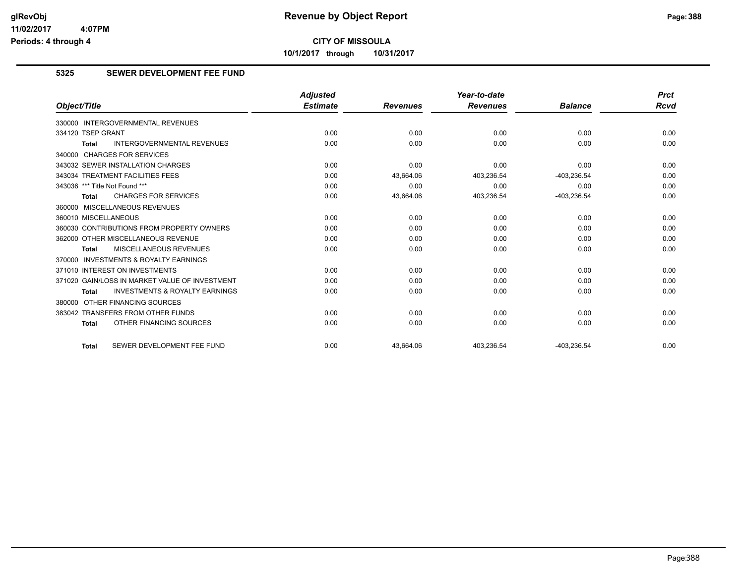# Revenue by Object Report

**CITY OF MISSOULA**

**10/1/2017 through 10/31/2017**

glRevObj
11/02/2017 4:07PM
Periods: 4 through 4

## 5325 SEWER DEVELOPMENT FEE FUND

| Object/Title | Adjusted Estimate | Revenues | Year-to-date Revenues | Balance | Prct Rcvd |
|---|---|---|---|---|---|
| 330000 INTERGOVERNMENTAL REVENUES | | | | | |
| 334120 TSEP GRANT | 0.00 | 0.00 | 0.00 | 0.00 | 0.00 |
| **Total** INTERGOVERNMENTAL REVENUES | 0.00 | 0.00 | 0.00 | 0.00 | 0.00 |
| 340000 CHARGES FOR SERVICES | | | | | |
| 343032 SEWER INSTALLATION CHARGES | 0.00 | 0.00 | 0.00 | 0.00 | 0.00 |
| 343034 TREATMENT FACILITIES FEES | 0.00 | 43,664.06 | 403,236.54 | -403,236.54 | 0.00 |
| 343036 *** Title Not Found *** | 0.00 | 0.00 | 0.00 | 0.00 | 0.00 |
| **Total** CHARGES FOR SERVICES | 0.00 | 43,664.06 | 403,236.54 | -403,236.54 | 0.00 |
| 360000 MISCELLANEOUS REVENUES | | | | | |
| 360010 MISCELLANEOUS | 0.00 | 0.00 | 0.00 | 0.00 | 0.00 |
| 360030 CONTRIBUTIONS FROM PROPERTY OWNERS | 0.00 | 0.00 | 0.00 | 0.00 | 0.00 |
| 362000 OTHER MISCELLANEOUS REVENUE | 0.00 | 0.00 | 0.00 | 0.00 | 0.00 |
| **Total** MISCELLANEOUS REVENUES | 0.00 | 0.00 | 0.00 | 0.00 | 0.00 |
| 370000 INVESTMENTS & ROYALTY EARNINGS | | | | | |
| 371010 INTEREST ON INVESTMENTS | 0.00 | 0.00 | 0.00 | 0.00 | 0.00 |
| 371020 GAIN/LOSS IN MARKET VALUE OF INVESTMENT | 0.00 | 0.00 | 0.00 | 0.00 | 0.00 |
| **Total** INVESTMENTS & ROYALTY EARNINGS | 0.00 | 0.00 | 0.00 | 0.00 | 0.00 |
| 380000 OTHER FINANCING SOURCES | | | | | |
| 383042 TRANSFERS FROM OTHER FUNDS | 0.00 | 0.00 | 0.00 | 0.00 | 0.00 |
| **Total** OTHER FINANCING SOURCES | 0.00 | 0.00 | 0.00 | 0.00 | 0.00 |
| **Total** SEWER DEVELOPMENT FEE FUND | 0.00 | 43,664.06 | 403,236.54 | -403,236.54 | 0.00 |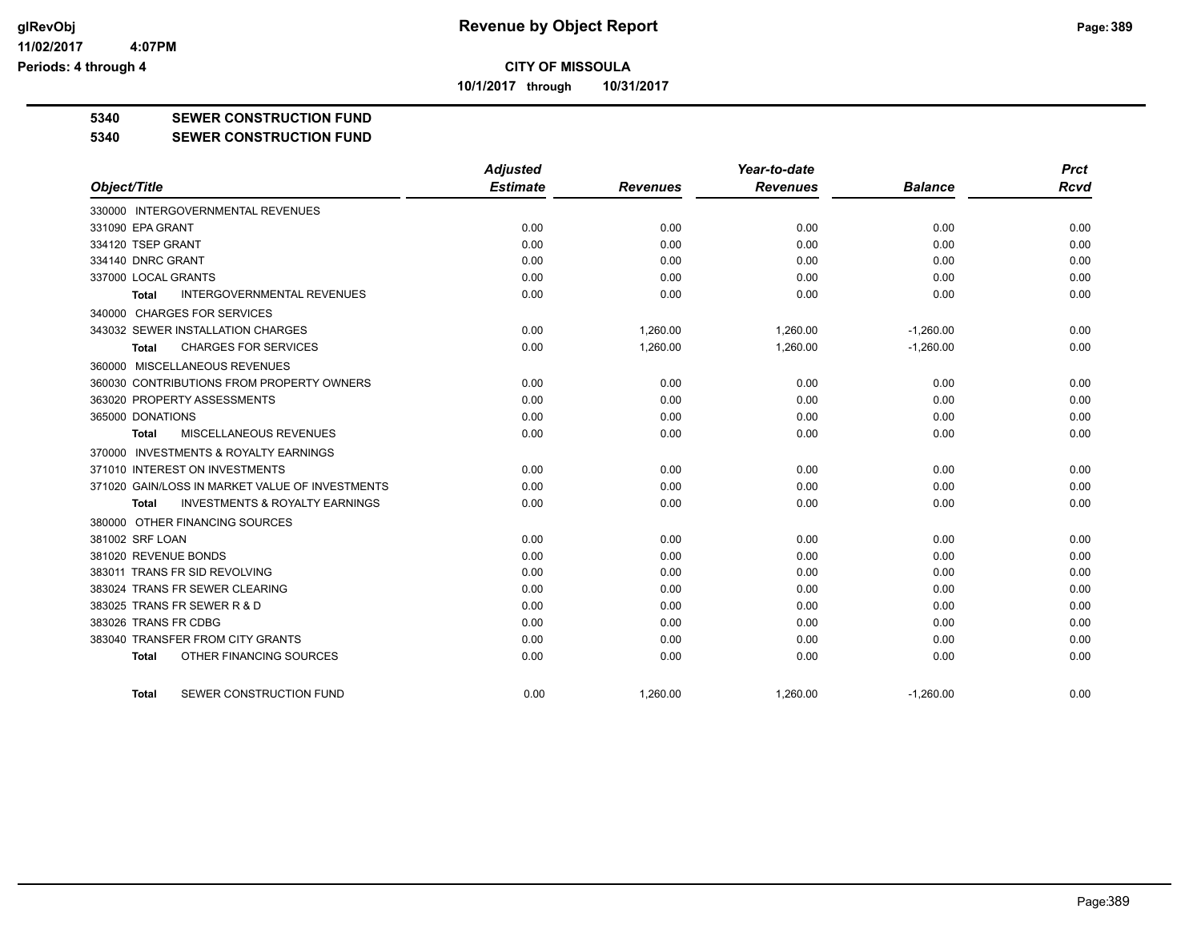**CITY OF MISSOULA**

**10/1/2017 through 10/31/2017**

## 5340 SEWER CONSTRUCTION FUND

## 5340 SEWER CONSTRUCTION FUND

| Object/Title | Adjusted Estimate | Revenues | Year-to-date Revenues | Balance | Prct Rcvd |
|---|---|---|---|---|---|
| 330000 INTERGOVERNMENTAL REVENUES | | | | | |
| 331090 EPA GRANT | 0.00 | 0.00 | 0.00 | 0.00 | 0.00 |
| 334120 TSEP GRANT | 0.00 | 0.00 | 0.00 | 0.00 | 0.00 |
| 334140 DNRC GRANT | 0.00 | 0.00 | 0.00 | 0.00 | 0.00 |
| 337000 LOCAL GRANTS | 0.00 | 0.00 | 0.00 | 0.00 | 0.00 |
| **Total** INTERGOVERNMENTAL REVENUES | 0.00 | 0.00 | 0.00 | 0.00 | 0.00 |
| 340000 CHARGES FOR SERVICES | | | | | |
| 343032 SEWER INSTALLATION CHARGES | 0.00 | 1,260.00 | 1,260.00 | -1,260.00 | 0.00 |
| **Total** CHARGES FOR SERVICES | 0.00 | 1,260.00 | 1,260.00 | -1,260.00 | 0.00 |
| 360000 MISCELLANEOUS REVENUES | | | | | |
| 360030 CONTRIBUTIONS FROM PROPERTY OWNERS | 0.00 | 0.00 | 0.00 | 0.00 | 0.00 |
| 363020 PROPERTY ASSESSMENTS | 0.00 | 0.00 | 0.00 | 0.00 | 0.00 |
| 365000 DONATIONS | 0.00 | 0.00 | 0.00 | 0.00 | 0.00 |
| **Total** MISCELLANEOUS REVENUES | 0.00 | 0.00 | 0.00 | 0.00 | 0.00 |
| 370000 INVESTMENTS & ROYALTY EARNINGS | | | | | |
| 371010 INTEREST ON INVESTMENTS | 0.00 | 0.00 | 0.00 | 0.00 | 0.00 |
| 371020 GAIN/LOSS IN MARKET VALUE OF INVESTMENTS | 0.00 | 0.00 | 0.00 | 0.00 | 0.00 |
| **Total** INVESTMENTS & ROYALTY EARNINGS | 0.00 | 0.00 | 0.00 | 0.00 | 0.00 |
| 380000 OTHER FINANCING SOURCES | | | | | |
| 381002 SRF LOAN | 0.00 | 0.00 | 0.00 | 0.00 | 0.00 |
| 381020 REVENUE BONDS | 0.00 | 0.00 | 0.00 | 0.00 | 0.00 |
| 383011 TRANS FR SID REVOLVING | 0.00 | 0.00 | 0.00 | 0.00 | 0.00 |
| 383024 TRANS FR SEWER CLEARING | 0.00 | 0.00 | 0.00 | 0.00 | 0.00 |
| 383025 TRANS FR SEWER R & D | 0.00 | 0.00 | 0.00 | 0.00 | 0.00 |
| 383026 TRANS FR CDBG | 0.00 | 0.00 | 0.00 | 0.00 | 0.00 |
| 383040 TRANSFER FROM CITY GRANTS | 0.00 | 0.00 | 0.00 | 0.00 | 0.00 |
| **Total** OTHER FINANCING SOURCES | 0.00 | 0.00 | 0.00 | 0.00 | 0.00 |
| **Total** SEWER CONSTRUCTION FUND | 0.00 | 1,260.00 | 1,260.00 | -1,260.00 | 0.00 |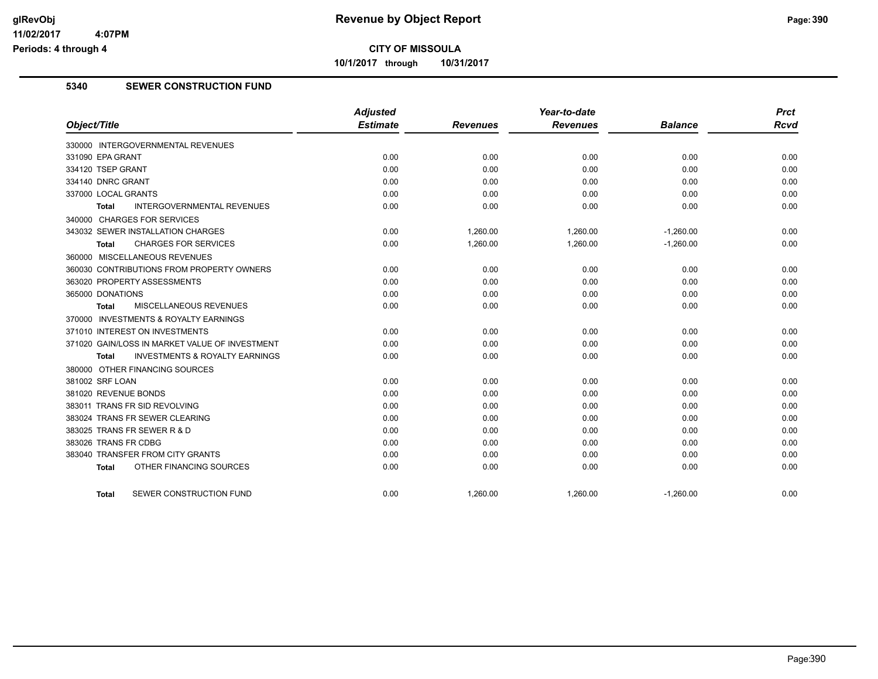**Revenue by Object Report**

**CITY OF MISSOULA**

**10/1/2017 through 10/31/2017**

## 5340 SEWER CONSTRUCTION FUND

| Object/Title | Adjusted Estimate | Revenues | Year-to-date Revenues | Balance | Prct Rcvd |
|---|---|---|---|---|---|
| 330000 INTERGOVERNMENTAL REVENUES | | | | | |
| 331090 EPA GRANT | 0.00 | 0.00 | 0.00 | 0.00 | 0.00 |
| 334120 TSEP GRANT | 0.00 | 0.00 | 0.00 | 0.00 | 0.00 |
| 334140 DNRC GRANT | 0.00 | 0.00 | 0.00 | 0.00 | 0.00 |
| 337000 LOCAL GRANTS | 0.00 | 0.00 | 0.00 | 0.00 | 0.00 |
| **Total** INTERGOVERNMENTAL REVENUES | 0.00 | 0.00 | 0.00 | 0.00 | 0.00 |
| 340000 CHARGES FOR SERVICES | | | | | |
| 343032 SEWER INSTALLATION CHARGES | 0.00 | 1,260.00 | 1,260.00 | -1,260.00 | 0.00 |
| **Total** CHARGES FOR SERVICES | 0.00 | 1,260.00 | 1,260.00 | -1,260.00 | 0.00 |
| 360000 MISCELLANEOUS REVENUES | | | | | |
| 360030 CONTRIBUTIONS FROM PROPERTY OWNERS | 0.00 | 0.00 | 0.00 | 0.00 | 0.00 |
| 363020 PROPERTY ASSESSMENTS | 0.00 | 0.00 | 0.00 | 0.00 | 0.00 |
| 365000 DONATIONS | 0.00 | 0.00 | 0.00 | 0.00 | 0.00 |
| **Total** MISCELLANEOUS REVENUES | 0.00 | 0.00 | 0.00 | 0.00 | 0.00 |
| 370000 INVESTMENTS & ROYALTY EARNINGS | | | | | |
| 371010 INTEREST ON INVESTMENTS | 0.00 | 0.00 | 0.00 | 0.00 | 0.00 |
| 371020 GAIN/LOSS IN MARKET VALUE OF INVESTMENT | 0.00 | 0.00 | 0.00 | 0.00 | 0.00 |
| **Total** INVESTMENTS & ROYALTY EARNINGS | 0.00 | 0.00 | 0.00 | 0.00 | 0.00 |
| 380000 OTHER FINANCING SOURCES | | | | | |
| 381002 SRF LOAN | 0.00 | 0.00 | 0.00 | 0.00 | 0.00 |
| 381020 REVENUE BONDS | 0.00 | 0.00 | 0.00 | 0.00 | 0.00 |
| 383011 TRANS FR SID REVOLVING | 0.00 | 0.00 | 0.00 | 0.00 | 0.00 |
| 383024 TRANS FR SEWER CLEARING | 0.00 | 0.00 | 0.00 | 0.00 | 0.00 |
| 383025 TRANS FR SEWER R & D | 0.00 | 0.00 | 0.00 | 0.00 | 0.00 |
| 383026 TRANS FR CDBG | 0.00 | 0.00 | 0.00 | 0.00 | 0.00 |
| 383040 TRANSFER FROM CITY GRANTS | 0.00 | 0.00 | 0.00 | 0.00 | 0.00 |
| **Total** OTHER FINANCING SOURCES | 0.00 | 0.00 | 0.00 | 0.00 | 0.00 |
| **Total** SEWER CONSTRUCTION FUND | 0.00 | 1,260.00 | 1,260.00 | -1,260.00 | 0.00 |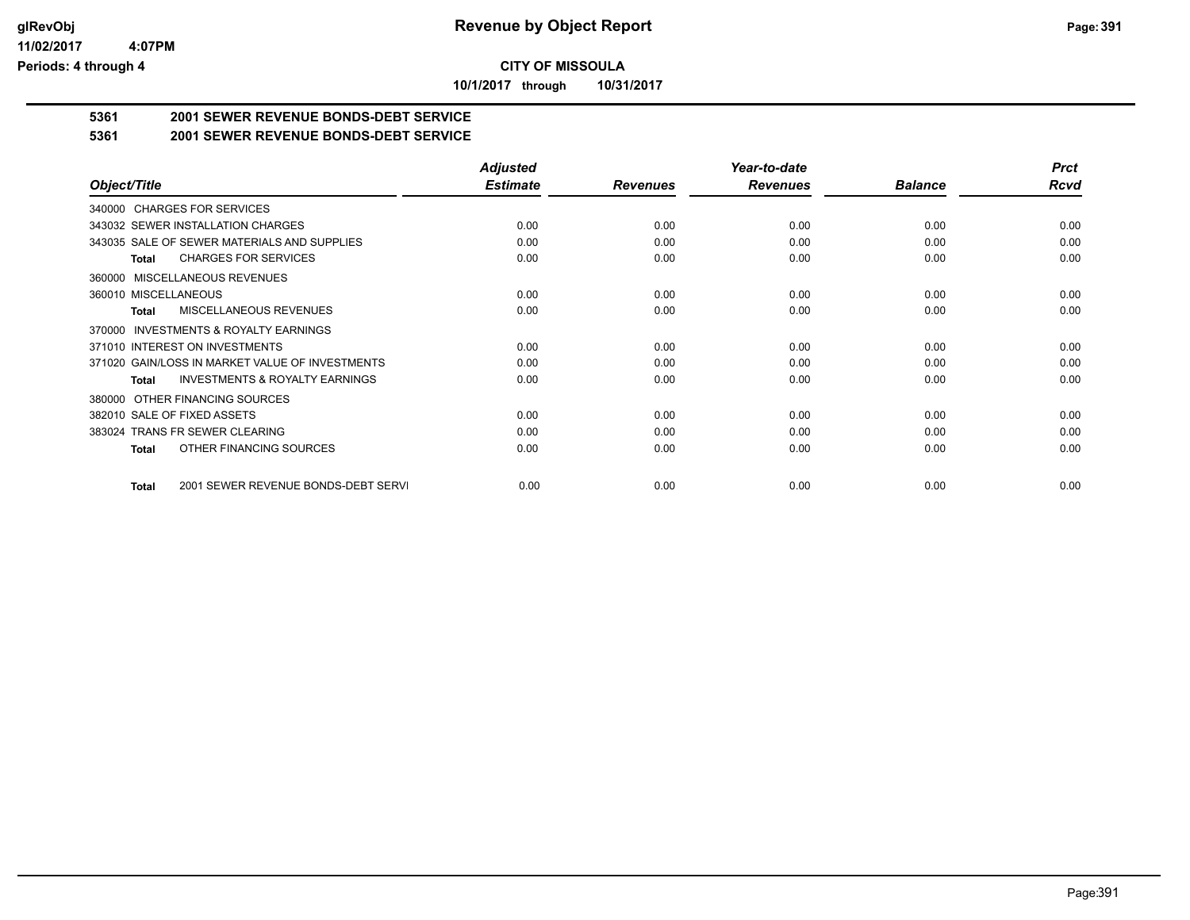**CITY OF MISSOULA**

**10/1/2017 through 10/31/2017**

**5361 2001 SEWER REVENUE BONDS-DEBT SERVICE**

**5361 2001 SEWER REVENUE BONDS-DEBT SERVICE**

| Object/Title | Adjusted Estimate | Revenues | Year-to-date Revenues | Balance | Prct Rcvd |
|---|---|---|---|---|---|
| 340000 CHARGES FOR SERVICES | | | | | |
| 343032 SEWER INSTALLATION CHARGES | 0.00 | 0.00 | 0.00 | 0.00 | 0.00 |
| 343035 SALE OF SEWER MATERIALS AND SUPPLIES | 0.00 | 0.00 | 0.00 | 0.00 | 0.00 |
| **Total** CHARGES FOR SERVICES | 0.00 | 0.00 | 0.00 | 0.00 | 0.00 |
| 360000 MISCELLANEOUS REVENUES | | | | | |
| 360010 MISCELLANEOUS | 0.00 | 0.00 | 0.00 | 0.00 | 0.00 |
| **Total** MISCELLANEOUS REVENUES | 0.00 | 0.00 | 0.00 | 0.00 | 0.00 |
| 370000 INVESTMENTS & ROYALTY EARNINGS | | | | | |
| 371010 INTEREST ON INVESTMENTS | 0.00 | 0.00 | 0.00 | 0.00 | 0.00 |
| 371020 GAIN/LOSS IN MARKET VALUE OF INVESTMENTS | 0.00 | 0.00 | 0.00 | 0.00 | 0.00 |
| **Total** INVESTMENTS & ROYALTY EARNINGS | 0.00 | 0.00 | 0.00 | 0.00 | 0.00 |
| 380000 OTHER FINANCING SOURCES | | | | | |
| 382010 SALE OF FIXED ASSETS | 0.00 | 0.00 | 0.00 | 0.00 | 0.00 |
| 383024 TRANS FR SEWER CLEARING | 0.00 | 0.00 | 0.00 | 0.00 | 0.00 |
| **Total** OTHER FINANCING SOURCES | 0.00 | 0.00 | 0.00 | 0.00 | 0.00 |
| **Total** 2001 SEWER REVENUE BONDS-DEBT SERVI | 0.00 | 0.00 | 0.00 | 0.00 | 0.00 |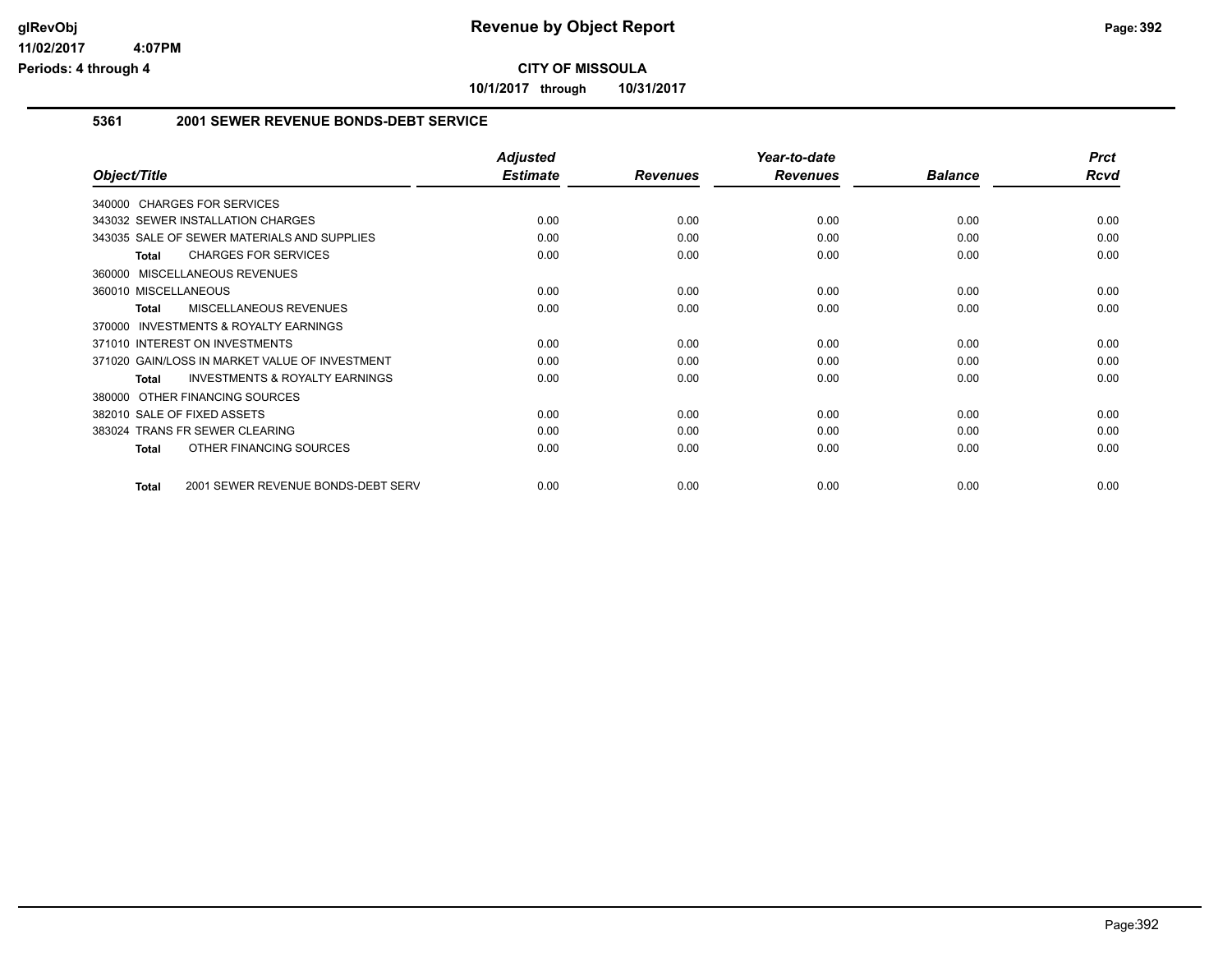# CITY OF MISSOULA

**10/1/2017 through 10/31/2017**

### 5361 2001 SEWER REVENUE BONDS-DEBT SERVICE

| Object/Title | Adjusted Estimate | Revenues | Year-to-date Revenues | Balance | Prct Rcvd |
|---|---|---|---|---|---|
| 340000 CHARGES FOR SERVICES | | | | | |
| 343032 SEWER INSTALLATION CHARGES | 0.00 | 0.00 | 0.00 | 0.00 | 0.00 |
| 343035 SALE OF SEWER MATERIALS AND SUPPLIES | 0.00 | 0.00 | 0.00 | 0.00 | 0.00 |
| **Total** CHARGES FOR SERVICES | 0.00 | 0.00 | 0.00 | 0.00 | 0.00 |
| 360000 MISCELLANEOUS REVENUES | | | | | |
| 360010 MISCELLANEOUS | 0.00 | 0.00 | 0.00 | 0.00 | 0.00 |
| **Total** MISCELLANEOUS REVENUES | 0.00 | 0.00 | 0.00 | 0.00 | 0.00 |
| 370000 INVESTMENTS & ROYALTY EARNINGS | | | | | |
| 371010 INTEREST ON INVESTMENTS | 0.00 | 0.00 | 0.00 | 0.00 | 0.00 |
| 371020 GAIN/LOSS IN MARKET VALUE OF INVESTMENT | 0.00 | 0.00 | 0.00 | 0.00 | 0.00 |
| **Total** INVESTMENTS & ROYALTY EARNINGS | 0.00 | 0.00 | 0.00 | 0.00 | 0.00 |
| 380000 OTHER FINANCING SOURCES | | | | | |
| 382010 SALE OF FIXED ASSETS | 0.00 | 0.00 | 0.00 | 0.00 | 0.00 |
| 383024 TRANS FR SEWER CLEARING | 0.00 | 0.00 | 0.00 | 0.00 | 0.00 |
| **Total** OTHER FINANCING SOURCES | 0.00 | 0.00 | 0.00 | 0.00 | 0.00 |
| **Total** 2001 SEWER REVENUE BONDS-DEBT SERV | 0.00 | 0.00 | 0.00 | 0.00 | 0.00 |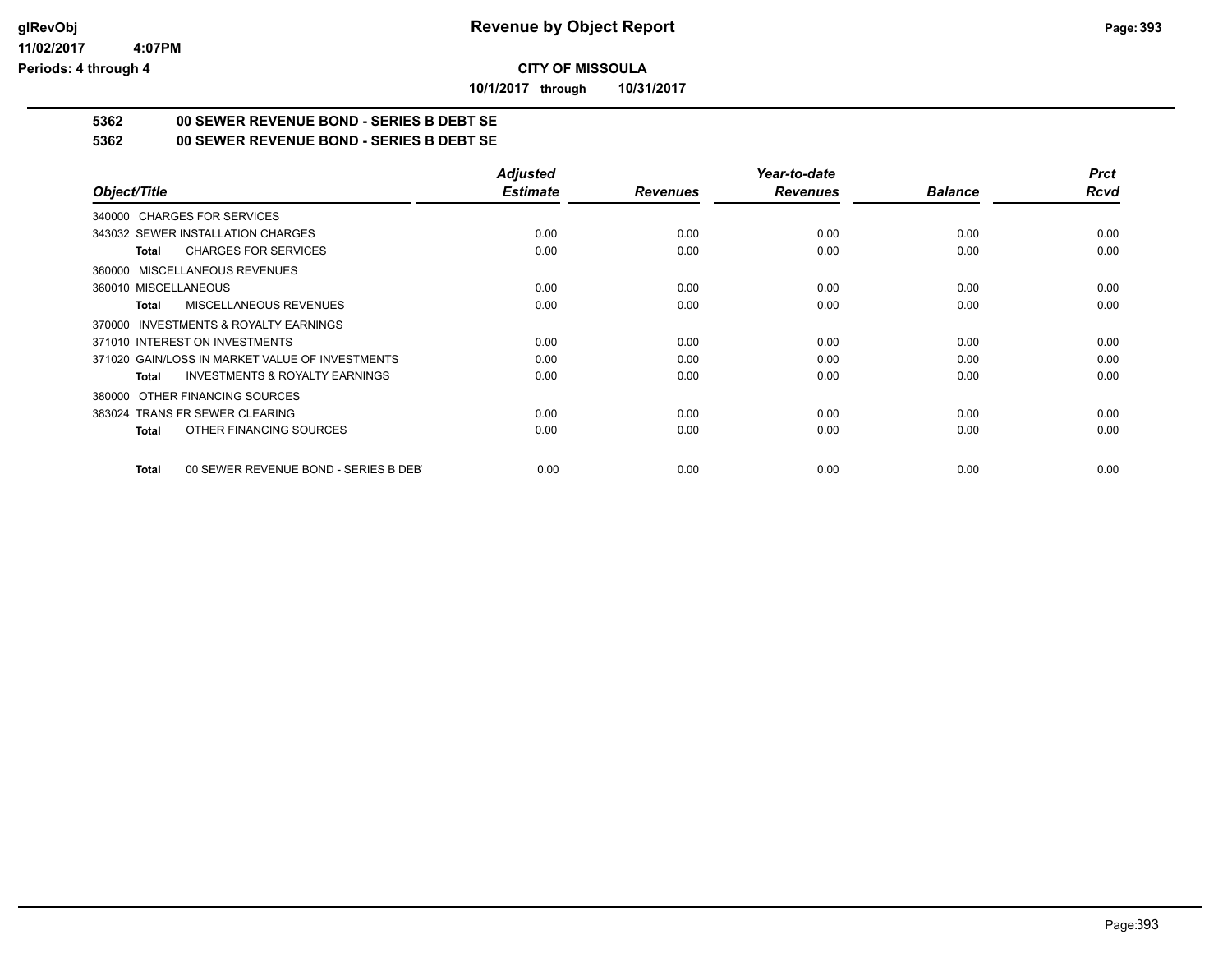# Revenue by Object Report

**CITY OF MISSOULA**

**10/1/2017 through 10/31/2017**

glRevObj
11/02/2017 4:07PM
Periods: 4 through 4

## 5362 00 SEWER REVENUE BOND - SERIES B DEBT SE

## 5362 00 SEWER REVENUE BOND - SERIES B DEBT SE

| Object/Title | Adjusted Estimate | Revenues | Year-to-date Revenues | Balance | Prct Rcvd |
|---|---|---|---|---|---|
| 340000 CHARGES FOR SERVICES | | | | | |
| 343032 SEWER INSTALLATION CHARGES | 0.00 | 0.00 | 0.00 | 0.00 | 0.00 |
| **Total** CHARGES FOR SERVICES | 0.00 | 0.00 | 0.00 | 0.00 | 0.00 |
| 360000 MISCELLANEOUS REVENUES | | | | | |
| 360010 MISCELLANEOUS | 0.00 | 0.00 | 0.00 | 0.00 | 0.00 |
| **Total** MISCELLANEOUS REVENUES | 0.00 | 0.00 | 0.00 | 0.00 | 0.00 |
| 370000 INVESTMENTS & ROYALTY EARNINGS | | | | | |
| 371010 INTEREST ON INVESTMENTS | 0.00 | 0.00 | 0.00 | 0.00 | 0.00 |
| 371020 GAIN/LOSS IN MARKET VALUE OF INVESTMENTS | 0.00 | 0.00 | 0.00 | 0.00 | 0.00 |
| **Total** INVESTMENTS & ROYALTY EARNINGS | 0.00 | 0.00 | 0.00 | 0.00 | 0.00 |
| 380000 OTHER FINANCING SOURCES | | | | | |
| 383024 TRANS FR SEWER CLEARING | 0.00 | 0.00 | 0.00 | 0.00 | 0.00 |
| **Total** OTHER FINANCING SOURCES | 0.00 | 0.00 | 0.00 | 0.00 | 0.00 |
| **Total** 00 SEWER REVENUE BOND - SERIES B DEBT | 0.00 | 0.00 | 0.00 | 0.00 | 0.00 |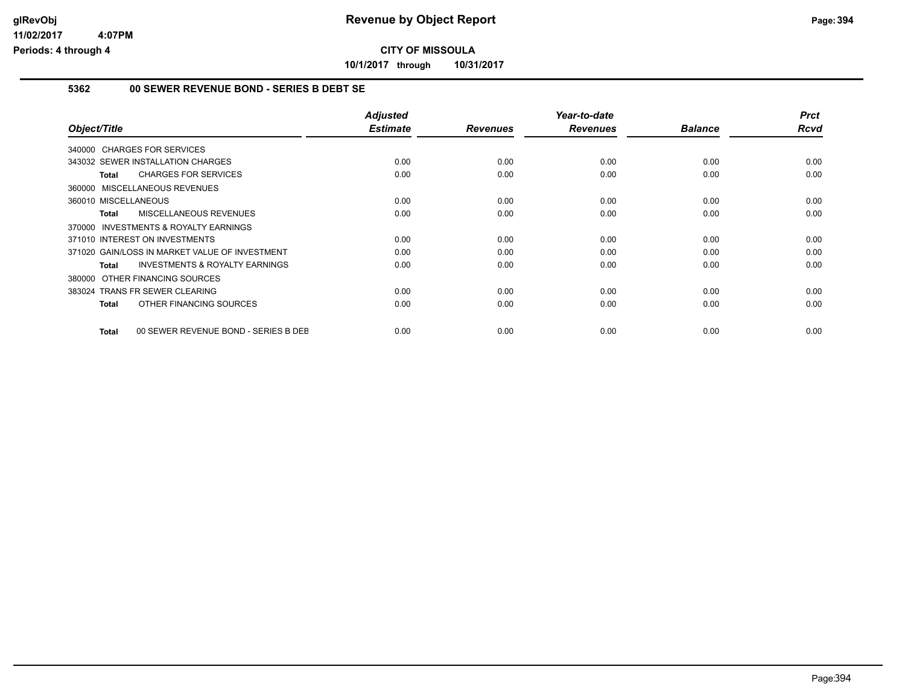# Revenue by Object Report

**CITY OF MISSOULA**

**10/1/2017 through 10/31/2017**

glRevObj
11/02/2017 4:07PM
Periods: 4 through 4

## 5362 00 SEWER REVENUE BOND - SERIES B DEBT SE

| Object/Title | Adjusted Estimate | Revenues | Year-to-date Revenues | Balance | Prct Rcvd |
|---|---|---|---|---|---|
| 340000 CHARGES FOR SERVICES | | | | | |
| 343032 SEWER INSTALLATION CHARGES | 0.00 | 0.00 | 0.00 | 0.00 | 0.00 |
| **Total** CHARGES FOR SERVICES | 0.00 | 0.00 | 0.00 | 0.00 | 0.00 |
| 360000 MISCELLANEOUS REVENUES | | | | | |
| 360010 MISCELLANEOUS | 0.00 | 0.00 | 0.00 | 0.00 | 0.00 |
| **Total** MISCELLANEOUS REVENUES | 0.00 | 0.00 | 0.00 | 0.00 | 0.00 |
| 370000 INVESTMENTS & ROYALTY EARNINGS | | | | | |
| 371010 INTEREST ON INVESTMENTS | 0.00 | 0.00 | 0.00 | 0.00 | 0.00 |
| 371020 GAIN/LOSS IN MARKET VALUE OF INVESTMENT | 0.00 | 0.00 | 0.00 | 0.00 | 0.00 |
| **Total** INVESTMENTS & ROYALTY EARNINGS | 0.00 | 0.00 | 0.00 | 0.00 | 0.00 |
| 380000 OTHER FINANCING SOURCES | | | | | |
| 383024 TRANS FR SEWER CLEARING | 0.00 | 0.00 | 0.00 | 0.00 | 0.00 |
| **Total** OTHER FINANCING SOURCES | 0.00 | 0.00 | 0.00 | 0.00 | 0.00 |
| **Total** 00 SEWER REVENUE BOND - SERIES B DEB | 0.00 | 0.00 | 0.00 | 0.00 | 0.00 |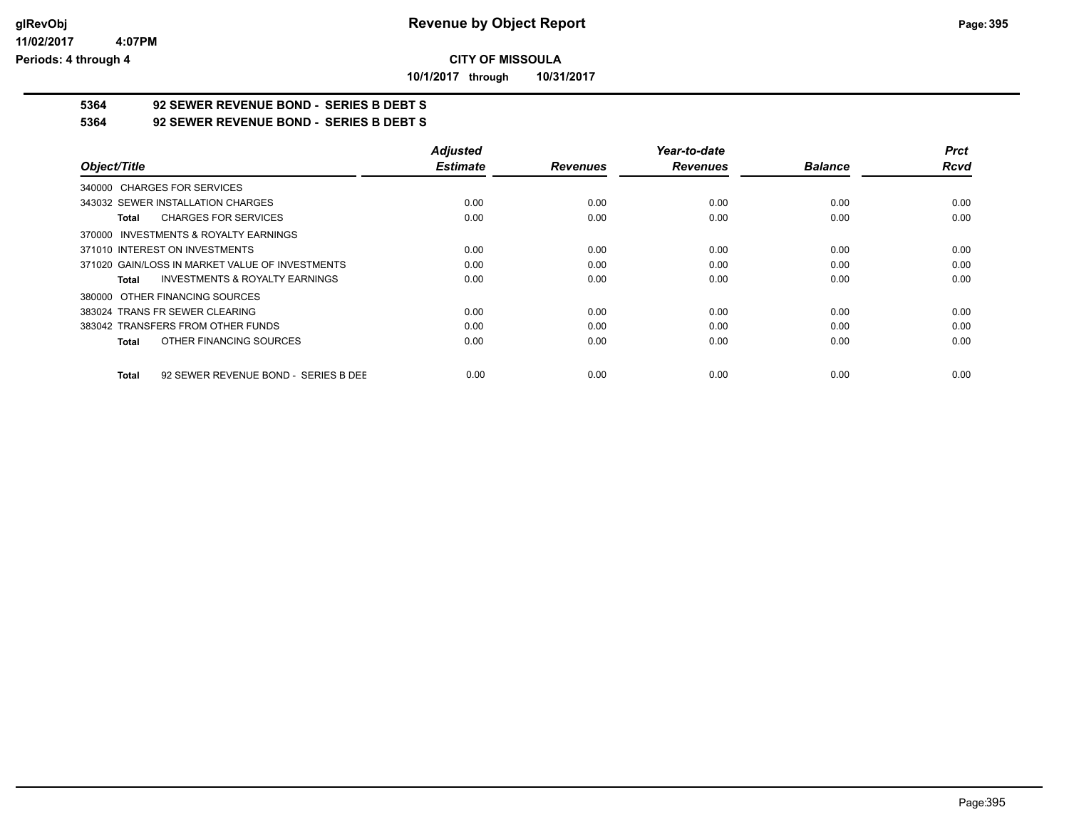# Revenue by Object Report

**CITY OF MISSOULA**

**10/1/2017 through 10/31/2017**

glRevObj
11/02/2017 4:07PM
Periods: 4 through 4

## 5364 92 SEWER REVENUE BOND - SERIES B DEBT S

### 5364 92 SEWER REVENUE BOND - SERIES B DEBT S

| Object/Title | Adjusted Estimate | Revenues | Year-to-date Revenues | Balance | Prct Rcvd |
|---|---|---|---|---|---|
| 340000 CHARGES FOR SERVICES | | | | | |
| 343032 SEWER INSTALLATION CHARGES | 0.00 | 0.00 | 0.00 | 0.00 | 0.00 |
| **Total** CHARGES FOR SERVICES | 0.00 | 0.00 | 0.00 | 0.00 | 0.00 |
| 370000 INVESTMENTS & ROYALTY EARNINGS | | | | | |
| 371010 INTEREST ON INVESTMENTS | 0.00 | 0.00 | 0.00 | 0.00 | 0.00 |
| 371020 GAIN/LOSS IN MARKET VALUE OF INVESTMENTS | 0.00 | 0.00 | 0.00 | 0.00 | 0.00 |
| **Total** INVESTMENTS & ROYALTY EARNINGS | 0.00 | 0.00 | 0.00 | 0.00 | 0.00 |
| 380000 OTHER FINANCING SOURCES | | | | | |
| 383024 TRANS FR SEWER CLEARING | 0.00 | 0.00 | 0.00 | 0.00 | 0.00 |
| 383042 TRANSFERS FROM OTHER FUNDS | 0.00 | 0.00 | 0.00 | 0.00 | 0.00 |
| **Total** OTHER FINANCING SOURCES | 0.00 | 0.00 | 0.00 | 0.00 | 0.00 |
| **Total** 92 SEWER REVENUE BOND - SERIES B DEE | 0.00 | 0.00 | 0.00 | 0.00 | 0.00 |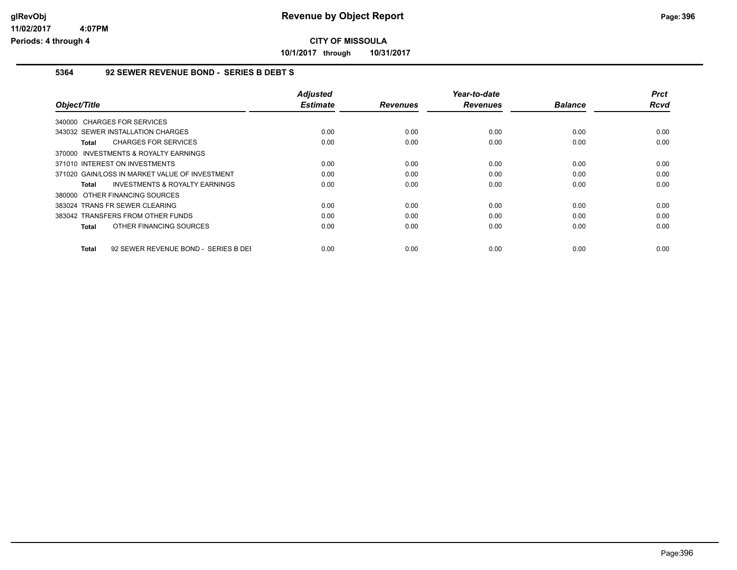# Revenue by Object Report

**CITY OF MISSOULA**

**10/1/2017 through 10/31/2017**

glRevObj
11/02/2017 4:07PM
Periods: 4 through 4

## 5364 92 SEWER REVENUE BOND - SERIES B DEBT S

| Object/Title | Adjusted Estimate | Revenues | Year-to-date Revenues | Balance | Prct Rcvd |
|---|---|---|---|---|---|
| 340000 CHARGES FOR SERVICES | | | | | |
| 343032 SEWER INSTALLATION CHARGES | 0.00 | 0.00 | 0.00 | 0.00 | 0.00 |
| **Total** CHARGES FOR SERVICES | 0.00 | 0.00 | 0.00 | 0.00 | 0.00 |
| 370000 INVESTMENTS & ROYALTY EARNINGS | | | | | |
| 371010 INTEREST ON INVESTMENTS | 0.00 | 0.00 | 0.00 | 0.00 | 0.00 |
| 371020 GAIN/LOSS IN MARKET VALUE OF INVESTMENT | 0.00 | 0.00 | 0.00 | 0.00 | 0.00 |
| **Total** INVESTMENTS & ROYALTY EARNINGS | 0.00 | 0.00 | 0.00 | 0.00 | 0.00 |
| 380000 OTHER FINANCING SOURCES | | | | | |
| 383024 TRANS FR SEWER CLEARING | 0.00 | 0.00 | 0.00 | 0.00 | 0.00 |
| 383042 TRANSFERS FROM OTHER FUNDS | 0.00 | 0.00 | 0.00 | 0.00 | 0.00 |
| **Total** OTHER FINANCING SOURCES | 0.00 | 0.00 | 0.00 | 0.00 | 0.00 |
| **Total** 92 SEWER REVENUE BOND - SERIES B DEI | 0.00 | 0.00 | 0.00 | 0.00 | 0.00 |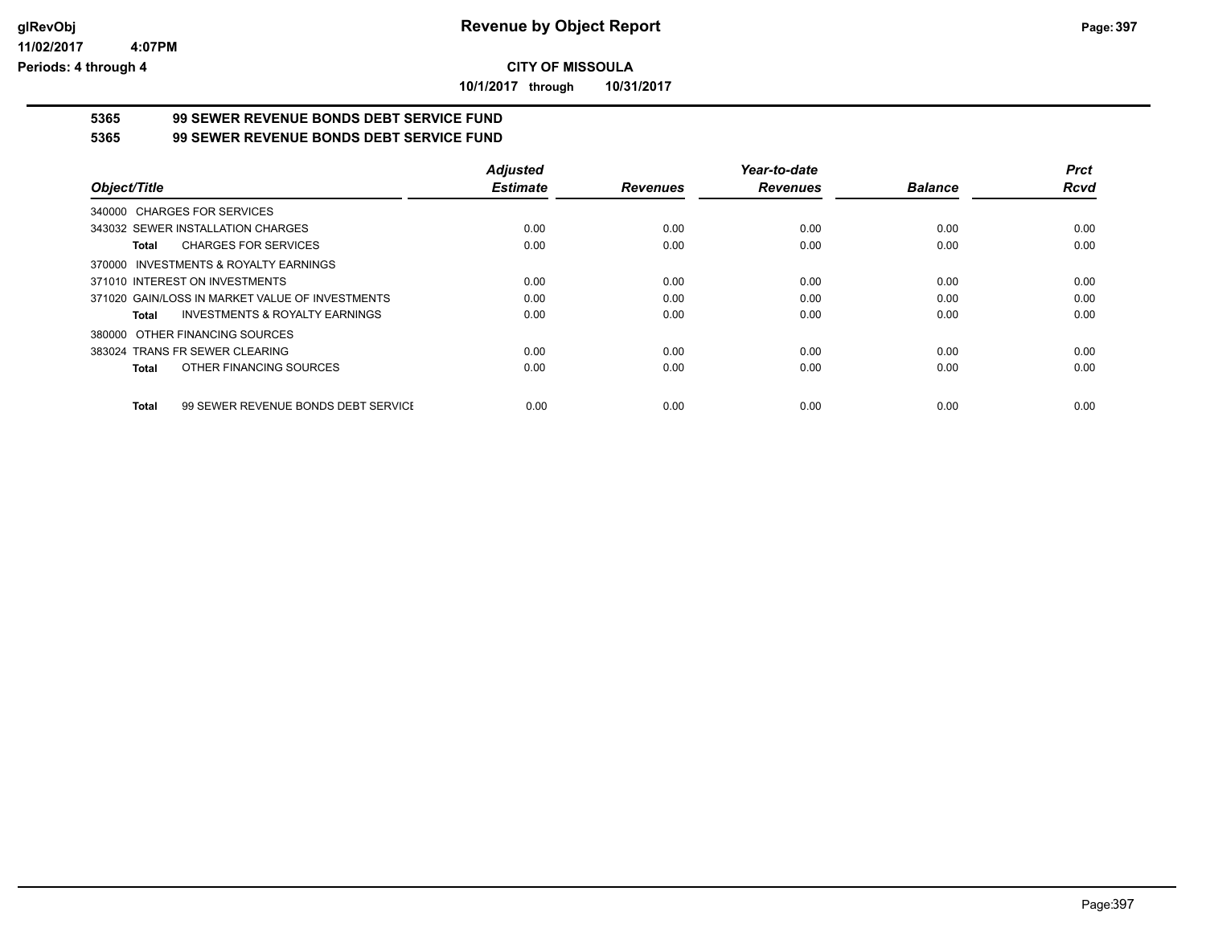# Revenue by Object Report

**CITY OF MISSOULA**

**10/1/2017 through 10/31/2017**

glRevObj
11/02/2017 4:07PM
Periods: 4 through 4

## 5365 99 SEWER REVENUE BONDS DEBT SERVICE FUND

## 5365 99 SEWER REVENUE BONDS DEBT SERVICE FUND

| Object/Title | Adjusted Estimate | Revenues | Year-to-date Revenues | Balance | Prct Rcvd |
|---|---|---|---|---|---|
| 340000 CHARGES FOR SERVICES | | | | | |
| 343032 SEWER INSTALLATION CHARGES | 0.00 | 0.00 | 0.00 | 0.00 | 0.00 |
| **Total** CHARGES FOR SERVICES | 0.00 | 0.00 | 0.00 | 0.00 | 0.00 |
| 370000 INVESTMENTS & ROYALTY EARNINGS | | | | | |
| 371010 INTEREST ON INVESTMENTS | 0.00 | 0.00 | 0.00 | 0.00 | 0.00 |
| 371020 GAIN/LOSS IN MARKET VALUE OF INVESTMENTS | 0.00 | 0.00 | 0.00 | 0.00 | 0.00 |
| **Total** INVESTMENTS & ROYALTY EARNINGS | 0.00 | 0.00 | 0.00 | 0.00 | 0.00 |
| 380000 OTHER FINANCING SOURCES | | | | | |
| 383024 TRANS FR SEWER CLEARING | 0.00 | 0.00 | 0.00 | 0.00 | 0.00 |
| **Total** OTHER FINANCING SOURCES | 0.00 | 0.00 | 0.00 | 0.00 | 0.00 |
| **Total** 99 SEWER REVENUE BONDS DEBT SERVICE | 0.00 | 0.00 | 0.00 | 0.00 | 0.00 |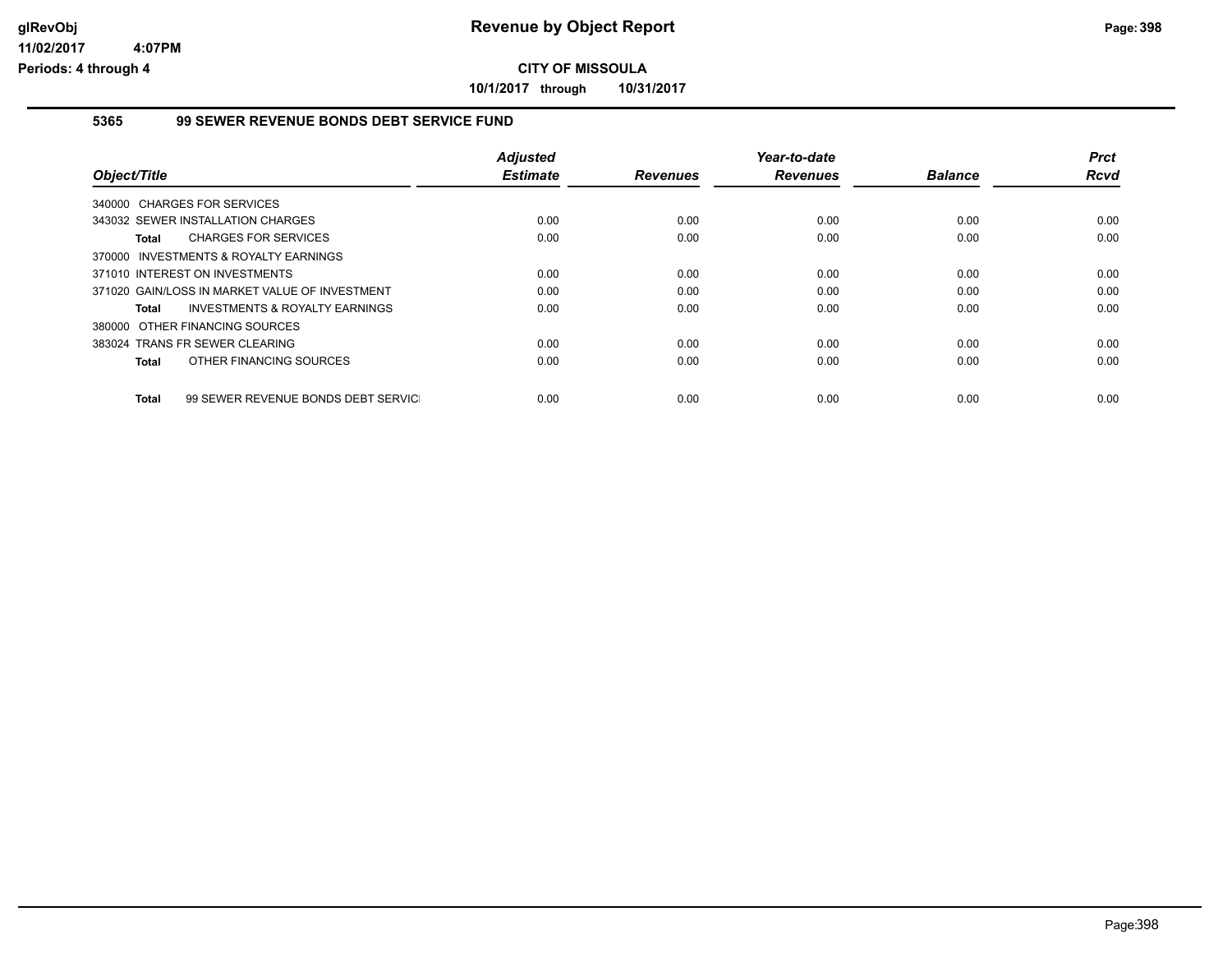# Revenue by Object Report

**CITY OF MISSOULA**

**10/1/2017 through 10/31/2017**

glRevObj
11/02/2017 4:07PM
Periods: 4 through 4

## 5365 99 SEWER REVENUE BONDS DEBT SERVICE FUND

| Object/Title | Adjusted Estimate | Revenues | Year-to-date Revenues | Balance | Prct Rcvd |
|---|---|---|---|---|---|
| 340000 CHARGES FOR SERVICES | | | | | |
| 343032 SEWER INSTALLATION CHARGES | 0.00 | 0.00 | 0.00 | 0.00 | 0.00 |
| **Total** CHARGES FOR SERVICES | 0.00 | 0.00 | 0.00 | 0.00 | 0.00 |
| 370000 INVESTMENTS & ROYALTY EARNINGS | | | | | |
| 371010 INTEREST ON INVESTMENTS | 0.00 | 0.00 | 0.00 | 0.00 | 0.00 |
| 371020 GAIN/LOSS IN MARKET VALUE OF INVESTMENT | 0.00 | 0.00 | 0.00 | 0.00 | 0.00 |
| **Total** INVESTMENTS & ROYALTY EARNINGS | 0.00 | 0.00 | 0.00 | 0.00 | 0.00 |
| 380000 OTHER FINANCING SOURCES | | | | | |
| 383024 TRANS FR SEWER CLEARING | 0.00 | 0.00 | 0.00 | 0.00 | 0.00 |
| **Total** OTHER FINANCING SOURCES | 0.00 | 0.00 | 0.00 | 0.00 | 0.00 |
| **Total** 99 SEWER REVENUE BONDS DEBT SERVICI | 0.00 | 0.00 | 0.00 | 0.00 | 0.00 |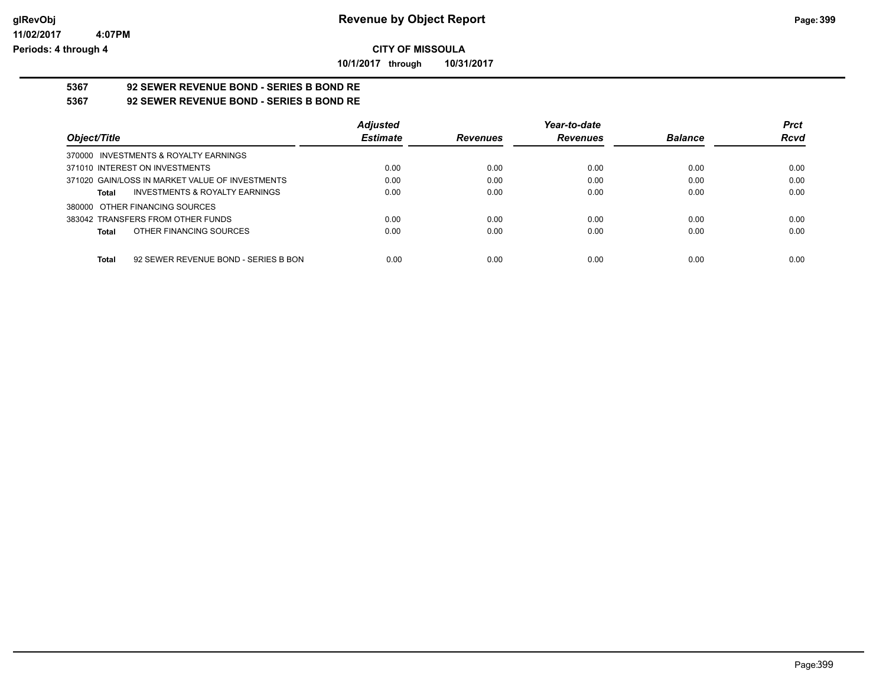**CITY OF MISSOULA**

**10/1/2017 through 10/31/2017**

## 5367 92 SEWER REVENUE BOND - SERIES B BOND RE

### 5367 92 SEWER REVENUE BOND - SERIES B BOND RE

| Object/Title | Adjusted Estimate | Revenues | Year-to-date Revenues | Balance | Prct Rcvd |
|---|---|---|---|---|---|
| 370000 INVESTMENTS & ROYALTY EARNINGS | | | | | |
| 371010 INTEREST ON INVESTMENTS | 0.00 | 0.00 | 0.00 | 0.00 | 0.00 |
| 371020 GAIN/LOSS IN MARKET VALUE OF INVESTMENTS | 0.00 | 0.00 | 0.00 | 0.00 | 0.00 |
| **Total** INVESTMENTS & ROYALTY EARNINGS | 0.00 | 0.00 | 0.00 | 0.00 | 0.00 |
| 380000 OTHER FINANCING SOURCES | | | | | |
| 383042 TRANSFERS FROM OTHER FUNDS | 0.00 | 0.00 | 0.00 | 0.00 | 0.00 |
| **Total** OTHER FINANCING SOURCES | 0.00 | 0.00 | 0.00 | 0.00 | 0.00 |
| **Total** 92 SEWER REVENUE BOND - SERIES B BON | 0.00 | 0.00 | 0.00 | 0.00 | 0.00 |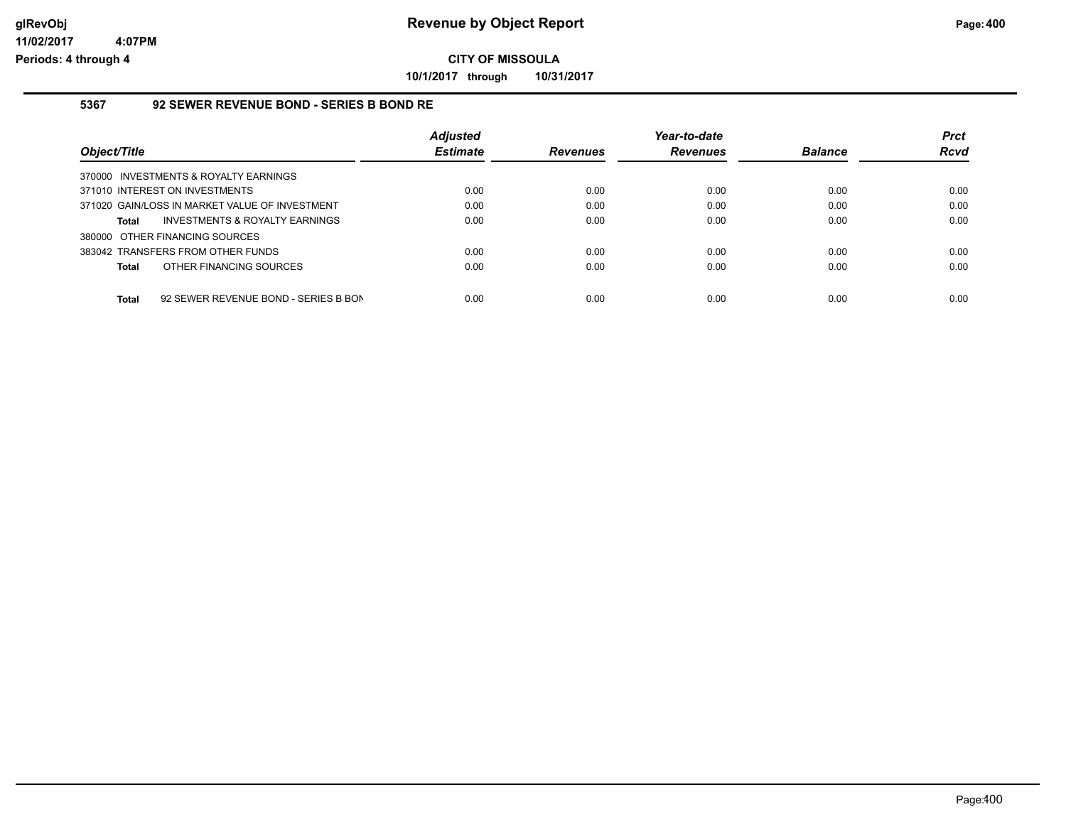**Revenue by Object Report**

**CITY OF MISSOULA**

**10/1/2017 through 10/31/2017**

glRevObj
11/02/2017 4:07PM
Periods: 4 through 4

### 5367 92 SEWER REVENUE BOND - SERIES B BOND RE

| Object/Title | Adjusted Estimate | Revenues | Year-to-date Revenues | Balance | Prct Rcvd |
|---|---|---|---|---|---|
| 370000 INVESTMENTS & ROYALTY EARNINGS | | | | | |
| 371010 INTEREST ON INVESTMENTS | 0.00 | 0.00 | 0.00 | 0.00 | 0.00 |
| 371020 GAIN/LOSS IN MARKET VALUE OF INVESTMENT | 0.00 | 0.00 | 0.00 | 0.00 | 0.00 |
| **Total** INVESTMENTS & ROYALTY EARNINGS | 0.00 | 0.00 | 0.00 | 0.00 | 0.00 |
| 380000 OTHER FINANCING SOURCES | | | | | |
| 383042 TRANSFERS FROM OTHER FUNDS | 0.00 | 0.00 | 0.00 | 0.00 | 0.00 |
| **Total** OTHER FINANCING SOURCES | 0.00 | 0.00 | 0.00 | 0.00 | 0.00 |
| **Total** 92 SEWER REVENUE BOND - SERIES B BON | 0.00 | 0.00 | 0.00 | 0.00 | 0.00 |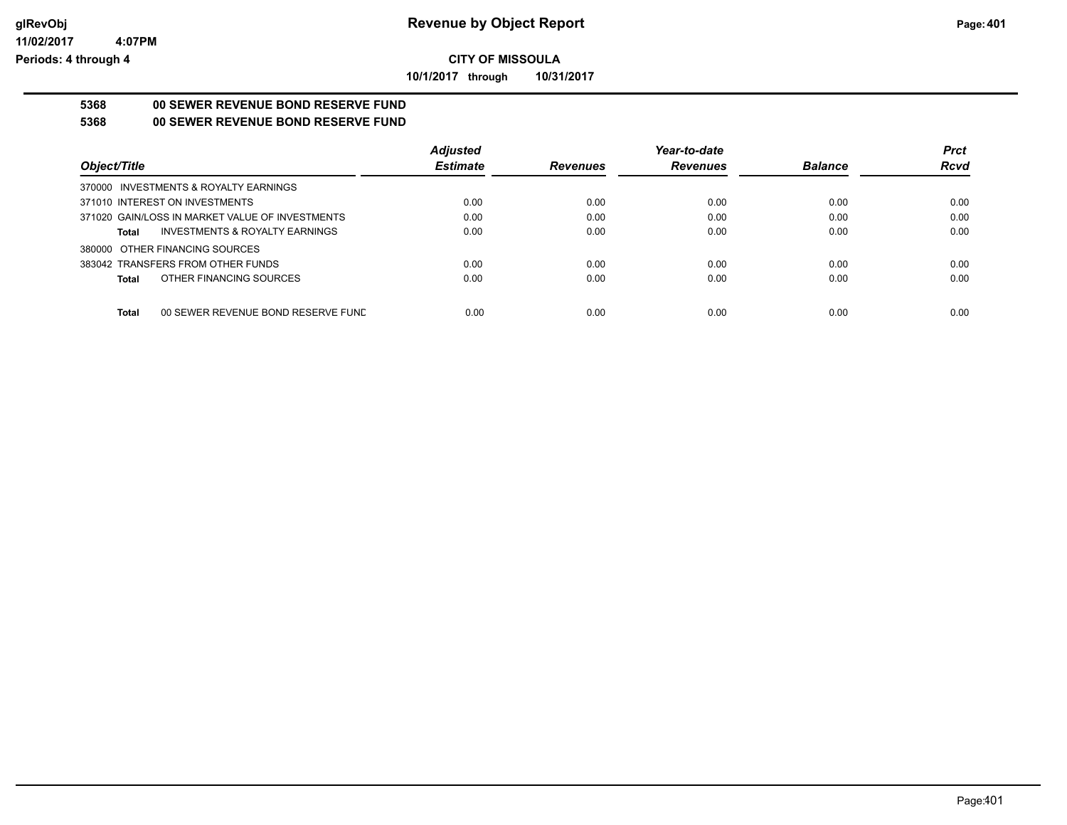**glRevObj**
**11/02/2017 4:07PM**
**Periods: 4 through 4**

# Revenue by Object Report

**CITY OF MISSOULA**

**10/1/2017 through 10/31/2017**

## 5368 00 SEWER REVENUE BOND RESERVE FUND

## 5368 00 SEWER REVENUE BOND RESERVE FUND

| Object/Title | Adjusted Estimate | Revenues | Year-to-date Revenues | Balance | Prct Rcvd |
|---|---|---|---|---|---|
| 370000 INVESTMENTS & ROYALTY EARNINGS | | | | | |
| 371010 INTEREST ON INVESTMENTS | 0.00 | 0.00 | 0.00 | 0.00 | 0.00 |
| 371020 GAIN/LOSS IN MARKET VALUE OF INVESTMENTS | 0.00 | 0.00 | 0.00 | 0.00 | 0.00 |
| **Total** INVESTMENTS & ROYALTY EARNINGS | 0.00 | 0.00 | 0.00 | 0.00 | 0.00 |
| 380000 OTHER FINANCING SOURCES | | | | | |
| 383042 TRANSFERS FROM OTHER FUNDS | 0.00 | 0.00 | 0.00 | 0.00 | 0.00 |
| **Total** OTHER FINANCING SOURCES | 0.00 | 0.00 | 0.00 | 0.00 | 0.00 |
| **Total** 00 SEWER REVENUE BOND RESERVE FUND | 0.00 | 0.00 | 0.00 | 0.00 | 0.00 |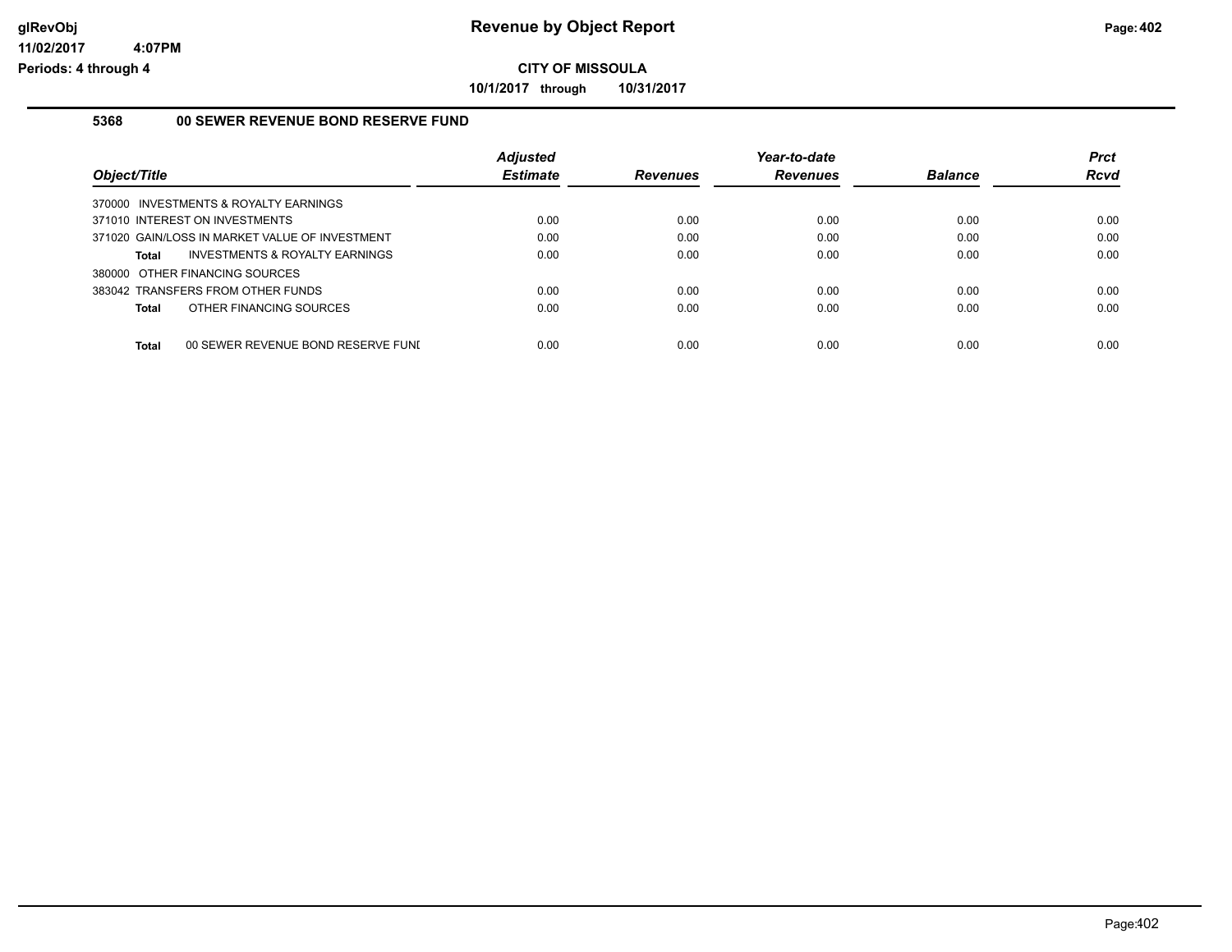**CITY OF MISSOULA**

**10/1/2017 through 10/31/2017**

### 5368 00 SEWER REVENUE BOND RESERVE FUND

| Object/Title | Adjusted Estimate | Revenues | Year-to-date Revenues | Balance | Prct Rcvd |
|---|---|---|---|---|---|
| 370000 INVESTMENTS & ROYALTY EARNINGS | | | | | |
| 371010 INTEREST ON INVESTMENTS | 0.00 | 0.00 | 0.00 | 0.00 | 0.00 |
| 371020 GAIN/LOSS IN MARKET VALUE OF INVESTMENT | 0.00 | 0.00 | 0.00 | 0.00 | 0.00 |
| **Total** INVESTMENTS & ROYALTY EARNINGS | 0.00 | 0.00 | 0.00 | 0.00 | 0.00 |
| 380000 OTHER FINANCING SOURCES | | | | | |
| 383042 TRANSFERS FROM OTHER FUNDS | 0.00 | 0.00 | 0.00 | 0.00 | 0.00 |
| **Total** OTHER FINANCING SOURCES | 0.00 | 0.00 | 0.00 | 0.00 | 0.00 |
| **Total** 00 SEWER REVENUE BOND RESERVE FUNI | 0.00 | 0.00 | 0.00 | 0.00 | 0.00 |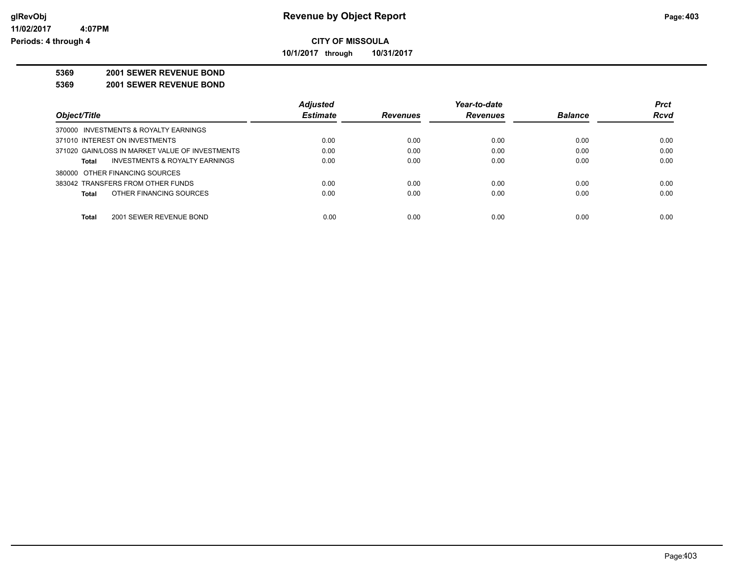**CITY OF MISSOULA**

**10/1/2017 through 10/31/2017**

**5369 2001 SEWER REVENUE BOND**

**5369 2001 SEWER REVENUE BOND**

| Object/Title | Adjusted Estimate | Revenues | Year-to-date Revenues | Balance | Prct Rcvd |
|---|---|---|---|---|---|
| 370000 INVESTMENTS & ROYALTY EARNINGS | | | | | |
| 371010 INTEREST ON INVESTMENTS | 0.00 | 0.00 | 0.00 | 0.00 | 0.00 |
| 371020 GAIN/LOSS IN MARKET VALUE OF INVESTMENTS | 0.00 | 0.00 | 0.00 | 0.00 | 0.00 |
| **Total** INVESTMENTS & ROYALTY EARNINGS | 0.00 | 0.00 | 0.00 | 0.00 | 0.00 |
| 380000 OTHER FINANCING SOURCES | | | | | |
| 383042 TRANSFERS FROM OTHER FUNDS | 0.00 | 0.00 | 0.00 | 0.00 | 0.00 |
| **Total** OTHER FINANCING SOURCES | 0.00 | 0.00 | 0.00 | 0.00 | 0.00 |
| **Total** 2001 SEWER REVENUE BOND | 0.00 | 0.00 | 0.00 | 0.00 | 0.00 |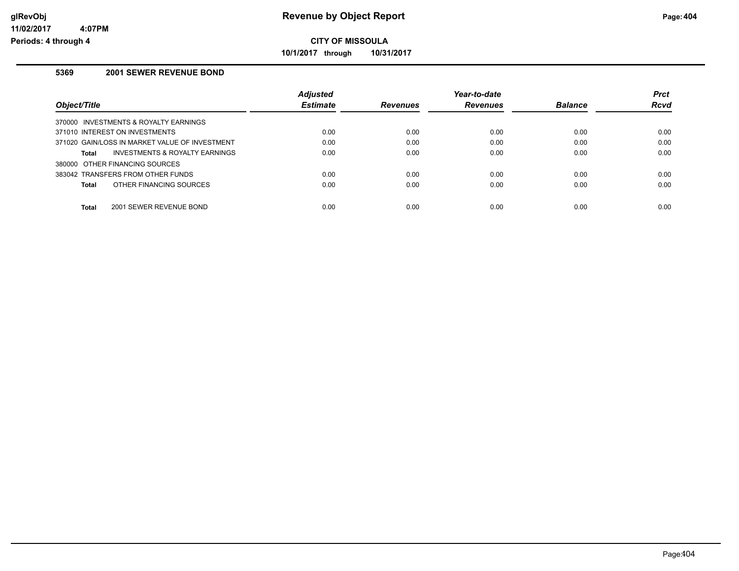**glRevObj**
**11/02/2017 4:07PM**
**Periods: 4 through 4**

# Revenue by Object Report

**CITY OF MISSOULA**

**10/1/2017 through 10/31/2017**

## 5369 2001 SEWER REVENUE BOND

| Object/Title | Adjusted Estimate | Revenues | Year-to-date Revenues | Balance | Prct Rcvd |
|---|---|---|---|---|---|
| 370000 INVESTMENTS & ROYALTY EARNINGS | | | | | |
| 371010 INTEREST ON INVESTMENTS | 0.00 | 0.00 | 0.00 | 0.00 | 0.00 |
| 371020 GAIN/LOSS IN MARKET VALUE OF INVESTMENT | 0.00 | 0.00 | 0.00 | 0.00 | 0.00 |
| **Total** INVESTMENTS & ROYALTY EARNINGS | 0.00 | 0.00 | 0.00 | 0.00 | 0.00 |
| 380000 OTHER FINANCING SOURCES | | | | | |
| 383042 TRANSFERS FROM OTHER FUNDS | 0.00 | 0.00 | 0.00 | 0.00 | 0.00 |
| **Total** OTHER FINANCING SOURCES | 0.00 | 0.00 | 0.00 | 0.00 | 0.00 |
| **Total** 2001 SEWER REVENUE BOND | 0.00 | 0.00 | 0.00 | 0.00 | 0.00 |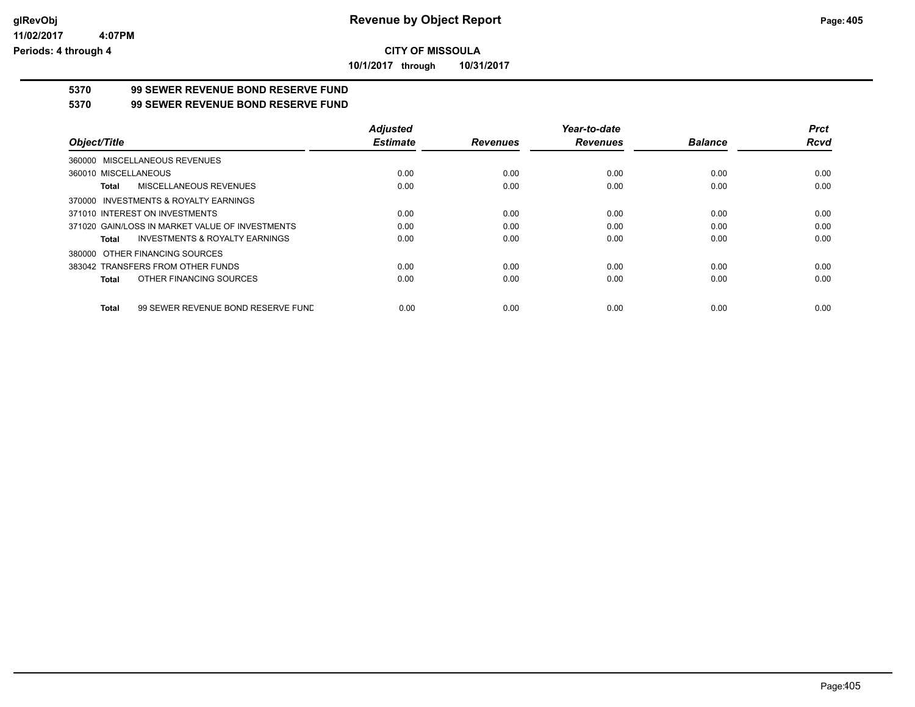# Revenue by Object Report

**CITY OF MISSOULA**

**10/1/2017 through 10/31/2017**

**5370 99 SEWER REVENUE BOND RESERVE FUND**

**5370 99 SEWER REVENUE BOND RESERVE FUND**

| Object/Title | Adjusted Estimate | Revenues | Year-to-date Revenues | Balance | Prct Rcvd |
|---|---|---|---|---|---|
| 360000 MISCELLANEOUS REVENUES | | | | | |
| 360010 MISCELLANEOUS | 0.00 | 0.00 | 0.00 | 0.00 | 0.00 |
| **Total** MISCELLANEOUS REVENUES | 0.00 | 0.00 | 0.00 | 0.00 | 0.00 |
| 370000 INVESTMENTS & ROYALTY EARNINGS | | | | | |
| 371010 INTEREST ON INVESTMENTS | 0.00 | 0.00 | 0.00 | 0.00 | 0.00 |
| 371020 GAIN/LOSS IN MARKET VALUE OF INVESTMENTS | 0.00 | 0.00 | 0.00 | 0.00 | 0.00 |
| **Total** INVESTMENTS & ROYALTY EARNINGS | 0.00 | 0.00 | 0.00 | 0.00 | 0.00 |
| 380000 OTHER FINANCING SOURCES | | | | | |
| 383042 TRANSFERS FROM OTHER FUNDS | 0.00 | 0.00 | 0.00 | 0.00 | 0.00 |
| **Total** OTHER FINANCING SOURCES | 0.00 | 0.00 | 0.00 | 0.00 | 0.00 |
| **Total** 99 SEWER REVENUE BOND RESERVE FUND | 0.00 | 0.00 | 0.00 | 0.00 | 0.00 |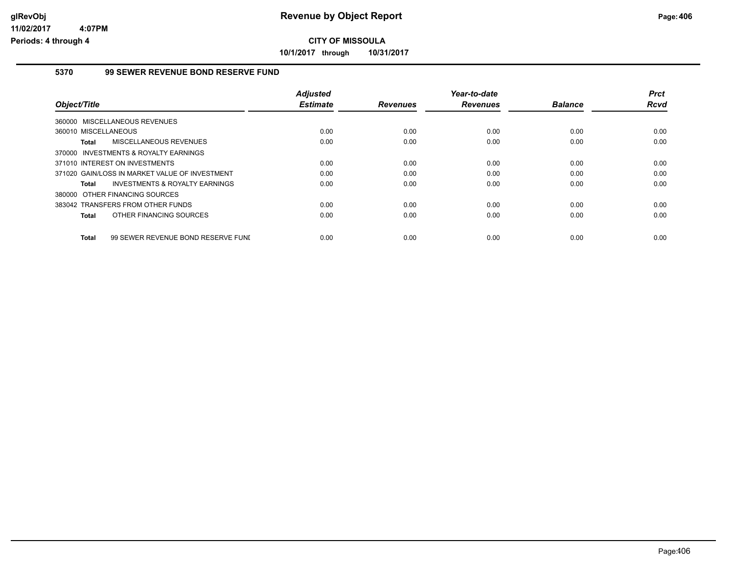# Revenue by Object Report

**CITY OF MISSOULA**

**10/1/2017 through 10/31/2017**

glRevObj
11/02/2017 4:07PM
Periods: 4 through 4

## 5370 99 SEWER REVENUE BOND RESERVE FUND

| Object/Title | Adjusted Estimate | Revenues | Year-to-date Revenues | Balance | Prct Rcvd |
|---|---|---|---|---|---|
| 360000 MISCELLANEOUS REVENUES | | | | | |
| 360010 MISCELLANEOUS | 0.00 | 0.00 | 0.00 | 0.00 | 0.00 |
| **Total** MISCELLANEOUS REVENUES | 0.00 | 0.00 | 0.00 | 0.00 | 0.00 |
| 370000 INVESTMENTS & ROYALTY EARNINGS | | | | | |
| 371010 INTEREST ON INVESTMENTS | 0.00 | 0.00 | 0.00 | 0.00 | 0.00 |
| 371020 GAIN/LOSS IN MARKET VALUE OF INVESTMENT | 0.00 | 0.00 | 0.00 | 0.00 | 0.00 |
| **Total** INVESTMENTS & ROYALTY EARNINGS | 0.00 | 0.00 | 0.00 | 0.00 | 0.00 |
| 380000 OTHER FINANCING SOURCES | | | | | |
| 383042 TRANSFERS FROM OTHER FUNDS | 0.00 | 0.00 | 0.00 | 0.00 | 0.00 |
| **Total** OTHER FINANCING SOURCES | 0.00 | 0.00 | 0.00 | 0.00 | 0.00 |
| **Total** 99 SEWER REVENUE BOND RESERVE FUNI | 0.00 | 0.00 | 0.00 | 0.00 | 0.00 |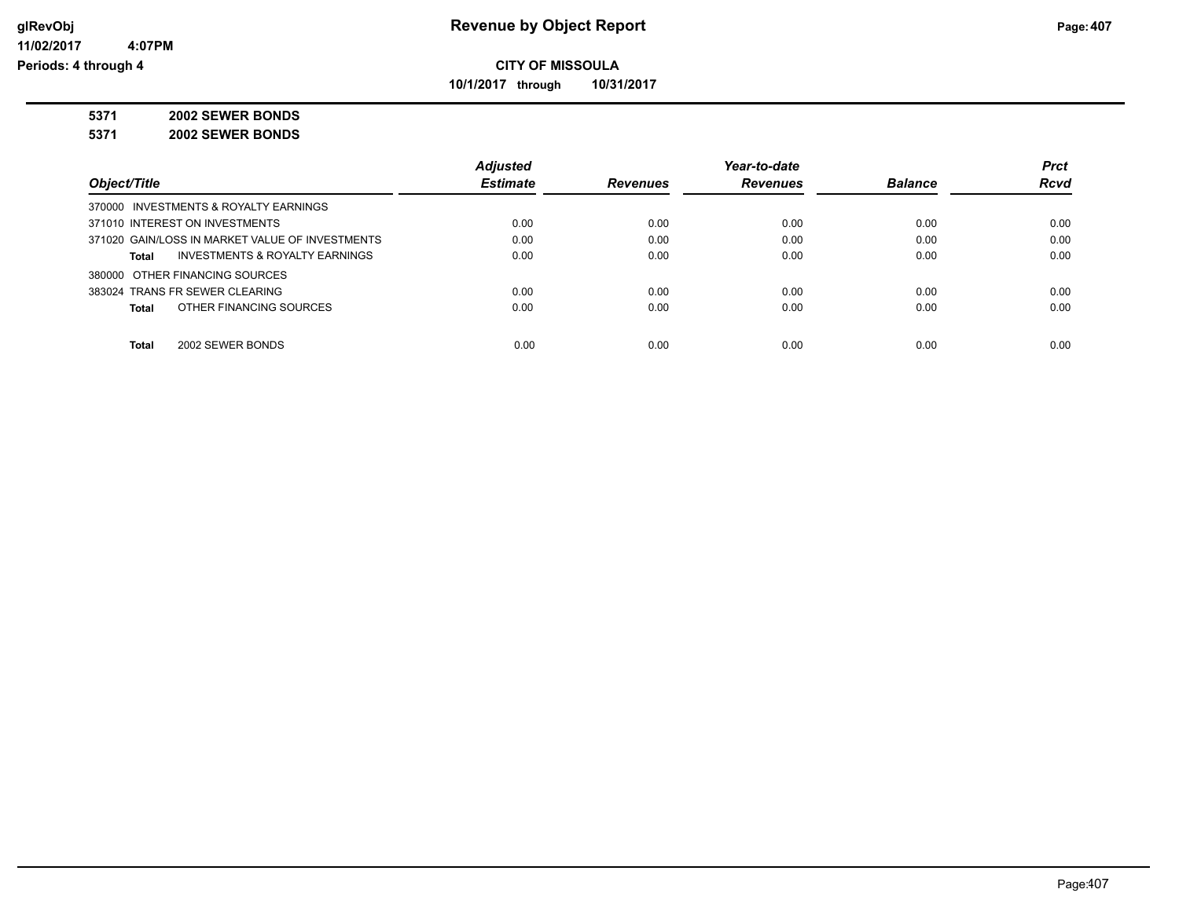**Revenue by Object Report**

**CITY OF MISSOULA**

**10/1/2017 through 10/31/2017**

glRevObj
11/02/2017 4:07PM
Periods: 4 through 4

**5371 2002 SEWER BONDS**

**5371 2002 SEWER BONDS**

| Object/Title | Adjusted Estimate | Revenues | Year-to-date Revenues | Balance | Prct Rcvd |
|---|---|---|---|---|---|
| 370000 INVESTMENTS & ROYALTY EARNINGS | | | | | |
| 371010 INTEREST ON INVESTMENTS | 0.00 | 0.00 | 0.00 | 0.00 | 0.00 |
| 371020 GAIN/LOSS IN MARKET VALUE OF INVESTMENTS | 0.00 | 0.00 | 0.00 | 0.00 | 0.00 |
| **Total** INVESTMENTS & ROYALTY EARNINGS | 0.00 | 0.00 | 0.00 | 0.00 | 0.00 |
| 380000 OTHER FINANCING SOURCES | | | | | |
| 383024 TRANS FR SEWER CLEARING | 0.00 | 0.00 | 0.00 | 0.00 | 0.00 |
| **Total** OTHER FINANCING SOURCES | 0.00 | 0.00 | 0.00 | 0.00 | 0.00 |
| **Total** 2002 SEWER BONDS | 0.00 | 0.00 | 0.00 | 0.00 | 0.00 |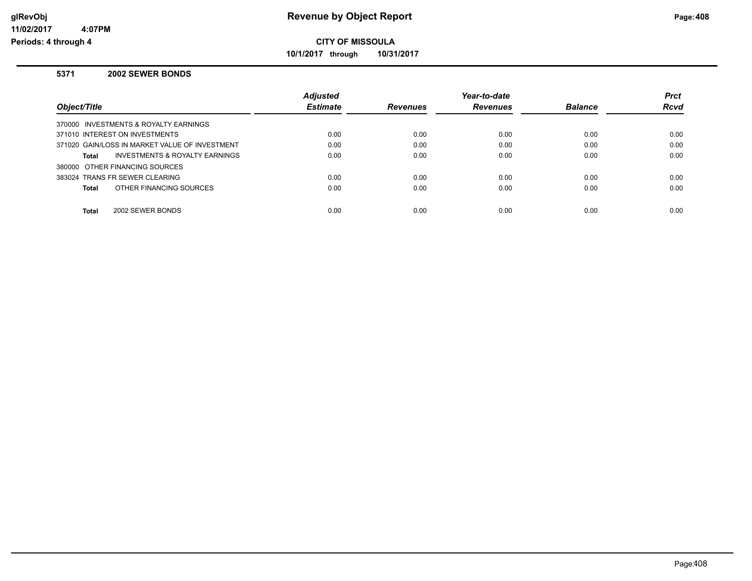# Revenue by Object Report

glRevObj
11/02/2017 4:07PM
Periods: 4 through 4

**CITY OF MISSOULA**

**10/1/2017 through 10/31/2017**

## 5371 2002 SEWER BONDS

| Object/Title | Adjusted Estimate | Revenues | Year-to-date Revenues | Balance | Prct Rcvd |
|---|---|---|---|---|---|
| 370000 INVESTMENTS & ROYALTY EARNINGS | | | | | |
| 371010 INTEREST ON INVESTMENTS | 0.00 | 0.00 | 0.00 | 0.00 | 0.00 |
| 371020 GAIN/LOSS IN MARKET VALUE OF INVESTMENT | 0.00 | 0.00 | 0.00 | 0.00 | 0.00 |
| **Total** INVESTMENTS & ROYALTY EARNINGS | 0.00 | 0.00 | 0.00 | 0.00 | 0.00 |
| 380000 OTHER FINANCING SOURCES | | | | | |
| 383024 TRANS FR SEWER CLEARING | 0.00 | 0.00 | 0.00 | 0.00 | 0.00 |
| **Total** OTHER FINANCING SOURCES | 0.00 | 0.00 | 0.00 | 0.00 | 0.00 |
| **Total** 2002 SEWER BONDS | 0.00 | 0.00 | 0.00 | 0.00 | 0.00 |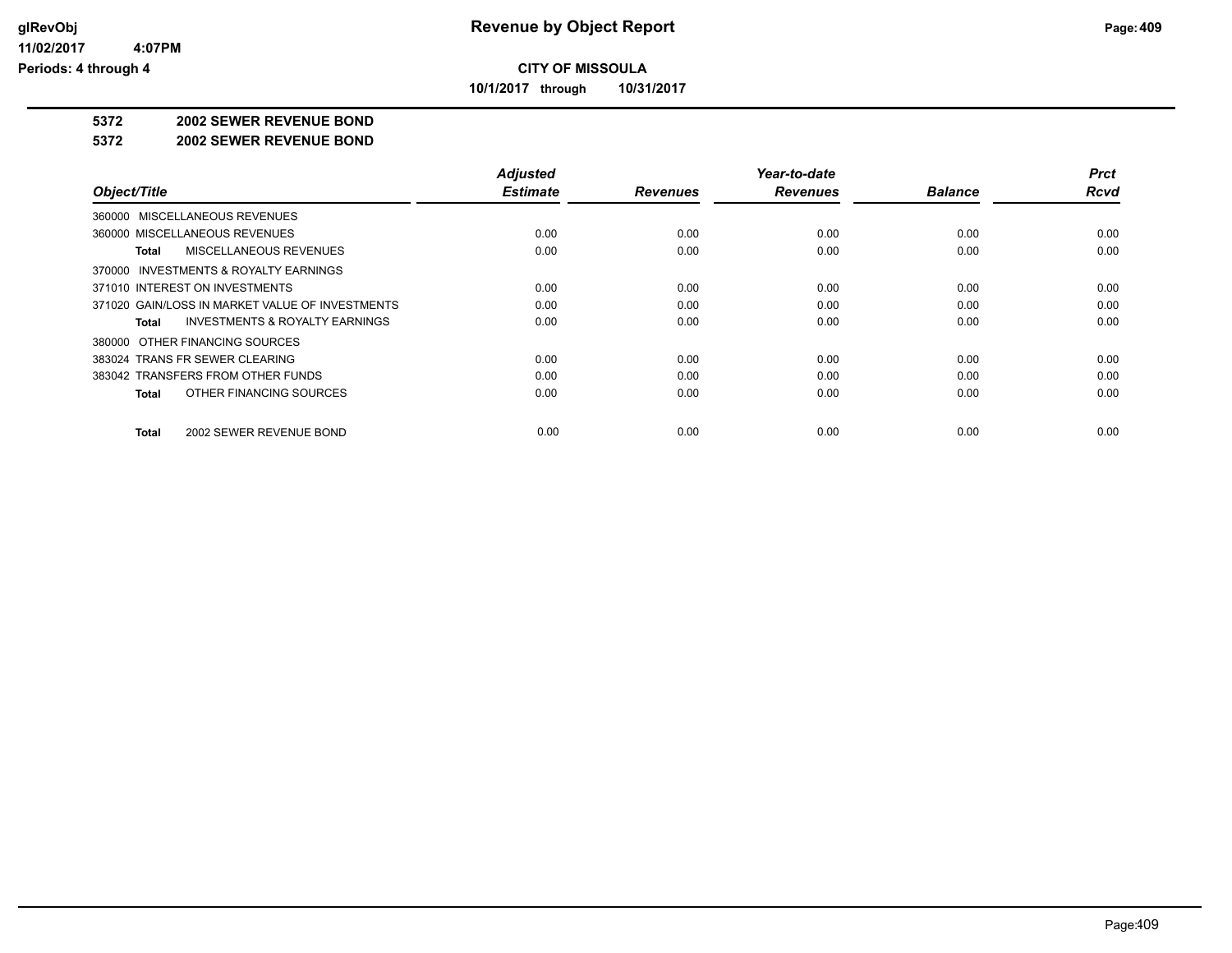**CITY OF MISSOULA**

**10/1/2017 through 10/31/2017**

**5372 2002 SEWER REVENUE BOND**

**5372 2002 SEWER REVENUE BOND**

| Object/Title | Adjusted Estimate | Revenues | Year-to-date Revenues | Balance | Prct Rcvd |
|---|---|---|---|---|---|
| 360000 MISCELLANEOUS REVENUES | | | | | |
| 360000 MISCELLANEOUS REVENUES | 0.00 | 0.00 | 0.00 | 0.00 | 0.00 |
| **Total** MISCELLANEOUS REVENUES | 0.00 | 0.00 | 0.00 | 0.00 | 0.00 |
| 370000 INVESTMENTS & ROYALTY EARNINGS | | | | | |
| 371010 INTEREST ON INVESTMENTS | 0.00 | 0.00 | 0.00 | 0.00 | 0.00 |
| 371020 GAIN/LOSS IN MARKET VALUE OF INVESTMENTS | 0.00 | 0.00 | 0.00 | 0.00 | 0.00 |
| **Total** INVESTMENTS & ROYALTY EARNINGS | 0.00 | 0.00 | 0.00 | 0.00 | 0.00 |
| 380000 OTHER FINANCING SOURCES | | | | | |
| 383024 TRANS FR SEWER CLEARING | 0.00 | 0.00 | 0.00 | 0.00 | 0.00 |
| 383042 TRANSFERS FROM OTHER FUNDS | 0.00 | 0.00 | 0.00 | 0.00 | 0.00 |
| **Total** OTHER FINANCING SOURCES | 0.00 | 0.00 | 0.00 | 0.00 | 0.00 |
| **Total** 2002 SEWER REVENUE BOND | 0.00 | 0.00 | 0.00 | 0.00 | 0.00 |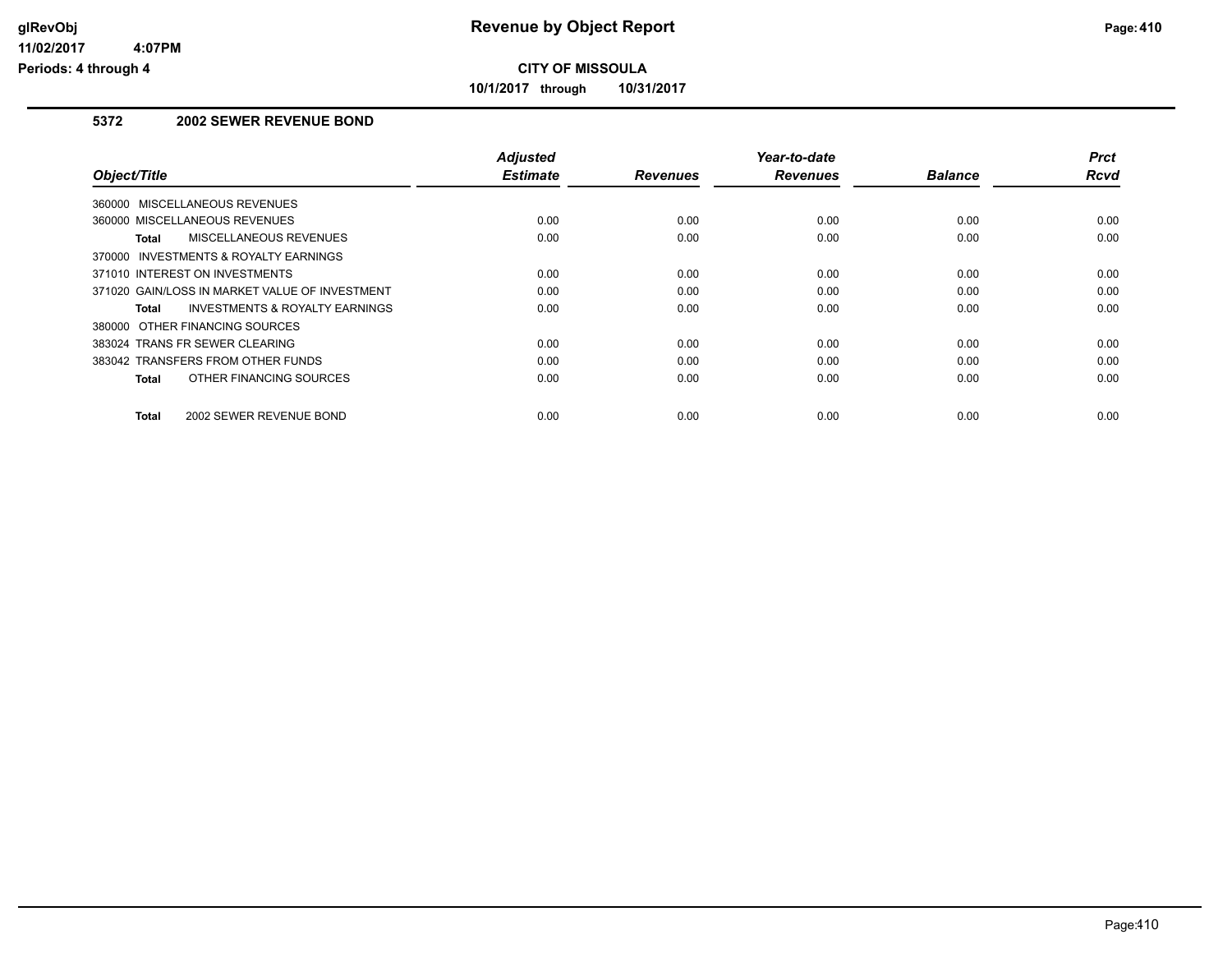# Revenue by Object Report

**CITY OF MISSOULA**

**10/1/2017 through 10/31/2017**

glRevObj
11/02/2017 4:07PM
Periods: 4 through 4

## 5372 2002 SEWER REVENUE BOND

| Object/Title | Adjusted Estimate | Revenues | Year-to-date Revenues | Balance | Prct Rcvd |
|---|---|---|---|---|---|
| 360000 MISCELLANEOUS REVENUES | | | | | |
| 360000 MISCELLANEOUS REVENUES | 0.00 | 0.00 | 0.00 | 0.00 | 0.00 |
| **Total** MISCELLANEOUS REVENUES | 0.00 | 0.00 | 0.00 | 0.00 | 0.00 |
| 370000 INVESTMENTS & ROYALTY EARNINGS | | | | | |
| 371010 INTEREST ON INVESTMENTS | 0.00 | 0.00 | 0.00 | 0.00 | 0.00 |
| 371020 GAIN/LOSS IN MARKET VALUE OF INVESTMENT | 0.00 | 0.00 | 0.00 | 0.00 | 0.00 |
| **Total** INVESTMENTS & ROYALTY EARNINGS | 0.00 | 0.00 | 0.00 | 0.00 | 0.00 |
| 380000 OTHER FINANCING SOURCES | | | | | |
| 383024 TRANS FR SEWER CLEARING | 0.00 | 0.00 | 0.00 | 0.00 | 0.00 |
| 383042 TRANSFERS FROM OTHER FUNDS | 0.00 | 0.00 | 0.00 | 0.00 | 0.00 |
| **Total** OTHER FINANCING SOURCES | 0.00 | 0.00 | 0.00 | 0.00 | 0.00 |
| **Total** 2002 SEWER REVENUE BOND | 0.00 | 0.00 | 0.00 | 0.00 | 0.00 |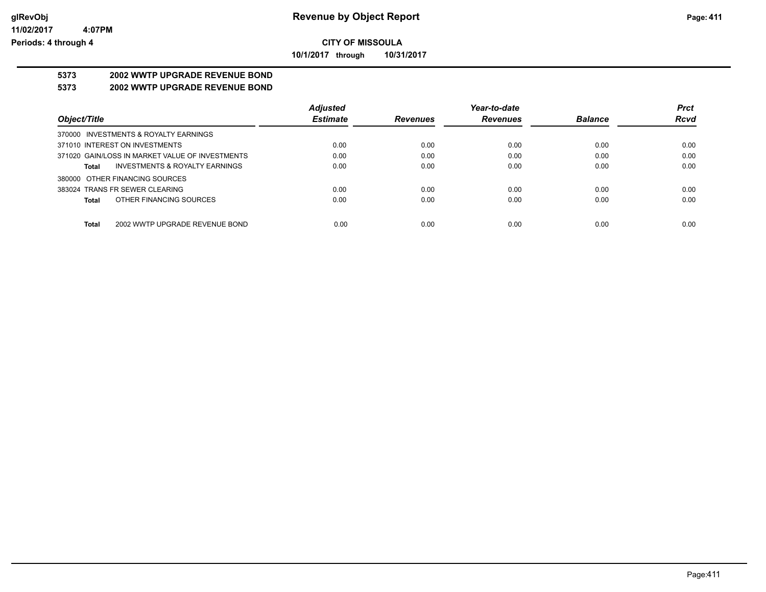# Revenue by Object Report

**CITY OF MISSOULA**

**10/1/2017 through 10/31/2017**

glRevObj
11/02/2017 4:07PM
Periods: 4 through 4

## 5373 2002 WWTP UPGRADE REVENUE BOND

## 5373 2002 WWTP UPGRADE REVENUE BOND

| Object/Title | Adjusted Estimate | Revenues | Year-to-date Revenues | Balance | Prct Rcvd |
|---|---|---|---|---|---|
| 370000 INVESTMENTS & ROYALTY EARNINGS | | | | | |
| 371010 INTEREST ON INVESTMENTS | 0.00 | 0.00 | 0.00 | 0.00 | 0.00 |
| 371020 GAIN/LOSS IN MARKET VALUE OF INVESTMENTS | 0.00 | 0.00 | 0.00 | 0.00 | 0.00 |
| **Total** INVESTMENTS & ROYALTY EARNINGS | 0.00 | 0.00 | 0.00 | 0.00 | 0.00 |
| 380000 OTHER FINANCING SOURCES | | | | | |
| 383024 TRANS FR SEWER CLEARING | 0.00 | 0.00 | 0.00 | 0.00 | 0.00 |
| **Total** OTHER FINANCING SOURCES | 0.00 | 0.00 | 0.00 | 0.00 | 0.00 |
| **Total** 2002 WWTP UPGRADE REVENUE BOND | 0.00 | 0.00 | 0.00 | 0.00 | 0.00 |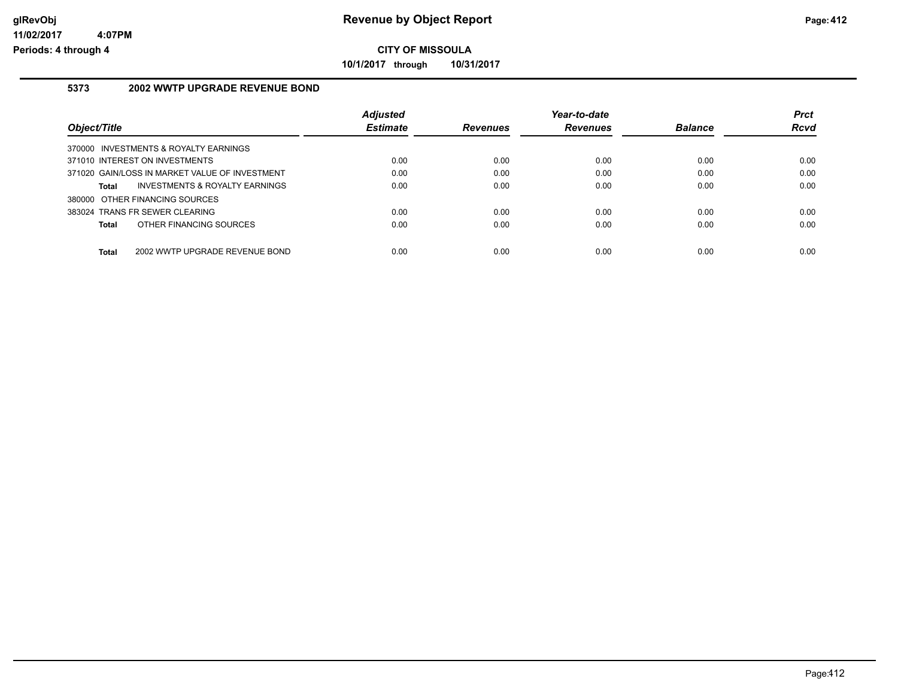**glRevObj**
**11/02/2017 4:07PM**
**Periods: 4 through 4**

# Revenue by Object Report

**CITY OF MISSOULA**

**10/1/2017 through 10/31/2017**

## 5373 2002 WWTP UPGRADE REVENUE BOND

| Object/Title | Adjusted Estimate | Revenues | Year-to-date Revenues | Balance | Prct Rcvd |
|---|---|---|---|---|---|
| 370000 INVESTMENTS & ROYALTY EARNINGS | | | | | |
| 371010 INTEREST ON INVESTMENTS | 0.00 | 0.00 | 0.00 | 0.00 | 0.00 |
| 371020 GAIN/LOSS IN MARKET VALUE OF INVESTMENT | 0.00 | 0.00 | 0.00 | 0.00 | 0.00 |
| **Total** INVESTMENTS & ROYALTY EARNINGS | 0.00 | 0.00 | 0.00 | 0.00 | 0.00 |
| 380000 OTHER FINANCING SOURCES | | | | | |
| 383024 TRANS FR SEWER CLEARING | 0.00 | 0.00 | 0.00 | 0.00 | 0.00 |
| **Total** OTHER FINANCING SOURCES | 0.00 | 0.00 | 0.00 | 0.00 | 0.00 |
| **Total** 2002 WWTP UPGRADE REVENUE BOND | 0.00 | 0.00 | 0.00 | 0.00 | 0.00 |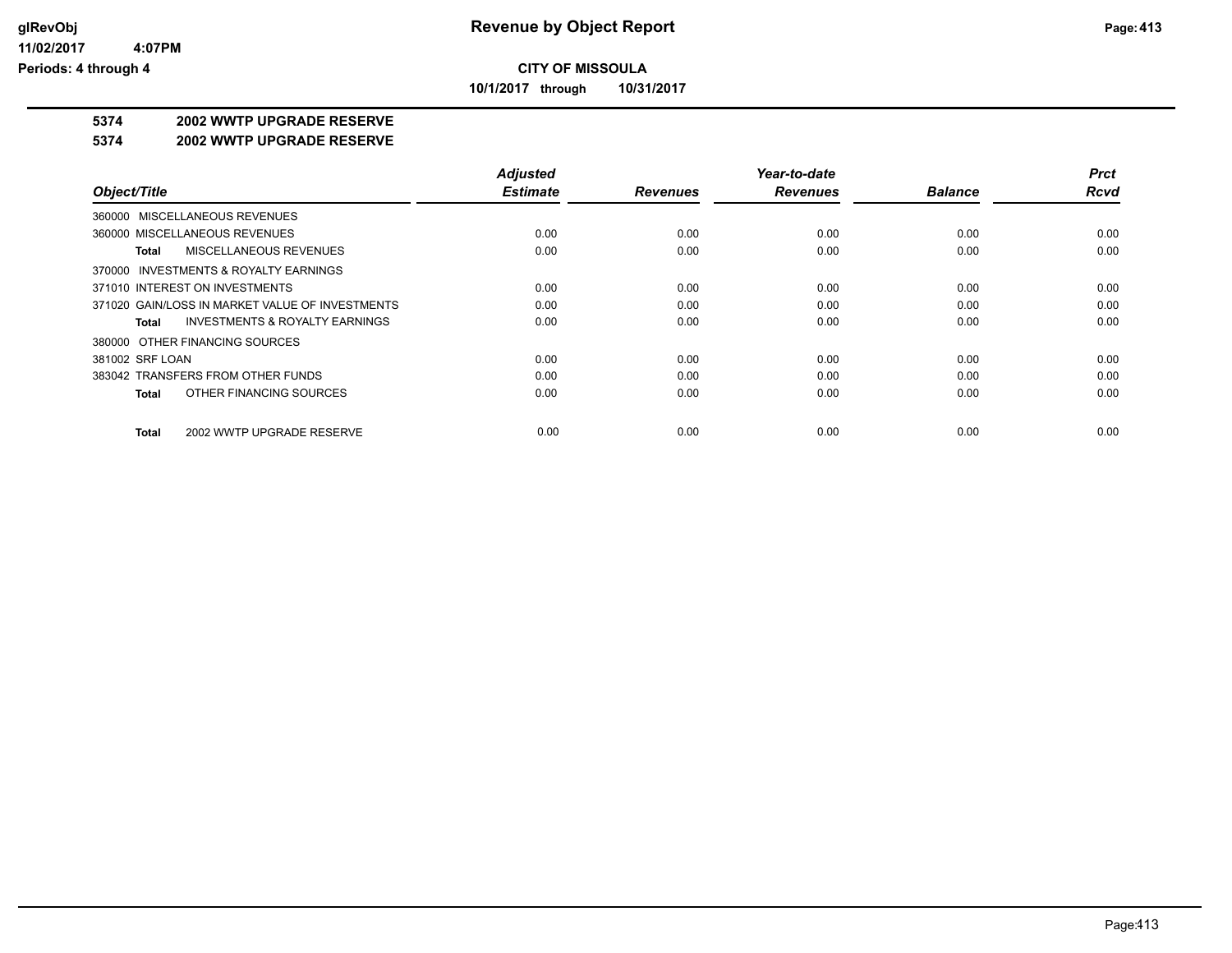# Revenue by Object Report

**CITY OF MISSOULA**

**10/1/2017 through 10/31/2017**

**5374 2002 WWTP UPGRADE RESERVE**

**5374 2002 WWTP UPGRADE RESERVE**

| Object/Title | Adjusted Estimate | Revenues | Year-to-date Revenues | Balance | Prct Rcvd |
|---|---|---|---|---|---|
| 360000 MISCELLANEOUS REVENUES | | | | | |
| 360000 MISCELLANEOUS REVENUES | 0.00 | 0.00 | 0.00 | 0.00 | 0.00 |
| **Total** MISCELLANEOUS REVENUES | 0.00 | 0.00 | 0.00 | 0.00 | 0.00 |
| 370000 INVESTMENTS & ROYALTY EARNINGS | | | | | |
| 371010 INTEREST ON INVESTMENTS | 0.00 | 0.00 | 0.00 | 0.00 | 0.00 |
| 371020 GAIN/LOSS IN MARKET VALUE OF INVESTMENTS | 0.00 | 0.00 | 0.00 | 0.00 | 0.00 |
| **Total** INVESTMENTS & ROYALTY EARNINGS | 0.00 | 0.00 | 0.00 | 0.00 | 0.00 |
| 380000 OTHER FINANCING SOURCES | | | | | |
| 381002 SRF LOAN | 0.00 | 0.00 | 0.00 | 0.00 | 0.00 |
| 383042 TRANSFERS FROM OTHER FUNDS | 0.00 | 0.00 | 0.00 | 0.00 | 0.00 |
| **Total** OTHER FINANCING SOURCES | 0.00 | 0.00 | 0.00 | 0.00 | 0.00 |
| **Total** 2002 WWTP UPGRADE RESERVE | 0.00 | 0.00 | 0.00 | 0.00 | 0.00 |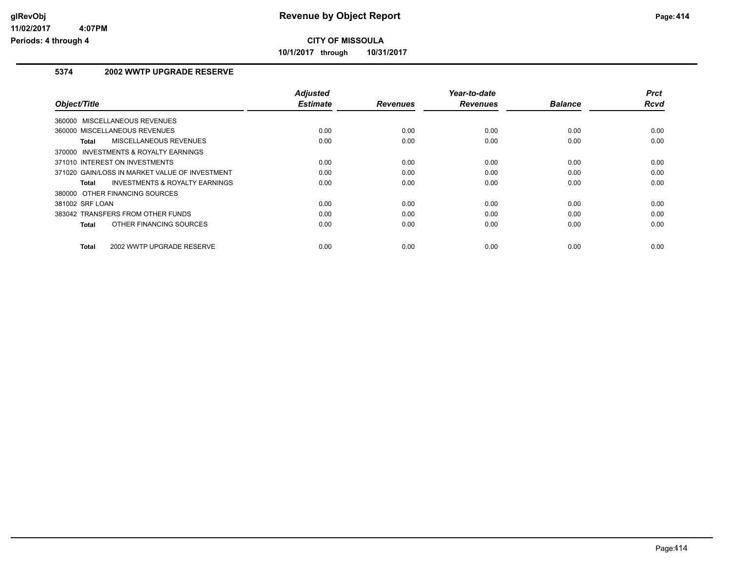glRevObj
11/02/2017 4:07PM
Periods: 4 through 4

# Revenue by Object Report

**CITY OF MISSOULA**

**10/1/2017 through 10/31/2017**

## 5374 2002 WWTP UPGRADE RESERVE

| Object/Title | Adjusted Estimate | Revenues | Year-to-date Revenues | Balance | Prct Rcvd |
|---|---|---|---|---|---|
| 360000 MISCELLANEOUS REVENUES | | | | | |
| 360000 MISCELLANEOUS REVENUES | 0.00 | 0.00 | 0.00 | 0.00 | 0.00 |
| **Total** MISCELLANEOUS REVENUES | 0.00 | 0.00 | 0.00 | 0.00 | 0.00 |
| 370000 INVESTMENTS & ROYALTY EARNINGS | | | | | |
| 371010 INTEREST ON INVESTMENTS | 0.00 | 0.00 | 0.00 | 0.00 | 0.00 |
| 371020 GAIN/LOSS IN MARKET VALUE OF INVESTMENT | 0.00 | 0.00 | 0.00 | 0.00 | 0.00 |
| **Total** INVESTMENTS & ROYALTY EARNINGS | 0.00 | 0.00 | 0.00 | 0.00 | 0.00 |
| 380000 OTHER FINANCING SOURCES | | | | | |
| 381002 SRF LOAN | 0.00 | 0.00 | 0.00 | 0.00 | 0.00 |
| 383042 TRANSFERS FROM OTHER FUNDS | 0.00 | 0.00 | 0.00 | 0.00 | 0.00 |
| **Total** OTHER FINANCING SOURCES | 0.00 | 0.00 | 0.00 | 0.00 | 0.00 |
| **Total** 2002 WWTP UPGRADE RESERVE | 0.00 | 0.00 | 0.00 | 0.00 | 0.00 |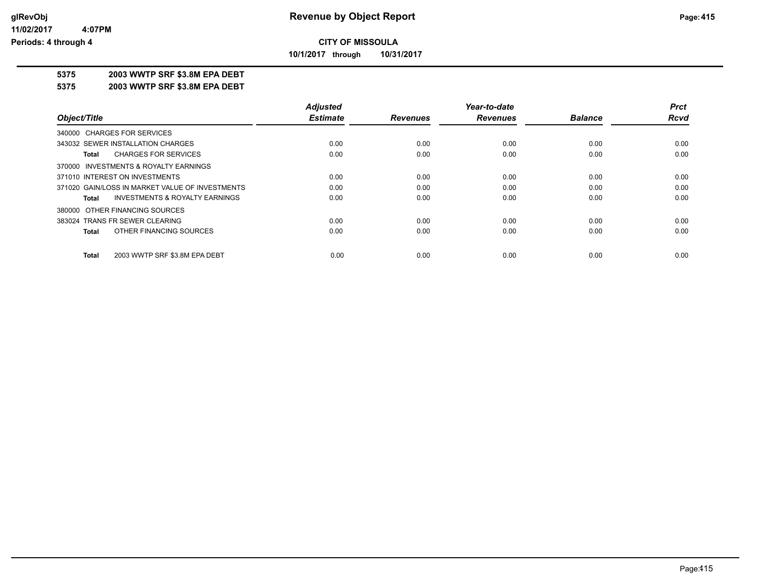# Revenue by Object Report

**CITY OF MISSOULA**

**10/1/2017 through 10/31/2017**

glRevObj
11/02/2017 4:07PM
Periods: 4 through 4

## 5375 2003 WWTP SRF $3.8M EPA DEBT
## 5375 2003 WWTP SRF $3.8M EPA DEBT

| Object/Title | Adjusted Estimate | Revenues | Year-to-date Revenues | Balance | Prct Rcvd |
|---|---|---|---|---|---|
| 340000 CHARGES FOR SERVICES | | | | | |
| 343032 SEWER INSTALLATION CHARGES | 0.00 | 0.00 | 0.00 | 0.00 | 0.00 |
| **Total** CHARGES FOR SERVICES | 0.00 | 0.00 | 0.00 | 0.00 | 0.00 |
| 370000 INVESTMENTS & ROYALTY EARNINGS | | | | | |
| 371010 INTEREST ON INVESTMENTS | 0.00 | 0.00 | 0.00 | 0.00 | 0.00 |
| 371020 GAIN/LOSS IN MARKET VALUE OF INVESTMENTS | 0.00 | 0.00 | 0.00 | 0.00 | 0.00 |
| **Total** INVESTMENTS & ROYALTY EARNINGS | 0.00 | 0.00 | 0.00 | 0.00 | 0.00 |
| 380000 OTHER FINANCING SOURCES | | | | | |
| 383024 TRANS FR SEWER CLEARING | 0.00 | 0.00 | 0.00 | 0.00 | 0.00 |
| **Total** OTHER FINANCING SOURCES | 0.00 | 0.00 | 0.00 | 0.00 | 0.00 |
| **Total** 2003 WWTP SRF $3.8M EPA DEBT | 0.00 | 0.00 | 0.00 | 0.00 | 0.00 |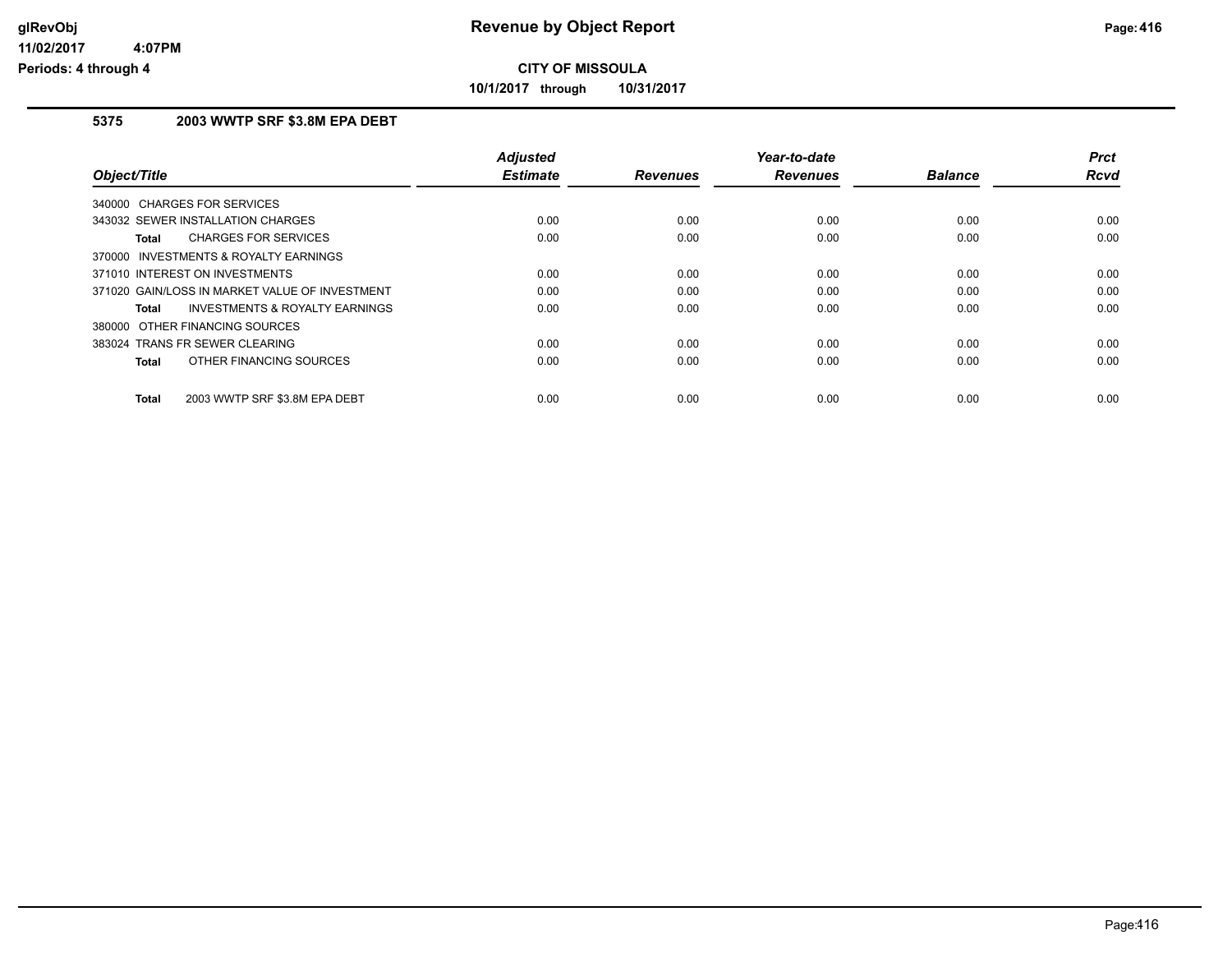# Revenue by Object Report

**CITY OF MISSOULA**

**10/1/2017 through 10/31/2017**

glRevObj
11/02/2017 4:07PM
Periods: 4 through 4

## 5375 2003 WWTP SRF $3.8M EPA DEBT

| Object/Title | Adjusted Estimate | Revenues | Year-to-date Revenues | Balance | Prct Rcvd |
|---|---|---|---|---|---|
| 340000 CHARGES FOR SERVICES | | | | | |
| 343032 SEWER INSTALLATION CHARGES | 0.00 | 0.00 | 0.00 | 0.00 | 0.00 |
| **Total** CHARGES FOR SERVICES | 0.00 | 0.00 | 0.00 | 0.00 | 0.00 |
| 370000 INVESTMENTS & ROYALTY EARNINGS | | | | | |
| 371010 INTEREST ON INVESTMENTS | 0.00 | 0.00 | 0.00 | 0.00 | 0.00 |
| 371020 GAIN/LOSS IN MARKET VALUE OF INVESTMENT | 0.00 | 0.00 | 0.00 | 0.00 | 0.00 |
| **Total** INVESTMENTS & ROYALTY EARNINGS | 0.00 | 0.00 | 0.00 | 0.00 | 0.00 |
| 380000 OTHER FINANCING SOURCES | | | | | |
| 383024 TRANS FR SEWER CLEARING | 0.00 | 0.00 | 0.00 | 0.00 | 0.00 |
| **Total** OTHER FINANCING SOURCES | 0.00 | 0.00 | 0.00 | 0.00 | 0.00 |
| **Total** 2003 WWTP SRF $3.8M EPA DEBT | 0.00 | 0.00 | 0.00 | 0.00 | 0.00 |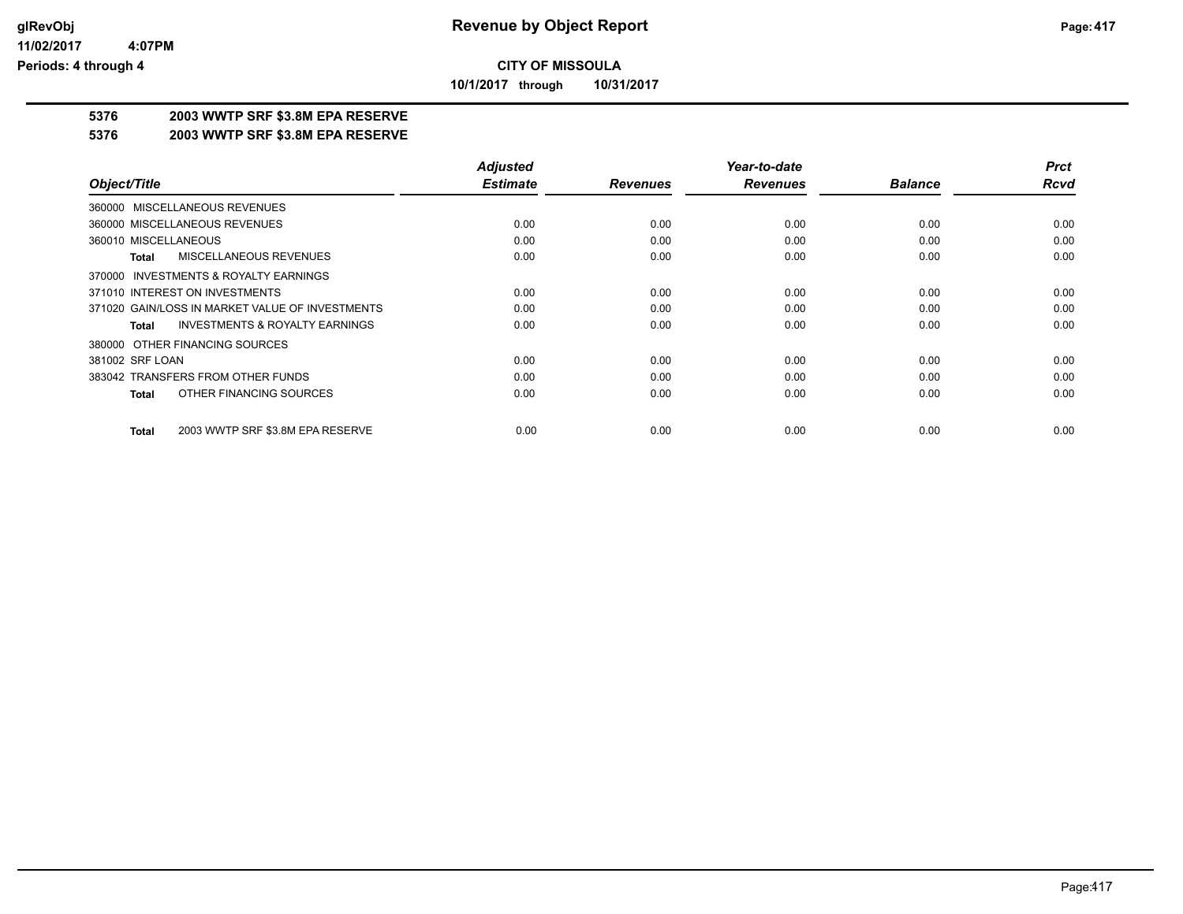# Revenue by Object Report

## CITY OF MISSOULA

**10/1/2017 through 10/31/2017**

glRevObj
11/02/2017 4:07PM
Periods: 4 through 4

### 5376 2003 WWTP SRF $3.8M EPA RESERVE

### 5376 2003 WWTP SRF $3.8M EPA RESERVE

| Object/Title | Adjusted Estimate | Revenues | Year-to-date Revenues | Balance | Prct Rcvd |
|---|---|---|---|---|---|
| 360000 MISCELLANEOUS REVENUES | | | | | |
| 360000 MISCELLANEOUS REVENUES | 0.00 | 0.00 | 0.00 | 0.00 | 0.00 |
| 360010 MISCELLANEOUS | 0.00 | 0.00 | 0.00 | 0.00 | 0.00 |
| **Total** MISCELLANEOUS REVENUES | 0.00 | 0.00 | 0.00 | 0.00 | 0.00 |
| 370000 INVESTMENTS & ROYALTY EARNINGS | | | | | |
| 371010 INTEREST ON INVESTMENTS | 0.00 | 0.00 | 0.00 | 0.00 | 0.00 |
| 371020 GAIN/LOSS IN MARKET VALUE OF INVESTMENTS | 0.00 | 0.00 | 0.00 | 0.00 | 0.00 |
| **Total** INVESTMENTS & ROYALTY EARNINGS | 0.00 | 0.00 | 0.00 | 0.00 | 0.00 |
| 380000 OTHER FINANCING SOURCES | | | | | |
| 381002 SRF LOAN | 0.00 | 0.00 | 0.00 | 0.00 | 0.00 |
| 383042 TRANSFERS FROM OTHER FUNDS | 0.00 | 0.00 | 0.00 | 0.00 | 0.00 |
| **Total** OTHER FINANCING SOURCES | 0.00 | 0.00 | 0.00 | 0.00 | 0.00 |
| **Total** 2003 WWTP SRF $3.8M EPA RESERVE | 0.00 | 0.00 | 0.00 | 0.00 | 0.00 |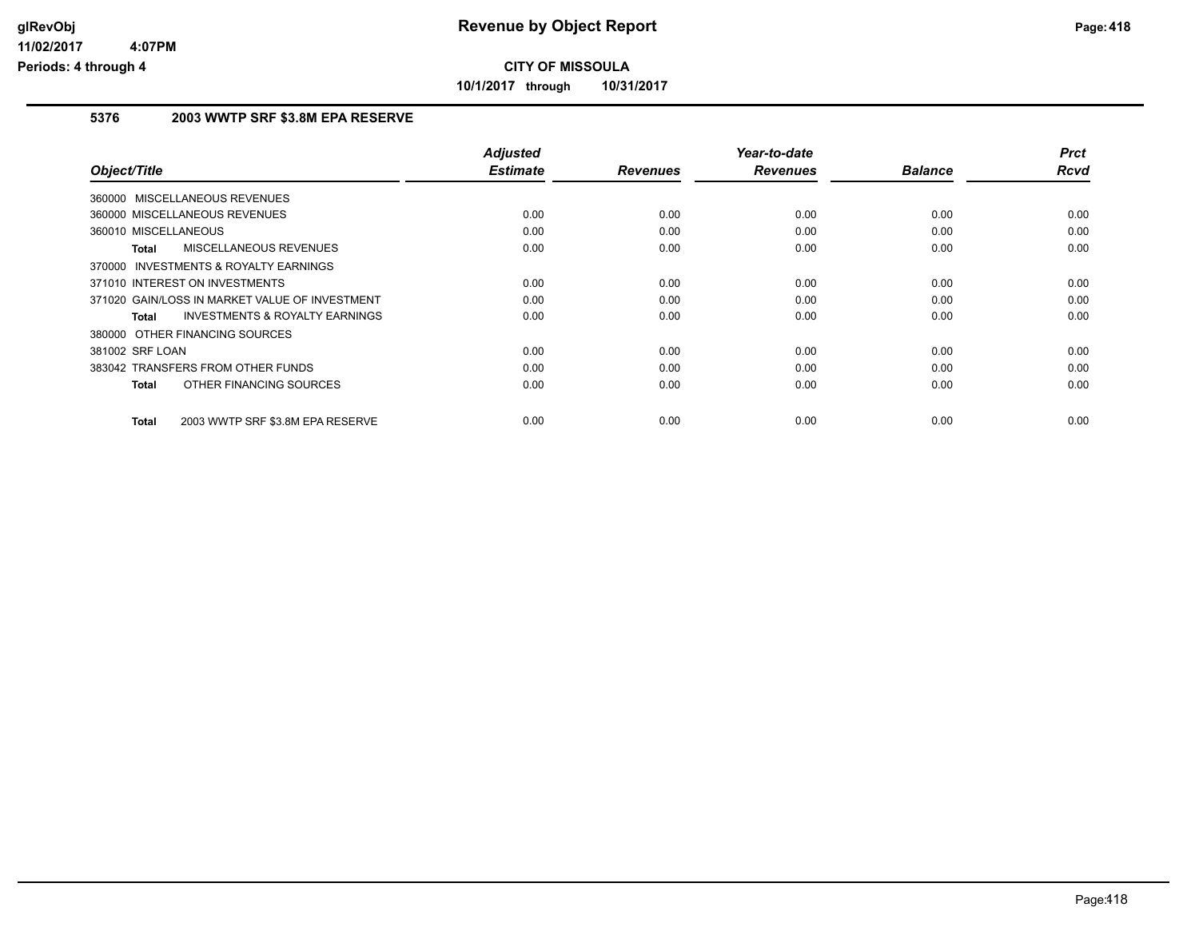# Revenue by Object Report

**CITY OF MISSOULA**

**10/1/2017 through 10/31/2017**

glRevObj
11/02/2017 4:07PM
Periods: 4 through 4

## 5376 2003 WWTP SRF $3.8M EPA RESERVE

| Object/Title | Adjusted Estimate | Revenues | Year-to-date Revenues | Balance | Prct Rcvd |
|---|---|---|---|---|---|
| 360000 MISCELLANEOUS REVENUES | | | | | |
| 360000 MISCELLANEOUS REVENUES | 0.00 | 0.00 | 0.00 | 0.00 | 0.00 |
| 360010 MISCELLANEOUS | 0.00 | 0.00 | 0.00 | 0.00 | 0.00 |
| **Total** MISCELLANEOUS REVENUES | 0.00 | 0.00 | 0.00 | 0.00 | 0.00 |
| 370000 INVESTMENTS & ROYALTY EARNINGS | | | | | |
| 371010 INTEREST ON INVESTMENTS | 0.00 | 0.00 | 0.00 | 0.00 | 0.00 |
| 371020 GAIN/LOSS IN MARKET VALUE OF INVESTMENT | 0.00 | 0.00 | 0.00 | 0.00 | 0.00 |
| **Total** INVESTMENTS & ROYALTY EARNINGS | 0.00 | 0.00 | 0.00 | 0.00 | 0.00 |
| 380000 OTHER FINANCING SOURCES | | | | | |
| 381002 SRF LOAN | 0.00 | 0.00 | 0.00 | 0.00 | 0.00 |
| 383042 TRANSFERS FROM OTHER FUNDS | 0.00 | 0.00 | 0.00 | 0.00 | 0.00 |
| **Total** OTHER FINANCING SOURCES | 0.00 | 0.00 | 0.00 | 0.00 | 0.00 |
| **Total** 2003 WWTP SRF $3.8M EPA RESERVE | 0.00 | 0.00 | 0.00 | 0.00 | 0.00 |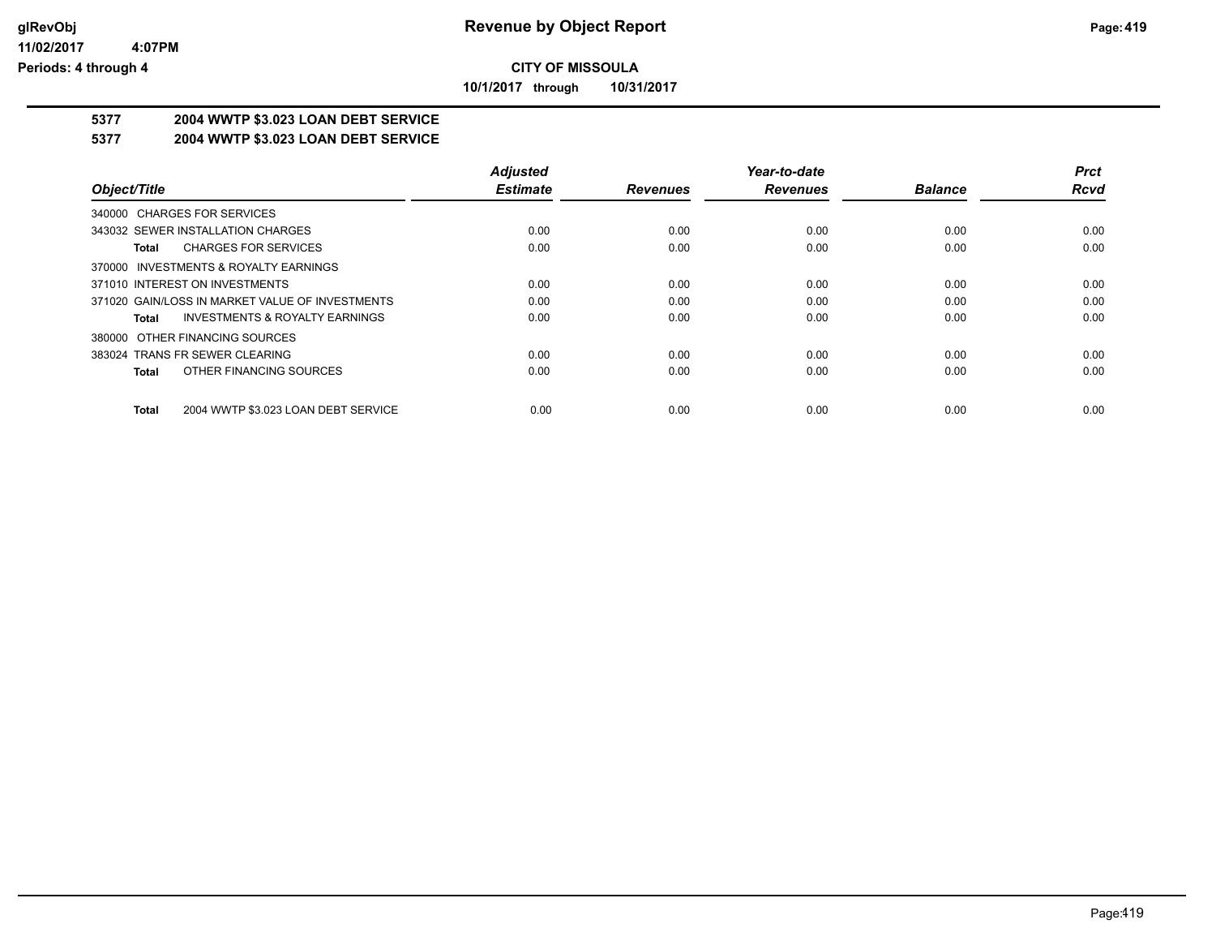**CITY OF MISSOULA**

**10/1/2017 through 10/31/2017**

**Revenue by Object Report**

glRevObj
11/02/2017 4:07PM
Periods: 4 through 4

## 5377 2004 WWTP $3.023 LOAN DEBT SERVICE

## 5377 2004 WWTP $3.023 LOAN DEBT SERVICE

| Object/Title | Adjusted Estimate | Revenues | Year-to-date Revenues | Balance | Prct Rcvd |
|---|---|---|---|---|---|
| 340000 CHARGES FOR SERVICES | | | | | |
| 343032 SEWER INSTALLATION CHARGES | 0.00 | 0.00 | 0.00 | 0.00 | 0.00 |
| **Total** CHARGES FOR SERVICES | 0.00 | 0.00 | 0.00 | 0.00 | 0.00 |
| 370000 INVESTMENTS & ROYALTY EARNINGS | | | | | |
| 371010 INTEREST ON INVESTMENTS | 0.00 | 0.00 | 0.00 | 0.00 | 0.00 |
| 371020 GAIN/LOSS IN MARKET VALUE OF INVESTMENTS | 0.00 | 0.00 | 0.00 | 0.00 | 0.00 |
| **Total** INVESTMENTS & ROYALTY EARNINGS | 0.00 | 0.00 | 0.00 | 0.00 | 0.00 |
| 380000 OTHER FINANCING SOURCES | | | | | |
| 383024 TRANS FR SEWER CLEARING | 0.00 | 0.00 | 0.00 | 0.00 | 0.00 |
| **Total** OTHER FINANCING SOURCES | 0.00 | 0.00 | 0.00 | 0.00 | 0.00 |
| **Total** 2004 WWTP $3.023 LOAN DEBT SERVICE | 0.00 | 0.00 | 0.00 | 0.00 | 0.00 |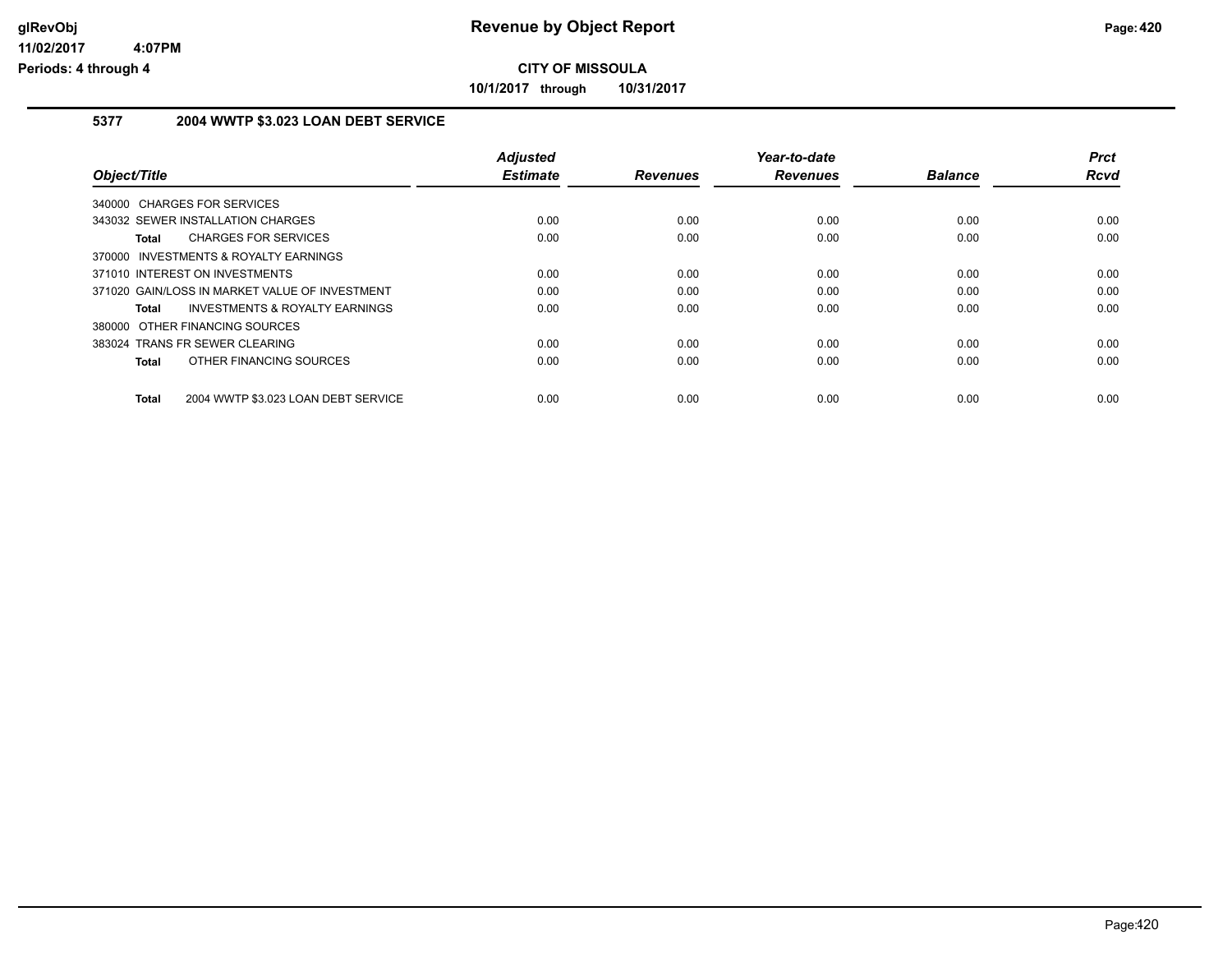# Revenue by Object Report

**CITY OF MISSOULA**

**10/1/2017 through 10/31/2017**

glRevObj
11/02/2017 4:07PM
Periods: 4 through 4

### 5377 2004 WWTP $3.023 LOAN DEBT SERVICE

| Object/Title | Adjusted Estimate | Revenues | Year-to-date Revenues | Balance | Prct Rcvd |
|---|---|---|---|---|---|
| 340000 CHARGES FOR SERVICES | | | | | |
| 343032 SEWER INSTALLATION CHARGES | 0.00 | 0.00 | 0.00 | 0.00 | 0.00 |
| **Total** CHARGES FOR SERVICES | 0.00 | 0.00 | 0.00 | 0.00 | 0.00 |
| 370000 INVESTMENTS & ROYALTY EARNINGS | | | | | |
| 371010 INTEREST ON INVESTMENTS | 0.00 | 0.00 | 0.00 | 0.00 | 0.00 |
| 371020 GAIN/LOSS IN MARKET VALUE OF INVESTMENT | 0.00 | 0.00 | 0.00 | 0.00 | 0.00 |
| **Total** INVESTMENTS & ROYALTY EARNINGS | 0.00 | 0.00 | 0.00 | 0.00 | 0.00 |
| 380000 OTHER FINANCING SOURCES | | | | | |
| 383024 TRANS FR SEWER CLEARING | 0.00 | 0.00 | 0.00 | 0.00 | 0.00 |
| **Total** OTHER FINANCING SOURCES | 0.00 | 0.00 | 0.00 | 0.00 | 0.00 |
| **Total** 2004 WWTP $3.023 LOAN DEBT SERVICE | 0.00 | 0.00 | 0.00 | 0.00 | 0.00 |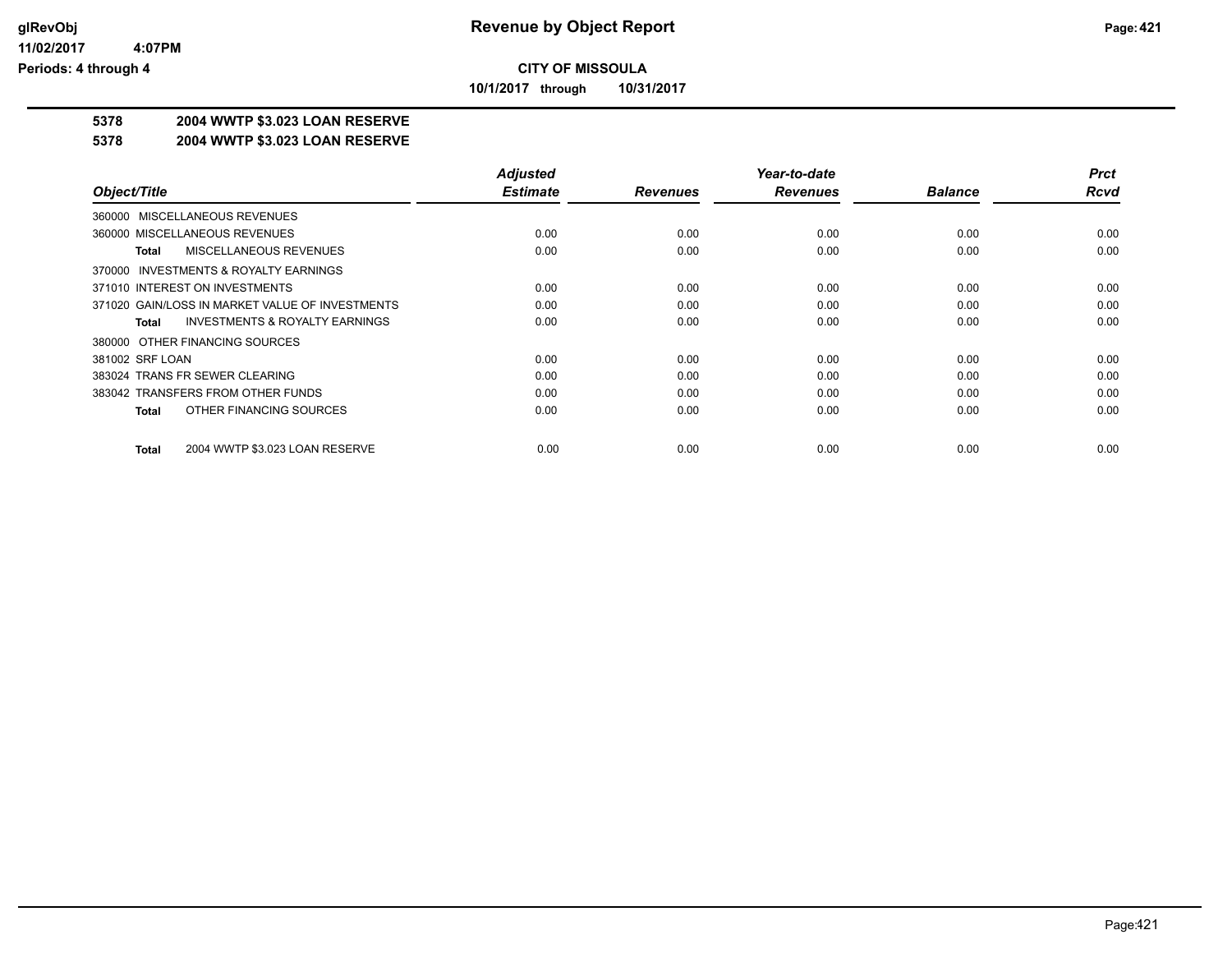**CITY OF MISSOULA**

**10/1/2017 through 10/31/2017**

**5378 2004 WWTP $3.023 LOAN RESERVE**

**5378 2004 WWTP $3.023 LOAN RESERVE**

| Object/Title | Adjusted Estimate | Revenues | Year-to-date Revenues | Balance | Prct Rcvd |
|---|---|---|---|---|---|
| 360000 MISCELLANEOUS REVENUES | | | | | |
| 360000 MISCELLANEOUS REVENUES | 0.00 | 0.00 | 0.00 | 0.00 | 0.00 |
| **Total** MISCELLANEOUS REVENUES | 0.00 | 0.00 | 0.00 | 0.00 | 0.00 |
| 370000 INVESTMENTS & ROYALTY EARNINGS | | | | | |
| 371010 INTEREST ON INVESTMENTS | 0.00 | 0.00 | 0.00 | 0.00 | 0.00 |
| 371020 GAIN/LOSS IN MARKET VALUE OF INVESTMENTS | 0.00 | 0.00 | 0.00 | 0.00 | 0.00 |
| **Total** INVESTMENTS & ROYALTY EARNINGS | 0.00 | 0.00 | 0.00 | 0.00 | 0.00 |
| 380000 OTHER FINANCING SOURCES | | | | | |
| 381002 SRF LOAN | 0.00 | 0.00 | 0.00 | 0.00 | 0.00 |
| 383024 TRANS FR SEWER CLEARING | 0.00 | 0.00 | 0.00 | 0.00 | 0.00 |
| 383042 TRANSFERS FROM OTHER FUNDS | 0.00 | 0.00 | 0.00 | 0.00 | 0.00 |
| **Total** OTHER FINANCING SOURCES | 0.00 | 0.00 | 0.00 | 0.00 | 0.00 |
| **Total** 2004 WWTP $3.023 LOAN RESERVE | 0.00 | 0.00 | 0.00 | 0.00 | 0.00 |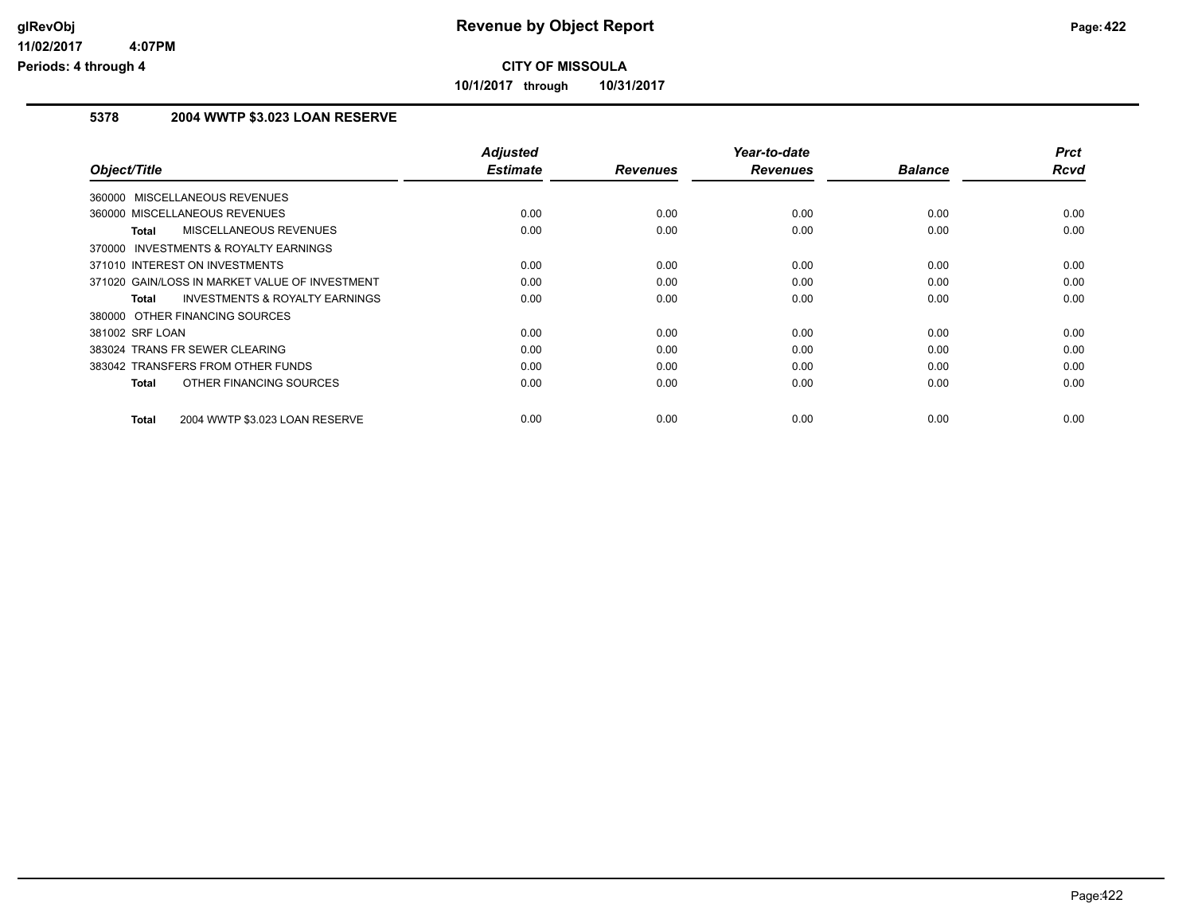# CITY OF MISSOULA

**10/1/2017 through 10/31/2017**

## 5378 2004 WWTP $3.023 LOAN RESERVE

| Object/Title | Adjusted Estimate | Revenues | Year-to-date Revenues | Balance | Prct Rcvd |
|---|---|---|---|---|---|
| 360000 MISCELLANEOUS REVENUES | | | | | |
| 360000 MISCELLANEOUS REVENUES | 0.00 | 0.00 | 0.00 | 0.00 | 0.00 |
| **Total** MISCELLANEOUS REVENUES | 0.00 | 0.00 | 0.00 | 0.00 | 0.00 |
| 370000 INVESTMENTS & ROYALTY EARNINGS | | | | | |
| 371010 INTEREST ON INVESTMENTS | 0.00 | 0.00 | 0.00 | 0.00 | 0.00 |
| 371020 GAIN/LOSS IN MARKET VALUE OF INVESTMENT | 0.00 | 0.00 | 0.00 | 0.00 | 0.00 |
| **Total** INVESTMENTS & ROYALTY EARNINGS | 0.00 | 0.00 | 0.00 | 0.00 | 0.00 |
| 380000 OTHER FINANCING SOURCES | | | | | |
| 381002 SRF LOAN | 0.00 | 0.00 | 0.00 | 0.00 | 0.00 |
| 383024 TRANS FR SEWER CLEARING | 0.00 | 0.00 | 0.00 | 0.00 | 0.00 |
| 383042 TRANSFERS FROM OTHER FUNDS | 0.00 | 0.00 | 0.00 | 0.00 | 0.00 |
| **Total** OTHER FINANCING SOURCES | 0.00 | 0.00 | 0.00 | 0.00 | 0.00 |
| **Total** 2004 WWTP $3.023 LOAN RESERVE | 0.00 | 0.00 | 0.00 | 0.00 | 0.00 |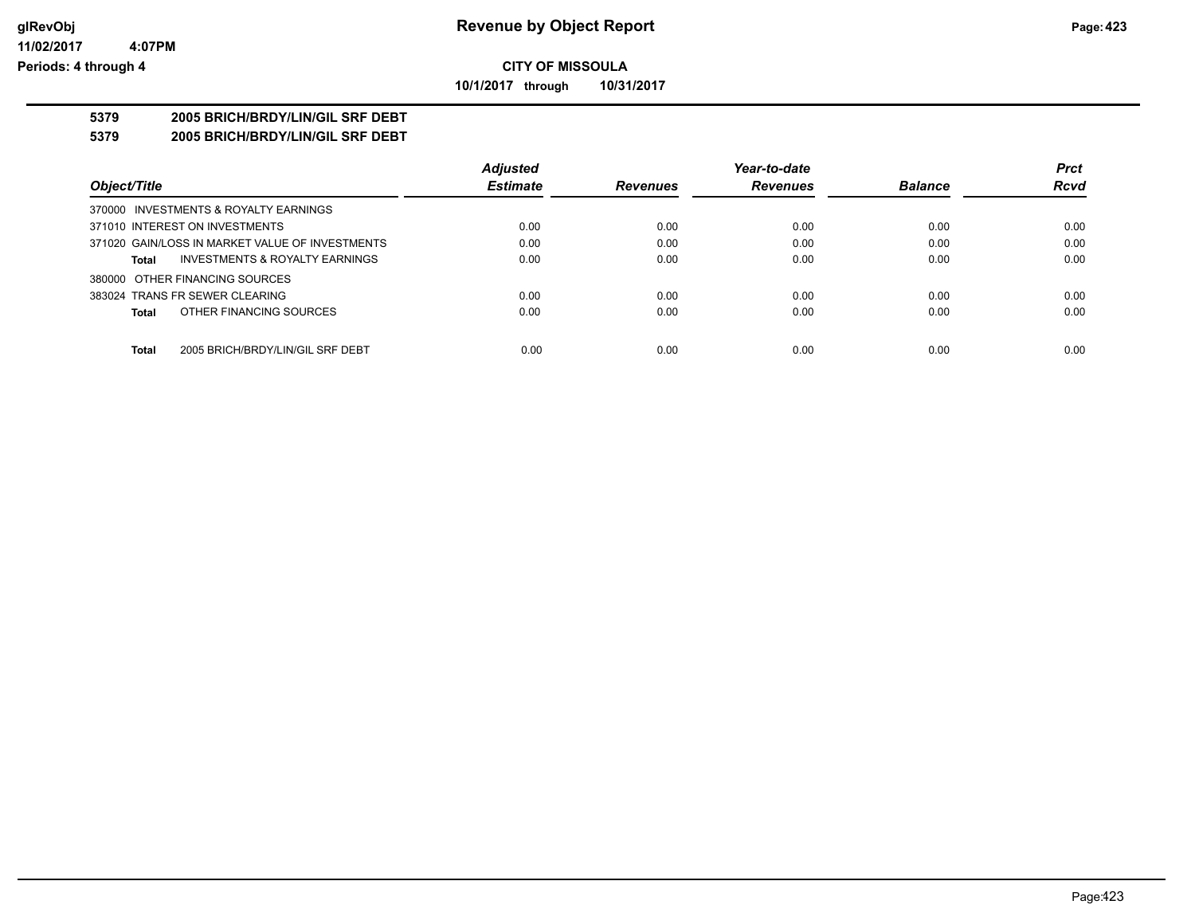# Revenue by Object Report

**CITY OF MISSOULA**

**10/1/2017 through 10/31/2017**

glRevObj
11/02/2017 4:07PM
Periods: 4 through 4

**5379 2005 BRICH/BRDY/LIN/GIL SRF DEBT**

**5379 2005 BRICH/BRDY/LIN/GIL SRF DEBT**

| Object/Title | Adjusted Estimate | Revenues | Year-to-date Revenues | Balance | Prct Rcvd |
|---|---|---|---|---|---|
| 370000 INVESTMENTS & ROYALTY EARNINGS | | | | | |
| 371010 INTEREST ON INVESTMENTS | 0.00 | 0.00 | 0.00 | 0.00 | 0.00 |
| 371020 GAIN/LOSS IN MARKET VALUE OF INVESTMENTS | 0.00 | 0.00 | 0.00 | 0.00 | 0.00 |
| **Total** INVESTMENTS & ROYALTY EARNINGS | 0.00 | 0.00 | 0.00 | 0.00 | 0.00 |
| 380000 OTHER FINANCING SOURCES | | | | | |
| 383024 TRANS FR SEWER CLEARING | 0.00 | 0.00 | 0.00 | 0.00 | 0.00 |
| **Total** OTHER FINANCING SOURCES | 0.00 | 0.00 | 0.00 | 0.00 | 0.00 |
| **Total** 2005 BRICH/BRDY/LIN/GIL SRF DEBT | 0.00 | 0.00 | 0.00 | 0.00 | 0.00 |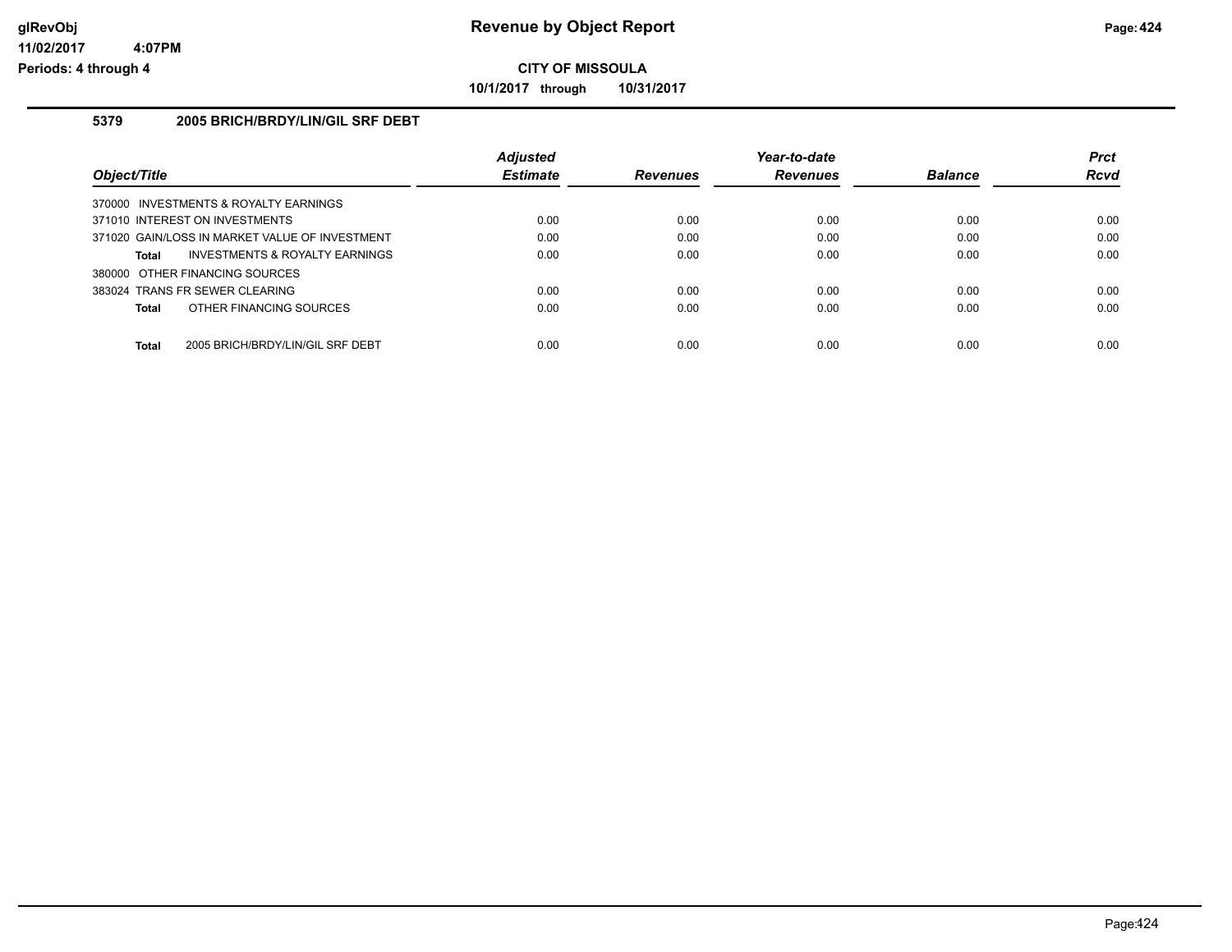# Revenue by Object Report

**CITY OF MISSOULA**

**10/1/2017 through 10/31/2017**

glRevObj
11/02/2017 4:07PM
Periods: 4 through 4

## 5379 2005 BRICH/BRDY/LIN/GIL SRF DEBT

| Object/Title | Adjusted Estimate | Revenues | Year-to-date Revenues | Balance | Prct Rcvd |
|---|---|---|---|---|---|
| 370000 INVESTMENTS & ROYALTY EARNINGS | | | | | |
| 371010 INTEREST ON INVESTMENTS | 0.00 | 0.00 | 0.00 | 0.00 | 0.00 |
| 371020 GAIN/LOSS IN MARKET VALUE OF INVESTMENT | 0.00 | 0.00 | 0.00 | 0.00 | 0.00 |
| **Total** INVESTMENTS & ROYALTY EARNINGS | 0.00 | 0.00 | 0.00 | 0.00 | 0.00 |
| 380000 OTHER FINANCING SOURCES | | | | | |
| 383024 TRANS FR SEWER CLEARING | 0.00 | 0.00 | 0.00 | 0.00 | 0.00 |
| **Total** OTHER FINANCING SOURCES | 0.00 | 0.00 | 0.00 | 0.00 | 0.00 |
| **Total** 2005 BRICH/BRDY/LIN/GIL SRF DEBT | 0.00 | 0.00 | 0.00 | 0.00 | 0.00 |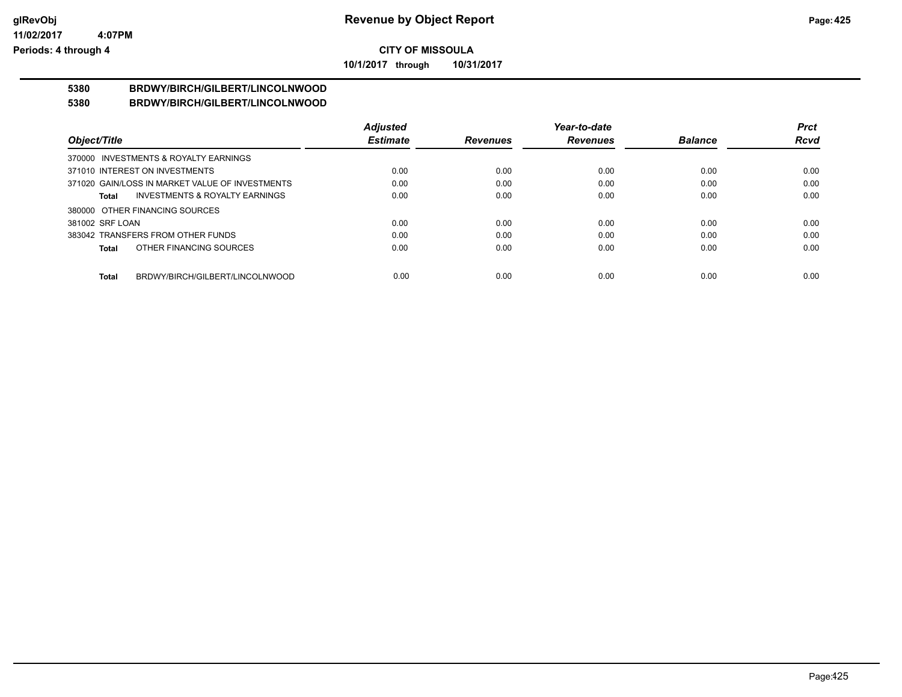**CITY OF MISSOULA**

**10/1/2017 through 10/31/2017**

**5380 BRDWY/BIRCH/GILBERT/LINCOLNWOOD**

**5380 BRDWY/BIRCH/GILBERT/LINCOLNWOOD**

| Object/Title | Adjusted Estimate | Revenues | Year-to-date Revenues | Balance | Prct Rcvd |
|---|---|---|---|---|---|
| 370000 INVESTMENTS & ROYALTY EARNINGS | | | | | |
| 371010 INTEREST ON INVESTMENTS | 0.00 | 0.00 | 0.00 | 0.00 | 0.00 |
| 371020 GAIN/LOSS IN MARKET VALUE OF INVESTMENTS | 0.00 | 0.00 | 0.00 | 0.00 | 0.00 |
| **Total** INVESTMENTS & ROYALTY EARNINGS | 0.00 | 0.00 | 0.00 | 0.00 | 0.00 |
| 380000 OTHER FINANCING SOURCES | | | | | |
| 381002 SRF LOAN | 0.00 | 0.00 | 0.00 | 0.00 | 0.00 |
| 383042 TRANSFERS FROM OTHER FUNDS | 0.00 | 0.00 | 0.00 | 0.00 | 0.00 |
| **Total** OTHER FINANCING SOURCES | 0.00 | 0.00 | 0.00 | 0.00 | 0.00 |
| **Total** BRDWY/BIRCH/GILBERT/LINCOLNWOOD | 0.00 | 0.00 | 0.00 | 0.00 | 0.00 |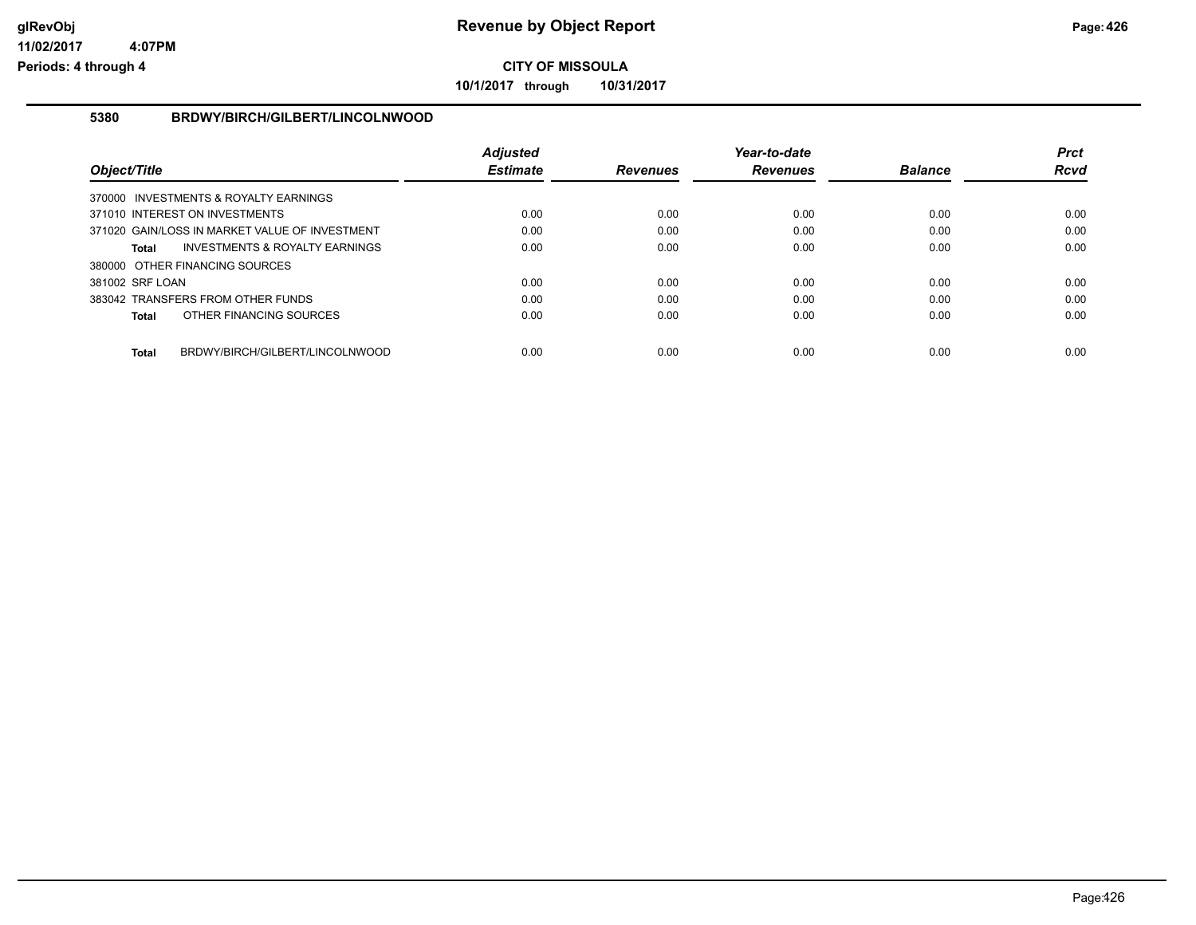# Revenue by Object Report

**CITY OF MISSOULA**

**10/1/2017 through 10/31/2017**

glRevObj
11/02/2017 4:07PM
Periods: 4 through 4

## 5380 BRDWY/BIRCH/GILBERT/LINCOLNWOOD

| Object/Title | Adjusted Estimate | Revenues | Year-to-date Revenues | Balance | Prct Rcvd |
|---|---|---|---|---|---|
| 370000 INVESTMENTS & ROYALTY EARNINGS | | | | | |
| 371010 INTEREST ON INVESTMENTS | 0.00 | 0.00 | 0.00 | 0.00 | 0.00 |
| 371020 GAIN/LOSS IN MARKET VALUE OF INVESTMENT | 0.00 | 0.00 | 0.00 | 0.00 | 0.00 |
| **Total** INVESTMENTS & ROYALTY EARNINGS | 0.00 | 0.00 | 0.00 | 0.00 | 0.00 |
| 380000 OTHER FINANCING SOURCES | | | | | |
| 381002 SRF LOAN | 0.00 | 0.00 | 0.00 | 0.00 | 0.00 |
| 383042 TRANSFERS FROM OTHER FUNDS | 0.00 | 0.00 | 0.00 | 0.00 | 0.00 |
| **Total** OTHER FINANCING SOURCES | 0.00 | 0.00 | 0.00 | 0.00 | 0.00 |
| **Total** BRDWY/BIRCH/GILBERT/LINCOLNWOOD | 0.00 | 0.00 | 0.00 | 0.00 | 0.00 |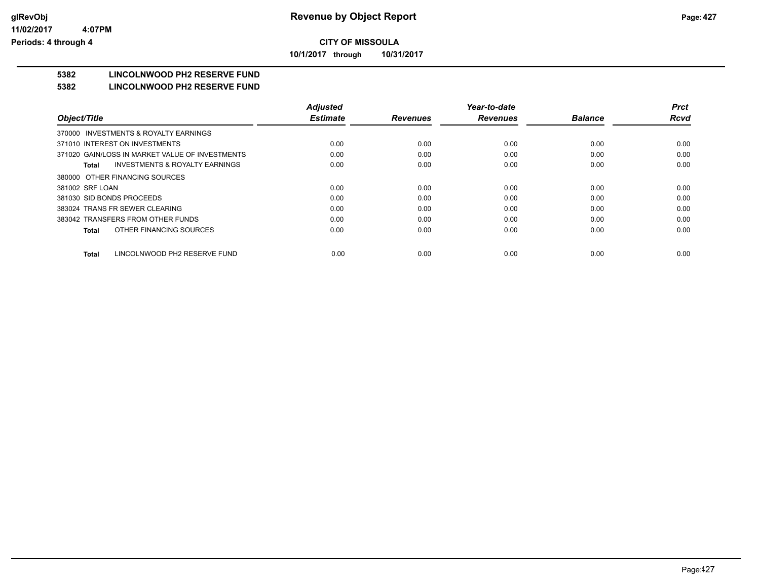# Revenue by Object Report

**CITY OF MISSOULA**

**10/1/2017 through 10/31/2017**

glRevObj
11/02/2017 4:07PM
Periods: 4 through 4

## 5382 LINCOLNWOOD PH2 RESERVE FUND

## 5382 LINCOLNWOOD PH2 RESERVE FUND

| Object/Title | Adjusted Estimate | Revenues | Year-to-date Revenues | Balance | Prct Rcvd |
|---|---|---|---|---|---|
| 370000 INVESTMENTS & ROYALTY EARNINGS | | | | | |
| 371010 INTEREST ON INVESTMENTS | 0.00 | 0.00 | 0.00 | 0.00 | 0.00 |
| 371020 GAIN/LOSS IN MARKET VALUE OF INVESTMENTS | 0.00 | 0.00 | 0.00 | 0.00 | 0.00 |
| **Total** INVESTMENTS & ROYALTY EARNINGS | 0.00 | 0.00 | 0.00 | 0.00 | 0.00 |
| 380000 OTHER FINANCING SOURCES | | | | | |
| 381002 SRF LOAN | 0.00 | 0.00 | 0.00 | 0.00 | 0.00 |
| 381030 SID BONDS PROCEEDS | 0.00 | 0.00 | 0.00 | 0.00 | 0.00 |
| 383024 TRANS FR SEWER CLEARING | 0.00 | 0.00 | 0.00 | 0.00 | 0.00 |
| 383042 TRANSFERS FROM OTHER FUNDS | 0.00 | 0.00 | 0.00 | 0.00 | 0.00 |
| **Total** OTHER FINANCING SOURCES | 0.00 | 0.00 | 0.00 | 0.00 | 0.00 |
| **Total** LINCOLNWOOD PH2 RESERVE FUND | 0.00 | 0.00 | 0.00 | 0.00 | 0.00 |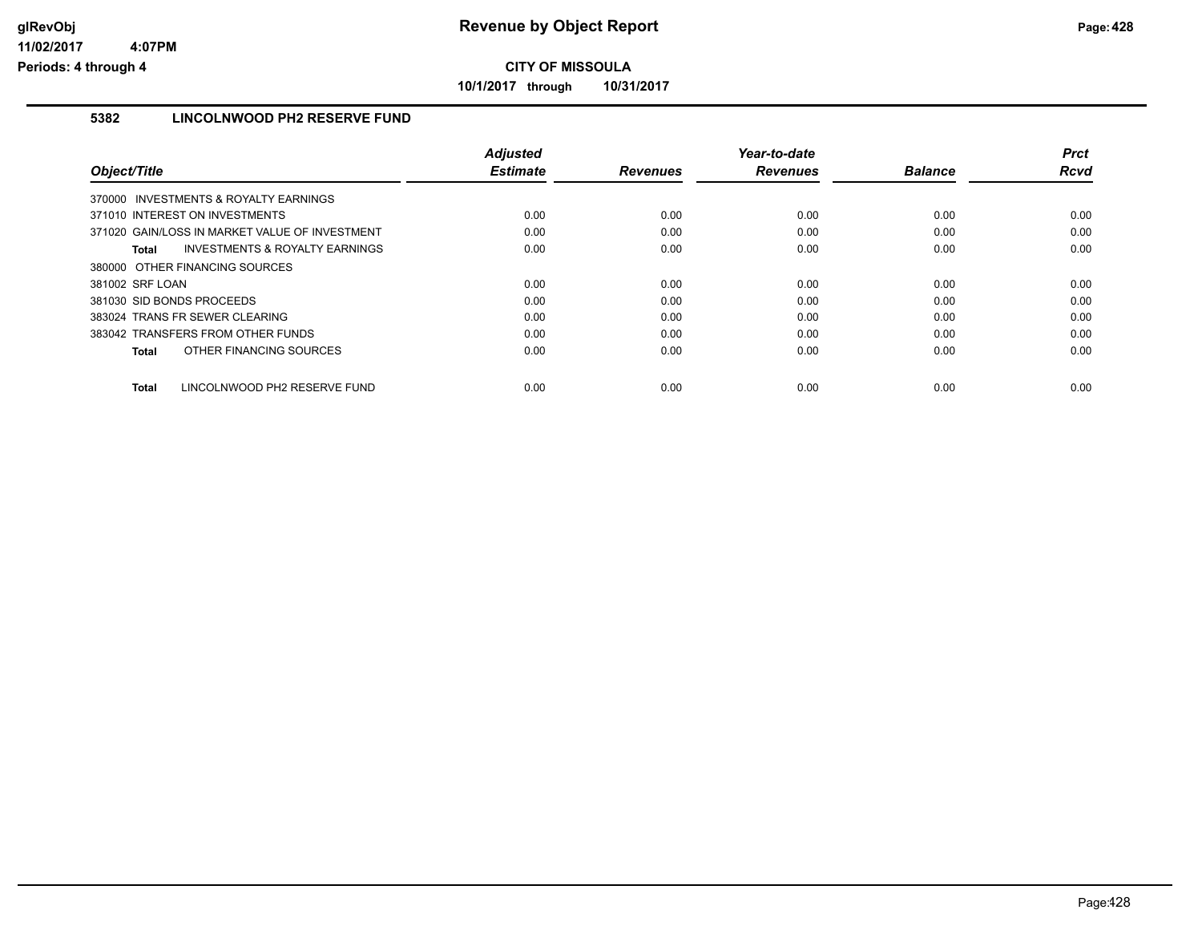# Revenue by Object Report

**CITY OF MISSOULA**

**10/1/2017 through 10/31/2017**

glRevObj
11/02/2017 4:07PM
Periods: 4 through 4

## 5382 LINCOLNWOOD PH2 RESERVE FUND

| Object/Title | Adjusted Estimate | Revenues | Year-to-date Revenues | Balance | Prct Rcvd |
|---|---|---|---|---|---|
| 370000 INVESTMENTS & ROYALTY EARNINGS | | | | | |
| 371010 INTEREST ON INVESTMENTS | 0.00 | 0.00 | 0.00 | 0.00 | 0.00 |
| 371020 GAIN/LOSS IN MARKET VALUE OF INVESTMENT | 0.00 | 0.00 | 0.00 | 0.00 | 0.00 |
| **Total** INVESTMENTS & ROYALTY EARNINGS | 0.00 | 0.00 | 0.00 | 0.00 | 0.00 |
| 380000 OTHER FINANCING SOURCES | | | | | |
| 381002 SRF LOAN | 0.00 | 0.00 | 0.00 | 0.00 | 0.00 |
| 381030 SID BONDS PROCEEDS | 0.00 | 0.00 | 0.00 | 0.00 | 0.00 |
| 383024 TRANS FR SEWER CLEARING | 0.00 | 0.00 | 0.00 | 0.00 | 0.00 |
| 383042 TRANSFERS FROM OTHER FUNDS | 0.00 | 0.00 | 0.00 | 0.00 | 0.00 |
| **Total** OTHER FINANCING SOURCES | 0.00 | 0.00 | 0.00 | 0.00 | 0.00 |
| **Total** LINCOLNWOOD PH2 RESERVE FUND | 0.00 | 0.00 | 0.00 | 0.00 | 0.00 |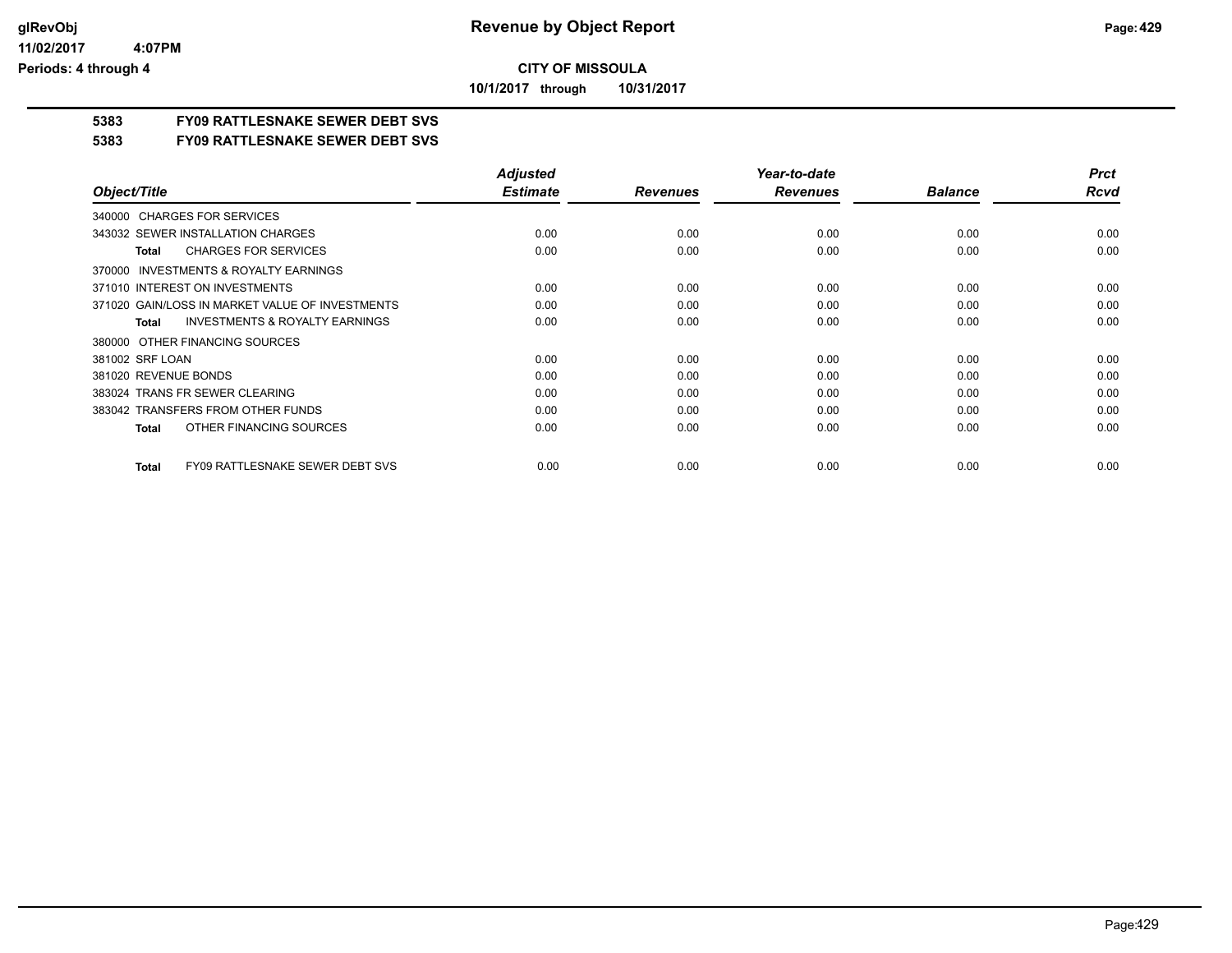# Revenue by Object Report

**CITY OF MISSOULA**

**10/1/2017 through 10/31/2017**

glRevObj
11/02/2017 4:07PM
Periods: 4 through 4

## 5383 FY09 RATTLESNAKE SEWER DEBT SVS

### 5383 FY09 RATTLESNAKE SEWER DEBT SVS

| Object/Title | Adjusted Estimate | Revenues | Year-to-date Revenues | Balance | Prct Rcvd |
|---|---|---|---|---|---|
| 340000 CHARGES FOR SERVICES | | | | | |
| 343032 SEWER INSTALLATION CHARGES | 0.00 | 0.00 | 0.00 | 0.00 | 0.00 |
| **Total** CHARGES FOR SERVICES | 0.00 | 0.00 | 0.00 | 0.00 | 0.00 |
| 370000 INVESTMENTS & ROYALTY EARNINGS | | | | | |
| 371010 INTEREST ON INVESTMENTS | 0.00 | 0.00 | 0.00 | 0.00 | 0.00 |
| 371020 GAIN/LOSS IN MARKET VALUE OF INVESTMENTS | 0.00 | 0.00 | 0.00 | 0.00 | 0.00 |
| **Total** INVESTMENTS & ROYALTY EARNINGS | 0.00 | 0.00 | 0.00 | 0.00 | 0.00 |
| 380000 OTHER FINANCING SOURCES | | | | | |
| 381002 SRF LOAN | 0.00 | 0.00 | 0.00 | 0.00 | 0.00 |
| 381020 REVENUE BONDS | 0.00 | 0.00 | 0.00 | 0.00 | 0.00 |
| 383024 TRANS FR SEWER CLEARING | 0.00 | 0.00 | 0.00 | 0.00 | 0.00 |
| 383042 TRANSFERS FROM OTHER FUNDS | 0.00 | 0.00 | 0.00 | 0.00 | 0.00 |
| **Total** OTHER FINANCING SOURCES | 0.00 | 0.00 | 0.00 | 0.00 | 0.00 |
| **Total** FY09 RATTLESNAKE SEWER DEBT SVS | 0.00 | 0.00 | 0.00 | 0.00 | 0.00 |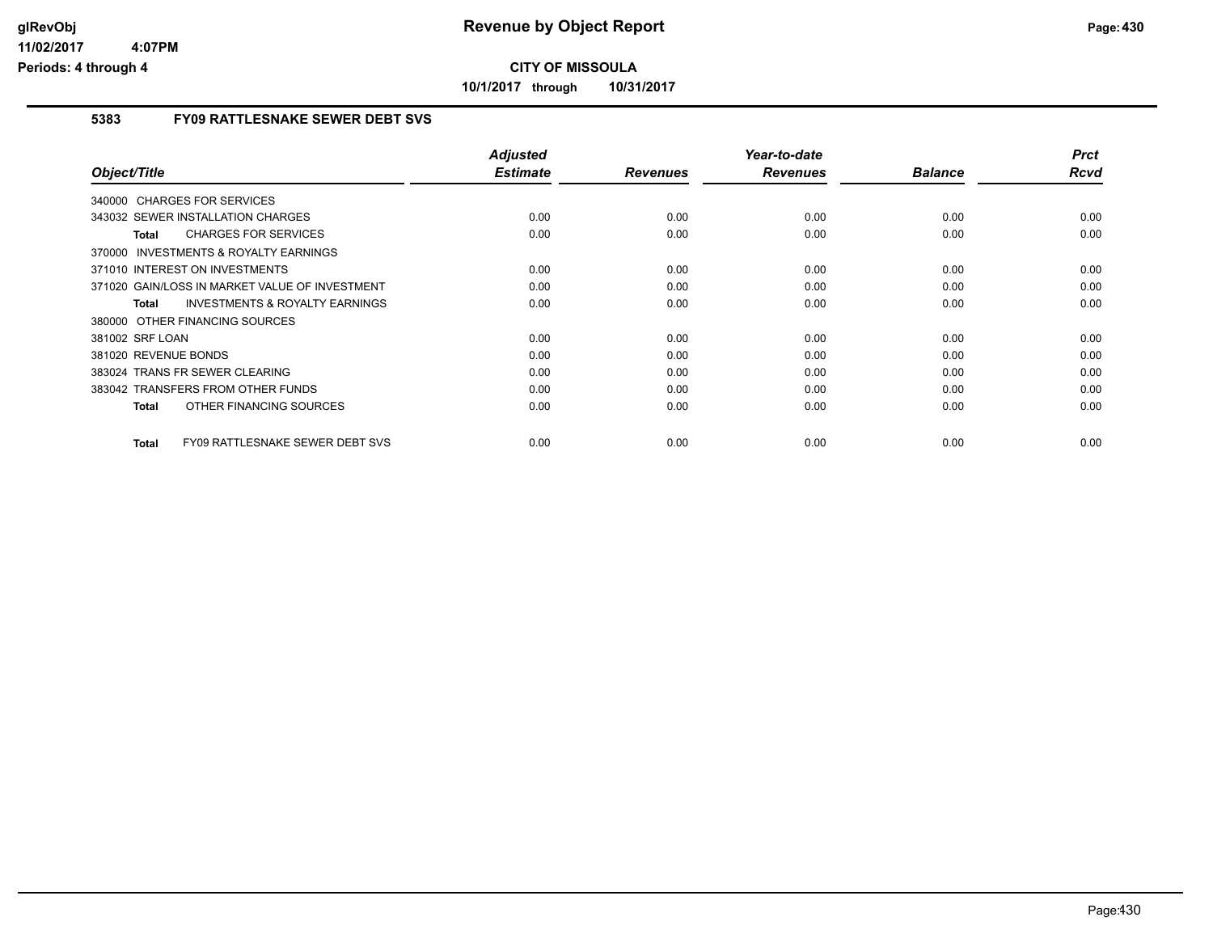# Revenue by Object Report

**CITY OF MISSOULA**

**10/1/2017 through 10/31/2017**

glRevObj
11/02/2017 4:07PM
Periods: 4 through 4

## 5383 FY09 RATTLESNAKE SEWER DEBT SVS

| Object/Title | Adjusted Estimate | Revenues | Year-to-date Revenues | Balance | Prct Rcvd |
|---|---|---|---|---|---|
| 340000 CHARGES FOR SERVICES | | | | | |
| 343032 SEWER INSTALLATION CHARGES | 0.00 | 0.00 | 0.00 | 0.00 | 0.00 |
| **Total** CHARGES FOR SERVICES | 0.00 | 0.00 | 0.00 | 0.00 | 0.00 |
| 370000 INVESTMENTS & ROYALTY EARNINGS | | | | | |
| 371010 INTEREST ON INVESTMENTS | 0.00 | 0.00 | 0.00 | 0.00 | 0.00 |
| 371020 GAIN/LOSS IN MARKET VALUE OF INVESTMENT | 0.00 | 0.00 | 0.00 | 0.00 | 0.00 |
| **Total** INVESTMENTS & ROYALTY EARNINGS | 0.00 | 0.00 | 0.00 | 0.00 | 0.00 |
| 380000 OTHER FINANCING SOURCES | | | | | |
| 381002 SRF LOAN | 0.00 | 0.00 | 0.00 | 0.00 | 0.00 |
| 381020 REVENUE BONDS | 0.00 | 0.00 | 0.00 | 0.00 | 0.00 |
| 383024 TRANS FR SEWER CLEARING | 0.00 | 0.00 | 0.00 | 0.00 | 0.00 |
| 383042 TRANSFERS FROM OTHER FUNDS | 0.00 | 0.00 | 0.00 | 0.00 | 0.00 |
| **Total** OTHER FINANCING SOURCES | 0.00 | 0.00 | 0.00 | 0.00 | 0.00 |
| **Total** FY09 RATTLESNAKE SEWER DEBT SVS | 0.00 | 0.00 | 0.00 | 0.00 | 0.00 |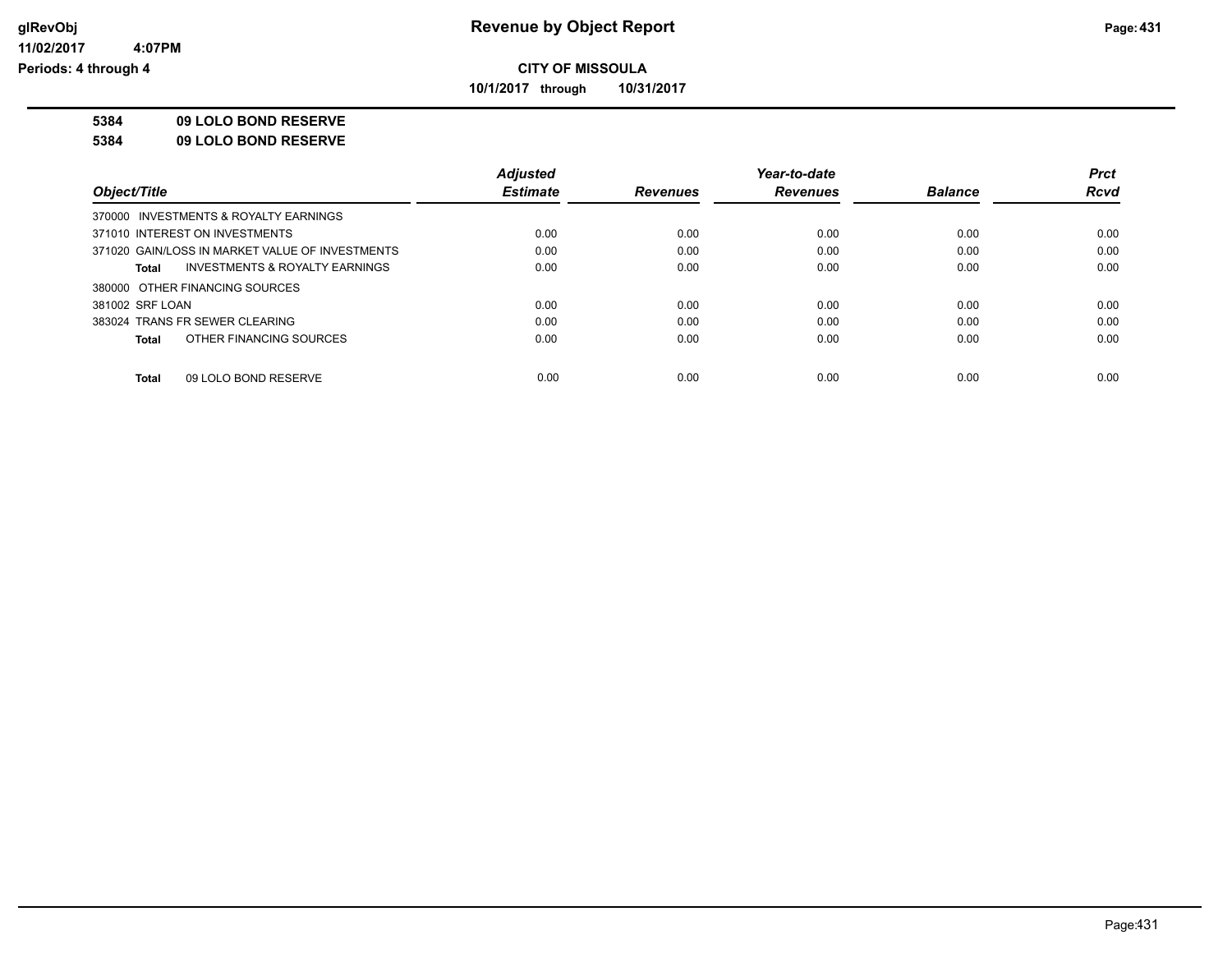# Revenue by Object Report

## CITY OF MISSOULA

10/1/2017 through 10/31/2017

glRevObj
11/02/2017 4:07PM
Periods: 4 through 4

**5384 09 LOLO BOND RESERVE**

**5384 09 LOLO BOND RESERVE**

| Object/Title | Adjusted Estimate | Revenues | Year-to-date Revenues | Balance | Prct Rcvd |
|---|---|---|---|---|---|
| 370000 INVESTMENTS & ROYALTY EARNINGS | | | | | |
| 371010 INTEREST ON INVESTMENTS | 0.00 | 0.00 | 0.00 | 0.00 | 0.00 |
| 371020 GAIN/LOSS IN MARKET VALUE OF INVESTMENTS | 0.00 | 0.00 | 0.00 | 0.00 | 0.00 |
| **Total** INVESTMENTS & ROYALTY EARNINGS | 0.00 | 0.00 | 0.00 | 0.00 | 0.00 |
| 380000 OTHER FINANCING SOURCES | | | | | |
| 381002 SRF LOAN | 0.00 | 0.00 | 0.00 | 0.00 | 0.00 |
| 383024 TRANS FR SEWER CLEARING | 0.00 | 0.00 | 0.00 | 0.00 | 0.00 |
| **Total** OTHER FINANCING SOURCES | 0.00 | 0.00 | 0.00 | 0.00 | 0.00 |
| **Total** 09 LOLO BOND RESERVE | 0.00 | 0.00 | 0.00 | 0.00 | 0.00 |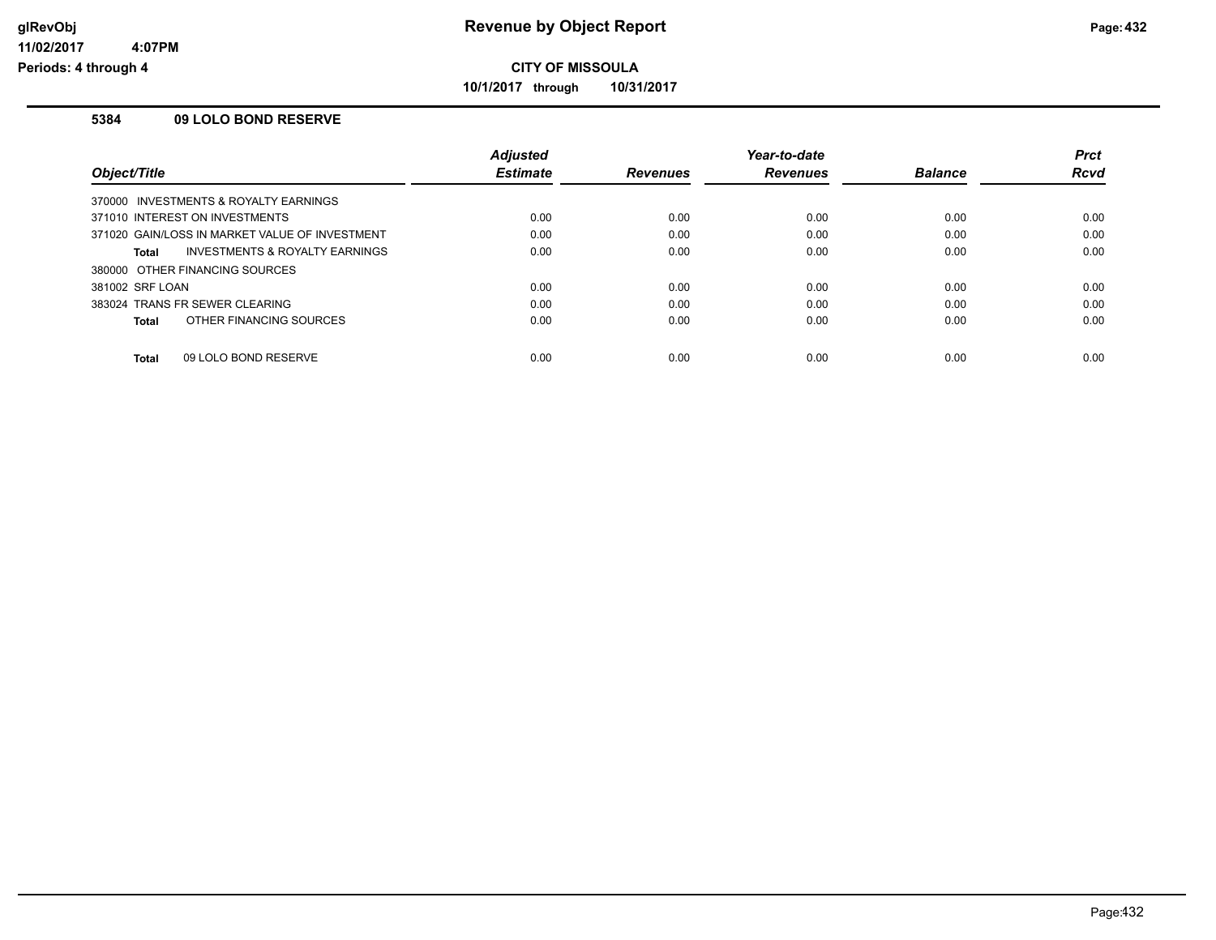**CITY OF MISSOULA**

**10/1/2017 through 10/31/2017**

### 5384 09 LOLO BOND RESERVE

| Object/Title | Adjusted Estimate | Revenues | Year-to-date Revenues | Balance | Prct Rcvd |
|---|---|---|---|---|---|
| 370000 INVESTMENTS & ROYALTY EARNINGS | | | | | |
| 371010 INTEREST ON INVESTMENTS | 0.00 | 0.00 | 0.00 | 0.00 | 0.00 |
| 371020 GAIN/LOSS IN MARKET VALUE OF INVESTMENT | 0.00 | 0.00 | 0.00 | 0.00 | 0.00 |
| **Total** INVESTMENTS & ROYALTY EARNINGS | 0.00 | 0.00 | 0.00 | 0.00 | 0.00 |
| 380000 OTHER FINANCING SOURCES | | | | | |
| 381002 SRF LOAN | 0.00 | 0.00 | 0.00 | 0.00 | 0.00 |
| 383024 TRANS FR SEWER CLEARING | 0.00 | 0.00 | 0.00 | 0.00 | 0.00 |
| **Total** OTHER FINANCING SOURCES | 0.00 | 0.00 | 0.00 | 0.00 | 0.00 |
| **Total** 09 LOLO BOND RESERVE | 0.00 | 0.00 | 0.00 | 0.00 | 0.00 |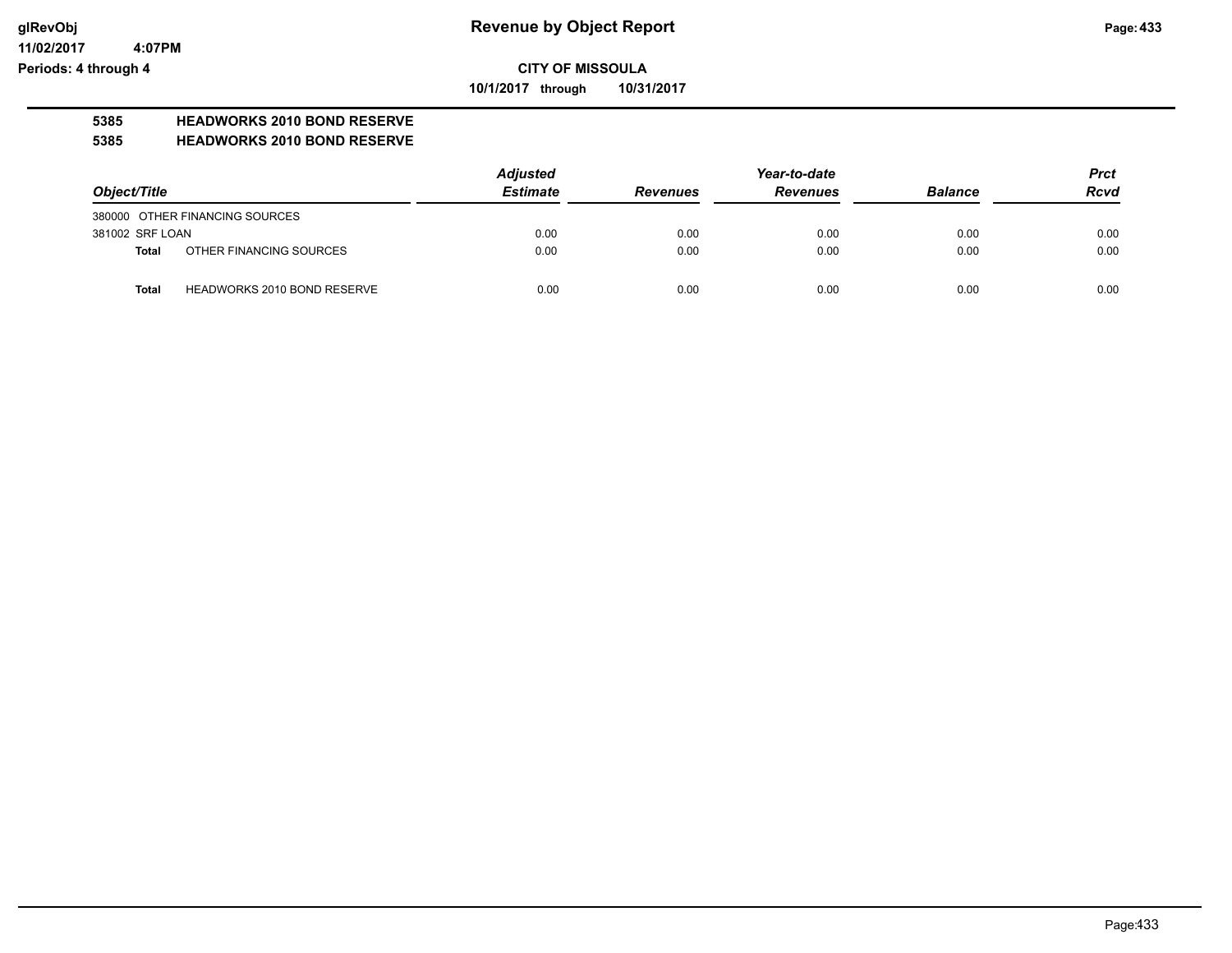# Revenue by Object Report

glRevObj
11/02/2017 4:07PM
Periods: 4 through 4

**CITY OF MISSOULA**

**10/1/2017 through 10/31/2017**

**5385 HEADWORKS 2010 BOND RESERVE**

**5385 HEADWORKS 2010 BOND RESERVE**

| Object/Title | | Adjusted Estimate | Revenues | Year-to-date Revenues | Balance | Prct Rcvd |
|---|---|---|---|---|---|---|
| 380000 OTHER FINANCING SOURCES | | | | | | |
| 381002 SRF LOAN | | 0.00 | 0.00 | 0.00 | 0.00 | 0.00 |
| **Total** | OTHER FINANCING SOURCES | 0.00 | 0.00 | 0.00 | 0.00 | 0.00 |
| **Total** | HEADWORKS 2010 BOND RESERVE | 0.00 | 0.00 | 0.00 | 0.00 | 0.00 |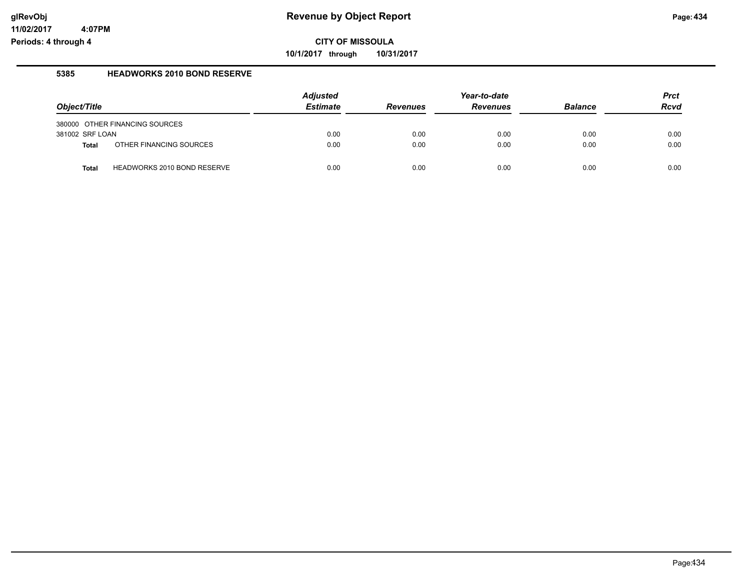# Revenue by Object Report

glRevObj
11/02/2017 4:07PM
Periods: 4 through 4

**CITY OF MISSOULA**

**10/1/2017 through 10/31/2017**

## 5385 HEADWORKS 2010 BOND RESERVE

| Object/Title | Adjusted Estimate | Revenues | Year-to-date Revenues | Balance | Prct Rcvd |
|---|---|---|---|---|---|
| 380000 OTHER FINANCING SOURCES | | | | | |
| 381002 SRF LOAN | 0.00 | 0.00 | 0.00 | 0.00 | 0.00 |
| **Total** OTHER FINANCING SOURCES | 0.00 | 0.00 | 0.00 | 0.00 | 0.00 |
| **Total** HEADWORKS 2010 BOND RESERVE | 0.00 | 0.00 | 0.00 | 0.00 | 0.00 |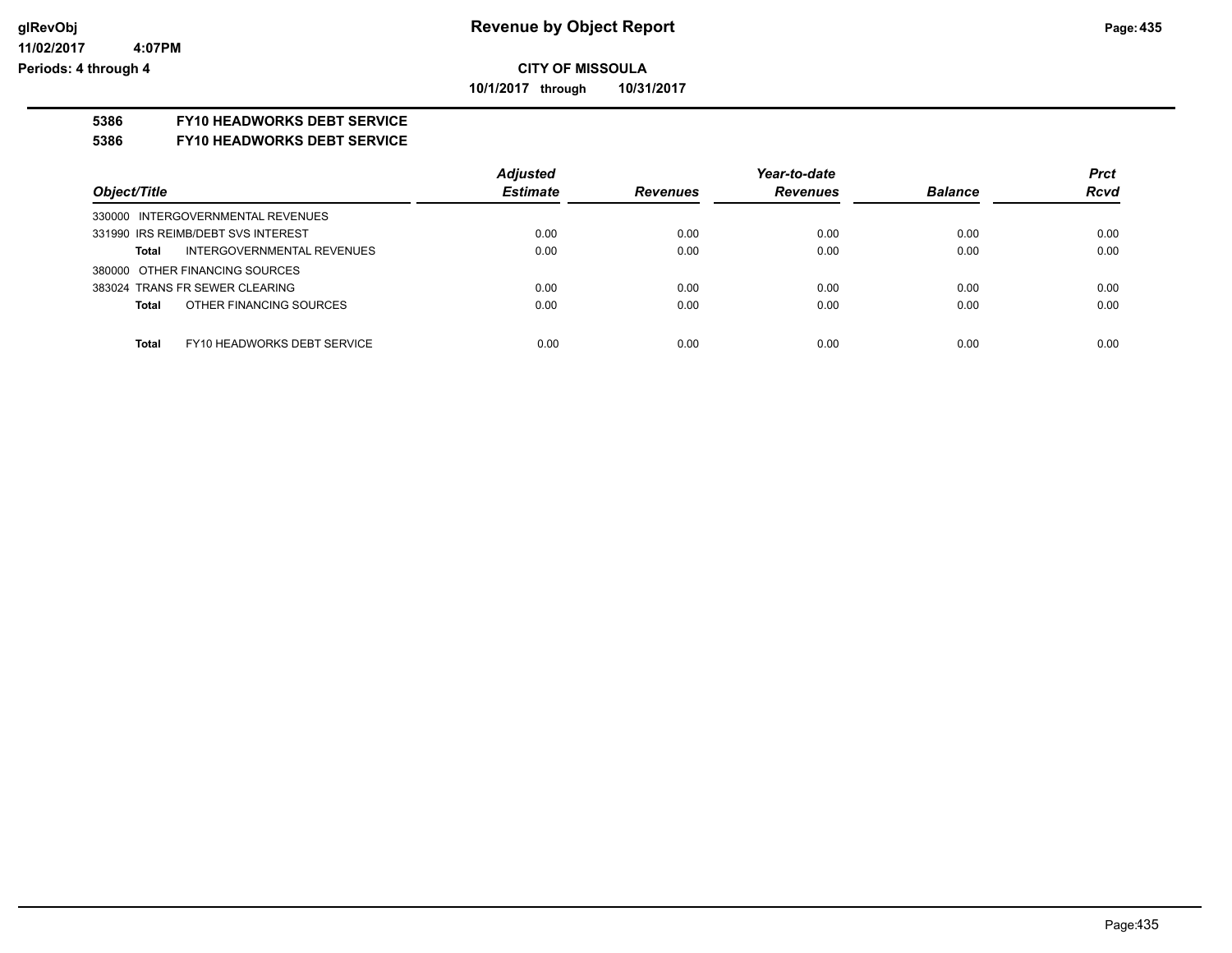# Revenue by Object Report

**CITY OF MISSOULA**

**10/1/2017 through 10/31/2017**

glRevObj
11/02/2017 4:07PM
Periods: 4 through 4

**5386 FY10 HEADWORKS DEBT SERVICE**

**5386 FY10 HEADWORKS DEBT SERVICE**

| Object/Title | Adjusted Estimate | Revenues | Year-to-date Revenues | Balance | Prct Rcvd |
|---|---|---|---|---|---|
| 330000 INTERGOVERNMENTAL REVENUES | | | | | |
| 331990 IRS REIMB/DEBT SVS INTEREST | 0.00 | 0.00 | 0.00 | 0.00 | 0.00 |
| **Total** INTERGOVERNMENTAL REVENUES | 0.00 | 0.00 | 0.00 | 0.00 | 0.00 |
| 380000 OTHER FINANCING SOURCES | | | | | |
| 383024 TRANS FR SEWER CLEARING | 0.00 | 0.00 | 0.00 | 0.00 | 0.00 |
| **Total** OTHER FINANCING SOURCES | 0.00 | 0.00 | 0.00 | 0.00 | 0.00 |
| **Total** FY10 HEADWORKS DEBT SERVICE | 0.00 | 0.00 | 0.00 | 0.00 | 0.00 |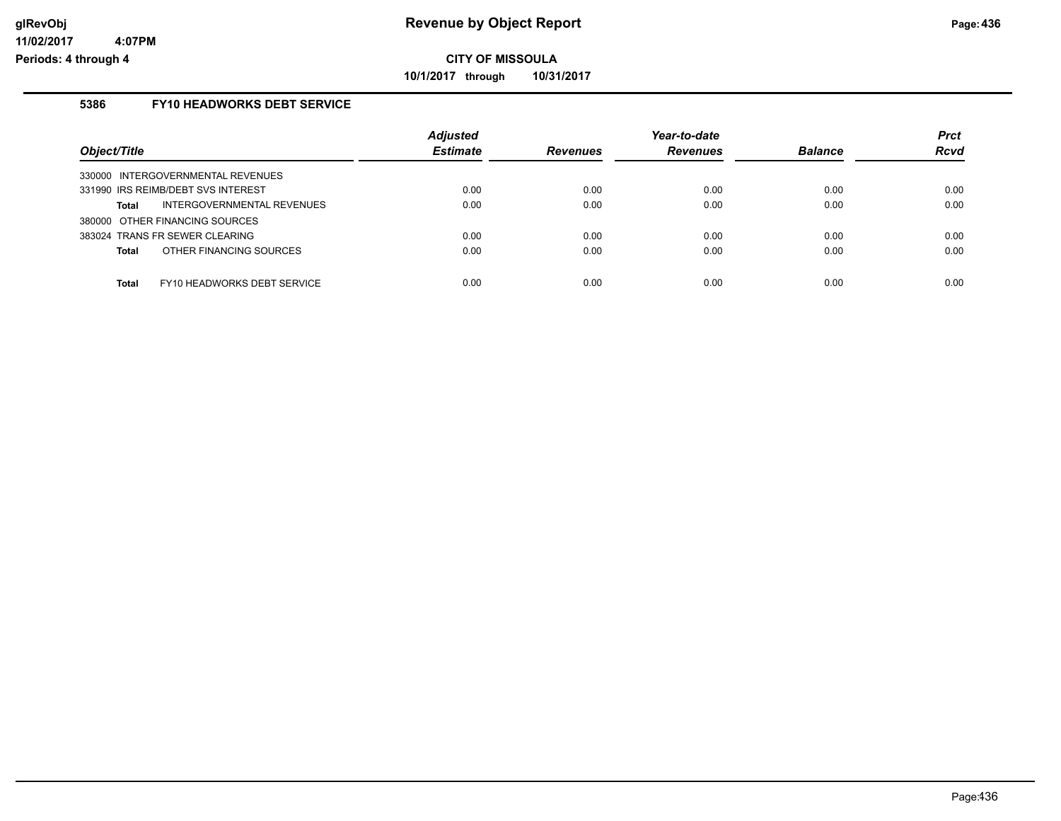# Revenue by Object Report

**CITY OF MISSOULA**

**10/1/2017 through 10/31/2017**

### 5386 FY10 HEADWORKS DEBT SERVICE

| Object/Title | Adjusted Estimate | Revenues | Year-to-date Revenues | Balance | Prct Rcvd |
|---|---|---|---|---|---|
| 330000 INTERGOVERNMENTAL REVENUES | | | | | |
| 331990 IRS REIMB/DEBT SVS INTEREST | 0.00 | 0.00 | 0.00 | 0.00 | 0.00 |
| **Total** INTERGOVERNMENTAL REVENUES | 0.00 | 0.00 | 0.00 | 0.00 | 0.00 |
| 380000 OTHER FINANCING SOURCES | | | | | |
| 383024 TRANS FR SEWER CLEARING | 0.00 | 0.00 | 0.00 | 0.00 | 0.00 |
| **Total** OTHER FINANCING SOURCES | 0.00 | 0.00 | 0.00 | 0.00 | 0.00 |
| **Total** FY10 HEADWORKS DEBT SERVICE | 0.00 | 0.00 | 0.00 | 0.00 | 0.00 |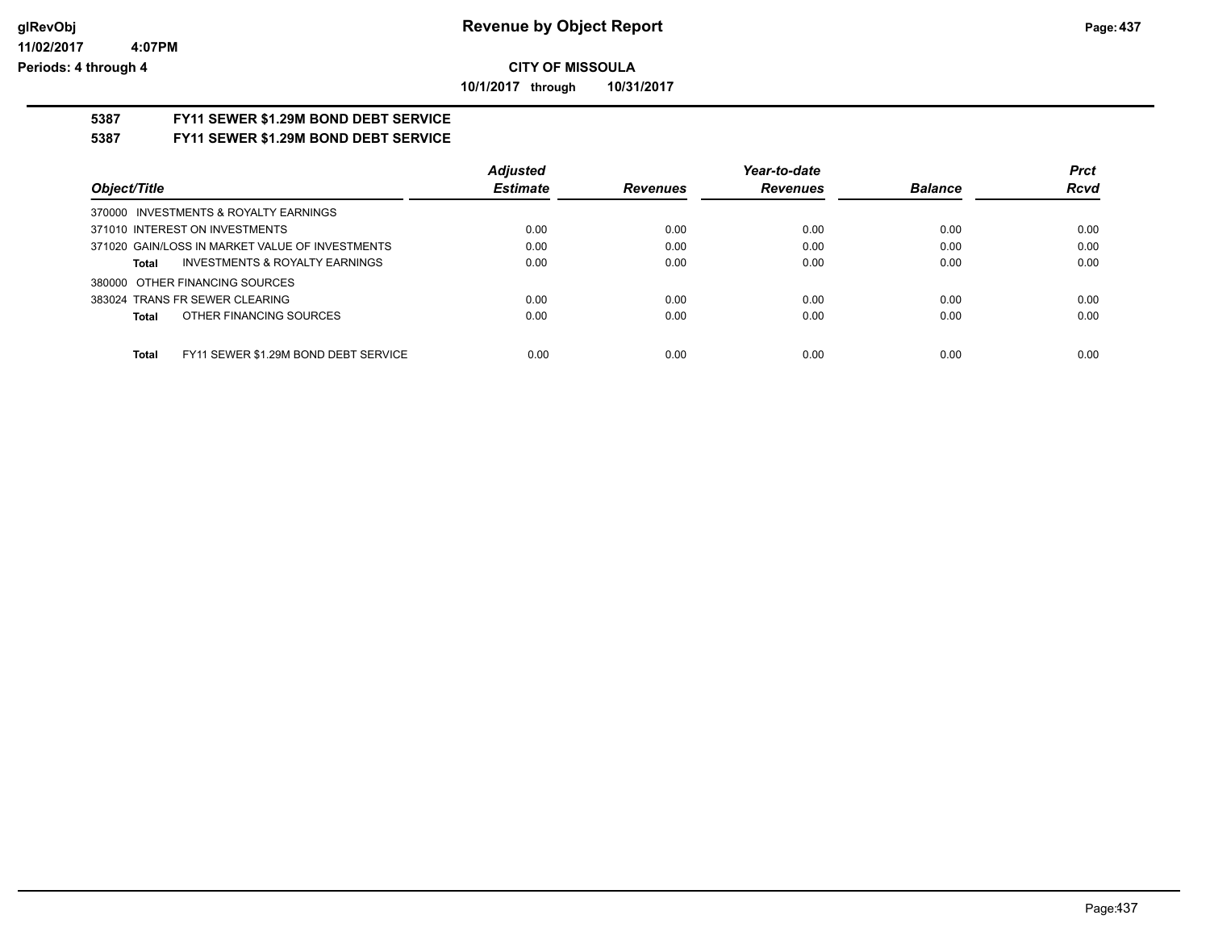**CITY OF MISSOULA**

**10/1/2017 through 10/31/2017**

## 5387 FY11 SEWER $1.29M BOND DEBT SERVICE

## 5387 FY11 SEWER $1.29M BOND DEBT SERVICE

| Object/Title | Adjusted Estimate | Revenues | Year-to-date Revenues | Balance | Prct Rcvd |
|---|---|---|---|---|---|
| 370000 INVESTMENTS & ROYALTY EARNINGS | | | | | |
| 371010 INTEREST ON INVESTMENTS | 0.00 | 0.00 | 0.00 | 0.00 | 0.00 |
| 371020 GAIN/LOSS IN MARKET VALUE OF INVESTMENTS | 0.00 | 0.00 | 0.00 | 0.00 | 0.00 |
| **Total** INVESTMENTS & ROYALTY EARNINGS | 0.00 | 0.00 | 0.00 | 0.00 | 0.00 |
| 380000 OTHER FINANCING SOURCES | | | | | |
| 383024 TRANS FR SEWER CLEARING | 0.00 | 0.00 | 0.00 | 0.00 | 0.00 |
| **Total** OTHER FINANCING SOURCES | 0.00 | 0.00 | 0.00 | 0.00 | 0.00 |
| **Total** FY11 SEWER $1.29M BOND DEBT SERVICE | 0.00 | 0.00 | 0.00 | 0.00 | 0.00 |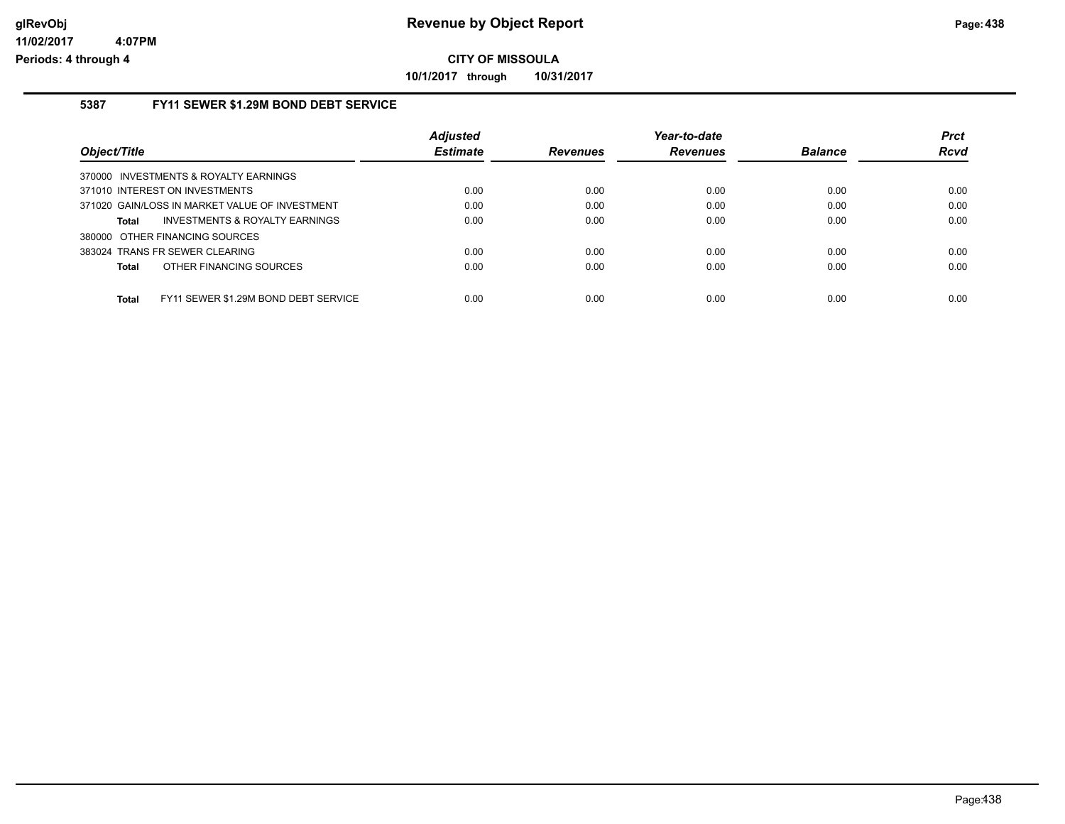# Revenue by Object Report

**CITY OF MISSOULA**

**10/1/2017 through 10/31/2017**

### 5387 FY11 SEWER $1.29M BOND DEBT SERVICE

| Object/Title | Adjusted Estimate | Revenues | Year-to-date Revenues | Balance | Prct Rcvd |
|---|---|---|---|---|---|
| 370000 INVESTMENTS & ROYALTY EARNINGS | | | | | |
| 371010 INTEREST ON INVESTMENTS | 0.00 | 0.00 | 0.00 | 0.00 | 0.00 |
| 371020 GAIN/LOSS IN MARKET VALUE OF INVESTMENT | 0.00 | 0.00 | 0.00 | 0.00 | 0.00 |
| **Total** INVESTMENTS & ROYALTY EARNINGS | 0.00 | 0.00 | 0.00 | 0.00 | 0.00 |
| 380000 OTHER FINANCING SOURCES | | | | | |
| 383024 TRANS FR SEWER CLEARING | 0.00 | 0.00 | 0.00 | 0.00 | 0.00 |
| **Total** OTHER FINANCING SOURCES | 0.00 | 0.00 | 0.00 | 0.00 | 0.00 |
| **Total** FY11 SEWER $1.29M BOND DEBT SERVICE | 0.00 | 0.00 | 0.00 | 0.00 | 0.00 |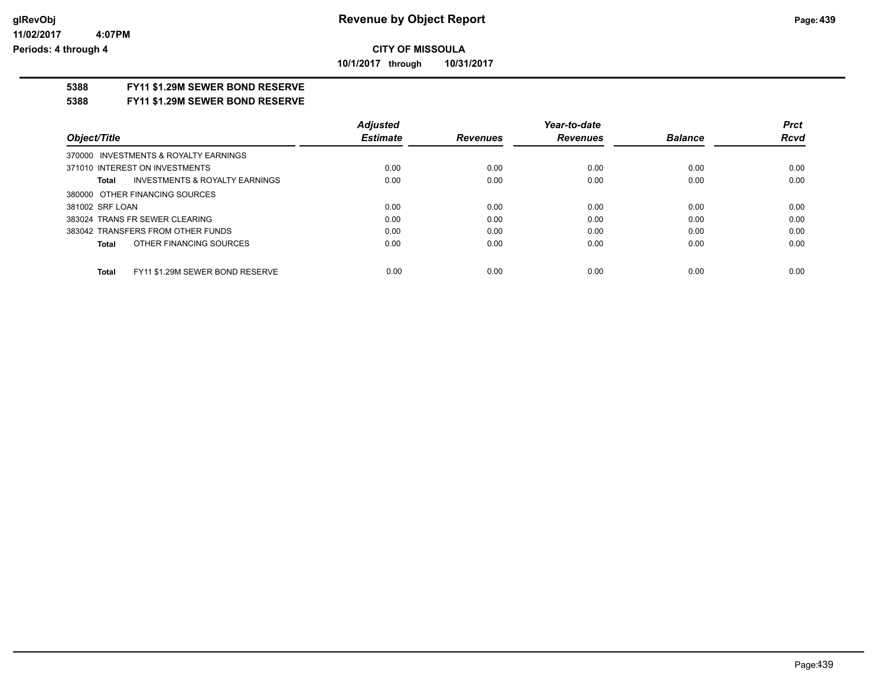**CITY OF MISSOULA**

**10/1/2017 through 10/31/2017**

**5388 FY11 $1.29M SEWER BOND RESERVE**

**5388 FY11 $1.29M SEWER BOND RESERVE**

| Object/Title | Adjusted Estimate | Revenues | Year-to-date Revenues | Balance | Prct Rcvd |
|---|---|---|---|---|---|
| 370000 INVESTMENTS & ROYALTY EARNINGS | | | | | |
| 371010 INTEREST ON INVESTMENTS | 0.00 | 0.00 | 0.00 | 0.00 | 0.00 |
| **Total** INVESTMENTS & ROYALTY EARNINGS | 0.00 | 0.00 | 0.00 | 0.00 | 0.00 |
| 380000 OTHER FINANCING SOURCES | | | | | |
| 381002 SRF LOAN | 0.00 | 0.00 | 0.00 | 0.00 | 0.00 |
| 383024 TRANS FR SEWER CLEARING | 0.00 | 0.00 | 0.00 | 0.00 | 0.00 |
| 383042 TRANSFERS FROM OTHER FUNDS | 0.00 | 0.00 | 0.00 | 0.00 | 0.00 |
| **Total** OTHER FINANCING SOURCES | 0.00 | 0.00 | 0.00 | 0.00 | 0.00 |
| **Total** FY11 $1.29M SEWER BOND RESERVE | 0.00 | 0.00 | 0.00 | 0.00 | 0.00 |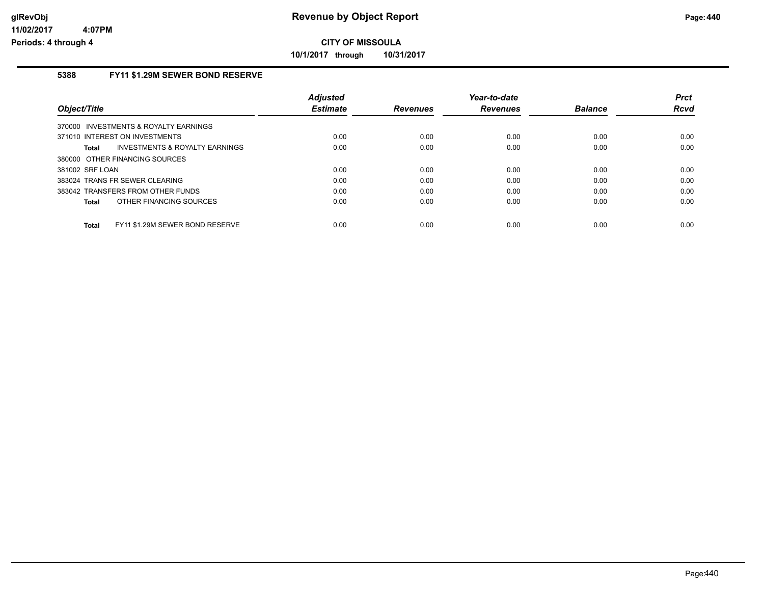**CITY OF MISSOULA**

**10/1/2017 through 10/31/2017**

## 5388 FY11 $1.29M SEWER BOND RESERVE

| Object/Title | Adjusted Estimate | Revenues | Year-to-date Revenues | Balance | Prct Rcvd |
|---|---|---|---|---|---|
| 370000 INVESTMENTS & ROYALTY EARNINGS | | | | | |
| 371010 INTEREST ON INVESTMENTS | 0.00 | 0.00 | 0.00 | 0.00 | 0.00 |
| **Total** INVESTMENTS & ROYALTY EARNINGS | 0.00 | 0.00 | 0.00 | 0.00 | 0.00 |
| 380000 OTHER FINANCING SOURCES | | | | | |
| 381002 SRF LOAN | 0.00 | 0.00 | 0.00 | 0.00 | 0.00 |
| 383024 TRANS FR SEWER CLEARING | 0.00 | 0.00 | 0.00 | 0.00 | 0.00 |
| 383042 TRANSFERS FROM OTHER FUNDS | 0.00 | 0.00 | 0.00 | 0.00 | 0.00 |
| **Total** OTHER FINANCING SOURCES | 0.00 | 0.00 | 0.00 | 0.00 | 0.00 |
| **Total** FY11 $1.29M SEWER BOND RESERVE | 0.00 | 0.00 | 0.00 | 0.00 | 0.00 |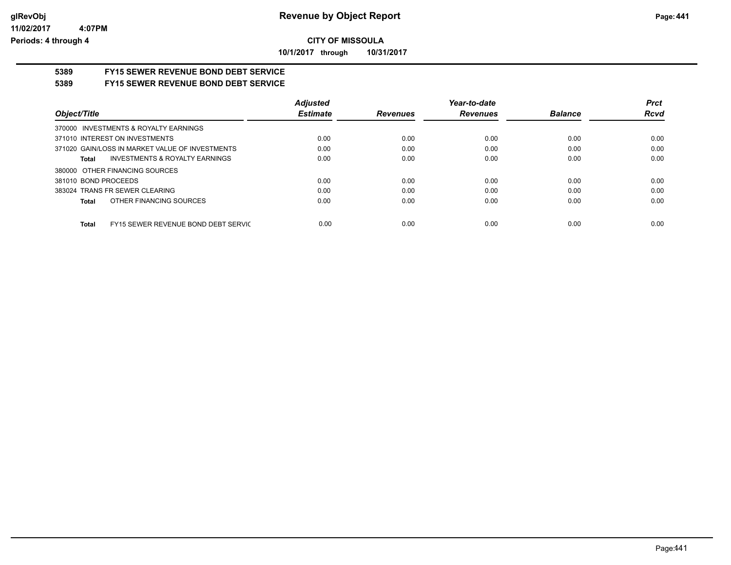**CITY OF MISSOULA**

**10/1/2017 through 10/31/2017**

## 5389 FY15 SEWER REVENUE BOND DEBT SERVICE

## 5389 FY15 SEWER REVENUE BOND DEBT SERVICE

| Object/Title | Adjusted Estimate | Revenues | Year-to-date Revenues | Balance | Prct Rcvd |
|---|---|---|---|---|---|
| 370000 INVESTMENTS & ROYALTY EARNINGS | | | | | |
| 371010 INTEREST ON INVESTMENTS | 0.00 | 0.00 | 0.00 | 0.00 | 0.00 |
| 371020 GAIN/LOSS IN MARKET VALUE OF INVESTMENTS | 0.00 | 0.00 | 0.00 | 0.00 | 0.00 |
| **Total** INVESTMENTS & ROYALTY EARNINGS | 0.00 | 0.00 | 0.00 | 0.00 | 0.00 |
| 380000 OTHER FINANCING SOURCES | | | | | |
| 381010 BOND PROCEEDS | 0.00 | 0.00 | 0.00 | 0.00 | 0.00 |
| 383024 TRANS FR SEWER CLEARING | 0.00 | 0.00 | 0.00 | 0.00 | 0.00 |
| **Total** OTHER FINANCING SOURCES | 0.00 | 0.00 | 0.00 | 0.00 | 0.00 |
| **Total** FY15 SEWER REVENUE BOND DEBT SERVIC | 0.00 | 0.00 | 0.00 | 0.00 | 0.00 |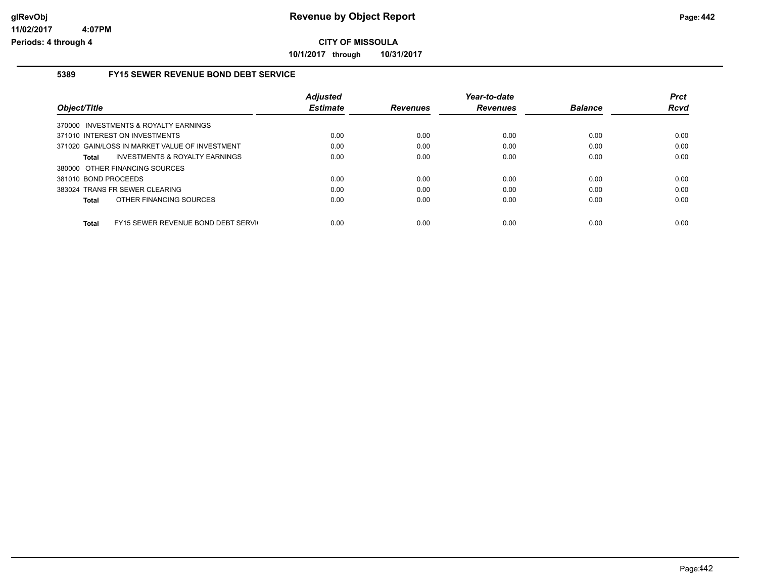# Revenue by Object Report

**CITY OF MISSOULA**

**10/1/2017 through 10/31/2017**

glRevObj
11/02/2017 4:07PM
Periods: 4 through 4

## 5389 FY15 SEWER REVENUE BOND DEBT SERVICE

| Object/Title | Adjusted Estimate | Revenues | Year-to-date Revenues | Balance | Prct Rcvd |
|---|---|---|---|---|---|
| 370000 INVESTMENTS & ROYALTY EARNINGS | | | | | |
| 371010 INTEREST ON INVESTMENTS | 0.00 | 0.00 | 0.00 | 0.00 | 0.00 |
| 371020 GAIN/LOSS IN MARKET VALUE OF INVESTMENT | 0.00 | 0.00 | 0.00 | 0.00 | 0.00 |
| **Total** INVESTMENTS & ROYALTY EARNINGS | 0.00 | 0.00 | 0.00 | 0.00 | 0.00 |
| 380000 OTHER FINANCING SOURCES | | | | | |
| 381010 BOND PROCEEDS | 0.00 | 0.00 | 0.00 | 0.00 | 0.00 |
| 383024 TRANS FR SEWER CLEARING | 0.00 | 0.00 | 0.00 | 0.00 | 0.00 |
| **Total** OTHER FINANCING SOURCES | 0.00 | 0.00 | 0.00 | 0.00 | 0.00 |
| **Total** FY15 SEWER REVENUE BOND DEBT SERVI( | 0.00 | 0.00 | 0.00 | 0.00 | 0.00 |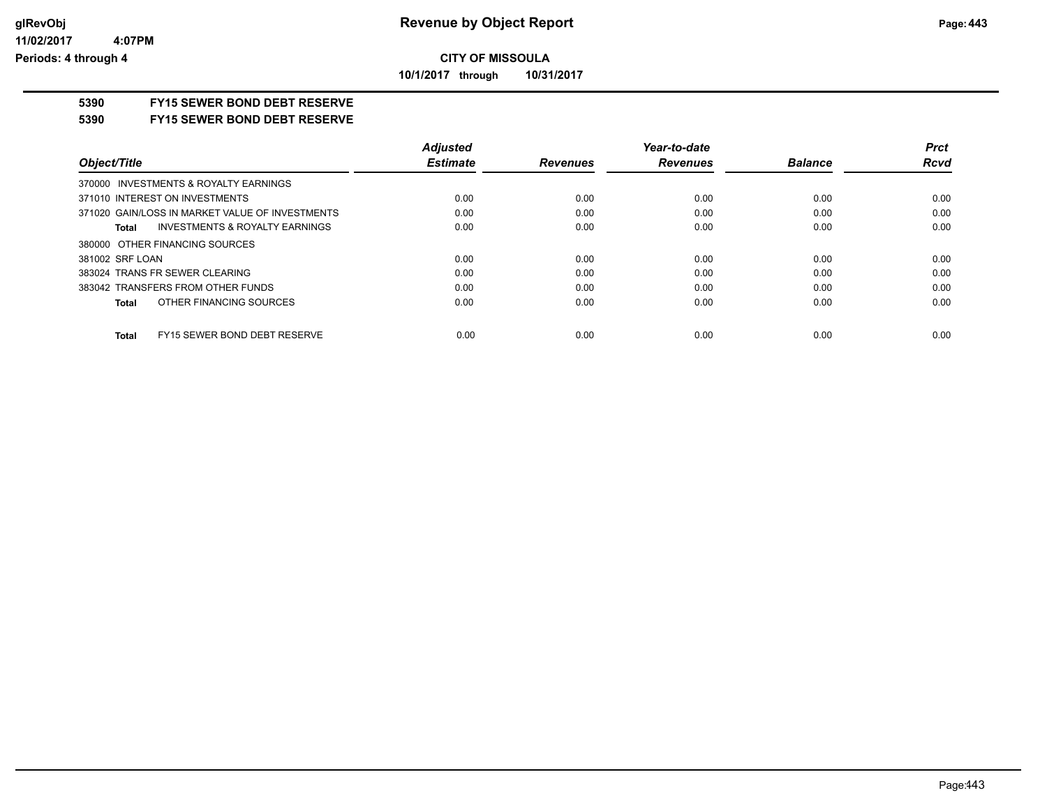**CITY OF MISSOULA**

**10/1/2017 through 10/31/2017**

**5390 FY15 SEWER BOND DEBT RESERVE**

**5390 FY15 SEWER BOND DEBT RESERVE**

| Object/Title | Adjusted Estimate | Revenues | Year-to-date Revenues | Balance | Prct Rcvd |
|---|---|---|---|---|---|
| 370000 INVESTMENTS & ROYALTY EARNINGS | | | | | |
| 371010 INTEREST ON INVESTMENTS | 0.00 | 0.00 | 0.00 | 0.00 | 0.00 |
| 371020 GAIN/LOSS IN MARKET VALUE OF INVESTMENTS | 0.00 | 0.00 | 0.00 | 0.00 | 0.00 |
| **Total** INVESTMENTS & ROYALTY EARNINGS | 0.00 | 0.00 | 0.00 | 0.00 | 0.00 |
| 380000 OTHER FINANCING SOURCES | | | | | |
| 381002 SRF LOAN | 0.00 | 0.00 | 0.00 | 0.00 | 0.00 |
| 383024 TRANS FR SEWER CLEARING | 0.00 | 0.00 | 0.00 | 0.00 | 0.00 |
| 383042 TRANSFERS FROM OTHER FUNDS | 0.00 | 0.00 | 0.00 | 0.00 | 0.00 |
| **Total** OTHER FINANCING SOURCES | 0.00 | 0.00 | 0.00 | 0.00 | 0.00 |
| **Total** FY15 SEWER BOND DEBT RESERVE | 0.00 | 0.00 | 0.00 | 0.00 | 0.00 |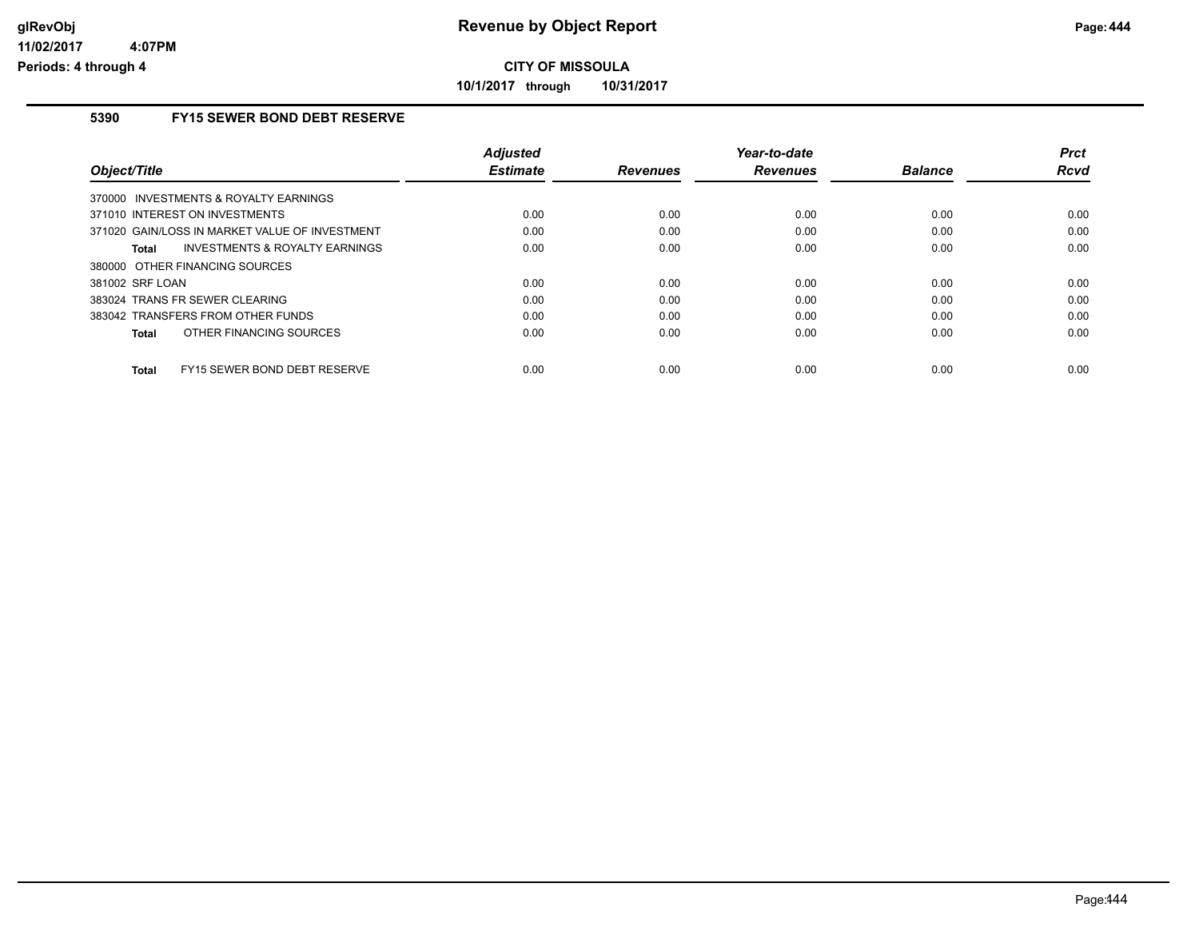**Revenue by Object Report**

**CITY OF MISSOULA**

**10/1/2017 through 10/31/2017**

glRevObj
11/02/2017 4:07PM
Periods: 4 through 4

## 5390 FY15 SEWER BOND DEBT RESERVE

| Object/Title | Adjusted Estimate | Revenues | Year-to-date Revenues | Balance | Prct Rcvd |
|---|---|---|---|---|---|
| 370000 INVESTMENTS & ROYALTY EARNINGS | | | | | |
| 371010 INTEREST ON INVESTMENTS | 0.00 | 0.00 | 0.00 | 0.00 | 0.00 |
| 371020 GAIN/LOSS IN MARKET VALUE OF INVESTMENT | 0.00 | 0.00 | 0.00 | 0.00 | 0.00 |
| **Total** INVESTMENTS & ROYALTY EARNINGS | 0.00 | 0.00 | 0.00 | 0.00 | 0.00 |
| 380000 OTHER FINANCING SOURCES | | | | | |
| 381002 SRF LOAN | 0.00 | 0.00 | 0.00 | 0.00 | 0.00 |
| 383024 TRANS FR SEWER CLEARING | 0.00 | 0.00 | 0.00 | 0.00 | 0.00 |
| 383042 TRANSFERS FROM OTHER FUNDS | 0.00 | 0.00 | 0.00 | 0.00 | 0.00 |
| **Total** OTHER FINANCING SOURCES | 0.00 | 0.00 | 0.00 | 0.00 | 0.00 |
| **Total** FY15 SEWER BOND DEBT RESERVE | 0.00 | 0.00 | 0.00 | 0.00 | 0.00 |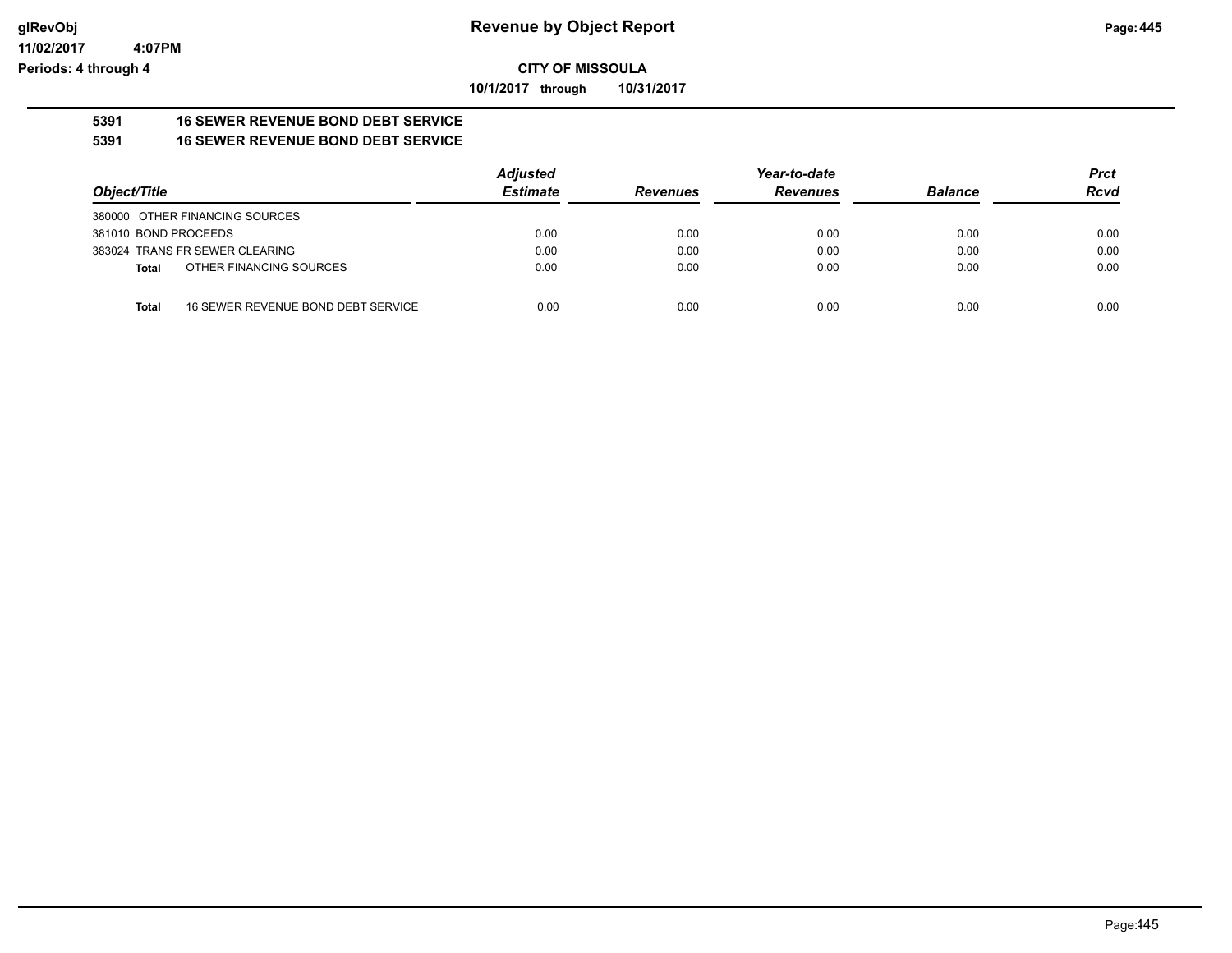# Revenue by Object Report

**CITY OF MISSOULA**

**10/1/2017 through 10/31/2017**

glRevObj
11/02/2017 4:07PM
Periods: 4 through 4

**5391 16 SEWER REVENUE BOND DEBT SERVICE**

**5391 16 SEWER REVENUE BOND DEBT SERVICE**

| Object/Title | Adjusted Estimate | Revenues | Year-to-date Revenues | Balance | Prct Rcvd |
|---|---|---|---|---|---|
| 380000 OTHER FINANCING SOURCES | | | | | |
| 381010 BOND PROCEEDS | 0.00 | 0.00 | 0.00 | 0.00 | 0.00 |
| 383024 TRANS FR SEWER CLEARING | 0.00 | 0.00 | 0.00 | 0.00 | 0.00 |
| **Total** OTHER FINANCING SOURCES | 0.00 | 0.00 | 0.00 | 0.00 | 0.00 |
| **Total** 16 SEWER REVENUE BOND DEBT SERVICE | 0.00 | 0.00 | 0.00 | 0.00 | 0.00 |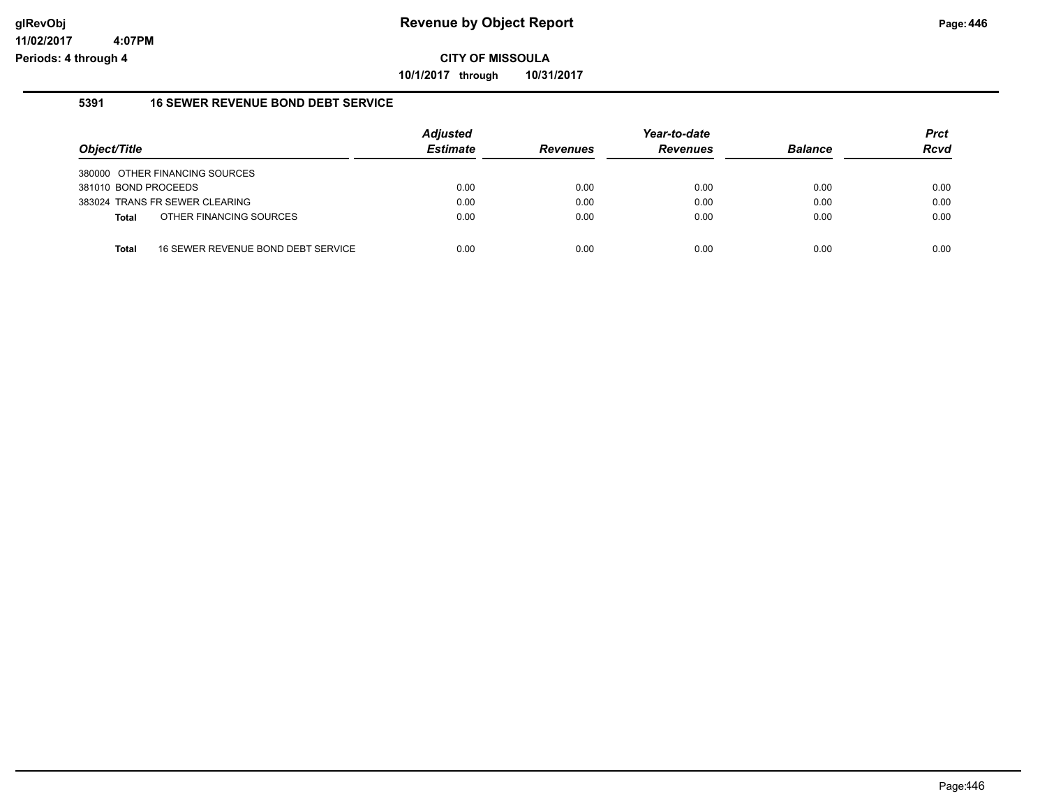# Revenue by Object Report

**CITY OF MISSOULA**

**10/1/2017 through 10/31/2017**

glRevObj
11/02/2017 4:07PM
Periods: 4 through 4

### 5391 16 SEWER REVENUE BOND DEBT SERVICE

| Object/Title | Adjusted Estimate | Revenues | Year-to-date Revenues | Balance | Prct Rcvd |
|---|---|---|---|---|---|
| 380000 OTHER FINANCING SOURCES | | | | | |
| 381010 BOND PROCEEDS | 0.00 | 0.00 | 0.00 | 0.00 | 0.00 |
| 383024 TRANS FR SEWER CLEARING | 0.00 | 0.00 | 0.00 | 0.00 | 0.00 |
| **Total** OTHER FINANCING SOURCES | 0.00 | 0.00 | 0.00 | 0.00 | 0.00 |
| **Total** 16 SEWER REVENUE BOND DEBT SERVICE | 0.00 | 0.00 | 0.00 | 0.00 | 0.00 |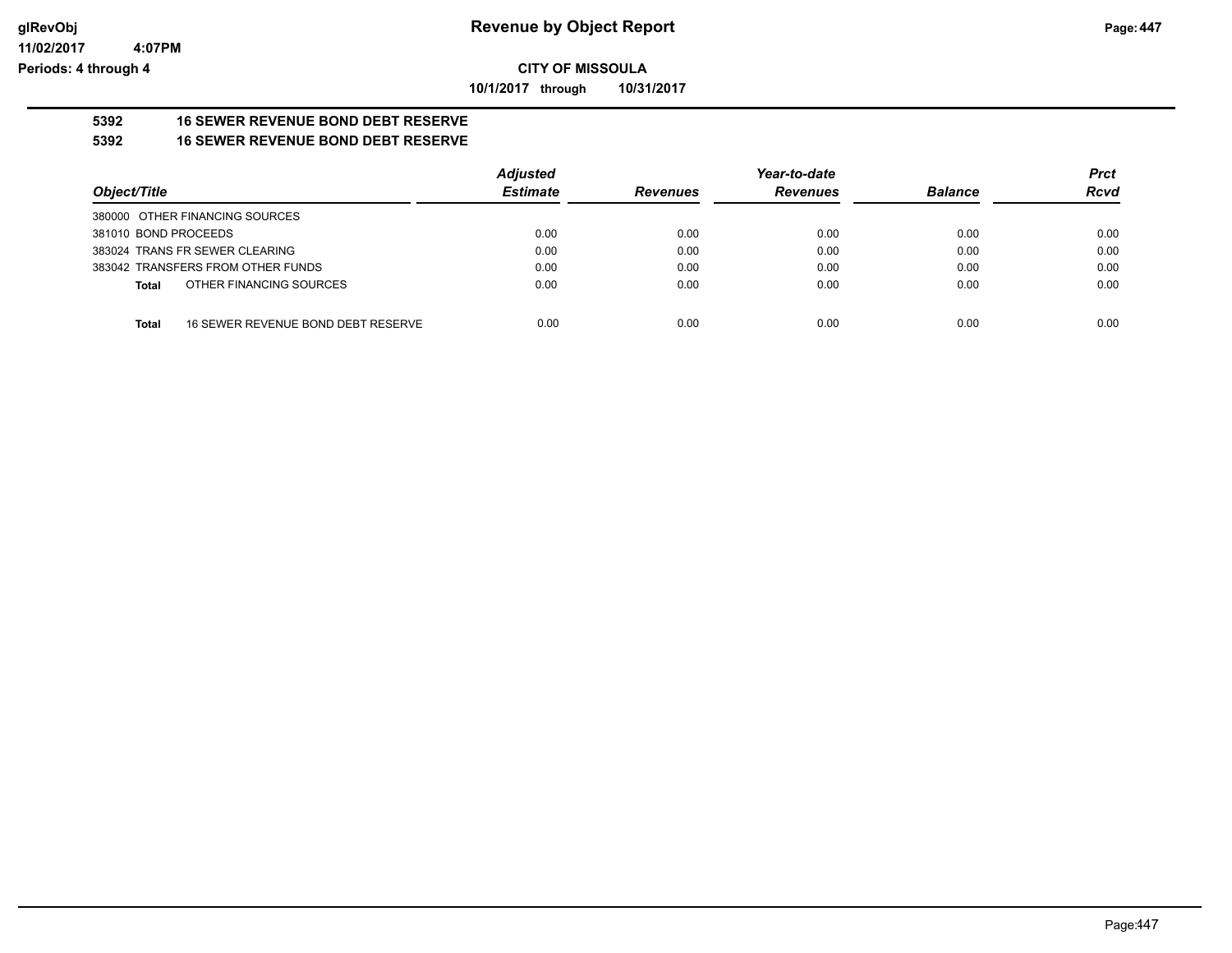**CITY OF MISSOULA**

**10/1/2017 through 10/31/2017**

# Revenue by Object Report

glRevObj
11/02/2017 4:07PM
Periods: 4 through 4

## 5392 16 SEWER REVENUE BOND DEBT RESERVE

## 5392 16 SEWER REVENUE BOND DEBT RESERVE

| Object/Title | Adjusted Estimate | Revenues | Year-to-date Revenues | Balance | Prct Rcvd |
|---|---|---|---|---|---|
| 380000 OTHER FINANCING SOURCES | | | | | |
| 381010 BOND PROCEEDS | 0.00 | 0.00 | 0.00 | 0.00 | 0.00 |
| 383024 TRANS FR SEWER CLEARING | 0.00 | 0.00 | 0.00 | 0.00 | 0.00 |
| 383042 TRANSFERS FROM OTHER FUNDS | 0.00 | 0.00 | 0.00 | 0.00 | 0.00 |
| **Total** OTHER FINANCING SOURCES | 0.00 | 0.00 | 0.00 | 0.00 | 0.00 |
| **Total** 16 SEWER REVENUE BOND DEBT RESERVE | 0.00 | 0.00 | 0.00 | 0.00 | 0.00 |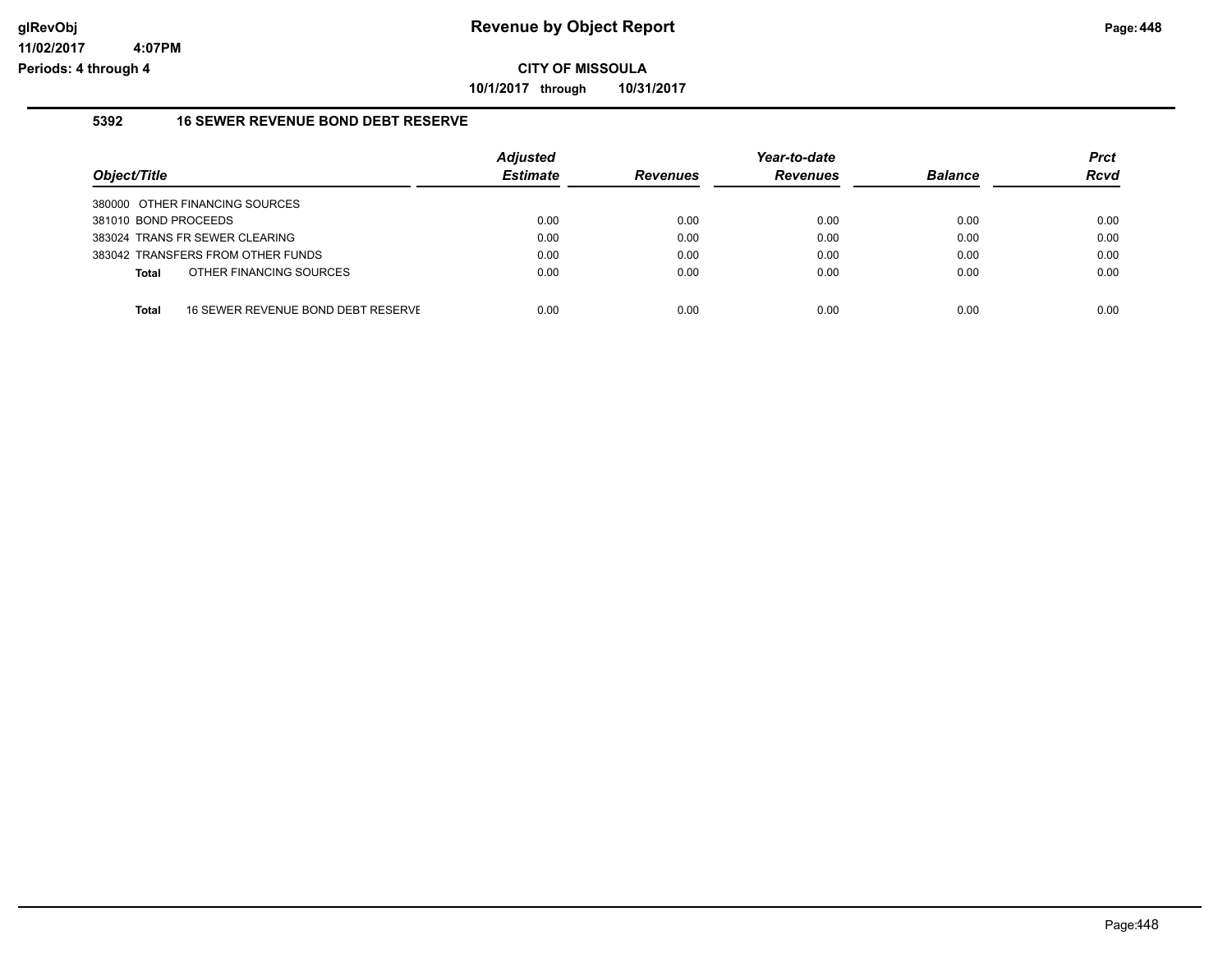# Revenue by Object Report

glRevObj
11/02/2017 4:07PM
Periods: 4 through 4

**CITY OF MISSOULA**

**10/1/2017 through 10/31/2017**

### 5392 16 SEWER REVENUE BOND DEBT RESERVE

| Object/Title | Adjusted Estimate | Revenues | Year-to-date Revenues | Balance | Prct Rcvd |
|---|---|---|---|---|---|
| 380000 OTHER FINANCING SOURCES | | | | | |
| 381010 BOND PROCEEDS | 0.00 | 0.00 | 0.00 | 0.00 | 0.00 |
| 383024 TRANS FR SEWER CLEARING | 0.00 | 0.00 | 0.00 | 0.00 | 0.00 |
| 383042 TRANSFERS FROM OTHER FUNDS | 0.00 | 0.00 | 0.00 | 0.00 | 0.00 |
| **Total** OTHER FINANCING SOURCES | 0.00 | 0.00 | 0.00 | 0.00 | 0.00 |
| **Total** 16 SEWER REVENUE BOND DEBT RESERVE | 0.00 | 0.00 | 0.00 | 0.00 | 0.00 |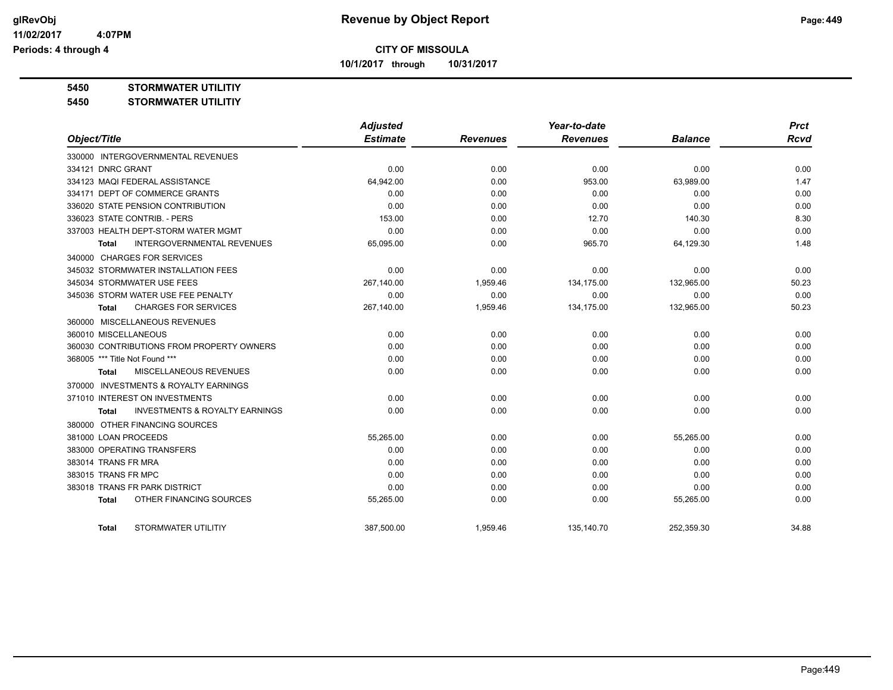**glRevObj**
**11/02/2017 4:07PM**
**Periods: 4 through 4**

# Revenue by Object Report

**CITY OF MISSOULA**

**10/1/2017 through 10/31/2017**

**5450 STORMWATER UTILITIY**

**5450 STORMWATER UTILITIY**

| Object/Title | Adjusted Estimate | Revenues | Year-to-date Revenues | Balance | Prct Rcvd |
|---|---|---|---|---|---|
| 330000 INTERGOVERNMENTAL REVENUES | | | | | |
| 334121 DNRC GRANT | 0.00 | 0.00 | 0.00 | 0.00 | 0.00 |
| 334123 MAQI FEDERAL ASSISTANCE | 64,942.00 | 0.00 | 953.00 | 63,989.00 | 1.47 |
| 334171 DEPT OF COMMERCE GRANTS | 0.00 | 0.00 | 0.00 | 0.00 | 0.00 |
| 336020 STATE PENSION CONTRIBUTION | 0.00 | 0.00 | 0.00 | 0.00 | 0.00 |
| 336023 STATE CONTRIB. - PERS | 153.00 | 0.00 | 12.70 | 140.30 | 8.30 |
| 337003 HEALTH DEPT-STORM WATER MGMT | 0.00 | 0.00 | 0.00 | 0.00 | 0.00 |
| **Total** INTERGOVERNMENTAL REVENUES | 65,095.00 | 0.00 | 965.70 | 64,129.30 | 1.48 |
| 340000 CHARGES FOR SERVICES | | | | | |
| 345032 STORMWATER INSTALLATION FEES | 0.00 | 0.00 | 0.00 | 0.00 | 0.00 |
| 345034 STORMWATER USE FEES | 267,140.00 | 1,959.46 | 134,175.00 | 132,965.00 | 50.23 |
| 345036 STORM WATER USE FEE PENALTY | 0.00 | 0.00 | 0.00 | 0.00 | 0.00 |
| **Total** CHARGES FOR SERVICES | 267,140.00 | 1,959.46 | 134,175.00 | 132,965.00 | 50.23 |
| 360000 MISCELLANEOUS REVENUES | | | | | |
| 360010 MISCELLANEOUS | 0.00 | 0.00 | 0.00 | 0.00 | 0.00 |
| 360030 CONTRIBUTIONS FROM PROPERTY OWNERS | 0.00 | 0.00 | 0.00 | 0.00 | 0.00 |
| 368005 *** Title Not Found *** | 0.00 | 0.00 | 0.00 | 0.00 | 0.00 |
| **Total** MISCELLANEOUS REVENUES | 0.00 | 0.00 | 0.00 | 0.00 | 0.00 |
| 370000 INVESTMENTS & ROYALTY EARNINGS | | | | | |
| 371010 INTEREST ON INVESTMENTS | 0.00 | 0.00 | 0.00 | 0.00 | 0.00 |
| **Total** INVESTMENTS & ROYALTY EARNINGS | 0.00 | 0.00 | 0.00 | 0.00 | 0.00 |
| 380000 OTHER FINANCING SOURCES | | | | | |
| 381000 LOAN PROCEEDS | 55,265.00 | 0.00 | 0.00 | 55,265.00 | 0.00 |
| 383000 OPERATING TRANSFERS | 0.00 | 0.00 | 0.00 | 0.00 | 0.00 |
| 383014 TRANS FR MRA | 0.00 | 0.00 | 0.00 | 0.00 | 0.00 |
| 383015 TRANS FR MPC | 0.00 | 0.00 | 0.00 | 0.00 | 0.00 |
| 383018 TRANS FR PARK DISTRICT | 0.00 | 0.00 | 0.00 | 0.00 | 0.00 |
| **Total** OTHER FINANCING SOURCES | 55,265.00 | 0.00 | 0.00 | 55,265.00 | 0.00 |
| **Total** STORMWATER UTILITIY | 387,500.00 | 1,959.46 | 135,140.70 | 252,359.30 | 34.88 |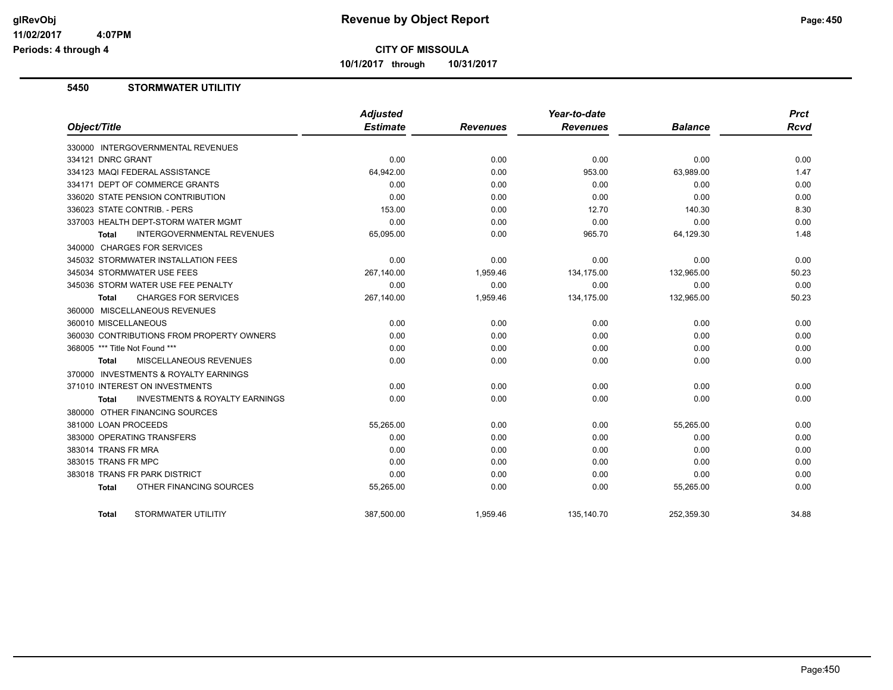**glRevObj**
**11/02/2017 4:07PM**
**Periods: 4 through 4**

# Revenue by Object Report

**CITY OF MISSOULA**

**10/1/2017 through 10/31/2017**

## 5450 STORMWATER UTILITIY

| Object/Title | Adjusted Estimate | Revenues | Year-to-date Revenues | Balance | Prct Rcvd |
|---|---|---|---|---|---|
| 330000 INTERGOVERNMENTAL REVENUES | | | | | |
| 334121 DNRC GRANT | 0.00 | 0.00 | 0.00 | 0.00 | 0.00 |
| 334123 MAQI FEDERAL ASSISTANCE | 64,942.00 | 0.00 | 953.00 | 63,989.00 | 1.47 |
| 334171 DEPT OF COMMERCE GRANTS | 0.00 | 0.00 | 0.00 | 0.00 | 0.00 |
| 336020 STATE PENSION CONTRIBUTION | 0.00 | 0.00 | 0.00 | 0.00 | 0.00 |
| 336023 STATE CONTRIB. - PERS | 153.00 | 0.00 | 12.70 | 140.30 | 8.30 |
| 337003 HEALTH DEPT-STORM WATER MGMT | 0.00 | 0.00 | 0.00 | 0.00 | 0.00 |
| **Total** INTERGOVERNMENTAL REVENUES | 65,095.00 | 0.00 | 965.70 | 64,129.30 | 1.48 |
| 340000 CHARGES FOR SERVICES | | | | | |
| 345032 STORMWATER INSTALLATION FEES | 0.00 | 0.00 | 0.00 | 0.00 | 0.00 |
| 345034 STORMWATER USE FEES | 267,140.00 | 1,959.46 | 134,175.00 | 132,965.00 | 50.23 |
| 345036 STORM WATER USE FEE PENALTY | 0.00 | 0.00 | 0.00 | 0.00 | 0.00 |
| **Total** CHARGES FOR SERVICES | 267,140.00 | 1,959.46 | 134,175.00 | 132,965.00 | 50.23 |
| 360000 MISCELLANEOUS REVENUES | | | | | |
| 360010 MISCELLANEOUS | 0.00 | 0.00 | 0.00 | 0.00 | 0.00 |
| 360030 CONTRIBUTIONS FROM PROPERTY OWNERS | 0.00 | 0.00 | 0.00 | 0.00 | 0.00 |
| 368005 *** Title Not Found *** | 0.00 | 0.00 | 0.00 | 0.00 | 0.00 |
| **Total** MISCELLANEOUS REVENUES | 0.00 | 0.00 | 0.00 | 0.00 | 0.00 |
| 370000 INVESTMENTS & ROYALTY EARNINGS | | | | | |
| 371010 INTEREST ON INVESTMENTS | 0.00 | 0.00 | 0.00 | 0.00 | 0.00 |
| **Total** INVESTMENTS & ROYALTY EARNINGS | 0.00 | 0.00 | 0.00 | 0.00 | 0.00 |
| 380000 OTHER FINANCING SOURCES | | | | | |
| 381000 LOAN PROCEEDS | 55,265.00 | 0.00 | 0.00 | 55,265.00 | 0.00 |
| 383000 OPERATING TRANSFERS | 0.00 | 0.00 | 0.00 | 0.00 | 0.00 |
| 383014 TRANS FR MRA | 0.00 | 0.00 | 0.00 | 0.00 | 0.00 |
| 383015 TRANS FR MPC | 0.00 | 0.00 | 0.00 | 0.00 | 0.00 |
| 383018 TRANS FR PARK DISTRICT | 0.00 | 0.00 | 0.00 | 0.00 | 0.00 |
| **Total** OTHER FINANCING SOURCES | 55,265.00 | 0.00 | 0.00 | 55,265.00 | 0.00 |
| **Total** STORMWATER UTILITIY | 387,500.00 | 1,959.46 | 135,140.70 | 252,359.30 | 34.88 |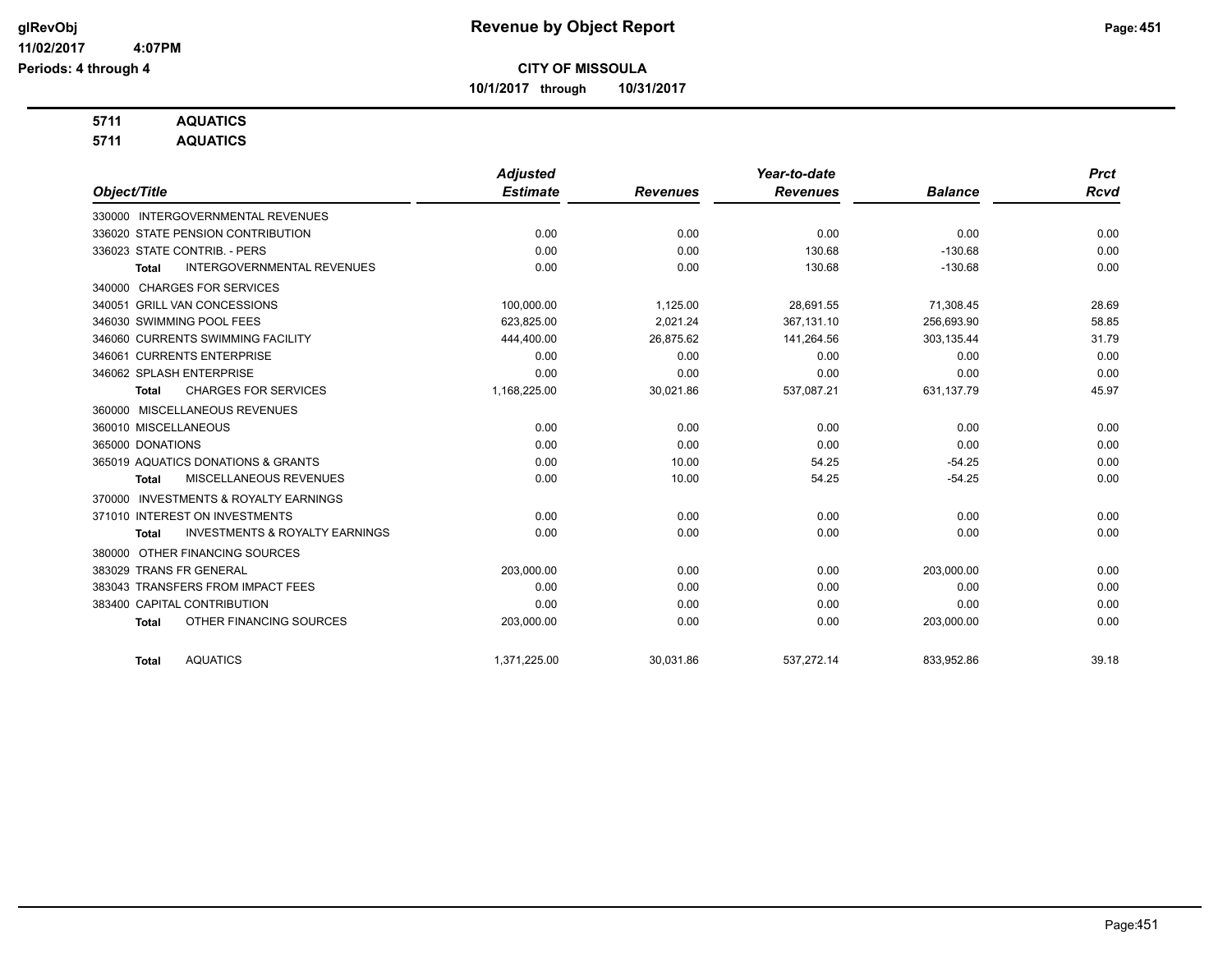**Revenue by Object Report**

**CITY OF MISSOULA**

**10/1/2017 through 10/31/2017**

glRevObj
11/02/2017 4:07PM
Periods: 4 through 4

**5711 AQUATICS**
**5711 AQUATICS**

| Object/Title | Adjusted Estimate | Revenues | Year-to-date Revenues | Balance | Prct Rcvd |
|---|---|---|---|---|---|
| 330000 INTERGOVERNMENTAL REVENUES | | | | | |
| 336020 STATE PENSION CONTRIBUTION | 0.00 | 0.00 | 0.00 | 0.00 | 0.00 |
| 336023 STATE CONTRIB. - PERS | 0.00 | 0.00 | 130.68 | -130.68 | 0.00 |
| **Total** INTERGOVERNMENTAL REVENUES | 0.00 | 0.00 | 130.68 | -130.68 | 0.00 |
| 340000 CHARGES FOR SERVICES | | | | | |
| 340051 GRILL VAN CONCESSIONS | 100,000.00 | 1,125.00 | 28,691.55 | 71,308.45 | 28.69 |
| 346030 SWIMMING POOL FEES | 623,825.00 | 2,021.24 | 367,131.10 | 256,693.90 | 58.85 |
| 346060 CURRENTS SWIMMING FACILITY | 444,400.00 | 26,875.62 | 141,264.56 | 303,135.44 | 31.79 |
| 346061 CURRENTS ENTERPRISE | 0.00 | 0.00 | 0.00 | 0.00 | 0.00 |
| 346062 SPLASH ENTERPRISE | 0.00 | 0.00 | 0.00 | 0.00 | 0.00 |
| **Total** CHARGES FOR SERVICES | 1,168,225.00 | 30,021.86 | 537,087.21 | 631,137.79 | 45.97 |
| 360000 MISCELLANEOUS REVENUES | | | | | |
| 360010 MISCELLANEOUS | 0.00 | 0.00 | 0.00 | 0.00 | 0.00 |
| 365000 DONATIONS | 0.00 | 0.00 | 0.00 | 0.00 | 0.00 |
| 365019 AQUATICS DONATIONS & GRANTS | 0.00 | 10.00 | 54.25 | -54.25 | 0.00 |
| **Total** MISCELLANEOUS REVENUES | 0.00 | 10.00 | 54.25 | -54.25 | 0.00 |
| 370000 INVESTMENTS & ROYALTY EARNINGS | | | | | |
| 371010 INTEREST ON INVESTMENTS | 0.00 | 0.00 | 0.00 | 0.00 | 0.00 |
| **Total** INVESTMENTS & ROYALTY EARNINGS | 0.00 | 0.00 | 0.00 | 0.00 | 0.00 |
| 380000 OTHER FINANCING SOURCES | | | | | |
| 383029 TRANS FR GENERAL | 203,000.00 | 0.00 | 0.00 | 203,000.00 | 0.00 |
| 383043 TRANSFERS FROM IMPACT FEES | 0.00 | 0.00 | 0.00 | 0.00 | 0.00 |
| 383400 CAPITAL CONTRIBUTION | 0.00 | 0.00 | 0.00 | 0.00 | 0.00 |
| **Total** OTHER FINANCING SOURCES | 203,000.00 | 0.00 | 0.00 | 203,000.00 | 0.00 |
| **Total** AQUATICS | 1,371,225.00 | 30,031.86 | 537,272.14 | 833,952.86 | 39.18 |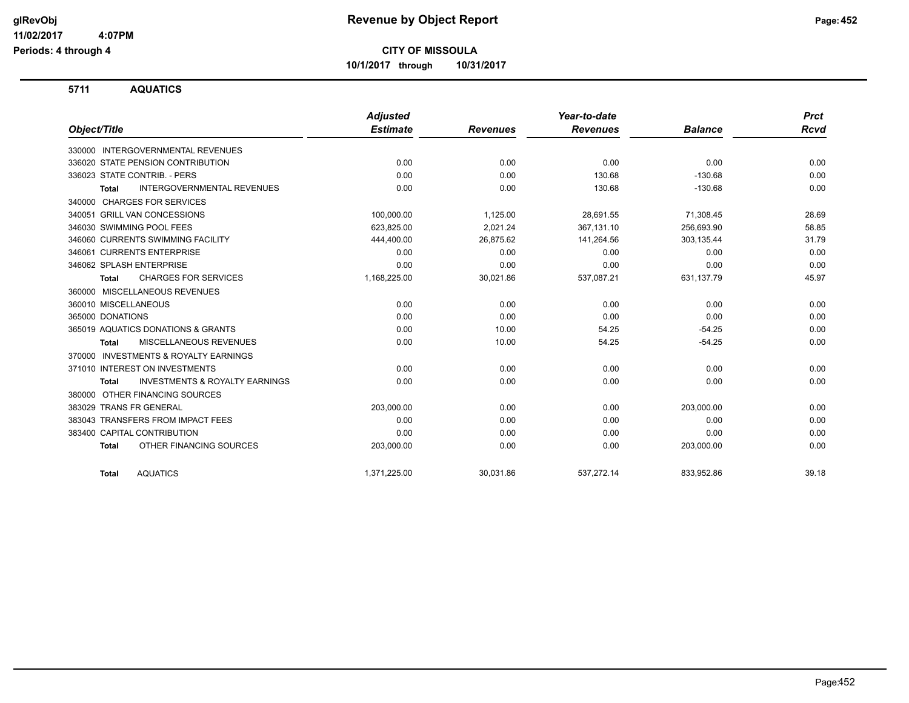# Revenue by Object Report

**CITY OF MISSOULA**

**10/1/2017 through 10/31/2017**

Periods: 4 through 4

## 5711 AQUATICS

| Object/Title | Adjusted Estimate | Revenues | Year-to-date Revenues | Balance | Prct Rcvd |
|---|---|---|---|---|---|
| 330000 INTERGOVERNMENTAL REVENUES | | | | | |
| 336020 STATE PENSION CONTRIBUTION | 0.00 | 0.00 | 0.00 | 0.00 | 0.00 |
| 336023 STATE CONTRIB. - PERS | 0.00 | 0.00 | 130.68 | -130.68 | 0.00 |
| **Total** INTERGOVERNMENTAL REVENUES | 0.00 | 0.00 | 130.68 | -130.68 | 0.00 |
| 340000 CHARGES FOR SERVICES | | | | | |
| 340051 GRILL VAN CONCESSIONS | 100,000.00 | 1,125.00 | 28,691.55 | 71,308.45 | 28.69 |
| 346030 SWIMMING POOL FEES | 623,825.00 | 2,021.24 | 367,131.10 | 256,693.90 | 58.85 |
| 346060 CURRENTS SWIMMING FACILITY | 444,400.00 | 26,875.62 | 141,264.56 | 303,135.44 | 31.79 |
| 346061 CURRENTS ENTERPRISE | 0.00 | 0.00 | 0.00 | 0.00 | 0.00 |
| 346062 SPLASH ENTERPRISE | 0.00 | 0.00 | 0.00 | 0.00 | 0.00 |
| **Total** CHARGES FOR SERVICES | 1,168,225.00 | 30,021.86 | 537,087.21 | 631,137.79 | 45.97 |
| 360000 MISCELLANEOUS REVENUES | | | | | |
| 360010 MISCELLANEOUS | 0.00 | 0.00 | 0.00 | 0.00 | 0.00 |
| 365000 DONATIONS | 0.00 | 0.00 | 0.00 | 0.00 | 0.00 |
| 365019 AQUATICS DONATIONS & GRANTS | 0.00 | 10.00 | 54.25 | -54.25 | 0.00 |
| **Total** MISCELLANEOUS REVENUES | 0.00 | 10.00 | 54.25 | -54.25 | 0.00 |
| 370000 INVESTMENTS & ROYALTY EARNINGS | | | | | |
| 371010 INTEREST ON INVESTMENTS | 0.00 | 0.00 | 0.00 | 0.00 | 0.00 |
| **Total** INVESTMENTS & ROYALTY EARNINGS | 0.00 | 0.00 | 0.00 | 0.00 | 0.00 |
| 380000 OTHER FINANCING SOURCES | | | | | |
| 383029 TRANS FR GENERAL | 203,000.00 | 0.00 | 0.00 | 203,000.00 | 0.00 |
| 383043 TRANSFERS FROM IMPACT FEES | 0.00 | 0.00 | 0.00 | 0.00 | 0.00 |
| 383400 CAPITAL CONTRIBUTION | 0.00 | 0.00 | 0.00 | 0.00 | 0.00 |
| **Total** OTHER FINANCING SOURCES | 203,000.00 | 0.00 | 0.00 | 203,000.00 | 0.00 |
| **Total** AQUATICS | 1,371,225.00 | 30,031.86 | 537,272.14 | 833,952.86 | 39.18 |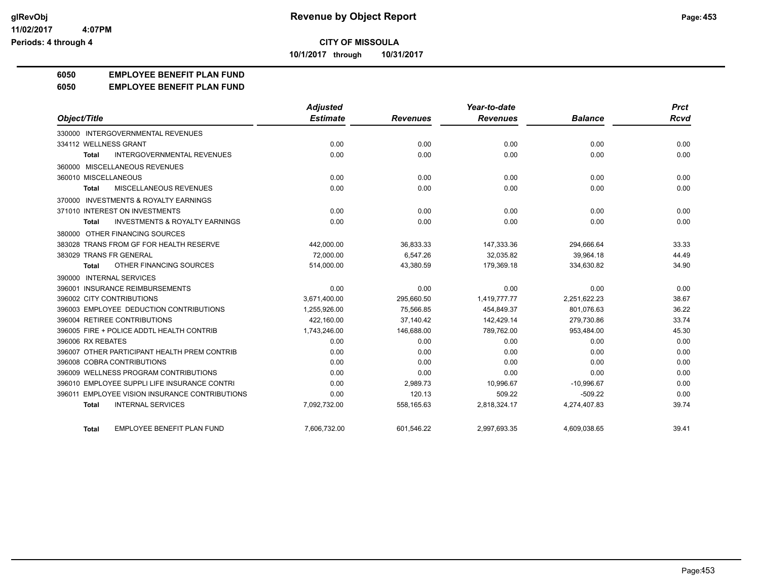**CITY OF MISSOULA**

**10/1/2017 through 10/31/2017**

**Revenue by Object Report**

**6050 EMPLOYEE BENEFIT PLAN FUND**

**6050 EMPLOYEE BENEFIT PLAN FUND**

| Object/Title | Adjusted Estimate | Revenues | Year-to-date Revenues | Balance | Prct Rcvd |
|---|---|---|---|---|---|
| 330000 INTERGOVERNMENTAL REVENUES | | | | | |
| 334112 WELLNESS GRANT | 0.00 | 0.00 | 0.00 | 0.00 | 0.00 |
| **Total** INTERGOVERNMENTAL REVENUES | 0.00 | 0.00 | 0.00 | 0.00 | 0.00 |
| 360000 MISCELLANEOUS REVENUES | | | | | |
| 360010 MISCELLANEOUS | 0.00 | 0.00 | 0.00 | 0.00 | 0.00 |
| **Total** MISCELLANEOUS REVENUES | 0.00 | 0.00 | 0.00 | 0.00 | 0.00 |
| 370000 INVESTMENTS & ROYALTY EARNINGS | | | | | |
| 371010 INTEREST ON INVESTMENTS | 0.00 | 0.00 | 0.00 | 0.00 | 0.00 |
| **Total** INVESTMENTS & ROYALTY EARNINGS | 0.00 | 0.00 | 0.00 | 0.00 | 0.00 |
| 380000 OTHER FINANCING SOURCES | | | | | |
| 383028 TRANS FROM GF FOR HEALTH RESERVE | 442,000.00 | 36,833.33 | 147,333.36 | 294,666.64 | 33.33 |
| 383029 TRANS FR GENERAL | 72,000.00 | 6,547.26 | 32,035.82 | 39,964.18 | 44.49 |
| **Total** OTHER FINANCING SOURCES | 514,000.00 | 43,380.59 | 179,369.18 | 334,630.82 | 34.90 |
| 390000 INTERNAL SERVICES | | | | | |
| 396001 INSURANCE REIMBURSEMENTS | 0.00 | 0.00 | 0.00 | 0.00 | 0.00 |
| 396002 CITY CONTRIBUTIONS | 3,671,400.00 | 295,660.50 | 1,419,777.77 | 2,251,622.23 | 38.67 |
| 396003 EMPLOYEE DEDUCTION CONTRIBUTIONS | 1,255,926.00 | 75,566.85 | 454,849.37 | 801,076.63 | 36.22 |
| 396004 RETIREE CONTRIBUTIONS | 422,160.00 | 37,140.42 | 142,429.14 | 279,730.86 | 33.74 |
| 396005 FIRE + POLICE ADDTL HEALTH CONTRIB | 1,743,246.00 | 146,688.00 | 789,762.00 | 953,484.00 | 45.30 |
| 396006 RX REBATES | 0.00 | 0.00 | 0.00 | 0.00 | 0.00 |
| 396007 OTHER PARTICIPANT HEALTH PREM CONTRIB | 0.00 | 0.00 | 0.00 | 0.00 | 0.00 |
| 396008 COBRA CONTRIBUTIONS | 0.00 | 0.00 | 0.00 | 0.00 | 0.00 |
| 396009 WELLNESS PROGRAM CONTRIBUTIONS | 0.00 | 0.00 | 0.00 | 0.00 | 0.00 |
| 396010 EMPLOYEE SUPPLI LIFE INSURANCE CONTRI | 0.00 | 2,989.73 | 10,996.67 | -10,996.67 | 0.00 |
| 396011 EMPLOYEE VISION INSURANCE CONTRIBUTIONS | 0.00 | 120.13 | 509.22 | -509.22 | 0.00 |
| **Total** INTERNAL SERVICES | 7,092,732.00 | 558,165.63 | 2,818,324.17 | 4,274,407.83 | 39.74 |
| **Total** EMPLOYEE BENEFIT PLAN FUND | 7,606,732.00 | 601,546.22 | 2,997,693.35 | 4,609,038.65 | 39.41 |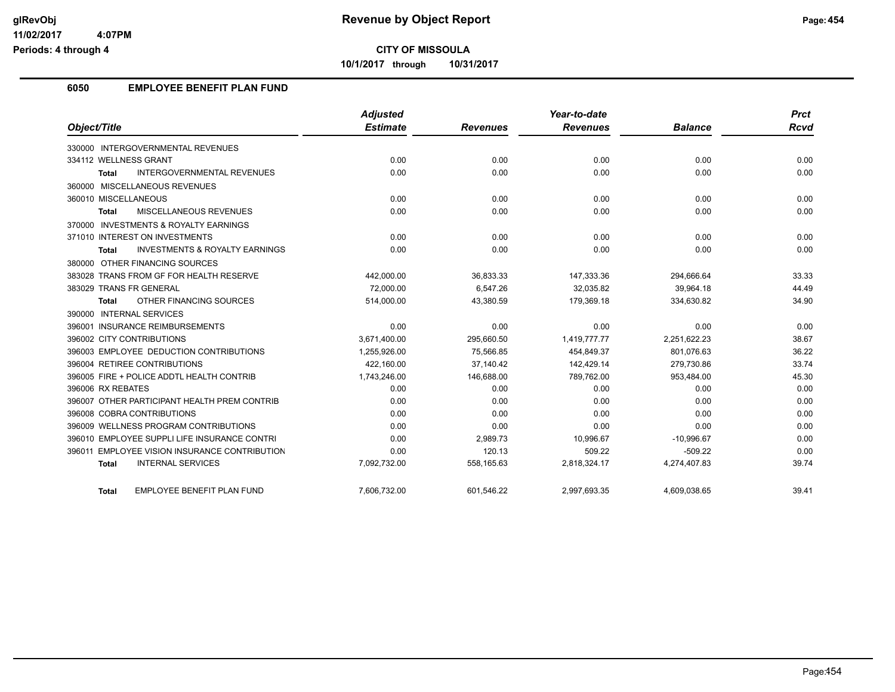**CITY OF MISSOULA**

**10/1/2017 through 10/31/2017**

### 6050 EMPLOYEE BENEFIT PLAN FUND

| Object/Title | Adjusted Estimate | Revenues | Year-to-date Revenues | Balance | Prct Rcvd |
|---|---|---|---|---|---|
| 330000 INTERGOVERNMENTAL REVENUES | | | | | |
| 334112 WELLNESS GRANT | 0.00 | 0.00 | 0.00 | 0.00 | 0.00 |
| **Total** INTERGOVERNMENTAL REVENUES | 0.00 | 0.00 | 0.00 | 0.00 | 0.00 |
| 360000 MISCELLANEOUS REVENUES | | | | | |
| 360010 MISCELLANEOUS | 0.00 | 0.00 | 0.00 | 0.00 | 0.00 |
| **Total** MISCELLANEOUS REVENUES | 0.00 | 0.00 | 0.00 | 0.00 | 0.00 |
| 370000 INVESTMENTS & ROYALTY EARNINGS | | | | | |
| 371010 INTEREST ON INVESTMENTS | 0.00 | 0.00 | 0.00 | 0.00 | 0.00 |
| **Total** INVESTMENTS & ROYALTY EARNINGS | 0.00 | 0.00 | 0.00 | 0.00 | 0.00 |
| 380000 OTHER FINANCING SOURCES | | | | | |
| 383028 TRANS FROM GF FOR HEALTH RESERVE | 442,000.00 | 36,833.33 | 147,333.36 | 294,666.64 | 33.33 |
| 383029 TRANS FR GENERAL | 72,000.00 | 6,547.26 | 32,035.82 | 39,964.18 | 44.49 |
| **Total** OTHER FINANCING SOURCES | 514,000.00 | 43,380.59 | 179,369.18 | 334,630.82 | 34.90 |
| 390000 INTERNAL SERVICES | | | | | |
| 396001 INSURANCE REIMBURSEMENTS | 0.00 | 0.00 | 0.00 | 0.00 | 0.00 |
| 396002 CITY CONTRIBUTIONS | 3,671,400.00 | 295,660.50 | 1,419,777.77 | 2,251,622.23 | 38.67 |
| 396003 EMPLOYEE DEDUCTION CONTRIBUTIONS | 1,255,926.00 | 75,566.85 | 454,849.37 | 801,076.63 | 36.22 |
| 396004 RETIREE CONTRIBUTIONS | 422,160.00 | 37,140.42 | 142,429.14 | 279,730.86 | 33.74 |
| 396005 FIRE + POLICE ADDTL HEALTH CONTRIB | 1,743,246.00 | 146,688.00 | 789,762.00 | 953,484.00 | 45.30 |
| 396006 RX REBATES | 0.00 | 0.00 | 0.00 | 0.00 | 0.00 |
| 396007 OTHER PARTICIPANT HEALTH PREM CONTRIB | 0.00 | 0.00 | 0.00 | 0.00 | 0.00 |
| 396008 COBRA CONTRIBUTIONS | 0.00 | 0.00 | 0.00 | 0.00 | 0.00 |
| 396009 WELLNESS PROGRAM CONTRIBUTIONS | 0.00 | 0.00 | 0.00 | 0.00 | 0.00 |
| 396010 EMPLOYEE SUPPLI LIFE INSURANCE CONTRI | 0.00 | 2,989.73 | 10,996.67 | -10,996.67 | 0.00 |
| 396011 EMPLOYEE VISION INSURANCE CONTRIBUTION | 0.00 | 120.13 | 509.22 | -509.22 | 0.00 |
| **Total** INTERNAL SERVICES | 7,092,732.00 | 558,165.63 | 2,818,324.17 | 4,274,407.83 | 39.74 |
| **Total** EMPLOYEE BENEFIT PLAN FUND | 7,606,732.00 | 601,546.22 | 2,997,693.35 | 4,609,038.65 | 39.41 |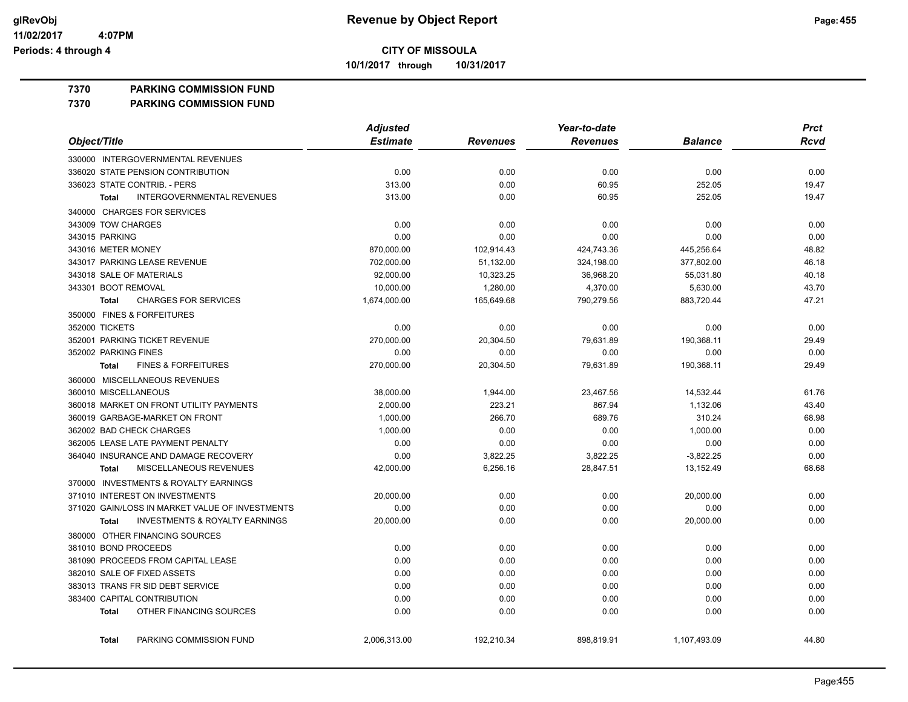# Revenue by Object Report

**CITY OF MISSOULA**

**10/1/2017 through 10/31/2017**

glRevObj
11/02/2017 4:07PM
Periods: 4 through 4

## 7370 PARKING COMMISSION FUND
## 7370 PARKING COMMISSION FUND

| Object/Title | Adjusted Estimate | Revenues | Year-to-date Revenues | Balance | Prct Rcvd |
|---|---|---|---|---|---|
| 330000 INTERGOVERNMENTAL REVENUES | | | | | |
| 336020 STATE PENSION CONTRIBUTION | 0.00 | 0.00 | 0.00 | 0.00 | 0.00 |
| 336023 STATE CONTRIB. - PERS | 313.00 | 0.00 | 60.95 | 252.05 | 19.47 |
| **Total** INTERGOVERNMENTAL REVENUES | 313.00 | 0.00 | 60.95 | 252.05 | 19.47 |
| 340000 CHARGES FOR SERVICES | | | | | |
| 343009 TOW CHARGES | 0.00 | 0.00 | 0.00 | 0.00 | 0.00 |
| 343015 PARKING | 0.00 | 0.00 | 0.00 | 0.00 | 0.00 |
| 343016 METER MONEY | 870,000.00 | 102,914.43 | 424,743.36 | 445,256.64 | 48.82 |
| 343017 PARKING LEASE REVENUE | 702,000.00 | 51,132.00 | 324,198.00 | 377,802.00 | 46.18 |
| 343018 SALE OF MATERIALS | 92,000.00 | 10,323.25 | 36,968.20 | 55,031.80 | 40.18 |
| 343301 BOOT REMOVAL | 10,000.00 | 1,280.00 | 4,370.00 | 5,630.00 | 43.70 |
| **Total** CHARGES FOR SERVICES | 1,674,000.00 | 165,649.68 | 790,279.56 | 883,720.44 | 47.21 |
| 350000 FINES & FORFEITURES | | | | | |
| 352000 TICKETS | 0.00 | 0.00 | 0.00 | 0.00 | 0.00 |
| 352001 PARKING TICKET REVENUE | 270,000.00 | 20,304.50 | 79,631.89 | 190,368.11 | 29.49 |
| 352002 PARKING FINES | 0.00 | 0.00 | 0.00 | 0.00 | 0.00 |
| **Total** FINES & FORFEITURES | 270,000.00 | 20,304.50 | 79,631.89 | 190,368.11 | 29.49 |
| 360000 MISCELLANEOUS REVENUES | | | | | |
| 360010 MISCELLANEOUS | 38,000.00 | 1,944.00 | 23,467.56 | 14,532.44 | 61.76 |
| 360018 MARKET ON FRONT UTILITY PAYMENTS | 2,000.00 | 223.21 | 867.94 | 1,132.06 | 43.40 |
| 360019 GARBAGE-MARKET ON FRONT | 1,000.00 | 266.70 | 689.76 | 310.24 | 68.98 |
| 362002 BAD CHECK CHARGES | 1,000.00 | 0.00 | 0.00 | 1,000.00 | 0.00 |
| 362005 LEASE LATE PAYMENT PENALTY | 0.00 | 0.00 | 0.00 | 0.00 | 0.00 |
| 364040 INSURANCE AND DAMAGE RECOVERY | 0.00 | 3,822.25 | 3,822.25 | -3,822.25 | 0.00 |
| **Total** MISCELLANEOUS REVENUES | 42,000.00 | 6,256.16 | 28,847.51 | 13,152.49 | 68.68 |
| 370000 INVESTMENTS & ROYALTY EARNINGS | | | | | |
| 371010 INTEREST ON INVESTMENTS | 20,000.00 | 0.00 | 0.00 | 20,000.00 | 0.00 |
| 371020 GAIN/LOSS IN MARKET VALUE OF INVESTMENTS | 0.00 | 0.00 | 0.00 | 0.00 | 0.00 |
| **Total** INVESTMENTS & ROYALTY EARNINGS | 20,000.00 | 0.00 | 0.00 | 20,000.00 | 0.00 |
| 380000 OTHER FINANCING SOURCES | | | | | |
| 381010 BOND PROCEEDS | 0.00 | 0.00 | 0.00 | 0.00 | 0.00 |
| 381090 PROCEEDS FROM CAPITAL LEASE | 0.00 | 0.00 | 0.00 | 0.00 | 0.00 |
| 382010 SALE OF FIXED ASSETS | 0.00 | 0.00 | 0.00 | 0.00 | 0.00 |
| 383013 TRANS FR SID DEBT SERVICE | 0.00 | 0.00 | 0.00 | 0.00 | 0.00 |
| 383400 CAPITAL CONTRIBUTION | 0.00 | 0.00 | 0.00 | 0.00 | 0.00 |
| **Total** OTHER FINANCING SOURCES | 0.00 | 0.00 | 0.00 | 0.00 | 0.00 |
| **Total** PARKING COMMISSION FUND | 2,006,313.00 | 192,210.34 | 898,819.91 | 1,107,493.09 | 44.80 |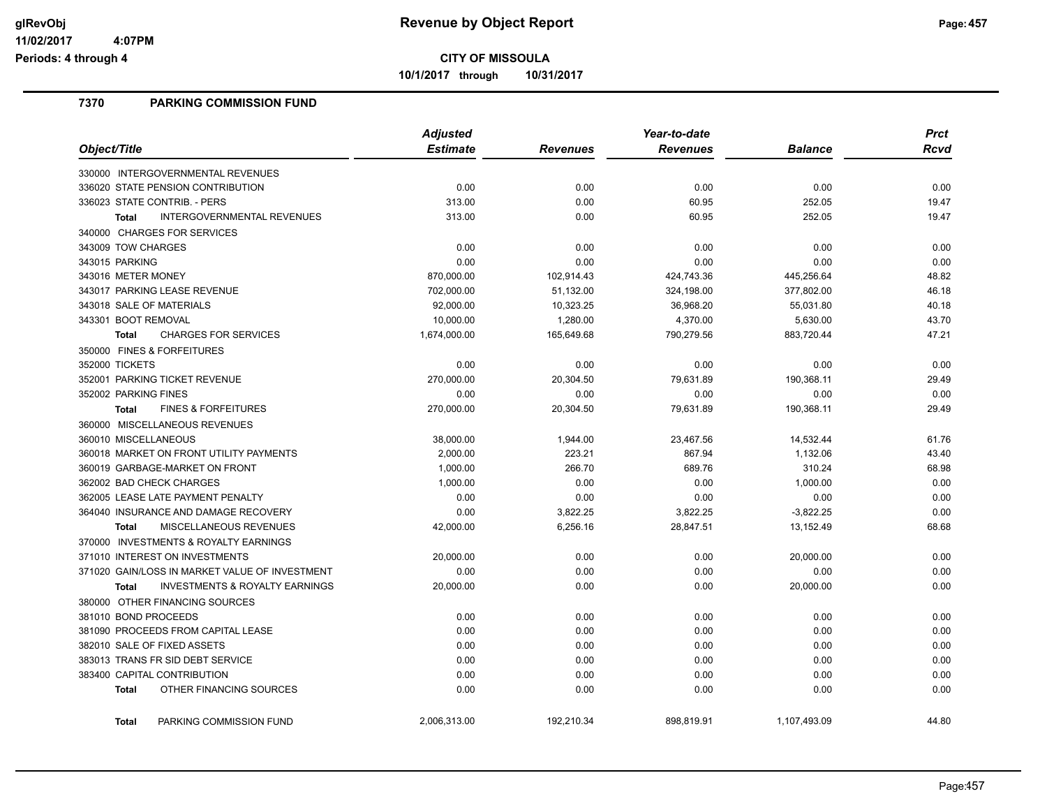**Revenue by Object Report**

**CITY OF MISSOULA**

**10/1/2017 through 10/31/2017**

glRevObj
11/02/2017 4:07PM
Periods: 4 through 4

## 7370 PARKING COMMISSION FUND

| Object/Title | Adjusted Estimate | Revenues | Year-to-date Revenues | Balance | Prct Rcvd |
|---|---|---|---|---|---|
| 330000 INTERGOVERNMENTAL REVENUES | | | | | |
| 336020 STATE PENSION CONTRIBUTION | 0.00 | 0.00 | 0.00 | 0.00 | 0.00 |
| 336023 STATE CONTRIB. - PERS | 313.00 | 0.00 | 60.95 | 252.05 | 19.47 |
| **Total** INTERGOVERNMENTAL REVENUES | 313.00 | 0.00 | 60.95 | 252.05 | 19.47 |
| 340000 CHARGES FOR SERVICES | | | | | |
| 343009 TOW CHARGES | 0.00 | 0.00 | 0.00 | 0.00 | 0.00 |
| 343015 PARKING | 0.00 | 0.00 | 0.00 | 0.00 | 0.00 |
| 343016 METER MONEY | 870,000.00 | 102,914.43 | 424,743.36 | 445,256.64 | 48.82 |
| 343017 PARKING LEASE REVENUE | 702,000.00 | 51,132.00 | 324,198.00 | 377,802.00 | 46.18 |
| 343018 SALE OF MATERIALS | 92,000.00 | 10,323.25 | 36,968.20 | 55,031.80 | 40.18 |
| 343301 BOOT REMOVAL | 10,000.00 | 1,280.00 | 4,370.00 | 5,630.00 | 43.70 |
| **Total** CHARGES FOR SERVICES | 1,674,000.00 | 165,649.68 | 790,279.56 | 883,720.44 | 47.21 |
| 350000 FINES & FORFEITURES | | | | | |
| 352000 TICKETS | 0.00 | 0.00 | 0.00 | 0.00 | 0.00 |
| 352001 PARKING TICKET REVENUE | 270,000.00 | 20,304.50 | 79,631.89 | 190,368.11 | 29.49 |
| 352002 PARKING FINES | 0.00 | 0.00 | 0.00 | 0.00 | 0.00 |
| **Total** FINES & FORFEITURES | 270,000.00 | 20,304.50 | 79,631.89 | 190,368.11 | 29.49 |
| 360000 MISCELLANEOUS REVENUES | | | | | |
| 360010 MISCELLANEOUS | 38,000.00 | 1,944.00 | 23,467.56 | 14,532.44 | 61.76 |
| 360018 MARKET ON FRONT UTILITY PAYMENTS | 2,000.00 | 223.21 | 867.94 | 1,132.06 | 43.40 |
| 360019 GARBAGE-MARKET ON FRONT | 1,000.00 | 266.70 | 689.76 | 310.24 | 68.98 |
| 362002 BAD CHECK CHARGES | 1,000.00 | 0.00 | 0.00 | 1,000.00 | 0.00 |
| 362005 LEASE LATE PAYMENT PENALTY | 0.00 | 0.00 | 0.00 | 0.00 | 0.00 |
| 364040 INSURANCE AND DAMAGE RECOVERY | 0.00 | 3,822.25 | 3,822.25 | -3,822.25 | 0.00 |
| **Total** MISCELLANEOUS REVENUES | 42,000.00 | 6,256.16 | 28,847.51 | 13,152.49 | 68.68 |
| 370000 INVESTMENTS & ROYALTY EARNINGS | | | | | |
| 371010 INTEREST ON INVESTMENTS | 20,000.00 | 0.00 | 0.00 | 20,000.00 | 0.00 |
| 371020 GAIN/LOSS IN MARKET VALUE OF INVESTMENT | 0.00 | 0.00 | 0.00 | 0.00 | 0.00 |
| **Total** INVESTMENTS & ROYALTY EARNINGS | 20,000.00 | 0.00 | 0.00 | 20,000.00 | 0.00 |
| 380000 OTHER FINANCING SOURCES | | | | | |
| 381010 BOND PROCEEDS | 0.00 | 0.00 | 0.00 | 0.00 | 0.00 |
| 381090 PROCEEDS FROM CAPITAL LEASE | 0.00 | 0.00 | 0.00 | 0.00 | 0.00 |
| 382010 SALE OF FIXED ASSETS | 0.00 | 0.00 | 0.00 | 0.00 | 0.00 |
| 383013 TRANS FR SID DEBT SERVICE | 0.00 | 0.00 | 0.00 | 0.00 | 0.00 |
| 383400 CAPITAL CONTRIBUTION | 0.00 | 0.00 | 0.00 | 0.00 | 0.00 |
| **Total** OTHER FINANCING SOURCES | 0.00 | 0.00 | 0.00 | 0.00 | 0.00 |
| **Total** PARKING COMMISSION FUND | 2,006,313.00 | 192,210.34 | 898,819.91 | 1,107,493.09 | 44.80 |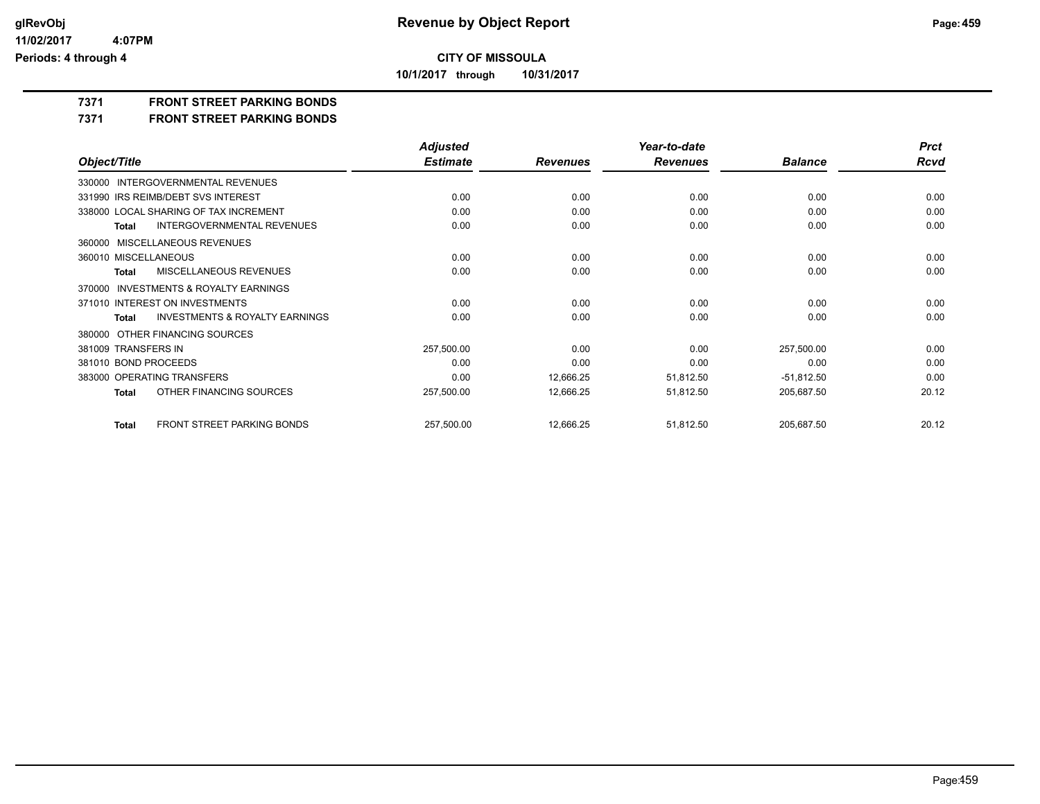# Revenue by Object Report

glRevObj
11/02/2017 4:07PM
Periods: 4 through 4

**CITY OF MISSOULA**

**10/1/2017 through 10/31/2017**

## 7371 FRONT STREET PARKING BONDS

## 7371 FRONT STREET PARKING BONDS

| Object/Title | Adjusted Estimate | Revenues | Year-to-date Revenues | Balance | Prct Rcvd |
|---|---|---|---|---|---|
| 330000 INTERGOVERNMENTAL REVENUES | | | | | |
| 331990 IRS REIMB/DEBT SVS INTEREST | 0.00 | 0.00 | 0.00 | 0.00 | 0.00 |
| 338000 LOCAL SHARING OF TAX INCREMENT | 0.00 | 0.00 | 0.00 | 0.00 | 0.00 |
| **Total** INTERGOVERNMENTAL REVENUES | 0.00 | 0.00 | 0.00 | 0.00 | 0.00 |
| 360000 MISCELLANEOUS REVENUES | | | | | |
| 360010 MISCELLANEOUS | 0.00 | 0.00 | 0.00 | 0.00 | 0.00 |
| **Total** MISCELLANEOUS REVENUES | 0.00 | 0.00 | 0.00 | 0.00 | 0.00 |
| 370000 INVESTMENTS & ROYALTY EARNINGS | | | | | |
| 371010 INTEREST ON INVESTMENTS | 0.00 | 0.00 | 0.00 | 0.00 | 0.00 |
| **Total** INVESTMENTS & ROYALTY EARNINGS | 0.00 | 0.00 | 0.00 | 0.00 | 0.00 |
| 380000 OTHER FINANCING SOURCES | | | | | |
| 381009 TRANSFERS IN | 257,500.00 | 0.00 | 0.00 | 257,500.00 | 0.00 |
| 381010 BOND PROCEEDS | 0.00 | 0.00 | 0.00 | 0.00 | 0.00 |
| 383000 OPERATING TRANSFERS | 0.00 | 12,666.25 | 51,812.50 | -51,812.50 | 0.00 |
| **Total** OTHER FINANCING SOURCES | 257,500.00 | 12,666.25 | 51,812.50 | 205,687.50 | 20.12 |
| **Total** FRONT STREET PARKING BONDS | 257,500.00 | 12,666.25 | 51,812.50 | 205,687.50 | 20.12 |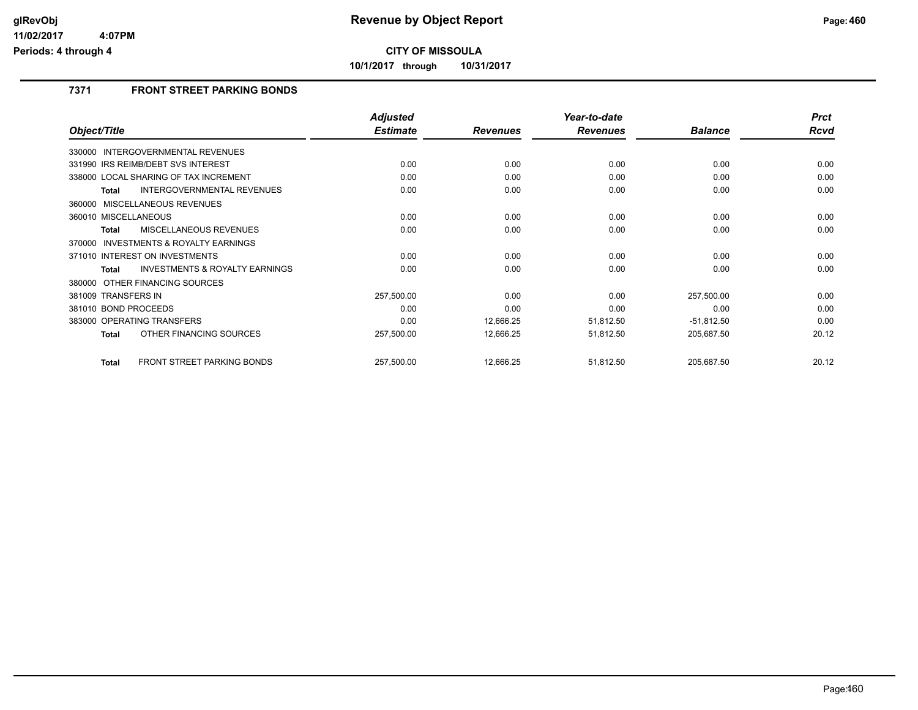**glRevObj** 
**11/02/2017 4:07PM** 
**Periods: 4 through 4**

# Revenue by Object Report

**CITY OF MISSOULA**

**10/1/2017 through 10/31/2017**

## 7371 FRONT STREET PARKING BONDS

| Object/Title | Adjusted Estimate | Revenues | Year-to-date Revenues | Balance | Prct Rcvd |
|---|---|---|---|---|---|
| 330000 INTERGOVERNMENTAL REVENUES | | | | | |
| 331990 IRS REIMB/DEBT SVS INTEREST | 0.00 | 0.00 | 0.00 | 0.00 | 0.00 |
| 338000 LOCAL SHARING OF TAX INCREMENT | 0.00 | 0.00 | 0.00 | 0.00 | 0.00 |
| **Total** INTERGOVERNMENTAL REVENUES | 0.00 | 0.00 | 0.00 | 0.00 | 0.00 |
| 360000 MISCELLANEOUS REVENUES | | | | | |
| 360010 MISCELLANEOUS | 0.00 | 0.00 | 0.00 | 0.00 | 0.00 |
| **Total** MISCELLANEOUS REVENUES | 0.00 | 0.00 | 0.00 | 0.00 | 0.00 |
| 370000 INVESTMENTS & ROYALTY EARNINGS | | | | | |
| 371010 INTEREST ON INVESTMENTS | 0.00 | 0.00 | 0.00 | 0.00 | 0.00 |
| **Total** INVESTMENTS & ROYALTY EARNINGS | 0.00 | 0.00 | 0.00 | 0.00 | 0.00 |
| 380000 OTHER FINANCING SOURCES | | | | | |
| 381009 TRANSFERS IN | 257,500.00 | 0.00 | 0.00 | 257,500.00 | 0.00 |
| 381010 BOND PROCEEDS | 0.00 | 0.00 | 0.00 | 0.00 | 0.00 |
| 383000 OPERATING TRANSFERS | 0.00 | 12,666.25 | 51,812.50 | -51,812.50 | 0.00 |
| **Total** OTHER FINANCING SOURCES | 257,500.00 | 12,666.25 | 51,812.50 | 205,687.50 | 20.12 |
| **Total** FRONT STREET PARKING BONDS | 257,500.00 | 12,666.25 | 51,812.50 | 205,687.50 | 20.12 |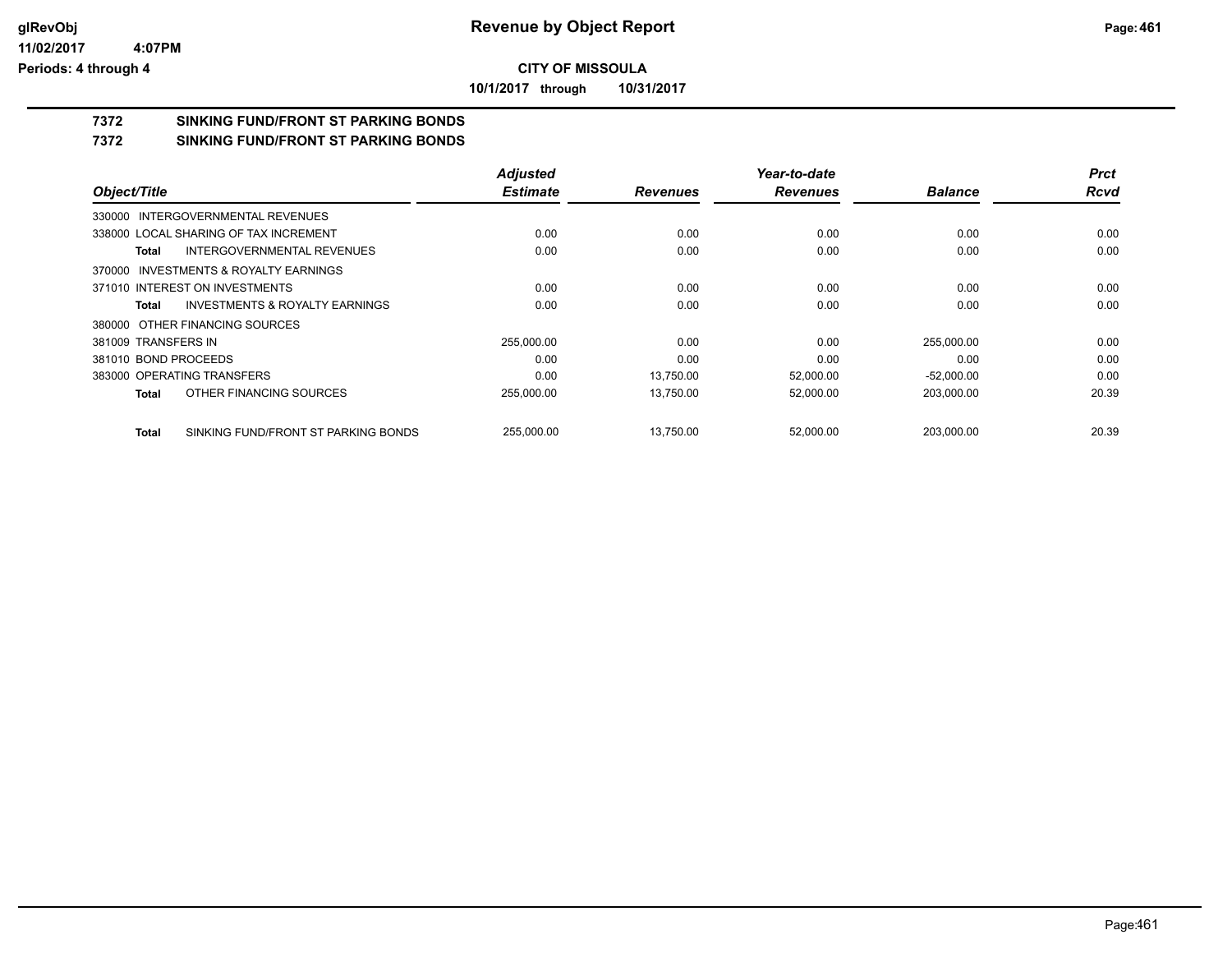**CITY OF MISSOULA**

**10/1/2017 through 10/31/2017**

# 7372 SINKING FUND/FRONT ST PARKING BONDS

## 7372 SINKING FUND/FRONT ST PARKING BONDS

| Object/Title | Adjusted Estimate | Revenues | Year-to-date Revenues | Balance | Prct Rcvd |
|---|---|---|---|---|---|
| 330000 INTERGOVERNMENTAL REVENUES | | | | | |
| 338000 LOCAL SHARING OF TAX INCREMENT | 0.00 | 0.00 | 0.00 | 0.00 | 0.00 |
| **Total** INTERGOVERNMENTAL REVENUES | 0.00 | 0.00 | 0.00 | 0.00 | 0.00 |
| 370000 INVESTMENTS & ROYALTY EARNINGS | | | | | |
| 371010 INTEREST ON INVESTMENTS | 0.00 | 0.00 | 0.00 | 0.00 | 0.00 |
| **Total** INVESTMENTS & ROYALTY EARNINGS | 0.00 | 0.00 | 0.00 | 0.00 | 0.00 |
| 380000 OTHER FINANCING SOURCES | | | | | |
| 381009 TRANSFERS IN | 255,000.00 | 0.00 | 0.00 | 255,000.00 | 0.00 |
| 381010 BOND PROCEEDS | 0.00 | 0.00 | 0.00 | 0.00 | 0.00 |
| 383000 OPERATING TRANSFERS | 0.00 | 13,750.00 | 52,000.00 | -52,000.00 | 0.00 |
| **Total** OTHER FINANCING SOURCES | 255,000.00 | 13,750.00 | 52,000.00 | 203,000.00 | 20.39 |
| **Total** SINKING FUND/FRONT ST PARKING BONDS | 255,000.00 | 13,750.00 | 52,000.00 | 203,000.00 | 20.39 |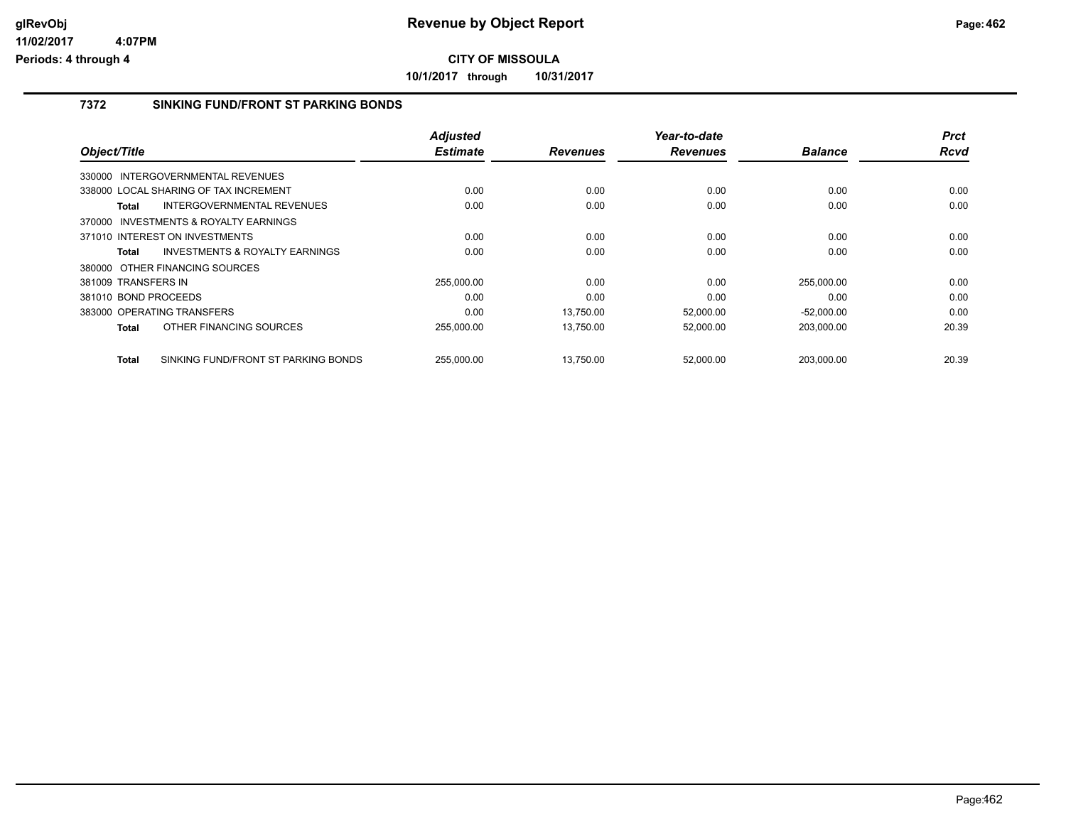# Revenue by Object Report

**CITY OF MISSOULA**

**10/1/2017 through 10/31/2017**

glRevObj
11/02/2017 4:07PM
Periods: 4 through 4

## 7372 SINKING FUND/FRONT ST PARKING BONDS

| Object/Title | Adjusted Estimate | Revenues | Year-to-date Revenues | Balance | Prct Rcvd |
|---|---|---|---|---|---|
| 330000 INTERGOVERNMENTAL REVENUES | | | | | |
| 338000 LOCAL SHARING OF TAX INCREMENT | 0.00 | 0.00 | 0.00 | 0.00 | 0.00 |
| **Total** INTERGOVERNMENTAL REVENUES | 0.00 | 0.00 | 0.00 | 0.00 | 0.00 |
| 370000 INVESTMENTS & ROYALTY EARNINGS | | | | | |
| 371010 INTEREST ON INVESTMENTS | 0.00 | 0.00 | 0.00 | 0.00 | 0.00 |
| **Total** INVESTMENTS & ROYALTY EARNINGS | 0.00 | 0.00 | 0.00 | 0.00 | 0.00 |
| 380000 OTHER FINANCING SOURCES | | | | | |
| 381009 TRANSFERS IN | 255,000.00 | 0.00 | 0.00 | 255,000.00 | 0.00 |
| 381010 BOND PROCEEDS | 0.00 | 0.00 | 0.00 | 0.00 | 0.00 |
| 383000 OPERATING TRANSFERS | 0.00 | 13,750.00 | 52,000.00 | -52,000.00 | 0.00 |
| **Total** OTHER FINANCING SOURCES | 255,000.00 | 13,750.00 | 52,000.00 | 203,000.00 | 20.39 |
| **Total** SINKING FUND/FRONT ST PARKING BONDS | 255,000.00 | 13,750.00 | 52,000.00 | 203,000.00 | 20.39 |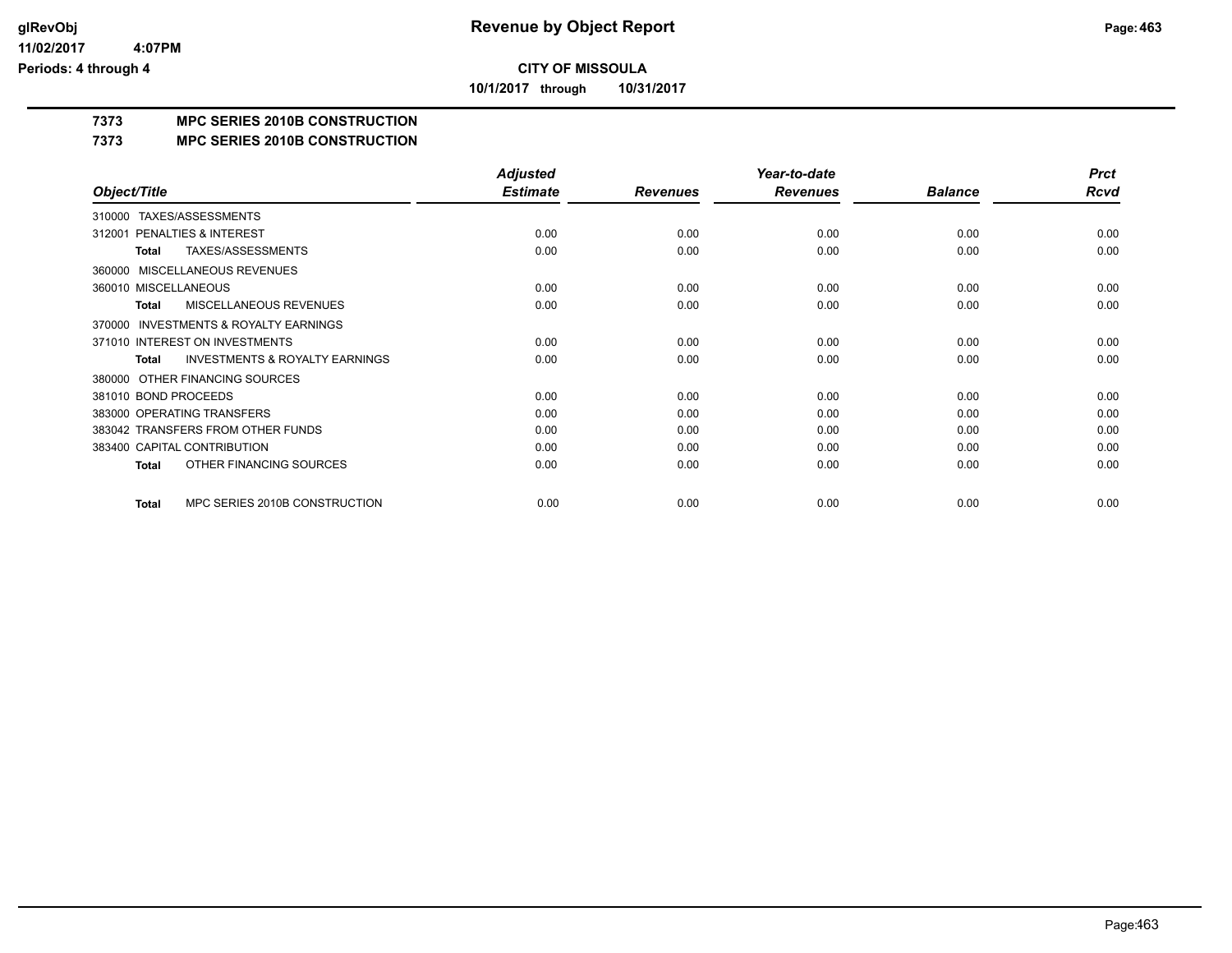**glRevObj** **Revenue by Object Report**

**11/02/2017 4:07PM**

**Periods: 4 through 4**

**CITY OF MISSOULA**

**10/1/2017 through 10/31/2017**

## 7373 MPC SERIES 2010B CONSTRUCTION

## 7373 MPC SERIES 2010B CONSTRUCTION

| Object/Title | Adjusted Estimate | Revenues | Year-to-date Revenues | Balance | Prct Rcvd |
|---|---|---|---|---|---|
| 310000 TAXES/ASSESSMENTS | | | | | |
| 312001 PENALTIES & INTEREST | 0.00 | 0.00 | 0.00 | 0.00 | 0.00 |
| **Total** TAXES/ASSESSMENTS | 0.00 | 0.00 | 0.00 | 0.00 | 0.00 |
| 360000 MISCELLANEOUS REVENUES | | | | | |
| 360010 MISCELLANEOUS | 0.00 | 0.00 | 0.00 | 0.00 | 0.00 |
| **Total** MISCELLANEOUS REVENUES | 0.00 | 0.00 | 0.00 | 0.00 | 0.00 |
| 370000 INVESTMENTS & ROYALTY EARNINGS | | | | | |
| 371010 INTEREST ON INVESTMENTS | 0.00 | 0.00 | 0.00 | 0.00 | 0.00 |
| **Total** INVESTMENTS & ROYALTY EARNINGS | 0.00 | 0.00 | 0.00 | 0.00 | 0.00 |
| 380000 OTHER FINANCING SOURCES | | | | | |
| 381010 BOND PROCEEDS | 0.00 | 0.00 | 0.00 | 0.00 | 0.00 |
| 383000 OPERATING TRANSFERS | 0.00 | 0.00 | 0.00 | 0.00 | 0.00 |
| 383042 TRANSFERS FROM OTHER FUNDS | 0.00 | 0.00 | 0.00 | 0.00 | 0.00 |
| 383400 CAPITAL CONTRIBUTION | 0.00 | 0.00 | 0.00 | 0.00 | 0.00 |
| **Total** OTHER FINANCING SOURCES | 0.00 | 0.00 | 0.00 | 0.00 | 0.00 |
| **Total** MPC SERIES 2010B CONSTRUCTION | 0.00 | 0.00 | 0.00 | 0.00 | 0.00 |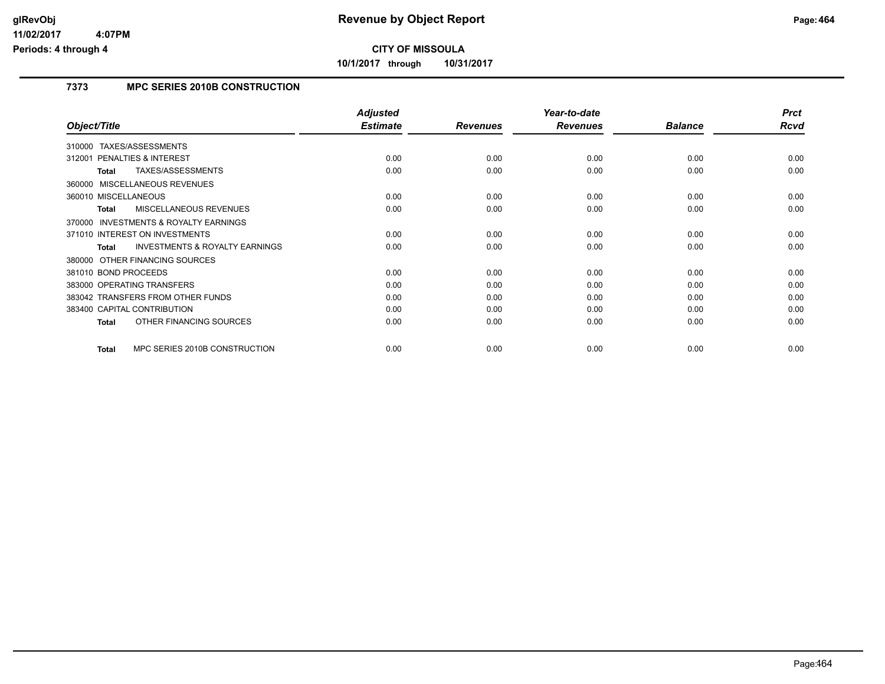**Revenue by Object Report**

**CITY OF MISSOULA**

**10/1/2017 through 10/31/2017**

glRevObj
11/02/2017 4:07PM
Periods: 4 through 4

## 7373 MPC SERIES 2010B CONSTRUCTION

| Object/Title | Adjusted Estimate | Revenues | Year-to-date Revenues | Balance | Prct Rcvd |
|---|---|---|---|---|---|
| 310000 TAXES/ASSESSMENTS | | | | | |
| 312001 PENALTIES & INTEREST | 0.00 | 0.00 | 0.00 | 0.00 | 0.00 |
| **Total** TAXES/ASSESSMENTS | 0.00 | 0.00 | 0.00 | 0.00 | 0.00 |
| 360000 MISCELLANEOUS REVENUES | | | | | |
| 360010 MISCELLANEOUS | 0.00 | 0.00 | 0.00 | 0.00 | 0.00 |
| **Total** MISCELLANEOUS REVENUES | 0.00 | 0.00 | 0.00 | 0.00 | 0.00 |
| 370000 INVESTMENTS & ROYALTY EARNINGS | | | | | |
| 371010 INTEREST ON INVESTMENTS | 0.00 | 0.00 | 0.00 | 0.00 | 0.00 |
| **Total** INVESTMENTS & ROYALTY EARNINGS | 0.00 | 0.00 | 0.00 | 0.00 | 0.00 |
| 380000 OTHER FINANCING SOURCES | | | | | |
| 381010 BOND PROCEEDS | 0.00 | 0.00 | 0.00 | 0.00 | 0.00 |
| 383000 OPERATING TRANSFERS | 0.00 | 0.00 | 0.00 | 0.00 | 0.00 |
| 383042 TRANSFERS FROM OTHER FUNDS | 0.00 | 0.00 | 0.00 | 0.00 | 0.00 |
| 383400 CAPITAL CONTRIBUTION | 0.00 | 0.00 | 0.00 | 0.00 | 0.00 |
| **Total** OTHER FINANCING SOURCES | 0.00 | 0.00 | 0.00 | 0.00 | 0.00 |
| **Total** MPC SERIES 2010B CONSTRUCTION | 0.00 | 0.00 | 0.00 | 0.00 | 0.00 |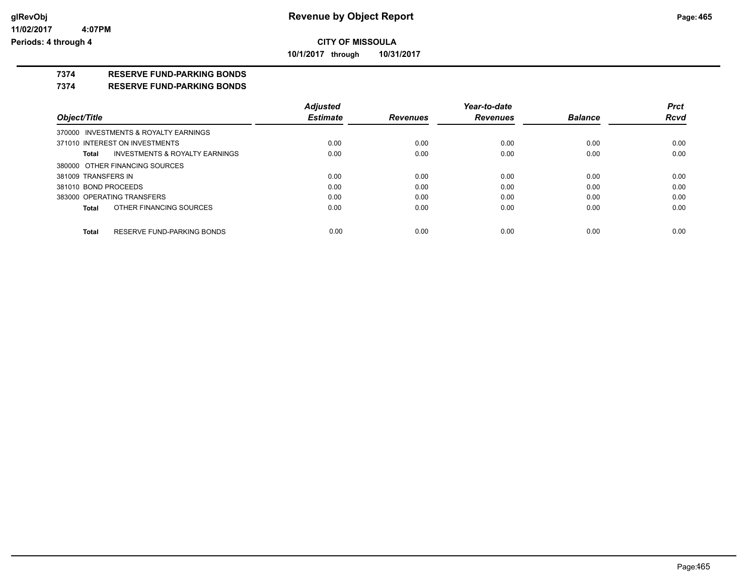# Revenue by Object Report

**CITY OF MISSOULA**

**10/1/2017 through 10/31/2017**

glRevObj
11/02/2017 4:07PM
Periods: 4 through 4

## 7374 RESERVE FUND-PARKING BONDS

### 7374 RESERVE FUND-PARKING BONDS

| Object/Title | Adjusted Estimate | Revenues | Year-to-date Revenues | Balance | Prct Rcvd |
|---|---|---|---|---|---|
| 370000 INVESTMENTS & ROYALTY EARNINGS | | | | | |
| 371010 INTEREST ON INVESTMENTS | 0.00 | 0.00 | 0.00 | 0.00 | 0.00 |
| **Total** INVESTMENTS & ROYALTY EARNINGS | 0.00 | 0.00 | 0.00 | 0.00 | 0.00 |
| 380000 OTHER FINANCING SOURCES | | | | | |
| 381009 TRANSFERS IN | 0.00 | 0.00 | 0.00 | 0.00 | 0.00 |
| 381010 BOND PROCEEDS | 0.00 | 0.00 | 0.00 | 0.00 | 0.00 |
| 383000 OPERATING TRANSFERS | 0.00 | 0.00 | 0.00 | 0.00 | 0.00 |
| **Total** OTHER FINANCING SOURCES | 0.00 | 0.00 | 0.00 | 0.00 | 0.00 |
| **Total** RESERVE FUND-PARKING BONDS | 0.00 | 0.00 | 0.00 | 0.00 | 0.00 |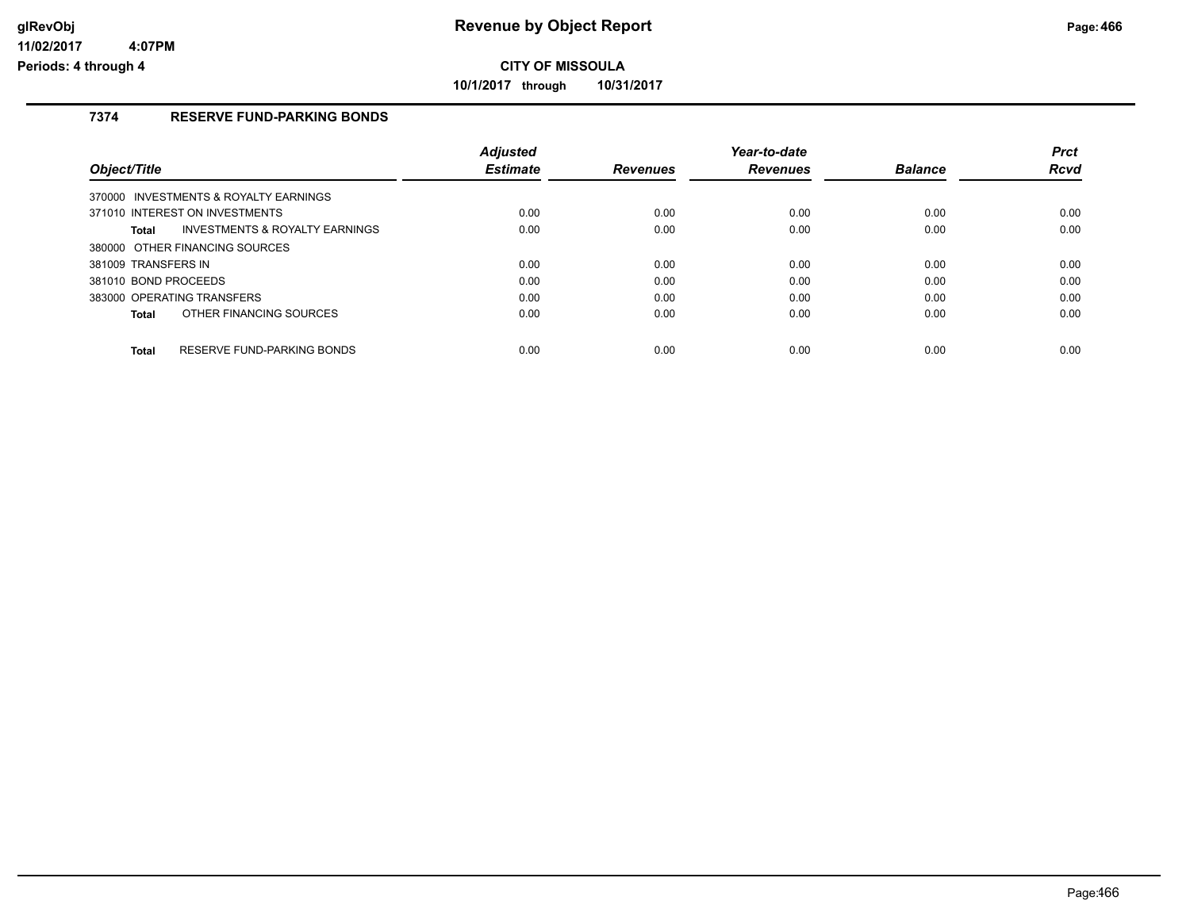**Revenue by Object Report**

**CITY OF MISSOULA**

**10/1/2017 through 10/31/2017**

glRevObj
11/02/2017 4:07PM
Periods: 4 through 4

### 7374 RESERVE FUND-PARKING BONDS

| Object/Title | Adjusted Estimate | Revenues | Year-to-date Revenues | Balance | Prct Rcvd |
|---|---|---|---|---|---|
| 370000 INVESTMENTS & ROYALTY EARNINGS | | | | | |
| 371010 INTEREST ON INVESTMENTS | 0.00 | 0.00 | 0.00 | 0.00 | 0.00 |
| **Total** INVESTMENTS & ROYALTY EARNINGS | 0.00 | 0.00 | 0.00 | 0.00 | 0.00 |
| 380000 OTHER FINANCING SOURCES | | | | | |
| 381009 TRANSFERS IN | 0.00 | 0.00 | 0.00 | 0.00 | 0.00 |
| 381010 BOND PROCEEDS | 0.00 | 0.00 | 0.00 | 0.00 | 0.00 |
| 383000 OPERATING TRANSFERS | 0.00 | 0.00 | 0.00 | 0.00 | 0.00 |
| **Total** OTHER FINANCING SOURCES | 0.00 | 0.00 | 0.00 | 0.00 | 0.00 |
| **Total** RESERVE FUND-PARKING BONDS | 0.00 | 0.00 | 0.00 | 0.00 | 0.00 |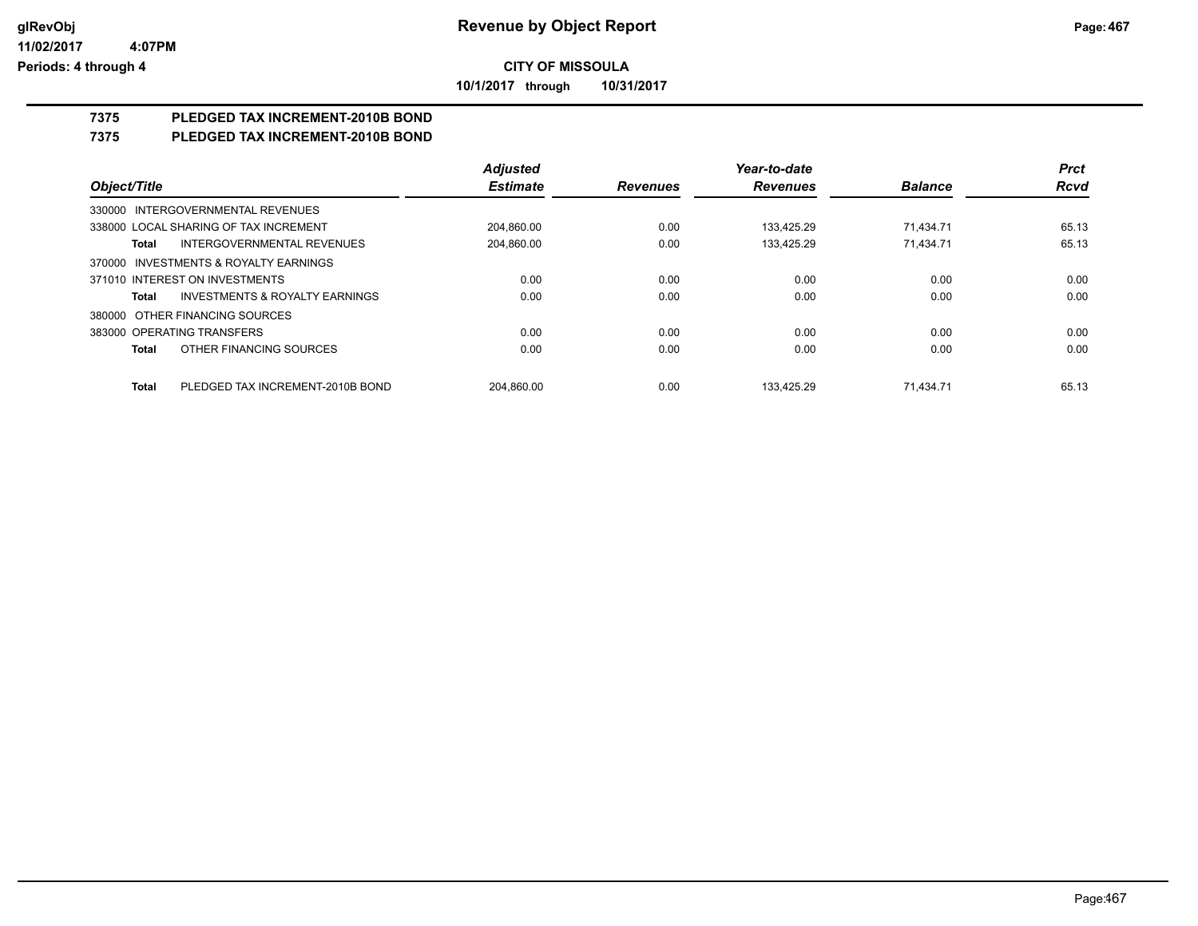**Revenue by Object Report**

**CITY OF MISSOULA**

**10/1/2017 through 10/31/2017**

glRevObj
11/02/2017 4:07PM
Periods: 4 through 4

## 7375 PLEDGED TAX INCREMENT-2010B BOND

## 7375 PLEDGED TAX INCREMENT-2010B BOND

| Object/Title | Adjusted Estimate | Revenues | Year-to-date Revenues | Balance | Prct Rcvd |
|---|---|---|---|---|---|
| 330000 INTERGOVERNMENTAL REVENUES | | | | | |
| 338000 LOCAL SHARING OF TAX INCREMENT | 204,860.00 | 0.00 | 133,425.29 | 71,434.71 | 65.13 |
| **Total** INTERGOVERNMENTAL REVENUES | 204,860.00 | 0.00 | 133,425.29 | 71,434.71 | 65.13 |
| 370000 INVESTMENTS & ROYALTY EARNINGS | | | | | |
| 371010 INTEREST ON INVESTMENTS | 0.00 | 0.00 | 0.00 | 0.00 | 0.00 |
| **Total** INVESTMENTS & ROYALTY EARNINGS | 0.00 | 0.00 | 0.00 | 0.00 | 0.00 |
| 380000 OTHER FINANCING SOURCES | | | | | |
| 383000 OPERATING TRANSFERS | 0.00 | 0.00 | 0.00 | 0.00 | 0.00 |
| **Total** OTHER FINANCING SOURCES | 0.00 | 0.00 | 0.00 | 0.00 | 0.00 |
| **Total** PLEDGED TAX INCREMENT-2010B BOND | 204,860.00 | 0.00 | 133,425.29 | 71,434.71 | 65.13 |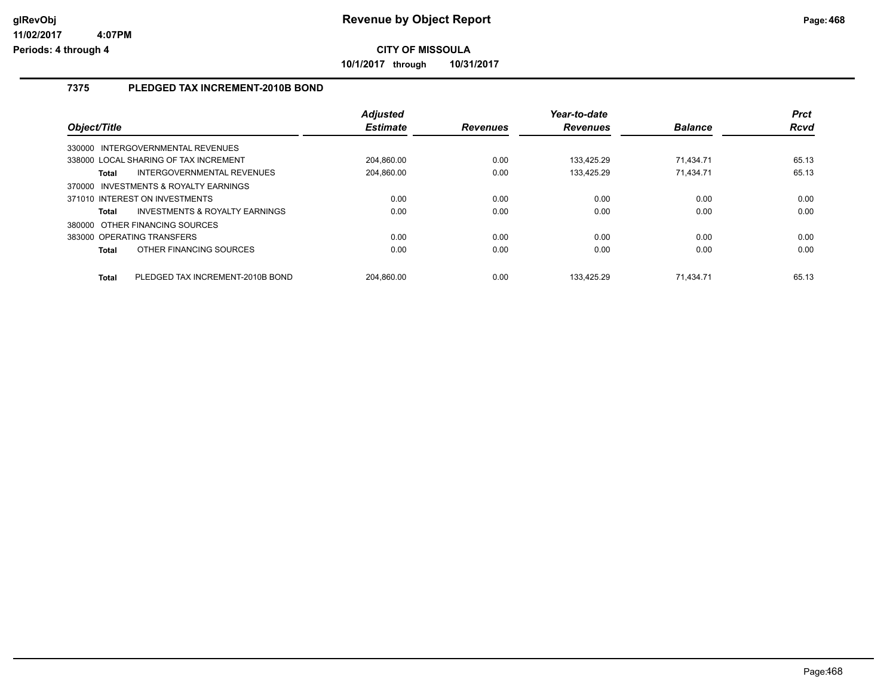# Revenue by Object Report

glRevObj
11/02/2017 4:07PM
Periods: 4 through 4

## CITY OF MISSOULA

10/1/2017 through 10/31/2017

### 7375 PLEDGED TAX INCREMENT-2010B BOND

| Object/Title | | Adjusted Estimate | Revenues | Year-to-date Revenues | Balance | Prct Rcvd |
|---|---|---|---|---|---|---|
| 330000 INTERGOVERNMENTAL REVENUES | | | | | | |
| 338000 LOCAL SHARING OF TAX INCREMENT | | 204,860.00 | 0.00 | 133,425.29 | 71,434.71 | 65.13 |
| Total | INTERGOVERNMENTAL REVENUES | 204,860.00 | 0.00 | 133,425.29 | 71,434.71 | 65.13 |
| 370000 INVESTMENTS & ROYALTY EARNINGS | | | | | | |
| 371010 INTEREST ON INVESTMENTS | | 0.00 | 0.00 | 0.00 | 0.00 | 0.00 |
| Total | INVESTMENTS & ROYALTY EARNINGS | 0.00 | 0.00 | 0.00 | 0.00 | 0.00 |
| 380000 OTHER FINANCING SOURCES | | | | | | |
| 383000 OPERATING TRANSFERS | | 0.00 | 0.00 | 0.00 | 0.00 | 0.00 |
| Total | OTHER FINANCING SOURCES | 0.00 | 0.00 | 0.00 | 0.00 | 0.00 |
| Total | PLEDGED TAX INCREMENT-2010B BOND | 204,860.00 | 0.00 | 133,425.29 | 71,434.71 | 65.13 |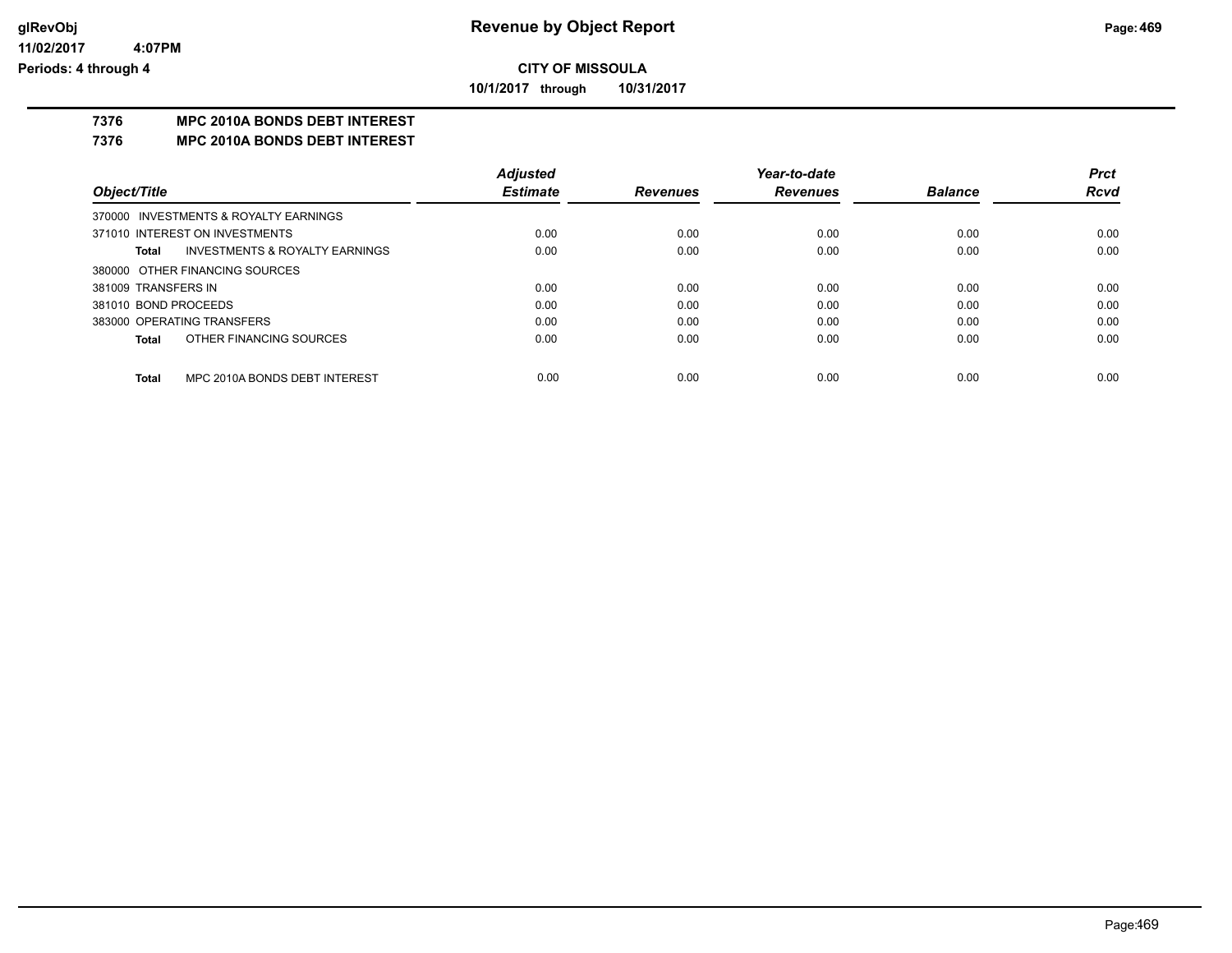**Revenue by Object Report**

**CITY OF MISSOULA**

**10/1/2017 through 10/31/2017**

glRevObj
11/02/2017 4:07PM
Periods: 4 through 4

## 7376 MPC 2010A BONDS DEBT INTEREST

## 7376 MPC 2010A BONDS DEBT INTEREST

| Object/Title | Adjusted Estimate | Revenues | Year-to-date Revenues | Balance | Prct Rcvd |
|---|---|---|---|---|---|
| 370000 INVESTMENTS & ROYALTY EARNINGS | | | | | |
| 371010 INTEREST ON INVESTMENTS | 0.00 | 0.00 | 0.00 | 0.00 | 0.00 |
| **Total** INVESTMENTS & ROYALTY EARNINGS | 0.00 | 0.00 | 0.00 | 0.00 | 0.00 |
| 380000 OTHER FINANCING SOURCES | | | | | |
| 381009 TRANSFERS IN | 0.00 | 0.00 | 0.00 | 0.00 | 0.00 |
| 381010 BOND PROCEEDS | 0.00 | 0.00 | 0.00 | 0.00 | 0.00 |
| 383000 OPERATING TRANSFERS | 0.00 | 0.00 | 0.00 | 0.00 | 0.00 |
| **Total** OTHER FINANCING SOURCES | 0.00 | 0.00 | 0.00 | 0.00 | 0.00 |
| **Total** MPC 2010A BONDS DEBT INTEREST | 0.00 | 0.00 | 0.00 | 0.00 | 0.00 |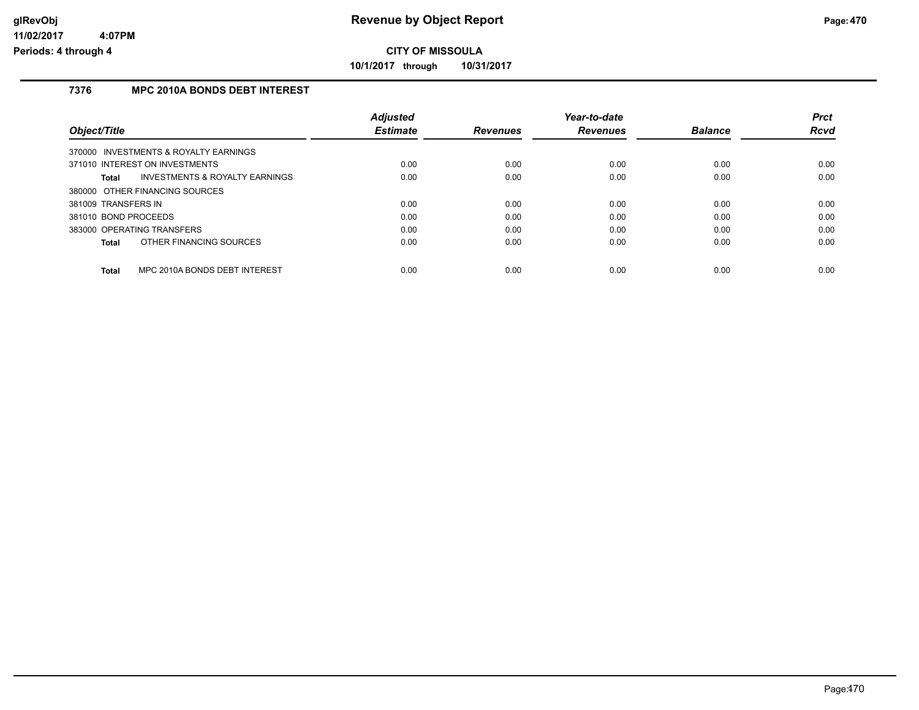# Revenue by Object Report

## CITY OF MISSOULA

**10/1/2017 through 10/31/2017**

glRevObj
11/02/2017 4:07PM
Periods: 4 through 4

### 7376 MPC 2010A BONDS DEBT INTEREST

| Object/Title | Adjusted Estimate | Revenues | Year-to-date Revenues | Balance | Prct Rcvd |
|---|---|---|---|---|---|
| 370000 INVESTMENTS & ROYALTY EARNINGS | | | | | |
| 371010 INTEREST ON INVESTMENTS | 0.00 | 0.00 | 0.00 | 0.00 | 0.00 |
| **Total** INVESTMENTS & ROYALTY EARNINGS | 0.00 | 0.00 | 0.00 | 0.00 | 0.00 |
| 380000 OTHER FINANCING SOURCES | | | | | |
| 381009 TRANSFERS IN | 0.00 | 0.00 | 0.00 | 0.00 | 0.00 |
| 381010 BOND PROCEEDS | 0.00 | 0.00 | 0.00 | 0.00 | 0.00 |
| 383000 OPERATING TRANSFERS | 0.00 | 0.00 | 0.00 | 0.00 | 0.00 |
| **Total** OTHER FINANCING SOURCES | 0.00 | 0.00 | 0.00 | 0.00 | 0.00 |
| **Total** MPC 2010A BONDS DEBT INTEREST | 0.00 | 0.00 | 0.00 | 0.00 | 0.00 |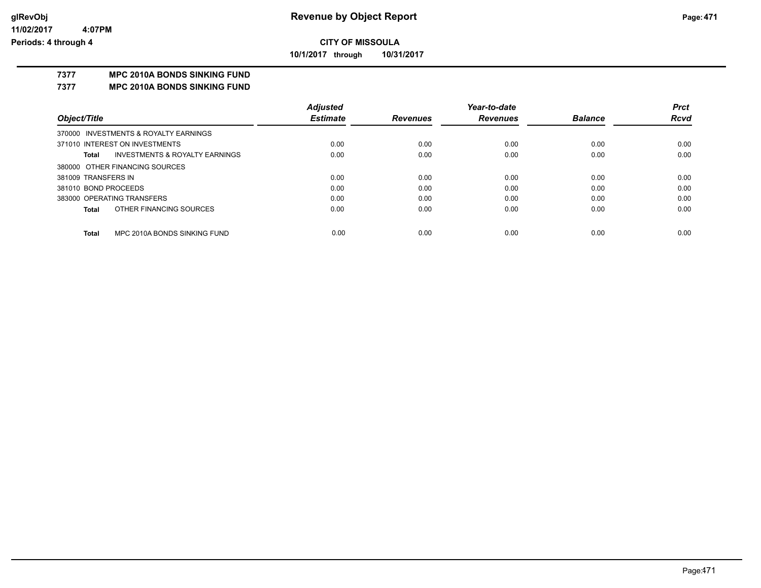# CITY OF MISSOULA

**10/1/2017 through 10/31/2017**

## 7377 MPC 2010A BONDS SINKING FUND

## 7377 MPC 2010A BONDS SINKING FUND

| Object/Title | Adjusted Estimate | Revenues | Year-to-date Revenues | Balance | Prct Rcvd |
|---|---|---|---|---|---|
| 370000 INVESTMENTS & ROYALTY EARNINGS | | | | | |
| 371010 INTEREST ON INVESTMENTS | 0.00 | 0.00 | 0.00 | 0.00 | 0.00 |
| **Total** INVESTMENTS & ROYALTY EARNINGS | 0.00 | 0.00 | 0.00 | 0.00 | 0.00 |
| 380000 OTHER FINANCING SOURCES | | | | | |
| 381009 TRANSFERS IN | 0.00 | 0.00 | 0.00 | 0.00 | 0.00 |
| 381010 BOND PROCEEDS | 0.00 | 0.00 | 0.00 | 0.00 | 0.00 |
| 383000 OPERATING TRANSFERS | 0.00 | 0.00 | 0.00 | 0.00 | 0.00 |
| **Total** OTHER FINANCING SOURCES | 0.00 | 0.00 | 0.00 | 0.00 | 0.00 |
| **Total** MPC 2010A BONDS SINKING FUND | 0.00 | 0.00 | 0.00 | 0.00 | 0.00 |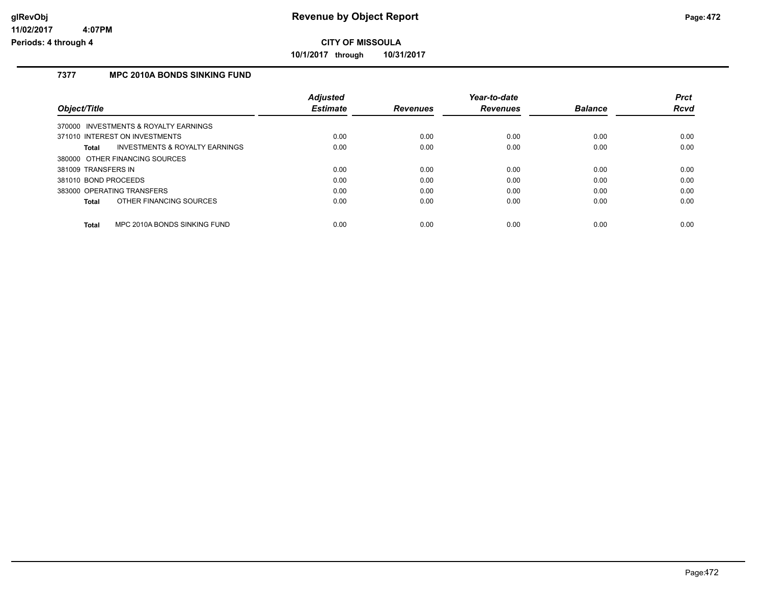# Revenue by Object Report

glRevObj
11/02/2017 4:07PM
Periods: 4 through 4

**CITY OF MISSOULA**

**10/1/2017 through 10/31/2017**

## 7377 MPC 2010A BONDS SINKING FUND

| Object/Title | | Adjusted Estimate | Revenues | Year-to-date Revenues | Balance | Prct Rcvd |
|---|---|---|---|---|---|---|
| 370000 INVESTMENTS & ROYALTY EARNINGS | | | | | | |
| 371010 INTEREST ON INVESTMENTS | | 0.00 | 0.00 | 0.00 | 0.00 | 0.00 |
| **Total** | INVESTMENTS & ROYALTY EARNINGS | 0.00 | 0.00 | 0.00 | 0.00 | 0.00 |
| 380000 OTHER FINANCING SOURCES | | | | | | |
| 381009 TRANSFERS IN | | 0.00 | 0.00 | 0.00 | 0.00 | 0.00 |
| 381010 BOND PROCEEDS | | 0.00 | 0.00 | 0.00 | 0.00 | 0.00 |
| 383000 OPERATING TRANSFERS | | 0.00 | 0.00 | 0.00 | 0.00 | 0.00 |
| **Total** | OTHER FINANCING SOURCES | 0.00 | 0.00 | 0.00 | 0.00 | 0.00 |
| **Total** | MPC 2010A BONDS SINKING FUND | 0.00 | 0.00 | 0.00 | 0.00 | 0.00 |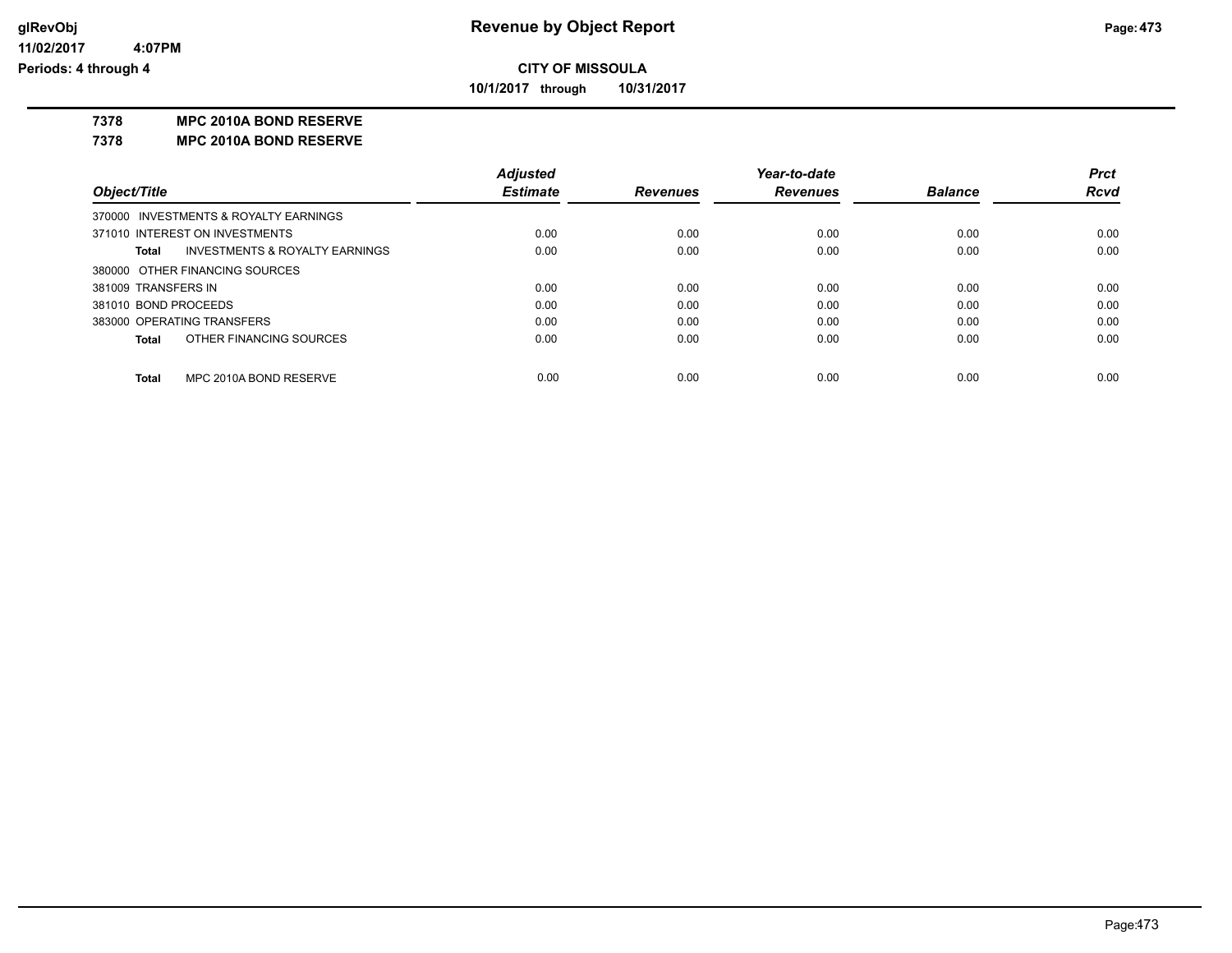**CITY OF MISSOULA**

**10/1/2017 through 10/31/2017**

**7378 MPC 2010A BOND RESERVE**

**7378 MPC 2010A BOND RESERVE**

| Object/Title | Adjusted Estimate | Revenues | Year-to-date Revenues | Balance | Prct Rcvd |
|---|---|---|---|---|---|
| 370000 INVESTMENTS & ROYALTY EARNINGS | | | | | |
| 371010 INTEREST ON INVESTMENTS | 0.00 | 0.00 | 0.00 | 0.00 | 0.00 |
| **Total** INVESTMENTS & ROYALTY EARNINGS | 0.00 | 0.00 | 0.00 | 0.00 | 0.00 |
| 380000 OTHER FINANCING SOURCES | | | | | |
| 381009 TRANSFERS IN | 0.00 | 0.00 | 0.00 | 0.00 | 0.00 |
| 381010 BOND PROCEEDS | 0.00 | 0.00 | 0.00 | 0.00 | 0.00 |
| 383000 OPERATING TRANSFERS | 0.00 | 0.00 | 0.00 | 0.00 | 0.00 |
| **Total** OTHER FINANCING SOURCES | 0.00 | 0.00 | 0.00 | 0.00 | 0.00 |
| **Total** MPC 2010A BOND RESERVE | 0.00 | 0.00 | 0.00 | 0.00 | 0.00 |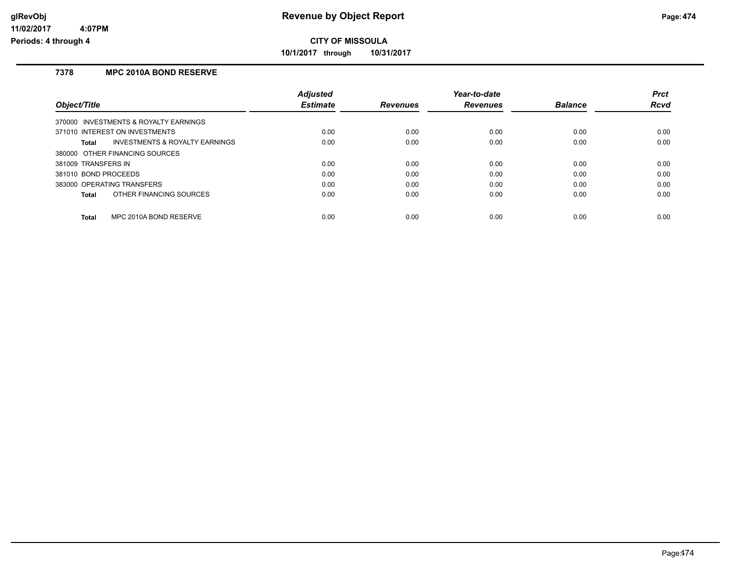**CITY OF MISSOULA**

**10/1/2017 through 10/31/2017**

## 7378 MPC 2010A BOND RESERVE

| Object/Title | Adjusted Estimate | Revenues | Year-to-date Revenues | Balance | Prct Rcvd |
|---|---|---|---|---|---|
| 370000 INVESTMENTS & ROYALTY EARNINGS | | | | | |
| 371010 INTEREST ON INVESTMENTS | 0.00 | 0.00 | 0.00 | 0.00 | 0.00 |
| **Total** INVESTMENTS & ROYALTY EARNINGS | 0.00 | 0.00 | 0.00 | 0.00 | 0.00 |
| 380000 OTHER FINANCING SOURCES | | | | | |
| 381009 TRANSFERS IN | 0.00 | 0.00 | 0.00 | 0.00 | 0.00 |
| 381010 BOND PROCEEDS | 0.00 | 0.00 | 0.00 | 0.00 | 0.00 |
| 383000 OPERATING TRANSFERS | 0.00 | 0.00 | 0.00 | 0.00 | 0.00 |
| **Total** OTHER FINANCING SOURCES | 0.00 | 0.00 | 0.00 | 0.00 | 0.00 |
| **Total** MPC 2010A BOND RESERVE | 0.00 | 0.00 | 0.00 | 0.00 | 0.00 |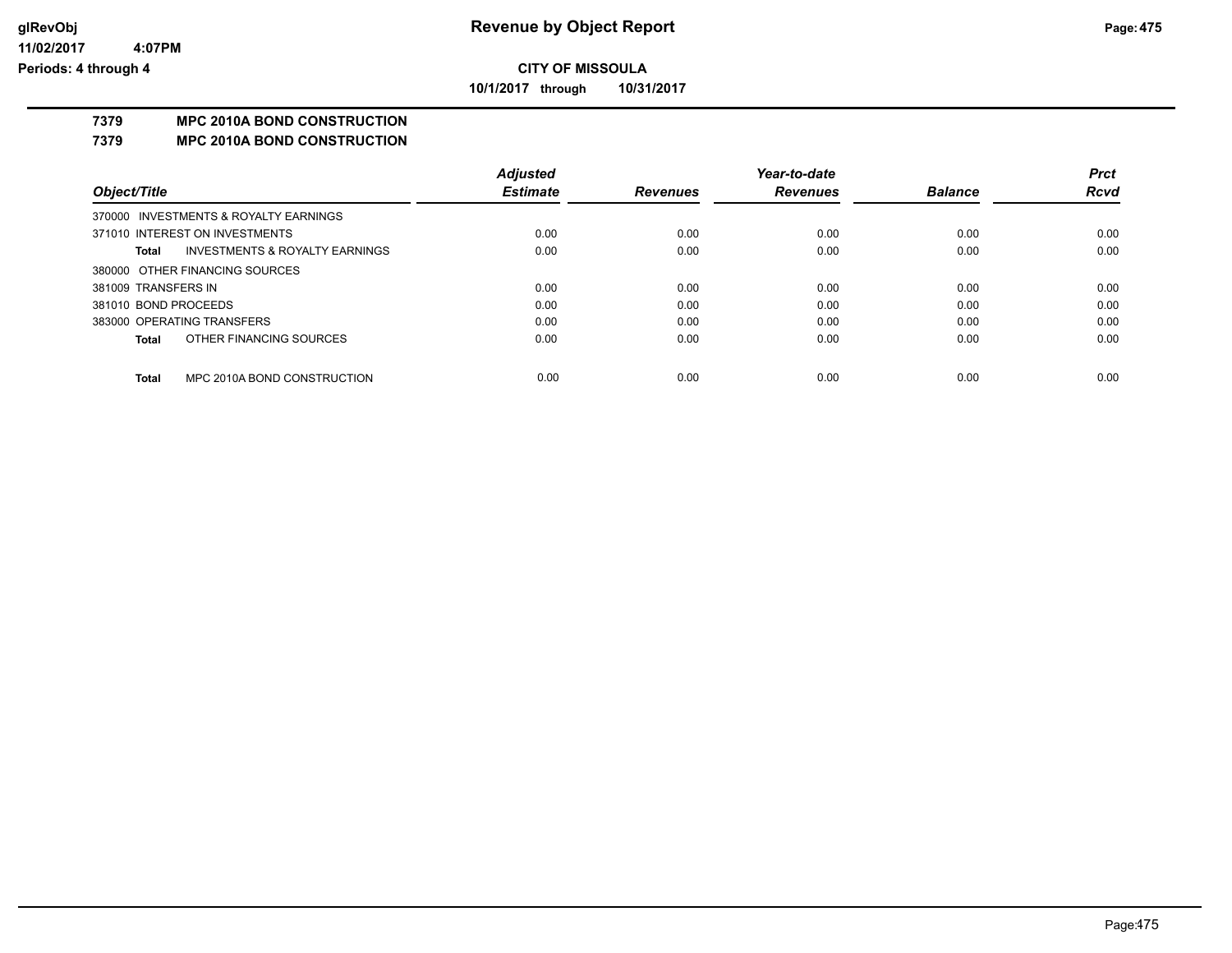# CITY OF MISSOULA

**10/1/2017 through 10/31/2017**

## 7379 MPC 2010A BOND CONSTRUCTION

## 7379 MPC 2010A BOND CONSTRUCTION

| Object/Title | Adjusted Estimate | Revenues | Year-to-date Revenues | Balance | Prct Rcvd |
|---|---|---|---|---|---|
| 370000 INVESTMENTS & ROYALTY EARNINGS | | | | | |
| 371010 INTEREST ON INVESTMENTS | 0.00 | 0.00 | 0.00 | 0.00 | 0.00 |
| **Total** INVESTMENTS & ROYALTY EARNINGS | 0.00 | 0.00 | 0.00 | 0.00 | 0.00 |
| 380000 OTHER FINANCING SOURCES | | | | | |
| 381009 TRANSFERS IN | 0.00 | 0.00 | 0.00 | 0.00 | 0.00 |
| 381010 BOND PROCEEDS | 0.00 | 0.00 | 0.00 | 0.00 | 0.00 |
| 383000 OPERATING TRANSFERS | 0.00 | 0.00 | 0.00 | 0.00 | 0.00 |
| **Total** OTHER FINANCING SOURCES | 0.00 | 0.00 | 0.00 | 0.00 | 0.00 |
| **Total** MPC 2010A BOND CONSTRUCTION | 0.00 | 0.00 | 0.00 | 0.00 | 0.00 |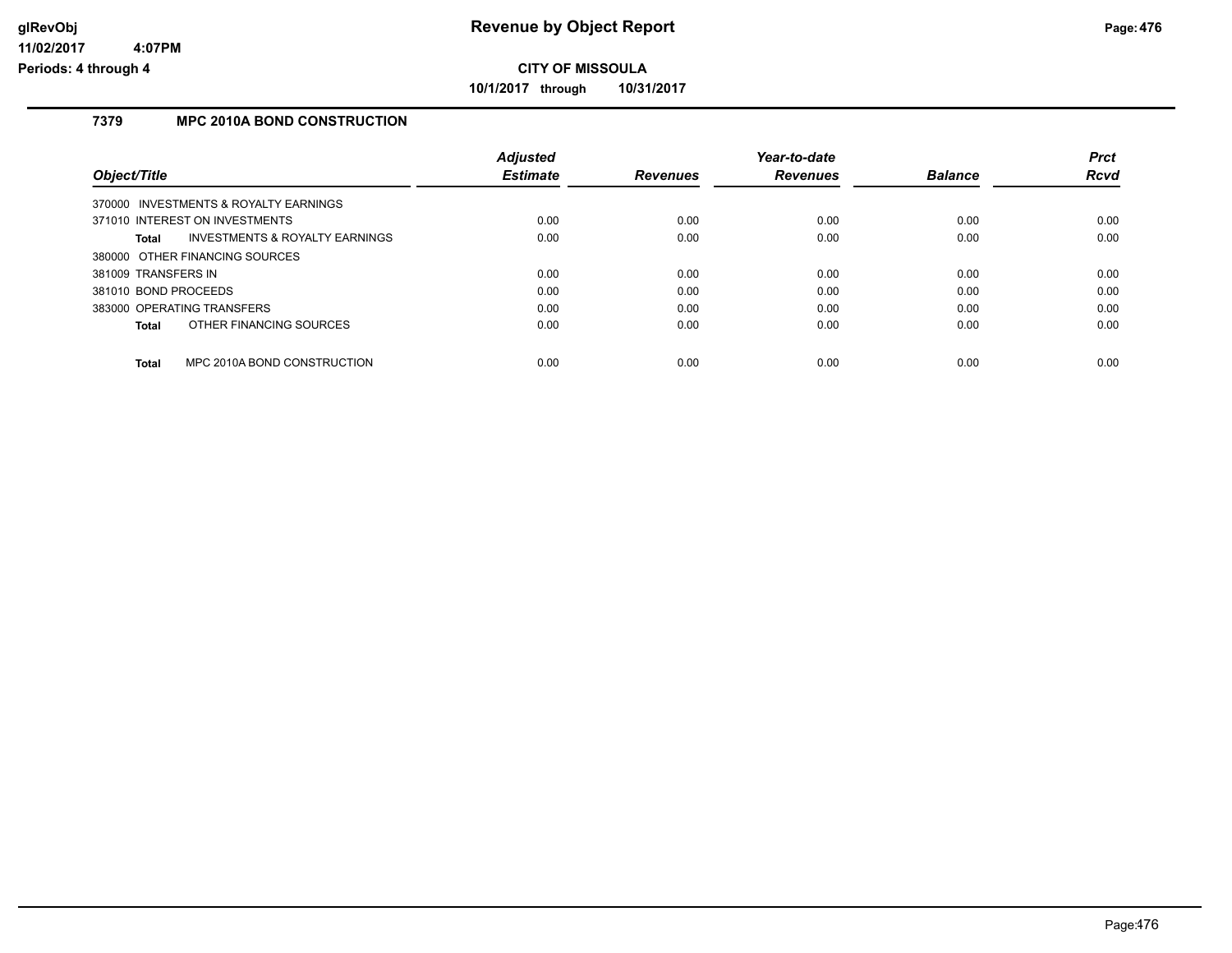# Revenue by Object Report

**CITY OF MISSOULA**

**10/1/2017 through 10/31/2017**

glRevObj
11/02/2017 4:07PM
Periods: 4 through 4

### 7379 MPC 2010A BOND CONSTRUCTION

| Object/Title | Adjusted Estimate | Revenues | Year-to-date Revenues | Balance | Prct Rcvd |
|---|---|---|---|---|---|
| 370000 INVESTMENTS & ROYALTY EARNINGS | | | | | |
| 371010 INTEREST ON INVESTMENTS | 0.00 | 0.00 | 0.00 | 0.00 | 0.00 |
| **Total** INVESTMENTS & ROYALTY EARNINGS | 0.00 | 0.00 | 0.00 | 0.00 | 0.00 |
| 380000 OTHER FINANCING SOURCES | | | | | |
| 381009 TRANSFERS IN | 0.00 | 0.00 | 0.00 | 0.00 | 0.00 |
| 381010 BOND PROCEEDS | 0.00 | 0.00 | 0.00 | 0.00 | 0.00 |
| 383000 OPERATING TRANSFERS | 0.00 | 0.00 | 0.00 | 0.00 | 0.00 |
| **Total** OTHER FINANCING SOURCES | 0.00 | 0.00 | 0.00 | 0.00 | 0.00 |
| **Total** MPC 2010A BOND CONSTRUCTION | 0.00 | 0.00 | 0.00 | 0.00 | 0.00 |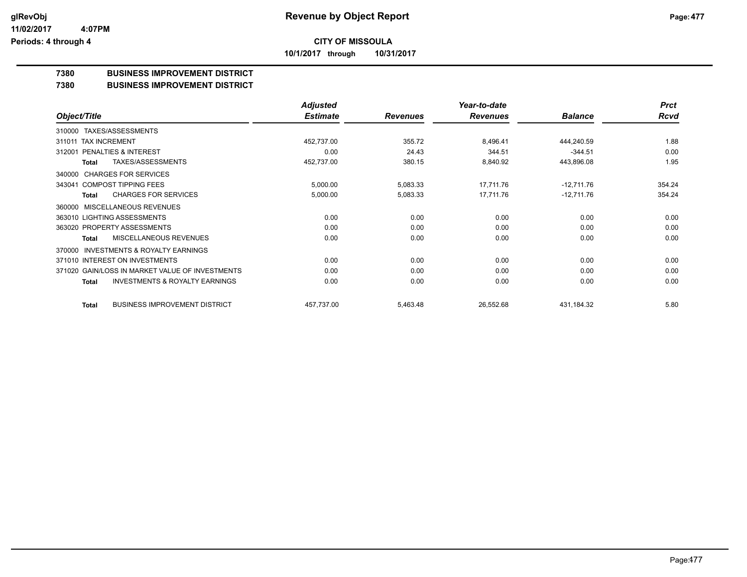# Revenue by Object Report

**CITY OF MISSOULA**

**10/1/2017 through 10/31/2017**

glRevObj
11/02/2017 4:07PM
Periods: 4 through 4

## 7380 BUSINESS IMPROVEMENT DISTRICT

### 7380 BUSINESS IMPROVEMENT DISTRICT

| Object/Title | Adjusted Estimate | Revenues | Year-to-date Revenues | Balance | Prct Rcvd |
|---|---|---|---|---|---|
| 310000 TAXES/ASSESSMENTS | | | | | |
| 311011 TAX INCREMENT | 452,737.00 | 355.72 | 8,496.41 | 444,240.59 | 1.88 |
| 312001 PENALTIES & INTEREST | 0.00 | 24.43 | 344.51 | -344.51 | 0.00 |
| **Total** TAXES/ASSESSMENTS | 452,737.00 | 380.15 | 8,840.92 | 443,896.08 | 1.95 |
| 340000 CHARGES FOR SERVICES | | | | | |
| 343041 COMPOST TIPPING FEES | 5,000.00 | 5,083.33 | 17,711.76 | -12,711.76 | 354.24 |
| **Total** CHARGES FOR SERVICES | 5,000.00 | 5,083.33 | 17,711.76 | -12,711.76 | 354.24 |
| 360000 MISCELLANEOUS REVENUES | | | | | |
| 363010 LIGHTING ASSESSMENTS | 0.00 | 0.00 | 0.00 | 0.00 | 0.00 |
| 363020 PROPERTY ASSESSMENTS | 0.00 | 0.00 | 0.00 | 0.00 | 0.00 |
| **Total** MISCELLANEOUS REVENUES | 0.00 | 0.00 | 0.00 | 0.00 | 0.00 |
| 370000 INVESTMENTS & ROYALTY EARNINGS | | | | | |
| 371010 INTEREST ON INVESTMENTS | 0.00 | 0.00 | 0.00 | 0.00 | 0.00 |
| 371020 GAIN/LOSS IN MARKET VALUE OF INVESTMENTS | 0.00 | 0.00 | 0.00 | 0.00 | 0.00 |
| **Total** INVESTMENTS & ROYALTY EARNINGS | 0.00 | 0.00 | 0.00 | 0.00 | 0.00 |
| **Total** BUSINESS IMPROVEMENT DISTRICT | 457,737.00 | 5,463.48 | 26,552.68 | 431,184.32 | 5.80 |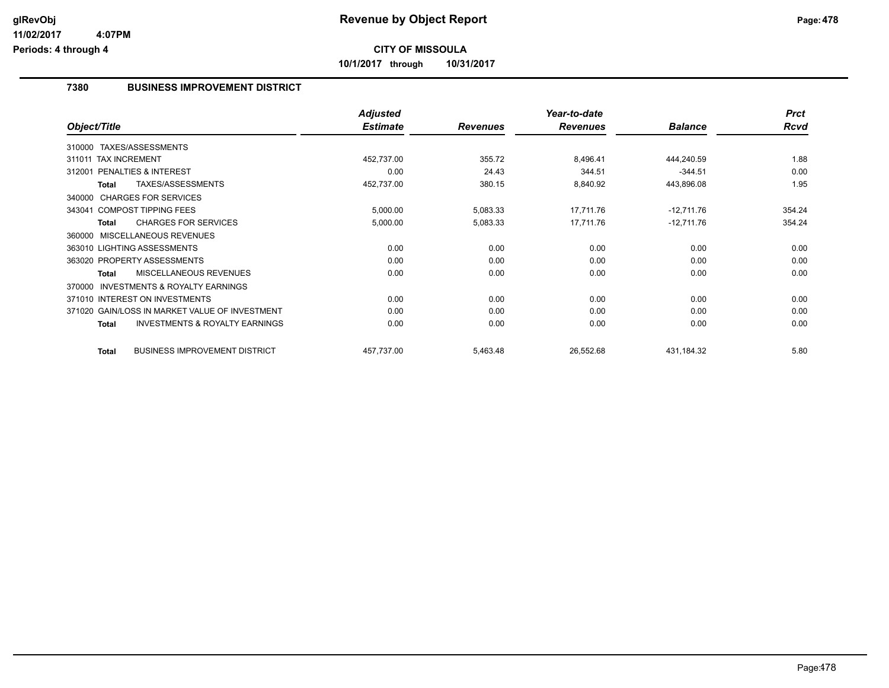# Revenue by Object Report

**CITY OF MISSOULA**

**10/1/2017 through 10/31/2017**

glRevObj
11/02/2017 4:07PM
Periods: 4 through 4

## 7380 BUSINESS IMPROVEMENT DISTRICT

| Object/Title | Adjusted Estimate | Revenues | Year-to-date Revenues | Balance | Prct Rcvd |
|---|---|---|---|---|---|
| 310000 TAXES/ASSESSMENTS | | | | | |
| 311011 TAX INCREMENT | 452,737.00 | 355.72 | 8,496.41 | 444,240.59 | 1.88 |
| 312001 PENALTIES & INTEREST | 0.00 | 24.43 | 344.51 | -344.51 | 0.00 |
| **Total** TAXES/ASSESSMENTS | 452,737.00 | 380.15 | 8,840.92 | 443,896.08 | 1.95 |
| 340000 CHARGES FOR SERVICES | | | | | |
| 343041 COMPOST TIPPING FEES | 5,000.00 | 5,083.33 | 17,711.76 | -12,711.76 | 354.24 |
| **Total** CHARGES FOR SERVICES | 5,000.00 | 5,083.33 | 17,711.76 | -12,711.76 | 354.24 |
| 360000 MISCELLANEOUS REVENUES | | | | | |
| 363010 LIGHTING ASSESSMENTS | 0.00 | 0.00 | 0.00 | 0.00 | 0.00 |
| 363020 PROPERTY ASSESSMENTS | 0.00 | 0.00 | 0.00 | 0.00 | 0.00 |
| **Total** MISCELLANEOUS REVENUES | 0.00 | 0.00 | 0.00 | 0.00 | 0.00 |
| 370000 INVESTMENTS & ROYALTY EARNINGS | | | | | |
| 371010 INTEREST ON INVESTMENTS | 0.00 | 0.00 | 0.00 | 0.00 | 0.00 |
| 371020 GAIN/LOSS IN MARKET VALUE OF INVESTMENT | 0.00 | 0.00 | 0.00 | 0.00 | 0.00 |
| **Total** INVESTMENTS & ROYALTY EARNINGS | 0.00 | 0.00 | 0.00 | 0.00 | 0.00 |
| **Total** BUSINESS IMPROVEMENT DISTRICT | 457,737.00 | 5,463.48 | 26,552.68 | 431,184.32 | 5.80 |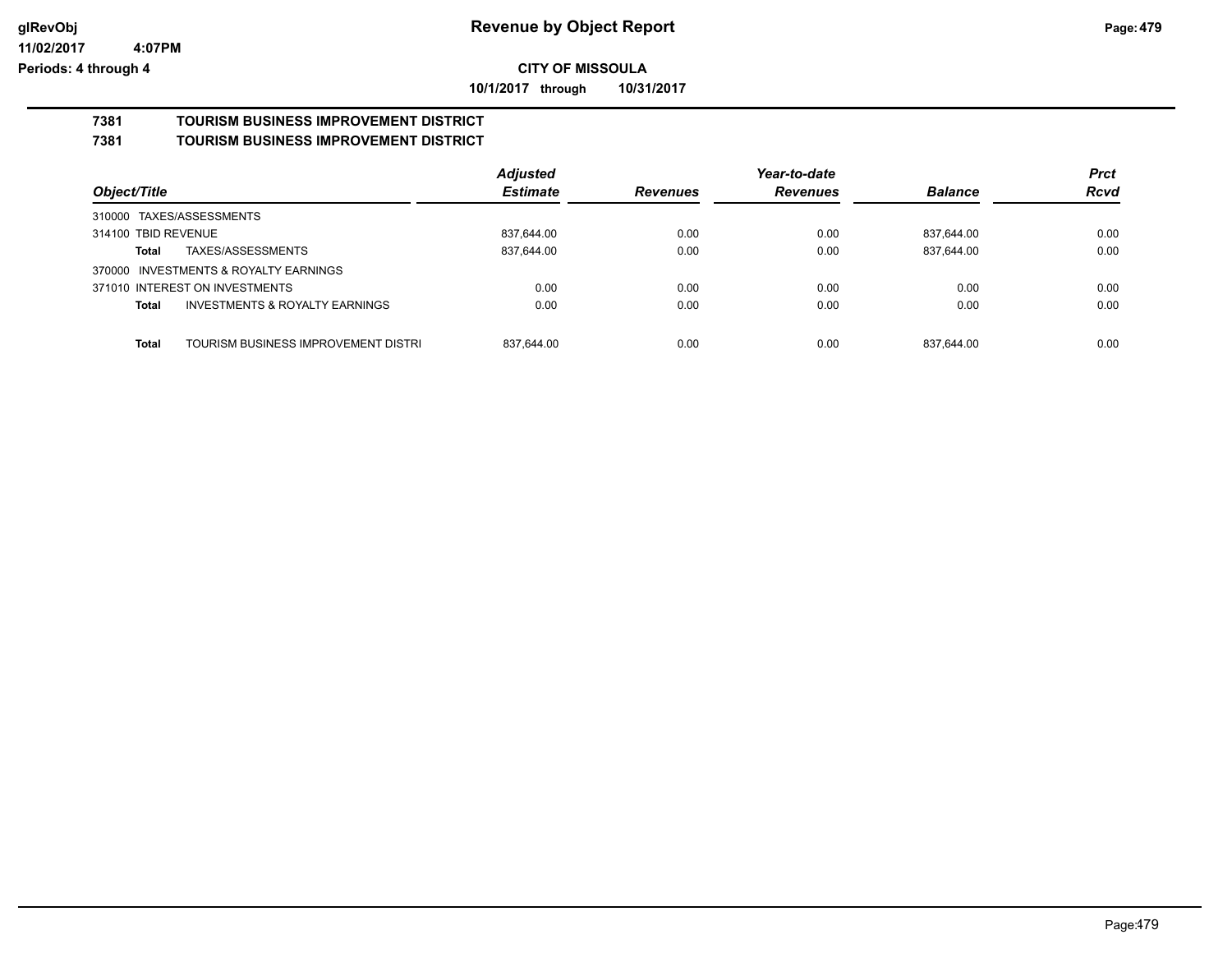**CITY OF MISSOULA**

**10/1/2017 through 10/31/2017**

# 7381 TOURISM BUSINESS IMPROVEMENT DISTRICT

## 7381 TOURISM BUSINESS IMPROVEMENT DISTRICT

| Object/Title | Adjusted Estimate | Revenues | Year-to-date Revenues | Balance | Prct Rcvd |
|---|---|---|---|---|---|
| 310000 TAXES/ASSESSMENTS | | | | | |
| 314100 TBID REVENUE | 837,644.00 | 0.00 | 0.00 | 837,644.00 | 0.00 |
| **Total** TAXES/ASSESSMENTS | 837,644.00 | 0.00 | 0.00 | 837,644.00 | 0.00 |
| 370000 INVESTMENTS & ROYALTY EARNINGS | | | | | |
| 371010 INTEREST ON INVESTMENTS | 0.00 | 0.00 | 0.00 | 0.00 | 0.00 |
| **Total** INVESTMENTS & ROYALTY EARNINGS | 0.00 | 0.00 | 0.00 | 0.00 | 0.00 |
| **Total** TOURISM BUSINESS IMPROVEMENT DISTRI | 837,644.00 | 0.00 | 0.00 | 837,644.00 | 0.00 |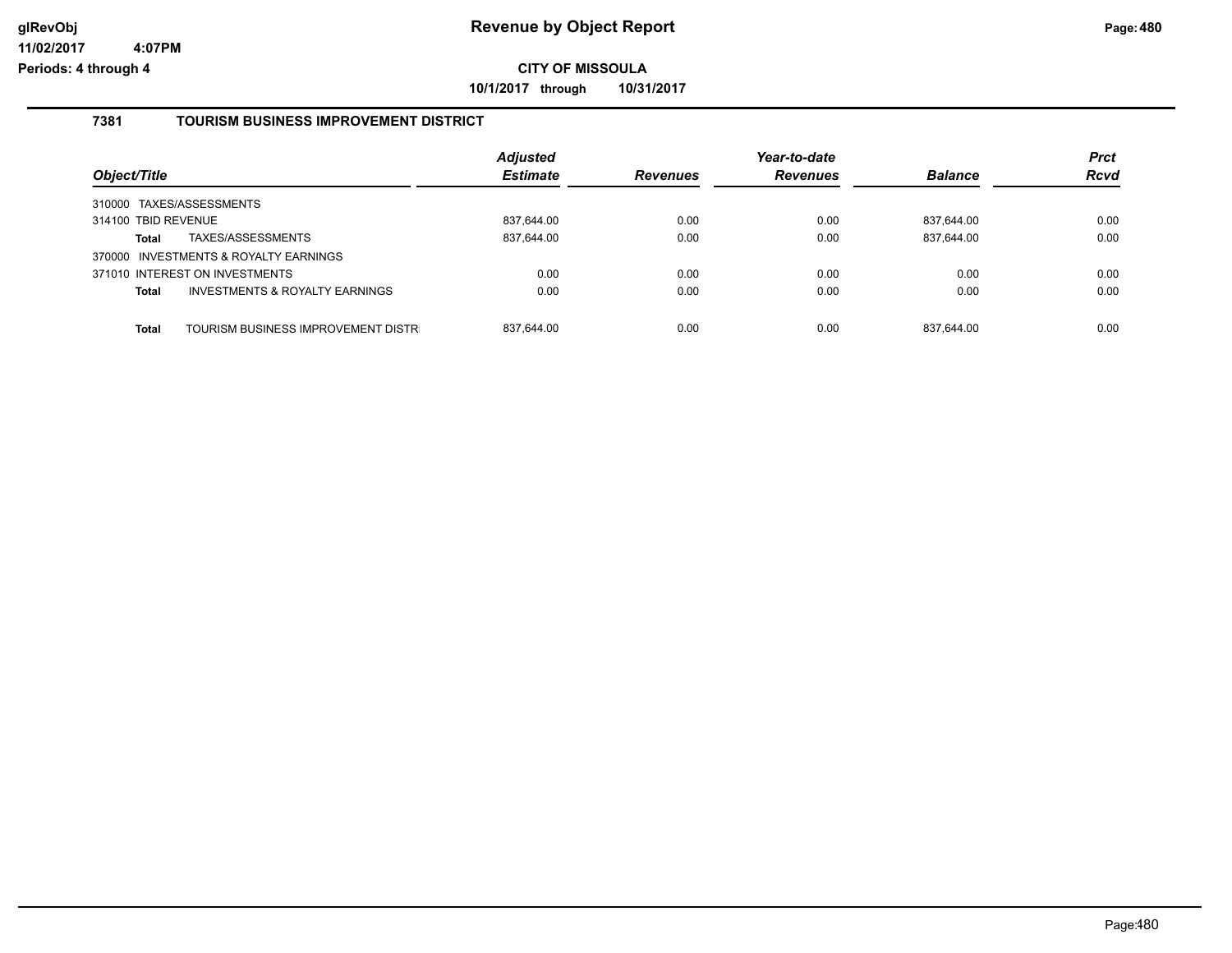**CITY OF MISSOULA**

**10/1/2017 through 10/31/2017**

### 7381 TOURISM BUSINESS IMPROVEMENT DISTRICT

| Object/Title | Adjusted Estimate | Revenues | Year-to-date Revenues | Balance | Prct Rcvd |
|---|---|---|---|---|---|
| 310000 TAXES/ASSESSMENTS | | | | | |
| 314100 TBID REVENUE | 837,644.00 | 0.00 | 0.00 | 837,644.00 | 0.00 |
| **Total** TAXES/ASSESSMENTS | 837,644.00 | 0.00 | 0.00 | 837,644.00 | 0.00 |
| 370000 INVESTMENTS & ROYALTY EARNINGS | | | | | |
| 371010 INTEREST ON INVESTMENTS | 0.00 | 0.00 | 0.00 | 0.00 | 0.00 |
| **Total** INVESTMENTS & ROYALTY EARNINGS | 0.00 | 0.00 | 0.00 | 0.00 | 0.00 |
| **Total** TOURISM BUSINESS IMPROVEMENT DISTR | 837,644.00 | 0.00 | 0.00 | 837,644.00 | 0.00 |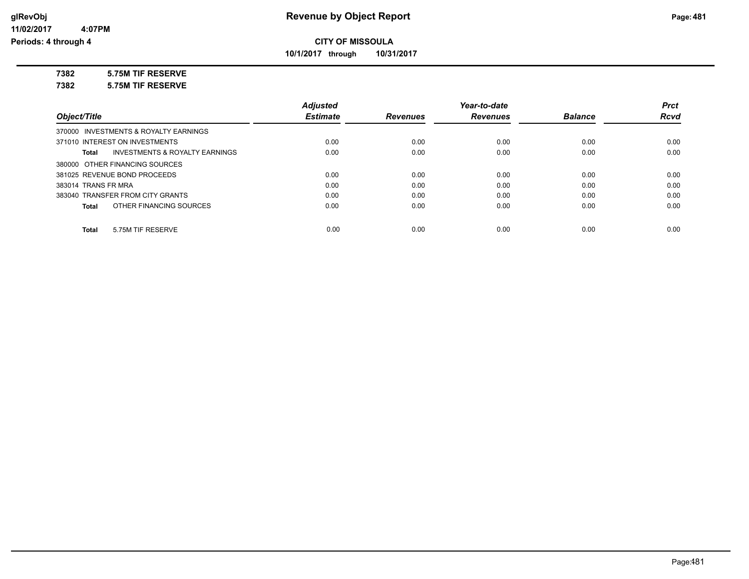# Revenue by Object Report

## CITY OF MISSOULA

**10/1/2017 through 10/31/2017**

**7382 5.75M TIF RESERVE**

**7382 5.75M TIF RESERVE**

| Object/Title | Adjusted Estimate | Revenues | Year-to-date Revenues | Balance | Prct Rcvd |
|---|---|---|---|---|---|
| 370000 INVESTMENTS & ROYALTY EARNINGS | | | | | |
| 371010 INTEREST ON INVESTMENTS | 0.00 | 0.00 | 0.00 | 0.00 | 0.00 |
| **Total** INVESTMENTS & ROYALTY EARNINGS | 0.00 | 0.00 | 0.00 | 0.00 | 0.00 |
| 380000 OTHER FINANCING SOURCES | | | | | |
| 381025 REVENUE BOND PROCEEDS | 0.00 | 0.00 | 0.00 | 0.00 | 0.00 |
| 383014 TRANS FR MRA | 0.00 | 0.00 | 0.00 | 0.00 | 0.00 |
| 383040 TRANSFER FROM CITY GRANTS | 0.00 | 0.00 | 0.00 | 0.00 | 0.00 |
| **Total** OTHER FINANCING SOURCES | 0.00 | 0.00 | 0.00 | 0.00 | 0.00 |
| **Total** 5.75M TIF RESERVE | 0.00 | 0.00 | 0.00 | 0.00 | 0.00 |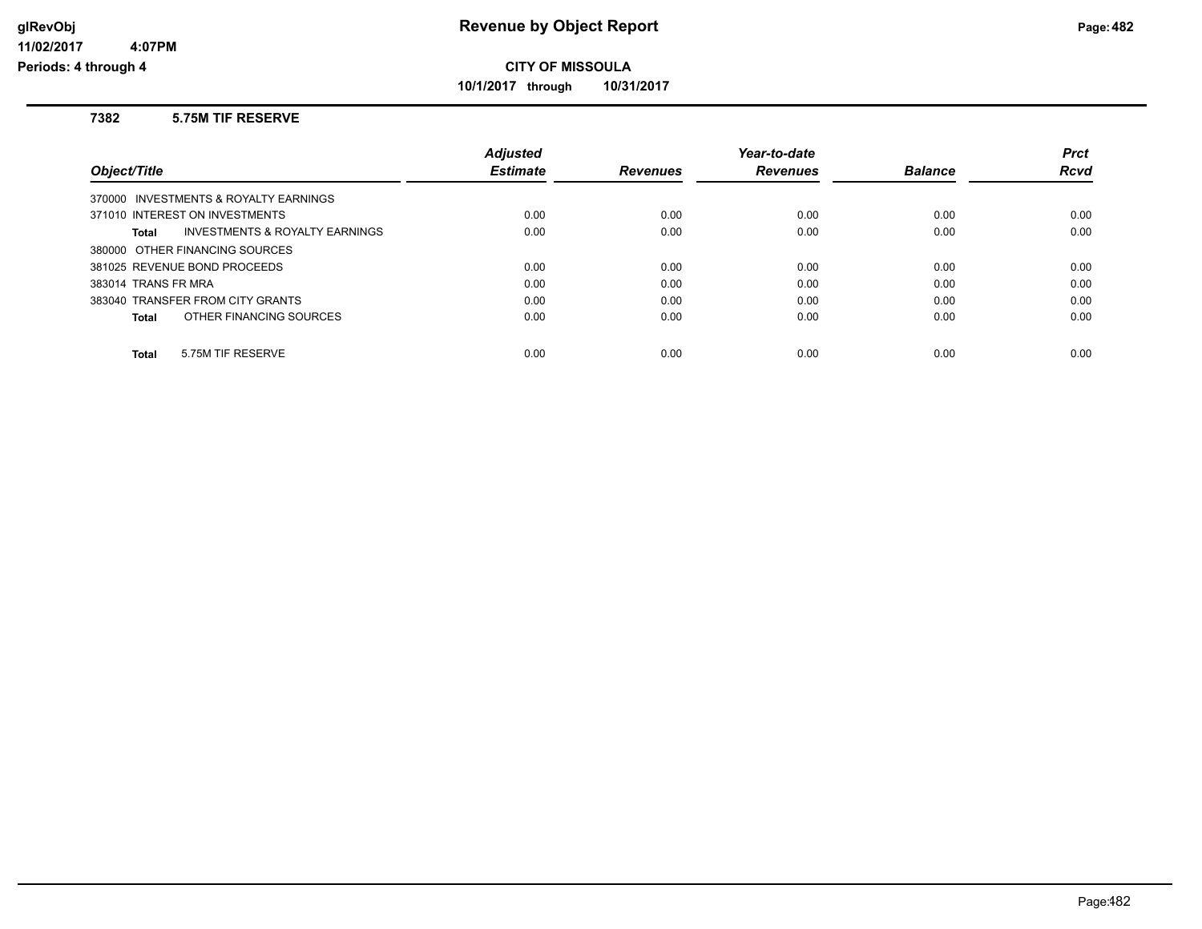# Revenue by Object Report

## CITY OF MISSOULA

**10/1/2017 through 10/31/2017**

glRevObj
11/02/2017 4:07PM
Periods: 4 through 4

### 7382 5.75M TIF RESERVE

| Object/Title | Adjusted Estimate | Revenues | Year-to-date Revenues | Balance | Prct Rcvd |
|---|---|---|---|---|---|
| 370000 INVESTMENTS & ROYALTY EARNINGS | | | | | |
| 371010 INTEREST ON INVESTMENTS | 0.00 | 0.00 | 0.00 | 0.00 | 0.00 |
| **Total** INVESTMENTS & ROYALTY EARNINGS | 0.00 | 0.00 | 0.00 | 0.00 | 0.00 |
| 380000 OTHER FINANCING SOURCES | | | | | |
| 381025 REVENUE BOND PROCEEDS | 0.00 | 0.00 | 0.00 | 0.00 | 0.00 |
| 383014 TRANS FR MRA | 0.00 | 0.00 | 0.00 | 0.00 | 0.00 |
| 383040 TRANSFER FROM CITY GRANTS | 0.00 | 0.00 | 0.00 | 0.00 | 0.00 |
| **Total** OTHER FINANCING SOURCES | 0.00 | 0.00 | 0.00 | 0.00 | 0.00 |
| **Total** 5.75M TIF RESERVE | 0.00 | 0.00 | 0.00 | 0.00 | 0.00 |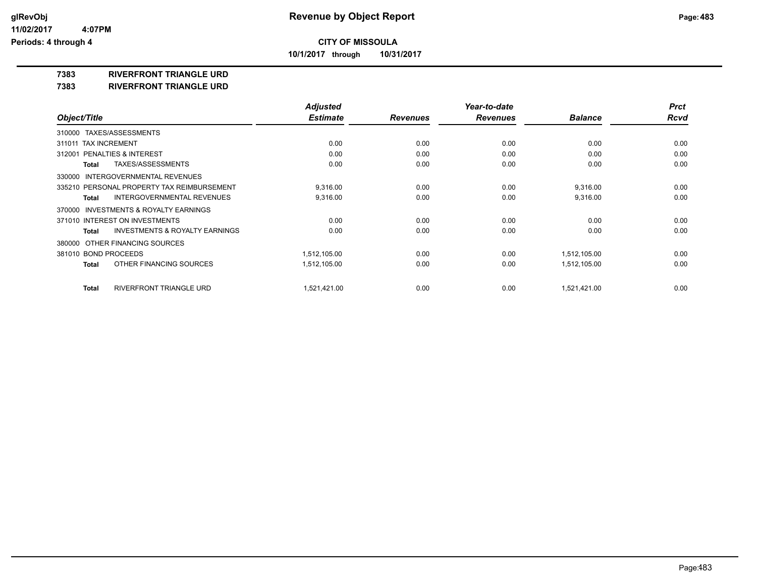# Revenue by Object Report

**CITY OF MISSOULA**

**10/1/2017 through 10/31/2017**

glRevObj
11/02/2017 4:07PM
Periods: 4 through 4

**7383 RIVERFRONT TRIANGLE URD**

**7383 RIVERFRONT TRIANGLE URD**

| Object/Title | Adjusted Estimate | Revenues | Year-to-date Revenues | Balance | Prct Rcvd |
|---|---|---|---|---|---|
| 310000 TAXES/ASSESSMENTS | | | | | |
| 311011 TAX INCREMENT | 0.00 | 0.00 | 0.00 | 0.00 | 0.00 |
| 312001 PENALTIES & INTEREST | 0.00 | 0.00 | 0.00 | 0.00 | 0.00 |
| Total TAXES/ASSESSMENTS | 0.00 | 0.00 | 0.00 | 0.00 | 0.00 |
| 330000 INTERGOVERNMENTAL REVENUES | | | | | |
| 335210 PERSONAL PROPERTY TAX REIMBURSEMENT | 9,316.00 | 0.00 | 0.00 | 9,316.00 | 0.00 |
| Total INTERGOVERNMENTAL REVENUES | 9,316.00 | 0.00 | 0.00 | 9,316.00 | 0.00 |
| 370000 INVESTMENTS & ROYALTY EARNINGS | | | | | |
| 371010 INTEREST ON INVESTMENTS | 0.00 | 0.00 | 0.00 | 0.00 | 0.00 |
| Total INVESTMENTS & ROYALTY EARNINGS | 0.00 | 0.00 | 0.00 | 0.00 | 0.00 |
| 380000 OTHER FINANCING SOURCES | | | | | |
| 381010 BOND PROCEEDS | 1,512,105.00 | 0.00 | 0.00 | 1,512,105.00 | 0.00 |
| Total OTHER FINANCING SOURCES | 1,512,105.00 | 0.00 | 0.00 | 1,512,105.00 | 0.00 |
| Total RIVERFRONT TRIANGLE URD | 1,521,421.00 | 0.00 | 0.00 | 1,521,421.00 | 0.00 |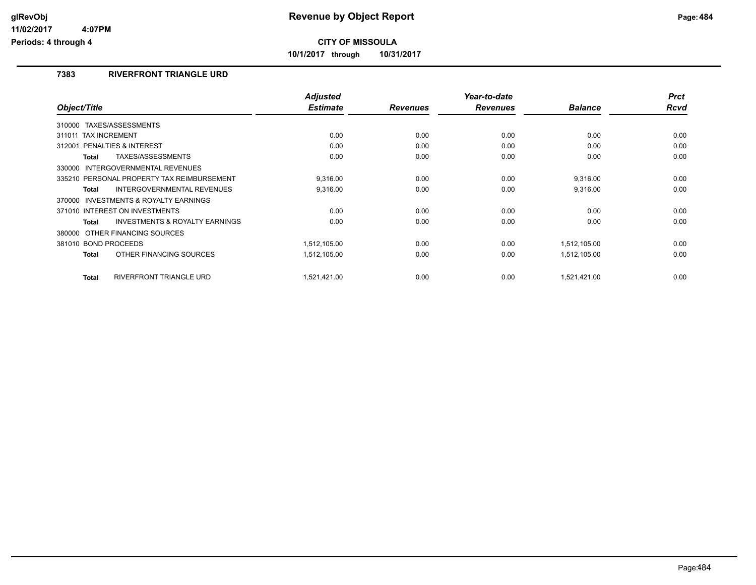# Revenue by Object Report

glRevObj
11/02/2017 4:07PM
Periods: 4 through 4

**CITY OF MISSOULA**

**10/1/2017 through 10/31/2017**

## 7383 RIVERFRONT TRIANGLE URD

| Object/Title | Adjusted Estimate | Revenues | Year-to-date Revenues | Balance | Prct Rcvd |
|---|---|---|---|---|---|
| 310000 TAXES/ASSESSMENTS | | | | | |
| 311011 TAX INCREMENT | 0.00 | 0.00 | 0.00 | 0.00 | 0.00 |
| 312001 PENALTIES & INTEREST | 0.00 | 0.00 | 0.00 | 0.00 | 0.00 |
| **Total** TAXES/ASSESSMENTS | 0.00 | 0.00 | 0.00 | 0.00 | 0.00 |
| 330000 INTERGOVERNMENTAL REVENUES | | | | | |
| 335210 PERSONAL PROPERTY TAX REIMBURSEMENT | 9,316.00 | 0.00 | 0.00 | 9,316.00 | 0.00 |
| **Total** INTERGOVERNMENTAL REVENUES | 9,316.00 | 0.00 | 0.00 | 9,316.00 | 0.00 |
| 370000 INVESTMENTS & ROYALTY EARNINGS | | | | | |
| 371010 INTEREST ON INVESTMENTS | 0.00 | 0.00 | 0.00 | 0.00 | 0.00 |
| **Total** INVESTMENTS & ROYALTY EARNINGS | 0.00 | 0.00 | 0.00 | 0.00 | 0.00 |
| 380000 OTHER FINANCING SOURCES | | | | | |
| 381010 BOND PROCEEDS | 1,512,105.00 | 0.00 | 0.00 | 1,512,105.00 | 0.00 |
| **Total** OTHER FINANCING SOURCES | 1,512,105.00 | 0.00 | 0.00 | 1,512,105.00 | 0.00 |
| **Total** RIVERFRONT TRIANGLE URD | 1,521,421.00 | 0.00 | 0.00 | 1,521,421.00 | 0.00 |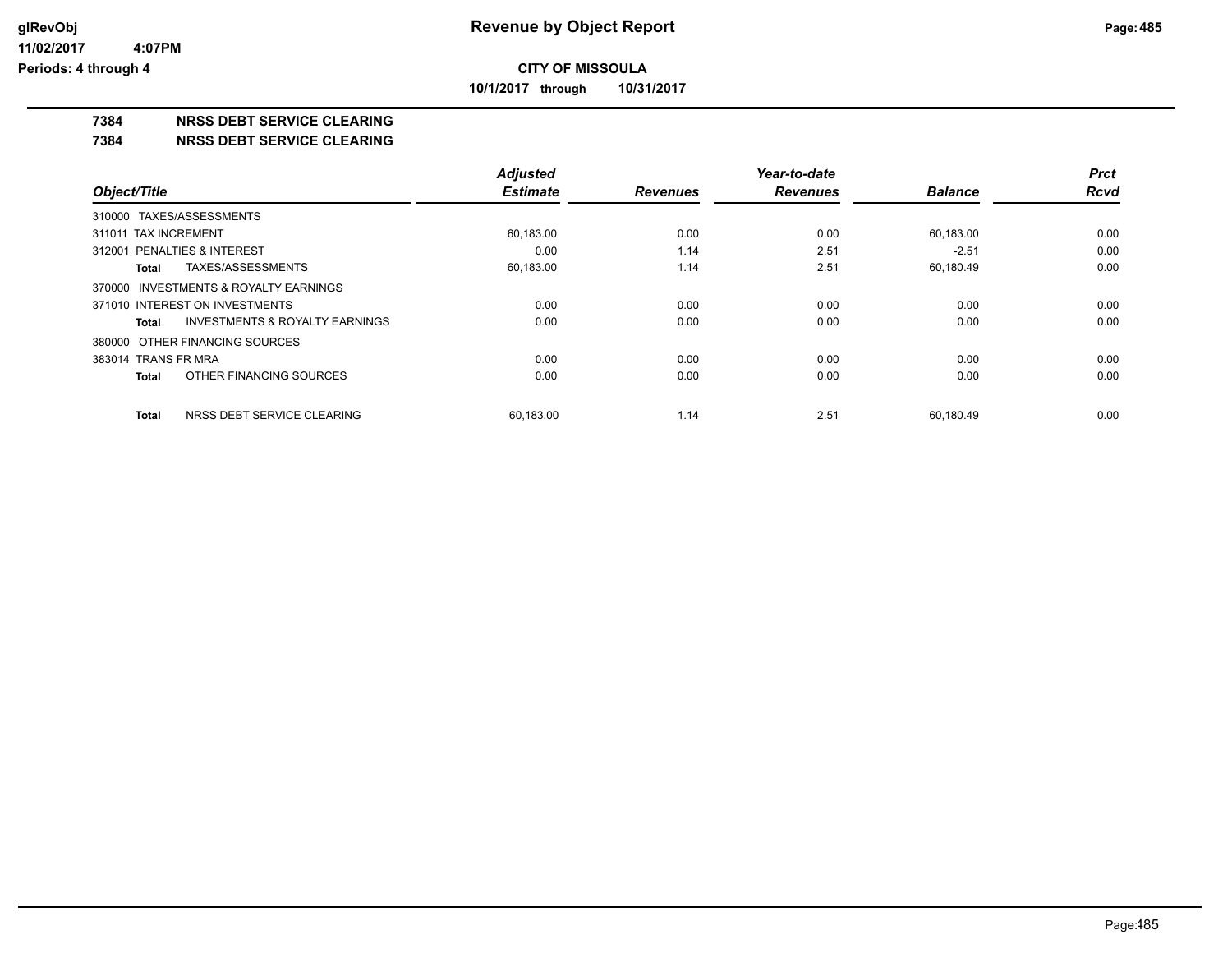**CITY OF MISSOULA**

**10/1/2017 through 10/31/2017**

## 7384 NRSS DEBT SERVICE CLEARING

## 7384 NRSS DEBT SERVICE CLEARING

| Object/Title | Adjusted Estimate | Revenues | Year-to-date Revenues | Balance | Prct Rcvd |
|---|---|---|---|---|---|
| 310000 TAXES/ASSESSMENTS | | | | | |
| 311011 TAX INCREMENT | 60,183.00 | 0.00 | 0.00 | 60,183.00 | 0.00 |
| 312001 PENALTIES & INTEREST | 0.00 | 1.14 | 2.51 | -2.51 | 0.00 |
| **Total** TAXES/ASSESSMENTS | 60,183.00 | 1.14 | 2.51 | 60,180.49 | 0.00 |
| 370000 INVESTMENTS & ROYALTY EARNINGS | | | | | |
| 371010 INTEREST ON INVESTMENTS | 0.00 | 0.00 | 0.00 | 0.00 | 0.00 |
| **Total** INVESTMENTS & ROYALTY EARNINGS | 0.00 | 0.00 | 0.00 | 0.00 | 0.00 |
| 380000 OTHER FINANCING SOURCES | | | | | |
| 383014 TRANS FR MRA | 0.00 | 0.00 | 0.00 | 0.00 | 0.00 |
| **Total** OTHER FINANCING SOURCES | 0.00 | 0.00 | 0.00 | 0.00 | 0.00 |
| **Total** NRSS DEBT SERVICE CLEARING | 60,183.00 | 1.14 | 2.51 | 60,180.49 | 0.00 |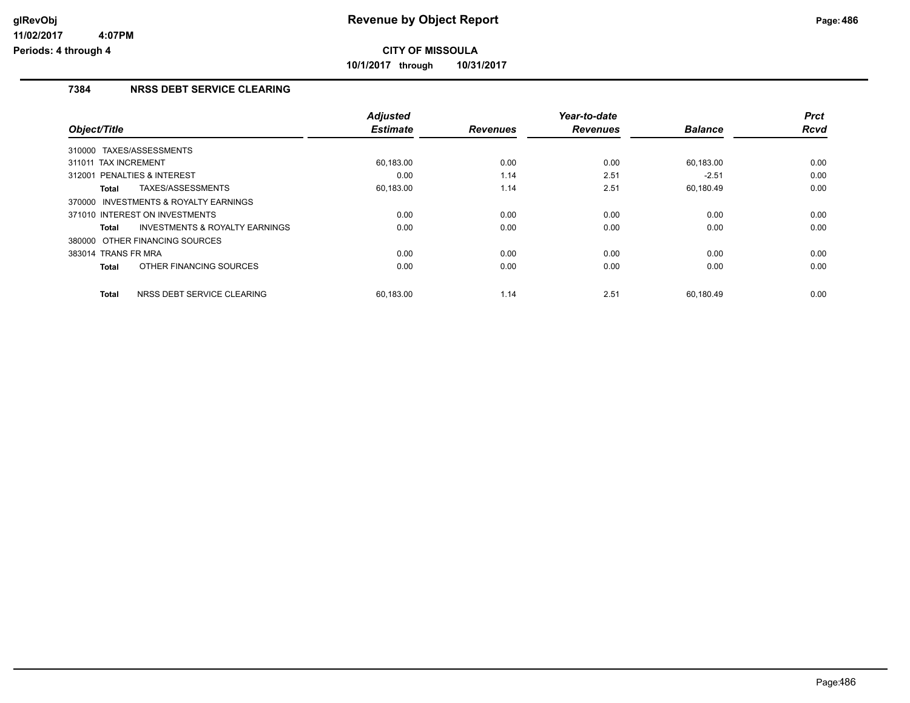# Revenue by Object Report

**CITY OF MISSOULA**

**10/1/2017 through 10/31/2017**

glRevObj
11/02/2017 4:07PM
Periods: 4 through 4

## 7384 NRSS DEBT SERVICE CLEARING

| Object/Title | Adjusted Estimate | Revenues | Year-to-date Revenues | Balance | Prct Rcvd |
|---|---|---|---|---|---|
| 310000 TAXES/ASSESSMENTS | | | | | |
| 311011 TAX INCREMENT | 60,183.00 | 0.00 | 0.00 | 60,183.00 | 0.00 |
| 312001 PENALTIES & INTEREST | 0.00 | 1.14 | 2.51 | -2.51 | 0.00 |
| **Total** TAXES/ASSESSMENTS | 60,183.00 | 1.14 | 2.51 | 60,180.49 | 0.00 |
| 370000 INVESTMENTS & ROYALTY EARNINGS | | | | | |
| 371010 INTEREST ON INVESTMENTS | 0.00 | 0.00 | 0.00 | 0.00 | 0.00 |
| **Total** INVESTMENTS & ROYALTY EARNINGS | 0.00 | 0.00 | 0.00 | 0.00 | 0.00 |
| 380000 OTHER FINANCING SOURCES | | | | | |
| 383014 TRANS FR MRA | 0.00 | 0.00 | 0.00 | 0.00 | 0.00 |
| **Total** OTHER FINANCING SOURCES | 0.00 | 0.00 | 0.00 | 0.00 | 0.00 |
| **Total** NRSS DEBT SERVICE CLEARING | 60,183.00 | 1.14 | 2.51 | 60,180.49 | 0.00 |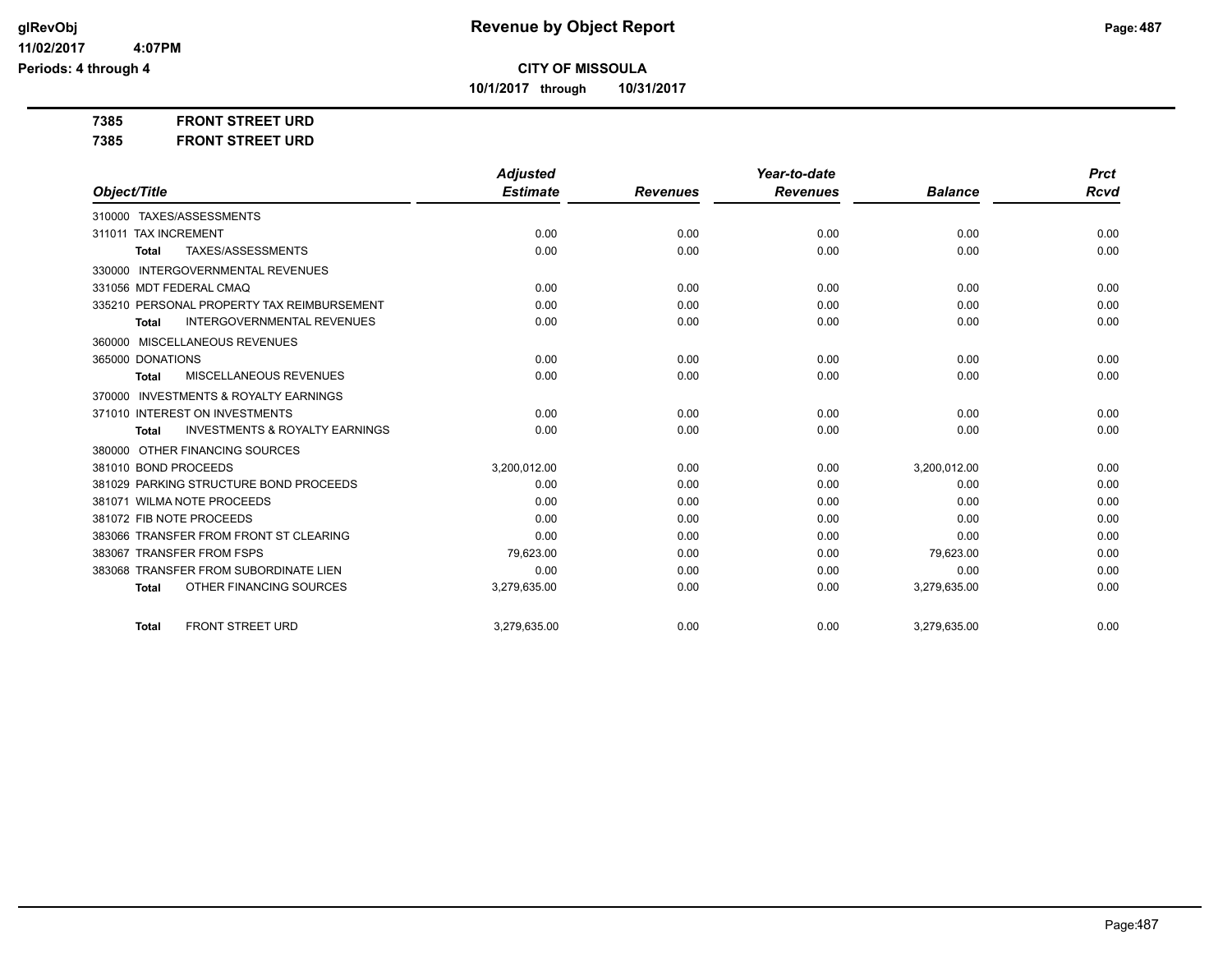**CITY OF MISSOULA**

**10/1/2017 through 10/31/2017**

**7385 FRONT STREET URD**

**7385 FRONT STREET URD**

| Object/Title | Adjusted Estimate | Revenues | Year-to-date Revenues | Balance | Prct Rcvd |
|---|---|---|---|---|---|
| 310000 TAXES/ASSESSMENTS | | | | | |
| 311011 TAX INCREMENT | 0.00 | 0.00 | 0.00 | 0.00 | 0.00 |
| **Total** TAXES/ASSESSMENTS | 0.00 | 0.00 | 0.00 | 0.00 | 0.00 |
| 330000 INTERGOVERNMENTAL REVENUES | | | | | |
| 331056 MDT FEDERAL CMAQ | 0.00 | 0.00 | 0.00 | 0.00 | 0.00 |
| 335210 PERSONAL PROPERTY TAX REIMBURSEMENT | 0.00 | 0.00 | 0.00 | 0.00 | 0.00 |
| **Total** INTERGOVERNMENTAL REVENUES | 0.00 | 0.00 | 0.00 | 0.00 | 0.00 |
| 360000 MISCELLANEOUS REVENUES | | | | | |
| 365000 DONATIONS | 0.00 | 0.00 | 0.00 | 0.00 | 0.00 |
| **Total** MISCELLANEOUS REVENUES | 0.00 | 0.00 | 0.00 | 0.00 | 0.00 |
| 370000 INVESTMENTS & ROYALTY EARNINGS | | | | | |
| 371010 INTEREST ON INVESTMENTS | 0.00 | 0.00 | 0.00 | 0.00 | 0.00 |
| **Total** INVESTMENTS & ROYALTY EARNINGS | 0.00 | 0.00 | 0.00 | 0.00 | 0.00 |
| 380000 OTHER FINANCING SOURCES | | | | | |
| 381010 BOND PROCEEDS | 3,200,012.00 | 0.00 | 0.00 | 3,200,012.00 | 0.00 |
| 381029 PARKING STRUCTURE BOND PROCEEDS | 0.00 | 0.00 | 0.00 | 0.00 | 0.00 |
| 381071 WILMA NOTE PROCEEDS | 0.00 | 0.00 | 0.00 | 0.00 | 0.00 |
| 381072 FIB NOTE PROCEEDS | 0.00 | 0.00 | 0.00 | 0.00 | 0.00 |
| 383066 TRANSFER FROM FRONT ST CLEARING | 0.00 | 0.00 | 0.00 | 0.00 | 0.00 |
| 383067 TRANSFER FROM FSPS | 79,623.00 | 0.00 | 0.00 | 79,623.00 | 0.00 |
| 383068 TRANSFER FROM SUBORDINATE LIEN | 0.00 | 0.00 | 0.00 | 0.00 | 0.00 |
| **Total** OTHER FINANCING SOURCES | 3,279,635.00 | 0.00 | 0.00 | 3,279,635.00 | 0.00 |
| **Total** FRONT STREET URD | 3,279,635.00 | 0.00 | 0.00 | 3,279,635.00 | 0.00 |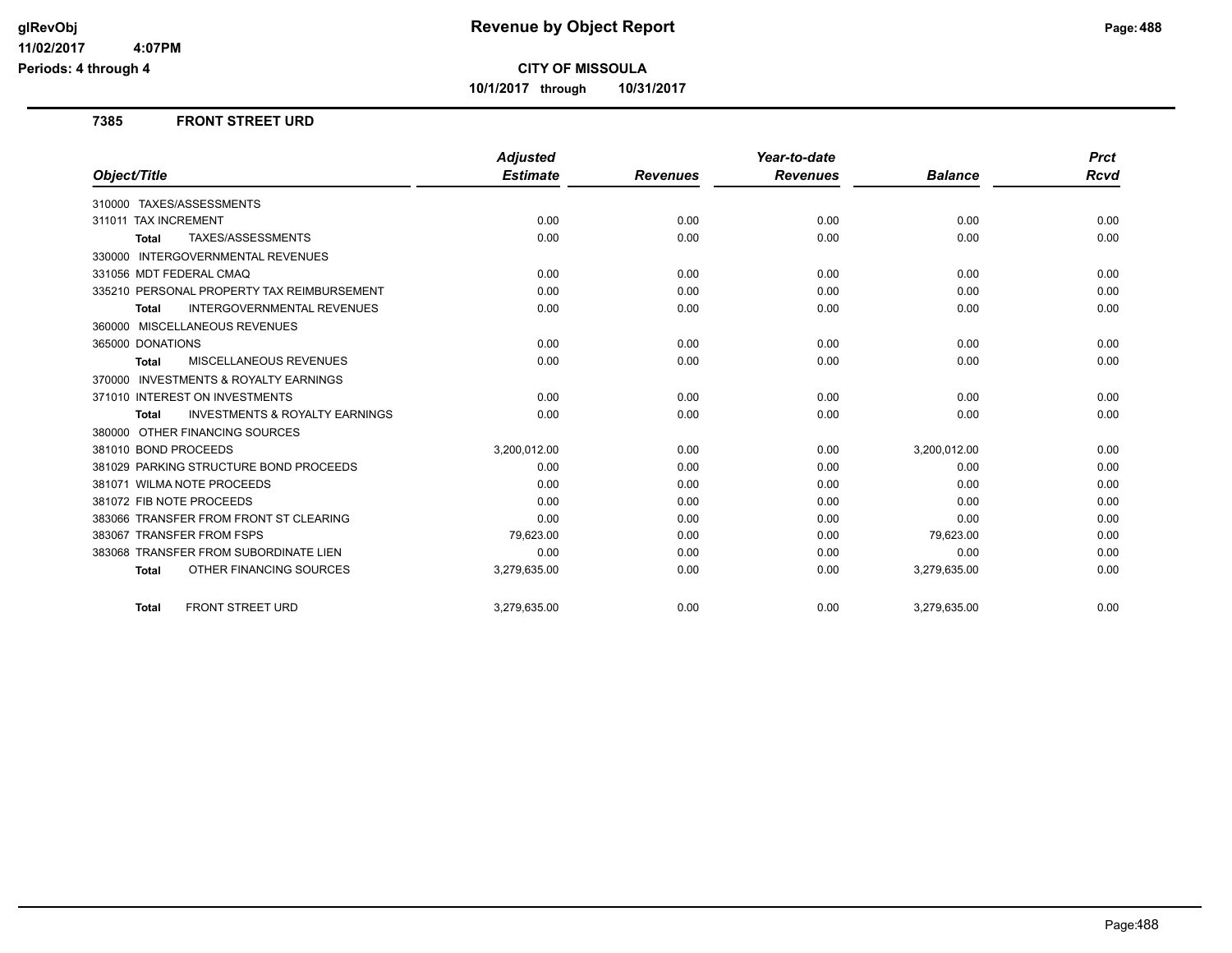# Revenue by Object Report

**CITY OF MISSOULA**

**10/1/2017 through 10/31/2017**

glRevObj
11/02/2017 4:07PM
Periods: 4 through 4

### 7385 FRONT STREET URD

| Object/Title | Adjusted Estimate | Revenues | Year-to-date Revenues | Balance | Prct Rcvd |
|---|---|---|---|---|---|
| 310000 TAXES/ASSESSMENTS | | | | | |
| 311011 TAX INCREMENT | 0.00 | 0.00 | 0.00 | 0.00 | 0.00 |
| **Total** TAXES/ASSESSMENTS | 0.00 | 0.00 | 0.00 | 0.00 | 0.00 |
| 330000 INTERGOVERNMENTAL REVENUES | | | | | |
| 331056 MDT FEDERAL CMAQ | 0.00 | 0.00 | 0.00 | 0.00 | 0.00 |
| 335210 PERSONAL PROPERTY TAX REIMBURSEMENT | 0.00 | 0.00 | 0.00 | 0.00 | 0.00 |
| **Total** INTERGOVERNMENTAL REVENUES | 0.00 | 0.00 | 0.00 | 0.00 | 0.00 |
| 360000 MISCELLANEOUS REVENUES | | | | | |
| 365000 DONATIONS | 0.00 | 0.00 | 0.00 | 0.00 | 0.00 |
| **Total** MISCELLANEOUS REVENUES | 0.00 | 0.00 | 0.00 | 0.00 | 0.00 |
| 370000 INVESTMENTS & ROYALTY EARNINGS | | | | | |
| 371010 INTEREST ON INVESTMENTS | 0.00 | 0.00 | 0.00 | 0.00 | 0.00 |
| **Total** INVESTMENTS & ROYALTY EARNINGS | 0.00 | 0.00 | 0.00 | 0.00 | 0.00 |
| 380000 OTHER FINANCING SOURCES | | | | | |
| 381010 BOND PROCEEDS | 3,200,012.00 | 0.00 | 0.00 | 3,200,012.00 | 0.00 |
| 381029 PARKING STRUCTURE BOND PROCEEDS | 0.00 | 0.00 | 0.00 | 0.00 | 0.00 |
| 381071 WILMA NOTE PROCEEDS | 0.00 | 0.00 | 0.00 | 0.00 | 0.00 |
| 381072 FIB NOTE PROCEEDS | 0.00 | 0.00 | 0.00 | 0.00 | 0.00 |
| 383066 TRANSFER FROM FRONT ST CLEARING | 0.00 | 0.00 | 0.00 | 0.00 | 0.00 |
| 383067 TRANSFER FROM FSPS | 79,623.00 | 0.00 | 0.00 | 79,623.00 | 0.00 |
| 383068 TRANSFER FROM SUBORDINATE LIEN | 0.00 | 0.00 | 0.00 | 0.00 | 0.00 |
| **Total** OTHER FINANCING SOURCES | 3,279,635.00 | 0.00 | 0.00 | 3,279,635.00 | 0.00 |
| **Total** FRONT STREET URD | 3,279,635.00 | 0.00 | 0.00 | 3,279,635.00 | 0.00 |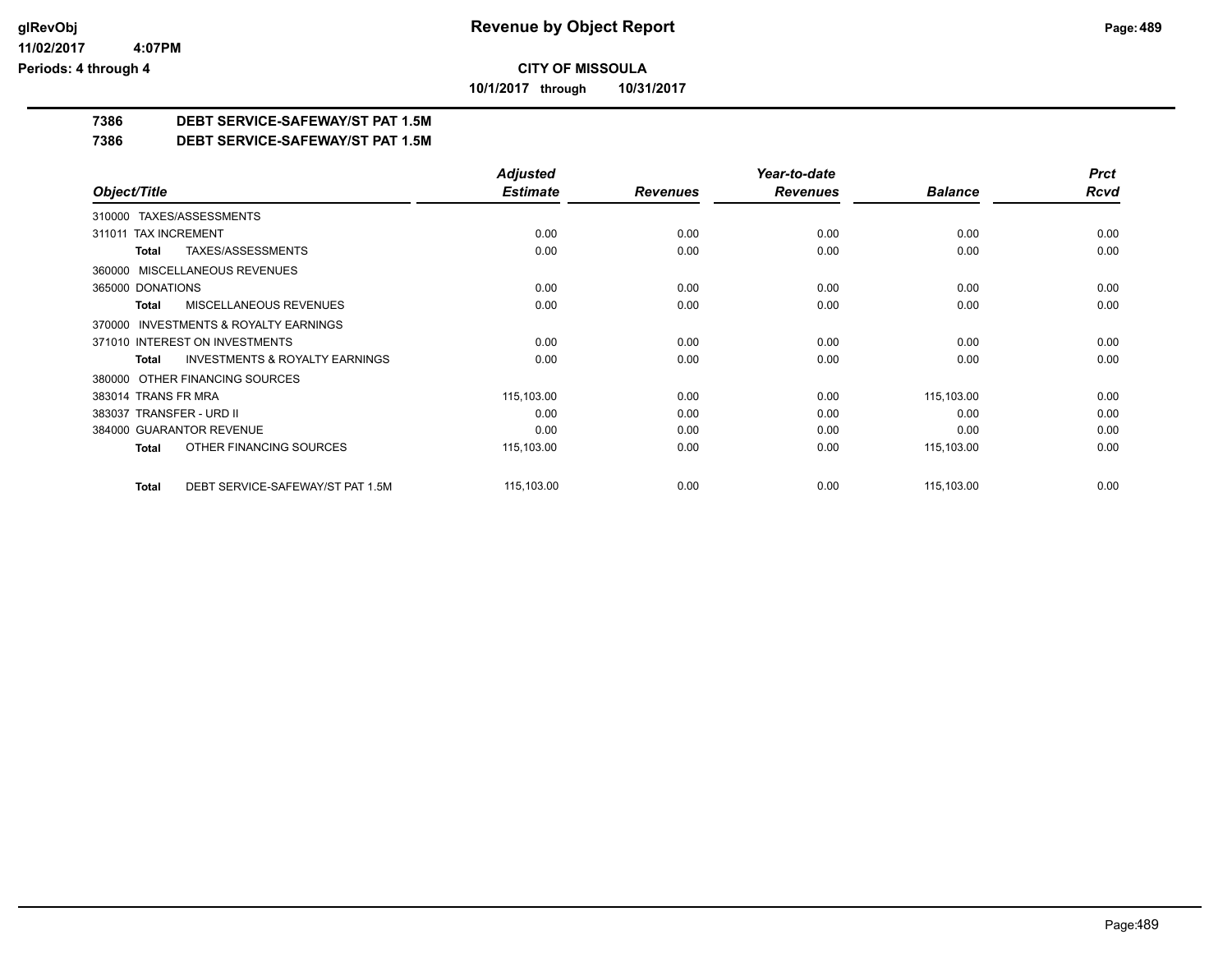**CITY OF MISSOULA**

**10/1/2017 through 10/31/2017**

**7386 DEBT SERVICE-SAFEWAY/ST PAT 1.5M**

**7386 DEBT SERVICE-SAFEWAY/ST PAT 1.5M**

| Object/Title | Adjusted Estimate | Revenues | Year-to-date Revenues | Balance | Prct Rcvd |
|---|---|---|---|---|---|
| 310000 TAXES/ASSESSMENTS | | | | | |
| 311011 TAX INCREMENT | 0.00 | 0.00 | 0.00 | 0.00 | 0.00 |
| **Total** TAXES/ASSESSMENTS | 0.00 | 0.00 | 0.00 | 0.00 | 0.00 |
| 360000 MISCELLANEOUS REVENUES | | | | | |
| 365000 DONATIONS | 0.00 | 0.00 | 0.00 | 0.00 | 0.00 |
| **Total** MISCELLANEOUS REVENUES | 0.00 | 0.00 | 0.00 | 0.00 | 0.00 |
| 370000 INVESTMENTS & ROYALTY EARNINGS | | | | | |
| 371010 INTEREST ON INVESTMENTS | 0.00 | 0.00 | 0.00 | 0.00 | 0.00 |
| **Total** INVESTMENTS & ROYALTY EARNINGS | 0.00 | 0.00 | 0.00 | 0.00 | 0.00 |
| 380000 OTHER FINANCING SOURCES | | | | | |
| 383014 TRANS FR MRA | 115,103.00 | 0.00 | 0.00 | 115,103.00 | 0.00 |
| 383037 TRANSFER - URD II | 0.00 | 0.00 | 0.00 | 0.00 | 0.00 |
| 384000 GUARANTOR REVENUE | 0.00 | 0.00 | 0.00 | 0.00 | 0.00 |
| **Total** OTHER FINANCING SOURCES | 115,103.00 | 0.00 | 0.00 | 115,103.00 | 0.00 |
| **Total** DEBT SERVICE-SAFEWAY/ST PAT 1.5M | 115,103.00 | 0.00 | 0.00 | 115,103.00 | 0.00 |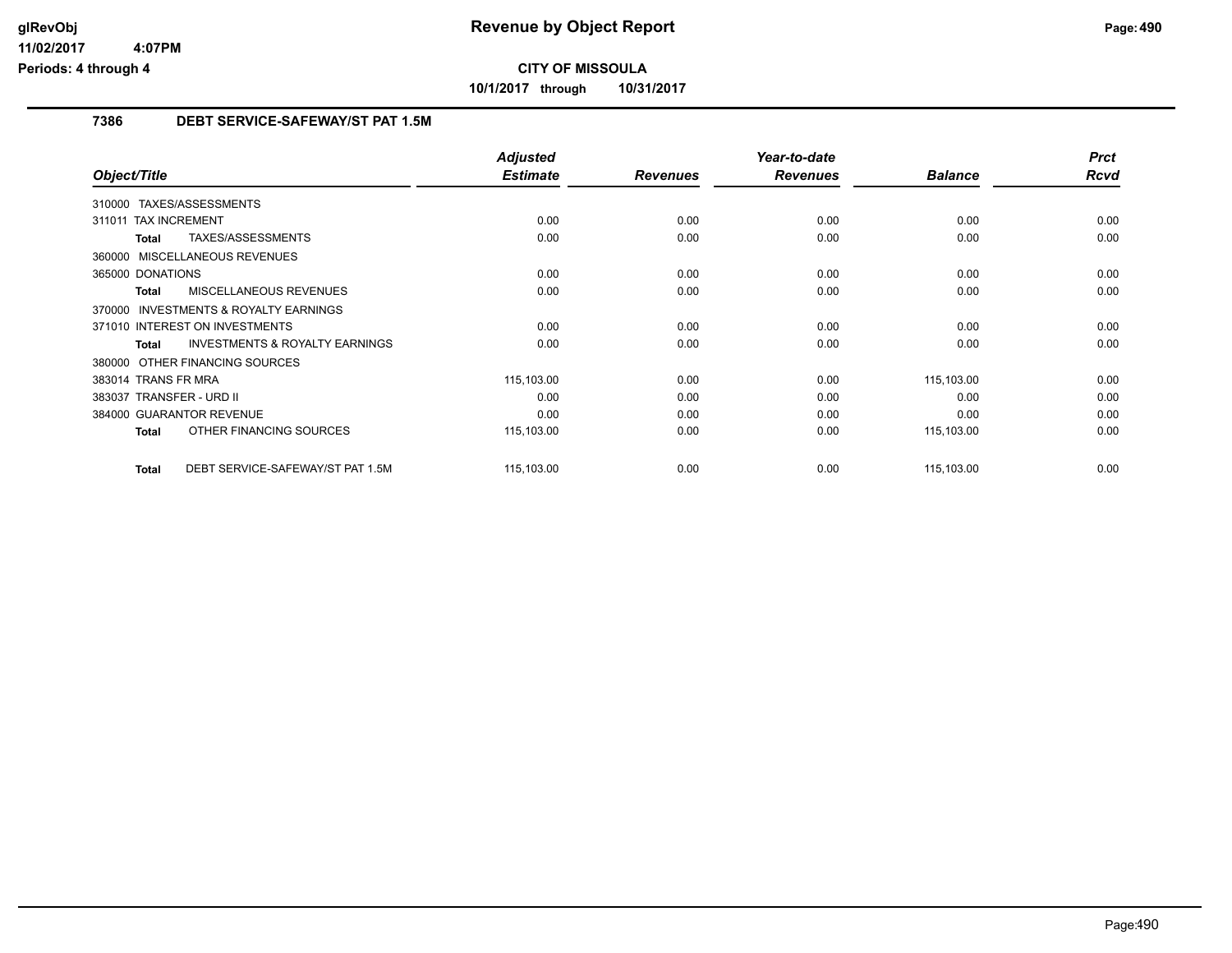# Revenue by Object Report

**CITY OF MISSOULA**

**10/1/2017 through 10/31/2017**

glRevObj
11/02/2017 4:07PM
Periods: 4 through 4

## 7386 DEBT SERVICE-SAFEWAY/ST PAT 1.5M

| Object/Title | Adjusted Estimate | Revenues | Year-to-date Revenues | Balance | Prct Rcvd |
|---|---|---|---|---|---|
| 310000 TAXES/ASSESSMENTS | | | | | |
| 311011 TAX INCREMENT | 0.00 | 0.00 | 0.00 | 0.00 | 0.00 |
| **Total** TAXES/ASSESSMENTS | 0.00 | 0.00 | 0.00 | 0.00 | 0.00 |
| 360000 MISCELLANEOUS REVENUES | | | | | |
| 365000 DONATIONS | 0.00 | 0.00 | 0.00 | 0.00 | 0.00 |
| **Total** MISCELLANEOUS REVENUES | 0.00 | 0.00 | 0.00 | 0.00 | 0.00 |
| 370000 INVESTMENTS & ROYALTY EARNINGS | | | | | |
| 371010 INTEREST ON INVESTMENTS | 0.00 | 0.00 | 0.00 | 0.00 | 0.00 |
| **Total** INVESTMENTS & ROYALTY EARNINGS | 0.00 | 0.00 | 0.00 | 0.00 | 0.00 |
| 380000 OTHER FINANCING SOURCES | | | | | |
| 383014 TRANS FR MRA | 115,103.00 | 0.00 | 0.00 | 115,103.00 | 0.00 |
| 383037 TRANSFER - URD II | 0.00 | 0.00 | 0.00 | 0.00 | 0.00 |
| 384000 GUARANTOR REVENUE | 0.00 | 0.00 | 0.00 | 0.00 | 0.00 |
| **Total** OTHER FINANCING SOURCES | 115,103.00 | 0.00 | 0.00 | 115,103.00 | 0.00 |
| **Total** DEBT SERVICE-SAFEWAY/ST PAT 1.5M | 115,103.00 | 0.00 | 0.00 | 115,103.00 | 0.00 |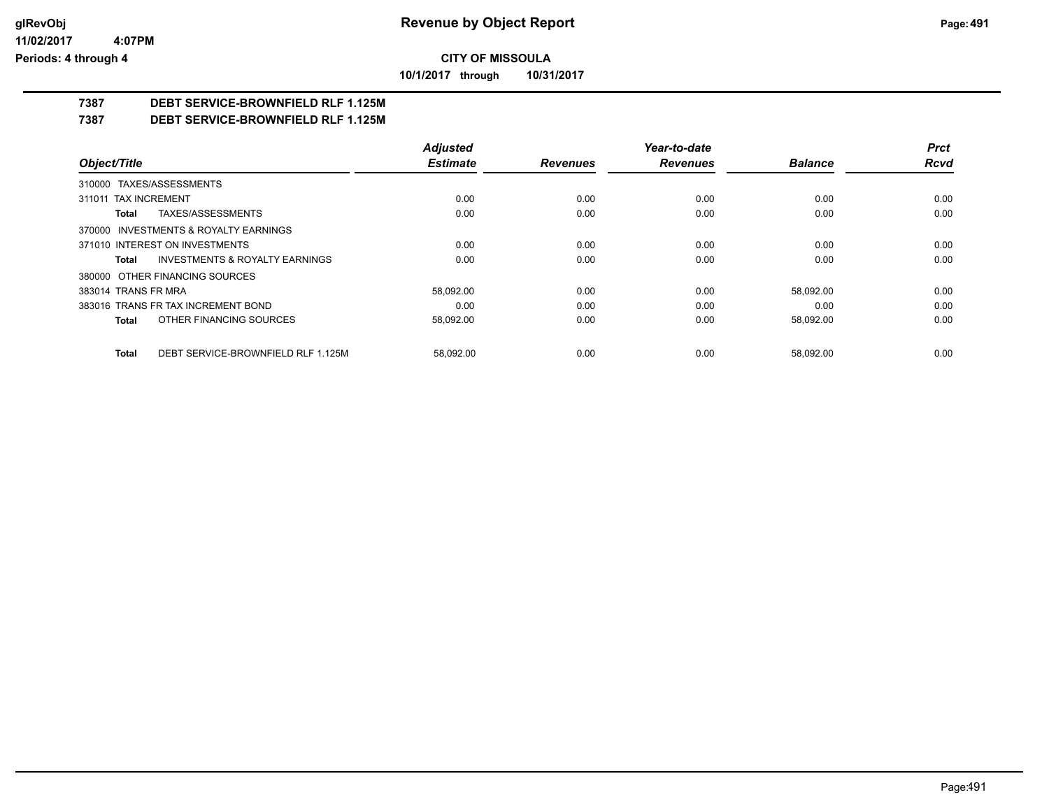**Revenue by Object Report**

**CITY OF MISSOULA**

**10/1/2017 through 10/31/2017**

glRevObj
11/02/2017 4:07PM
Periods: 4 through 4

## 7387 DEBT SERVICE-BROWNFIELD RLF 1.125M

## 7387 DEBT SERVICE-BROWNFIELD RLF 1.125M

| Object/Title | Adjusted Estimate | Revenues | Year-to-date Revenues | Balance | Prct Rcvd |
|---|---|---|---|---|---|
| 310000 TAXES/ASSESSMENTS | | | | | |
| 311011 TAX INCREMENT | 0.00 | 0.00 | 0.00 | 0.00 | 0.00 |
| **Total** TAXES/ASSESSMENTS | 0.00 | 0.00 | 0.00 | 0.00 | 0.00 |
| 370000 INVESTMENTS & ROYALTY EARNINGS | | | | | |
| 371010 INTEREST ON INVESTMENTS | 0.00 | 0.00 | 0.00 | 0.00 | 0.00 |
| **Total** INVESTMENTS & ROYALTY EARNINGS | 0.00 | 0.00 | 0.00 | 0.00 | 0.00 |
| 380000 OTHER FINANCING SOURCES | | | | | |
| 383014 TRANS FR MRA | 58,092.00 | 0.00 | 0.00 | 58,092.00 | 0.00 |
| 383016 TRANS FR TAX INCREMENT BOND | 0.00 | 0.00 | 0.00 | 0.00 | 0.00 |
| **Total** OTHER FINANCING SOURCES | 58,092.00 | 0.00 | 0.00 | 58,092.00 | 0.00 |
| **Total** DEBT SERVICE-BROWNFIELD RLF 1.125M | 58,092.00 | 0.00 | 0.00 | 58,092.00 | 0.00 |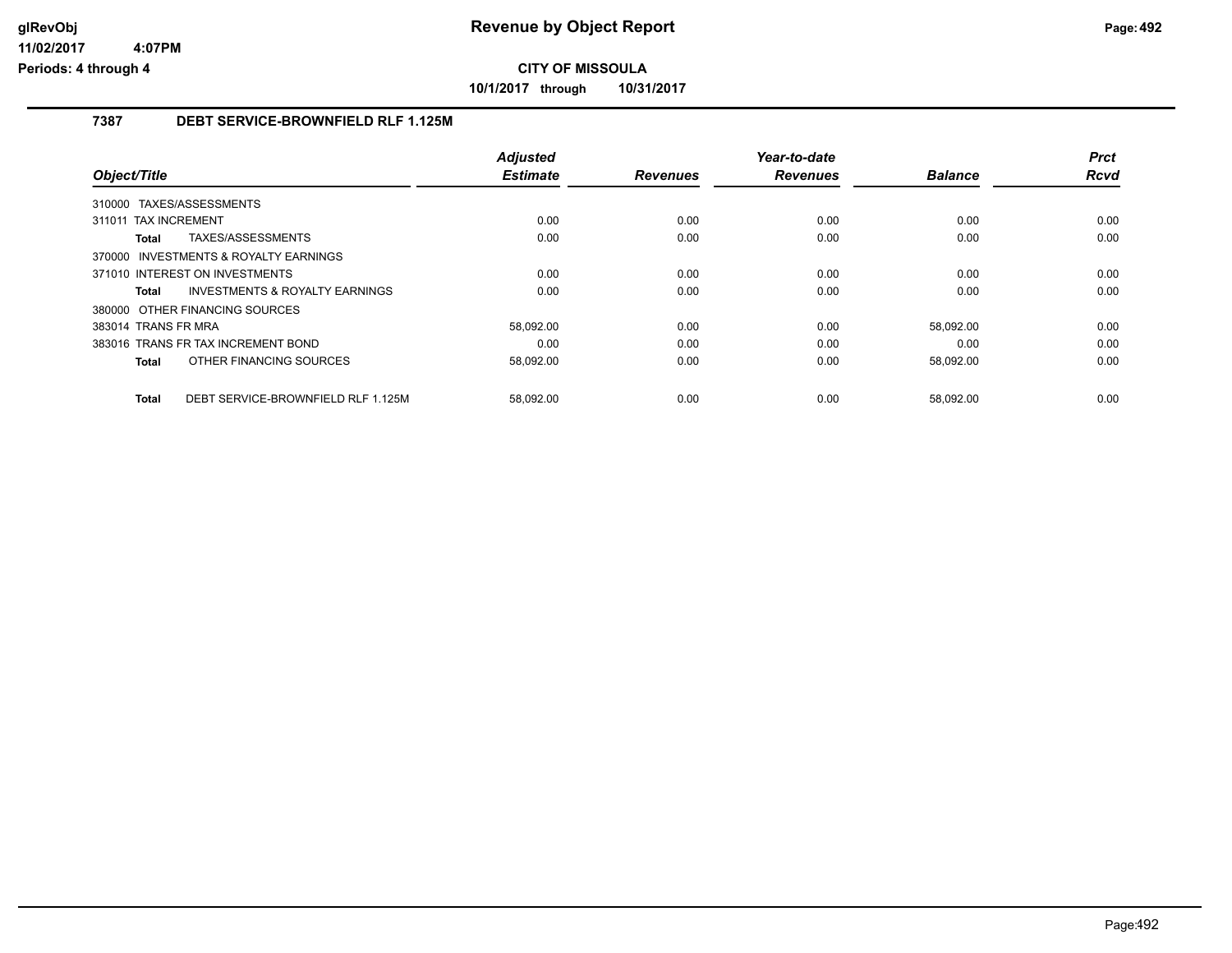# Revenue by Object Report

**CITY OF MISSOULA**

**10/1/2017 through 10/31/2017**

## 7387 DEBT SERVICE-BROWNFIELD RLF 1.125M

| Object/Title | | Adjusted Estimate | Revenues | Year-to-date Revenues | Balance | Prct Rcvd |
|---|---|---|---|---|---|---|
| 310000 TAXES/ASSESSMENTS | | | | | | |
| 311011 TAX INCREMENT | | 0.00 | 0.00 | 0.00 | 0.00 | 0.00 |
| Total | TAXES/ASSESSMENTS | 0.00 | 0.00 | 0.00 | 0.00 | 0.00 |
| 370000 INVESTMENTS & ROYALTY EARNINGS | | | | | | |
| 371010 INTEREST ON INVESTMENTS | | 0.00 | 0.00 | 0.00 | 0.00 | 0.00 |
| Total | INVESTMENTS & ROYALTY EARNINGS | 0.00 | 0.00 | 0.00 | 0.00 | 0.00 |
| 380000 OTHER FINANCING SOURCES | | | | | | |
| 383014 TRANS FR MRA | | 58,092.00 | 0.00 | 0.00 | 58,092.00 | 0.00 |
| 383016 TRANS FR TAX INCREMENT BOND | | 0.00 | 0.00 | 0.00 | 0.00 | 0.00 |
| Total | OTHER FINANCING SOURCES | 58,092.00 | 0.00 | 0.00 | 58,092.00 | 0.00 |
| Total | DEBT SERVICE-BROWNFIELD RLF 1.125M | 58,092.00 | 0.00 | 0.00 | 58,092.00 | 0.00 |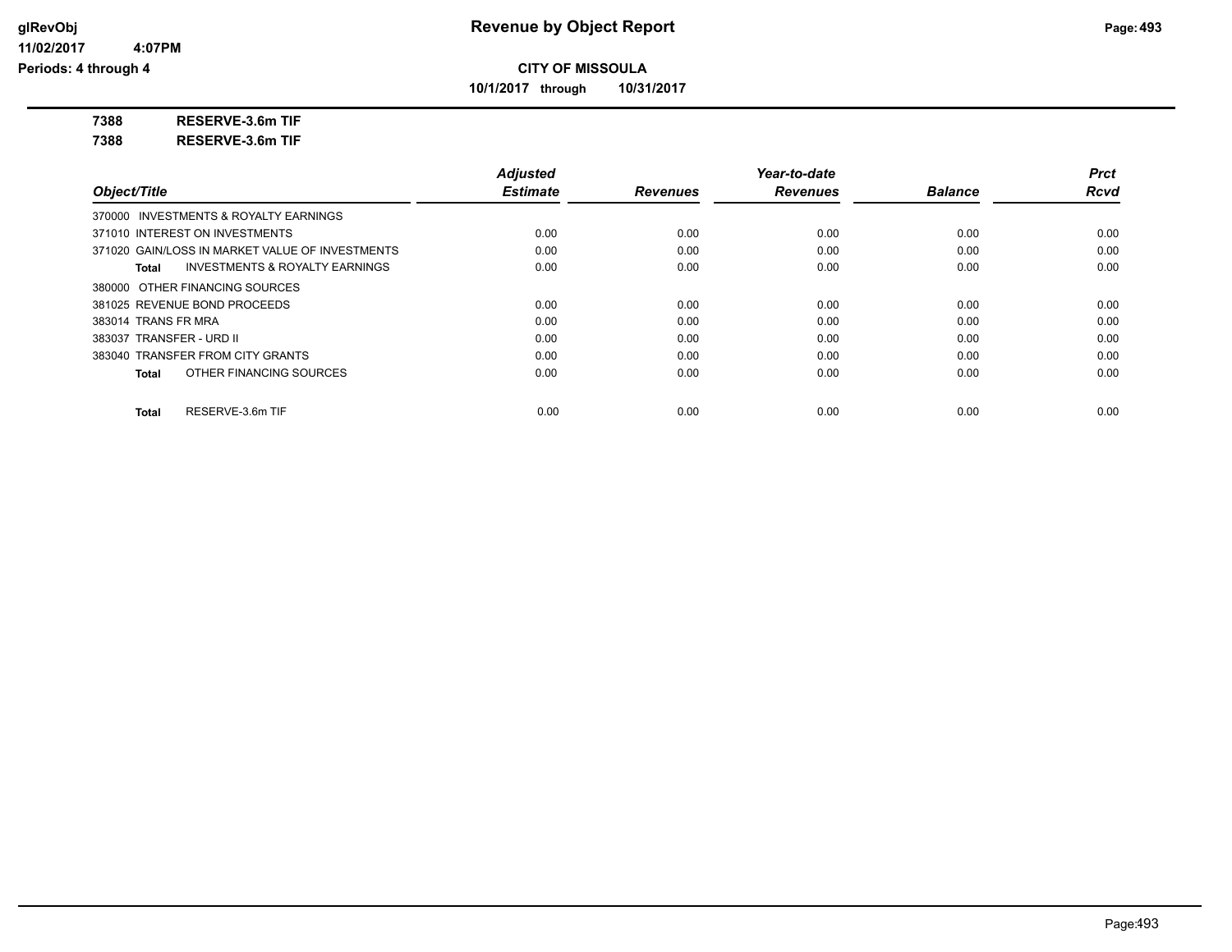**Revenue by Object Report**

**CITY OF MISSOULA**

**10/1/2017 through 10/31/2017**

glRevObj
11/02/2017 4:07PM
Periods: 4 through 4

**7388 RESERVE-3.6m TIF**

**7388 RESERVE-3.6m TIF**

| Object/Title | Adjusted Estimate | Revenues | Year-to-date Revenues | Balance | Prct Rcvd |
|---|---|---|---|---|---|
| 370000 INVESTMENTS & ROYALTY EARNINGS | | | | | |
| 371010 INTEREST ON INVESTMENTS | 0.00 | 0.00 | 0.00 | 0.00 | 0.00 |
| 371020 GAIN/LOSS IN MARKET VALUE OF INVESTMENTS | 0.00 | 0.00 | 0.00 | 0.00 | 0.00 |
| **Total** INVESTMENTS & ROYALTY EARNINGS | 0.00 | 0.00 | 0.00 | 0.00 | 0.00 |
| 380000 OTHER FINANCING SOURCES | | | | | |
| 381025 REVENUE BOND PROCEEDS | 0.00 | 0.00 | 0.00 | 0.00 | 0.00 |
| 383014 TRANS FR MRA | 0.00 | 0.00 | 0.00 | 0.00 | 0.00 |
| 383037 TRANSFER - URD II | 0.00 | 0.00 | 0.00 | 0.00 | 0.00 |
| 383040 TRANSFER FROM CITY GRANTS | 0.00 | 0.00 | 0.00 | 0.00 | 0.00 |
| **Total** OTHER FINANCING SOURCES | 0.00 | 0.00 | 0.00 | 0.00 | 0.00 |
| **Total** RESERVE-3.6m TIF | 0.00 | 0.00 | 0.00 | 0.00 | 0.00 |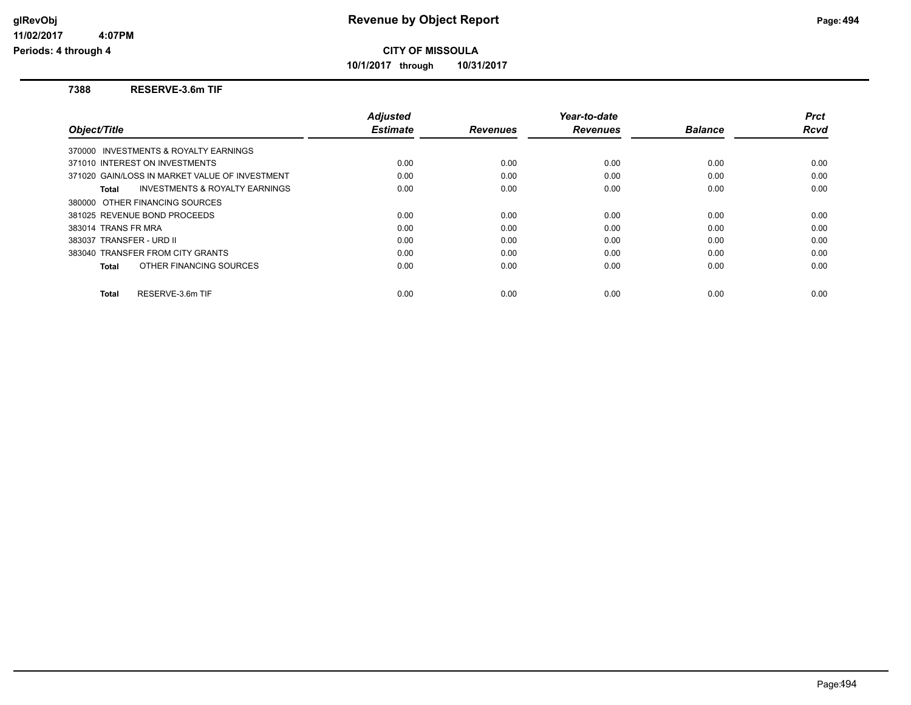# Revenue by Object Report

**CITY OF MISSOULA**

**10/1/2017 through 10/31/2017**

glRevObj
11/02/2017 4:07PM
Periods: 4 through 4

### 7388 RESERVE-3.6m TIF

| Object/Title | Adjusted Estimate | Revenues | Year-to-date Revenues | Balance | Prct Rcvd |
|---|---|---|---|---|---|
| 370000 INVESTMENTS & ROYALTY EARNINGS | | | | | |
| 371010 INTEREST ON INVESTMENTS | 0.00 | 0.00 | 0.00 | 0.00 | 0.00 |
| 371020 GAIN/LOSS IN MARKET VALUE OF INVESTMENT | 0.00 | 0.00 | 0.00 | 0.00 | 0.00 |
| **Total** INVESTMENTS & ROYALTY EARNINGS | 0.00 | 0.00 | 0.00 | 0.00 | 0.00 |
| 380000 OTHER FINANCING SOURCES | | | | | |
| 381025 REVENUE BOND PROCEEDS | 0.00 | 0.00 | 0.00 | 0.00 | 0.00 |
| 383014 TRANS FR MRA | 0.00 | 0.00 | 0.00 | 0.00 | 0.00 |
| 383037 TRANSFER - URD II | 0.00 | 0.00 | 0.00 | 0.00 | 0.00 |
| 383040 TRANSFER FROM CITY GRANTS | 0.00 | 0.00 | 0.00 | 0.00 | 0.00 |
| **Total** OTHER FINANCING SOURCES | 0.00 | 0.00 | 0.00 | 0.00 | 0.00 |
| **Total** RESERVE-3.6m TIF | 0.00 | 0.00 | 0.00 | 0.00 | 0.00 |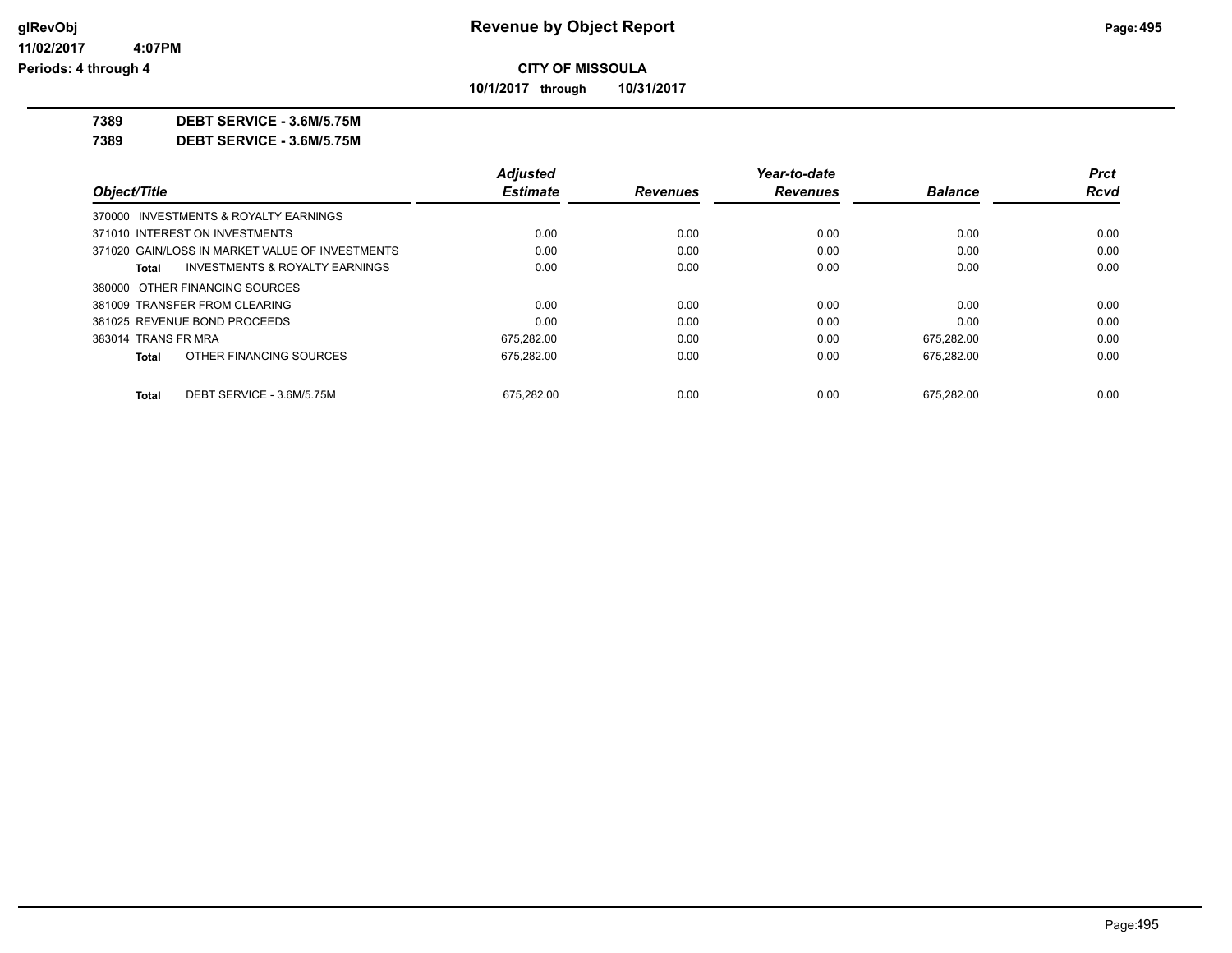**CITY OF MISSOULA**

**10/1/2017 through 10/31/2017**

**7389 DEBT SERVICE - 3.6M/5.75M**

**7389 DEBT SERVICE - 3.6M/5.75M**

| Object/Title | Adjusted Estimate | Revenues | Year-to-date Revenues | Balance | Prct Rcvd |
|---|---|---|---|---|---|
| 370000 INVESTMENTS & ROYALTY EARNINGS | | | | | |
| 371010 INTEREST ON INVESTMENTS | 0.00 | 0.00 | 0.00 | 0.00 | 0.00 |
| 371020 GAIN/LOSS IN MARKET VALUE OF INVESTMENTS | 0.00 | 0.00 | 0.00 | 0.00 | 0.00 |
| **Total** INVESTMENTS & ROYALTY EARNINGS | 0.00 | 0.00 | 0.00 | 0.00 | 0.00 |
| 380000 OTHER FINANCING SOURCES | | | | | |
| 381009 TRANSFER FROM CLEARING | 0.00 | 0.00 | 0.00 | 0.00 | 0.00 |
| 381025 REVENUE BOND PROCEEDS | 0.00 | 0.00 | 0.00 | 0.00 | 0.00 |
| 383014 TRANS FR MRA | 675,282.00 | 0.00 | 0.00 | 675,282.00 | 0.00 |
| **Total** OTHER FINANCING SOURCES | 675,282.00 | 0.00 | 0.00 | 675,282.00 | 0.00 |
| **Total** DEBT SERVICE - 3.6M/5.75M | 675,282.00 | 0.00 | 0.00 | 675,282.00 | 0.00 |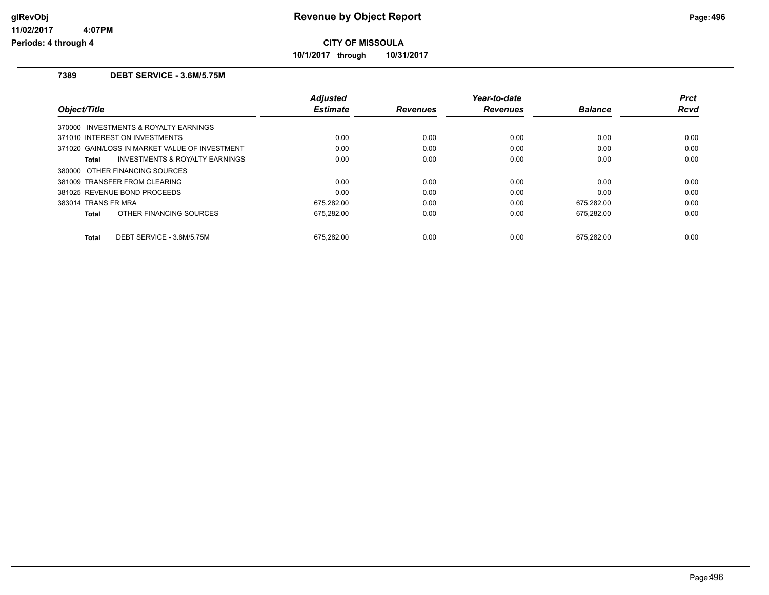glRevObj
11/02/2017 4:07PM
Periods: 4 through 4

# Revenue by Object Report

**CITY OF MISSOULA**

**10/1/2017 through 10/31/2017**

## 7389 DEBT SERVICE - 3.6M/5.75M

| Object/Title | Adjusted Estimate | Revenues | Year-to-date Revenues | Balance | Prct Rcvd |
|---|---|---|---|---|---|
| 370000 INVESTMENTS & ROYALTY EARNINGS | | | | | |
| 371010 INTEREST ON INVESTMENTS | 0.00 | 0.00 | 0.00 | 0.00 | 0.00 |
| 371020 GAIN/LOSS IN MARKET VALUE OF INVESTMENT | 0.00 | 0.00 | 0.00 | 0.00 | 0.00 |
| **Total** INVESTMENTS & ROYALTY EARNINGS | 0.00 | 0.00 | 0.00 | 0.00 | 0.00 |
| 380000 OTHER FINANCING SOURCES | | | | | |
| 381009 TRANSFER FROM CLEARING | 0.00 | 0.00 | 0.00 | 0.00 | 0.00 |
| 381025 REVENUE BOND PROCEEDS | 0.00 | 0.00 | 0.00 | 0.00 | 0.00 |
| 383014 TRANS FR MRA | 675,282.00 | 0.00 | 0.00 | 675,282.00 | 0.00 |
| **Total** OTHER FINANCING SOURCES | 675,282.00 | 0.00 | 0.00 | 675,282.00 | 0.00 |
| **Total** DEBT SERVICE - 3.6M/5.75M | 675,282.00 | 0.00 | 0.00 | 675,282.00 | 0.00 |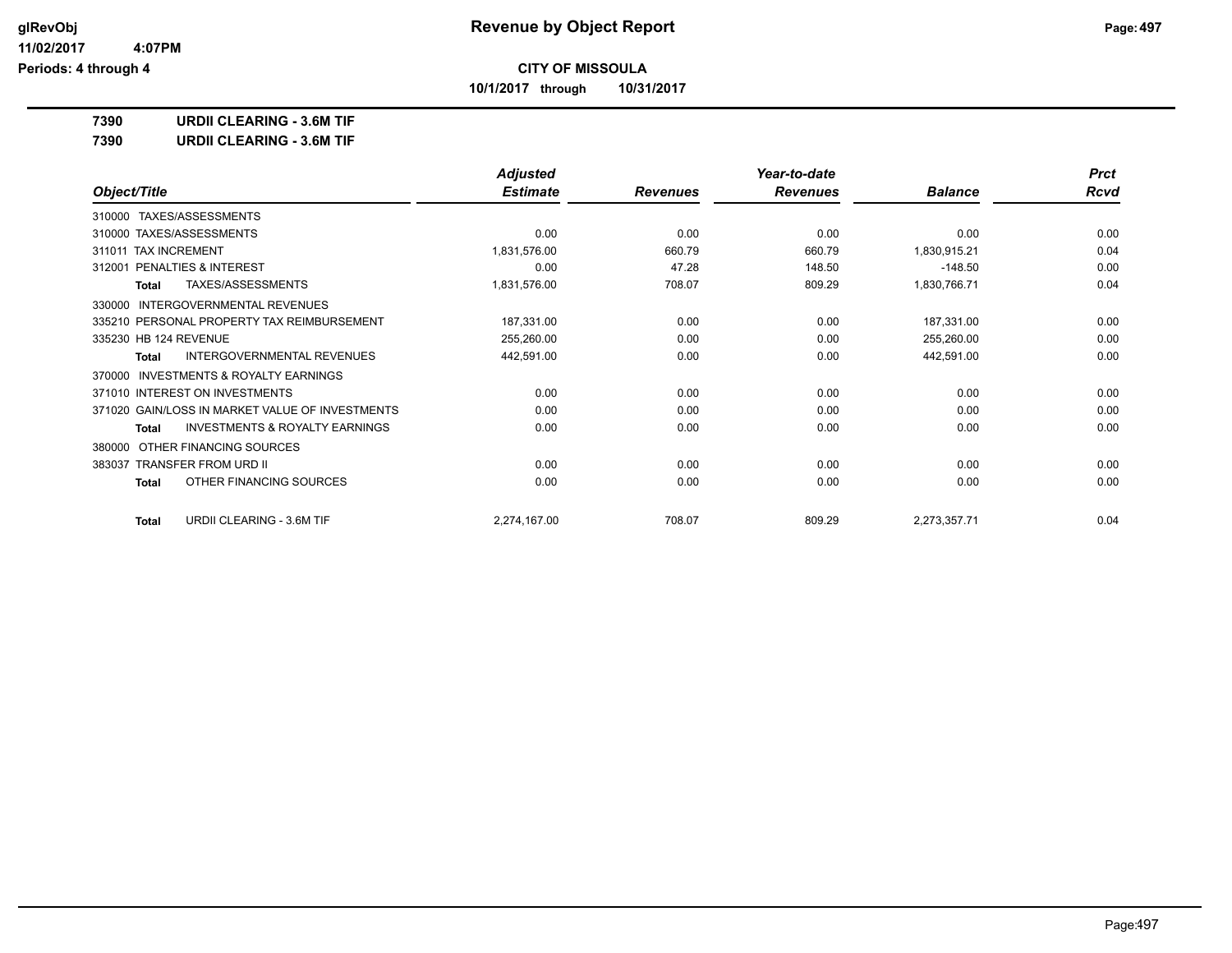# Revenue by Object Report

**CITY OF MISSOULA**

**10/1/2017 through 10/31/2017**

glRevObj
11/02/2017 4:07PM
Periods: 4 through 4

**7390 URDII CLEARING - 3.6M TIF**

**7390 URDII CLEARING - 3.6M TIF**

| Object/Title | Adjusted Estimate | Revenues | Year-to-date Revenues | Balance | Prct Rcvd |
|---|---|---|---|---|---|
| 310000 TAXES/ASSESSMENTS | | | | | |
| 310000 TAXES/ASSESSMENTS | 0.00 | 0.00 | 0.00 | 0.00 | 0.00 |
| 311011 TAX INCREMENT | 1,831,576.00 | 660.79 | 660.79 | 1,830,915.21 | 0.04 |
| 312001 PENALTIES & INTEREST | 0.00 | 47.28 | 148.50 | -148.50 | 0.00 |
| **Total** TAXES/ASSESSMENTS | 1,831,576.00 | 708.07 | 809.29 | 1,830,766.71 | 0.04 |
| 330000 INTERGOVERNMENTAL REVENUES | | | | | |
| 335210 PERSONAL PROPERTY TAX REIMBURSEMENT | 187,331.00 | 0.00 | 0.00 | 187,331.00 | 0.00 |
| 335230 HB 124 REVENUE | 255,260.00 | 0.00 | 0.00 | 255,260.00 | 0.00 |
| **Total** INTERGOVERNMENTAL REVENUES | 442,591.00 | 0.00 | 0.00 | 442,591.00 | 0.00 |
| 370000 INVESTMENTS & ROYALTY EARNINGS | | | | | |
| 371010 INTEREST ON INVESTMENTS | 0.00 | 0.00 | 0.00 | 0.00 | 0.00 |
| 371020 GAIN/LOSS IN MARKET VALUE OF INVESTMENTS | 0.00 | 0.00 | 0.00 | 0.00 | 0.00 |
| **Total** INVESTMENTS & ROYALTY EARNINGS | 0.00 | 0.00 | 0.00 | 0.00 | 0.00 |
| 380000 OTHER FINANCING SOURCES | | | | | |
| 383037 TRANSFER FROM URD II | 0.00 | 0.00 | 0.00 | 0.00 | 0.00 |
| **Total** OTHER FINANCING SOURCES | 0.00 | 0.00 | 0.00 | 0.00 | 0.00 |
| **Total** URDII CLEARING - 3.6M TIF | 2,274,167.00 | 708.07 | 809.29 | 2,273,357.71 | 0.04 |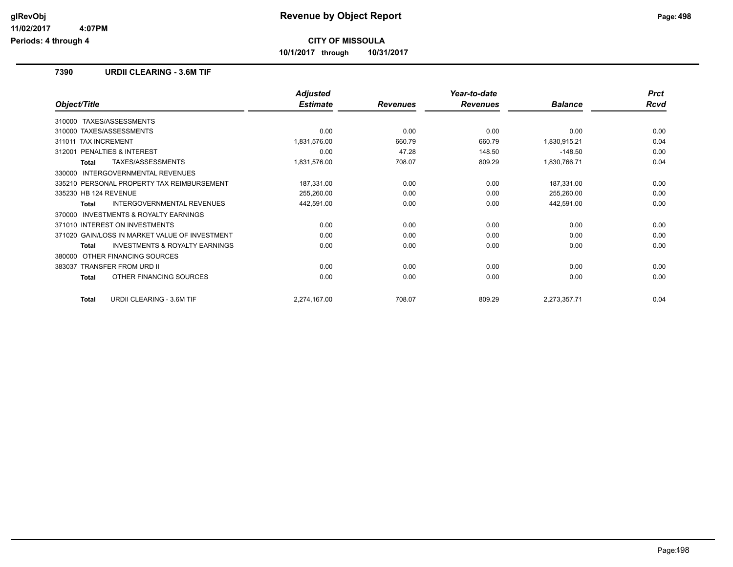**glRevObj**
**11/02/2017 4:07PM**
**Periods: 4 through 4**

# Revenue by Object Report

**CITY OF MISSOULA**

**10/1/2017 through 10/31/2017**

## 7390 URDII CLEARING - 3.6M TIF

| Object/Title | Adjusted Estimate | Revenues | Year-to-date Revenues | Balance | Prct Rcvd |
|---|---|---|---|---|---|
| 310000 TAXES/ASSESSMENTS | | | | | |
| 310000 TAXES/ASSESSMENTS | 0.00 | 0.00 | 0.00 | 0.00 | 0.00 |
| 311011 TAX INCREMENT | 1,831,576.00 | 660.79 | 660.79 | 1,830,915.21 | 0.04 |
| 312001 PENALTIES & INTEREST | 0.00 | 47.28 | 148.50 | -148.50 | 0.00 |
| **Total** TAXES/ASSESSMENTS | 1,831,576.00 | 708.07 | 809.29 | 1,830,766.71 | 0.04 |
| 330000 INTERGOVERNMENTAL REVENUES | | | | | |
| 335210 PERSONAL PROPERTY TAX REIMBURSEMENT | 187,331.00 | 0.00 | 0.00 | 187,331.00 | 0.00 |
| 335230 HB 124 REVENUE | 255,260.00 | 0.00 | 0.00 | 255,260.00 | 0.00 |
| **Total** INTERGOVERNMENTAL REVENUES | 442,591.00 | 0.00 | 0.00 | 442,591.00 | 0.00 |
| 370000 INVESTMENTS & ROYALTY EARNINGS | | | | | |
| 371010 INTEREST ON INVESTMENTS | 0.00 | 0.00 | 0.00 | 0.00 | 0.00 |
| 371020 GAIN/LOSS IN MARKET VALUE OF INVESTMENT | 0.00 | 0.00 | 0.00 | 0.00 | 0.00 |
| **Total** INVESTMENTS & ROYALTY EARNINGS | 0.00 | 0.00 | 0.00 | 0.00 | 0.00 |
| 380000 OTHER FINANCING SOURCES | | | | | |
| 383037 TRANSFER FROM URD II | 0.00 | 0.00 | 0.00 | 0.00 | 0.00 |
| **Total** OTHER FINANCING SOURCES | 0.00 | 0.00 | 0.00 | 0.00 | 0.00 |
| **Total** URDII CLEARING - 3.6M TIF | 2,274,167.00 | 708.07 | 809.29 | 2,273,357.71 | 0.04 |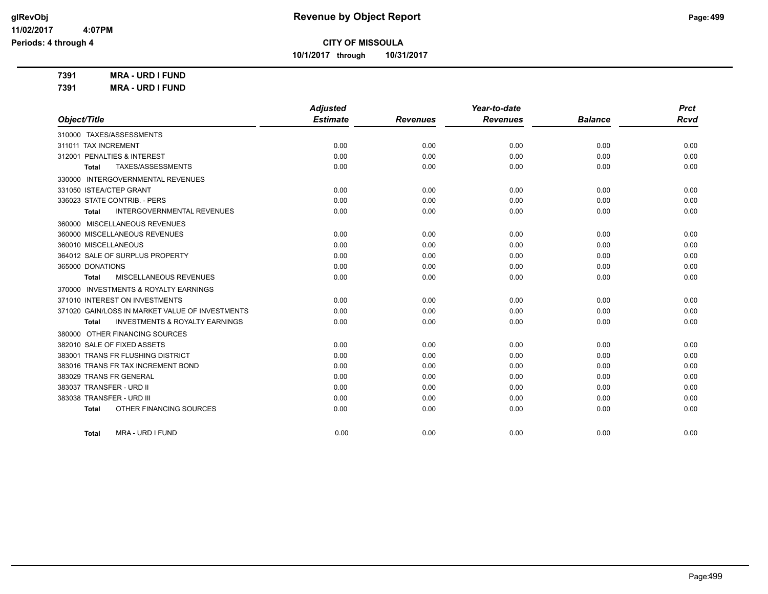# Revenue by Object Report

glRevObj
11/02/2017 4:07PM
Periods: 4 through 4

**CITY OF MISSOULA**

**10/1/2017 through 10/31/2017**

**7391 MRA - URD I FUND**

**7391 MRA - URD I FUND**

| Object/Title | Adjusted Estimate | Revenues | Year-to-date Revenues | Balance | Prct Rcvd |
|---|---|---|---|---|---|
| 310000 TAXES/ASSESSMENTS | | | | | |
| 311011 TAX INCREMENT | 0.00 | 0.00 | 0.00 | 0.00 | 0.00 |
| 312001 PENALTIES & INTEREST | 0.00 | 0.00 | 0.00 | 0.00 | 0.00 |
| **Total** TAXES/ASSESSMENTS | 0.00 | 0.00 | 0.00 | 0.00 | 0.00 |
| 330000 INTERGOVERNMENTAL REVENUES | | | | | |
| 331050 ISTEA/CTEP GRANT | 0.00 | 0.00 | 0.00 | 0.00 | 0.00 |
| 336023 STATE CONTRIB. - PERS | 0.00 | 0.00 | 0.00 | 0.00 | 0.00 |
| **Total** INTERGOVERNMENTAL REVENUES | 0.00 | 0.00 | 0.00 | 0.00 | 0.00 |
| 360000 MISCELLANEOUS REVENUES | | | | | |
| 360000 MISCELLANEOUS REVENUES | 0.00 | 0.00 | 0.00 | 0.00 | 0.00 |
| 360010 MISCELLANEOUS | 0.00 | 0.00 | 0.00 | 0.00 | 0.00 |
| 364012 SALE OF SURPLUS PROPERTY | 0.00 | 0.00 | 0.00 | 0.00 | 0.00 |
| 365000 DONATIONS | 0.00 | 0.00 | 0.00 | 0.00 | 0.00 |
| **Total** MISCELLANEOUS REVENUES | 0.00 | 0.00 | 0.00 | 0.00 | 0.00 |
| 370000 INVESTMENTS & ROYALTY EARNINGS | | | | | |
| 371010 INTEREST ON INVESTMENTS | 0.00 | 0.00 | 0.00 | 0.00 | 0.00 |
| 371020 GAIN/LOSS IN MARKET VALUE OF INVESTMENTS | 0.00 | 0.00 | 0.00 | 0.00 | 0.00 |
| **Total** INVESTMENTS & ROYALTY EARNINGS | 0.00 | 0.00 | 0.00 | 0.00 | 0.00 |
| 380000 OTHER FINANCING SOURCES | | | | | |
| 382010 SALE OF FIXED ASSETS | 0.00 | 0.00 | 0.00 | 0.00 | 0.00 |
| 383001 TRANS FR FLUSHING DISTRICT | 0.00 | 0.00 | 0.00 | 0.00 | 0.00 |
| 383016 TRANS FR TAX INCREMENT BOND | 0.00 | 0.00 | 0.00 | 0.00 | 0.00 |
| 383029 TRANS FR GENERAL | 0.00 | 0.00 | 0.00 | 0.00 | 0.00 |
| 383037 TRANSFER - URD II | 0.00 | 0.00 | 0.00 | 0.00 | 0.00 |
| 383038 TRANSFER - URD III | 0.00 | 0.00 | 0.00 | 0.00 | 0.00 |
| **Total** OTHER FINANCING SOURCES | 0.00 | 0.00 | 0.00 | 0.00 | 0.00 |
| **Total** MRA - URD I FUND | 0.00 | 0.00 | 0.00 | 0.00 | 0.00 |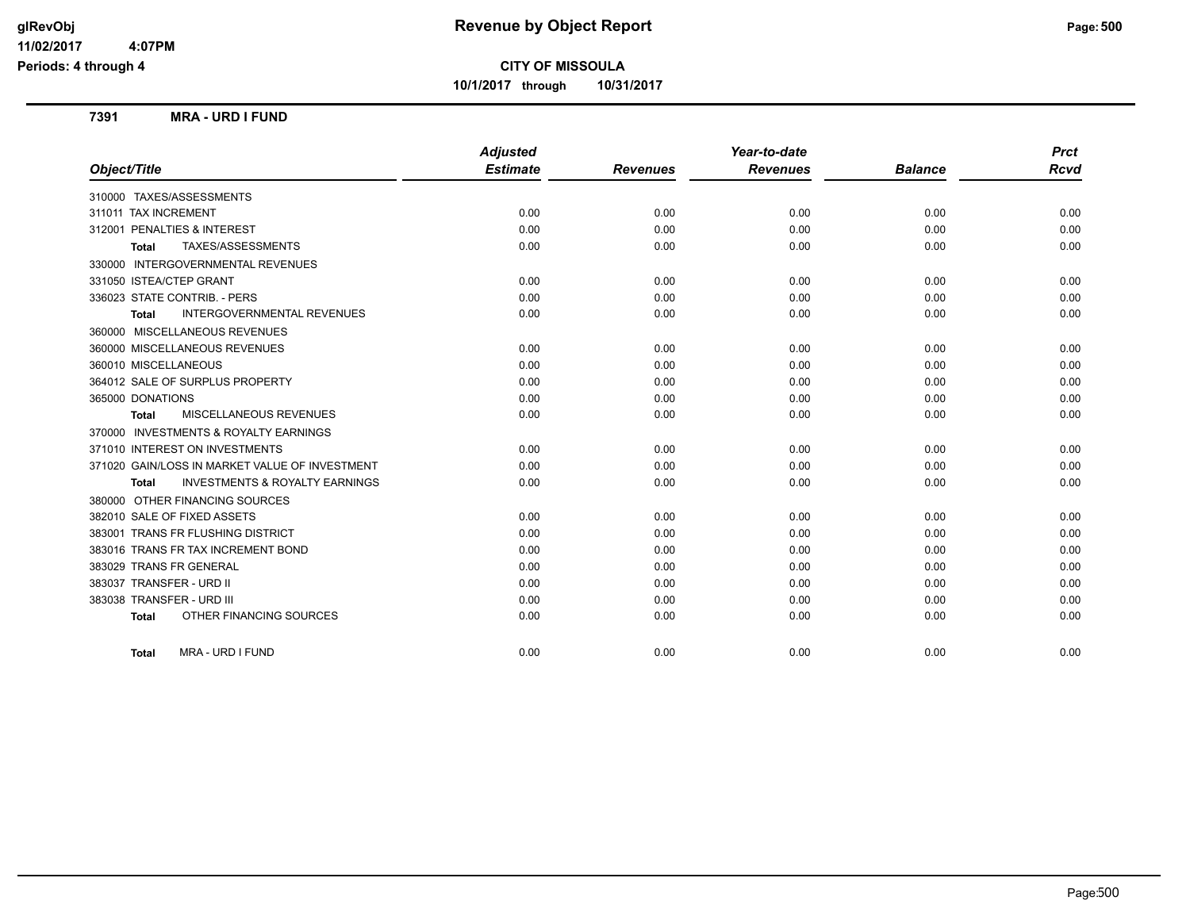# Revenue by Object Report

## CITY OF MISSOULA

**10/1/2017 through 10/31/2017**

glRevObj
11/02/2017 4:07PM
Periods: 4 through 4

### 7391 MRA - URD I FUND

| Object/Title | Adjusted Estimate | Revenues | Year-to-date Revenues | Balance | Prct Rcvd |
|---|---|---|---|---|---|
| 310000 TAXES/ASSESSMENTS | | | | | |
| 311011 TAX INCREMENT | 0.00 | 0.00 | 0.00 | 0.00 | 0.00 |
| 312001 PENALTIES & INTEREST | 0.00 | 0.00 | 0.00 | 0.00 | 0.00 |
| **Total** TAXES/ASSESSMENTS | 0.00 | 0.00 | 0.00 | 0.00 | 0.00 |
| 330000 INTERGOVERNMENTAL REVENUES | | | | | |
| 331050 ISTEA/CTEP GRANT | 0.00 | 0.00 | 0.00 | 0.00 | 0.00 |
| 336023 STATE CONTRIB. - PERS | 0.00 | 0.00 | 0.00 | 0.00 | 0.00 |
| **Total** INTERGOVERNMENTAL REVENUES | 0.00 | 0.00 | 0.00 | 0.00 | 0.00 |
| 360000 MISCELLANEOUS REVENUES | | | | | |
| 360000 MISCELLANEOUS REVENUES | 0.00 | 0.00 | 0.00 | 0.00 | 0.00 |
| 360010 MISCELLANEOUS | 0.00 | 0.00 | 0.00 | 0.00 | 0.00 |
| 364012 SALE OF SURPLUS PROPERTY | 0.00 | 0.00 | 0.00 | 0.00 | 0.00 |
| 365000 DONATIONS | 0.00 | 0.00 | 0.00 | 0.00 | 0.00 |
| **Total** MISCELLANEOUS REVENUES | 0.00 | 0.00 | 0.00 | 0.00 | 0.00 |
| 370000 INVESTMENTS & ROYALTY EARNINGS | | | | | |
| 371010 INTEREST ON INVESTMENTS | 0.00 | 0.00 | 0.00 | 0.00 | 0.00 |
| 371020 GAIN/LOSS IN MARKET VALUE OF INVESTMENT | 0.00 | 0.00 | 0.00 | 0.00 | 0.00 |
| **Total** INVESTMENTS & ROYALTY EARNINGS | 0.00 | 0.00 | 0.00 | 0.00 | 0.00 |
| 380000 OTHER FINANCING SOURCES | | | | | |
| 382010 SALE OF FIXED ASSETS | 0.00 | 0.00 | 0.00 | 0.00 | 0.00 |
| 383001 TRANS FR FLUSHING DISTRICT | 0.00 | 0.00 | 0.00 | 0.00 | 0.00 |
| 383016 TRANS FR TAX INCREMENT BOND | 0.00 | 0.00 | 0.00 | 0.00 | 0.00 |
| 383029 TRANS FR GENERAL | 0.00 | 0.00 | 0.00 | 0.00 | 0.00 |
| 383037 TRANSFER - URD II | 0.00 | 0.00 | 0.00 | 0.00 | 0.00 |
| 383038 TRANSFER - URD III | 0.00 | 0.00 | 0.00 | 0.00 | 0.00 |
| **Total** OTHER FINANCING SOURCES | 0.00 | 0.00 | 0.00 | 0.00 | 0.00 |
| **Total** MRA - URD I FUND | 0.00 | 0.00 | 0.00 | 0.00 | 0.00 |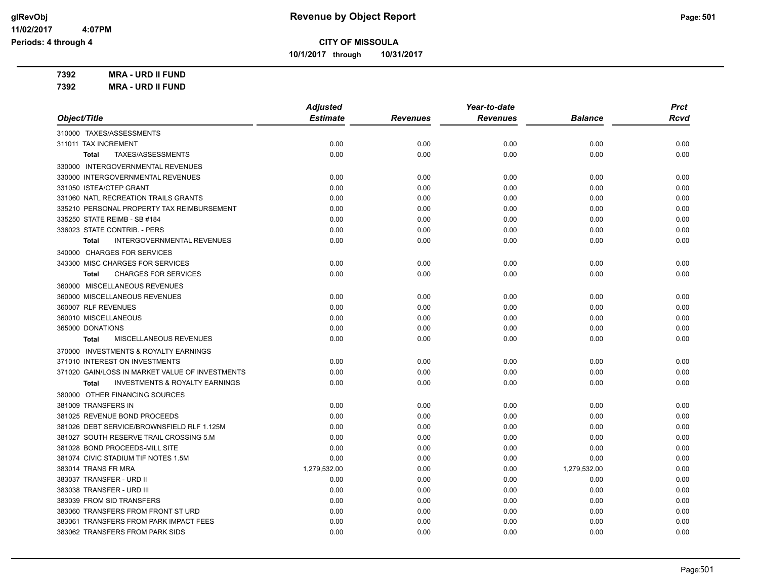# CITY OF MISSOULA

**10/1/2017 through 10/31/2017**

## Revenue by Object Report

glRevObj
11/02/2017 4:07PM
Periods: 4 through 4

**7392 MRA - URD II FUND**

**7392 MRA - URD II FUND**

| Object/Title | Adjusted Estimate | Revenues | Year-to-date Revenues | Balance | Prct Rcvd |
|---|---|---|---|---|---|
| 310000 TAXES/ASSESSMENTS | | | | | |
| 311011 TAX INCREMENT | 0.00 | 0.00 | 0.00 | 0.00 | 0.00 |
| **Total** TAXES/ASSESSMENTS | 0.00 | 0.00 | 0.00 | 0.00 | 0.00 |
| 330000 INTERGOVERNMENTAL REVENUES | | | | | |
| 330000 INTERGOVERNMENTAL REVENUES | 0.00 | 0.00 | 0.00 | 0.00 | 0.00 |
| 331050 ISTEA/CTEP GRANT | 0.00 | 0.00 | 0.00 | 0.00 | 0.00 |
| 331060 NATL RECREATION TRAILS GRANTS | 0.00 | 0.00 | 0.00 | 0.00 | 0.00 |
| 335210 PERSONAL PROPERTY TAX REIMBURSEMENT | 0.00 | 0.00 | 0.00 | 0.00 | 0.00 |
| 335250 STATE REIMB - SB #184 | 0.00 | 0.00 | 0.00 | 0.00 | 0.00 |
| 336023 STATE CONTRIB. - PERS | 0.00 | 0.00 | 0.00 | 0.00 | 0.00 |
| **Total** INTERGOVERNMENTAL REVENUES | 0.00 | 0.00 | 0.00 | 0.00 | 0.00 |
| 340000 CHARGES FOR SERVICES | | | | | |
| 343300 MISC CHARGES FOR SERVICES | 0.00 | 0.00 | 0.00 | 0.00 | 0.00 |
| **Total** CHARGES FOR SERVICES | 0.00 | 0.00 | 0.00 | 0.00 | 0.00 |
| 360000 MISCELLANEOUS REVENUES | | | | | |
| 360000 MISCELLANEOUS REVENUES | 0.00 | 0.00 | 0.00 | 0.00 | 0.00 |
| 360007 RLF REVENUES | 0.00 | 0.00 | 0.00 | 0.00 | 0.00 |
| 360010 MISCELLANEOUS | 0.00 | 0.00 | 0.00 | 0.00 | 0.00 |
| 365000 DONATIONS | 0.00 | 0.00 | 0.00 | 0.00 | 0.00 |
| **Total** MISCELLANEOUS REVENUES | 0.00 | 0.00 | 0.00 | 0.00 | 0.00 |
| 370000 INVESTMENTS & ROYALTY EARNINGS | | | | | |
| 371010 INTEREST ON INVESTMENTS | 0.00 | 0.00 | 0.00 | 0.00 | 0.00 |
| 371020 GAIN/LOSS IN MARKET VALUE OF INVESTMENTS | 0.00 | 0.00 | 0.00 | 0.00 | 0.00 |
| **Total** INVESTMENTS & ROYALTY EARNINGS | 0.00 | 0.00 | 0.00 | 0.00 | 0.00 |
| 380000 OTHER FINANCING SOURCES | | | | | |
| 381009 TRANSFERS IN | 0.00 | 0.00 | 0.00 | 0.00 | 0.00 |
| 381025 REVENUE BOND PROCEEDS | 0.00 | 0.00 | 0.00 | 0.00 | 0.00 |
| 381026 DEBT SERVICE/BROWNSFIELD RLF 1.125M | 0.00 | 0.00 | 0.00 | 0.00 | 0.00 |
| 381027 SOUTH RESERVE TRAIL CROSSING 5.M | 0.00 | 0.00 | 0.00 | 0.00 | 0.00 |
| 381028 BOND PROCEEDS-MILL SITE | 0.00 | 0.00 | 0.00 | 0.00 | 0.00 |
| 381074 CIVIC STADIUM TIF NOTES 1.5M | 0.00 | 0.00 | 0.00 | 0.00 | 0.00 |
| 383014 TRANS FR MRA | 1,279,532.00 | 0.00 | 0.00 | 1,279,532.00 | 0.00 |
| 383037 TRANSFER - URD II | 0.00 | 0.00 | 0.00 | 0.00 | 0.00 |
| 383038 TRANSFER - URD III | 0.00 | 0.00 | 0.00 | 0.00 | 0.00 |
| 383039 FROM SID TRANSFERS | 0.00 | 0.00 | 0.00 | 0.00 | 0.00 |
| 383060 TRANSFERS FROM FRONT ST URD | 0.00 | 0.00 | 0.00 | 0.00 | 0.00 |
| 383061 TRANSFERS FROM PARK IMPACT FEES | 0.00 | 0.00 | 0.00 | 0.00 | 0.00 |
| 383062 TRANSFERS FROM PARK SIDS | 0.00 | 0.00 | 0.00 | 0.00 | 0.00 |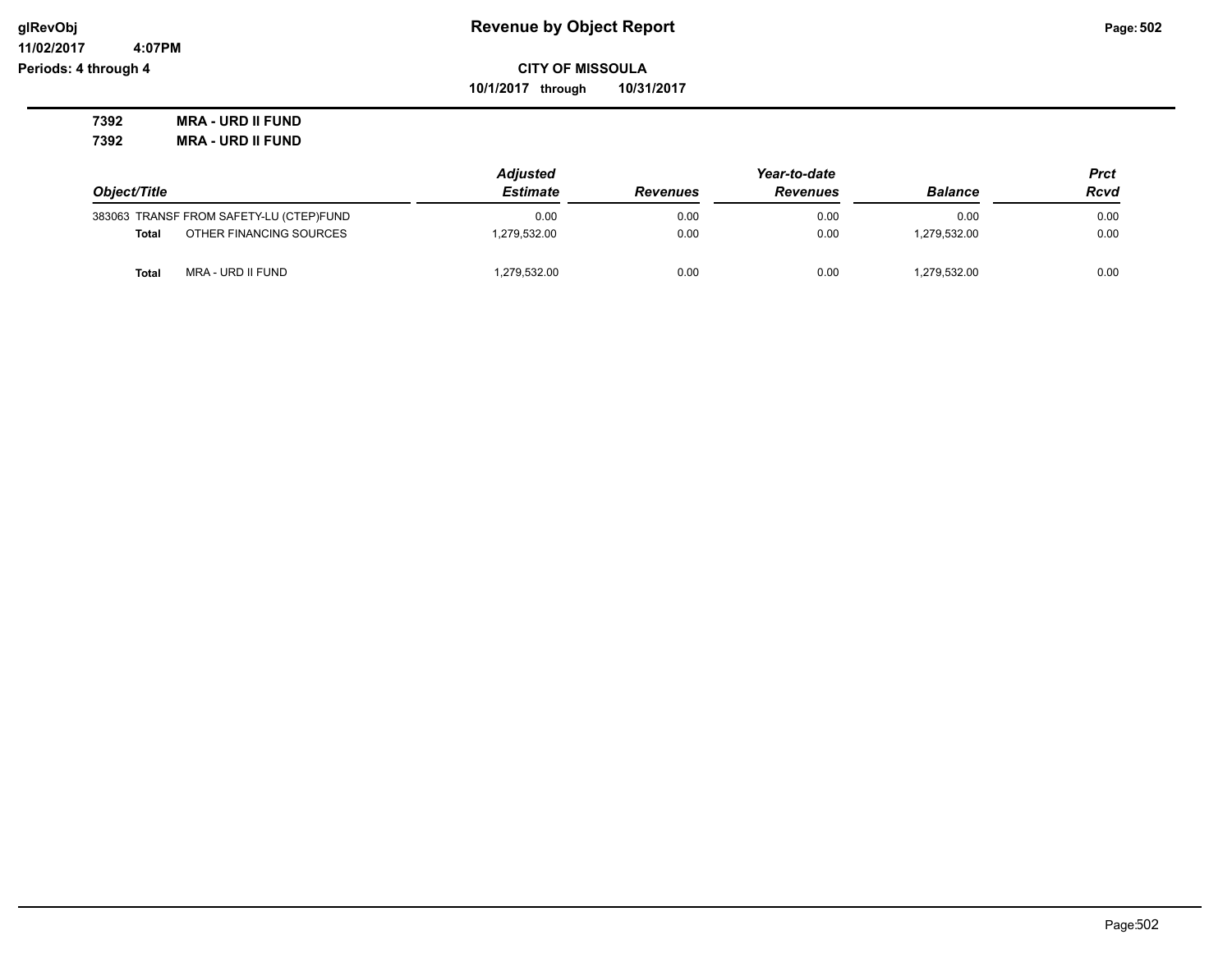**glRevObj**
**11/02/2017 4:07PM**
**Periods: 4 through 4**

# Revenue by Object Report

**CITY OF MISSOULA**

**10/1/2017 through 10/31/2017**

**7392 MRA - URD II FUND**
**7392 MRA - URD II FUND**

| Object/Title | | Adjusted Estimate | Revenues | Year-to-date Revenues | Balance | Prct Rcvd |
|---|---|---|---|---|---|---|
| 383063 | TRANSF FROM SAFETY-LU (CTEP)FUND | 0.00 | 0.00 | 0.00 | 0.00 | 0.00 |
| **Total** | OTHER FINANCING SOURCES | 1,279,532.00 | 0.00 | 0.00 | 1,279,532.00 | 0.00 |
| **Total** | MRA - URD II FUND | 1,279,532.00 | 0.00 | 0.00 | 1,279,532.00 | 0.00 |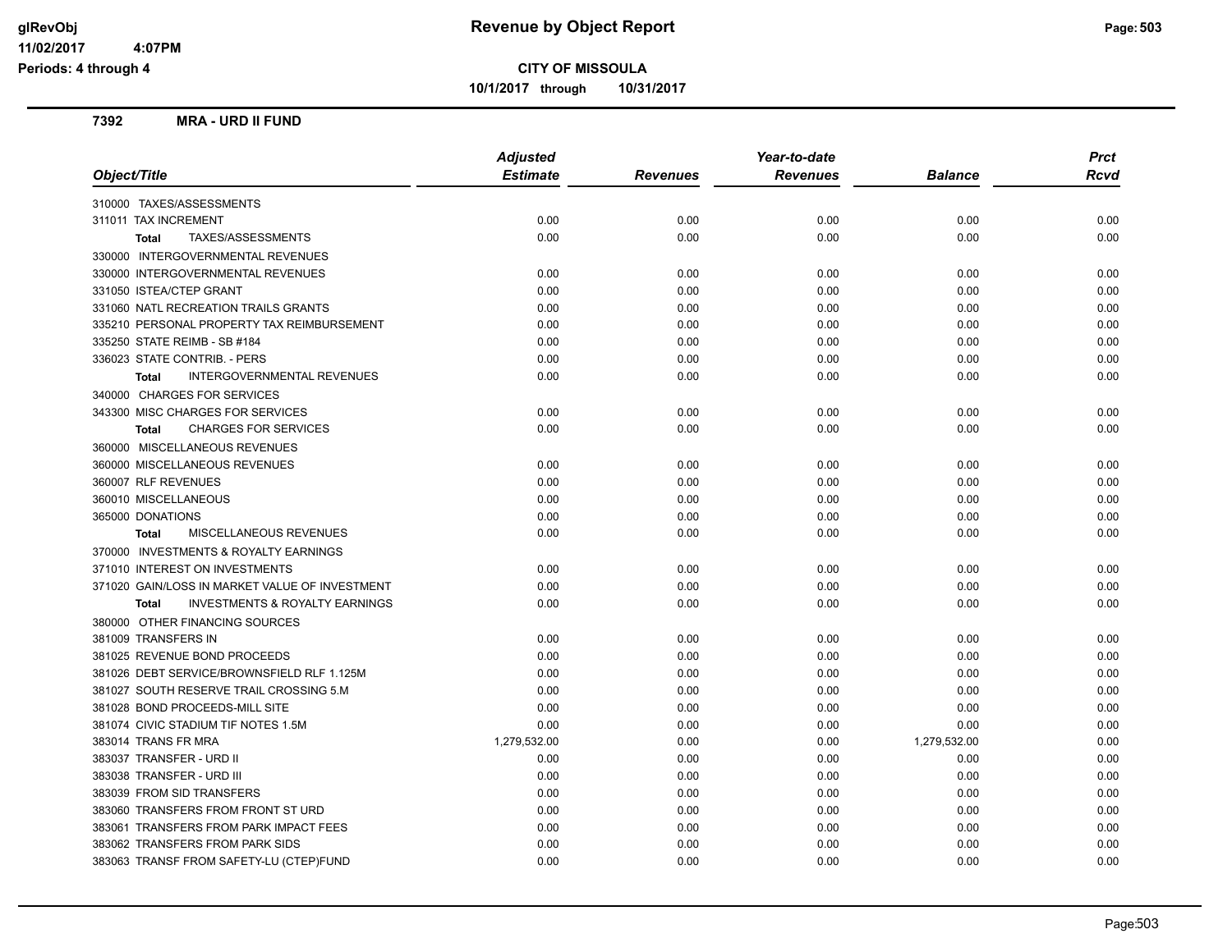# Revenue by Object Report

**CITY OF MISSOULA**

**10/1/2017 through 10/31/2017**

glRevObj
11/02/2017 4:07PM
Periods: 4 through 4

### 7392 MRA - URD II FUND

| Object/Title | Adjusted Estimate | Revenues | Year-to-date Revenues | Balance | Prct Rcvd |
|---|---|---|---|---|---|
| 310000 TAXES/ASSESSMENTS | | | | | |
| 311011 TAX INCREMENT | 0.00 | 0.00 | 0.00 | 0.00 | 0.00 |
| **Total** TAXES/ASSESSMENTS | 0.00 | 0.00 | 0.00 | 0.00 | 0.00 |
| 330000 INTERGOVERNMENTAL REVENUES | | | | | |
| 330000 INTERGOVERNMENTAL REVENUES | 0.00 | 0.00 | 0.00 | 0.00 | 0.00 |
| 331050 ISTEA/CTEP GRANT | 0.00 | 0.00 | 0.00 | 0.00 | 0.00 |
| 331060 NATL RECREATION TRAILS GRANTS | 0.00 | 0.00 | 0.00 | 0.00 | 0.00 |
| 335210 PERSONAL PROPERTY TAX REIMBURSEMENT | 0.00 | 0.00 | 0.00 | 0.00 | 0.00 |
| 335250 STATE REIMB - SB #184 | 0.00 | 0.00 | 0.00 | 0.00 | 0.00 |
| 336023 STATE CONTRIB. - PERS | 0.00 | 0.00 | 0.00 | 0.00 | 0.00 |
| **Total** INTERGOVERNMENTAL REVENUES | 0.00 | 0.00 | 0.00 | 0.00 | 0.00 |
| 340000 CHARGES FOR SERVICES | | | | | |
| 343300 MISC CHARGES FOR SERVICES | 0.00 | 0.00 | 0.00 | 0.00 | 0.00 |
| **Total** CHARGES FOR SERVICES | 0.00 | 0.00 | 0.00 | 0.00 | 0.00 |
| 360000 MISCELLANEOUS REVENUES | | | | | |
| 360000 MISCELLANEOUS REVENUES | 0.00 | 0.00 | 0.00 | 0.00 | 0.00 |
| 360007 RLF REVENUES | 0.00 | 0.00 | 0.00 | 0.00 | 0.00 |
| 360010 MISCELLANEOUS | 0.00 | 0.00 | 0.00 | 0.00 | 0.00 |
| 365000 DONATIONS | 0.00 | 0.00 | 0.00 | 0.00 | 0.00 |
| **Total** MISCELLANEOUS REVENUES | 0.00 | 0.00 | 0.00 | 0.00 | 0.00 |
| 370000 INVESTMENTS & ROYALTY EARNINGS | | | | | |
| 371010 INTEREST ON INVESTMENTS | 0.00 | 0.00 | 0.00 | 0.00 | 0.00 |
| 371020 GAIN/LOSS IN MARKET VALUE OF INVESTMENT | 0.00 | 0.00 | 0.00 | 0.00 | 0.00 |
| **Total** INVESTMENTS & ROYALTY EARNINGS | 0.00 | 0.00 | 0.00 | 0.00 | 0.00 |
| 380000 OTHER FINANCING SOURCES | | | | | |
| 381009 TRANSFERS IN | 0.00 | 0.00 | 0.00 | 0.00 | 0.00 |
| 381025 REVENUE BOND PROCEEDS | 0.00 | 0.00 | 0.00 | 0.00 | 0.00 |
| 381026 DEBT SERVICE/BROWNSFIELD RLF 1.125M | 0.00 | 0.00 | 0.00 | 0.00 | 0.00 |
| 381027 SOUTH RESERVE TRAIL CROSSING 5.M | 0.00 | 0.00 | 0.00 | 0.00 | 0.00 |
| 381028 BOND PROCEEDS-MILL SITE | 0.00 | 0.00 | 0.00 | 0.00 | 0.00 |
| 381074 CIVIC STADIUM TIF NOTES 1.5M | 0.00 | 0.00 | 0.00 | 0.00 | 0.00 |
| 383014 TRANS FR MRA | 1,279,532.00 | 0.00 | 0.00 | 1,279,532.00 | 0.00 |
| 383037 TRANSFER - URD II | 0.00 | 0.00 | 0.00 | 0.00 | 0.00 |
| 383038 TRANSFER - URD III | 0.00 | 0.00 | 0.00 | 0.00 | 0.00 |
| 383039 FROM SID TRANSFERS | 0.00 | 0.00 | 0.00 | 0.00 | 0.00 |
| 383060 TRANSFERS FROM FRONT ST URD | 0.00 | 0.00 | 0.00 | 0.00 | 0.00 |
| 383061 TRANSFERS FROM PARK IMPACT FEES | 0.00 | 0.00 | 0.00 | 0.00 | 0.00 |
| 383062 TRANSFERS FROM PARK SIDS | 0.00 | 0.00 | 0.00 | 0.00 | 0.00 |
| 383063 TRANSF FROM SAFETY-LU (CTEP)FUND | 0.00 | 0.00 | 0.00 | 0.00 | 0.00 |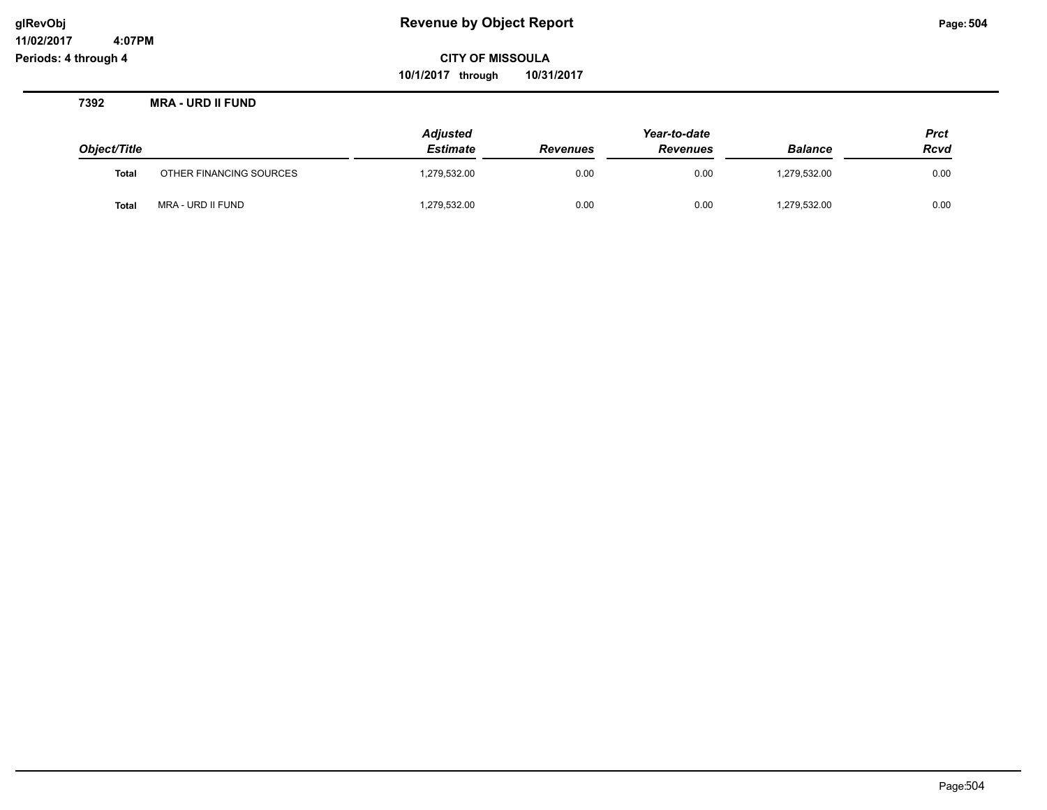# Revenue by Object Report

**CITY OF MISSOULA**

**10/1/2017 through 10/31/2017**

glRevObj
11/02/2017 4:07PM
Periods: 4 through 4

### 7392 MRA - URD II FUND

| Object/Title | | Adjusted Estimate | Revenues | Year-to-date Revenues | Balance | Prct Rcvd |
|---|---|---|---|---|---|---|
| Total | OTHER FINANCING SOURCES | 1,279,532.00 | 0.00 | 0.00 | 1,279,532.00 | 0.00 |
| Total | MRA - URD II FUND | 1,279,532.00 | 0.00 | 0.00 | 1,279,532.00 | 0.00 |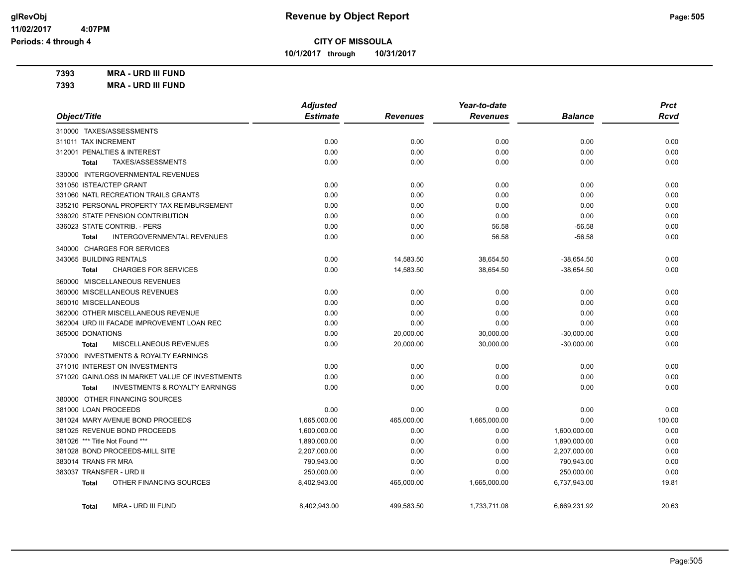**CITY OF MISSOULA**

**10/1/2017 through 10/31/2017**

**7393 MRA - URD III FUND**

**7393 MRA - URD III FUND**

| Object/Title | Adjusted Estimate | Revenues | Year-to-date Revenues | Balance | Prct Rcvd |
|---|---|---|---|---|---|
| 310000 TAXES/ASSESSMENTS | | | | | |
| 311011 TAX INCREMENT | 0.00 | 0.00 | 0.00 | 0.00 | 0.00 |
| 312001 PENALTIES & INTEREST | 0.00 | 0.00 | 0.00 | 0.00 | 0.00 |
| **Total** TAXES/ASSESSMENTS | 0.00 | 0.00 | 0.00 | 0.00 | 0.00 |
| 330000 INTERGOVERNMENTAL REVENUES | | | | | |
| 331050 ISTEA/CTEP GRANT | 0.00 | 0.00 | 0.00 | 0.00 | 0.00 |
| 331060 NATL RECREATION TRAILS GRANTS | 0.00 | 0.00 | 0.00 | 0.00 | 0.00 |
| 335210 PERSONAL PROPERTY TAX REIMBURSEMENT | 0.00 | 0.00 | 0.00 | 0.00 | 0.00 |
| 336020 STATE PENSION CONTRIBUTION | 0.00 | 0.00 | 0.00 | 0.00 | 0.00 |
| 336023 STATE CONTRIB. - PERS | 0.00 | 0.00 | 56.58 | -56.58 | 0.00 |
| **Total** INTERGOVERNMENTAL REVENUES | 0.00 | 0.00 | 56.58 | -56.58 | 0.00 |
| 340000 CHARGES FOR SERVICES | | | | | |
| 343065 BUILDING RENTALS | 0.00 | 14,583.50 | 38,654.50 | -38,654.50 | 0.00 |
| **Total** CHARGES FOR SERVICES | 0.00 | 14,583.50 | 38,654.50 | -38,654.50 | 0.00 |
| 360000 MISCELLANEOUS REVENUES | | | | | |
| 360000 MISCELLANEOUS REVENUES | 0.00 | 0.00 | 0.00 | 0.00 | 0.00 |
| 360010 MISCELLANEOUS | 0.00 | 0.00 | 0.00 | 0.00 | 0.00 |
| 362000 OTHER MISCELLANEOUS REVENUE | 0.00 | 0.00 | 0.00 | 0.00 | 0.00 |
| 362004 URD III FACADE IMPROVEMENT LOAN REC | 0.00 | 0.00 | 0.00 | 0.00 | 0.00 |
| 365000 DONATIONS | 0.00 | 20,000.00 | 30,000.00 | -30,000.00 | 0.00 |
| **Total** MISCELLANEOUS REVENUES | 0.00 | 20,000.00 | 30,000.00 | -30,000.00 | 0.00 |
| 370000 INVESTMENTS & ROYALTY EARNINGS | | | | | |
| 371010 INTEREST ON INVESTMENTS | 0.00 | 0.00 | 0.00 | 0.00 | 0.00 |
| 371020 GAIN/LOSS IN MARKET VALUE OF INVESTMENTS | 0.00 | 0.00 | 0.00 | 0.00 | 0.00 |
| **Total** INVESTMENTS & ROYALTY EARNINGS | 0.00 | 0.00 | 0.00 | 0.00 | 0.00 |
| 380000 OTHER FINANCING SOURCES | | | | | |
| 381000 LOAN PROCEEDS | 0.00 | 0.00 | 0.00 | 0.00 | 0.00 |
| 381024 MARY AVENUE BOND PROCEEDS | 1,665,000.00 | 465,000.00 | 1,665,000.00 | 0.00 | 100.00 |
| 381025 REVENUE BOND PROCEEDS | 1,600,000.00 | 0.00 | 0.00 | 1,600,000.00 | 0.00 |
| 381026 *** Title Not Found *** | 1,890,000.00 | 0.00 | 0.00 | 1,890,000.00 | 0.00 |
| 381028 BOND PROCEEDS-MILL SITE | 2,207,000.00 | 0.00 | 0.00 | 2,207,000.00 | 0.00 |
| 383014 TRANS FR MRA | 790,943.00 | 0.00 | 0.00 | 790,943.00 | 0.00 |
| 383037 TRANSFER - URD II | 250,000.00 | 0.00 | 0.00 | 250,000.00 | 0.00 |
| **Total** OTHER FINANCING SOURCES | 8,402,943.00 | 465,000.00 | 1,665,000.00 | 6,737,943.00 | 19.81 |
| **Total** MRA - URD III FUND | 8,402,943.00 | 499,583.50 | 1,733,711.08 | 6,669,231.92 | 20.63 |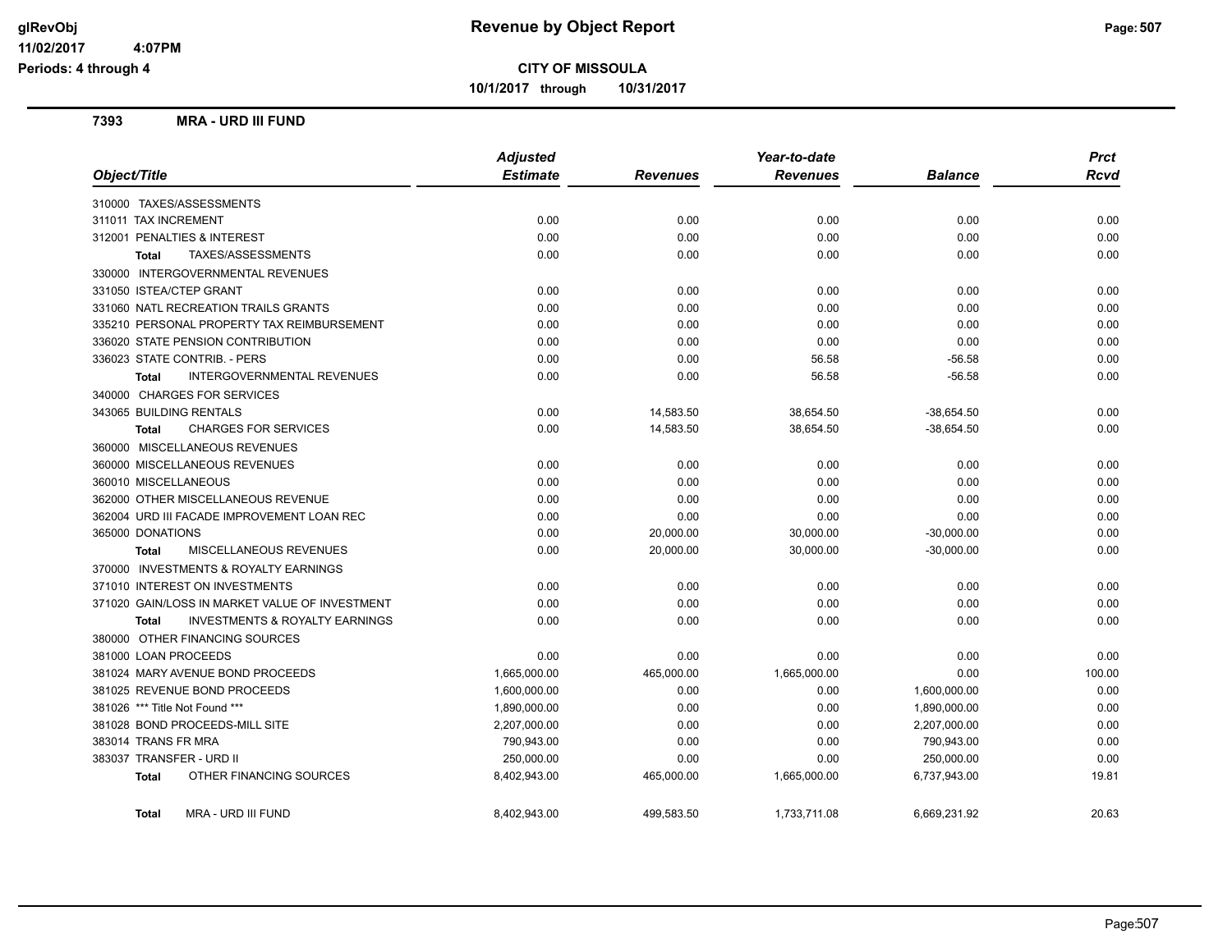# Revenue by Object Report

**CITY OF MISSOULA**

**10/1/2017 through 10/31/2017**

glRevObj
11/02/2017 4:07PM
Periods: 4 through 4

## 7393 MRA - URD III FUND

| Object/Title | Adjusted Estimate | Revenues | Year-to-date Revenues | Balance | Prct Rcvd |
|---|---|---|---|---|---|
| 310000 TAXES/ASSESSMENTS | | | | | |
| 311011 TAX INCREMENT | 0.00 | 0.00 | 0.00 | 0.00 | 0.00 |
| 312001 PENALTIES & INTEREST | 0.00 | 0.00 | 0.00 | 0.00 | 0.00 |
| **Total** TAXES/ASSESSMENTS | 0.00 | 0.00 | 0.00 | 0.00 | 0.00 |
| 330000 INTERGOVERNMENTAL REVENUES | | | | | |
| 331050 ISTEA/CTEP GRANT | 0.00 | 0.00 | 0.00 | 0.00 | 0.00 |
| 331060 NATL RECREATION TRAILS GRANTS | 0.00 | 0.00 | 0.00 | 0.00 | 0.00 |
| 335210 PERSONAL PROPERTY TAX REIMBURSEMENT | 0.00 | 0.00 | 0.00 | 0.00 | 0.00 |
| 336020 STATE PENSION CONTRIBUTION | 0.00 | 0.00 | 0.00 | 0.00 | 0.00 |
| 336023 STATE CONTRIB. - PERS | 0.00 | 0.00 | 56.58 | -56.58 | 0.00 |
| **Total** INTERGOVERNMENTAL REVENUES | 0.00 | 0.00 | 56.58 | -56.58 | 0.00 |
| 340000 CHARGES FOR SERVICES | | | | | |
| 343065 BUILDING RENTALS | 0.00 | 14,583.50 | 38,654.50 | -38,654.50 | 0.00 |
| **Total** CHARGES FOR SERVICES | 0.00 | 14,583.50 | 38,654.50 | -38,654.50 | 0.00 |
| 360000 MISCELLANEOUS REVENUES | | | | | |
| 360000 MISCELLANEOUS REVENUES | 0.00 | 0.00 | 0.00 | 0.00 | 0.00 |
| 360010 MISCELLANEOUS | 0.00 | 0.00 | 0.00 | 0.00 | 0.00 |
| 362000 OTHER MISCELLANEOUS REVENUE | 0.00 | 0.00 | 0.00 | 0.00 | 0.00 |
| 362004 URD III FACADE IMPROVEMENT LOAN REC | 0.00 | 0.00 | 0.00 | 0.00 | 0.00 |
| 365000 DONATIONS | 0.00 | 20,000.00 | 30,000.00 | -30,000.00 | 0.00 |
| **Total** MISCELLANEOUS REVENUES | 0.00 | 20,000.00 | 30,000.00 | -30,000.00 | 0.00 |
| 370000 INVESTMENTS & ROYALTY EARNINGS | | | | | |
| 371010 INTEREST ON INVESTMENTS | 0.00 | 0.00 | 0.00 | 0.00 | 0.00 |
| 371020 GAIN/LOSS IN MARKET VALUE OF INVESTMENT | 0.00 | 0.00 | 0.00 | 0.00 | 0.00 |
| **Total** INVESTMENTS & ROYALTY EARNINGS | 0.00 | 0.00 | 0.00 | 0.00 | 0.00 |
| 380000 OTHER FINANCING SOURCES | | | | | |
| 381000 LOAN PROCEEDS | 0.00 | 0.00 | 0.00 | 0.00 | 0.00 |
| 381024 MARY AVENUE BOND PROCEEDS | 1,665,000.00 | 465,000.00 | 1,665,000.00 | 0.00 | 100.00 |
| 381025 REVENUE BOND PROCEEDS | 1,600,000.00 | 0.00 | 0.00 | 1,600,000.00 | 0.00 |
| 381026 *** Title Not Found *** | 1,890,000.00 | 0.00 | 0.00 | 1,890,000.00 | 0.00 |
| 381028 BOND PROCEEDS-MILL SITE | 2,207,000.00 | 0.00 | 0.00 | 2,207,000.00 | 0.00 |
| 383014 TRANS FR MRA | 790,943.00 | 0.00 | 0.00 | 790,943.00 | 0.00 |
| 383037 TRANSFER - URD II | 250,000.00 | 0.00 | 0.00 | 250,000.00 | 0.00 |
| **Total** OTHER FINANCING SOURCES | 8,402,943.00 | 465,000.00 | 1,665,000.00 | 6,737,943.00 | 19.81 |
| **Total** MRA - URD III FUND | 8,402,943.00 | 499,583.50 | 1,733,711.08 | 6,669,231.92 | 20.63 |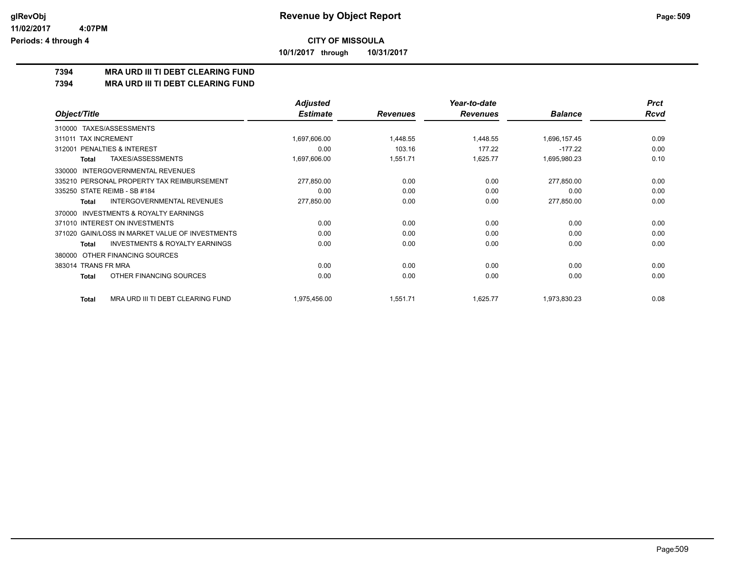**CITY OF MISSOULA**

**10/1/2017 through 10/31/2017**

## 7394 MRA URD III TI DEBT CLEARING FUND

## 7394 MRA URD III TI DEBT CLEARING FUND

| Object/Title | Adjusted Estimate | Revenues | Year-to-date Revenues | Balance | Prct Rcvd |
|---|---|---|---|---|---|
| 310000 TAXES/ASSESSMENTS | | | | | |
| 311011 TAX INCREMENT | 1,697,606.00 | 1,448.55 | 1,448.55 | 1,696,157.45 | 0.09 |
| 312001 PENALTIES & INTEREST | 0.00 | 103.16 | 177.22 | -177.22 | 0.00 |
| **Total** TAXES/ASSESSMENTS | 1,697,606.00 | 1,551.71 | 1,625.77 | 1,695,980.23 | 0.10 |
| 330000 INTERGOVERNMENTAL REVENUES | | | | | |
| 335210 PERSONAL PROPERTY TAX REIMBURSEMENT | 277,850.00 | 0.00 | 0.00 | 277,850.00 | 0.00 |
| 335250 STATE REIMB - SB #184 | 0.00 | 0.00 | 0.00 | 0.00 | 0.00 |
| **Total** INTERGOVERNMENTAL REVENUES | 277,850.00 | 0.00 | 0.00 | 277,850.00 | 0.00 |
| 370000 INVESTMENTS & ROYALTY EARNINGS | | | | | |
| 371010 INTEREST ON INVESTMENTS | 0.00 | 0.00 | 0.00 | 0.00 | 0.00 |
| 371020 GAIN/LOSS IN MARKET VALUE OF INVESTMENTS | 0.00 | 0.00 | 0.00 | 0.00 | 0.00 |
| **Total** INVESTMENTS & ROYALTY EARNINGS | 0.00 | 0.00 | 0.00 | 0.00 | 0.00 |
| 380000 OTHER FINANCING SOURCES | | | | | |
| 383014 TRANS FR MRA | 0.00 | 0.00 | 0.00 | 0.00 | 0.00 |
| **Total** OTHER FINANCING SOURCES | 0.00 | 0.00 | 0.00 | 0.00 | 0.00 |
| **Total** MRA URD III TI DEBT CLEARING FUND | 1,975,456.00 | 1,551.71 | 1,625.77 | 1,973,830.23 | 0.08 |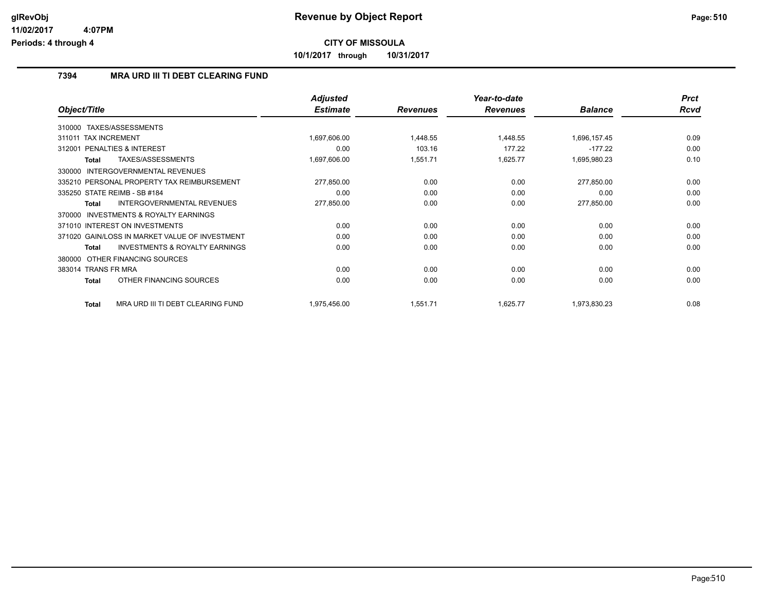**CITY OF MISSOULA**

**10/1/2017 through 10/31/2017**

## 7394 MRA URD III TI DEBT CLEARING FUND

| Object/Title | Adjusted Estimate | Revenues | Year-to-date Revenues | Balance | Prct Rcvd |
|---|---|---|---|---|---|
| 310000 TAXES/ASSESSMENTS | | | | | |
| 311011 TAX INCREMENT | 1,697,606.00 | 1,448.55 | 1,448.55 | 1,696,157.45 | 0.09 |
| 312001 PENALTIES & INTEREST | 0.00 | 103.16 | 177.22 | -177.22 | 0.00 |
| **Total** TAXES/ASSESSMENTS | 1,697,606.00 | 1,551.71 | 1,625.77 | 1,695,980.23 | 0.10 |
| 330000 INTERGOVERNMENTAL REVENUES | | | | | |
| 335210 PERSONAL PROPERTY TAX REIMBURSEMENT | 277,850.00 | 0.00 | 0.00 | 277,850.00 | 0.00 |
| 335250 STATE REIMB - SB #184 | 0.00 | 0.00 | 0.00 | 0.00 | 0.00 |
| **Total** INTERGOVERNMENTAL REVENUES | 277,850.00 | 0.00 | 0.00 | 277,850.00 | 0.00 |
| 370000 INVESTMENTS & ROYALTY EARNINGS | | | | | |
| 371010 INTEREST ON INVESTMENTS | 0.00 | 0.00 | 0.00 | 0.00 | 0.00 |
| 371020 GAIN/LOSS IN MARKET VALUE OF INVESTMENT | 0.00 | 0.00 | 0.00 | 0.00 | 0.00 |
| **Total** INVESTMENTS & ROYALTY EARNINGS | 0.00 | 0.00 | 0.00 | 0.00 | 0.00 |
| 380000 OTHER FINANCING SOURCES | | | | | |
| 383014 TRANS FR MRA | 0.00 | 0.00 | 0.00 | 0.00 | 0.00 |
| **Total** OTHER FINANCING SOURCES | 0.00 | 0.00 | 0.00 | 0.00 | 0.00 |
| **Total** MRA URD III TI DEBT CLEARING FUND | 1,975,456.00 | 1,551.71 | 1,625.77 | 1,973,830.23 | 0.08 |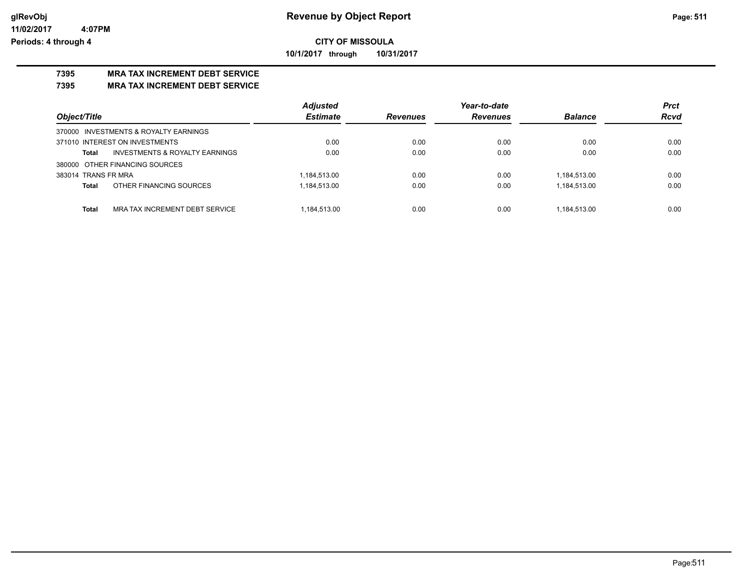**glRevObj**
**11/02/2017 4:07PM**
**Periods: 4 through 4**

# Revenue by Object Report

**CITY OF MISSOULA**

**10/1/2017 through 10/31/2017**

## 7395 MRA TAX INCREMENT DEBT SERVICE
## 7395 MRA TAX INCREMENT DEBT SERVICE

| Object/Title | Adjusted Estimate | Revenues | Year-to-date Revenues | Balance | Prct Rcvd |
|---|---|---|---|---|---|
| 370000 INVESTMENTS & ROYALTY EARNINGS | | | | | |
| 371010 INTEREST ON INVESTMENTS | 0.00 | 0.00 | 0.00 | 0.00 | 0.00 |
| **Total** INVESTMENTS & ROYALTY EARNINGS | 0.00 | 0.00 | 0.00 | 0.00 | 0.00 |
| 380000 OTHER FINANCING SOURCES | | | | | |
| 383014 TRANS FR MRA | 1,184,513.00 | 0.00 | 0.00 | 1,184,513.00 | 0.00 |
| **Total** OTHER FINANCING SOURCES | 1,184,513.00 | 0.00 | 0.00 | 1,184,513.00 | 0.00 |
| **Total** MRA TAX INCREMENT DEBT SERVICE | 1,184,513.00 | 0.00 | 0.00 | 1,184,513.00 | 0.00 |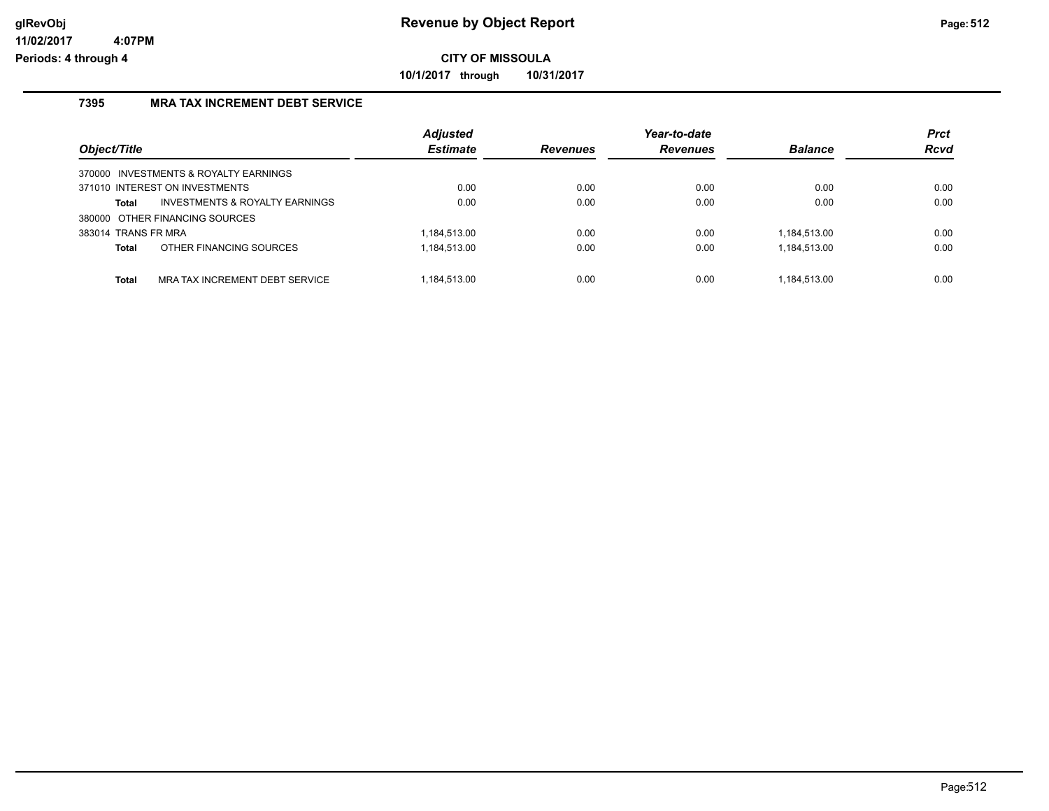glRevObj
11/02/2017 4:07PM
Periods: 4 through 4

# Revenue by Object Report

**CITY OF MISSOULA**

**10/1/2017 through 10/31/2017**

## 7395 MRA TAX INCREMENT DEBT SERVICE

| Object/Title | Adjusted Estimate | Revenues | Year-to-date Revenues | Balance | Prct Rcvd |
|---|---|---|---|---|---|
| 370000 INVESTMENTS & ROYALTY EARNINGS | | | | | |
| 371010 INTEREST ON INVESTMENTS | 0.00 | 0.00 | 0.00 | 0.00 | 0.00 |
| **Total** INVESTMENTS & ROYALTY EARNINGS | 0.00 | 0.00 | 0.00 | 0.00 | 0.00 |
| 380000 OTHER FINANCING SOURCES | | | | | |
| 383014 TRANS FR MRA | 1,184,513.00 | 0.00 | 0.00 | 1,184,513.00 | 0.00 |
| **Total** OTHER FINANCING SOURCES | 1,184,513.00 | 0.00 | 0.00 | 1,184,513.00 | 0.00 |
| **Total** MRA TAX INCREMENT DEBT SERVICE | 1,184,513.00 | 0.00 | 0.00 | 1,184,513.00 | 0.00 |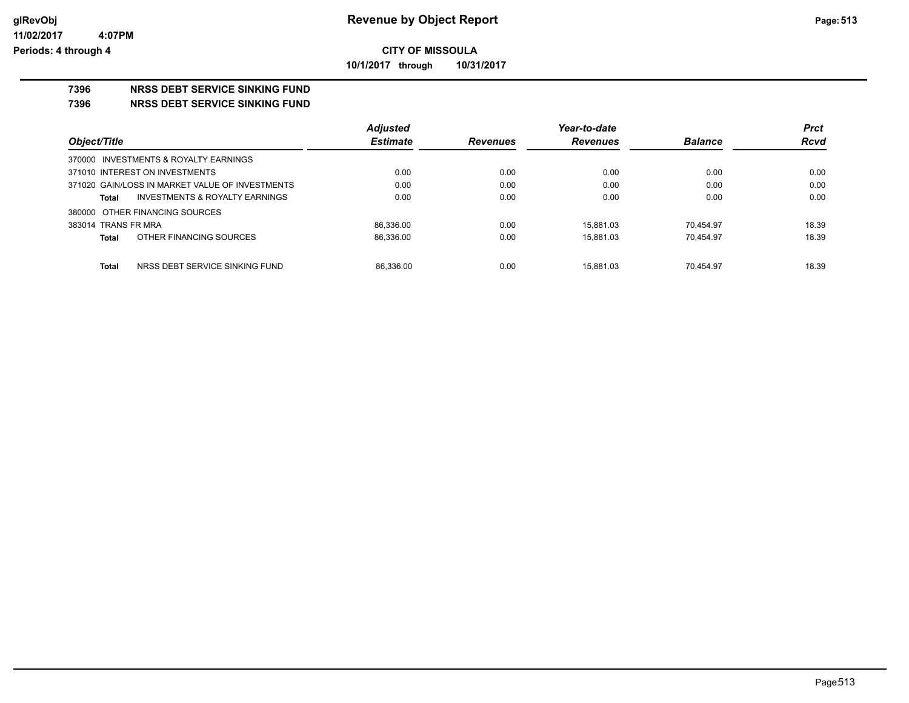# Revenue by Object Report

**CITY OF MISSOULA**

**10/1/2017 through 10/31/2017**

glRevObj
11/02/2017 4:07PM
Periods: 4 through 4

## 7396 NRSS DEBT SERVICE SINKING FUND

## 7396 NRSS DEBT SERVICE SINKING FUND

| Object/Title | Adjusted Estimate | Revenues | Year-to-date Revenues | Balance | Prct Rcvd |
|---|---|---|---|---|---|
| 370000 INVESTMENTS & ROYALTY EARNINGS | | | | | |
| 371010 INTEREST ON INVESTMENTS | 0.00 | 0.00 | 0.00 | 0.00 | 0.00 |
| 371020 GAIN/LOSS IN MARKET VALUE OF INVESTMENTS | 0.00 | 0.00 | 0.00 | 0.00 | 0.00 |
| **Total** INVESTMENTS & ROYALTY EARNINGS | 0.00 | 0.00 | 0.00 | 0.00 | 0.00 |
| 380000 OTHER FINANCING SOURCES | | | | | |
| 383014 TRANS FR MRA | 86,336.00 | 0.00 | 15,881.03 | 70,454.97 | 18.39 |
| **Total** OTHER FINANCING SOURCES | 86,336.00 | 0.00 | 15,881.03 | 70,454.97 | 18.39 |
| **Total** NRSS DEBT SERVICE SINKING FUND | 86,336.00 | 0.00 | 15,881.03 | 70,454.97 | 18.39 |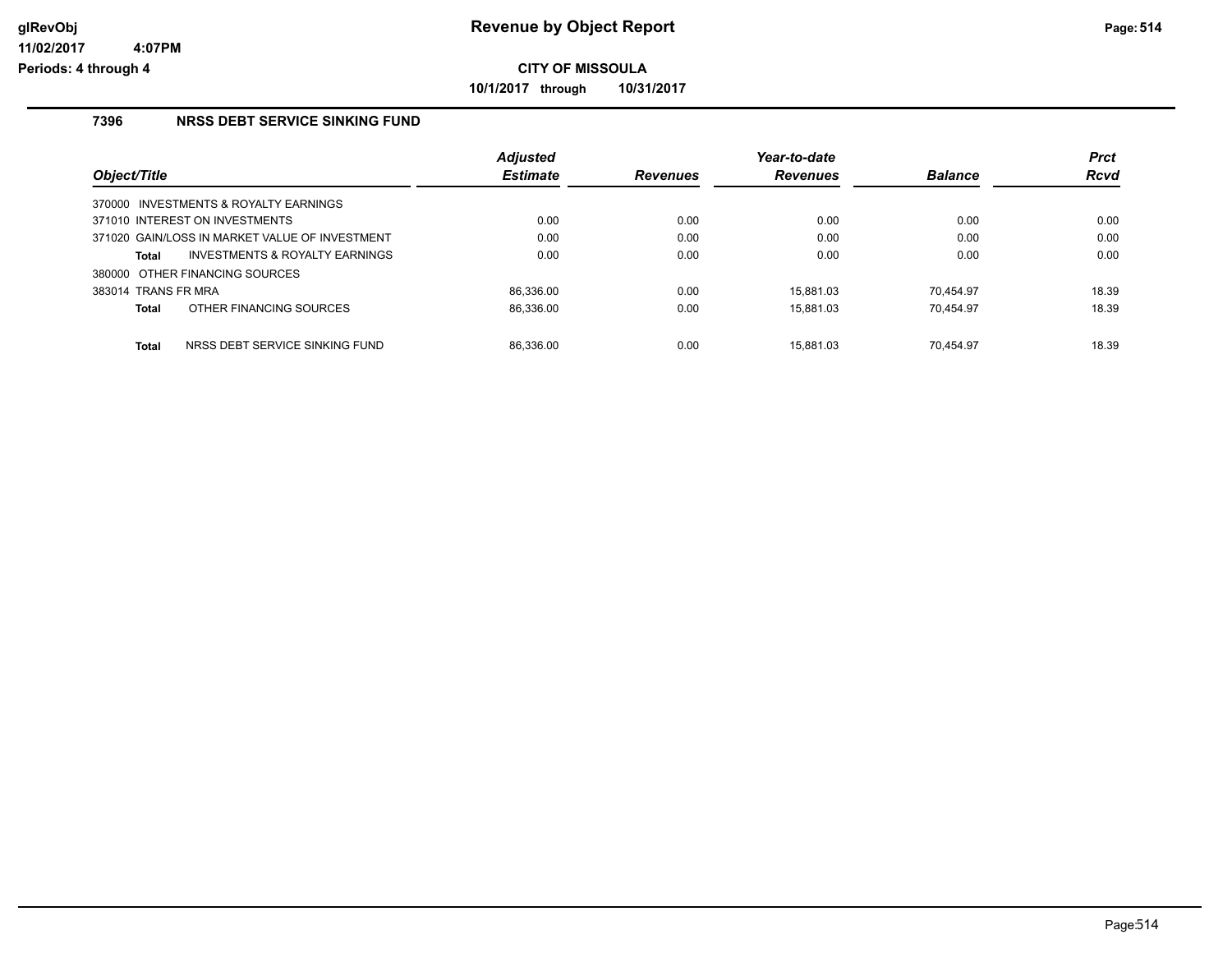# Revenue by Object Report

glRevObj
11/02/2017 4:07PM
Periods: 4 through 4

**CITY OF MISSOULA**

**10/1/2017 through 10/31/2017**

## 7396 NRSS DEBT SERVICE SINKING FUND

| Object/Title | Adjusted Estimate | Revenues | Year-to-date Revenues | Balance | Prct Rcvd |
|---|---|---|---|---|---|
| 370000 INVESTMENTS & ROYALTY EARNINGS | | | | | |
| 371010 INTEREST ON INVESTMENTS | 0.00 | 0.00 | 0.00 | 0.00 | 0.00 |
| 371020 GAIN/LOSS IN MARKET VALUE OF INVESTMENT | 0.00 | 0.00 | 0.00 | 0.00 | 0.00 |
| **Total** INVESTMENTS & ROYALTY EARNINGS | 0.00 | 0.00 | 0.00 | 0.00 | 0.00 |
| 380000 OTHER FINANCING SOURCES | | | | | |
| 383014 TRANS FR MRA | 86,336.00 | 0.00 | 15,881.03 | 70,454.97 | 18.39 |
| **Total** OTHER FINANCING SOURCES | 86,336.00 | 0.00 | 15,881.03 | 70,454.97 | 18.39 |
| **Total** NRSS DEBT SERVICE SINKING FUND | 86,336.00 | 0.00 | 15,881.03 | 70,454.97 | 18.39 |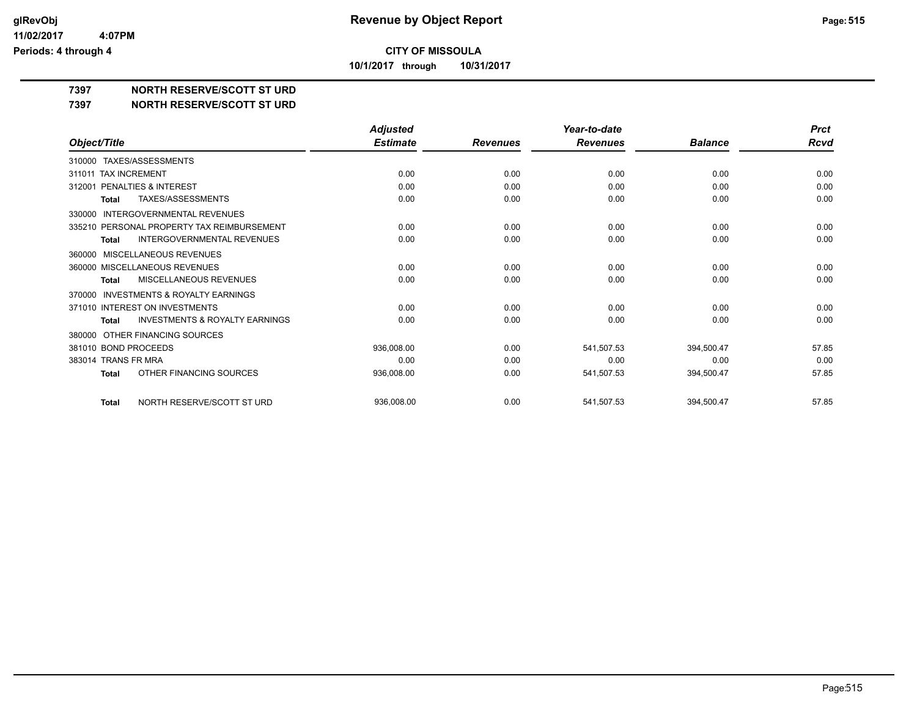**CITY OF MISSOULA**

**10/1/2017 through 10/31/2017**

**7397 NORTH RESERVE/SCOTT ST URD**

**7397 NORTH RESERVE/SCOTT ST URD**

| Object/Title | Adjusted Estimate | Revenues | Year-to-date Revenues | Balance | Prct Rcvd |
|---|---|---|---|---|---|
| 310000 TAXES/ASSESSMENTS | | | | | |
| 311011 TAX INCREMENT | 0.00 | 0.00 | 0.00 | 0.00 | 0.00 |
| 312001 PENALTIES & INTEREST | 0.00 | 0.00 | 0.00 | 0.00 | 0.00 |
| **Total** TAXES/ASSESSMENTS | 0.00 | 0.00 | 0.00 | 0.00 | 0.00 |
| 330000 INTERGOVERNMENTAL REVENUES | | | | | |
| 335210 PERSONAL PROPERTY TAX REIMBURSEMENT | 0.00 | 0.00 | 0.00 | 0.00 | 0.00 |
| **Total** INTERGOVERNMENTAL REVENUES | 0.00 | 0.00 | 0.00 | 0.00 | 0.00 |
| 360000 MISCELLANEOUS REVENUES | | | | | |
| 360000 MISCELLANEOUS REVENUES | 0.00 | 0.00 | 0.00 | 0.00 | 0.00 |
| **Total** MISCELLANEOUS REVENUES | 0.00 | 0.00 | 0.00 | 0.00 | 0.00 |
| 370000 INVESTMENTS & ROYALTY EARNINGS | | | | | |
| 371010 INTEREST ON INVESTMENTS | 0.00 | 0.00 | 0.00 | 0.00 | 0.00 |
| **Total** INVESTMENTS & ROYALTY EARNINGS | 0.00 | 0.00 | 0.00 | 0.00 | 0.00 |
| 380000 OTHER FINANCING SOURCES | | | | | |
| 381010 BOND PROCEEDS | 936,008.00 | 0.00 | 541,507.53 | 394,500.47 | 57.85 |
| 383014 TRANS FR MRA | 0.00 | 0.00 | 0.00 | 0.00 | 0.00 |
| **Total** OTHER FINANCING SOURCES | 936,008.00 | 0.00 | 541,507.53 | 394,500.47 | 57.85 |
| **Total** NORTH RESERVE/SCOTT ST URD | 936,008.00 | 0.00 | 541,507.53 | 394,500.47 | 57.85 |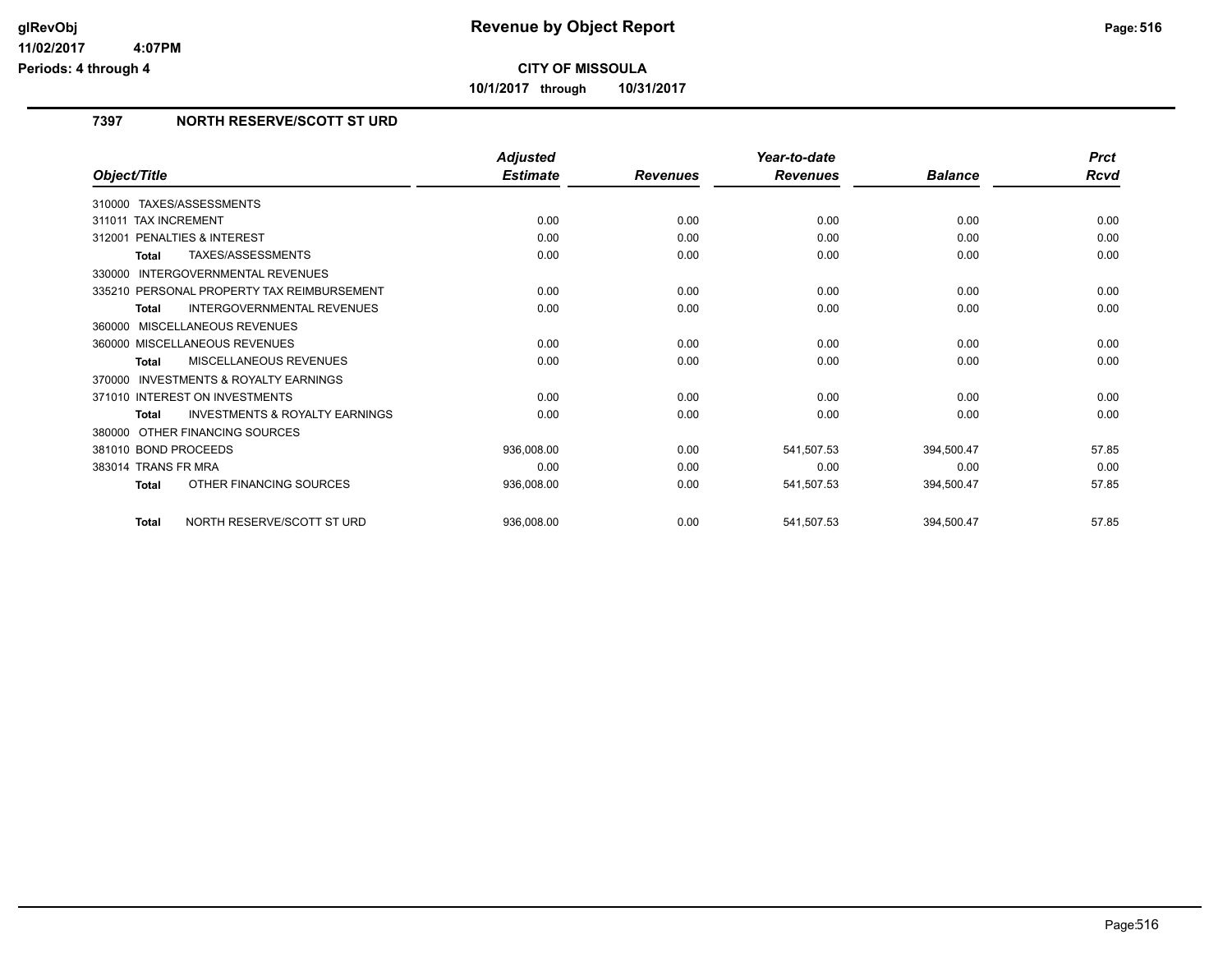# Revenue by Object Report

**CITY OF MISSOULA**

**10/1/2017 through 10/31/2017**

glRevObj
11/02/2017 4:07PM
Periods: 4 through 4

## 7397 NORTH RESERVE/SCOTT ST URD

| Object/Title | Adjusted Estimate | Revenues | Year-to-date Revenues | Balance | Prct Rcvd |
|---|---|---|---|---|---|
| 310000 TAXES/ASSESSMENTS | | | | | |
| 311011 TAX INCREMENT | 0.00 | 0.00 | 0.00 | 0.00 | 0.00 |
| 312001 PENALTIES & INTEREST | 0.00 | 0.00 | 0.00 | 0.00 | 0.00 |
| **Total** TAXES/ASSESSMENTS | 0.00 | 0.00 | 0.00 | 0.00 | 0.00 |
| 330000 INTERGOVERNMENTAL REVENUES | | | | | |
| 335210 PERSONAL PROPERTY TAX REIMBURSEMENT | 0.00 | 0.00 | 0.00 | 0.00 | 0.00 |
| **Total** INTERGOVERNMENTAL REVENUES | 0.00 | 0.00 | 0.00 | 0.00 | 0.00 |
| 360000 MISCELLANEOUS REVENUES | | | | | |
| 360000 MISCELLANEOUS REVENUES | 0.00 | 0.00 | 0.00 | 0.00 | 0.00 |
| **Total** MISCELLANEOUS REVENUES | 0.00 | 0.00 | 0.00 | 0.00 | 0.00 |
| 370000 INVESTMENTS & ROYALTY EARNINGS | | | | | |
| 371010 INTEREST ON INVESTMENTS | 0.00 | 0.00 | 0.00 | 0.00 | 0.00 |
| **Total** INVESTMENTS & ROYALTY EARNINGS | 0.00 | 0.00 | 0.00 | 0.00 | 0.00 |
| 380000 OTHER FINANCING SOURCES | | | | | |
| 381010 BOND PROCEEDS | 936,008.00 | 0.00 | 541,507.53 | 394,500.47 | 57.85 |
| 383014 TRANS FR MRA | 0.00 | 0.00 | 0.00 | 0.00 | 0.00 |
| **Total** OTHER FINANCING SOURCES | 936,008.00 | 0.00 | 541,507.53 | 394,500.47 | 57.85 |
| **Total** NORTH RESERVE/SCOTT ST URD | 936,008.00 | 0.00 | 541,507.53 | 394,500.47 | 57.85 |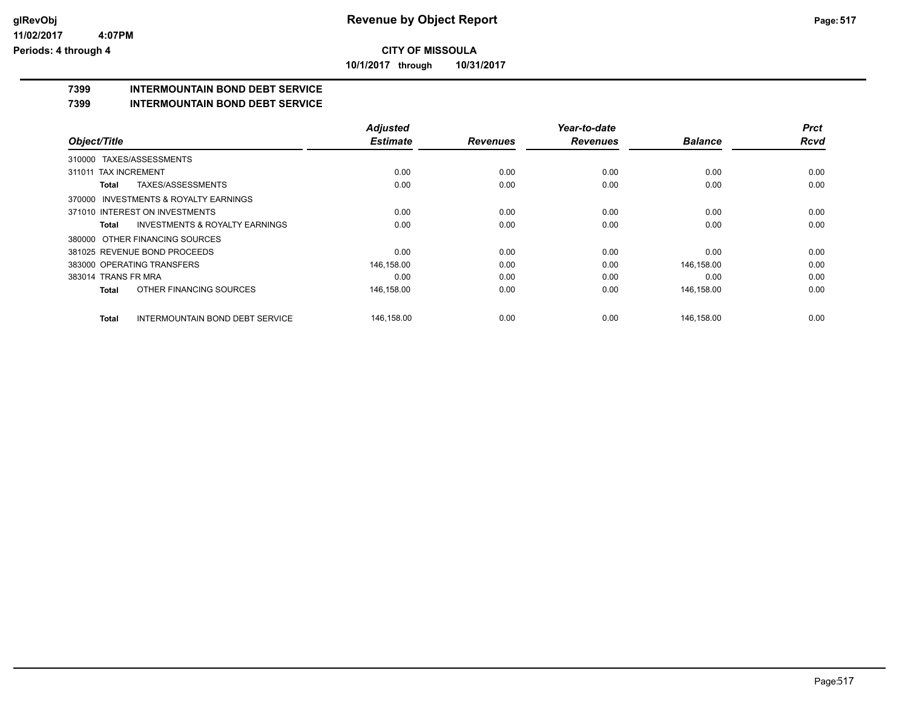**CITY OF MISSOULA**

**10/1/2017 through 10/31/2017**

## 7399 INTERMOUNTAIN BOND DEBT SERVICE

## 7399 INTERMOUNTAIN BOND DEBT SERVICE

| Object/Title | Adjusted Estimate | Revenues | Year-to-date Revenues | Balance | Prct Rcvd |
|---|---|---|---|---|---|
| 310000 TAXES/ASSESSMENTS | | | | | |
| 311011 TAX INCREMENT | 0.00 | 0.00 | 0.00 | 0.00 | 0.00 |
| **Total** TAXES/ASSESSMENTS | 0.00 | 0.00 | 0.00 | 0.00 | 0.00 |
| 370000 INVESTMENTS & ROYALTY EARNINGS | | | | | |
| 371010 INTEREST ON INVESTMENTS | 0.00 | 0.00 | 0.00 | 0.00 | 0.00 |
| **Total** INVESTMENTS & ROYALTY EARNINGS | 0.00 | 0.00 | 0.00 | 0.00 | 0.00 |
| 380000 OTHER FINANCING SOURCES | | | | | |
| 381025 REVENUE BOND PROCEEDS | 0.00 | 0.00 | 0.00 | 0.00 | 0.00 |
| 383000 OPERATING TRANSFERS | 146,158.00 | 0.00 | 0.00 | 146,158.00 | 0.00 |
| 383014 TRANS FR MRA | 0.00 | 0.00 | 0.00 | 0.00 | 0.00 |
| **Total** OTHER FINANCING SOURCES | 146,158.00 | 0.00 | 0.00 | 146,158.00 | 0.00 |
| **Total** INTERMOUNTAIN BOND DEBT SERVICE | 146,158.00 | 0.00 | 0.00 | 146,158.00 | 0.00 |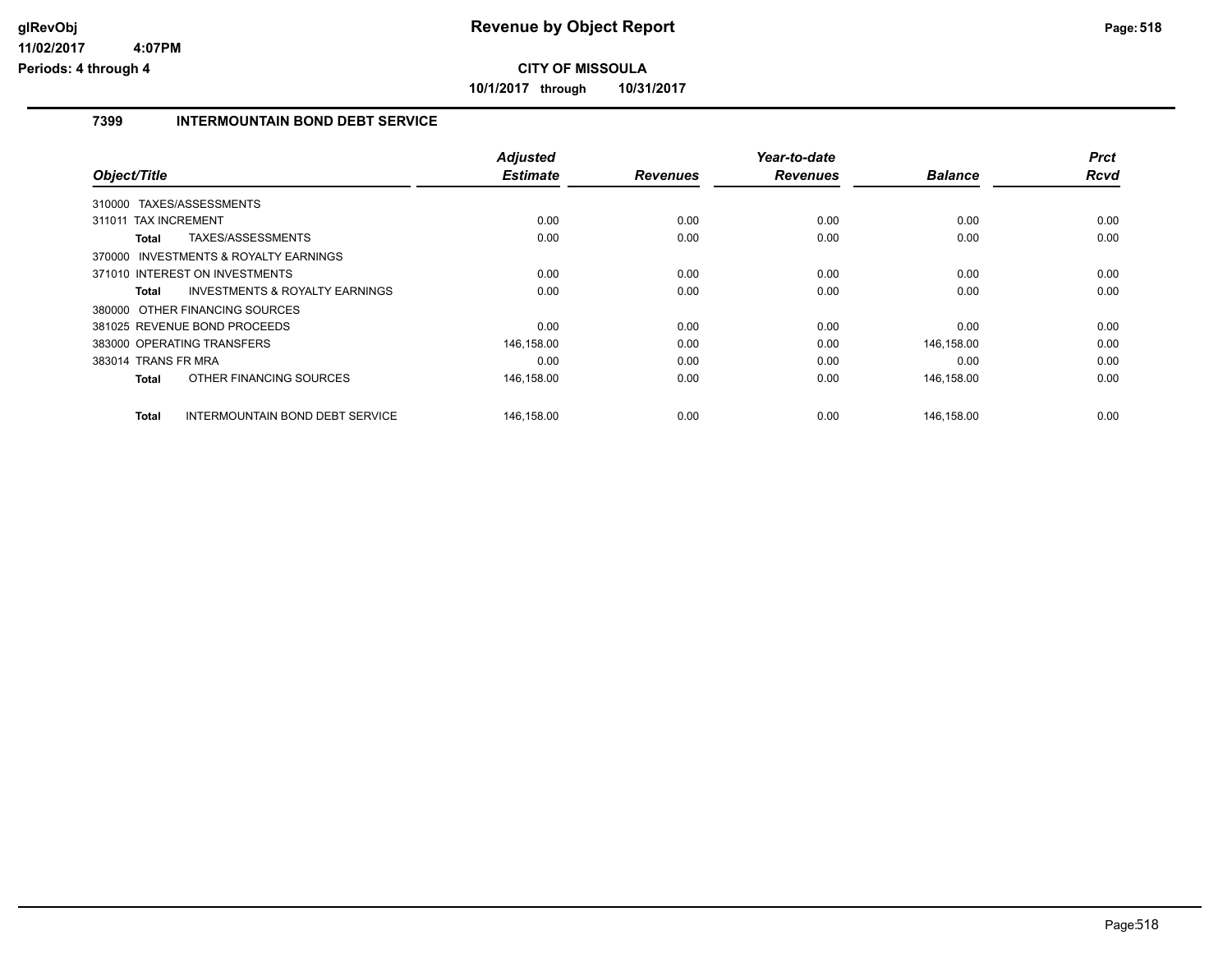**CITY OF MISSOULA**

**10/1/2017 through 10/31/2017**

## 7399 INTERMOUNTAIN BOND DEBT SERVICE

| Object/Title | Adjusted Estimate | Revenues | Year-to-date Revenues | Balance | Prct Rcvd |
|---|---|---|---|---|---|
| 310000 TAXES/ASSESSMENTS | | | | | |
| 311011 TAX INCREMENT | 0.00 | 0.00 | 0.00 | 0.00 | 0.00 |
| **Total** TAXES/ASSESSMENTS | 0.00 | 0.00 | 0.00 | 0.00 | 0.00 |
| 370000 INVESTMENTS & ROYALTY EARNINGS | | | | | |
| 371010 INTEREST ON INVESTMENTS | 0.00 | 0.00 | 0.00 | 0.00 | 0.00 |
| **Total** INVESTMENTS & ROYALTY EARNINGS | 0.00 | 0.00 | 0.00 | 0.00 | 0.00 |
| 380000 OTHER FINANCING SOURCES | | | | | |
| 381025 REVENUE BOND PROCEEDS | 0.00 | 0.00 | 0.00 | 0.00 | 0.00 |
| 383000 OPERATING TRANSFERS | 146,158.00 | 0.00 | 0.00 | 146,158.00 | 0.00 |
| 383014 TRANS FR MRA | 0.00 | 0.00 | 0.00 | 0.00 | 0.00 |
| **Total** OTHER FINANCING SOURCES | 146,158.00 | 0.00 | 0.00 | 146,158.00 | 0.00 |
| **Total** INTERMOUNTAIN BOND DEBT SERVICE | 146,158.00 | 0.00 | 0.00 | 146,158.00 | 0.00 |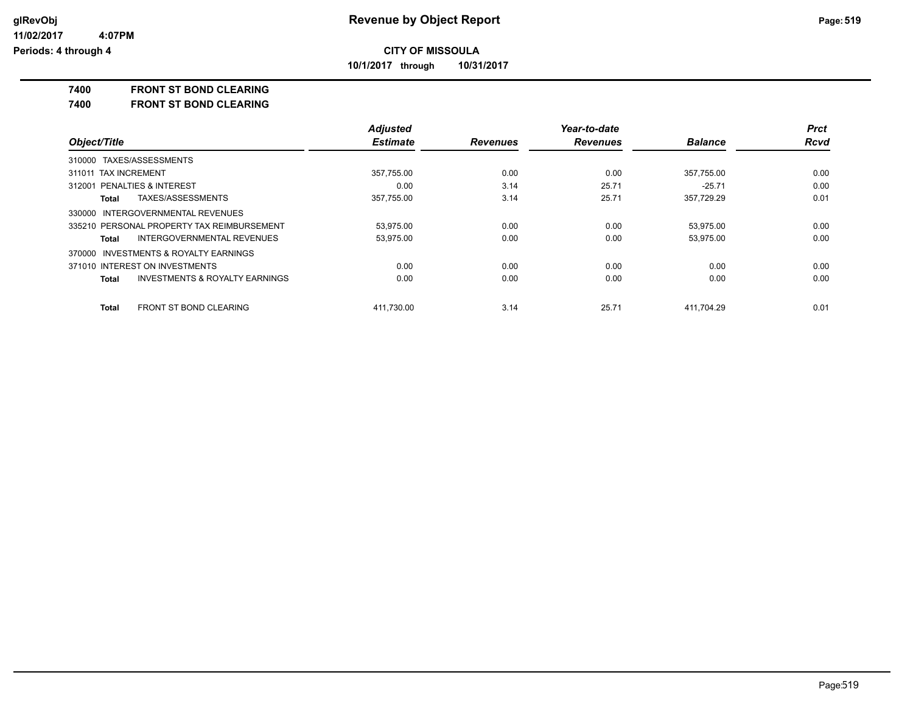# Revenue by Object Report

**CITY OF MISSOULA**

**10/1/2017 through 10/31/2017**

glRevObj
11/02/2017 4:07PM
Periods: 4 through 4

**7400 FRONT ST BOND CLEARING**

**7400 FRONT ST BOND CLEARING**

| Object/Title | Adjusted Estimate | Revenues | Year-to-date Revenues | Balance | Prct Rcvd |
|---|---|---|---|---|---|
| 310000 TAXES/ASSESSMENTS | | | | | |
| 311011 TAX INCREMENT | 357,755.00 | 0.00 | 0.00 | 357,755.00 | 0.00 |
| 312001 PENALTIES & INTEREST | 0.00 | 3.14 | 25.71 | -25.71 | 0.00 |
| **Total** TAXES/ASSESSMENTS | 357,755.00 | 3.14 | 25.71 | 357,729.29 | 0.01 |
| 330000 INTERGOVERNMENTAL REVENUES | | | | | |
| 335210 PERSONAL PROPERTY TAX REIMBURSEMENT | 53,975.00 | 0.00 | 0.00 | 53,975.00 | 0.00 |
| **Total** INTERGOVERNMENTAL REVENUES | 53,975.00 | 0.00 | 0.00 | 53,975.00 | 0.00 |
| 370000 INVESTMENTS & ROYALTY EARNINGS | | | | | |
| 371010 INTEREST ON INVESTMENTS | 0.00 | 0.00 | 0.00 | 0.00 | 0.00 |
| **Total** INVESTMENTS & ROYALTY EARNINGS | 0.00 | 0.00 | 0.00 | 0.00 | 0.00 |
| **Total** FRONT ST BOND CLEARING | 411,730.00 | 3.14 | 25.71 | 411,704.29 | 0.01 |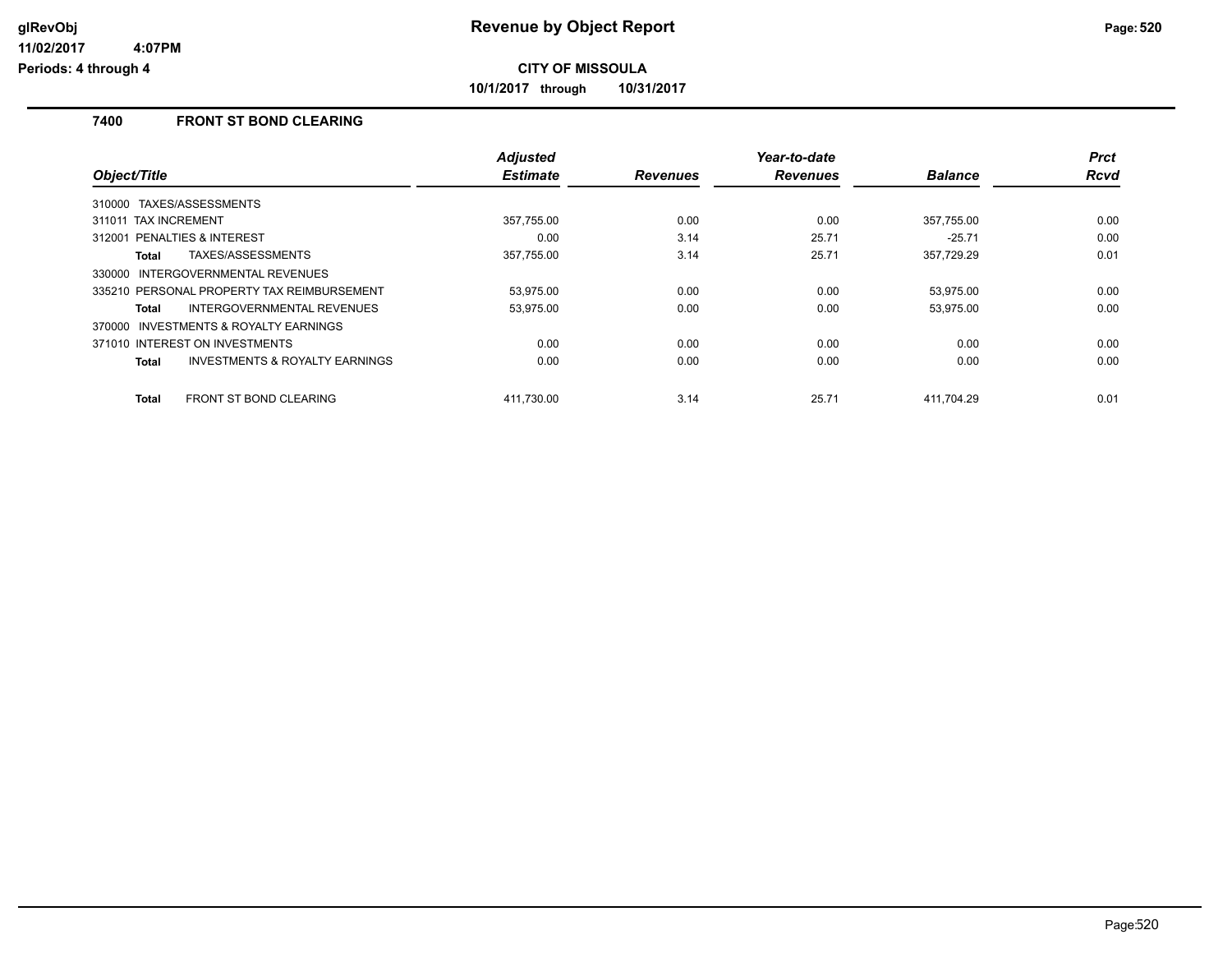**CITY OF MISSOULA**

**10/1/2017 through 10/31/2017**

## 7400 FRONT ST BOND CLEARING

| Object/Title | Adjusted Estimate | Revenues | Year-to-date Revenues | Balance | Prct Rcvd |
|---|---|---|---|---|---|
| 310000 TAXES/ASSESSMENTS | | | | | |
| 311011 TAX INCREMENT | 357,755.00 | 0.00 | 0.00 | 357,755.00 | 0.00 |
| 312001 PENALTIES & INTEREST | 0.00 | 3.14 | 25.71 | -25.71 | 0.00 |
| **Total** TAXES/ASSESSMENTS | 357,755.00 | 3.14 | 25.71 | 357,729.29 | 0.01 |
| 330000 INTERGOVERNMENTAL REVENUES | | | | | |
| 335210 PERSONAL PROPERTY TAX REIMBURSEMENT | 53,975.00 | 0.00 | 0.00 | 53,975.00 | 0.00 |
| **Total** INTERGOVERNMENTAL REVENUES | 53,975.00 | 0.00 | 0.00 | 53,975.00 | 0.00 |
| 370000 INVESTMENTS & ROYALTY EARNINGS | | | | | |
| 371010 INTEREST ON INVESTMENTS | 0.00 | 0.00 | 0.00 | 0.00 | 0.00 |
| **Total** INVESTMENTS & ROYALTY EARNINGS | 0.00 | 0.00 | 0.00 | 0.00 | 0.00 |
| **Total** FRONT ST BOND CLEARING | 411,730.00 | 3.14 | 25.71 | 411,704.29 | 0.01 |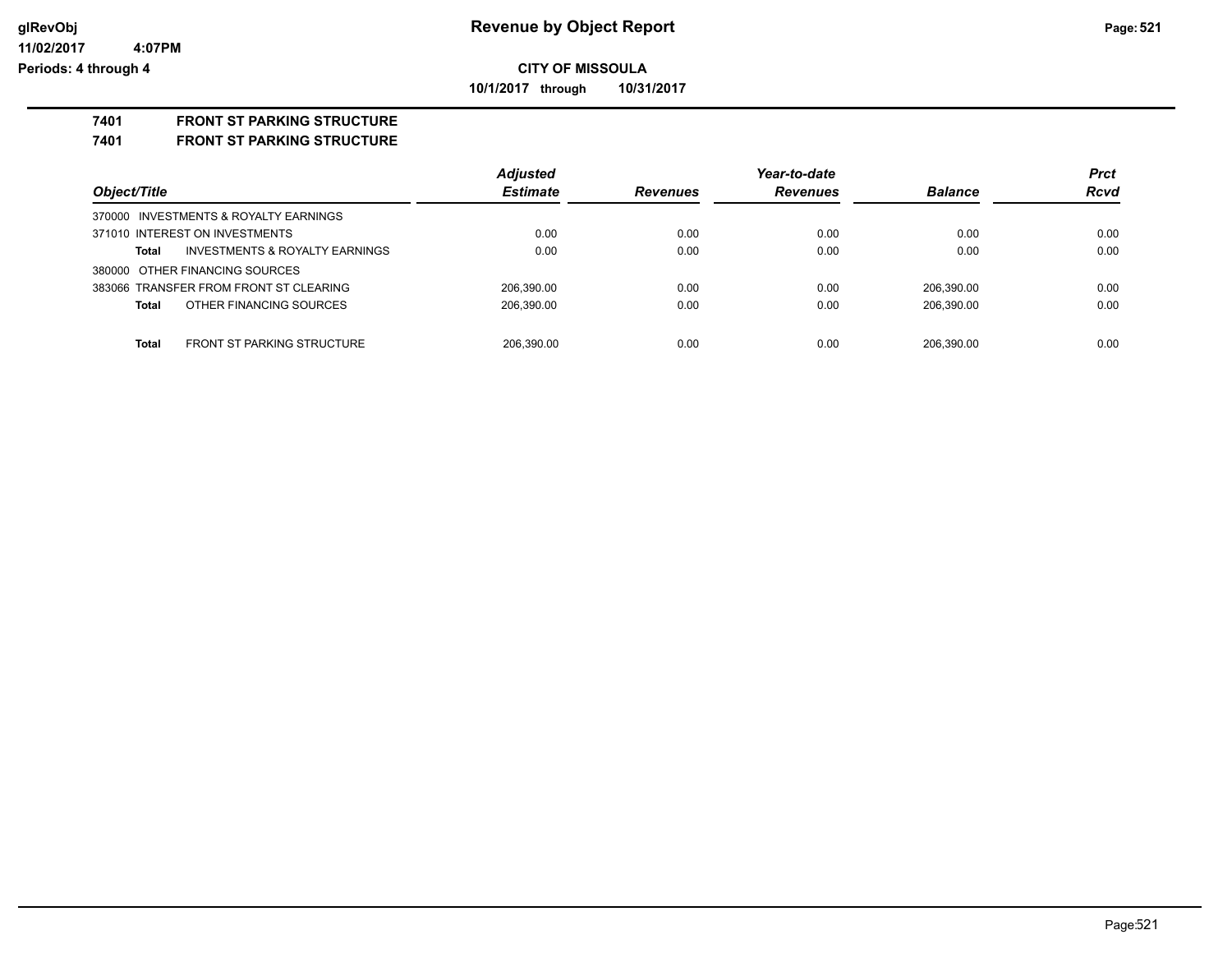**CITY OF MISSOULA**

**10/1/2017 through 10/31/2017**

# 7401 FRONT ST PARKING STRUCTURE

## 7401 FRONT ST PARKING STRUCTURE

| Object/Title | | Adjusted Estimate | Revenues | Year-to-date Revenues | Balance | Prct Rcvd |
|---|---|---|---|---|---|---|
| 370000 INVESTMENTS & ROYALTY EARNINGS | | | | | | |
| 371010 INTEREST ON INVESTMENTS | | 0.00 | 0.00 | 0.00 | 0.00 | 0.00 |
| **Total** | INVESTMENTS & ROYALTY EARNINGS | 0.00 | 0.00 | 0.00 | 0.00 | 0.00 |
| 380000 OTHER FINANCING SOURCES | | | | | | |
| 383066 TRANSFER FROM FRONT ST CLEARING | | 206,390.00 | 0.00 | 0.00 | 206,390.00 | 0.00 |
| **Total** | OTHER FINANCING SOURCES | 206,390.00 | 0.00 | 0.00 | 206,390.00 | 0.00 |
| **Total** | FRONT ST PARKING STRUCTURE | 206,390.00 | 0.00 | 0.00 | 206,390.00 | 0.00 |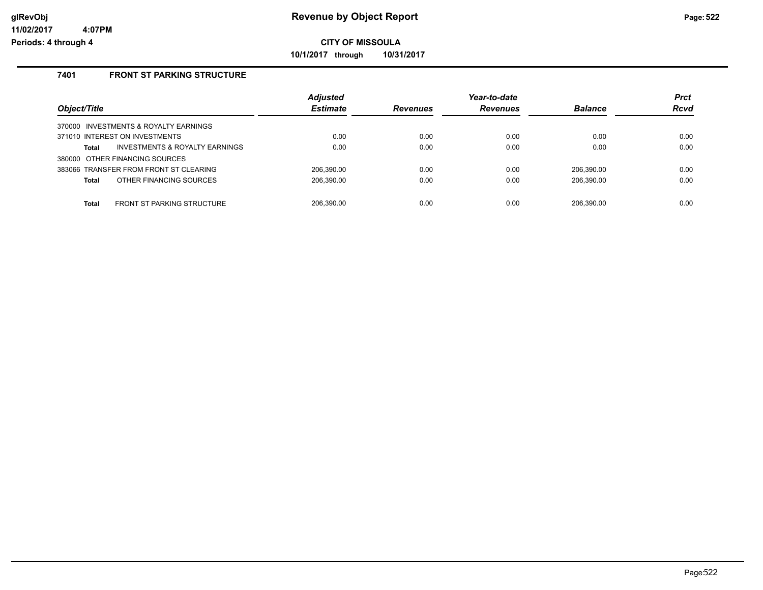# Revenue by Object Report

glRevObj
11/02/2017 4:07PM
Periods: 4 through 4

**CITY OF MISSOULA**

**10/1/2017 through 10/31/2017**

## 7401 FRONT ST PARKING STRUCTURE

| Object/Title | Adjusted Estimate | Revenues | Year-to-date Revenues | Balance | Prct Rcvd |
|---|---|---|---|---|---|
| 370000 INVESTMENTS & ROYALTY EARNINGS | | | | | |
| 371010 INTEREST ON INVESTMENTS | 0.00 | 0.00 | 0.00 | 0.00 | 0.00 |
| **Total** INVESTMENTS & ROYALTY EARNINGS | 0.00 | 0.00 | 0.00 | 0.00 | 0.00 |
| 380000 OTHER FINANCING SOURCES | | | | | |
| 383066 TRANSFER FROM FRONT ST CLEARING | 206,390.00 | 0.00 | 0.00 | 206,390.00 | 0.00 |
| **Total** OTHER FINANCING SOURCES | 206,390.00 | 0.00 | 0.00 | 206,390.00 | 0.00 |
| **Total** FRONT ST PARKING STRUCTURE | 206,390.00 | 0.00 | 0.00 | 206,390.00 | 0.00 |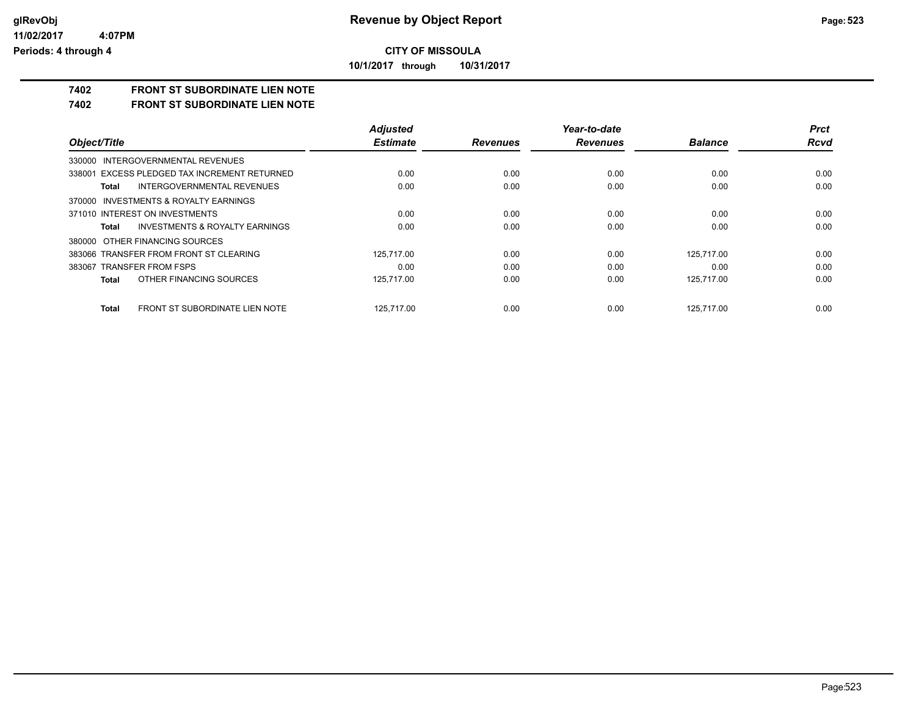# Revenue by Object Report

**CITY OF MISSOULA**

**10/1/2017 through 10/31/2017**

glRevObj
11/02/2017 4:07PM
Periods: 4 through 4

## 7402 FRONT ST SUBORDINATE LIEN NOTE

## 7402 FRONT ST SUBORDINATE LIEN NOTE

| Object/Title | Adjusted Estimate | Revenues | Year-to-date Revenues | Balance | Prct Rcvd |
|---|---|---|---|---|---|
| 330000 INTERGOVERNMENTAL REVENUES | | | | | |
| 338001 EXCESS PLEDGED TAX INCREMENT RETURNED | 0.00 | 0.00 | 0.00 | 0.00 | 0.00 |
| **Total** INTERGOVERNMENTAL REVENUES | 0.00 | 0.00 | 0.00 | 0.00 | 0.00 |
| 370000 INVESTMENTS & ROYALTY EARNINGS | | | | | |
| 371010 INTEREST ON INVESTMENTS | 0.00 | 0.00 | 0.00 | 0.00 | 0.00 |
| **Total** INVESTMENTS & ROYALTY EARNINGS | 0.00 | 0.00 | 0.00 | 0.00 | 0.00 |
| 380000 OTHER FINANCING SOURCES | | | | | |
| 383066 TRANSFER FROM FRONT ST CLEARING | 125,717.00 | 0.00 | 0.00 | 125,717.00 | 0.00 |
| 383067 TRANSFER FROM FSPS | 0.00 | 0.00 | 0.00 | 0.00 | 0.00 |
| **Total** OTHER FINANCING SOURCES | 125,717.00 | 0.00 | 0.00 | 125,717.00 | 0.00 |
| **Total** FRONT ST SUBORDINATE LIEN NOTE | 125,717.00 | 0.00 | 0.00 | 125,717.00 | 0.00 |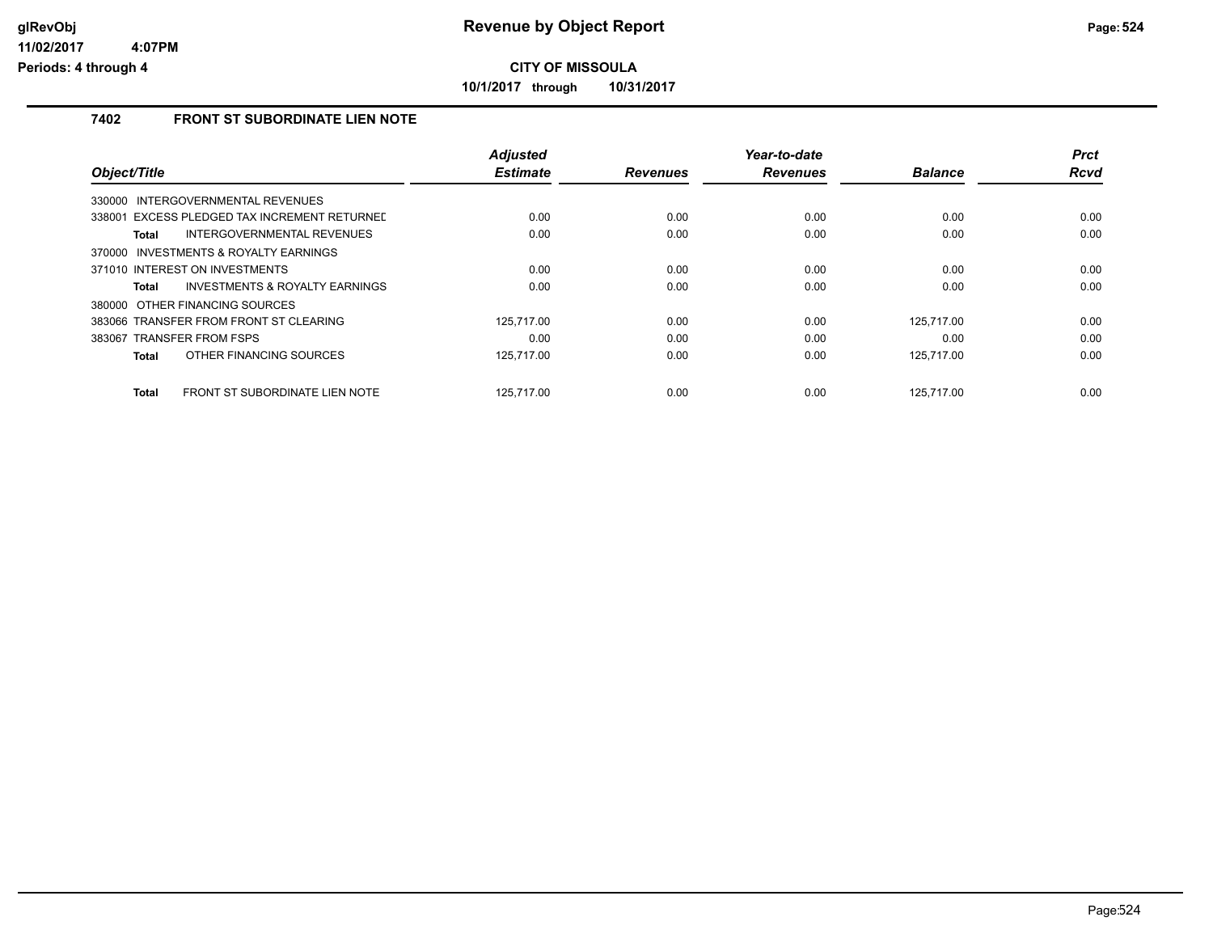# Revenue by Object Report

**CITY OF MISSOULA**

**10/1/2017 through 10/31/2017**

glRevObj
11/02/2017 4:07PM
Periods: 4 through 4

## 7402 FRONT ST SUBORDINATE LIEN NOTE

| Object/Title | Adjusted Estimate | Revenues | Year-to-date Revenues | Balance | Prct Rcvd |
|---|---|---|---|---|---|
| 330000 INTERGOVERNMENTAL REVENUES | | | | | |
| 338001 EXCESS PLEDGED TAX INCREMENT RETURNED | 0.00 | 0.00 | 0.00 | 0.00 | 0.00 |
| **Total** INTERGOVERNMENTAL REVENUES | 0.00 | 0.00 | 0.00 | 0.00 | 0.00 |
| 370000 INVESTMENTS & ROYALTY EARNINGS | | | | | |
| 371010 INTEREST ON INVESTMENTS | 0.00 | 0.00 | 0.00 | 0.00 | 0.00 |
| **Total** INVESTMENTS & ROYALTY EARNINGS | 0.00 | 0.00 | 0.00 | 0.00 | 0.00 |
| 380000 OTHER FINANCING SOURCES | | | | | |
| 383066 TRANSFER FROM FRONT ST CLEARING | 125,717.00 | 0.00 | 0.00 | 125,717.00 | 0.00 |
| 383067 TRANSFER FROM FSPS | 0.00 | 0.00 | 0.00 | 0.00 | 0.00 |
| **Total** OTHER FINANCING SOURCES | 125,717.00 | 0.00 | 0.00 | 125,717.00 | 0.00 |
| **Total** FRONT ST SUBORDINATE LIEN NOTE | 125,717.00 | 0.00 | 0.00 | 125,717.00 | 0.00 |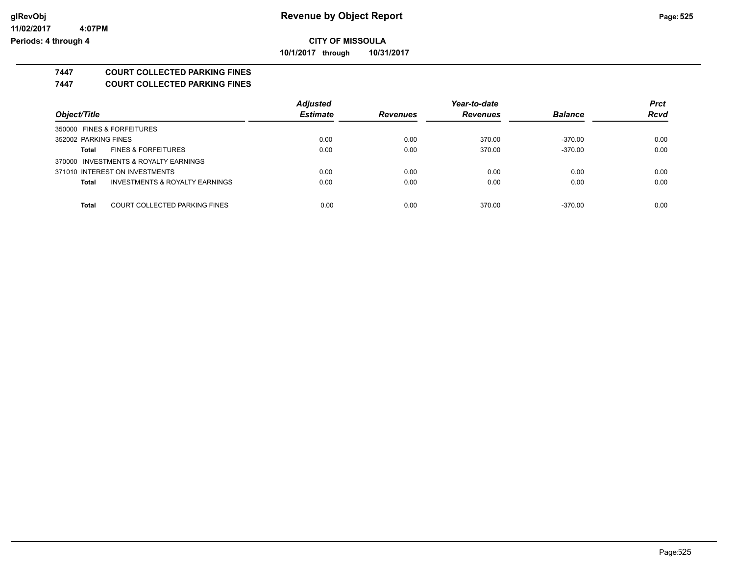**CITY OF MISSOULA**

**10/1/2017 through 10/31/2017**

## 7447 COURT COLLECTED PARKING FINES

## 7447 COURT COLLECTED PARKING FINES

| Object/Title | Adjusted Estimate | Revenues | Year-to-date Revenues | Balance | Prct Rcvd |
|---|---|---|---|---|---|
| 350000 FINES & FORFEITURES | | | | | |
| 352002 PARKING FINES | 0.00 | 0.00 | 370.00 | -370.00 | 0.00 |
| **Total** FINES & FORFEITURES | 0.00 | 0.00 | 370.00 | -370.00 | 0.00 |
| 370000 INVESTMENTS & ROYALTY EARNINGS | | | | | |
| 371010 INTEREST ON INVESTMENTS | 0.00 | 0.00 | 0.00 | 0.00 | 0.00 |
| **Total** INVESTMENTS & ROYALTY EARNINGS | 0.00 | 0.00 | 0.00 | 0.00 | 0.00 |
| **Total** COURT COLLECTED PARKING FINES | 0.00 | 0.00 | 370.00 | -370.00 | 0.00 |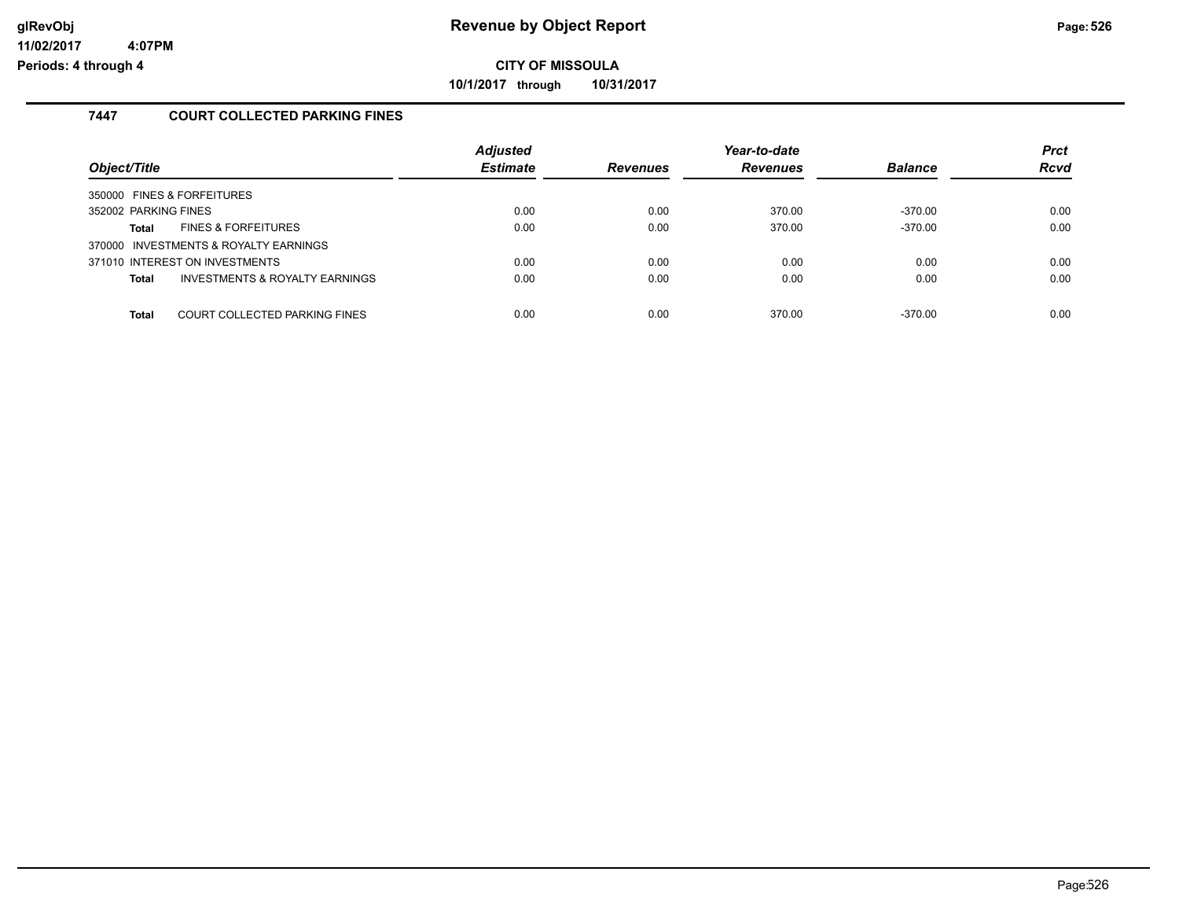# Revenue by Object Report

**CITY OF MISSOULA**

**10/1/2017 through 10/31/2017**

glRevObj
11/02/2017 4:07PM
Periods: 4 through 4

## 7447 COURT COLLECTED PARKING FINES

| Object/Title | Adjusted Estimate | Revenues | Year-to-date Revenues | Balance | Prct Rcvd |
|---|---|---|---|---|---|
| 350000 FINES & FORFEITURES | | | | | |
| 352002 PARKING FINES | 0.00 | 0.00 | 370.00 | -370.00 | 0.00 |
| **Total** FINES & FORFEITURES | 0.00 | 0.00 | 370.00 | -370.00 | 0.00 |
| 370000 INVESTMENTS & ROYALTY EARNINGS | | | | | |
| 371010 INTEREST ON INVESTMENTS | 0.00 | 0.00 | 0.00 | 0.00 | 0.00 |
| **Total** INVESTMENTS & ROYALTY EARNINGS | 0.00 | 0.00 | 0.00 | 0.00 | 0.00 |
| **Total** COURT COLLECTED PARKING FINES | 0.00 | 0.00 | 370.00 | -370.00 | 0.00 |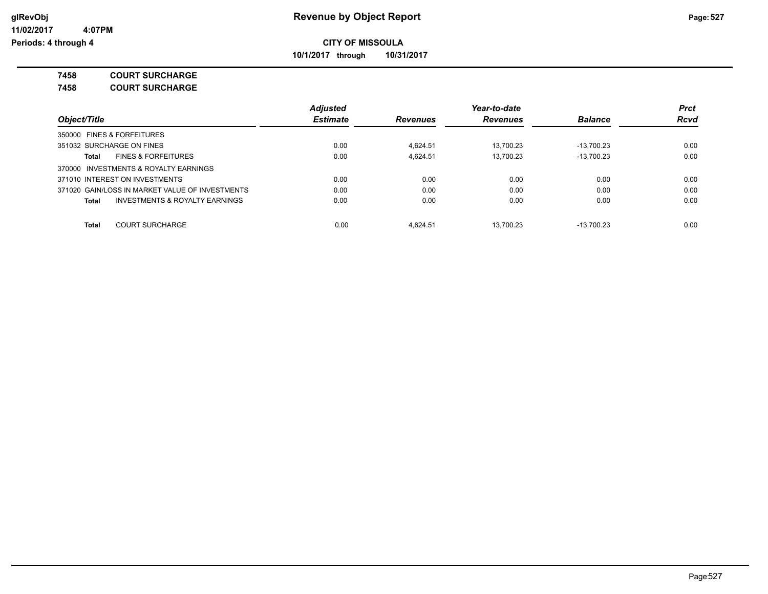**Revenue by Object Report**

**CITY OF MISSOULA**

**10/1/2017 through 10/31/2017**

glRevObj
11/02/2017 4:07PM
Periods: 4 through 4

**7458 COURT SURCHARGE**

**7458 COURT SURCHARGE**

| Object/Title | Adjusted Estimate | Revenues | Year-to-date Revenues | Balance | Prct Rcvd |
|---|---|---|---|---|---|
| 350000 FINES & FORFEITURES | | | | | |
| 351032 SURCHARGE ON FINES | 0.00 | 4,624.51 | 13,700.23 | -13,700.23 | 0.00 |
| **Total** FINES & FORFEITURES | 0.00 | 4,624.51 | 13,700.23 | -13,700.23 | 0.00 |
| 370000 INVESTMENTS & ROYALTY EARNINGS | | | | | |
| 371010 INTEREST ON INVESTMENTS | 0.00 | 0.00 | 0.00 | 0.00 | 0.00 |
| 371020 GAIN/LOSS IN MARKET VALUE OF INVESTMENTS | 0.00 | 0.00 | 0.00 | 0.00 | 0.00 |
| **Total** INVESTMENTS & ROYALTY EARNINGS | 0.00 | 0.00 | 0.00 | 0.00 | 0.00 |
| **Total** COURT SURCHARGE | 0.00 | 4,624.51 | 13,700.23 | -13,700.23 | 0.00 |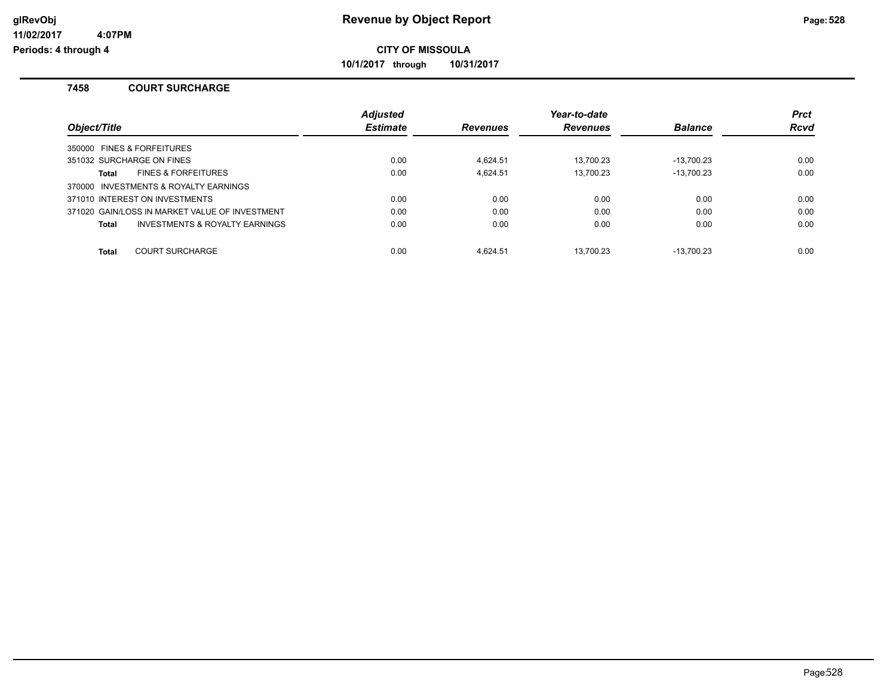**Revenue by Object Report**

**CITY OF MISSOULA**

**10/1/2017 through 10/31/2017**

glRevObj
11/02/2017 4:07PM
Periods: 4 through 4

## 7458 COURT SURCHARGE

| Object/Title | Adjusted Estimate | Revenues | Year-to-date Revenues | Balance | Prct Rcvd |
|---|---|---|---|---|---|
| 350000 FINES & FORFEITURES | | | | | |
| 351032 SURCHARGE ON FINES | 0.00 | 4,624.51 | 13,700.23 | -13,700.23 | 0.00 |
| **Total** FINES & FORFEITURES | 0.00 | 4,624.51 | 13,700.23 | -13,700.23 | 0.00 |
| 370000 INVESTMENTS & ROYALTY EARNINGS | | | | | |
| 371010 INTEREST ON INVESTMENTS | 0.00 | 0.00 | 0.00 | 0.00 | 0.00 |
| 371020 GAIN/LOSS IN MARKET VALUE OF INVESTMENT | 0.00 | 0.00 | 0.00 | 0.00 | 0.00 |
| **Total** INVESTMENTS & ROYALTY EARNINGS | 0.00 | 0.00 | 0.00 | 0.00 | 0.00 |
| **Total** COURT SURCHARGE | 0.00 | 4,624.51 | 13,700.23 | -13,700.23 | 0.00 |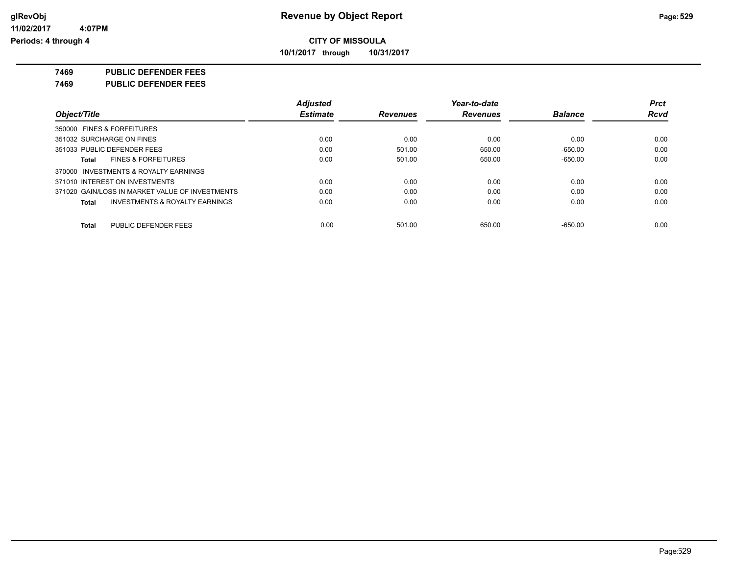# Revenue by Object Report

**CITY OF MISSOULA**

**10/1/2017 through 10/31/2017**

glRevObj
11/02/2017 4:07PM
Periods: 4 through 4

**7469 PUBLIC DEFENDER FEES**

**7469 PUBLIC DEFENDER FEES**

| Object/Title | Adjusted Estimate | Revenues | Year-to-date Revenues | Balance | Prct Rcvd |
|---|---|---|---|---|---|
| 350000 FINES & FORFEITURES | | | | | |
| 351032 SURCHARGE ON FINES | 0.00 | 0.00 | 0.00 | 0.00 | 0.00 |
| 351033 PUBLIC DEFENDER FEES | 0.00 | 501.00 | 650.00 | -650.00 | 0.00 |
| **Total** FINES & FORFEITURES | 0.00 | 501.00 | 650.00 | -650.00 | 0.00 |
| 370000 INVESTMENTS & ROYALTY EARNINGS | | | | | |
| 371010 INTEREST ON INVESTMENTS | 0.00 | 0.00 | 0.00 | 0.00 | 0.00 |
| 371020 GAIN/LOSS IN MARKET VALUE OF INVESTMENTS | 0.00 | 0.00 | 0.00 | 0.00 | 0.00 |
| **Total** INVESTMENTS & ROYALTY EARNINGS | 0.00 | 0.00 | 0.00 | 0.00 | 0.00 |
| **Total** PUBLIC DEFENDER FEES | 0.00 | 501.00 | 650.00 | -650.00 | 0.00 |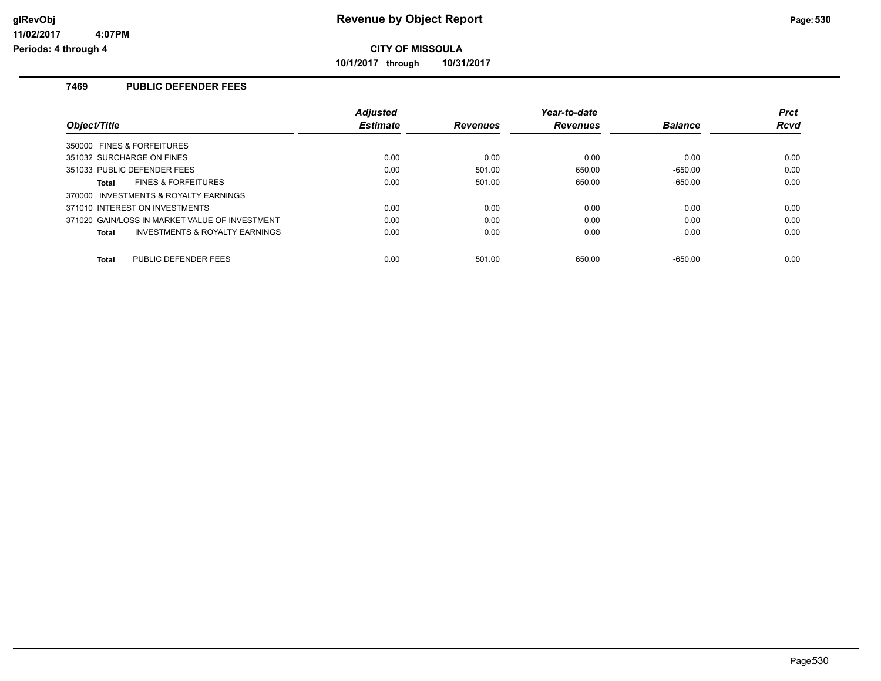# Revenue by Object Report

**CITY OF MISSOULA**

**10/1/2017 through 10/31/2017**

glRevObj
11/02/2017 4:07PM
Periods: 4 through 4

## 7469 PUBLIC DEFENDER FEES

| Object/Title | Adjusted Estimate | Revenues | Year-to-date Revenues | Balance | Prct Rcvd |
|---|---|---|---|---|---|
| 350000 FINES & FORFEITURES | | | | | |
| 351032 SURCHARGE ON FINES | 0.00 | 0.00 | 0.00 | 0.00 | 0.00 |
| 351033 PUBLIC DEFENDER FEES | 0.00 | 501.00 | 650.00 | -650.00 | 0.00 |
| **Total** FINES & FORFEITURES | 0.00 | 501.00 | 650.00 | -650.00 | 0.00 |
| 370000 INVESTMENTS & ROYALTY EARNINGS | | | | | |
| 371010 INTEREST ON INVESTMENTS | 0.00 | 0.00 | 0.00 | 0.00 | 0.00 |
| 371020 GAIN/LOSS IN MARKET VALUE OF INVESTMENT | 0.00 | 0.00 | 0.00 | 0.00 | 0.00 |
| **Total** INVESTMENTS & ROYALTY EARNINGS | 0.00 | 0.00 | 0.00 | 0.00 | 0.00 |
| **Total** PUBLIC DEFENDER FEES | 0.00 | 501.00 | 650.00 | -650.00 | 0.00 |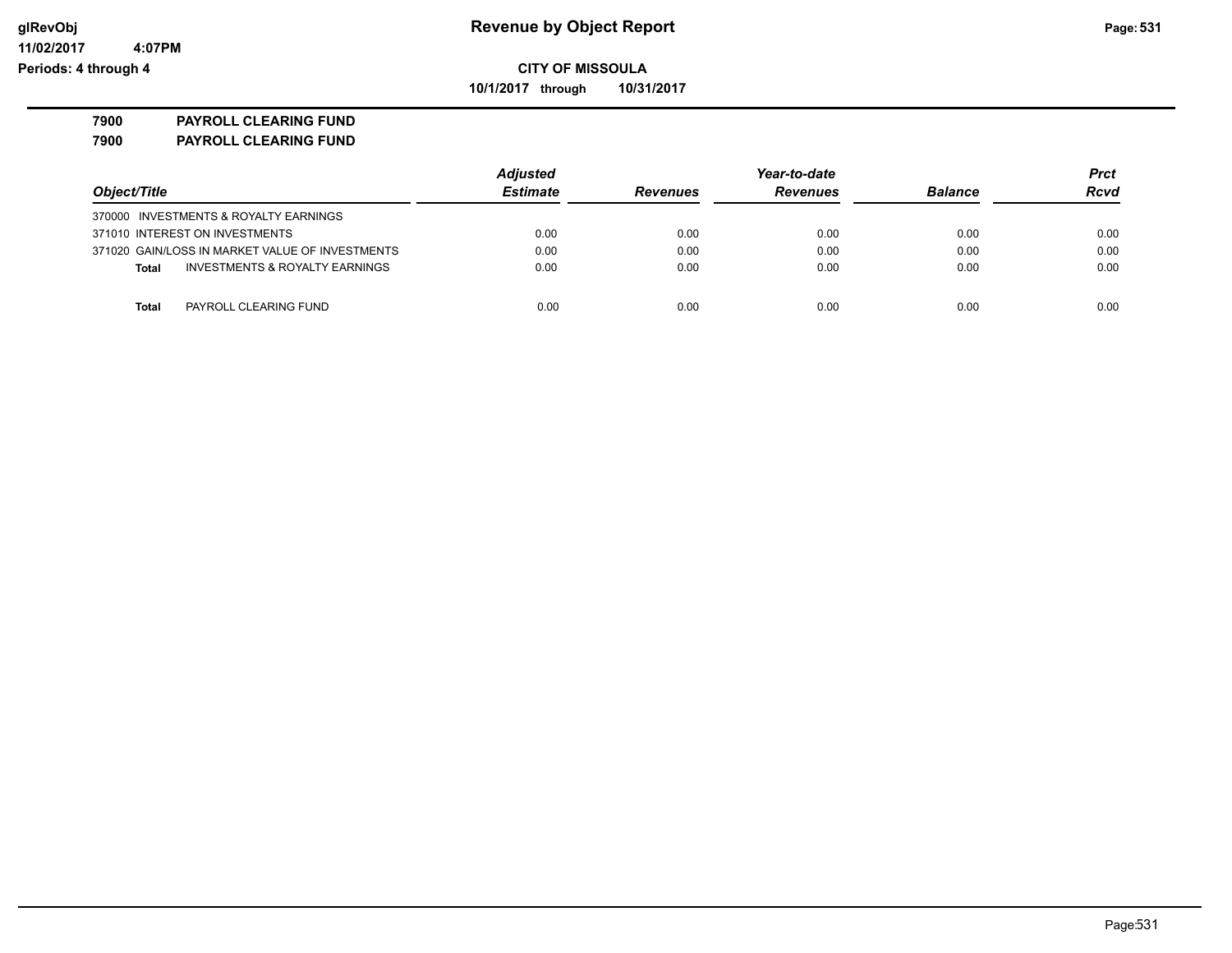# Revenue by Object Report

**CITY OF MISSOULA**

**10/1/2017 through 10/31/2017**

glRevObj
11/02/2017 4:07PM
Periods: 4 through 4

**7900 PAYROLL CLEARING FUND**

**7900 PAYROLL CLEARING FUND**

| Object/Title | Adjusted Estimate | Revenues | Year-to-date Revenues | Balance | Prct Rcvd |
|---|---|---|---|---|---|
| 370000 INVESTMENTS & ROYALTY EARNINGS | | | | | |
| 371010 INTEREST ON INVESTMENTS | 0.00 | 0.00 | 0.00 | 0.00 | 0.00 |
| 371020 GAIN/LOSS IN MARKET VALUE OF INVESTMENTS | 0.00 | 0.00 | 0.00 | 0.00 | 0.00 |
| **Total** INVESTMENTS & ROYALTY EARNINGS | 0.00 | 0.00 | 0.00 | 0.00 | 0.00 |
| **Total** PAYROLL CLEARING FUND | 0.00 | 0.00 | 0.00 | 0.00 | 0.00 |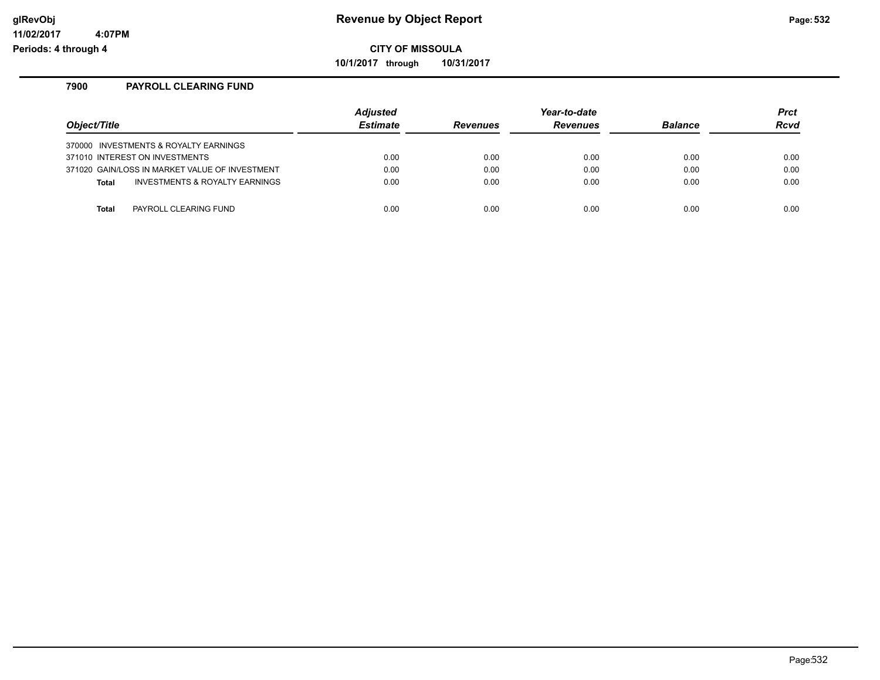**CITY OF MISSOULA**

**10/1/2017 through 10/31/2017**

## 7900 PAYROLL CLEARING FUND

| Object/Title | Adjusted Estimate | Revenues | Year-to-date Revenues | Balance | Prct Rcvd |
|---|---|---|---|---|---|
| 370000 INVESTMENTS & ROYALTY EARNINGS | | | | | |
| 371010 INTEREST ON INVESTMENTS | 0.00 | 0.00 | 0.00 | 0.00 | 0.00 |
| 371020 GAIN/LOSS IN MARKET VALUE OF INVESTMENT | 0.00 | 0.00 | 0.00 | 0.00 | 0.00 |
| **Total** INVESTMENTS & ROYALTY EARNINGS | 0.00 | 0.00 | 0.00 | 0.00 | 0.00 |
| **Total** PAYROLL CLEARING FUND | 0.00 | 0.00 | 0.00 | 0.00 | 0.00 |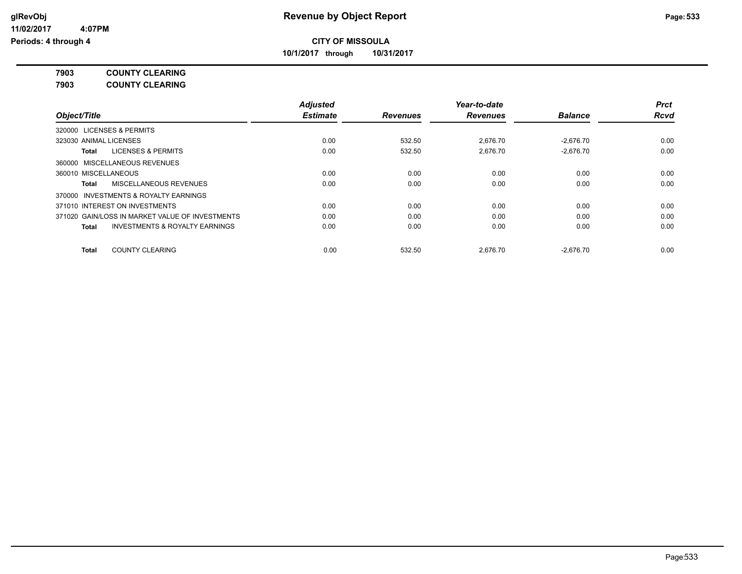# Revenue by Object Report

glRevObj
11/02/2017 4:07PM
Periods: 4 through 4

**CITY OF MISSOULA**

**10/1/2017 through 10/31/2017**

**7903 COUNTY CLEARING**

**7903 COUNTY CLEARING**

| Object/Title | Adjusted Estimate | Revenues | Year-to-date Revenues | Balance | Prct Rcvd |
|---|---|---|---|---|---|
| 320000 LICENSES & PERMITS | | | | | |
| 323030 ANIMAL LICENSES | 0.00 | 532.50 | 2,676.70 | -2,676.70 | 0.00 |
| **Total** LICENSES & PERMITS | 0.00 | 532.50 | 2,676.70 | -2,676.70 | 0.00 |
| 360000 MISCELLANEOUS REVENUES | | | | | |
| 360010 MISCELLANEOUS | 0.00 | 0.00 | 0.00 | 0.00 | 0.00 |
| **Total** MISCELLANEOUS REVENUES | 0.00 | 0.00 | 0.00 | 0.00 | 0.00 |
| 370000 INVESTMENTS & ROYALTY EARNINGS | | | | | |
| 371010 INTEREST ON INVESTMENTS | 0.00 | 0.00 | 0.00 | 0.00 | 0.00 |
| 371020 GAIN/LOSS IN MARKET VALUE OF INVESTMENTS | 0.00 | 0.00 | 0.00 | 0.00 | 0.00 |
| **Total** INVESTMENTS & ROYALTY EARNINGS | 0.00 | 0.00 | 0.00 | 0.00 | 0.00 |
| **Total** COUNTY CLEARING | 0.00 | 532.50 | 2,676.70 | -2,676.70 | 0.00 |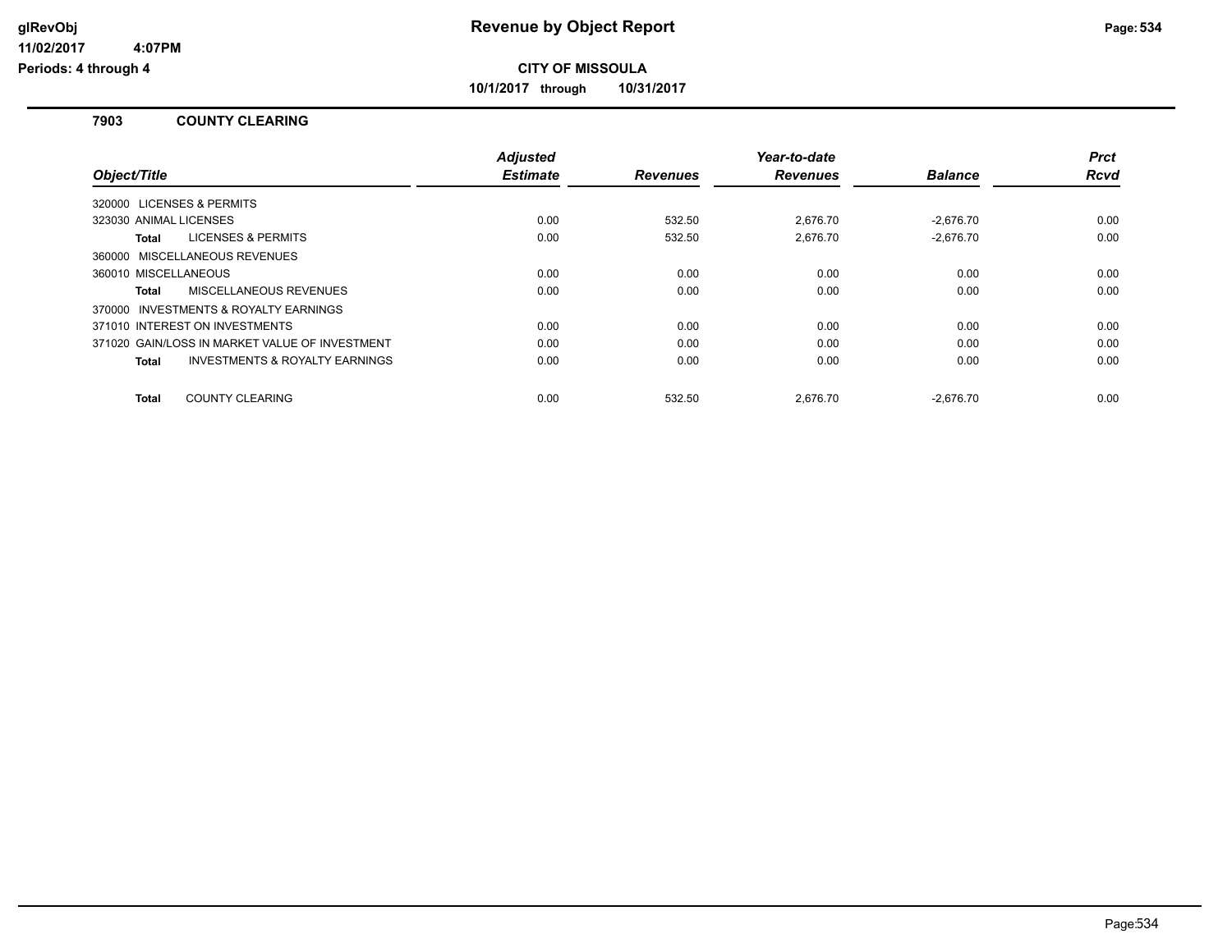# Revenue by Object Report

**CITY OF MISSOULA**

**10/1/2017 through 10/31/2017**

glRevObj
11/02/2017 4:07PM
Periods: 4 through 4

## 7903 COUNTY CLEARING

| Object/Title | Adjusted Estimate | Revenues | Year-to-date Revenues | Balance | Prct Rcvd |
|---|---|---|---|---|---|
| 320000 LICENSES & PERMITS | | | | | |
| 323030 ANIMAL LICENSES | 0.00 | 532.50 | 2,676.70 | -2,676.70 | 0.00 |
| **Total** LICENSES & PERMITS | 0.00 | 532.50 | 2,676.70 | -2,676.70 | 0.00 |
| 360000 MISCELLANEOUS REVENUES | | | | | |
| 360010 MISCELLANEOUS | 0.00 | 0.00 | 0.00 | 0.00 | 0.00 |
| **Total** MISCELLANEOUS REVENUES | 0.00 | 0.00 | 0.00 | 0.00 | 0.00 |
| 370000 INVESTMENTS & ROYALTY EARNINGS | | | | | |
| 371010 INTEREST ON INVESTMENTS | 0.00 | 0.00 | 0.00 | 0.00 | 0.00 |
| 371020 GAIN/LOSS IN MARKET VALUE OF INVESTMENT | 0.00 | 0.00 | 0.00 | 0.00 | 0.00 |
| **Total** INVESTMENTS & ROYALTY EARNINGS | 0.00 | 0.00 | 0.00 | 0.00 | 0.00 |
| **Total** COUNTY CLEARING | 0.00 | 532.50 | 2,676.70 | -2,676.70 | 0.00 |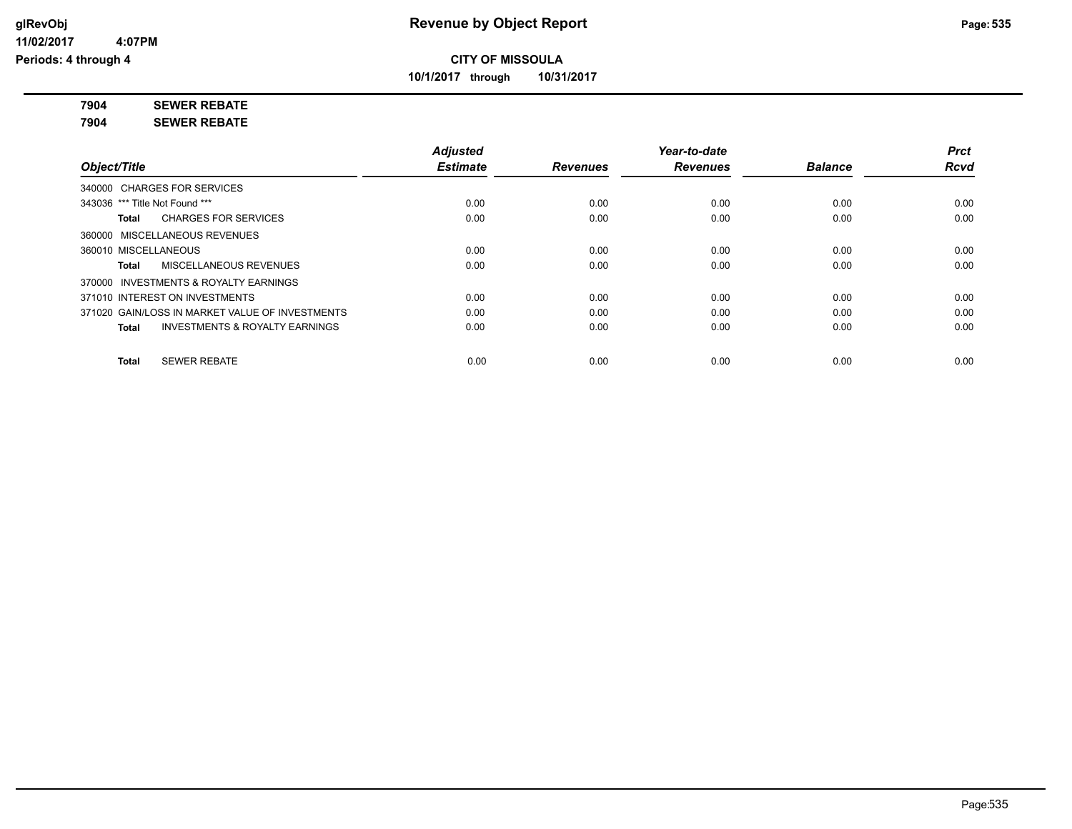# Revenue by Object Report

**CITY OF MISSOULA**

**10/1/2017 through 10/31/2017**

**7904 SEWER REBATE**

**7904 SEWER REBATE**

| Object/Title | Adjusted Estimate | Revenues | Year-to-date Revenues | Balance | Prct Rcvd |
|---|---|---|---|---|---|
| 340000 CHARGES FOR SERVICES | | | | | |
| 343036 *** Title Not Found *** | 0.00 | 0.00 | 0.00 | 0.00 | 0.00 |
| **Total** CHARGES FOR SERVICES | 0.00 | 0.00 | 0.00 | 0.00 | 0.00 |
| 360000 MISCELLANEOUS REVENUES | | | | | |
| 360010 MISCELLANEOUS | 0.00 | 0.00 | 0.00 | 0.00 | 0.00 |
| **Total** MISCELLANEOUS REVENUES | 0.00 | 0.00 | 0.00 | 0.00 | 0.00 |
| 370000 INVESTMENTS & ROYALTY EARNINGS | | | | | |
| 371010 INTEREST ON INVESTMENTS | 0.00 | 0.00 | 0.00 | 0.00 | 0.00 |
| 371020 GAIN/LOSS IN MARKET VALUE OF INVESTMENTS | 0.00 | 0.00 | 0.00 | 0.00 | 0.00 |
| **Total** INVESTMENTS & ROYALTY EARNINGS | 0.00 | 0.00 | 0.00 | 0.00 | 0.00 |
| **Total** SEWER REBATE | 0.00 | 0.00 | 0.00 | 0.00 | 0.00 |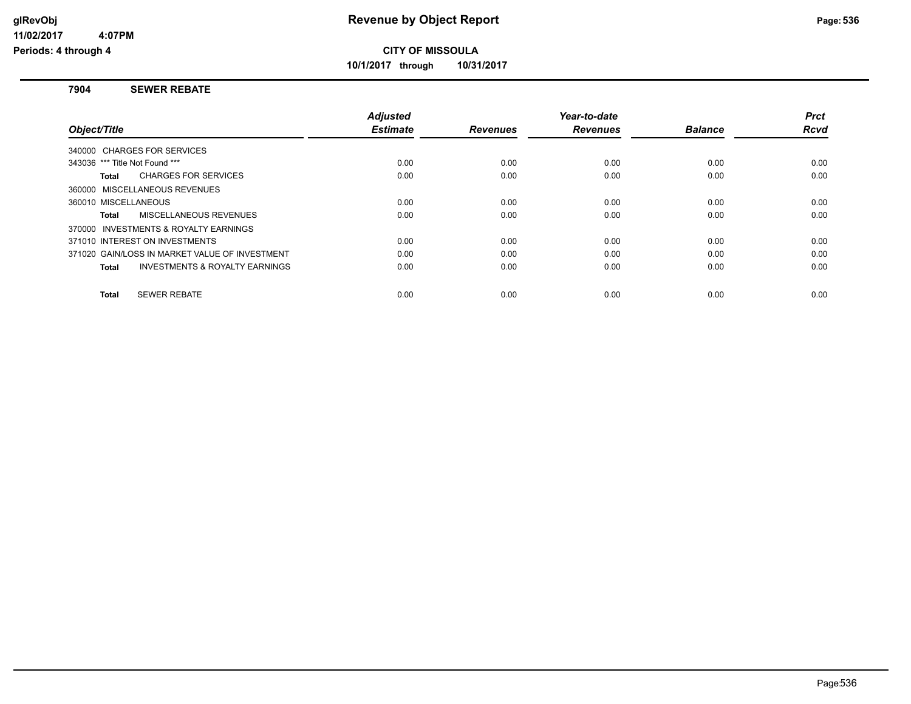# Revenue by Object Report

**CITY OF MISSOULA**

**10/1/2017 through 10/31/2017**

glRevObj
11/02/2017 4:07PM
Periods: 4 through 4

### 7904 SEWER REBATE

| Object/Title | Adjusted Estimate | Revenues | Year-to-date Revenues | Balance | Prct Rcvd |
|---|---|---|---|---|---|
| 340000 CHARGES FOR SERVICES | | | | | |
| 343036 *** Title Not Found *** | 0.00 | 0.00 | 0.00 | 0.00 | 0.00 |
| **Total** CHARGES FOR SERVICES | 0.00 | 0.00 | 0.00 | 0.00 | 0.00 |
| 360000 MISCELLANEOUS REVENUES | | | | | |
| 360010 MISCELLANEOUS | 0.00 | 0.00 | 0.00 | 0.00 | 0.00 |
| **Total** MISCELLANEOUS REVENUES | 0.00 | 0.00 | 0.00 | 0.00 | 0.00 |
| 370000 INVESTMENTS & ROYALTY EARNINGS | | | | | |
| 371010 INTEREST ON INVESTMENTS | 0.00 | 0.00 | 0.00 | 0.00 | 0.00 |
| 371020 GAIN/LOSS IN MARKET VALUE OF INVESTMENT | 0.00 | 0.00 | 0.00 | 0.00 | 0.00 |
| **Total** INVESTMENTS & ROYALTY EARNINGS | 0.00 | 0.00 | 0.00 | 0.00 | 0.00 |
| **Total** SEWER REBATE | 0.00 | 0.00 | 0.00 | 0.00 | 0.00 |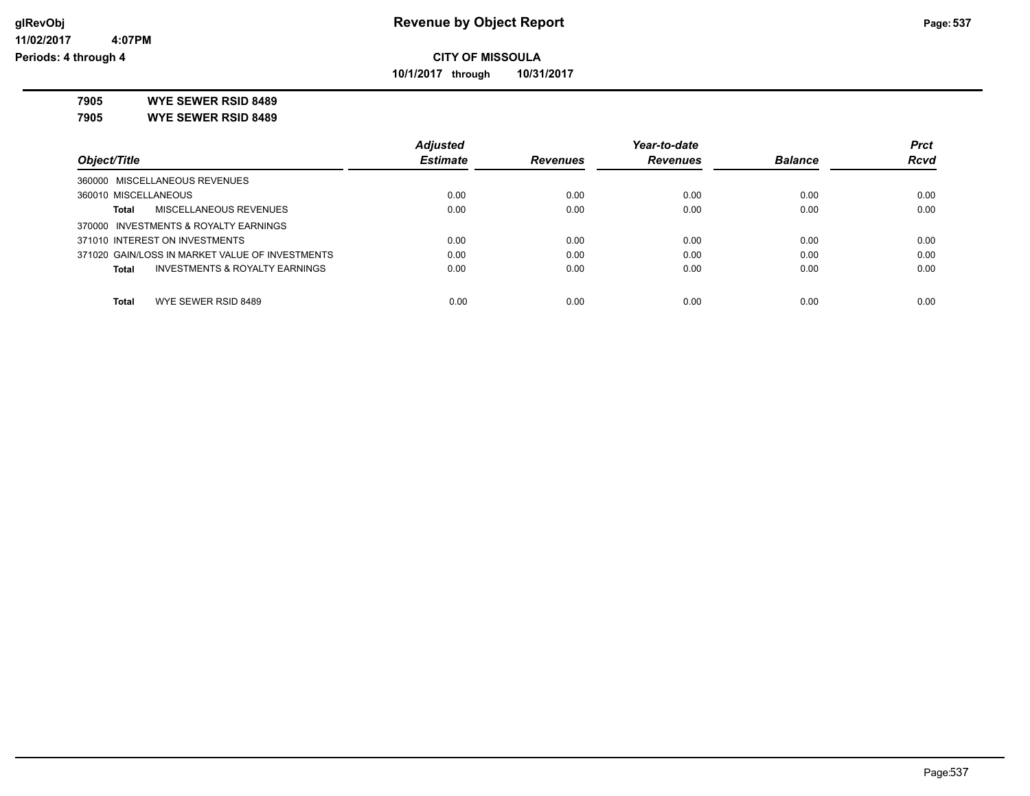**glRevObj**
**11/02/2017 4:07PM**
**Periods: 4 through 4**

# Revenue by Object Report

**CITY OF MISSOULA**

**10/1/2017 through 10/31/2017**

**7905 WYE SEWER RSID 8489**

**7905 WYE SEWER RSID 8489**

| Object/Title | Adjusted Estimate | Revenues | Year-to-date Revenues | Balance | Prct Rcvd |
|---|---|---|---|---|---|
| 360000 MISCELLANEOUS REVENUES | | | | | |
| 360010 MISCELLANEOUS | 0.00 | 0.00 | 0.00 | 0.00 | 0.00 |
| **Total** MISCELLANEOUS REVENUES | 0.00 | 0.00 | 0.00 | 0.00 | 0.00 |
| 370000 INVESTMENTS & ROYALTY EARNINGS | | | | | |
| 371010 INTEREST ON INVESTMENTS | 0.00 | 0.00 | 0.00 | 0.00 | 0.00 |
| 371020 GAIN/LOSS IN MARKET VALUE OF INVESTMENTS | 0.00 | 0.00 | 0.00 | 0.00 | 0.00 |
| **Total** INVESTMENTS & ROYALTY EARNINGS | 0.00 | 0.00 | 0.00 | 0.00 | 0.00 |
| **Total** WYE SEWER RSID 8489 | 0.00 | 0.00 | 0.00 | 0.00 | 0.00 |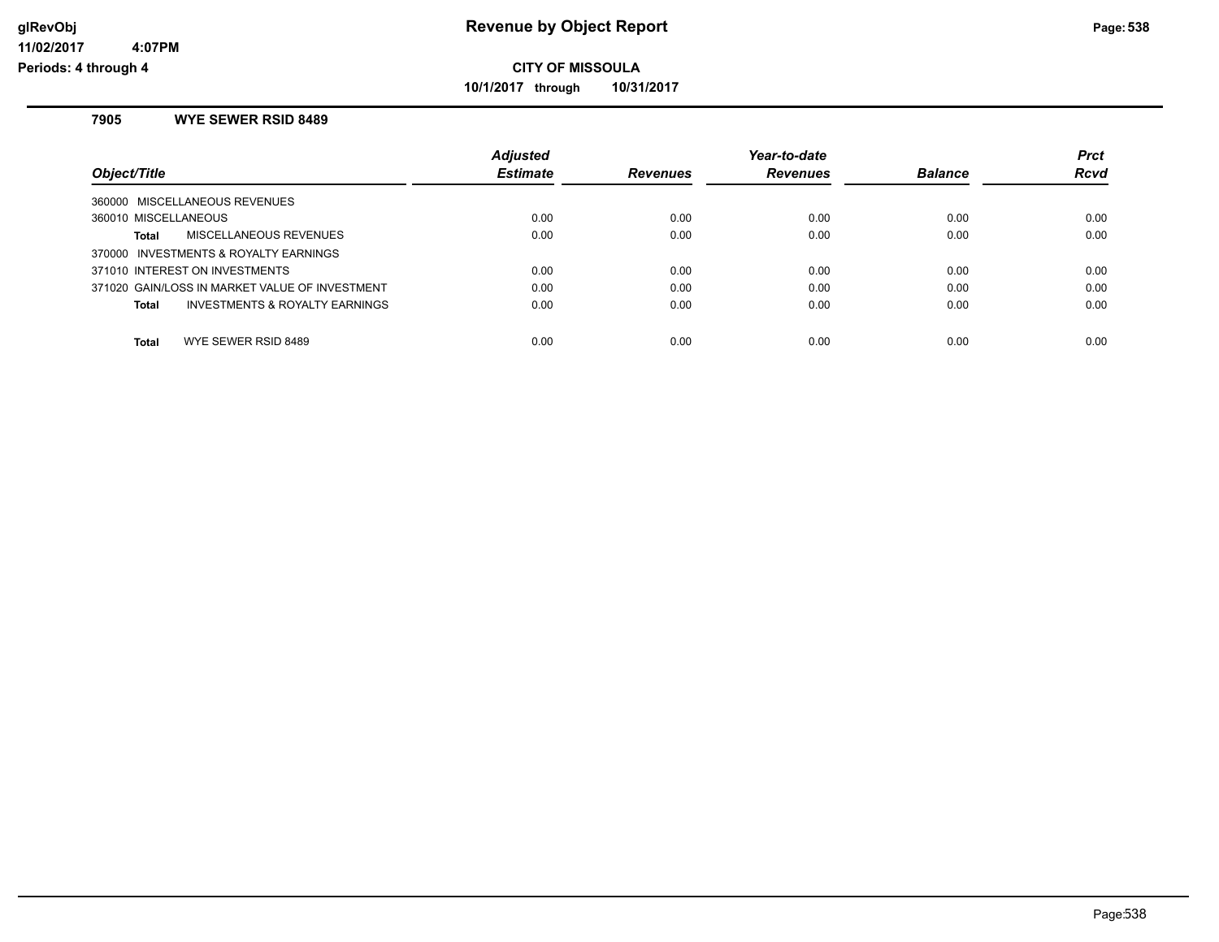**CITY OF MISSOULA**

**10/1/2017 through 10/31/2017**

### 7905 WYE SEWER RSID 8489

| Object/Title | Adjusted Estimate | Revenues | Year-to-date Revenues | Balance | Prct Rcvd |
|---|---|---|---|---|---|
| 360000 MISCELLANEOUS REVENUES | | | | | |
| 360010 MISCELLANEOUS | 0.00 | 0.00 | 0.00 | 0.00 | 0.00 |
| **Total** MISCELLANEOUS REVENUES | 0.00 | 0.00 | 0.00 | 0.00 | 0.00 |
| 370000 INVESTMENTS & ROYALTY EARNINGS | | | | | |
| 371010 INTEREST ON INVESTMENTS | 0.00 | 0.00 | 0.00 | 0.00 | 0.00 |
| 371020 GAIN/LOSS IN MARKET VALUE OF INVESTMENT | 0.00 | 0.00 | 0.00 | 0.00 | 0.00 |
| **Total** INVESTMENTS & ROYALTY EARNINGS | 0.00 | 0.00 | 0.00 | 0.00 | 0.00 |
| **Total** WYE SEWER RSID 8489 | 0.00 | 0.00 | 0.00 | 0.00 | 0.00 |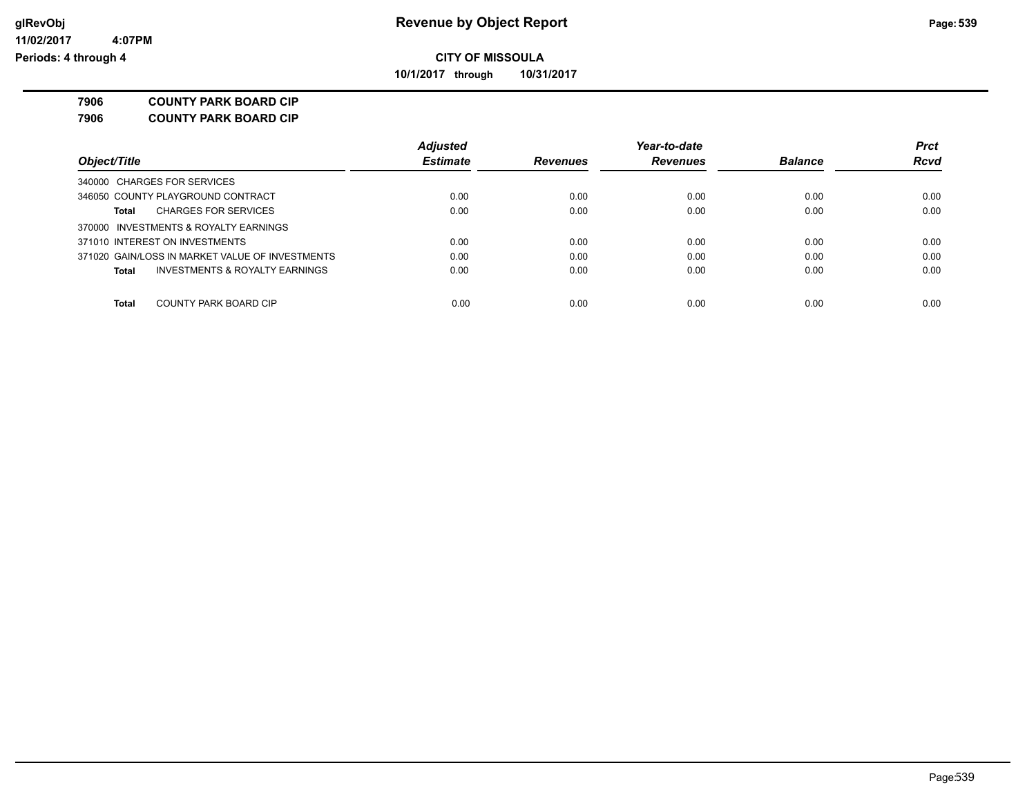# Revenue by Object Report

**CITY OF MISSOULA**

**10/1/2017 through 10/31/2017**

glRevObj
11/02/2017 4:07PM
Periods: 4 through 4

**7906 COUNTY PARK BOARD CIP**

**7906 COUNTY PARK BOARD CIP**

| Object/Title | Adjusted Estimate | Revenues | Year-to-date Revenues | Balance | Prct Rcvd |
|---|---|---|---|---|---|
| 340000 CHARGES FOR SERVICES | | | | | |
| 346050 COUNTY PLAYGROUND CONTRACT | 0.00 | 0.00 | 0.00 | 0.00 | 0.00 |
| **Total** CHARGES FOR SERVICES | 0.00 | 0.00 | 0.00 | 0.00 | 0.00 |
| 370000 INVESTMENTS & ROYALTY EARNINGS | | | | | |
| 371010 INTEREST ON INVESTMENTS | 0.00 | 0.00 | 0.00 | 0.00 | 0.00 |
| 371020 GAIN/LOSS IN MARKET VALUE OF INVESTMENTS | 0.00 | 0.00 | 0.00 | 0.00 | 0.00 |
| **Total** INVESTMENTS & ROYALTY EARNINGS | 0.00 | 0.00 | 0.00 | 0.00 | 0.00 |
| **Total** COUNTY PARK BOARD CIP | 0.00 | 0.00 | 0.00 | 0.00 | 0.00 |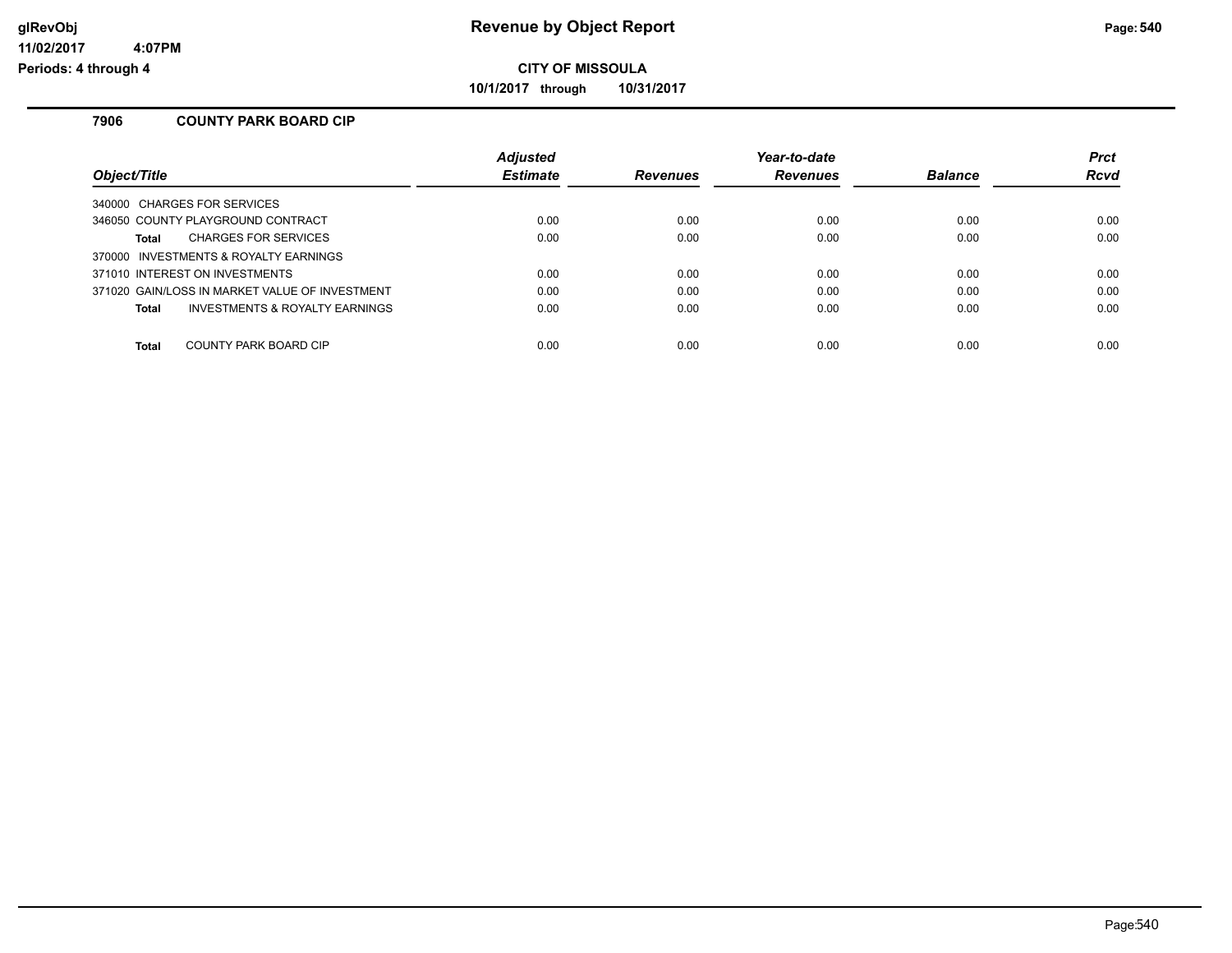# Revenue by Object Report

**CITY OF MISSOULA**

**10/1/2017 through 10/31/2017**

glRevObj
11/02/2017 4:07PM
Periods: 4 through 4

### 7906 COUNTY PARK BOARD CIP

| Object/Title | Adjusted Estimate | Revenues | Year-to-date Revenues | Balance | Prct Rcvd |
|---|---|---|---|---|---|
| 340000 CHARGES FOR SERVICES | | | | | |
| 346050 COUNTY PLAYGROUND CONTRACT | 0.00 | 0.00 | 0.00 | 0.00 | 0.00 |
| **Total** CHARGES FOR SERVICES | 0.00 | 0.00 | 0.00 | 0.00 | 0.00 |
| 370000 INVESTMENTS & ROYALTY EARNINGS | | | | | |
| 371010 INTEREST ON INVESTMENTS | 0.00 | 0.00 | 0.00 | 0.00 | 0.00 |
| 371020 GAIN/LOSS IN MARKET VALUE OF INVESTMENT | 0.00 | 0.00 | 0.00 | 0.00 | 0.00 |
| **Total** INVESTMENTS & ROYALTY EARNINGS | 0.00 | 0.00 | 0.00 | 0.00 | 0.00 |
| **Total** COUNTY PARK BOARD CIP | 0.00 | 0.00 | 0.00 | 0.00 | 0.00 |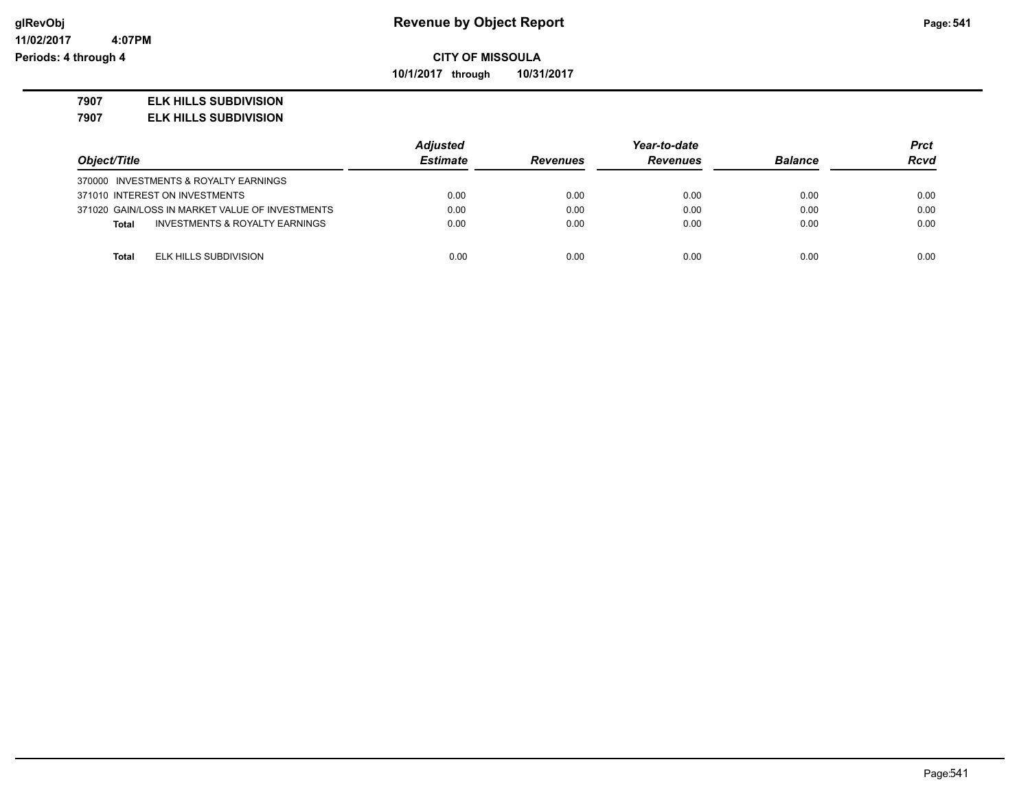**Revenue by Object Report**

**CITY OF MISSOULA**

**10/1/2017 through 10/31/2017**

glRevObj
11/02/2017 4:07PM
Periods: 4 through 4

**7907 ELK HILLS SUBDIVISION**

**7907 ELK HILLS SUBDIVISION**

| Object/Title | Adjusted Estimate | Revenues | Year-to-date Revenues | Balance | Prct Rcvd |
|---|---|---|---|---|---|
| 370000 INVESTMENTS & ROYALTY EARNINGS | | | | | |
| 371010 INTEREST ON INVESTMENTS | 0.00 | 0.00 | 0.00 | 0.00 | 0.00 |
| 371020 GAIN/LOSS IN MARKET VALUE OF INVESTMENTS | 0.00 | 0.00 | 0.00 | 0.00 | 0.00 |
| **Total** INVESTMENTS & ROYALTY EARNINGS | 0.00 | 0.00 | 0.00 | 0.00 | 0.00 |
| **Total** ELK HILLS SUBDIVISION | 0.00 | 0.00 | 0.00 | 0.00 | 0.00 |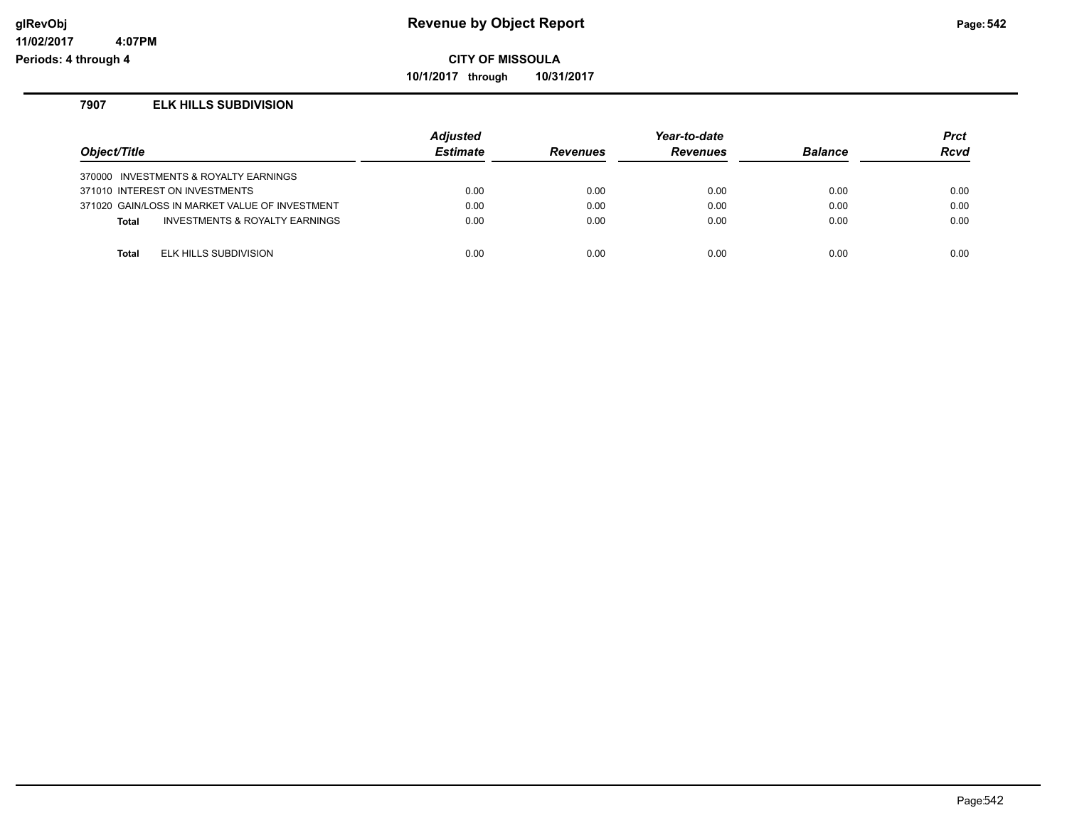# Revenue by Object Report

glRevObj
11/02/2017 4:07PM
Periods: 4 through 4

**CITY OF MISSOULA**

**10/1/2017 through 10/31/2017**

## 7907 ELK HILLS SUBDIVISION

| Object/Title | Adjusted Estimate | Revenues | Year-to-date Revenues | Balance | Prct Rcvd |
|---|---|---|---|---|---|
| 370000 INVESTMENTS & ROYALTY EARNINGS | | | | | |
| 371010 INTEREST ON INVESTMENTS | 0.00 | 0.00 | 0.00 | 0.00 | 0.00 |
| 371020 GAIN/LOSS IN MARKET VALUE OF INVESTMENT | 0.00 | 0.00 | 0.00 | 0.00 | 0.00 |
| **Total** INVESTMENTS & ROYALTY EARNINGS | 0.00 | 0.00 | 0.00 | 0.00 | 0.00 |
| **Total** ELK HILLS SUBDIVISION | 0.00 | 0.00 | 0.00 | 0.00 | 0.00 |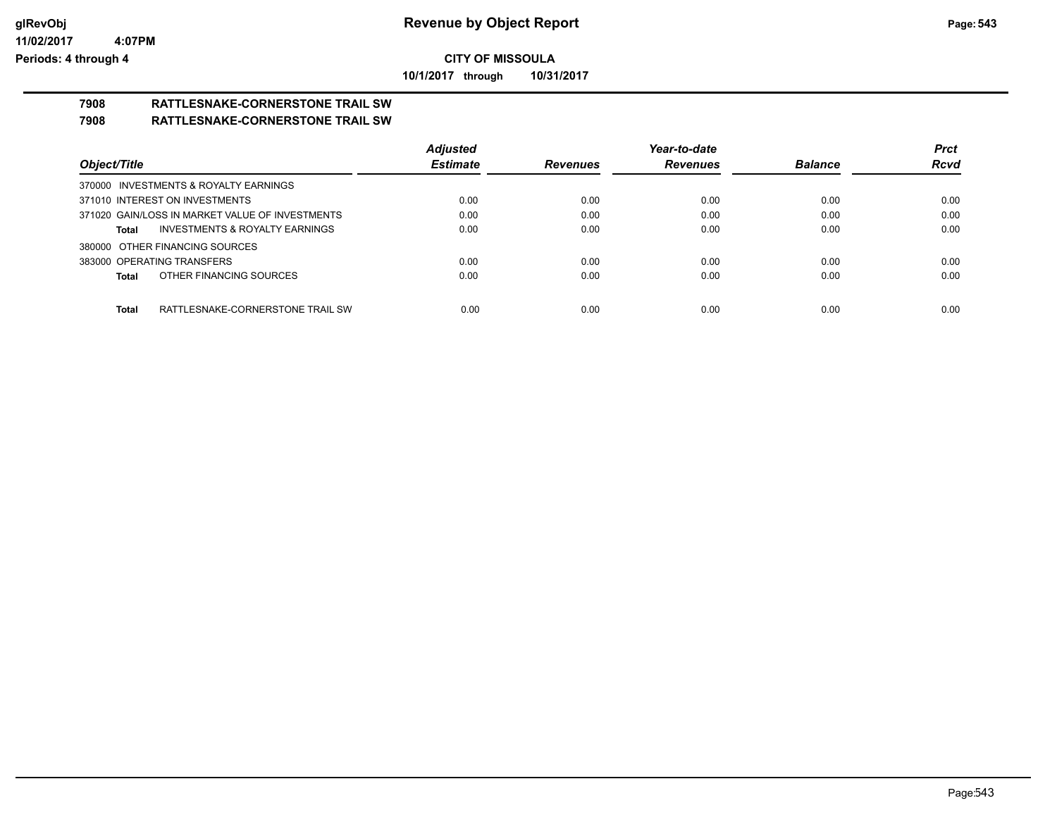**CITY OF MISSOULA**

**10/1/2017 through 10/31/2017**

## 7908 RATTLESNAKE-CORNERSTONE TRAIL SW

## 7908 RATTLESNAKE-CORNERSTONE TRAIL SW

| Object/Title | Adjusted Estimate | Revenues | Year-to-date Revenues | Balance | Prct Rcvd |
|---|---|---|---|---|---|
| 370000 INVESTMENTS & ROYALTY EARNINGS | | | | | |
| 371010 INTEREST ON INVESTMENTS | 0.00 | 0.00 | 0.00 | 0.00 | 0.00 |
| 371020 GAIN/LOSS IN MARKET VALUE OF INVESTMENTS | 0.00 | 0.00 | 0.00 | 0.00 | 0.00 |
| **Total** INVESTMENTS & ROYALTY EARNINGS | 0.00 | 0.00 | 0.00 | 0.00 | 0.00 |
| 380000 OTHER FINANCING SOURCES | | | | | |
| 383000 OPERATING TRANSFERS | 0.00 | 0.00 | 0.00 | 0.00 | 0.00 |
| **Total** OTHER FINANCING SOURCES | 0.00 | 0.00 | 0.00 | 0.00 | 0.00 |
| **Total** RATTLESNAKE-CORNERSTONE TRAIL SW | 0.00 | 0.00 | 0.00 | 0.00 | 0.00 |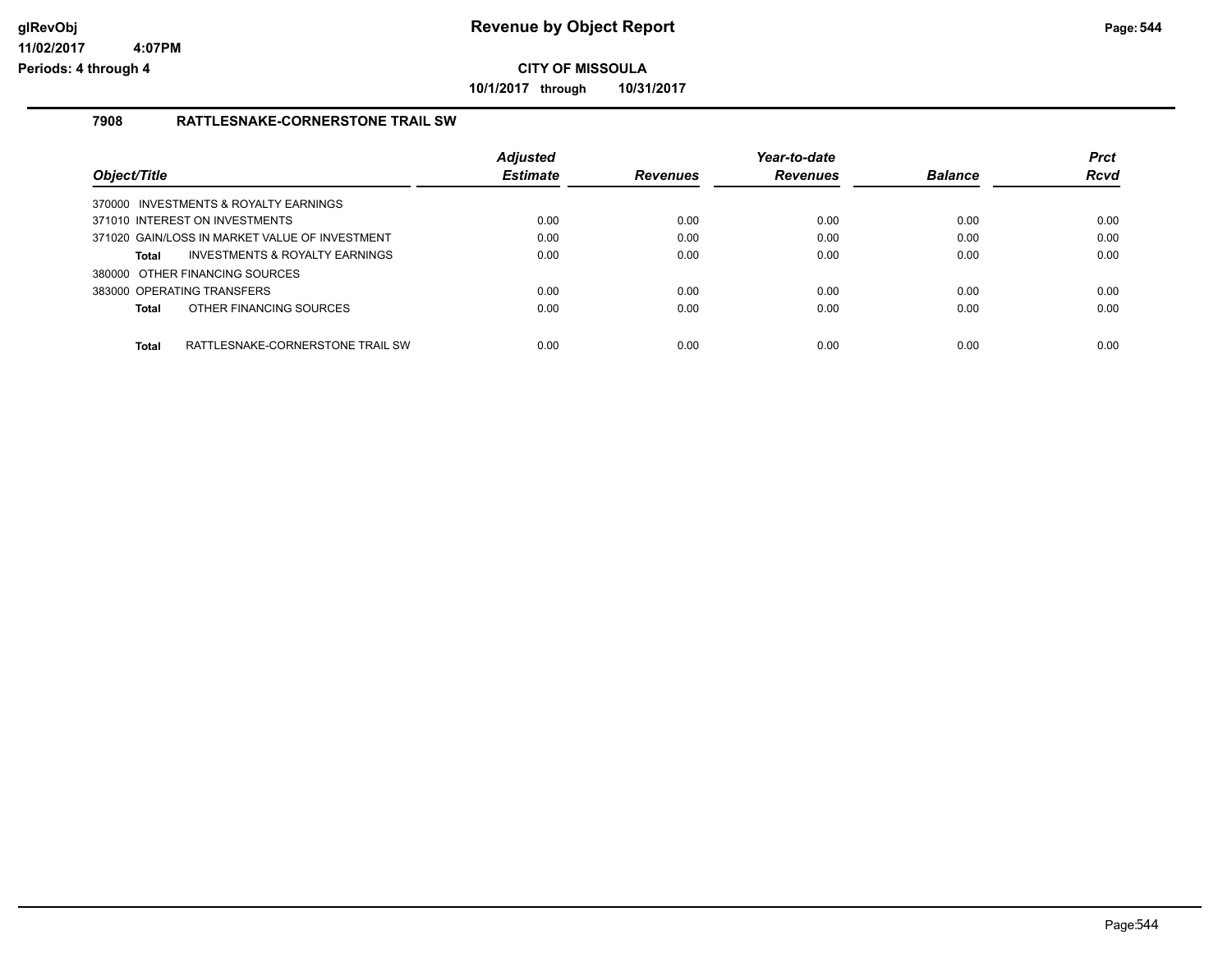**CITY OF MISSOULA**

**10/1/2017 through 10/31/2017**

### 7908 RATTLESNAKE-CORNERSTONE TRAIL SW

| Object/Title | Adjusted Estimate | Revenues | Year-to-date Revenues | Balance | Prct Rcvd |
|---|---|---|---|---|---|
| 370000 INVESTMENTS & ROYALTY EARNINGS | | | | | |
| 371010 INTEREST ON INVESTMENTS | 0.00 | 0.00 | 0.00 | 0.00 | 0.00 |
| 371020 GAIN/LOSS IN MARKET VALUE OF INVESTMENT | 0.00 | 0.00 | 0.00 | 0.00 | 0.00 |
| **Total** INVESTMENTS & ROYALTY EARNINGS | 0.00 | 0.00 | 0.00 | 0.00 | 0.00 |
| 380000 OTHER FINANCING SOURCES | | | | | |
| 383000 OPERATING TRANSFERS | 0.00 | 0.00 | 0.00 | 0.00 | 0.00 |
| **Total** OTHER FINANCING SOURCES | 0.00 | 0.00 | 0.00 | 0.00 | 0.00 |
| **Total** RATTLESNAKE-CORNERSTONE TRAIL SW | 0.00 | 0.00 | 0.00 | 0.00 | 0.00 |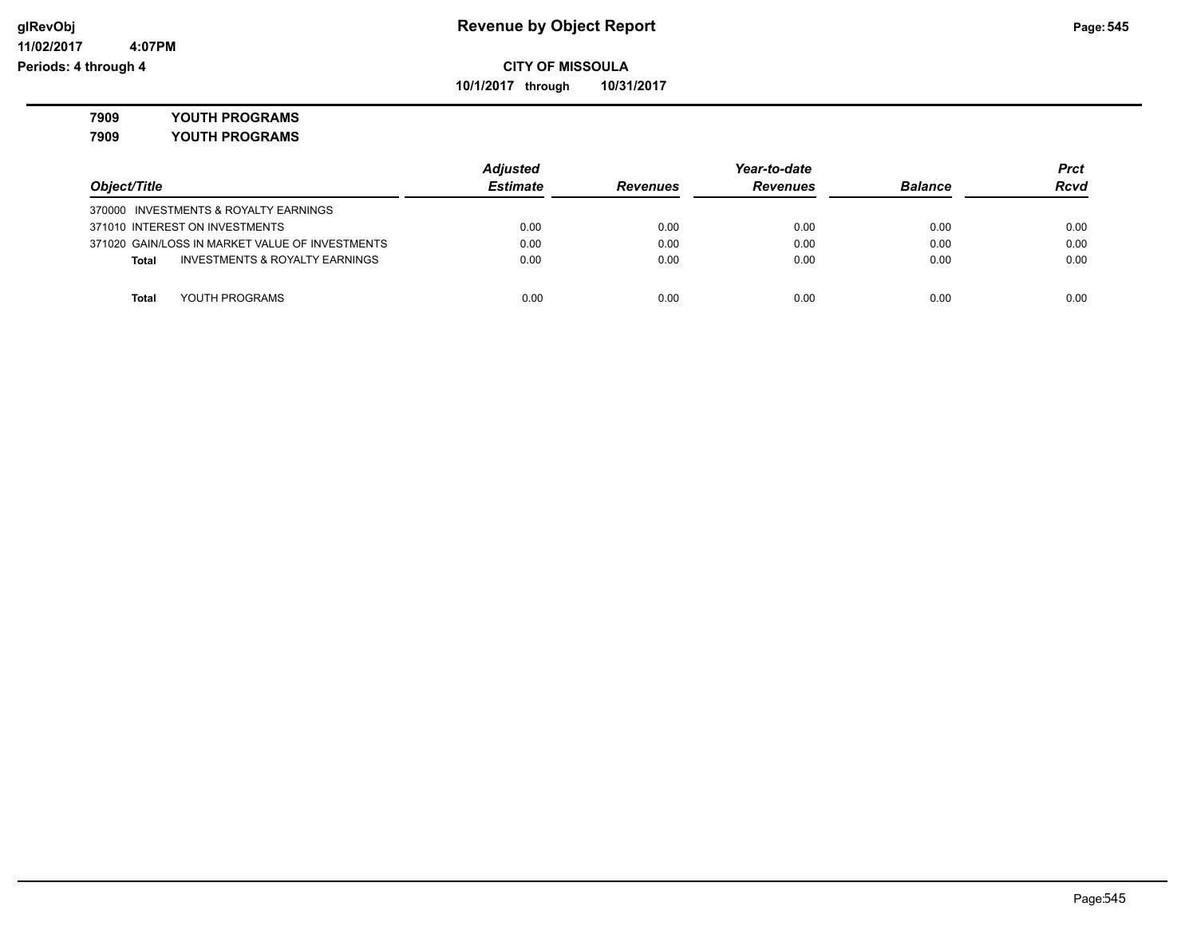**CITY OF MISSOULA**

**10/1/2017 through 10/31/2017**

**7909 YOUTH PROGRAMS**

**7909 YOUTH PROGRAMS**

| Object/Title | Adjusted Estimate | Revenues | Year-to-date Revenues | Balance | Prct Rcvd |
|---|---|---|---|---|---|
| 370000 INVESTMENTS & ROYALTY EARNINGS | | | | | |
| 371010 INTEREST ON INVESTMENTS | 0.00 | 0.00 | 0.00 | 0.00 | 0.00 |
| 371020 GAIN/LOSS IN MARKET VALUE OF INVESTMENTS | 0.00 | 0.00 | 0.00 | 0.00 | 0.00 |
| **Total** INVESTMENTS & ROYALTY EARNINGS | 0.00 | 0.00 | 0.00 | 0.00 | 0.00 |
| | | | | | |
| **Total** YOUTH PROGRAMS | 0.00 | 0.00 | 0.00 | 0.00 | 0.00 |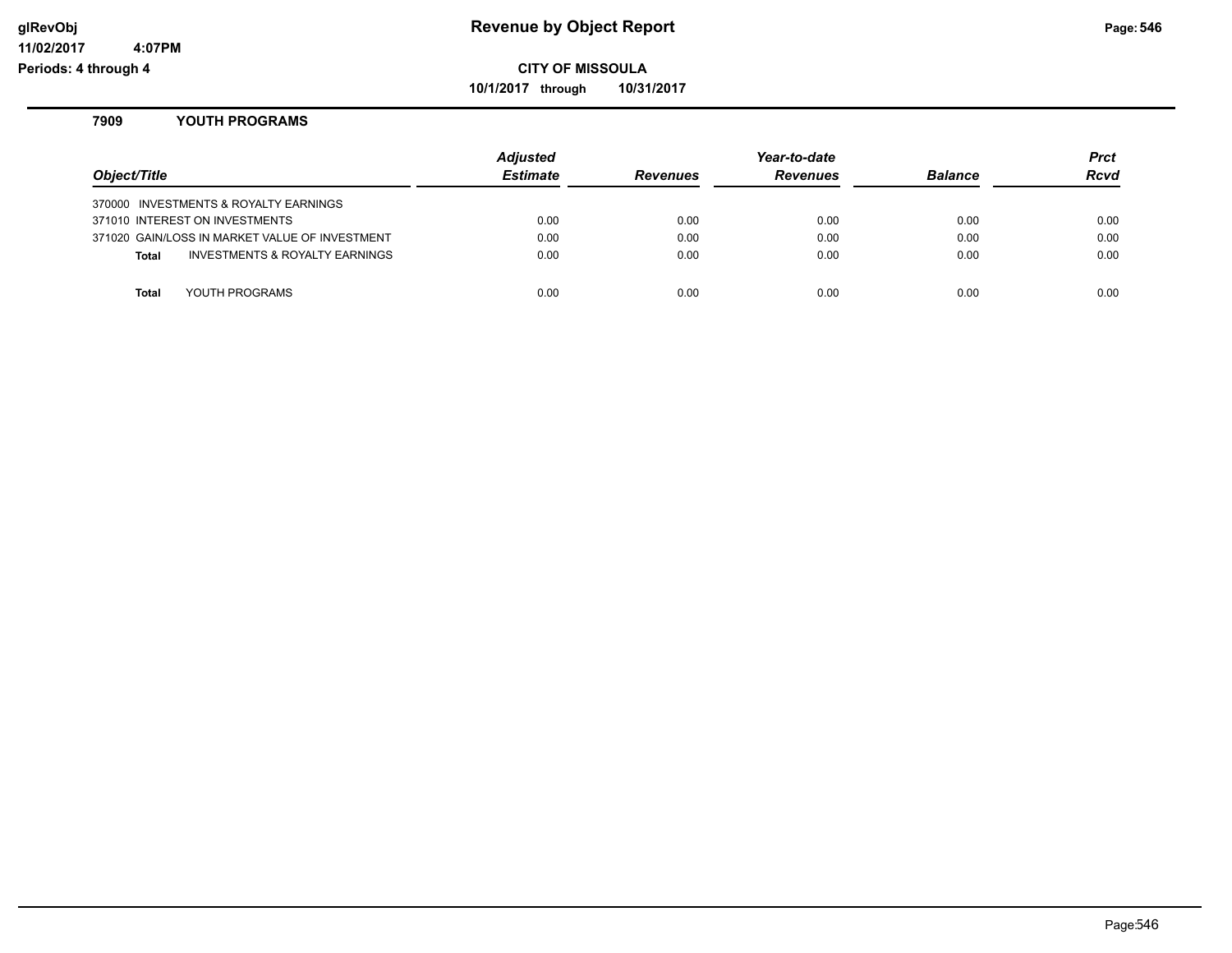# Revenue by Object Report

**CITY OF MISSOULA**

**10/1/2017 through 10/31/2017**

glRevObj
11/02/2017 4:07PM
Periods: 4 through 4

### 7909 YOUTH PROGRAMS

| Object/Title | Adjusted Estimate | Revenues | Year-to-date Revenues | Balance | Prct Rcvd |
|---|---|---|---|---|---|
| 370000 INVESTMENTS & ROYALTY EARNINGS | | | | | |
| 371010 INTEREST ON INVESTMENTS | 0.00 | 0.00 | 0.00 | 0.00 | 0.00 |
| 371020 GAIN/LOSS IN MARKET VALUE OF INVESTMENT | 0.00 | 0.00 | 0.00 | 0.00 | 0.00 |
| **Total** INVESTMENTS & ROYALTY EARNINGS | 0.00 | 0.00 | 0.00 | 0.00 | 0.00 |
| **Total** YOUTH PROGRAMS | 0.00 | 0.00 | 0.00 | 0.00 | 0.00 |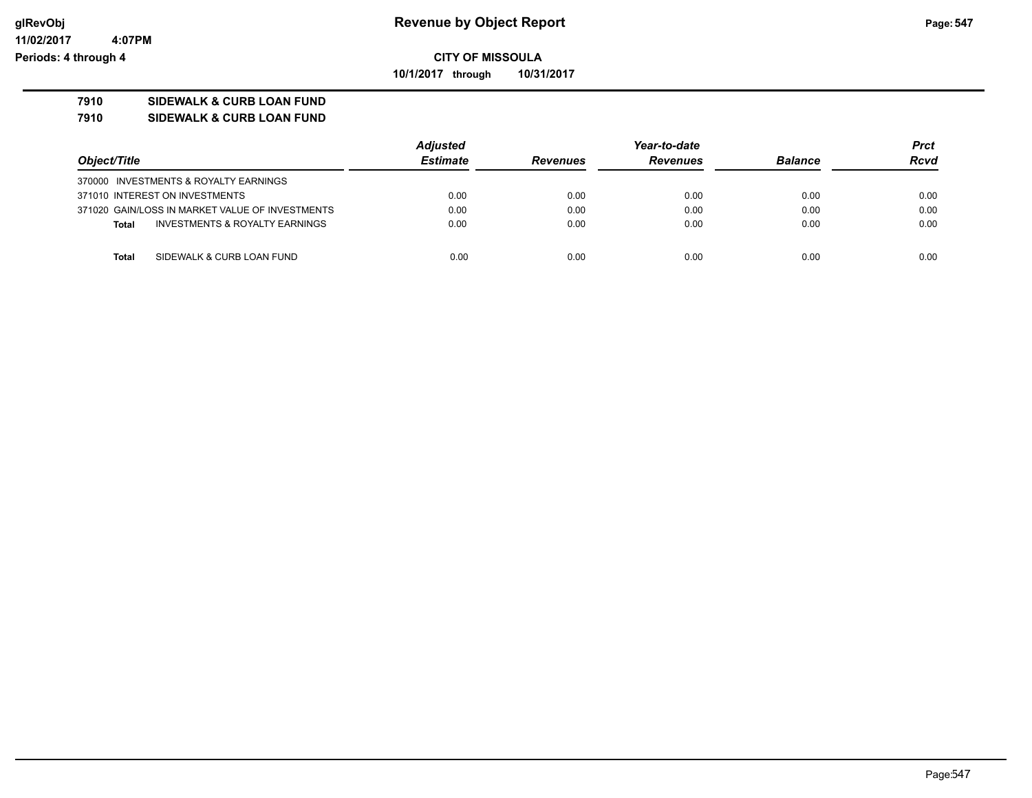**CITY OF MISSOULA**

**10/1/2017 through 10/31/2017**

**7910 SIDEWALK & CURB LOAN FUND**

**7910 SIDEWALK & CURB LOAN FUND**

| Object/Title | Adjusted Estimate | Revenues | Year-to-date Revenues | Balance | Prct Rcvd |
|---|---|---|---|---|---|
| 370000 INVESTMENTS & ROYALTY EARNINGS | | | | | |
| 371010 INTEREST ON INVESTMENTS | 0.00 | 0.00 | 0.00 | 0.00 | 0.00 |
| 371020 GAIN/LOSS IN MARKET VALUE OF INVESTMENTS | 0.00 | 0.00 | 0.00 | 0.00 | 0.00 |
| **Total** INVESTMENTS & ROYALTY EARNINGS | 0.00 | 0.00 | 0.00 | 0.00 | 0.00 |
| **Total** SIDEWALK & CURB LOAN FUND | 0.00 | 0.00 | 0.00 | 0.00 | 0.00 |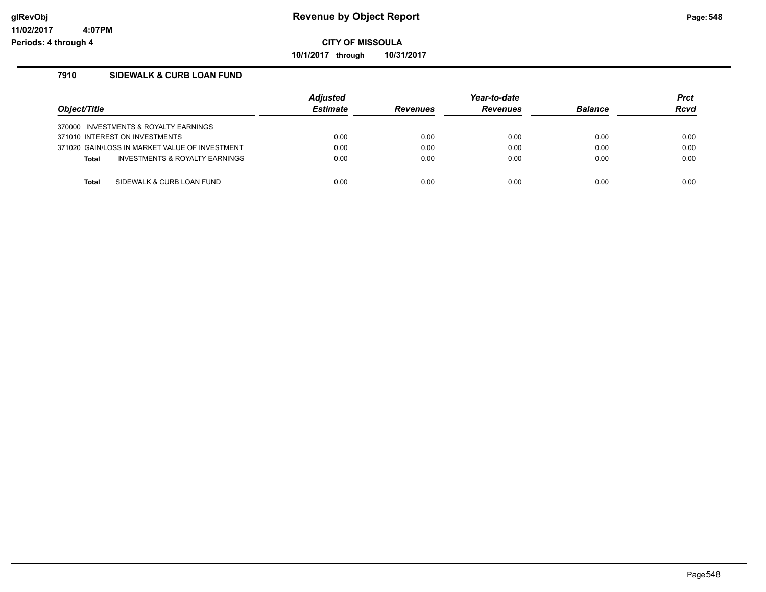# Revenue by Object Report

**CITY OF MISSOULA**

**10/1/2017 through 10/31/2017**

glRevObj
11/02/2017 4:07PM
Periods: 4 through 4

## 7910 SIDEWALK & CURB LOAN FUND

| Object/Title | Adjusted Estimate | Revenues | Year-to-date Revenues | Balance | Prct Rcvd |
|---|---|---|---|---|---|
| 370000 INVESTMENTS & ROYALTY EARNINGS | | | | | |
| 371010 INTEREST ON INVESTMENTS | 0.00 | 0.00 | 0.00 | 0.00 | 0.00 |
| 371020 GAIN/LOSS IN MARKET VALUE OF INVESTMENT | 0.00 | 0.00 | 0.00 | 0.00 | 0.00 |
| **Total** INVESTMENTS & ROYALTY EARNINGS | 0.00 | 0.00 | 0.00 | 0.00 | 0.00 |
| | | | | | |
| **Total** SIDEWALK & CURB LOAN FUND | 0.00 | 0.00 | 0.00 | 0.00 | 0.00 |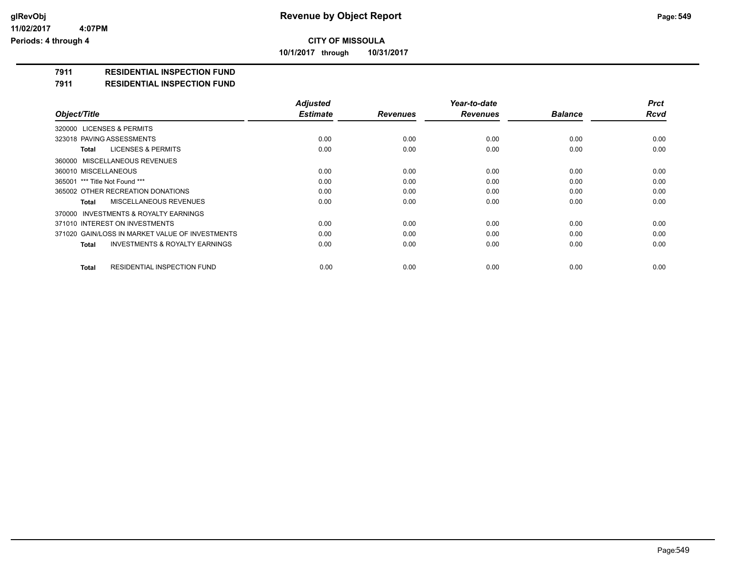**Revenue by Object Report**

**CITY OF MISSOULA**

**10/1/2017 through 10/31/2017**

glRevObj
11/02/2017 4:07PM
Periods: 4 through 4

## 7911 RESIDENTIAL INSPECTION FUND
## 7911 RESIDENTIAL INSPECTION FUND

| Object/Title | Adjusted Estimate | Revenues | Year-to-date Revenues | Balance | Prct Rcvd |
|---|---|---|---|---|---|
| 320000 LICENSES & PERMITS | | | | | |
| 323018 PAVING ASSESSMENTS | 0.00 | 0.00 | 0.00 | 0.00 | 0.00 |
| **Total** LICENSES & PERMITS | 0.00 | 0.00 | 0.00 | 0.00 | 0.00 |
| 360000 MISCELLANEOUS REVENUES | | | | | |
| 360010 MISCELLANEOUS | 0.00 | 0.00 | 0.00 | 0.00 | 0.00 |
| 365001 *** Title Not Found *** | 0.00 | 0.00 | 0.00 | 0.00 | 0.00 |
| 365002 OTHER RECREATION DONATIONS | 0.00 | 0.00 | 0.00 | 0.00 | 0.00 |
| **Total** MISCELLANEOUS REVENUES | 0.00 | 0.00 | 0.00 | 0.00 | 0.00 |
| 370000 INVESTMENTS & ROYALTY EARNINGS | | | | | |
| 371010 INTEREST ON INVESTMENTS | 0.00 | 0.00 | 0.00 | 0.00 | 0.00 |
| 371020 GAIN/LOSS IN MARKET VALUE OF INVESTMENTS | 0.00 | 0.00 | 0.00 | 0.00 | 0.00 |
| **Total** INVESTMENTS & ROYALTY EARNINGS | 0.00 | 0.00 | 0.00 | 0.00 | 0.00 |
| **Total** RESIDENTIAL INSPECTION FUND | 0.00 | 0.00 | 0.00 | 0.00 | 0.00 |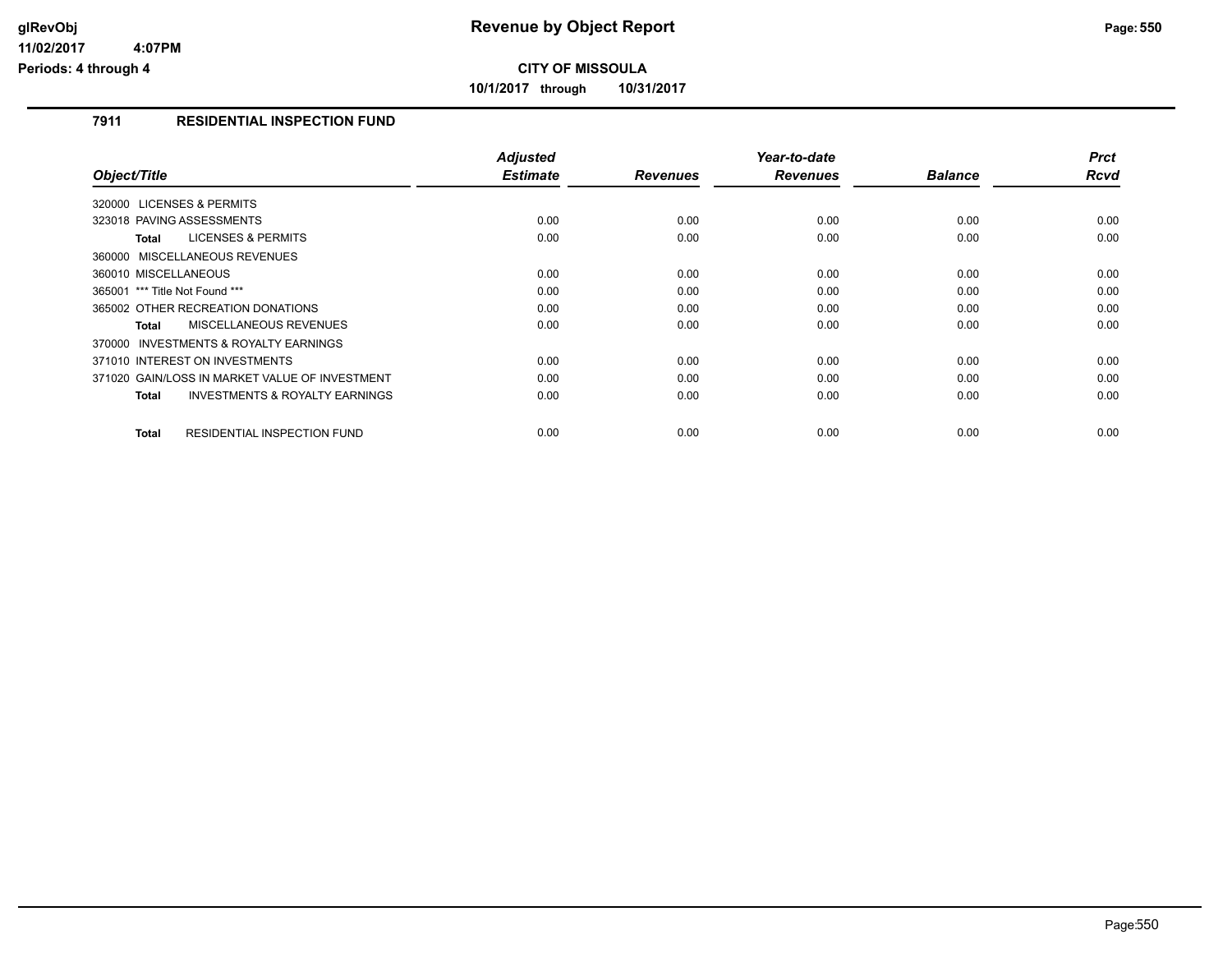**glRevObj**
**11/02/2017 4:07PM**
**Periods: 4 through 4**

# Revenue by Object Report

**CITY OF MISSOULA**

**10/1/2017 through 10/31/2017**

## 7911 RESIDENTIAL INSPECTION FUND

| Object/Title | Adjusted Estimate | Revenues | Year-to-date Revenues | Balance | Prct Rcvd |
|---|---|---|---|---|---|
| 320000 LICENSES & PERMITS | | | | | |
| 323018 PAVING ASSESSMENTS | 0.00 | 0.00 | 0.00 | 0.00 | 0.00 |
| **Total** LICENSES & PERMITS | 0.00 | 0.00 | 0.00 | 0.00 | 0.00 |
| 360000 MISCELLANEOUS REVENUES | | | | | |
| 360010 MISCELLANEOUS | 0.00 | 0.00 | 0.00 | 0.00 | 0.00 |
| 365001 *** Title Not Found *** | 0.00 | 0.00 | 0.00 | 0.00 | 0.00 |
| 365002 OTHER RECREATION DONATIONS | 0.00 | 0.00 | 0.00 | 0.00 | 0.00 |
| **Total** MISCELLANEOUS REVENUES | 0.00 | 0.00 | 0.00 | 0.00 | 0.00 |
| 370000 INVESTMENTS & ROYALTY EARNINGS | | | | | |
| 371010 INTEREST ON INVESTMENTS | 0.00 | 0.00 | 0.00 | 0.00 | 0.00 |
| 371020 GAIN/LOSS IN MARKET VALUE OF INVESTMENT | 0.00 | 0.00 | 0.00 | 0.00 | 0.00 |
| **Total** INVESTMENTS & ROYALTY EARNINGS | 0.00 | 0.00 | 0.00 | 0.00 | 0.00 |
| **Total** RESIDENTIAL INSPECTION FUND | 0.00 | 0.00 | 0.00 | 0.00 | 0.00 |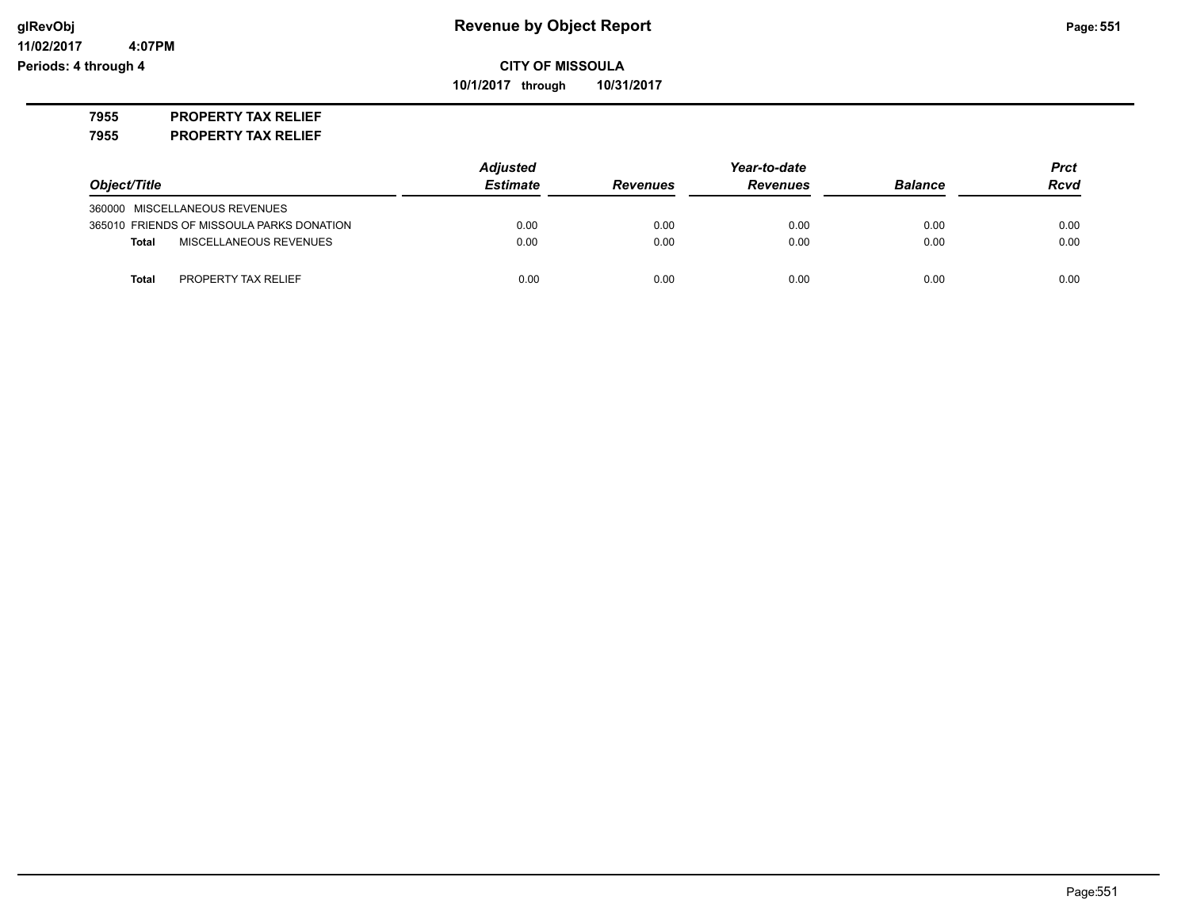# Revenue by Object Report

**CITY OF MISSOULA**

**10/1/2017 through 10/31/2017**

glRevObj
11/02/2017 4:07PM
Periods: 4 through 4

**7955 PROPERTY TAX RELIEF**

**7955 PROPERTY TAX RELIEF**

| Object/Title | Adjusted Estimate | Revenues | Year-to-date Revenues | Balance | Prct Rcvd |
|---|---|---|---|---|---|
| 360000 MISCELLANEOUS REVENUES | | | | | |
| 365010 FRIENDS OF MISSOULA PARKS DONATION | 0.00 | 0.00 | 0.00 | 0.00 | 0.00 |
| **Total** MISCELLANEOUS REVENUES | 0.00 | 0.00 | 0.00 | 0.00 | 0.00 |
| **Total** PROPERTY TAX RELIEF | 0.00 | 0.00 | 0.00 | 0.00 | 0.00 |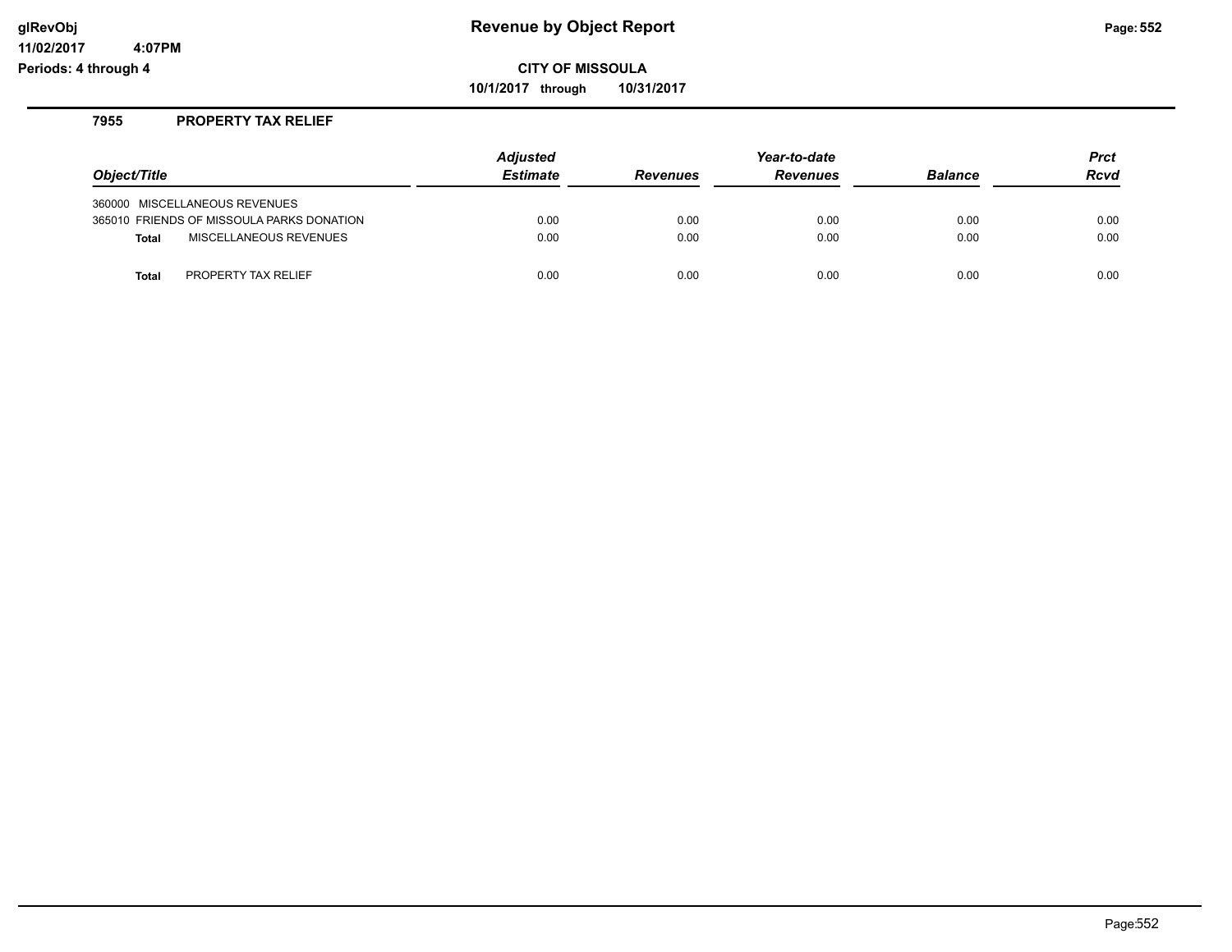# Revenue by Object Report

glRevObj
11/02/2017 4:07PM
Periods: 4 through 4

**CITY OF MISSOULA**

**10/1/2017 through 10/31/2017**

## 7955 PROPERTY TAX RELIEF

| Object/Title | Adjusted Estimate | Revenues | Year-to-date Revenues | Balance | Prct Rcvd |
|---|---|---|---|---|---|
| 360000 MISCELLANEOUS REVENUES | | | | | |
| 365010 FRIENDS OF MISSOULA PARKS DONATION | 0.00 | 0.00 | 0.00 | 0.00 | 0.00 |
| **Total** MISCELLANEOUS REVENUES | 0.00 | 0.00 | 0.00 | 0.00 | 0.00 |
| **Total** PROPERTY TAX RELIEF | 0.00 | 0.00 | 0.00 | 0.00 | 0.00 |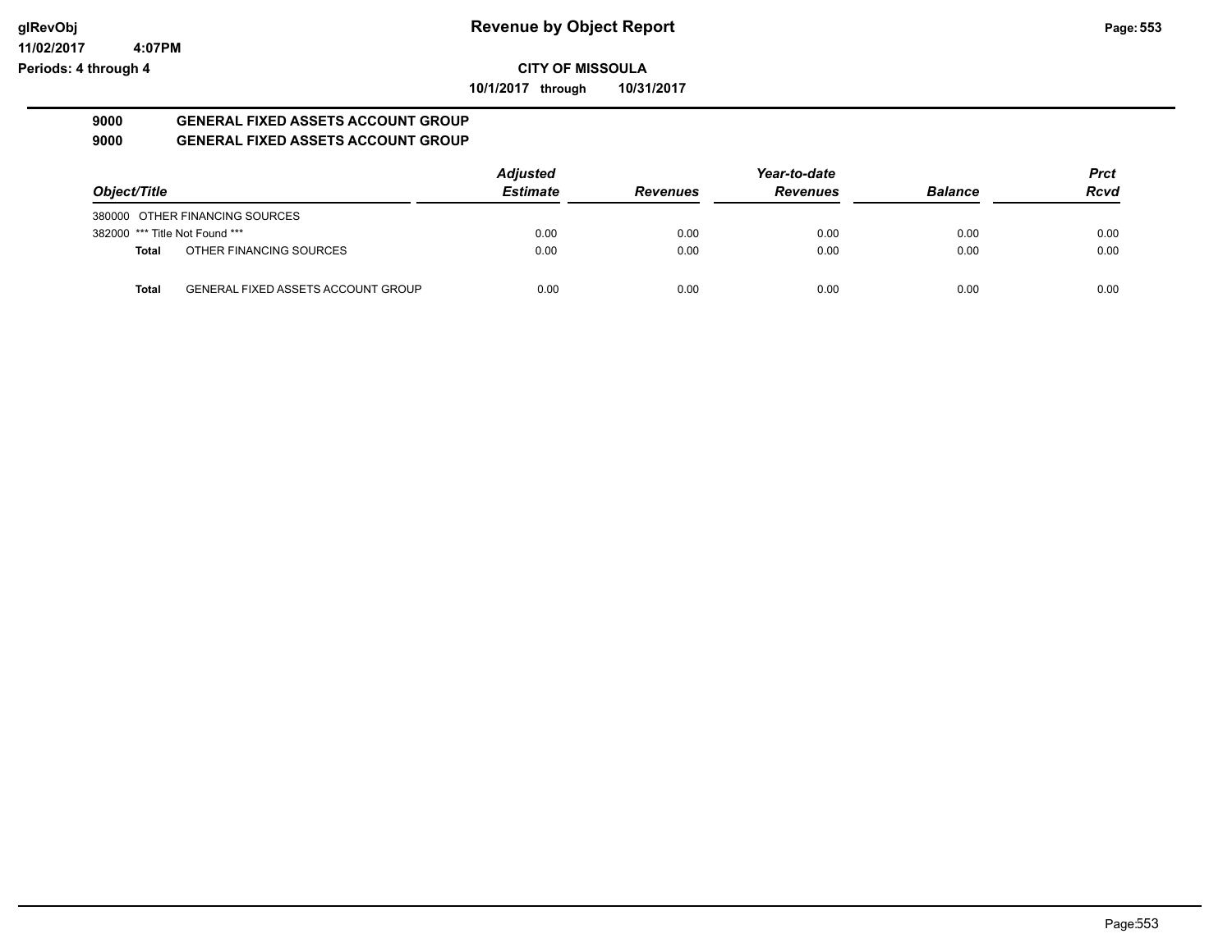**glRevObj**
**11/02/2017 4:07PM**
**Periods: 4 through 4**

# Revenue by Object Report

**CITY OF MISSOULA**

**10/1/2017 through 10/31/2017**

## 9000 GENERAL FIXED ASSETS ACCOUNT GROUP
## 9000 GENERAL FIXED ASSETS ACCOUNT GROUP

| Object/Title | Adjusted Estimate | Revenues | Year-to-date Revenues | Balance | Prct Rcvd |
|---|---|---|---|---|---|
| 380000 OTHER FINANCING SOURCES | | | | | |
| 382000 *** Title Not Found *** | 0.00 | 0.00 | 0.00 | 0.00 | 0.00 |
| **Total** OTHER FINANCING SOURCES | 0.00 | 0.00 | 0.00 | 0.00 | 0.00 |
| **Total** GENERAL FIXED ASSETS ACCOUNT GROUP | 0.00 | 0.00 | 0.00 | 0.00 | 0.00 |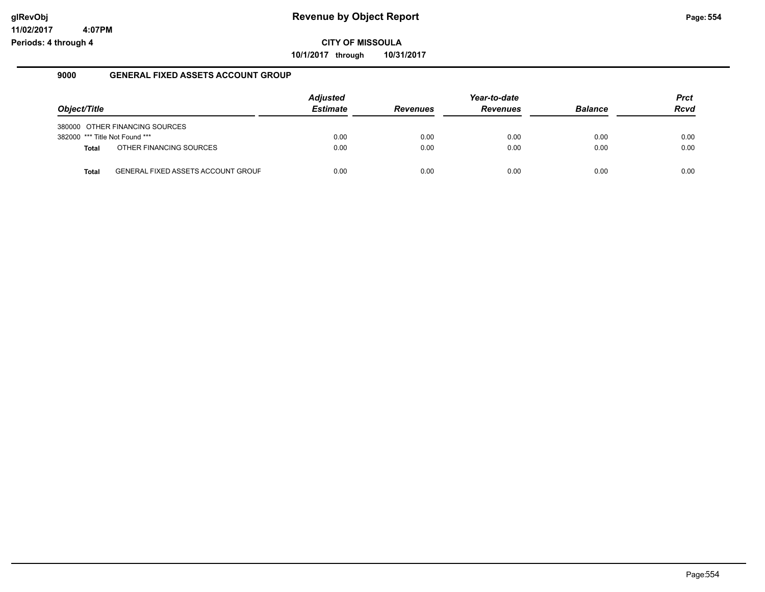**glRevObj** **Revenue by Object Report**

**11/02/2017 4:07PM**

**Periods: 4 through 4**

**CITY OF MISSOULA**

**10/1/2017 through 10/31/2017**

## 9000 GENERAL FIXED ASSETS ACCOUNT GROUP

| *Object/Title* | | *Adjusted Estimate* | *Revenues* | *Year-to-date Revenues* | *Balance* | *Prct Rcvd* |
|---|---|---|---|---|---|---|
| 380000 | OTHER FINANCING SOURCES | | | | | |
| 382000 | *** Title Not Found *** | 0.00 | 0.00 | 0.00 | 0.00 | 0.00 |
| **Total** | OTHER FINANCING SOURCES | 0.00 | 0.00 | 0.00 | 0.00 | 0.00 |
| **Total** | GENERAL FIXED ASSETS ACCOUNT GROUF | 0.00 | 0.00 | 0.00 | 0.00 | 0.00 |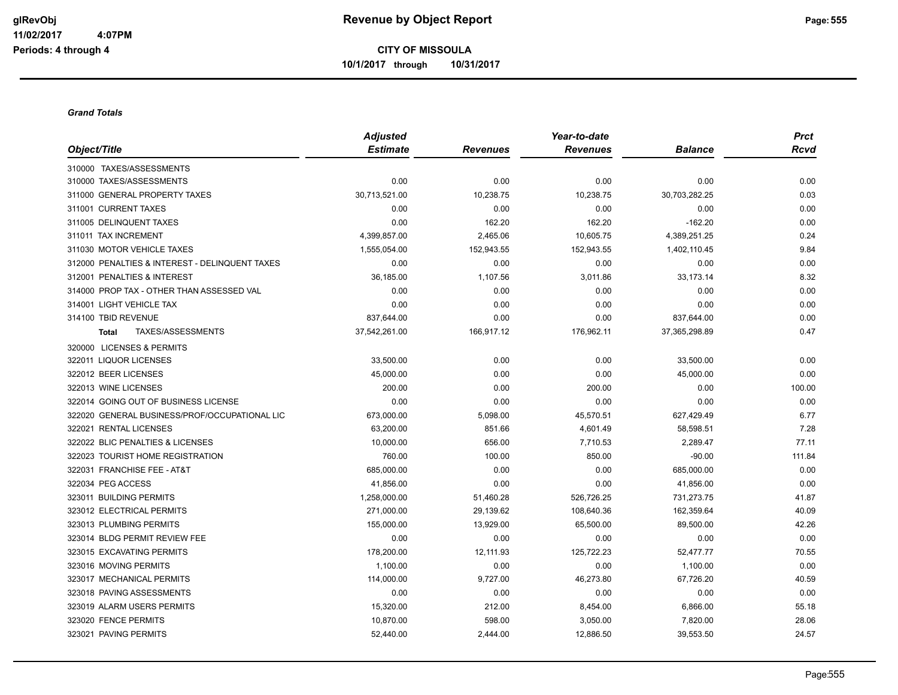**Revenue by Object Report**

glRevObj
11/02/2017 4:07PM
Periods: 4 through 4

**CITY OF MISSOULA**
**10/1/2017 through 10/31/2017**

***Grand Totals***

| Object/Title | Adjusted Estimate | Revenues | Year-to-date Revenues | Balance | Prct Rcvd |
|---|---|---|---|---|---|
| 310000 TAXES/ASSESSMENTS | | | | | |
| 310000 TAXES/ASSESSMENTS | 0.00 | 0.00 | 0.00 | 0.00 | 0.00 |
| 311000 GENERAL PROPERTY TAXES | 30,713,521.00 | 10,238.75 | 10,238.75 | 30,703,282.25 | 0.03 |
| 311001 CURRENT TAXES | 0.00 | 0.00 | 0.00 | 0.00 | 0.00 |
| 311005 DELINQUENT TAXES | 0.00 | 162.20 | 162.20 | -162.20 | 0.00 |
| 311011 TAX INCREMENT | 4,399,857.00 | 2,465.06 | 10,605.75 | 4,389,251.25 | 0.24 |
| 311030 MOTOR VEHICLE TAXES | 1,555,054.00 | 152,943.55 | 152,943.55 | 1,402,110.45 | 9.84 |
| 312000 PENALTIES & INTEREST - DELINQUENT TAXES | 0.00 | 0.00 | 0.00 | 0.00 | 0.00 |
| 312001 PENALTIES & INTEREST | 36,185.00 | 1,107.56 | 3,011.86 | 33,173.14 | 8.32 |
| 314000 PROP TAX - OTHER THAN ASSESSED VAL | 0.00 | 0.00 | 0.00 | 0.00 | 0.00 |
| 314001 LIGHT VEHICLE TAX | 0.00 | 0.00 | 0.00 | 0.00 | 0.00 |
| 314100 TBID REVENUE | 837,644.00 | 0.00 | 0.00 | 837,644.00 | 0.00 |
| **Total** TAXES/ASSESSMENTS | 37,542,261.00 | 166,917.12 | 176,962.11 | 37,365,298.89 | 0.47 |
| 320000 LICENSES & PERMITS | | | | | |
| 322011 LIQUOR LICENSES | 33,500.00 | 0.00 | 0.00 | 33,500.00 | 0.00 |
| 322012 BEER LICENSES | 45,000.00 | 0.00 | 0.00 | 45,000.00 | 0.00 |
| 322013 WINE LICENSES | 200.00 | 0.00 | 200.00 | 0.00 | 100.00 |
| 322014 GOING OUT OF BUSINESS LICENSE | 0.00 | 0.00 | 0.00 | 0.00 | 0.00 |
| 322020 GENERAL BUSINESS/PROF/OCCUPATIONAL LIC | 673,000.00 | 5,098.00 | 45,570.51 | 627,429.49 | 6.77 |
| 322021 RENTAL LICENSES | 63,200.00 | 851.66 | 4,601.49 | 58,598.51 | 7.28 |
| 322022 BLIC PENALTIES & LICENSES | 10,000.00 | 656.00 | 7,710.53 | 2,289.47 | 77.11 |
| 322023 TOURIST HOME REGISTRATION | 760.00 | 100.00 | 850.00 | -90.00 | 111.84 |
| 322031 FRANCHISE FEE - AT&T | 685,000.00 | 0.00 | 0.00 | 685,000.00 | 0.00 |
| 322034 PEG ACCESS | 41,856.00 | 0.00 | 0.00 | 41,856.00 | 0.00 |
| 323011 BUILDING PERMITS | 1,258,000.00 | 51,460.28 | 526,726.25 | 731,273.75 | 41.87 |
| 323012 ELECTRICAL PERMITS | 271,000.00 | 29,139.62 | 108,640.36 | 162,359.64 | 40.09 |
| 323013 PLUMBING PERMITS | 155,000.00 | 13,929.00 | 65,500.00 | 89,500.00 | 42.26 |
| 323014 BLDG PERMIT REVIEW FEE | 0.00 | 0.00 | 0.00 | 0.00 | 0.00 |
| 323015 EXCAVATING PERMITS | 178,200.00 | 12,111.93 | 125,722.23 | 52,477.77 | 70.55 |
| 323016 MOVING PERMITS | 1,100.00 | 0.00 | 0.00 | 1,100.00 | 0.00 |
| 323017 MECHANICAL PERMITS | 114,000.00 | 9,727.00 | 46,273.80 | 67,726.20 | 40.59 |
| 323018 PAVING ASSESSMENTS | 0.00 | 0.00 | 0.00 | 0.00 | 0.00 |
| 323019 ALARM USERS PERMITS | 15,320.00 | 212.00 | 8,454.00 | 6,866.00 | 55.18 |
| 323020 FENCE PERMITS | 10,870.00 | 598.00 | 3,050.00 | 7,820.00 | 28.06 |
| 323021 PAVING PERMITS | 52,440.00 | 2,444.00 | 12,886.50 | 39,553.50 | 24.57 |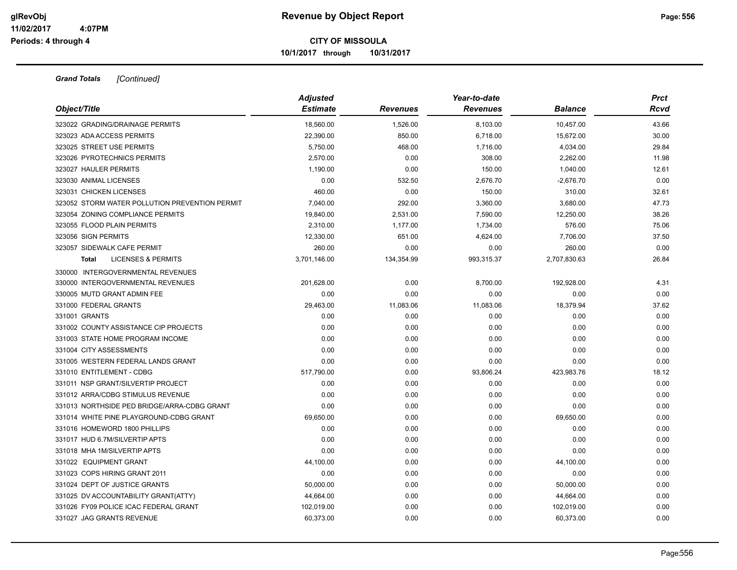**Grand Totals** *[Continued]*

| Object/Title | *Adjusted Estimate* | *Revenues* | *Year-to-date Revenues* | *Balance* | *Prct Rcvd* |
|---|---|---|---|---|---|
| 323022 GRADING/DRAINAGE PERMITS | 18,560.00 | 1,526.00 | 8,103.00 | 10,457.00 | 43.66 |
| 323023 ADA ACCESS PERMITS | 22,390.00 | 850.00 | 6,718.00 | 15,672.00 | 30.00 |
| 323025 STREET USE PERMITS | 5,750.00 | 468.00 | 1,716.00 | 4,034.00 | 29.84 |
| 323026 PYROTECHNICS PERMITS | 2,570.00 | 0.00 | 308.00 | 2,262.00 | 11.98 |
| 323027 HAULER PERMITS | 1,190.00 | 0.00 | 150.00 | 1,040.00 | 12.61 |
| 323030 ANIMAL LICENSES | 0.00 | 532.50 | 2,676.70 | -2,676.70 | 0.00 |
| 323031 CHICKEN LICENSES | 460.00 | 0.00 | 150.00 | 310.00 | 32.61 |
| 323052 STORM WATER POLLUTION PREVENTION PERMIT | 7,040.00 | 292.00 | 3,360.00 | 3,680.00 | 47.73 |
| 323054 ZONING COMPLIANCE PERMITS | 19,840.00 | 2,531.00 | 7,590.00 | 12,250.00 | 38.26 |
| 323055 FLOOD PLAIN PERMITS | 2,310.00 | 1,177.00 | 1,734.00 | 576.00 | 75.06 |
| 323056 SIGN PERMITS | 12,330.00 | 651.00 | 4,624.00 | 7,706.00 | 37.50 |
| 323057 SIDEWALK CAFE PERMIT | 260.00 | 0.00 | 0.00 | 260.00 | 0.00 |
| **Total** LICENSES & PERMITS | 3,701,146.00 | 134,354.99 | 993,315.37 | 2,707,830.63 | 26.84 |
| 330000 INTERGOVERNMENTAL REVENUES | | | | | |
| 330000 INTERGOVERNMENTAL REVENUES | 201,628.00 | 0.00 | 8,700.00 | 192,928.00 | 4.31 |
| 330005 MUTD GRANT ADMIN FEE | 0.00 | 0.00 | 0.00 | 0.00 | 0.00 |
| 331000 FEDERAL GRANTS | 29,463.00 | 11,083.06 | 11,083.06 | 18,379.94 | 37.62 |
| 331001 GRANTS | 0.00 | 0.00 | 0.00 | 0.00 | 0.00 |
| 331002 COUNTY ASSISTANCE CIP PROJECTS | 0.00 | 0.00 | 0.00 | 0.00 | 0.00 |
| 331003 STATE HOME PROGRAM INCOME | 0.00 | 0.00 | 0.00 | 0.00 | 0.00 |
| 331004 CITY ASSESSMENTS | 0.00 | 0.00 | 0.00 | 0.00 | 0.00 |
| 331005 WESTERN FEDERAL LANDS GRANT | 0.00 | 0.00 | 0.00 | 0.00 | 0.00 |
| 331010 ENTITLEMENT - CDBG | 517,790.00 | 0.00 | 93,806.24 | 423,983.76 | 18.12 |
| 331011 NSP GRANT/SILVERTIP PROJECT | 0.00 | 0.00 | 0.00 | 0.00 | 0.00 |
| 331012 ARRA/CDBG STIMULUS REVENUE | 0.00 | 0.00 | 0.00 | 0.00 | 0.00 |
| 331013 NORTHSIDE PED BRIDGE/ARRA-CDBG GRANT | 0.00 | 0.00 | 0.00 | 0.00 | 0.00 |
| 331014 WHITE PINE PLAYGROUND-CDBG GRANT | 69,650.00 | 0.00 | 0.00 | 69,650.00 | 0.00 |
| 331016 HOMEWORD 1800 PHILLIPS | 0.00 | 0.00 | 0.00 | 0.00 | 0.00 |
| 331017 HUD 6.7M/SILVERTIP APTS | 0.00 | 0.00 | 0.00 | 0.00 | 0.00 |
| 331018 MHA 1M/SILVERTIP APTS | 0.00 | 0.00 | 0.00 | 0.00 | 0.00 |
| 331022 EQUIPMENT GRANT | 44,100.00 | 0.00 | 0.00 | 44,100.00 | 0.00 |
| 331023 COPS HIRING GRANT 2011 | 0.00 | 0.00 | 0.00 | 0.00 | 0.00 |
| 331024 DEPT OF JUSTICE GRANTS | 50,000.00 | 0.00 | 0.00 | 50,000.00 | 0.00 |
| 331025 DV ACCOUNTABILITY GRANT(ATTY) | 44,664.00 | 0.00 | 0.00 | 44,664.00 | 0.00 |
| 331026 FY09 POLICE ICAC FEDERAL GRANT | 102,019.00 | 0.00 | 0.00 | 102,019.00 | 0.00 |
| 331027 JAG GRANTS REVENUE | 60,373.00 | 0.00 | 0.00 | 60,373.00 | 0.00 |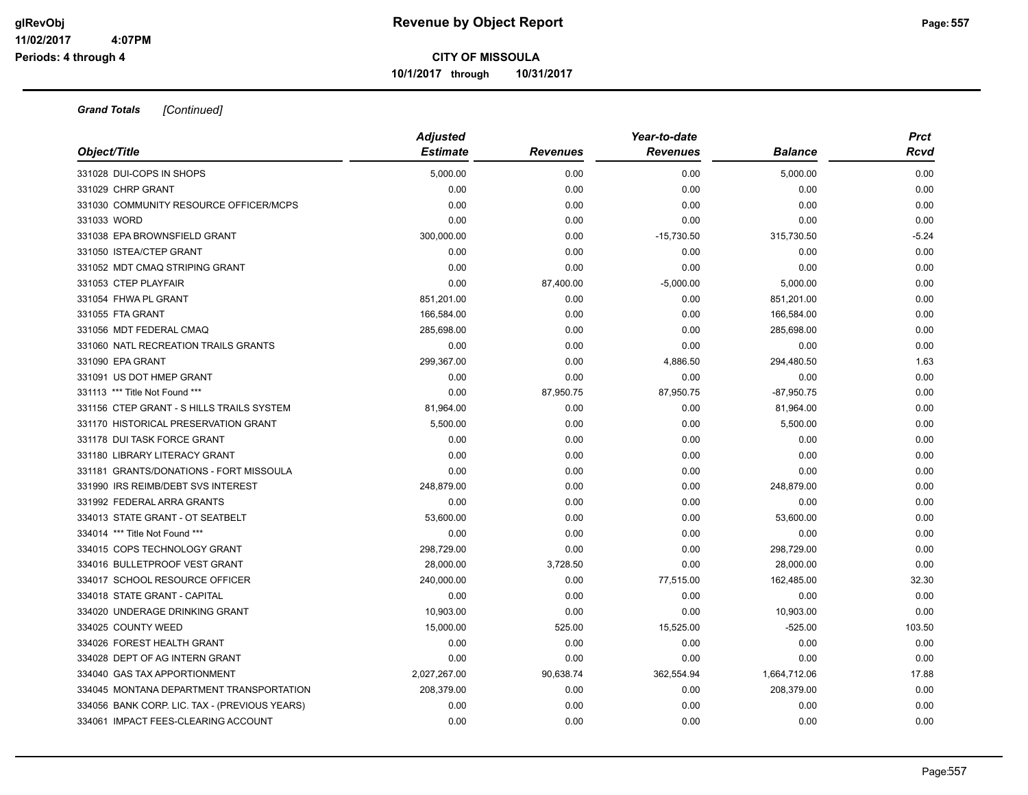**Grand Totals** *[Continued]*

| Object/Title | Adjusted Estimate | Revenues | Year-to-date Revenues | Balance | Prct Rcvd |
|---|---|---|---|---|---|
| 331028 DUI-COPS IN SHOPS | 5,000.00 | 0.00 | 0.00 | 5,000.00 | 0.00 |
| 331029 CHRP GRANT | 0.00 | 0.00 | 0.00 | 0.00 | 0.00 |
| 331030 COMMUNITY RESOURCE OFFICER/MCPS | 0.00 | 0.00 | 0.00 | 0.00 | 0.00 |
| 331033 WORD | 0.00 | 0.00 | 0.00 | 0.00 | 0.00 |
| 331038 EPA BROWNSFIELD GRANT | 300,000.00 | 0.00 | -15,730.50 | 315,730.50 | -5.24 |
| 331050 ISTEA/CTEP GRANT | 0.00 | 0.00 | 0.00 | 0.00 | 0.00 |
| 331052 MDT CMAQ STRIPING GRANT | 0.00 | 0.00 | 0.00 | 0.00 | 0.00 |
| 331053 CTEP PLAYFAIR | 0.00 | 87,400.00 | -5,000.00 | 5,000.00 | 0.00 |
| 331054 FHWA PL GRANT | 851,201.00 | 0.00 | 0.00 | 851,201.00 | 0.00 |
| 331055 FTA GRANT | 166,584.00 | 0.00 | 0.00 | 166,584.00 | 0.00 |
| 331056 MDT FEDERAL CMAQ | 285,698.00 | 0.00 | 0.00 | 285,698.00 | 0.00 |
| 331060 NATL RECREATION TRAILS GRANTS | 0.00 | 0.00 | 0.00 | 0.00 | 0.00 |
| 331090 EPA GRANT | 299,367.00 | 0.00 | 4,886.50 | 294,480.50 | 1.63 |
| 331091 US DOT HMEP GRANT | 0.00 | 0.00 | 0.00 | 0.00 | 0.00 |
| 331113 *** Title Not Found *** | 0.00 | 87,950.75 | 87,950.75 | -87,950.75 | 0.00 |
| 331156 CTEP GRANT - S HILLS TRAILS SYSTEM | 81,964.00 | 0.00 | 0.00 | 81,964.00 | 0.00 |
| 331170 HISTORICAL PRESERVATION GRANT | 5,500.00 | 0.00 | 0.00 | 5,500.00 | 0.00 |
| 331178 DUI TASK FORCE GRANT | 0.00 | 0.00 | 0.00 | 0.00 | 0.00 |
| 331180 LIBRARY LITERACY GRANT | 0.00 | 0.00 | 0.00 | 0.00 | 0.00 |
| 331181 GRANTS/DONATIONS - FORT MISSOULA | 0.00 | 0.00 | 0.00 | 0.00 | 0.00 |
| 331990 IRS REIMB/DEBT SVS INTEREST | 248,879.00 | 0.00 | 0.00 | 248,879.00 | 0.00 |
| 331992 FEDERAL ARRA GRANTS | 0.00 | 0.00 | 0.00 | 0.00 | 0.00 |
| 334013 STATE GRANT - OT SEATBELT | 53,600.00 | 0.00 | 0.00 | 53,600.00 | 0.00 |
| 334014 *** Title Not Found *** | 0.00 | 0.00 | 0.00 | 0.00 | 0.00 |
| 334015 COPS TECHNOLOGY GRANT | 298,729.00 | 0.00 | 0.00 | 298,729.00 | 0.00 |
| 334016 BULLETPROOF VEST GRANT | 28,000.00 | 3,728.50 | 0.00 | 28,000.00 | 0.00 |
| 334017 SCHOOL RESOURCE OFFICER | 240,000.00 | 0.00 | 77,515.00 | 162,485.00 | 32.30 |
| 334018 STATE GRANT - CAPITAL | 0.00 | 0.00 | 0.00 | 0.00 | 0.00 |
| 334020 UNDERAGE DRINKING GRANT | 10,903.00 | 0.00 | 0.00 | 10,903.00 | 0.00 |
| 334025 COUNTY WEED | 15,000.00 | 525.00 | 15,525.00 | -525.00 | 103.50 |
| 334026 FOREST HEALTH GRANT | 0.00 | 0.00 | 0.00 | 0.00 | 0.00 |
| 334028 DEPT OF AG INTERN GRANT | 0.00 | 0.00 | 0.00 | 0.00 | 0.00 |
| 334040 GAS TAX APPORTIONMENT | 2,027,267.00 | 90,638.74 | 362,554.94 | 1,664,712.06 | 17.88 |
| 334045 MONTANA DEPARTMENT TRANSPORTATION | 208,379.00 | 0.00 | 0.00 | 208,379.00 | 0.00 |
| 334056 BANK CORP. LIC. TAX - (PREVIOUS YEARS) | 0.00 | 0.00 | 0.00 | 0.00 | 0.00 |
| 334061 IMPACT FEES-CLEARING ACCOUNT | 0.00 | 0.00 | 0.00 | 0.00 | 0.00 |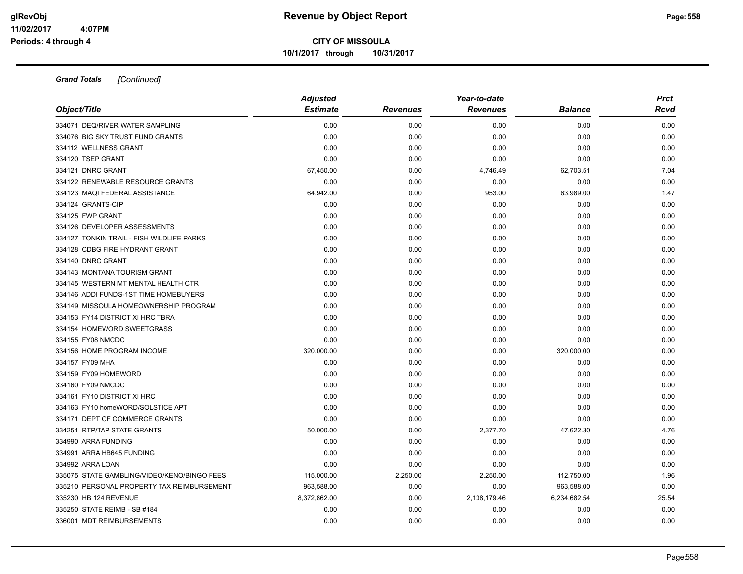**CITY OF MISSOULA**

**10/1/2017 through 10/31/2017**

***Grand Totals*** *[Continued]*

| Object/Title | Adjusted Estimate | Revenues | Year-to-date Revenues | Balance | Prct Rcvd |
|---|---|---|---|---|---|
| 334071 DEQ/RIVER WATER SAMPLING | 0.00 | 0.00 | 0.00 | 0.00 | 0.00 |
| 334076 BIG SKY TRUST FUND GRANTS | 0.00 | 0.00 | 0.00 | 0.00 | 0.00 |
| 334112 WELLNESS GRANT | 0.00 | 0.00 | 0.00 | 0.00 | 0.00 |
| 334120 TSEP GRANT | 0.00 | 0.00 | 0.00 | 0.00 | 0.00 |
| 334121 DNRC GRANT | 67,450.00 | 0.00 | 4,746.49 | 62,703.51 | 7.04 |
| 334122 RENEWABLE RESOURCE GRANTS | 0.00 | 0.00 | 0.00 | 0.00 | 0.00 |
| 334123 MAQI FEDERAL ASSISTANCE | 64,942.00 | 0.00 | 953.00 | 63,989.00 | 1.47 |
| 334124 GRANTS-CIP | 0.00 | 0.00 | 0.00 | 0.00 | 0.00 |
| 334125 FWP GRANT | 0.00 | 0.00 | 0.00 | 0.00 | 0.00 |
| 334126 DEVELOPER ASSESSMENTS | 0.00 | 0.00 | 0.00 | 0.00 | 0.00 |
| 334127 TONKIN TRAIL - FISH WILDLIFE PARKS | 0.00 | 0.00 | 0.00 | 0.00 | 0.00 |
| 334128 CDBG FIRE HYDRANT GRANT | 0.00 | 0.00 | 0.00 | 0.00 | 0.00 |
| 334140 DNRC GRANT | 0.00 | 0.00 | 0.00 | 0.00 | 0.00 |
| 334143 MONTANA TOURISM GRANT | 0.00 | 0.00 | 0.00 | 0.00 | 0.00 |
| 334145 WESTERN MT MENTAL HEALTH CTR | 0.00 | 0.00 | 0.00 | 0.00 | 0.00 |
| 334146 ADDI FUNDS-1ST TIME HOMEBUYERS | 0.00 | 0.00 | 0.00 | 0.00 | 0.00 |
| 334149 MISSOULA HOMEOWNERSHIP PROGRAM | 0.00 | 0.00 | 0.00 | 0.00 | 0.00 |
| 334153 FY14 DISTRICT XI HRC TBRA | 0.00 | 0.00 | 0.00 | 0.00 | 0.00 |
| 334154 HOMEWORD SWEETGRASS | 0.00 | 0.00 | 0.00 | 0.00 | 0.00 |
| 334155 FY08 NMCDC | 0.00 | 0.00 | 0.00 | 0.00 | 0.00 |
| 334156 HOME PROGRAM INCOME | 320,000.00 | 0.00 | 0.00 | 320,000.00 | 0.00 |
| 334157 FY09 MHA | 0.00 | 0.00 | 0.00 | 0.00 | 0.00 |
| 334159 FY09 HOMEWORD | 0.00 | 0.00 | 0.00 | 0.00 | 0.00 |
| 334160 FY09 NMCDC | 0.00 | 0.00 | 0.00 | 0.00 | 0.00 |
| 334161 FY10 DISTRICT XI HRC | 0.00 | 0.00 | 0.00 | 0.00 | 0.00 |
| 334163 FY10 homeWORD/SOLSTICE APT | 0.00 | 0.00 | 0.00 | 0.00 | 0.00 |
| 334171 DEPT OF COMMERCE GRANTS | 0.00 | 0.00 | 0.00 | 0.00 | 0.00 |
| 334251 RTP/TAP STATE GRANTS | 50,000.00 | 0.00 | 2,377.70 | 47,622.30 | 4.76 |
| 334990 ARRA FUNDING | 0.00 | 0.00 | 0.00 | 0.00 | 0.00 |
| 334991 ARRA HB645 FUNDING | 0.00 | 0.00 | 0.00 | 0.00 | 0.00 |
| 334992 ARRA LOAN | 0.00 | 0.00 | 0.00 | 0.00 | 0.00 |
| 335075 STATE GAMBLING/VIDEO/KENO/BINGO FEES | 115,000.00 | 2,250.00 | 2,250.00 | 112,750.00 | 1.96 |
| 335210 PERSONAL PROPERTY TAX REIMBURSEMENT | 963,588.00 | 0.00 | 0.00 | 963,588.00 | 0.00 |
| 335230 HB 124 REVENUE | 8,372,862.00 | 0.00 | 2,138,179.46 | 6,234,682.54 | 25.54 |
| 335250 STATE REIMB - SB #184 | 0.00 | 0.00 | 0.00 | 0.00 | 0.00 |
| 336001 MDT REIMBURSEMENTS | 0.00 | 0.00 | 0.00 | 0.00 | 0.00 |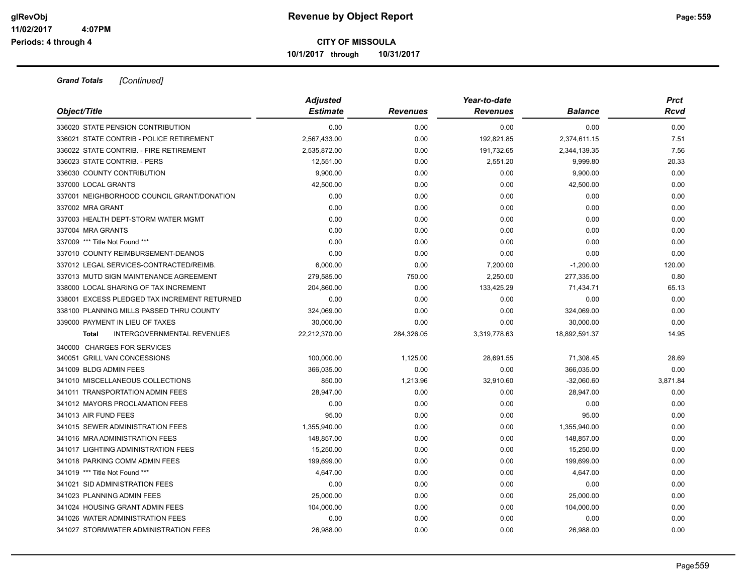**Grand Totals** *[Continued]*

| Object/Title | Adjusted Estimate | Revenues | Year-to-date Revenues | Balance | Prct Rcvd |
|---|---|---|---|---|---|
| 336020 STATE PENSION CONTRIBUTION | 0.00 | 0.00 | 0.00 | 0.00 | 0.00 |
| 336021 STATE CONTRIB - POLICE RETIREMENT | 2,567,433.00 | 0.00 | 192,821.85 | 2,374,611.15 | 7.51 |
| 336022 STATE CONTRIB. - FIRE RETIREMENT | 2,535,872.00 | 0.00 | 191,732.65 | 2,344,139.35 | 7.56 |
| 336023 STATE CONTRIB. - PERS | 12,551.00 | 0.00 | 2,551.20 | 9,999.80 | 20.33 |
| 336030 COUNTY CONTRIBUTION | 9,900.00 | 0.00 | 0.00 | 9,900.00 | 0.00 |
| 337000 LOCAL GRANTS | 42,500.00 | 0.00 | 0.00 | 42,500.00 | 0.00 |
| 337001 NEIGHBORHOOD COUNCIL GRANT/DONATION | 0.00 | 0.00 | 0.00 | 0.00 | 0.00 |
| 337002 MRA GRANT | 0.00 | 0.00 | 0.00 | 0.00 | 0.00 |
| 337003 HEALTH DEPT-STORM WATER MGMT | 0.00 | 0.00 | 0.00 | 0.00 | 0.00 |
| 337004 MRA GRANTS | 0.00 | 0.00 | 0.00 | 0.00 | 0.00 |
| 337009 *** Title Not Found *** | 0.00 | 0.00 | 0.00 | 0.00 | 0.00 |
| 337010 COUNTY REIMBURSEMENT-DEANOS | 0.00 | 0.00 | 0.00 | 0.00 | 0.00 |
| 337012 LEGAL SERVICES-CONTRACTED/REIMB. | 6,000.00 | 0.00 | 7,200.00 | -1,200.00 | 120.00 |
| 337013 MUTD SIGN MAINTENANCE AGREEMENT | 279,585.00 | 750.00 | 2,250.00 | 277,335.00 | 0.80 |
| 338000 LOCAL SHARING OF TAX INCREMENT | 204,860.00 | 0.00 | 133,425.29 | 71,434.71 | 65.13 |
| 338001 EXCESS PLEDGED TAX INCREMENT RETURNED | 0.00 | 0.00 | 0.00 | 0.00 | 0.00 |
| 338100 PLANNING MILLS PASSED THRU COUNTY | 324,069.00 | 0.00 | 0.00 | 324,069.00 | 0.00 |
| 339000 PAYMENT IN LIEU OF TAXES | 30,000.00 | 0.00 | 0.00 | 30,000.00 | 0.00 |
| **Total** INTERGOVERNMENTAL REVENUES | 22,212,370.00 | 284,326.05 | 3,319,778.63 | 18,892,591.37 | 14.95 |
| 340000 CHARGES FOR SERVICES | | | | | |
| 340051 GRILL VAN CONCESSIONS | 100,000.00 | 1,125.00 | 28,691.55 | 71,308.45 | 28.69 |
| 341009 BLDG ADMIN FEES | 366,035.00 | 0.00 | 0.00 | 366,035.00 | 0.00 |
| 341010 MISCELLANEOUS COLLECTIONS | 850.00 | 1,213.96 | 32,910.60 | -32,060.60 | 3,871.84 |
| 341011 TRANSPORTATION ADMIN FEES | 28,947.00 | 0.00 | 0.00 | 28,947.00 | 0.00 |
| 341012 MAYORS PROCLAMATION FEES | 0.00 | 0.00 | 0.00 | 0.00 | 0.00 |
| 341013 AIR FUND FEES | 95.00 | 0.00 | 0.00 | 95.00 | 0.00 |
| 341015 SEWER ADMINISTRATION FEES | 1,355,940.00 | 0.00 | 0.00 | 1,355,940.00 | 0.00 |
| 341016 MRA ADMINISTRATION FEES | 148,857.00 | 0.00 | 0.00 | 148,857.00 | 0.00 |
| 341017 LIGHTING ADMINISTRATION FEES | 15,250.00 | 0.00 | 0.00 | 15,250.00 | 0.00 |
| 341018 PARKING COMM ADMIN FEES | 199,699.00 | 0.00 | 0.00 | 199,699.00 | 0.00 |
| 341019 *** Title Not Found *** | 4,647.00 | 0.00 | 0.00 | 4,647.00 | 0.00 |
| 341021 SID ADMINISTRATION FEES | 0.00 | 0.00 | 0.00 | 0.00 | 0.00 |
| 341023 PLANNING ADMIN FEES | 25,000.00 | 0.00 | 0.00 | 25,000.00 | 0.00 |
| 341024 HOUSING GRANT ADMIN FEES | 104,000.00 | 0.00 | 0.00 | 104,000.00 | 0.00 |
| 341026 WATER ADMINISTRATION FEES | 0.00 | 0.00 | 0.00 | 0.00 | 0.00 |
| 341027 STORMWATER ADMINISTRATION FEES | 26,988.00 | 0.00 | 0.00 | 26,988.00 | 0.00 |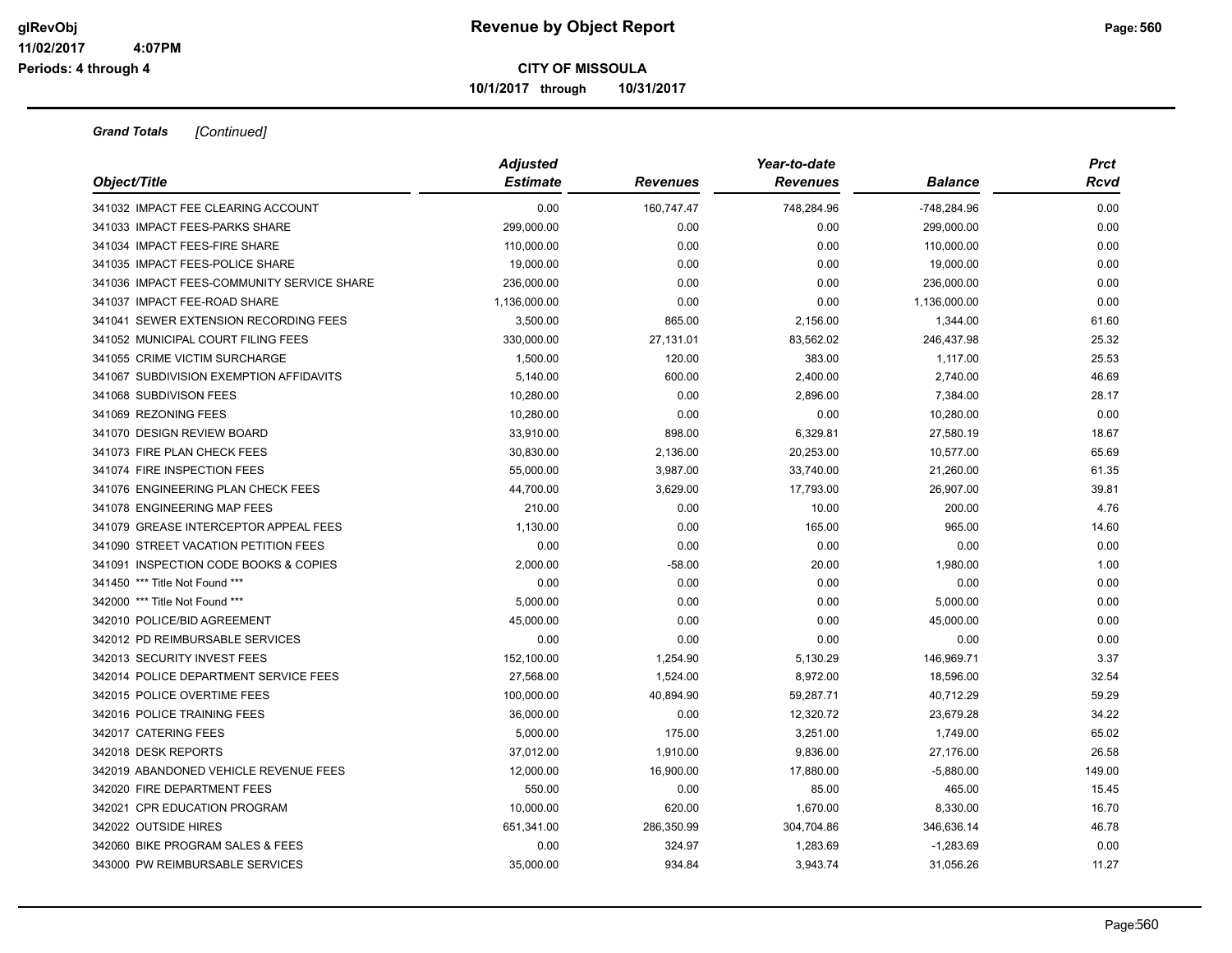**Grand Totals** *[Continued]*

| Object/Title | Adjusted Estimate | Revenues | Year-to-date Revenues | Balance | Prct Rcvd |
|---|---|---|---|---|---|
| 341032 IMPACT FEE CLEARING ACCOUNT | 0.00 | 160,747.47 | 748,284.96 | -748,284.96 | 0.00 |
| 341033 IMPACT FEES-PARKS SHARE | 299,000.00 | 0.00 | 0.00 | 299,000.00 | 0.00 |
| 341034 IMPACT FEES-FIRE SHARE | 110,000.00 | 0.00 | 0.00 | 110,000.00 | 0.00 |
| 341035 IMPACT FEES-POLICE SHARE | 19,000.00 | 0.00 | 0.00 | 19,000.00 | 0.00 |
| 341036 IMPACT FEES-COMMUNITY SERVICE SHARE | 236,000.00 | 0.00 | 0.00 | 236,000.00 | 0.00 |
| 341037 IMPACT FEE-ROAD SHARE | 1,136,000.00 | 0.00 | 0.00 | 1,136,000.00 | 0.00 |
| 341041 SEWER EXTENSION RECORDING FEES | 3,500.00 | 865.00 | 2,156.00 | 1,344.00 | 61.60 |
| 341052 MUNICIPAL COURT FILING FEES | 330,000.00 | 27,131.01 | 83,562.02 | 246,437.98 | 25.32 |
| 341055 CRIME VICTIM SURCHARGE | 1,500.00 | 120.00 | 383.00 | 1,117.00 | 25.53 |
| 341067 SUBDIVISION EXEMPTION AFFIDAVITS | 5,140.00 | 600.00 | 2,400.00 | 2,740.00 | 46.69 |
| 341068 SUBDIVISON FEES | 10,280.00 | 0.00 | 2,896.00 | 7,384.00 | 28.17 |
| 341069 REZONING FEES | 10,280.00 | 0.00 | 0.00 | 10,280.00 | 0.00 |
| 341070 DESIGN REVIEW BOARD | 33,910.00 | 898.00 | 6,329.81 | 27,580.19 | 18.67 |
| 341073 FIRE PLAN CHECK FEES | 30,830.00 | 2,136.00 | 20,253.00 | 10,577.00 | 65.69 |
| 341074 FIRE INSPECTION FEES | 55,000.00 | 3,987.00 | 33,740.00 | 21,260.00 | 61.35 |
| 341076 ENGINEERING PLAN CHECK FEES | 44,700.00 | 3,629.00 | 17,793.00 | 26,907.00 | 39.81 |
| 341078 ENGINEERING MAP FEES | 210.00 | 0.00 | 10.00 | 200.00 | 4.76 |
| 341079 GREASE INTERCEPTOR APPEAL FEES | 1,130.00 | 0.00 | 165.00 | 965.00 | 14.60 |
| 341090 STREET VACATION PETITION FEES | 0.00 | 0.00 | 0.00 | 0.00 | 0.00 |
| 341091 INSPECTION CODE BOOKS & COPIES | 2,000.00 | -58.00 | 20.00 | 1,980.00 | 1.00 |
| 341450 *** Title Not Found *** | 0.00 | 0.00 | 0.00 | 0.00 | 0.00 |
| 342000 *** Title Not Found *** | 5,000.00 | 0.00 | 0.00 | 5,000.00 | 0.00 |
| 342010 POLICE/BID AGREEMENT | 45,000.00 | 0.00 | 0.00 | 45,000.00 | 0.00 |
| 342012 PD REIMBURSABLE SERVICES | 0.00 | 0.00 | 0.00 | 0.00 | 0.00 |
| 342013 SECURITY INVEST FEES | 152,100.00 | 1,254.90 | 5,130.29 | 146,969.71 | 3.37 |
| 342014 POLICE DEPARTMENT SERVICE FEES | 27,568.00 | 1,524.00 | 8,972.00 | 18,596.00 | 32.54 |
| 342015 POLICE OVERTIME FEES | 100,000.00 | 40,894.90 | 59,287.71 | 40,712.29 | 59.29 |
| 342016 POLICE TRAINING FEES | 36,000.00 | 0.00 | 12,320.72 | 23,679.28 | 34.22 |
| 342017 CATERING FEES | 5,000.00 | 175.00 | 3,251.00 | 1,749.00 | 65.02 |
| 342018 DESK REPORTS | 37,012.00 | 1,910.00 | 9,836.00 | 27,176.00 | 26.58 |
| 342019 ABANDONED VEHICLE REVENUE FEES | 12,000.00 | 16,900.00 | 17,880.00 | -5,880.00 | 149.00 |
| 342020 FIRE DEPARTMENT FEES | 550.00 | 0.00 | 85.00 | 465.00 | 15.45 |
| 342021 CPR EDUCATION PROGRAM | 10,000.00 | 620.00 | 1,670.00 | 8,330.00 | 16.70 |
| 342022 OUTSIDE HIRES | 651,341.00 | 286,350.99 | 304,704.86 | 346,636.14 | 46.78 |
| 342060 BIKE PROGRAM SALES & FEES | 0.00 | 324.97 | 1,283.69 | -1,283.69 | 0.00 |
| 343000 PW REIMBURSABLE SERVICES | 35,000.00 | 934.84 | 3,943.74 | 31,056.26 | 11.27 |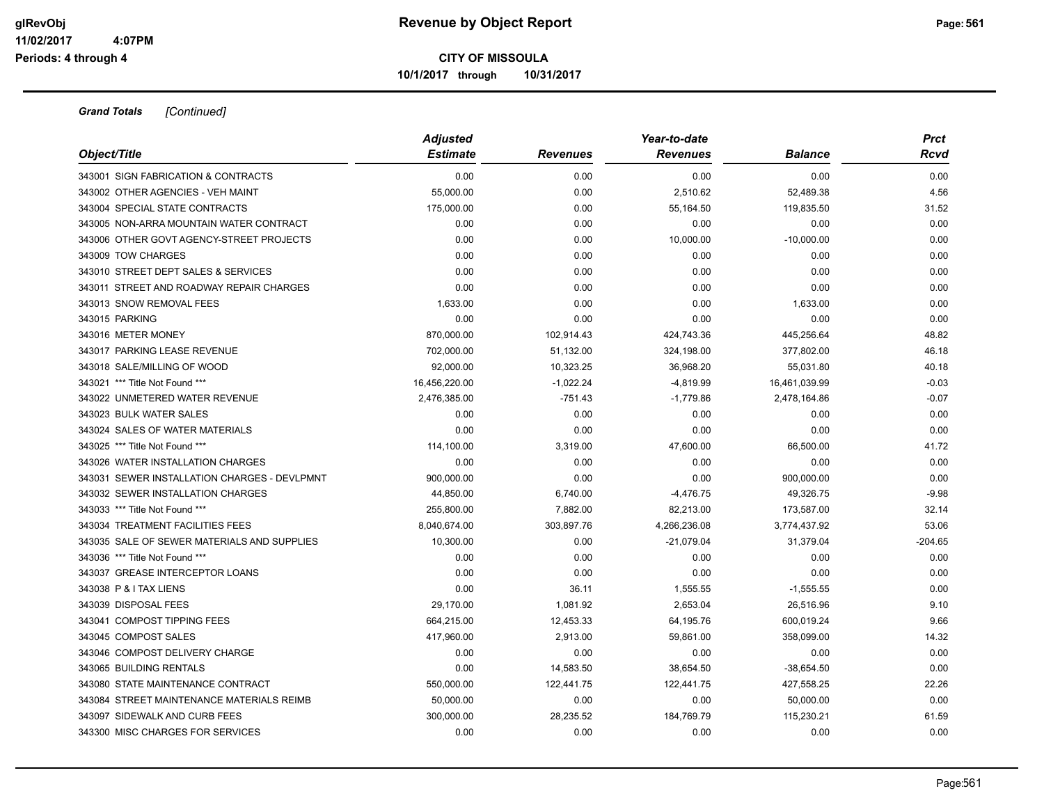# Revenue by Object Report

glRevObj
11/02/2017 4:07PM
Periods: 4 through 4

**CITY OF MISSOULA**

**10/1/2017 through 10/31/2017**

***Grand Totals*** *[Continued]*

| Object/Title | Adjusted Estimate | Revenues | Year-to-date Revenues | Balance | Prct Rcvd |
|---|---|---|---|---|---|
| 343001 SIGN FABRICATION & CONTRACTS | 0.00 | 0.00 | 0.00 | 0.00 | 0.00 |
| 343002 OTHER AGENCIES - VEH MAINT | 55,000.00 | 0.00 | 2,510.62 | 52,489.38 | 4.56 |
| 343004 SPECIAL STATE CONTRACTS | 175,000.00 | 0.00 | 55,164.50 | 119,835.50 | 31.52 |
| 343005 NON-ARRA MOUNTAIN WATER CONTRACT | 0.00 | 0.00 | 0.00 | 0.00 | 0.00 |
| 343006 OTHER GOVT AGENCY-STREET PROJECTS | 0.00 | 0.00 | 10,000.00 | -10,000.00 | 0.00 |
| 343009 TOW CHARGES | 0.00 | 0.00 | 0.00 | 0.00 | 0.00 |
| 343010 STREET DEPT SALES & SERVICES | 0.00 | 0.00 | 0.00 | 0.00 | 0.00 |
| 343011 STREET AND ROADWAY REPAIR CHARGES | 0.00 | 0.00 | 0.00 | 0.00 | 0.00 |
| 343013 SNOW REMOVAL FEES | 1,633.00 | 0.00 | 0.00 | 1,633.00 | 0.00 |
| 343015 PARKING | 0.00 | 0.00 | 0.00 | 0.00 | 0.00 |
| 343016 METER MONEY | 870,000.00 | 102,914.43 | 424,743.36 | 445,256.64 | 48.82 |
| 343017 PARKING LEASE REVENUE | 702,000.00 | 51,132.00 | 324,198.00 | 377,802.00 | 46.18 |
| 343018 SALE/MILLING OF WOOD | 92,000.00 | 10,323.25 | 36,968.20 | 55,031.80 | 40.18 |
| 343021 *** Title Not Found *** | 16,456,220.00 | -1,022.24 | -4,819.99 | 16,461,039.99 | -0.03 |
| 343022 UNMETERED WATER REVENUE | 2,476,385.00 | -751.43 | -1,779.86 | 2,478,164.86 | -0.07 |
| 343023 BULK WATER SALES | 0.00 | 0.00 | 0.00 | 0.00 | 0.00 |
| 343024 SALES OF WATER MATERIALS | 0.00 | 0.00 | 0.00 | 0.00 | 0.00 |
| 343025 *** Title Not Found *** | 114,100.00 | 3,319.00 | 47,600.00 | 66,500.00 | 41.72 |
| 343026 WATER INSTALLATION CHARGES | 0.00 | 0.00 | 0.00 | 0.00 | 0.00 |
| 343031 SEWER INSTALLATION CHARGES - DEVLPMNT | 900,000.00 | 0.00 | 0.00 | 900,000.00 | 0.00 |
| 343032 SEWER INSTALLATION CHARGES | 44,850.00 | 6,740.00 | -4,476.75 | 49,326.75 | -9.98 |
| 343033 *** Title Not Found *** | 255,800.00 | 7,882.00 | 82,213.00 | 173,587.00 | 32.14 |
| 343034 TREATMENT FACILITIES FEES | 8,040,674.00 | 303,897.76 | 4,266,236.08 | 3,774,437.92 | 53.06 |
| 343035 SALE OF SEWER MATERIALS AND SUPPLIES | 10,300.00 | 0.00 | -21,079.04 | 31,379.04 | -204.65 |
| 343036 *** Title Not Found *** | 0.00 | 0.00 | 0.00 | 0.00 | 0.00 |
| 343037 GREASE INTERCEPTOR LOANS | 0.00 | 0.00 | 0.00 | 0.00 | 0.00 |
| 343038 P & I TAX LIENS | 0.00 | 36.11 | 1,555.55 | -1,555.55 | 0.00 |
| 343039 DISPOSAL FEES | 29,170.00 | 1,081.92 | 2,653.04 | 26,516.96 | 9.10 |
| 343041 COMPOST TIPPING FEES | 664,215.00 | 12,453.33 | 64,195.76 | 600,019.24 | 9.66 |
| 343045 COMPOST SALES | 417,960.00 | 2,913.00 | 59,861.00 | 358,099.00 | 14.32 |
| 343046 COMPOST DELIVERY CHARGE | 0.00 | 0.00 | 0.00 | 0.00 | 0.00 |
| 343065 BUILDING RENTALS | 0.00 | 14,583.50 | 38,654.50 | -38,654.50 | 0.00 |
| 343080 STATE MAINTENANCE CONTRACT | 550,000.00 | 122,441.75 | 122,441.75 | 427,558.25 | 22.26 |
| 343084 STREET MAINTENANCE MATERIALS REIMB | 50,000.00 | 0.00 | 0.00 | 50,000.00 | 0.00 |
| 343097 SIDEWALK AND CURB FEES | 300,000.00 | 28,235.52 | 184,769.79 | 115,230.21 | 61.59 |
| 343300 MISC CHARGES FOR SERVICES | 0.00 | 0.00 | 0.00 | 0.00 | 0.00 |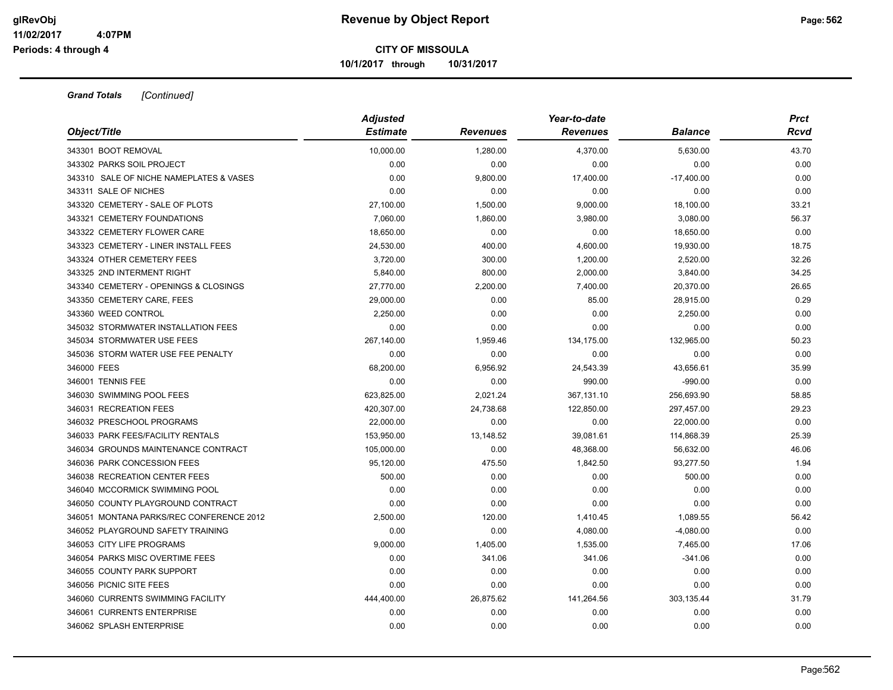**CITY OF MISSOULA**

**10/1/2017 through 10/31/2017**

***Grand Totals*** *[Continued]*

| *Object/Title* | *Adjusted Estimate* | *Revenues* | *Year-to-date Revenues* | *Balance* | *Prct Rcvd* |
|---|---|---|---|---|---|
| 343301 BOOT REMOVAL | 10,000.00 | 1,280.00 | 4,370.00 | 5,630.00 | 43.70 |
| 343302 PARKS SOIL PROJECT | 0.00 | 0.00 | 0.00 | 0.00 | 0.00 |
| 343310 SALE OF NICHE NAMEPLATES & VASES | 0.00 | 9,800.00 | 17,400.00 | -17,400.00 | 0.00 |
| 343311 SALE OF NICHES | 0.00 | 0.00 | 0.00 | 0.00 | 0.00 |
| 343320 CEMETERY - SALE OF PLOTS | 27,100.00 | 1,500.00 | 9,000.00 | 18,100.00 | 33.21 |
| 343321 CEMETERY FOUNDATIONS | 7,060.00 | 1,860.00 | 3,980.00 | 3,080.00 | 56.37 |
| 343322 CEMETERY FLOWER CARE | 18,650.00 | 0.00 | 0.00 | 18,650.00 | 0.00 |
| 343323 CEMETERY - LINER INSTALL FEES | 24,530.00 | 400.00 | 4,600.00 | 19,930.00 | 18.75 |
| 343324 OTHER CEMETERY FEES | 3,720.00 | 300.00 | 1,200.00 | 2,520.00 | 32.26 |
| 343325 2ND INTERMENT RIGHT | 5,840.00 | 800.00 | 2,000.00 | 3,840.00 | 34.25 |
| 343340 CEMETERY - OPENINGS & CLOSINGS | 27,770.00 | 2,200.00 | 7,400.00 | 20,370.00 | 26.65 |
| 343350 CEMETERY CARE, FEES | 29,000.00 | 0.00 | 85.00 | 28,915.00 | 0.29 |
| 343360 WEED CONTROL | 2,250.00 | 0.00 | 0.00 | 2,250.00 | 0.00 |
| 345032 STORMWATER INSTALLATION FEES | 0.00 | 0.00 | 0.00 | 0.00 | 0.00 |
| 345034 STORMWATER USE FEES | 267,140.00 | 1,959.46 | 134,175.00 | 132,965.00 | 50.23 |
| 345036 STORM WATER USE FEE PENALTY | 0.00 | 0.00 | 0.00 | 0.00 | 0.00 |
| 346000 FEES | 68,200.00 | 6,956.92 | 24,543.39 | 43,656.61 | 35.99 |
| 346001 TENNIS FEE | 0.00 | 0.00 | 990.00 | -990.00 | 0.00 |
| 346030 SWIMMING POOL FEES | 623,825.00 | 2,021.24 | 367,131.10 | 256,693.90 | 58.85 |
| 346031 RECREATION FEES | 420,307.00 | 24,738.68 | 122,850.00 | 297,457.00 | 29.23 |
| 346032 PRESCHOOL PROGRAMS | 22,000.00 | 0.00 | 0.00 | 22,000.00 | 0.00 |
| 346033 PARK FEES/FACILITY RENTALS | 153,950.00 | 13,148.52 | 39,081.61 | 114,868.39 | 25.39 |
| 346034 GROUNDS MAINTENANCE CONTRACT | 105,000.00 | 0.00 | 48,368.00 | 56,632.00 | 46.06 |
| 346036 PARK CONCESSION FEES | 95,120.00 | 475.50 | 1,842.50 | 93,277.50 | 1.94 |
| 346038 RECREATION CENTER FEES | 500.00 | 0.00 | 0.00 | 500.00 | 0.00 |
| 346040 MCCORMICK SWIMMING POOL | 0.00 | 0.00 | 0.00 | 0.00 | 0.00 |
| 346050 COUNTY PLAYGROUND CONTRACT | 0.00 | 0.00 | 0.00 | 0.00 | 0.00 |
| 346051 MONTANA PARKS/REC CONFERENCE 2012 | 2,500.00 | 120.00 | 1,410.45 | 1,089.55 | 56.42 |
| 346052 PLAYGROUND SAFETY TRAINING | 0.00 | 0.00 | 4,080.00 | -4,080.00 | 0.00 |
| 346053 CITY LIFE PROGRAMS | 9,000.00 | 1,405.00 | 1,535.00 | 7,465.00 | 17.06 |
| 346054 PARKS MISC OVERTIME FEES | 0.00 | 341.06 | 341.06 | -341.06 | 0.00 |
| 346055 COUNTY PARK SUPPORT | 0.00 | 0.00 | 0.00 | 0.00 | 0.00 |
| 346056 PICNIC SITE FEES | 0.00 | 0.00 | 0.00 | 0.00 | 0.00 |
| 346060 CURRENTS SWIMMING FACILITY | 444,400.00 | 26,875.62 | 141,264.56 | 303,135.44 | 31.79 |
| 346061 CURRENTS ENTERPRISE | 0.00 | 0.00 | 0.00 | 0.00 | 0.00 |
| 346062 SPLASH ENTERPRISE | 0.00 | 0.00 | 0.00 | 0.00 | 0.00 |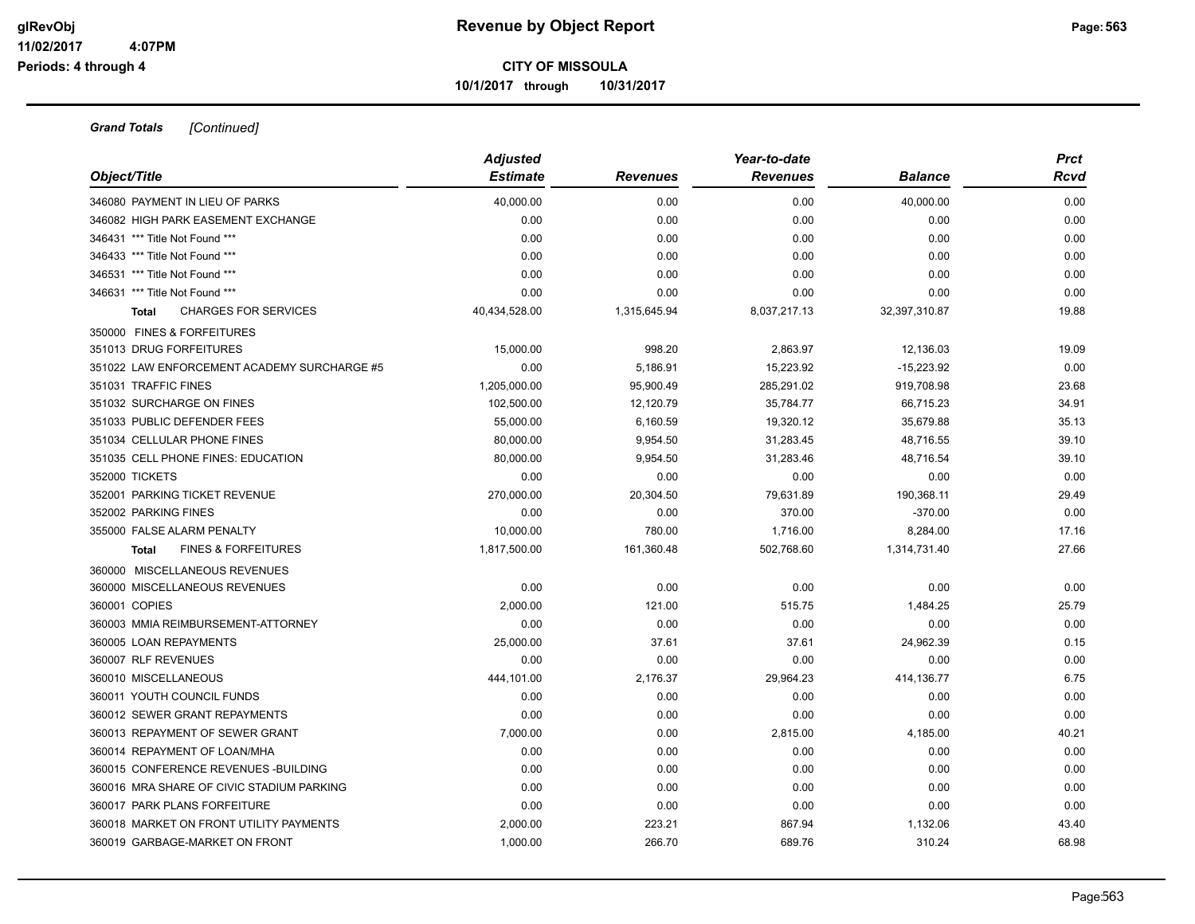**Revenue by Object Report**

**CITY OF MISSOULA**

**10/1/2017 through 10/31/2017**

glRevObj
11/02/2017 4:07PM
Periods: 4 through 4

***Grand Totals*** *[Continued]*

| Object/Title | Adjusted Estimate | Revenues | Year-to-date Revenues | Balance | Prct Rcvd |
|---|---|---|---|---|---|
| 346080 PAYMENT IN LIEU OF PARKS | 40,000.00 | 0.00 | 0.00 | 40,000.00 | 0.00 |
| 346082 HIGH PARK EASEMENT EXCHANGE | 0.00 | 0.00 | 0.00 | 0.00 | 0.00 |
| 346431 *** Title Not Found *** | 0.00 | 0.00 | 0.00 | 0.00 | 0.00 |
| 346433 *** Title Not Found *** | 0.00 | 0.00 | 0.00 | 0.00 | 0.00 |
| 346531 *** Title Not Found *** | 0.00 | 0.00 | 0.00 | 0.00 | 0.00 |
| 346631 *** Title Not Found *** | 0.00 | 0.00 | 0.00 | 0.00 | 0.00 |
| **Total** CHARGES FOR SERVICES | 40,434,528.00 | 1,315,645.94 | 8,037,217.13 | 32,397,310.87 | 19.88 |
| 350000 FINES & FORFEITURES | | | | | |
| 351013 DRUG FORFEITURES | 15,000.00 | 998.20 | 2,863.97 | 12,136.03 | 19.09 |
| 351022 LAW ENFORCEMENT ACADEMY SURCHARGE #5 | 0.00 | 5,186.91 | 15,223.92 | -15,223.92 | 0.00 |
| 351031 TRAFFIC FINES | 1,205,000.00 | 95,900.49 | 285,291.02 | 919,708.98 | 23.68 |
| 351032 SURCHARGE ON FINES | 102,500.00 | 12,120.79 | 35,784.77 | 66,715.23 | 34.91 |
| 351033 PUBLIC DEFENDER FEES | 55,000.00 | 6,160.59 | 19,320.12 | 35,679.88 | 35.13 |
| 351034 CELLULAR PHONE FINES | 80,000.00 | 9,954.50 | 31,283.45 | 48,716.55 | 39.10 |
| 351035 CELL PHONE FINES: EDUCATION | 80,000.00 | 9,954.50 | 31,283.46 | 48,716.54 | 39.10 |
| 352000 TICKETS | 0.00 | 0.00 | 0.00 | 0.00 | 0.00 |
| 352001 PARKING TICKET REVENUE | 270,000.00 | 20,304.50 | 79,631.89 | 190,368.11 | 29.49 |
| 352002 PARKING FINES | 0.00 | 0.00 | 370.00 | -370.00 | 0.00 |
| 355000 FALSE ALARM PENALTY | 10,000.00 | 780.00 | 1,716.00 | 8,284.00 | 17.16 |
| **Total** FINES & FORFEITURES | 1,817,500.00 | 161,360.48 | 502,768.60 | 1,314,731.40 | 27.66 |
| 360000 MISCELLANEOUS REVENUES | | | | | |
| 360000 MISCELLANEOUS REVENUES | 0.00 | 0.00 | 0.00 | 0.00 | 0.00 |
| 360001 COPIES | 2,000.00 | 121.00 | 515.75 | 1,484.25 | 25.79 |
| 360003 MMIA REIMBURSEMENT-ATTORNEY | 0.00 | 0.00 | 0.00 | 0.00 | 0.00 |
| 360005 LOAN REPAYMENTS | 25,000.00 | 37.61 | 37.61 | 24,962.39 | 0.15 |
| 360007 RLF REVENUES | 0.00 | 0.00 | 0.00 | 0.00 | 0.00 |
| 360010 MISCELLANEOUS | 444,101.00 | 2,176.37 | 29,964.23 | 414,136.77 | 6.75 |
| 360011 YOUTH COUNCIL FUNDS | 0.00 | 0.00 | 0.00 | 0.00 | 0.00 |
| 360012 SEWER GRANT REPAYMENTS | 0.00 | 0.00 | 0.00 | 0.00 | 0.00 |
| 360013 REPAYMENT OF SEWER GRANT | 7,000.00 | 0.00 | 2,815.00 | 4,185.00 | 40.21 |
| 360014 REPAYMENT OF LOAN/MHA | 0.00 | 0.00 | 0.00 | 0.00 | 0.00 |
| 360015 CONFERENCE REVENUES -BUILDING | 0.00 | 0.00 | 0.00 | 0.00 | 0.00 |
| 360016 MRA SHARE OF CIVIC STADIUM PARKING | 0.00 | 0.00 | 0.00 | 0.00 | 0.00 |
| 360017 PARK PLANS FORFEITURE | 0.00 | 0.00 | 0.00 | 0.00 | 0.00 |
| 360018 MARKET ON FRONT UTILITY PAYMENTS | 2,000.00 | 223.21 | 867.94 | 1,132.06 | 43.40 |
| 360019 GARBAGE-MARKET ON FRONT | 1,000.00 | 266.70 | 689.76 | 310.24 | 68.98 |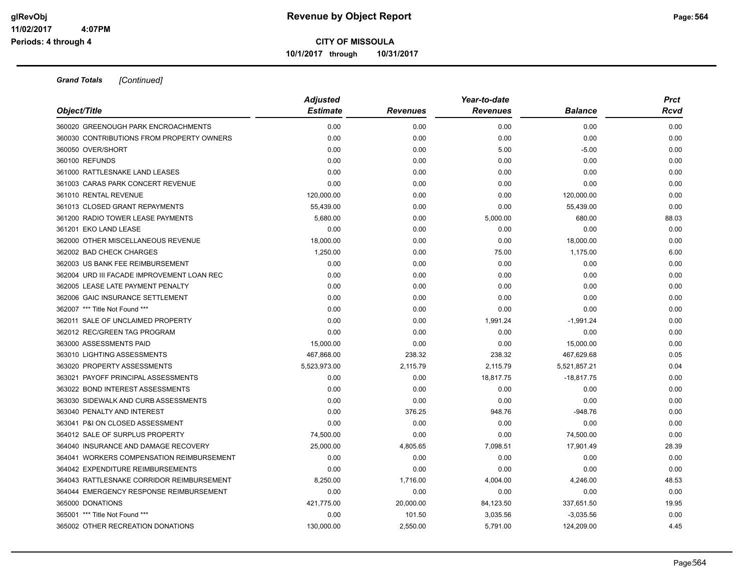**Revenue by Object Report**

**CITY OF MISSOULA**

**10/1/2017 through 10/31/2017**

glRevObj
11/02/2017 4:07PM
Periods: 4 through 4

***Grand Totals*** *[Continued]*

| Object/Title | Adjusted Estimate | Revenues | Year-to-date Revenues | Balance | Prct Rcvd |
|---|---|---|---|---|---|
| 360020 GREENOUGH PARK ENCROACHMENTS | 0.00 | 0.00 | 0.00 | 0.00 | 0.00 |
| 360030 CONTRIBUTIONS FROM PROPERTY OWNERS | 0.00 | 0.00 | 0.00 | 0.00 | 0.00 |
| 360050 OVER/SHORT | 0.00 | 0.00 | 5.00 | -5.00 | 0.00 |
| 360100 REFUNDS | 0.00 | 0.00 | 0.00 | 0.00 | 0.00 |
| 361000 RATTLESNAKE LAND LEASES | 0.00 | 0.00 | 0.00 | 0.00 | 0.00 |
| 361003 CARAS PARK CONCERT REVENUE | 0.00 | 0.00 | 0.00 | 0.00 | 0.00 |
| 361010 RENTAL REVENUE | 120,000.00 | 0.00 | 0.00 | 120,000.00 | 0.00 |
| 361013 CLOSED GRANT REPAYMENTS | 55,439.00 | 0.00 | 0.00 | 55,439.00 | 0.00 |
| 361200 RADIO TOWER LEASE PAYMENTS | 5,680.00 | 0.00 | 5,000.00 | 680.00 | 88.03 |
| 361201 EKO LAND LEASE | 0.00 | 0.00 | 0.00 | 0.00 | 0.00 |
| 362000 OTHER MISCELLANEOUS REVENUE | 18,000.00 | 0.00 | 0.00 | 18,000.00 | 0.00 |
| 362002 BAD CHECK CHARGES | 1,250.00 | 0.00 | 75.00 | 1,175.00 | 6.00 |
| 362003 US BANK FEE REIMBURSEMENT | 0.00 | 0.00 | 0.00 | 0.00 | 0.00 |
| 362004 URD III FACADE IMPROVEMENT LOAN REC | 0.00 | 0.00 | 0.00 | 0.00 | 0.00 |
| 362005 LEASE LATE PAYMENT PENALTY | 0.00 | 0.00 | 0.00 | 0.00 | 0.00 |
| 362006 GAIC INSURANCE SETTLEMENT | 0.00 | 0.00 | 0.00 | 0.00 | 0.00 |
| 362007 *** Title Not Found *** | 0.00 | 0.00 | 0.00 | 0.00 | 0.00 |
| 362011 SALE OF UNCLAIMED PROPERTY | 0.00 | 0.00 | 1,991.24 | -1,991.24 | 0.00 |
| 362012 REC/GREEN TAG PROGRAM | 0.00 | 0.00 | 0.00 | 0.00 | 0.00 |
| 363000 ASSESSMENTS PAID | 15,000.00 | 0.00 | 0.00 | 15,000.00 | 0.00 |
| 363010 LIGHTING ASSESSMENTS | 467,868.00 | 238.32 | 238.32 | 467,629.68 | 0.05 |
| 363020 PROPERTY ASSESSMENTS | 5,523,973.00 | 2,115.79 | 2,115.79 | 5,521,857.21 | 0.04 |
| 363021 PAYOFF PRINCIPAL ASSESSMENTS | 0.00 | 0.00 | 18,817.75 | -18,817.75 | 0.00 |
| 363022 BOND INTEREST ASSESSMENTS | 0.00 | 0.00 | 0.00 | 0.00 | 0.00 |
| 363030 SIDEWALK AND CURB ASSESSMENTS | 0.00 | 0.00 | 0.00 | 0.00 | 0.00 |
| 363040 PENALTY AND INTEREST | 0.00 | 376.25 | 948.76 | -948.76 | 0.00 |
| 363041 P&I ON CLOSED ASSESSMENT | 0.00 | 0.00 | 0.00 | 0.00 | 0.00 |
| 364012 SALE OF SURPLUS PROPERTY | 74,500.00 | 0.00 | 0.00 | 74,500.00 | 0.00 |
| 364040 INSURANCE AND DAMAGE RECOVERY | 25,000.00 | 4,805.65 | 7,098.51 | 17,901.49 | 28.39 |
| 364041 WORKERS COMPENSATION REIMBURSEMENT | 0.00 | 0.00 | 0.00 | 0.00 | 0.00 |
| 364042 EXPENDITURE REIMBURSEMENTS | 0.00 | 0.00 | 0.00 | 0.00 | 0.00 |
| 364043 RATTLESNAKE CORRIDOR REIMBURSEMENT | 8,250.00 | 1,716.00 | 4,004.00 | 4,246.00 | 48.53 |
| 364044 EMERGENCY RESPONSE REIMBURSEMENT | 0.00 | 0.00 | 0.00 | 0.00 | 0.00 |
| 365000 DONATIONS | 421,775.00 | 20,000.00 | 84,123.50 | 337,651.50 | 19.95 |
| 365001 *** Title Not Found *** | 0.00 | 101.50 | 3,035.56 | -3,035.56 | 0.00 |
| 365002 OTHER RECREATION DONATIONS | 130,000.00 | 2,550.00 | 5,791.00 | 124,209.00 | 4.45 |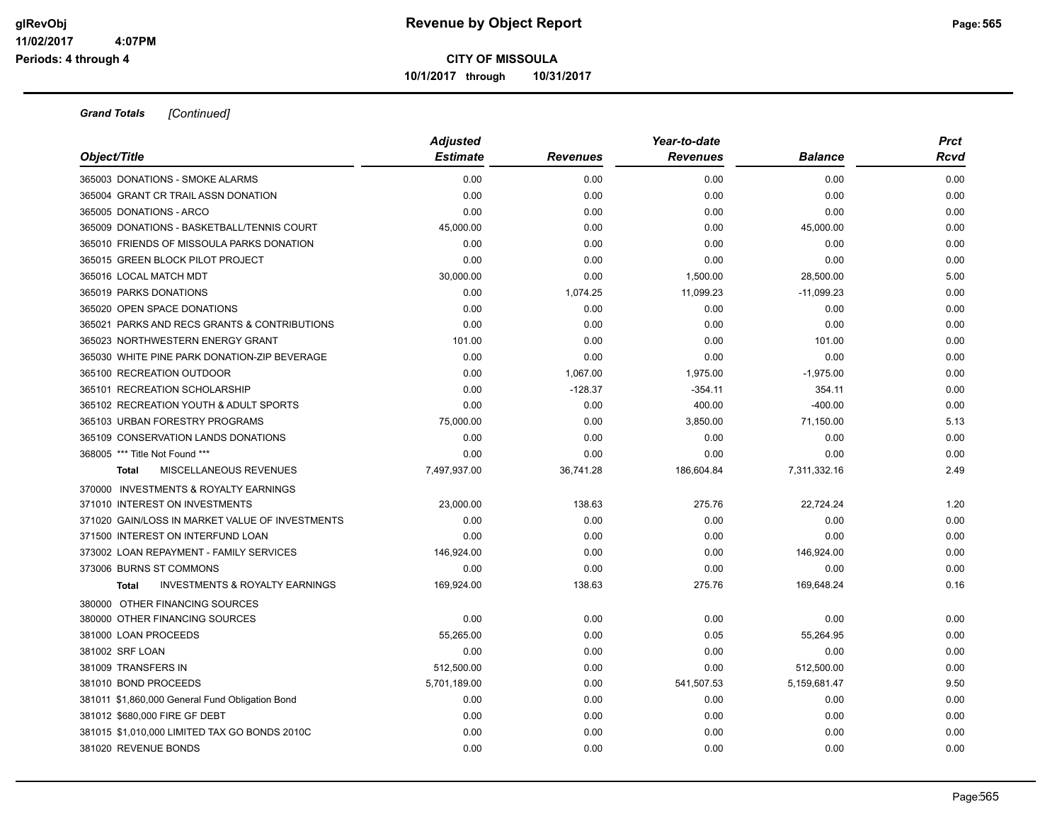# Revenue by Object Report

glRevObj
11/02/2017 4:07PM
Periods: 4 through 4

**CITY OF MISSOULA**

**10/1/2017 through 10/31/2017**

***Grand Totals*** *[Continued]*

| Object/Title | Adjusted Estimate | Revenues | Year-to-date Revenues | Balance | Prct Rcvd |
|---|---|---|---|---|---|
| 365003 DONATIONS - SMOKE ALARMS | 0.00 | 0.00 | 0.00 | 0.00 | 0.00 |
| 365004 GRANT CR TRAIL ASSN DONATION | 0.00 | 0.00 | 0.00 | 0.00 | 0.00 |
| 365005 DONATIONS - ARCO | 0.00 | 0.00 | 0.00 | 0.00 | 0.00 |
| 365009 DONATIONS - BASKETBALL/TENNIS COURT | 45,000.00 | 0.00 | 0.00 | 45,000.00 | 0.00 |
| 365010 FRIENDS OF MISSOULA PARKS DONATION | 0.00 | 0.00 | 0.00 | 0.00 | 0.00 |
| 365015 GREEN BLOCK PILOT PROJECT | 0.00 | 0.00 | 0.00 | 0.00 | 0.00 |
| 365016 LOCAL MATCH MDT | 30,000.00 | 0.00 | 1,500.00 | 28,500.00 | 5.00 |
| 365019 PARKS DONATIONS | 0.00 | 1,074.25 | 11,099.23 | -11,099.23 | 0.00 |
| 365020 OPEN SPACE DONATIONS | 0.00 | 0.00 | 0.00 | 0.00 | 0.00 |
| 365021 PARKS AND RECS GRANTS & CONTRIBUTIONS | 0.00 | 0.00 | 0.00 | 0.00 | 0.00 |
| 365023 NORTHWESTERN ENERGY GRANT | 101.00 | 0.00 | 0.00 | 101.00 | 0.00 |
| 365030 WHITE PINE PARK DONATION-ZIP BEVERAGE | 0.00 | 0.00 | 0.00 | 0.00 | 0.00 |
| 365100 RECREATION OUTDOOR | 0.00 | 1,067.00 | 1,975.00 | -1,975.00 | 0.00 |
| 365101 RECREATION SCHOLARSHIP | 0.00 | -128.37 | -354.11 | 354.11 | 0.00 |
| 365102 RECREATION YOUTH & ADULT SPORTS | 0.00 | 0.00 | 400.00 | -400.00 | 0.00 |
| 365103 URBAN FORESTRY PROGRAMS | 75,000.00 | 0.00 | 3,850.00 | 71,150.00 | 5.13 |
| 365109 CONSERVATION LANDS DONATIONS | 0.00 | 0.00 | 0.00 | 0.00 | 0.00 |
| 368005 *** Title Not Found *** | 0.00 | 0.00 | 0.00 | 0.00 | 0.00 |
| **Total** MISCELLANEOUS REVENUES | 7,497,937.00 | 36,741.28 | 186,604.84 | 7,311,332.16 | 2.49 |
| 370000 INVESTMENTS & ROYALTY EARNINGS | | | | | |
| 371010 INTEREST ON INVESTMENTS | 23,000.00 | 138.63 | 275.76 | 22,724.24 | 1.20 |
| 371020 GAIN/LOSS IN MARKET VALUE OF INVESTMENTS | 0.00 | 0.00 | 0.00 | 0.00 | 0.00 |
| 371500 INTEREST ON INTERFUND LOAN | 0.00 | 0.00 | 0.00 | 0.00 | 0.00 |
| 373002 LOAN REPAYMENT - FAMILY SERVICES | 146,924.00 | 0.00 | 0.00 | 146,924.00 | 0.00 |
| 373006 BURNS ST COMMONS | 0.00 | 0.00 | 0.00 | 0.00 | 0.00 |
| **Total** INVESTMENTS & ROYALTY EARNINGS | 169,924.00 | 138.63 | 275.76 | 169,648.24 | 0.16 |
| 380000 OTHER FINANCING SOURCES | | | | | |
| 380000 OTHER FINANCING SOURCES | 0.00 | 0.00 | 0.00 | 0.00 | 0.00 |
| 381000 LOAN PROCEEDS | 55,265.00 | 0.00 | 0.05 | 55,264.95 | 0.00 |
| 381002 SRF LOAN | 0.00 | 0.00 | 0.00 | 0.00 | 0.00 |
| 381009 TRANSFERS IN | 512,500.00 | 0.00 | 0.00 | 512,500.00 | 0.00 |
| 381010 BOND PROCEEDS | 5,701,189.00 | 0.00 | 541,507.53 | 5,159,681.47 | 9.50 |
| 381011 $1,860,000 General Fund Obligation Bond | 0.00 | 0.00 | 0.00 | 0.00 | 0.00 |
| 381012 $680,000 FIRE GF DEBT | 0.00 | 0.00 | 0.00 | 0.00 | 0.00 |
| 381015 $1,010,000 LIMITED TAX GO BONDS 2010C | 0.00 | 0.00 | 0.00 | 0.00 | 0.00 |
| 381020 REVENUE BONDS | 0.00 | 0.00 | 0.00 | 0.00 | 0.00 |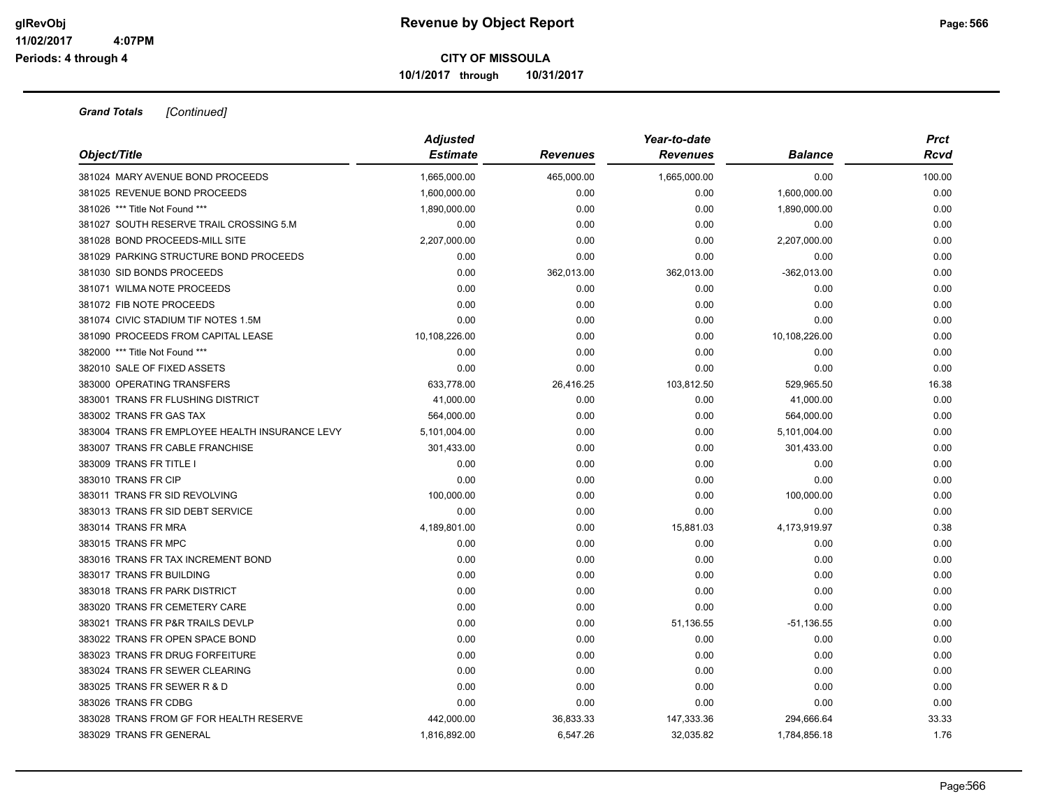# Revenue by Object Report

**CITY OF MISSOULA**

**10/1/2017 through 10/31/2017**

glRevObj
11/02/2017 4:07PM
Periods: 4 through 4

***Grand Totals*** *[Continued]*

| Object/Title | Adjusted Estimate | Revenues | Year-to-date Revenues | Balance | Prct Rcvd |
|---|---|---|---|---|---|
| 381024 MARY AVENUE BOND PROCEEDS | 1,665,000.00 | 465,000.00 | 1,665,000.00 | 0.00 | 100.00 |
| 381025 REVENUE BOND PROCEEDS | 1,600,000.00 | 0.00 | 0.00 | 1,600,000.00 | 0.00 |
| 381026 *** Title Not Found *** | 1,890,000.00 | 0.00 | 0.00 | 1,890,000.00 | 0.00 |
| 381027 SOUTH RESERVE TRAIL CROSSING 5.M | 0.00 | 0.00 | 0.00 | 0.00 | 0.00 |
| 381028 BOND PROCEEDS-MILL SITE | 2,207,000.00 | 0.00 | 0.00 | 2,207,000.00 | 0.00 |
| 381029 PARKING STRUCTURE BOND PROCEEDS | 0.00 | 0.00 | 0.00 | 0.00 | 0.00 |
| 381030 SID BONDS PROCEEDS | 0.00 | 362,013.00 | 362,013.00 | -362,013.00 | 0.00 |
| 381071 WILMA NOTE PROCEEDS | 0.00 | 0.00 | 0.00 | 0.00 | 0.00 |
| 381072 FIB NOTE PROCEEDS | 0.00 | 0.00 | 0.00 | 0.00 | 0.00 |
| 381074 CIVIC STADIUM TIF NOTES 1.5M | 0.00 | 0.00 | 0.00 | 0.00 | 0.00 |
| 381090 PROCEEDS FROM CAPITAL LEASE | 10,108,226.00 | 0.00 | 0.00 | 10,108,226.00 | 0.00 |
| 382000 *** Title Not Found *** | 0.00 | 0.00 | 0.00 | 0.00 | 0.00 |
| 382010 SALE OF FIXED ASSETS | 0.00 | 0.00 | 0.00 | 0.00 | 0.00 |
| 383000 OPERATING TRANSFERS | 633,778.00 | 26,416.25 | 103,812.50 | 529,965.50 | 16.38 |
| 383001 TRANS FR FLUSHING DISTRICT | 41,000.00 | 0.00 | 0.00 | 41,000.00 | 0.00 |
| 383002 TRANS FR GAS TAX | 564,000.00 | 0.00 | 0.00 | 564,000.00 | 0.00 |
| 383004 TRANS FR EMPLOYEE HEALTH INSURANCE LEVY | 5,101,004.00 | 0.00 | 0.00 | 5,101,004.00 | 0.00 |
| 383007 TRANS FR CABLE FRANCHISE | 301,433.00 | 0.00 | 0.00 | 301,433.00 | 0.00 |
| 383009 TRANS FR TITLE I | 0.00 | 0.00 | 0.00 | 0.00 | 0.00 |
| 383010 TRANS FR CIP | 0.00 | 0.00 | 0.00 | 0.00 | 0.00 |
| 383011 TRANS FR SID REVOLVING | 100,000.00 | 0.00 | 0.00 | 100,000.00 | 0.00 |
| 383013 TRANS FR SID DEBT SERVICE | 0.00 | 0.00 | 0.00 | 0.00 | 0.00 |
| 383014 TRANS FR MRA | 4,189,801.00 | 0.00 | 15,881.03 | 4,173,919.97 | 0.38 |
| 383015 TRANS FR MPC | 0.00 | 0.00 | 0.00 | 0.00 | 0.00 |
| 383016 TRANS FR TAX INCREMENT BOND | 0.00 | 0.00 | 0.00 | 0.00 | 0.00 |
| 383017 TRANS FR BUILDING | 0.00 | 0.00 | 0.00 | 0.00 | 0.00 |
| 383018 TRANS FR PARK DISTRICT | 0.00 | 0.00 | 0.00 | 0.00 | 0.00 |
| 383020 TRANS FR CEMETERY CARE | 0.00 | 0.00 | 0.00 | 0.00 | 0.00 |
| 383021 TRANS FR P&R TRAILS DEVLP | 0.00 | 0.00 | 51,136.55 | -51,136.55 | 0.00 |
| 383022 TRANS FR OPEN SPACE BOND | 0.00 | 0.00 | 0.00 | 0.00 | 0.00 |
| 383023 TRANS FR DRUG FORFEITURE | 0.00 | 0.00 | 0.00 | 0.00 | 0.00 |
| 383024 TRANS FR SEWER CLEARING | 0.00 | 0.00 | 0.00 | 0.00 | 0.00 |
| 383025 TRANS FR SEWER R & D | 0.00 | 0.00 | 0.00 | 0.00 | 0.00 |
| 383026 TRANS FR CDBG | 0.00 | 0.00 | 0.00 | 0.00 | 0.00 |
| 383028 TRANS FROM GF FOR HEALTH RESERVE | 442,000.00 | 36,833.33 | 147,333.36 | 294,666.64 | 33.33 |
| 383029 TRANS FR GENERAL | 1,816,892.00 | 6,547.26 | 32,035.82 | 1,784,856.18 | 1.76 |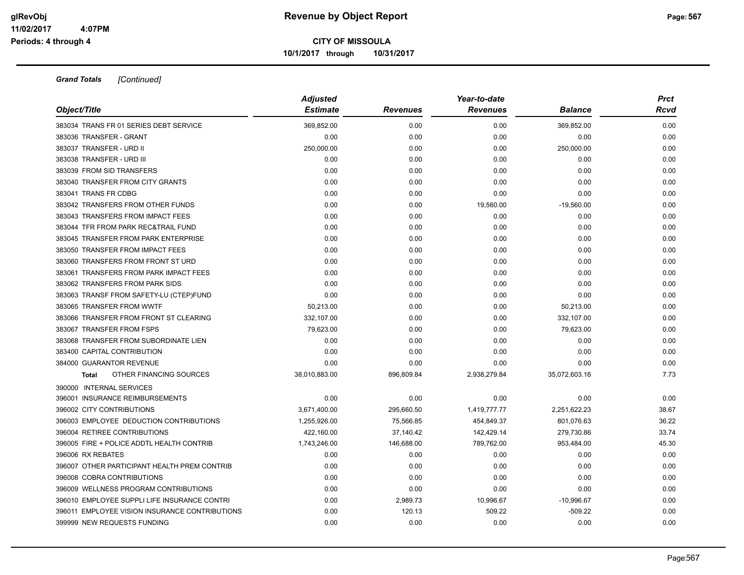# Revenue by Object Report

glRevObj
11/02/2017 4:07PM
Periods: 4 through 4

**CITY OF MISSOULA**
**10/1/2017 through 10/31/2017**

***Grand Totals*** *[Continued]*

| Object/Title | Adjusted Estimate | Revenues | Year-to-date Revenues | Balance | Prct Rcvd |
|---|---|---|---|---|---|
| 383034 TRANS FR 01 SERIES DEBT SERVICE | 369,852.00 | 0.00 | 0.00 | 369,852.00 | 0.00 |
| 383036 TRANSFER - GRANT | 0.00 | 0.00 | 0.00 | 0.00 | 0.00 |
| 383037 TRANSFER - URD II | 250,000.00 | 0.00 | 0.00 | 250,000.00 | 0.00 |
| 383038 TRANSFER - URD III | 0.00 | 0.00 | 0.00 | 0.00 | 0.00 |
| 383039 FROM SID TRANSFERS | 0.00 | 0.00 | 0.00 | 0.00 | 0.00 |
| 383040 TRANSFER FROM CITY GRANTS | 0.00 | 0.00 | 0.00 | 0.00 | 0.00 |
| 383041 TRANS FR CDBG | 0.00 | 0.00 | 0.00 | 0.00 | 0.00 |
| 383042 TRANSFERS FROM OTHER FUNDS | 0.00 | 0.00 | 19,560.00 | -19,560.00 | 0.00 |
| 383043 TRANSFERS FROM IMPACT FEES | 0.00 | 0.00 | 0.00 | 0.00 | 0.00 |
| 383044 TFR FROM PARK REC&TRAIL FUND | 0.00 | 0.00 | 0.00 | 0.00 | 0.00 |
| 383045 TRANSFER FROM PARK ENTERPRISE | 0.00 | 0.00 | 0.00 | 0.00 | 0.00 |
| 383050 TRANSFER FROM IMPACT FEES | 0.00 | 0.00 | 0.00 | 0.00 | 0.00 |
| 383060 TRANSFERS FROM FRONT ST URD | 0.00 | 0.00 | 0.00 | 0.00 | 0.00 |
| 383061 TRANSFERS FROM PARK IMPACT FEES | 0.00 | 0.00 | 0.00 | 0.00 | 0.00 |
| 383062 TRANSFERS FROM PARK SIDS | 0.00 | 0.00 | 0.00 | 0.00 | 0.00 |
| 383063 TRANSF FROM SAFETY-LU (CTEP)FUND | 0.00 | 0.00 | 0.00 | 0.00 | 0.00 |
| 383065 TRANSFER FROM WWTF | 50,213.00 | 0.00 | 0.00 | 50,213.00 | 0.00 |
| 383066 TRANSFER FROM FRONT ST CLEARING | 332,107.00 | 0.00 | 0.00 | 332,107.00 | 0.00 |
| 383067 TRANSFER FROM FSPS | 79,623.00 | 0.00 | 0.00 | 79,623.00 | 0.00 |
| 383068 TRANSFER FROM SUBORDINATE LIEN | 0.00 | 0.00 | 0.00 | 0.00 | 0.00 |
| 383400 CAPITAL CONTRIBUTION | 0.00 | 0.00 | 0.00 | 0.00 | 0.00 |
| 384000 GUARANTOR REVENUE | 0.00 | 0.00 | 0.00 | 0.00 | 0.00 |
| **Total** OTHER FINANCING SOURCES | 38,010,883.00 | 896,809.84 | 2,938,279.84 | 35,072,603.16 | 7.73 |
| 390000 INTERNAL SERVICES | | | | | |
| 396001 INSURANCE REIMBURSEMENTS | 0.00 | 0.00 | 0.00 | 0.00 | 0.00 |
| 396002 CITY CONTRIBUTIONS | 3,671,400.00 | 295,660.50 | 1,419,777.77 | 2,251,622.23 | 38.67 |
| 396003 EMPLOYEE DEDUCTION CONTRIBUTIONS | 1,255,926.00 | 75,566.85 | 454,849.37 | 801,076.63 | 36.22 |
| 396004 RETIREE CONTRIBUTIONS | 422,160.00 | 37,140.42 | 142,429.14 | 279,730.86 | 33.74 |
| 396005 FIRE + POLICE ADDTL HEALTH CONTRIB | 1,743,246.00 | 146,688.00 | 789,762.00 | 953,484.00 | 45.30 |
| 396006 RX REBATES | 0.00 | 0.00 | 0.00 | 0.00 | 0.00 |
| 396007 OTHER PARTICIPANT HEALTH PREM CONTRIB | 0.00 | 0.00 | 0.00 | 0.00 | 0.00 |
| 396008 COBRA CONTRIBUTIONS | 0.00 | 0.00 | 0.00 | 0.00 | 0.00 |
| 396009 WELLNESS PROGRAM CONTRIBUTIONS | 0.00 | 0.00 | 0.00 | 0.00 | 0.00 |
| 396010 EMPLOYEE SUPPLI LIFE INSURANCE CONTRI | 0.00 | 2,989.73 | 10,996.67 | -10,996.67 | 0.00 |
| 396011 EMPLOYEE VISION INSURANCE CONTRIBUTIONS | 0.00 | 120.13 | 509.22 | -509.22 | 0.00 |
| 399999 NEW REQUESTS FUNDING | 0.00 | 0.00 | 0.00 | 0.00 | 0.00 |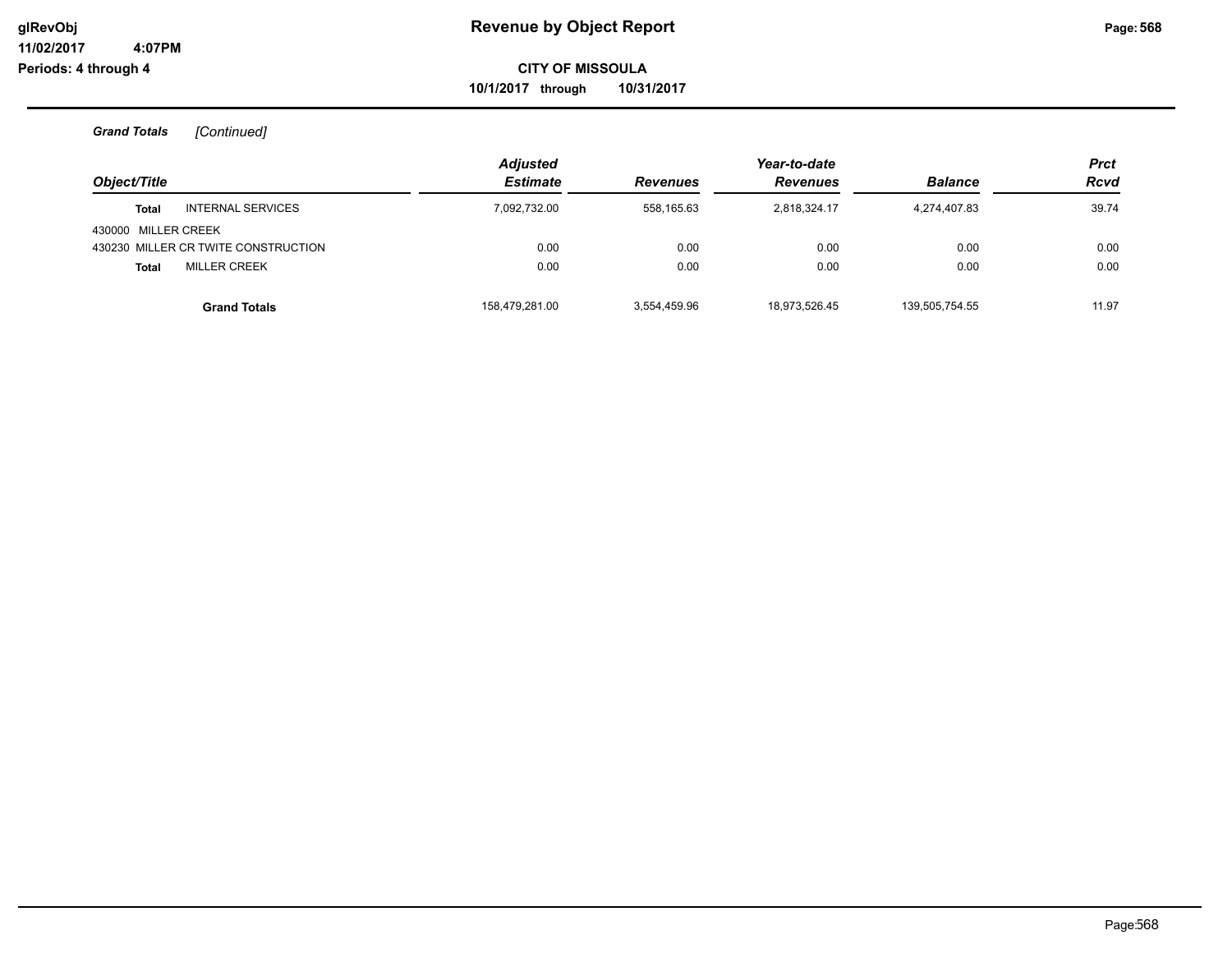**Revenue by Object Report**

**CITY OF MISSOULA**

**10/1/2017 through 10/31/2017**

glRevObj
11/02/2017 4:07PM
Periods: 4 through 4

***Grand Totals*** *[Continued]*

| *Object/Title* | *Adjusted Estimate* | *Revenues* | *Year-to-date Revenues* | *Balance* | *Prct Rcvd* |
|---|---|---|---|---|---|
| **Total** INTERNAL SERVICES | 7,092,732.00 | 558,165.63 | 2,818,324.17 | 4,274,407.83 | 39.74 |
| 430000 MILLER CREEK | | | | | |
| 430230 MILLER CR TWITE CONSTRUCTION | 0.00 | 0.00 | 0.00 | 0.00 | 0.00 |
| **Total** MILLER CREEK | 0.00 | 0.00 | 0.00 | 0.00 | 0.00 |
| **Grand Totals** | 158,479,281.00 | 3,554,459.96 | 18,973,526.45 | 139,505,754.55 | 11.97 |